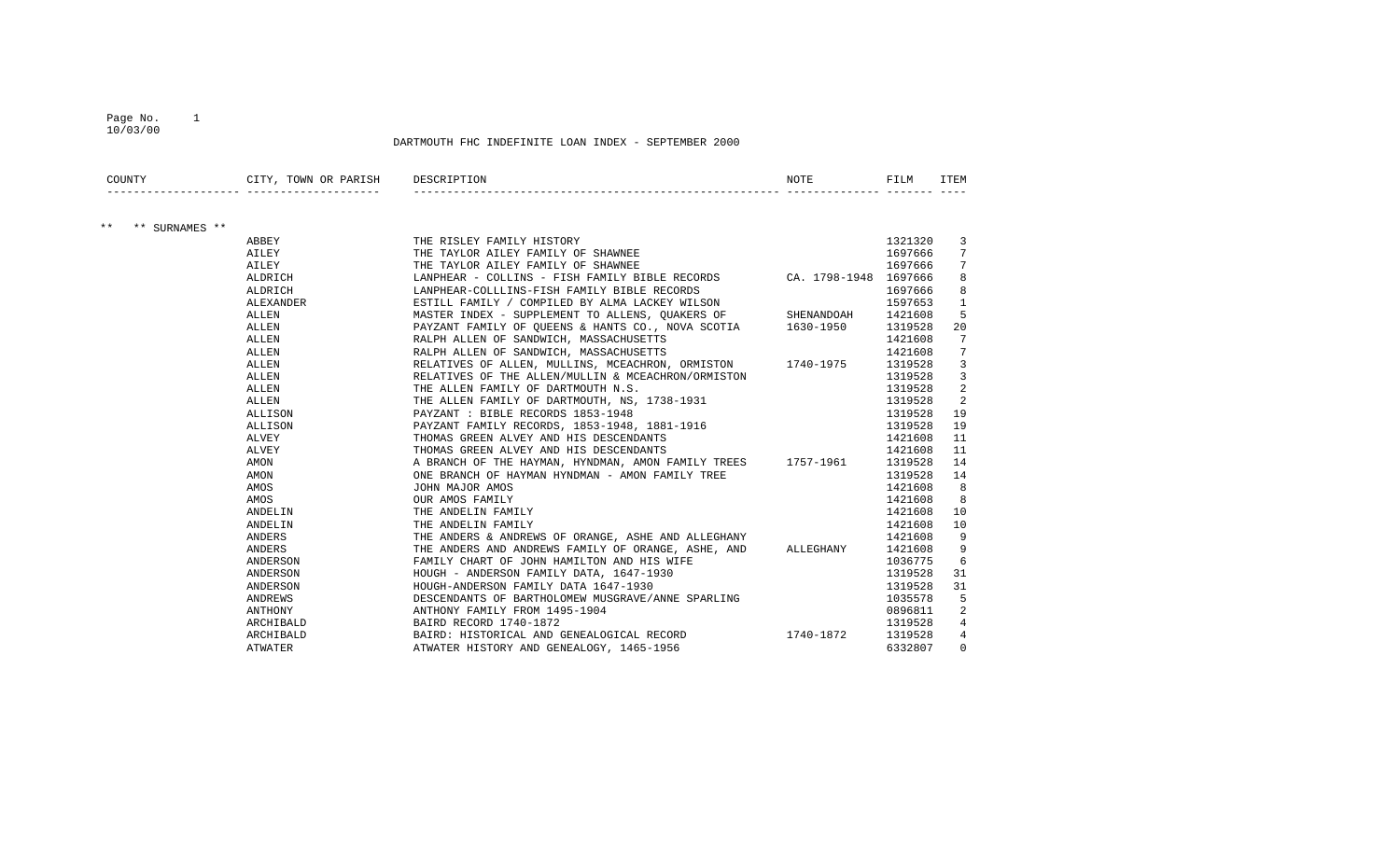DARTMOUTH FHC INDEFINITE LOAN INDEX - SEPTEMBER 2000

| COUNTY | CITY, TOWN OR PARISH | DESCRIPTION | NOTE | FILM | ITEM |
|---|---|---|---|---|---|
| ** ** SURNAMES ** | | | | | |
| | ABBEY | THE RISLEY FAMILY HISTORY | | 1321320 | 3 |
| | AILEY | THE TAYLOR AILEY FAMILY OF SHAWNEE | | 1697666 | 7 |
| | AILEY | THE TAYLOR AILEY FAMILY OF SHAWNEE | | 1697666 | 7 |
| | ALDRICH | LANPHEAR - COLLINS - FISH FAMILY BIBLE RECORDS | CA. 1798-1948 | 1697666 | 8 |
| | ALDRICH | LANPHEAR-COLLLINS-FISH FAMILY BIBLE RECORDS | | 1697666 | 8 |
| | ALEXANDER | ESTILL FAMILY / COMPILED BY ALMA LACKEY WILSON | | 1597653 | 1 |
| | ALLEN | MASTER INDEX - SUPPLEMENT TO ALLENS, QUAKERS OF | SHENANDOAH | 1421608 | 5 |
| | ALLEN | PAYZANT FAMILY OF QUEENS & HANTS CO., NOVA SCOTIA | 1630-1950 | 1319528 | 20 |
| | ALLEN | RALPH ALLEN OF SANDWICH, MASSACHUSETTS | | 1421608 | 7 |
| | ALLEN | RALPH ALLEN OF SANDWICH, MASSACHUSETTS | | 1421608 | 7 |
| | ALLEN | RELATIVES OF ALLEN, MULLINS, MCEACHRON, ORMISTON | 1740-1975 | 1319528 | 3 |
| | ALLEN | RELATIVES OF THE ALLEN/MULLIN & MCEACHRON/ORMISTON | | 1319528 | 3 |
| | ALLEN | THE ALLEN FAMILY OF DARTMOUTH N.S. | | 1319528 | 2 |
| | ALLEN | THE ALLEN FAMILY OF DARTMOUTH, NS, 1738-1931 | | 1319528 | 2 |
| | ALLISON | PAYZANT : BIBLE RECORDS 1853-1948 | | 1319528 | 19 |
| | ALLISON | PAYZANT FAMILY RECORDS, 1853-1948, 1881-1916 | | 1319528 | 19 |
| | ALVEY | THOMAS GREEN ALVEY AND HIS DESCENDANTS | | 1421608 | 11 |
| | ALVEY | THOMAS GREEN ALVEY AND HIS DESCENDANTS | | 1421608 | 11 |
| | AMON | A BRANCH OF THE HAYMAN, HYNDMAN, AMON FAMILY TREES | 1757-1961 | 1319528 | 14 |
| | AMON | ONE BRANCH OF HAYMAN HYNDMAN - AMON FAMILY TREE | | 1319528 | 14 |
| | AMOS | JOHN MAJOR AMOS | | 1421608 | 8 |
| | AMOS | OUR AMOS FAMILY | | 1421608 | 8 |
| | ANDELIN | THE ANDELIN FAMILY | | 1421608 | 10 |
| | ANDELIN | THE ANDELIN FAMILY | | 1421608 | 10 |
| | ANDERS | THE ANDERS & ANDREWS OF ORANGE, ASHE AND ALLEGHANY | | 1421608 | 9 |
| | ANDERS | THE ANDERS AND ANDREWS FAMILY OF ORANGE, ASHE, AND | ALLEGHANY | 1421608 | 9 |
| | ANDERSON | FAMILY CHART OF JOHN HAMILTON AND HIS WIFE | | 1036775 | 6 |
| | ANDERSON | HOUGH - ANDERSON FAMILY DATA, 1647-1930 | | 1319528 | 31 |
| | ANDERSON | HOUGH-ANDERSON FAMILY DATA 1647-1930 | | 1319528 | 31 |
| | ANDREWS | DESCENDANTS OF BARTHOLOMEW MUSGRAVE/ANNE SPARLING | | 1035578 | 5 |
| | ANTHONY | ANTHONY FAMILY FROM 1495-1904 | | 0896811 | 2 |
| | ARCHIBALD | BAIRD RECORD 1740-1872 | | 1319528 | 4 |
| | ARCHIBALD | BAIRD: HISTORICAL AND GENEALOGICAL RECORD | 1740-1872 | 1319528 | 4 |
| | ATWATER | ATWATER HISTORY AND GENEALOGY, 1465-1956 | | 6332807 | 0 |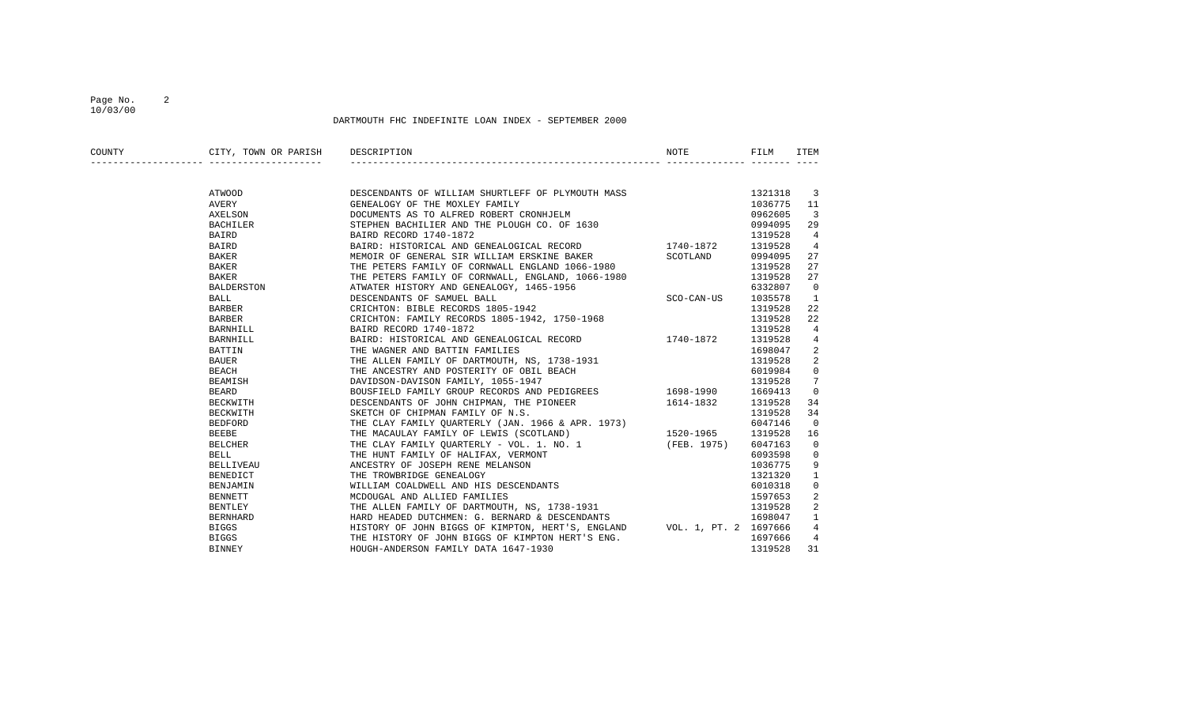DARTMOUTH FHC INDEFINITE LOAN INDEX - SEPTEMBER 2000

| COUNTY | CITY, TOWN OR PARISH | DESCRIPTION | NOTE | FILM | ITEM |
|---|---|---|---|---|---|
| | ATWOOD | DESCENDANTS OF WILLIAM SHURTLEFF OF PLYMOUTH MASS | | 1321318 | 3 |
| | AVERY | GENEALOGY OF THE MOXLEY FAMILY | | 1036775 | 11 |
| | AXELSON | DOCUMENTS AS TO ALFRED ROBERT CRONHJELM | | 0962605 | 3 |
| | BACHILER | STEPHEN BACHILIER AND THE PLOUGH CO. OF 1630 | | 0994095 | 29 |
| | BAIRD | BAIRD RECORD 1740-1872 | | 1319528 | 4 |
| | BAIRD | BAIRD: HISTORICAL AND GENEALOGICAL RECORD | 1740-1872 | 1319528 | 4 |
| | BAKER | MEMOIR OF GENERAL SIR WILLIAM ERSKINE BAKER | SCOTLAND | 0994095 | 27 |
| | BAKER | THE PETERS FAMILY OF CORNWALL ENGLAND 1066-1980 | | 1319528 | 27 |
| | BAKER | THE PETERS FAMILY OF CORNWALL, ENGLAND, 1066-1980 | | 1319528 | 27 |
| | BALDERSTON | ATWATER HISTORY AND GENEALOGY, 1465-1956 | | 6332807 | 0 |
| | BALL | DESCENDANTS OF SAMUEL BALL | SCO-CAN-US | 1035578 | 1 |
| | BARBER | CRICHTON: BIBLE RECORDS 1805-1942 | | 1319528 | 22 |
| | BARBER | CRICHTON: FAMILY RECORDS 1805-1942, 1750-1968 | | 1319528 | 22 |
| | BARNHILL | BAIRD RECORD 1740-1872 | | 1319528 | 4 |
| | BARNHILL | BAIRD: HISTORICAL AND GENEALOGICAL RECORD | 1740-1872 | 1319528 | 4 |
| | BATTIN | THE WAGNER AND BATTIN FAMILIES | | 1698047 | 2 |
| | BAUER | THE ALLEN FAMILY OF DARTMOUTH, NS, 1738-1931 | | 1319528 | 2 |
| | BEACH | THE ANCESTRY AND POSTERITY OF OBIL BEACH | | 6019984 | 0 |
| | BEAMISH | DAVIDSON-DAVISON FAMILY, 1055-1947 | | 1319528 | 7 |
| | BEARD | BOUSFIELD FAMILY GROUP RECORDS AND PEDIGREES | 1698-1990 | 1669413 | 0 |
| | BECKWITH | DESCENDANTS OF JOHN CHIPMAN, THE PIONEER | 1614-1832 | 1319528 | 34 |
| | BECKWITH | SKETCH OF CHIPMAN FAMILY OF N.S. | | 1319528 | 34 |
| | BEDFORD | THE CLAY FAMILY QUARTERLY (JAN. 1966 & APR. 1973) | | 6047146 | 0 |
| | BEEBE | THE MACAULAY FAMILY OF LEWIS (SCOTLAND) | 1520-1965 | 1319528 | 16 |
| | BELCHER | THE CLAY FAMILY QUARTERLY - VOL. 1. NO. 1 | (FEB. 1975) | 6047163 | 0 |
| | BELL | THE HUNT FAMILY OF HALIFAX, VERMONT | | 6093598 | 0 |
| | BELLIVEAU | ANCESTRY OF JOSEPH RENE MELANSON | | 1036775 | 9 |
| | BENEDICT | THE TROWBRIDGE GENEALOGY | | 1321320 | 1 |
| | BENJAMIN | WILLIAM COALDWELL AND HIS DESCENDANTS | | 6010318 | 0 |
| | BENNETT | MCDOUGAL AND ALLIED FAMILIES | | 1597653 | 2 |
| | BENTLEY | THE ALLEN FAMILY OF DARTMOUTH, NS, 1738-1931 | | 1319528 | 2 |
| | BERNHARD | HARD HEADED DUTCHMEN: G. BERNARD & DESCENDANTS | | 1698047 | 1 |
| | BIGGS | HISTORY OF JOHN BIGGS OF KIMPTON, HERT'S, ENGLAND | VOL. 1, PT. 2 | 1697666 | 4 |
| | BIGGS | THE HISTORY OF JOHN BIGGS OF KIMPTON HERT'S ENG. | | 1697666 | 4 |
| | BINNEY | HOUGH-ANDERSON FAMILY DATA 1647-1930 | | 1319528 | 31 |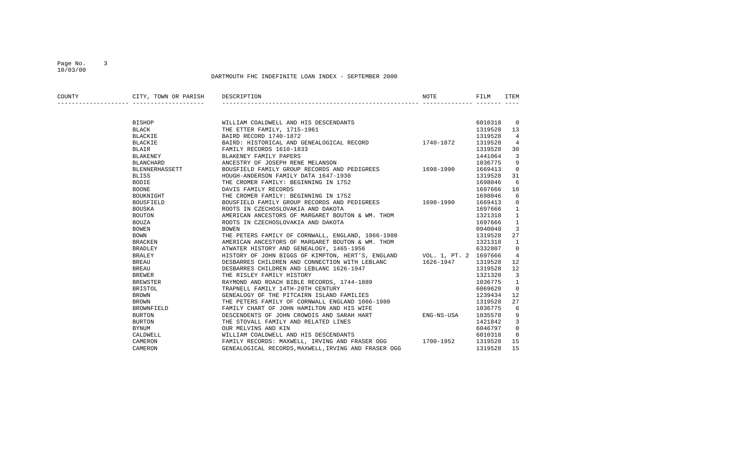DARTMOUTH FHC INDEFINITE LOAN INDEX - SEPTEMBER 2000

| COUNTY | CITY, TOWN OR PARISH | DESCRIPTION | NOTE | FILM | ITEM |
|---|---|---|---|---|---|
| | BISHOP | WILLIAM COALDWELL AND HIS DESCENDANTS | | 6010318 | 0 |
| | BLACK | THE ETTER FAMILY, 1715-1961 | | 1319528 | 13 |
| | BLACKIE | BAIRD RECORD 1740-1872 | | 1319528 | 4 |
| | BLACKIE | BAIRD: HISTORICAL AND GENEALOGICAL RECORD | 1740-1872 | 1319528 | 4 |
| | BLAIR | FAMILY RECORDS 1610-1833 | | 1319528 | 30 |
| | BLAKENEY | BLAKENEY FAMILY PAPERS | | 1441064 | 3 |
| | BLANCHARD | ANCESTRY OF JOSEPH RENE MELANSON | | 1036775 | 9 |
| | BLENNERHASSETT | BOUSFIELD FAMILY GROUP RECORDS AND PEDIGREES | 1698-1990 | 1669413 | 0 |
| | BLISS | HOUGH-ANDERSON FAMILY DATA 1647-1930 | | 1319528 | 31 |
| | BODIE | THE CROMER FAMILY: BEGINNING IN 1752 | | 1698046 | 6 |
| | BOONE | DAVIS FAMILY RECORDS | | 1697666 | 10 |
| | BOUKNIGHT | THE CROMER FAMILY: BEGINNING IN 1752 | | 1698046 | 6 |
| | BOUSFIELD | BOUSFIELD FAMILY GROUP RECORDS AND PEDIGREES | 1698-1990 | 1669413 | 0 |
| | BOUSKA | ROOTS IN CZECHOSLOVAKIA AND DAKOTA | | 1697666 | 1 |
| | BOUTON | AMERICAN ANCESTORS OF MARGARET BOUTON & WM. THOM | | 1321318 | 1 |
| | BOUZA | ROOTS IN CZECHOSLOVAKIA AND DAKOTA | | 1697666 | 1 |
| | BOWEN | BOWEN | | 0940048 | 3 |
| | BOWN | THE PETERS FAMILY OF CORNWALL, ENGLAND, 1066-1980 | | 1319528 | 27 |
| | BRACKEN | AMERICAN ANCESTORS OF MARGARET BOUTON & WM. THOM | | 1321318 | 1 |
| | BRADLEY | ATWATER HISTORY AND GENEALOGY, 1465-1956 | | 6332807 | 0 |
| | BRALEY | HISTORY OF JOHN BIGGS OF KIMPTON, HERT'S, ENGLAND | VOL. 1, PT. 2 | 1697666 | 4 |
| | BREAU | DESBARRES CHILDREN AND CONNECTION WITH LEBLANC | 1626-1947 | 1319528 | 12 |
| | BREAU | DESBARRES CHILDREN AND LEBLANC 1626-1947 | | 1319528 | 12 |
| | BREWER | THE RISLEY FAMILY HISTORY | | 1321320 | 3 |
| | BREWSTER | RAYMOND AND ROACH BIBLE RECORDS, 1744-1889 | | 1036775 | 1 |
| | BRISTOL | TRAPNELL FAMILY 14TH-20TH CENTURY | | 6069620 | 0 |
| | BROWN | GENEALOGY OF THE PITCAIRN ISLAND FAMILIES | | 1239434 | 12 |
| | BROWN | THE PETERS FAMILY OF CORNWALL ENGLAND 1066-1980 | | 1319528 | 27 |
| | BROWNFIELD | FAMILY CHART OF JOHN HAMILTON AND HIS WIFE | | 1036775 | 6 |
| | BURTON | DESCENDENTS OF JOHN CROWDIS AND SARAH HART | ENG-NS-USA | 1035578 | 9 |
| | BURTON | THE STOVALL FAMILY AND RELATED LINES | | 1421842 | 3 |
| | BYNUM | OUR MELVINS AND KIN | | 6046797 | 0 |
| | CALDWELL | WILLIAM COALDWELL AND HIS DESCENDANTS | | 6010318 | 0 |
| | CAMERON | FAMILY RECORDS: MAXWELL, IRVING AND FRASER OGG | 1700-1952 | 1319528 | 15 |
| | CAMERON | GENEALOGICAL RECORDS,MAXWELL,IRVING AND FRASER OGG | | 1319528 | 15 |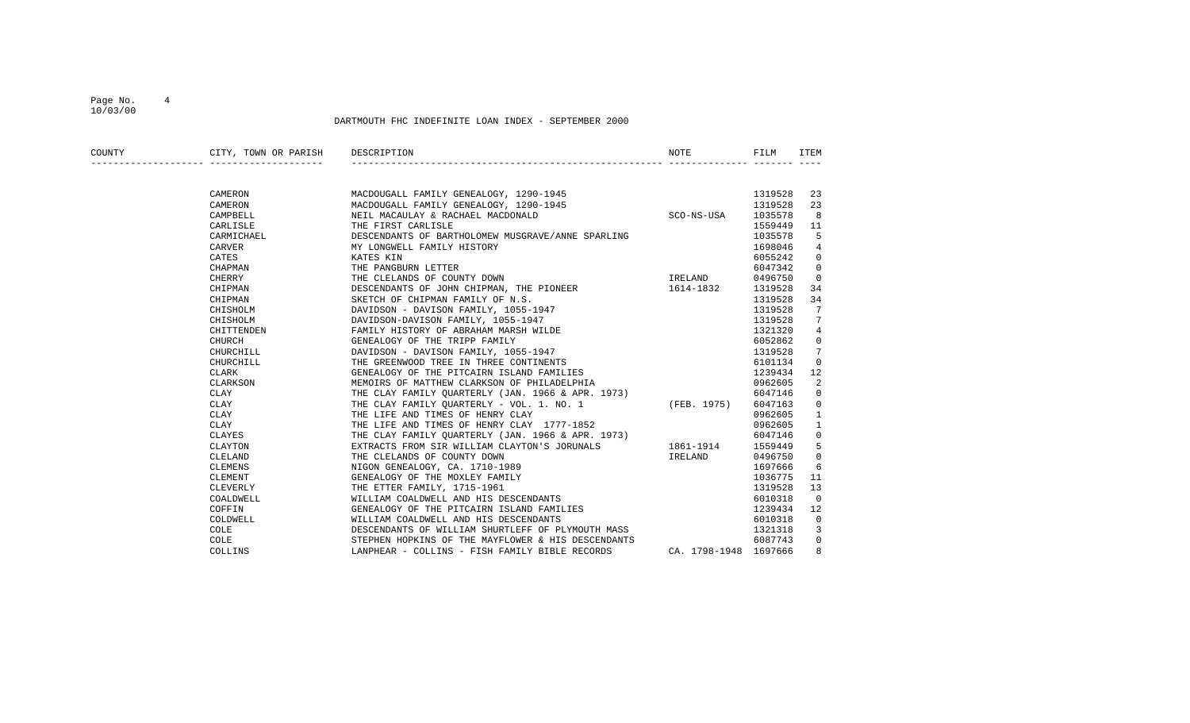# DARTMOUTH FHC INDEFINITE LOAN INDEX - SEPTEMBER 2000

| COUNTY | CITY, TOWN OR PARISH | DESCRIPTION | NOTE | FILM | ITEM |
|---|---|---|---|---|---|
| | CAMERON | MACDOUGALL FAMILY GENEALOGY, 1290-1945 | | 1319528 | 23 |
| | CAMERON | MACDOUGALL FAMILY GENEALOGY, 1290-1945 | | 1319528 | 23 |
| | CAMPBELL | NEIL MACAULAY & RACHAEL MACDONALD | SCO-NS-USA | 1035578 | 8 |
| | CARLISLE | THE FIRST CARLISLE | | 1559449 | 11 |
| | CARMICHAEL | DESCENDANTS OF BARTHOLOMEW MUSGRAVE/ANNE SPARLING | | 1035578 | 5 |
| | CARVER | MY LONGWELL FAMILY HISTORY | | 1698046 | 4 |
| | CATES | KATES KIN | | 6055242 | 0 |
| | CHAPMAN | THE PANGBURN LETTER | | 6047342 | 0 |
| | CHERRY | THE CLELANDS OF COUNTY DOWN | IRELAND | 0496750 | 0 |
| | CHIPMAN | DESCENDANTS OF JOHN CHIPMAN, THE PIONEER | 1614-1832 | 1319528 | 34 |
| | CHIPMAN | SKETCH OF CHIPMAN FAMILY OF N.S. | | 1319528 | 34 |
| | CHISHOLM | DAVIDSON - DAVISON FAMILY, 1055-1947 | | 1319528 | 7 |
| | CHISHOLM | DAVIDSON-DAVISON FAMILY, 1055-1947 | | 1319528 | 7 |
| | CHITTENDEN | FAMILY HISTORY OF ABRAHAM MARSH WILDE | | 1321320 | 4 |
| | CHURCH | GENEALOGY OF THE TRIPP FAMILY | | 6052862 | 0 |
| | CHURCHILL | DAVIDSON - DAVISON FAMILY, 1055-1947 | | 1319528 | 7 |
| | CHURCHILL | THE GREENWOOD TREE IN THREE CONTINENTS | | 6101134 | 0 |
| | CLARK | GENEALOGY OF THE PITCAIRN ISLAND FAMILIES | | 1239434 | 12 |
| | CLARKSON | MEMOIRS OF MATTHEW CLARKSON OF PHILADELPHIA | | 0962605 | 2 |
| | CLAY | THE CLAY FAMILY QUARTERLY (JAN. 1966 & APR. 1973) | | 6047146 | 0 |
| | CLAY | THE CLAY FAMILY QUARTERLY - VOL. 1. NO. 1 | (FEB. 1975) | 6047163 | 0 |
| | CLAY | THE LIFE AND TIMES OF HENRY CLAY | | 0962605 | 1 |
| | CLAY | THE LIFE AND TIMES OF HENRY CLAY 1777-1852 | | 0962605 | 1 |
| | CLAYES | THE CLAY FAMILY QUARTERLY (JAN. 1966 & APR. 1973) | | 6047146 | 0 |
| | CLAYTON | EXTRACTS FROM SIR WILLIAM CLAYTON'S JORUNALS | 1861-1914 | 1559449 | 5 |
| | CLELAND | THE CLELANDS OF COUNTY DOWN | IRELAND | 0496750 | 0 |
| | CLEMENS | NIGON GENEALOGY, CA. 1710-1989 | | 1697666 | 6 |
| | CLEMENT | GENEALOGY OF THE MOXLEY FAMILY | | 1036775 | 11 |
| | CLEVERLY | THE ETTER FAMILY, 1715-1961 | | 1319528 | 13 |
| | COALDWELL | WILLIAM COALDWELL AND HIS DESCENDANTS | | 6010318 | 0 |
| | COFFIN | GENEALOGY OF THE PITCAIRN ISLAND FAMILIES | | 1239434 | 12 |
| | COLDWELL | WILLIAM COALDWELL AND HIS DESCENDANTS | | 6010318 | 0 |
| | COLE | DESCENDANTS OF WILLIAM SHURTLEFF OF PLYMOUTH MASS | | 1321318 | 3 |
| | COLE | STEPHEN HOPKINS OF THE MAYFLOWER & HIS DESCENDANTS | | 6087743 | 0 |
| | COLLINS | LANPHEAR - COLLINS - FISH FAMILY BIBLE RECORDS | CA. 1798-1948 | 1697666 | 8 |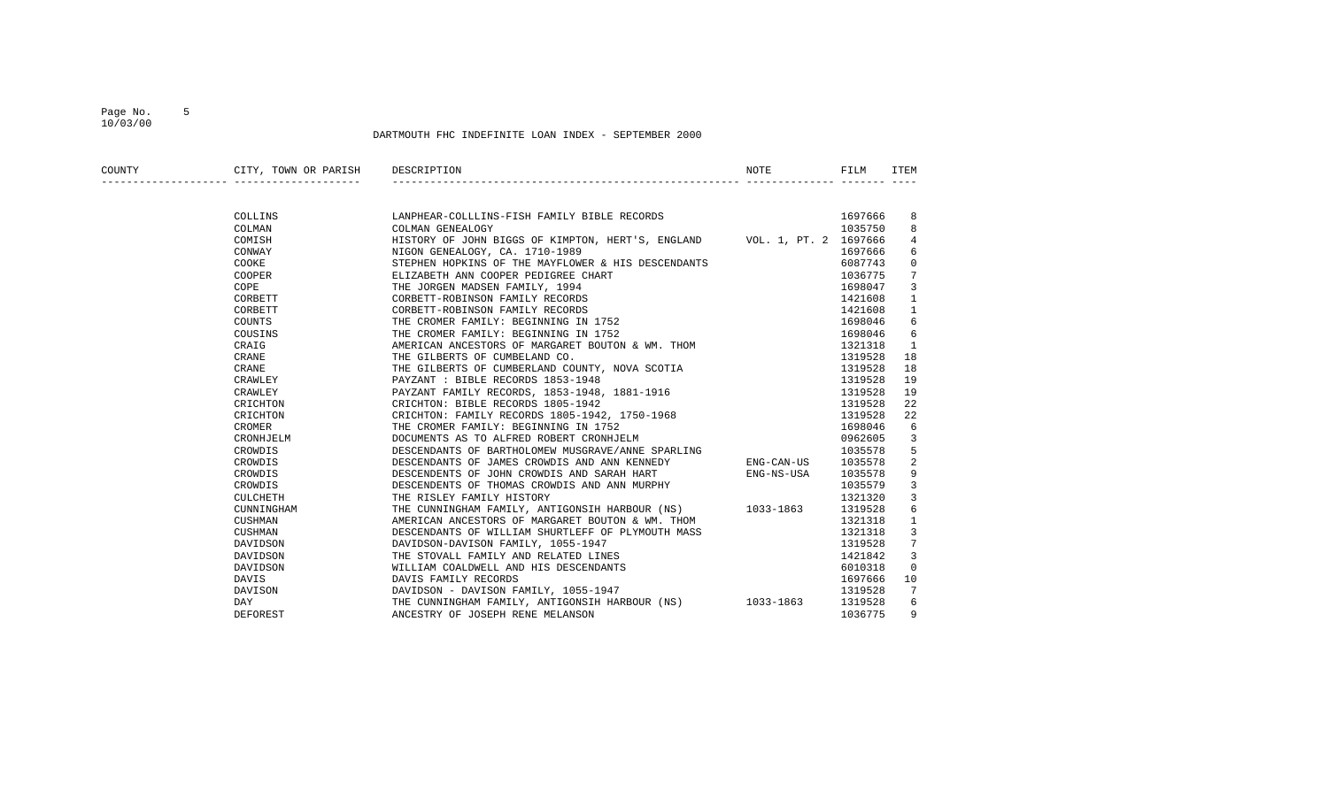DARTMOUTH FHC INDEFINITE LOAN INDEX - SEPTEMBER 2000

| COUNTY | CITY, TOWN OR PARISH | DESCRIPTION | NOTE | FILM | ITEM |
|---|---|---|---|---|---|
| | COLLINS | LANPHEAR-COLLLINS-FISH FAMILY BIBLE RECORDS | | 1697666 | 8 |
| | COLMAN | COLMAN GENEALOGY | | 1035750 | 8 |
| | COMISH | HISTORY OF JOHN BIGGS OF KIMPTON, HERT'S, ENGLAND | VOL. 1, PT. 2 | 1697666 | 4 |
| | CONWAY | NIGON GENEALOGY, CA. 1710-1989 | | 1697666 | 6 |
| | COOKE | STEPHEN HOPKINS OF THE MAYFLOWER & HIS DESCENDANTS | | 6087743 | 0 |
| | COOPER | ELIZABETH ANN COOPER PEDIGREE CHART | | 1036775 | 7 |
| | COPE | THE JORGEN MADSEN FAMILY, 1994 | | 1698047 | 3 |
| | CORBETT | CORBETT-ROBINSON FAMILY RECORDS | | 1421608 | 1 |
| | CORBETT | CORBETT-ROBINSON FAMILY RECORDS | | 1421608 | 1 |
| | COUNTS | THE CROMER FAMILY: BEGINNING IN 1752 | | 1698046 | 6 |
| | COUSINS | THE CROMER FAMILY: BEGINNING IN 1752 | | 1698046 | 6 |
| | CRAIG | AMERICAN ANCESTORS OF MARGARET BOUTON & WM. THOM | | 1321318 | 1 |
| | CRANE | THE GILBERTS OF CUMBELAND CO. | | 1319528 | 18 |
| | CRANE | THE GILBERTS OF CUMBERLAND COUNTY, NOVA SCOTIA | | 1319528 | 18 |
| | CRAWLEY | PAYZANT : BIBLE RECORDS 1853-1948 | | 1319528 | 19 |
| | CRAWLEY | PAYZANT FAMILY RECORDS, 1853-1948, 1881-1916 | | 1319528 | 19 |
| | CRICHTON | CRICHTON: BIBLE RECORDS 1805-1942 | | 1319528 | 22 |
| | CRICHTON | CRICHTON: FAMILY RECORDS 1805-1942, 1750-1968 | | 1319528 | 22 |
| | CROMER | THE CROMER FAMILY: BEGINNING IN 1752 | | 1698046 | 6 |
| | CRONHJELM | DOCUMENTS AS TO ALFRED ROBERT CRONHJELM | | 0962605 | 3 |
| | CROWDIS | DESCENDANTS OF BARTHOLOMEW MUSGRAVE/ANNE SPARLING | | 1035578 | 5 |
| | CROWDIS | DESCENDANTS OF JAMES CROWDIS AND ANN KENNEDY | ENG-CAN-US | 1035578 | 2 |
| | CROWDIS | DESCENDENTS OF JOHN CROWDIS AND SARAH HART | ENG-NS-USA | 1035578 | 9 |
| | CROWDIS | DESCENDENTS OF THOMAS CROWDIS AND ANN MURPHY | | 1035579 | 3 |
| | CULCHETH | THE RISLEY FAMILY HISTORY | | 1321320 | 3 |
| | CUNNINGHAM | THE CUNNINGHAM FAMILY, ANTIGONSIH HARBOUR (NS) | 1033-1863 | 1319528 | 6 |
| | CUSHMAN | AMERICAN ANCESTORS OF MARGARET BOUTON & WM. THOM | | 1321318 | 1 |
| | CUSHMAN | DESCENDANTS OF WILLIAM SHURTLEFF OF PLYMOUTH MASS | | 1321318 | 3 |
| | DAVIDSON | DAVIDSON-DAVISON FAMILY, 1055-1947 | | 1319528 | 7 |
| | DAVIDSON | THE STOVALL FAMILY AND RELATED LINES | | 1421842 | 3 |
| | DAVIDSON | WILLIAM COALDWELL AND HIS DESCENDANTS | | 6010318 | 0 |
| | DAVIS | DAVIS FAMILY RECORDS | | 1697666 | 10 |
| | DAVISON | DAVIDSON - DAVISON FAMILY, 1055-1947 | | 1319528 | 7 |
| | DAY | THE CUNNINGHAM FAMILY, ANTIGONSIH HARBOUR (NS) | 1033-1863 | 1319528 | 6 |
| | DEFOREST | ANCESTRY OF JOSEPH RENE MELANSON | | 1036775 | 9 |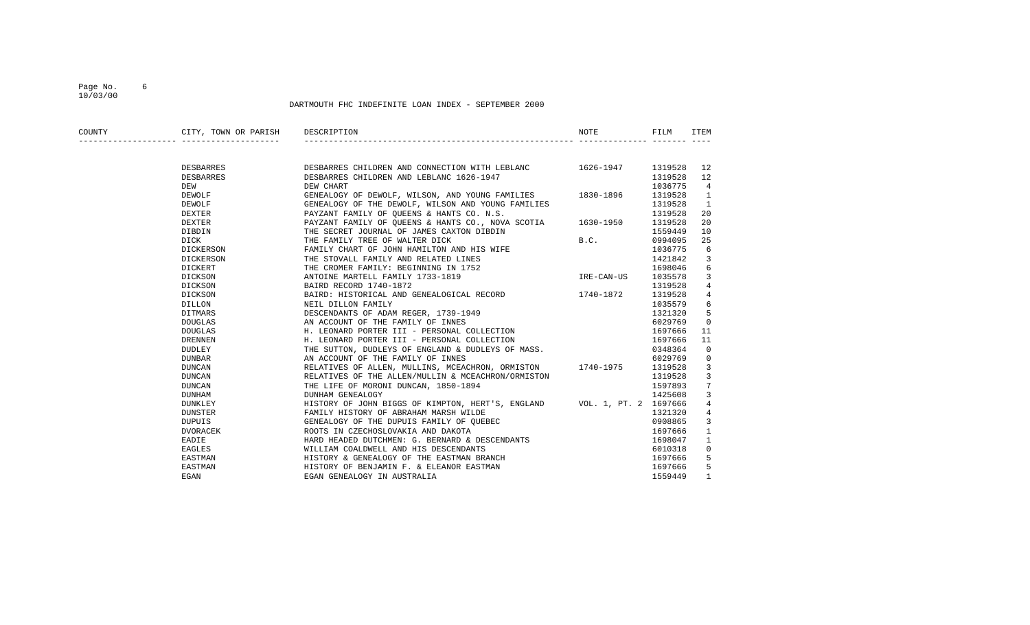DARTMOUTH FHC INDEFINITE LOAN INDEX - SEPTEMBER 2000

| COUNTY | CITY, TOWN OR PARISH | DESCRIPTION | NOTE | FILM | ITEM |
|---|---|---|---|---|---|
| | DESBARRES | DESBARRES CHILDREN AND CONNECTION WITH LEBLANC | 1626-1947 | 1319528 | 12 |
| | DESBARRES | DESBARRES CHILDREN AND LEBLANC 1626-1947 | | 1319528 | 12 |
| | DEW | DEW CHART | | 1036775 | 4 |
| | DEWOLF | GENEALOGY OF DEWOLF, WILSON, AND YOUNG FAMILIES | 1830-1896 | 1319528 | 1 |
| | DEWOLF | GENEALOGY OF THE DEWOLF, WILSON AND YOUNG FAMILIES | | 1319528 | 1 |
| | DEXTER | PAYZANT FAMILY OF QUEENS & HANTS CO. N.S. | | 1319528 | 20 |
| | DEXTER | PAYZANT FAMILY OF QUEENS & HANTS CO., NOVA SCOTIA | 1630-1950 | 1319528 | 20 |
| | DIBDIN | THE SECRET JOURNAL OF JAMES CAXTON DIBDIN | | 1559449 | 10 |
| | DICK | THE FAMILY TREE OF WALTER DICK | B.C. | 0994095 | 25 |
| | DICKERSON | FAMILY CHART OF JOHN HAMILTON AND HIS WIFE | | 1036775 | 6 |
| | DICKERSON | THE STOVALL FAMILY AND RELATED LINES | | 1421842 | 3 |
| | DICKERT | THE CROMER FAMILY: BEGINNING IN 1752 | | 1698046 | 6 |
| | DICKSON | ANTOINE MARTELL FAMILY 1733-1819 | IRE-CAN-US | 1035578 | 3 |
| | DICKSON | BAIRD RECORD 1740-1872 | | 1319528 | 4 |
| | DICKSON | BAIRD: HISTORICAL AND GENEALOGICAL RECORD | 1740-1872 | 1319528 | 4 |
| | DILLON | NEIL DILLON FAMILY | | 1035579 | 6 |
| | DITMARS | DESCENDANTS OF ADAM REGER, 1739-1949 | | 1321320 | 5 |
| | DOUGLAS | AN ACCOUNT OF THE FAMILY OF INNES | | 6029769 | 0 |
| | DOUGLAS | H. LEONARD PORTER III - PERSONAL COLLECTION | | 1697666 | 11 |
| | DRENNEN | H. LEONARD PORTER III - PERSONAL COLLECTION | | 1697666 | 11 |
| | DUDLEY | THE SUTTON, DUDLEYS OF ENGLAND & DUDLEYS OF MASS. | | 0348364 | 0 |
| | DUNBAR | AN ACCOUNT OF THE FAMILY OF INNES | | 6029769 | 0 |
| | DUNCAN | RELATIVES OF ALLEN, MULLINS, MCEACHRON, ORMISTON | 1740-1975 | 1319528 | 3 |
| | DUNCAN | RELATIVES OF THE ALLEN/MULLIN & MCEACHRON/ORMISTON | | 1319528 | 3 |
| | DUNCAN | THE LIFE OF MORONI DUNCAN, 1850-1894 | | 1597893 | 7 |
| | DUNHAM | DUNHAM GENEALOGY | | 1425608 | 3 |
| | DUNKLEY | HISTORY OF JOHN BIGGS OF KIMPTON, HERT'S, ENGLAND | VOL. 1, PT. 2 | 1697666 | 4 |
| | DUNSTER | FAMILY HISTORY OF ABRAHAM MARSH WILDE | | 1321320 | 4 |
| | DUPUIS | GENEALOGY OF THE DUPUIS FAMILY OF QUEBEC | | 0908865 | 3 |
| | DVORACEK | ROOTS IN CZECHOSLOVAKIA AND DAKOTA | | 1697666 | 1 |
| | EADIE | HARD HEADED DUTCHMEN: G. BERNARD & DESCENDANTS | | 1698047 | 1 |
| | EAGLES | WILLIAM COALDWELL AND HIS DESCENDANTS | | 6010318 | 0 |
| | EASTMAN | HISTORY & GENEALOGY OF THE EASTMAN BRANCH | | 1697666 | 5 |
| | EASTMAN | HISTORY OF BENJAMIN F. & ELEANOR EASTMAN | | 1697666 | 5 |
| | EGAN | EGAN GENEALOGY IN AUSTRALIA | | 1559449 | 1 |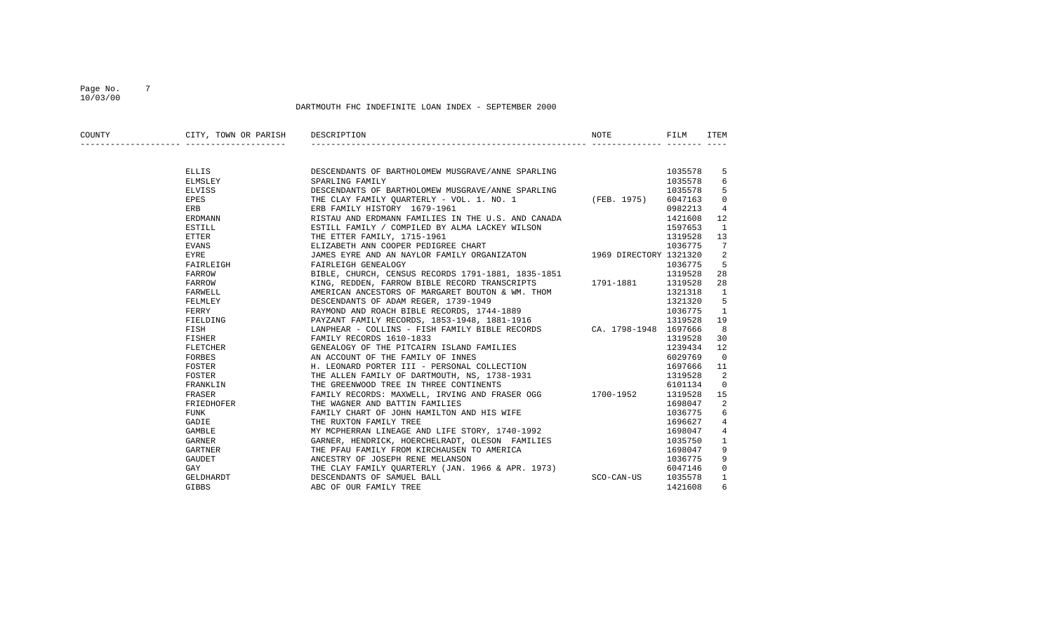# DARTMOUTH FHC INDEFINITE LOAN INDEX - SEPTEMBER 2000

| COUNTY | CITY, TOWN OR PARISH | DESCRIPTION | NOTE | FILM | ITEM |
|---|---|---|---|---|---|
| | ELLIS | DESCENDANTS OF BARTHOLOMEW MUSGRAVE/ANNE SPARLING | | 1035578 | 5 |
| | ELMSLEY | SPARLING FAMILY | | 1035578 | 6 |
| | ELVISS | DESCENDANTS OF BARTHOLOMEW MUSGRAVE/ANNE SPARLING | | 1035578 | 5 |
| | EPES | THE CLAY FAMILY QUARTERLY - VOL. 1. NO. 1 | (FEB. 1975) | 6047163 | 0 |
| | ERB | ERB FAMILY HISTORY 1679-1961 | | 0982213 | 4 |
| | ERDMANN | RISTAU AND ERDMANN FAMILIES IN THE U.S. AND CANADA | | 1421608 | 12 |
| | ESTILL | ESTILL FAMILY / COMPILED BY ALMA LACKEY WILSON | | 1597653 | 1 |
| | ETTER | THE ETTER FAMILY, 1715-1961 | | 1319528 | 13 |
| | EVANS | ELIZABETH ANN COOPER PEDIGREE CHART | | 1036775 | 7 |
| | EYRE | JAMES EYRE AND AN NAYLOR FAMILY ORGANIZATON | 1969 DIRECTORY | 1321320 | 2 |
| | FAIRLEIGH | FAIRLEIGH GENEALOGY | | 1036775 | 5 |
| | FARROW | BIBLE, CHURCH, CENSUS RECORDS 1791-1881, 1835-1851 | | 1319528 | 28 |
| | FARROW | KING, REDDEN, FARROW BIBLE RECORD TRANSCRIPTS | 1791-1881 | 1319528 | 28 |
| | FARWELL | AMERICAN ANCESTORS OF MARGARET BOUTON & WM. THOM | | 1321318 | 1 |
| | FELMLEY | DESCENDANTS OF ADAM REGER, 1739-1949 | | 1321320 | 5 |
| | FERRY | RAYMOND AND ROACH BIBLE RECORDS, 1744-1889 | | 1036775 | 1 |
| | FIELDING | PAYZANT FAMILY RECORDS, 1853-1948, 1881-1916 | | 1319528 | 19 |
| | FISH | LANPHEAR - COLLINS - FISH FAMILY BIBLE RECORDS | CA. 1798-1948 | 1697666 | 8 |
| | FISHER | FAMILY RECORDS 1610-1833 | | 1319528 | 30 |
| | FLETCHER | GENEALOGY OF THE PITCAIRN ISLAND FAMILIES | | 1239434 | 12 |
| | FORBES | AN ACCOUNT OF THE FAMILY OF INNES | | 6029769 | 0 |
| | FOSTER | H. LEONARD PORTER III - PERSONAL COLLECTION | | 1697666 | 11 |
| | FOSTER | THE ALLEN FAMILY OF DARTMOUTH, NS, 1738-1931 | | 1319528 | 2 |
| | FRANKLIN | THE GREENWOOD TREE IN THREE CONTINENTS | | 6101134 | 0 |
| | FRASER | FAMILY RECORDS: MAXWELL, IRVING AND FRASER OGG | 1700-1952 | 1319528 | 15 |
| | FRIEDHOFER | THE WAGNER AND BATTIN FAMILIES | | 1698047 | 2 |
| | FUNK | FAMILY CHART OF JOHN HAMILTON AND HIS WIFE | | 1036775 | 6 |
| | GADIE | THE RUXTON FAMILY TREE | | 1696627 | 4 |
| | GAMBLE | MY MCPHERRAN LINEAGE AND LIFE STORY, 1740-1992 | | 1698047 | 4 |
| | GARNER | GARNER, HENDRICK, HOERCHELRADT, OLESON FAMILIES | | 1035750 | 1 |
| | GARTNER | THE PFAU FAMILY FROM KIRCHAUSEN TO AMERICA | | 1698047 | 9 |
| | GAUDET | ANCESTRY OF JOSEPH RENE MELANSON | | 1036775 | 9 |
| | GAY | THE CLAY FAMILY QUARTERLY (JAN. 1966 & APR. 1973) | | 6047146 | 0 |
| | GELDHARDT | DESCENDANTS OF SAMUEL BALL | SCO-CAN-US | 1035578 | 1 |
| | GIBBS | ABC OF OUR FAMILY TREE | | 1421608 | 6 |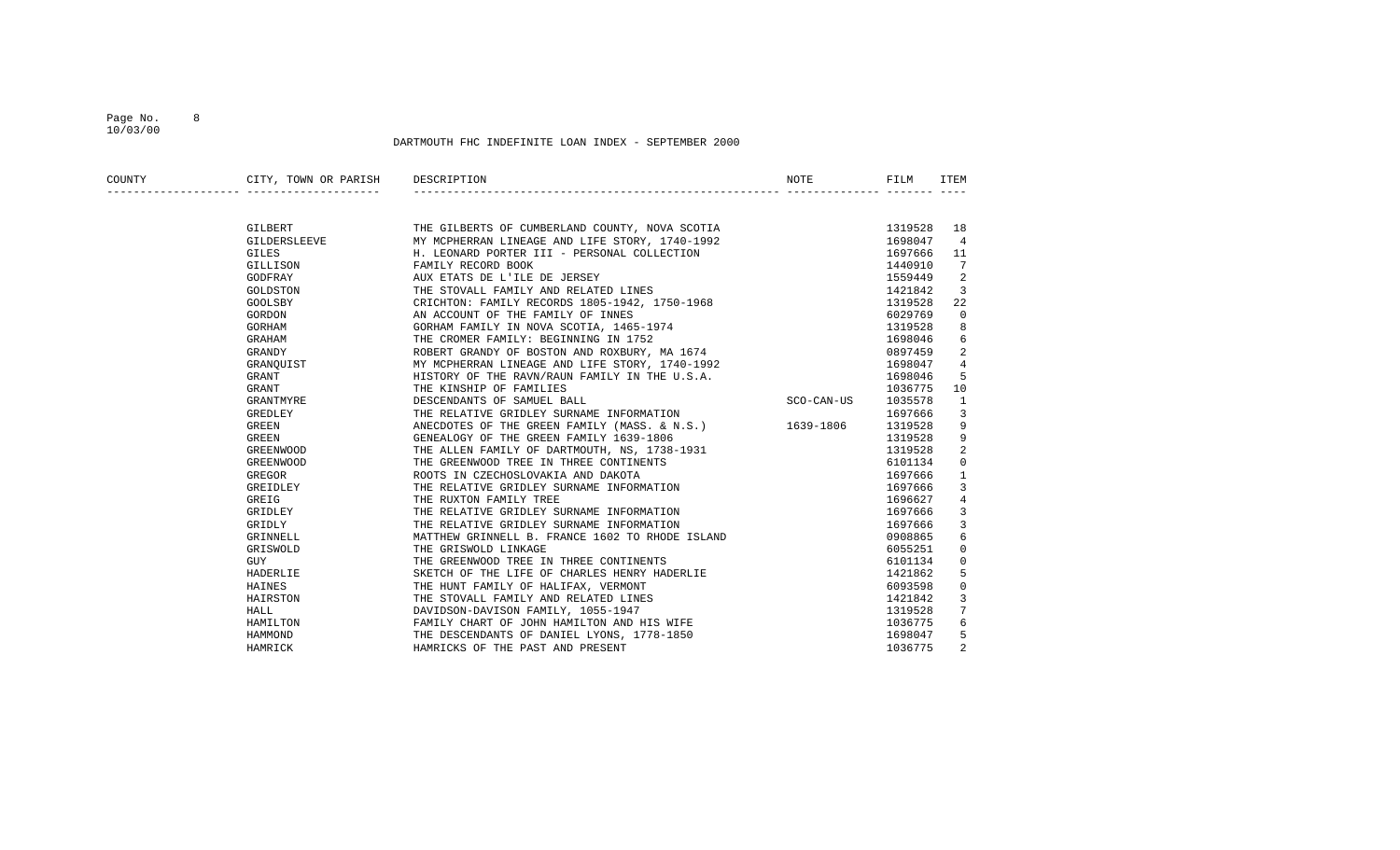DARTMOUTH FHC INDEFINITE LOAN INDEX - SEPTEMBER 2000

| COUNTY | CITY, TOWN OR PARISH | DESCRIPTION | NOTE | FILM | ITEM |
|---|---|---|---|---|---|
| | GILBERT | THE GILBERTS OF CUMBERLAND COUNTY, NOVA SCOTIA | | 1319528 | 18 |
| | GILDERSLEEVE | MY MCPHERRAN LINEAGE AND LIFE STORY, 1740-1992 | | 1698047 | 4 |
| | GILES | H. LEONARD PORTER III - PERSONAL COLLECTION | | 1697666 | 11 |
| | GILLISON | FAMILY RECORD BOOK | | 1440910 | 7 |
| | GODFRAY | AUX ETATS DE L'ILE DE JERSEY | | 1559449 | 2 |
| | GOLDSTON | THE STOVALL FAMILY AND RELATED LINES | | 1421842 | 3 |
| | GOOLSBY | CRICHTON: FAMILY RECORDS 1805-1942, 1750-1968 | | 1319528 | 22 |
| | GORDON | AN ACCOUNT OF THE FAMILY OF INNES | | 6029769 | 0 |
| | GORHAM | GORHAM FAMILY IN NOVA SCOTIA, 1465-1974 | | 1319528 | 8 |
| | GRAHAM | THE CROMER FAMILY: BEGINNING IN 1752 | | 1698046 | 6 |
| | GRANDY | ROBERT GRANDY OF BOSTON AND ROXBURY, MA 1674 | | 0897459 | 2 |
| | GRANQUIST | MY MCPHERRAN LINEAGE AND LIFE STORY, 1740-1992 | | 1698047 | 4 |
| | GRANT | HISTORY OF THE RAVN/RAUN FAMILY IN THE U.S.A. | | 1698046 | 5 |
| | GRANT | THE KINSHIP OF FAMILIES | | 1036775 | 10 |
| | GRANTMYRE | DESCENDANTS OF SAMUEL BALL | SCO-CAN-US | 1035578 | 1 |
| | GREDLEY | THE RELATIVE GRIDLEY SURNAME INFORMATION | | 1697666 | 3 |
| | GREEN | ANECDOTES OF THE GREEN FAMILY (MASS. & N.S.) | 1639-1806 | 1319528 | 9 |
| | GREEN | GENEALOGY OF THE GREEN FAMILY 1639-1806 | | 1319528 | 9 |
| | GREENWOOD | THE ALLEN FAMILY OF DARTMOUTH, NS, 1738-1931 | | 1319528 | 2 |
| | GREENWOOD | THE GREENWOOD TREE IN THREE CONTINENTS | | 6101134 | 0 |
| | GREGOR | ROOTS IN CZECHOSLOVAKIA AND DAKOTA | | 1697666 | 1 |
| | GREIDLEY | THE RELATIVE GRIDLEY SURNAME INFORMATION | | 1697666 | 3 |
| | GREIG | THE RUXTON FAMILY TREE | | 1696627 | 4 |
| | GRIDLEY | THE RELATIVE GRIDLEY SURNAME INFORMATION | | 1697666 | 3 |
| | GRIDLY | THE RELATIVE GRIDLEY SURNAME INFORMATION | | 1697666 | 3 |
| | GRINNELL | MATTHEW GRINNELL B. FRANCE 1602 TO RHODE ISLAND | | 0908865 | 6 |
| | GRISWOLD | THE GRISWOLD LINKAGE | | 6055251 | 0 |
| | GUY | THE GREENWOOD TREE IN THREE CONTINENTS | | 6101134 | 0 |
| | HADERLIE | SKETCH OF THE LIFE OF CHARLES HENRY HADERLIE | | 1421862 | 5 |
| | HAINES | THE HUNT FAMILY OF HALIFAX, VERMONT | | 6093598 | 0 |
| | HAIRSTON | THE STOVALL FAMILY AND RELATED LINES | | 1421842 | 3 |
| | HALL | DAVIDSON-DAVISON FAMILY, 1055-1947 | | 1319528 | 7 |
| | HAMILTON | FAMILY CHART OF JOHN HAMILTON AND HIS WIFE | | 1036775 | 6 |
| | HAMMOND | THE DESCENDANTS OF DANIEL LYONS, 1778-1850 | | 1698047 | 5 |
| | HAMRICK | HAMRICKS OF THE PAST AND PRESENT | | 1036775 | 2 |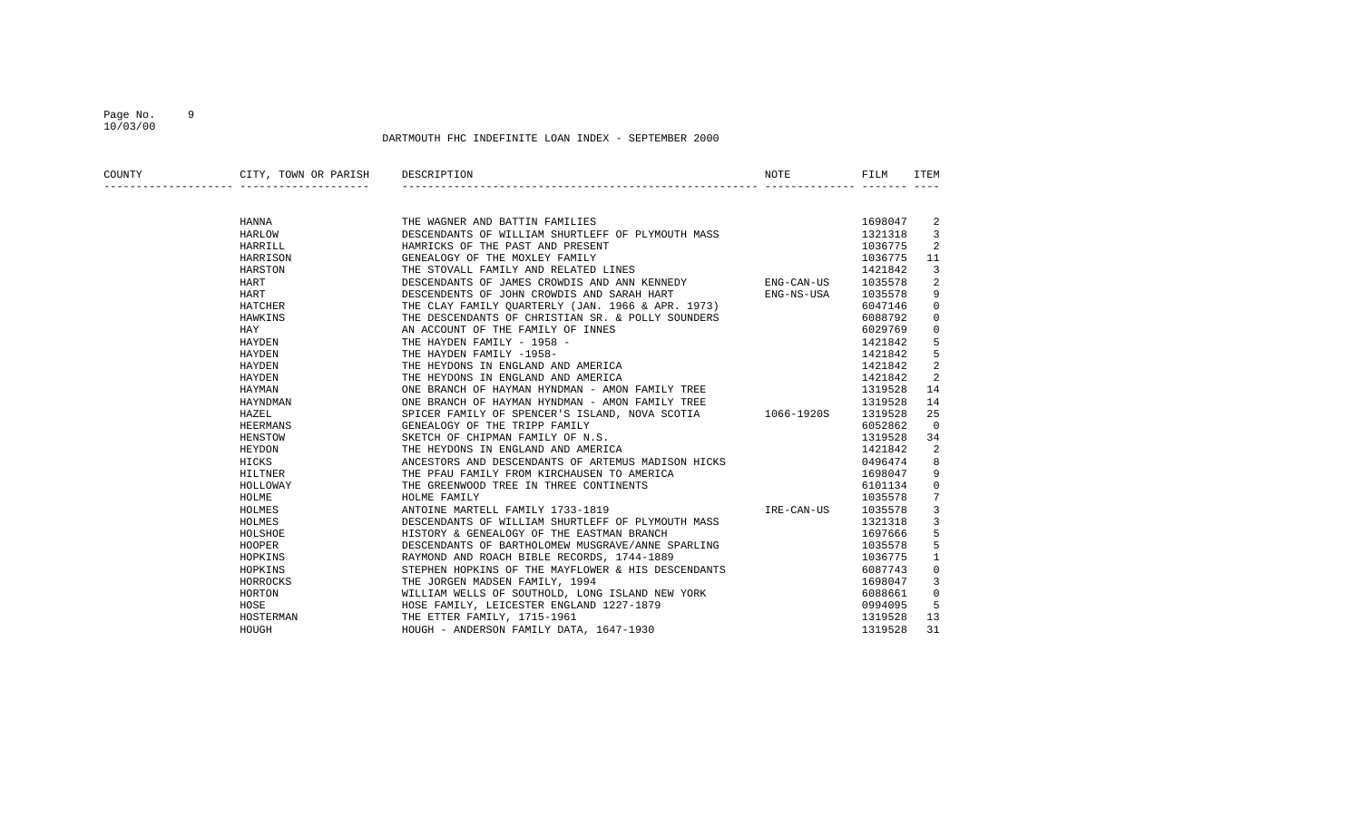# DARTMOUTH FHC INDEFINITE LOAN INDEX - SEPTEMBER 2000

| COUNTY | CITY, TOWN OR PARISH | DESCRIPTION | NOTE | FILM | ITEM |
|---|---|---|---|---|---|
| | HANNA | THE WAGNER AND BATTIN FAMILIES | | 1698047 | 2 |
| | HARLOW | DESCENDANTS OF WILLIAM SHURTLEFF OF PLYMOUTH MASS | | 1321318 | 3 |
| | HARRILL | HAMRICKS OF THE PAST AND PRESENT | | 1036775 | 2 |
| | HARRISON | GENEALOGY OF THE MOXLEY FAMILY | | 1036775 | 11 |
| | HARSTON | THE STOVALL FAMILY AND RELATED LINES | | 1421842 | 3 |
| | HART | DESCENDANTS OF JAMES CROWDIS AND ANN KENNEDY | ENG-CAN-US | 1035578 | 2 |
| | HART | DESCENDENTS OF JOHN CROWDIS AND SARAH HART | ENG-NS-USA | 1035578 | 9 |
| | HATCHER | THE CLAY FAMILY QUARTERLY (JAN. 1966 & APR. 1973) | | 6047146 | 0 |
| | HAWKINS | THE DESCENDANTS OF CHRISTIAN SR. & POLLY SOUNDERS | | 6088792 | 0 |
| | HAY | AN ACCOUNT OF THE FAMILY OF INNES | | 6029769 | 0 |
| | HAYDEN | THE HAYDEN FAMILY - 1958 - | | 1421842 | 5 |
| | HAYDEN | THE HAYDEN FAMILY -1958- | | 1421842 | 5 |
| | HAYDEN | THE HEYDONS IN ENGLAND AND AMERICA | | 1421842 | 2 |
| | HAYDEN | THE HEYDONS IN ENGLAND AND AMERICA | | 1421842 | 2 |
| | HAYMAN | ONE BRANCH OF HAYMAN HYNDMAN - AMON FAMILY TREE | | 1319528 | 14 |
| | HAYNDMAN | ONE BRANCH OF HAYMAN HYNDMAN - AMON FAMILY TREE | | 1319528 | 14 |
| | HAZEL | SPICER FAMILY OF SPENCER'S ISLAND, NOVA SCOTIA | 1066-1920S | 1319528 | 25 |
| | HEERMANS | GENEALOGY OF THE TRIPP FAMILY | | 6052862 | 0 |
| | HENSTOW | SKETCH OF CHIPMAN FAMILY OF N.S. | | 1319528 | 34 |
| | HEYDON | THE HEYDONS IN ENGLAND AND AMERICA | | 1421842 | 2 |
| | HICKS | ANCESTORS AND DESCENDANTS OF ARTEMUS MADISON HICKS | | 0496474 | 8 |
| | HILTNER | THE PFAU FAMILY FROM KIRCHAUSEN TO AMERICA | | 1698047 | 9 |
| | HOLLOWAY | THE GREENWOOD TREE IN THREE CONTINENTS | | 6101134 | 0 |
| | HOLME | HOLME FAMILY | | 1035578 | 7 |
| | HOLMES | ANTOINE MARTELL FAMILY 1733-1819 | IRE-CAN-US | 1035578 | 3 |
| | HOLMES | DESCENDANTS OF WILLIAM SHURTLEFF OF PLYMOUTH MASS | | 1321318 | 3 |
| | HOLSHOE | HISTORY & GENEALOGY OF THE EASTMAN BRANCH | | 1697666 | 5 |
| | HOOPER | DESCENDANTS OF BARTHOLOMEW MUSGRAVE/ANNE SPARLING | | 1035578 | 5 |
| | HOPKINS | RAYMOND AND ROACH BIBLE RECORDS, 1744-1889 | | 1036775 | 1 |
| | HOPKINS | STEPHEN HOPKINS OF THE MAYFLOWER & HIS DESCENDANTS | | 6087743 | 0 |
| | HORROCKS | THE JORGEN MADSEN FAMILY, 1994 | | 1698047 | 3 |
| | HORTON | WILLIAM WELLS OF SOUTHOLD, LONG ISLAND NEW YORK | | 6088661 | 0 |
| | HOSE | HOSE FAMILY, LEICESTER ENGLAND 1227-1879 | | 0994095 | 5 |
| | HOSTERMAN | THE ETTER FAMILY, 1715-1961 | | 1319528 | 13 |
| | HOUGH | HOUGH - ANDERSON FAMILY DATA, 1647-1930 | | 1319528 | 31 |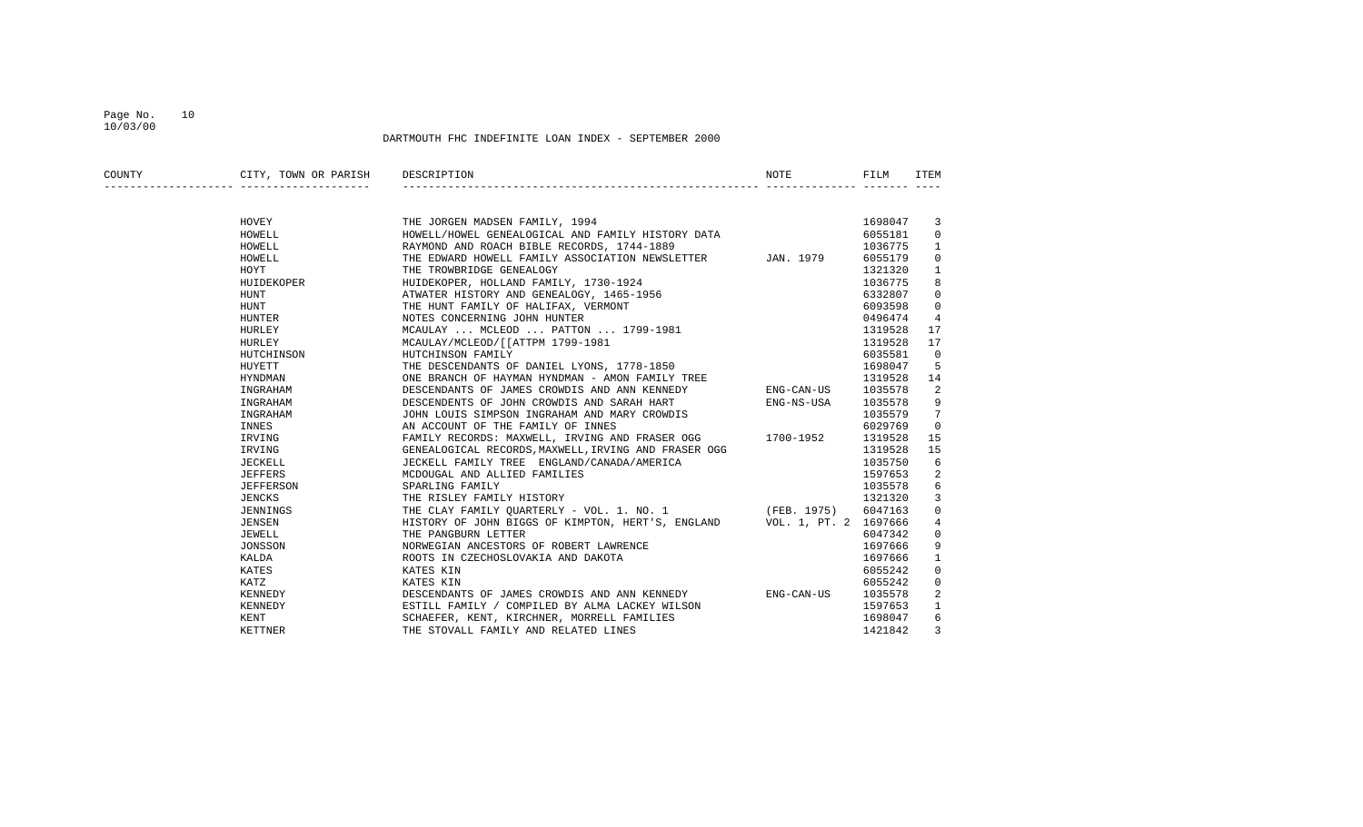DARTMOUTH FHC INDEFINITE LOAN INDEX - SEPTEMBER 2000

| COUNTY | CITY, TOWN OR PARISH | DESCRIPTION | NOTE | FILM | ITEM |
|---|---|---|---|---|---|
| | HOVEY | THE JORGEN MADSEN FAMILY, 1994 | | 1698047 | 3 |
| | HOWELL | HOWELL/HOWEL GENEALOGICAL AND FAMILY HISTORY DATA | | 6055181 | 0 |
| | HOWELL | RAYMOND AND ROACH BIBLE RECORDS, 1744-1889 | | 1036775 | 1 |
| | HOWELL | THE EDWARD HOWELL FAMILY ASSOCIATION NEWSLETTER | JAN. 1979 | 6055179 | 0 |
| | HOYT | THE TROWBRIDGE GENEALOGY | | 1321320 | 1 |
| | HUIDEKOPER | HUIDEKOPER, HOLLAND FAMILY, 1730-1924 | | 1036775 | 8 |
| | HUNT | ATWATER HISTORY AND GENEALOGY, 1465-1956 | | 6332807 | 0 |
| | HUNT | THE HUNT FAMILY OF HALIFAX, VERMONT | | 6093598 | 0 |
| | HUNTER | NOTES CONCERNING JOHN HUNTER | | 0496474 | 4 |
| | HURLEY | MCAULAY ... MCLEOD ... PATTON ... 1799-1981 | | 1319528 | 17 |
| | HURLEY | MCAULAY/MCLEOD/[[ATTPM 1799-1981 | | 1319528 | 17 |
| | HUTCHINSON | HUTCHINSON FAMILY | | 6035581 | 0 |
| | HUYETT | THE DESCENDANTS OF DANIEL LYONS, 1778-1850 | | 1698047 | 5 |
| | HYNDMAN | ONE BRANCH OF HAYMAN HYNDMAN - AMON FAMILY TREE | | 1319528 | 14 |
| | INGRAHAM | DESCENDANTS OF JAMES CROWDIS AND ANN KENNEDY | ENG-CAN-US | 1035578 | 2 |
| | INGRAHAM | DESCENDENTS OF JOHN CROWDIS AND SARAH HART | ENG-NS-USA | 1035578 | 9 |
| | INGRAHAM | JOHN LOUIS SIMPSON INGRAHAM AND MARY CROWDIS | | 1035579 | 7 |
| | INNES | AN ACCOUNT OF THE FAMILY OF INNES | | 6029769 | 0 |
| | IRVING | FAMILY RECORDS: MAXWELL, IRVING AND FRASER OGG | 1700-1952 | 1319528 | 15 |
| | IRVING | GENEALOGICAL RECORDS,MAXWELL,IRVING AND FRASER OGG | | 1319528 | 15 |
| | JECKELL | JECKELL FAMILY TREE ENGLAND/CANADA/AMERICA | | 1035750 | 6 |
| | JEFFERS | MCDOUGAL AND ALLIED FAMILIES | | 1597653 | 2 |
| | JEFFERSON | SPARLING FAMILY | | 1035578 | 6 |
| | JENCKS | THE RISLEY FAMILY HISTORY | | 1321320 | 3 |
| | JENNINGS | THE CLAY FAMILY QUARTERLY - VOL. 1. NO. 1 | (FEB. 1975) | 6047163 | 0 |
| | JENSEN | HISTORY OF JOHN BIGGS OF KIMPTON, HERT'S, ENGLAND | VOL. 1, PT. 2 | 1697666 | 4 |
| | JEWELL | THE PANGBURN LETTER | | 6047342 | 0 |
| | JONSSON | NORWEGIAN ANCESTORS OF ROBERT LAWRENCE | | 1697666 | 9 |
| | KALDA | ROOTS IN CZECHOSLOVAKIA AND DAKOTA | | 1697666 | 1 |
| | KATES | KATES KIN | | 6055242 | 0 |
| | KATZ | KATES KIN | | 6055242 | 0 |
| | KENNEDY | DESCENDANTS OF JAMES CROWDIS AND ANN KENNEDY | ENG-CAN-US | 1035578 | 2 |
| | KENNEDY | ESTILL FAMILY / COMPILED BY ALMA LACKEY WILSON | | 1597653 | 1 |
| | KENT | SCHAEFER, KENT, KIRCHNER, MORRELL FAMILIES | | 1698047 | 6 |
| | KETTNER | THE STOVALL FAMILY AND RELATED LINES | | 1421842 | 3 |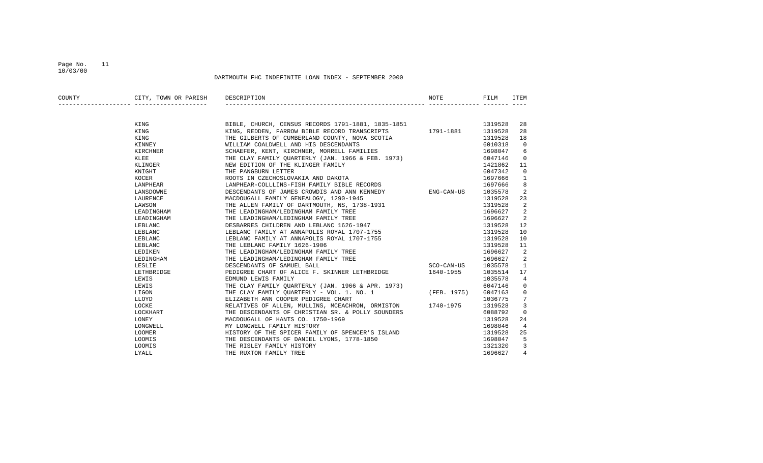DARTMOUTH FHC INDEFINITE LOAN INDEX - SEPTEMBER 2000

| COUNTY | CITY, TOWN OR PARISH | DESCRIPTION | NOTE | FILM | ITEM |
|---|---|---|---|---|---|
| | KING | BIBLE, CHURCH, CENSUS RECORDS 1791-1881, 1835-1851 | | 1319528 | 28 |
| | KING | KING, REDDEN, FARROW BIBLE RECORD TRANSCRIPTS | 1791-1881 | 1319528 | 28 |
| | KING | THE GILBERTS OF CUMBERLAND COUNTY, NOVA SCOTIA | | 1319528 | 18 |
| | KINNEY | WILLIAM COALDWELL AND HIS DESCENDANTS | | 6010318 | 0 |
| | KIRCHNER | SCHAEFER, KENT, KIRCHNER, MORRELL FAMILIES | | 1698047 | 6 |
| | KLEE | THE CLAY FAMILY QUARTERLY (JAN. 1966 & FEB. 1973) | | 6047146 | 0 |
| | KLINGER | NEW EDITION OF THE KLINGER FAMILY | | 1421862 | 11 |
| | KNIGHT | THE PANGBURN LETTER | | 6047342 | 0 |
| | KOCER | ROOTS IN CZECHOSLOVAKIA AND DAKOTA | | 1697666 | 1 |
| | LANPHEAR | LANPHEAR-COLLLINS-FISH FAMILY BIBLE RECORDS | | 1697666 | 8 |
| | LANSDOWNE | DESCENDANTS OF JAMES CROWDIS AND ANN KENNEDY | ENG-CAN-US | 1035578 | 2 |
| | LAURENCE | MACDOUGALL FAMILY GENEALOGY, 1290-1945 | | 1319528 | 23 |
| | LAWSON | THE ALLEN FAMILY OF DARTMOUTH, NS, 1738-1931 | | 1319528 | 2 |
| | LEADINGHAM | THE LEADINGHAM/LEDINGHAM FAMILY TREE | | 1696627 | 2 |
| | LEADINGHAM | THE LEADINGHAM/LEDINGHAM FAMILY TREE | | 1696627 | 2 |
| | LEBLANC | DESBARRES CHILDREN AND LEBLANC 1626-1947 | | 1319528 | 12 |
| | LEBLANC | LEBLANC FAMILY AT ANNAPOLIS ROYAL 1707-1755 | | 1319528 | 10 |
| | LEBLANC | LEBLANC FAMILY AT ANNAPOLIS ROYAL 1707-1755 | | 1319528 | 10 |
| | LEBLANC | THE LEBLANC FAMILY 1626-1906 | | 1319528 | 11 |
| | LEDIKEN | THE LEADINGHAM/LEDINGHAM FAMILY TREE | | 1696627 | 2 |
| | LEDINGHAM | THE LEADINGHAM/LEDINGHAM FAMILY TREE | | 1696627 | 2 |
| | LESLIE | DESCENDANTS OF SAMUEL BALL | SCO-CAN-US | 1035578 | 1 |
| | LETHBRIDGE | PEDIGREE CHART OF ALICE F. SKINNER LETHBRIDGE | 1640-1955 | 1035514 | 17 |
| | LEWIS | EDMUND LEWIS FAMILY | | 1035578 | 4 |
| | LEWIS | THE CLAY FAMILY QUARTERLY (JAN. 1966 & APR. 1973) | | 6047146 | 0 |
| | LIGON | THE CLAY FAMILY QUARTERLY - VOL. 1. NO. 1 | (FEB. 1975) | 6047163 | 0 |
| | LLOYD | ELIZABETH ANN COOPER PEDIGREE CHART | | 1036775 | 7 |
| | LOCKE | RELATIVES OF ALLEN, MULLINS, MCEACHRON, ORMISTON | 1740-1975 | 1319528 | 3 |
| | LOCKHART | THE DESCENDANTS OF CHRISTIAN SR. & POLLY SOUNDERS | | 6088792 | 0 |
| | LONEY | MACDOUGALL OF HANTS CO. 1750-1969 | | 1319528 | 24 |
| | LONGWELL | MY LONGWELL FAMILY HISTORY | | 1698046 | 4 |
| | LOOMER | HISTORY OF THE SPICER FAMILY OF SPENCER'S ISLAND | | 1319528 | 25 |
| | LOOMIS | THE DESCENDANTS OF DANIEL LYONS, 1778-1850 | | 1698047 | 5 |
| | LOOMIS | THE RISLEY FAMILY HISTORY | | 1321320 | 3 |
| | LYALL | THE RUXTON FAMILY TREE | | 1696627 | 4 |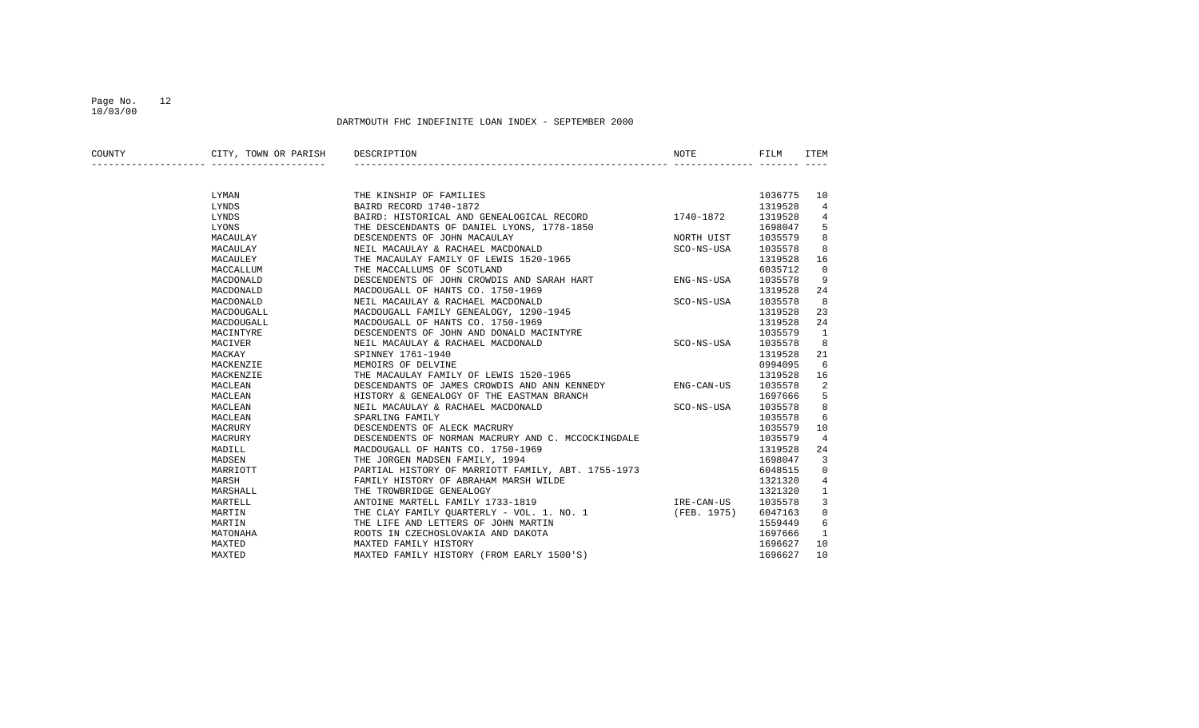DARTMOUTH FHC INDEFINITE LOAN INDEX - SEPTEMBER 2000

| COUNTY | CITY, TOWN OR PARISH | DESCRIPTION | NOTE | FILM | ITEM |
|---|---|---|---|---|---|
| | LYMAN | THE KINSHIP OF FAMILIES | | 1036775 | 10 |
| | LYNDS | BAIRD RECORD 1740-1872 | | 1319528 | 4 |
| | LYNDS | BAIRD: HISTORICAL AND GENEALOGICAL RECORD | 1740-1872 | 1319528 | 4 |
| | LYONS | THE DESCENDANTS OF DANIEL LYONS, 1778-1850 | | 1698047 | 5 |
| | MACAULAY | DESCENDENTS OF JOHN MACAULAY | NORTH UIST | 1035579 | 8 |
| | MACAULAY | NEIL MACAULAY & RACHAEL MACDONALD | SCO-NS-USA | 1035578 | 8 |
| | MACAULEY | THE MACAULAY FAMILY OF LEWIS 1520-1965 | | 1319528 | 16 |
| | MACCALLUM | THE MACCALLUMS OF SCOTLAND | | 6035712 | 0 |
| | MACDONALD | DESCENDENTS OF JOHN CROWDIS AND SARAH HART | ENG-NS-USA | 1035578 | 9 |
| | MACDONALD | MACDOUGALL OF HANTS CO. 1750-1969 | | 1319528 | 24 |
| | MACDONALD | NEIL MACAULAY & RACHAEL MACDONALD | SCO-NS-USA | 1035578 | 8 |
| | MACDOUGALL | MACDOUGALL FAMILY GENEALOGY, 1290-1945 | | 1319528 | 23 |
| | MACDOUGALL | MACDOUGALL OF HANTS CO. 1750-1969 | | 1319528 | 24 |
| | MACINTYRE | DESCENDENTS OF JOHN AND DONALD MACINTYRE | | 1035579 | 1 |
| | MACIVER | NEIL MACAULAY & RACHAEL MACDONALD | SCO-NS-USA | 1035578 | 8 |
| | MACKAY | SPINNEY 1761-1940 | | 1319528 | 21 |
| | MACKENZIE | MEMOIRS OF DELVINE | | 0994095 | 6 |
| | MACKENZIE | THE MACAULAY FAMILY OF LEWIS 1520-1965 | | 1319528 | 16 |
| | MACLEAN | DESCENDANTS OF JAMES CROWDIS AND ANN KENNEDY | ENG-CAN-US | 1035578 | 2 |
| | MACLEAN | HISTORY & GENEALOGY OF THE EASTMAN BRANCH | | 1697666 | 5 |
| | MACLEAN | NEIL MACAULAY & RACHAEL MACDONALD | SCO-NS-USA | 1035578 | 8 |
| | MACLEAN | SPARLING FAMILY | | 1035578 | 6 |
| | MACRURY | DESCENDENTS OF ALECK MACRURY | | 1035579 | 10 |
| | MACRURY | DESCENDENTS OF NORMAN MACRURY AND C. MCCOCKINGDALE | | 1035579 | 4 |
| | MADILL | MACDOUGALL OF HANTS CO. 1750-1969 | | 1319528 | 24 |
| | MADSEN | THE JORGEN MADSEN FAMILY, 1994 | | 1698047 | 3 |
| | MARRIOTT | PARTIAL HISTORY OF MARRIOTT FAMILY, ABT. 1755-1973 | | 6048515 | 0 |
| | MARSH | FAMILY HISTORY OF ABRAHAM MARSH WILDE | | 1321320 | 4 |
| | MARSHALL | THE TROWBRIDGE GENEALOGY | | 1321320 | 1 |
| | MARTELL | ANTOINE MARTELL FAMILY 1733-1819 | IRE-CAN-US | 1035578 | 3 |
| | MARTIN | THE CLAY FAMILY QUARTERLY - VOL. 1. NO. 1 | (FEB. 1975) | 6047163 | 0 |
| | MARTIN | THE LIFE AND LETTERS OF JOHN MARTIN | | 1559449 | 6 |
| | MATONAHA | ROOTS IN CZECHOSLOVAKIA AND DAKOTA | | 1697666 | 1 |
| | MAXTED | MAXTED FAMILY HISTORY | | 1696627 | 10 |
| | MAXTED | MAXTED FAMILY HISTORY (FROM EARLY 1500'S) | | 1696627 | 10 |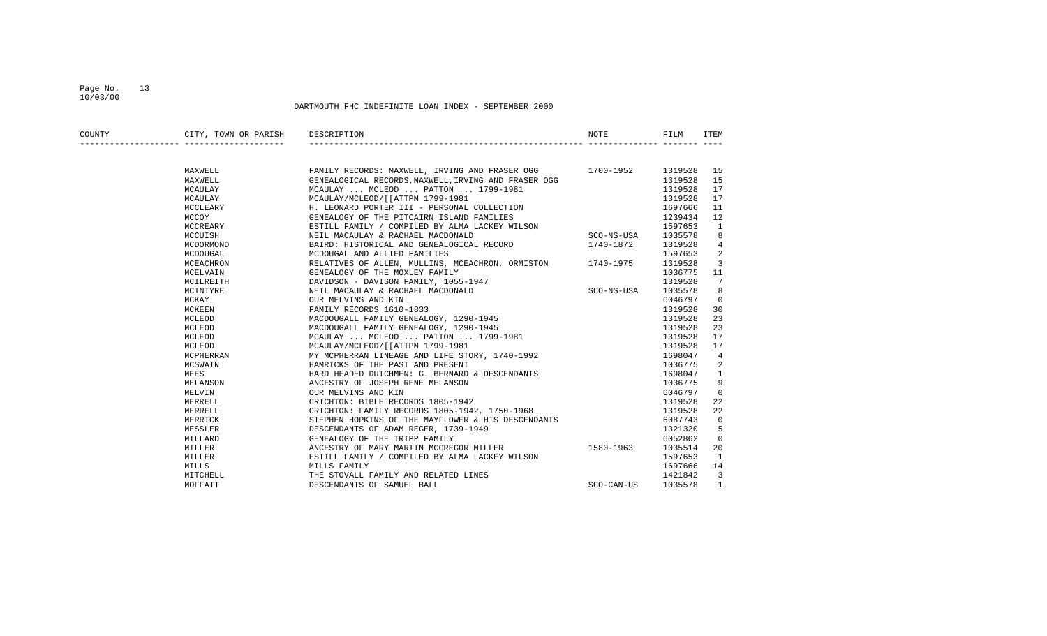DARTMOUTH FHC INDEFINITE LOAN INDEX - SEPTEMBER 2000

| COUNTY | CITY, TOWN OR PARISH | DESCRIPTION | NOTE | FILM | ITEM |
|---|---|---|---|---|---|
| | MAXWELL | FAMILY RECORDS: MAXWELL, IRVING AND FRASER OGG | 1700-1952 | 1319528 | 15 |
| | MAXWELL | GENEALOGICAL RECORDS,MAXWELL,IRVING AND FRASER OGG | | 1319528 | 15 |
| | MCAULAY | MCAULAY ... MCLEOD ... PATTON ... 1799-1981 | | 1319528 | 17 |
| | MCAULAY | MCAULAY/MCLEOD/[[ATTPM 1799-1981 | | 1319528 | 17 |
| | MCCLEARY | H. LEONARD PORTER III - PERSONAL COLLECTION | | 1697666 | 11 |
| | MCCOY | GENEALOGY OF THE PITCAIRN ISLAND FAMILIES | | 1239434 | 12 |
| | MCCREARY | ESTILL FAMILY / COMPILED BY ALMA LACKEY WILSON | | 1597653 | 1 |
| | MCCUISH | NEIL MACAULAY & RACHAEL MACDONALD | SCO-NS-USA | 1035578 | 8 |
| | MCDORMOND | BAIRD: HISTORICAL AND GENEALOGICAL RECORD | 1740-1872 | 1319528 | 4 |
| | MCDOUGAL | MCDOUGAL AND ALLIED FAMILIES | | 1597653 | 2 |
| | MCEACHRON | RELATIVES OF ALLEN, MULLINS, MCEACHRON, ORMISTON | 1740-1975 | 1319528 | 3 |
| | MCELVAIN | GENEALOGY OF THE MOXLEY FAMILY | | 1036775 | 11 |
| | MCILREITH | DAVIDSON - DAVISON FAMILY, 1055-1947 | | 1319528 | 7 |
| | MCINTYRE | NEIL MACAULAY & RACHAEL MACDONALD | SCO-NS-USA | 1035578 | 8 |
| | MCKAY | OUR MELVINS AND KIN | | 6046797 | 0 |
| | MCKEEN | FAMILY RECORDS 1610-1833 | | 1319528 | 30 |
| | MCLEOD | MACDOUGALL FAMILY GENEALOGY, 1290-1945 | | 1319528 | 23 |
| | MCLEOD | MACDOUGALL FAMILY GENEALOGY, 1290-1945 | | 1319528 | 23 |
| | MCLEOD | MCAULAY ... MCLEOD ... PATTON ... 1799-1981 | | 1319528 | 17 |
| | MCLEOD | MCAULAY/MCLEOD/[[ATTPM 1799-1981 | | 1319528 | 17 |
| | MCPHERRAN | MY MCPHERRAN LINEAGE AND LIFE STORY, 1740-1992 | | 1698047 | 4 |
| | MCSWAIN | HAMRICKS OF THE PAST AND PRESENT | | 1036775 | 2 |
| | MEES | HARD HEADED DUTCHMEN: G. BERNARD & DESCENDANTS | | 1698047 | 1 |
| | MELANSON | ANCESTRY OF JOSEPH RENE MELANSON | | 1036775 | 9 |
| | MELVIN | OUR MELVINS AND KIN | | 6046797 | 0 |
| | MERRELL | CRICHTON: BIBLE RECORDS 1805-1942 | | 1319528 | 22 |
| | MERRELL | CRICHTON: FAMILY RECORDS 1805-1942, 1750-1968 | | 1319528 | 22 |
| | MERRICK | STEPHEN HOPKINS OF THE MAYFLOWER & HIS DESCENDANTS | | 6087743 | 0 |
| | MESSLER | DESCENDANTS OF ADAM REGER, 1739-1949 | | 1321320 | 5 |
| | MILLARD | GENEALOGY OF THE TRIPP FAMILY | | 6052862 | 0 |
| | MILLER | ANCESTRY OF MARY MARTIN MCGREGOR MILLER | 1580-1963 | 1035514 | 20 |
| | MILLER | ESTILL FAMILY / COMPILED BY ALMA LACKEY WILSON | | 1597653 | 1 |
| | MILLS | MILLS FAMILY | | 1697666 | 14 |
| | MITCHELL | THE STOVALL FAMILY AND RELATED LINES | | 1421842 | 3 |
| | MOFFATT | DESCENDANTS OF SAMUEL BALL | SCO-CAN-US | 1035578 | 1 |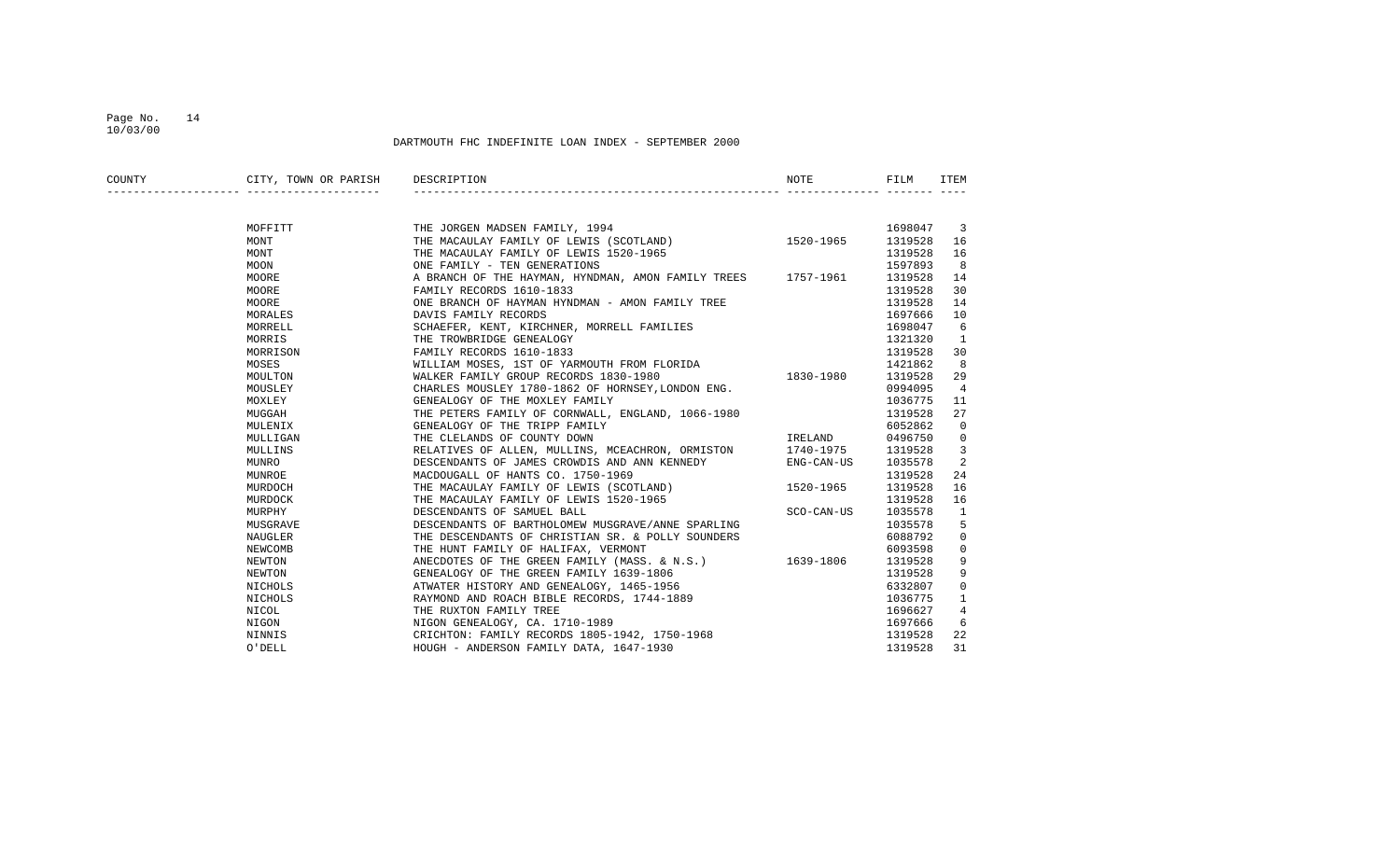DARTMOUTH FHC INDEFINITE LOAN INDEX - SEPTEMBER 2000

| COUNTY | CITY, TOWN OR PARISH | DESCRIPTION | NOTE | FILM | ITEM |
|---|---|---|---|---|---|
| | MOFFITT | THE JORGEN MADSEN FAMILY, 1994 | | 1698047 | 3 |
| | MONT | THE MACAULAY FAMILY OF LEWIS (SCOTLAND) | 1520-1965 | 1319528 | 16 |
| | MONT | THE MACAULAY FAMILY OF LEWIS 1520-1965 | | 1319528 | 16 |
| | MOON | ONE FAMILY - TEN GENERATIONS | | 1597893 | 8 |
| | MOORE | A BRANCH OF THE HAYMAN, HYNDMAN, AMON FAMILY TREES | 1757-1961 | 1319528 | 14 |
| | MOORE | FAMILY RECORDS 1610-1833 | | 1319528 | 30 |
| | MOORE | ONE BRANCH OF HAYMAN HYNDMAN - AMON FAMILY TREE | | 1319528 | 14 |
| | MORALES | DAVIS FAMILY RECORDS | | 1697666 | 10 |
| | MORRELL | SCHAEFER, KENT, KIRCHNER, MORRELL FAMILIES | | 1698047 | 6 |
| | MORRIS | THE TROWBRIDGE GENEALOGY | | 1321320 | 1 |
| | MORRISON | FAMILY RECORDS 1610-1833 | | 1319528 | 30 |
| | MOSES | WILLIAM MOSES, 1ST OF YARMOUTH FROM FLORIDA | | 1421862 | 8 |
| | MOULTON | WALKER FAMILY GROUP RECORDS 1830-1980 | 1830-1980 | 1319528 | 29 |
| | MOUSLEY | CHARLES MOUSLEY 1780-1862 OF HORNSEY,LONDON ENG. | | 0994095 | 4 |
| | MOXLEY | GENEALOGY OF THE MOXLEY FAMILY | | 1036775 | 11 |
| | MUGGAH | THE PETERS FAMILY OF CORNWALL, ENGLAND, 1066-1980 | | 1319528 | 27 |
| | MULENIX | GENEALOGY OF THE TRIPP FAMILY | | 6052862 | 0 |
| | MULLIGAN | THE CLELANDS OF COUNTY DOWN | IRELAND | 0496750 | 0 |
| | MULLINS | RELATIVES OF ALLEN, MULLINS, MCEACHRON, ORMISTON | 1740-1975 | 1319528 | 3 |
| | MUNRO | DESCENDANTS OF JAMES CROWDIS AND ANN KENNEDY | ENG-CAN-US | 1035578 | 2 |
| | MUNROE | MACDOUGALL OF HANTS CO. 1750-1969 | | 1319528 | 24 |
| | MURDOCH | THE MACAULAY FAMILY OF LEWIS (SCOTLAND) | 1520-1965 | 1319528 | 16 |
| | MURDOCK | THE MACAULAY FAMILY OF LEWIS 1520-1965 | | 1319528 | 16 |
| | MURPHY | DESCENDANTS OF SAMUEL BALL | SCO-CAN-US | 1035578 | 1 |
| | MUSGRAVE | DESCENDANTS OF BARTHOLOMEW MUSGRAVE/ANNE SPARLING | | 1035578 | 5 |
| | NAUGLER | THE DESCENDANTS OF CHRISTIAN SR. & POLLY SOUNDERS | | 6088792 | 0 |
| | NEWCOMB | THE HUNT FAMILY OF HALIFAX, VERMONT | | 6093598 | 0 |
| | NEWTON | ANECDOTES OF THE GREEN FAMILY (MASS. & N.S.) | 1639-1806 | 1319528 | 9 |
| | NEWTON | GENEALOGY OF THE GREEN FAMILY 1639-1806 | | 1319528 | 9 |
| | NICHOLS | ATWATER HISTORY AND GENEALOGY, 1465-1956 | | 6332807 | 0 |
| | NICHOLS | RAYMOND AND ROACH BIBLE RECORDS, 1744-1889 | | 1036775 | 1 |
| | NICOL | THE RUXTON FAMILY TREE | | 1696627 | 4 |
| | NIGON | NIGON GENEALOGY, CA. 1710-1989 | | 1697666 | 6 |
| | NINNIS | CRICHTON: FAMILY RECORDS 1805-1942, 1750-1968 | | 1319528 | 22 |
| | O'DELL | HOUGH - ANDERSON FAMILY DATA, 1647-1930 | | 1319528 | 31 |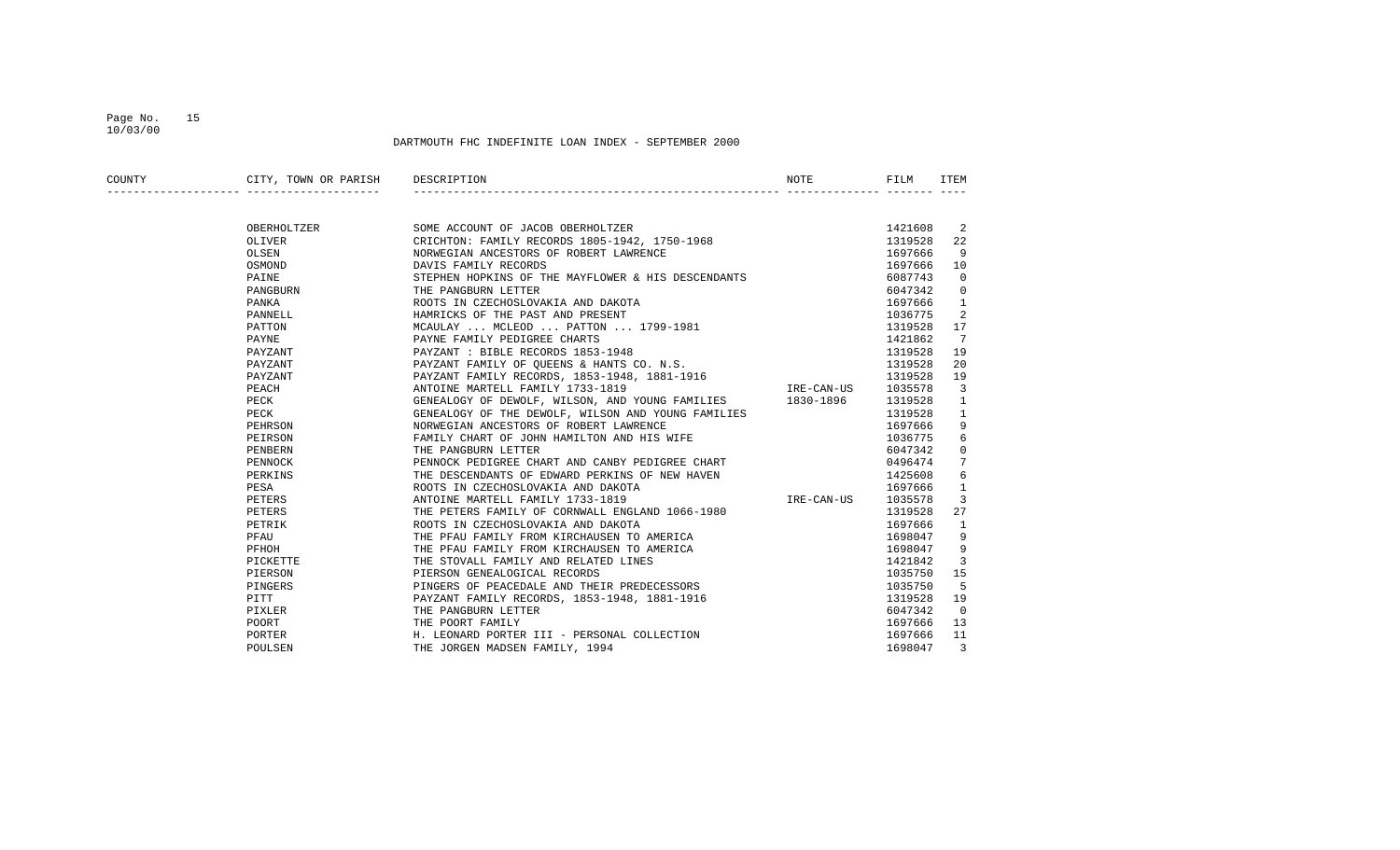DARTMOUTH FHC INDEFINITE LOAN INDEX - SEPTEMBER 2000

| COUNTY | CITY, TOWN OR PARISH | DESCRIPTION | NOTE | FILM | ITEM |
|---|---|---|---|---|---|
| | OBERHOLTZER | SOME ACCOUNT OF JACOB OBERHOLTZER | | 1421608 | 2 |
| | OLIVER | CRICHTON: FAMILY RECORDS 1805-1942, 1750-1968 | | 1319528 | 22 |
| | OLSEN | NORWEGIAN ANCESTORS OF ROBERT LAWRENCE | | 1697666 | 9 |
| | OSMOND | DAVIS FAMILY RECORDS | | 1697666 | 10 |
| | PAINE | STEPHEN HOPKINS OF THE MAYFLOWER & HIS DESCENDANTS | | 6087743 | 0 |
| | PANGBURN | THE PANGBURN LETTER | | 6047342 | 0 |
| | PANKA | ROOTS IN CZECHOSLOVAKIA AND DAKOTA | | 1697666 | 1 |
| | PANNELL | HAMRICKS OF THE PAST AND PRESENT | | 1036775 | 2 |
| | PATTON | MCAULAY ... MCLEOD ... PATTON ... 1799-1981 | | 1319528 | 17 |
| | PAYNE | PAYNE FAMILY PEDIGREE CHARTS | | 1421862 | 7 |
| | PAYZANT | PAYZANT : BIBLE RECORDS 1853-1948 | | 1319528 | 19 |
| | PAYZANT | PAYZANT FAMILY OF QUEENS & HANTS CO. N.S. | | 1319528 | 20 |
| | PAYZANT | PAYZANT FAMILY RECORDS, 1853-1948, 1881-1916 | | 1319528 | 19 |
| | PEACH | ANTOINE MARTELL FAMILY 1733-1819 | IRE-CAN-US | 1035578 | 3 |
| | PECK | GENEALOGY OF DEWOLF, WILSON, AND YOUNG FAMILIES | 1830-1896 | 1319528 | 1 |
| | PECK | GENEALOGY OF THE DEWOLF, WILSON AND YOUNG FAMILIES | | 1319528 | 1 |
| | PEHRSON | NORWEGIAN ANCESTORS OF ROBERT LAWRENCE | | 1697666 | 9 |
| | PEIRSON | FAMILY CHART OF JOHN HAMILTON AND HIS WIFE | | 1036775 | 6 |
| | PENBERN | THE PANGBURN LETTER | | 6047342 | 0 |
| | PENNOCK | PENNOCK PEDIGREE CHART AND CANBY PEDIGREE CHART | | 0496474 | 7 |
| | PERKINS | THE DESCENDANTS OF EDWARD PERKINS OF NEW HAVEN | | 1425608 | 6 |
| | PESA | ROOTS IN CZECHOSLOVAKIA AND DAKOTA | | 1697666 | 1 |
| | PETERS | ANTOINE MARTELL FAMILY 1733-1819 | IRE-CAN-US | 1035578 | 3 |
| | PETERS | THE PETERS FAMILY OF CORNWALL ENGLAND 1066-1980 | | 1319528 | 27 |
| | PETRIK | ROOTS IN CZECHOSLOVAKIA AND DAKOTA | | 1697666 | 1 |
| | PFAU | THE PFAU FAMILY FROM KIRCHAUSEN TO AMERICA | | 1698047 | 9 |
| | PFHOH | THE PFAU FAMILY FROM KIRCHAUSEN TO AMERICA | | 1698047 | 9 |
| | PICKETTE | THE STOVALL FAMILY AND RELATED LINES | | 1421842 | 3 |
| | PIERSON | PIERSON GENEALOGICAL RECORDS | | 1035750 | 15 |
| | PINGERS | PINGERS OF PEACEDALE AND THEIR PREDECESSORS | | 1035750 | 5 |
| | PITT | PAYZANT FAMILY RECORDS, 1853-1948, 1881-1916 | | 1319528 | 19 |
| | PIXLER | THE PANGBURN LETTER | | 6047342 | 0 |
| | POORT | THE POORT FAMILY | | 1697666 | 13 |
| | PORTER | H. LEONARD PORTER III - PERSONAL COLLECTION | | 1697666 | 11 |
| | POULSEN | THE JORGEN MADSEN FAMILY, 1994 | | 1698047 | 3 |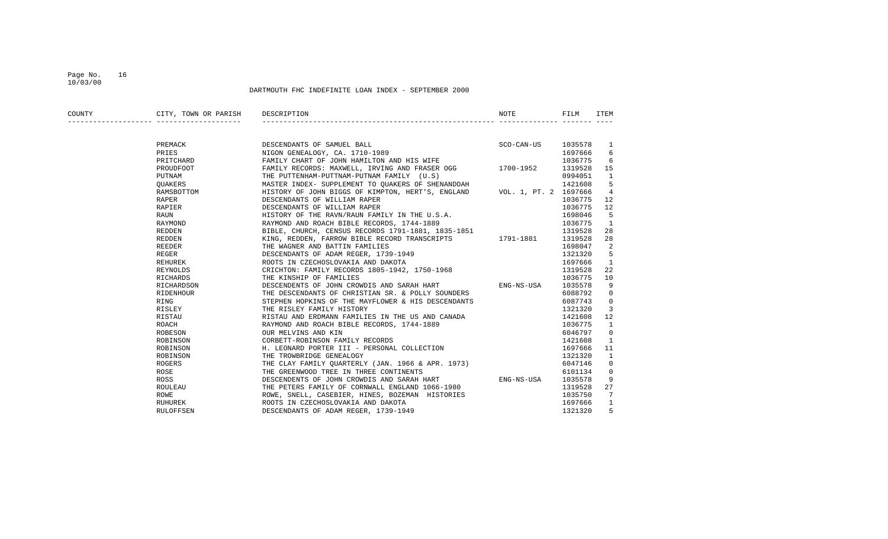## DARTMOUTH FHC INDEFINITE LOAN INDEX - SEPTEMBER 2000

| COUNTY | CITY, TOWN OR PARISH | DESCRIPTION | NOTE | FILM | ITEM |
|---|---|---|---|---|---|
| | PREMACK | DESCENDANTS OF SAMUEL BALL | SCO-CAN-US | 1035578 | 1 |
| | PRIES | NIGON GENEALOGY, CA. 1710-1989 | | 1697666 | 6 |
| | PRITCHARD | FAMILY CHART OF JOHN HAMILTON AND HIS WIFE | | 1036775 | 6 |
| | PROUDFOOT | FAMILY RECORDS: MAXWELL, IRVING AND FRASER OGG | 1700-1952 | 1319528 | 15 |
| | PUTNAM | THE PUTTENHAM-PUTTNAM-PUTNAM FAMILY (U.S) | | 0994051 | 1 |
| | QUAKERS | MASTER INDEX- SUPPLEMENT TO QUAKERS OF SHENANDOAH | | 1421608 | 5 |
| | RAMSBOTTOM | HISTORY OF JOHN BIGGS OF KIMPTON, HERT'S, ENGLAND | VOL. 1, PT. 2 | 1697666 | 4 |
| | RAPER | DESCENDANTS OF WILLIAM RAPER | | 1036775 | 12 |
| | RAPIER | DESCENDANTS OF WILLIAM RAPER | | 1036775 | 12 |
| | RAUN | HISTORY OF THE RAVN/RAUN FAMILY IN THE U.S.A. | | 1698046 | 5 |
| | RAYMOND | RAYMOND AND ROACH BIBLE RECORDS, 1744-1889 | | 1036775 | 1 |
| | REDDEN | BIBLE, CHURCH, CENSUS RECORDS 1791-1881, 1835-1851 | | 1319528 | 28 |
| | REDDEN | KING, REDDEN, FARROW BIBLE RECORD TRANSCRIPTS | 1791-1881 | 1319528 | 28 |
| | REEDER | THE WAGNER AND BATTIN FAMILIES | | 1698047 | 2 |
| | REGER | DESCENDANTS OF ADAM REGER, 1739-1949 | | 1321320 | 5 |
| | REHUREK | ROOTS IN CZECHOSLOVAKIA AND DAKOTA | | 1697666 | 1 |
| | REYNOLDS | CRICHTON: FAMILY RECORDS 1805-1942, 1750-1968 | | 1319528 | 22 |
| | RICHARDS | THE KINSHIP OF FAMILIES | | 1036775 | 10 |
| | RICHARDSON | DESCENDENTS OF JOHN CROWDIS AND SARAH HART | ENG-NS-USA | 1035578 | 9 |
| | RIDENHOUR | THE DESCENDANTS OF CHRISTIAN SR. & POLLY SOUNDERS | | 6088792 | 0 |
| | RING | STEPHEN HOPKINS OF THE MAYFLOWER & HIS DESCENDANTS | | 6087743 | 0 |
| | RISLEY | THE RISLEY FAMILY HISTORY | | 1321320 | 3 |
| | RISTAU | RISTAU AND ERDMANN FAMILIES IN THE US AND CANADA | | 1421608 | 12 |
| | ROACH | RAYMOND AND ROACH BIBLE RECORDS, 1744-1889 | | 1036775 | 1 |
| | ROBESON | OUR MELVINS AND KIN | | 6046797 | 0 |
| | ROBINSON | CORBETT-ROBINSON FAMILY RECORDS | | 1421608 | 1 |
| | ROBINSON | H. LEONARD PORTER III - PERSONAL COLLECTION | | 1697666 | 11 |
| | ROBINSON | THE TROWBRIDGE GENEALOGY | | 1321320 | 1 |
| | ROGERS | THE CLAY FAMILY QUARTERLY (JAN. 1966 & APR. 1973) | | 6047146 | 0 |
| | ROSE | THE GREENWOOD TREE IN THREE CONTINENTS | | 6101134 | 0 |
| | ROSS | DESCENDENTS OF JOHN CROWDIS AND SARAH HART | ENG-NS-USA | 1035578 | 9 |
| | ROULEAU | THE PETERS FAMILY OF CORNWALL ENGLAND 1066-1980 | | 1319528 | 27 |
| | ROWE | ROWE, SNELL, CASEBIER, HINES, BOZEMAN HISTORIES | | 1035750 | 7 |
| | RUHUREK | ROOTS IN CZECHOSLOVAKIA AND DAKOTA | | 1697666 | 1 |
| | RULOFFSEN | DESCENDANTS OF ADAM REGER, 1739-1949 | | 1321320 | 5 |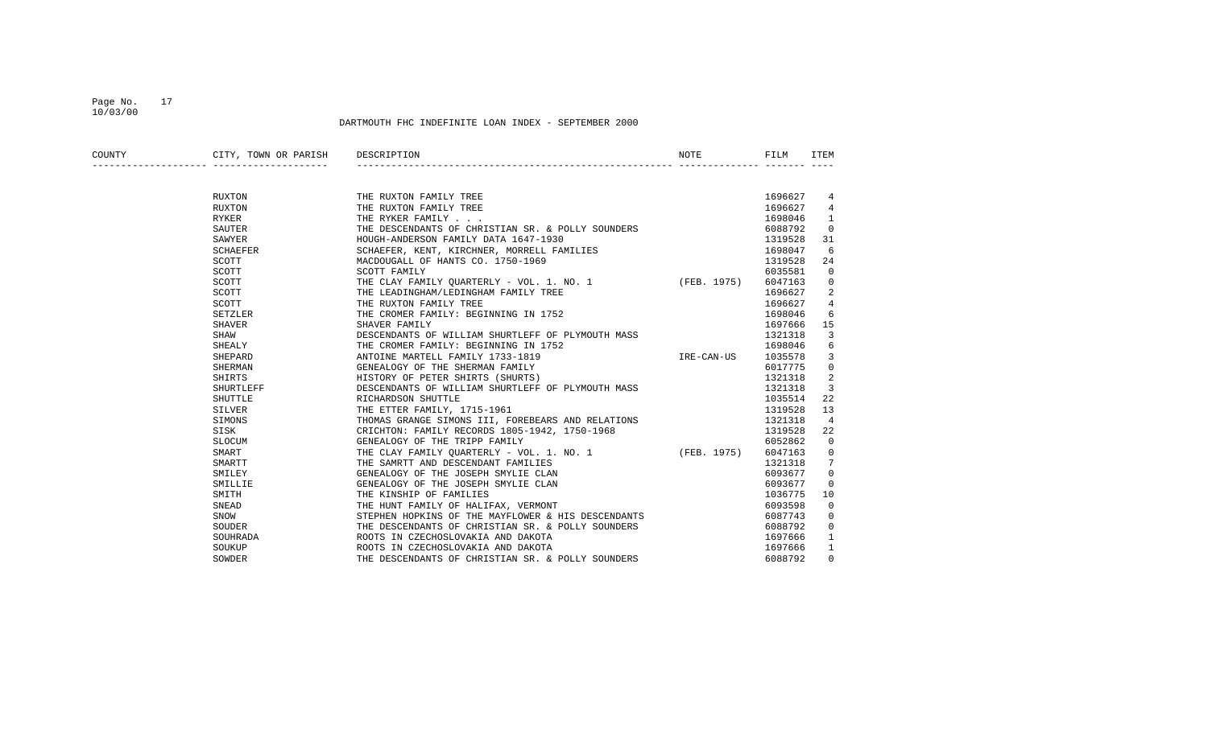DARTMOUTH FHC INDEFINITE LOAN INDEX - SEPTEMBER 2000

| COUNTY | CITY, TOWN OR PARISH | DESCRIPTION | NOTE | FILM | ITEM |
|---|---|---|---|---|---|
| | RUXTON | THE RUXTON FAMILY TREE | | 1696627 | 4 |
| | RUXTON | THE RUXTON FAMILY TREE | | 1696627 | 4 |
| | RYKER | THE RYKER FAMILY . . . | | 1698046 | 1 |
| | SAUTER | THE DESCENDANTS OF CHRISTIAN SR. & POLLY SOUNDERS | | 6088792 | 0 |
| | SAWYER | HOUGH-ANDERSON FAMILY DATA 1647-1930 | | 1319528 | 31 |
| | SCHAEFER | SCHAEFER, KENT, KIRCHNER, MORRELL FAMILIES | | 1698047 | 6 |
| | SCOTT | MACDOUGALL OF HANTS CO. 1750-1969 | | 1319528 | 24 |
| | SCOTT | SCOTT FAMILY | | 6035581 | 0 |
| | SCOTT | THE CLAY FAMILY QUARTERLY - VOL. 1. NO. 1 | (FEB. 1975) | 6047163 | 0 |
| | SCOTT | THE LEADINGHAM/LEDINGHAM FAMILY TREE | | 1696627 | 2 |
| | SCOTT | THE RUXTON FAMILY TREE | | 1696627 | 4 |
| | SETZLER | THE CROMER FAMILY: BEGINNING IN 1752 | | 1698046 | 6 |
| | SHAVER | SHAVER FAMILY | | 1697666 | 15 |
| | SHAW | DESCENDANTS OF WILLIAM SHURTLEFF OF PLYMOUTH MASS | | 1321318 | 3 |
| | SHEALY | THE CROMER FAMILY: BEGINNING IN 1752 | | 1698046 | 6 |
| | SHEPARD | ANTOINE MARTELL FAMILY 1733-1819 | IRE-CAN-US | 1035578 | 3 |
| | SHERMAN | GENEALOGY OF THE SHERMAN FAMILY | | 6017775 | 0 |
| | SHIRTS | HISTORY OF PETER SHIRTS (SHURTS) | | 1321318 | 2 |
| | SHURTLEFF | DESCENDANTS OF WILLIAM SHURTLEFF OF PLYMOUTH MASS | | 1321318 | 3 |
| | SHUTTLE | RICHARDSON SHUTTLE | | 1035514 | 22 |
| | SILVER | THE ETTER FAMILY, 1715-1961 | | 1319528 | 13 |
| | SIMONS | THOMAS GRANGE SIMONS III, FOREBEARS AND RELATIONS | | 1321318 | 4 |
| | SISK | CRICHTON: FAMILY RECORDS 1805-1942, 1750-1968 | | 1319528 | 22 |
| | SLOCUM | GENEALOGY OF THE TRIPP FAMILY | | 6052862 | 0 |
| | SMART | THE CLAY FAMILY QUARTERLY - VOL. 1. NO. 1 | (FEB. 1975) | 6047163 | 0 |
| | SMARTT | THE SAMRTT AND DESCENDANT FAMILIES | | 1321318 | 7 |
| | SMILEY | GENEALOGY OF THE JOSEPH SMYLIE CLAN | | 6093677 | 0 |
| | SMILLIE | GENEALOGY OF THE JOSEPH SMYLIE CLAN | | 6093677 | 0 |
| | SMITH | THE KINSHIP OF FAMILIES | | 1036775 | 10 |
| | SNEAD | THE HUNT FAMILY OF HALIFAX, VERMONT | | 6093598 | 0 |
| | SNOW | STEPHEN HOPKINS OF THE MAYFLOWER & HIS DESCENDANTS | | 6087743 | 0 |
| | SOUDER | THE DESCENDANTS OF CHRISTIAN SR. & POLLY SOUNDERS | | 6088792 | 0 |
| | SOUHRADA | ROOTS IN CZECHOSLOVAKIA AND DAKOTA | | 1697666 | 1 |
| | SOUKUP | ROOTS IN CZECHOSLOVAKIA AND DAKOTA | | 1697666 | 1 |
| | SOWDER | THE DESCENDANTS OF CHRISTIAN SR. & POLLY SOUNDERS | | 6088792 | 0 |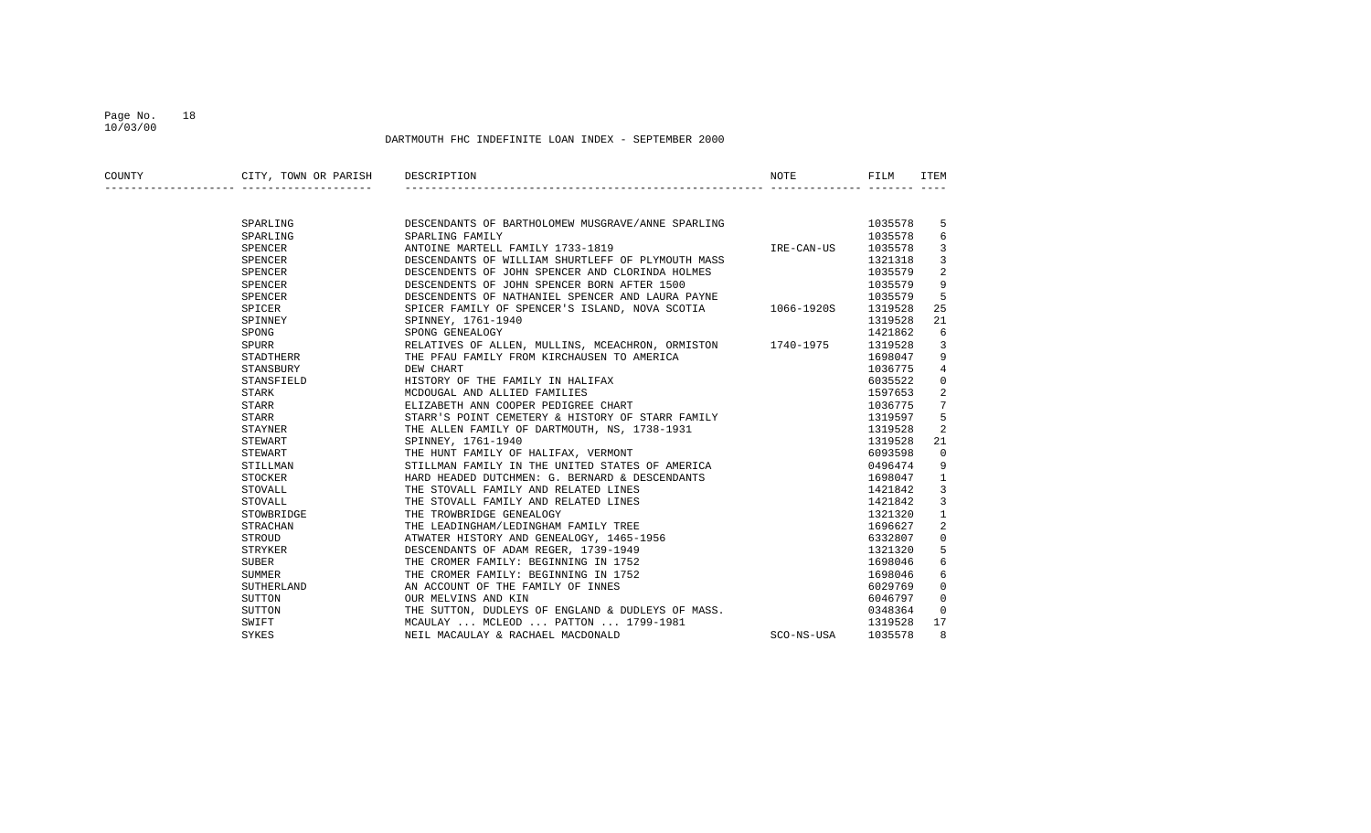DARTMOUTH FHC INDEFINITE LOAN INDEX - SEPTEMBER 2000

| COUNTY | CITY, TOWN OR PARISH | DESCRIPTION | NOTE | FILM | ITEM |
|---|---|---|---|---|---|
| | SPARLING | DESCENDANTS OF BARTHOLOMEW MUSGRAVE/ANNE SPARLING | | 1035578 | 5 |
| | SPARLING | SPARLING FAMILY | | 1035578 | 6 |
| | SPENCER | ANTOINE MARTELL FAMILY 1733-1819 | IRE-CAN-US | 1035578 | 3 |
| | SPENCER | DESCENDANTS OF WILLIAM SHURTLEFF OF PLYMOUTH MASS | | 1321318 | 3 |
| | SPENCER | DESCENDENTS OF JOHN SPENCER AND CLORINDA HOLMES | | 1035579 | 2 |
| | SPENCER | DESCENDENTS OF JOHN SPENCER BORN AFTER 1500 | | 1035579 | 9 |
| | SPENCER | DESCENDENTS OF NATHANIEL SPENCER AND LAURA PAYNE | | 1035579 | 5 |
| | SPICER | SPICER FAMILY OF SPENCER'S ISLAND, NOVA SCOTIA | 1066-1920S | 1319528 | 25 |
| | SPINNEY | SPINNEY, 1761-1940 | | 1319528 | 21 |
| | SPONG | SPONG GENEALOGY | | 1421862 | 6 |
| | SPURR | RELATIVES OF ALLEN, MULLINS, MCEACHRON, ORMISTON | 1740-1975 | 1319528 | 3 |
| | STADTHERR | THE PFAU FAMILY FROM KIRCHAUSEN TO AMERICA | | 1698047 | 9 |
| | STANSBURY | DEW CHART | | 1036775 | 4 |
| | STANSFIELD | HISTORY OF THE FAMILY IN HALIFAX | | 6035522 | 0 |
| | STARK | MCDOUGAL AND ALLIED FAMILIES | | 1597653 | 2 |
| | STARR | ELIZABETH ANN COOPER PEDIGREE CHART | | 1036775 | 7 |
| | STARR | STARR'S POINT CEMETERY & HISTORY OF STARR FAMILY | | 1319597 | 5 |
| | STAYNER | THE ALLEN FAMILY OF DARTMOUTH, NS, 1738-1931 | | 1319528 | 2 |
| | STEWART | SPINNEY, 1761-1940 | | 1319528 | 21 |
| | STEWART | THE HUNT FAMILY OF HALIFAX, VERMONT | | 6093598 | 0 |
| | STILLMAN | STILLMAN FAMILY IN THE UNITED STATES OF AMERICA | | 0496474 | 9 |
| | STOCKER | HARD HEADED DUTCHMEN: G. BERNARD & DESCENDANTS | | 1698047 | 1 |
| | STOVALL | THE STOVALL FAMILY AND RELATED LINES | | 1421842 | 3 |
| | STOVALL | THE STOVALL FAMILY AND RELATED LINES | | 1421842 | 3 |
| | STOWBRIDGE | THE TROWBRIDGE GENEALOGY | | 1321320 | 1 |
| | STRACHAN | THE LEADINGHAM/LEDINGHAM FAMILY TREE | | 1696627 | 2 |
| | STROUD | ATWATER HISTORY AND GENEALOGY, 1465-1956 | | 6332807 | 0 |
| | STRYKER | DESCENDANTS OF ADAM REGER, 1739-1949 | | 1321320 | 5 |
| | SUBER | THE CROMER FAMILY: BEGINNING IN 1752 | | 1698046 | 6 |
| | SUMMER | THE CROMER FAMILY: BEGINNING IN 1752 | | 1698046 | 6 |
| | SUTHERLAND | AN ACCOUNT OF THE FAMILY OF INNES | | 6029769 | 0 |
| | SUTTON | OUR MELVINS AND KIN | | 6046797 | 0 |
| | SUTTON | THE SUTTON, DUDLEYS OF ENGLAND & DUDLEYS OF MASS. | | 0348364 | 0 |
| | SWIFT | MCAULAY ... MCLEOD ... PATTON ... 1799-1981 | | 1319528 | 17 |
| | SYKES | NEIL MACAULAY & RACHAEL MACDONALD | SCO-NS-USA | 1035578 | 8 |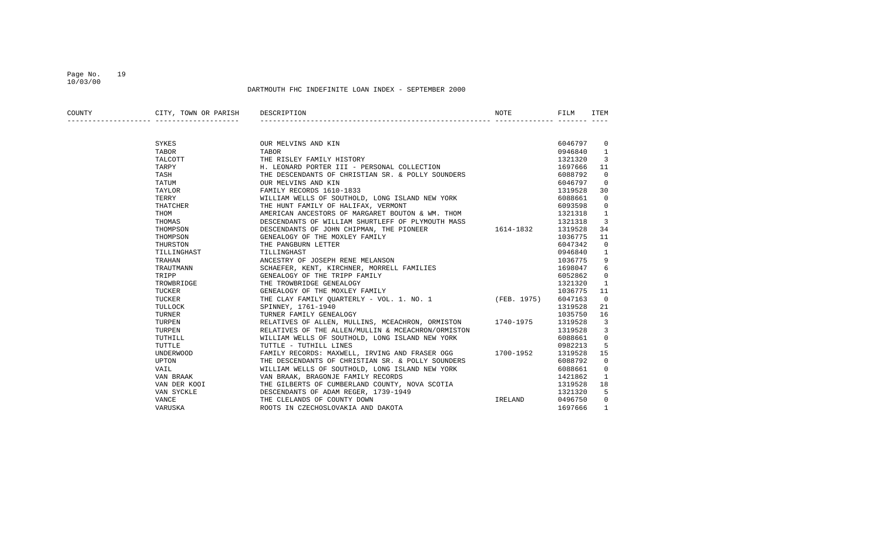DARTMOUTH FHC INDEFINITE LOAN INDEX - SEPTEMBER 2000

| COUNTY | CITY, TOWN OR PARISH | DESCRIPTION | NOTE | FILM | ITEM |
|---|---|---|---|---|---|
| | SYKES | OUR MELVINS AND KIN | | 6046797 | 0 |
| | TABOR | TABOR | | 0946840 | 1 |
| | TALCOTT | THE RISLEY FAMILY HISTORY | | 1321320 | 3 |
| | TARPY | H. LEONARD PORTER III - PERSONAL COLLECTION | | 1697666 | 11 |
| | TASH | THE DESCENDANTS OF CHRISTIAN SR. & POLLY SOUNDERS | | 6088792 | 0 |
| | TATUM | OUR MELVINS AND KIN | | 6046797 | 0 |
| | TAYLOR | FAMILY RECORDS 1610-1833 | | 1319528 | 30 |
| | TERRY | WILLIAM WELLS OF SOUTHOLD, LONG ISLAND NEW YORK | | 6088661 | 0 |
| | THATCHER | THE HUNT FAMILY OF HALIFAX, VERMONT | | 6093598 | 0 |
| | THOM | AMERICAN ANCESTORS OF MARGARET BOUTON & WM. THOM | | 1321318 | 1 |
| | THOMAS | DESCENDANTS OF WILLIAM SHURTLEFF OF PLYMOUTH MASS | | 1321318 | 3 |
| | THOMPSON | DESCENDANTS OF JOHN CHIPMAN, THE PIONEER | 1614-1832 | 1319528 | 34 |
| | THOMPSON | GENEALOGY OF THE MOXLEY FAMILY | | 1036775 | 11 |
| | THURSTON | THE PANGBURN LETTER | | 6047342 | 0 |
| | TILLINGHAST | TILLINGHAST | | 0946840 | 1 |
| | TRAHAN | ANCESTRY OF JOSEPH RENE MELANSON | | 1036775 | 9 |
| | TRAUTMANN | SCHAEFER, KENT, KIRCHNER, MORRELL FAMILIES | | 1698047 | 6 |
| | TRIPP | GENEALOGY OF THE TRIPP FAMILY | | 6052862 | 0 |
| | TROWBRIDGE | THE TROWBRIDGE GENEALOGY | | 1321320 | 1 |
| | TUCKER | GENEALOGY OF THE MOXLEY FAMILY | | 1036775 | 11 |
| | TUCKER | THE CLAY FAMILY QUARTERLY - VOL. 1. NO. 1 | (FEB. 1975) | 6047163 | 0 |
| | TULLOCK | SPINNEY, 1761-1940 | | 1319528 | 21 |
| | TURNER | TURNER FAMILY GENEALOGY | | 1035750 | 16 |
| | TURPEN | RELATIVES OF ALLEN, MULLINS, MCEACHRON, ORMISTON | 1740-1975 | 1319528 | 3 |
| | TURPEN | RELATIVES OF THE ALLEN/MULLIN & MCEACHRON/ORMISTON | | 1319528 | 3 |
| | TUTHILL | WILLIAM WELLS OF SOUTHOLD, LONG ISLAND NEW YORK | | 6088661 | 0 |
| | TUTTLE | TUTTLE - TUTHILL LINES | | 0982213 | 5 |
| | UNDERWOOD | FAMILY RECORDS: MAXWELL, IRVING AND FRASER OGG | 1700-1952 | 1319528 | 15 |
| | UPTON | THE DESCENDANTS OF CHRISTIAN SR. & POLLY SOUNDERS | | 6088792 | 0 |
| | VAIL | WILLIAM WELLS OF SOUTHOLD, LONG ISLAND NEW YORK | | 6088661 | 0 |
| | VAN BRAAK | VAN BRAAK, BRAGONJE FAMILY RECORDS | | 1421862 | 1 |
| | VAN DER KOOI | THE GILBERTS OF CUMBERLAND COUNTY, NOVA SCOTIA | | 1319528 | 18 |
| | VAN SYCKLE | DESCENDANTS OF ADAM REGER, 1739-1949 | | 1321320 | 5 |
| | VANCE | THE CLELANDS OF COUNTY DOWN | IRELAND | 0496750 | 0 |
| | VARUSKA | ROOTS IN CZECHOSLOVAKIA AND DAKOTA | | 1697666 | 1 |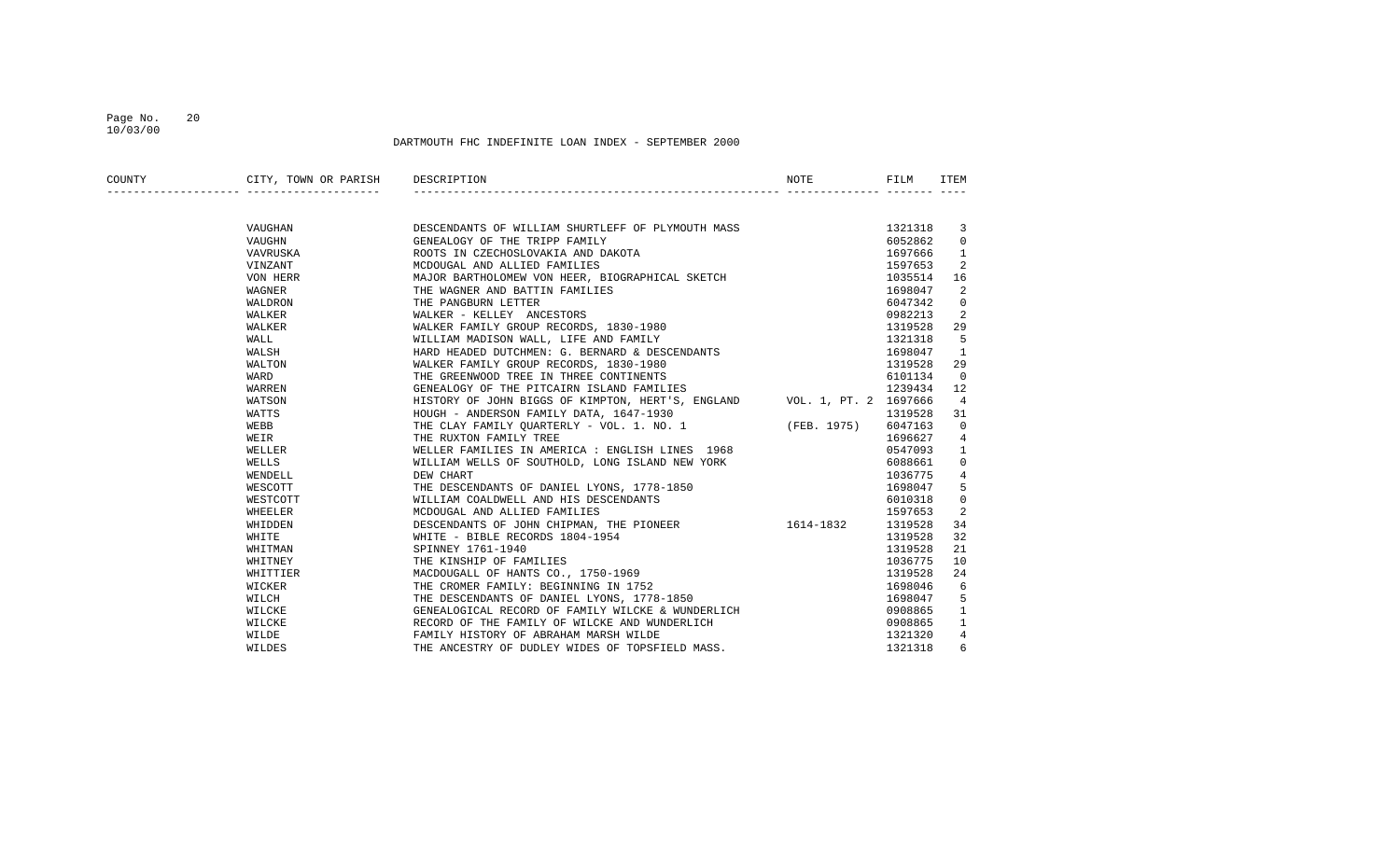DARTMOUTH FHC INDEFINITE LOAN INDEX - SEPTEMBER 2000

| COUNTY | CITY, TOWN OR PARISH | DESCRIPTION | NOTE | FILM | ITEM |
|---|---|---|---|---|---|
| | VAUGHAN | DESCENDANTS OF WILLIAM SHURTLEFF OF PLYMOUTH MASS | | 1321318 | 3 |
| | VAUGHN | GENEALOGY OF THE TRIPP FAMILY | | 6052862 | 0 |
| | VAVRUSKA | ROOTS IN CZECHOSLOVAKIA AND DAKOTA | | 1697666 | 1 |
| | VINZANT | MCDOUGAL AND ALLIED FAMILIES | | 1597653 | 2 |
| | VON HERR | MAJOR BARTHOLOMEW VON HEER, BIOGRAPHICAL SKETCH | | 1035514 | 16 |
| | WAGNER | THE WAGNER AND BATTIN FAMILIES | | 1698047 | 2 |
| | WALDRON | THE PANGBURN LETTER | | 6047342 | 0 |
| | WALKER | WALKER - KELLEY ANCESTORS | | 0982213 | 2 |
| | WALKER | WALKER FAMILY GROUP RECORDS, 1830-1980 | | 1319528 | 29 |
| | WALL | WILLIAM MADISON WALL, LIFE AND FAMILY | | 1321318 | 5 |
| | WALSH | HARD HEADED DUTCHMEN: G. BERNARD & DESCENDANTS | | 1698047 | 1 |
| | WALTON | WALKER FAMILY GROUP RECORDS, 1830-1980 | | 1319528 | 29 |
| | WARD | THE GREENWOOD TREE IN THREE CONTINENTS | | 6101134 | 0 |
| | WARREN | GENEALOGY OF THE PITCAIRN ISLAND FAMILIES | | 1239434 | 12 |
| | WATSON | HISTORY OF JOHN BIGGS OF KIMPTON, HERT'S, ENGLAND | VOL. 1, PT. 2 | 1697666 | 4 |
| | WATTS | HOUGH - ANDERSON FAMILY DATA, 1647-1930 | | 1319528 | 31 |
| | WEBB | THE CLAY FAMILY QUARTERLY - VOL. 1. NO. 1 | (FEB. 1975) | 6047163 | 0 |
| | WEIR | THE RUXTON FAMILY TREE | | 1696627 | 4 |
| | WELLER | WELLER FAMILIES IN AMERICA : ENGLISH LINES 1968 | | 0547093 | 1 |
| | WELLS | WILLIAM WELLS OF SOUTHOLD, LONG ISLAND NEW YORK | | 6088661 | 0 |
| | WENDELL | DEW CHART | | 1036775 | 4 |
| | WESCOTT | THE DESCENDANTS OF DANIEL LYONS, 1778-1850 | | 1698047 | 5 |
| | WESTCOTT | WILLIAM COALDWELL AND HIS DESCENDANTS | | 6010318 | 0 |
| | WHEELER | MCDOUGAL AND ALLIED FAMILIES | | 1597653 | 2 |
| | WHIDDEN | DESCENDANTS OF JOHN CHIPMAN, THE PIONEER | 1614-1832 | 1319528 | 34 |
| | WHITE | WHITE - BIBLE RECORDS 1804-1954 | | 1319528 | 32 |
| | WHITMAN | SPINNEY 1761-1940 | | 1319528 | 21 |
| | WHITNEY | THE KINSHIP OF FAMILIES | | 1036775 | 10 |
| | WHITTIER | MACDOUGALL OF HANTS CO., 1750-1969 | | 1319528 | 24 |
| | WICKER | THE CROMER FAMILY: BEGINNING IN 1752 | | 1698046 | 6 |
| | WILCH | THE DESCENDANTS OF DANIEL LYONS, 1778-1850 | | 1698047 | 5 |
| | WILCKE | GENEALOGICAL RECORD OF FAMILY WILCKE & WUNDERLICH | | 0908865 | 1 |
| | WILCKE | RECORD OF THE FAMILY OF WILCKE AND WUNDERLICH | | 0908865 | 1 |
| | WILDE | FAMILY HISTORY OF ABRAHAM MARSH WILDE | | 1321320 | 4 |
| | WILDES | THE ANCESTRY OF DUDLEY WIDES OF TOPSFIELD MASS. | | 1321318 | 6 |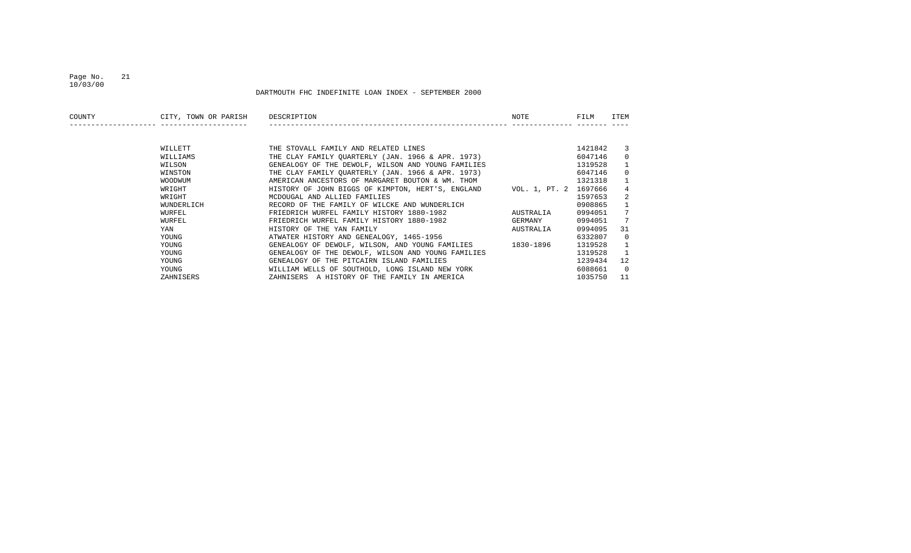DARTMOUTH FHC INDEFINITE LOAN INDEX - SEPTEMBER 2000

| COUNTY | CITY, TOWN OR PARISH | DESCRIPTION | NOTE | FILM | ITEM |
|---|---|---|---|---|---|
| | WILLETT | THE STOVALL FAMILY AND RELATED LINES | | 1421842 | 3 |
| | WILLIAMS | THE CLAY FAMILY QUARTERLY (JAN. 1966 & APR. 1973) | | 6047146 | 0 |
| | WILSON | GENEALOGY OF THE DEWOLF, WILSON AND YOUNG FAMILIES | | 1319528 | 1 |
| | WINSTON | THE CLAY FAMILY QUARTERLY (JAN. 1966 & APR. 1973) | | 6047146 | 0 |
| | WOODWUM | AMERICAN ANCESTORS OF MARGARET BOUTON & WM. THOM | | 1321318 | 1 |
| | WRIGHT | HISTORY OF JOHN BIGGS OF KIMPTON, HERT'S, ENGLAND | VOL. 1, PT. 2 | 1697666 | 4 |
| | WRIGHT | MCDOUGAL AND ALLIED FAMILIES | | 1597653 | 2 |
| | WUNDERLICH | RECORD OF THE FAMILY OF WILCKE AND WUNDERLICH | | 0908865 | 1 |
| | WURFEL | FRIEDRICH WURFEL FAMILY HISTORY 1880-1982 | AUSTRALIA | 0994051 | 7 |
| | WURFEL | FRIEDRICH WURFEL FAMILY HISTORY 1880-1982 | GERMANY | 0994051 | 7 |
| | YAN | HISTORY OF THE YAN FAMILY | AUSTRALIA | 0994095 | 31 |
| | YOUNG | ATWATER HISTORY AND GENEALOGY, 1465-1956 | | 6332807 | 0 |
| | YOUNG | GENEALOGY OF DEWOLF, WILSON, AND YOUNG FAMILIES | 1830-1896 | 1319528 | 1 |
| | YOUNG | GENEALOGY OF THE DEWOLF, WILSON AND YOUNG FAMILIES | | 1319528 | 1 |
| | YOUNG | GENEALOGY OF THE PITCAIRN ISLAND FAMILIES | | 1239434 | 12 |
| | YOUNG | WILLIAM WELLS OF SOUTHOLD, LONG ISLAND NEW YORK | | 6088661 | 0 |
| | ZAHNISERS | ZAHNISERS  A HISTORY OF THE FAMILY IN AMERICA | | 1035750 | 11 |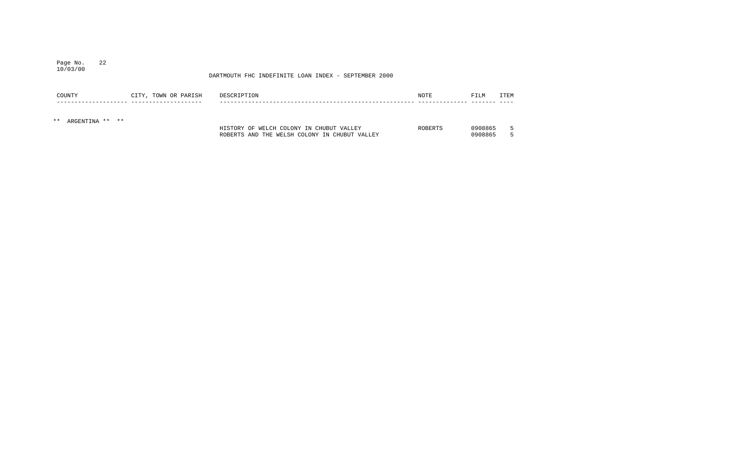DARTMOUTH FHC INDEFINITE LOAN INDEX - SEPTEMBER 2000

| COUNTY | CITY, TOWN OR PARISH | DESCRIPTION | NOTE | FILM | ITEM |
|---|---|---|---|---|---|
| ** ARGENTINA ** ** | | | | | |
| | | HISTORY OF WELCH COLONY IN CHUBUT VALLEY | ROBERTS | 0908865 | 5 |
| | | ROBERTS AND THE WELSH COLONY IN CHUBUT VALLEY | | 0908865 | 5 |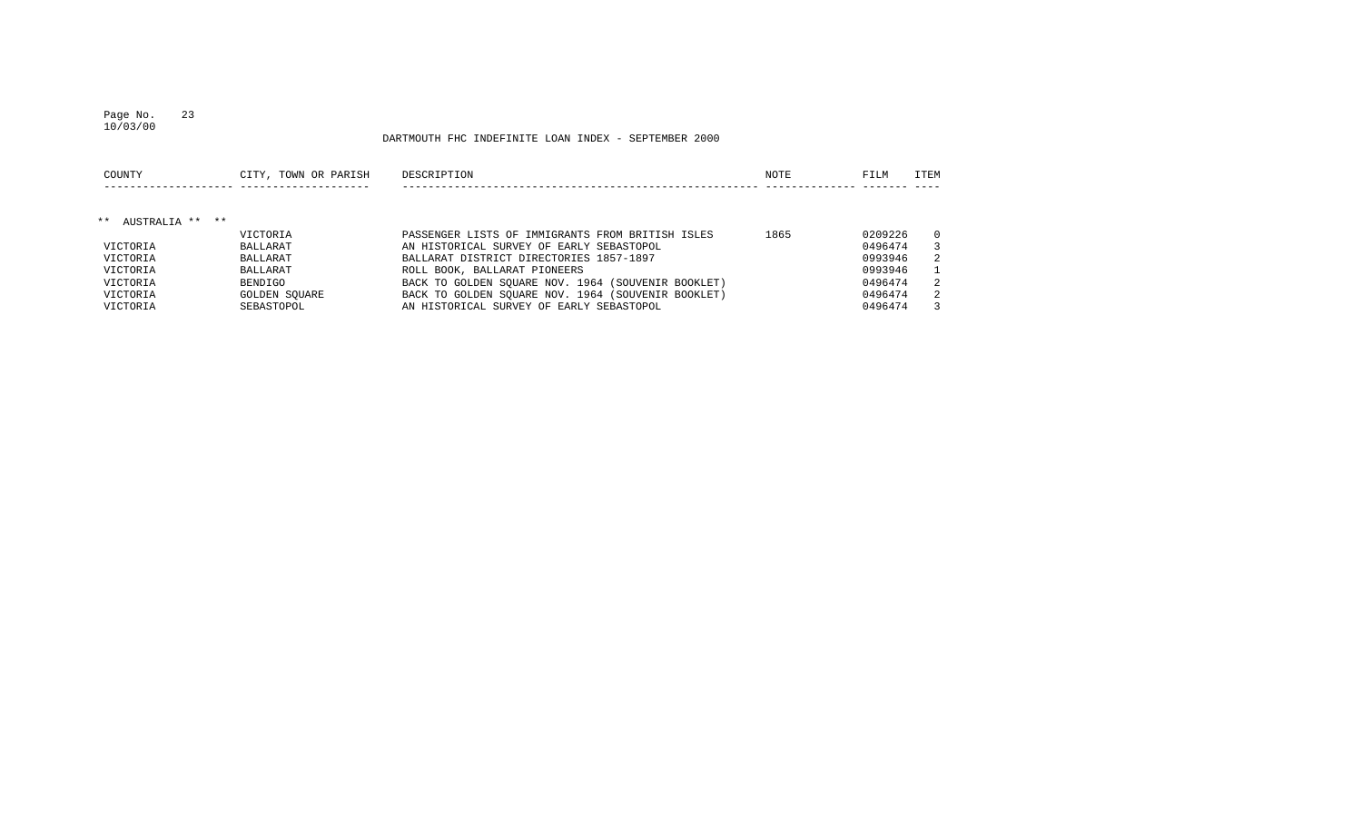DARTMOUTH FHC INDEFINITE LOAN INDEX - SEPTEMBER 2000

| COUNTY | CITY, TOWN OR PARISH | DESCRIPTION | NOTE | FILM | ITEM |
|---|---|---|---|---|---|
| ** AUSTRALIA ** ** | | | | | |
| | VICTORIA | PASSENGER LISTS OF IMMIGRANTS FROM BRITISH ISLES | 1865 | 0209226 | 0 |
| VICTORIA | BALLARAT | AN HISTORICAL SURVEY OF EARLY SEBASTOPOL | | 0496474 | 3 |
| VICTORIA | BALLARAT | BALLARAT DISTRICT DIRECTORIES 1857-1897 | | 0993946 | 2 |
| VICTORIA | BALLARAT | ROLL BOOK, BALLARAT PIONEERS | | 0993946 | 1 |
| VICTORIA | BENDIGO | BACK TO GOLDEN SQUARE NOV. 1964 (SOUVENIR BOOKLET) | | 0496474 | 2 |
| VICTORIA | GOLDEN SQUARE | BACK TO GOLDEN SQUARE NOV. 1964 (SOUVENIR BOOKLET) | | 0496474 | 2 |
| VICTORIA | SEBASTOPOL | AN HISTORICAL SURVEY OF EARLY SEBASTOPOL | | 0496474 | 3 |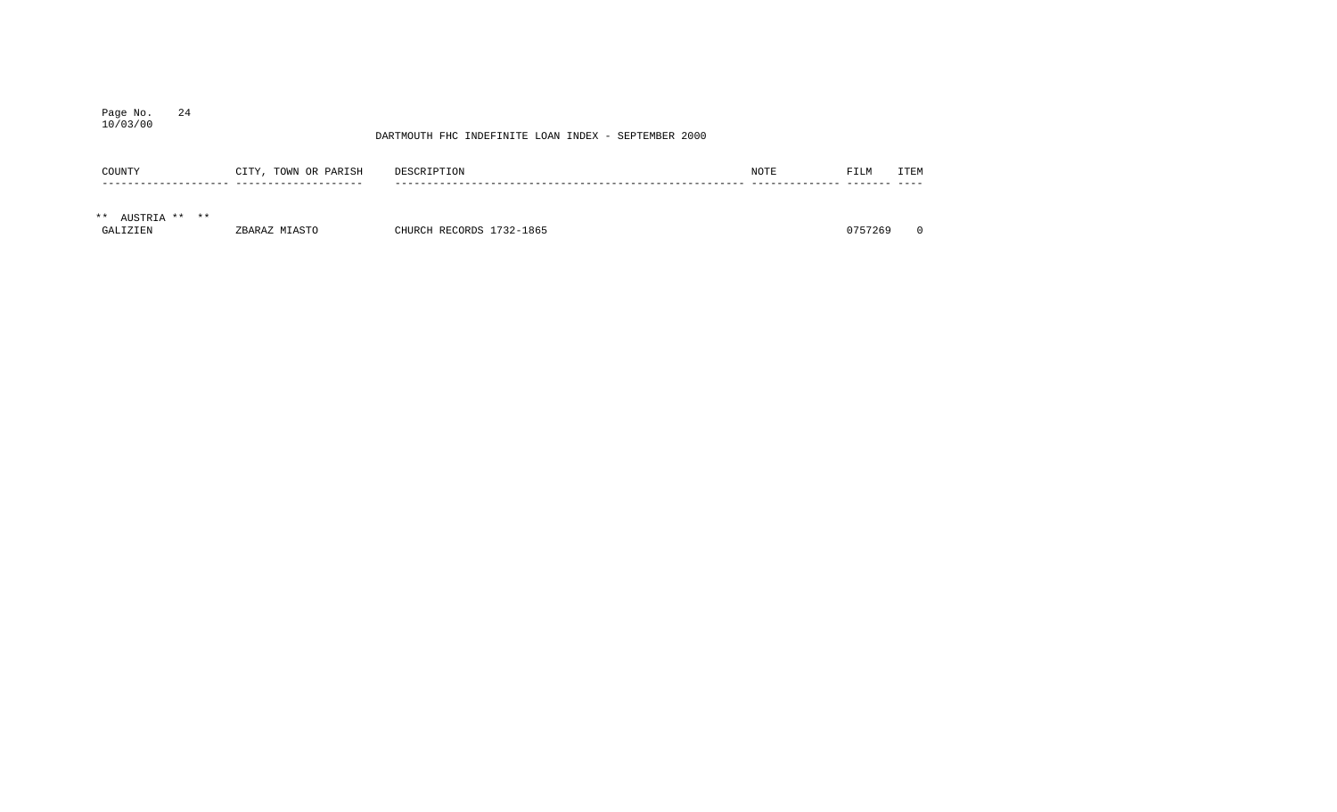DARTMOUTH FHC INDEFINITE LOAN INDEX - SEPTEMBER 2000

| COUNTY | CITY, TOWN OR PARISH | DESCRIPTION | NOTE | FILM | ITEM |
|---|---|---|---|---|---|
| ** AUSTRIA ** ** | | | | | |
| GALIZIEN | ZBARAZ MIASTO | CHURCH RECORDS 1732-1865 | | 0757269 | 0 |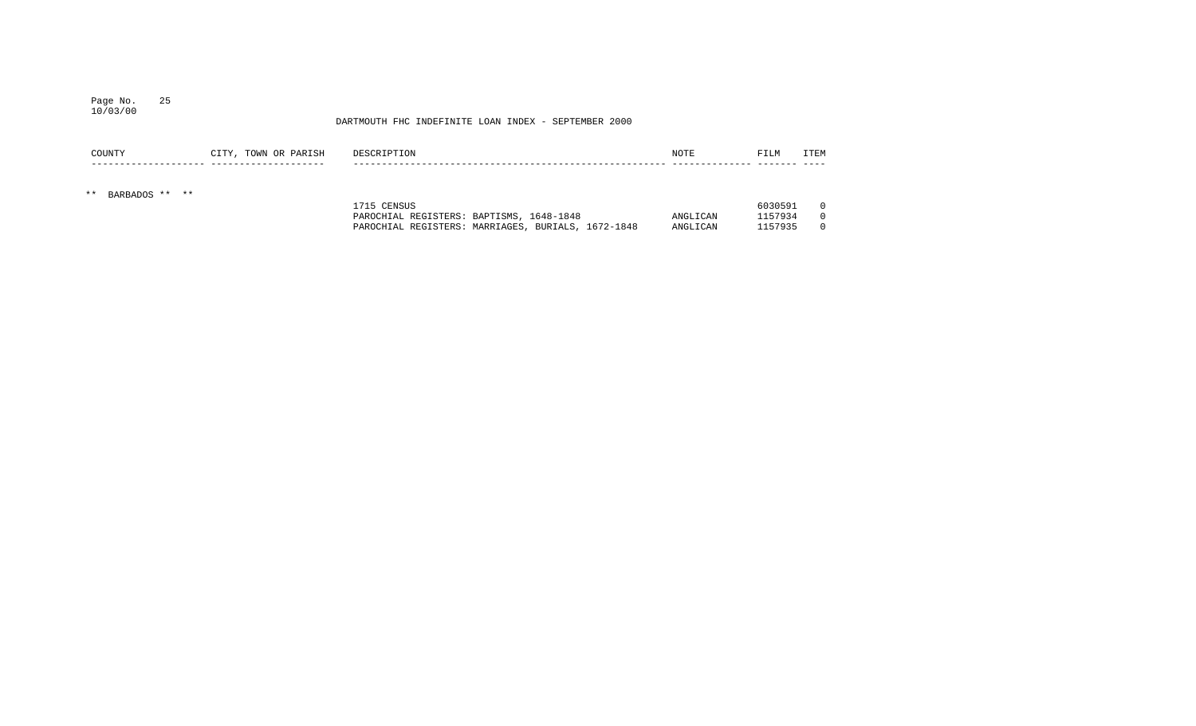DARTMOUTH FHC INDEFINITE LOAN INDEX - SEPTEMBER 2000

| COUNTY | CITY, TOWN OR PARISH | DESCRIPTION | NOTE | FILM | ITEM |
|---|---|---|---|---|---|
| ** BARBADOS ** ** | | | | | |
| | | 1715 CENSUS | | 6030591 | 0 |
| | | PAROCHIAL REGISTERS: BAPTISMS, 1648-1848 | ANGLICAN | 1157934 | 0 |
| | | PAROCHIAL REGISTERS: MARRIAGES, BURIALS, 1672-1848 | ANGLICAN | 1157935 | 0 |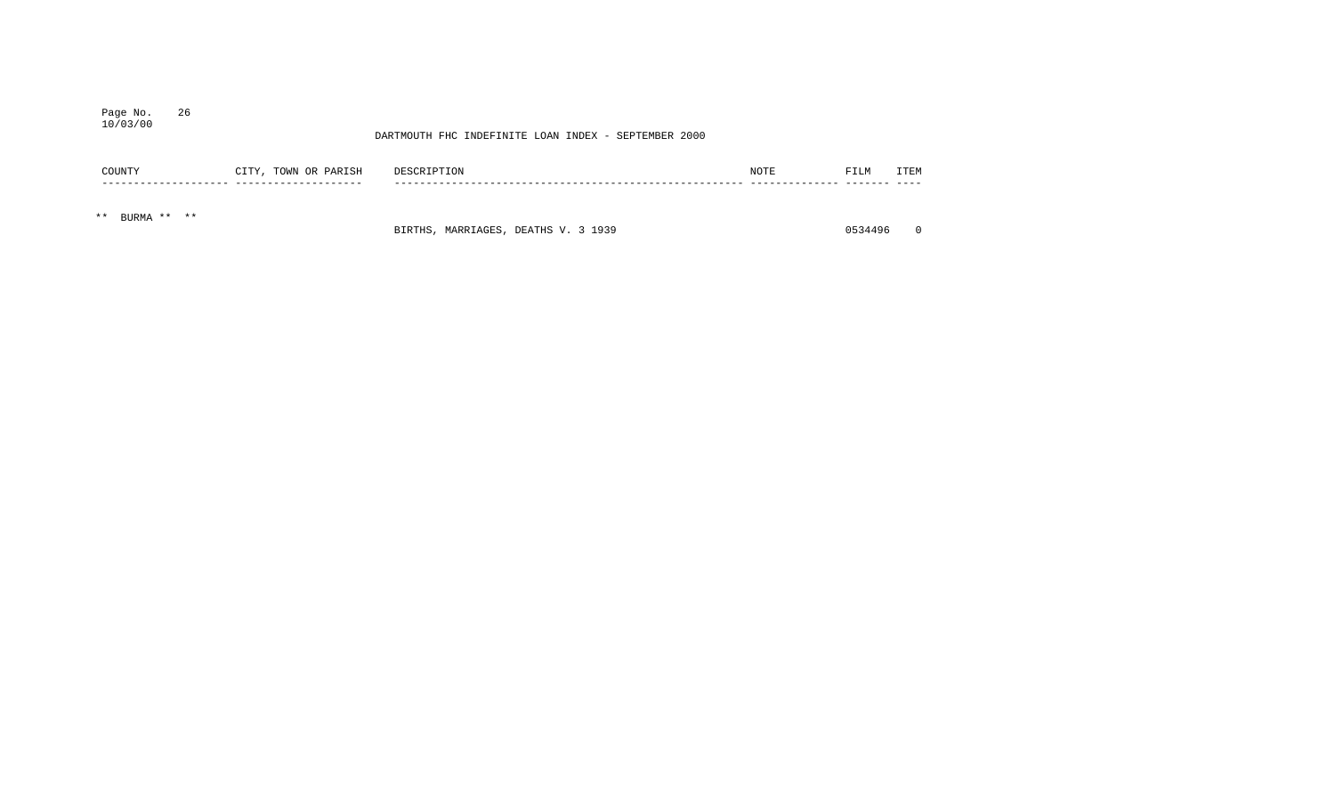DARTMOUTH FHC INDEFINITE LOAN INDEX - SEPTEMBER 2000

| COUNTY | CITY, TOWN OR PARISH | DESCRIPTION | NOTE | FILM | ITEM |
|---|---|---|---|---|---|
| ** BURMA ** ** | | | | | |
| | | BIRTHS, MARRIAGES, DEATHS V. 3 1939 | | 0534496 | 0 |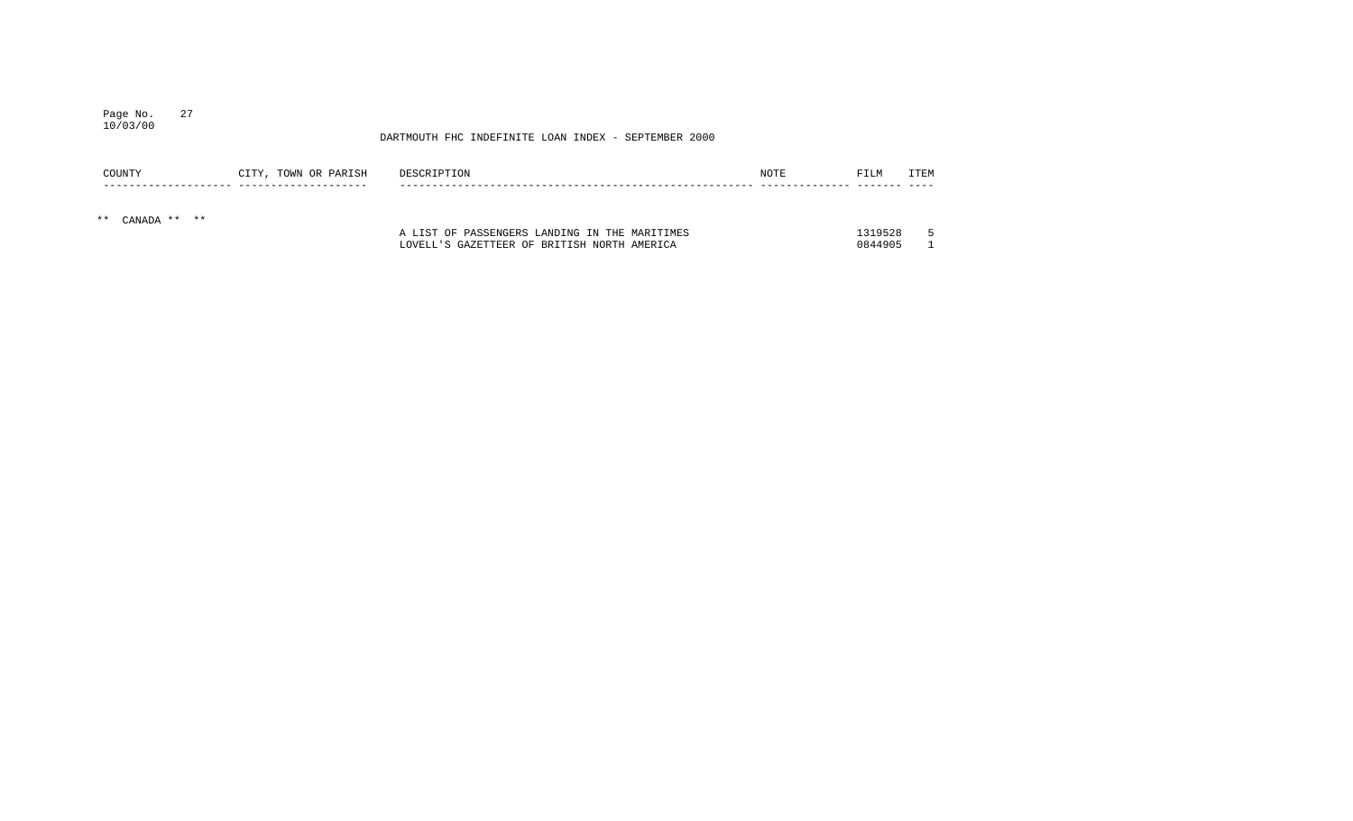DARTMOUTH FHC INDEFINITE LOAN INDEX - SEPTEMBER 2000

| COUNTY | CITY, TOWN OR PARISH | DESCRIPTION | NOTE | FILM | ITEM |
|---|---|---|---|---|---|
| ** CANADA ** ** | | | | | |
| | | A LIST OF PASSENGERS LANDING IN THE MARITIMES | | 1319528 | 5 |
| | | LOVELL'S GAZETTEER OF BRITISH NORTH AMERICA | | 0844905 | 1 |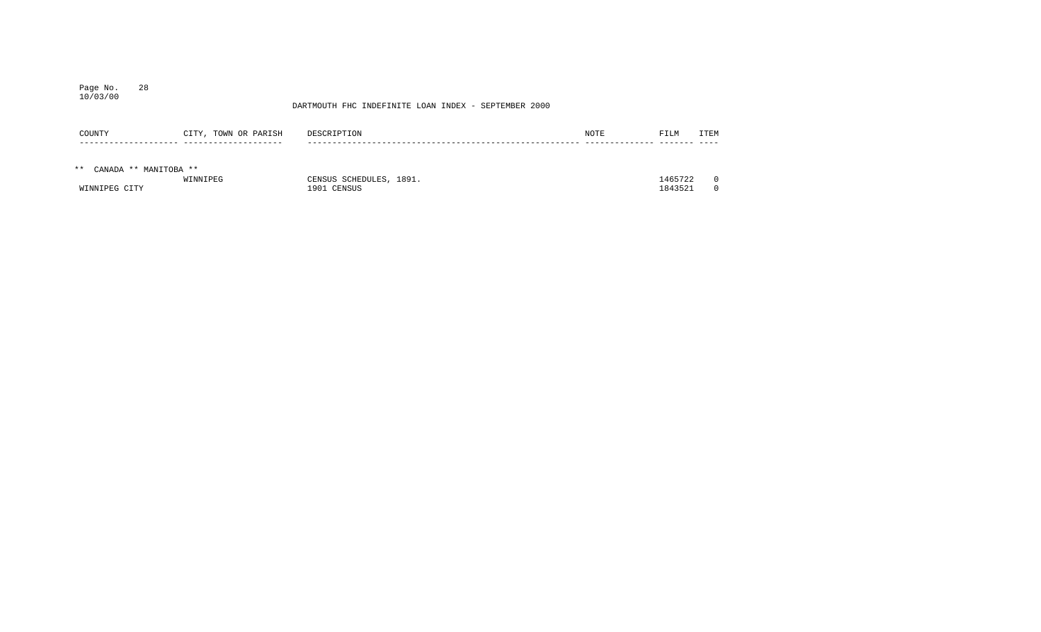DARTMOUTH FHC INDEFINITE LOAN INDEX - SEPTEMBER 2000

| COUNTY | CITY, TOWN OR PARISH | DESCRIPTION | NOTE | FILM | ITEM |
| --- | --- | --- | --- | --- | --- |
| ** CANADA ** MANITOBA ** | | | | | |
| | WINNIPEG | CENSUS SCHEDULES, 1891. | | 1465722 | 0 |
| WINNIPEG CITY | | 1901 CENSUS | | 1843521 | 0 |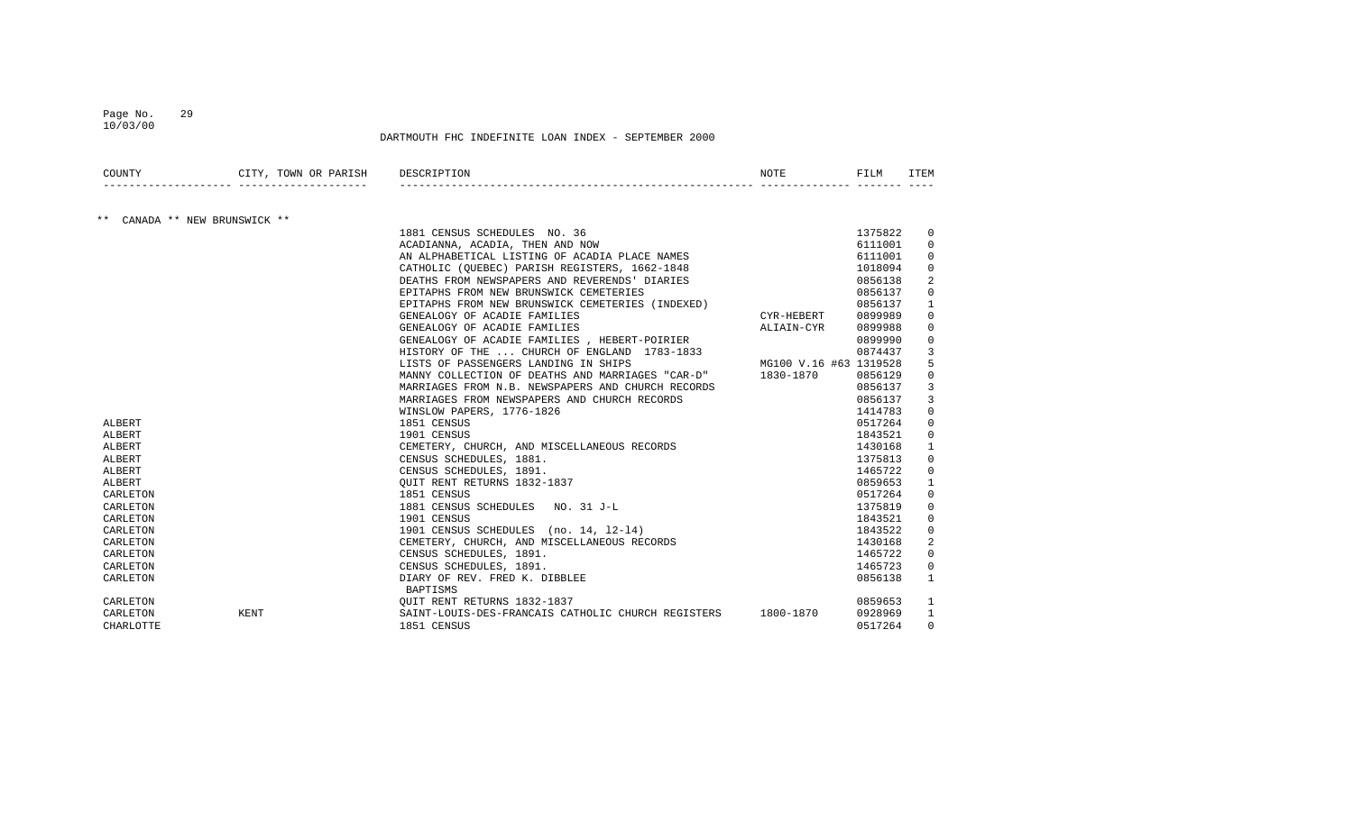DARTMOUTH FHC INDEFINITE LOAN INDEX - SEPTEMBER 2000

| COUNTY | CITY, TOWN OR PARISH | DESCRIPTION | NOTE | FILM | ITEM |
|---|---|---|---|---|---|
| ** CANADA ** NEW BRUNSWICK ** | | | | | |
| | | 1881 CENSUS SCHEDULES NO. 36 | | 1375822 | 0 |
| | | ACADIANNA, ACADIA, THEN AND NOW | | 6111001 | 0 |
| | | AN ALPHABETICAL LISTING OF ACADIA PLACE NAMES | | 6111001 | 0 |
| | | CATHOLIC (QUEBEC) PARISH REGISTERS, 1662-1848 | | 1018094 | 0 |
| | | DEATHS FROM NEWSPAPERS AND REVERENDS' DIARIES | | 0856138 | 2 |
| | | EPITAPHS FROM NEW BRUNSWICK CEMETERIES | | 0856137 | 0 |
| | | EPITAPHS FROM NEW BRUNSWICK CEMETERIES (INDEXED) | | 0856137 | 1 |
| | | GENEALOGY OF ACADIE FAMILIES | CYR-HEBERT | 0899989 | 0 |
| | | GENEALOGY OF ACADIE FAMILIES | ALIAIN-CYR | 0899988 | 0 |
| | | GENEALOGY OF ACADIE FAMILIES , HEBERT-POIRIER | | 0899990 | 0 |
| | | HISTORY OF THE ... CHURCH OF ENGLAND 1783-1833 | | 0874437 | 3 |
| | | LISTS OF PASSENGERS LANDING IN SHIPS | MG100 V.16 #63 | 1319528 | 5 |
| | | MANNY COLLECTION OF DEATHS AND MARRIAGES "CAR-D" | 1830-1870 | 0856129 | 0 |
| | | MARRIAGES FROM N.B. NEWSPAPERS AND CHURCH RECORDS | | 0856137 | 3 |
| | | MARRIAGES FROM NEWSPAPERS AND CHURCH RECORDS | | 0856137 | 3 |
| | | WINSLOW PAPERS, 1776-1826 | | 1414783 | 0 |
| ALBERT | | 1851 CENSUS | | 0517264 | 0 |
| ALBERT | | 1901 CENSUS | | 1843521 | 0 |
| ALBERT | | CEMETERY, CHURCH, AND MISCELLANEOUS RECORDS | | 1430168 | 1 |
| ALBERT | | CENSUS SCHEDULES, 1881. | | 1375813 | 0 |
| ALBERT | | CENSUS SCHEDULES, 1891. | | 1465722 | 0 |
| ALBERT | | QUIT RENT RETURNS 1832-1837 | | 0859653 | 1 |
| CARLETON | | 1851 CENSUS | | 0517264 | 0 |
| CARLETON | | 1881 CENSUS SCHEDULES NO. 31 J-L | | 1375819 | 0 |
| CARLETON | | 1901 CENSUS | | 1843521 | 0 |
| CARLETON | | 1901 CENSUS SCHEDULES (no. 14, 12-14) | | 1843522 | 0 |
| CARLETON | | CEMETERY, CHURCH, AND MISCELLANEOUS RECORDS | | 1430168 | 2 |
| CARLETON | | CENSUS SCHEDULES, 1891. | | 1465722 | 0 |
| CARLETON | | CENSUS SCHEDULES, 1891. | | 1465723 | 0 |
| CARLETON | | DIARY OF REV. FRED K. DIBBLEE BAPTISMS | | 0856138 | 1 |
| CARLETON | | QUIT RENT RETURNS 1832-1837 | | 0859653 | 1 |
| CARLETON | KENT | SAINT-LOUIS-DES-FRANCAIS CATHOLIC CHURCH REGISTERS | 1800-1870 | 0928969 | 1 |
| CHARLOTTE | | 1851 CENSUS | | 0517264 | 0 |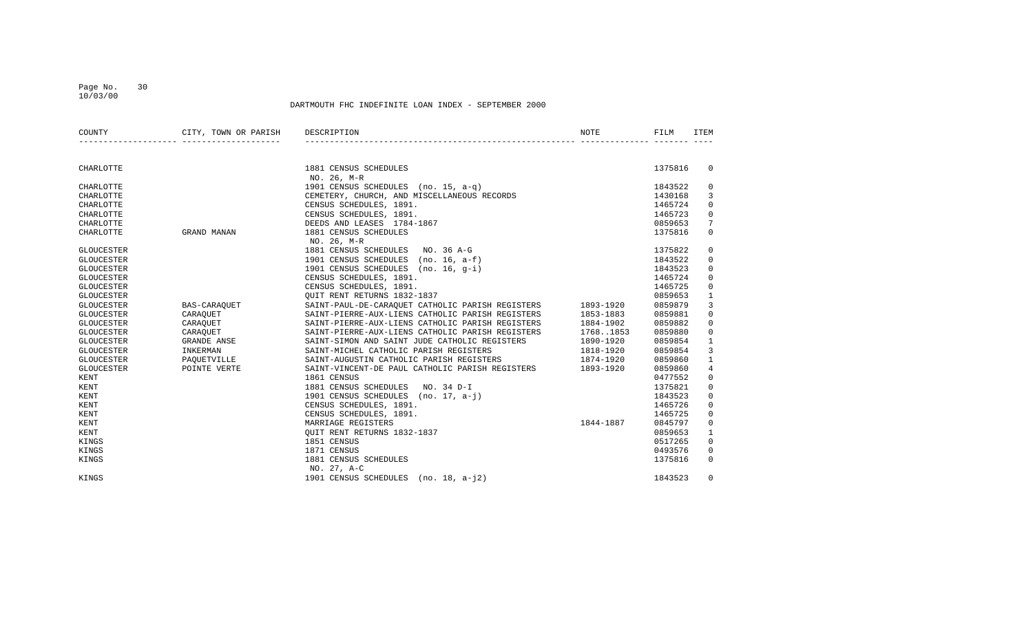DARTMOUTH FHC INDEFINITE LOAN INDEX - SEPTEMBER 2000

| COUNTY | CITY, TOWN OR PARISH | DESCRIPTION | NOTE | FILM | ITEM |
|---|---|---|---|---|---|
| CHARLOTTE | | 1881 CENSUS SCHEDULES NO. 26, M-R | | 1375816 | 0 |
| CHARLOTTE | | 1901 CENSUS SCHEDULES (no. 15, a-q) | | 1843522 | 0 |
| CHARLOTTE | | CEMETERY, CHURCH, AND MISCELLANEOUS RECORDS | | 1430168 | 3 |
| CHARLOTTE | | CENSUS SCHEDULES, 1891. | | 1465724 | 0 |
| CHARLOTTE | | CENSUS SCHEDULES, 1891. | | 1465723 | 0 |
| CHARLOTTE | | DEEDS AND LEASES 1784-1867 | | 0859653 | 7 |
| CHARLOTTE | GRAND MANAN | 1881 CENSUS SCHEDULES NO. 26, M-R | | 1375816 | 0 |
| GLOUCESTER | | 1881 CENSUS SCHEDULES NO. 36 A-G | | 1375822 | 0 |
| GLOUCESTER | | 1901 CENSUS SCHEDULES (no. 16, a-f) | | 1843522 | 0 |
| GLOUCESTER | | 1901 CENSUS SCHEDULES (no. 16, g-i) | | 1843523 | 0 |
| GLOUCESTER | | CENSUS SCHEDULES, 1891. | | 1465724 | 0 |
| GLOUCESTER | | CENSUS SCHEDULES, 1891. | | 1465725 | 0 |
| GLOUCESTER | | QUIT RENT RETURNS 1832-1837 | | 0859653 | 1 |
| GLOUCESTER | BAS-CARAQUET | SAINT-PAUL-DE-CARAQUET CATHOLIC PARISH REGISTERS | 1893-1920 | 0859879 | 3 |
| GLOUCESTER | CARAQUET | SAINT-PIERRE-AUX-LIENS CATHOLIC PARISH REGISTERS | 1853-1883 | 0859881 | 0 |
| GLOUCESTER | CARAQUET | SAINT-PIERRE-AUX-LIENS CATHOLIC PARISH REGISTERS | 1884-1902 | 0859882 | 0 |
| GLOUCESTER | CARAQUET | SAINT-PIERRE-AUX-LIENS CATHOLIC PARISH REGISTERS | 1768..1853 | 0859880 | 0 |
| GLOUCESTER | GRANDE ANSE | SAINT-SIMON AND SAINT JUDE CATHOLIC REGISTERS | 1890-1920 | 0859854 | 1 |
| GLOUCESTER | INKERMAN | SAINT-MICHEL CATHOLIC PARISH REGISTERS | 1818-1920 | 0859854 | 3 |
| GLOUCESTER | PAQUETVILLE | SAINT-AUGUSTIN CATHOLIC PARISH REGISTERS | 1874-1920 | 0859860 | 1 |
| GLOUCESTER | POINTE VERTE | SAINT-VINCENT-DE PAUL CATHOLIC PARISH REGISTERS | 1893-1920 | 0859860 | 4 |
| KENT | | 1861 CENSUS | | 0477552 | 0 |
| KENT | | 1881 CENSUS SCHEDULES NO. 34 D-I | | 1375821 | 0 |
| KENT | | 1901 CENSUS SCHEDULES (no. 17, a-j) | | 1843523 | 0 |
| KENT | | CENSUS SCHEDULES, 1891. | | 1465726 | 0 |
| KENT | | CENSUS SCHEDULES, 1891. | | 1465725 | 0 |
| KENT | | MARRIAGE REGISTERS | 1844-1887 | 0845797 | 0 |
| KENT | | QUIT RENT RETURNS 1832-1837 | | 0859653 | 1 |
| KINGS | | 1851 CENSUS | | 0517265 | 0 |
| KINGS | | 1871 CENSUS | | 0493576 | 0 |
| KINGS | | 1881 CENSUS SCHEDULES NO. 27, A-C | | 1375816 | 0 |
| KINGS | | 1901 CENSUS SCHEDULES (no. 18, a-j2) | | 1843523 | 0 |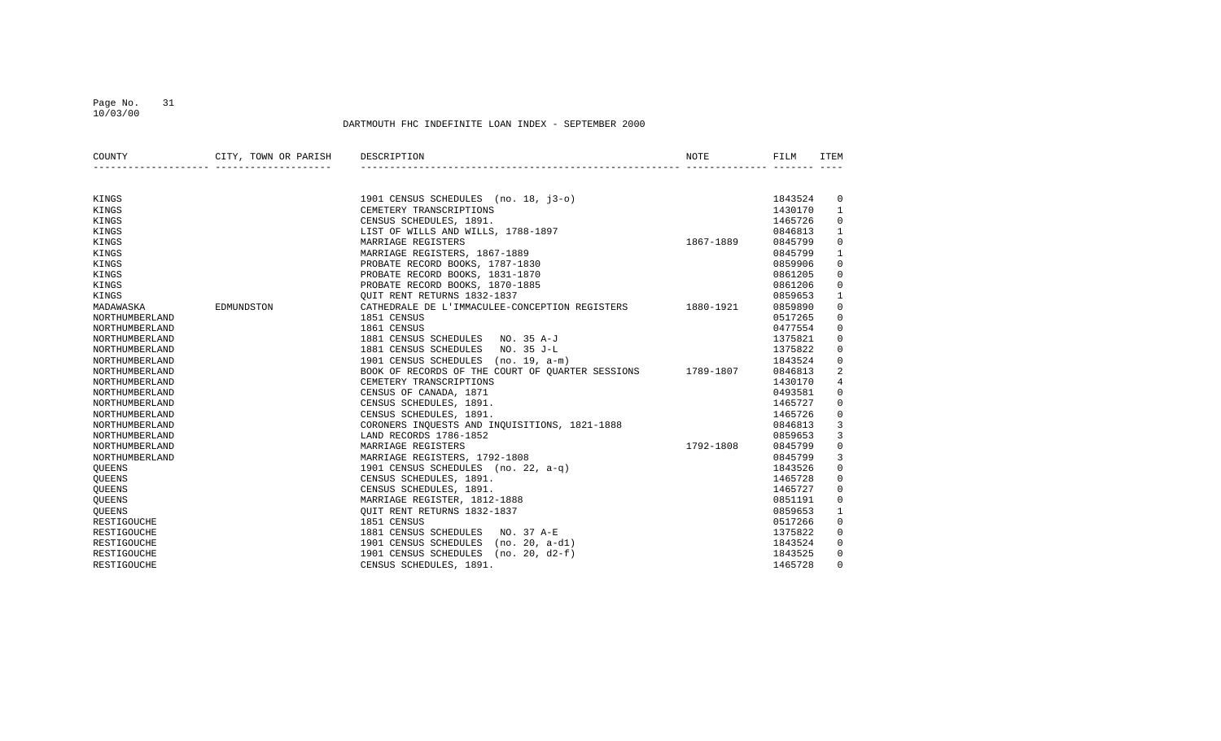DARTMOUTH FHC INDEFINITE LOAN INDEX - SEPTEMBER 2000

| COUNTY | CITY, TOWN OR PARISH | DESCRIPTION | NOTE | FILM | ITEM |
|---|---|---|---|---|---|
| KINGS | | 1901 CENSUS SCHEDULES (no. 18, j3-o) | | 1843524 | 0 |
| KINGS | | CEMETERY TRANSCRIPTIONS | | 1430170 | 1 |
| KINGS | | CENSUS SCHEDULES, 1891. | | 1465726 | 0 |
| KINGS | | LIST OF WILLS AND WILLS, 1788-1897 | | 0846813 | 1 |
| KINGS | | MARRIAGE REGISTERS | 1867-1889 | 0845799 | 0 |
| KINGS | | MARRIAGE REGISTERS, 1867-1889 | | 0845799 | 1 |
| KINGS | | PROBATE RECORD BOOKS, 1787-1830 | | 0859906 | 0 |
| KINGS | | PROBATE RECORD BOOKS, 1831-1870 | | 0861205 | 0 |
| KINGS | | PROBATE RECORD BOOKS, 1870-1885 | | 0861206 | 0 |
| KINGS | | QUIT RENT RETURNS 1832-1837 | | 0859653 | 1 |
| MADAWASKA | EDMUNDSTON | CATHEDRALE DE L'IMMACULEE-CONCEPTION REGISTERS | 1880-1921 | 0859890 | 0 |
| NORTHUMBERLAND | | 1851 CENSUS | | 0517265 | 0 |
| NORTHUMBERLAND | | 1861 CENSUS | | 0477554 | 0 |
| NORTHUMBERLAND | | 1881 CENSUS SCHEDULES NO. 35 A-J | | 1375821 | 0 |
| NORTHUMBERLAND | | 1881 CENSUS SCHEDULES NO. 35 J-L | | 1375822 | 0 |
| NORTHUMBERLAND | | 1901 CENSUS SCHEDULES (no. 19, a-m) | | 1843524 | 0 |
| NORTHUMBERLAND | | BOOK OF RECORDS OF THE COURT OF QUARTER SESSIONS | 1789-1807 | 0846813 | 2 |
| NORTHUMBERLAND | | CEMETERY TRANSCRIPTIONS | | 1430170 | 4 |
| NORTHUMBERLAND | | CENSUS OF CANADA, 1871 | | 0493581 | 0 |
| NORTHUMBERLAND | | CENSUS SCHEDULES, 1891. | | 1465727 | 0 |
| NORTHUMBERLAND | | CENSUS SCHEDULES, 1891. | | 1465726 | 0 |
| NORTHUMBERLAND | | CORONERS INQUESTS AND INQUISITIONS, 1821-1888 | | 0846813 | 3 |
| NORTHUMBERLAND | | LAND RECORDS 1786-1852 | | 0859653 | 3 |
| NORTHUMBERLAND | | MARRIAGE REGISTERS | 1792-1808 | 0845799 | 0 |
| NORTHUMBERLAND | | MARRIAGE REGISTERS, 1792-1808 | | 0845799 | 3 |
| QUEENS | | 1901 CENSUS SCHEDULES (no. 22, a-q) | | 1843526 | 0 |
| QUEENS | | CENSUS SCHEDULES, 1891. | | 1465728 | 0 |
| QUEENS | | CENSUS SCHEDULES, 1891. | | 1465727 | 0 |
| QUEENS | | MARRIAGE REGISTER, 1812-1888 | | 0851191 | 0 |
| QUEENS | | QUIT RENT RETURNS 1832-1837 | | 0859653 | 1 |
| RESTIGOUCHE | | 1851 CENSUS | | 0517266 | 0 |
| RESTIGOUCHE | | 1881 CENSUS SCHEDULES NO. 37 A-E | | 1375822 | 0 |
| RESTIGOUCHE | | 1901 CENSUS SCHEDULES (no. 20, a-d1) | | 1843524 | 0 |
| RESTIGOUCHE | | 1901 CENSUS SCHEDULES (no. 20, d2-f) | | 1843525 | 0 |
| RESTIGOUCHE | | CENSUS SCHEDULES, 1891. | | 1465728 | 0 |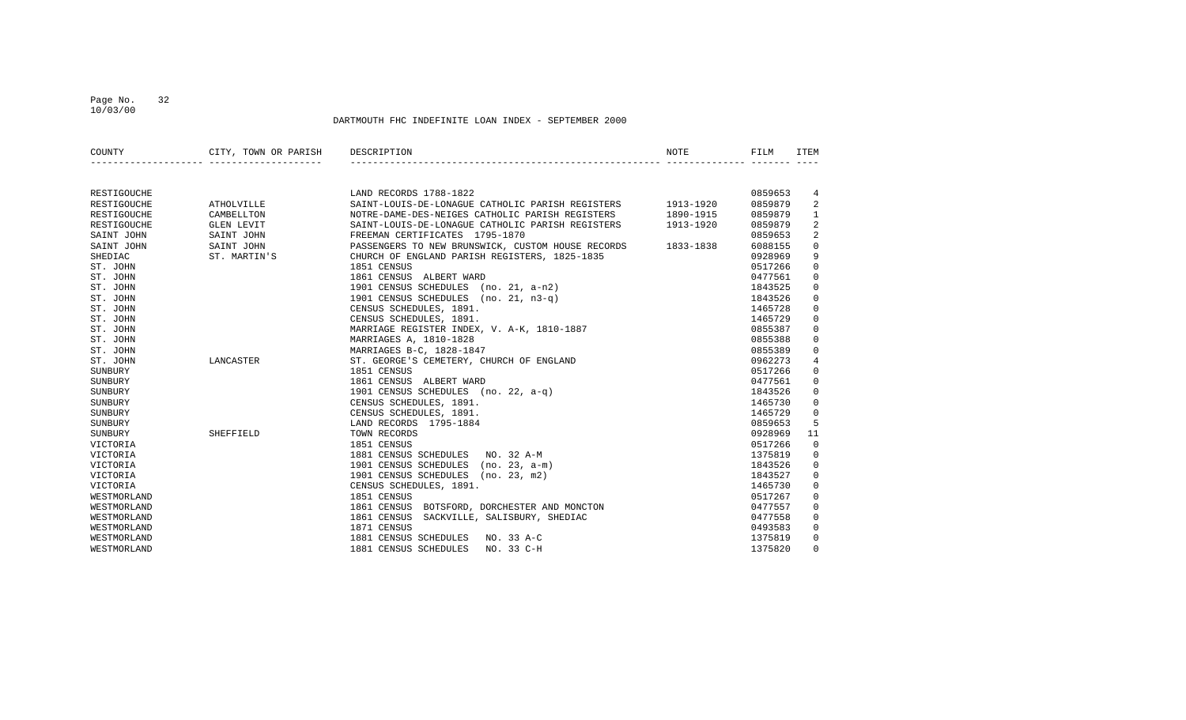DARTMOUTH FHC INDEFINITE LOAN INDEX - SEPTEMBER 2000

| COUNTY | CITY, TOWN OR PARISH | DESCRIPTION | NOTE | FILM | ITEM |
|---|---|---|---|---|---|
| RESTIGOUCHE | | LAND RECORDS 1788-1822 | | 0859653 | 4 |
| RESTIGOUCHE | ATHOLVILLE | SAINT-LOUIS-DE-LONAGUE CATHOLIC PARISH REGISTERS | 1913-1920 | 0859879 | 2 |
| RESTIGOUCHE | CAMBELLTON | NOTRE-DAME-DES-NEIGES CATHOLIC PARISH REGISTERS | 1890-1915 | 0859879 | 1 |
| RESTIGOUCHE | GLEN LEVIT | SAINT-LOUIS-DE-LONAGUE CATHOLIC PARISH REGISTERS | 1913-1920 | 0859879 | 2 |
| SAINT JOHN | SAINT JOHN | FREEMAN CERTIFICATES 1795-1870 | | 0859653 | 2 |
| SAINT JOHN | SAINT JOHN | PASSENGERS TO NEW BRUNSWICK, CUSTOM HOUSE RECORDS | 1833-1838 | 6088155 | 0 |
| SHEDIAC | ST. MARTIN'S | CHURCH OF ENGLAND PARISH REGISTERS, 1825-1835 | | 0928969 | 9 |
| ST. JOHN | | 1851 CENSUS | | 0517266 | 0 |
| ST. JOHN | | 1861 CENSUS ALBERT WARD | | 0477561 | 0 |
| ST. JOHN | | 1901 CENSUS SCHEDULES (no. 21, a-n2) | | 1843525 | 0 |
| ST. JOHN | | 1901 CENSUS SCHEDULES (no. 21, n3-q) | | 1843526 | 0 |
| ST. JOHN | | CENSUS SCHEDULES, 1891. | | 1465728 | 0 |
| ST. JOHN | | CENSUS SCHEDULES, 1891. | | 1465729 | 0 |
| ST. JOHN | | MARRIAGE REGISTER INDEX, V. A-K, 1810-1887 | | 0855387 | 0 |
| ST. JOHN | | MARRIAGES A, 1810-1828 | | 0855388 | 0 |
| ST. JOHN | | MARRIAGES B-C, 1828-1847 | | 0855389 | 0 |
| ST. JOHN | LANCASTER | ST. GEORGE'S CEMETERY, CHURCH OF ENGLAND | | 0962273 | 4 |
| SUNBURY | | 1851 CENSUS | | 0517266 | 0 |
| SUNBURY | | 1861 CENSUS ALBERT WARD | | 0477561 | 0 |
| SUNBURY | | 1901 CENSUS SCHEDULES (no. 22, a-q) | | 1843526 | 0 |
| SUNBURY | | CENSUS SCHEDULES, 1891. | | 1465730 | 0 |
| SUNBURY | | CENSUS SCHEDULES, 1891. | | 1465729 | 0 |
| SUNBURY | | LAND RECORDS 1795-1884 | | 0859653 | 5 |
| SUNBURY | SHEFFIELD | TOWN RECORDS | | 0928969 | 11 |
| VICTORIA | | 1851 CENSUS | | 0517266 | 0 |
| VICTORIA | | 1881 CENSUS SCHEDULES NO. 32 A-M | | 1375819 | 0 |
| VICTORIA | | 1901 CENSUS SCHEDULES (no. 23, a-m) | | 1843526 | 0 |
| VICTORIA | | 1901 CENSUS SCHEDULES (no. 23, m2) | | 1843527 | 0 |
| VICTORIA | | CENSUS SCHEDULES, 1891. | | 1465730 | 0 |
| WESTMORLAND | | 1851 CENSUS | | 0517267 | 0 |
| WESTMORLAND | | 1861 CENSUS BOTSFORD, DORCHESTER AND MONCTON | | 0477557 | 0 |
| WESTMORLAND | | 1861 CENSUS SACKVILLE, SALISBURY, SHEDIAC | | 0477558 | 0 |
| WESTMORLAND | | 1871 CENSUS | | 0493583 | 0 |
| WESTMORLAND | | 1881 CENSUS SCHEDULES NO. 33 A-C | | 1375819 | 0 |
| WESTMORLAND | | 1881 CENSUS SCHEDULES NO. 33 C-H | | 1375820 | 0 |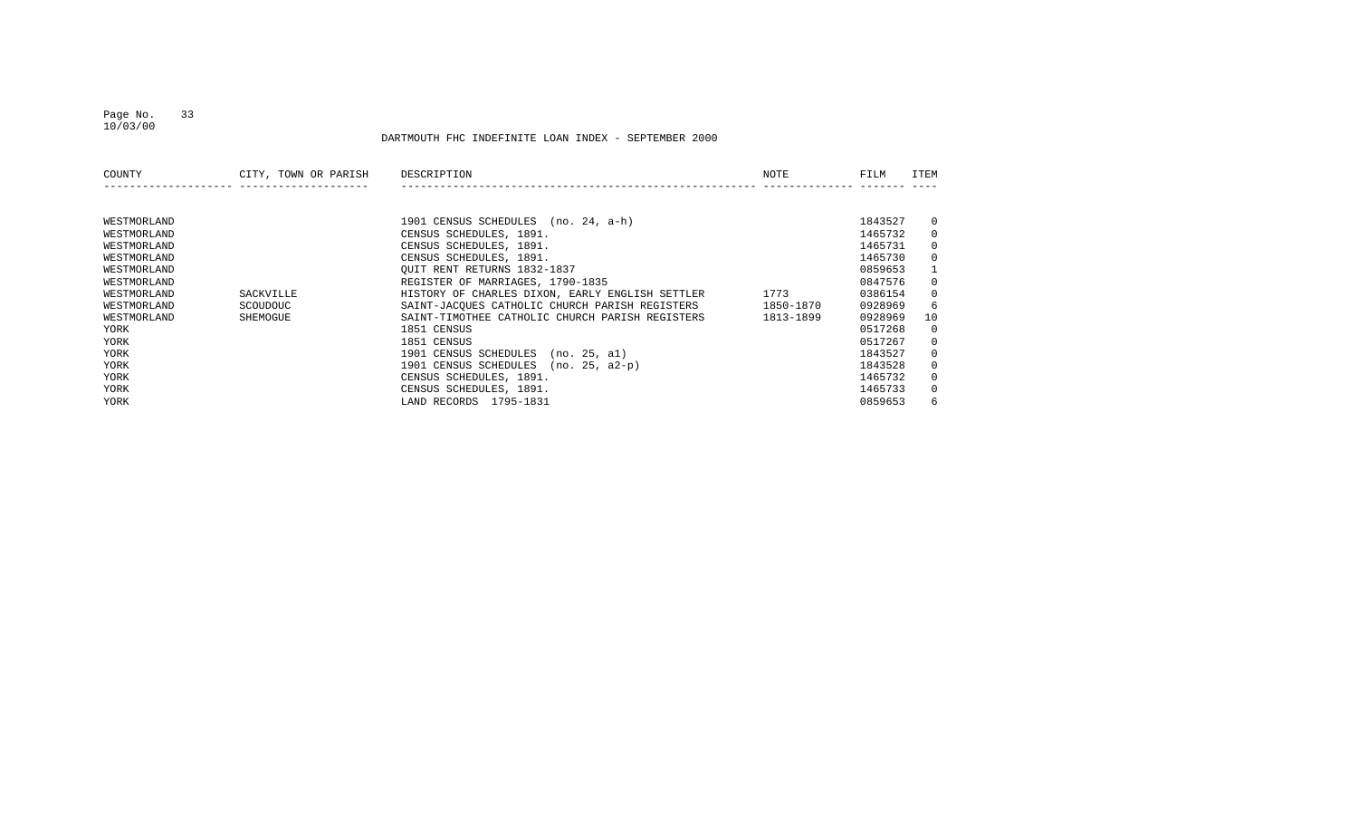DARTMOUTH FHC INDEFINITE LOAN INDEX - SEPTEMBER 2000

| COUNTY | CITY, TOWN OR PARISH | DESCRIPTION | NOTE | FILM | ITEM |
|---|---|---|---|---|---|
| WESTMORLAND | | 1901 CENSUS SCHEDULES (no. 24, a-h) | | 1843527 | 0 |
| WESTMORLAND | | CENSUS SCHEDULES, 1891. | | 1465732 | 0 |
| WESTMORLAND | | CENSUS SCHEDULES, 1891. | | 1465731 | 0 |
| WESTMORLAND | | CENSUS SCHEDULES, 1891. | | 1465730 | 0 |
| WESTMORLAND | | QUIT RENT RETURNS 1832-1837 | | 0859653 | 1 |
| WESTMORLAND | | REGISTER OF MARRIAGES, 1790-1835 | | 0847576 | 0 |
| WESTMORLAND | SACKVILLE | HISTORY OF CHARLES DIXON, EARLY ENGLISH SETTLER | 1773 | 0386154 | 0 |
| WESTMORLAND | SCOUDOUC | SAINT-JACQUES CATHOLIC CHURCH PARISH REGISTERS | 1850-1870 | 0928969 | 6 |
| WESTMORLAND | SHEMOGUE | SAINT-TIMOTHEE CATHOLIC CHURCH PARISH REGISTERS | 1813-1899 | 0928969 | 10 |
| YORK | | 1851 CENSUS | | 0517268 | 0 |
| YORK | | 1851 CENSUS | | 0517267 | 0 |
| YORK | | 1901 CENSUS SCHEDULES (no. 25, a1) | | 1843527 | 0 |
| YORK | | 1901 CENSUS SCHEDULES (no. 25, a2-p) | | 1843528 | 0 |
| YORK | | CENSUS SCHEDULES, 1891. | | 1465732 | 0 |
| YORK | | CENSUS SCHEDULES, 1891. | | 1465733 | 0 |
| YORK | | LAND RECORDS 1795-1831 | | 0859653 | 6 |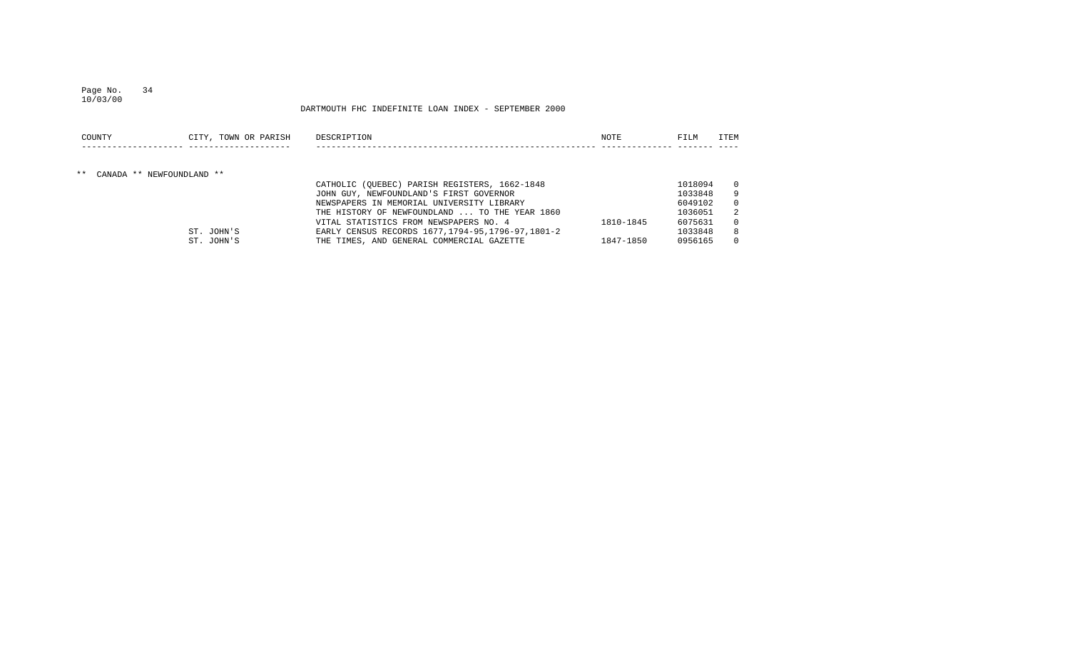DARTMOUTH FHC INDEFINITE LOAN INDEX - SEPTEMBER 2000

| COUNTY | CITY, TOWN OR PARISH | DESCRIPTION | NOTE | FILM | ITEM |
|---|---|---|---|---|---|
| ** CANADA ** NEWFOUNDLAND ** | | | | | |
| | | CATHOLIC (QUEBEC) PARISH REGISTERS, 1662-1848 | | 1018094 | 0 |
| | | JOHN GUY, NEWFOUNDLAND'S FIRST GOVERNOR | | 1033848 | 9 |
| | | NEWSPAPERS IN MEMORIAL UNIVERSITY LIBRARY | | 6049102 | 0 |
| | | THE HISTORY OF NEWFOUNDLAND ... TO THE YEAR 1860 | | 1036051 | 2 |
| | | VITAL STATISTICS FROM NEWSPAPERS NO. 4 | 1810-1845 | 6075631 | 0 |
| | ST. JOHN'S | EARLY CENSUS RECORDS 1677,1794-95,1796-97,1801-2 | | 1033848 | 8 |
| | ST. JOHN'S | THE TIMES, AND GENERAL COMMERCIAL GAZETTE | 1847-1850 | 0956165 | 0 |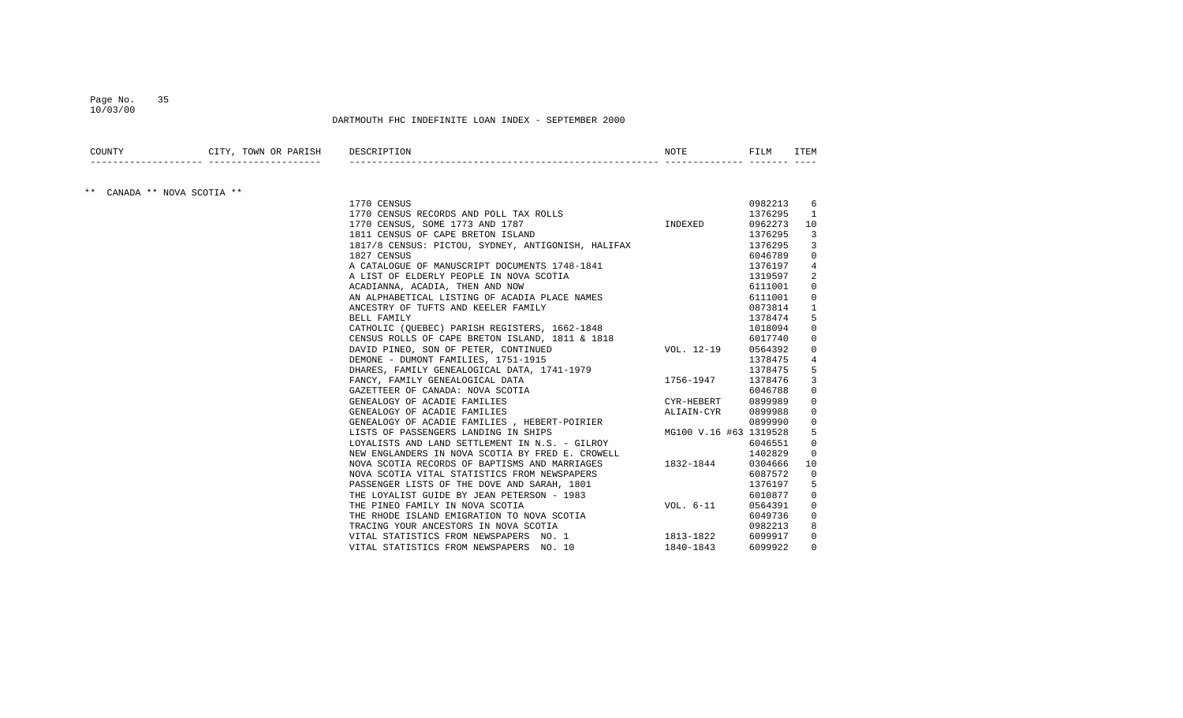DARTMOUTH FHC INDEFINITE LOAN INDEX - SEPTEMBER 2000

| COUNTY | CITY, TOWN OR PARISH | DESCRIPTION | NOTE | FILM | ITEM |
|---|---|---|---|---|---|
| ** CANADA ** NOVA SCOTIA ** | | | | | |
| | | 1770 CENSUS | | 0982213 | 6 |
| | | 1770 CENSUS RECORDS AND POLL TAX ROLLS | | 1376295 | 1 |
| | | 1770 CENSUS, SOME 1773 AND 1787 | INDEXED | 0962273 | 10 |
| | | 1811 CENSUS OF CAPE BRETON ISLAND | | 1376295 | 3 |
| | | 1817/8 CENSUS: PICTOU, SYDNEY, ANTIGONISH, HALIFAX | | 1376295 | 3 |
| | | 1827 CENSUS | | 6046789 | 0 |
| | | A CATALOGUE OF MANUSCRIPT DOCUMENTS 1748-1841 | | 1376197 | 4 |
| | | A LIST OF ELDERLY PEOPLE IN NOVA SCOTIA | | 1319597 | 2 |
| | | ACADIANNA, ACADIA, THEN AND NOW | | 6111001 | 0 |
| | | AN ALPHABETICAL LISTING OF ACADIA PLACE NAMES | | 6111001 | 0 |
| | | ANCESTRY OF TUFTS AND KEELER FAMILY | | 0873814 | 1 |
| | | BELL FAMILY | | 1378474 | 5 |
| | | CATHOLIC (QUEBEC) PARISH REGISTERS, 1662-1848 | | 1018094 | 0 |
| | | CENSUS ROLLS OF CAPE BRETON ISLAND, 1811 & 1818 | | 6017740 | 0 |
| | | DAVID PINEO, SON OF PETER, CONTINUED | VOL. 12-19 | 0564392 | 0 |
| | | DEMONE - DUMONT FAMILIES, 1751-1915 | | 1378475 | 4 |
| | | DHARES, FAMILY GENEALOGICAL DATA, 1741-1979 | | 1378475 | 5 |
| | | FANCY, FAMILY GENEALOGICAL DATA | 1756-1947 | 1378476 | 3 |
| | | GAZETTEER OF CANADA: NOVA SCOTIA | | 6046788 | 0 |
| | | GENEALOGY OF ACADIE FAMILIES | CYR-HEBERT | 0899989 | 0 |
| | | GENEALOGY OF ACADIE FAMILIES | ALIAIN-CYR | 0899988 | 0 |
| | | GENEALOGY OF ACADIE FAMILIES , HEBERT-POIRIER | | 0899990 | 0 |
| | | LISTS OF PASSENGERS LANDING IN SHIPS | MG100 V.16 #63 | 1319528 | 5 |
| | | LOYALISTS AND LAND SETTLEMENT IN N.S. - GILROY | | 6046551 | 0 |
| | | NEW ENGLANDERS IN NOVA SCOTIA BY FRED E. CROWELL | | 1402829 | 0 |
| | | NOVA SCOTIA RECORDS OF BAPTISMS AND MARRIAGES | 1832-1844 | 0304666 | 10 |
| | | NOVA SCOTIA VITAL STATISTICS FROM NEWSPAPERS | | 6087572 | 0 |
| | | PASSENGER LISTS OF THE DOVE AND SARAH, 1801 | | 1376197 | 5 |
| | | THE LOYALIST GUIDE BY JEAN PETERSON - 1983 | | 6010877 | 0 |
| | | THE PINEO FAMILY IN NOVA SCOTIA | VOL. 6-11 | 0564391 | 0 |
| | | THE RHODE ISLAND EMIGRATION TO NOVA SCOTIA | | 6049736 | 0 |
| | | TRACING YOUR ANCESTORS IN NOVA SCOTIA | | 0982213 | 8 |
| | | VITAL STATISTICS FROM NEWSPAPERS NO. 1 | 1813-1822 | 6099917 | 0 |
| | | VITAL STATISTICS FROM NEWSPAPERS NO. 10 | 1840-1843 | 6099922 | 0 |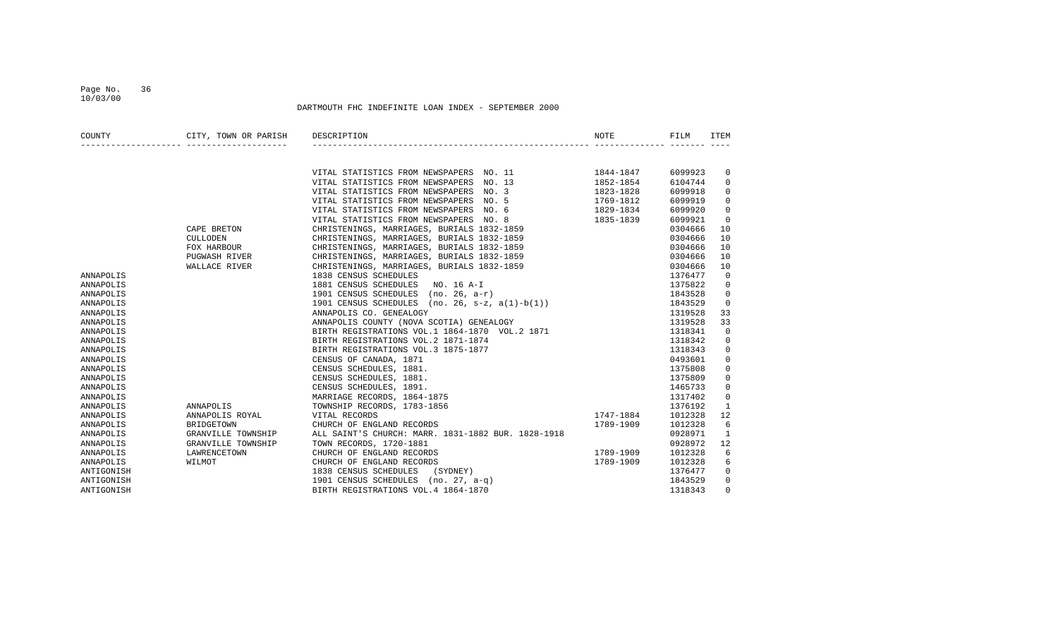DARTMOUTH FHC INDEFINITE LOAN INDEX - SEPTEMBER 2000

| COUNTY | CITY, TOWN OR PARISH | DESCRIPTION | NOTE | FILM | ITEM |
|---|---|---|---|---|---|
| | | VITAL STATISTICS FROM NEWSPAPERS NO. 11 | 1844-1847 | 6099923 | 0 |
| | | VITAL STATISTICS FROM NEWSPAPERS NO. 13 | 1852-1854 | 6104744 | 0 |
| | | VITAL STATISTICS FROM NEWSPAPERS NO. 3 | 1823-1828 | 6099918 | 0 |
| | | VITAL STATISTICS FROM NEWSPAPERS NO. 5 | 1769-1812 | 6099919 | 0 |
| | | VITAL STATISTICS FROM NEWSPAPERS NO. 6 | 1829-1834 | 6099920 | 0 |
| | | VITAL STATISTICS FROM NEWSPAPERS NO. 8 | 1835-1839 | 6099921 | 0 |
| | CAPE BRETON | CHRISTENINGS, MARRIAGES, BURIALS 1832-1859 | | 0304666 | 10 |
| | CULLODEN | CHRISTENINGS, MARRIAGES, BURIALS 1832-1859 | | 0304666 | 10 |
| | FOX HARBOUR | CHRISTENINGS, MARRIAGES, BURIALS 1832-1859 | | 0304666 | 10 |
| | PUGWASH RIVER | CHRISTENINGS, MARRIAGES, BURIALS 1832-1859 | | 0304666 | 10 |
| | WALLACE RIVER | CHRISTENINGS, MARRIAGES, BURIALS 1832-1859 | | 0304666 | 10 |
| ANNAPOLIS | | 1838 CENSUS SCHEDULES | | 1376477 | 0 |
| ANNAPOLIS | | 1881 CENSUS SCHEDULES NO. 16 A-I | | 1375822 | 0 |
| ANNAPOLIS | | 1901 CENSUS SCHEDULES (no. 26, a-r) | | 1843528 | 0 |
| ANNAPOLIS | | 1901 CENSUS SCHEDULES (no. 26, s-z, a(1)-b(1)) | | 1843529 | 0 |
| ANNAPOLIS | | ANNAPOLIS CO. GENEALOGY | | 1319528 | 33 |
| ANNAPOLIS | | ANNAPOLIS COUNTY (NOVA SCOTIA) GENEALOGY | | 1319528 | 33 |
| ANNAPOLIS | | BIRTH REGISTRATIONS VOL.1 1864-1870 VOL.2 1871 | | 1318341 | 0 |
| ANNAPOLIS | | BIRTH REGISTRATIONS VOL.2 1871-1874 | | 1318342 | 0 |
| ANNAPOLIS | | BIRTH REGISTRATIONS VOL.3 1875-1877 | | 1318343 | 0 |
| ANNAPOLIS | | CENSUS OF CANADA, 1871 | | 0493601 | 0 |
| ANNAPOLIS | | CENSUS SCHEDULES, 1881. | | 1375808 | 0 |
| ANNAPOLIS | | CENSUS SCHEDULES, 1881. | | 1375809 | 0 |
| ANNAPOLIS | | CENSUS SCHEDULES, 1891. | | 1465733 | 0 |
| ANNAPOLIS | | MARRIAGE RECORDS, 1864-1875 | | 1317402 | 0 |
| ANNAPOLIS | ANNAPOLIS | TOWNSHIP RECORDS, 1783-1856 | | 1376192 | 1 |
| ANNAPOLIS | ANNAPOLIS ROYAL | VITAL RECORDS | 1747-1884 | 1012328 | 12 |
| ANNAPOLIS | BRIDGETOWN | CHURCH OF ENGLAND RECORDS | 1789-1909 | 1012328 | 6 |
| ANNAPOLIS | GRANVILLE TOWNSHIP | ALL SAINT'S CHURCH: MARR. 1831-1882 BUR. 1828-1918 | | 0928971 | 1 |
| ANNAPOLIS | GRANVILLE TOWNSHIP | TOWN RECORDS, 1720-1881 | | 0928972 | 12 |
| ANNAPOLIS | LAWRENCETOWN | CHURCH OF ENGLAND RECORDS | 1789-1909 | 1012328 | 6 |
| ANNAPOLIS | WILMOT | CHURCH OF ENGLAND RECORDS | 1789-1909 | 1012328 | 6 |
| ANTIGONISH | | 1838 CENSUS SCHEDULES (SYDNEY) | | 1376477 | 0 |
| ANTIGONISH | | 1901 CENSUS SCHEDULES (no. 27, a-q) | | 1843529 | 0 |
| ANTIGONISH | | BIRTH REGISTRATIONS VOL.4 1864-1870 | | 1318343 | 0 |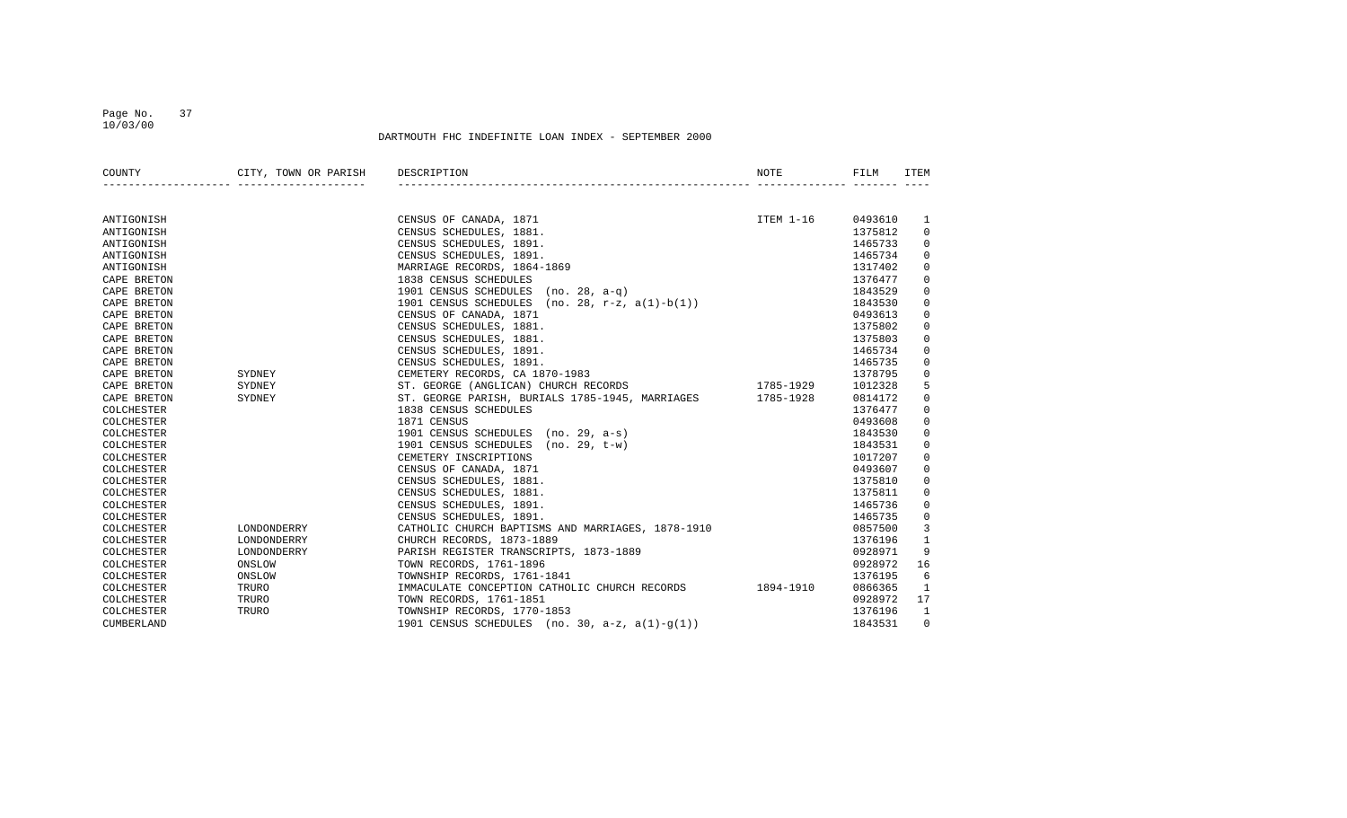DARTMOUTH FHC INDEFINITE LOAN INDEX - SEPTEMBER 2000

| COUNTY | CITY, TOWN OR PARISH | DESCRIPTION | NOTE | FILM | ITEM |
|---|---|---|---|---|---|
| ANTIGONISH | | CENSUS OF CANADA, 1871 | ITEM 1-16 | 0493610 | 1 |
| ANTIGONISH | | CENSUS SCHEDULES, 1881. | | 1375812 | 0 |
| ANTIGONISH | | CENSUS SCHEDULES, 1891. | | 1465733 | 0 |
| ANTIGONISH | | CENSUS SCHEDULES, 1891. | | 1465734 | 0 |
| ANTIGONISH | | MARRIAGE RECORDS, 1864-1869 | | 1317402 | 0 |
| CAPE BRETON | | 1838 CENSUS SCHEDULES | | 1376477 | 0 |
| CAPE BRETON | | 1901 CENSUS SCHEDULES (no. 28, a-q) | | 1843529 | 0 |
| CAPE BRETON | | 1901 CENSUS SCHEDULES (no. 28, r-z, a(1)-b(1)) | | 1843530 | 0 |
| CAPE BRETON | | CENSUS OF CANADA, 1871 | | 0493613 | 0 |
| CAPE BRETON | | CENSUS SCHEDULES, 1881. | | 1375802 | 0 |
| CAPE BRETON | | CENSUS SCHEDULES, 1881. | | 1375803 | 0 |
| CAPE BRETON | | CENSUS SCHEDULES, 1891. | | 1465734 | 0 |
| CAPE BRETON | | CENSUS SCHEDULES, 1891. | | 1465735 | 0 |
| CAPE BRETON | SYDNEY | CEMETERY RECORDS, CA 1870-1983 | | 1378795 | 0 |
| CAPE BRETON | SYDNEY | ST. GEORGE (ANGLICAN) CHURCH RECORDS | 1785-1929 | 1012328 | 5 |
| CAPE BRETON | SYDNEY | ST. GEORGE PARISH, BURIALS 1785-1945, MARRIAGES | 1785-1928 | 0814172 | 0 |
| COLCHESTER | | 1838 CENSUS SCHEDULES | | 1376477 | 0 |
| COLCHESTER | | 1871 CENSUS | | 0493608 | 0 |
| COLCHESTER | | 1901 CENSUS SCHEDULES (no. 29, a-s) | | 1843530 | 0 |
| COLCHESTER | | 1901 CENSUS SCHEDULES (no. 29, t-w) | | 1843531 | 0 |
| COLCHESTER | | CEMETERY INSCRIPTIONS | | 1017207 | 0 |
| COLCHESTER | | CENSUS OF CANADA, 1871 | | 0493607 | 0 |
| COLCHESTER | | CENSUS SCHEDULES, 1881. | | 1375810 | 0 |
| COLCHESTER | | CENSUS SCHEDULES, 1881. | | 1375811 | 0 |
| COLCHESTER | | CENSUS SCHEDULES, 1891. | | 1465736 | 0 |
| COLCHESTER | | CENSUS SCHEDULES, 1891. | | 1465735 | 0 |
| COLCHESTER | LONDONDERRY | CATHOLIC CHURCH BAPTISMS AND MARRIAGES, 1878-1910 | | 0857500 | 3 |
| COLCHESTER | LONDONDERRY | CHURCH RECORDS, 1873-1889 | | 1376196 | 1 |
| COLCHESTER | LONDONDERRY | PARISH REGISTER TRANSCRIPTS, 1873-1889 | | 0928971 | 9 |
| COLCHESTER | ONSLOW | TOWN RECORDS, 1761-1896 | | 0928972 | 16 |
| COLCHESTER | ONSLOW | TOWNSHIP RECORDS, 1761-1841 | | 1376195 | 6 |
| COLCHESTER | TRURO | IMMACULATE CONCEPTION CATHOLIC CHURCH RECORDS | 1894-1910 | 0866365 | 1 |
| COLCHESTER | TRURO | TOWN RECORDS, 1761-1851 | | 0928972 | 17 |
| COLCHESTER | TRURO | TOWNSHIP RECORDS, 1770-1853 | | 1376196 | 1 |
| CUMBERLAND | | 1901 CENSUS SCHEDULES (no. 30, a-z, a(1)-g(1)) | | 1843531 | 0 |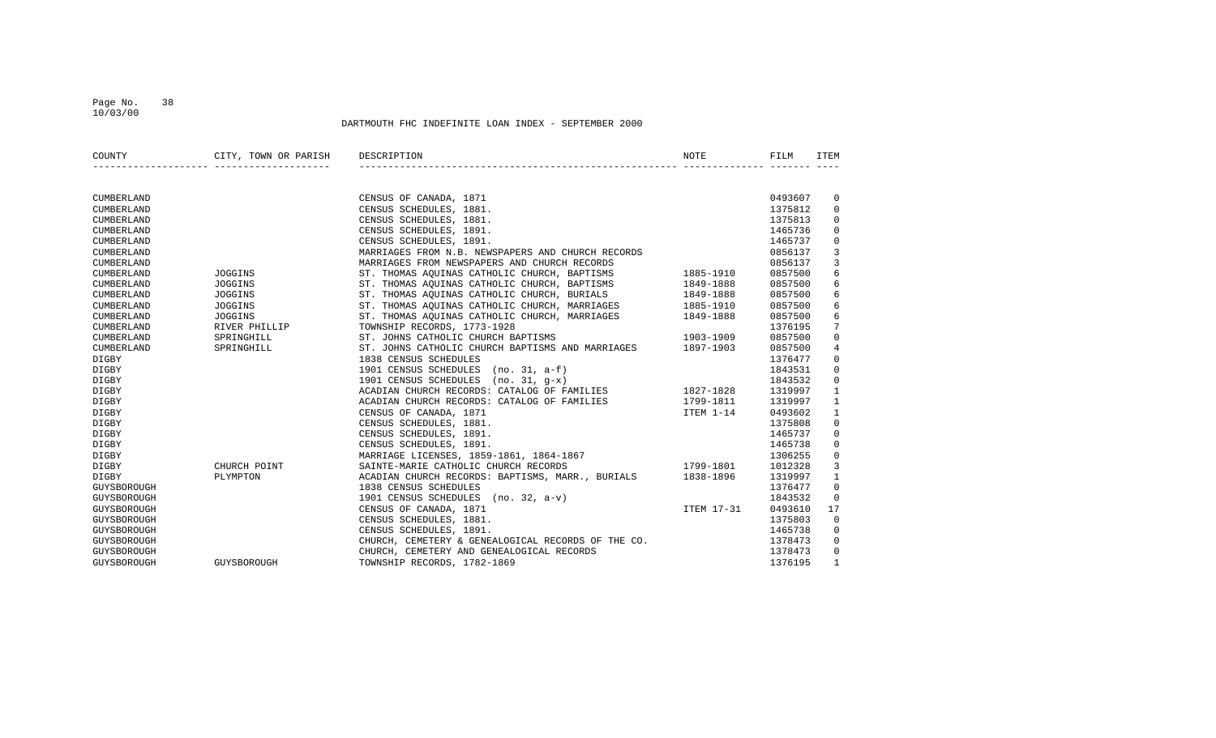# DARTMOUTH FHC INDEFINITE LOAN INDEX - SEPTEMBER 2000

| COUNTY | CITY, TOWN OR PARISH | DESCRIPTION | NOTE | FILM | ITEM |
|---|---|---|---|---|---|
| CUMBERLAND | | CENSUS OF CANADA, 1871 | | 0493607 | 0 |
| CUMBERLAND | | CENSUS SCHEDULES, 1881. | | 1375812 | 0 |
| CUMBERLAND | | CENSUS SCHEDULES, 1881. | | 1375813 | 0 |
| CUMBERLAND | | CENSUS SCHEDULES, 1891. | | 1465736 | 0 |
| CUMBERLAND | | CENSUS SCHEDULES, 1891. | | 1465737 | 0 |
| CUMBERLAND | | MARRIAGES FROM N.B. NEWSPAPERS AND CHURCH RECORDS | | 0856137 | 3 |
| CUMBERLAND | | MARRIAGES FROM NEWSPAPERS AND CHURCH RECORDS | | 0856137 | 3 |
| CUMBERLAND | JOGGINS | ST. THOMAS AQUINAS CATHOLIC CHURCH, BAPTISMS | 1885-1910 | 0857500 | 6 |
| CUMBERLAND | JOGGINS | ST. THOMAS AQUINAS CATHOLIC CHURCH, BAPTISMS | 1849-1888 | 0857500 | 6 |
| CUMBERLAND | JOGGINS | ST. THOMAS AQUINAS CATHOLIC CHURCH, BURIALS | 1849-1888 | 0857500 | 6 |
| CUMBERLAND | JOGGINS | ST. THOMAS AQUINAS CATHOLIC CHURCH, MARRIAGES | 1885-1910 | 0857500 | 6 |
| CUMBERLAND | JOGGINS | ST. THOMAS AQUINAS CATHOLIC CHURCH, MARRIAGES | 1849-1888 | 0857500 | 6 |
| CUMBERLAND | RIVER PHILLIP | TOWNSHIP RECORDS, 1773-1928 | | 1376195 | 7 |
| CUMBERLAND | SPRINGHILL | ST. JOHNS CATHOLIC CHURCH BAPTISMS | 1903-1909 | 0857500 | 0 |
| CUMBERLAND | SPRINGHILL | ST. JOHNS CATHOLIC CHURCH BAPTISMS AND MARRIAGES | 1897-1903 | 0857500 | 4 |
| DIGBY | | 1838 CENSUS SCHEDULES | | 1376477 | 0 |
| DIGBY | | 1901 CENSUS SCHEDULES (no. 31, a-f) | | 1843531 | 0 |
| DIGBY | | 1901 CENSUS SCHEDULES (no. 31, g-x) | | 1843532 | 0 |
| DIGBY | | ACADIAN CHURCH RECORDS: CATALOG OF FAMILIES | 1827-1828 | 1319997 | 1 |
| DIGBY | | ACADIAN CHURCH RECORDS: CATALOG OF FAMILIES | 1799-1811 | 1319997 | 1 |
| DIGBY | | CENSUS OF CANADA, 1871 | ITEM 1-14 | 0493602 | 1 |
| DIGBY | | CENSUS SCHEDULES, 1881. | | 1375808 | 0 |
| DIGBY | | CENSUS SCHEDULES, 1891. | | 1465737 | 0 |
| DIGBY | | CENSUS SCHEDULES, 1891. | | 1465738 | 0 |
| DIGBY | | MARRIAGE LICENSES, 1859-1861, 1864-1867 | | 1306255 | 0 |
| DIGBY | CHURCH POINT | SAINTE-MARIE CATHOLIC CHURCH RECORDS | 1799-1801 | 1012328 | 3 |
| DIGBY | PLYMPTON | ACADIAN CHURCH RECORDS: BAPTISMS, MARR., BURIALS | 1838-1896 | 1319997 | 1 |
| GUYSBOROUGH | | 1838 CENSUS SCHEDULES | | 1376477 | 0 |
| GUYSBOROUGH | | 1901 CENSUS SCHEDULES (no. 32, a-v) | | 1843532 | 0 |
| GUYSBOROUGH | | CENSUS OF CANADA, 1871 | ITEM 17-31 | 0493610 | 17 |
| GUYSBOROUGH | | CENSUS SCHEDULES, 1881. | | 1375803 | 0 |
| GUYSBOROUGH | | CENSUS SCHEDULES, 1891. | | 1465738 | 0 |
| GUYSBOROUGH | | CHURCH, CEMETERY & GENEALOGICAL RECORDS OF THE CO. | | 1378473 | 0 |
| GUYSBOROUGH | | CHURCH, CEMETERY AND GENEALOGICAL RECORDS | | 1378473 | 0 |
| GUYSBOROUGH | GUYSBOROUGH | TOWNSHIP RECORDS, 1782-1869 | | 1376195 | 1 |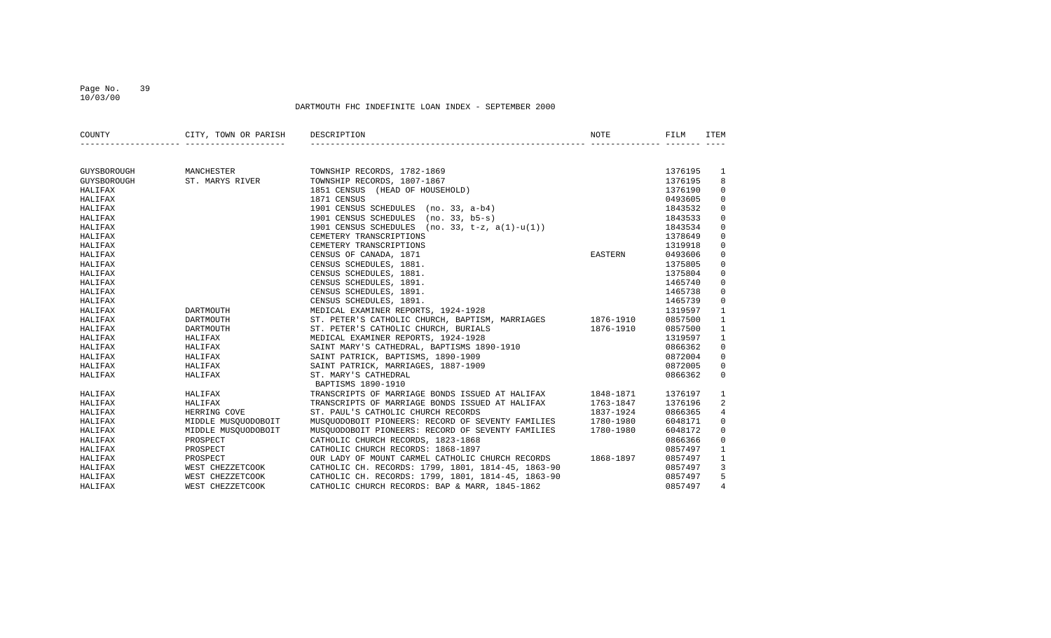DARTMOUTH FHC INDEFINITE LOAN INDEX - SEPTEMBER 2000

| COUNTY | CITY, TOWN OR PARISH | DESCRIPTION | NOTE | FILM | ITEM |
|---|---|---|---|---|---|
| GUYSBOROUGH | MANCHESTER | TOWNSHIP RECORDS, 1782-1869 | | 1376195 | 1 |
| GUYSBOROUGH | ST. MARYS RIVER | TOWNSHIP RECORDS, 1807-1867 | | 1376195 | 8 |
| HALIFAX | | 1851 CENSUS (HEAD OF HOUSEHOLD) | | 1376190 | 0 |
| HALIFAX | | 1871 CENSUS | | 0493605 | 0 |
| HALIFAX | | 1901 CENSUS SCHEDULES (no. 33, a-b4) | | 1843532 | 0 |
| HALIFAX | | 1901 CENSUS SCHEDULES (no. 33, b5-s) | | 1843533 | 0 |
| HALIFAX | | 1901 CENSUS SCHEDULES (no. 33, t-z, a(1)-u(1)) | | 1843534 | 0 |
| HALIFAX | | CEMETERY TRANSCRIPTIONS | | 1378649 | 0 |
| HALIFAX | | CEMETERY TRANSCRIPTIONS | | 1319918 | 0 |
| HALIFAX | | CENSUS OF CANADA, 1871 | EASTERN | 0493606 | 0 |
| HALIFAX | | CENSUS SCHEDULES, 1881. | | 1375805 | 0 |
| HALIFAX | | CENSUS SCHEDULES, 1881. | | 1375804 | 0 |
| HALIFAX | | CENSUS SCHEDULES, 1891. | | 1465740 | 0 |
| HALIFAX | | CENSUS SCHEDULES, 1891. | | 1465738 | 0 |
| HALIFAX | | CENSUS SCHEDULES, 1891. | | 1465739 | 0 |
| HALIFAX | DARTMOUTH | MEDICAL EXAMINER REPORTS, 1924-1928 | | 1319597 | 1 |
| HALIFAX | DARTMOUTH | ST. PETER'S CATHOLIC CHURCH, BAPTISM, MARRIAGES | 1876-1910 | 0857500 | 1 |
| HALIFAX | DARTMOUTH | ST. PETER'S CATHOLIC CHURCH, BURIALS | 1876-1910 | 0857500 | 1 |
| HALIFAX | HALIFAX | MEDICAL EXAMINER REPORTS, 1924-1928 | | 1319597 | 1 |
| HALIFAX | HALIFAX | SAINT MARY'S CATHEDRAL, BAPTISMS 1890-1910 | | 0866362 | 0 |
| HALIFAX | HALIFAX | SAINT PATRICK, BAPTISMS, 1890-1909 | | 0872004 | 0 |
| HALIFAX | HALIFAX | SAINT PATRICK, MARRIAGES, 1887-1909 | | 0872005 | 0 |
| HALIFAX | HALIFAX | ST. MARY'S CATHEDRAL BAPTISMS 1890-1910 | | 0866362 | 0 |
| HALIFAX | HALIFAX | TRANSCRIPTS OF MARRIAGE BONDS ISSUED AT HALIFAX | 1848-1871 | 1376197 | 1 |
| HALIFAX | HALIFAX | TRANSCRIPTS OF MARRIAGE BONDS ISSUED AT HALIFAX | 1763-1847 | 1376196 | 2 |
| HALIFAX | HERRING COVE | ST. PAUL'S CATHOLIC CHURCH RECORDS | 1837-1924 | 0866365 | 4 |
| HALIFAX | MIDDLE MUSQUODOBOIT | MUSQUODOBOIT PIONEERS: RECORD OF SEVENTY FAMILIES | 1780-1980 | 6048171 | 0 |
| HALIFAX | MIDDLE MUSQUODOBOIT | MUSQUODOBOIT PIONEERS: RECORD OF SEVENTY FAMILIES | 1780-1980 | 6048172 | 0 |
| HALIFAX | PROSPECT | CATHOLIC CHURCH RECORDS, 1823-1868 | | 0866366 | 0 |
| HALIFAX | PROSPECT | CATHOLIC CHURCH RECORDS: 1868-1897 | | 0857497 | 1 |
| HALIFAX | PROSPECT | OUR LADY OF MOUNT CARMEL CATHOLIC CHURCH RECORDS | 1868-1897 | 0857497 | 1 |
| HALIFAX | WEST CHEZZETCOOK | CATHOLIC CH. RECORDS: 1799, 1801, 1814-45, 1863-90 | | 0857497 | 3 |
| HALIFAX | WEST CHEZZETCOOK | CATHOLIC CH. RECORDS: 1799, 1801, 1814-45, 1863-90 | | 0857497 | 5 |
| HALIFAX | WEST CHEZZETCOOK | CATHOLIC CHURCH RECORDS: BAP & MARR, 1845-1862 | | 0857497 | 4 |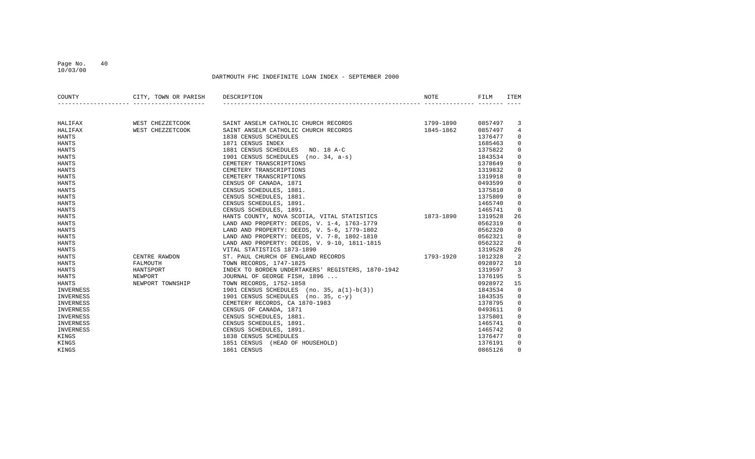DARTMOUTH FHC INDEFINITE LOAN INDEX - SEPTEMBER 2000

| COUNTY | CITY, TOWN OR PARISH | DESCRIPTION | NOTE | FILM | ITEM |
|---|---|---|---|---|---|
| HALIFAX | WEST CHEZZETCOOK | SAINT ANSELM CATHOLIC CHURCH RECORDS | 1799-1890 | 0857497 | 3 |
| HALIFAX | WEST CHEZZETCOOK | SAINT ANSELM CATHOLIC CHURCH RECORDS | 1845-1862 | 0857497 | 4 |
| HANTS | | 1838 CENSUS SCHEDULES | | 1376477 | 0 |
| HANTS | | 1871 CENSUS INDEX | | 1685463 | 0 |
| HANTS | | 1881 CENSUS SCHEDULES NO. 18 A-C | | 1375822 | 0 |
| HANTS | | 1901 CENSUS SCHEDULES (no. 34, a-s) | | 1843534 | 0 |
| HANTS | | CEMETERY TRANSCRIPTIONS | | 1378649 | 0 |
| HANTS | | CEMETERY TRANSCRIPTIONS | | 1319832 | 0 |
| HANTS | | CEMETERY TRANSCRIPTIONS | | 1319918 | 0 |
| HANTS | | CENSUS OF CANADA, 1871 | | 0493599 | 0 |
| HANTS | | CENSUS SCHEDULES, 1881. | | 1375810 | 0 |
| HANTS | | CENSUS SCHEDULES, 1881. | | 1375809 | 0 |
| HANTS | | CENSUS SCHEDULES, 1891. | | 1465740 | 0 |
| HANTS | | CENSUS SCHEDULES, 1891. | | 1465741 | 0 |
| HANTS | | HANTS COUNTY, NOVA SCOTIA, VITAL STATISTICS | 1873-1890 | 1319528 | 26 |
| HANTS | | LAND AND PROPERTY: DEEDS, V. 1-4, 1763-1779 | | 0562319 | 0 |
| HANTS | | LAND AND PROPERTY: DEEDS, V. 5-6, 1779-1802 | | 0562320 | 0 |
| HANTS | | LAND AND PROPERTY: DEEDS, V. 7-8, 1802-1810 | | 0562321 | 0 |
| HANTS | | LAND AND PROPERTY: DEEDS, V. 9-10, 1811-1815 | | 0562322 | 0 |
| HANTS | | VITAL STATISTICS 1873-1890 | | 1319528 | 26 |
| HANTS | CENTRE RAWDON | ST. PAUL CHURCH OF ENGLAND RECORDS | 1793-1920 | 1012328 | 2 |
| HANTS | FALMOUTH | TOWN RECORDS, 1747-1825 | | 0928972 | 10 |
| HANTS | HANTSPORT | INDEX TO BORDEN UNDERTAKERS' REGISTERS, 1870-1942 | | 1319597 | 3 |
| HANTS | NEWPORT | JOURNAL OF GEORGE FISH, 1896 ... | | 1376195 | 5 |
| HANTS | NEWPORT TOWNSHIP | TOWN RECORDS, 1752-1858 | | 0928972 | 15 |
| INVERNESS | | 1901 CENSUS SCHEDULES (no. 35, a(1)-b(3)) | | 1843534 | 0 |
| INVERNESS | | 1901 CENSUS SCHEDULES (no. 35, c-y) | | 1843535 | 0 |
| INVERNESS | | CEMETERY RECORDS, CA 1870-1983 | | 1378795 | 0 |
| INVERNESS | | CENSUS OF CANADA, 1871 | | 0493611 | 0 |
| INVERNESS | | CENSUS SCHEDULES, 1881. | | 1375801 | 0 |
| INVERNESS | | CENSUS SCHEDULES, 1891. | | 1465741 | 0 |
| INVERNESS | | CENSUS SCHEDULES, 1891. | | 1465742 | 0 |
| KINGS | | 1838 CENSUS SCHEDULES | | 1376477 | 0 |
| KINGS | | 1851 CENSUS (HEAD OF HOUSEHOLD) | | 1376191 | 0 |
| KINGS | | 1861 CENSUS | | 0865126 | 0 |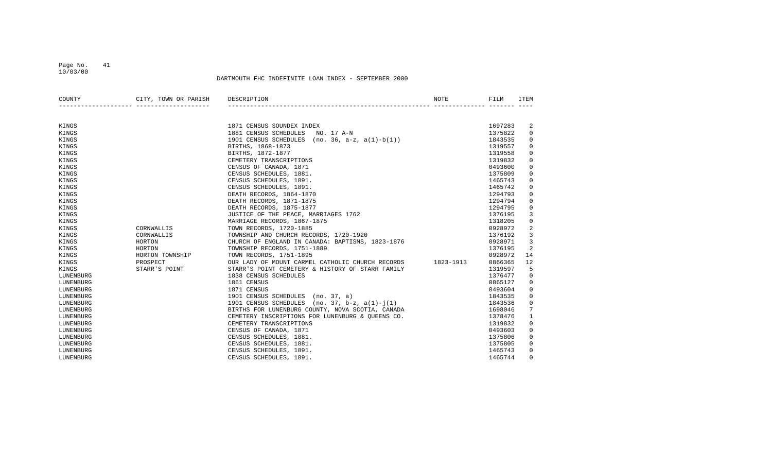DARTMOUTH FHC INDEFINITE LOAN INDEX - SEPTEMBER 2000

| COUNTY | CITY, TOWN OR PARISH | DESCRIPTION | NOTE | FILM | ITEM |
|---|---|---|---|---|---|
| KINGS | | 1871 CENSUS SOUNDEX INDEX | | 1697283 | 2 |
| KINGS | | 1881 CENSUS SCHEDULES NO. 17 A-N | | 1375822 | 0 |
| KINGS | | 1901 CENSUS SCHEDULES (no. 36, a-z, a(1)-b(1)) | | 1843535 | 0 |
| KINGS | | BIRTHS, 1868-1873 | | 1319557 | 0 |
| KINGS | | BIRTHS, 1872-1877 | | 1319558 | 0 |
| KINGS | | CEMETERY TRANSCRIPTIONS | | 1319832 | 0 |
| KINGS | | CENSUS OF CANADA, 1871 | | 0493600 | 0 |
| KINGS | | CENSUS SCHEDULES, 1881. | | 1375809 | 0 |
| KINGS | | CENSUS SCHEDULES, 1891. | | 1465743 | 0 |
| KINGS | | CENSUS SCHEDULES, 1891. | | 1465742 | 0 |
| KINGS | | DEATH RECORDS, 1864-1870 | | 1294793 | 0 |
| KINGS | | DEATH RECORDS, 1871-1875 | | 1294794 | 0 |
| KINGS | | DEATH RECORDS, 1875-1877 | | 1294795 | 0 |
| KINGS | | JUSTICE OF THE PEACE, MARRIAGES 1762 | | 1376195 | 3 |
| KINGS | | MARRIAGE RECORDS, 1867-1875 | | 1318205 | 0 |
| KINGS | CORNWALLIS | TOWN RECORDS, 1720-1885 | | 0928972 | 2 |
| KINGS | CORNWALLIS | TOWNSHIP AND CHURCH RECORDS, 1720-1920 | | 1376192 | 3 |
| KINGS | HORTON | CHURCH OF ENGLAND IN CANADA: BAPTISMS, 1823-1876 | | 0928971 | 3 |
| KINGS | HORTON | TOWNSHIP RECORDS, 1751-1889 | | 1376195 | 2 |
| KINGS | HORTON TOWNSHIP | TOWN RECORDS, 1751-1895 | | 0928972 | 14 |
| KINGS | PROSPECT | OUR LADY OF MOUNT CARMEL CATHOLIC CHURCH RECORDS | 1823-1913 | 0866365 | 12 |
| KINGS | STARR'S POINT | STARR'S POINT CEMETERY & HISTORY OF STARR FAMILY | | 1319597 | 5 |
| LUNENBURG | | 1838 CENSUS SCHEDULES | | 1376477 | 0 |
| LUNENBURG | | 1861 CENSUS | | 0865127 | 0 |
| LUNENBURG | | 1871 CENSUS | | 0493604 | 0 |
| LUNENBURG | | 1901 CENSUS SCHEDULES (no. 37, a) | | 1843535 | 0 |
| LUNENBURG | | 1901 CENSUS SCHEDULES (no. 37, b-z, a(1)-j(1) | | 1843536 | 0 |
| LUNENBURG | | BIRTHS FOR LUNENBURG COUNTY, NOVA SCOTIA, CANADA | | 1698046 | 7 |
| LUNENBURG | | CEMETERY INSCRIPTIONS FOR LUNENBURG & QUEENS CO. | | 1378476 | 1 |
| LUNENBURG | | CEMETERY TRANSCRIPTIONS | | 1319832 | 0 |
| LUNENBURG | | CENSUS OF CANADA, 1871 | | 0493603 | 0 |
| LUNENBURG | | CENSUS SCHEDULES, 1881. | | 1375806 | 0 |
| LUNENBURG | | CENSUS SCHEDULES, 1881. | | 1375805 | 0 |
| LUNENBURG | | CENSUS SCHEDULES, 1891. | | 1465743 | 0 |
| LUNENBURG | | CENSUS SCHEDULES, 1891. | | 1465744 | 0 |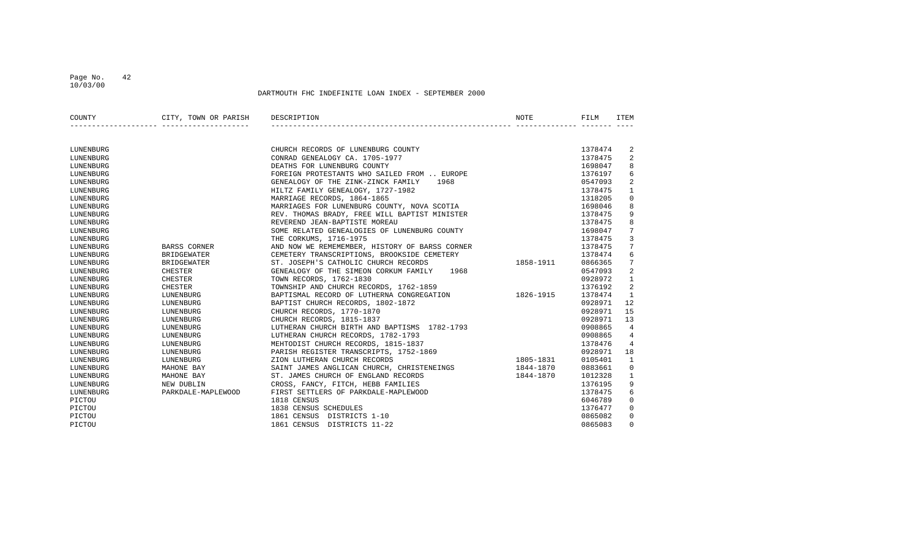DARTMOUTH FHC INDEFINITE LOAN INDEX - SEPTEMBER 2000

| COUNTY | CITY, TOWN OR PARISH | DESCRIPTION | NOTE | FILM | ITEM |
|---|---|---|---|---|---|
| LUNENBURG | | CHURCH RECORDS OF LUNENBURG COUNTY | | 1378474 | 2 |
| LUNENBURG | | CONRAD GENEALOGY CA. 1705-1977 | | 1378475 | 2 |
| LUNENBURG | | DEATHS FOR LUNENBURG COUNTY | | 1698047 | 8 |
| LUNENBURG | | FOREIGN PROTESTANTS WHO SAILED FROM .. EUROPE | | 1376197 | 6 |
| LUNENBURG | | GENEALOGY OF THE ZINK-ZINCK FAMILY 1968 | | 0547093 | 2 |
| LUNENBURG | | HILTZ FAMILY GENEALOGY, 1727-1982 | | 1378475 | 1 |
| LUNENBURG | | MARRIAGE RECORDS, 1864-1865 | | 1318205 | 0 |
| LUNENBURG | | MARRIAGES FOR LUNENBURG COUNTY, NOVA SCOTIA | | 1698046 | 8 |
| LUNENBURG | | REV. THOMAS BRADY, FREE WILL BAPTIST MINISTER | | 1378475 | 9 |
| LUNENBURG | | REVEREND JEAN-BAPTISTE MOREAU | | 1378475 | 8 |
| LUNENBURG | | SOME RELATED GENEALOGIES OF LUNENBURG COUNTY | | 1698047 | 7 |
| LUNENBURG | | THE CORKUMS, 1716-1975 | | 1378475 | 3 |
| LUNENBURG | BARSS CORNER | AND NOW WE REMEMEMBER, HISTORY OF BARSS CORNER | | 1378475 | 7 |
| LUNENBURG | BRIDGEWATER | CEMETERY TRANSCRIPTIONS, BROOKSIDE CEMETERY | | 1378474 | 6 |
| LUNENBURG | BRIDGEWATER | ST. JOSEPH'S CATHOLIC CHURCH RECORDS | 1858-1911 | 0866365 | 7 |
| LUNENBURG | CHESTER | GENEALOGY OF THE SIMEON CORKUM FAMILY 1968 | | 0547093 | 2 |
| LUNENBURG | CHESTER | TOWN RECORDS, 1762-1830 | | 0928972 | 1 |
| LUNENBURG | CHESTER | TOWNSHIP AND CHURCH RECORDS, 1762-1859 | | 1376192 | 2 |
| LUNENBURG | LUNENBURG | BAPTISMAL RECORD OF LUTHERNA CONGREGATION | 1826-1915 | 1378474 | 1 |
| LUNENBURG | LUNENBURG | BAPTIST CHURCH RECORDS, 1802-1872 | | 0928971 | 12 |
| LUNENBURG | LUNENBURG | CHURCH RECORDS, 1770-1870 | | 0928971 | 15 |
| LUNENBURG | LUNENBURG | CHURCH RECORDS, 1815-1837 | | 0928971 | 13 |
| LUNENBURG | LUNENBURG | LUTHERAN CHURCH BIRTH AND BAPTISMS 1782-1793 | | 0908865 | 4 |
| LUNENBURG | LUNENBURG | LUTHERAN CHURCH RECORDS, 1782-1793 | | 0908865 | 4 |
| LUNENBURG | LUNENBURG | MEHTODIST CHURCH RECORDS, 1815-1837 | | 1378476 | 4 |
| LUNENBURG | LUNENBURG | PARISH REGISTER TRANSCRIPTS, 1752-1869 | | 0928971 | 18 |
| LUNENBURG | LUNENBURG | ZION LUTHERAN CHURCH RECORDS | 1805-1831 | 0105401 | 1 |
| LUNENBURG | MAHONE BAY | SAINT JAMES ANGLICAN CHURCH, CHRISTENEINGS | 1844-1870 | 0883661 | 0 |
| LUNENBURG | MAHONE BAY | ST. JAMES CHURCH OF ENGLAND RECORDS | 1844-1870 | 1012328 | 1 |
| LUNENBURG | NEW DUBLIN | CROSS, FANCY, FITCH, HEBB FAMILIES | | 1376195 | 9 |
| LUNENBURG | PARKDALE-MAPLEWOOD | FIRST SETTLERS OF PARKDALE-MAPLEWOOD | | 1378475 | 6 |
| PICTOU | | 1818 CENSUS | | 6046789 | 0 |
| PICTOU | | 1838 CENSUS SCHEDULES | | 1376477 | 0 |
| PICTOU | | 1861 CENSUS DISTRICTS 1-10 | | 0865082 | 0 |
| PICTOU | | 1861 CENSUS DISTRICTS 11-22 | | 0865083 | 0 |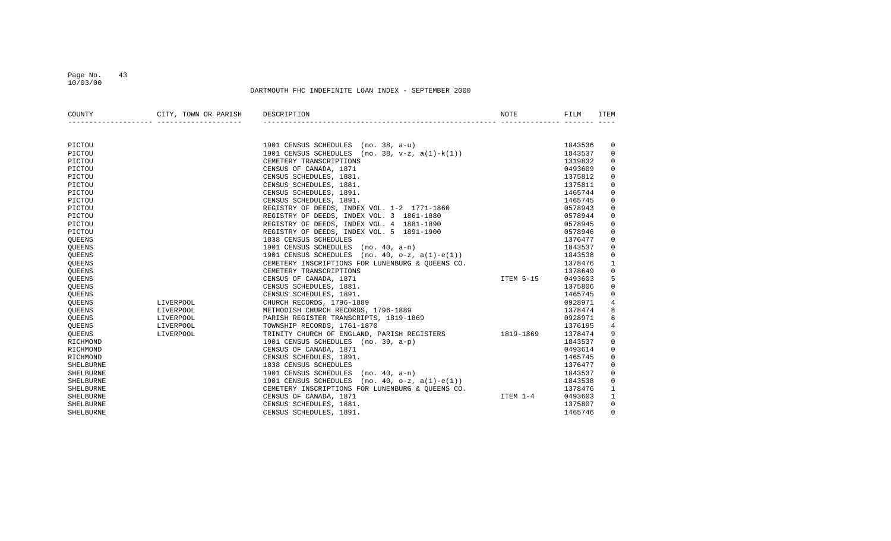DARTMOUTH FHC INDEFINITE LOAN INDEX - SEPTEMBER 2000

| COUNTY | CITY, TOWN OR PARISH | DESCRIPTION | NOTE | FILM | ITEM |
|---|---|---|---|---|---|
| PICTOU | | 1901 CENSUS SCHEDULES (no. 38, a-u) | | 1843536 | 0 |
| PICTOU | | 1901 CENSUS SCHEDULES (no. 38, v-z, a(1)-k(1)) | | 1843537 | 0 |
| PICTOU | | CEMETERY TRANSCRIPTIONS | | 1319832 | 0 |
| PICTOU | | CENSUS OF CANADA, 1871 | | 0493609 | 0 |
| PICTOU | | CENSUS SCHEDULES, 1881. | | 1375812 | 0 |
| PICTOU | | CENSUS SCHEDULES, 1881. | | 1375811 | 0 |
| PICTOU | | CENSUS SCHEDULES, 1891. | | 1465744 | 0 |
| PICTOU | | CENSUS SCHEDULES, 1891. | | 1465745 | 0 |
| PICTOU | | REGISTRY OF DEEDS, INDEX VOL. 1-2 1771-1860 | | 0578943 | 0 |
| PICTOU | | REGISTRY OF DEEDS, INDEX VOL. 3 1861-1880 | | 0578944 | 0 |
| PICTOU | | REGISTRY OF DEEDS, INDEX VOL. 4 1881-1890 | | 0578945 | 0 |
| PICTOU | | REGISTRY OF DEEDS, INDEX VOL. 5 1891-1900 | | 0578946 | 0 |
| QUEENS | | 1838 CENSUS SCHEDULES | | 1376477 | 0 |
| QUEENS | | 1901 CENSUS SCHEDULES (no. 40, a-n) | | 1843537 | 0 |
| QUEENS | | 1901 CENSUS SCHEDULES (no. 40, o-z, a(1)-e(1)) | | 1843538 | 0 |
| QUEENS | | CEMETERY INSCRIPTIONS FOR LUNENBURG & QUEENS CO. | | 1378476 | 1 |
| QUEENS | | CEMETERY TRANSCRIPTIONS | | 1378649 | 0 |
| QUEENS | | CENSUS OF CANADA, 1871 | ITEM 5-15 | 0493603 | 5 |
| QUEENS | | CENSUS SCHEDULES, 1881. | | 1375806 | 0 |
| QUEENS | | CENSUS SCHEDULES, 1891. | | 1465745 | 0 |
| QUEENS | LIVERPOOL | CHURCH RECORDS, 1796-1889 | | 0928971 | 4 |
| QUEENS | LIVERPOOL | METHODISH CHURCH RECORDS, 1796-1889 | | 1378474 | 8 |
| QUEENS | LIVERPOOL | PARISH REGISTER TRANSCRIPTS, 1819-1869 | | 0928971 | 6 |
| QUEENS | LIVERPOOL | TOWNSHIP RECORDS, 1761-1870 | | 1376195 | 4 |
| QUEENS | LIVERPOOL | TRINITY CHURCH OF ENGLAND, PARISH REGISTERS | 1819-1869 | 1378474 | 9 |
| RICHMOND | | 1901 CENSUS SCHEDULES (no. 39, a-p) | | 1843537 | 0 |
| RICHMOND | | CENSUS OF CANADA, 1871 | | 0493614 | 0 |
| RICHMOND | | CENSUS SCHEDULES, 1891. | | 1465745 | 0 |
| SHELBURNE | | 1838 CENSUS SCHEDULES | | 1376477 | 0 |
| SHELBURNE | | 1901 CENSUS SCHEDULES (no. 40, a-n) | | 1843537 | 0 |
| SHELBURNE | | 1901 CENSUS SCHEDULES (no. 40, o-z, a(1)-e(1)) | | 1843538 | 0 |
| SHELBURNE | | CEMETERY INSCRIPTIONS FOR LUNENBURG & QUEENS CO. | | 1378476 | 1 |
| SHELBURNE | | CENSUS OF CANADA, 1871 | ITEM 1-4 | 0493603 | 1 |
| SHELBURNE | | CENSUS SCHEDULES, 1881. | | 1375807 | 0 |
| SHELBURNE | | CENSUS SCHEDULES, 1891. | | 1465746 | 0 |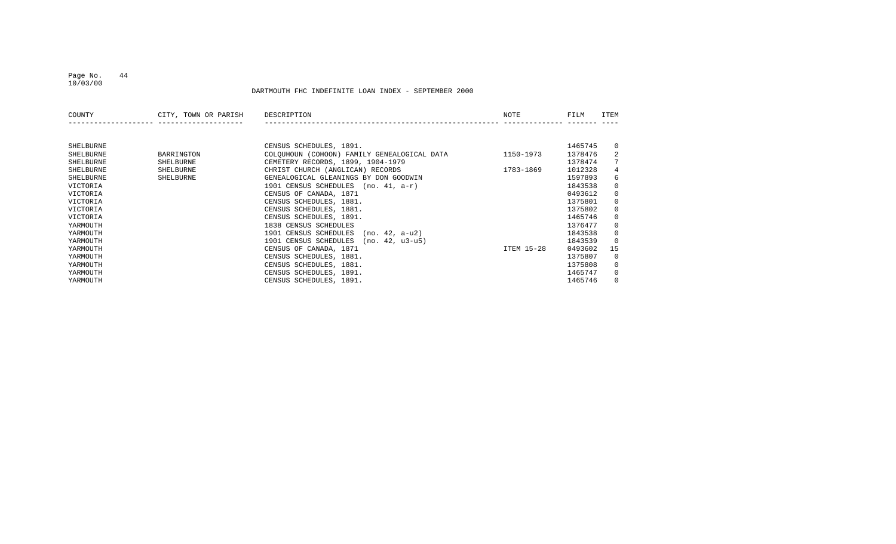DARTMOUTH FHC INDEFINITE LOAN INDEX - SEPTEMBER 2000

| COUNTY | CITY, TOWN OR PARISH | DESCRIPTION | NOTE | FILM | ITEM |
|---|---|---|---|---|---|
| SHELBURNE | | CENSUS SCHEDULES, 1891. | | 1465745 | 0 |
| SHELBURNE | BARRINGTON | COLQUHOUN (COHOON) FAMILY GENEALOGICAL DATA | 1150-1973 | 1378476 | 2 |
| SHELBURNE | SHELBURNE | CEMETERY RECORDS, 1899, 1904-1979 | | 1378474 | 7 |
| SHELBURNE | SHELBURNE | CHRIST CHURCH (ANGLICAN) RECORDS | 1783-1869 | 1012328 | 4 |
| SHELBURNE | SHELBURNE | GENEALOGICAL GLEANINGS BY DON GOODWIN | | 1597893 | 6 |
| VICTORIA | | 1901 CENSUS SCHEDULES (no. 41, a-r) | | 1843538 | 0 |
| VICTORIA | | CENSUS OF CANADA, 1871 | | 0493612 | 0 |
| VICTORIA | | CENSUS SCHEDULES, 1881. | | 1375801 | 0 |
| VICTORIA | | CENSUS SCHEDULES, 1881. | | 1375802 | 0 |
| VICTORIA | | CENSUS SCHEDULES, 1891. | | 1465746 | 0 |
| YARMOUTH | | 1838 CENSUS SCHEDULES | | 1376477 | 0 |
| YARMOUTH | | 1901 CENSUS SCHEDULES (no. 42, a-u2) | | 1843538 | 0 |
| YARMOUTH | | 1901 CENSUS SCHEDULES (no. 42, u3-u5) | | 1843539 | 0 |
| YARMOUTH | | CENSUS OF CANADA, 1871 | ITEM 15-28 | 0493602 | 15 |
| YARMOUTH | | CENSUS SCHEDULES, 1881. | | 1375807 | 0 |
| YARMOUTH | | CENSUS SCHEDULES, 1881. | | 1375808 | 0 |
| YARMOUTH | | CENSUS SCHEDULES, 1891. | | 1465747 | 0 |
| YARMOUTH | | CENSUS SCHEDULES, 1891. | | 1465746 | 0 |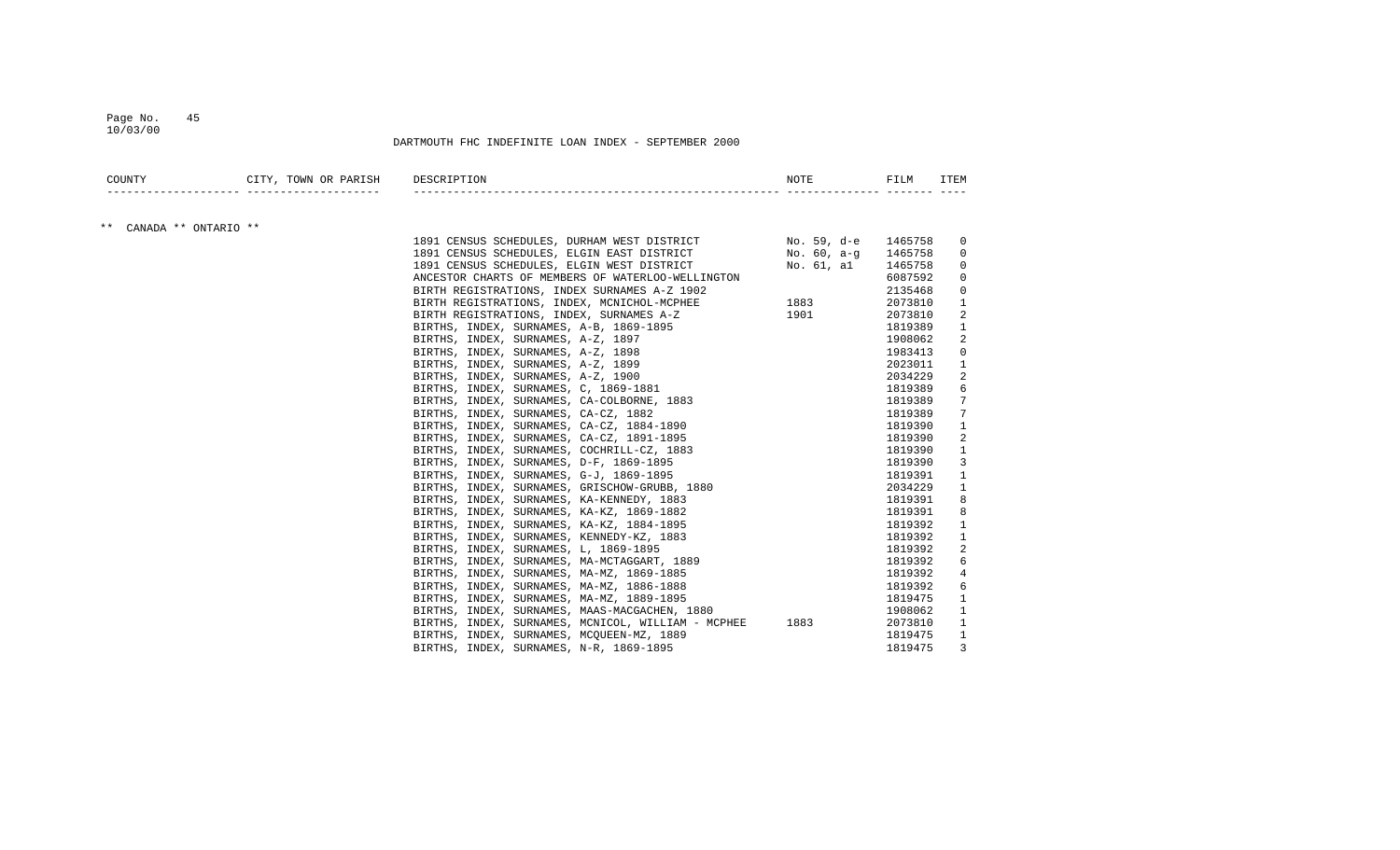DARTMOUTH FHC INDEFINITE LOAN INDEX - SEPTEMBER 2000

| COUNTY | CITY, TOWN OR PARISH | DESCRIPTION | NOTE | FILM | ITEM |
|---|---|---|---|---|---|
| ** CANADA ** ONTARIO ** | | | | | |
| | | 1891 CENSUS SCHEDULES, DURHAM WEST DISTRICT | No. 59, d-e | 1465758 | 0 |
| | | 1891 CENSUS SCHEDULES, ELGIN EAST DISTRICT | No. 60, a-g | 1465758 | 0 |
| | | 1891 CENSUS SCHEDULES, ELGIN WEST DISTRICT | No. 61, a1 | 1465758 | 0 |
| | | ANCESTOR CHARTS OF MEMBERS OF WATERLOO-WELLINGTON | | 6087592 | 0 |
| | | BIRTH REGISTRATIONS, INDEX SURNAMES A-Z 1902 | | 2135468 | 0 |
| | | BIRTH REGISTRATIONS, INDEX, MCNICHOL-MCPHEE | 1883 | 2073810 | 1 |
| | | BIRTH REGISTRATIONS, INDEX, SURNAMES A-Z | 1901 | 2073810 | 2 |
| | | BIRTHS, INDEX, SURNAMES, A-B, 1869-1895 | | 1819389 | 1 |
| | | BIRTHS, INDEX, SURNAMES, A-Z, 1897 | | 1908062 | 2 |
| | | BIRTHS, INDEX, SURNAMES, A-Z, 1898 | | 1983413 | 0 |
| | | BIRTHS, INDEX, SURNAMES, A-Z, 1899 | | 2023011 | 1 |
| | | BIRTHS, INDEX, SURNAMES, A-Z, 1900 | | 2034229 | 2 |
| | | BIRTHS, INDEX, SURNAMES, C, 1869-1881 | | 1819389 | 6 |
| | | BIRTHS, INDEX, SURNAMES, CA-COLBORNE, 1883 | | 1819389 | 7 |
| | | BIRTHS, INDEX, SURNAMES, CA-CZ, 1882 | | 1819389 | 7 |
| | | BIRTHS, INDEX, SURNAMES, CA-CZ, 1884-1890 | | 1819390 | 1 |
| | | BIRTHS, INDEX, SURNAMES, CA-CZ, 1891-1895 | | 1819390 | 2 |
| | | BIRTHS, INDEX, SURNAMES, COCHRILL-CZ, 1883 | | 1819390 | 1 |
| | | BIRTHS, INDEX, SURNAMES, D-F, 1869-1895 | | 1819390 | 3 |
| | | BIRTHS, INDEX, SURNAMES, G-J, 1869-1895 | | 1819391 | 1 |
| | | BIRTHS, INDEX, SURNAMES, GRISCHOW-GRUBB, 1880 | | 2034229 | 1 |
| | | BIRTHS, INDEX, SURNAMES, KA-KENNEDY, 1883 | | 1819391 | 8 |
| | | BIRTHS, INDEX, SURNAMES, KA-KZ, 1869-1882 | | 1819391 | 8 |
| | | BIRTHS, INDEX, SURNAMES, KA-KZ, 1884-1895 | | 1819392 | 1 |
| | | BIRTHS, INDEX, SURNAMES, KENNEDY-KZ, 1883 | | 1819392 | 1 |
| | | BIRTHS, INDEX, SURNAMES, L, 1869-1895 | | 1819392 | 2 |
| | | BIRTHS, INDEX, SURNAMES, MA-MCTAGGART, 1889 | | 1819392 | 6 |
| | | BIRTHS, INDEX, SURNAMES, MA-MZ, 1869-1885 | | 1819392 | 4 |
| | | BIRTHS, INDEX, SURNAMES, MA-MZ, 1886-1888 | | 1819392 | 6 |
| | | BIRTHS, INDEX, SURNAMES, MA-MZ, 1889-1895 | | 1819475 | 1 |
| | | BIRTHS, INDEX, SURNAMES, MAAS-MACGACHEN, 1880 | | 1908062 | 1 |
| | | BIRTHS, INDEX, SURNAMES, MCNICOL, WILLIAM - MCPHEE | 1883 | 2073810 | 1 |
| | | BIRTHS, INDEX, SURNAMES, MCQUEEN-MZ, 1889 | | 1819475 | 1 |
| | | BIRTHS, INDEX, SURNAMES, N-R, 1869-1895 | | 1819475 | 3 |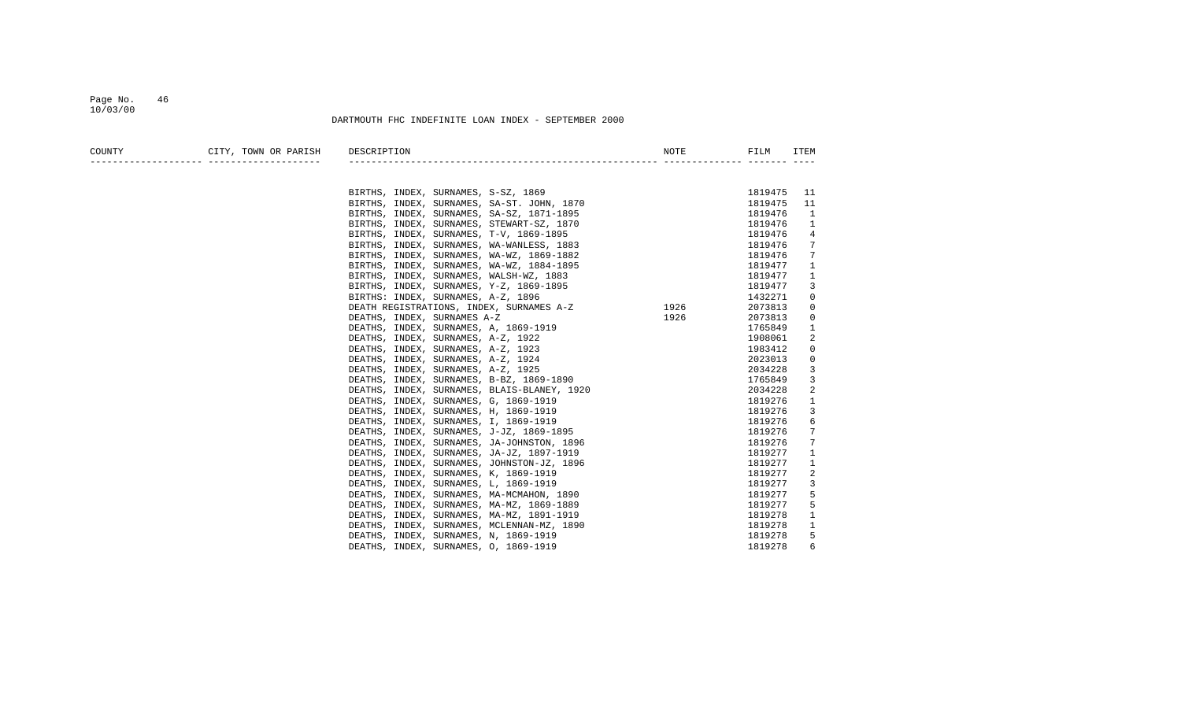DARTMOUTH FHC INDEFINITE LOAN INDEX - SEPTEMBER 2000

| COUNTY | CITY, TOWN OR PARISH | DESCRIPTION | NOTE | FILM | ITEM |
|---|---|---|---|---|---|
| | | BIRTHS, INDEX, SURNAMES, S-SZ, 1869 | | 1819475 | 11 |
| | | BIRTHS, INDEX, SURNAMES, SA-ST. JOHN, 1870 | | 1819475 | 11 |
| | | BIRTHS, INDEX, SURNAMES, SA-SZ, 1871-1895 | | 1819476 | 1 |
| | | BIRTHS, INDEX, SURNAMES, STEWART-SZ, 1870 | | 1819476 | 1 |
| | | BIRTHS, INDEX, SURNAMES, T-V, 1869-1895 | | 1819476 | 4 |
| | | BIRTHS, INDEX, SURNAMES, WA-WANLESS, 1883 | | 1819476 | 7 |
| | | BIRTHS, INDEX, SURNAMES, WA-WZ, 1869-1882 | | 1819476 | 7 |
| | | BIRTHS, INDEX, SURNAMES, WA-WZ, 1884-1895 | | 1819477 | 1 |
| | | BIRTHS, INDEX, SURNAMES, WALSH-WZ, 1883 | | 1819477 | 1 |
| | | BIRTHS, INDEX, SURNAMES, Y-Z, 1869-1895 | | 1819477 | 3 |
| | | BIRTHS: INDEX, SURNAMES, A-Z, 1896 | | 1432271 | 0 |
| | | DEATH REGISTRATIONS, INDEX, SURNAMES A-Z | 1926 | 2073813 | 0 |
| | | DEATHS, INDEX, SURNAMES A-Z | 1926 | 2073813 | 0 |
| | | DEATHS, INDEX, SURNAMES, A, 1869-1919 | | 1765849 | 1 |
| | | DEATHS, INDEX, SURNAMES, A-Z, 1922 | | 1908061 | 2 |
| | | DEATHS, INDEX, SURNAMES, A-Z, 1923 | | 1983412 | 0 |
| | | DEATHS, INDEX, SURNAMES, A-Z, 1924 | | 2023013 | 0 |
| | | DEATHS, INDEX, SURNAMES, A-Z, 1925 | | 2034228 | 3 |
| | | DEATHS, INDEX, SURNAMES, B-BZ, 1869-1890 | | 1765849 | 3 |
| | | DEATHS, INDEX, SURNAMES, BLAIS-BLANEY, 1920 | | 2034228 | 2 |
| | | DEATHS, INDEX, SURNAMES, G, 1869-1919 | | 1819276 | 1 |
| | | DEATHS, INDEX, SURNAMES, H, 1869-1919 | | 1819276 | 3 |
| | | DEATHS, INDEX, SURNAMES, I, 1869-1919 | | 1819276 | 6 |
| | | DEATHS, INDEX, SURNAMES, J-JZ, 1869-1895 | | 1819276 | 7 |
| | | DEATHS, INDEX, SURNAMES, JA-JOHNSTON, 1896 | | 1819276 | 7 |
| | | DEATHS, INDEX, SURNAMES, JA-JZ, 1897-1919 | | 1819277 | 1 |
| | | DEATHS, INDEX, SURNAMES, JOHNSTON-JZ, 1896 | | 1819277 | 1 |
| | | DEATHS, INDEX, SURNAMES, K, 1869-1919 | | 1819277 | 2 |
| | | DEATHS, INDEX, SURNAMES, L, 1869-1919 | | 1819277 | 3 |
| | | DEATHS, INDEX, SURNAMES, MA-MCMAHON, 1890 | | 1819277 | 5 |
| | | DEATHS, INDEX, SURNAMES, MA-MZ, 1869-1889 | | 1819277 | 5 |
| | | DEATHS, INDEX, SURNAMES, MA-MZ, 1891-1919 | | 1819278 | 1 |
| | | DEATHS, INDEX, SURNAMES, MCLENNAN-MZ, 1890 | | 1819278 | 1 |
| | | DEATHS, INDEX, SURNAMES, N, 1869-1919 | | 1819278 | 5 |
| | | DEATHS, INDEX, SURNAMES, O, 1869-1919 | | 1819278 | 6 |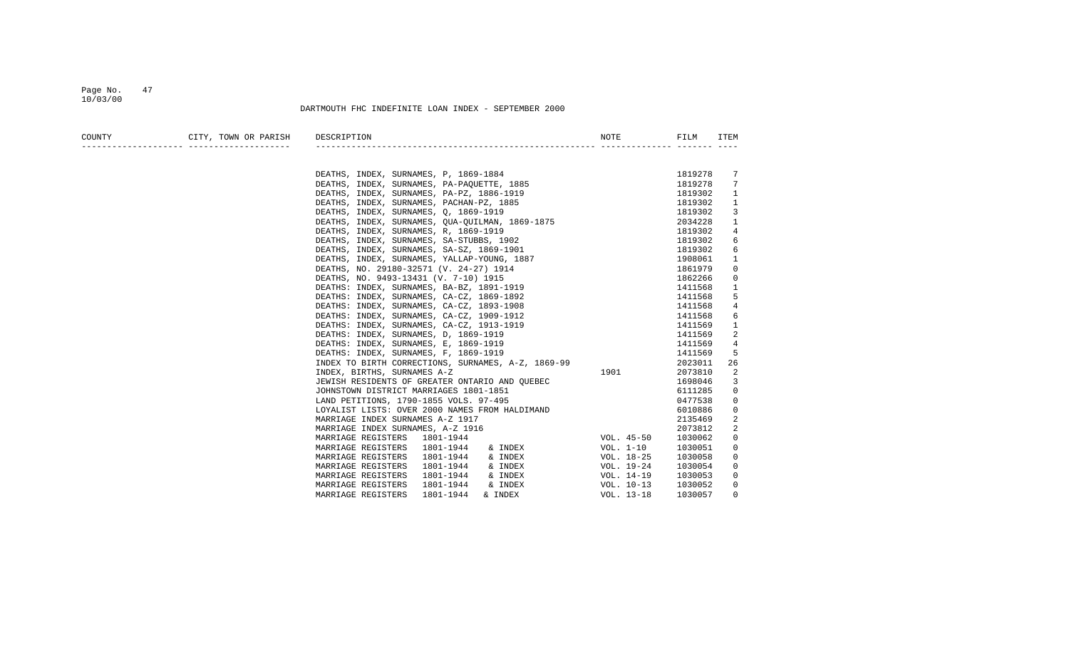DARTMOUTH FHC INDEFINITE LOAN INDEX - SEPTEMBER 2000

| COUNTY | CITY, TOWN OR PARISH | DESCRIPTION | NOTE | FILM | ITEM |
|---|---|---|---|---|---|
| | | DEATHS, INDEX, SURNAMES, P, 1869-1884 | | 1819278 | 7 |
| | | DEATHS, INDEX, SURNAMES, PA-PAQUETTE, 1885 | | 1819278 | 7 |
| | | DEATHS, INDEX, SURNAMES, PA-PZ, 1886-1919 | | 1819302 | 1 |
| | | DEATHS, INDEX, SURNAMES, PACHAN-PZ, 1885 | | 1819302 | 1 |
| | | DEATHS, INDEX, SURNAMES, Q, 1869-1919 | | 1819302 | 3 |
| | | DEATHS, INDEX, SURNAMES, QUA-QUILMAN, 1869-1875 | | 2034228 | 1 |
| | | DEATHS, INDEX, SURNAMES, R, 1869-1919 | | 1819302 | 4 |
| | | DEATHS, INDEX, SURNAMES, SA-STUBBS, 1902 | | 1819302 | 6 |
| | | DEATHS, INDEX, SURNAMES, SA-SZ, 1869-1901 | | 1819302 | 6 |
| | | DEATHS, INDEX, SURNAMES, YALLAP-YOUNG, 1887 | | 1908061 | 1 |
| | | DEATHS, NO. 29180-32571 (V. 24-27) 1914 | | 1861979 | 0 |
| | | DEATHS, NO. 9493-13431 (V. 7-10) 1915 | | 1862266 | 0 |
| | | DEATHS: INDEX, SURNAMES, BA-BZ, 1891-1919 | | 1411568 | 1 |
| | | DEATHS: INDEX, SURNAMES, CA-CZ, 1869-1892 | | 1411568 | 5 |
| | | DEATHS: INDEX, SURNAMES, CA-CZ, 1893-1908 | | 1411568 | 4 |
| | | DEATHS: INDEX, SURNAMES, CA-CZ, 1909-1912 | | 1411568 | 6 |
| | | DEATHS: INDEX, SURNAMES, CA-CZ, 1913-1919 | | 1411569 | 1 |
| | | DEATHS: INDEX, SURNAMES, D, 1869-1919 | | 1411569 | 2 |
| | | DEATHS: INDEX, SURNAMES, E, 1869-1919 | | 1411569 | 4 |
| | | DEATHS: INDEX, SURNAMES, F, 1869-1919 | | 1411569 | 5 |
| | | INDEX TO BIRTH CORRECTIONS, SURNAMES, A-Z, 1869-99 | | 2023011 | 26 |
| | | INDEX, BIRTHS, SURNAMES A-Z | 1901 | 2073810 | 2 |
| | | JEWISH RESIDENTS OF GREATER ONTARIO AND QUEBEC | | 1698046 | 3 |
| | | JOHNSTOWN DISTRICT MARRIAGES 1801-1851 | | 6111285 | 0 |
| | | LAND PETITIONS, 1790-1855 VOLS. 97-495 | | 0477538 | 0 |
| | | LOYALIST LISTS: OVER 2000 NAMES FROM HALDIMAND | | 6010886 | 0 |
| | | MARRIAGE INDEX SURNAMES A-Z 1917 | | 2135469 | 2 |
| | | MARRIAGE INDEX SURNAMES, A-Z 1916 | | 2073812 | 2 |
| | | MARRIAGE REGISTERS 1801-1944 | VOL. 45-50 | 1030062 | 0 |
| | | MARRIAGE REGISTERS 1801-1944 & INDEX | VOL. 1-10 | 1030051 | 0 |
| | | MARRIAGE REGISTERS 1801-1944 & INDEX | VOL. 18-25 | 1030058 | 0 |
| | | MARRIAGE REGISTERS 1801-1944 & INDEX | VOL. 19-24 | 1030054 | 0 |
| | | MARRIAGE REGISTERS 1801-1944 & INDEX | VOL. 14-19 | 1030053 | 0 |
| | | MARRIAGE REGISTERS 1801-1944 & INDEX | VOL. 10-13 | 1030052 | 0 |
| | | MARRIAGE REGISTERS 1801-1944 & INDEX | VOL. 13-18 | 1030057 | 0 |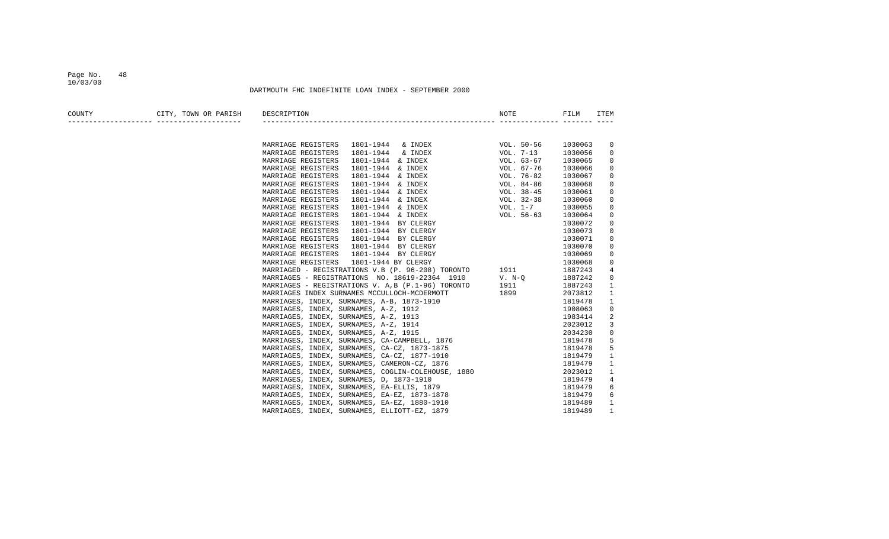DARTMOUTH FHC INDEFINITE LOAN INDEX - SEPTEMBER 2000

| COUNTY | CITY, TOWN OR PARISH | DESCRIPTION | NOTE | FILM | ITEM |
|---|---|---|---|---|---|
| | | MARRIAGE REGISTERS 1801-1944 & INDEX | VOL. 50-56 | 1030063 | 0 |
| | | MARRIAGE REGISTERS 1801-1944 & INDEX | VOL. 7-13 | 1030056 | 0 |
| | | MARRIAGE REGISTERS 1801-1944 & INDEX | VOL. 63-67 | 1030065 | 0 |
| | | MARRIAGE REGISTERS 1801-1944 & INDEX | VOL. 67-76 | 1030066 | 0 |
| | | MARRIAGE REGISTERS 1801-1944 & INDEX | VOL. 76-82 | 1030067 | 0 |
| | | MARRIAGE REGISTERS 1801-1944 & INDEX | VOL. 84-86 | 1030068 | 0 |
| | | MARRIAGE REGISTERS 1801-1944 & INDEX | VOL. 38-45 | 1030061 | 0 |
| | | MARRIAGE REGISTERS 1801-1944 & INDEX | VOL. 32-38 | 1030060 | 0 |
| | | MARRIAGE REGISTERS 1801-1944 & INDEX | VOL. 1-7 | 1030055 | 0 |
| | | MARRIAGE REGISTERS 1801-1944 & INDEX | VOL. 56-63 | 1030064 | 0 |
| | | MARRIAGE REGISTERS 1801-1944 BY CLERGY | | 1030072 | 0 |
| | | MARRIAGE REGISTERS 1801-1944 BY CLERGY | | 1030073 | 0 |
| | | MARRIAGE REGISTERS 1801-1944 BY CLERGY | | 1030071 | 0 |
| | | MARRIAGE REGISTERS 1801-1944 BY CLERGY | | 1030070 | 0 |
| | | MARRIAGE REGISTERS 1801-1944 BY CLERGY | | 1030069 | 0 |
| | | MARRIAGE REGISTERS 1801-1944 BY CLERGY | | 1030068 | 0 |
| | | MARRIAGED - REGISTRATIONS V.B (P. 96-208) TORONTO | 1911 | 1887243 | 4 |
| | | MARRIAGES - REGISTRATIONS NO. 18619-22364 1910 | V. N-Q | 1887242 | 0 |
| | | MARRIAGES - REGISTRATIONS V. A,B (P.1-96) TORONTO | 1911 | 1887243 | 1 |
| | | MARRIAGES INDEX SURNAMES MCCULLOCH-MCDERMOTT | 1899 | 2073812 | 1 |
| | | MARRIAGES, INDEX, SURNAMES, A-B, 1873-1910 | | 1819478 | 1 |
| | | MARRIAGES, INDEX, SURNAMES, A-Z, 1912 | | 1908063 | 0 |
| | | MARRIAGES, INDEX, SURNAMES, A-Z, 1913 | | 1983414 | 2 |
| | | MARRIAGES, INDEX, SURNAMES, A-Z, 1914 | | 2023012 | 3 |
| | | MARRIAGES, INDEX, SURNAMES, A-Z, 1915 | | 2034230 | 0 |
| | | MARRIAGES, INDEX, SURNAMES, CA-CAMPBELL, 1876 | | 1819478 | 5 |
| | | MARRIAGES, INDEX, SURNAMES, CA-CZ, 1873-1875 | | 1819478 | 5 |
| | | MARRIAGES, INDEX, SURNAMES, CA-CZ, 1877-1910 | | 1819479 | 1 |
| | | MARRIAGES, INDEX, SURNAMES, CAMERON-CZ, 1876 | | 1819479 | 1 |
| | | MARRIAGES, INDEX, SURNAMES, COGLIN-COLEHOUSE, 1880 | | 2023012 | 1 |
| | | MARRIAGES, INDEX, SURNAMES, D, 1873-1910 | | 1819479 | 4 |
| | | MARRIAGES, INDEX, SURNAMES, EA-ELLIS, 1879 | | 1819479 | 6 |
| | | MARRIAGES, INDEX, SURNAMES, EA-EZ, 1873-1878 | | 1819479 | 6 |
| | | MARRIAGES, INDEX, SURNAMES, EA-EZ, 1880-1910 | | 1819489 | 1 |
| | | MARRIAGES, INDEX, SURNAMES, ELLIOTT-EZ, 1879 | | 1819489 | 1 |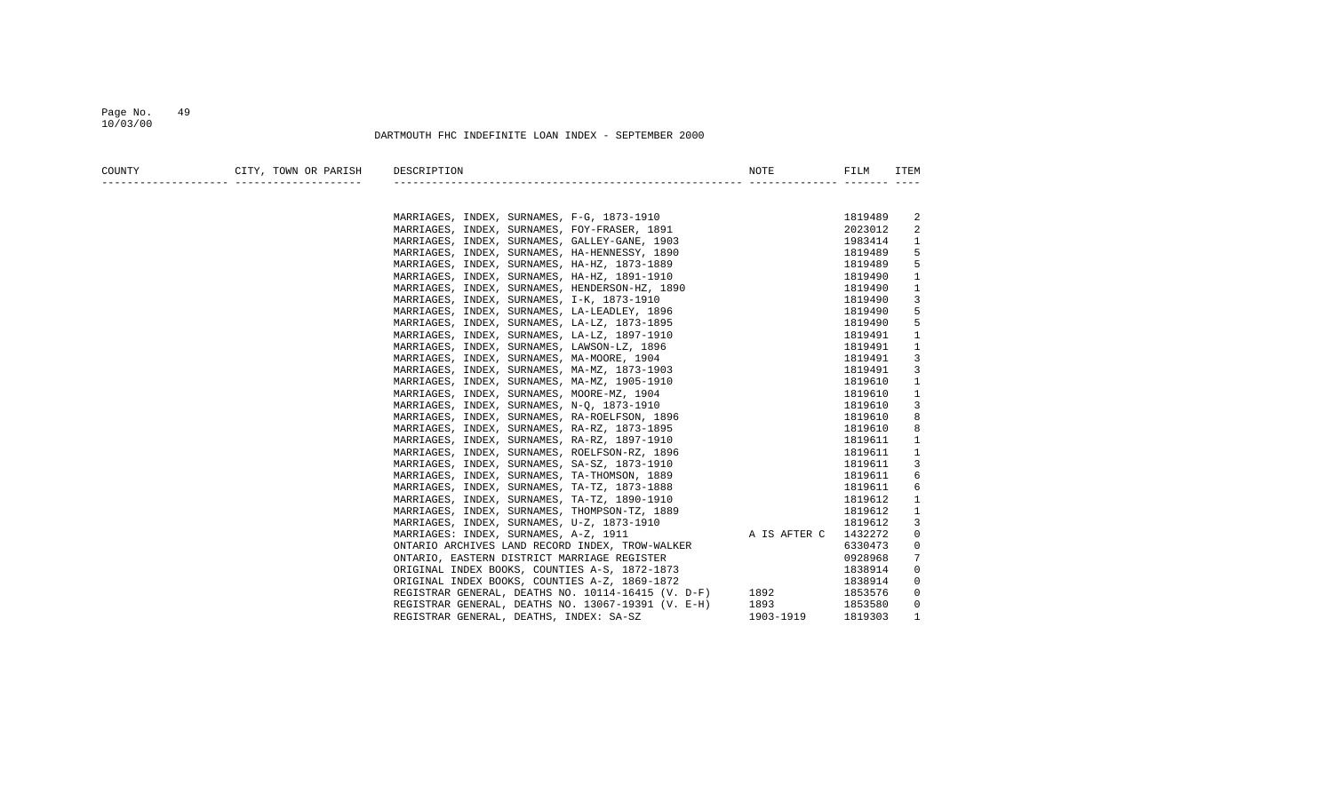DARTMOUTH FHC INDEFINITE LOAN INDEX - SEPTEMBER 2000

| COUNTY | CITY, TOWN OR PARISH | DESCRIPTION | NOTE | FILM | ITEM |
|---|---|---|---|---|---|
| | | MARRIAGES, INDEX, SURNAMES, F-G, 1873-1910 | | 1819489 | 2 |
| | | MARRIAGES, INDEX, SURNAMES, FOY-FRASER, 1891 | | 2023012 | 2 |
| | | MARRIAGES, INDEX, SURNAMES, GALLEY-GANE, 1903 | | 1983414 | 1 |
| | | MARRIAGES, INDEX, SURNAMES, HA-HENNESSY, 1890 | | 1819489 | 5 |
| | | MARRIAGES, INDEX, SURNAMES, HA-HZ, 1873-1889 | | 1819489 | 5 |
| | | MARRIAGES, INDEX, SURNAMES, HA-HZ, 1891-1910 | | 1819490 | 1 |
| | | MARRIAGES, INDEX, SURNAMES, HENDERSON-HZ, 1890 | | 1819490 | 1 |
| | | MARRIAGES, INDEX, SURNAMES, I-K, 1873-1910 | | 1819490 | 3 |
| | | MARRIAGES, INDEX, SURNAMES, LA-LEADLEY, 1896 | | 1819490 | 5 |
| | | MARRIAGES, INDEX, SURNAMES, LA-LZ, 1873-1895 | | 1819490 | 5 |
| | | MARRIAGES, INDEX, SURNAMES, LA-LZ, 1897-1910 | | 1819491 | 1 |
| | | MARRIAGES, INDEX, SURNAMES, LAWSON-LZ, 1896 | | 1819491 | 1 |
| | | MARRIAGES, INDEX, SURNAMES, MA-MOORE, 1904 | | 1819491 | 3 |
| | | MARRIAGES, INDEX, SURNAMES, MA-MZ, 1873-1903 | | 1819491 | 3 |
| | | MARRIAGES, INDEX, SURNAMES, MA-MZ, 1905-1910 | | 1819610 | 1 |
| | | MARRIAGES, INDEX, SURNAMES, MOORE-MZ, 1904 | | 1819610 | 1 |
| | | MARRIAGES, INDEX, SURNAMES, N-Q, 1873-1910 | | 1819610 | 3 |
| | | MARRIAGES, INDEX, SURNAMES, RA-ROELFSON, 1896 | | 1819610 | 8 |
| | | MARRIAGES, INDEX, SURNAMES, RA-RZ, 1873-1895 | | 1819610 | 8 |
| | | MARRIAGES, INDEX, SURNAMES, RA-RZ, 1897-1910 | | 1819611 | 1 |
| | | MARRIAGES, INDEX, SURNAMES, ROELFSON-RZ, 1896 | | 1819611 | 1 |
| | | MARRIAGES, INDEX, SURNAMES, SA-SZ, 1873-1910 | | 1819611 | 3 |
| | | MARRIAGES, INDEX, SURNAMES, TA-THOMSON, 1889 | | 1819611 | 6 |
| | | MARRIAGES, INDEX, SURNAMES, TA-TZ, 1873-1888 | | 1819611 | 6 |
| | | MARRIAGES, INDEX, SURNAMES, TA-TZ, 1890-1910 | | 1819612 | 1 |
| | | MARRIAGES, INDEX, SURNAMES, THOMPSON-TZ, 1889 | | 1819612 | 1 |
| | | MARRIAGES, INDEX, SURNAMES, U-Z, 1873-1910 | | 1819612 | 3 |
| | | MARRIAGES: INDEX, SURNAMES, A-Z, 1911 | A IS AFTER C | 1432272 | 0 |
| | | ONTARIO ARCHIVES LAND RECORD INDEX, TROW-WALKER | | 6330473 | 0 |
| | | ONTARIO, EASTERN DISTRICT MARRIAGE REGISTER | | 0928968 | 7 |
| | | ORIGINAL INDEX BOOKS, COUNTIES A-S, 1872-1873 | | 1838914 | 0 |
| | | ORIGINAL INDEX BOOKS, COUNTIES A-Z, 1869-1872 | | 1838914 | 0 |
| | | REGISTRAR GENERAL, DEATHS NO. 10114-16415 (V. D-F) | 1892 | 1853576 | 0 |
| | | REGISTRAR GENERAL, DEATHS NO. 13067-19391 (V. E-H) | 1893 | 1853580 | 0 |
| | | REGISTRAR GENERAL, DEATHS, INDEX: SA-SZ | 1903-1919 | 1819303 | 1 |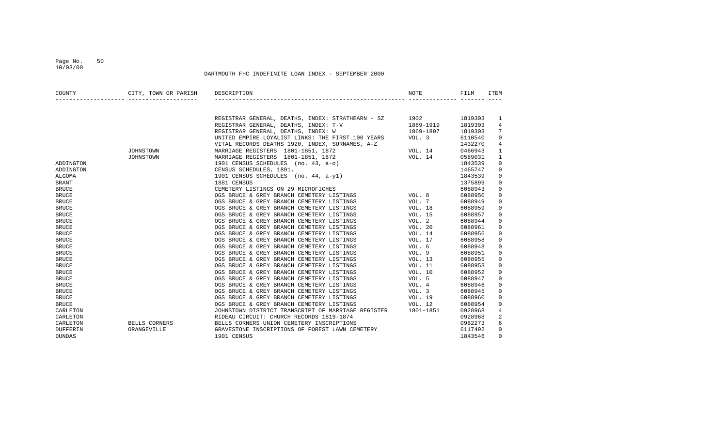DARTMOUTH FHC INDEFINITE LOAN INDEX - SEPTEMBER 2000

| COUNTY | CITY, TOWN OR PARISH | DESCRIPTION | NOTE | FILM | ITEM |
|---|---|---|---|---|---|
| | | REGISTRAR GENERAL, DEATHS, INDEX: STRATHEARN - SZ | 1902 | 1819303 | 1 |
| | | REGISTRAR GENERAL, DEATHS, INDEX: T-V | 1869-1919 | 1819303 | 4 |
| | | REGISTRAR GENERAL, DEATHS, INDEX: W | 1869-1897 | 1819303 | 7 |
| | | UNITED EMPIRE LOYALIST LINKS: THE FIRST 100 YEARS | VOL. 3 | 6110540 | 0 |
| | | VITAL RECORDS DEATHS 1920, INDEX, SURNAMES, A-Z | | 1432270 | 4 |
| | JOHNSTOWN | MARRIAGE REGISTERS 1801-1851, 1872 | VOL. 14 | 0466943 | 1 |
| | JOHNSTOWN | MARRIAGE REGISTERS 1801-1851, 1872 | VOL. 14 | 0589031 | 1 |
| ADDINGTON | | 1901 CENSUS SCHEDULES (no. 43, a-o) | | 1843539 | 0 |
| ADDINGTON | | CENSUS SCHEDULES, 1891. | | 1465747 | 0 |
| ALGOMA | | 1901 CENSUS SCHEDULES (no. 44, a-y1) | | 1843539 | 0 |
| BRANT | | 1881 CENSUS | | 1375899 | 0 |
| BRUCE | | CEMETERY LISTINGS ON 29 MICROFICHES | | 6088943 | 0 |
| BRUCE | | OGS BRUCE & GREY BRANCH CEMETERY LISTINGS | VOL. 8 | 6088950 | 0 |
| BRUCE | | OGS BRUCE & GREY BRANCH CEMETERY LISTINGS | VOL. 7 | 6088949 | 0 |
| BRUCE | | OGS BRUCE & GREY BRANCH CEMETERY LISTINGS | VOL. 18 | 6088959 | 0 |
| BRUCE | | OGS BRUCE & GREY BRANCH CEMETERY LISTINGS | VOL. 15 | 6088957 | 0 |
| BRUCE | | OGS BRUCE & GREY BRANCH CEMETERY LISTINGS | VOL. 2 | 6088944 | 0 |
| BRUCE | | OGS BRUCE & GREY BRANCH CEMETERY LISTINGS | VOL. 20 | 6088961 | 0 |
| BRUCE | | OGS BRUCE & GREY BRANCH CEMETERY LISTINGS | VOL. 14 | 6088956 | 0 |
| BRUCE | | OGS BRUCE & GREY BRANCH CEMETERY LISTINGS | VOL. 17 | 6088958 | 0 |
| BRUCE | | OGS BRUCE & GREY BRANCH CEMETERY LISTINGS | VOL. 6 | 6088948 | 0 |
| BRUCE | | OGS BRUCE & GREY BRANCH CEMETERY LISTINGS | VOL. 9 | 6088951 | 0 |
| BRUCE | | OGS BRUCE & GREY BRANCH CEMETERY LISTINGS | VOL. 13 | 6088955 | 0 |
| BRUCE | | OGS BRUCE & GREY BRANCH CEMETERY LISTINGS | VOL. 11 | 6088953 | 0 |
| BRUCE | | OGS BRUCE & GREY BRANCH CEMETERY LISTINGS | VOL. 10 | 6088952 | 0 |
| BRUCE | | OGS BRUCE & GREY BRANCH CEMETERY LISTINGS | VOL. 5 | 6088947 | 0 |
| BRUCE | | OGS BRUCE & GREY BRANCH CEMETERY LISTINGS | VOL. 4 | 6088946 | 0 |
| BRUCE | | OGS BRUCE & GREY BRANCH CEMETERY LISTINGS | VOL. 3 | 6088945 | 0 |
| BRUCE | | OGS BRUCE & GREY BRANCH CEMETERY LISTINGS | VOL. 19 | 6088960 | 0 |
| BRUCE | | OGS BRUCE & GREY BRANCH CEMETERY LISTINGS | VOL. 12 | 6088954 | 0 |
| CARLETON | | JOHNSTOWN DISTRICT TRANSCRIPT OF MARRIAGE REGISTER | 1801-1851 | 0928968 | 4 |
| CARLETON | | RIDEAU CIRCUIT: CHURCH RECORDS 1819-1874 | | 0928968 | 2 |
| CARLETON | BELLS CORNERS | BELLS CORNERS UNION CEMETERY INSCRIPTIONS | | 0962273 | 6 |
| DUFFERIN | ORANGEVILLE | GRAVESTONE INSCRIPTIONS OF FOREST LAWN CEMETERY | | 6117492 | 0 |
| DUNDAS | | 1901 CENSUS | | 1843546 | 0 |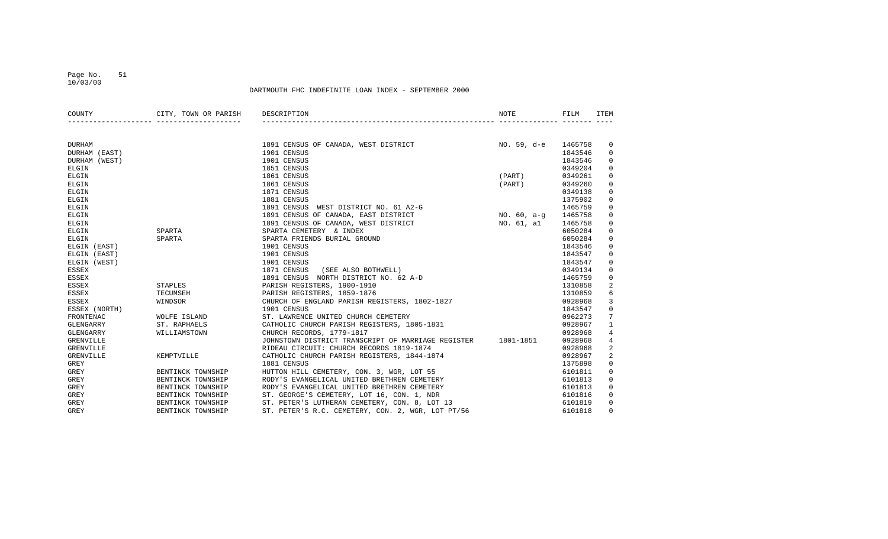DARTMOUTH FHC INDEFINITE LOAN INDEX - SEPTEMBER 2000

| COUNTY | CITY, TOWN OR PARISH | DESCRIPTION | NOTE | FILM | ITEM |
|---|---|---|---|---|---|
| DURHAM | | 1891 CENSUS OF CANADA, WEST DISTRICT | NO. 59, d-e | 1465758 | 0 |
| DURHAM (EAST) | | 1901 CENSUS | | 1843546 | 0 |
| DURHAM (WEST) | | 1901 CENSUS | | 1843546 | 0 |
| ELGIN | | 1851 CENSUS | | 0349204 | 0 |
| ELGIN | | 1861 CENSUS | (PART) | 0349261 | 0 |
| ELGIN | | 1861 CENSUS | (PART) | 0349260 | 0 |
| ELGIN | | 1871 CENSUS | | 0349138 | 0 |
| ELGIN | | 1881 CENSUS | | 1375902 | 0 |
| ELGIN | | 1891 CENSUS WEST DISTRICT NO. 61 A2-G | | 1465759 | 0 |
| ELGIN | | 1891 CENSUS OF CANADA, EAST DISTRICT | NO. 60, a-g | 1465758 | 0 |
| ELGIN | | 1891 CENSUS OF CANADA, WEST DISTRICT | NO. 61, a1 | 1465758 | 0 |
| ELGIN | SPARTA | SPARTA CEMETERY & INDEX | | 6050284 | 0 |
| ELGIN | SPARTA | SPARTA FRIENDS BURIAL GROUND | | 6050284 | 0 |
| ELGIN (EAST) | | 1901 CENSUS | | 1843546 | 0 |
| ELGIN (EAST) | | 1901 CENSUS | | 1843547 | 0 |
| ELGIN (WEST) | | 1901 CENSUS | | 1843547 | 0 |
| ESSEX | | 1871 CENSUS (SEE ALSO BOTHWELL) | | 0349134 | 0 |
| ESSEX | | 1891 CENSUS NORTH DISTRICT NO. 62 A-D | | 1465759 | 0 |
| ESSEX | STAPLES | PARISH REGISTERS, 1900-1910 | | 1310858 | 2 |
| ESSEX | TECUMSEH | PARISH REGISTERS, 1859-1876 | | 1310859 | 6 |
| ESSEX | WINDSOR | CHURCH OF ENGLAND PARISH REGISTERS, 1802-1827 | | 0928968 | 3 |
| ESSEX (NORTH) | | 1901 CENSUS | | 1843547 | 0 |
| FRONTENAC | WOLFE ISLAND | ST. LAWRENCE UNITED CHURCH CEMETERY | | 0962273 | 7 |
| GLENGARRY | ST. RAPHAELS | CATHOLIC CHURCH PARISH REGISTERS, 1805-1831 | | 0928967 | 1 |
| GLENGARRY | WILLIAMSTOWN | CHURCH RECORDS, 1779-1817 | | 0928968 | 4 |
| GRENVILLE | | JOHNSTOWN DISTRICT TRANSCRIPT OF MARRIAGE REGISTER | 1801-1851 | 0928968 | 4 |
| GRENVILLE | | RIDEAU CIRCUIT: CHURCH RECORDS 1819-1874 | | 0928968 | 2 |
| GRENVILLE | KEMPTVILLE | CATHOLIC CHURCH PARISH REGISTERS, 1844-1874 | | 0928967 | 2 |
| GREY | | 1881 CENSUS | | 1375898 | 0 |
| GREY | BENTINCK TOWNSHIP | HUTTON HILL CEMETERY, CON. 3, WGR, LOT 55 | | 6101811 | 0 |
| GREY | BENTINCK TOWNSHIP | RODY'S EVANGELICAL UNITED BRETHREN CEMETERY | | 6101813 | 0 |
| GREY | BENTINCK TOWNSHIP | RODY'S EVANGELICAL UNITED BRETHREN CEMETERY | | 6101813 | 0 |
| GREY | BENTINCK TOWNSHIP | ST. GEORGE'S CEMETERY, LOT 16, CON. 1, NDR | | 6101816 | 0 |
| GREY | BENTINCK TOWNSHIP | ST. PETER'S LUTHERAN CEMETERY, CON. 8, LOT 13 | | 6101819 | 0 |
| GREY | BENTINCK TOWNSHIP | ST. PETER'S R.C. CEMETERY, CON. 2, WGR, LOT PT/56 | | 6101818 | 0 |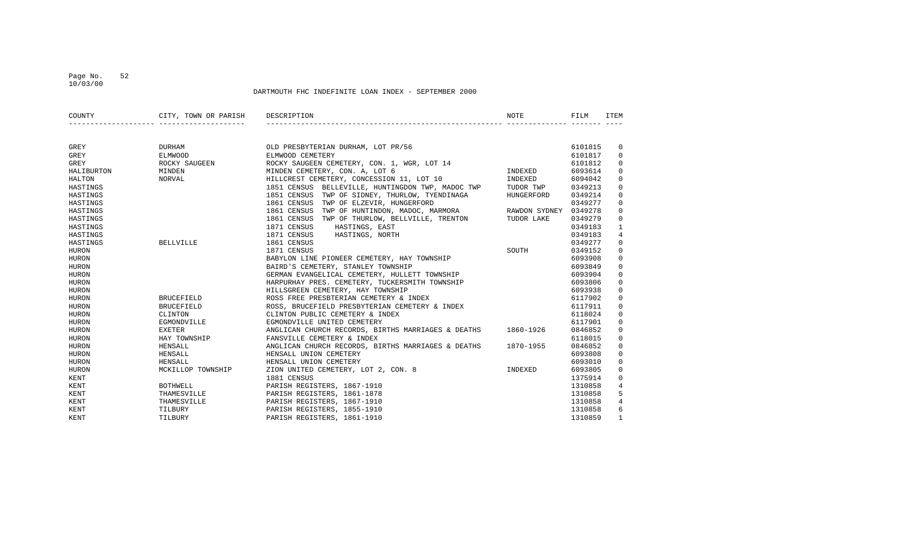DARTMOUTH FHC INDEFINITE LOAN INDEX - SEPTEMBER 2000

| COUNTY | CITY, TOWN OR PARISH | DESCRIPTION | NOTE | FILM | ITEM |
|---|---|---|---|---|---|
| GREY | DURHAM | OLD PRESBYTERIAN DURHAM, LOT PR/56 | | 6101815 | 0 |
| GREY | ELMWOOD | ELMWOOD CEMETERY | | 6101817 | 0 |
| GREY | ROCKY SAUGEEN | ROCKY SAUGEEN CEMETERY, CON. 1, WGR, LOT 14 | | 6101812 | 0 |
| HALIBURTON | MINDEN | MINDEN CEMETERY, CON. A, LOT 6 | INDEXED | 6093614 | 0 |
| HALTON | NORVAL | HILLCREST CEMETERY, CONCESSION 11, LOT 10 | INDEXED | 6094042 | 0 |
| HASTINGS | | 1851 CENSUS BELLEVILLE, HUNTINGDON TWP, MADOC TWP | TUDOR TWP | 0349213 | 0 |
| HASTINGS | | 1851 CENSUS TWP OF SIDNEY, THURLOW, TYENDINAGA | HUNGERFORD | 0349214 | 0 |
| HASTINGS | | 1861 CENSUS TWP OF ELZEVIR, HUNGERFORD | | 0349277 | 0 |
| HASTINGS | | 1861 CENSUS TWP OF HUNTINDON, MADOC, MARMORA | RAWDON SYDNEY | 0349278 | 0 |
| HASTINGS | | 1861 CENSUS TWP OF THURLOW, BELLVILLE, TRENTON | TUDOR LAKE | 0349279 | 0 |
| HASTINGS | | 1871 CENSUS HASTINGS, EAST | | 0349183 | 1 |
| HASTINGS | | 1871 CENSUS HASTINGS, NORTH | | 0349183 | 4 |
| HASTINGS | BELLVILLE | 1861 CENSUS | | 0349277 | 0 |
| HURON | | 1871 CENSUS | SOUTH | 0349152 | 0 |
| HURON | | BABYLON LINE PIONEER CEMETERY, HAY TOWNSHIP | | 6093908 | 0 |
| HURON | | BAIRD'S CEMETERY, STANLEY TOWNSHIP | | 6093849 | 0 |
| HURON | | GERMAN EVANGELICAL CEMETERY, HULLETT TOWNSHIP | | 6093904 | 0 |
| HURON | | HARPURHAY PRES. CEMETERY, TUCKERSMITH TOWNSHIP | | 6093806 | 0 |
| HURON | | HILLSGREEN CEMETERY, HAY TOWNSHIP | | 6093938 | 0 |
| HURON | BRUCEFIELD | ROSS FREE PRESBTERIAN CEMETERY & INDEX | | 6117902 | 0 |
| HURON | BRUCEFIELD | ROSS, BRUCEFIELD PRESBYTERIAN CEMETERY & INDEX | | 6117911 | 0 |
| HURON | CLINTON | CLINTON PUBLIC CEMETERY & INDEX | | 6118024 | 0 |
| HURON | EGMONDVILLE | EGMONDVILLE UNITED CEMETERY | | 6117901 | 0 |
| HURON | EXETER | ANGLICAN CHURCH RECORDS, BIRTHS MARRIAGES & DEATHS | 1860-1926 | 0846852 | 0 |
| HURON | HAY TOWNSHIP | FANSVILLE CEMETERY & INDEX | | 6118015 | 0 |
| HURON | HENSALL | ANGLICAN CHURCH RECORDS, BIRTHS MARRIAGES & DEATHS | 1870-1955 | 0846852 | 0 |
| HURON | HENSALL | HENSALL UNION CEMETERY | | 6093808 | 0 |
| HURON | HENSALL | HENSALL UNION CEMETERY | | 6093010 | 0 |
| HURON | MCKILLOP TOWNSHIP | ZION UNITED CEMETERY, LOT 2, CON. 8 | INDEXED | 6093805 | 0 |
| KENT | | 1881 CENSUS | | 1375914 | 0 |
| KENT | BOTHWELL | PARISH REGISTERS, 1867-1910 | | 1310858 | 4 |
| KENT | THAMESVILLE | PARISH REGISTERS, 1861-1878 | | 1310858 | 5 |
| KENT | THAMESVILLE | PARISH REGISTERS, 1867-1910 | | 1310858 | 4 |
| KENT | TILBURY | PARISH REGISTERS, 1855-1910 | | 1310858 | 6 |
| KENT | TILBURY | PARISH REGISTERS, 1861-1910 | | 1310859 | 1 |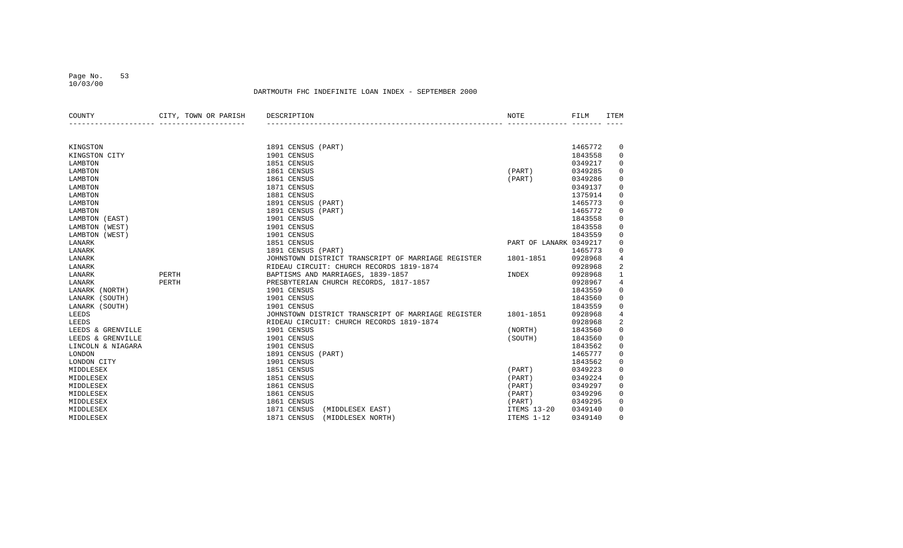DARTMOUTH FHC INDEFINITE LOAN INDEX - SEPTEMBER 2000

| COUNTY | CITY, TOWN OR PARISH | DESCRIPTION | NOTE | FILM | ITEM |
|---|---|---|---|---|---|
| KINGSTON | | 1891 CENSUS (PART) | | 1465772 | 0 |
| KINGSTON CITY | | 1901 CENSUS | | 1843558 | 0 |
| LAMBTON | | 1851 CENSUS | | 0349217 | 0 |
| LAMBTON | | 1861 CENSUS | (PART) | 0349285 | 0 |
| LAMBTON | | 1861 CENSUS | (PART) | 0349286 | 0 |
| LAMBTON | | 1871 CENSUS | | 0349137 | 0 |
| LAMBTON | | 1881 CENSUS | | 1375914 | 0 |
| LAMBTON | | 1891 CENSUS (PART) | | 1465773 | 0 |
| LAMBTON | | 1891 CENSUS (PART) | | 1465772 | 0 |
| LAMBTON (EAST) | | 1901 CENSUS | | 1843558 | 0 |
| LAMBTON (WEST) | | 1901 CENSUS | | 1843558 | 0 |
| LAMBTON (WEST) | | 1901 CENSUS | | 1843559 | 0 |
| LANARK | | 1851 CENSUS | PART OF LANARK | 0349217 | 0 |
| LANARK | | 1891 CENSUS (PART) | | 1465773 | 0 |
| LANARK | | JOHNSTOWN DISTRICT TRANSCRIPT OF MARRIAGE REGISTER | 1801-1851 | 0928968 | 4 |
| LANARK | | RIDEAU CIRCUIT: CHURCH RECORDS 1819-1874 | | 0928968 | 2 |
| LANARK | PERTH | BAPTISMS AND MARRIAGES, 1839-1857 | INDEX | 0928968 | 1 |
| LANARK | PERTH | PRESBYTERIAN CHURCH RECORDS, 1817-1857 | | 0928967 | 4 |
| LANARK (NORTH) | | 1901 CENSUS | | 1843559 | 0 |
| LANARK (SOUTH) | | 1901 CENSUS | | 1843560 | 0 |
| LANARK (SOUTH) | | 1901 CENSUS | | 1843559 | 0 |
| LEEDS | | JOHNSTOWN DISTRICT TRANSCRIPT OF MARRIAGE REGISTER | 1801-1851 | 0928968 | 4 |
| LEEDS | | RIDEAU CIRCUIT: CHURCH RECORDS 1819-1874 | | 0928968 | 2 |
| LEEDS & GRENVILLE | | 1901 CENSUS | (NORTH) | 1843560 | 0 |
| LEEDS & GRENVILLE | | 1901 CENSUS | (SOUTH) | 1843560 | 0 |
| LINCOLN & NIAGARA | | 1901 CENSUS | | 1843562 | 0 |
| LONDON | | 1891 CENSUS (PART) | | 1465777 | 0 |
| LONDON CITY | | 1901 CENSUS | | 1843562 | 0 |
| MIDDLESEX | | 1851 CENSUS | (PART) | 0349223 | 0 |
| MIDDLESEX | | 1851 CENSUS | (PART) | 0349224 | 0 |
| MIDDLESEX | | 1861 CENSUS | (PART) | 0349297 | 0 |
| MIDDLESEX | | 1861 CENSUS | (PART) | 0349296 | 0 |
| MIDDLESEX | | 1861 CENSUS | (PART) | 0349295 | 0 |
| MIDDLESEX | | 1871 CENSUS (MIDDLESEX EAST) | ITEMS 13-20 | 0349140 | 0 |
| MIDDLESEX | | 1871 CENSUS (MIDDLESEX NORTH) | ITEMS 1-12 | 0349140 | 0 |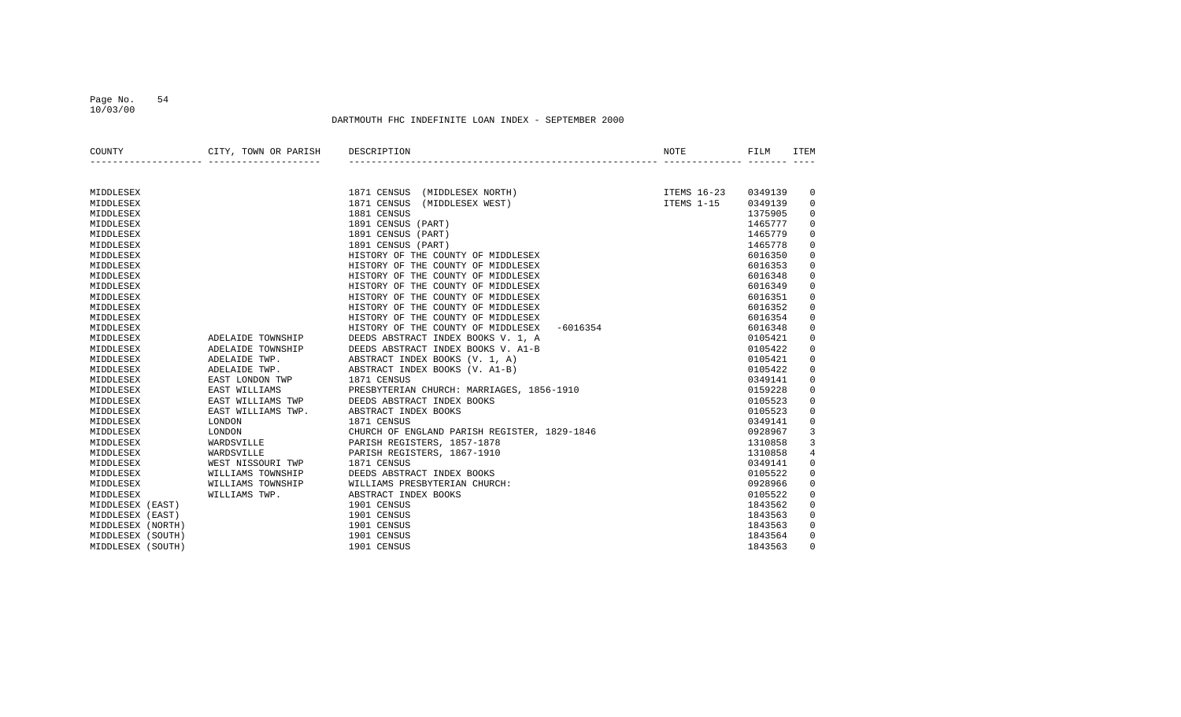DARTMOUTH FHC INDEFINITE LOAN INDEX - SEPTEMBER 2000

| COUNTY | CITY, TOWN OR PARISH | DESCRIPTION | NOTE | FILM | ITEM |
|---|---|---|---|---|---|
| MIDDLESEX | | 1871 CENSUS (MIDDLESEX NORTH) | ITEMS 16-23 | 0349139 | 0 |
| MIDDLESEX | | 1871 CENSUS (MIDDLESEX WEST) | ITEMS 1-15 | 0349139 | 0 |
| MIDDLESEX | | 1881 CENSUS | | 1375905 | 0 |
| MIDDLESEX | | 1891 CENSUS (PART) | | 1465777 | 0 |
| MIDDLESEX | | 1891 CENSUS (PART) | | 1465779 | 0 |
| MIDDLESEX | | 1891 CENSUS (PART) | | 1465778 | 0 |
| MIDDLESEX | | HISTORY OF THE COUNTY OF MIDDLESEX | | 6016350 | 0 |
| MIDDLESEX | | HISTORY OF THE COUNTY OF MIDDLESEX | | 6016353 | 0 |
| MIDDLESEX | | HISTORY OF THE COUNTY OF MIDDLESEX | | 6016348 | 0 |
| MIDDLESEX | | HISTORY OF THE COUNTY OF MIDDLESEX | | 6016349 | 0 |
| MIDDLESEX | | HISTORY OF THE COUNTY OF MIDDLESEX | | 6016351 | 0 |
| MIDDLESEX | | HISTORY OF THE COUNTY OF MIDDLESEX | | 6016352 | 0 |
| MIDDLESEX | | HISTORY OF THE COUNTY OF MIDDLESEX | | 6016354 | 0 |
| MIDDLESEX | | HISTORY OF THE COUNTY OF MIDDLESEX -6016354 | | 6016348 | 0 |
| MIDDLESEX | ADELAIDE TOWNSHIP | DEEDS ABSTRACT INDEX BOOKS V. 1, A | | 0105421 | 0 |
| MIDDLESEX | ADELAIDE TOWNSHIP | DEEDS ABSTRACT INDEX BOOKS V. A1-B | | 0105422 | 0 |
| MIDDLESEX | ADELAIDE TWP. | ABSTRACT INDEX BOOKS (V. 1, A) | | 0105421 | 0 |
| MIDDLESEX | ADELAIDE TWP. | ABSTRACT INDEX BOOKS (V. A1-B) | | 0105422 | 0 |
| MIDDLESEX | EAST LONDON TWP | 1871 CENSUS | | 0349141 | 0 |
| MIDDLESEX | EAST WILLIAMS | PRESBYTERIAN CHURCH: MARRIAGES, 1856-1910 | | 0159228 | 0 |
| MIDDLESEX | EAST WILLIAMS TWP | DEEDS ABSTRACT INDEX BOOKS | | 0105523 | 0 |
| MIDDLESEX | EAST WILLIAMS TWP. | ABSTRACT INDEX BOOKS | | 0105523 | 0 |
| MIDDLESEX | LONDON | 1871 CENSUS | | 0349141 | 0 |
| MIDDLESEX | LONDON | CHURCH OF ENGLAND PARISH REGISTER, 1829-1846 | | 0928967 | 3 |
| MIDDLESEX | WARDSVILLE | PARISH REGISTERS, 1857-1878 | | 1310858 | 3 |
| MIDDLESEX | WARDSVILLE | PARISH REGISTERS, 1867-1910 | | 1310858 | 4 |
| MIDDLESEX | WEST NISSOURI TWP | 1871 CENSUS | | 0349141 | 0 |
| MIDDLESEX | WILLIAMS TOWNSHIP | DEEDS ABSTRACT INDEX BOOKS | | 0105522 | 0 |
| MIDDLESEX | WILLIAMS TOWNSHIP | WILLIAMS PRESBYTERIAN CHURCH: | | 0928966 | 0 |
| MIDDLESEX | WILLIAMS TWP. | ABSTRACT INDEX BOOKS | | 0105522 | 0 |
| MIDDLESEX (EAST) | | 1901 CENSUS | | 1843562 | 0 |
| MIDDLESEX (EAST) | | 1901 CENSUS | | 1843563 | 0 |
| MIDDLESEX (NORTH) | | 1901 CENSUS | | 1843563 | 0 |
| MIDDLESEX (SOUTH) | | 1901 CENSUS | | 1843564 | 0 |
| MIDDLESEX (SOUTH) | | 1901 CENSUS | | 1843563 | 0 |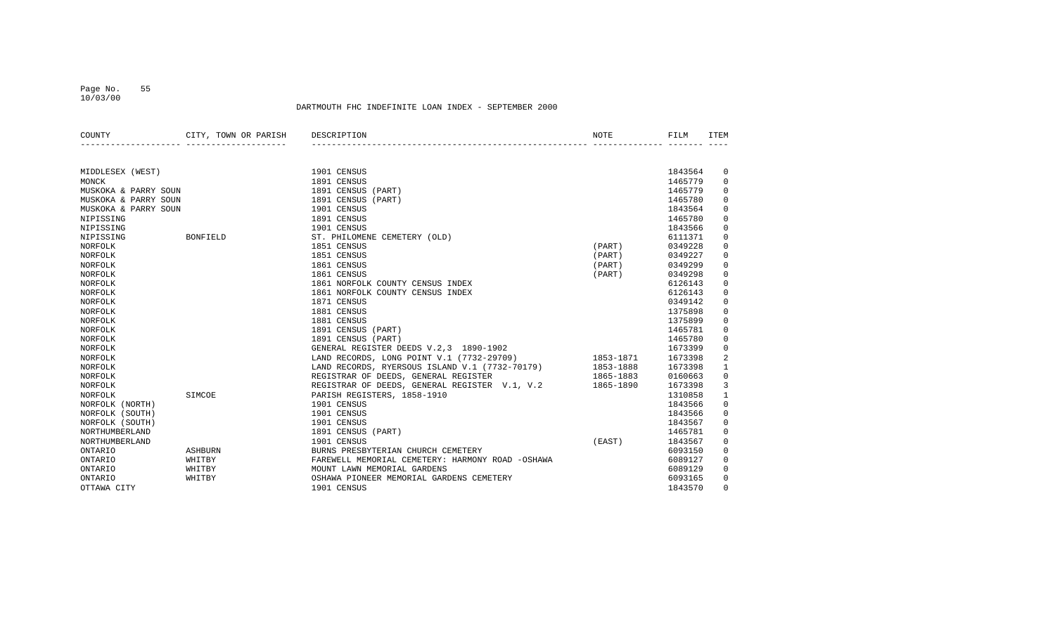DARTMOUTH FHC INDEFINITE LOAN INDEX - SEPTEMBER 2000

| COUNTY | CITY, TOWN OR PARISH | DESCRIPTION | NOTE | FILM | ITEM |
|---|---|---|---|---|---|
| MIDDLESEX (WEST) | | 1901 CENSUS | | 1843564 | 0 |
| MONCK | | 1891 CENSUS | | 1465779 | 0 |
| MUSKOKA & PARRY SOUN | | 1891 CENSUS (PART) | | 1465779 | 0 |
| MUSKOKA & PARRY SOUN | | 1891 CENSUS (PART) | | 1465780 | 0 |
| MUSKOKA & PARRY SOUN | | 1901 CENSUS | | 1843564 | 0 |
| NIPISSING | | 1891 CENSUS | | 1465780 | 0 |
| NIPISSING | | 1901 CENSUS | | 1843566 | 0 |
| NIPISSING | BONFIELD | ST. PHILOMENE CEMETERY (OLD) | | 6111371 | 0 |
| NORFOLK | | 1851 CENSUS | (PART) | 0349228 | 0 |
| NORFOLK | | 1851 CENSUS | (PART) | 0349227 | 0 |
| NORFOLK | | 1861 CENSUS | (PART) | 0349299 | 0 |
| NORFOLK | | 1861 CENSUS | (PART) | 0349298 | 0 |
| NORFOLK | | 1861 NORFOLK COUNTY CENSUS INDEX | | 6126143 | 0 |
| NORFOLK | | 1861 NORFOLK COUNTY CENSUS INDEX | | 6126143 | 0 |
| NORFOLK | | 1871 CENSUS | | 0349142 | 0 |
| NORFOLK | | 1881 CENSUS | | 1375898 | 0 |
| NORFOLK | | 1881 CENSUS | | 1375899 | 0 |
| NORFOLK | | 1891 CENSUS (PART) | | 1465781 | 0 |
| NORFOLK | | 1891 CENSUS (PART) | | 1465780 | 0 |
| NORFOLK | | GENERAL REGISTER DEEDS V.2,3 1890-1902 | | 1673399 | 0 |
| NORFOLK | | LAND RECORDS, LONG POINT V.1 (7732-29709) | 1853-1871 | 1673398 | 2 |
| NORFOLK | | LAND RECORDS, RYERSOUS ISLAND V.1 (7732-70179) | 1853-1888 | 1673398 | 1 |
| NORFOLK | | REGISTRAR OF DEEDS, GENERAL REGISTER | 1865-1883 | 0160663 | 0 |
| NORFOLK | | REGISTRAR OF DEEDS, GENERAL REGISTER V.1, V.2 | 1865-1890 | 1673398 | 3 |
| NORFOLK | SIMCOE | PARISH REGISTERS, 1858-1910 | | 1310858 | 1 |
| NORFOLK (NORTH) | | 1901 CENSUS | | 1843566 | 0 |
| NORFOLK (SOUTH) | | 1901 CENSUS | | 1843566 | 0 |
| NORFOLK (SOUTH) | | 1901 CENSUS | | 1843567 | 0 |
| NORTHUMBERLAND | | 1891 CENSUS (PART) | | 1465781 | 0 |
| NORTHUMBERLAND | | 1901 CENSUS | (EAST) | 1843567 | 0 |
| ONTARIO | ASHBURN | BURNS PRESBYTERIAN CHURCH CEMETERY | | 6093150 | 0 |
| ONTARIO | WHITBY | FAREWELL MEMORIAL CEMETERY: HARMONY ROAD -OSHAWA | | 6089127 | 0 |
| ONTARIO | WHITBY | MOUNT LAWN MEMORIAL GARDENS | | 6089129 | 0 |
| ONTARIO | WHITBY | OSHAWA PIONEER MEMORIAL GARDENS CEMETERY | | 6093165 | 0 |
| OTTAWA CITY | | 1901 CENSUS | | 1843570 | 0 |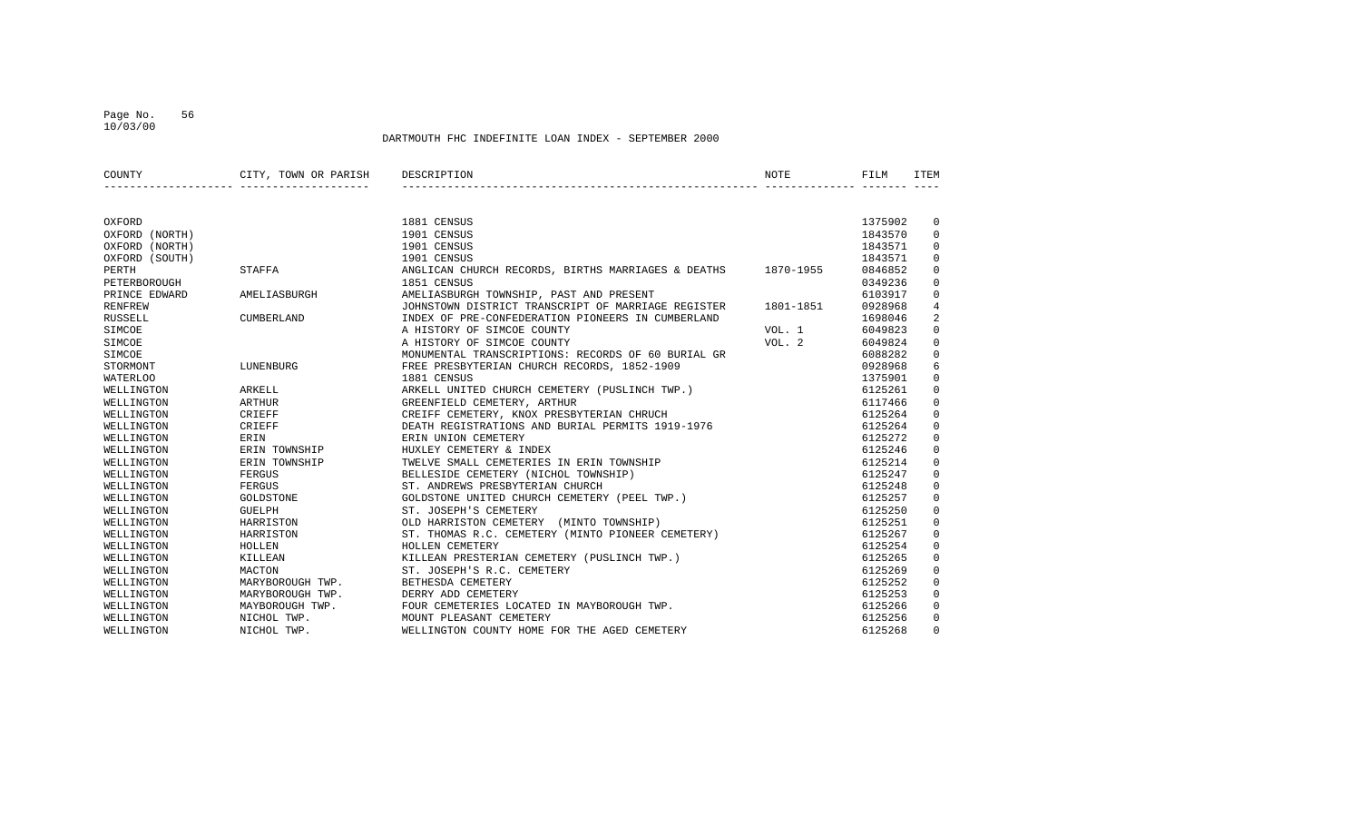DARTMOUTH FHC INDEFINITE LOAN INDEX - SEPTEMBER 2000

| COUNTY | CITY, TOWN OR PARISH | DESCRIPTION | NOTE | FILM | ITEM |
|---|---|---|---|---|---|
| OXFORD | | 1881 CENSUS | | 1375902 | 0 |
| OXFORD (NORTH) | | 1901 CENSUS | | 1843570 | 0 |
| OXFORD (NORTH) | | 1901 CENSUS | | 1843571 | 0 |
| OXFORD (SOUTH) | | 1901 CENSUS | | 1843571 | 0 |
| PERTH | STAFFA | ANGLICAN CHURCH RECORDS, BIRTHS MARRIAGES & DEATHS | 1870-1955 | 0846852 | 0 |
| PETERBOROUGH | | 1851 CENSUS | | 0349236 | 0 |
| PRINCE EDWARD | AMELIASBURGH | AMELIASBURGH TOWNSHIP, PAST AND PRESENT | | 6103917 | 0 |
| RENFREW | | JOHNSTOWN DISTRICT TRANSCRIPT OF MARRIAGE REGISTER | 1801-1851 | 0928968 | 4 |
| RUSSELL | CUMBERLAND | INDEX OF PRE-CONFEDERATION PIONEERS IN CUMBERLAND | | 1698046 | 2 |
| SIMCOE | | A HISTORY OF SIMCOE COUNTY | VOL. 1 | 6049823 | 0 |
| SIMCOE | | A HISTORY OF SIMCOE COUNTY | VOL. 2 | 6049824 | 0 |
| SIMCOE | | MONUMENTAL TRANSCRIPTIONS: RECORDS OF 60 BURIAL GR | | 6088282 | 0 |
| STORMONT | LUNENBURG | FREE PRESBYTERIAN CHURCH RECORDS, 1852-1909 | | 0928968 | 6 |
| WATERLOO | | 1881 CENSUS | | 1375901 | 0 |
| WELLINGTON | ARKELL | ARKELL UNITED CHURCH CEMETERY (PUSLINCH TWP.) | | 6125261 | 0 |
| WELLINGTON | ARTHUR | GREENFIELD CEMETERY, ARTHUR | | 6117466 | 0 |
| WELLINGTON | CRIEFF | CREIFF CEMETERY, KNOX PRESBYTERIAN CHRUCH | | 6125264 | 0 |
| WELLINGTON | CRIEFF | DEATH REGISTRATIONS AND BURIAL PERMITS 1919-1976 | | 6125264 | 0 |
| WELLINGTON | ERIN | ERIN UNION CEMETERY | | 6125272 | 0 |
| WELLINGTON | ERIN TOWNSHIP | HUXLEY CEMETERY & INDEX | | 6125246 | 0 |
| WELLINGTON | ERIN TOWNSHIP | TWELVE SMALL CEMETERIES IN ERIN TOWNSHIP | | 6125214 | 0 |
| WELLINGTON | FERGUS | BELLESIDE CEMETERY (NICHOL TOWNSHIP) | | 6125247 | 0 |
| WELLINGTON | FERGUS | ST. ANDREWS PRESBYTERIAN CHURCH | | 6125248 | 0 |
| WELLINGTON | GOLDSTONE | GOLDSTONE UNITED CHURCH CEMETERY (PEEL TWP.) | | 6125257 | 0 |
| WELLINGTON | GUELPH | ST. JOSEPH'S CEMETERY | | 6125250 | 0 |
| WELLINGTON | HARRISTON | OLD HARRISTON CEMETERY (MINTO TOWNSHIP) | | 6125251 | 0 |
| WELLINGTON | HARRISTON | ST. THOMAS R.C. CEMETERY (MINTO PIONEER CEMETERY) | | 6125267 | 0 |
| WELLINGTON | HOLLEN | HOLLEN CEMETERY | | 6125254 | 0 |
| WELLINGTON | KILLEAN | KILLEAN PRESTERIAN CEMETERY (PUSLINCH TWP.) | | 6125265 | 0 |
| WELLINGTON | MACTON | ST. JOSEPH'S R.C. CEMETERY | | 6125269 | 0 |
| WELLINGTON | MARYBOROUGH TWP. | BETHESDA CEMETERY | | 6125252 | 0 |
| WELLINGTON | MARYBOROUGH TWP. | DERRY ADD CEMETERY | | 6125253 | 0 |
| WELLINGTON | MAYBOROUGH TWP. | FOUR CEMETERIES LOCATED IN MAYBOROUGH TWP. | | 6125266 | 0 |
| WELLINGTON | NICHOL TWP. | MOUNT PLEASANT CEMETERY | | 6125256 | 0 |
| WELLINGTON | NICHOL TWP. | WELLINGTON COUNTY HOME FOR THE AGED CEMETERY | | 6125268 | 0 |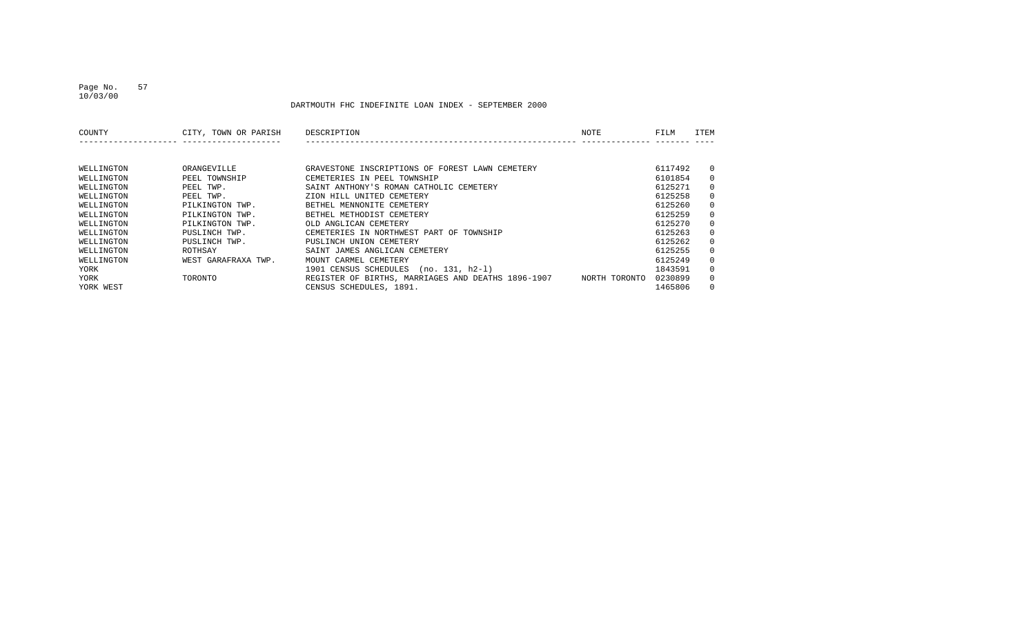DARTMOUTH FHC INDEFINITE LOAN INDEX - SEPTEMBER 2000

| COUNTY | CITY, TOWN OR PARISH | DESCRIPTION | NOTE | FILM | ITEM |
|---|---|---|---|---|---|
| WELLINGTON | ORANGEVILLE | GRAVESTONE INSCRIPTIONS OF FOREST LAWN CEMETERY | | 6117492 | 0 |
| WELLINGTON | PEEL TOWNSHIP | CEMETERIES IN PEEL TOWNSHIP | | 6101854 | 0 |
| WELLINGTON | PEEL TWP. | SAINT ANTHONY'S ROMAN CATHOLIC CEMETERY | | 6125271 | 0 |
| WELLINGTON | PEEL TWP. | ZION HILL UNITED CEMETERY | | 6125258 | 0 |
| WELLINGTON | PILKINGTON TWP. | BETHEL MENNONITE CEMETERY | | 6125260 | 0 |
| WELLINGTON | PILKINGTON TWP. | BETHEL METHODIST CEMETERY | | 6125259 | 0 |
| WELLINGTON | PILKINGTON TWP. | OLD ANGLICAN CEMETERY | | 6125270 | 0 |
| WELLINGTON | PUSLINCH TWP. | CEMETERIES IN NORTHWEST PART OF TOWNSHIP | | 6125263 | 0 |
| WELLINGTON | PUSLINCH TWP. | PUSLINCH UNION CEMETERY | | 6125262 | 0 |
| WELLINGTON | ROTHSAY | SAINT JAMES ANGLICAN CEMETERY | | 6125255 | 0 |
| WELLINGTON | WEST GARAFRAXA TWP. | MOUNT CARMEL CEMETERY | | 6125249 | 0 |
| YORK | | 1901 CENSUS SCHEDULES (no. 131, h2-l) | | 1843591 | 0 |
| YORK | TORONTO | REGISTER OF BIRTHS, MARRIAGES AND DEATHS 1896-1907 | NORTH TORONTO | 0230899 | 0 |
| YORK WEST | | CENSUS SCHEDULES, 1891. | | 1465806 | 0 |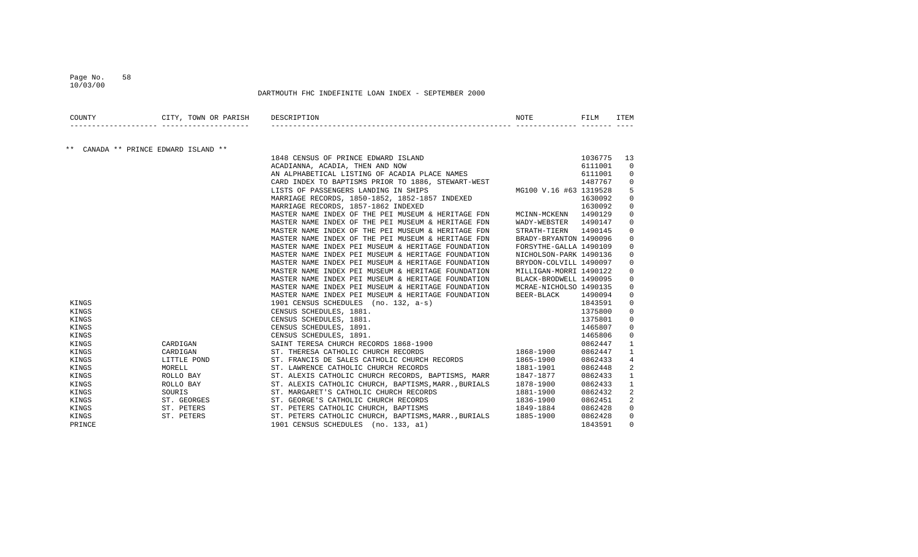DARTMOUTH FHC INDEFINITE LOAN INDEX - SEPTEMBER 2000

| COUNTY | CITY, TOWN OR PARISH | DESCRIPTION | NOTE | FILM | ITEM |
|---|---|---|---|---|---|
| ** CANADA ** PRINCE EDWARD ISLAND ** | | | | | |
| | | 1848 CENSUS OF PRINCE EDWARD ISLAND | | 1036775 | 13 |
| | | ACADIANNA, ACADIA, THEN AND NOW | | 6111001 | 0 |
| | | AN ALPHABETICAL LISTING OF ACADIA PLACE NAMES | | 6111001 | 0 |
| | | CARD INDEX TO BAPTISMS PRIOR TO 1886, STEWART-WEST | | 1487767 | 0 |
| | | LISTS OF PASSENGERS LANDING IN SHIPS | MG100 V.16 #63 | 1319528 | 5 |
| | | MARRIAGE RECORDS, 1850-1852, 1852-1857 INDEXED | | 1630092 | 0 |
| | | MARRIAGE RECORDS, 1857-1862 INDEXED | | 1630092 | 0 |
| | | MASTER NAME INDEX OF THE PEI MUSEUM & HERITAGE FDN | MCINN-MCKENN | 1490129 | 0 |
| | | MASTER NAME INDEX OF THE PEI MUSEUM & HERITAGE FDN | WADY-WEBSTER | 1490147 | 0 |
| | | MASTER NAME INDEX OF THE PEI MUSEUM & HERITAGE FDN | STRATH-TIERN | 1490145 | 0 |
| | | MASTER NAME INDEX OF THE PEI MUSEUM & HERITAGE FDN | BRADY-BRYANTON | 1490096 | 0 |
| | | MASTER NAME INDEX PEI MUSEUM & HERITAGE FOUNDATION | FORSYTHE-GALLA | 1490109 | 0 |
| | | MASTER NAME INDEX PEI MUSEUM & HERITAGE FOUNDATION | NICHOLSON-PARK | 1490136 | 0 |
| | | MASTER NAME INDEX PEI MUSEUM & HERITAGE FOUNDATION | BRYDON-COLVILL | 1490097 | 0 |
| | | MASTER NAME INDEX PEI MUSEUM & HERITAGE FOUNDATION | MILLIGAN-MORRI | 1490122 | 0 |
| | | MASTER NAME INDEX PEI MUSEUM & HERITAGE FOUNDATION | BLACK-BRODWELL | 1490095 | 0 |
| | | MASTER NAME INDEX PEI MUSEUM & HERITAGE FOUNDATION | MCRAE-NICHOLSO | 1490135 | 0 |
| | | MASTER NAME INDEX PEI MUSEUM & HERITAGE FOUNDATION | BEER-BLACK | 1490094 | 0 |
| KINGS | | 1901 CENSUS SCHEDULES (no. 132, a-s) | | 1843591 | 0 |
| KINGS | | CENSUS SCHEDULES, 1881. | | 1375800 | 0 |
| KINGS | | CENSUS SCHEDULES, 1881. | | 1375801 | 0 |
| KINGS | | CENSUS SCHEDULES, 1891. | | 1465807 | 0 |
| KINGS | | CENSUS SCHEDULES, 1891. | | 1465806 | 0 |
| KINGS | CARDIGAN | SAINT TERESA CHURCH RECORDS 1868-1900 | | 0862447 | 1 |
| KINGS | CARDIGAN | ST. THERESA CATHOLIC CHURCH RECORDS | 1868-1900 | 0862447 | 1 |
| KINGS | LITTLE POND | ST. FRANCIS DE SALES CATHOLIC CHURCH RECORDS | 1865-1900 | 0862433 | 4 |
| KINGS | MORELL | ST. LAWRENCE CATHOLIC CHURCH RECORDS | 1881-1901 | 0862448 | 2 |
| KINGS | ROLLO BAY | ST. ALEXIS CATHOLIC CHURCH RECORDS, BAPTISMS, MARR | 1847-1877 | 0862433 | 1 |
| KINGS | ROLLO BAY | ST. ALEXIS CATHOLIC CHURCH, BAPTISMS,MARR.,BURIALS | 1878-1900 | 0862433 | 1 |
| KINGS | SOURIS | ST. MARGARET'S CATHOLIC CHURCH RECORDS | 1881-1900 | 0862432 | 2 |
| KINGS | ST. GEORGES | ST. GEORGE'S CATHOLIC CHURCH RECORDS | 1836-1900 | 0862451 | 2 |
| KINGS | ST. PETERS | ST. PETERS CATHOLIC CHURCH, BAPTISMS | 1849-1884 | 0862428 | 0 |
| KINGS | ST. PETERS | ST. PETERS CATHOLIC CHURCH, BAPTISMS,MARR.,BURIALS | 1885-1900 | 0862428 | 0 |
| PRINCE | | 1901 CENSUS SCHEDULES (no. 133, a1) | | 1843591 | 0 |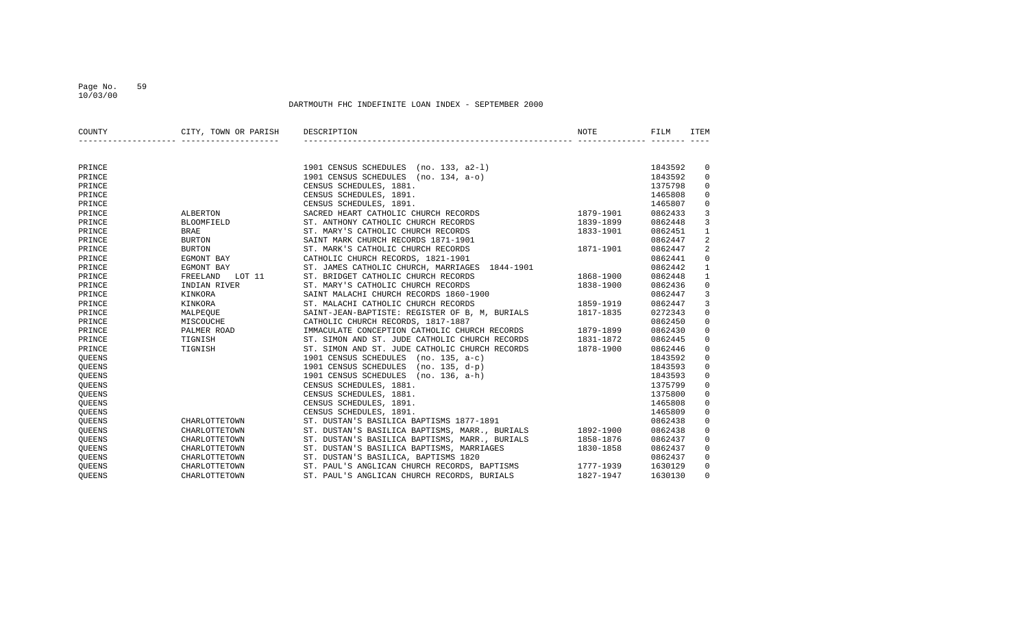DARTMOUTH FHC INDEFINITE LOAN INDEX - SEPTEMBER 2000

| COUNTY | CITY, TOWN OR PARISH | DESCRIPTION | NOTE | FILM | ITEM |
|---|---|---|---|---|---|
| PRINCE | | 1901 CENSUS SCHEDULES (no. 133, a2-l) | | 1843592 | 0 |
| PRINCE | | 1901 CENSUS SCHEDULES (no. 134, a-o) | | 1843592 | 0 |
| PRINCE | | CENSUS SCHEDULES, 1881. | | 1375798 | 0 |
| PRINCE | | CENSUS SCHEDULES, 1891. | | 1465808 | 0 |
| PRINCE | | CENSUS SCHEDULES, 1891. | | 1465807 | 0 |
| PRINCE | ALBERTON | SACRED HEART CATHOLIC CHURCH RECORDS | 1879-1901 | 0862433 | 3 |
| PRINCE | BLOOMFIELD | ST. ANTHONY CATHOLIC CHURCH RECORDS | 1839-1899 | 0862448 | 3 |
| PRINCE | BRAE | ST. MARY'S CATHOLIC CHURCH RECORDS | 1833-1901 | 0862451 | 1 |
| PRINCE | BURTON | SAINT MARK CHURCH RECORDS 1871-1901 | | 0862447 | 2 |
| PRINCE | BURTON | ST. MARK'S CATHOLIC CHURCH RECORDS | 1871-1901 | 0862447 | 2 |
| PRINCE | EGMONT BAY | CATHOLIC CHURCH RECORDS, 1821-1901 | | 0862441 | 0 |
| PRINCE | EGMONT BAY | ST. JAMES CATHOLIC CHURCH, MARRIAGES 1844-1901 | | 0862442 | 1 |
| PRINCE | FREELAND LOT 11 | ST. BRIDGET CATHOLIC CHURCH RECORDS | 1868-1900 | 0862448 | 1 |
| PRINCE | INDIAN RIVER | ST. MARY'S CATHOLIC CHURCH RECORDS | 1838-1900 | 0862436 | 0 |
| PRINCE | KINKORA | SAINT MALACHI CHURCH RECORDS 1860-1900 | | 0862447 | 3 |
| PRINCE | KINKORA | ST. MALACHI CATHOLIC CHURCH RECORDS | 1859-1919 | 0862447 | 3 |
| PRINCE | MALPEQUE | SAINT-JEAN-BAPTISTE: REGISTER OF B, M, BURIALS | 1817-1835 | 0272343 | 0 |
| PRINCE | MISCOUCHE | CATHOLIC CHURCH RECORDS, 1817-1887 | | 0862450 | 0 |
| PRINCE | PALMER ROAD | IMMACULATE CONCEPTION CATHOLIC CHURCH RECORDS | 1879-1899 | 0862430 | 0 |
| PRINCE | TIGNISH | ST. SIMON AND ST. JUDE CATHOLIC CHURCH RECORDS | 1831-1872 | 0862445 | 0 |
| PRINCE | TIGNISH | ST. SIMON AND ST. JUDE CATHOLIC CHURCH RECORDS | 1878-1900 | 0862446 | 0 |
| QUEENS | | 1901 CENSUS SCHEDULES (no. 135, a-c) | | 1843592 | 0 |
| QUEENS | | 1901 CENSUS SCHEDULES (no. 135, d-p) | | 1843593 | 0 |
| QUEENS | | 1901 CENSUS SCHEDULES (no. 136, a-h) | | 1843593 | 0 |
| QUEENS | | CENSUS SCHEDULES, 1881. | | 1375799 | 0 |
| QUEENS | | CENSUS SCHEDULES, 1881. | | 1375800 | 0 |
| QUEENS | | CENSUS SCHEDULES, 1891. | | 1465808 | 0 |
| QUEENS | | CENSUS SCHEDULES, 1891. | | 1465809 | 0 |
| QUEENS | CHARLOTTETOWN | ST. DUSTAN'S BASILICA BAPTISMS 1877-1891 | | 0862438 | 0 |
| QUEENS | CHARLOTTETOWN | ST. DUSTAN'S BASILICA BAPTISMS, MARR., BURIALS | 1892-1900 | 0862438 | 0 |
| QUEENS | CHARLOTTETOWN | ST. DUSTAN'S BASILICA BAPTISMS, MARR., BURIALS | 1858-1876 | 0862437 | 0 |
| QUEENS | CHARLOTTETOWN | ST. DUSTAN'S BASILICA BAPTISMS, MARRIAGES | 1830-1858 | 0862437 | 0 |
| QUEENS | CHARLOTTETOWN | ST. DUSTAN'S BASILICA, BAPTISMS 1820 | | 0862437 | 0 |
| QUEENS | CHARLOTTETOWN | ST. PAUL'S ANGLICAN CHURCH RECORDS, BAPTISMS | 1777-1939 | 1630129 | 0 |
| QUEENS | CHARLOTTETOWN | ST. PAUL'S ANGLICAN CHURCH RECORDS, BURIALS | 1827-1947 | 1630130 | 0 |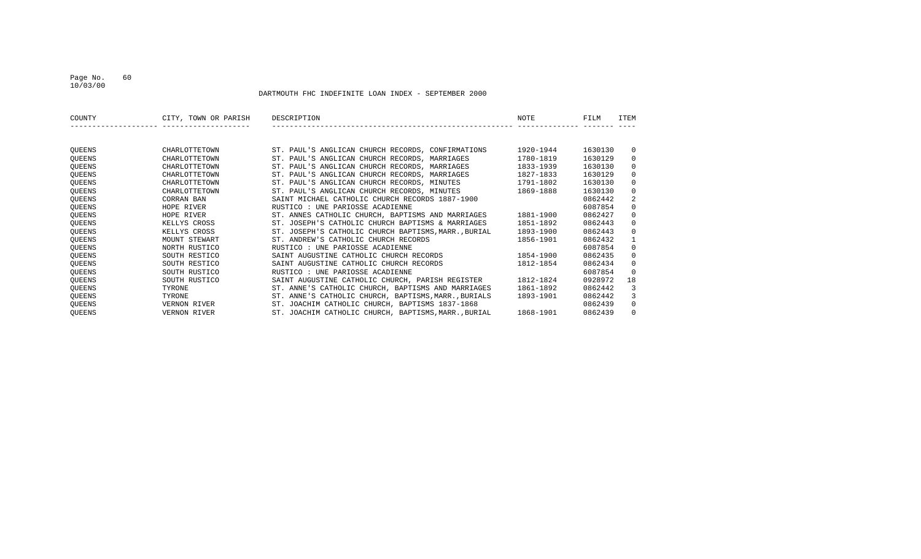DARTMOUTH FHC INDEFINITE LOAN INDEX - SEPTEMBER 2000

| COUNTY | CITY, TOWN OR PARISH | DESCRIPTION | NOTE | FILM | ITEM |
|---|---|---|---|---|---|
| QUEENS | CHARLOTTETOWN | ST. PAUL'S ANGLICAN CHURCH RECORDS, CONFIRMATIONS | 1920-1944 | 1630130 | 0 |
| QUEENS | CHARLOTTETOWN | ST. PAUL'S ANGLICAN CHURCH RECORDS, MARRIAGES | 1780-1819 | 1630129 | 0 |
| QUEENS | CHARLOTTETOWN | ST. PAUL'S ANGLICAN CHURCH RECORDS, MARRIAGES | 1833-1939 | 1630130 | 0 |
| QUEENS | CHARLOTTETOWN | ST. PAUL'S ANGLICAN CHURCH RECORDS, MARRIAGES | 1827-1833 | 1630129 | 0 |
| QUEENS | CHARLOTTETOWN | ST. PAUL'S ANGLICAN CHURCH RECORDS, MINUTES | 1791-1802 | 1630130 | 0 |
| QUEENS | CHARLOTTETOWN | ST. PAUL'S ANGLICAN CHURCH RECORDS, MINUTES | 1869-1888 | 1630130 | 0 |
| QUEENS | CORRAN BAN | SAINT MICHAEL CATHOLIC CHURCH RECORDS 1887-1900 | | 0862442 | 2 |
| QUEENS | HOPE RIVER | RUSTICO : UNE PARIOSSE ACADIENNE | | 6087854 | 0 |
| QUEENS | HOPE RIVER | ST. ANNES CATHOLIC CHURCH, BAPTISMS AND MARRIAGES | 1881-1900 | 0862427 | 0 |
| QUEENS | KELLYS CROSS | ST. JOSEPH'S CATHOLIC CHURCH BAPTISMS & MARRIAGES | 1851-1892 | 0862443 | 0 |
| QUEENS | KELLYS CROSS | ST. JOSEPH'S CATHOLIC CHURCH BAPTISMS,MARR.,BURIAL | 1893-1900 | 0862443 | 0 |
| QUEENS | MOUNT STEWART | ST. ANDREW'S CATHOLIC CHURCH RECORDS | 1856-1901 | 0862432 | 1 |
| QUEENS | NORTH RUSTICO | RUSTICO : UNE PARIOSSE ACADIENNE | | 6087854 | 0 |
| QUEENS | SOUTH RESTICO | SAINT AUGUSTINE CATHOLIC CHURCH RECORDS | 1854-1900 | 0862435 | 0 |
| QUEENS | SOUTH RESTICO | SAINT AUGUSTINE CATHOLIC CHURCH RECORDS | 1812-1854 | 0862434 | 0 |
| QUEENS | SOUTH RUSTICO | RUSTICO : UNE PARIOSSE ACADIENNE | | 6087854 | 0 |
| QUEENS | SOUTH RUSTICO | SAINT AUGUSTINE CATHOLIC CHURCH, PARISH REGISTER | 1812-1824 | 0928972 | 18 |
| QUEENS | TYRONE | ST. ANNE'S CATHOLIC CHURCH, BAPTISMS AND MARRIAGES | 1861-1892 | 0862442 | 3 |
| QUEENS | TYRONE | ST. ANNE'S CATHOLIC CHURCH, BAPTISMS,MARR.,BURIALS | 1893-1901 | 0862442 | 3 |
| QUEENS | VERNON RIVER | ST. JOACHIM CATHOLIC CHURCH, BAPTISMS 1837-1868 | | 0862439 | 0 |
| QUEENS | VERNON RIVER | ST. JOACHIM CATHOLIC CHURCH, BAPTISMS,MARR.,BURIAL | 1868-1901 | 0862439 | 0 |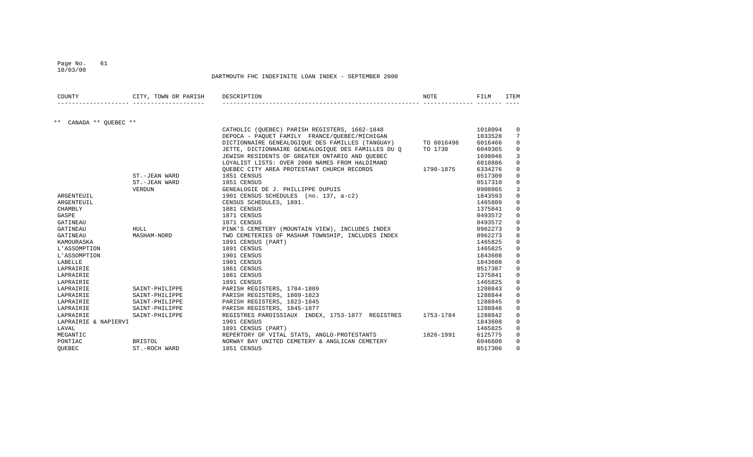DARTMOUTH FHC INDEFINITE LOAN INDEX - SEPTEMBER 2000

| COUNTY | CITY, TOWN OR PARISH | DESCRIPTION | NOTE | FILM | ITEM |
|---|---|---|---|---|---|
| ** CANADA ** QUEBEC ** | | | | | |
| | | CATHOLIC (QUEBEC) PARISH REGISTERS, 1662-1848 | | 1018094 | 0 |
| | | DEPOCA - PAQUET FAMILY FRANCE/QUEBEC/MICHIGAN | | 1033528 | 7 |
| | | DICTIONNAIRE GENEALOGIQUE DES FAMILLES (TANGUAY) | TO 6016496 | 6016466 | 0 |
| | | JETTE, DICTIONNAIRE GENEALOGIQUE DES FAMILLES DU Q | TO 1730 | 6049365 | 0 |
| | | JEWISH RESIDENTS OF GREATER ONTARIO AND QUEBEC | | 1698046 | 3 |
| | | LOYALIST LISTS: OVER 2000 NAMES FROM HALDIMAND | | 6010886 | 0 |
| | | QUEBEC CITY AREA PROTESTANT CHURCH RECORDS | 1790-1875 | 6334276 | 0 |
| | ST.-JEAN WARD | 1851 CENSUS | | 0517309 | 0 |
| | ST.-JEAN WARD | 1851 CENSUS | | 0517310 | 0 |
| | VERDUN | GENEALOGIE DE J. PHILLIPPE DUPUIS | | 0908865 | 3 |
| ARGENTEUIL | | 1901 CENSUS SCHEDULES (no. 137, a-c2) | | 1843593 | 0 |
| ARGENTEUIL | | CENSUS SCHEDULES, 1891. | | 1465809 | 0 |
| CHAMBLY | | 1881 CENSUS | | 1375841 | 0 |
| GASPE | | 1871 CENSUS | | 0493572 | 0 |
| GATINEAU | | 1871 CENSUS | | 0493572 | 0 |
| GATINEAU | HULL | PINK'S CEMETERY (MOUNTAIN VIEW), INCLUDES INDEX | | 0962273 | 9 |
| GATINEAU | MASHAM-NORD | TWO CEMETERIES OF MASHAM TOWNSHIP, INCLUDES INDEX | | 0962273 | 8 |
| KAMOURASKA | | 1891 CENSUS (PART) | | 1465825 | 0 |
| L'ASSOMPTION | | 1891 CENSUS | | 1465825 | 0 |
| L'ASSOMPTION | | 1901 CENSUS | | 1843608 | 0 |
| LABELLE | | 1901 CENSUS | | 1843608 | 0 |
| LAPRAIRIE | | 1861 CENSUS | | 0517387 | 0 |
| LAPRAIRIE | | 1881 CENSUS | | 1375841 | 0 |
| LAPRAIRIE | | 1891 CENSUS | | 1465825 | 0 |
| LAPRAIRIE | SAINT-PHILIPPE | PARISH REGISTERS, 1784-1809 | | 1288843 | 0 |
| LAPRAIRIE | SAINT-PHILIPPE | PARISH REGISTERS, 1809-1823 | | 1288844 | 0 |
| LAPRAIRIE | SAINT-PHILIPPE | PARISH REGISTERS, 1823-1845 | | 1288845 | 0 |
| LAPRAIRIE | SAINT-PHILIPPE | PARISH REGISTERS, 1845-1877 | | 1288846 | 0 |
| LAPRAIRIE | SAINT-PHILIPPE | REGISTRES PAROISSIAUX INDEX, 1753-1877 REGISTRES | 1753-1784 | 1288842 | 0 |
| LAPRAIRIE & NAPIERVI | | 1901 CENSUS | | 1843608 | 0 |
| LAVAL | | 1891 CENSUS (PART) | | 1465825 | 0 |
| MEGANTIC | | REPERTORY OF VITAL STATS, ANGLO-PROTESTANTS | 1826-1991 | 6125775 | 0 |
| PONTIAC | BRISTOL | NORWAY BAY UNITED CEMETERY & ANGLICAN CEMETERY | | 6046608 | 0 |
| QUEBEC | ST.-ROCH WARD | 1851 CENSUS | | 0517306 | 0 |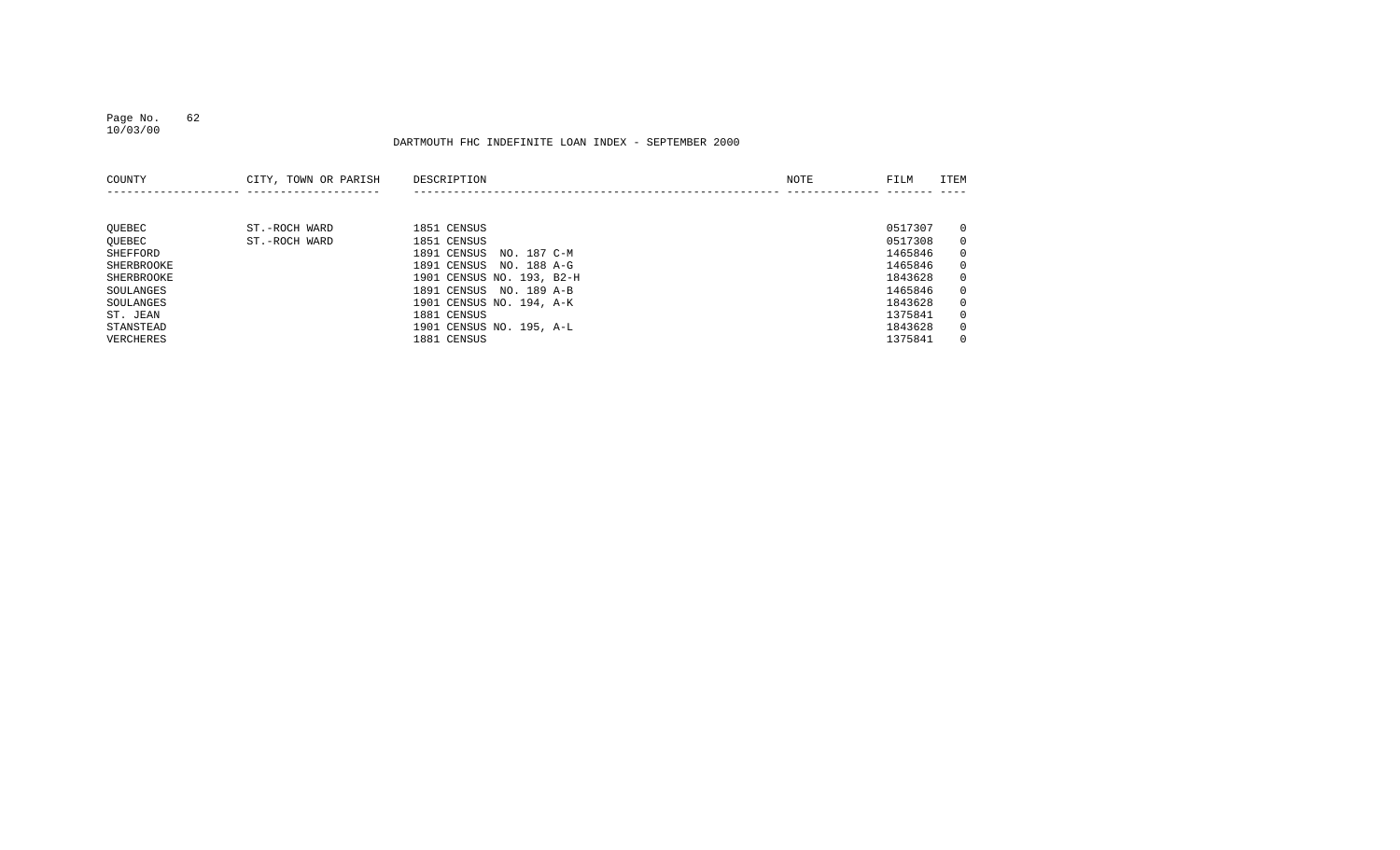DARTMOUTH FHC INDEFINITE LOAN INDEX - SEPTEMBER 2000

| COUNTY | CITY, TOWN OR PARISH | DESCRIPTION | NOTE | FILM | ITEM |
|---|---|---|---|---|---|
| QUEBEC | ST.-ROCH WARD | 1851 CENSUS | | 0517307 | 0 |
| QUEBEC | ST.-ROCH WARD | 1851 CENSUS | | 0517308 | 0 |
| SHEFFORD | | 1891 CENSUS NO. 187 C-M | | 1465846 | 0 |
| SHERBROOKE | | 1891 CENSUS NO. 188 A-G | | 1465846 | 0 |
| SHERBROOKE | | 1901 CENSUS NO. 193, B2-H | | 1843628 | 0 |
| SOULANGES | | 1891 CENSUS NO. 189 A-B | | 1465846 | 0 |
| SOULANGES | | 1901 CENSUS NO. 194, A-K | | 1843628 | 0 |
| ST. JEAN | | 1881 CENSUS | | 1375841 | 0 |
| STANSTEAD | | 1901 CENSUS NO. 195, A-L | | 1843628 | 0 |
| VERCHERES | | 1881 CENSUS | | 1375841 | 0 |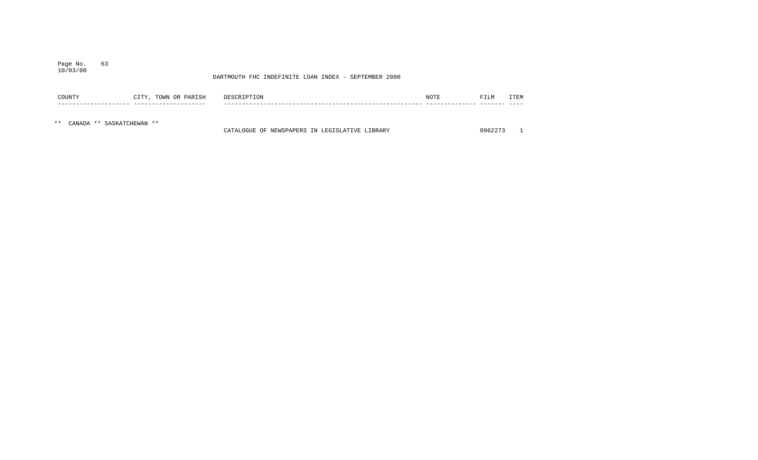DARTMOUTH FHC INDEFINITE LOAN INDEX - SEPTEMBER 2000

| COUNTY | CITY, TOWN OR PARISH | DESCRIPTION | NOTE | FILM | ITEM |
|---|---|---|---|---|---|
| ** CANADA ** SASKATCHEWAN ** | | | | | |
| | | CATALOGUE OF NEWSPAPERS IN LEGISLATIVE LIBRARY | | 0962273 | 1 |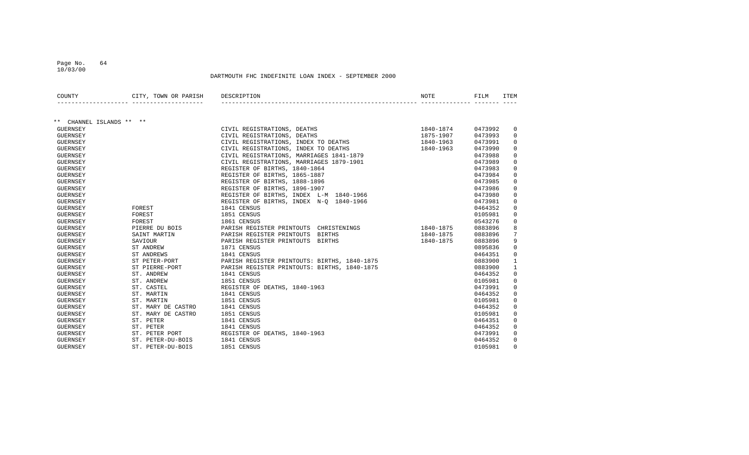## DARTMOUTH FHC INDEFINITE LOAN INDEX - SEPTEMBER 2000

| COUNTY | CITY, TOWN OR PARISH | DESCRIPTION | NOTE | FILM | ITEM |
|---|---|---|---|---|---|
| ** CHANNEL ISLANDS ** ** | | | | | |
| GUERNSEY | | CIVIL REGISTRATIONS, DEATHS | 1840-1874 | 0473992 | 0 |
| GUERNSEY | | CIVIL REGISTRATIONS, DEATHS | 1875-1907 | 0473993 | 0 |
| GUERNSEY | | CIVIL REGISTRATIONS, INDEX TO DEATHS | 1840-1963 | 0473991 | 0 |
| GUERNSEY | | CIVIL REGISTRATIONS, INDEX TO DEATHS | 1840-1963 | 0473990 | 0 |
| GUERNSEY | | CIVIL REGISTRATIONS, MARRIAGES 1841-1879 | | 0473988 | 0 |
| GUERNSEY | | CIVIL REGISTRATIONS, MARRIAGES 1879-1901 | | 0473989 | 0 |
| GUERNSEY | | REGISTER OF BIRTHS, 1840-1864 | | 0473983 | 0 |
| GUERNSEY | | REGISTER OF BIRTHS, 1865-1887 | | 0473984 | 0 |
| GUERNSEY | | REGISTER OF BIRTHS, 1888-1896 | | 0473985 | 0 |
| GUERNSEY | | REGISTER OF BIRTHS, 1896-1907 | | 0473986 | 0 |
| GUERNSEY | | REGISTER OF BIRTHS, INDEX L-M 1840-1966 | | 0473980 | 0 |
| GUERNSEY | | REGISTER OF BIRTHS, INDEX N-Q 1840-1966 | | 0473981 | 0 |
| GUERNSEY | FOREST | 1841 CENSUS | | 0464352 | 0 |
| GUERNSEY | FOREST | 1851 CENSUS | | 0105981 | 0 |
| GUERNSEY | FOREST | 1861 CENSUS | | 0543276 | 0 |
| GUERNSEY | PIERRE DU BOIS | PARISH REGISTER PRINTOUTS CHRISTENINGS | 1840-1875 | 0883896 | 8 |
| GUERNSEY | SAINT MARTIN | PARISH REGISTER PRINTOUTS BIRTHS | 1840-1875 | 0883896 | 7 |
| GUERNSEY | SAVIOUR | PARISH REGISTER PRINTOUTS BIRTHS | 1840-1875 | 0883896 | 9 |
| GUERNSEY | ST ANDREW | 1871 CENSUS | | 0895836 | 0 |
| GUERNSEY | ST ANDREWS | 1841 CENSUS | | 0464351 | 0 |
| GUERNSEY | ST PETER-PORT | PARISH REGISTER PRINTOUTS: BIRTHS, 1840-1875 | | 0883900 | 1 |
| GUERNSEY | ST PIERRE-PORT | PARISH REGISTER PRINTOUTS: BIRTHS, 1840-1875 | | 0883900 | 1 |
| GUERNSEY | ST. ANDREW | 1841 CENSUS | | 0464352 | 0 |
| GUERNSEY | ST. ANDREW | 1851 CENSUS | | 0105981 | 0 |
| GUERNSEY | ST. CASTEL | REGISTER OF DEATHS, 1840-1963 | | 0473991 | 0 |
| GUERNSEY | ST. MARTIN | 1841 CENSUS | | 0464352 | 0 |
| GUERNSEY | ST. MARTIN | 1851 CENSUS | | 0105981 | 0 |
| GUERNSEY | ST. MARY DE CASTRO | 1841 CENSUS | | 0464352 | 0 |
| GUERNSEY | ST. MARY DE CASTRO | 1851 CENSUS | | 0105981 | 0 |
| GUERNSEY | ST. PETER | 1841 CENSUS | | 0464351 | 0 |
| GUERNSEY | ST. PETER | 1841 CENSUS | | 0464352 | 0 |
| GUERNSEY | ST. PETER PORT | REGISTER OF DEATHS, 1840-1963 | | 0473991 | 0 |
| GUERNSEY | ST. PETER-DU-BOIS | 1841 CENSUS | | 0464352 | 0 |
| GUERNSEY | ST. PETER-DU-BOIS | 1851 CENSUS | | 0105981 | 0 |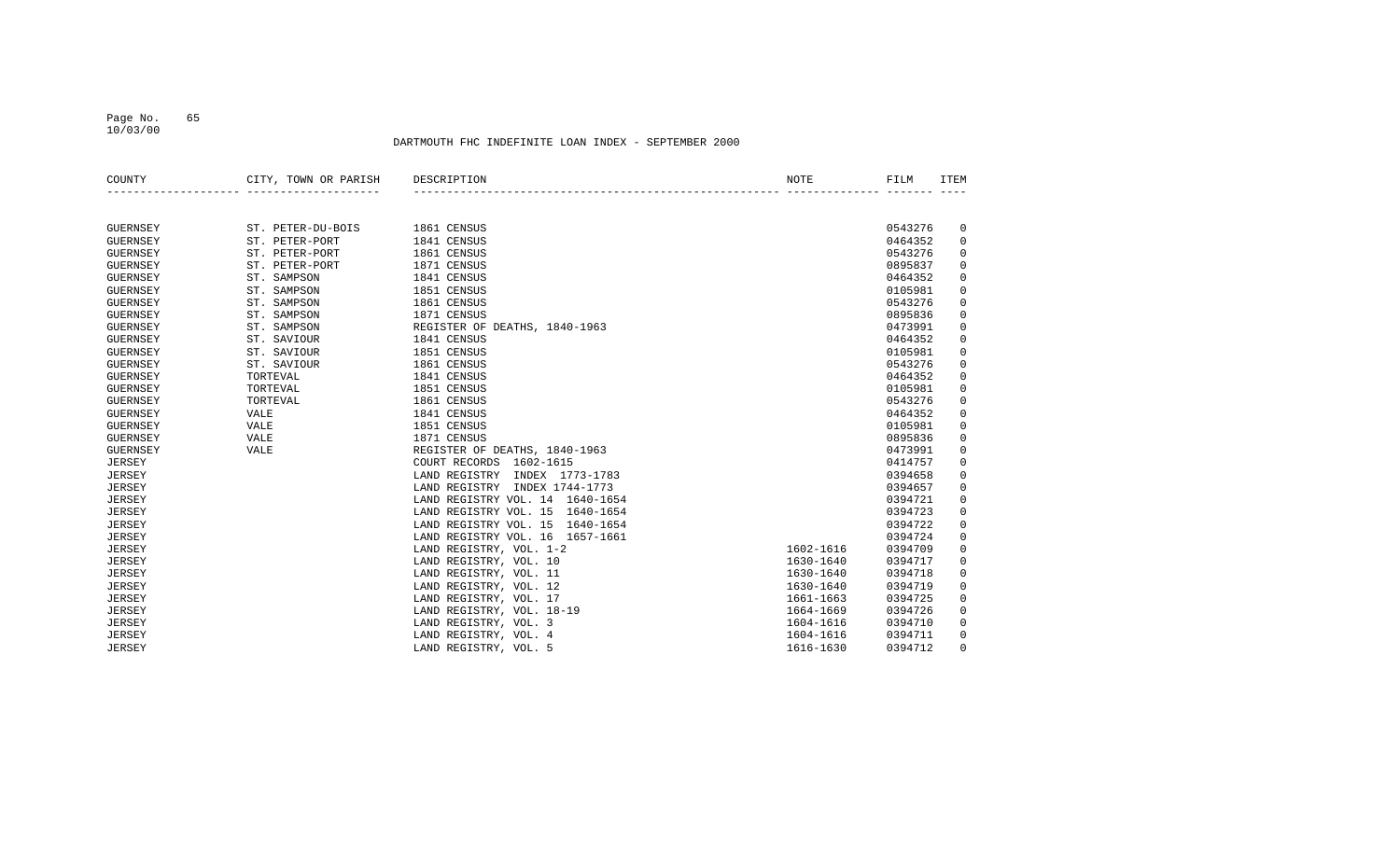DARTMOUTH FHC INDEFINITE LOAN INDEX - SEPTEMBER 2000

| COUNTY | CITY, TOWN OR PARISH | DESCRIPTION | NOTE | FILM | ITEM |
|---|---|---|---|---|---|
| GUERNSEY | ST. PETER-DU-BOIS | 1861 CENSUS | | 0543276 | 0 |
| GUERNSEY | ST. PETER-PORT | 1841 CENSUS | | 0464352 | 0 |
| GUERNSEY | ST. PETER-PORT | 1861 CENSUS | | 0543276 | 0 |
| GUERNSEY | ST. PETER-PORT | 1871 CENSUS | | 0895837 | 0 |
| GUERNSEY | ST. SAMPSON | 1841 CENSUS | | 0464352 | 0 |
| GUERNSEY | ST. SAMPSON | 1851 CENSUS | | 0105981 | 0 |
| GUERNSEY | ST. SAMPSON | 1861 CENSUS | | 0543276 | 0 |
| GUERNSEY | ST. SAMPSON | 1871 CENSUS | | 0895836 | 0 |
| GUERNSEY | ST. SAMPSON | REGISTER OF DEATHS, 1840-1963 | | 0473991 | 0 |
| GUERNSEY | ST. SAVIOUR | 1841 CENSUS | | 0464352 | 0 |
| GUERNSEY | ST. SAVIOUR | 1851 CENSUS | | 0105981 | 0 |
| GUERNSEY | ST. SAVIOUR | 1861 CENSUS | | 0543276 | 0 |
| GUERNSEY | TORTEVAL | 1841 CENSUS | | 0464352 | 0 |
| GUERNSEY | TORTEVAL | 1851 CENSUS | | 0105981 | 0 |
| GUERNSEY | TORTEVAL | 1861 CENSUS | | 0543276 | 0 |
| GUERNSEY | VALE | 1841 CENSUS | | 0464352 | 0 |
| GUERNSEY | VALE | 1851 CENSUS | | 0105981 | 0 |
| GUERNSEY | VALE | 1871 CENSUS | | 0895836 | 0 |
| GUERNSEY | VALE | REGISTER OF DEATHS, 1840-1963 | | 0473991 | 0 |
| JERSEY | | COURT RECORDS 1602-1615 | | 0414757 | 0 |
| JERSEY | | LAND REGISTRY INDEX 1773-1783 | | 0394658 | 0 |
| JERSEY | | LAND REGISTRY INDEX 1744-1773 | | 0394657 | 0 |
| JERSEY | | LAND REGISTRY VOL. 14 1640-1654 | | 0394721 | 0 |
| JERSEY | | LAND REGISTRY VOL. 15 1640-1654 | | 0394723 | 0 |
| JERSEY | | LAND REGISTRY VOL. 15 1640-1654 | | 0394722 | 0 |
| JERSEY | | LAND REGISTRY VOL. 16 1657-1661 | | 0394724 | 0 |
| JERSEY | | LAND REGISTRY, VOL. 1-2 | 1602-1616 | 0394709 | 0 |
| JERSEY | | LAND REGISTRY, VOL. 10 | 1630-1640 | 0394717 | 0 |
| JERSEY | | LAND REGISTRY, VOL. 11 | 1630-1640 | 0394718 | 0 |
| JERSEY | | LAND REGISTRY, VOL. 12 | 1630-1640 | 0394719 | 0 |
| JERSEY | | LAND REGISTRY, VOL. 17 | 1661-1663 | 0394725 | 0 |
| JERSEY | | LAND REGISTRY, VOL. 18-19 | 1664-1669 | 0394726 | 0 |
| JERSEY | | LAND REGISTRY, VOL. 3 | 1604-1616 | 0394710 | 0 |
| JERSEY | | LAND REGISTRY, VOL. 4 | 1604-1616 | 0394711 | 0 |
| JERSEY | | LAND REGISTRY, VOL. 5 | 1616-1630 | 0394712 | 0 |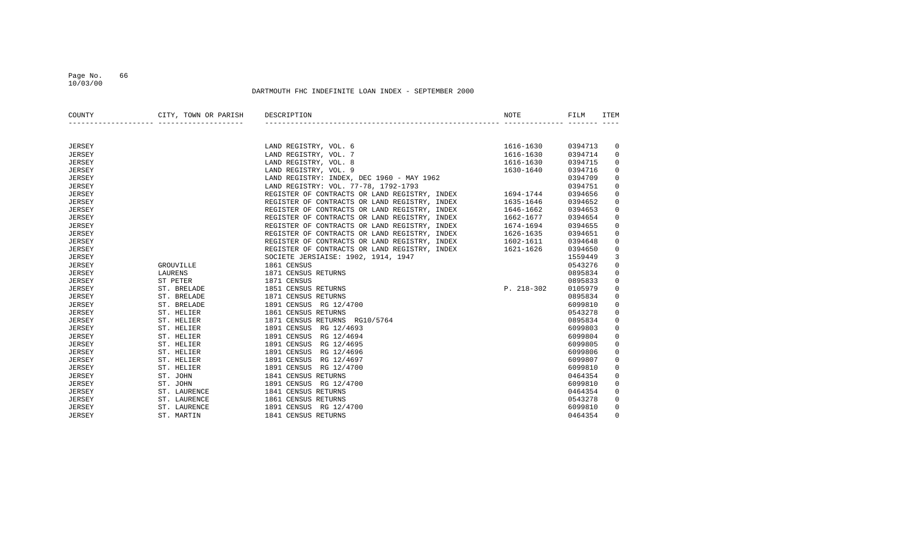DARTMOUTH FHC INDEFINITE LOAN INDEX - SEPTEMBER 2000

| COUNTY | CITY, TOWN OR PARISH | DESCRIPTION | NOTE | FILM | ITEM |
|---|---|---|---|---|---|
| JERSEY | | LAND REGISTRY, VOL. 6 | 1616-1630 | 0394713 | 0 |
| JERSEY | | LAND REGISTRY, VOL. 7 | 1616-1630 | 0394714 | 0 |
| JERSEY | | LAND REGISTRY, VOL. 8 | 1616-1630 | 0394715 | 0 |
| JERSEY | | LAND REGISTRY, VOL. 9 | 1630-1640 | 0394716 | 0 |
| JERSEY | | LAND REGISTRY: INDEX, DEC 1960 - MAY 1962 | | 0394709 | 0 |
| JERSEY | | LAND REGISTRY: VOL. 77-78, 1792-1793 | | 0394751 | 0 |
| JERSEY | | REGISTER OF CONTRACTS OR LAND REGISTRY, INDEX | 1694-1744 | 0394656 | 0 |
| JERSEY | | REGISTER OF CONTRACTS OR LAND REGISTRY, INDEX | 1635-1646 | 0394652 | 0 |
| JERSEY | | REGISTER OF CONTRACTS OR LAND REGISTRY, INDEX | 1646-1662 | 0394653 | 0 |
| JERSEY | | REGISTER OF CONTRACTS OR LAND REGISTRY, INDEX | 1662-1677 | 0394654 | 0 |
| JERSEY | | REGISTER OF CONTRACTS OR LAND REGISTRY, INDEX | 1674-1694 | 0394655 | 0 |
| JERSEY | | REGISTER OF CONTRACTS OR LAND REGISTRY, INDEX | 1626-1635 | 0394651 | 0 |
| JERSEY | | REGISTER OF CONTRACTS OR LAND REGISTRY, INDEX | 1602-1611 | 0394648 | 0 |
| JERSEY | | REGISTER OF CONTRACTS OR LAND REGISTRY, INDEX | 1621-1626 | 0394650 | 0 |
| JERSEY | | SOCIETE JERSIAISE: 1902, 1914, 1947 | | 1559449 | 3 |
| JERSEY | GROUVILLE | 1861 CENSUS | | 0543276 | 0 |
| JERSEY | LAURENS | 1871 CENSUS RETURNS | | 0895834 | 0 |
| JERSEY | ST PETER | 1871 CENSUS | | 0895833 | 0 |
| JERSEY | ST. BRELADE | 1851 CENSUS RETURNS | P. 218-302 | 0105979 | 0 |
| JERSEY | ST. BRELADE | 1871 CENSUS RETURNS | | 0895834 | 0 |
| JERSEY | ST. BRELADE | 1891 CENSUS RG 12/4700 | | 6099810 | 0 |
| JERSEY | ST. HELIER | 1861 CENSUS RETURNS | | 0543278 | 0 |
| JERSEY | ST. HELIER | 1871 CENSUS RETURNS RG10/5764 | | 0895834 | 0 |
| JERSEY | ST. HELIER | 1891 CENSUS RG 12/4693 | | 6099803 | 0 |
| JERSEY | ST. HELIER | 1891 CENSUS RG 12/4694 | | 6099804 | 0 |
| JERSEY | ST. HELIER | 1891 CENSUS RG 12/4695 | | 6099805 | 0 |
| JERSEY | ST. HELIER | 1891 CENSUS RG 12/4696 | | 6099806 | 0 |
| JERSEY | ST. HELIER | 1891 CENSUS RG 12/4697 | | 6099807 | 0 |
| JERSEY | ST. HELIER | 1891 CENSUS RG 12/4700 | | 6099810 | 0 |
| JERSEY | ST. JOHN | 1841 CENSUS RETURNS | | 0464354 | 0 |
| JERSEY | ST. JOHN | 1891 CENSUS RG 12/4700 | | 6099810 | 0 |
| JERSEY | ST. LAURENCE | 1841 CENSUS RETURNS | | 0464354 | 0 |
| JERSEY | ST. LAURENCE | 1861 CENSUS RETURNS | | 0543278 | 0 |
| JERSEY | ST. LAURENCE | 1891 CENSUS RG 12/4700 | | 6099810 | 0 |
| JERSEY | ST. MARTIN | 1841 CENSUS RETURNS | | 0464354 | 0 |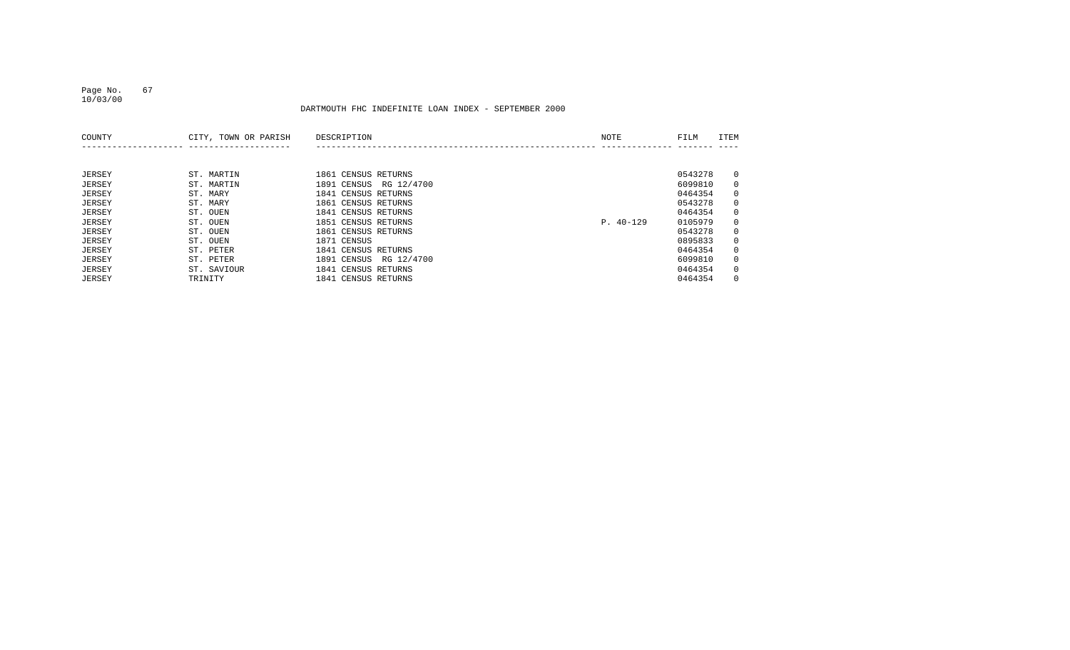DARTMOUTH FHC INDEFINITE LOAN INDEX - SEPTEMBER 2000

| COUNTY | CITY, TOWN OR PARISH | DESCRIPTION | NOTE | FILM | ITEM |
|---|---|---|---|---|---|
| JERSEY | ST. MARTIN | 1861 CENSUS RETURNS | | 0543278 | 0 |
| JERSEY | ST. MARTIN | 1891 CENSUS RG 12/4700 | | 6099810 | 0 |
| JERSEY | ST. MARY | 1841 CENSUS RETURNS | | 0464354 | 0 |
| JERSEY | ST. MARY | 1861 CENSUS RETURNS | | 0543278 | 0 |
| JERSEY | ST. OUEN | 1841 CENSUS RETURNS | | 0464354 | 0 |
| JERSEY | ST. OUEN | 1851 CENSUS RETURNS | P. 40-129 | 0105979 | 0 |
| JERSEY | ST. OUEN | 1861 CENSUS RETURNS | | 0543278 | 0 |
| JERSEY | ST. OUEN | 1871 CENSUS | | 0895833 | 0 |
| JERSEY | ST. PETER | 1841 CENSUS RETURNS | | 0464354 | 0 |
| JERSEY | ST. PETER | 1891 CENSUS RG 12/4700 | | 6099810 | 0 |
| JERSEY | ST. SAVIOUR | 1841 CENSUS RETURNS | | 0464354 | 0 |
| JERSEY | TRINITY | 1841 CENSUS RETURNS | | 0464354 | 0 |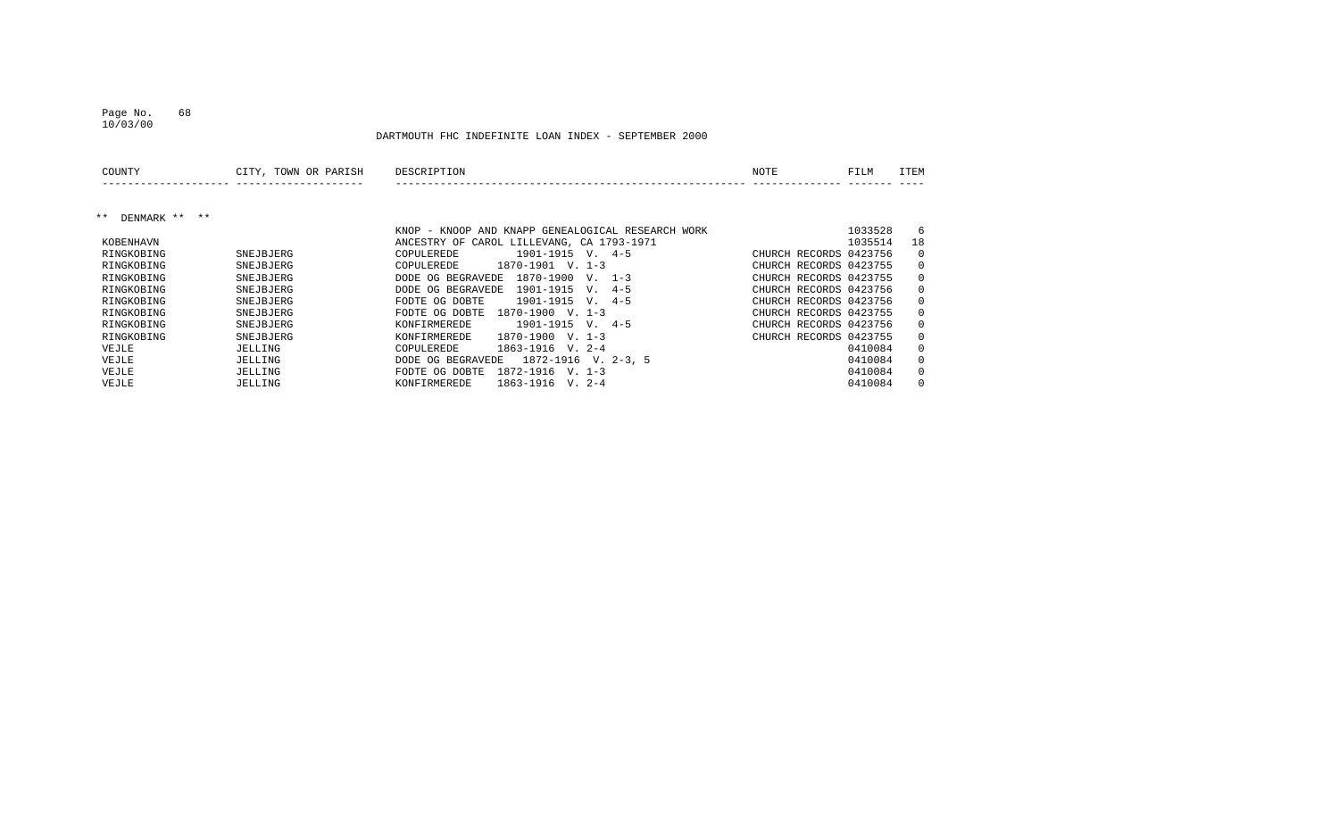DARTMOUTH FHC INDEFINITE LOAN INDEX - SEPTEMBER 2000

| COUNTY | CITY, TOWN OR PARISH | DESCRIPTION | NOTE | FILM | ITEM |
|---|---|---|---|---|---|
| ** DENMARK ** ** | | | | | |
| | | KNOP - KNOOP AND KNAPP GENEALOGICAL RESEARCH WORK | | 1033528 | 6 |
| KOBENHAVN | | ANCESTRY OF CAROL LILLEVANG, CA 1793-1971 | | 1035514 | 18 |
| RINGKOBING | SNEJBJERG | COPULEREDE 1901-1915 V. 4-5 | CHURCH RECORDS | 0423756 | 0 |
| RINGKOBING | SNEJBJERG | COPULEREDE 1870-1901 V. 1-3 | CHURCH RECORDS | 0423755 | 0 |
| RINGKOBING | SNEJBJERG | DODE OG BEGRAVEDE 1870-1900 V. 1-3 | CHURCH RECORDS | 0423755 | 0 |
| RINGKOBING | SNEJBJERG | DODE OG BEGRAVEDE 1901-1915 V. 4-5 | CHURCH RECORDS | 0423756 | 0 |
| RINGKOBING | SNEJBJERG | FODTE OG DOBTE 1901-1915 V. 4-5 | CHURCH RECORDS | 0423756 | 0 |
| RINGKOBING | SNEJBJERG | FODTE OG DOBTE 1870-1900 V. 1-3 | CHURCH RECORDS | 0423755 | 0 |
| RINGKOBING | SNEJBJERG | KONFIRMEREDE 1901-1915 V. 4-5 | CHURCH RECORDS | 0423756 | 0 |
| RINGKOBING | SNEJBJERG | KONFIRMEREDE 1870-1900 V. 1-3 | CHURCH RECORDS | 0423755 | 0 |
| VEJLE | JELLING | COPULEREDE 1863-1916 V. 2-4 | | 0410084 | 0 |
| VEJLE | JELLING | DODE OG BEGRAVEDE 1872-1916 V. 2-3, 5 | | 0410084 | 0 |
| VEJLE | JELLING | FODTE OG DOBTE 1872-1916 V. 1-3 | | 0410084 | 0 |
| VEJLE | JELLING | KONFIRMEREDE 1863-1916 V. 2-4 | | 0410084 | 0 |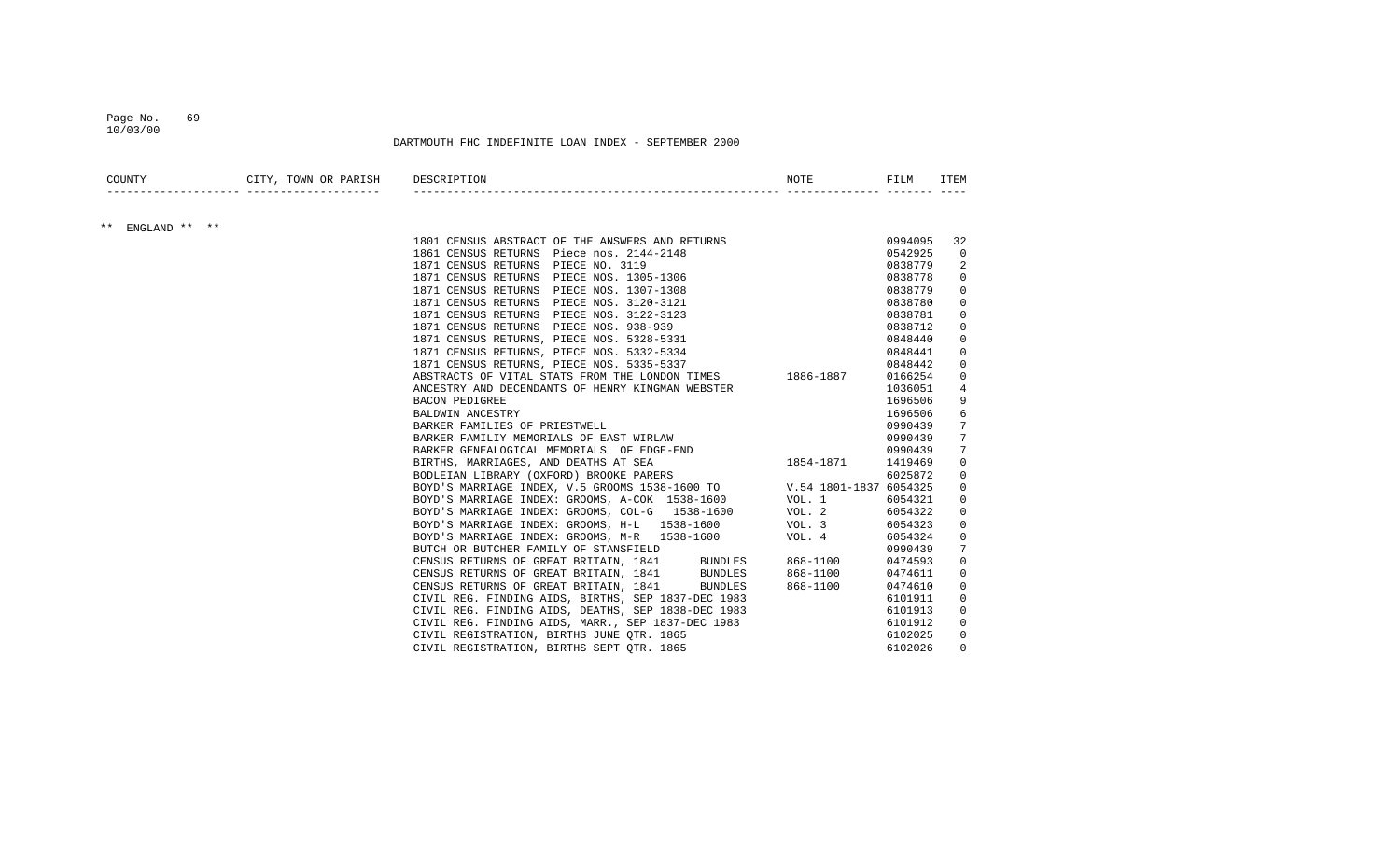# DARTMOUTH FHC INDEFINITE LOAN INDEX - SEPTEMBER 2000

| COUNTY | CITY, TOWN OR PARISH | DESCRIPTION | NOTE | FILM | ITEM |
|---|---|---|---|---|---|
| ** ENGLAND ** ** | | | | | |
| | | 1801 CENSUS ABSTRACT OF THE ANSWERS AND RETURNS | | 0994095 | 32 |
| | | 1861 CENSUS RETURNS Piece nos. 2144-2148 | | 0542925 | 0 |
| | | 1871 CENSUS RETURNS PIECE NO. 3119 | | 0838779 | 2 |
| | | 1871 CENSUS RETURNS PIECE NOS. 1305-1306 | | 0838778 | 0 |
| | | 1871 CENSUS RETURNS PIECE NOS. 1307-1308 | | 0838779 | 0 |
| | | 1871 CENSUS RETURNS PIECE NOS. 3120-3121 | | 0838780 | 0 |
| | | 1871 CENSUS RETURNS PIECE NOS. 3122-3123 | | 0838781 | 0 |
| | | 1871 CENSUS RETURNS PIECE NOS. 938-939 | | 0838712 | 0 |
| | | 1871 CENSUS RETURNS, PIECE NOS. 5328-5331 | | 0848440 | 0 |
| | | 1871 CENSUS RETURNS, PIECE NOS. 5332-5334 | | 0848441 | 0 |
| | | 1871 CENSUS RETURNS, PIECE NOS. 5335-5337 | | 0848442 | 0 |
| | | ABSTRACTS OF VITAL STATS FROM THE LONDON TIMES | 1886-1887 | 0166254 | 0 |
| | | ANCESTRY AND DECENDANTS OF HENRY KINGMAN WEBSTER | | 1036051 | 4 |
| | | BACON PEDIGREE | | 1696506 | 9 |
| | | BALDWIN ANCESTRY | | 1696506 | 6 |
| | | BARKER FAMILIES OF PRIESTWELL | | 0990439 | 7 |
| | | BARKER FAMILIY MEMORIALS OF EAST WIRLAW | | 0990439 | 7 |
| | | BARKER GENEALOGICAL MEMORIALS OF EDGE-END | | 0990439 | 7 |
| | | BIRTHS, MARRIAGES, AND DEATHS AT SEA | 1854-1871 | 1419469 | 0 |
| | | BODLEIAN LIBRARY (OXFORD) BROOKE PARERS | | 6025872 | 0 |
| | | BOYD'S MARRIAGE INDEX, V.5 GROOMS 1538-1600 TO | V.54 1801-1837 | 6054325 | 0 |
| | | BOYD'S MARRIAGE INDEX: GROOMS, A-COK 1538-1600 | VOL. 1 | 6054321 | 0 |
| | | BOYD'S MARRIAGE INDEX: GROOMS, COL-G 1538-1600 | VOL. 2 | 6054322 | 0 |
| | | BOYD'S MARRIAGE INDEX: GROOMS, H-L 1538-1600 | VOL. 3 | 6054323 | 0 |
| | | BOYD'S MARRIAGE INDEX: GROOMS, M-R 1538-1600 | VOL. 4 | 6054324 | 0 |
| | | BUTCH OR BUTCHER FAMILY OF STANSFIELD | | 0990439 | 7 |
| | | CENSUS RETURNS OF GREAT BRITAIN, 1841 BUNDLES | 868-1100 | 0474593 | 0 |
| | | CENSUS RETURNS OF GREAT BRITAIN, 1841 BUNDLES | 868-1100 | 0474611 | 0 |
| | | CENSUS RETURNS OF GREAT BRITAIN, 1841 BUNDLES | 868-1100 | 0474610 | 0 |
| | | CIVIL REG. FINDING AIDS, BIRTHS, SEP 1837-DEC 1983 | | 6101911 | 0 |
| | | CIVIL REG. FINDING AIDS, DEATHS, SEP 1838-DEC 1983 | | 6101913 | 0 |
| | | CIVIL REG. FINDING AIDS, MARR., SEP 1837-DEC 1983 | | 6101912 | 0 |
| | | CIVIL REGISTRATION, BIRTHS JUNE QTR. 1865 | | 6102025 | 0 |
| | | CIVIL REGISTRATION, BIRTHS SEPT QTR. 1865 | | 6102026 | 0 |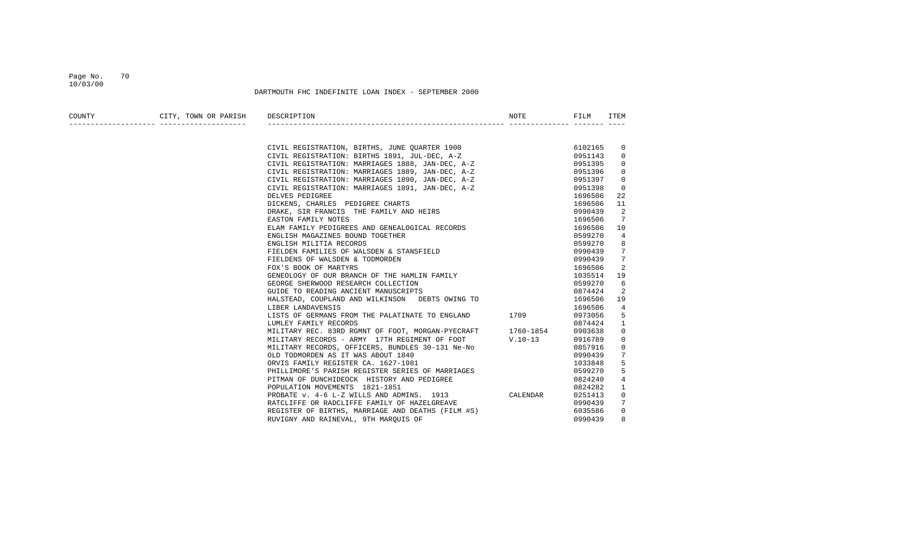DARTMOUTH FHC INDEFINITE LOAN INDEX - SEPTEMBER 2000

| COUNTY | CITY, TOWN OR PARISH | DESCRIPTION | NOTE | FILM | ITEM |
|---|---|---|---|---|---|
| | | CIVIL REGISTRATION, BIRTHS, JUNE QUARTER 1900 | | 6102165 | 0 |
| | | CIVIL REGISTRATION: BIRTHS 1891, JUL-DEC, A-Z | | 0951143 | 0 |
| | | CIVIL REGISTRATION: MARRIAGES 1888, JAN-DEC, A-Z | | 0951395 | 0 |
| | | CIVIL REGISTRATION: MARRIAGES 1889, JAN-DEC, A-Z | | 0951396 | 0 |
| | | CIVIL REGISTRATION: MARRIAGES 1890, JAN-DEC, A-Z | | 0951397 | 0 |
| | | CIVIL REGISTRATION: MARRIAGES 1891, JAN-DEC, A-Z | | 0951398 | 0 |
| | | DELVES PEDIGREE | | 1696506 | 22 |
| | | DICKENS, CHARLES PEDIGREE CHARTS | | 1696506 | 11 |
| | | DRAKE, SIR FRANCIS THE FAMILY AND HEIRS | | 0990439 | 2 |
| | | EASTON FAMILY NOTES | | 1696506 | 7 |
| | | ELAM FAMILY PEDIGREES AND GENEALOGICAL RECORDS | | 1696506 | 10 |
| | | ENGLISH MAGAZINES BOUND TOGETHER | | 0599270 | 4 |
| | | ENGLISH MILITIA RECORDS | | 0599270 | 8 |
| | | FIELDEN FAMILIES OF WALSDEN & STANSFIELD | | 0990439 | 7 |
| | | FIELDENS OF WALSDEN & TODMORDEN | | 0990439 | 7 |
| | | FOX'S BOOK OF MARTYRS | | 1696506 | 2 |
| | | GENEOLOGY OF OUR BRANCH OF THE HAMLIN FAMILY | | 1035514 | 19 |
| | | GEORGE SHERWOOD RESEARCH COLLECTION | | 0599270 | 6 |
| | | GUIDE TO READING ANCIENT MANUSCRIPTS | | 0874424 | 2 |
| | | HALSTEAD, COUPLAND AND WILKINSON DEBTS OWING TO | | 1696506 | 19 |
| | | LIBER LANDAVENSIS | | 1696506 | 4 |
| | | LISTS OF GERMANS FROM THE PALATINATE TO ENGLAND | 1709 | 0973056 | 5 |
| | | LUMLEY FAMILY RECORDS | | 0874424 | 1 |
| | | MILITARY REC. 83RD RGMNT OF FOOT, MORGAN-PYECRAFT | 1760-1854 | 0903638 | 0 |
| | | MILITARY RECORDS - ARMY 17TH REGIMENT OF FOOT | V.10-13 | 0916789 | 0 |
| | | MILITARY RECORDS, OFFICERS, BUNDLES 30-131 Ne-No | | 0857916 | 0 |
| | | OLD TODMORDEN AS IT WAS ABOUT 1840 | | 0990439 | 7 |
| | | ORVIS FAMILY REGISTER CA. 1627-1981 | | 1033848 | 5 |
| | | PHILLIMORE'S PARISH REGISTER SERIES OF MARRIAGES | | 0599270 | 5 |
| | | PITMAN OF DUNCHIDEOCK HISTORY AND PEDIGREE | | 0824240 | 4 |
| | | POPULATION MOVEMENTS 1821-1851 | | 0824282 | 1 |
| | | PROBATE v. 4-6 L-Z WILLS AND ADMINS. 1913 | CALENDAR | 0251413 | 0 |
| | | RATCLIFFE OR RADCLIFFE FAMILY OF HAZELGREAVE | | 0990439 | 7 |
| | | REGISTER OF BIRTHS, MARRIAGE AND DEATHS (FILM #S) | | 6035586 | 0 |
| | | RUVIGNY AND RAINEVAL, 9TH MARQUIS OF | | 0990439 | 8 |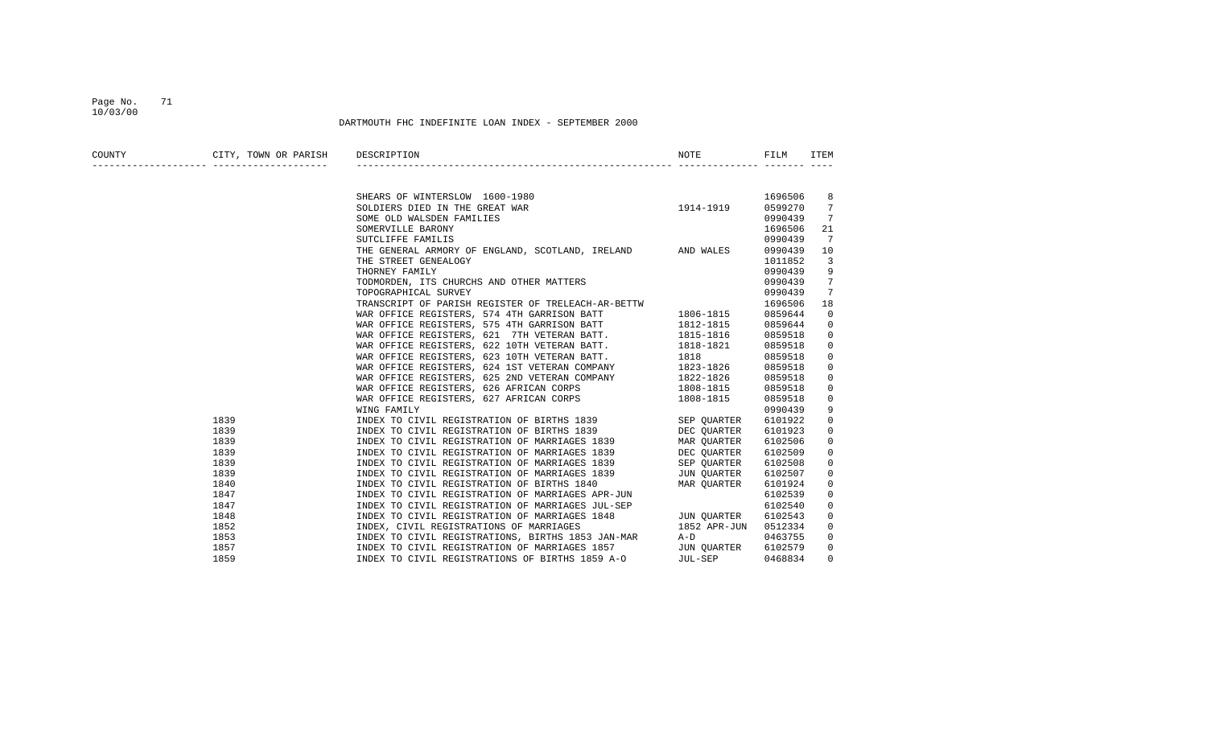DARTMOUTH FHC INDEFINITE LOAN INDEX - SEPTEMBER 2000

| COUNTY | CITY, TOWN OR PARISH | DESCRIPTION | NOTE | FILM | ITEM |
|---|---|---|---|---|---|
| | | SHEARS OF WINTERSLOW 1600-1980 | | 1696506 | 8 |
| | | SOLDIERS DIED IN THE GREAT WAR | 1914-1919 | 0599270 | 7 |
| | | SOME OLD WALSDEN FAMILIES | | 0990439 | 7 |
| | | SOMERVILLE BARONY | | 1696506 | 21 |
| | | SUTCLIFFE FAMILIS | | 0990439 | 7 |
| | | THE GENERAL ARMORY OF ENGLAND, SCOTLAND, IRELAND | AND WALES | 0990439 | 10 |
| | | THE STREET GENEALOGY | | 1011852 | 3 |
| | | THORNEY FAMILY | | 0990439 | 9 |
| | | TODMORDEN, ITS CHURCHS AND OTHER MATTERS | | 0990439 | 7 |
| | | TOPOGRAPHICAL SURVEY | | 0990439 | 7 |
| | | TRANSCRIPT OF PARISH REGISTER OF TRELEACH-AR-BETTW | | 1696506 | 18 |
| | | WAR OFFICE REGISTERS, 574 4TH GARRISON BATT | 1806-1815 | 0859644 | 0 |
| | | WAR OFFICE REGISTERS, 575 4TH GARRISON BATT | 1812-1815 | 0859644 | 0 |
| | | WAR OFFICE REGISTERS, 621 7TH VETERAN BATT. | 1815-1816 | 0859518 | 0 |
| | | WAR OFFICE REGISTERS, 622 10TH VETERAN BATT. | 1818-1821 | 0859518 | 0 |
| | | WAR OFFICE REGISTERS, 623 10TH VETERAN BATT. | 1818 | 0859518 | 0 |
| | | WAR OFFICE REGISTERS, 624 1ST VETERAN COMPANY | 1823-1826 | 0859518 | 0 |
| | | WAR OFFICE REGISTERS, 625 2ND VETERAN COMPANY | 1822-1826 | 0859518 | 0 |
| | | WAR OFFICE REGISTERS, 626 AFRICAN CORPS | 1808-1815 | 0859518 | 0 |
| | | WAR OFFICE REGISTERS, 627 AFRICAN CORPS | 1808-1815 | 0859518 | 0 |
| | | WING FAMILY | | 0990439 | 9 |
| | 1839 | INDEX TO CIVIL REGISTRATION OF BIRTHS 1839 | SEP QUARTER | 6101922 | 0 |
| | 1839 | INDEX TO CIVIL REGISTRATION OF BIRTHS 1839 | DEC QUARTER | 6101923 | 0 |
| | 1839 | INDEX TO CIVIL REGISTRATION OF MARRIAGES 1839 | MAR QUARTER | 6102506 | 0 |
| | 1839 | INDEX TO CIVIL REGISTRATION OF MARRIAGES 1839 | DEC QUARTER | 6102509 | 0 |
| | 1839 | INDEX TO CIVIL REGISTRATION OF MARRIAGES 1839 | SEP QUARTER | 6102508 | 0 |
| | 1839 | INDEX TO CIVIL REGISTRATION OF MARRIAGES 1839 | JUN QUARTER | 6102507 | 0 |
| | 1840 | INDEX TO CIVIL REGISTRATION OF BIRTHS 1840 | MAR QUARTER | 6101924 | 0 |
| | 1847 | INDEX TO CIVIL REGISTRATION OF MARRIAGES APR-JUN | | 6102539 | 0 |
| | 1847 | INDEX TO CIVIL REGISTRATION OF MARRIAGES JUL-SEP | | 6102540 | 0 |
| | 1848 | INDEX TO CIVIL REGISTRATION OF MARRIAGES 1848 | JUN QUARTER | 6102543 | 0 |
| | 1852 | INDEX, CIVIL REGISTRATIONS OF MARRIAGES | 1852 APR-JUN | 0512334 | 0 |
| | 1853 | INDEX TO CIVIL REGISTRATIONS, BIRTHS 1853 JAN-MAR | A-D | 0463755 | 0 |
| | 1857 | INDEX TO CIVIL REGISTRATION OF MARRIAGES 1857 | JUN QUARTER | 6102579 | 0 |
| | 1859 | INDEX TO CIVIL REGISTRATIONS OF BIRTHS 1859 A-O | JUL-SEP | 0468834 | 0 |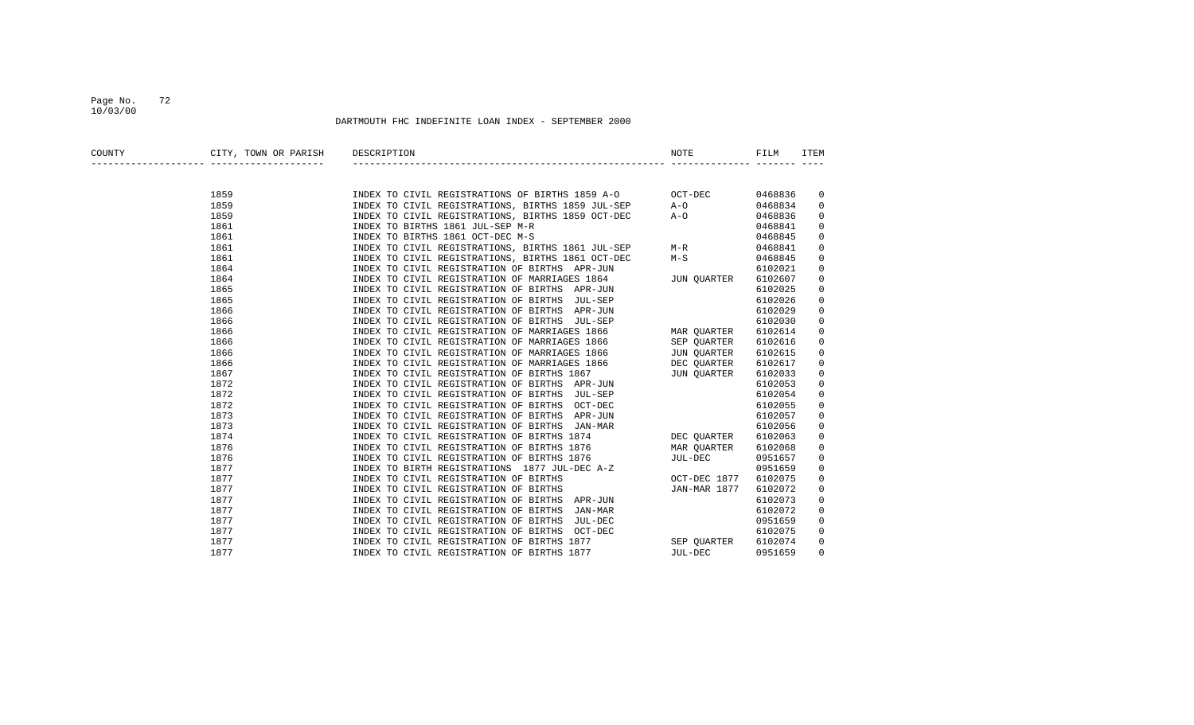## DARTMOUTH FHC INDEFINITE LOAN INDEX - SEPTEMBER 2000

| COUNTY | CITY, TOWN OR PARISH | DESCRIPTION | NOTE | FILM | ITEM |
|---|---|---|---|---|---|
| | 1859 | INDEX TO CIVIL REGISTRATIONS OF BIRTHS 1859 A-O | OCT-DEC | 0468836 | 0 |
| | 1859 | INDEX TO CIVIL REGISTRATIONS, BIRTHS 1859 JUL-SEP | A-O | 0468834 | 0 |
| | 1859 | INDEX TO CIVIL REGISTRATIONS, BIRTHS 1859 OCT-DEC | A-O | 0468836 | 0 |
| | 1861 | INDEX TO BIRTHS 1861 JUL-SEP M-R | | 0468841 | 0 |
| | 1861 | INDEX TO BIRTHS 1861 OCT-DEC M-S | | 0468845 | 0 |
| | 1861 | INDEX TO CIVIL REGISTRATIONS, BIRTHS 1861 JUL-SEP | M-R | 0468841 | 0 |
| | 1861 | INDEX TO CIVIL REGISTRATIONS, BIRTHS 1861 OCT-DEC | M-S | 0468845 | 0 |
| | 1864 | INDEX TO CIVIL REGISTRATION OF BIRTHS APR-JUN | | 6102021 | 0 |
| | 1864 | INDEX TO CIVIL REGISTRATION OF MARRIAGES 1864 | JUN QUARTER | 6102607 | 0 |
| | 1865 | INDEX TO CIVIL REGISTRATION OF BIRTHS APR-JUN | | 6102025 | 0 |
| | 1865 | INDEX TO CIVIL REGISTRATION OF BIRTHS JUL-SEP | | 6102026 | 0 |
| | 1866 | INDEX TO CIVIL REGISTRATION OF BIRTHS APR-JUN | | 6102029 | 0 |
| | 1866 | INDEX TO CIVIL REGISTRATION OF BIRTHS JUL-SEP | | 6102030 | 0 |
| | 1866 | INDEX TO CIVIL REGISTRATION OF MARRIAGES 1866 | MAR QUARTER | 6102614 | 0 |
| | 1866 | INDEX TO CIVIL REGISTRATION OF MARRIAGES 1866 | SEP QUARTER | 6102616 | 0 |
| | 1866 | INDEX TO CIVIL REGISTRATION OF MARRIAGES 1866 | JUN QUARTER | 6102615 | 0 |
| | 1866 | INDEX TO CIVIL REGISTRATION OF MARRIAGES 1866 | DEC QUARTER | 6102617 | 0 |
| | 1867 | INDEX TO CIVIL REGISTRATION OF BIRTHS 1867 | JUN QUARTER | 6102033 | 0 |
| | 1872 | INDEX TO CIVIL REGISTRATION OF BIRTHS APR-JUN | | 6102053 | 0 |
| | 1872 | INDEX TO CIVIL REGISTRATION OF BIRTHS JUL-SEP | | 6102054 | 0 |
| | 1872 | INDEX TO CIVIL REGISTRATION OF BIRTHS OCT-DEC | | 6102055 | 0 |
| | 1873 | INDEX TO CIVIL REGISTRATION OF BIRTHS APR-JUN | | 6102057 | 0 |
| | 1873 | INDEX TO CIVIL REGISTRATION OF BIRTHS JAN-MAR | | 6102056 | 0 |
| | 1874 | INDEX TO CIVIL REGISTRATION OF BIRTHS 1874 | DEC QUARTER | 6102063 | 0 |
| | 1876 | INDEX TO CIVIL REGISTRATION OF BIRTHS 1876 | MAR QUARTER | 6102068 | 0 |
| | 1876 | INDEX TO CIVIL REGISTRATION OF BIRTHS 1876 | JUL-DEC | 0951657 | 0 |
| | 1877 | INDEX TO BIRTH REGISTRATIONS 1877 JUL-DEC A-Z | | 0951659 | 0 |
| | 1877 | INDEX TO CIVIL REGISTRATION OF BIRTHS | OCT-DEC 1877 | 6102075 | 0 |
| | 1877 | INDEX TO CIVIL REGISTRATION OF BIRTHS | JAN-MAR 1877 | 6102072 | 0 |
| | 1877 | INDEX TO CIVIL REGISTRATION OF BIRTHS APR-JUN | | 6102073 | 0 |
| | 1877 | INDEX TO CIVIL REGISTRATION OF BIRTHS JAN-MAR | | 6102072 | 0 |
| | 1877 | INDEX TO CIVIL REGISTRATION OF BIRTHS JUL-DEC | | 0951659 | 0 |
| | 1877 | INDEX TO CIVIL REGISTRATION OF BIRTHS OCT-DEC | | 6102075 | 0 |
| | 1877 | INDEX TO CIVIL REGISTRATION OF BIRTHS 1877 | SEP QUARTER | 6102074 | 0 |
| | 1877 | INDEX TO CIVIL REGISTRATION OF BIRTHS 1877 | JUL-DEC | 0951659 | 0 |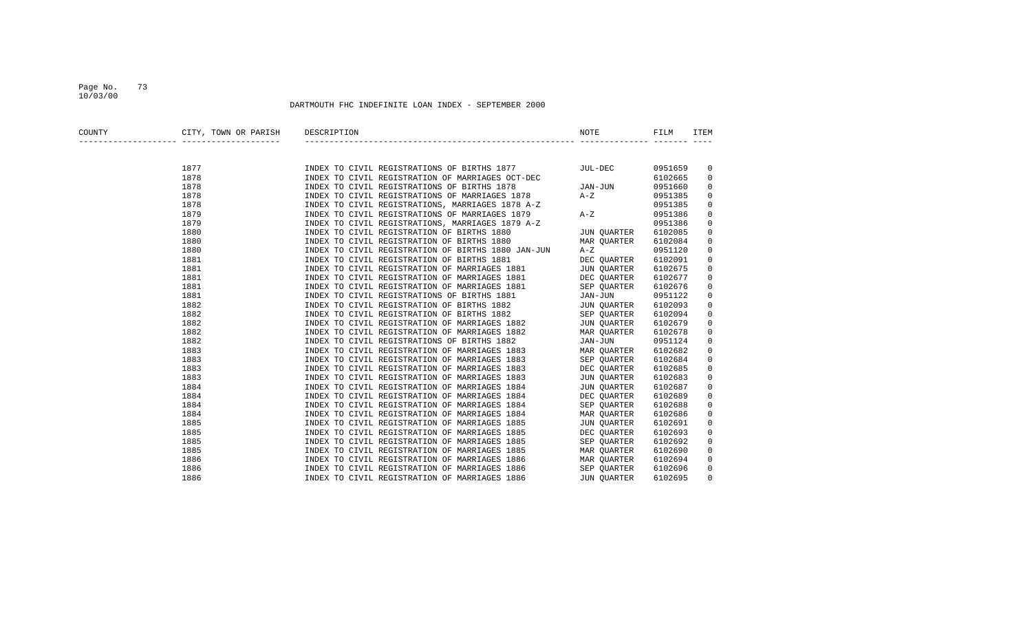DARTMOUTH FHC INDEFINITE LOAN INDEX - SEPTEMBER 2000

| COUNTY | CITY, TOWN OR PARISH | DESCRIPTION | NOTE | FILM | ITEM |
|---|---|---|---|---|---|
| | 1877 | INDEX TO CIVIL REGISTRATIONS OF BIRTHS 1877 | JUL-DEC | 0951659 | 0 |
| | 1878 | INDEX TO CIVIL REGISTRATION OF MARRIAGES OCT-DEC | | 6102665 | 0 |
| | 1878 | INDEX TO CIVIL REGISTRATIONS OF BIRTHS 1878 | JAN-JUN | 0951660 | 0 |
| | 1878 | INDEX TO CIVIL REGISTRATIONS OF MARRIAGES 1878 | A-Z | 0951385 | 0 |
| | 1878 | INDEX TO CIVIL REGISTRATIONS, MARRIAGES 1878 A-Z | | 0951385 | 0 |
| | 1879 | INDEX TO CIVIL REGISTRATIONS OF MARRIAGES 1879 | A-Z | 0951386 | 0 |
| | 1879 | INDEX TO CIVIL REGISTRATIONS, MARRIAGES 1879 A-Z | | 0951386 | 0 |
| | 1880 | INDEX TO CIVIL REGISTRATION OF BIRTHS 1880 | JUN QUARTER | 6102085 | 0 |
| | 1880 | INDEX TO CIVIL REGISTRATION OF BIRTHS 1880 | MAR QUARTER | 6102084 | 0 |
| | 1880 | INDEX TO CIVIL REGISTRATION OF BIRTHS 1880 JAN-JUN | A-Z | 0951120 | 0 |
| | 1881 | INDEX TO CIVIL REGISTRATION OF BIRTHS 1881 | DEC QUARTER | 6102091 | 0 |
| | 1881 | INDEX TO CIVIL REGISTRATION OF MARRIAGES 1881 | JUN QUARTER | 6102675 | 0 |
| | 1881 | INDEX TO CIVIL REGISTRATION OF MARRIAGES 1881 | DEC QUARTER | 6102677 | 0 |
| | 1881 | INDEX TO CIVIL REGISTRATION OF MARRIAGES 1881 | SEP QUARTER | 6102676 | 0 |
| | 1881 | INDEX TO CIVIL REGISTRATIONS OF BIRTHS 1881 | JAN-JUN | 0951122 | 0 |
| | 1882 | INDEX TO CIVIL REGISTRATION OF BIRTHS 1882 | JUN QUARTER | 6102093 | 0 |
| | 1882 | INDEX TO CIVIL REGISTRATION OF BIRTHS 1882 | SEP QUARTER | 6102094 | 0 |
| | 1882 | INDEX TO CIVIL REGISTRATION OF MARRIAGES 1882 | JUN QUARTER | 6102679 | 0 |
| | 1882 | INDEX TO CIVIL REGISTRATION OF MARRIAGES 1882 | MAR QUARTER | 6102678 | 0 |
| | 1882 | INDEX TO CIVIL REGISTRATIONS OF BIRTHS 1882 | JAN-JUN | 0951124 | 0 |
| | 1883 | INDEX TO CIVIL REGISTRATION OF MARRIAGES 1883 | MAR QUARTER | 6102682 | 0 |
| | 1883 | INDEX TO CIVIL REGISTRATION OF MARRIAGES 1883 | SEP QUARTER | 6102684 | 0 |
| | 1883 | INDEX TO CIVIL REGISTRATION OF MARRIAGES 1883 | DEC QUARTER | 6102685 | 0 |
| | 1883 | INDEX TO CIVIL REGISTRATION OF MARRIAGES 1883 | JUN QUARTER | 6102683 | 0 |
| | 1884 | INDEX TO CIVIL REGISTRATION OF MARRIAGES 1884 | JUN QUARTER | 6102687 | 0 |
| | 1884 | INDEX TO CIVIL REGISTRATION OF MARRIAGES 1884 | DEC QUARTER | 6102689 | 0 |
| | 1884 | INDEX TO CIVIL REGISTRATION OF MARRIAGES 1884 | SEP QUARTER | 6102688 | 0 |
| | 1884 | INDEX TO CIVIL REGISTRATION OF MARRIAGES 1884 | MAR QUARTER | 6102686 | 0 |
| | 1885 | INDEX TO CIVIL REGISTRATION OF MARRIAGES 1885 | JUN QUARTER | 6102691 | 0 |
| | 1885 | INDEX TO CIVIL REGISTRATION OF MARRIAGES 1885 | DEC QUARTER | 6102693 | 0 |
| | 1885 | INDEX TO CIVIL REGISTRATION OF MARRIAGES 1885 | SEP QUARTER | 6102692 | 0 |
| | 1885 | INDEX TO CIVIL REGISTRATION OF MARRIAGES 1885 | MAR QUARTER | 6102690 | 0 |
| | 1886 | INDEX TO CIVIL REGISTRATION OF MARRIAGES 1886 | MAR QUARTER | 6102694 | 0 |
| | 1886 | INDEX TO CIVIL REGISTRATION OF MARRIAGES 1886 | SEP QUARTER | 6102696 | 0 |
| | 1886 | INDEX TO CIVIL REGISTRATION OF MARRIAGES 1886 | JUN QUARTER | 6102695 | 0 |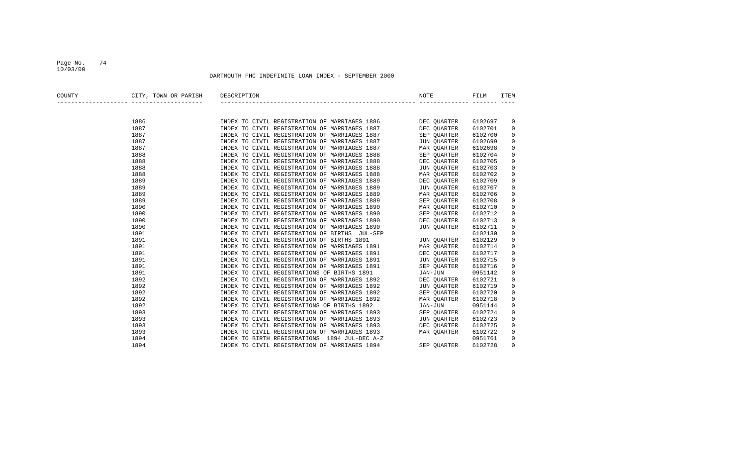DARTMOUTH FHC INDEFINITE LOAN INDEX - SEPTEMBER 2000

| COUNTY | CITY, TOWN OR PARISH | DESCRIPTION | NOTE | FILM | ITEM |
|---|---|---|---|---|---|
| | 1886 | INDEX TO CIVIL REGISTRATION OF MARRIAGES 1886 | DEC QUARTER | 6102697 | 0 |
| | 1887 | INDEX TO CIVIL REGISTRATION OF MARRIAGES 1887 | DEC QUARTER | 6102701 | 0 |
| | 1887 | INDEX TO CIVIL REGISTRATION OF MARRIAGES 1887 | SEP QUARTER | 6102700 | 0 |
| | 1887 | INDEX TO CIVIL REGISTRATION OF MARRIAGES 1887 | JUN QUARTER | 6102699 | 0 |
| | 1887 | INDEX TO CIVIL REGISTRATION OF MARRIAGES 1887 | MAR QUARTER | 6102698 | 0 |
| | 1888 | INDEX TO CIVIL REGISTRATION OF MARRIAGES 1888 | SEP QUARTER | 6102704 | 0 |
| | 1888 | INDEX TO CIVIL REGISTRATION OF MARRIAGES 1888 | DEC QUARTER | 6102705 | 0 |
| | 1888 | INDEX TO CIVIL REGISTRATION OF MARRIAGES 1888 | JUN QUARTER | 6102703 | 0 |
| | 1888 | INDEX TO CIVIL REGISTRATION OF MARRIAGES 1888 | MAR QUARTER | 6102702 | 0 |
| | 1889 | INDEX TO CIVIL REGISTRATION OF MARRIAGES 1889 | DEC QUARTER | 6102709 | 0 |
| | 1889 | INDEX TO CIVIL REGISTRATION OF MARRIAGES 1889 | JUN QUARTER | 6102707 | 0 |
| | 1889 | INDEX TO CIVIL REGISTRATION OF MARRIAGES 1889 | MAR QUARTER | 6102706 | 0 |
| | 1889 | INDEX TO CIVIL REGISTRATION OF MARRIAGES 1889 | SEP QUARTER | 6102708 | 0 |
| | 1890 | INDEX TO CIVIL REGISTRATION OF MARRIAGES 1890 | MAR QUARTER | 6102710 | 0 |
| | 1890 | INDEX TO CIVIL REGISTRATION OF MARRIAGES 1890 | SEP QUARTER | 6102712 | 0 |
| | 1890 | INDEX TO CIVIL REGISTRATION OF MARRIAGES 1890 | DEC QUARTER | 6102713 | 0 |
| | 1890 | INDEX TO CIVIL REGISTRATION OF MARRIAGES 1890 | JUN QUARTER | 6102711 | 0 |
| | 1891 | INDEX TO CIVIL REGISTRATION OF BIRTHS JUL-SEP | | 6102130 | 0 |
| | 1891 | INDEX TO CIVIL REGISTRATION OF BIRTHS 1891 | JUN QUARTER | 6102129 | 0 |
| | 1891 | INDEX TO CIVIL REGISTRATION OF MARRIAGES 1891 | MAR QUARTER | 6102714 | 0 |
| | 1891 | INDEX TO CIVIL REGISTRATION OF MARRIAGES 1891 | DEC QUARTER | 6102717 | 0 |
| | 1891 | INDEX TO CIVIL REGISTRATION OF MARRIAGES 1891 | JUN QUARTER | 6102715 | 0 |
| | 1891 | INDEX TO CIVIL REGISTRATION OF MARRIAGES 1891 | SEP QUARTER | 6102716 | 0 |
| | 1891 | INDEX TO CIVIL REGISTRATIONS OF BIRTHS 1891 | JAN-JUN | 0951142 | 0 |
| | 1892 | INDEX TO CIVIL REGISTRATION OF MARRIAGES 1892 | DEC QUARTER | 6102721 | 0 |
| | 1892 | INDEX TO CIVIL REGISTRATION OF MARRIAGES 1892 | JUN QUARTER | 6102719 | 0 |
| | 1892 | INDEX TO CIVIL REGISTRATION OF MARRIAGES 1892 | SEP QUARTER | 6102720 | 0 |
| | 1892 | INDEX TO CIVIL REGISTRATION OF MARRIAGES 1892 | MAR QUARTER | 6102718 | 0 |
| | 1892 | INDEX TO CIVIL REGISTRATIONS OF BIRTHS 1892 | JAN-JUN | 0951144 | 0 |
| | 1893 | INDEX TO CIVIL REGISTRATION OF MARRIAGES 1893 | SEP QUARTER | 6102724 | 0 |
| | 1893 | INDEX TO CIVIL REGISTRATION OF MARRIAGES 1893 | JUN QUARTER | 6102723 | 0 |
| | 1893 | INDEX TO CIVIL REGISTRATION OF MARRIAGES 1893 | DEC QUARTER | 6102725 | 0 |
| | 1893 | INDEX TO CIVIL REGISTRATION OF MARRIAGES 1893 | MAR QUARTER | 6102722 | 0 |
| | 1894 | INDEX TO BIRTH REGISTRATIONS 1894 JUL-DEC A-Z | | 0951761 | 0 |
| | 1894 | INDEX TO CIVIL REGISTRATION OF MARRIAGES 1894 | SEP QUARTER | 6102728 | 0 |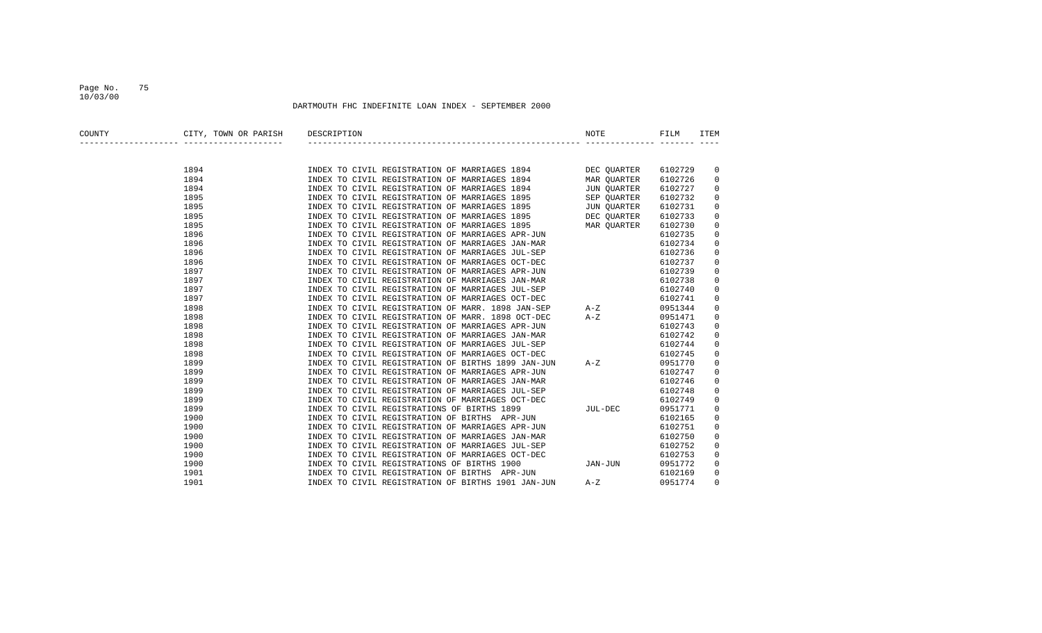DARTMOUTH FHC INDEFINITE LOAN INDEX - SEPTEMBER 2000

| COUNTY | CITY, TOWN OR PARISH | DESCRIPTION | NOTE | FILM | ITEM |
|---|---|---|---|---|---|
| | 1894 | INDEX TO CIVIL REGISTRATION OF MARRIAGES 1894 | DEC QUARTER | 6102729 | 0 |
| | 1894 | INDEX TO CIVIL REGISTRATION OF MARRIAGES 1894 | MAR QUARTER | 6102726 | 0 |
| | 1894 | INDEX TO CIVIL REGISTRATION OF MARRIAGES 1894 | JUN QUARTER | 6102727 | 0 |
| | 1895 | INDEX TO CIVIL REGISTRATION OF MARRIAGES 1895 | SEP QUARTER | 6102732 | 0 |
| | 1895 | INDEX TO CIVIL REGISTRATION OF MARRIAGES 1895 | JUN QUARTER | 6102731 | 0 |
| | 1895 | INDEX TO CIVIL REGISTRATION OF MARRIAGES 1895 | DEC QUARTER | 6102733 | 0 |
| | 1895 | INDEX TO CIVIL REGISTRATION OF MARRIAGES 1895 | MAR QUARTER | 6102730 | 0 |
| | 1896 | INDEX TO CIVIL REGISTRATION OF MARRIAGES APR-JUN | | 6102735 | 0 |
| | 1896 | INDEX TO CIVIL REGISTRATION OF MARRIAGES JAN-MAR | | 6102734 | 0 |
| | 1896 | INDEX TO CIVIL REGISTRATION OF MARRIAGES JUL-SEP | | 6102736 | 0 |
| | 1896 | INDEX TO CIVIL REGISTRATION OF MARRIAGES OCT-DEC | | 6102737 | 0 |
| | 1897 | INDEX TO CIVIL REGISTRATION OF MARRIAGES APR-JUN | | 6102739 | 0 |
| | 1897 | INDEX TO CIVIL REGISTRATION OF MARRIAGES JAN-MAR | | 6102738 | 0 |
| | 1897 | INDEX TO CIVIL REGISTRATION OF MARRIAGES JUL-SEP | | 6102740 | 0 |
| | 1897 | INDEX TO CIVIL REGISTRATION OF MARRIAGES OCT-DEC | | 6102741 | 0 |
| | 1898 | INDEX TO CIVIL REGISTRATION OF MARR. 1898 JAN-SEP | A-Z | 0951344 | 0 |
| | 1898 | INDEX TO CIVIL REGISTRATION OF MARR. 1898 OCT-DEC | A-Z | 0951471 | 0 |
| | 1898 | INDEX TO CIVIL REGISTRATION OF MARRIAGES APR-JUN | | 6102743 | 0 |
| | 1898 | INDEX TO CIVIL REGISTRATION OF MARRIAGES JAN-MAR | | 6102742 | 0 |
| | 1898 | INDEX TO CIVIL REGISTRATION OF MARRIAGES JUL-SEP | | 6102744 | 0 |
| | 1898 | INDEX TO CIVIL REGISTRATION OF MARRIAGES OCT-DEC | | 6102745 | 0 |
| | 1899 | INDEX TO CIVIL REGISTRATION OF BIRTHS 1899 JAN-JUN | A-Z | 0951770 | 0 |
| | 1899 | INDEX TO CIVIL REGISTRATION OF MARRIAGES APR-JUN | | 6102747 | 0 |
| | 1899 | INDEX TO CIVIL REGISTRATION OF MARRIAGES JAN-MAR | | 6102746 | 0 |
| | 1899 | INDEX TO CIVIL REGISTRATION OF MARRIAGES JUL-SEP | | 6102748 | 0 |
| | 1899 | INDEX TO CIVIL REGISTRATION OF MARRIAGES OCT-DEC | | 6102749 | 0 |
| | 1899 | INDEX TO CIVIL REGISTRATIONS OF BIRTHS 1899 | JUL-DEC | 0951771 | 0 |
| | 1900 | INDEX TO CIVIL REGISTRATION OF BIRTHS APR-JUN | | 6102165 | 0 |
| | 1900 | INDEX TO CIVIL REGISTRATION OF MARRIAGES APR-JUN | | 6102751 | 0 |
| | 1900 | INDEX TO CIVIL REGISTRATION OF MARRIAGES JAN-MAR | | 6102750 | 0 |
| | 1900 | INDEX TO CIVIL REGISTRATION OF MARRIAGES JUL-SEP | | 6102752 | 0 |
| | 1900 | INDEX TO CIVIL REGISTRATION OF MARRIAGES OCT-DEC | | 6102753 | 0 |
| | 1900 | INDEX TO CIVIL REGISTRATIONS OF BIRTHS 1900 | JAN-JUN | 0951772 | 0 |
| | 1901 | INDEX TO CIVIL REGISTRATION OF BIRTHS APR-JUN | | 6102169 | 0 |
| | 1901 | INDEX TO CIVIL REGISTRATION OF BIRTHS 1901 JAN-JUN | A-Z | 0951774 | 0 |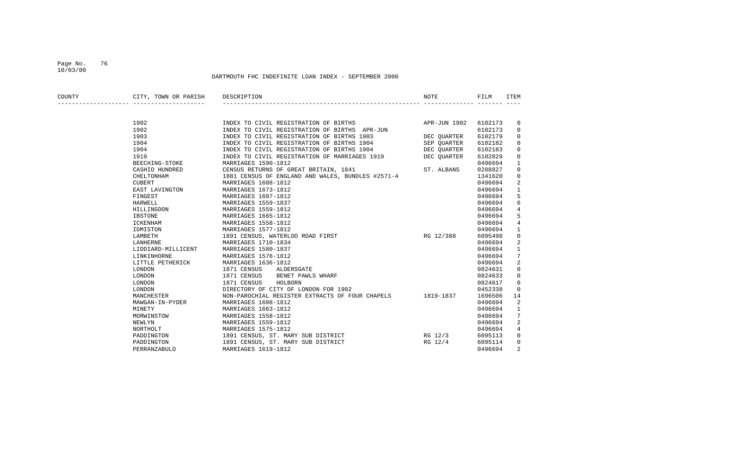DARTMOUTH FHC INDEFINITE LOAN INDEX - SEPTEMBER 2000

| COUNTY | CITY, TOWN OR PARISH | DESCRIPTION | NOTE | FILM | ITEM |
|---|---|---|---|---|---|
| | 1902 | INDEX TO CIVIL REGISTRATION OF BIRTHS | APR-JUN 1902 | 6102173 | 0 |
| | 1902 | INDEX TO CIVIL REGISTRATION OF BIRTHS APR-JUN | | 6102173 | 0 |
| | 1903 | INDEX TO CIVIL REGISTRATION OF BIRTHS 1903 | DEC QUARTER | 6102179 | 0 |
| | 1904 | INDEX TO CIVIL REGISTRATION OF BIRTHS 1904 | SEP QUARTER | 6102182 | 0 |
| | 1904 | INDEX TO CIVIL REGISTRATION OF BIRTHS 1904 | DEC QUARTER | 6102183 | 0 |
| | 1919 | INDEX TO CIVIL REGISTRATION OF MARRIAGES 1919 | DEC QUARTER | 6102829 | 0 |
| | BEECHING-STOKE | MARRIAGES 1590-1812 | | 0496694 | 1 |
| | CASHIO HUNDRED | CENSUS RETURNS OF GREAT BRITAIN, 1841 | ST. ALBANS | 0288827 | 0 |
| | CHELTONHAM | 1881 CENSUS OF ENGLAND AND WALES, BUNDLES #2571-4 | | 1341620 | 0 |
| | CUBERT | MARRIAGES 1608-1812 | | 0496694 | 2 |
| | EAST LAVINGTON | MARRIAGES 1673-1812 | | 0496694 | 1 |
| | FINGEST | MARRIAGES 1607-1812 | | 0496694 | 5 |
| | HARWELL | MARRIAGES 1559-1837 | | 0496694 | 6 |
| | HILLINGDON | MARRIAGES 1559-1812 | | 0496694 | 4 |
| | IBSTONE | MARRIAGES 1665-1812 | | 0496694 | 5 |
| | ICKENHAM | MARRIAGES 1558-1812 | | 0496694 | 4 |
| | IDMISTON | MARRIAGES 1577-1812 | | 0496694 | 1 |
| | LAMBETH | 1891 CENSUS, WATERLOO ROAD FIRST | RG 12/388 | 6095498 | 0 |
| | LANHERNE | MARRIAGES 1710-1834 | | 0496694 | 2 |
| | LIDDIARD-MILLICENT | MARRIAGES 1580-1837 | | 0496694 | 1 |
| | LINKINHORNE | MARRIAGES 1576-1812 | | 0496694 | 7 |
| | LITTLE PETHERICK | MARRIAGES 1636-1812 | | 0496694 | 2 |
| | LONDON | 1871 CENSUS ALDERSGATE | | 0824631 | 0 |
| | LONDON | 1871 CENSUS BENET PAWLS WHARF | | 0824633 | 0 |
| | LONDON | 1871 CENSUS HOLBORN | | 0824617 | 0 |
| | LONDON | DIRECTORY OF CITY OF LONDON FOR 1902 | | 0452338 | 0 |
| | MANCHESTER | NON-PAROCHIAL REGISTER EXTRACTS OF FOUR CHAPELS | 1819-1837 | 1696506 | 14 |
| | MAWGAN-IN-PYDER | MARRIAGES 1608-1812 | | 0496694 | 2 |
| | MINETY | MARRIAGES 1663-1812 | | 0496694 | 1 |
| | MORWINSTOW | MARRIAGES 1558-1812 | | 0496694 | 7 |
| | NEWLYN | MARRIAGES 1559-1812 | | 0496694 | 2 |
| | NORTHOLT | MARRIAGES 1575-1812 | | 0496694 | 4 |
| | PADDINGTON | 1891 CENSUS, ST. MARY SUB DISTRICT | RG 12/3 | 6095113 | 0 |
| | PADDINGTON | 1891 CENSUS, ST. MARY SUB DISTRICT | RG 12/4 | 6095114 | 0 |
| | PERRANZABULO | MARRIAGES 1619-1812 | | 0496694 | 2 |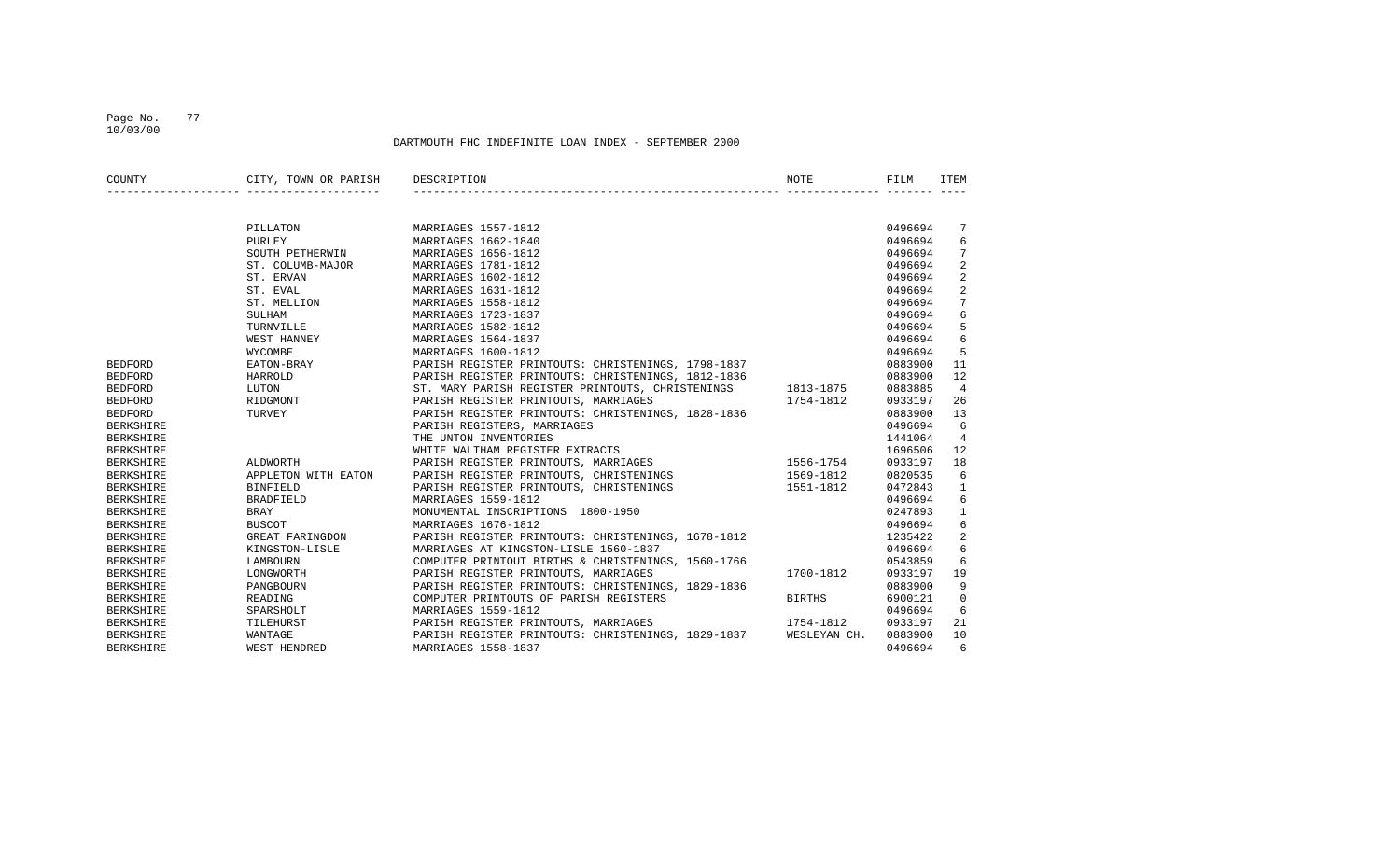DARTMOUTH FHC INDEFINITE LOAN INDEX - SEPTEMBER 2000

| COUNTY | CITY, TOWN OR PARISH | DESCRIPTION | NOTE | FILM | ITEM |
|---|---|---|---|---|---|
| | PILLATON | MARRIAGES 1557-1812 | | 0496694 | 7 |
| | PURLEY | MARRIAGES 1662-1840 | | 0496694 | 6 |
| | SOUTH PETHERWIN | MARRIAGES 1656-1812 | | 0496694 | 7 |
| | ST. COLUMB-MAJOR | MARRIAGES 1781-1812 | | 0496694 | 2 |
| | ST. ERVAN | MARRIAGES 1602-1812 | | 0496694 | 2 |
| | ST. EVAL | MARRIAGES 1631-1812 | | 0496694 | 2 |
| | ST. MELLION | MARRIAGES 1558-1812 | | 0496694 | 7 |
| | SULHAM | MARRIAGES 1723-1837 | | 0496694 | 6 |
| | TURNVILLE | MARRIAGES 1582-1812 | | 0496694 | 5 |
| | WEST HANNEY | MARRIAGES 1564-1837 | | 0496694 | 6 |
| | WYCOMBE | MARRIAGES 1600-1812 | | 0496694 | 5 |
| BEDFORD | EATON-BRAY | PARISH REGISTER PRINTOUTS: CHRISTENINGS, 1798-1837 | | 0883900 | 11 |
| BEDFORD | HARROLD | PARISH REGISTER PRINTOUTS: CHRISTENINGS, 1812-1836 | | 0883900 | 12 |
| BEDFORD | LUTON | ST. MARY PARISH REGISTER PRINTOUTS, CHRISTENINGS | 1813-1875 | 0883885 | 4 |
| BEDFORD | RIDGMONT | PARISH REGISTER PRINTOUTS, MARRIAGES | 1754-1812 | 0933197 | 26 |
| BEDFORD | TURVEY | PARISH REGISTER PRINTOUTS: CHRISTENINGS, 1828-1836 | | 0883900 | 13 |
| BERKSHIRE | | PARISH REGISTERS, MARRIAGES | | 0496694 | 6 |
| BERKSHIRE | | THE UNTON INVENTORIES | | 1441064 | 4 |
| BERKSHIRE | | WHITE WALTHAM REGISTER EXTRACTS | | 1696506 | 12 |
| BERKSHIRE | ALDWORTH | PARISH REGISTER PRINTOUTS, MARRIAGES | 1556-1754 | 0933197 | 18 |
| BERKSHIRE | APPLETON WITH EATON | PARISH REGISTER PRINTOUTS, CHRISTENINGS | 1569-1812 | 0820535 | 6 |
| BERKSHIRE | BINFIELD | PARISH REGISTER PRINTOUTS, CHRISTENINGS | 1551-1812 | 0472843 | 1 |
| BERKSHIRE | BRADFIELD | MARRIAGES 1559-1812 | | 0496694 | 6 |
| BERKSHIRE | BRAY | MONUMENTAL INSCRIPTIONS 1800-1950 | | 0247893 | 1 |
| BERKSHIRE | BUSCOT | MARRIAGES 1676-1812 | | 0496694 | 6 |
| BERKSHIRE | GREAT FARINGDON | PARISH REGISTER PRINTOUTS: CHRISTENINGS, 1678-1812 | | 1235422 | 2 |
| BERKSHIRE | KINGSTON-LISLE | MARRIAGES AT KINGSTON-LISLE 1560-1837 | | 0496694 | 6 |
| BERKSHIRE | LAMBOURN | COMPUTER PRINTOUT BIRTHS & CHRISTENINGS, 1560-1766 | | 0543859 | 6 |
| BERKSHIRE | LONGWORTH | PARISH REGISTER PRINTOUTS, MARRIAGES | 1700-1812 | 0933197 | 19 |
| BERKSHIRE | PANGBOURN | PARISH REGISTER PRINTOUTS: CHRISTENINGS, 1829-1836 | | 0883900 | 9 |
| BERKSHIRE | READING | COMPUTER PRINTOUTS OF PARISH REGISTERS | BIRTHS | 6900121 | 0 |
| BERKSHIRE | SPARSHOLT | MARRIAGES 1559-1812 | | 0496694 | 6 |
| BERKSHIRE | TILEHURST | PARISH REGISTER PRINTOUTS, MARRIAGES | 1754-1812 | 0933197 | 21 |
| BERKSHIRE | WANTAGE | PARISH REGISTER PRINTOUTS: CHRISTENINGS, 1829-1837 | WESLEYAN CH. | 0883900 | 10 |
| BERKSHIRE | WEST HENDRED | MARRIAGES 1558-1837 | | 0496694 | 6 |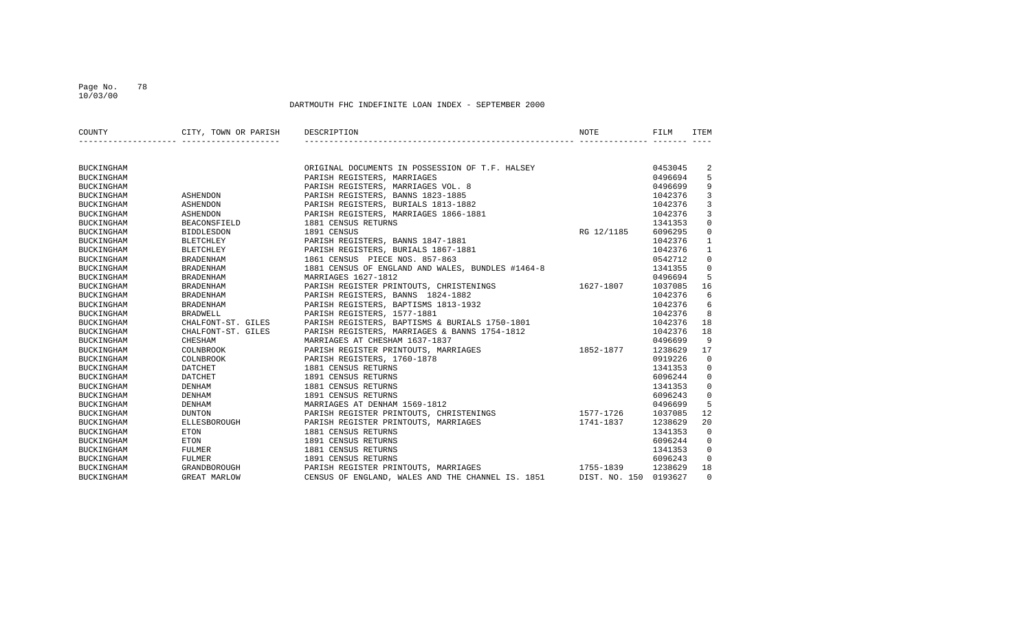DARTMOUTH FHC INDEFINITE LOAN INDEX - SEPTEMBER 2000

| COUNTY | CITY, TOWN OR PARISH | DESCRIPTION | NOTE | FILM | ITEM |
|---|---|---|---|---|---|
| BUCKINGHAM | | ORIGINAL DOCUMENTS IN POSSESSION OF T.F. HALSEY | | 0453045 | 2 |
| BUCKINGHAM | | PARISH REGISTERS, MARRIAGES | | 0496694 | 5 |
| BUCKINGHAM | | PARISH REGISTERS, MARRIAGES VOL. 8 | | 0496699 | 9 |
| BUCKINGHAM | ASHENDON | PARISH REGISTERS, BANNS 1823-1885 | | 1042376 | 3 |
| BUCKINGHAM | ASHENDON | PARISH REGISTERS, BURIALS 1813-1882 | | 1042376 | 3 |
| BUCKINGHAM | ASHENDON | PARISH REGISTERS, MARRIAGES 1866-1881 | | 1042376 | 3 |
| BUCKINGHAM | BEACONSFIELD | 1881 CENSUS RETURNS | | 1341353 | 0 |
| BUCKINGHAM | BIDDLESDON | 1891 CENSUS | RG 12/1185 | 6096295 | 0 |
| BUCKINGHAM | BLETCHLEY | PARISH REGISTERS, BANNS 1847-1881 | | 1042376 | 1 |
| BUCKINGHAM | BLETCHLEY | PARISH REGISTERS, BURIALS 1867-1881 | | 1042376 | 1 |
| BUCKINGHAM | BRADENHAM | 1861 CENSUS PIECE NOS. 857-863 | | 0542712 | 0 |
| BUCKINGHAM | BRADENHAM | 1881 CENSUS OF ENGLAND AND WALES, BUNDLES #1464-8 | | 1341355 | 0 |
| BUCKINGHAM | BRADENHAM | MARRIAGES 1627-1812 | | 0496694 | 5 |
| BUCKINGHAM | BRADENHAM | PARISH REGISTER PRINTOUTS, CHRISTENINGS | 1627-1807 | 1037085 | 16 |
| BUCKINGHAM | BRADENHAM | PARISH REGISTERS, BANNS 1824-1882 | | 1042376 | 6 |
| BUCKINGHAM | BRADENHAM | PARISH REGISTERS, BAPTISMS 1813-1932 | | 1042376 | 6 |
| BUCKINGHAM | BRADWELL | PARISH REGISTERS, 1577-1881 | | 1042376 | 8 |
| BUCKINGHAM | CHALFONT-ST. GILES | PARISH REGISTERS, BAPTISMS & BURIALS 1750-1801 | | 1042376 | 18 |
| BUCKINGHAM | CHALFONT-ST. GILES | PARISH REGISTERS, MARRIAGES & BANNS 1754-1812 | | 1042376 | 18 |
| BUCKINGHAM | CHESHAM | MARRIAGES AT CHESHAM 1637-1837 | | 0496699 | 9 |
| BUCKINGHAM | COLNBROOK | PARISH REGISTER PRINTOUTS, MARRIAGES | 1852-1877 | 1238629 | 17 |
| BUCKINGHAM | COLNBROOK | PARISH REGISTERS, 1760-1878 | | 0919226 | 0 |
| BUCKINGHAM | DATCHET | 1881 CENSUS RETURNS | | 1341353 | 0 |
| BUCKINGHAM | DATCHET | 1891 CENSUS RETURNS | | 6096244 | 0 |
| BUCKINGHAM | DENHAM | 1881 CENSUS RETURNS | | 1341353 | 0 |
| BUCKINGHAM | DENHAM | 1891 CENSUS RETURNS | | 6096243 | 0 |
| BUCKINGHAM | DENHAM | MARRIAGES AT DENHAM 1569-1812 | | 0496699 | 5 |
| BUCKINGHAM | DUNTON | PARISH REGISTER PRINTOUTS, CHRISTENINGS | 1577-1726 | 1037085 | 12 |
| BUCKINGHAM | ELLESBOROUGH | PARISH REGISTER PRINTOUTS, MARRIAGES | 1741-1837 | 1238629 | 20 |
| BUCKINGHAM | ETON | 1881 CENSUS RETURNS | | 1341353 | 0 |
| BUCKINGHAM | ETON | 1891 CENSUS RETURNS | | 6096244 | 0 |
| BUCKINGHAM | FULMER | 1881 CENSUS RETURNS | | 1341353 | 0 |
| BUCKINGHAM | FULMER | 1891 CENSUS RETURNS | | 6096243 | 0 |
| BUCKINGHAM | GRANDBOROUGH | PARISH REGISTER PRINTOUTS, MARRIAGES | 1755-1839 | 1238629 | 18 |
| BUCKINGHAM | GREAT MARLOW | CENSUS OF ENGLAND, WALES AND THE CHANNEL IS. 1851 | DIST. NO. 150 | 0193627 | 0 |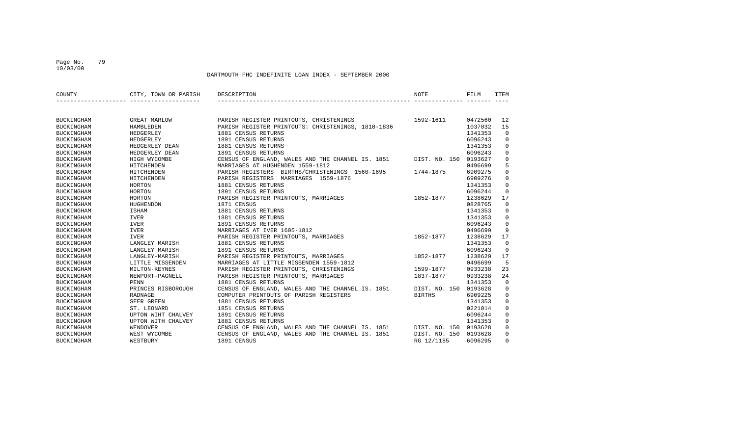DARTMOUTH FHC INDEFINITE LOAN INDEX - SEPTEMBER 2000

| COUNTY | CITY, TOWN OR PARISH | DESCRIPTION | NOTE | FILM | ITEM |
|---|---|---|---|---|---|
| BUCKINGHAM | GREAT MARLOW | PARISH REGISTER PRINTOUTS, CHRISTENINGS | 1592-1611 | 0472560 | 12 |
| BUCKINGHAM | HAMBLEDEN | PARISH REGISTER PRINTOUTS: CHRISTENINGS, 1810-1836 | | 1037032 | 15 |
| BUCKINGHAM | HEDGERLEY | 1881 CENSUS RETURNS | | 1341353 | 0 |
| BUCKINGHAM | HEDGERLEY | 1891 CENSUS RETURNS | | 6096243 | 0 |
| BUCKINGHAM | HEDGERLEY DEAN | 1881 CENSUS RETURNS | | 1341353 | 0 |
| BUCKINGHAM | HEDGERLEY DEAN | 1891 CENSUS RETURNS | | 6096243 | 0 |
| BUCKINGHAM | HIGH WYCOMBE | CENSUS OF ENGLAND, WALES AND THE CHANNEL IS. 1851 | DIST. NO. 150 | 0193627 | 0 |
| BUCKINGHAM | HITCHENDEN | MARRIAGES AT HUGHENDEN 1559-1812 | | 0496699 | 5 |
| BUCKINGHAM | HITCHENDEN | PARISH REGISTERS BIRTHS/CHRISTENINGS 1560-1695 | 1744-1875 | 6909275 | 0 |
| BUCKINGHAM | HITCHENDEN | PARISH REGISTERS MARRIAGES 1559-1876 | | 6909276 | 0 |
| BUCKINGHAM | HORTON | 1881 CENSUS RETURNS | | 1341353 | 0 |
| BUCKINGHAM | HORTON | 1891 CENSUS RETURNS | | 6096244 | 0 |
| BUCKINGHAM | HORTON | PARISH REGISTER PRINTOUTS, MARRIAGES | 1852-1877 | 1238629 | 17 |
| BUCKINGHAM | HUGHENDON | 1871 CENSUS | | 0828765 | 0 |
| BUCKINGHAM | ISHAM | 1881 CENSUS RETURNS | | 1341353 | 0 |
| BUCKINGHAM | IVER | 1881 CENSUS RETURNS | | 1341353 | 0 |
| BUCKINGHAM | IVER | 1891 CENSUS RETURNS | | 6096243 | 0 |
| BUCKINGHAM | IVER | MARRIAGES AT IVER 1605-1812 | | 0496699 | 9 |
| BUCKINGHAM | IVER | PARISH REGISTER PRINTOUTS, MARRIAGES | 1852-1877 | 1238629 | 17 |
| BUCKINGHAM | LANGLEY MARISH | 1881 CENSUS RETURNS | | 1341353 | 0 |
| BUCKINGHAM | LANGLEY MARISH | 1891 CENSUS RETURNS | | 6096243 | 0 |
| BUCKINGHAM | LANGLEY-MARISH | PARISH REGISTER PRINTOUTS, MARRIAGES | 1852-1877 | 1238629 | 17 |
| BUCKINGHAM | LITTLE MISSENDEN | MARRIAGES AT LITTLE MISSENDEN 1559-1812 | | 0496699 | 5 |
| BUCKINGHAM | MILTON-KEYNES | PARISH REGISTER PRINTOUTS, CHRISTENINGS | 1599-1877 | 0933238 | 23 |
| BUCKINGHAM | NEWPORT-PAGNELL | PARISH REGISTER PRINTOUTS, MARRIAGES | 1837-1877 | 0933238 | 24 |
| BUCKINGHAM | PENN | 1881 CENSUS RETURNS | | 1341353 | 0 |
| BUCKINGHAM | PRINCES RISBOROUGH | CENSUS OF ENGLAND, WALES AND THE CHANNEL IS. 1851 | DIST. NO. 150 | 0193628 | 0 |
| BUCKINGHAM | RADNAGE | COMPUTER PRINTOUTS OF PARISH REGISTERS | BIRTHS | 6909225 | 0 |
| BUCKINGHAM | SEER GREEN | 1881 CENSUS RETURNS | | 1341353 | 0 |
| BUCKINGHAM | ST. LEONARD | 1851 CENSUS RETURNS | | 0221014 | 0 |
| BUCKINGHAM | UPTON WIHT CHALVEY | 1891 CENSUS RETURNS | | 6096244 | 0 |
| BUCKINGHAM | UPTON WITH CHALVEY | 1881 CENSUS RETURNS | | 1341353 | 0 |
| BUCKINGHAM | WENDOVER | CENSUS OF ENGLAND, WALES AND THE CHANNEL IS. 1851 | DIST. NO. 150 | 0193628 | 0 |
| BUCKINGHAM | WEST WYCOMBE | CENSUS OF ENGLAND, WALES AND THE CHANNEL IS. 1851 | DIST. NO. 150 | 0193628 | 0 |
| BUCKINGHAM | WESTBURY | 1891 CENSUS | RG 12/1185 | 6096295 | 0 |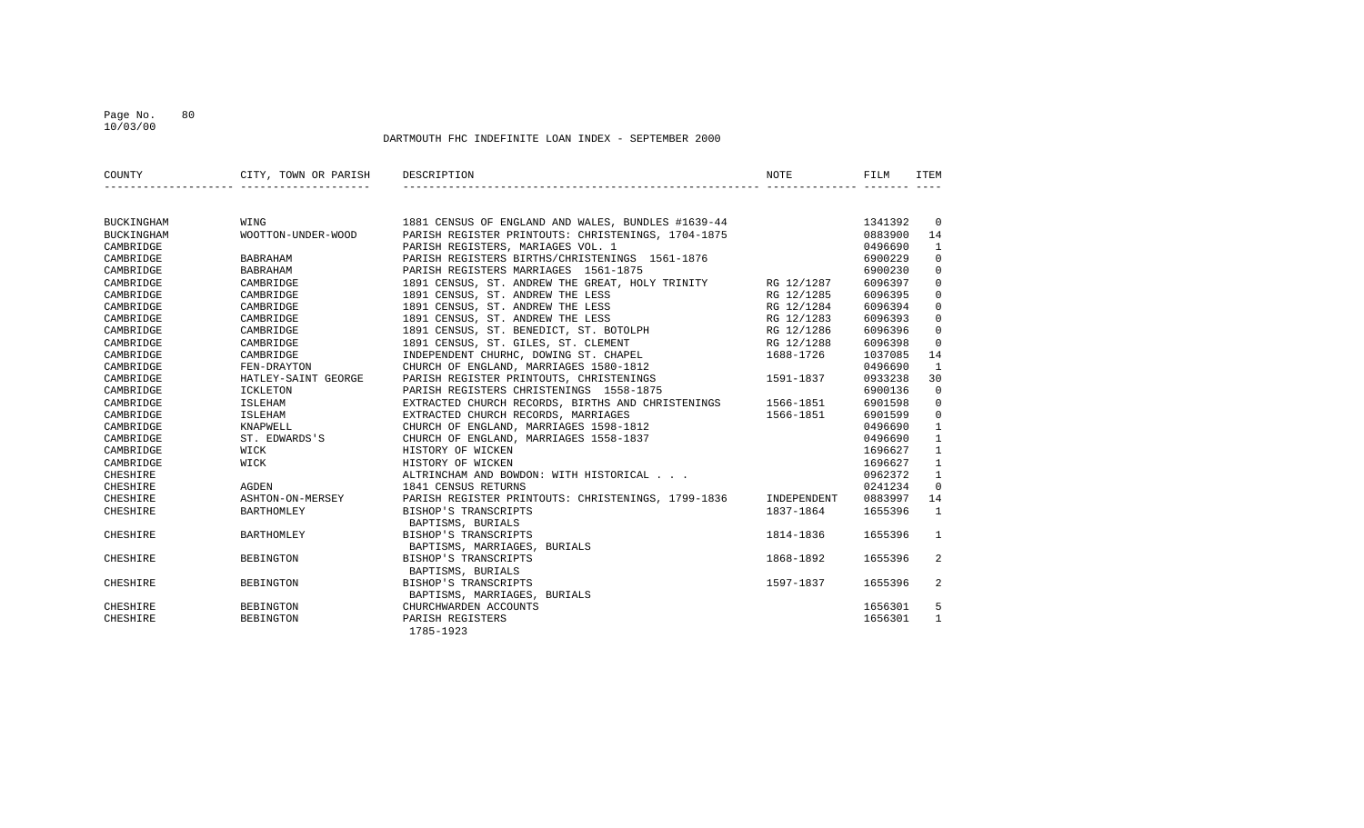DARTMOUTH FHC INDEFINITE LOAN INDEX - SEPTEMBER 2000

| COUNTY | CITY, TOWN OR PARISH | DESCRIPTION | NOTE | FILM | ITEM |
|---|---|---|---|---|---|
| BUCKINGHAM | WING | 1881 CENSUS OF ENGLAND AND WALES, BUNDLES #1639-44 | | 1341392 | 0 |
| BUCKINGHAM | WOOTTON-UNDER-WOOD | PARISH REGISTER PRINTOUTS: CHRISTENINGS, 1704-1875 | | 0883900 | 14 |
| CAMBRIDGE | | PARISH REGISTERS, MARIAGES VOL. 1 | | 0496690 | 1 |
| CAMBRIDGE | BABRAHAM | PARISH REGISTERS BIRTHS/CHRISTENINGS 1561-1876 | | 6900229 | 0 |
| CAMBRIDGE | BABRAHAM | PARISH REGISTERS MARRIAGES 1561-1875 | | 6900230 | 0 |
| CAMBRIDGE | CAMBRIDGE | 1891 CENSUS, ST. ANDREW THE GREAT, HOLY TRINITY | RG 12/1287 | 6096397 | 0 |
| CAMBRIDGE | CAMBRIDGE | 1891 CENSUS, ST. ANDREW THE LESS | RG 12/1285 | 6096395 | 0 |
| CAMBRIDGE | CAMBRIDGE | 1891 CENSUS, ST. ANDREW THE LESS | RG 12/1284 | 6096394 | 0 |
| CAMBRIDGE | CAMBRIDGE | 1891 CENSUS, ST. ANDREW THE LESS | RG 12/1283 | 6096393 | 0 |
| CAMBRIDGE | CAMBRIDGE | 1891 CENSUS, ST. BENEDICT, ST. BOTOLPH | RG 12/1286 | 6096396 | 0 |
| CAMBRIDGE | CAMBRIDGE | 1891 CENSUS, ST. GILES, ST. CLEMENT | RG 12/1288 | 6096398 | 0 |
| CAMBRIDGE | CAMBRIDGE | INDEPENDENT CHURHC, DOWING ST. CHAPEL | 1688-1726 | 1037085 | 14 |
| CAMBRIDGE | FEN-DRAYTON | CHURCH OF ENGLAND, MARRIAGES 1580-1812 | | 0496690 | 1 |
| CAMBRIDGE | HATLEY-SAINT GEORGE | PARISH REGISTER PRINTOUTS, CHRISTENINGS | 1591-1837 | 0933238 | 30 |
| CAMBRIDGE | ICKLETON | PARISH REGISTERS CHRISTENINGS 1558-1875 | | 6900136 | 0 |
| CAMBRIDGE | ISLEHAM | EXTRACTED CHURCH RECORDS, BIRTHS AND CHRISTENINGS | 1566-1851 | 6901598 | 0 |
| CAMBRIDGE | ISLEHAM | EXTRACTED CHURCH RECORDS, MARRIAGES | 1566-1851 | 6901599 | 0 |
| CAMBRIDGE | KNAPWELL | CHURCH OF ENGLAND, MARRIAGES 1598-1812 | | 0496690 | 1 |
| CAMBRIDGE | ST. EDWARDS'S | CHURCH OF ENGLAND, MARRIAGES 1558-1837 | | 0496690 | 1 |
| CAMBRIDGE | WICK | HISTORY OF WICKEN | | 1696627 | 1 |
| CAMBRIDGE | WICK | HISTORY OF WICKEN | | 1696627 | 1 |
| CHESHIRE | | ALTRINCHAM AND BOWDON: WITH HISTORICAL . . . | | 0962372 | 1 |
| CHESHIRE | AGDEN | 1841 CENSUS RETURNS | | 0241234 | 0 |
| CHESHIRE | ASHTON-ON-MERSEY | PARISH REGISTER PRINTOUTS: CHRISTENINGS, 1799-1836 | INDEPENDENT | 0883997 | 14 |
| CHESHIRE | BARTHOMLEY | BISHOP'S TRANSCRIPTS<br>BAPTISMS, BURIALS | 1837-1864 | 1655396 | 1 |
| CHESHIRE | BARTHOMLEY | BISHOP'S TRANSCRIPTS<br>BAPTISMS, MARRIAGES, BURIALS | 1814-1836 | 1655396 | 1 |
| CHESHIRE | BEBINGTON | BISHOP'S TRANSCRIPTS<br>BAPTISMS, BURIALS | 1868-1892 | 1655396 | 2 |
| CHESHIRE | BEBINGTON | BISHOP'S TRANSCRIPTS<br>BAPTISMS, MARRIAGES, BURIALS | 1597-1837 | 1655396 | 2 |
| CHESHIRE | BEBINGTON | CHURCHWARDEN ACCOUNTS | | 1656301 | 5 |
| CHESHIRE | BEBINGTON | PARISH REGISTERS<br>1785-1923 | | 1656301 | 1 |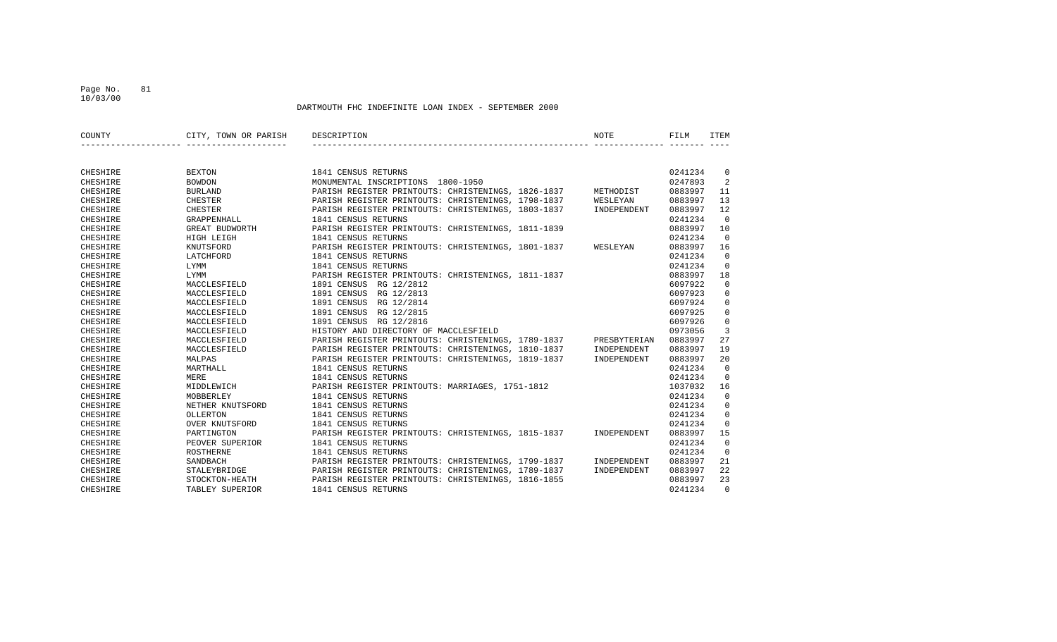DARTMOUTH FHC INDEFINITE LOAN INDEX - SEPTEMBER 2000

| COUNTY | CITY, TOWN OR PARISH | DESCRIPTION | NOTE | FILM | ITEM |
|---|---|---|---|---|---|
| CHESHIRE | BEXTON | 1841 CENSUS RETURNS | | 0241234 | 0 |
| CHESHIRE | BOWDON | MONUMENTAL INSCRIPTIONS 1800-1950 | | 0247893 | 2 |
| CHESHIRE | BURLAND | PARISH REGISTER PRINTOUTS: CHRISTENINGS, 1826-1837 | METHODIST | 0883997 | 11 |
| CHESHIRE | CHESTER | PARISH REGISTER PRINTOUTS: CHRISTENINGS, 1798-1837 | WESLEYAN | 0883997 | 13 |
| CHESHIRE | CHESTER | PARISH REGISTER PRINTOUTS: CHRISTENINGS, 1803-1837 | INDEPENDENT | 0883997 | 12 |
| CHESHIRE | GRAPPENHALL | 1841 CENSUS RETURNS | | 0241234 | 0 |
| CHESHIRE | GREAT BUDWORTH | PARISH REGISTER PRINTOUTS: CHRISTENINGS, 1811-1839 | | 0883997 | 10 |
| CHESHIRE | HIGH LEIGH | 1841 CENSUS RETURNS | | 0241234 | 0 |
| CHESHIRE | KNUTSFORD | PARISH REGISTER PRINTOUTS: CHRISTENINGS, 1801-1837 | WESLEYAN | 0883997 | 16 |
| CHESHIRE | LATCHFORD | 1841 CENSUS RETURNS | | 0241234 | 0 |
| CHESHIRE | LYMM | 1841 CENSUS RETURNS | | 0241234 | 0 |
| CHESHIRE | LYMM | PARISH REGISTER PRINTOUTS: CHRISTENINGS, 1811-1837 | | 0883997 | 18 |
| CHESHIRE | MACCLESFIELD | 1891 CENSUS RG 12/2812 | | 6097922 | 0 |
| CHESHIRE | MACCLESFIELD | 1891 CENSUS RG 12/2813 | | 6097923 | 0 |
| CHESHIRE | MACCLESFIELD | 1891 CENSUS RG 12/2814 | | 6097924 | 0 |
| CHESHIRE | MACCLESFIELD | 1891 CENSUS RG 12/2815 | | 6097925 | 0 |
| CHESHIRE | MACCLESFIELD | 1891 CENSUS RG 12/2816 | | 6097926 | 0 |
| CHESHIRE | MACCLESFIELD | HISTORY AND DIRECTORY OF MACCLESFIELD | | 0973056 | 3 |
| CHESHIRE | MACCLESFIELD | PARISH REGISTER PRINTOUTS: CHRISTENINGS, 1789-1837 | PRESBYTERIAN | 0883997 | 27 |
| CHESHIRE | MACCLESFIELD | PARISH REGISTER PRINTOUTS: CHRISTENINGS, 1810-1837 | INDEPENDENT | 0883997 | 19 |
| CHESHIRE | MALPAS | PARISH REGISTER PRINTOUTS: CHRISTENINGS, 1819-1837 | INDEPENDENT | 0883997 | 20 |
| CHESHIRE | MARTHALL | 1841 CENSUS RETURNS | | 0241234 | 0 |
| CHESHIRE | MERE | 1841 CENSUS RETURNS | | 0241234 | 0 |
| CHESHIRE | MIDDLEWICH | PARISH REGISTER PRINTOUTS: MARRIAGES, 1751-1812 | | 1037032 | 16 |
| CHESHIRE | MOBBERLEY | 1841 CENSUS RETURNS | | 0241234 | 0 |
| CHESHIRE | NETHER KNUTSFORD | 1841 CENSUS RETURNS | | 0241234 | 0 |
| CHESHIRE | OLLERTON | 1841 CENSUS RETURNS | | 0241234 | 0 |
| CHESHIRE | OVER KNUTSFORD | 1841 CENSUS RETURNS | | 0241234 | 0 |
| CHESHIRE | PARTINGTON | PARISH REGISTER PRINTOUTS: CHRISTENINGS, 1815-1837 | INDEPENDENT | 0883997 | 15 |
| CHESHIRE | PEOVER SUPERIOR | 1841 CENSUS RETURNS | | 0241234 | 0 |
| CHESHIRE | ROSTHERNE | 1841 CENSUS RETURNS | | 0241234 | 0 |
| CHESHIRE | SANDBACH | PARISH REGISTER PRINTOUTS: CHRISTENINGS, 1799-1837 | INDEPENDENT | 0883997 | 21 |
| CHESHIRE | STALEYBRIDGE | PARISH REGISTER PRINTOUTS: CHRISTENINGS, 1789-1837 | INDEPENDENT | 0883997 | 22 |
| CHESHIRE | STOCKTON-HEATH | PARISH REGISTER PRINTOUTS: CHRISTENINGS, 1816-1855 | | 0883997 | 23 |
| CHESHIRE | TABLEY SUPERIOR | 1841 CENSUS RETURNS | | 0241234 | 0 |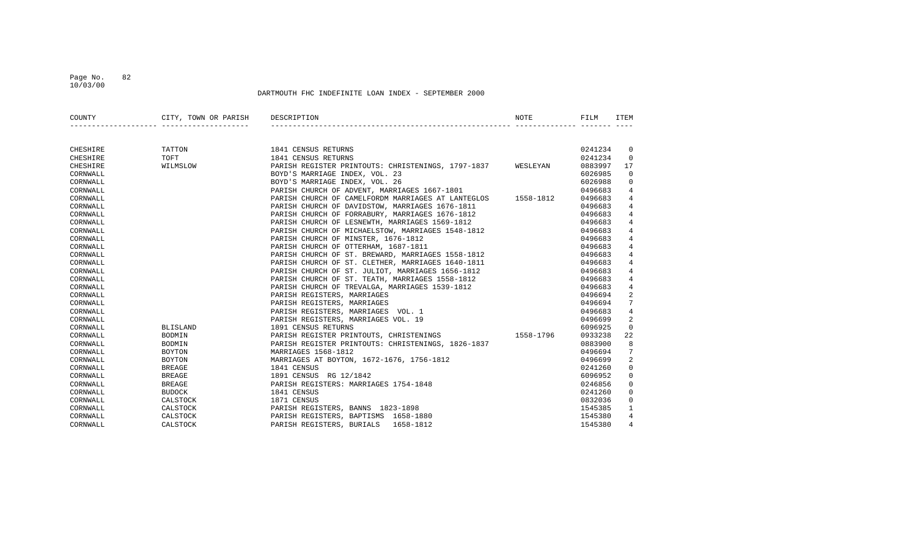DARTMOUTH FHC INDEFINITE LOAN INDEX - SEPTEMBER 2000

| COUNTY | CITY, TOWN OR PARISH | DESCRIPTION | NOTE | FILM | ITEM |
|---|---|---|---|---|---|
| CHESHIRE | TATTON | 1841 CENSUS RETURNS | | 0241234 | 0 |
| CHESHIRE | TOFT | 1841 CENSUS RETURNS | | 0241234 | 0 |
| CHESHIRE | WILMSLOW | PARISH REGISTER PRINTOUTS: CHRISTENINGS, 1797-1837 | WESLEYAN | 0883997 | 17 |
| CORNWALL | | BOYD'S MARRIAGE INDEX, VOL. 23 | | 6026985 | 0 |
| CORNWALL | | BOYD'S MARRIAGE INDEX, VOL. 26 | | 6026988 | 0 |
| CORNWALL | | PARISH CHURCH OF ADVENT, MARRIAGES 1667-1801 | | 0496683 | 4 |
| CORNWALL | | PARISH CHURCH OF CAMELFORDM MARRIAGES AT LANTEGLOS | 1558-1812 | 0496683 | 4 |
| CORNWALL | | PARISH CHURCH OF DAVIDSTOW, MARRIAGES 1676-1811 | | 0496683 | 4 |
| CORNWALL | | PARISH CHURCH OF FORRABURY, MARRIAGES 1676-1812 | | 0496683 | 4 |
| CORNWALL | | PARISH CHURCH OF LESNEWTH, MARRIAGES 1569-1812 | | 0496683 | 4 |
| CORNWALL | | PARISH CHURCH OF MICHAELSTOW, MARRIAGES 1548-1812 | | 0496683 | 4 |
| CORNWALL | | PARISH CHURCH OF MINSTER, 1676-1812 | | 0496683 | 4 |
| CORNWALL | | PARISH CHURCH OF OTTERHAM, 1687-1811 | | 0496683 | 4 |
| CORNWALL | | PARISH CHURCH OF ST. BREWARD, MARRIAGES 1558-1812 | | 0496683 | 4 |
| CORNWALL | | PARISH CHURCH OF ST. CLETHER, MARRIAGES 1640-1811 | | 0496683 | 4 |
| CORNWALL | | PARISH CHURCH OF ST. JULIOT, MARRIAGES 1656-1812 | | 0496683 | 4 |
| CORNWALL | | PARISH CHURCH OF ST. TEATH, MARRIAGES 1558-1812 | | 0496683 | 4 |
| CORNWALL | | PARISH CHURCH OF TREVALGA, MARRIAGES 1539-1812 | | 0496683 | 4 |
| CORNWALL | | PARISH REGISTERS, MARRIAGES | | 0496694 | 2 |
| CORNWALL | | PARISH REGISTERS, MARRIAGES | | 0496694 | 7 |
| CORNWALL | | PARISH REGISTERS, MARRIAGES VOL. 1 | | 0496683 | 4 |
| CORNWALL | | PARISH REGISTERS, MARRIAGES VOL. 19 | | 0496699 | 2 |
| CORNWALL | BLISLAND | 1891 CENSUS RETURNS | | 6096925 | 0 |
| CORNWALL | BODMIN | PARISH REGISTER PRINTOUTS, CHRISTENINGS | 1558-1796 | 0933238 | 22 |
| CORNWALL | BODMIN | PARISH REGISTER PRINTOUTS: CHRISTENINGS, 1826-1837 | | 0883900 | 8 |
| CORNWALL | BOYTON | MARRIAGES 1568-1812 | | 0496694 | 7 |
| CORNWALL | BOYTON | MARRIAGES AT BOYTON, 1672-1676, 1756-1812 | | 0496699 | 2 |
| CORNWALL | BREAGE | 1841 CENSUS | | 0241260 | 0 |
| CORNWALL | BREAGE | 1891 CENSUS RG 12/1842 | | 6096952 | 0 |
| CORNWALL | BREAGE | PARISH REGISTERS: MARRIAGES 1754-1848 | | 0246856 | 0 |
| CORNWALL | BUDOCK | 1841 CENSUS | | 0241260 | 0 |
| CORNWALL | CALSTOCK | 1871 CENSUS | | 0832036 | 0 |
| CORNWALL | CALSTOCK | PARISH REGISTERS, BANNS 1823-1898 | | 1545385 | 1 |
| CORNWALL | CALSTOCK | PARISH REGISTERS, BAPTISMS 1658-1880 | | 1545380 | 4 |
| CORNWALL | CALSTOCK | PARISH REGISTERS, BURIALS 1658-1812 | | 1545380 | 4 |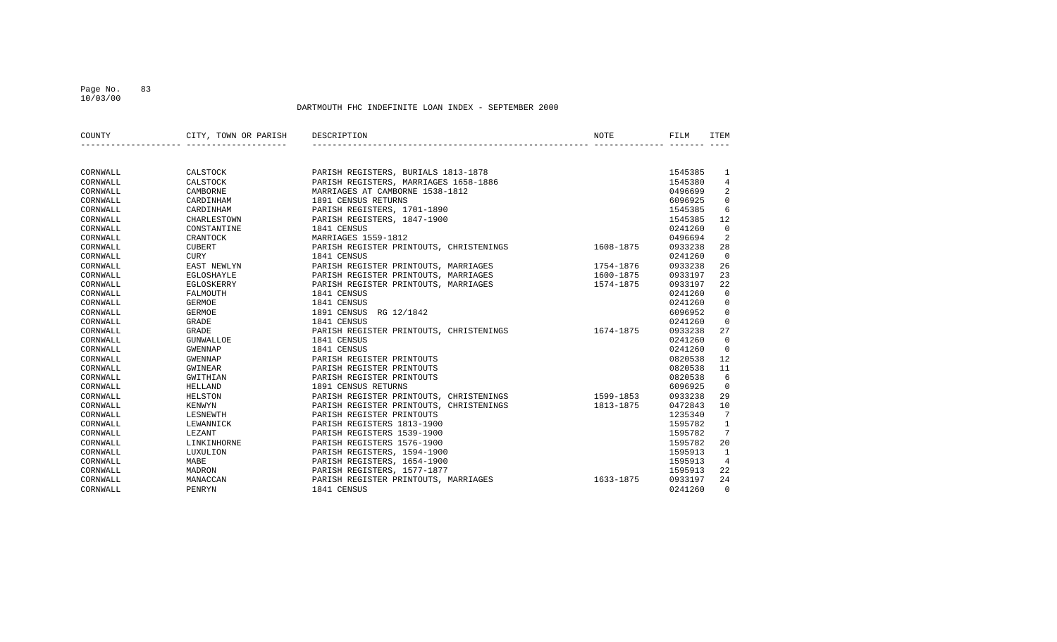DARTMOUTH FHC INDEFINITE LOAN INDEX - SEPTEMBER 2000

| COUNTY | CITY, TOWN OR PARISH | DESCRIPTION | NOTE | FILM | ITEM |
|---|---|---|---|---|---|
| CORNWALL | CALSTOCK | PARISH REGISTERS, BURIALS 1813-1878 | | 1545385 | 1 |
| CORNWALL | CALSTOCK | PARISH REGISTERS, MARRIAGES 1658-1886 | | 1545380 | 4 |
| CORNWALL | CAMBORNE | MARRIAGES AT CAMBORNE 1538-1812 | | 0496699 | 2 |
| CORNWALL | CARDINHAM | 1891 CENSUS RETURNS | | 6096925 | 0 |
| CORNWALL | CARDINHAM | PARISH REGISTERS, 1701-1890 | | 1545385 | 6 |
| CORNWALL | CHARLESTOWN | PARISH REGISTERS, 1847-1900 | | 1545385 | 12 |
| CORNWALL | CONSTANTINE | 1841 CENSUS | | 0241260 | 0 |
| CORNWALL | CRANTOCK | MARRIAGES 1559-1812 | | 0496694 | 2 |
| CORNWALL | CUBERT | PARISH REGISTER PRINTOUTS, CHRISTENINGS | 1608-1875 | 0933238 | 28 |
| CORNWALL | CURY | 1841 CENSUS | | 0241260 | 0 |
| CORNWALL | EAST NEWLYN | PARISH REGISTER PRINTOUTS, MARRIAGES | 1754-1876 | 0933238 | 26 |
| CORNWALL | EGLOSHAYLE | PARISH REGISTER PRINTOUTS, MARRIAGES | 1600-1875 | 0933197 | 23 |
| CORNWALL | EGLOSKERRY | PARISH REGISTER PRINTOUTS, MARRIAGES | 1574-1875 | 0933197 | 22 |
| CORNWALL | FALMOUTH | 1841 CENSUS | | 0241260 | 0 |
| CORNWALL | GERMOE | 1841 CENSUS | | 0241260 | 0 |
| CORNWALL | GERMOE | 1891 CENSUS RG 12/1842 | | 6096952 | 0 |
| CORNWALL | GRADE | 1841 CENSUS | | 0241260 | 0 |
| CORNWALL | GRADE | PARISH REGISTER PRINTOUTS, CHRISTENINGS | 1674-1875 | 0933238 | 27 |
| CORNWALL | GUNWALLOE | 1841 CENSUS | | 0241260 | 0 |
| CORNWALL | GWENNAP | 1841 CENSUS | | 0241260 | 0 |
| CORNWALL | GWENNAP | PARISH REGISTER PRINTOUTS | | 0820538 | 12 |
| CORNWALL | GWINEAR | PARISH REGISTER PRINTOUTS | | 0820538 | 11 |
| CORNWALL | GWITHIAN | PARISH REGISTER PRINTOUTS | | 0820538 | 6 |
| CORNWALL | HELLAND | 1891 CENSUS RETURNS | | 6096925 | 0 |
| CORNWALL | HELSTON | PARISH REGISTER PRINTOUTS, CHRISTENINGS | 1599-1853 | 0933238 | 29 |
| CORNWALL | KENWYN | PARISH REGISTER PRINTOUTS, CHRISTENINGS | 1813-1875 | 0472843 | 10 |
| CORNWALL | LESNEWTH | PARISH REGISTER PRINTOUTS | | 1235340 | 7 |
| CORNWALL | LEWANNICK | PARISH REGISTERS 1813-1900 | | 1595782 | 1 |
| CORNWALL | LEZANT | PARISH REGISTERS 1539-1900 | | 1595782 | 7 |
| CORNWALL | LINKINHORNE | PARISH REGISTERS 1576-1900 | | 1595782 | 20 |
| CORNWALL | LUXULION | PARISH REGISTERS, 1594-1900 | | 1595913 | 1 |
| CORNWALL | MABE | PARISH REGISTERS, 1654-1900 | | 1595913 | 4 |
| CORNWALL | MADRON | PARISH REGISTERS, 1577-1877 | | 1595913 | 22 |
| CORNWALL | MANACCAN | PARISH REGISTER PRINTOUTS, MARRIAGES | 1633-1875 | 0933197 | 24 |
| CORNWALL | PENRYN | 1841 CENSUS | | 0241260 | 0 |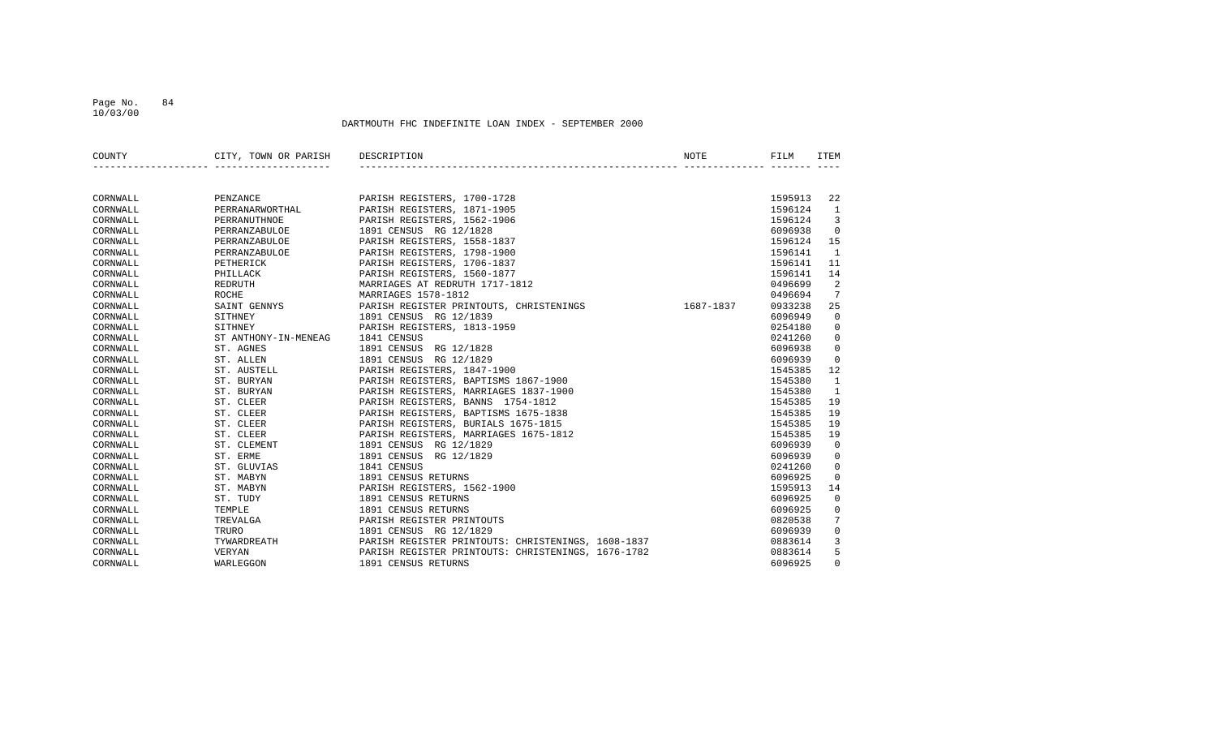# DARTMOUTH FHC INDEFINITE LOAN INDEX - SEPTEMBER 2000

| COUNTY | CITY, TOWN OR PARISH | DESCRIPTION | NOTE | FILM | ITEM |
|---|---|---|---|---|---|
| CORNWALL | PENZANCE | PARISH REGISTERS, 1700-1728 | | 1595913 | 22 |
| CORNWALL | PERRANARWORTHAL | PARISH REGISTERS, 1871-1905 | | 1596124 | 1 |
| CORNWALL | PERRANUTHNOE | PARISH REGISTERS, 1562-1906 | | 1596124 | 3 |
| CORNWALL | PERRANZABULOE | 1891 CENSUS RG 12/1828 | | 6096938 | 0 |
| CORNWALL | PERRANZABULOE | PARISH REGISTERS, 1558-1837 | | 1596124 | 15 |
| CORNWALL | PERRANZABULOE | PARISH REGISTERS, 1798-1900 | | 1596141 | 1 |
| CORNWALL | PETHERICK | PARISH REGISTERS, 1706-1837 | | 1596141 | 11 |
| CORNWALL | PHILLACK | PARISH REGISTERS, 1560-1877 | | 1596141 | 14 |
| CORNWALL | REDRUTH | MARRIAGES AT REDRUTH 1717-1812 | | 0496699 | 2 |
| CORNWALL | ROCHE | MARRIAGES 1578-1812 | | 0496694 | 7 |
| CORNWALL | SAINT GENNYS | PARISH REGISTER PRINTOUTS, CHRISTENINGS | 1687-1837 | 0933238 | 25 |
| CORNWALL | SITHNEY | 1891 CENSUS RG 12/1839 | | 6096949 | 0 |
| CORNWALL | SITHNEY | PARISH REGISTERS, 1813-1959 | | 0254180 | 0 |
| CORNWALL | ST ANTHONY-IN-MENEAG | 1841 CENSUS | | 0241260 | 0 |
| CORNWALL | ST. AGNES | 1891 CENSUS RG 12/1828 | | 6096938 | 0 |
| CORNWALL | ST. ALLEN | 1891 CENSUS RG 12/1829 | | 6096939 | 0 |
| CORNWALL | ST. AUSTELL | PARISH REGISTERS, 1847-1900 | | 1545385 | 12 |
| CORNWALL | ST. BURYAN | PARISH REGISTERS, BAPTISMS 1867-1900 | | 1545380 | 1 |
| CORNWALL | ST. BURYAN | PARISH REGISTERS, MARRIAGES 1837-1900 | | 1545380 | 1 |
| CORNWALL | ST. CLEER | PARISH REGISTERS, BANNS 1754-1812 | | 1545385 | 19 |
| CORNWALL | ST. CLEER | PARISH REGISTERS, BAPTISMS 1675-1838 | | 1545385 | 19 |
| CORNWALL | ST. CLEER | PARISH REGISTERS, BURIALS 1675-1815 | | 1545385 | 19 |
| CORNWALL | ST. CLEER | PARISH REGISTERS, MARRIAGES 1675-1812 | | 1545385 | 19 |
| CORNWALL | ST. CLEMENT | 1891 CENSUS RG 12/1829 | | 6096939 | 0 |
| CORNWALL | ST. ERME | 1891 CENSUS RG 12/1829 | | 6096939 | 0 |
| CORNWALL | ST. GLUVIAS | 1841 CENSUS | | 0241260 | 0 |
| CORNWALL | ST. MABYN | 1891 CENSUS RETURNS | | 6096925 | 0 |
| CORNWALL | ST. MABYN | PARISH REGISTERS, 1562-1900 | | 1595913 | 14 |
| CORNWALL | ST. TUDY | 1891 CENSUS RETURNS | | 6096925 | 0 |
| CORNWALL | TEMPLE | 1891 CENSUS RETURNS | | 6096925 | 0 |
| CORNWALL | TREVALGA | PARISH REGISTER PRINTOUTS | | 0820538 | 7 |
| CORNWALL | TRURO | 1891 CENSUS RG 12/1829 | | 6096939 | 0 |
| CORNWALL | TYWARDREATH | PARISH REGISTER PRINTOUTS: CHRISTENINGS, 1608-1837 | | 0883614 | 3 |
| CORNWALL | VERYAN | PARISH REGISTER PRINTOUTS: CHRISTENINGS, 1676-1782 | | 0883614 | 5 |
| CORNWALL | WARLEGGON | 1891 CENSUS RETURNS | | 6096925 | 0 |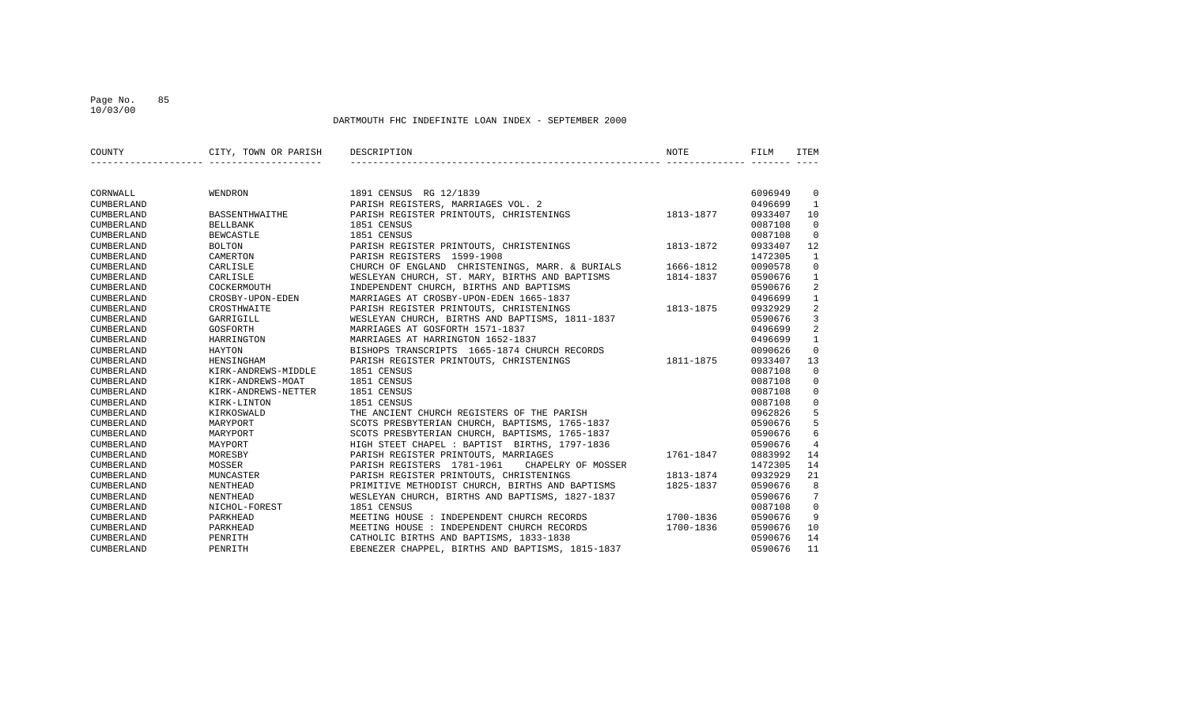## DARTMOUTH FHC INDEFINITE LOAN INDEX - SEPTEMBER 2000

| COUNTY | CITY, TOWN OR PARISH | DESCRIPTION | NOTE | FILM | ITEM |
|---|---|---|---|---|---|
| CORNWALL | WENDRON | 1891 CENSUS RG 12/1839 | | 6096949 | 0 |
| CUMBERLAND | | PARISH REGISTERS, MARRIAGES VOL. 2 | | 0496699 | 1 |
| CUMBERLAND | BASSENTHWAITHE | PARISH REGISTER PRINTOUTS, CHRISTENINGS | 1813-1877 | 0933407 | 10 |
| CUMBERLAND | BELLBANK | 1851 CENSUS | | 0087108 | 0 |
| CUMBERLAND | BEWCASTLE | 1851 CENSUS | | 0087108 | 0 |
| CUMBERLAND | BOLTON | PARISH REGISTER PRINTOUTS, CHRISTENINGS | 1813-1872 | 0933407 | 12 |
| CUMBERLAND | CAMERTON | PARISH REGISTERS 1599-1908 | | 1472305 | 1 |
| CUMBERLAND | CARLISLE | CHURCH OF ENGLAND CHRISTENINGS, MARR. & BURIALS | 1666-1812 | 0090578 | 0 |
| CUMBERLAND | CARLISLE | WESLEYAN CHURCH, ST. MARY, BIRTHS AND BAPTISMS | 1814-1837 | 0590676 | 1 |
| CUMBERLAND | COCKERMOUTH | INDEPENDENT CHURCH, BIRTHS AND BAPTISMS | | 0590676 | 2 |
| CUMBERLAND | CROSBY-UPON-EDEN | MARRIAGES AT CROSBY-UPON-EDEN 1665-1837 | | 0496699 | 1 |
| CUMBERLAND | CROSTHWAITE | PARISH REGISTER PRINTOUTS, CHRISTENINGS | 1813-1875 | 0932929 | 2 |
| CUMBERLAND | GARRIGILL | WESLEYAN CHURCH, BIRTHS AND BAPTISMS, 1811-1837 | | 0590676 | 3 |
| CUMBERLAND | GOSFORTH | MARRIAGES AT GOSFORTH 1571-1837 | | 0496699 | 2 |
| CUMBERLAND | HARRINGTON | MARRIAGES AT HARRINGTON 1652-1837 | | 0496699 | 1 |
| CUMBERLAND | HAYTON | BISHOPS TRANSCRIPTS 1665-1874 CHURCH RECORDS | | 0090626 | 0 |
| CUMBERLAND | HENSINGHAM | PARISH REGISTER PRINTOUTS, CHRISTENINGS | 1811-1875 | 0933407 | 13 |
| CUMBERLAND | KIRK-ANDREWS-MIDDLE | 1851 CENSUS | | 0087108 | 0 |
| CUMBERLAND | KIRK-ANDREWS-MOAT | 1851 CENSUS | | 0087108 | 0 |
| CUMBERLAND | KIRK-ANDREWS-NETTER | 1851 CENSUS | | 0087108 | 0 |
| CUMBERLAND | KIRK-LINTON | 1851 CENSUS | | 0087108 | 0 |
| CUMBERLAND | KIRKOSWALD | THE ANCIENT CHURCH REGISTERS OF THE PARISH | | 0962826 | 5 |
| CUMBERLAND | MARYPORT | SCOTS PRESBYTERIAN CHURCH, BAPTISMS, 1765-1837 | | 0590676 | 5 |
| CUMBERLAND | MARYPORT | SCOTS PRESBYTERIAN CHURCH, BAPTISMS, 1765-1837 | | 0590676 | 6 |
| CUMBERLAND | MAYPORT | HIGH STEET CHAPEL : BAPTIST BIRTHS, 1797-1836 | | 0590676 | 4 |
| CUMBERLAND | MORESBY | PARISH REGISTER PRINTOUTS, MARRIAGES | 1761-1847 | 0883992 | 14 |
| CUMBERLAND | MOSSER | PARISH REGISTERS 1781-1961 CHAPELRY OF MOSSER | | 1472305 | 14 |
| CUMBERLAND | MUNCASTER | PARISH REGISTER PRINTOUTS, CHRISTENINGS | 1813-1874 | 0932929 | 21 |
| CUMBERLAND | NENTHEAD | PRIMITIVE METHODIST CHURCH, BIRTHS AND BAPTISMS | 1825-1837 | 0590676 | 8 |
| CUMBERLAND | NENTHEAD | WESLEYAN CHURCH, BIRTHS AND BAPTISMS, 1827-1837 | | 0590676 | 7 |
| CUMBERLAND | NICHOL-FOREST | 1851 CENSUS | | 0087108 | 0 |
| CUMBERLAND | PARKHEAD | MEETING HOUSE : INDEPENDENT CHURCH RECORDS | 1700-1836 | 0590676 | 9 |
| CUMBERLAND | PARKHEAD | MEETING HOUSE : INDEPENDENT CHURCH RECORDS | 1700-1836 | 0590676 | 10 |
| CUMBERLAND | PENRITH | CATHOLIC BIRTHS AND BAPTISMS, 1833-1838 | | 0590676 | 14 |
| CUMBERLAND | PENRITH | EBENEZER CHAPPEL, BIRTHS AND BAPTISMS, 1815-1837 | | 0590676 | 11 |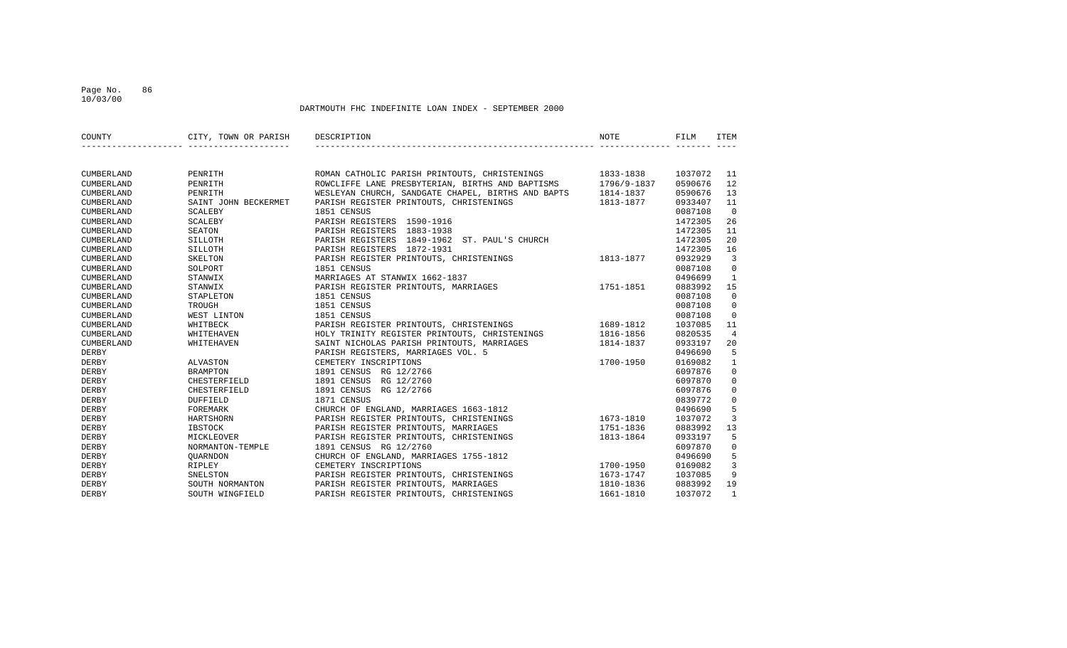DARTMOUTH FHC INDEFINITE LOAN INDEX - SEPTEMBER 2000

| COUNTY | CITY, TOWN OR PARISH | DESCRIPTION | NOTE | FILM | ITEM |
|---|---|---|---|---|---|
| CUMBERLAND | PENRITH | ROMAN CATHOLIC PARISH PRINTOUTS, CHRISTENINGS | 1833-1838 | 1037072 | 11 |
| CUMBERLAND | PENRITH | ROWCLIFFE LANE PRESBYTERIAN, BIRTHS AND BAPTISMS | 1796/9-1837 | 0590676 | 12 |
| CUMBERLAND | PENRITH | WESLEYAN CHURCH, SANDGATE CHAPEL, BIRTHS AND BAPTS | 1814-1837 | 0590676 | 13 |
| CUMBERLAND | SAINT JOHN BECKERMET | PARISH REGISTER PRINTOUTS, CHRISTENINGS | 1813-1877 | 0933407 | 11 |
| CUMBERLAND | SCALEBY | 1851 CENSUS | | 0087108 | 0 |
| CUMBERLAND | SCALEBY | PARISH REGISTERS 1590-1916 | | 1472305 | 26 |
| CUMBERLAND | SEATON | PARISH REGISTERS 1883-1938 | | 1472305 | 11 |
| CUMBERLAND | SILLOTH | PARISH REGISTERS 1849-1962 ST. PAUL'S CHURCH | | 1472305 | 20 |
| CUMBERLAND | SILLOTH | PARISH REGISTERS 1872-1931 | | 1472305 | 16 |
| CUMBERLAND | SKELTON | PARISH REGISTER PRINTOUTS, CHRISTENINGS | 1813-1877 | 0932929 | 3 |
| CUMBERLAND | SOLPORT | 1851 CENSUS | | 0087108 | 0 |
| CUMBERLAND | STANWIX | MARRIAGES AT STANWIX 1662-1837 | | 0496699 | 1 |
| CUMBERLAND | STANWIX | PARISH REGISTER PRINTOUTS, MARRIAGES | 1751-1851 | 0883992 | 15 |
| CUMBERLAND | STAPLETON | 1851 CENSUS | | 0087108 | 0 |
| CUMBERLAND | TROUGH | 1851 CENSUS | | 0087108 | 0 |
| CUMBERLAND | WEST LINTON | 1851 CENSUS | | 0087108 | 0 |
| CUMBERLAND | WHITBECK | PARISH REGISTER PRINTOUTS, CHRISTENINGS | 1689-1812 | 1037085 | 11 |
| CUMBERLAND | WHITEHAVEN | HOLY TRINITY REGISTER PRINTOUTS, CHRISTENINGS | 1816-1856 | 0820535 | 4 |
| CUMBERLAND | WHITEHAVEN | SAINT NICHOLAS PARISH PRINTOUTS, MARRIAGES | 1814-1837 | 0933197 | 20 |
| DERBY | | PARISH REGISTERS, MARRIAGES VOL. 5 | | 0496690 | 5 |
| DERBY | ALVASTON | CEMETERY INSCRIPTIONS | 1700-1950 | 0169082 | 1 |
| DERBY | BRAMPTON | 1891 CENSUS RG 12/2766 | | 6097876 | 0 |
| DERBY | CHESTERFIELD | 1891 CENSUS RG 12/2760 | | 6097870 | 0 |
| DERBY | CHESTERFIELD | 1891 CENSUS RG 12/2766 | | 6097876 | 0 |
| DERBY | DUFFIELD | 1871 CENSUS | | 0839772 | 0 |
| DERBY | FOREMARK | CHURCH OF ENGLAND, MARRIAGES 1663-1812 | | 0496690 | 5 |
| DERBY | HARTSHORN | PARISH REGISTER PRINTOUTS, CHRISTENINGS | 1673-1810 | 1037072 | 3 |
| DERBY | IBSTOCK | PARISH REGISTER PRINTOUTS, MARRIAGES | 1751-1836 | 0883992 | 13 |
| DERBY | MICKLEOVER | PARISH REGISTER PRINTOUTS, CHRISTENINGS | 1813-1864 | 0933197 | 5 |
| DERBY | NORMANTON-TEMPLE | 1891 CENSUS RG 12/2760 | | 6097870 | 0 |
| DERBY | QUARNDON | CHURCH OF ENGLAND, MARRIAGES 1755-1812 | | 0496690 | 5 |
| DERBY | RIPLEY | CEMETERY INSCRIPTIONS | 1700-1950 | 0169082 | 3 |
| DERBY | SNELSTON | PARISH REGISTER PRINTOUTS, CHRISTENINGS | 1673-1747 | 1037085 | 9 |
| DERBY | SOUTH NORMANTON | PARISH REGISTER PRINTOUTS, MARRIAGES | 1810-1836 | 0883992 | 19 |
| DERBY | SOUTH WINGFIELD | PARISH REGISTER PRINTOUTS, CHRISTENINGS | 1661-1810 | 1037072 | 1 |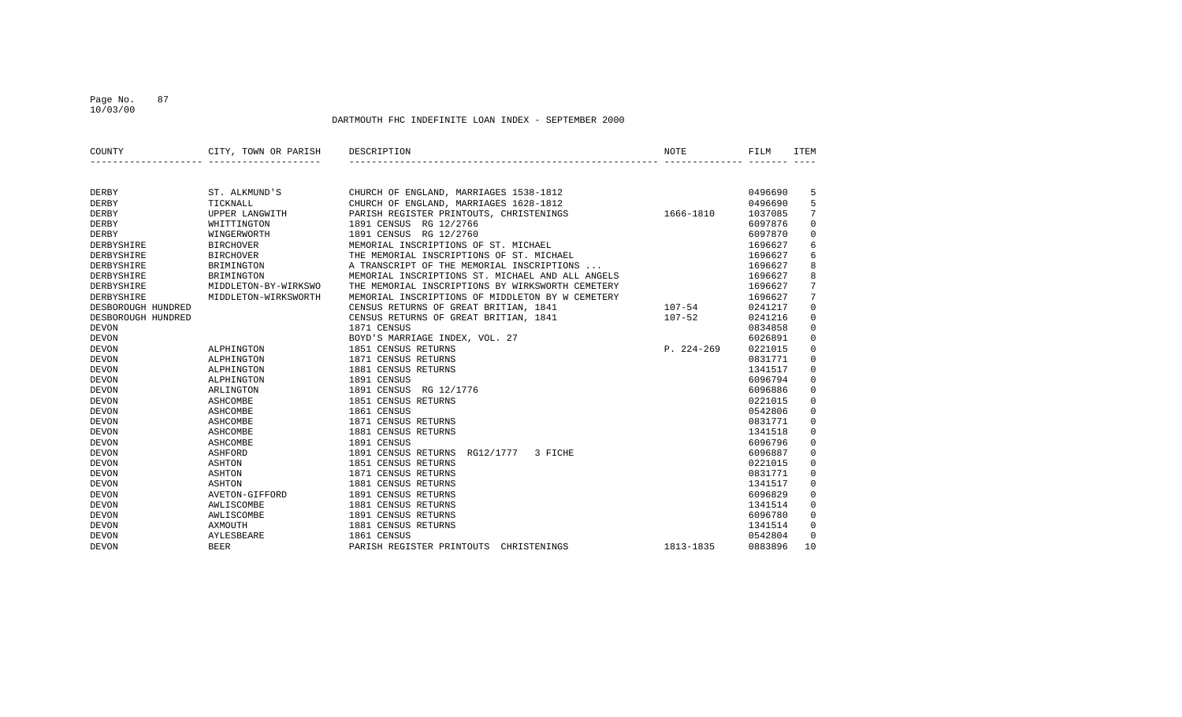DARTMOUTH FHC INDEFINITE LOAN INDEX - SEPTEMBER 2000

| COUNTY | CITY, TOWN OR PARISH | DESCRIPTION | NOTE | FILM | ITEM |
|---|---|---|---|---|---|
| DERBY | ST. ALKMUND'S | CHURCH OF ENGLAND, MARRIAGES 1538-1812 | | 0496690 | 5 |
| DERBY | TICKNALL | CHURCH OF ENGLAND, MARRIAGES 1628-1812 | | 0496690 | 5 |
| DERBY | UPPER LANGWITH | PARISH REGISTER PRINTOUTS, CHRISTENINGS | 1666-1810 | 1037085 | 7 |
| DERBY | WHITTINGTON | 1891 CENSUS RG 12/2766 | | 6097876 | 0 |
| DERBY | WINGERWORTH | 1891 CENSUS RG 12/2760 | | 6097870 | 0 |
| DERBYSHIRE | BIRCHOVER | MEMORIAL INSCRIPTIONS OF ST. MICHAEL | | 1696627 | 6 |
| DERBYSHIRE | BIRCHOVER | THE MEMORIAL INSCRIPTIONS OF ST. MICHAEL | | 1696627 | 6 |
| DERBYSHIRE | BRIMINGTON | A TRANSCRIPT OF THE MEMORIAL INSCRIPTIONS ... | | 1696627 | 8 |
| DERBYSHIRE | BRIMINGTON | MEMORIAL INSCRIPTIONS ST. MICHAEL AND ALL ANGELS | | 1696627 | 8 |
| DERBYSHIRE | MIDDLETON-BY-WIRKSWO | THE MEMORIAL INSCRIPTIONS BY WIRKSWORTH CEMETERY | | 1696627 | 7 |
| DERBYSHIRE | MIDDLETON-WIRKSWORTH | MEMORIAL INSCRIPTIONS OF MIDDLETON BY W CEMETERY | | 1696627 | 7 |
| DESBOROUGH HUNDRED | | CENSUS RETURNS OF GREAT BRITIAN, 1841 | 107-54 | 0241217 | 0 |
| DESBOROUGH HUNDRED | | CENSUS RETURNS OF GREAT BRITIAN, 1841 | 107-52 | 0241216 | 0 |
| DEVON | | 1871 CENSUS | | 0834858 | 0 |
| DEVON | | BOYD'S MARRIAGE INDEX, VOL. 27 | | 6026891 | 0 |
| DEVON | ALPHINGTON | 1851 CENSUS RETURNS | P. 224-269 | 0221015 | 0 |
| DEVON | ALPHINGTON | 1871 CENSUS RETURNS | | 0831771 | 0 |
| DEVON | ALPHINGTON | 1881 CENSUS RETURNS | | 1341517 | 0 |
| DEVON | ALPHINGTON | 1891 CENSUS | | 6096794 | 0 |
| DEVON | ARLINGTON | 1891 CENSUS RG 12/1776 | | 6096886 | 0 |
| DEVON | ASHCOMBE | 1851 CENSUS RETURNS | | 0221015 | 0 |
| DEVON | ASHCOMBE | 1861 CENSUS | | 0542806 | 0 |
| DEVON | ASHCOMBE | 1871 CENSUS RETURNS | | 0831771 | 0 |
| DEVON | ASHCOMBE | 1881 CENSUS RETURNS | | 1341518 | 0 |
| DEVON | ASHCOMBE | 1891 CENSUS | | 6096796 | 0 |
| DEVON | ASHFORD | 1891 CENSUS RETURNS RG12/1777 3 FICHE | | 6096887 | 0 |
| DEVON | ASHTON | 1851 CENSUS RETURNS | | 0221015 | 0 |
| DEVON | ASHTON | 1871 CENSUS RETURNS | | 0831771 | 0 |
| DEVON | ASHTON | 1881 CENSUS RETURNS | | 1341517 | 0 |
| DEVON | AVETON-GIFFORD | 1891 CENSUS RETURNS | | 6096829 | 0 |
| DEVON | AWLISCOMBE | 1881 CENSUS RETURNS | | 1341514 | 0 |
| DEVON | AWLISCOMBE | 1891 CENSUS RETURNS | | 6096780 | 0 |
| DEVON | AXMOUTH | 1881 CENSUS RETURNS | | 1341514 | 0 |
| DEVON | AYLESBEARE | 1861 CENSUS | | 0542804 | 0 |
| DEVON | BEER | PARISH REGISTER PRINTOUTS CHRISTENINGS | 1813-1835 | 0883896 | 10 |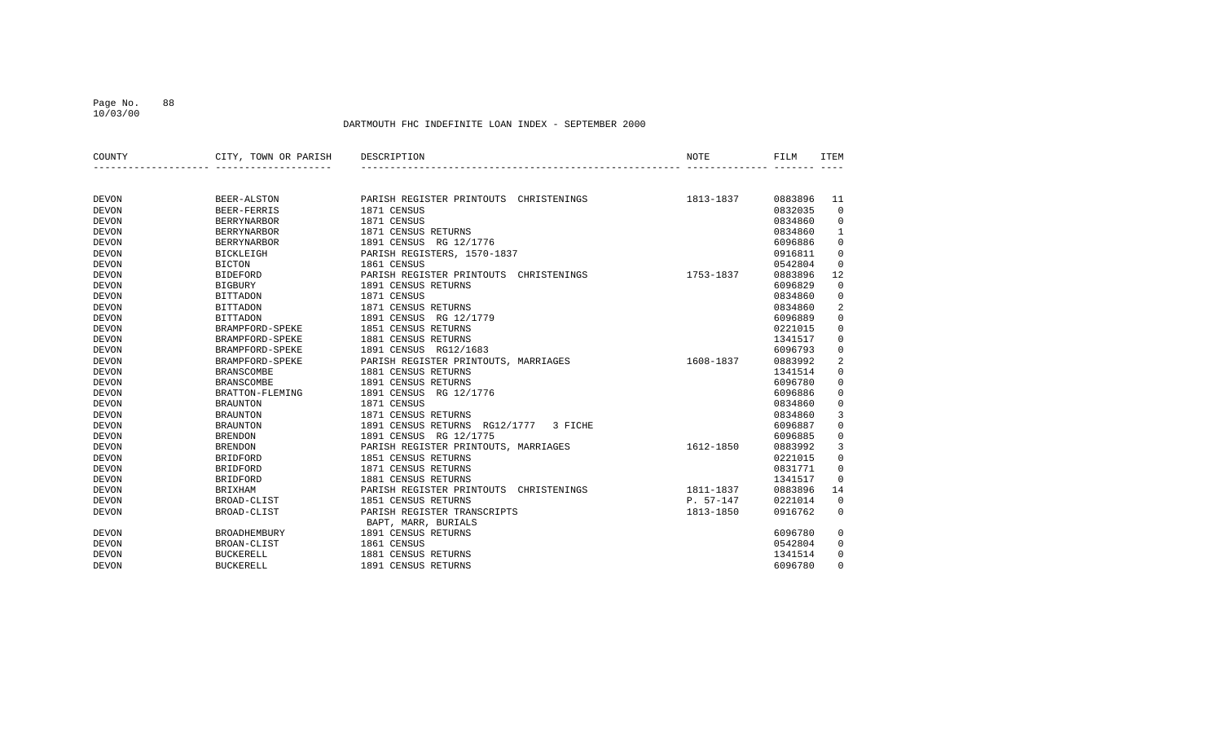DARTMOUTH FHC INDEFINITE LOAN INDEX - SEPTEMBER 2000

| COUNTY | CITY, TOWN OR PARISH | DESCRIPTION | NOTE | FILM | ITEM |
|---|---|---|---|---|---|
| DEVON | BEER-ALSTON | PARISH REGISTER PRINTOUTS CHRISTENINGS | 1813-1837 | 0883896 | 11 |
| DEVON | BEER-FERRIS | 1871 CENSUS | | 0832035 | 0 |
| DEVON | BERRYNARBOR | 1871 CENSUS | | 0834860 | 0 |
| DEVON | BERRYNARBOR | 1871 CENSUS RETURNS | | 0834860 | 1 |
| DEVON | BERRYNARBOR | 1891 CENSUS RG 12/1776 | | 6096886 | 0 |
| DEVON | BICKLEIGH | PARISH REGISTERS, 1570-1837 | | 0916811 | 0 |
| DEVON | BICTON | 1861 CENSUS | | 0542804 | 0 |
| DEVON | BIDEFORD | PARISH REGISTER PRINTOUTS CHRISTENINGS | 1753-1837 | 0883896 | 12 |
| DEVON | BIGBURY | 1891 CENSUS RETURNS | | 6096829 | 0 |
| DEVON | BITTADON | 1871 CENSUS | | 0834860 | 0 |
| DEVON | BITTADON | 1871 CENSUS RETURNS | | 0834860 | 2 |
| DEVON | BITTADON | 1891 CENSUS RG 12/1779 | | 6096889 | 0 |
| DEVON | BRAMPFORD-SPEKE | 1851 CENSUS RETURNS | | 0221015 | 0 |
| DEVON | BRAMPFORD-SPEKE | 1881 CENSUS RETURNS | | 1341517 | 0 |
| DEVON | BRAMPFORD-SPEKE | 1891 CENSUS RG12/1683 | | 6096793 | 0 |
| DEVON | BRAMPFORD-SPEKE | PARISH REGISTER PRINTOUTS, MARRIAGES | 1608-1837 | 0883992 | 2 |
| DEVON | BRANSCOMBE | 1881 CENSUS RETURNS | | 1341514 | 0 |
| DEVON | BRANSCOMBE | 1891 CENSUS RETURNS | | 6096780 | 0 |
| DEVON | BRATTON-FLEMING | 1891 CENSUS RG 12/1776 | | 6096886 | 0 |
| DEVON | BRAUNTON | 1871 CENSUS | | 0834860 | 0 |
| DEVON | BRAUNTON | 1871 CENSUS RETURNS | | 0834860 | 3 |
| DEVON | BRAUNTON | 1891 CENSUS RETURNS RG12/1777 3 FICHE | | 6096887 | 0 |
| DEVON | BRENDON | 1891 CENSUS RG 12/1775 | | 6096885 | 0 |
| DEVON | BRENDON | PARISH REGISTER PRINTOUTS, MARRIAGES | 1612-1850 | 0883992 | 3 |
| DEVON | BRIDFORD | 1851 CENSUS RETURNS | | 0221015 | 0 |
| DEVON | BRIDFORD | 1871 CENSUS RETURNS | | 0831771 | 0 |
| DEVON | BRIDFORD | 1881 CENSUS RETURNS | | 1341517 | 0 |
| DEVON | BRIXHAM | PARISH REGISTER PRINTOUTS CHRISTENINGS | 1811-1837 | 0883896 | 14 |
| DEVON | BROAD-CLIST | 1851 CENSUS RETURNS | P. 57-147 | 0221014 | 0 |
| DEVON | BROAD-CLIST | PARISH REGISTER TRANSCRIPTS BAPT, MARR, BURIALS | 1813-1850 | 0916762 | 0 |
| DEVON | BROADHEMBURY | 1891 CENSUS RETURNS | | 6096780 | 0 |
| DEVON | BROAN-CLIST | 1861 CENSUS | | 0542804 | 0 |
| DEVON | BUCKERELL | 1881 CENSUS RETURNS | | 1341514 | 0 |
| DEVON | BUCKERELL | 1891 CENSUS RETURNS | | 6096780 | 0 |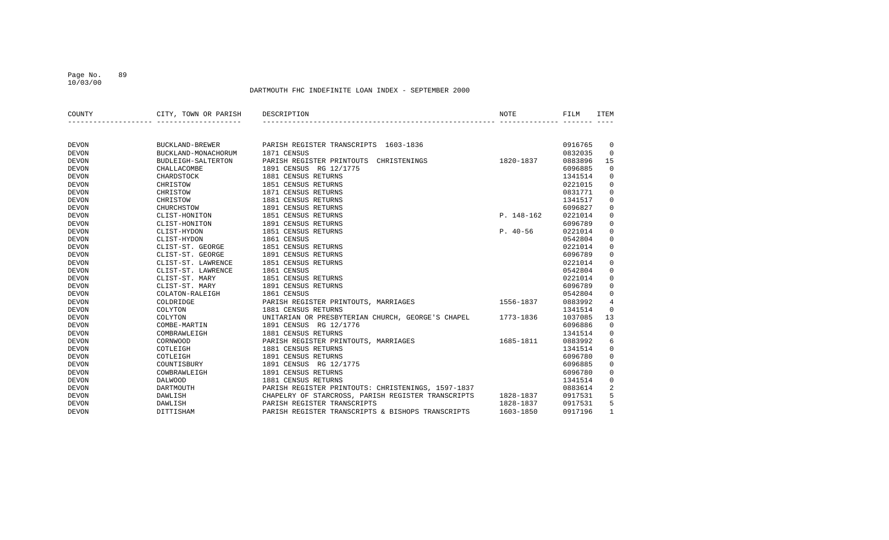DARTMOUTH FHC INDEFINITE LOAN INDEX - SEPTEMBER 2000

| COUNTY | CITY, TOWN OR PARISH | DESCRIPTION | NOTE | FILM | ITEM |
|---|---|---|---|---|---|
| DEVON | BUCKLAND-BREWER | PARISH REGISTER TRANSCRIPTS 1603-1836 | | 0916765 | 0 |
| DEVON | BUCKLAND-MONACHORUM | 1871 CENSUS | | 0832035 | 0 |
| DEVON | BUDLEIGH-SALTERTON | PARISH REGISTER PRINTOUTS CHRISTENINGS | 1820-1837 | 0883896 | 15 |
| DEVON | CHALLACOMBE | 1891 CENSUS RG 12/1775 | | 6096885 | 0 |
| DEVON | CHARDSTOCK | 1881 CENSUS RETURNS | | 1341514 | 0 |
| DEVON | CHRISTOW | 1851 CENSUS RETURNS | | 0221015 | 0 |
| DEVON | CHRISTOW | 1871 CENSUS RETURNS | | 0831771 | 0 |
| DEVON | CHRISTOW | 1881 CENSUS RETURNS | | 1341517 | 0 |
| DEVON | CHURCHSTOW | 1891 CENSUS RETURNS | | 6096827 | 0 |
| DEVON | CLIST-HONITON | 1851 CENSUS RETURNS | P. 148-162 | 0221014 | 0 |
| DEVON | CLIST-HONITON | 1891 CENSUS RETURNS | | 6096789 | 0 |
| DEVON | CLIST-HYDON | 1851 CENSUS RETURNS | P. 40-56 | 0221014 | 0 |
| DEVON | CLIST-HYDON | 1861 CENSUS | | 0542804 | 0 |
| DEVON | CLIST-ST. GEORGE | 1851 CENSUS RETURNS | | 0221014 | 0 |
| DEVON | CLIST-ST. GEORGE | 1891 CENSUS RETURNS | | 6096789 | 0 |
| DEVON | CLIST-ST. LAWRENCE | 1851 CENSUS RETURNS | | 0221014 | 0 |
| DEVON | CLIST-ST. LAWRENCE | 1861 CENSUS | | 0542804 | 0 |
| DEVON | CLIST-ST. MARY | 1851 CENSUS RETURNS | | 0221014 | 0 |
| DEVON | CLIST-ST. MARY | 1891 CENSUS RETURNS | | 6096789 | 0 |
| DEVON | COLATON-RALEIGH | 1861 CENSUS | | 0542804 | 0 |
| DEVON | COLDRIDGE | PARISH REGISTER PRINTOUTS, MARRIAGES | 1556-1837 | 0883992 | 4 |
| DEVON | COLYTON | 1881 CENSUS RETURNS | | 1341514 | 0 |
| DEVON | COLYTON | UNITARIAN OR PRESBYTERIAN CHURCH, GEORGE'S CHAPEL | 1773-1836 | 1037085 | 13 |
| DEVON | COMBE-MARTIN | 1891 CENSUS RG 12/1776 | | 6096886 | 0 |
| DEVON | COMBRAWLEIGH | 1881 CENSUS RETURNS | | 1341514 | 0 |
| DEVON | CORNWOOD | PARISH REGISTER PRINTOUTS, MARRIAGES | 1685-1811 | 0883992 | 6 |
| DEVON | COTLEIGH | 1881 CENSUS RETURNS | | 1341514 | 0 |
| DEVON | COTLEIGH | 1891 CENSUS RETURNS | | 6096780 | 0 |
| DEVON | COUNTISBURY | 1891 CENSUS RG 12/1775 | | 6096885 | 0 |
| DEVON | COWBRAWLEIGH | 1891 CENSUS RETURNS | | 6096780 | 0 |
| DEVON | DALWOOD | 1881 CENSUS RETURNS | | 1341514 | 0 |
| DEVON | DARTMOUTH | PARISH REGISTER PRINTOUTS: CHRISTENINGS, 1597-1837 | | 0883614 | 2 |
| DEVON | DAWLISH | CHAPELRY OF STARCROSS, PARISH REGISTER TRANSCRIPTS | 1828-1837 | 0917531 | 5 |
| DEVON | DAWLISH | PARISH REGISTER TRANSCRIPTS | 1828-1837 | 0917531 | 5 |
| DEVON | DITTISHAM | PARISH REGISTER TRANSCRIPTS & BISHOPS TRANSCRIPTS | 1603-1850 | 0917196 | 1 |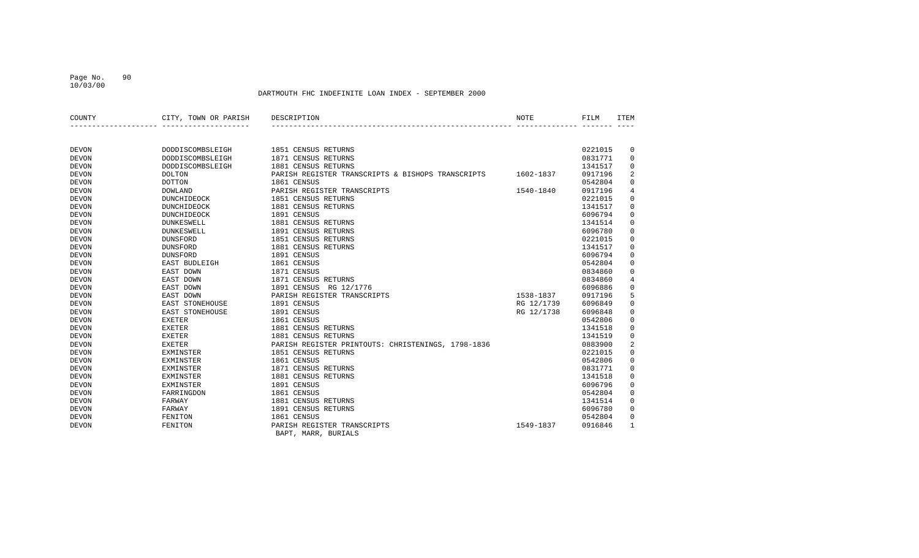# DARTMOUTH FHC INDEFINITE LOAN INDEX - SEPTEMBER 2000

| COUNTY | CITY, TOWN OR PARISH | DESCRIPTION | NOTE | FILM | ITEM |
|---|---|---|---|---|---|
| DEVON | DODDISCOMBSLEIGH | 1851 CENSUS RETURNS | | 0221015 | 0 |
| DEVON | DODDISCOMBSLEIGH | 1871 CENSUS RETURNS | | 0831771 | 0 |
| DEVON | DODDISCOMBSLEIGH | 1881 CENSUS RETURNS | | 1341517 | 0 |
| DEVON | DOLTON | PARISH REGISTER TRANSCRIPTS & BISHOPS TRANSCRIPTS | 1602-1837 | 0917196 | 2 |
| DEVON | DOTTON | 1861 CENSUS | | 0542804 | 0 |
| DEVON | DOWLAND | PARISH REGISTER TRANSCRIPTS | 1540-1840 | 0917196 | 4 |
| DEVON | DUNCHIDEOCK | 1851 CENSUS RETURNS | | 0221015 | 0 |
| DEVON | DUNCHIDEOCK | 1881 CENSUS RETURNS | | 1341517 | 0 |
| DEVON | DUNCHIDEOCK | 1891 CENSUS | | 6096794 | 0 |
| DEVON | DUNKESWELL | 1881 CENSUS RETURNS | | 1341514 | 0 |
| DEVON | DUNKESWELL | 1891 CENSUS RETURNS | | 6096780 | 0 |
| DEVON | DUNSFORD | 1851 CENSUS RETURNS | | 0221015 | 0 |
| DEVON | DUNSFORD | 1881 CENSUS RETURNS | | 1341517 | 0 |
| DEVON | DUNSFORD | 1891 CENSUS | | 6096794 | 0 |
| DEVON | EAST BUDLEIGH | 1861 CENSUS | | 0542804 | 0 |
| DEVON | EAST DOWN | 1871 CENSUS | | 0834860 | 0 |
| DEVON | EAST DOWN | 1871 CENSUS RETURNS | | 0834860 | 4 |
| DEVON | EAST DOWN | 1891 CENSUS RG 12/1776 | | 6096886 | 0 |
| DEVON | EAST DOWN | PARISH REGISTER TRANSCRIPTS | 1538-1837 | 0917196 | 5 |
| DEVON | EAST STONEHOUSE | 1891 CENSUS | RG 12/1739 | 6096849 | 0 |
| DEVON | EAST STONEHOUSE | 1891 CENSUS | RG 12/1738 | 6096848 | 0 |
| DEVON | EXETER | 1861 CENSUS | | 0542806 | 0 |
| DEVON | EXETER | 1881 CENSUS RETURNS | | 1341518 | 0 |
| DEVON | EXETER | 1881 CENSUS RETURNS | | 1341519 | 0 |
| DEVON | EXETER | PARISH REGISTER PRINTOUTS: CHRISTENINGS, 1798-1836 | | 0883900 | 2 |
| DEVON | EXMINSTER | 1851 CENSUS RETURNS | | 0221015 | 0 |
| DEVON | EXMINSTER | 1861 CENSUS | | 0542806 | 0 |
| DEVON | EXMINSTER | 1871 CENSUS RETURNS | | 0831771 | 0 |
| DEVON | EXMINSTER | 1881 CENSUS RETURNS | | 1341518 | 0 |
| DEVON | EXMINSTER | 1891 CENSUS | | 6096796 | 0 |
| DEVON | FARRINGDON | 1861 CENSUS | | 0542804 | 0 |
| DEVON | FARWAY | 1881 CENSUS RETURNS | | 1341514 | 0 |
| DEVON | FARWAY | 1891 CENSUS RETURNS | | 6096780 | 0 |
| DEVON | FENITON | 1861 CENSUS | | 0542804 | 0 |
| DEVON | FENITON | PARISH REGISTER TRANSCRIPTS<br>BAPT, MARR, BURIALS | 1549-1837 | 0916846 | 1 |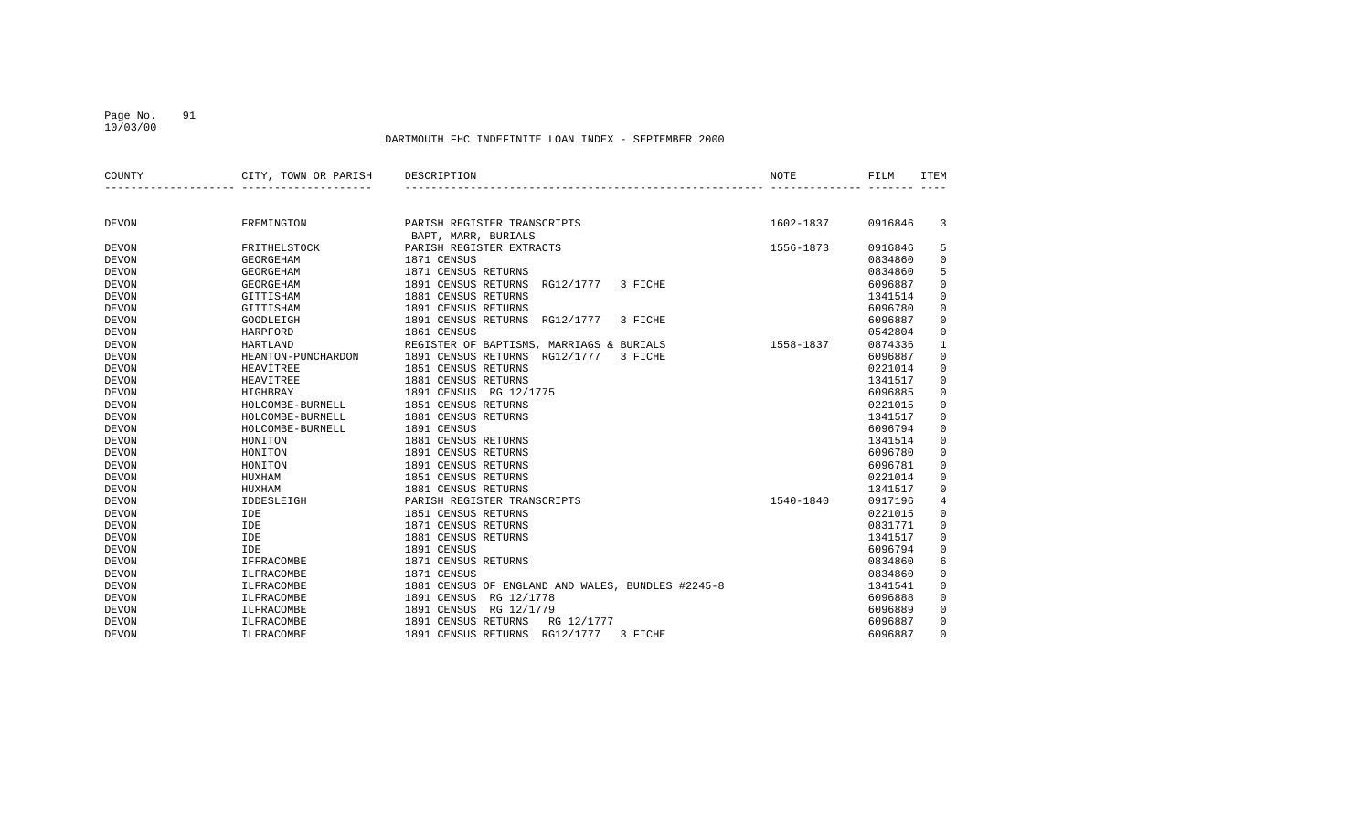DARTMOUTH FHC INDEFINITE LOAN INDEX - SEPTEMBER 2000

| COUNTY | CITY, TOWN OR PARISH | DESCRIPTION | NOTE | FILM | ITEM |
|---|---|---|---|---|---|
| DEVON | FREMINGTON | PARISH REGISTER TRANSCRIPTS BAPT, MARR, BURIALS | 1602-1837 | 0916846 | 3 |
| DEVON | FRITHELSTOCK | PARISH REGISTER EXTRACTS | 1556-1873 | 0916846 | 5 |
| DEVON | GEORGEHAM | 1871 CENSUS | | 0834860 | 0 |
| DEVON | GEORGEHAM | 1871 CENSUS RETURNS | | 0834860 | 5 |
| DEVON | GEORGEHAM | 1891 CENSUS RETURNS RG12/1777 3 FICHE | | 6096887 | 0 |
| DEVON | GITTISHAM | 1881 CENSUS RETURNS | | 1341514 | 0 |
| DEVON | GITTISHAM | 1891 CENSUS RETURNS | | 6096780 | 0 |
| DEVON | GOODLEIGH | 1891 CENSUS RETURNS RG12/1777 3 FICHE | | 6096887 | 0 |
| DEVON | HARPFORD | 1861 CENSUS | | 0542804 | 0 |
| DEVON | HARTLAND | REGISTER OF BAPTISMS, MARRIAGS & BURIALS | 1558-1837 | 0874336 | 1 |
| DEVON | HEANTON-PUNCHARDON | 1891 CENSUS RETURNS RG12/1777 3 FICHE | | 6096887 | 0 |
| DEVON | HEAVITREE | 1851 CENSUS RETURNS | | 0221014 | 0 |
| DEVON | HEAVITREE | 1881 CENSUS RETURNS | | 1341517 | 0 |
| DEVON | HIGHBRAY | 1891 CENSUS RG 12/1775 | | 6096885 | 0 |
| DEVON | HOLCOMBE-BURNELL | 1851 CENSUS RETURNS | | 0221015 | 0 |
| DEVON | HOLCOMBE-BURNELL | 1881 CENSUS RETURNS | | 1341517 | 0 |
| DEVON | HOLCOMBE-BURNELL | 1891 CENSUS | | 6096794 | 0 |
| DEVON | HONITON | 1881 CENSUS RETURNS | | 1341514 | 0 |
| DEVON | HONITON | 1891 CENSUS RETURNS | | 6096780 | 0 |
| DEVON | HONITON | 1891 CENSUS RETURNS | | 6096781 | 0 |
| DEVON | HUXHAM | 1851 CENSUS RETURNS | | 0221014 | 0 |
| DEVON | HUXHAM | 1881 CENSUS RETURNS | | 1341517 | 0 |
| DEVON | IDDESLEIGH | PARISH REGISTER TRANSCRIPTS | 1540-1840 | 0917196 | 4 |
| DEVON | IDE | 1851 CENSUS RETURNS | | 0221015 | 0 |
| DEVON | IDE | 1871 CENSUS RETURNS | | 0831771 | 0 |
| DEVON | IDE | 1881 CENSUS RETURNS | | 1341517 | 0 |
| DEVON | IDE | 1891 CENSUS | | 6096794 | 0 |
| DEVON | IFFRACOMBE | 1871 CENSUS RETURNS | | 0834860 | 6 |
| DEVON | ILFRACOMBE | 1871 CENSUS | | 0834860 | 0 |
| DEVON | ILFRACOMBE | 1881 CENSUS OF ENGLAND AND WALES, BUNDLES #2245-8 | | 1341541 | 0 |
| DEVON | ILFRACOMBE | 1891 CENSUS RG 12/1778 | | 6096888 | 0 |
| DEVON | ILFRACOMBE | 1891 CENSUS RG 12/1779 | | 6096889 | 0 |
| DEVON | ILFRACOMBE | 1891 CENSUS RETURNS RG 12/1777 | | 6096887 | 0 |
| DEVON | ILFRACOMBE | 1891 CENSUS RETURNS RG12/1777 3 FICHE | | 6096887 | 0 |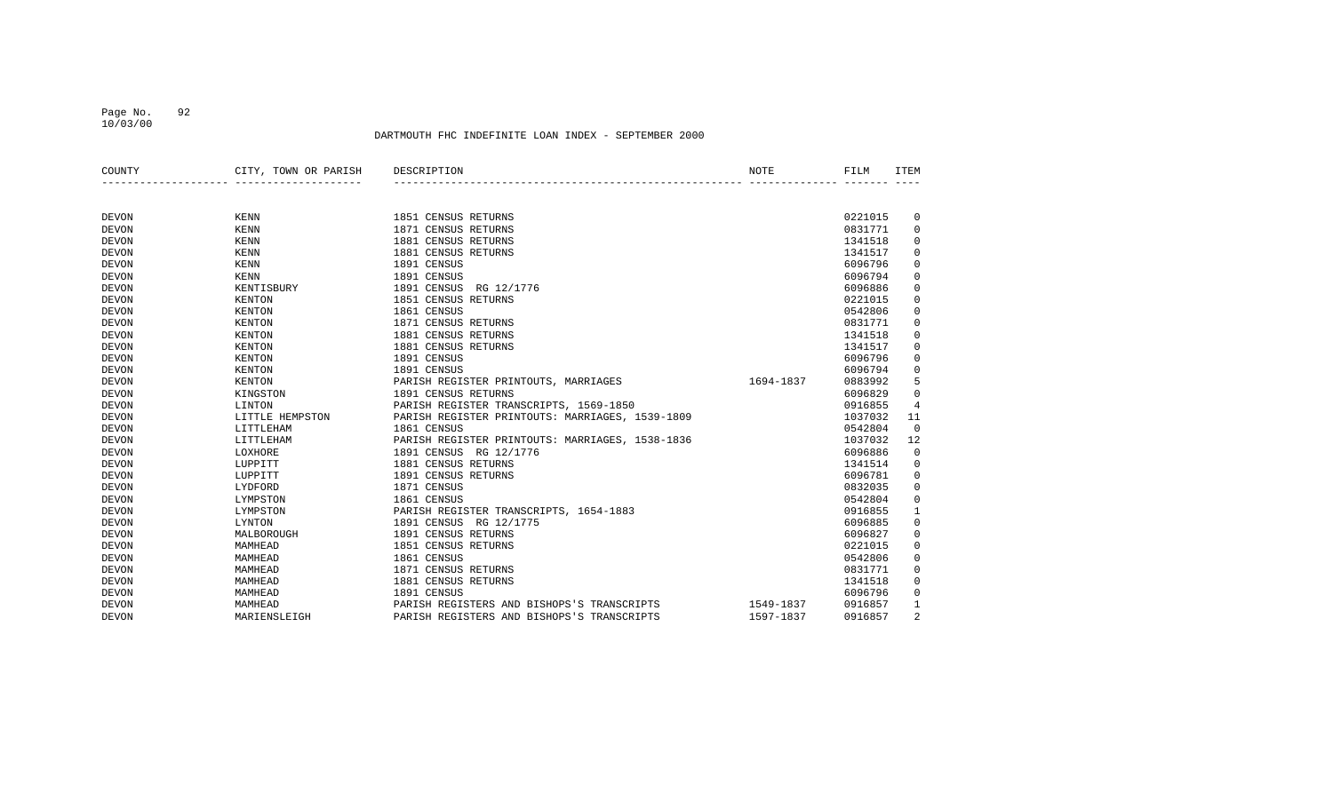DARTMOUTH FHC INDEFINITE LOAN INDEX - SEPTEMBER 2000

| COUNTY | CITY, TOWN OR PARISH | DESCRIPTION | NOTE | FILM | ITEM |
|---|---|---|---|---|---|
| DEVON | KENN | 1851 CENSUS RETURNS | | 0221015 | 0 |
| DEVON | KENN | 1871 CENSUS RETURNS | | 0831771 | 0 |
| DEVON | KENN | 1881 CENSUS RETURNS | | 1341518 | 0 |
| DEVON | KENN | 1881 CENSUS RETURNS | | 1341517 | 0 |
| DEVON | KENN | 1891 CENSUS | | 6096796 | 0 |
| DEVON | KENN | 1891 CENSUS | | 6096794 | 0 |
| DEVON | KENTISBURY | 1891 CENSUS RG 12/1776 | | 6096886 | 0 |
| DEVON | KENTON | 1851 CENSUS RETURNS | | 0221015 | 0 |
| DEVON | KENTON | 1861 CENSUS | | 0542806 | 0 |
| DEVON | KENTON | 1871 CENSUS RETURNS | | 0831771 | 0 |
| DEVON | KENTON | 1881 CENSUS RETURNS | | 1341518 | 0 |
| DEVON | KENTON | 1881 CENSUS RETURNS | | 1341517 | 0 |
| DEVON | KENTON | 1891 CENSUS | | 6096796 | 0 |
| DEVON | KENTON | 1891 CENSUS | | 6096794 | 0 |
| DEVON | KENTON | PARISH REGISTER PRINTOUTS, MARRIAGES | 1694-1837 | 0883992 | 5 |
| DEVON | KINGSTON | 1891 CENSUS RETURNS | | 6096829 | 0 |
| DEVON | LINTON | PARISH REGISTER TRANSCRIPTS, 1569-1850 | | 0916855 | 4 |
| DEVON | LITTLE HEMPSTON | PARISH REGISTER PRINTOUTS: MARRIAGES, 1539-1809 | | 1037032 | 11 |
| DEVON | LITTLEHAM | 1861 CENSUS | | 0542804 | 0 |
| DEVON | LITTLEHAM | PARISH REGISTER PRINTOUTS: MARRIAGES, 1538-1836 | | 1037032 | 12 |
| DEVON | LOXHORE | 1891 CENSUS RG 12/1776 | | 6096886 | 0 |
| DEVON | LUPPITT | 1881 CENSUS RETURNS | | 1341514 | 0 |
| DEVON | LUPPITT | 1891 CENSUS RETURNS | | 6096781 | 0 |
| DEVON | LYDFORD | 1871 CENSUS | | 0832035 | 0 |
| DEVON | LYMPSTON | 1861 CENSUS | | 0542804 | 0 |
| DEVON | LYMPSTON | PARISH REGISTER TRANSCRIPTS, 1654-1883 | | 0916855 | 1 |
| DEVON | LYNTON | 1891 CENSUS RG 12/1775 | | 6096885 | 0 |
| DEVON | MALBOROUGH | 1891 CENSUS RETURNS | | 6096827 | 0 |
| DEVON | MAMHEAD | 1851 CENSUS RETURNS | | 0221015 | 0 |
| DEVON | MAMHEAD | 1861 CENSUS | | 0542806 | 0 |
| DEVON | MAMHEAD | 1871 CENSUS RETURNS | | 0831771 | 0 |
| DEVON | MAMHEAD | 1881 CENSUS RETURNS | | 1341518 | 0 |
| DEVON | MAMHEAD | 1891 CENSUS | | 6096796 | 0 |
| DEVON | MAMHEAD | PARISH REGISTERS AND BISHOPS'S TRANSCRIPTS | 1549-1837 | 0916857 | 1 |
| DEVON | MARIENSLEIGH | PARISH REGISTERS AND BISHOPS'S TRANSCRIPTS | 1597-1837 | 0916857 | 2 |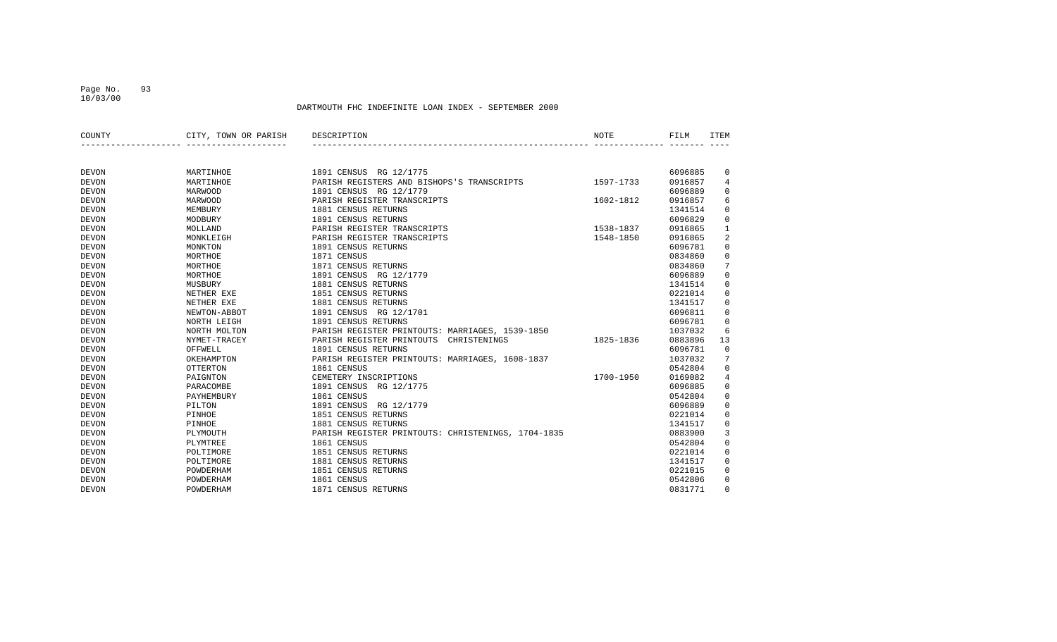DARTMOUTH FHC INDEFINITE LOAN INDEX - SEPTEMBER 2000

| COUNTY | CITY, TOWN OR PARISH | DESCRIPTION | NOTE | FILM | ITEM |
|---|---|---|---|---|---|
| DEVON | MARTINHOE | 1891 CENSUS RG 12/1775 | | 6096885 | 0 |
| DEVON | MARTINHOE | PARISH REGISTERS AND BISHOPS'S TRANSCRIPTS | 1597-1733 | 0916857 | 4 |
| DEVON | MARWOOD | 1891 CENSUS RG 12/1779 | | 6096889 | 0 |
| DEVON | MARWOOD | PARISH REGISTER TRANSCRIPTS | 1602-1812 | 0916857 | 6 |
| DEVON | MEMBURY | 1881 CENSUS RETURNS | | 1341514 | 0 |
| DEVON | MODBURY | 1891 CENSUS RETURNS | | 6096829 | 0 |
| DEVON | MOLLAND | PARISH REGISTER TRANSCRIPTS | 1538-1837 | 0916865 | 1 |
| DEVON | MONKLEIGH | PARISH REGISTER TRANSCRIPTS | 1548-1850 | 0916865 | 2 |
| DEVON | MONKTON | 1891 CENSUS RETURNS | | 6096781 | 0 |
| DEVON | MORTHOE | 1871 CENSUS | | 0834860 | 0 |
| DEVON | MORTHOE | 1871 CENSUS RETURNS | | 0834860 | 7 |
| DEVON | MORTHOE | 1891 CENSUS RG 12/1779 | | 6096889 | 0 |
| DEVON | MUSBURY | 1881 CENSUS RETURNS | | 1341514 | 0 |
| DEVON | NETHER EXE | 1851 CENSUS RETURNS | | 0221014 | 0 |
| DEVON | NETHER EXE | 1881 CENSUS RETURNS | | 1341517 | 0 |
| DEVON | NEWTON-ABBOT | 1891 CENSUS RG 12/1701 | | 6096811 | 0 |
| DEVON | NORTH LEIGH | 1891 CENSUS RETURNS | | 6096781 | 0 |
| DEVON | NORTH MOLTON | PARISH REGISTER PRINTOUTS: MARRIAGES, 1539-1850 | | 1037032 | 6 |
| DEVON | NYMET-TRACEY | PARISH REGISTER PRINTOUTS CHRISTENINGS | 1825-1836 | 0883896 | 13 |
| DEVON | OFFWELL | 1891 CENSUS RETURNS | | 6096781 | 0 |
| DEVON | OKEHAMPTON | PARISH REGISTER PRINTOUTS: MARRIAGES, 1608-1837 | | 1037032 | 7 |
| DEVON | OTTERTON | 1861 CENSUS | | 0542804 | 0 |
| DEVON | PAIGNTON | CEMETERY INSCRIPTIONS | 1700-1950 | 0169082 | 4 |
| DEVON | PARACOMBE | 1891 CENSUS RG 12/1775 | | 6096885 | 0 |
| DEVON | PAYHEMBURY | 1861 CENSUS | | 0542804 | 0 |
| DEVON | PILTON | 1891 CENSUS RG 12/1779 | | 6096889 | 0 |
| DEVON | PINHOE | 1851 CENSUS RETURNS | | 0221014 | 0 |
| DEVON | PINHOE | 1881 CENSUS RETURNS | | 1341517 | 0 |
| DEVON | PLYMOUTH | PARISH REGISTER PRINTOUTS: CHRISTENINGS, 1704-1835 | | 0883900 | 3 |
| DEVON | PLYMTREE | 1861 CENSUS | | 0542804 | 0 |
| DEVON | POLTIMORE | 1851 CENSUS RETURNS | | 0221014 | 0 |
| DEVON | POLTIMORE | 1881 CENSUS RETURNS | | 1341517 | 0 |
| DEVON | POWDERHAM | 1851 CENSUS RETURNS | | 0221015 | 0 |
| DEVON | POWDERHAM | 1861 CENSUS | | 0542806 | 0 |
| DEVON | POWDERHAM | 1871 CENSUS RETURNS | | 0831771 | 0 |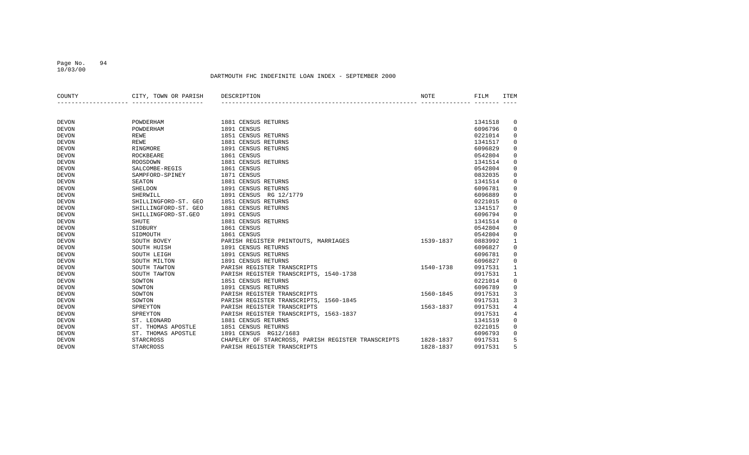DARTMOUTH FHC INDEFINITE LOAN INDEX - SEPTEMBER 2000

| COUNTY | CITY, TOWN OR PARISH | DESCRIPTION | NOTE | FILM | ITEM |
|---|---|---|---|---|---|
| DEVON | POWDERHAM | 1881 CENSUS RETURNS | | 1341518 | 0 |
| DEVON | POWDERHAM | 1891 CENSUS | | 6096796 | 0 |
| DEVON | REWE | 1851 CENSUS RETURNS | | 0221014 | 0 |
| DEVON | REWE | 1881 CENSUS RETURNS | | 1341517 | 0 |
| DEVON | RINGMORE | 1891 CENSUS RETURNS | | 6096829 | 0 |
| DEVON | ROCKBEARE | 1861 CENSUS | | 0542804 | 0 |
| DEVON | ROOSDOWN | 1881 CENSUS RETURNS | | 1341514 | 0 |
| DEVON | SALCOMBE-REGIS | 1861 CENSUS | | 0542804 | 0 |
| DEVON | SAMPFORD-SPINEY | 1871 CENSUS | | 0832035 | 0 |
| DEVON | SEATON | 1881 CENSUS RETURNS | | 1341514 | 0 |
| DEVON | SHELDON | 1891 CENSUS RETURNS | | 6096781 | 0 |
| DEVON | SHERWILL | 1891 CENSUS RG 12/1779 | | 6096889 | 0 |
| DEVON | SHILLINGFORD-ST. GEO | 1851 CENSUS RETURNS | | 0221015 | 0 |
| DEVON | SHILLINGFORD-ST. GEO | 1881 CENSUS RETURNS | | 1341517 | 0 |
| DEVON | SHILLINGFORD-ST.GEO | 1891 CENSUS | | 6096794 | 0 |
| DEVON | SHUTE | 1881 CENSUS RETURNS | | 1341514 | 0 |
| DEVON | SIDBURY | 1861 CENSUS | | 0542804 | 0 |
| DEVON | SIDMOUTH | 1861 CENSUS | | 0542804 | 0 |
| DEVON | SOUTH BOVEY | PARISH REGISTER PRINTOUTS, MARRIAGES | 1539-1837 | 0883992 | 1 |
| DEVON | SOUTH HUISH | 1891 CENSUS RETURNS | | 6096827 | 0 |
| DEVON | SOUTH LEIGH | 1891 CENSUS RETURNS | | 6096781 | 0 |
| DEVON | SOUTH MILTON | 1891 CENSUS RETURNS | | 6096827 | 0 |
| DEVON | SOUTH TAWTON | PARISH REGISTER TRANSCRIPTS | 1540-1738 | 0917531 | 1 |
| DEVON | SOUTH TAWTON | PARISH REGISTER TRANSCRIPTS, 1540-1738 | | 0917531 | 1 |
| DEVON | SOWTON | 1851 CENSUS RETURNS | | 0221014 | 0 |
| DEVON | SOWTON | 1891 CENSUS RETURNS | | 6096789 | 0 |
| DEVON | SOWTON | PARISH REGISTER TRANSCRIPTS | 1560-1845 | 0917531 | 3 |
| DEVON | SOWTON | PARISH REGISTER TRANSCRIPTS, 1560-1845 | | 0917531 | 3 |
| DEVON | SPREYTON | PARISH REGISTER TRANSCRIPTS | 1563-1837 | 0917531 | 4 |
| DEVON | SPREYTON | PARISH REGISTER TRANSCRIPTS, 1563-1837 | | 0917531 | 4 |
| DEVON | ST. LEONARD | 1881 CENSUS RETURNS | | 1341519 | 0 |
| DEVON | ST. THOMAS APOSTLE | 1851 CENSUS RETURNS | | 0221015 | 0 |
| DEVON | ST. THOMAS APOSTLE | 1891 CENSUS RG12/1683 | | 6096793 | 0 |
| DEVON | STARCROSS | CHAPELRY OF STARCROSS, PARISH REGISTER TRANSCRIPTS | 1828-1837 | 0917531 | 5 |
| DEVON | STARCROSS | PARISH REGISTER TRANSCRIPTS | 1828-1837 | 0917531 | 5 |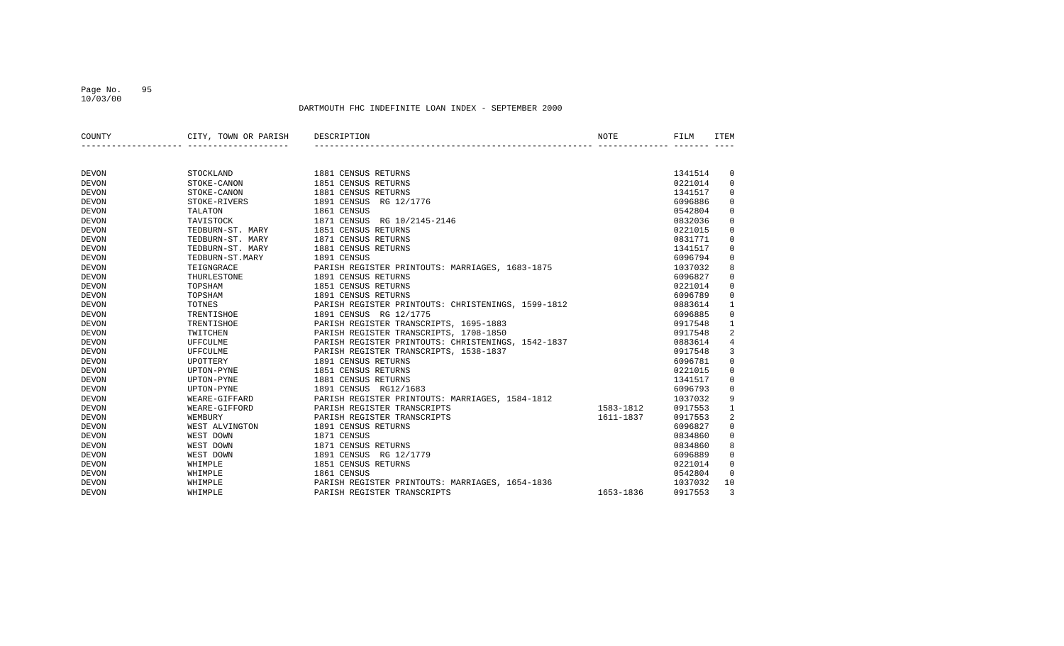DARTMOUTH FHC INDEFINITE LOAN INDEX - SEPTEMBER 2000

| COUNTY | CITY, TOWN OR PARISH | DESCRIPTION | NOTE | FILM | ITEM |
|---|---|---|---|---|---|
| DEVON | STOCKLAND | 1881 CENSUS RETURNS | | 1341514 | 0 |
| DEVON | STOKE-CANON | 1851 CENSUS RETURNS | | 0221014 | 0 |
| DEVON | STOKE-CANON | 1881 CENSUS RETURNS | | 1341517 | 0 |
| DEVON | STOKE-RIVERS | 1891 CENSUS RG 12/1776 | | 6096886 | 0 |
| DEVON | TALATON | 1861 CENSUS | | 0542804 | 0 |
| DEVON | TAVISTOCK | 1871 CENSUS RG 10/2145-2146 | | 0832036 | 0 |
| DEVON | TEDBURN-ST. MARY | 1851 CENSUS RETURNS | | 0221015 | 0 |
| DEVON | TEDBURN-ST. MARY | 1871 CENSUS RETURNS | | 0831771 | 0 |
| DEVON | TEDBURN-ST. MARY | 1881 CENSUS RETURNS | | 1341517 | 0 |
| DEVON | TEDBURN-ST.MARY | 1891 CENSUS | | 6096794 | 0 |
| DEVON | TEIGNGRACE | PARISH REGISTER PRINTOUTS: MARRIAGES, 1683-1875 | | 1037032 | 8 |
| DEVON | THURLESTONE | 1891 CENSUS RETURNS | | 6096827 | 0 |
| DEVON | TOPSHAM | 1851 CENSUS RETURNS | | 0221014 | 0 |
| DEVON | TOPSHAM | 1891 CENSUS RETURNS | | 6096789 | 0 |
| DEVON | TOTNES | PARISH REGISTER PRINTOUTS: CHRISTENINGS, 1599-1812 | | 0883614 | 1 |
| DEVON | TRENTISHOE | 1891 CENSUS RG 12/1775 | | 6096885 | 0 |
| DEVON | TRENTISHOE | PARISH REGISTER TRANSCRIPTS, 1695-1883 | | 0917548 | 1 |
| DEVON | TWITCHEN | PARISH REGISTER TRANSCRIPTS, 1708-1850 | | 0917548 | 2 |
| DEVON | UFFCULME | PARISH REGISTER PRINTOUTS: CHRISTENINGS, 1542-1837 | | 0883614 | 4 |
| DEVON | UFFCULME | PARISH REGISTER TRANSCRIPTS, 1538-1837 | | 0917548 | 3 |
| DEVON | UPOTTERY | 1891 CENSUS RETURNS | | 6096781 | 0 |
| DEVON | UPTON-PYNE | 1851 CENSUS RETURNS | | 0221015 | 0 |
| DEVON | UPTON-PYNE | 1881 CENSUS RETURNS | | 1341517 | 0 |
| DEVON | UPTON-PYNE | 1891 CENSUS RG12/1683 | | 6096793 | 0 |
| DEVON | WEARE-GIFFARD | PARISH REGISTER PRINTOUTS: MARRIAGES, 1584-1812 | | 1037032 | 9 |
| DEVON | WEARE-GIFFORD | PARISH REGISTER TRANSCRIPTS | 1583-1812 | 0917553 | 1 |
| DEVON | WEMBURY | PARISH REGISTER TRANSCRIPTS | 1611-1837 | 0917553 | 2 |
| DEVON | WEST ALVINGTON | 1891 CENSUS RETURNS | | 6096827 | 0 |
| DEVON | WEST DOWN | 1871 CENSUS | | 0834860 | 0 |
| DEVON | WEST DOWN | 1871 CENSUS RETURNS | | 0834860 | 8 |
| DEVON | WEST DOWN | 1891 CENSUS RG 12/1779 | | 6096889 | 0 |
| DEVON | WHIMPLE | 1851 CENSUS RETURNS | | 0221014 | 0 |
| DEVON | WHIMPLE | 1861 CENSUS | | 0542804 | 0 |
| DEVON | WHIMPLE | PARISH REGISTER PRINTOUTS: MARRIAGES, 1654-1836 | | 1037032 | 10 |
| DEVON | WHIMPLE | PARISH REGISTER TRANSCRIPTS | 1653-1836 | 0917553 | 3 |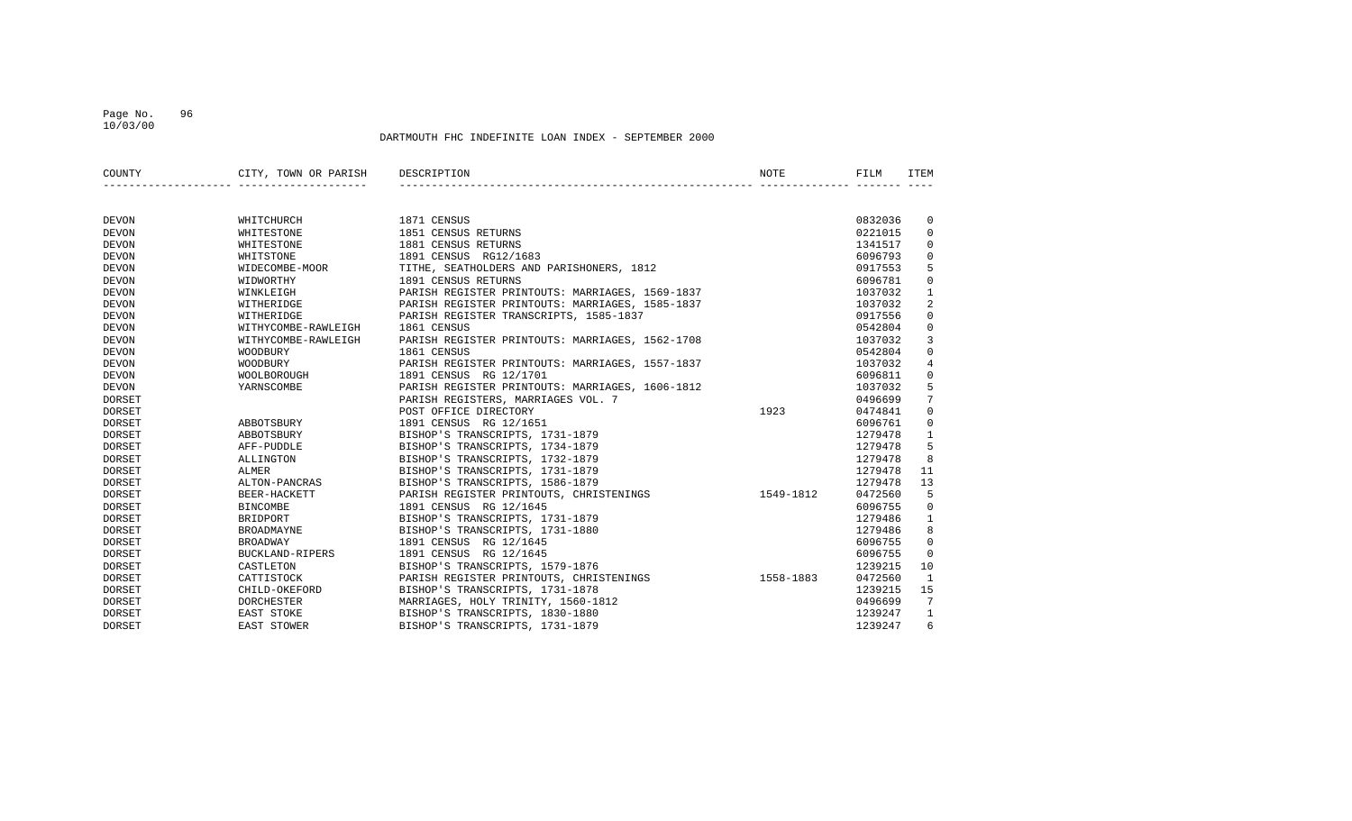DARTMOUTH FHC INDEFINITE LOAN INDEX - SEPTEMBER 2000

| COUNTY | CITY, TOWN OR PARISH | DESCRIPTION | NOTE | FILM | ITEM |
| --- | --- | --- | --- | --- | --- |
| DEVON | WHITCHURCH | 1871 CENSUS | | 0832036 | 0 |
| DEVON | WHITESTONE | 1851 CENSUS RETURNS | | 0221015 | 0 |
| DEVON | WHITESTONE | 1881 CENSUS RETURNS | | 1341517 | 0 |
| DEVON | WHITSTONE | 1891 CENSUS RG12/1683 | | 6096793 | 0 |
| DEVON | WIDECOMBE-MOOR | TITHE, SEATHOLDERS AND PARISHONERS, 1812 | | 0917553 | 5 |
| DEVON | WIDWORTHY | 1891 CENSUS RETURNS | | 6096781 | 0 |
| DEVON | WINKLEIGH | PARISH REGISTER PRINTOUTS: MARRIAGES, 1569-1837 | | 1037032 | 1 |
| DEVON | WITHERIDGE | PARISH REGISTER PRINTOUTS: MARRIAGES, 1585-1837 | | 1037032 | 2 |
| DEVON | WITHERIDGE | PARISH REGISTER TRANSCRIPTS, 1585-1837 | | 0917556 | 0 |
| DEVON | WITHYCOMBE-RAWLEIGH | 1861 CENSUS | | 0542804 | 0 |
| DEVON | WITHYCOMBE-RAWLEIGH | PARISH REGISTER PRINTOUTS: MARRIAGES, 1562-1708 | | 1037032 | 3 |
| DEVON | WOODBURY | 1861 CENSUS | | 0542804 | 0 |
| DEVON | WOODBURY | PARISH REGISTER PRINTOUTS: MARRIAGES, 1557-1837 | | 1037032 | 4 |
| DEVON | WOOLBOROUGH | 1891 CENSUS RG 12/1701 | | 6096811 | 0 |
| DEVON | YARNSCOMBE | PARISH REGISTER PRINTOUTS: MARRIAGES, 1606-1812 | | 1037032 | 5 |
| DORSET | | PARISH REGISTERS, MARRIAGES VOL. 7 | | 0496699 | 7 |
| DORSET | | POST OFFICE DIRECTORY | 1923 | 0474841 | 0 |
| DORSET | ABBOTSBURY | 1891 CENSUS RG 12/1651 | | 6096761 | 0 |
| DORSET | ABBOTSBURY | BISHOP'S TRANSCRIPTS, 1731-1879 | | 1279478 | 1 |
| DORSET | AFF-PUDDLE | BISHOP'S TRANSCRIPTS, 1734-1879 | | 1279478 | 5 |
| DORSET | ALLINGTON | BISHOP'S TRANSCRIPTS, 1732-1879 | | 1279478 | 8 |
| DORSET | ALMER | BISHOP'S TRANSCRIPTS, 1731-1879 | | 1279478 | 11 |
| DORSET | ALTON-PANCRAS | BISHOP'S TRANSCRIPTS, 1586-1879 | | 1279478 | 13 |
| DORSET | BEER-HACKETT | PARISH REGISTER PRINTOUTS, CHRISTENINGS | 1549-1812 | 0472560 | 5 |
| DORSET | BINCOMBE | 1891 CENSUS RG 12/1645 | | 6096755 | 0 |
| DORSET | BRIDPORT | BISHOP'S TRANSCRIPTS, 1731-1879 | | 1279486 | 1 |
| DORSET | BROADMAYNE | BISHOP'S TRANSCRIPTS, 1731-1880 | | 1279486 | 8 |
| DORSET | BROADWAY | 1891 CENSUS RG 12/1645 | | 6096755 | 0 |
| DORSET | BUCKLAND-RIPERS | 1891 CENSUS RG 12/1645 | | 6096755 | 0 |
| DORSET | CASTLETON | BISHOP'S TRANSCRIPTS, 1579-1876 | | 1239215 | 10 |
| DORSET | CATTISTOCK | PARISH REGISTER PRINTOUTS, CHRISTENINGS | 1558-1883 | 0472560 | 1 |
| DORSET | CHILD-OKEFORD | BISHOP'S TRANSCRIPTS, 1731-1878 | | 1239215 | 15 |
| DORSET | DORCHESTER | MARRIAGES, HOLY TRINITY, 1560-1812 | | 0496699 | 7 |
| DORSET | EAST STOKE | BISHOP'S TRANSCRIPTS, 1830-1880 | | 1239247 | 1 |
| DORSET | EAST STOWER | BISHOP'S TRANSCRIPTS, 1731-1879 | | 1239247 | 6 |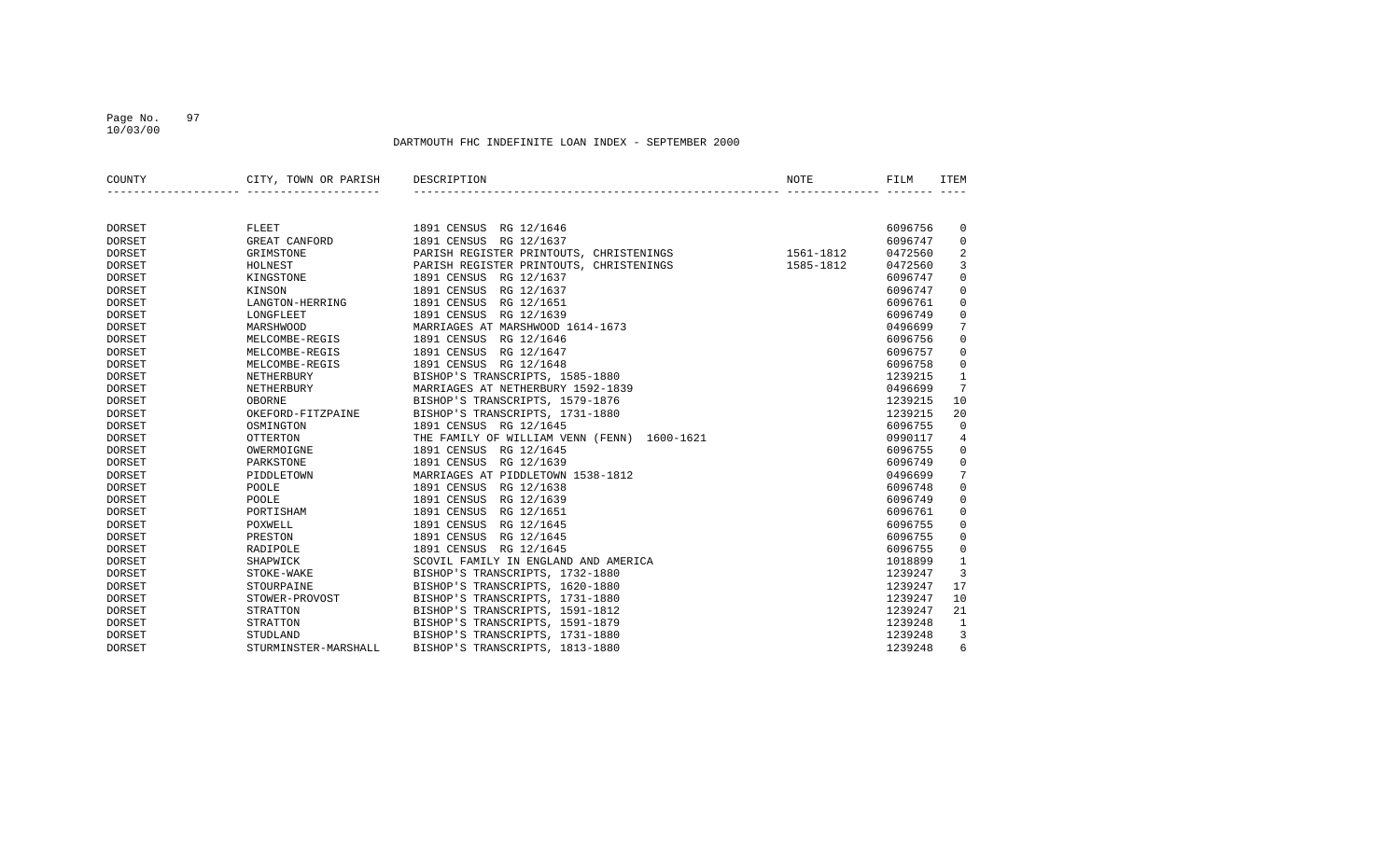DARTMOUTH FHC INDEFINITE LOAN INDEX - SEPTEMBER 2000

| COUNTY | CITY, TOWN OR PARISH | DESCRIPTION | NOTE | FILM | ITEM |
|---|---|---|---|---|---|
| DORSET | FLEET | 1891 CENSUS RG 12/1646 | | 6096756 | 0 |
| DORSET | GREAT CANFORD | 1891 CENSUS RG 12/1637 | | 6096747 | 0 |
| DORSET | GRIMSTONE | PARISH REGISTER PRINTOUTS, CHRISTENINGS | 1561-1812 | 0472560 | 2 |
| DORSET | HOLNEST | PARISH REGISTER PRINTOUTS, CHRISTENINGS | 1585-1812 | 0472560 | 3 |
| DORSET | KINGSTONE | 1891 CENSUS RG 12/1637 | | 6096747 | 0 |
| DORSET | KINSON | 1891 CENSUS RG 12/1637 | | 6096747 | 0 |
| DORSET | LANGTON-HERRING | 1891 CENSUS RG 12/1651 | | 6096761 | 0 |
| DORSET | LONGFLEET | 1891 CENSUS RG 12/1639 | | 6096749 | 0 |
| DORSET | MARSHWOOD | MARRIAGES AT MARSHWOOD 1614-1673 | | 0496699 | 7 |
| DORSET | MELCOMBE-REGIS | 1891 CENSUS RG 12/1646 | | 6096756 | 0 |
| DORSET | MELCOMBE-REGIS | 1891 CENSUS RG 12/1647 | | 6096757 | 0 |
| DORSET | MELCOMBE-REGIS | 1891 CENSUS RG 12/1648 | | 6096758 | 0 |
| DORSET | NETHERBURY | BISHOP'S TRANSCRIPTS, 1585-1880 | | 1239215 | 1 |
| DORSET | NETHERBURY | MARRIAGES AT NETHERBURY 1592-1839 | | 0496699 | 7 |
| DORSET | OBORNE | BISHOP'S TRANSCRIPTS, 1579-1876 | | 1239215 | 10 |
| DORSET | OKEFORD-FITZPAINE | BISHOP'S TRANSCRIPTS, 1731-1880 | | 1239215 | 20 |
| DORSET | OSMINGTON | 1891 CENSUS RG 12/1645 | | 6096755 | 0 |
| DORSET | OTTERTON | THE FAMILY OF WILLIAM VENN (FENN) 1600-1621 | | 0990117 | 4 |
| DORSET | OWERMOIGNE | 1891 CENSUS RG 12/1645 | | 6096755 | 0 |
| DORSET | PARKSTONE | 1891 CENSUS RG 12/1639 | | 6096749 | 0 |
| DORSET | PIDDLETOWN | MARRIAGES AT PIDDLETOWN 1538-1812 | | 0496699 | 7 |
| DORSET | POOLE | 1891 CENSUS RG 12/1638 | | 6096748 | 0 |
| DORSET | POOLE | 1891 CENSUS RG 12/1639 | | 6096749 | 0 |
| DORSET | PORTISHAM | 1891 CENSUS RG 12/1651 | | 6096761 | 0 |
| DORSET | POXWELL | 1891 CENSUS RG 12/1645 | | 6096755 | 0 |
| DORSET | PRESTON | 1891 CENSUS RG 12/1645 | | 6096755 | 0 |
| DORSET | RADIPOLE | 1891 CENSUS RG 12/1645 | | 6096755 | 0 |
| DORSET | SHAPWICK | SCOVIL FAMILY IN ENGLAND AND AMERICA | | 1018899 | 1 |
| DORSET | STOKE-WAKE | BISHOP'S TRANSCRIPTS, 1732-1880 | | 1239247 | 3 |
| DORSET | STOURPAINE | BISHOP'S TRANSCRIPTS, 1620-1880 | | 1239247 | 17 |
| DORSET | STOWER-PROVOST | BISHOP'S TRANSCRIPTS, 1731-1880 | | 1239247 | 10 |
| DORSET | STRATTON | BISHOP'S TRANSCRIPTS, 1591-1812 | | 1239247 | 21 |
| DORSET | STRATTON | BISHOP'S TRANSCRIPTS, 1591-1879 | | 1239248 | 1 |
| DORSET | STUDLAND | BISHOP'S TRANSCRIPTS, 1731-1880 | | 1239248 | 3 |
| DORSET | STURMINSTER-MARSHALL | BISHOP'S TRANSCRIPTS, 1813-1880 | | 1239248 | 6 |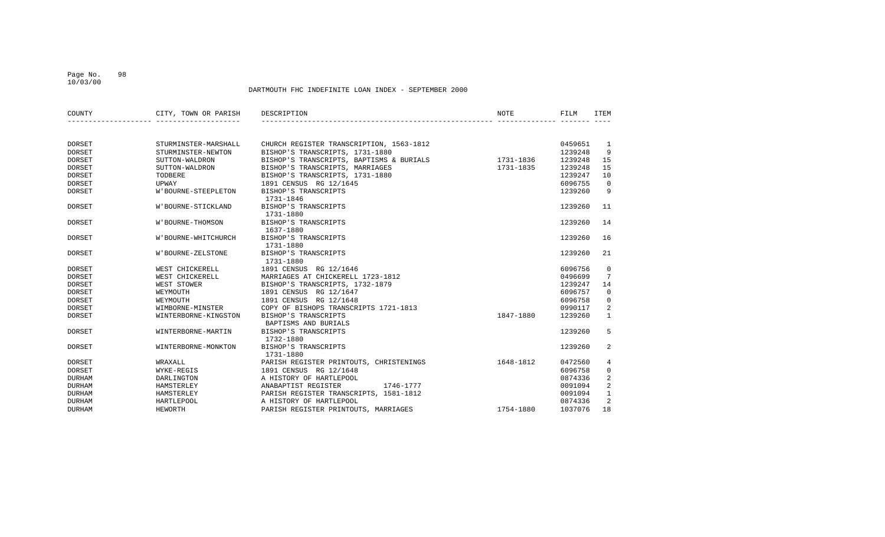DARTMOUTH FHC INDEFINITE LOAN INDEX - SEPTEMBER 2000

| COUNTY | CITY, TOWN OR PARISH | DESCRIPTION | NOTE | FILM | ITEM |
|---|---|---|---|---|---|
| DORSET | STURMINSTER-MARSHALL | CHURCH REGISTER TRANSCRIPTION, 1563-1812 | | 0459651 | 1 |
| DORSET | STURMINSTER-NEWTON | BISHOP'S TRANSCRIPTS, 1731-1880 | | 1239248 | 9 |
| DORSET | SUTTON-WALDRON | BISHOP'S TRANSCRIPTS, BAPTISMS & BURIALS | 1731-1836 | 1239248 | 15 |
| DORSET | SUTTON-WALDRON | BISHOP'S TRANSCRIPTS, MARRIAGES | 1731-1835 | 1239248 | 15 |
| DORSET | TODBERE | BISHOP'S TRANSCRIPTS, 1731-1880 | | 1239247 | 10 |
| DORSET | UPWAY | 1891 CENSUS RG 12/1645 | | 6096755 | 0 |
| DORSET | W'BOURNE-STEEPLETON | BISHOP'S TRANSCRIPTS 1731-1846 | | 1239260 | 9 |
| DORSET | W'BOURNE-STICKLAND | BISHOP'S TRANSCRIPTS 1731-1880 | | 1239260 | 11 |
| DORSET | W'BOURNE-THOMSON | BISHOP'S TRANSCRIPTS 1637-1880 | | 1239260 | 14 |
| DORSET | W'BOURNE-WHITCHURCH | BISHOP'S TRANSCRIPTS 1731-1880 | | 1239260 | 16 |
| DORSET | W'BOURNE-ZELSTONE | BISHOP'S TRANSCRIPTS 1731-1880 | | 1239260 | 21 |
| DORSET | WEST CHICKERELL | 1891 CENSUS RG 12/1646 | | 6096756 | 0 |
| DORSET | WEST CHICKERELL | MARRIAGES AT CHICKERELL 1723-1812 | | 0496699 | 7 |
| DORSET | WEST STOWER | BISHOP'S TRANSCRIPTS, 1732-1879 | | 1239247 | 14 |
| DORSET | WEYMOUTH | 1891 CENSUS RG 12/1647 | | 6096757 | 0 |
| DORSET | WEYMOUTH | 1891 CENSUS RG 12/1648 | | 6096758 | 0 |
| DORSET | WIMBORNE-MINSTER | COPY OF BISHOPS TRANSCRIPTS 1721-1813 | | 0990117 | 2 |
| DORSET | WINTERBORNE-KINGSTON | BISHOP'S TRANSCRIPTS BAPTISMS AND BURIALS | 1847-1880 | 1239260 | 1 |
| DORSET | WINTERBORNE-MARTIN | BISHOP'S TRANSCRIPTS 1732-1880 | | 1239260 | 5 |
| DORSET | WINTERBORNE-MONKTON | BISHOP'S TRANSCRIPTS 1731-1880 | | 1239260 | 2 |
| DORSET | WRAXALL | PARISH REGISTER PRINTOUTS, CHRISTENINGS | 1648-1812 | 0472560 | 4 |
| DORSET | WYKE-REGIS | 1891 CENSUS RG 12/1648 | | 6096758 | 0 |
| DURHAM | DARLINGTON | A HISTORY OF HARTLEPOOL | | 0874336 | 2 |
| DURHAM | HAMSTERLEY | ANABAPTIST REGISTER 1746-1777 | | 0091094 | 2 |
| DURHAM | HAMSTERLEY | PARISH REGISTER TRANSCRIPTS, 1581-1812 | | 0091094 | 1 |
| DURHAM | HARTLEPOOL | A HISTORY OF HARTLEPOOL | | 0874336 | 2 |
| DURHAM | HEWORTH | PARISH REGISTER PRINTOUTS, MARRIAGES | 1754-1880 | 1037076 | 18 |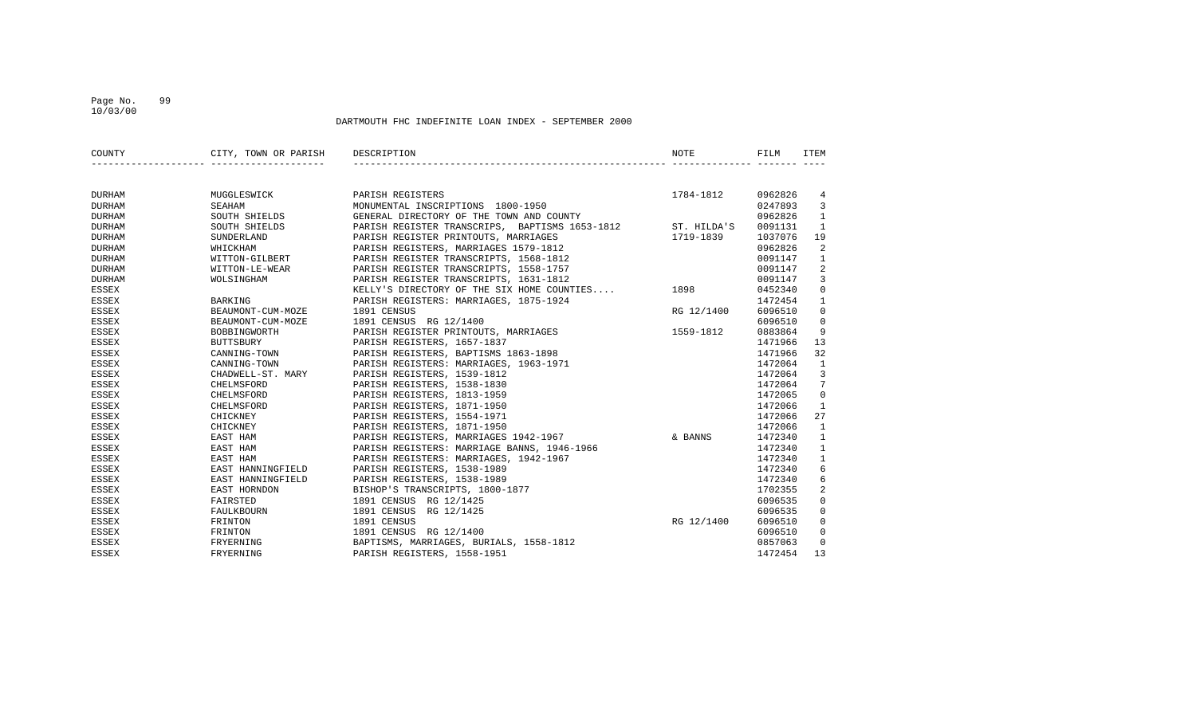DARTMOUTH FHC INDEFINITE LOAN INDEX - SEPTEMBER 2000

| COUNTY | CITY, TOWN OR PARISH | DESCRIPTION | NOTE | FILM | ITEM |
|---|---|---|---|---|---|
| DURHAM | MUGGLESWICK | PARISH REGISTERS | 1784-1812 | 0962826 | 4 |
| DURHAM | SEAHAM | MONUMENTAL INSCRIPTIONS 1800-1950 | | 0247893 | 3 |
| DURHAM | SOUTH SHIELDS | GENERAL DIRECTORY OF THE TOWN AND COUNTY | | 0962826 | 1 |
| DURHAM | SOUTH SHIELDS | PARISH REGISTER TRANSCRIPS, BAPTISMS 1653-1812 | ST. HILDA'S | 0091131 | 1 |
| DURHAM | SUNDERLAND | PARISH REGISTER PRINTOUTS, MARRIAGES | 1719-1839 | 1037076 | 19 |
| DURHAM | WHICKHAM | PARISH REGISTERS, MARRIAGES 1579-1812 | | 0962826 | 2 |
| DURHAM | WITTON-GILBERT | PARISH REGISTER TRANSCRIPTS, 1568-1812 | | 0091147 | 1 |
| DURHAM | WITTON-LE-WEAR | PARISH REGISTER TRANSCRIPTS, 1558-1757 | | 0091147 | 2 |
| DURHAM | WOLSINGHAM | PARISH REGISTER TRANSCRIPTS, 1631-1812 | | 0091147 | 3 |
| ESSEX | | KELLY'S DIRECTORY OF THE SIX HOME COUNTIES.... | 1898 | 0452340 | 0 |
| ESSEX | BARKING | PARISH REGISTERS: MARRIAGES, 1875-1924 | | 1472454 | 1 |
| ESSEX | BEAUMONT-CUM-MOZE | 1891 CENSUS | RG 12/1400 | 6096510 | 0 |
| ESSEX | BEAUMONT-CUM-MOZE | 1891 CENSUS RG 12/1400 | | 6096510 | 0 |
| ESSEX | BOBBINGWORTH | PARISH REGISTER PRINTOUTS, MARRIAGES | 1559-1812 | 0883864 | 9 |
| ESSEX | BUTTSBURY | PARISH REGISTERS, 1657-1837 | | 1471966 | 13 |
| ESSEX | CANNING-TOWN | PARISH REGISTERS, BAPTISMS 1863-1898 | | 1471966 | 32 |
| ESSEX | CANNING-TOWN | PARISH REGISTERS: MARRIAGES, 1963-1971 | | 1472064 | 1 |
| ESSEX | CHADWELL-ST. MARY | PARISH REGISTERS, 1539-1812 | | 1472064 | 3 |
| ESSEX | CHELMSFORD | PARISH REGISTERS, 1538-1830 | | 1472064 | 7 |
| ESSEX | CHELMSFORD | PARISH REGISTERS, 1813-1959 | | 1472065 | 0 |
| ESSEX | CHELMSFORD | PARISH REGISTERS, 1871-1950 | | 1472066 | 1 |
| ESSEX | CHICKNEY | PARISH REGISTERS, 1554-1971 | | 1472066 | 27 |
| ESSEX | CHICKNEY | PARISH REGISTERS, 1871-1950 | | 1472066 | 1 |
| ESSEX | EAST HAM | PARISH REGISTERS, MARRIAGES 1942-1967 | & BANNS | 1472340 | 1 |
| ESSEX | EAST HAM | PARISH REGISTERS: MARRIAGE BANNS, 1946-1966 | | 1472340 | 1 |
| ESSEX | EAST HAM | PARISH REGISTERS: MARRIAGES, 1942-1967 | | 1472340 | 1 |
| ESSEX | EAST HANNINGFIELD | PARISH REGISTERS, 1538-1989 | | 1472340 | 6 |
| ESSEX | EAST HANNINGFIELD | PARISH REGISTERS, 1538-1989 | | 1472340 | 6 |
| ESSEX | EAST HORNDON | BISHOP'S TRANSCRIPTS, 1800-1877 | | 1702355 | 2 |
| ESSEX | FAIRSTED | 1891 CENSUS RG 12/1425 | | 6096535 | 0 |
| ESSEX | FAULKBOURN | 1891 CENSUS RG 12/1425 | | 6096535 | 0 |
| ESSEX | FRINTON | 1891 CENSUS | RG 12/1400 | 6096510 | 0 |
| ESSEX | FRINTON | 1891 CENSUS RG 12/1400 | | 6096510 | 0 |
| ESSEX | FRYERNING | BAPTISMS, MARRIAGES, BURIALS, 1558-1812 | | 0857063 | 0 |
| ESSEX | FRYERNING | PARISH REGISTERS, 1558-1951 | | 1472454 | 13 |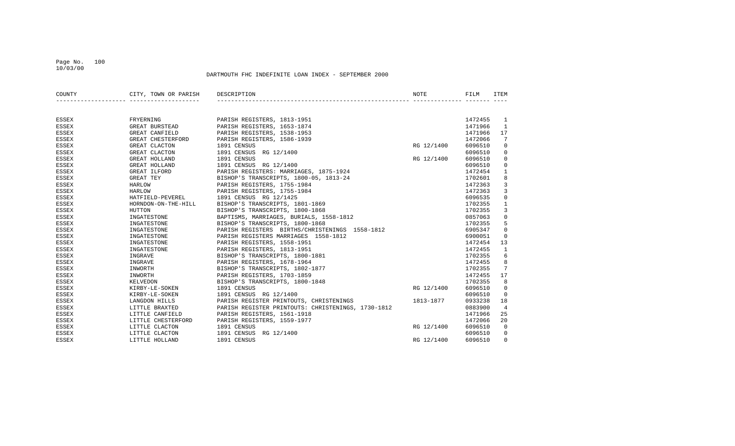# DARTMOUTH FHC INDEFINITE LOAN INDEX - SEPTEMBER 2000

| COUNTY | CITY, TOWN OR PARISH | DESCRIPTION | NOTE | FILM | ITEM |
|---|---|---|---|---|---|
| ESSEX | FRYERNING | PARISH REGISTERS, 1813-1951 | | 1472455 | 1 |
| ESSEX | GREAT BURSTEAD | PARISH REGISTERS, 1653-1874 | | 1471966 | 1 |
| ESSEX | GREAT CANFIELD | PARISH REGISTERS, 1538-1953 | | 1471966 | 17 |
| ESSEX | GREAT CHESTERFORD | PARISH REGISTERS, 1586-1939 | | 1472066 | 7 |
| ESSEX | GREAT CLACTON | 1891 CENSUS | RG 12/1400 | 6096510 | 0 |
| ESSEX | GREAT CLACTON | 1891 CENSUS RG 12/1400 | | 6096510 | 0 |
| ESSEX | GREAT HOLLAND | 1891 CENSUS | RG 12/1400 | 6096510 | 0 |
| ESSEX | GREAT HOLLAND | 1891 CENSUS RG 12/1400 | | 6096510 | 0 |
| ESSEX | GREAT ILFORD | PARISH REGISTERS: MARRIAGES, 1875-1924 | | 1472454 | 1 |
| ESSEX | GREAT TEY | BISHOP'S TRANSCRIPTS, 1800-05, 1813-24 | | 1702601 | 8 |
| ESSEX | HARLOW | PARISH REGISTERS, 1755-1984 | | 1472363 | 3 |
| ESSEX | HARLOW | PARISH REGISTERS, 1755-1984 | | 1472363 | 3 |
| ESSEX | HATFIELD-PEVEREL | 1891 CENSUS RG 12/1425 | | 6096535 | 0 |
| ESSEX | HORNDON-ON-THE-HILL | BISHOP'S TRANSCRIPTS, 1801-1869 | | 1702355 | 1 |
| ESSEX | HUTTON | BISHOP'S TRANSCRIPTS, 1800-1868 | | 1702355 | 3 |
| ESSEX | INGATESTONE | BAPTISMS, MARRIAGES, BURIALS, 1558-1812 | | 0857063 | 0 |
| ESSEX | INGATESTONE | BISHOP'S TRANSCRIPTS, 1800-1868 | | 1702355 | 5 |
| ESSEX | INGATESTONE | PARISH REGISTERS BIRTHS/CHRISTENINGS 1558-1812 | | 6905347 | 0 |
| ESSEX | INGATESTONE | PARISH REGISTERS MARRIAGES 1558-1812 | | 6900051 | 0 |
| ESSEX | INGATESTONE | PARISH REGISTERS, 1558-1951 | | 1472454 | 13 |
| ESSEX | INGATESTONE | PARISH REGISTERS, 1813-1951 | | 1472455 | 1 |
| ESSEX | INGRAVE | BISHOP'S TRANSCRIPTS, 1800-1881 | | 1702355 | 6 |
| ESSEX | INGRAVE | PARISH REGISTERS, 1678-1964 | | 1472455 | 8 |
| ESSEX | INWORTH | BISHOP'S TRANSCRIPTS, 1802-1877 | | 1702355 | 7 |
| ESSEX | INWORTH | PARISH REGISTERS, 1703-1859 | | 1472455 | 17 |
| ESSEX | KELVEDON | BISHOP'S TRANSCRIPTS, 1800-1848 | | 1702355 | 8 |
| ESSEX | KIRBY-LE-SOKEN | 1891 CENSUS | RG 12/1400 | 6096510 | 0 |
| ESSEX | KIRBY-LE-SOKEN | 1891 CENSUS RG 12/1400 | | 6096510 | 0 |
| ESSEX | LANGDON HILLS | PARISH REGISTER PRINTOUTS, CHRISTENINGS | 1813-1877 | 0933238 | 18 |
| ESSEX | LITTLE BRAXTED | PARISH REGISTER PRINTOUTS: CHRISTENINGS, 1730-1812 | | 0883900 | 4 |
| ESSEX | LITTLE CANFIELD | PARISH REGISTERS, 1561-1918 | | 1471966 | 25 |
| ESSEX | LITTLE CHESTERFORD | PARISH REGISTERS, 1559-1977 | | 1472066 | 20 |
| ESSEX | LITTLE CLACTON | 1891 CENSUS | RG 12/1400 | 6096510 | 0 |
| ESSEX | LITTLE CLACTON | 1891 CENSUS RG 12/1400 | | 6096510 | 0 |
| ESSEX | LITTLE HOLLAND | 1891 CENSUS | RG 12/1400 | 6096510 | 0 |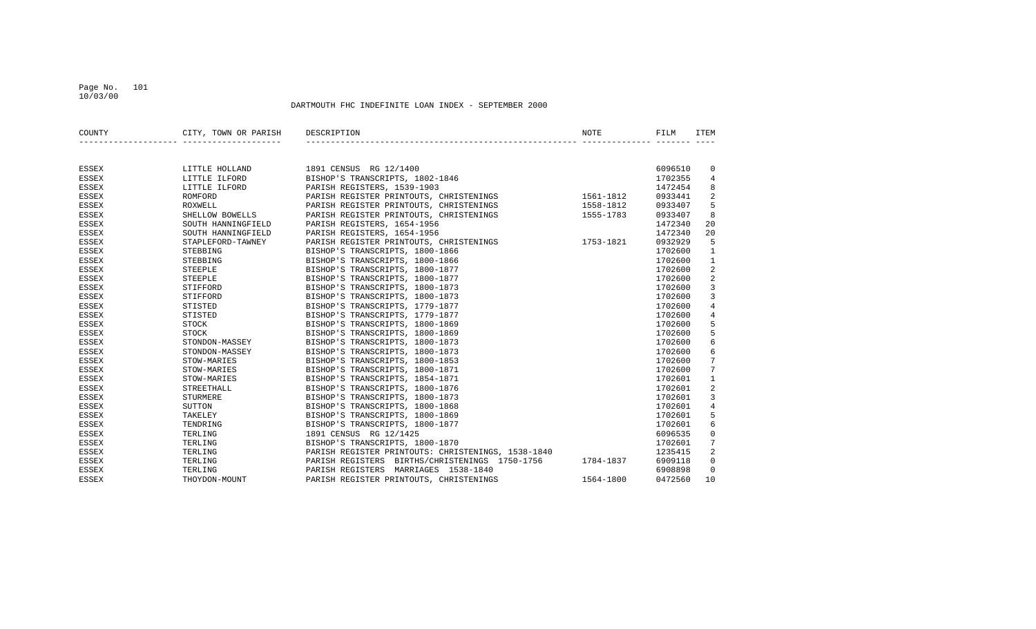DARTMOUTH FHC INDEFINITE LOAN INDEX - SEPTEMBER 2000

| COUNTY | CITY, TOWN OR PARISH | DESCRIPTION | NOTE | FILM | ITEM |
|---|---|---|---|---|---|
| ESSEX | LITTLE HOLLAND | 1891 CENSUS RG 12/1400 | | 6096510 | 0 |
| ESSEX | LITTLE ILFORD | BISHOP'S TRANSCRIPTS, 1802-1846 | | 1702355 | 4 |
| ESSEX | LITTLE ILFORD | PARISH REGISTERS, 1539-1903 | | 1472454 | 8 |
| ESSEX | ROMFORD | PARISH REGISTER PRINTOUTS, CHRISTENINGS | 1561-1812 | 0933441 | 2 |
| ESSEX | ROXWELL | PARISH REGISTER PRINTOUTS, CHRISTENINGS | 1558-1812 | 0933407 | 5 |
| ESSEX | SHELLOW BOWELLS | PARISH REGISTER PRINTOUTS, CHRISTENINGS | 1555-1783 | 0933407 | 8 |
| ESSEX | SOUTH HANNINGFIELD | PARISH REGISTERS, 1654-1956 | | 1472340 | 20 |
| ESSEX | SOUTH HANNINGFIELD | PARISH REGISTERS, 1654-1956 | | 1472340 | 20 |
| ESSEX | STAPLEFORD-TAWNEY | PARISH REGISTER PRINTOUTS, CHRISTENINGS | 1753-1821 | 0932929 | 5 |
| ESSEX | STEBBING | BISHOP'S TRANSCRIPTS, 1800-1866 | | 1702600 | 1 |
| ESSEX | STEBBING | BISHOP'S TRANSCRIPTS, 1800-1866 | | 1702600 | 1 |
| ESSEX | STEEPLE | BISHOP'S TRANSCRIPTS, 1800-1877 | | 1702600 | 2 |
| ESSEX | STEEPLE | BISHOP'S TRANSCRIPTS, 1800-1877 | | 1702600 | 2 |
| ESSEX | STIFFORD | BISHOP'S TRANSCRIPTS, 1800-1873 | | 1702600 | 3 |
| ESSEX | STIFFORD | BISHOP'S TRANSCRIPTS, 1800-1873 | | 1702600 | 3 |
| ESSEX | STISTED | BISHOP'S TRANSCRIPTS, 1779-1877 | | 1702600 | 4 |
| ESSEX | STISTED | BISHOP'S TRANSCRIPTS, 1779-1877 | | 1702600 | 4 |
| ESSEX | STOCK | BISHOP'S TRANSCRIPTS, 1800-1869 | | 1702600 | 5 |
| ESSEX | STOCK | BISHOP'S TRANSCRIPTS, 1800-1869 | | 1702600 | 5 |
| ESSEX | STONDON-MASSEY | BISHOP'S TRANSCRIPTS, 1800-1873 | | 1702600 | 6 |
| ESSEX | STONDON-MASSEY | BISHOP'S TRANSCRIPTS, 1800-1873 | | 1702600 | 6 |
| ESSEX | STOW-MARIES | BISHOP'S TRANSCRIPTS, 1800-1853 | | 1702600 | 7 |
| ESSEX | STOW-MARIES | BISHOP'S TRANSCRIPTS, 1800-1871 | | 1702600 | 7 |
| ESSEX | STOW-MARIES | BISHOP'S TRANSCRIPTS, 1854-1871 | | 1702601 | 1 |
| ESSEX | STREETHALL | BISHOP'S TRANSCRIPTS, 1800-1876 | | 1702601 | 2 |
| ESSEX | STURMERE | BISHOP'S TRANSCRIPTS, 1800-1873 | | 1702601 | 3 |
| ESSEX | SUTTON | BISHOP'S TRANSCRIPTS, 1800-1868 | | 1702601 | 4 |
| ESSEX | TAKELEY | BISHOP'S TRANSCRIPTS, 1800-1869 | | 1702601 | 5 |
| ESSEX | TENDRING | BISHOP'S TRANSCRIPTS, 1800-1877 | | 1702601 | 6 |
| ESSEX | TERLING | 1891 CENSUS RG 12/1425 | | 6096535 | 0 |
| ESSEX | TERLING | BISHOP'S TRANSCRIPTS, 1800-1870 | | 1702601 | 7 |
| ESSEX | TERLING | PARISH REGISTER PRINTOUTS: CHRISTENINGS, 1538-1840 | | 1235415 | 2 |
| ESSEX | TERLING | PARISH REGISTERS BIRTHS/CHRISTENINGS 1750-1756 | 1784-1837 | 6909118 | 0 |
| ESSEX | TERLING | PARISH REGISTERS MARRIAGES 1538-1840 | | 6908898 | 0 |
| ESSEX | THOYDON-MOUNT | PARISH REGISTER PRINTOUTS, CHRISTENINGS | 1564-1800 | 0472560 | 10 |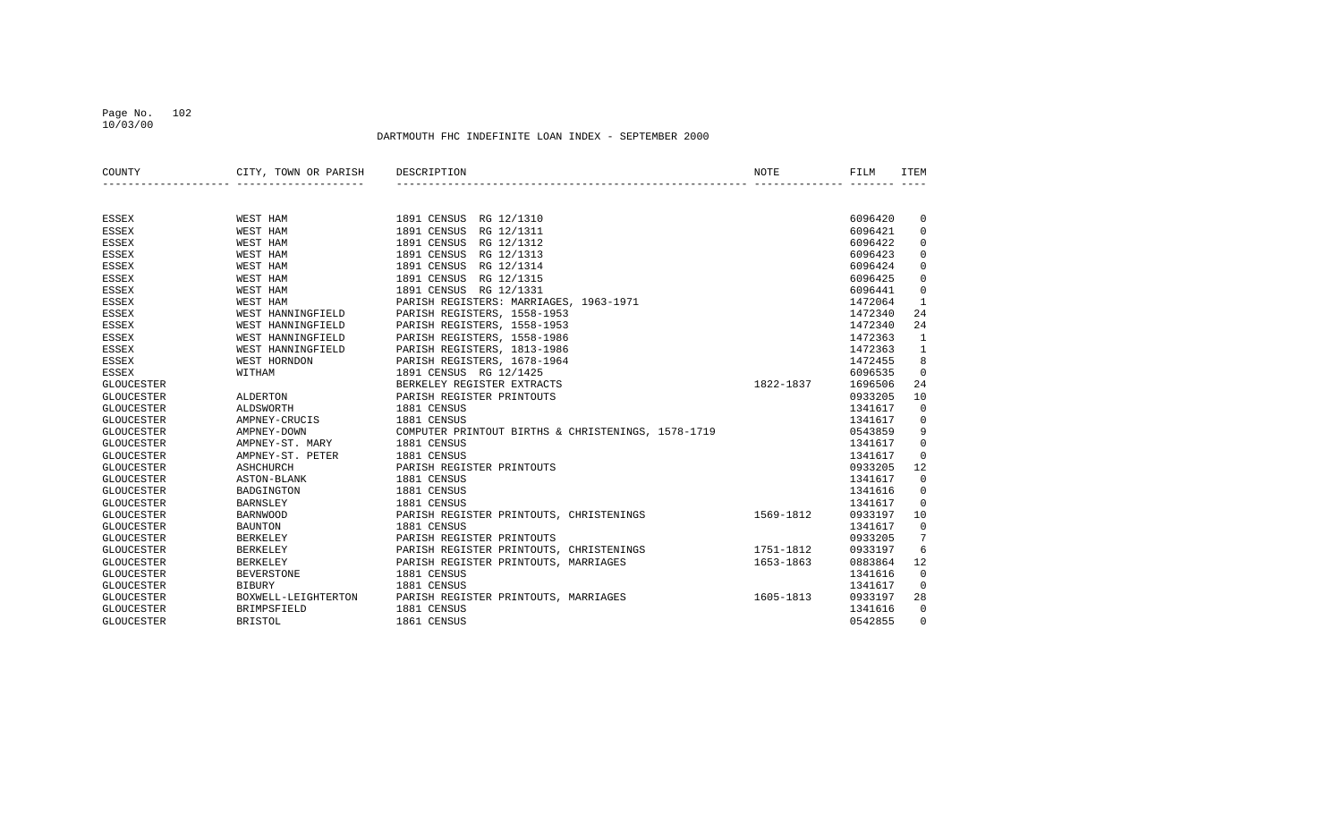DARTMOUTH FHC INDEFINITE LOAN INDEX - SEPTEMBER 2000

| COUNTY | CITY, TOWN OR PARISH | DESCRIPTION | NOTE | FILM | ITEM |
|---|---|---|---|---|---|
| ESSEX | WEST HAM | 1891 CENSUS RG 12/1310 | | 6096420 | 0 |
| ESSEX | WEST HAM | 1891 CENSUS RG 12/1311 | | 6096421 | 0 |
| ESSEX | WEST HAM | 1891 CENSUS RG 12/1312 | | 6096422 | 0 |
| ESSEX | WEST HAM | 1891 CENSUS RG 12/1313 | | 6096423 | 0 |
| ESSEX | WEST HAM | 1891 CENSUS RG 12/1314 | | 6096424 | 0 |
| ESSEX | WEST HAM | 1891 CENSUS RG 12/1315 | | 6096425 | 0 |
| ESSEX | WEST HAM | 1891 CENSUS RG 12/1331 | | 6096441 | 0 |
| ESSEX | WEST HAM | PARISH REGISTERS: MARRIAGES, 1963-1971 | | 1472064 | 1 |
| ESSEX | WEST HANNINGFIELD | PARISH REGISTERS, 1558-1953 | | 1472340 | 24 |
| ESSEX | WEST HANNINGFIELD | PARISH REGISTERS, 1558-1953 | | 1472340 | 24 |
| ESSEX | WEST HANNINGFIELD | PARISH REGISTERS, 1558-1986 | | 1472363 | 1 |
| ESSEX | WEST HANNINGFIELD | PARISH REGISTERS, 1813-1986 | | 1472363 | 1 |
| ESSEX | WEST HORNDON | PARISH REGISTERS, 1678-1964 | | 1472455 | 8 |
| ESSEX | WITHAM | 1891 CENSUS RG 12/1425 | | 6096535 | 0 |
| GLOUCESTER | | BERKELEY REGISTER EXTRACTS | 1822-1837 | 1696506 | 24 |
| GLOUCESTER | ALDERTON | PARISH REGISTER PRINTOUTS | | 0933205 | 10 |
| GLOUCESTER | ALDSWORTH | 1881 CENSUS | | 1341617 | 0 |
| GLOUCESTER | AMPNEY-CRUCIS | 1881 CENSUS | | 1341617 | 0 |
| GLOUCESTER | AMPNEY-DOWN | COMPUTER PRINTOUT BIRTHS & CHRISTENINGS, 1578-1719 | | 0543859 | 9 |
| GLOUCESTER | AMPNEY-ST. MARY | 1881 CENSUS | | 1341617 | 0 |
| GLOUCESTER | AMPNEY-ST. PETER | 1881 CENSUS | | 1341617 | 0 |
| GLOUCESTER | ASHCHURCH | PARISH REGISTER PRINTOUTS | | 0933205 | 12 |
| GLOUCESTER | ASTON-BLANK | 1881 CENSUS | | 1341617 | 0 |
| GLOUCESTER | BADGINGTON | 1881 CENSUS | | 1341616 | 0 |
| GLOUCESTER | BARNSLEY | 1881 CENSUS | | 1341617 | 0 |
| GLOUCESTER | BARNWOOD | PARISH REGISTER PRINTOUTS, CHRISTENINGS | 1569-1812 | 0933197 | 10 |
| GLOUCESTER | BAUNTON | 1881 CENSUS | | 1341617 | 0 |
| GLOUCESTER | BERKELEY | PARISH REGISTER PRINTOUTS | | 0933205 | 7 |
| GLOUCESTER | BERKELEY | PARISH REGISTER PRINTOUTS, CHRISTENINGS | 1751-1812 | 0933197 | 6 |
| GLOUCESTER | BERKELEY | PARISH REGISTER PRINTOUTS, MARRIAGES | 1653-1863 | 0883864 | 12 |
| GLOUCESTER | BEVERSTONE | 1881 CENSUS | | 1341616 | 0 |
| GLOUCESTER | BIBURY | 1881 CENSUS | | 1341617 | 0 |
| GLOUCESTER | BOXWELL-LEIGHTERTON | PARISH REGISTER PRINTOUTS, MARRIAGES | 1605-1813 | 0933197 | 28 |
| GLOUCESTER | BRIMPSFIELD | 1881 CENSUS | | 1341616 | 0 |
| GLOUCESTER | BRISTOL | 1861 CENSUS | | 0542855 | 0 |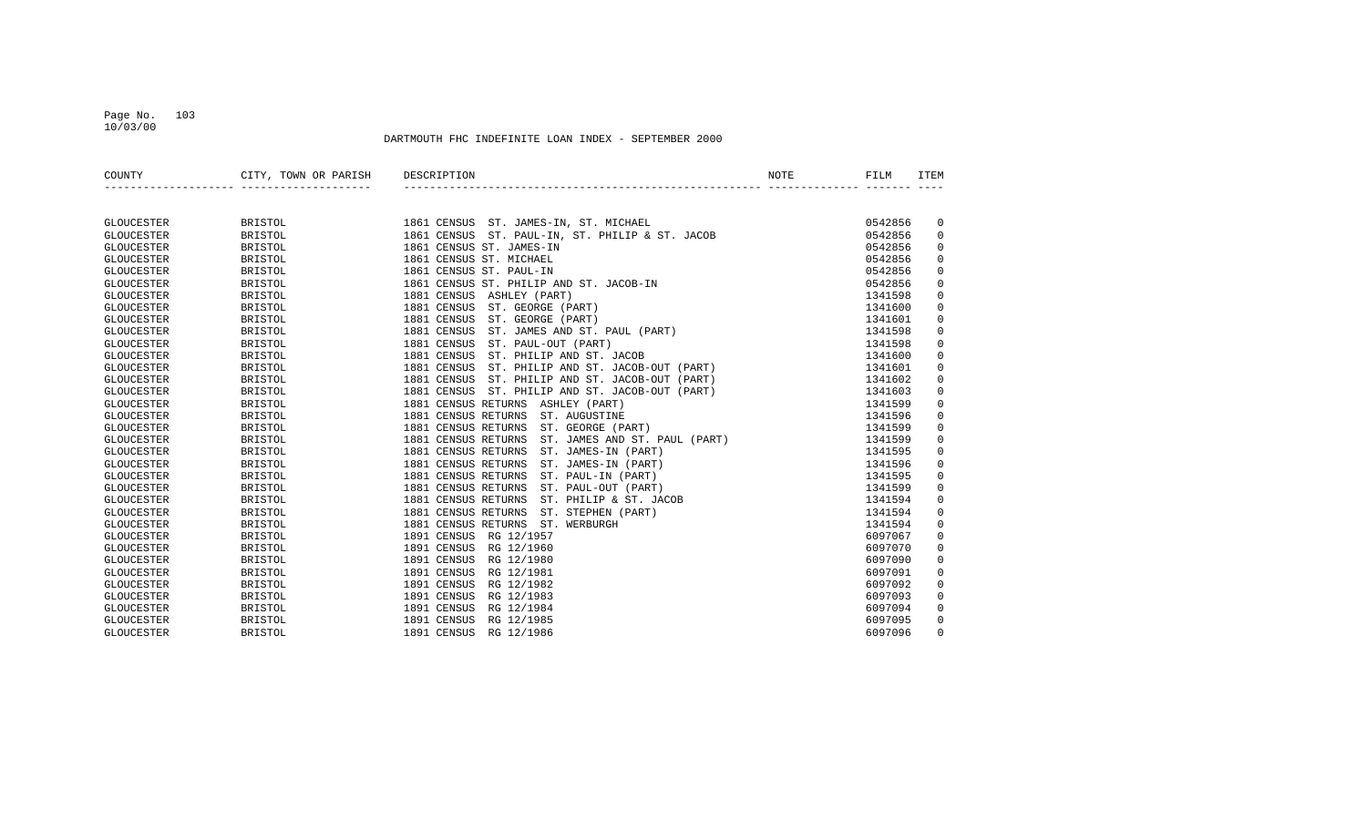DARTMOUTH FHC INDEFINITE LOAN INDEX - SEPTEMBER 2000

| COUNTY | CITY, TOWN OR PARISH | DESCRIPTION | NOTE | FILM | ITEM |
|---|---|---|---|---|---|
| GLOUCESTER | BRISTOL | 1861 CENSUS ST. JAMES-IN, ST. MICHAEL | | 0542856 | 0 |
| GLOUCESTER | BRISTOL | 1861 CENSUS ST. PAUL-IN, ST. PHILIP & ST. JACOB | | 0542856 | 0 |
| GLOUCESTER | BRISTOL | 1861 CENSUS ST. JAMES-IN | | 0542856 | 0 |
| GLOUCESTER | BRISTOL | 1861 CENSUS ST. MICHAEL | | 0542856 | 0 |
| GLOUCESTER | BRISTOL | 1861 CENSUS ST. PAUL-IN | | 0542856 | 0 |
| GLOUCESTER | BRISTOL | 1861 CENSUS ST. PHILIP AND ST. JACOB-IN | | 0542856 | 0 |
| GLOUCESTER | BRISTOL | 1881 CENSUS ASHLEY (PART) | | 1341598 | 0 |
| GLOUCESTER | BRISTOL | 1881 CENSUS ST. GEORGE (PART) | | 1341600 | 0 |
| GLOUCESTER | BRISTOL | 1881 CENSUS ST. GEORGE (PART) | | 1341601 | 0 |
| GLOUCESTER | BRISTOL | 1881 CENSUS ST. JAMES AND ST. PAUL (PART) | | 1341598 | 0 |
| GLOUCESTER | BRISTOL | 1881 CENSUS ST. PAUL-OUT (PART) | | 1341598 | 0 |
| GLOUCESTER | BRISTOL | 1881 CENSUS ST. PHILIP AND ST. JACOB | | 1341600 | 0 |
| GLOUCESTER | BRISTOL | 1881 CENSUS ST. PHILIP AND ST. JACOB-OUT (PART) | | 1341601 | 0 |
| GLOUCESTER | BRISTOL | 1881 CENSUS ST. PHILIP AND ST. JACOB-OUT (PART) | | 1341602 | 0 |
| GLOUCESTER | BRISTOL | 1881 CENSUS ST. PHILIP AND ST. JACOB-OUT (PART) | | 1341603 | 0 |
| GLOUCESTER | BRISTOL | 1881 CENSUS RETURNS ASHLEY (PART) | | 1341599 | 0 |
| GLOUCESTER | BRISTOL | 1881 CENSUS RETURNS ST. AUGUSTINE | | 1341596 | 0 |
| GLOUCESTER | BRISTOL | 1881 CENSUS RETURNS ST. GEORGE (PART) | | 1341599 | 0 |
| GLOUCESTER | BRISTOL | 1881 CENSUS RETURNS ST. JAMES AND ST. PAUL (PART) | | 1341599 | 0 |
| GLOUCESTER | BRISTOL | 1881 CENSUS RETURNS ST. JAMES-IN (PART) | | 1341595 | 0 |
| GLOUCESTER | BRISTOL | 1881 CENSUS RETURNS ST. JAMES-IN (PART) | | 1341596 | 0 |
| GLOUCESTER | BRISTOL | 1881 CENSUS RETURNS ST. PAUL-IN (PART) | | 1341595 | 0 |
| GLOUCESTER | BRISTOL | 1881 CENSUS RETURNS ST. PAUL-OUT (PART) | | 1341599 | 0 |
| GLOUCESTER | BRISTOL | 1881 CENSUS RETURNS ST. PHILIP & ST. JACOB | | 1341594 | 0 |
| GLOUCESTER | BRISTOL | 1881 CENSUS RETURNS ST. STEPHEN (PART) | | 1341594 | 0 |
| GLOUCESTER | BRISTOL | 1881 CENSUS RETURNS ST. WERBURGH | | 1341594 | 0 |
| GLOUCESTER | BRISTOL | 1891 CENSUS RG 12/1957 | | 6097067 | 0 |
| GLOUCESTER | BRISTOL | 1891 CENSUS RG 12/1960 | | 6097070 | 0 |
| GLOUCESTER | BRISTOL | 1891 CENSUS RG 12/1980 | | 6097090 | 0 |
| GLOUCESTER | BRISTOL | 1891 CENSUS RG 12/1981 | | 6097091 | 0 |
| GLOUCESTER | BRISTOL | 1891 CENSUS RG 12/1982 | | 6097092 | 0 |
| GLOUCESTER | BRISTOL | 1891 CENSUS RG 12/1983 | | 6097093 | 0 |
| GLOUCESTER | BRISTOL | 1891 CENSUS RG 12/1984 | | 6097094 | 0 |
| GLOUCESTER | BRISTOL | 1891 CENSUS RG 12/1985 | | 6097095 | 0 |
| GLOUCESTER | BRISTOL | 1891 CENSUS RG 12/1986 | | 6097096 | 0 |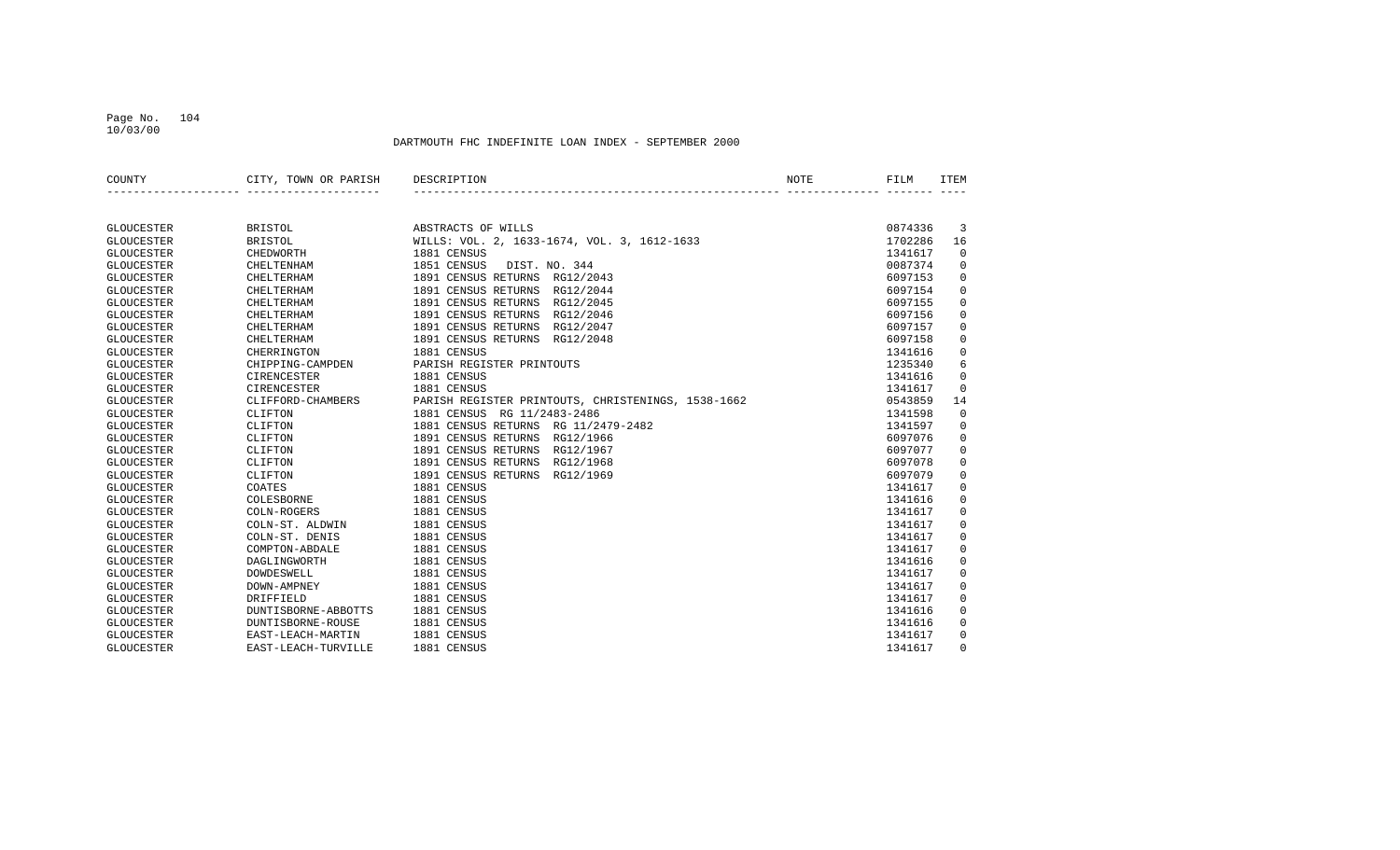DARTMOUTH FHC INDEFINITE LOAN INDEX - SEPTEMBER 2000

| COUNTY | CITY, TOWN OR PARISH | DESCRIPTION | NOTE | FILM | ITEM |
|---|---|---|---|---|---|
| GLOUCESTER | BRISTOL | ABSTRACTS OF WILLS | | 0874336 | 3 |
| GLOUCESTER | BRISTOL | WILLS: VOL. 2, 1633-1674, VOL. 3, 1612-1633 | | 1702286 | 16 |
| GLOUCESTER | CHEDWORTH | 1881 CENSUS | | 1341617 | 0 |
| GLOUCESTER | CHELTENHAM | 1851 CENSUS DIST. NO. 344 | | 0087374 | 0 |
| GLOUCESTER | CHELTERHAM | 1891 CENSUS RETURNS RG12/2043 | | 6097153 | 0 |
| GLOUCESTER | CHELTERHAM | 1891 CENSUS RETURNS RG12/2044 | | 6097154 | 0 |
| GLOUCESTER | CHELTERHAM | 1891 CENSUS RETURNS RG12/2045 | | 6097155 | 0 |
| GLOUCESTER | CHELTERHAM | 1891 CENSUS RETURNS RG12/2046 | | 6097156 | 0 |
| GLOUCESTER | CHELTERHAM | 1891 CENSUS RETURNS RG12/2047 | | 6097157 | 0 |
| GLOUCESTER | CHELTERHAM | 1891 CENSUS RETURNS RG12/2048 | | 6097158 | 0 |
| GLOUCESTER | CHERRINGTON | 1881 CENSUS | | 1341616 | 0 |
| GLOUCESTER | CHIPPING-CAMPDEN | PARISH REGISTER PRINTOUTS | | 1235340 | 6 |
| GLOUCESTER | CIRENCESTER | 1881 CENSUS | | 1341616 | 0 |
| GLOUCESTER | CIRENCESTER | 1881 CENSUS | | 1341617 | 0 |
| GLOUCESTER | CLIFFORD-CHAMBERS | PARISH REGISTER PRINTOUTS, CHRISTENINGS, 1538-1662 | | 0543859 | 14 |
| GLOUCESTER | CLIFTON | 1881 CENSUS RG 11/2483-2486 | | 1341598 | 0 |
| GLOUCESTER | CLIFTON | 1881 CENSUS RETURNS RG 11/2479-2482 | | 1341597 | 0 |
| GLOUCESTER | CLIFTON | 1891 CENSUS RETURNS RG12/1966 | | 6097076 | 0 |
| GLOUCESTER | CLIFTON | 1891 CENSUS RETURNS RG12/1967 | | 6097077 | 0 |
| GLOUCESTER | CLIFTON | 1891 CENSUS RETURNS RG12/1968 | | 6097078 | 0 |
| GLOUCESTER | CLIFTON | 1891 CENSUS RETURNS RG12/1969 | | 6097079 | 0 |
| GLOUCESTER | COATES | 1881 CENSUS | | 1341617 | 0 |
| GLOUCESTER | COLESBORNE | 1881 CENSUS | | 1341616 | 0 |
| GLOUCESTER | COLN-ROGERS | 1881 CENSUS | | 1341617 | 0 |
| GLOUCESTER | COLN-ST. ALDWIN | 1881 CENSUS | | 1341617 | 0 |
| GLOUCESTER | COLN-ST. DENIS | 1881 CENSUS | | 1341617 | 0 |
| GLOUCESTER | COMPTON-ABDALE | 1881 CENSUS | | 1341617 | 0 |
| GLOUCESTER | DAGLINGWORTH | 1881 CENSUS | | 1341616 | 0 |
| GLOUCESTER | DOWDESWELL | 1881 CENSUS | | 1341617 | 0 |
| GLOUCESTER | DOWN-AMPNEY | 1881 CENSUS | | 1341617 | 0 |
| GLOUCESTER | DRIFFIELD | 1881 CENSUS | | 1341617 | 0 |
| GLOUCESTER | DUNTISBORNE-ABBOTTS | 1881 CENSUS | | 1341616 | 0 |
| GLOUCESTER | DUNTISBORNE-ROUSE | 1881 CENSUS | | 1341616 | 0 |
| GLOUCESTER | EAST-LEACH-MARTIN | 1881 CENSUS | | 1341617 | 0 |
| GLOUCESTER | EAST-LEACH-TURVILLE | 1881 CENSUS | | 1341617 | 0 |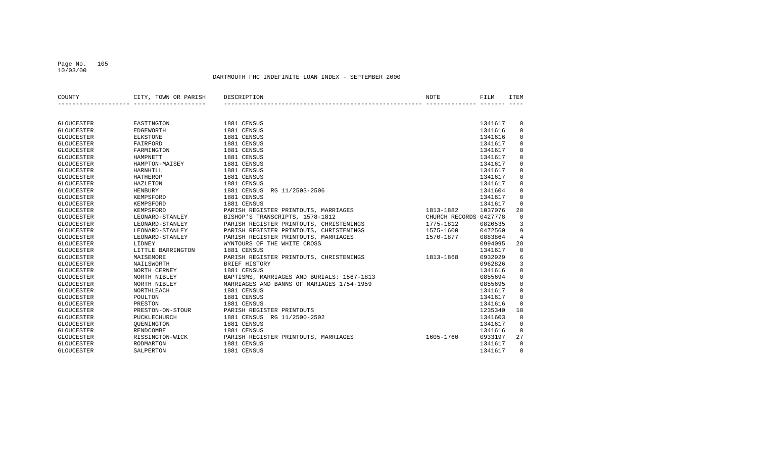DARTMOUTH FHC INDEFINITE LOAN INDEX - SEPTEMBER 2000

| COUNTY | CITY, TOWN OR PARISH | DESCRIPTION | NOTE | FILM | ITEM |
|---|---|---|---|---|---|
| GLOUCESTER | EASTINGTON | 1881 CENSUS | | 1341617 | 0 |
| GLOUCESTER | EDGEWORTH | 1881 CENSUS | | 1341616 | 0 |
| GLOUCESTER | ELKSTONE | 1881 CENSUS | | 1341616 | 0 |
| GLOUCESTER | FAIRFORD | 1881 CENSUS | | 1341617 | 0 |
| GLOUCESTER | FARMINGTON | 1881 CENSUS | | 1341617 | 0 |
| GLOUCESTER | HAMPNETT | 1881 CENSUS | | 1341617 | 0 |
| GLOUCESTER | HAMPTON-MAISEY | 1881 CENSUS | | 1341617 | 0 |
| GLOUCESTER | HARNHILL | 1881 CENSUS | | 1341617 | 0 |
| GLOUCESTER | HATHEROP | 1881 CENSUS | | 1341617 | 0 |
| GLOUCESTER | HAZLETON | 1881 CENSUS | | 1341617 | 0 |
| GLOUCESTER | HENBURY | 1881 CENSUS RG 11/2503-2506 | | 1341604 | 0 |
| GLOUCESTER | KEMPSFORD | 1881 CENSUS | | 1341617 | 0 |
| GLOUCESTER | KEMPSFORD | 1881 CENSUS | | 1341617 | 0 |
| GLOUCESTER | KEMPSFORD | PARISH REGISTER PRINTOUTS, MARRIAGES | 1813-1882 | 1037076 | 20 |
| GLOUCESTER | LEONARD-STANLEY | BISHOP'S TRANSCRIPTS, 1578-1812 | CHURCH RECORDS | 0427778 | 0 |
| GLOUCESTER | LEONARD-STANLEY | PARISH REGISTER PRINTOUTS, CHRISTENINGS | 1775-1812 | 0820535 | 3 |
| GLOUCESTER | LEONARD-STANLEY | PARISH REGISTER PRINTOUTS, CHRISTENINGS | 1575-1600 | 0472560 | 9 |
| GLOUCESTER | LEONARD-STANLEY | PARISH REGISTER PRINTOUTS, MARRIAGES | 1570-1877 | 0883864 | 4 |
| GLOUCESTER | LIDNEY | WYNTOURS OF THE WHITE CROSS | | 0994095 | 28 |
| GLOUCESTER | LITTLE BARRINGTON | 1881 CENSUS | | 1341617 | 0 |
| GLOUCESTER | MAISEMORE | PARISH REGISTER PRINTOUTS, CHRISTENINGS | 1813-1868 | 0932929 | 6 |
| GLOUCESTER | NAILSWORTH | BRIEF HISTORY | | 0962826 | 3 |
| GLOUCESTER | NORTH CERNEY | 1881 CENSUS | | 1341616 | 0 |
| GLOUCESTER | NORTH NIBLEY | BAPTISMS, MARRIAGES AND BURIALS: 1567-1813 | | 0855694 | 0 |
| GLOUCESTER | NORTH NIBLEY | MARRIAGES AND BANNS OF MARIAGES 1754-1959 | | 0855695 | 0 |
| GLOUCESTER | NORTHLEACH | 1881 CENSUS | | 1341617 | 0 |
| GLOUCESTER | POULTON | 1881 CENSUS | | 1341617 | 0 |
| GLOUCESTER | PRESTON | 1881 CENSUS | | 1341616 | 0 |
| GLOUCESTER | PRESTON-ON-STOUR | PARISH REGISTER PRINTOUTS | | 1235340 | 10 |
| GLOUCESTER | PUCKLECHURCH | 1881 CENSUS RG 11/2500-2502 | | 1341603 | 0 |
| GLOUCESTER | QUENINGTON | 1881 CENSUS | | 1341617 | 0 |
| GLOUCESTER | RENDCOMBE | 1881 CENSUS | | 1341616 | 0 |
| GLOUCESTER | RISSINGTON-WICK | PARISH REGISTER PRINTOUTS, MARRIAGES | 1605-1760 | 0933197 | 27 |
| GLOUCESTER | RODMARTON | 1881 CENSUS | | 1341617 | 0 |
| GLOUCESTER | SALPERTON | 1881 CENSUS | | 1341617 | 0 |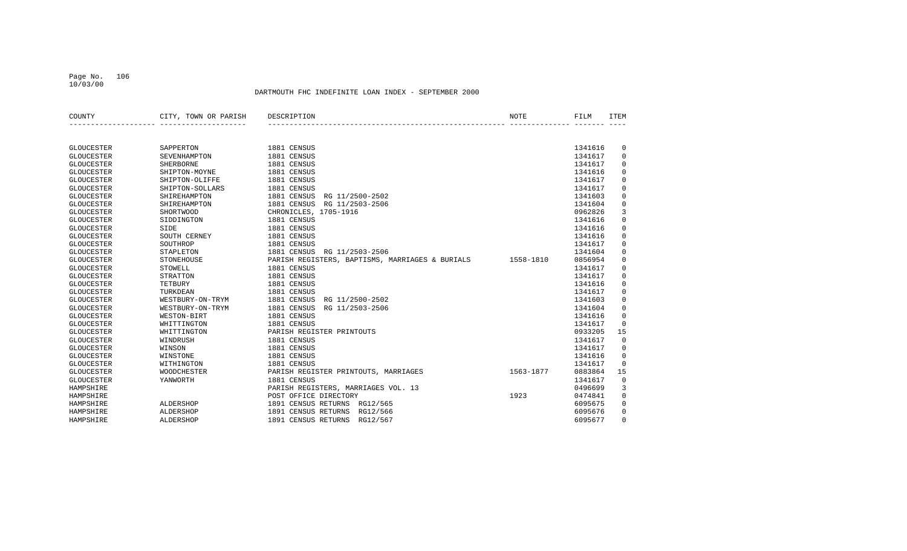DARTMOUTH FHC INDEFINITE LOAN INDEX - SEPTEMBER 2000

| COUNTY | CITY, TOWN OR PARISH | DESCRIPTION | NOTE | FILM | ITEM |
|---|---|---|---|---|---|
| GLOUCESTER | SAPPERTON | 1881 CENSUS | | 1341616 | 0 |
| GLOUCESTER | SEVENHAMPTON | 1881 CENSUS | | 1341617 | 0 |
| GLOUCESTER | SHERBORNE | 1881 CENSUS | | 1341617 | 0 |
| GLOUCESTER | SHIPTON-MOYNE | 1881 CENSUS | | 1341616 | 0 |
| GLOUCESTER | SHIPTON-OLIFFE | 1881 CENSUS | | 1341617 | 0 |
| GLOUCESTER | SHIPTON-SOLLARS | 1881 CENSUS | | 1341617 | 0 |
| GLOUCESTER | SHIREHAMPTON | 1881 CENSUS RG 11/2500-2502 | | 1341603 | 0 |
| GLOUCESTER | SHIREHAMPTON | 1881 CENSUS RG 11/2503-2506 | | 1341604 | 0 |
| GLOUCESTER | SHORTWOOD | CHRONICLES, 1705-1916 | | 0962826 | 3 |
| GLOUCESTER | SIDDINGTON | 1881 CENSUS | | 1341616 | 0 |
| GLOUCESTER | SIDE | 1881 CENSUS | | 1341616 | 0 |
| GLOUCESTER | SOUTH CERNEY | 1881 CENSUS | | 1341616 | 0 |
| GLOUCESTER | SOUTHROP | 1881 CENSUS | | 1341617 | 0 |
| GLOUCESTER | STAPLETON | 1881 CENSUS RG 11/2503-2506 | | 1341604 | 0 |
| GLOUCESTER | STONEHOUSE | PARISH REGISTERS, BAPTISMS, MARRIAGES & BURIALS | 1558-1810 | 0856954 | 0 |
| GLOUCESTER | STOWELL | 1881 CENSUS | | 1341617 | 0 |
| GLOUCESTER | STRATTON | 1881 CENSUS | | 1341617 | 0 |
| GLOUCESTER | TETBURY | 1881 CENSUS | | 1341616 | 0 |
| GLOUCESTER | TURKDEAN | 1881 CENSUS | | 1341617 | 0 |
| GLOUCESTER | WESTBURY-ON-TRYM | 1881 CENSUS RG 11/2500-2502 | | 1341603 | 0 |
| GLOUCESTER | WESTBURY-ON-TRYM | 1881 CENSUS RG 11/2503-2506 | | 1341604 | 0 |
| GLOUCESTER | WESTON-BIRT | 1881 CENSUS | | 1341616 | 0 |
| GLOUCESTER | WHITTINGTON | 1881 CENSUS | | 1341617 | 0 |
| GLOUCESTER | WHITTINGTON | PARISH REGISTER PRINTOUTS | | 0933205 | 15 |
| GLOUCESTER | WINDRUSH | 1881 CENSUS | | 1341617 | 0 |
| GLOUCESTER | WINSON | 1881 CENSUS | | 1341617 | 0 |
| GLOUCESTER | WINSTONE | 1881 CENSUS | | 1341616 | 0 |
| GLOUCESTER | WITHINGTON | 1881 CENSUS | | 1341617 | 0 |
| GLOUCESTER | WOODCHESTER | PARISH REGISTER PRINTOUTS, MARRIAGES | 1563-1877 | 0883864 | 15 |
| GLOUCESTER | YANWORTH | 1881 CENSUS | | 1341617 | 0 |
| HAMPSHIRE | | PARISH REGISTERS, MARRIAGES VOL. 13 | | 0496699 | 3 |
| HAMPSHIRE | | POST OFFICE DIRECTORY | 1923 | 0474841 | 0 |
| HAMPSHIRE | ALDERSHOP | 1891 CENSUS RETURNS RG12/565 | | 6095675 | 0 |
| HAMPSHIRE | ALDERSHOP | 1891 CENSUS RETURNS RG12/566 | | 6095676 | 0 |
| HAMPSHIRE | ALDERSHOP | 1891 CENSUS RETURNS RG12/567 | | 6095677 | 0 |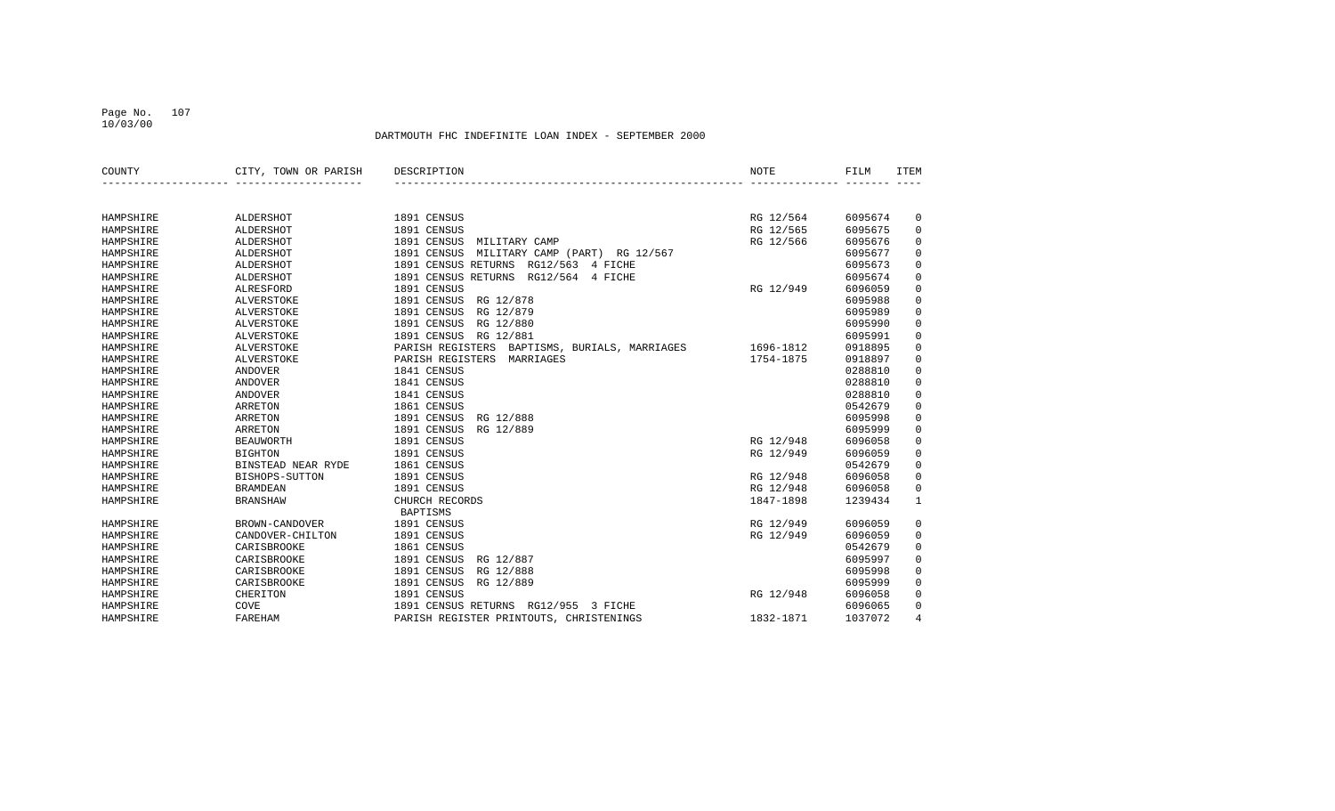# DARTMOUTH FHC INDEFINITE LOAN INDEX - SEPTEMBER 2000

| COUNTY | CITY, TOWN OR PARISH | DESCRIPTION | NOTE | FILM | ITEM |
|---|---|---|---|---|---|
| HAMPSHIRE | ALDERSHOT | 1891 CENSUS | RG 12/564 | 6095674 | 0 |
| HAMPSHIRE | ALDERSHOT | 1891 CENSUS | RG 12/565 | 6095675 | 0 |
| HAMPSHIRE | ALDERSHOT | 1891 CENSUS MILITARY CAMP | RG 12/566 | 6095676 | 0 |
| HAMPSHIRE | ALDERSHOT | 1891 CENSUS MILITARY CAMP (PART) RG 12/567 | | 6095677 | 0 |
| HAMPSHIRE | ALDERSHOT | 1891 CENSUS RETURNS RG12/563 4 FICHE | | 6095673 | 0 |
| HAMPSHIRE | ALDERSHOT | 1891 CENSUS RETURNS RG12/564 4 FICHE | | 6095674 | 0 |
| HAMPSHIRE | ALRESFORD | 1891 CENSUS | RG 12/949 | 6096059 | 0 |
| HAMPSHIRE | ALVERSTOKE | 1891 CENSUS RG 12/878 | | 6095988 | 0 |
| HAMPSHIRE | ALVERSTOKE | 1891 CENSUS RG 12/879 | | 6095989 | 0 |
| HAMPSHIRE | ALVERSTOKE | 1891 CENSUS RG 12/880 | | 6095990 | 0 |
| HAMPSHIRE | ALVERSTOKE | 1891 CENSUS RG 12/881 | | 6095991 | 0 |
| HAMPSHIRE | ALVERSTOKE | PARISH REGISTERS BAPTISMS, BURIALS, MARRIAGES | 1696-1812 | 0918895 | 0 |
| HAMPSHIRE | ALVERSTOKE | PARISH REGISTERS MARRIAGES | 1754-1875 | 0918897 | 0 |
| HAMPSHIRE | ANDOVER | 1841 CENSUS | | 0288810 | 0 |
| HAMPSHIRE | ANDOVER | 1841 CENSUS | | 0288810 | 0 |
| HAMPSHIRE | ANDOVER | 1841 CENSUS | | 0288810 | 0 |
| HAMPSHIRE | ARRETON | 1861 CENSUS | | 0542679 | 0 |
| HAMPSHIRE | ARRETON | 1891 CENSUS RG 12/888 | | 6095998 | 0 |
| HAMPSHIRE | ARRETON | 1891 CENSUS RG 12/889 | | 6095999 | 0 |
| HAMPSHIRE | BEAUWORTH | 1891 CENSUS | RG 12/948 | 6096058 | 0 |
| HAMPSHIRE | BIGHTON | 1891 CENSUS | RG 12/949 | 6096059 | 0 |
| HAMPSHIRE | BINSTEAD NEAR RYDE | 1861 CENSUS | | 0542679 | 0 |
| HAMPSHIRE | BISHOPS-SUTTON | 1891 CENSUS | RG 12/948 | 6096058 | 0 |
| HAMPSHIRE | BRAMDEAN | 1891 CENSUS | RG 12/948 | 6096058 | 0 |
| HAMPSHIRE | BRANSHAW | CHURCH RECORDS BAPTISMS | 1847-1898 | 1239434 | 1 |
| HAMPSHIRE | BROWN-CANDOVER | 1891 CENSUS | RG 12/949 | 6096059 | 0 |
| HAMPSHIRE | CANDOVER-CHILTON | 1891 CENSUS | RG 12/949 | 6096059 | 0 |
| HAMPSHIRE | CARISBROOKE | 1861 CENSUS | | 0542679 | 0 |
| HAMPSHIRE | CARISBROOKE | 1891 CENSUS RG 12/887 | | 6095997 | 0 |
| HAMPSHIRE | CARISBROOKE | 1891 CENSUS RG 12/888 | | 6095998 | 0 |
| HAMPSHIRE | CARISBROOKE | 1891 CENSUS RG 12/889 | | 6095999 | 0 |
| HAMPSHIRE | CHERITON | 1891 CENSUS | RG 12/948 | 6096058 | 0 |
| HAMPSHIRE | COVE | 1891 CENSUS RETURNS RG12/955 3 FICHE | | 6096065 | 0 |
| HAMPSHIRE | FAREHAM | PARISH REGISTER PRINTOUTS, CHRISTENINGS | 1832-1871 | 1037072 | 4 |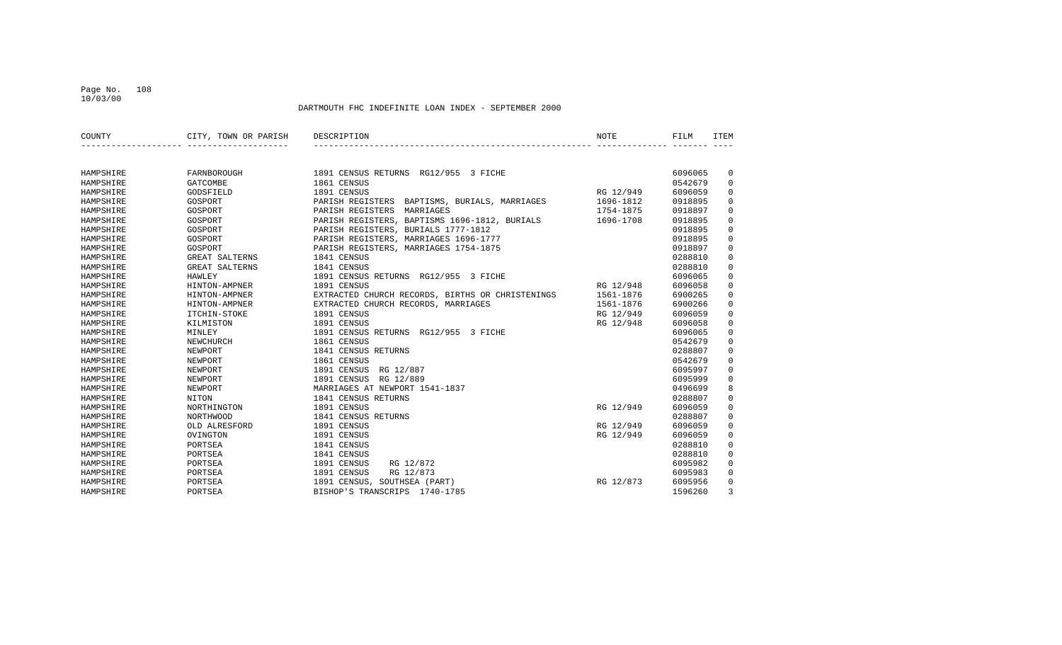DARTMOUTH FHC INDEFINITE LOAN INDEX - SEPTEMBER 2000

| COUNTY | CITY, TOWN OR PARISH | DESCRIPTION | NOTE | FILM | ITEM |
|---|---|---|---|---|---|
| HAMPSHIRE | FARNBOROUGH | 1891 CENSUS RETURNS RG12/955 3 FICHE | | 6096065 | 0 |
| HAMPSHIRE | GATCOMBE | 1861 CENSUS | | 0542679 | 0 |
| HAMPSHIRE | GODSFIELD | 1891 CENSUS | RG 12/949 | 6096059 | 0 |
| HAMPSHIRE | GOSPORT | PARISH REGISTERS BAPTISMS, BURIALS, MARRIAGES | 1696-1812 | 0918895 | 0 |
| HAMPSHIRE | GOSPORT | PARISH REGISTERS MARRIAGES | 1754-1875 | 0918897 | 0 |
| HAMPSHIRE | GOSPORT | PARISH REGISTERS, BAPTISMS 1696-1812, BURIALS | 1696-1708 | 0918895 | 0 |
| HAMPSHIRE | GOSPORT | PARISH REGISTERS, BURIALS 1777-1812 | | 0918895 | 0 |
| HAMPSHIRE | GOSPORT | PARISH REGISTERS, MARRIAGES 1696-1777 | | 0918895 | 0 |
| HAMPSHIRE | GOSPORT | PARISH REGISTERS, MARRIAGES 1754-1875 | | 0918897 | 0 |
| HAMPSHIRE | GREAT SALTERNS | 1841 CENSUS | | 0288810 | 0 |
| HAMPSHIRE | GREAT SALTERNS | 1841 CENSUS | | 0288810 | 0 |
| HAMPSHIRE | HAWLEY | 1891 CENSUS RETURNS RG12/955 3 FICHE | | 6096065 | 0 |
| HAMPSHIRE | HINTON-AMPNER | 1891 CENSUS | RG 12/948 | 6096058 | 0 |
| HAMPSHIRE | HINTON-AMPNER | EXTRACTED CHURCH RECORDS, BIRTHS OR CHRISTENINGS | 1561-1876 | 6900265 | 0 |
| HAMPSHIRE | HINTON-AMPNER | EXTRACTED CHURCH RECORDS, MARRIAGES | 1561-1876 | 6900266 | 0 |
| HAMPSHIRE | ITCHIN-STOKE | 1891 CENSUS | RG 12/949 | 6096059 | 0 |
| HAMPSHIRE | KILMISTON | 1891 CENSUS | RG 12/948 | 6096058 | 0 |
| HAMPSHIRE | MINLEY | 1891 CENSUS RETURNS RG12/955 3 FICHE | | 6096065 | 0 |
| HAMPSHIRE | NEWCHURCH | 1861 CENSUS | | 0542679 | 0 |
| HAMPSHIRE | NEWPORT | 1841 CENSUS RETURNS | | 0288807 | 0 |
| HAMPSHIRE | NEWPORT | 1861 CENSUS | | 0542679 | 0 |
| HAMPSHIRE | NEWPORT | 1891 CENSUS RG 12/887 | | 6095997 | 0 |
| HAMPSHIRE | NEWPORT | 1891 CENSUS RG 12/889 | | 6095999 | 0 |
| HAMPSHIRE | NEWPORT | MARRIAGES AT NEWPORT 1541-1837 | | 0496699 | 8 |
| HAMPSHIRE | NITON | 1841 CENSUS RETURNS | | 0288807 | 0 |
| HAMPSHIRE | NORTHINGTON | 1891 CENSUS | RG 12/949 | 6096059 | 0 |
| HAMPSHIRE | NORTHWOOD | 1841 CENSUS RETURNS | | 0288807 | 0 |
| HAMPSHIRE | OLD ALRESFORD | 1891 CENSUS | RG 12/949 | 6096059 | 0 |
| HAMPSHIRE | OVINGTON | 1891 CENSUS | RG 12/949 | 6096059 | 0 |
| HAMPSHIRE | PORTSEA | 1841 CENSUS | | 0288810 | 0 |
| HAMPSHIRE | PORTSEA | 1841 CENSUS | | 0288810 | 0 |
| HAMPSHIRE | PORTSEA | 1891 CENSUS RG 12/872 | | 6095982 | 0 |
| HAMPSHIRE | PORTSEA | 1891 CENSUS RG 12/873 | | 6095983 | 0 |
| HAMPSHIRE | PORTSEA | 1891 CENSUS, SOUTHSEA (PART) | RG 12/873 | 6095956 | 0 |
| HAMPSHIRE | PORTSEA | BISHOP'S TRANSCRIPS 1740-1785 | | 1596260 | 3 |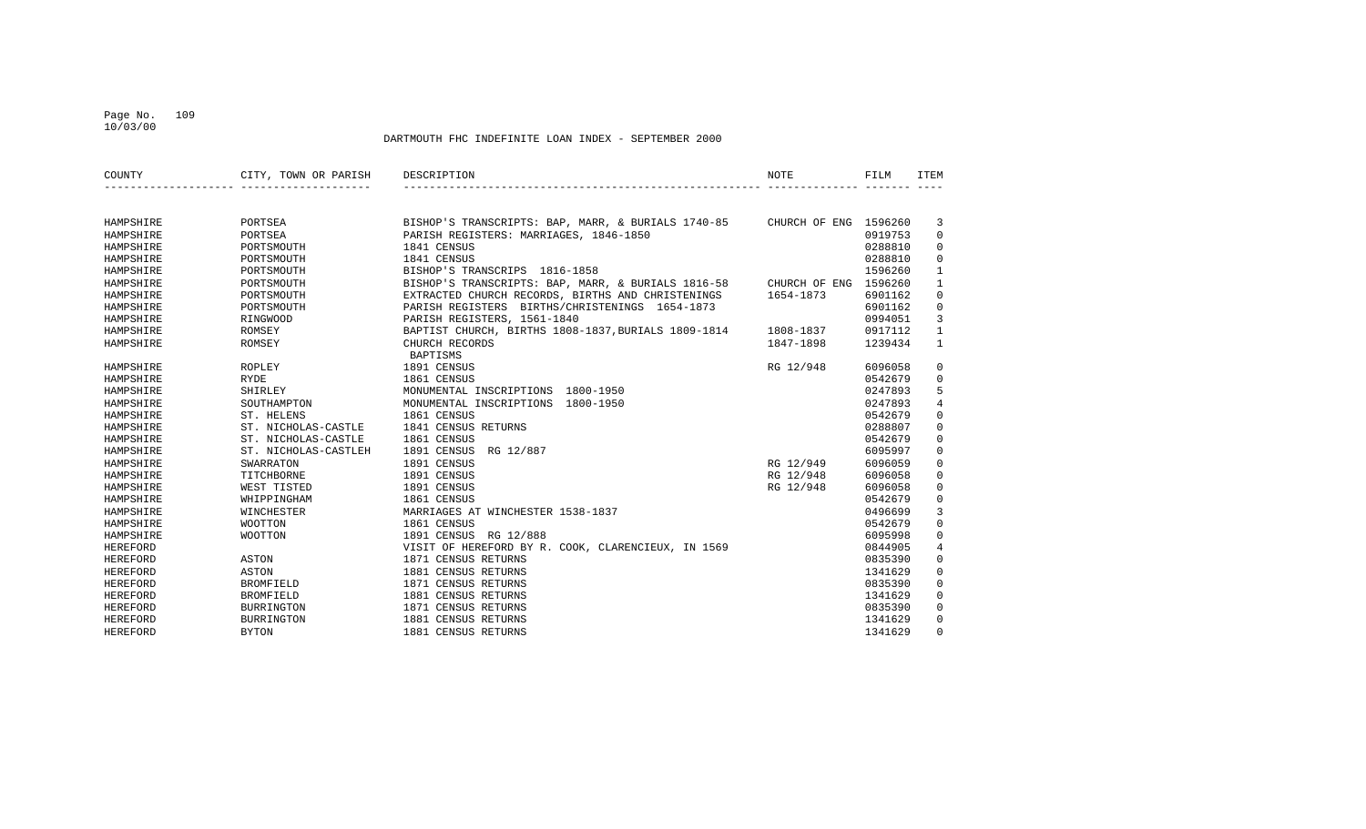# DARTMOUTH FHC INDEFINITE LOAN INDEX - SEPTEMBER 2000

| COUNTY | CITY, TOWN OR PARISH | DESCRIPTION | NOTE | FILM | ITEM |
|---|---|---|---|---|---|
| HAMPSHIRE | PORTSEA | BISHOP'S TRANSCRIPTS: BAP, MARR, & BURIALS 1740-85 | CHURCH OF ENG | 1596260 | 3 |
| HAMPSHIRE | PORTSEA | PARISH REGISTERS: MARRIAGES, 1846-1850 | | 0919753 | 0 |
| HAMPSHIRE | PORTSMOUTH | 1841 CENSUS | | 0288810 | 0 |
| HAMPSHIRE | PORTSMOUTH | 1841 CENSUS | | 0288810 | 0 |
| HAMPSHIRE | PORTSMOUTH | BISHOP'S TRANSCRIPS 1816-1858 | | 1596260 | 1 |
| HAMPSHIRE | PORTSMOUTH | BISHOP'S TRANSCRIPTS: BAP, MARR, & BURIALS 1816-58 | CHURCH OF ENG | 1596260 | 1 |
| HAMPSHIRE | PORTSMOUTH | EXTRACTED CHURCH RECORDS, BIRTHS AND CHRISTENINGS | 1654-1873 | 6901162 | 0 |
| HAMPSHIRE | PORTSMOUTH | PARISH REGISTERS BIRTHS/CHRISTENINGS 1654-1873 | | 6901162 | 0 |
| HAMPSHIRE | RINGWOOD | PARISH REGISTERS, 1561-1840 | | 0994051 | 3 |
| HAMPSHIRE | ROMSEY | BAPTIST CHURCH, BIRTHS 1808-1837,BURIALS 1809-1814 | 1808-1837 | 0917112 | 1 |
| HAMPSHIRE | ROMSEY | CHURCH RECORDS BAPTISMS | 1847-1898 | 1239434 | 1 |
| HAMPSHIRE | ROPLEY | 1891 CENSUS | RG 12/948 | 6096058 | 0 |
| HAMPSHIRE | RYDE | 1861 CENSUS | | 0542679 | 0 |
| HAMPSHIRE | SHIRLEY | MONUMENTAL INSCRIPTIONS 1800-1950 | | 0247893 | 5 |
| HAMPSHIRE | SOUTHAMPTON | MONUMENTAL INSCRIPTIONS 1800-1950 | | 0247893 | 4 |
| HAMPSHIRE | ST. HELENS | 1861 CENSUS | | 0542679 | 0 |
| HAMPSHIRE | ST. NICHOLAS-CASTLE | 1841 CENSUS RETURNS | | 0288807 | 0 |
| HAMPSHIRE | ST. NICHOLAS-CASTLE | 1861 CENSUS | | 0542679 | 0 |
| HAMPSHIRE | ST. NICHOLAS-CASTLEH | 1891 CENSUS RG 12/887 | | 6095997 | 0 |
| HAMPSHIRE | SWARRATON | 1891 CENSUS | RG 12/949 | 6096059 | 0 |
| HAMPSHIRE | TITCHBORNE | 1891 CENSUS | RG 12/948 | 6096058 | 0 |
| HAMPSHIRE | WEST TISTED | 1891 CENSUS | RG 12/948 | 6096058 | 0 |
| HAMPSHIRE | WHIPPINGHAM | 1861 CENSUS | | 0542679 | 0 |
| HAMPSHIRE | WINCHESTER | MARRIAGES AT WINCHESTER 1538-1837 | | 0496699 | 3 |
| HAMPSHIRE | WOOTTON | 1861 CENSUS | | 0542679 | 0 |
| HAMPSHIRE | WOOTTON | 1891 CENSUS RG 12/888 | | 6095998 | 0 |
| HEREFORD | | VISIT OF HEREFORD BY R. COOK, CLARENCIEUX, IN 1569 | | 0844905 | 4 |
| HEREFORD | ASTON | 1871 CENSUS RETURNS | | 0835390 | 0 |
| HEREFORD | ASTON | 1881 CENSUS RETURNS | | 1341629 | 0 |
| HEREFORD | BROMFIELD | 1871 CENSUS RETURNS | | 0835390 | 0 |
| HEREFORD | BROMFIELD | 1881 CENSUS RETURNS | | 1341629 | 0 |
| HEREFORD | BURRINGTON | 1871 CENSUS RETURNS | | 0835390 | 0 |
| HEREFORD | BURRINGTON | 1881 CENSUS RETURNS | | 1341629 | 0 |
| HEREFORD | BYTON | 1881 CENSUS RETURNS | | 1341629 | 0 |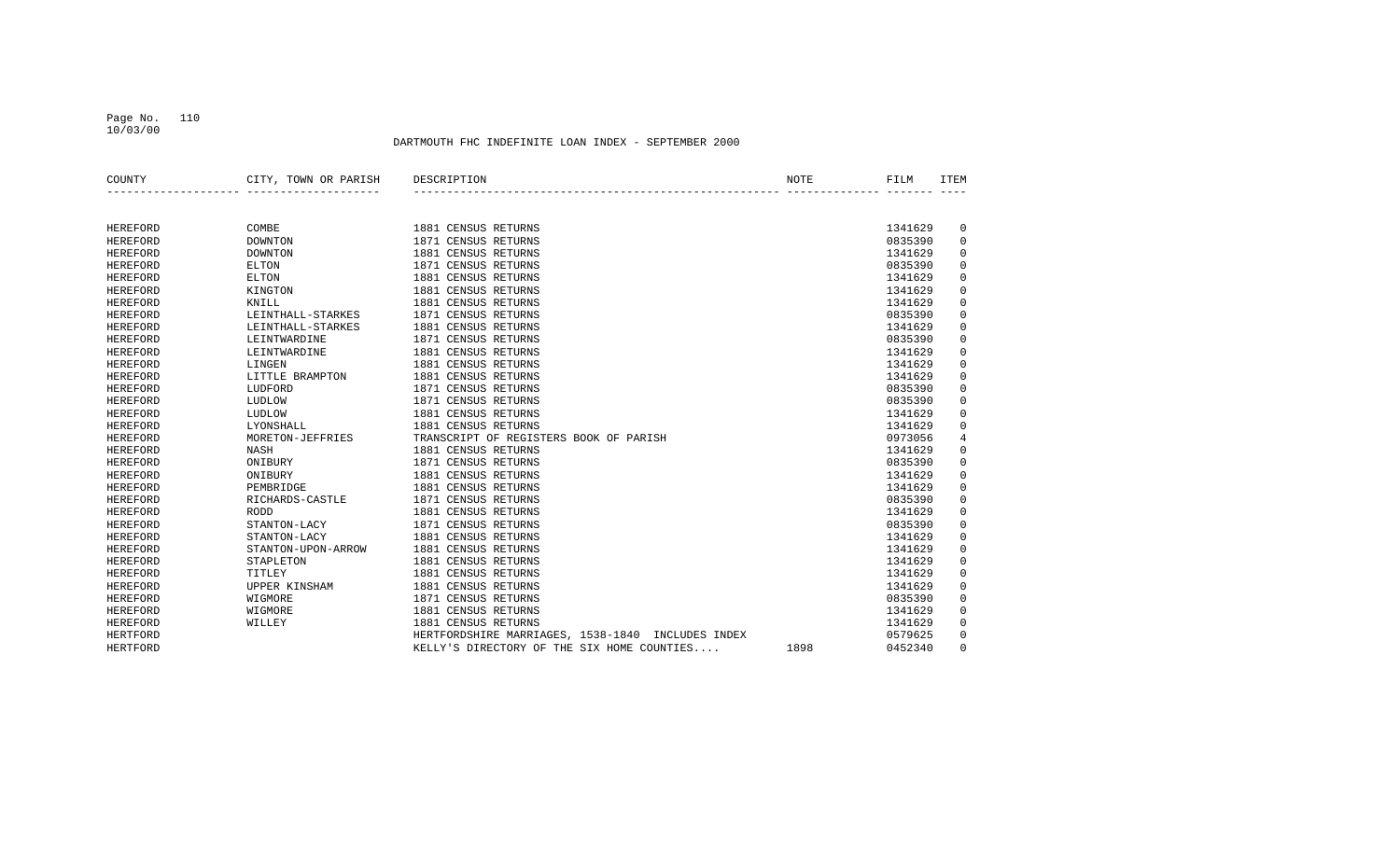DARTMOUTH FHC INDEFINITE LOAN INDEX - SEPTEMBER 2000

| COUNTY | CITY, TOWN OR PARISH | DESCRIPTION | NOTE | FILM | ITEM |
|---|---|---|---|---|---|
| HEREFORD | COMBE | 1881 CENSUS RETURNS | | 1341629 | 0 |
| HEREFORD | DOWNTON | 1871 CENSUS RETURNS | | 0835390 | 0 |
| HEREFORD | DOWNTON | 1881 CENSUS RETURNS | | 1341629 | 0 |
| HEREFORD | ELTON | 1871 CENSUS RETURNS | | 0835390 | 0 |
| HEREFORD | ELTON | 1881 CENSUS RETURNS | | 1341629 | 0 |
| HEREFORD | KINGTON | 1881 CENSUS RETURNS | | 1341629 | 0 |
| HEREFORD | KNILL | 1881 CENSUS RETURNS | | 1341629 | 0 |
| HEREFORD | LEINTHALL-STARKES | 1871 CENSUS RETURNS | | 0835390 | 0 |
| HEREFORD | LEINTHALL-STARKES | 1881 CENSUS RETURNS | | 1341629 | 0 |
| HEREFORD | LEINTWARDINE | 1871 CENSUS RETURNS | | 0835390 | 0 |
| HEREFORD | LEINTWARDINE | 1881 CENSUS RETURNS | | 1341629 | 0 |
| HEREFORD | LINGEN | 1881 CENSUS RETURNS | | 1341629 | 0 |
| HEREFORD | LITTLE BRAMPTON | 1881 CENSUS RETURNS | | 1341629 | 0 |
| HEREFORD | LUDFORD | 1871 CENSUS RETURNS | | 0835390 | 0 |
| HEREFORD | LUDLOW | 1871 CENSUS RETURNS | | 0835390 | 0 |
| HEREFORD | LUDLOW | 1881 CENSUS RETURNS | | 1341629 | 0 |
| HEREFORD | LYONSHALL | 1881 CENSUS RETURNS | | 1341629 | 0 |
| HEREFORD | MORETON-JEFFRIES | TRANSCRIPT OF REGISTERS BOOK OF PARISH | | 0973056 | 4 |
| HEREFORD | NASH | 1881 CENSUS RETURNS | | 1341629 | 0 |
| HEREFORD | ONIBURY | 1871 CENSUS RETURNS | | 0835390 | 0 |
| HEREFORD | ONIBURY | 1881 CENSUS RETURNS | | 1341629 | 0 |
| HEREFORD | PEMBRIDGE | 1881 CENSUS RETURNS | | 1341629 | 0 |
| HEREFORD | RICHARDS-CASTLE | 1871 CENSUS RETURNS | | 0835390 | 0 |
| HEREFORD | RODD | 1881 CENSUS RETURNS | | 1341629 | 0 |
| HEREFORD | STANTON-LACY | 1871 CENSUS RETURNS | | 0835390 | 0 |
| HEREFORD | STANTON-LACY | 1881 CENSUS RETURNS | | 1341629 | 0 |
| HEREFORD | STANTON-UPON-ARROW | 1881 CENSUS RETURNS | | 1341629 | 0 |
| HEREFORD | STAPLETON | 1881 CENSUS RETURNS | | 1341629 | 0 |
| HEREFORD | TITLEY | 1881 CENSUS RETURNS | | 1341629 | 0 |
| HEREFORD | UPPER KINSHAM | 1881 CENSUS RETURNS | | 1341629 | 0 |
| HEREFORD | WIGMORE | 1871 CENSUS RETURNS | | 0835390 | 0 |
| HEREFORD | WIGMORE | 1881 CENSUS RETURNS | | 1341629 | 0 |
| HEREFORD | WILLEY | 1881 CENSUS RETURNS | | 1341629 | 0 |
| HERTFORD | | HERTFORDSHIRE MARRIAGES, 1538-1840 INCLUDES INDEX | | 0579625 | 0 |
| HERTFORD | | KELLY'S DIRECTORY OF THE SIX HOME COUNTIES.... | 1898 | 0452340 | 0 |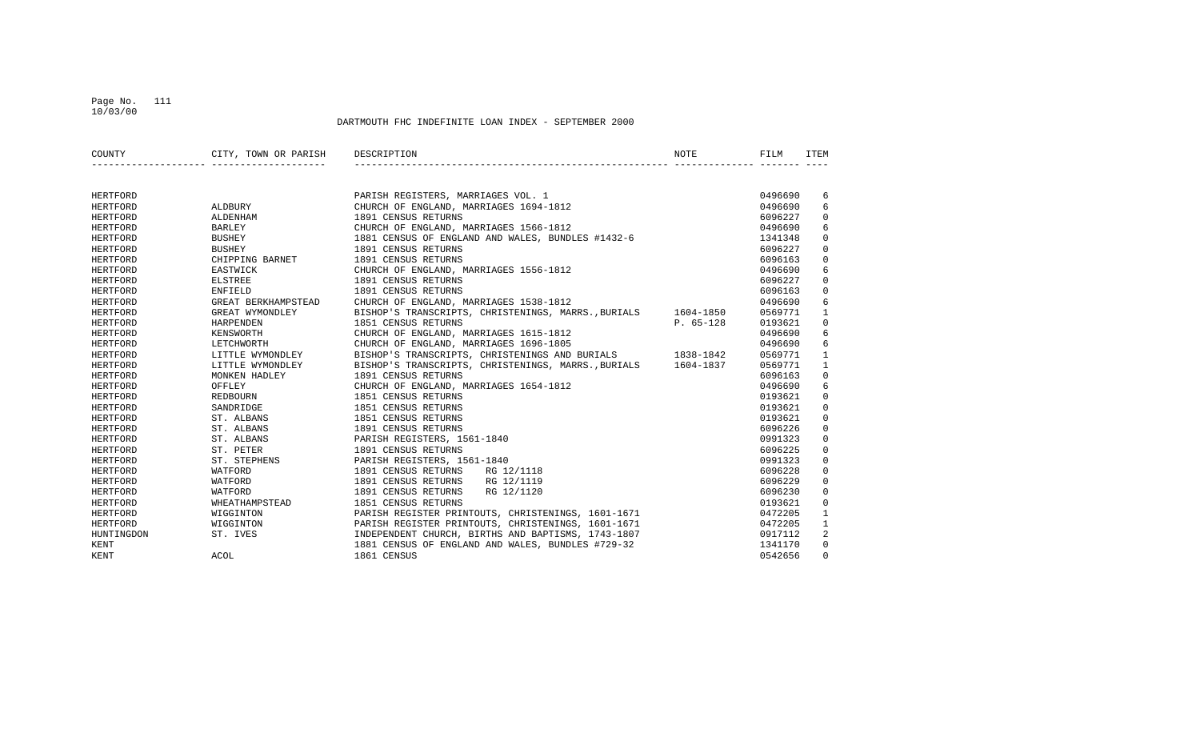DARTMOUTH FHC INDEFINITE LOAN INDEX - SEPTEMBER 2000

| COUNTY | CITY, TOWN OR PARISH | DESCRIPTION | NOTE | FILM | ITEM |
|---|---|---|---|---|---|
| HERTFORD | | PARISH REGISTERS, MARRIAGES VOL. 1 | | 0496690 | 6 |
| HERTFORD | ALDBURY | CHURCH OF ENGLAND, MARRIAGES 1694-1812 | | 0496690 | 6 |
| HERTFORD | ALDENHAM | 1891 CENSUS RETURNS | | 6096227 | 0 |
| HERTFORD | BARLEY | CHURCH OF ENGLAND, MARRIAGES 1566-1812 | | 0496690 | 6 |
| HERTFORD | BUSHEY | 1881 CENSUS OF ENGLAND AND WALES, BUNDLES #1432-6 | | 1341348 | 0 |
| HERTFORD | BUSHEY | 1891 CENSUS RETURNS | | 6096227 | 0 |
| HERTFORD | CHIPPING BARNET | 1891 CENSUS RETURNS | | 6096163 | 0 |
| HERTFORD | EASTWICK | CHURCH OF ENGLAND, MARRIAGES 1556-1812 | | 0496690 | 6 |
| HERTFORD | ELSTREE | 1891 CENSUS RETURNS | | 6096227 | 0 |
| HERTFORD | ENFIELD | 1891 CENSUS RETURNS | | 6096163 | 0 |
| HERTFORD | GREAT BERKHAMPSTEAD | CHURCH OF ENGLAND, MARRIAGES 1538-1812 | | 0496690 | 6 |
| HERTFORD | GREAT WYMONDLEY | BISHOP'S TRANSCRIPTS, CHRISTENINGS, MARRS.,BURIALS | 1604-1850 | 0569771 | 1 |
| HERTFORD | HARPENDEN | 1851 CENSUS RETURNS | P. 65-128 | 0193621 | 0 |
| HERTFORD | KENSWORTH | CHURCH OF ENGLAND, MARRIAGES 1615-1812 | | 0496690 | 6 |
| HERTFORD | LETCHWORTH | CHURCH OF ENGLAND, MARRIAGES 1696-1805 | | 0496690 | 6 |
| HERTFORD | LITTLE WYMONDLEY | BISHOP'S TRANSCRIPTS, CHRISTENINGS AND BURIALS | 1838-1842 | 0569771 | 1 |
| HERTFORD | LITTLE WYMONDLEY | BISHOP'S TRANSCRIPTS, CHRISTENINGS, MARRS.,BURIALS | 1604-1837 | 0569771 | 1 |
| HERTFORD | MONKEN HADLEY | 1891 CENSUS RETURNS | | 6096163 | 0 |
| HERTFORD | OFFLEY | CHURCH OF ENGLAND, MARRIAGES 1654-1812 | | 0496690 | 6 |
| HERTFORD | REDBOURN | 1851 CENSUS RETURNS | | 0193621 | 0 |
| HERTFORD | SANDRIDGE | 1851 CENSUS RETURNS | | 0193621 | 0 |
| HERTFORD | ST. ALBANS | 1851 CENSUS RETURNS | | 0193621 | 0 |
| HERTFORD | ST. ALBANS | 1891 CENSUS RETURNS | | 6096226 | 0 |
| HERTFORD | ST. ALBANS | PARISH REGISTERS, 1561-1840 | | 0991323 | 0 |
| HERTFORD | ST. PETER | 1891 CENSUS RETURNS | | 6096225 | 0 |
| HERTFORD | ST. STEPHENS | PARISH REGISTERS, 1561-1840 | | 0991323 | 0 |
| HERTFORD | WATFORD | 1891 CENSUS RETURNS RG 12/1118 | | 6096228 | 0 |
| HERTFORD | WATFORD | 1891 CENSUS RETURNS RG 12/1119 | | 6096229 | 0 |
| HERTFORD | WATFORD | 1891 CENSUS RETURNS RG 12/1120 | | 6096230 | 0 |
| HERTFORD | WHEATHAMPSTEAD | 1851 CENSUS RETURNS | | 0193621 | 0 |
| HERTFORD | WIGGINTON | PARISH REGISTER PRINTOUTS, CHRISTENINGS, 1601-1671 | | 0472205 | 1 |
| HERTFORD | WIGGINTON | PARISH REGISTER PRINTOUTS, CHRISTENINGS, 1601-1671 | | 0472205 | 1 |
| HUNTINGDON | ST. IVES | INDEPENDENT CHURCH, BIRTHS AND BAPTISMS, 1743-1807 | | 0917112 | 2 |
| KENT | | 1881 CENSUS OF ENGLAND AND WALES, BUNDLES #729-32 | | 1341170 | 0 |
| KENT | ACOL | 1861 CENSUS | | 0542656 | 0 |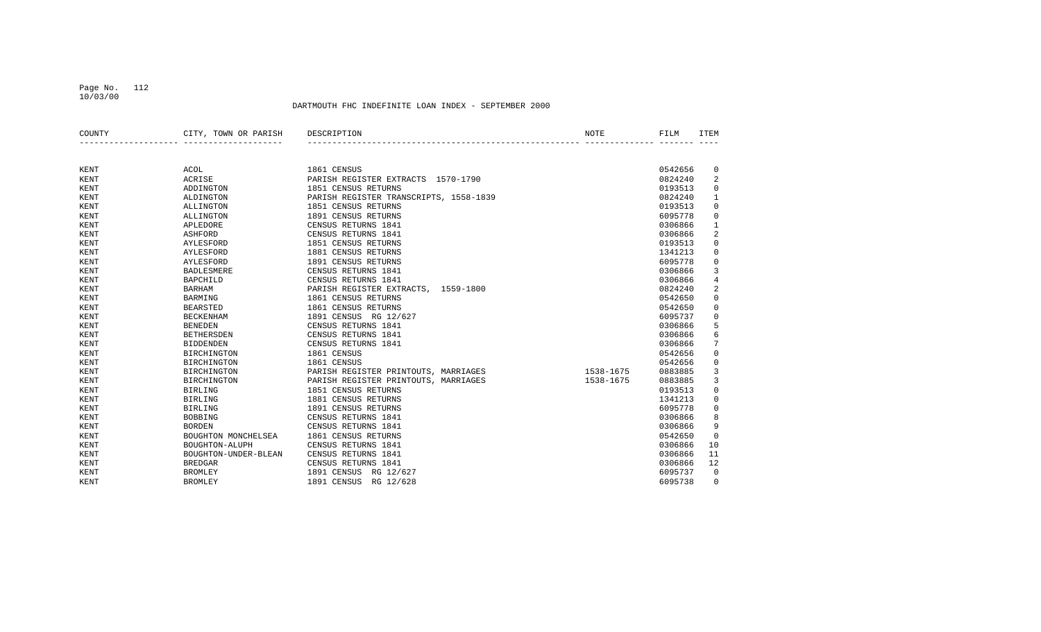DARTMOUTH FHC INDEFINITE LOAN INDEX - SEPTEMBER 2000

| COUNTY | CITY, TOWN OR PARISH | DESCRIPTION | NOTE | FILM | ITEM |
|---|---|---|---|---|---|
| KENT | ACOL | 1861 CENSUS | | 0542656 | 0 |
| KENT | ACRISE | PARISH REGISTER EXTRACTS 1570-1790 | | 0824240 | 2 |
| KENT | ADDINGTON | 1851 CENSUS RETURNS | | 0193513 | 0 |
| KENT | ALDINGTON | PARISH REGISTER TRANSCRIPTS, 1558-1839 | | 0824240 | 1 |
| KENT | ALLINGTON | 1851 CENSUS RETURNS | | 0193513 | 0 |
| KENT | ALLINGTON | 1891 CENSUS RETURNS | | 6095778 | 0 |
| KENT | APLEDORE | CENSUS RETURNS 1841 | | 0306866 | 1 |
| KENT | ASHFORD | CENSUS RETURNS 1841 | | 0306866 | 2 |
| KENT | AYLESFORD | 1851 CENSUS RETURNS | | 0193513 | 0 |
| KENT | AYLESFORD | 1881 CENSUS RETURNS | | 1341213 | 0 |
| KENT | AYLESFORD | 1891 CENSUS RETURNS | | 6095778 | 0 |
| KENT | BADLESMERE | CENSUS RETURNS 1841 | | 0306866 | 3 |
| KENT | BAPCHILD | CENSUS RETURNS 1841 | | 0306866 | 4 |
| KENT | BARHAM | PARISH REGISTER EXTRACTS, 1559-1800 | | 0824240 | 2 |
| KENT | BARMING | 1861 CENSUS RETURNS | | 0542650 | 0 |
| KENT | BEARSTED | 1861 CENSUS RETURNS | | 0542650 | 0 |
| KENT | BECKENHAM | 1891 CENSUS RG 12/627 | | 6095737 | 0 |
| KENT | BENEDEN | CENSUS RETURNS 1841 | | 0306866 | 5 |
| KENT | BETHERSDEN | CENSUS RETURNS 1841 | | 0306866 | 6 |
| KENT | BIDDENDEN | CENSUS RETURNS 1841 | | 0306866 | 7 |
| KENT | BIRCHINGTON | 1861 CENSUS | | 0542656 | 0 |
| KENT | BIRCHINGTON | 1861 CENSUS | | 0542656 | 0 |
| KENT | BIRCHINGTON | PARISH REGISTER PRINTOUTS, MARRIAGES | 1538-1675 | 0883885 | 3 |
| KENT | BIRCHINGTON | PARISH REGISTER PRINTOUTS, MARRIAGES | 1538-1675 | 0883885 | 3 |
| KENT | BIRLING | 1851 CENSUS RETURNS | | 0193513 | 0 |
| KENT | BIRLING | 1881 CENSUS RETURNS | | 1341213 | 0 |
| KENT | BIRLING | 1891 CENSUS RETURNS | | 6095778 | 0 |
| KENT | BOBBING | CENSUS RETURNS 1841 | | 0306866 | 8 |
| KENT | BORDEN | CENSUS RETURNS 1841 | | 0306866 | 9 |
| KENT | BOUGHTON MONCHELSEA | 1861 CENSUS RETURNS | | 0542650 | 0 |
| KENT | BOUGHTON-ALUPH | CENSUS RETURNS 1841 | | 0306866 | 10 |
| KENT | BOUGHTON-UNDER-BLEAN | CENSUS RETURNS 1841 | | 0306866 | 11 |
| KENT | BREDGAR | CENSUS RETURNS 1841 | | 0306866 | 12 |
| KENT | BROMLEY | 1891 CENSUS RG 12/627 | | 6095737 | 0 |
| KENT | BROMLEY | 1891 CENSUS RG 12/628 | | 6095738 | 0 |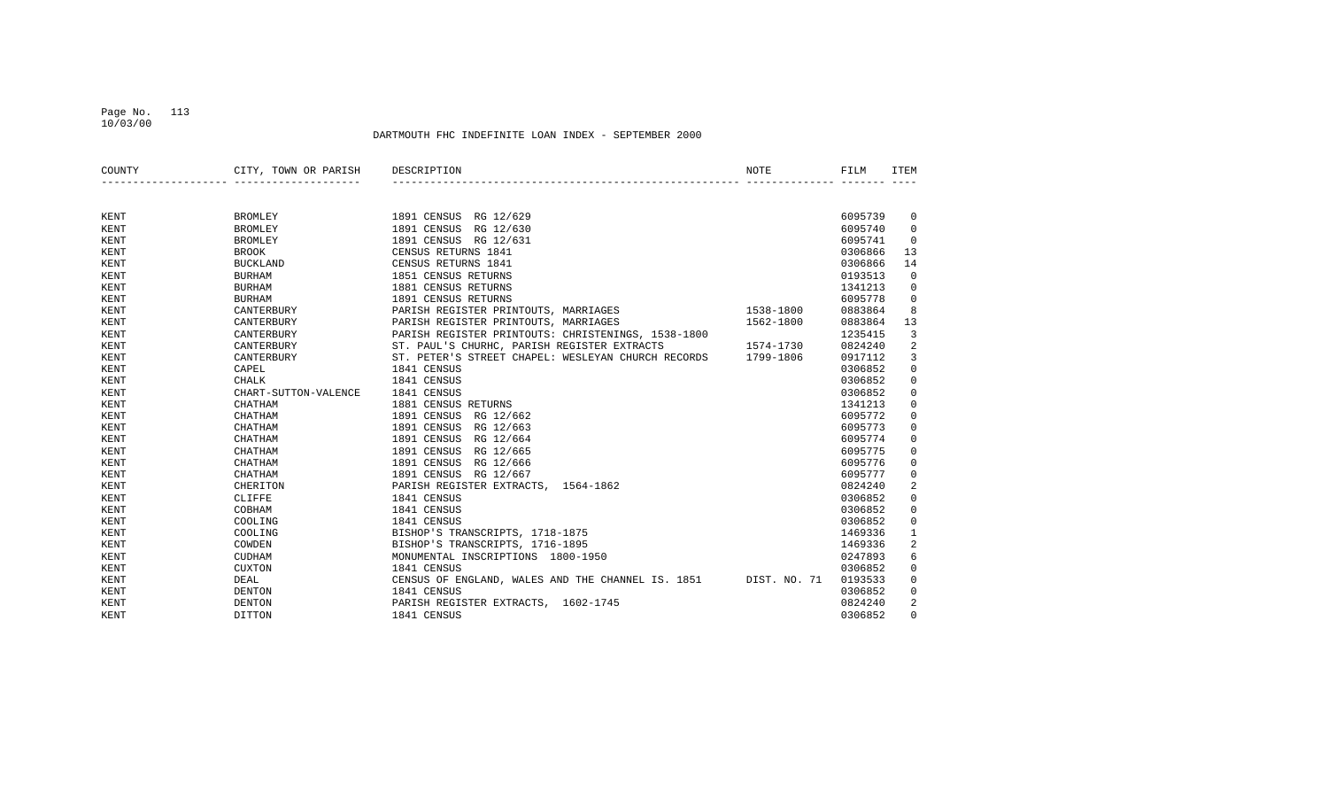DARTMOUTH FHC INDEFINITE LOAN INDEX - SEPTEMBER 2000

| COUNTY | CITY, TOWN OR PARISH | DESCRIPTION | NOTE | FILM | ITEM |
|---|---|---|---|---|---|
| KENT | BROMLEY | 1891 CENSUS RG 12/629 | | 6095739 | 0 |
| KENT | BROMLEY | 1891 CENSUS RG 12/630 | | 6095740 | 0 |
| KENT | BROMLEY | 1891 CENSUS RG 12/631 | | 6095741 | 0 |
| KENT | BROOK | CENSUS RETURNS 1841 | | 0306866 | 13 |
| KENT | BUCKLAND | CENSUS RETURNS 1841 | | 0306866 | 14 |
| KENT | BURHAM | 1851 CENSUS RETURNS | | 0193513 | 0 |
| KENT | BURHAM | 1881 CENSUS RETURNS | | 1341213 | 0 |
| KENT | BURHAM | 1891 CENSUS RETURNS | | 6095778 | 0 |
| KENT | CANTERBURY | PARISH REGISTER PRINTOUTS, MARRIAGES | 1538-1800 | 0883864 | 8 |
| KENT | CANTERBURY | PARISH REGISTER PRINTOUTS, MARRIAGES | 1562-1800 | 0883864 | 13 |
| KENT | CANTERBURY | PARISH REGISTER PRINTOUTS: CHRISTENINGS, 1538-1800 | | 1235415 | 3 |
| KENT | CANTERBURY | ST. PAUL'S CHURHC, PARISH REGISTER EXTRACTS | 1574-1730 | 0824240 | 2 |
| KENT | CANTERBURY | ST. PETER'S STREET CHAPEL: WESLEYAN CHURCH RECORDS | 1799-1806 | 0917112 | 3 |
| KENT | CAPEL | 1841 CENSUS | | 0306852 | 0 |
| KENT | CHALK | 1841 CENSUS | | 0306852 | 0 |
| KENT | CHART-SUTTON-VALENCE | 1841 CENSUS | | 0306852 | 0 |
| KENT | CHATHAM | 1881 CENSUS RETURNS | | 1341213 | 0 |
| KENT | CHATHAM | 1891 CENSUS RG 12/662 | | 6095772 | 0 |
| KENT | CHATHAM | 1891 CENSUS RG 12/663 | | 6095773 | 0 |
| KENT | CHATHAM | 1891 CENSUS RG 12/664 | | 6095774 | 0 |
| KENT | CHATHAM | 1891 CENSUS RG 12/665 | | 6095775 | 0 |
| KENT | CHATHAM | 1891 CENSUS RG 12/666 | | 6095776 | 0 |
| KENT | CHATHAM | 1891 CENSUS RG 12/667 | | 6095777 | 0 |
| KENT | CHERITON | PARISH REGISTER EXTRACTS, 1564-1862 | | 0824240 | 2 |
| KENT | CLIFFE | 1841 CENSUS | | 0306852 | 0 |
| KENT | COBHAM | 1841 CENSUS | | 0306852 | 0 |
| KENT | COOLING | 1841 CENSUS | | 0306852 | 0 |
| KENT | COOLING | BISHOP'S TRANSCRIPTS, 1718-1875 | | 1469336 | 1 |
| KENT | COWDEN | BISHOP'S TRANSCRIPTS, 1716-1895 | | 1469336 | 2 |
| KENT | CUDHAM | MONUMENTAL INSCRIPTIONS 1800-1950 | | 0247893 | 6 |
| KENT | CUXTON | 1841 CENSUS | | 0306852 | 0 |
| KENT | DEAL | CENSUS OF ENGLAND, WALES AND THE CHANNEL IS. 1851 | DIST. NO. 71 | 0193533 | 0 |
| KENT | DENTON | 1841 CENSUS | | 0306852 | 0 |
| KENT | DENTON | PARISH REGISTER EXTRACTS, 1602-1745 | | 0824240 | 2 |
| KENT | DITTON | 1841 CENSUS | | 0306852 | 0 |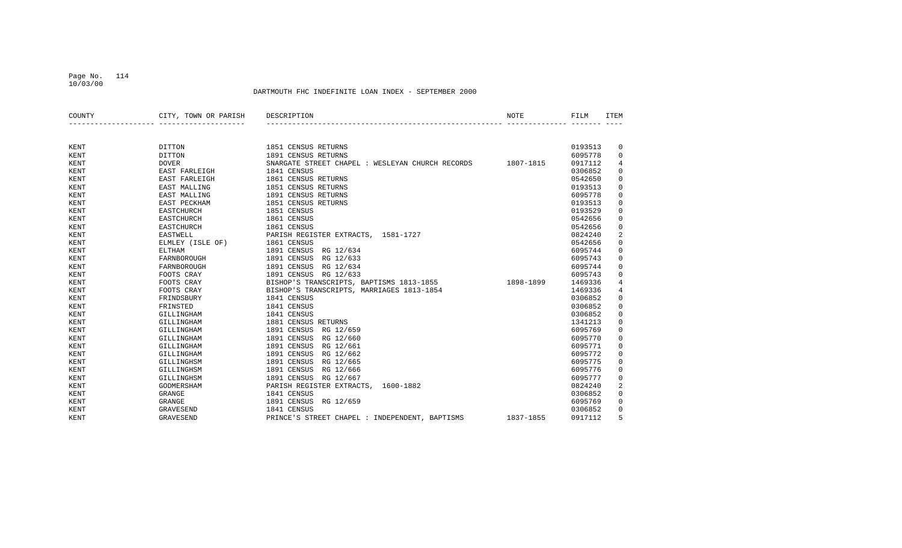DARTMOUTH FHC INDEFINITE LOAN INDEX - SEPTEMBER 2000

| COUNTY | CITY, TOWN OR PARISH | DESCRIPTION | NOTE | FILM | ITEM |
|---|---|---|---|---|---|
| KENT | DITTON | 1851 CENSUS RETURNS | | 0193513 | 0 |
| KENT | DITTON | 1891 CENSUS RETURNS | | 6095778 | 0 |
| KENT | DOVER | SNARGATE STREET CHAPEL : WESLEYAN CHURCH RECORDS | 1807-1815 | 0917112 | 4 |
| KENT | EAST FARLEIGH | 1841 CENSUS | | 0306852 | 0 |
| KENT | EAST FARLEIGH | 1861 CENSUS RETURNS | | 0542650 | 0 |
| KENT | EAST MALLING | 1851 CENSUS RETURNS | | 0193513 | 0 |
| KENT | EAST MALLING | 1891 CENSUS RETURNS | | 6095778 | 0 |
| KENT | EAST PECKHAM | 1851 CENSUS RETURNS | | 0193513 | 0 |
| KENT | EASTCHURCH | 1851 CENSUS | | 0193529 | 0 |
| KENT | EASTCHURCH | 1861 CENSUS | | 0542656 | 0 |
| KENT | EASTCHURCH | 1861 CENSUS | | 0542656 | 0 |
| KENT | EASTWELL | PARISH REGISTER EXTRACTS, 1581-1727 | | 0824240 | 2 |
| KENT | ELMLEY (ISLE OF) | 1861 CENSUS | | 0542656 | 0 |
| KENT | ELTHAM | 1891 CENSUS RG 12/634 | | 6095744 | 0 |
| KENT | FARNBOROUGH | 1891 CENSUS RG 12/633 | | 6095743 | 0 |
| KENT | FARNBOROUGH | 1891 CENSUS RG 12/634 | | 6095744 | 0 |
| KENT | FOOTS CRAY | 1891 CENSUS RG 12/633 | | 6095743 | 0 |
| KENT | FOOTS CRAY | BISHOP'S TRANSCRIPTS, BAPTISMS 1813-1855 | 1898-1899 | 1469336 | 4 |
| KENT | FOOTS CRAY | BISHOP'S TRANSCRIPTS, MARRIAGES 1813-1854 | | 1469336 | 4 |
| KENT | FRINDSBURY | 1841 CENSUS | | 0306852 | 0 |
| KENT | FRINSTED | 1841 CENSUS | | 0306852 | 0 |
| KENT | GILLINGHAM | 1841 CENSUS | | 0306852 | 0 |
| KENT | GILLINGHAM | 1881 CENSUS RETURNS | | 1341213 | 0 |
| KENT | GILLINGHAM | 1891 CENSUS RG 12/659 | | 6095769 | 0 |
| KENT | GILLINGHAM | 1891 CENSUS RG 12/660 | | 6095770 | 0 |
| KENT | GILLINGHAM | 1891 CENSUS RG 12/661 | | 6095771 | 0 |
| KENT | GILLINGHAM | 1891 CENSUS RG 12/662 | | 6095772 | 0 |
| KENT | GILLINGHSM | 1891 CENSUS RG 12/665 | | 6095775 | 0 |
| KENT | GILLINGHSM | 1891 CENSUS RG 12/666 | | 6095776 | 0 |
| KENT | GILLINGHSM | 1891 CENSUS RG 12/667 | | 6095777 | 0 |
| KENT | GODMERSHAM | PARISH REGISTER EXTRACTS, 1600-1882 | | 0824240 | 2 |
| KENT | GRANGE | 1841 CENSUS | | 0306852 | 0 |
| KENT | GRANGE | 1891 CENSUS RG 12/659 | | 6095769 | 0 |
| KENT | GRAVESEND | 1841 CENSUS | | 0306852 | 0 |
| KENT | GRAVESEND | PRINCE'S STREET CHAPEL : INDEPENDENT, BAPTISMS | 1837-1855 | 0917112 | 5 |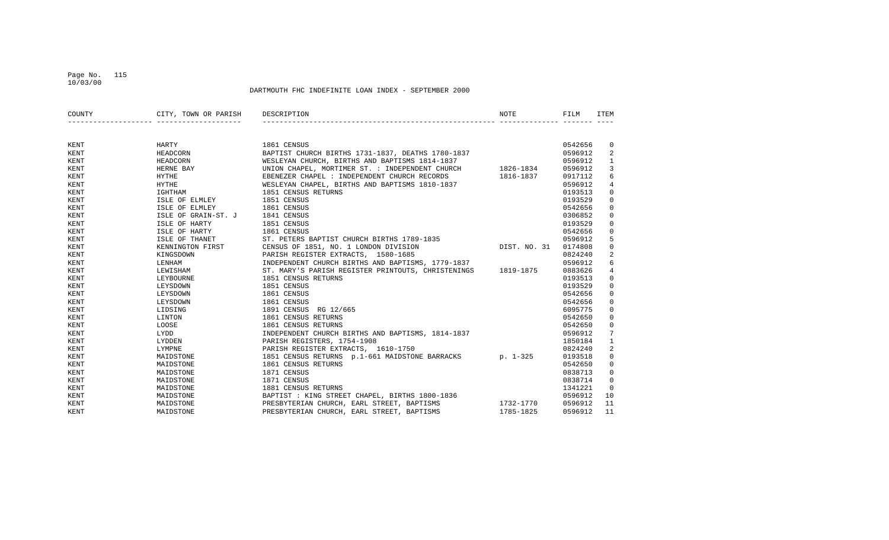DARTMOUTH FHC INDEFINITE LOAN INDEX - SEPTEMBER 2000

| COUNTY | CITY, TOWN OR PARISH | DESCRIPTION | NOTE | FILM | ITEM |
|---|---|---|---|---|---|
| KENT | HARTY | 1861 CENSUS | | 0542656 | 0 |
| KENT | HEADCORN | BAPTIST CHURCH BIRTHS 1731-1837, DEATHS 1780-1837 | | 0596912 | 2 |
| KENT | HEADCORN | WESLEYAN CHURCH, BIRTHS AND BAPTISMS 1814-1837 | | 0596912 | 1 |
| KENT | HERNE BAY | UNION CHAPEL, MORTIMER ST. : INDEPENDENT CHURCH | 1826-1834 | 0596912 | 3 |
| KENT | HYTHE | EBENEZER CHAPEL : INDEPENDENT CHURCH RECORDS | 1816-1837 | 0917112 | 6 |
| KENT | HYTHE | WESLEYAN CHAPEL, BIRTHS AND BAPTISMS 1810-1837 | | 0596912 | 4 |
| KENT | IGHTHAM | 1851 CENSUS RETURNS | | 0193513 | 0 |
| KENT | ISLE OF ELMLEY | 1851 CENSUS | | 0193529 | 0 |
| KENT | ISLE OF ELMLEY | 1861 CENSUS | | 0542656 | 0 |
| KENT | ISLE OF GRAIN-ST. J | 1841 CENSUS | | 0306852 | 0 |
| KENT | ISLE OF HARTY | 1851 CENSUS | | 0193529 | 0 |
| KENT | ISLE OF HARTY | 1861 CENSUS | | 0542656 | 0 |
| KENT | ISLE OF THANET | ST. PETERS BAPTIST CHURCH BIRTHS 1789-1835 | | 0596912 | 5 |
| KENT | KENNINGTON FIRST | CENSUS OF 1851, NO. 1 LONDON DIVISION | DIST. NO. 31 | 0174808 | 0 |
| KENT | KINGSDOWN | PARISH REGISTER EXTRACTS, 1580-1685 | | 0824240 | 2 |
| KENT | LENHAM | INDEPENDENT CHURCH BIRTHS AND BAPTISMS, 1779-1837 | | 0596912 | 6 |
| KENT | LEWISHAM | ST. MARY'S PARISH REGISTER PRINTOUTS, CHRISTENINGS | 1819-1875 | 0883626 | 4 |
| KENT | LEYBOURNE | 1851 CENSUS RETURNS | | 0193513 | 0 |
| KENT | LEYSDOWN | 1851 CENSUS | | 0193529 | 0 |
| KENT | LEYSDOWN | 1861 CENSUS | | 0542656 | 0 |
| KENT | LEYSDOWN | 1861 CENSUS | | 0542656 | 0 |
| KENT | LIDSING | 1891 CENSUS RG 12/665 | | 6095775 | 0 |
| KENT | LINTON | 1861 CENSUS RETURNS | | 0542650 | 0 |
| KENT | LOOSE | 1861 CENSUS RETURNS | | 0542650 | 0 |
| KENT | LYDD | INDEPENDENT CHURCH BIRTHS AND BAPTISMS, 1814-1837 | | 0596912 | 7 |
| KENT | LYDDEN | PARISH REGISTERS, 1754-1908 | | 1850184 | 1 |
| KENT | LYMPNE | PARISH REGISTER EXTRACTS, 1610-1750 | | 0824240 | 2 |
| KENT | MAIDSTONE | 1851 CENSUS RETURNS p.1-661 MAIDSTONE BARRACKS | p. 1-325 | 0193518 | 0 |
| KENT | MAIDSTONE | 1861 CENSUS RETURNS | | 0542650 | 0 |
| KENT | MAIDSTONE | 1871 CENSUS | | 0838713 | 0 |
| KENT | MAIDSTONE | 1871 CENSUS | | 0838714 | 0 |
| KENT | MAIDSTONE | 1881 CENSUS RETURNS | | 1341221 | 0 |
| KENT | MAIDSTONE | BAPTIST : KING STREET CHAPEL, BIRTHS 1800-1836 | | 0596912 | 10 |
| KENT | MAIDSTONE | PRESBYTERIAN CHURCH, EARL STREET, BAPTISMS | 1732-1770 | 0596912 | 11 |
| KENT | MAIDSTONE | PRESBYTERIAN CHURCH, EARL STREET, BAPTISMS | 1785-1825 | 0596912 | 11 |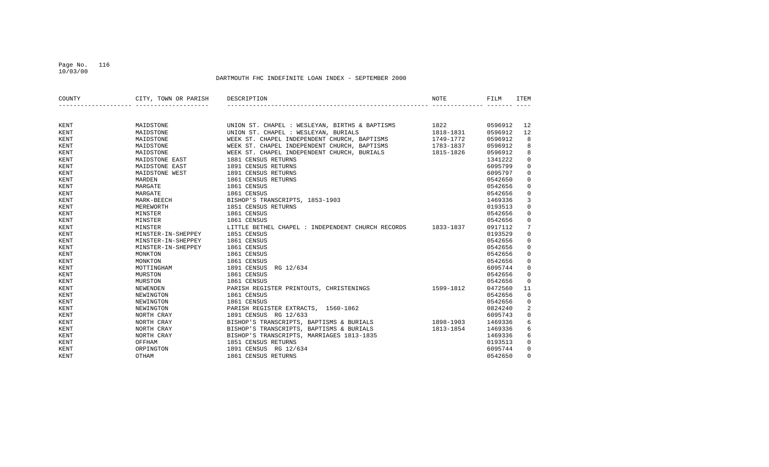DARTMOUTH FHC INDEFINITE LOAN INDEX - SEPTEMBER 2000

| COUNTY | CITY, TOWN OR PARISH | DESCRIPTION | NOTE | FILM | ITEM |
|---|---|---|---|---|---|
| KENT | MAIDSTONE | UNION ST. CHAPEL : WESLEYAN, BIRTHS & BAPTISMS | 1822 | 0596912 | 12 |
| KENT | MAIDSTONE | UNION ST. CHAPEL : WESLEYAN, BURIALS | 1818-1831 | 0596912 | 12 |
| KENT | MAIDSTONE | WEEK ST. CHAPEL INDEPENDENT CHURCH, BAPTISMS | 1749-1772 | 0596912 | 8 |
| KENT | MAIDSTONE | WEEK ST. CHAPEL INDEPENDENT CHURCH, BAPTISMS | 1783-1837 | 0596912 | 8 |
| KENT | MAIDSTONE | WEEK ST. CHAPEL INDEPENDENT CHURCH, BURIALS | 1815-1826 | 0596912 | 8 |
| KENT | MAIDSTONE EAST | 1881 CENSUS RETURNS | | 1341222 | 0 |
| KENT | MAIDSTONE EAST | 1891 CENSUS RETURNS | | 6095799 | 0 |
| KENT | MAIDSTONE WEST | 1891 CENSUS RETURNS | | 6095797 | 0 |
| KENT | MARDEN | 1861 CENSUS RETURNS | | 0542650 | 0 |
| KENT | MARGATE | 1861 CENSUS | | 0542656 | 0 |
| KENT | MARGATE | 1861 CENSUS | | 0542656 | 0 |
| KENT | MARK-BEECH | BISHOP'S TRANSCRIPTS, 1853-1903 | | 1469336 | 3 |
| KENT | MEREWORTH | 1851 CENSUS RETURNS | | 0193513 | 0 |
| KENT | MINSTER | 1861 CENSUS | | 0542656 | 0 |
| KENT | MINSTER | 1861 CENSUS | | 0542656 | 0 |
| KENT | MINSTER | LITTLE BETHEL CHAPEL : INDEPENDENT CHURCH RECORDS | 1833-1837 | 0917112 | 7 |
| KENT | MINSTER-IN-SHEPPEY | 1851 CENSUS | | 0193529 | 0 |
| KENT | MINSTER-IN-SHEPPEY | 1861 CENSUS | | 0542656 | 0 |
| KENT | MINSTER-IN-SHEPPEY | 1861 CENSUS | | 0542656 | 0 |
| KENT | MONKTON | 1861 CENSUS | | 0542656 | 0 |
| KENT | MONKTON | 1861 CENSUS | | 0542656 | 0 |
| KENT | MOTTINGHAM | 1891 CENSUS RG 12/634 | | 6095744 | 0 |
| KENT | MURSTON | 1861 CENSUS | | 0542656 | 0 |
| KENT | MURSTON | 1861 CENSUS | | 0542656 | 0 |
| KENT | NEWENDEN | PARISH REGISTER PRINTOUTS, CHRISTENINGS | 1599-1812 | 0472560 | 11 |
| KENT | NEWINGTON | 1861 CENSUS | | 0542656 | 0 |
| KENT | NEWINGTON | 1861 CENSUS | | 0542656 | 0 |
| KENT | NEWINGTON | PARISH REGISTER EXTRACTS, 1560-1862 | | 0824240 | 2 |
| KENT | NORTH CRAY | 1891 CENSUS RG 12/633 | | 6095743 | 0 |
| KENT | NORTH CRAY | BISHOP'S TRANSCRIPTS, BAPTISMS & BURIALS | 1898-1903 | 1469336 | 6 |
| KENT | NORTH CRAY | BISHOP'S TRANSCRIPTS, BAPTISMS & BURIALS | 1813-1854 | 1469336 | 6 |
| KENT | NORTH CRAY | BISHOP'S TRANSCRIPTS, MARRIAGES 1813-1835 | | 1469336 | 6 |
| KENT | OFFHAM | 1851 CENSUS RETURNS | | 0193513 | 0 |
| KENT | ORPINGTON | 1891 CENSUS RG 12/634 | | 6095744 | 0 |
| KENT | OTHAM | 1861 CENSUS RETURNS | | 0542650 | 0 |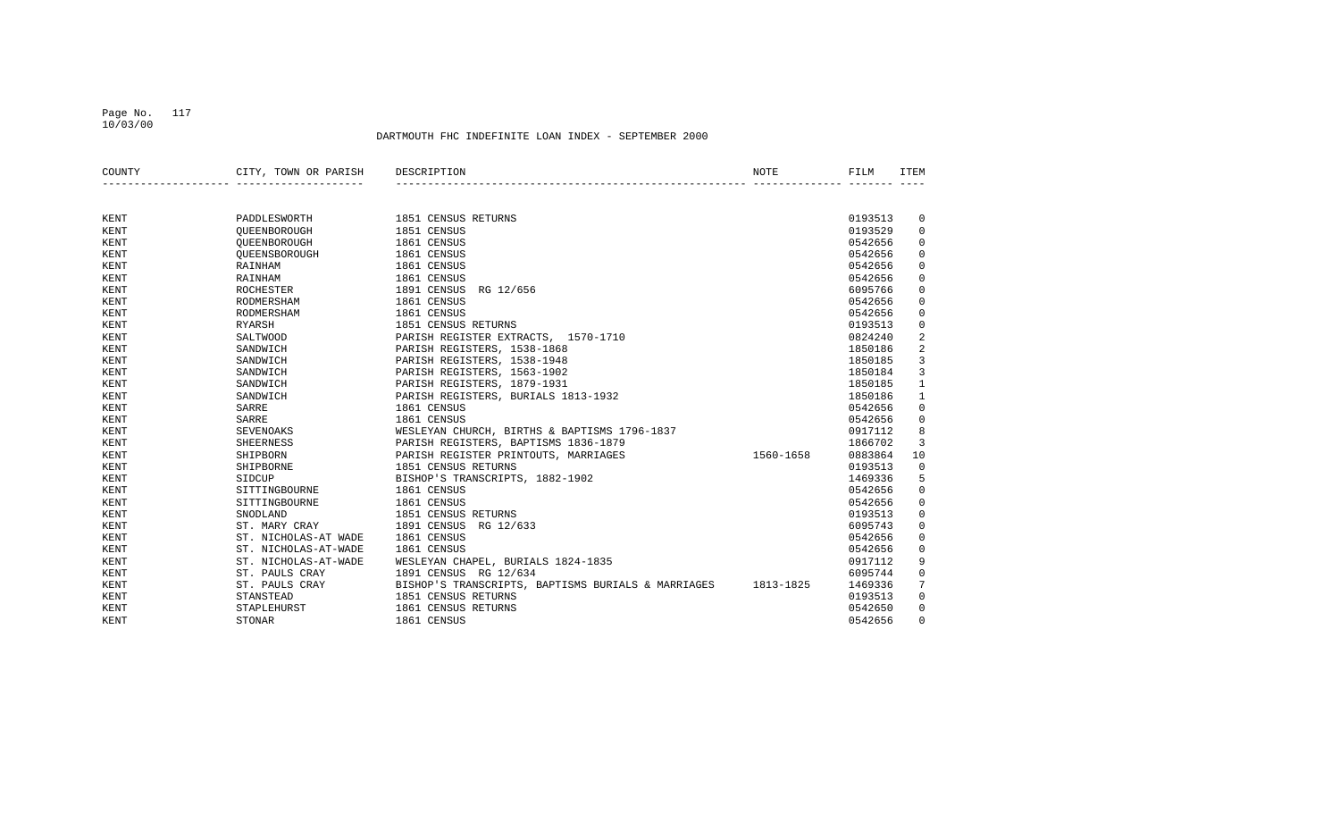DARTMOUTH FHC INDEFINITE LOAN INDEX - SEPTEMBER 2000

| COUNTY | CITY, TOWN OR PARISH | DESCRIPTION | NOTE | FILM | ITEM |
|---|---|---|---|---|---|
| KENT | PADDLESWORTH | 1851 CENSUS RETURNS | | 0193513 | 0 |
| KENT | QUEENBOROUGH | 1851 CENSUS | | 0193529 | 0 |
| KENT | QUEENBOROUGH | 1861 CENSUS | | 0542656 | 0 |
| KENT | QUEENSBOROUGH | 1861 CENSUS | | 0542656 | 0 |
| KENT | RAINHAM | 1861 CENSUS | | 0542656 | 0 |
| KENT | RAINHAM | 1861 CENSUS | | 0542656 | 0 |
| KENT | ROCHESTER | 1891 CENSUS RG 12/656 | | 6095766 | 0 |
| KENT | RODMERSHAM | 1861 CENSUS | | 0542656 | 0 |
| KENT | RODMERSHAM | 1861 CENSUS | | 0542656 | 0 |
| KENT | RYARSH | 1851 CENSUS RETURNS | | 0193513 | 0 |
| KENT | SALTWOOD | PARISH REGISTER EXTRACTS, 1570-1710 | | 0824240 | 2 |
| KENT | SANDWICH | PARISH REGISTERS, 1538-1868 | | 1850186 | 2 |
| KENT | SANDWICH | PARISH REGISTERS, 1538-1948 | | 1850185 | 3 |
| KENT | SANDWICH | PARISH REGISTERS, 1563-1902 | | 1850184 | 3 |
| KENT | SANDWICH | PARISH REGISTERS, 1879-1931 | | 1850185 | 1 |
| KENT | SANDWICH | PARISH REGISTERS, BURIALS 1813-1932 | | 1850186 | 1 |
| KENT | SARRE | 1861 CENSUS | | 0542656 | 0 |
| KENT | SARRE | 1861 CENSUS | | 0542656 | 0 |
| KENT | SEVENOAKS | WESLEYAN CHURCH, BIRTHS & BAPTISMS 1796-1837 | | 0917112 | 8 |
| KENT | SHEERNESS | PARISH REGISTERS, BAPTISMS 1836-1879 | | 1866702 | 3 |
| KENT | SHIPBORN | PARISH REGISTER PRINTOUTS, MARRIAGES | 1560-1658 | 0883864 | 10 |
| KENT | SHIPBORNE | 1851 CENSUS RETURNS | | 0193513 | 0 |
| KENT | SIDCUP | BISHOP'S TRANSCRIPTS, 1882-1902 | | 1469336 | 5 |
| KENT | SITTINGBOURNE | 1861 CENSUS | | 0542656 | 0 |
| KENT | SITTINGBOURNE | 1861 CENSUS | | 0542656 | 0 |
| KENT | SNODLAND | 1851 CENSUS RETURNS | | 0193513 | 0 |
| KENT | ST. MARY CRAY | 1891 CENSUS RG 12/633 | | 6095743 | 0 |
| KENT | ST. NICHOLAS-AT WADE | 1861 CENSUS | | 0542656 | 0 |
| KENT | ST. NICHOLAS-AT-WADE | 1861 CENSUS | | 0542656 | 0 |
| KENT | ST. NICHOLAS-AT-WADE | WESLEYAN CHAPEL, BURIALS 1824-1835 | | 0917112 | 9 |
| KENT | ST. PAULS CRAY | 1891 CENSUS RG 12/634 | | 6095744 | 0 |
| KENT | ST. PAULS CRAY | BISHOP'S TRANSCRIPTS, BAPTISMS BURIALS & MARRIAGES | 1813-1825 | 1469336 | 7 |
| KENT | STANSTEAD | 1851 CENSUS RETURNS | | 0193513 | 0 |
| KENT | STAPLEHURST | 1861 CENSUS RETURNS | | 0542650 | 0 |
| KENT | STONAR | 1861 CENSUS | | 0542656 | 0 |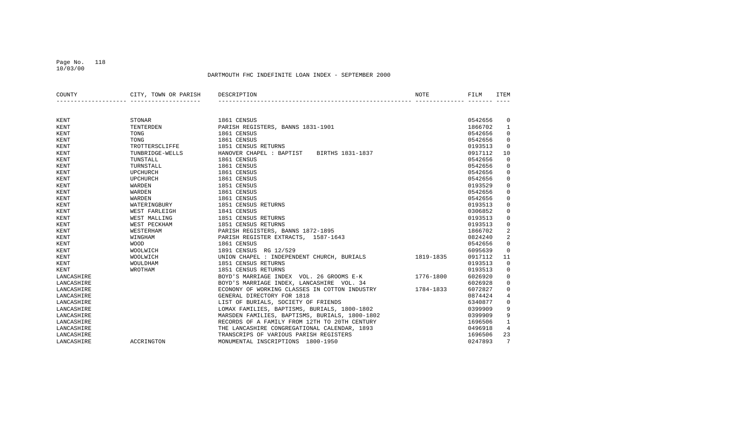DARTMOUTH FHC INDEFINITE LOAN INDEX - SEPTEMBER 2000

| COUNTY | CITY, TOWN OR PARISH | DESCRIPTION | NOTE | FILM | ITEM |
|---|---|---|---|---|---|
| KENT | STONAR | 1861 CENSUS | | 0542656 | 0 |
| KENT | TENTERDEN | PARISH REGISTERS, BANNS 1831-1901 | | 1866702 | 1 |
| KENT | TONG | 1861 CENSUS | | 0542656 | 0 |
| KENT | TONG | 1861 CENSUS | | 0542656 | 0 |
| KENT | TROTTERSCLIFFE | 1851 CENSUS RETURNS | | 0193513 | 0 |
| KENT | TUNBRIDGE-WELLS | HANOVER CHAPEL : BAPTIST BIRTHS 1831-1837 | | 0917112 | 10 |
| KENT | TUNSTALL | 1861 CENSUS | | 0542656 | 0 |
| KENT | TURNSTALL | 1861 CENSUS | | 0542656 | 0 |
| KENT | UPCHURCH | 1861 CENSUS | | 0542656 | 0 |
| KENT | UPCHURCH | 1861 CENSUS | | 0542656 | 0 |
| KENT | WARDEN | 1851 CENSUS | | 0193529 | 0 |
| KENT | WARDEN | 1861 CENSUS | | 0542656 | 0 |
| KENT | WARDEN | 1861 CENSUS | | 0542656 | 0 |
| KENT | WATERINGBURY | 1851 CENSUS RETURNS | | 0193513 | 0 |
| KENT | WEST FARLEIGH | 1841 CENSUS | | 0306852 | 0 |
| KENT | WEST MALLING | 1851 CENSUS RETURNS | | 0193513 | 0 |
| KENT | WEST PECKHAM | 1851 CENSUS RETURNS | | 0193513 | 0 |
| KENT | WESTERHAM | PARISH REGISTERS, BANNS 1872-1895 | | 1866702 | 2 |
| KENT | WINGHAM | PARISH REGISTER EXTRACTS, 1587-1643 | | 0824240 | 2 |
| KENT | WOOD | 1861 CENSUS | | 0542656 | 0 |
| KENT | WOOLWICH | 1891 CENSUS RG 12/529 | | 6095639 | 0 |
| KENT | WOOLWICH | UNION CHAPEL : INDEPENDENT CHURCH, BURIALS | 1819-1835 | 0917112 | 11 |
| KENT | WOULDHAM | 1851 CENSUS RETURNS | | 0193513 | 0 |
| KENT | WROTHAM | 1851 CENSUS RETURNS | | 0193513 | 0 |
| LANCASHIRE | | BOYD'S MARRIAGE INDEX VOL. 26 GROOMS E-K | 1776-1800 | 6026920 | 0 |
| LANCASHIRE | | BOYD'S MARRIAGE INDEX, LANCASHIRE VOL. 34 | | 6026928 | 0 |
| LANCASHIRE | | ECONONY OF WORKING CLASSES IN COTTON INDUSTRY | 1784-1833 | 6072827 | 0 |
| LANCASHIRE | | GENERAL DIRECTORY FOR 1818 | | 0874424 | 4 |
| LANCASHIRE | | LIST OF BURIALS, SOCIETY OF FRIENDS | | 6340877 | 0 |
| LANCASHIRE | | LOMAX FAMILIES, BAPTISMS, BURIALS, 1800-1802 | | 0399909 | 9 |
| LANCASHIRE | | MARSDEN FAMILIES, BAPTISMS, BURIALS, 1800-1802 | | 0399909 | 9 |
| LANCASHIRE | | RECORDS OF A FAMILY FROM 12TH TO 20TH CENTURY | | 1696506 | 1 |
| LANCASHIRE | | THE LANCASHIRE CONGREGATIONAL CALENDAR, 1893 | | 0496918 | 4 |
| LANCASHIRE | | TRANSCRIPS OF VARIOUS PARISH REGISTERS | | 1696506 | 23 |
| LANCASHIRE | ACCRINGTON | MONUMENTAL INSCRIPTIONS 1800-1950 | | 0247893 | 7 |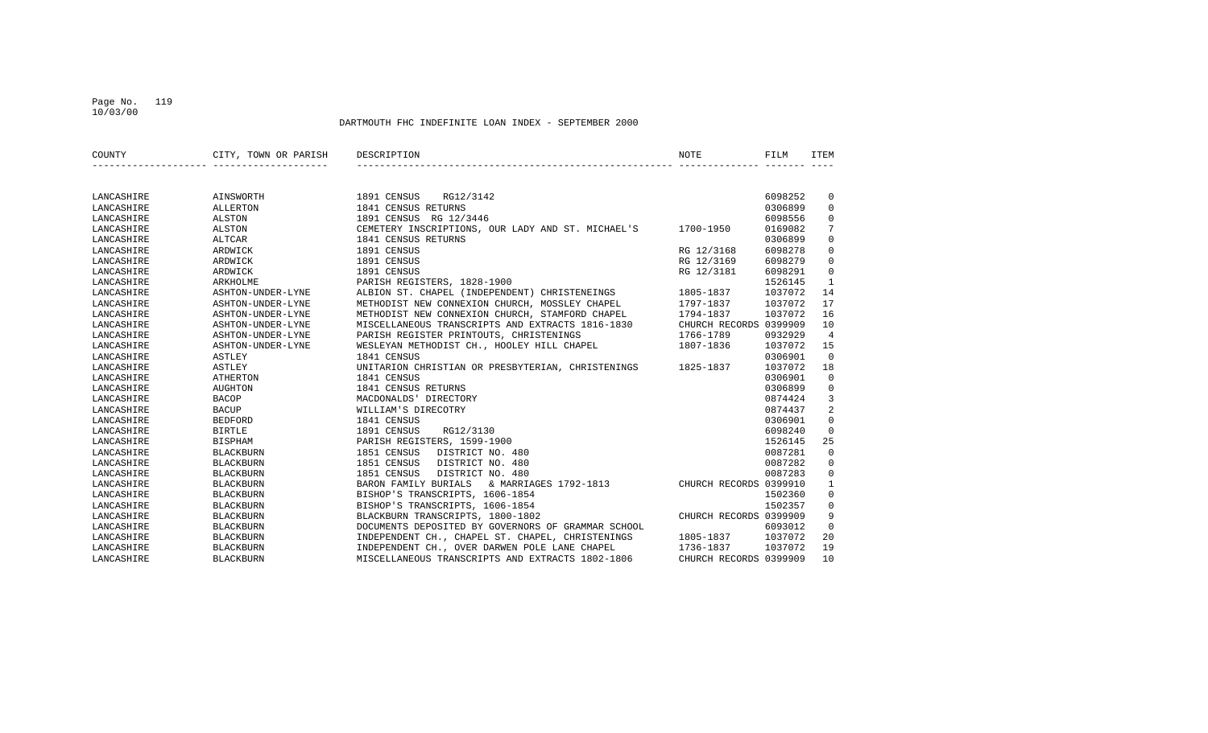DARTMOUTH FHC INDEFINITE LOAN INDEX - SEPTEMBER 2000

| COUNTY | CITY, TOWN OR PARISH | DESCRIPTION | NOTE | FILM | ITEM |
|---|---|---|---|---|---|
| LANCASHIRE | AINSWORTH | 1891 CENSUS RG12/3142 | | 6098252 | 0 |
| LANCASHIRE | ALLERTON | 1841 CENSUS RETURNS | | 0306899 | 0 |
| LANCASHIRE | ALSTON | 1891 CENSUS RG 12/3446 | | 6098556 | 0 |
| LANCASHIRE | ALSTON | CEMETERY INSCRIPTIONS, OUR LADY AND ST. MICHAEL'S | 1700-1950 | 0169082 | 7 |
| LANCASHIRE | ALTCAR | 1841 CENSUS RETURNS | | 0306899 | 0 |
| LANCASHIRE | ARDWICK | 1891 CENSUS | RG 12/3168 | 6098278 | 0 |
| LANCASHIRE | ARDWICK | 1891 CENSUS | RG 12/3169 | 6098279 | 0 |
| LANCASHIRE | ARDWICK | 1891 CENSUS | RG 12/3181 | 6098291 | 0 |
| LANCASHIRE | ARKHOLME | PARISH REGISTERS, 1828-1900 | | 1526145 | 1 |
| LANCASHIRE | ASHTON-UNDER-LYNE | ALBION ST. CHAPEL (INDEPENDENT) CHRISTENEINGS | 1805-1837 | 1037072 | 14 |
| LANCASHIRE | ASHTON-UNDER-LYNE | METHODIST NEW CONNEXION CHURCH, MOSSLEY CHAPEL | 1797-1837 | 1037072 | 17 |
| LANCASHIRE | ASHTON-UNDER-LYNE | METHODIST NEW CONNEXION CHURCH, STAMFORD CHAPEL | 1794-1837 | 1037072 | 16 |
| LANCASHIRE | ASHTON-UNDER-LYNE | MISCELLANEOUS TRANSCRIPTS AND EXTRACTS 1816-1830 | CHURCH RECORDS | 0399909 | 10 |
| LANCASHIRE | ASHTON-UNDER-LYNE | PARISH REGISTER PRINTOUTS, CHRISTENINGS | 1766-1789 | 0932929 | 4 |
| LANCASHIRE | ASHTON-UNDER-LYNE | WESLEYAN METHODIST CH., HOOLEY HILL CHAPEL | 1807-1836 | 1037072 | 15 |
| LANCASHIRE | ASTLEY | 1841 CENSUS | | 0306901 | 0 |
| LANCASHIRE | ASTLEY | UNITARION CHRISTIAN OR PRESBYTERIAN, CHRISTENINGS | 1825-1837 | 1037072 | 18 |
| LANCASHIRE | ATHERTON | 1841 CENSUS | | 0306901 | 0 |
| LANCASHIRE | AUGHTON | 1841 CENSUS RETURNS | | 0306899 | 0 |
| LANCASHIRE | BACOP | MACDONALDS' DIRECTORY | | 0874424 | 3 |
| LANCASHIRE | BACUP | WILLIAM'S DIRECOTRY | | 0874437 | 2 |
| LANCASHIRE | BEDFORD | 1841 CENSUS | | 0306901 | 0 |
| LANCASHIRE | BIRTLE | 1891 CENSUS RG12/3130 | | 6098240 | 0 |
| LANCASHIRE | BISPHAM | PARISH REGISTERS, 1599-1900 | | 1526145 | 25 |
| LANCASHIRE | BLACKBURN | 1851 CENSUS DISTRICT NO. 480 | | 0087281 | 0 |
| LANCASHIRE | BLACKBURN | 1851 CENSUS DISTRICT NO. 480 | | 0087282 | 0 |
| LANCASHIRE | BLACKBURN | 1851 CENSUS DISTRICT NO. 480 | | 0087283 | 0 |
| LANCASHIRE | BLACKBURN | BARON FAMILY BURIALS & MARRIAGES 1792-1813 | CHURCH RECORDS | 0399910 | 1 |
| LANCASHIRE | BLACKBURN | BISHOP'S TRANSCRIPTS, 1606-1854 | | 1502360 | 0 |
| LANCASHIRE | BLACKBURN | BISHOP'S TRANSCRIPTS, 1606-1854 | | 1502357 | 0 |
| LANCASHIRE | BLACKBURN | BLACKBURN TRANSCRIPTS, 1800-1802 | CHURCH RECORDS | 0399909 | 9 |
| LANCASHIRE | BLACKBURN | DOCUMENTS DEPOSITED BY GOVERNORS OF GRAMMAR SCHOOL | | 6093012 | 0 |
| LANCASHIRE | BLACKBURN | INDEPENDENT CH., CHAPEL ST. CHAPEL, CHRISTENINGS | 1805-1837 | 1037072 | 20 |
| LANCASHIRE | BLACKBURN | INDEPENDENT CH., OVER DARWEN POLE LANE CHAPEL | 1736-1837 | 1037072 | 19 |
| LANCASHIRE | BLACKBURN | MISCELLANEOUS TRANSCRIPTS AND EXTRACTS 1802-1806 | CHURCH RECORDS | 0399909 | 10 |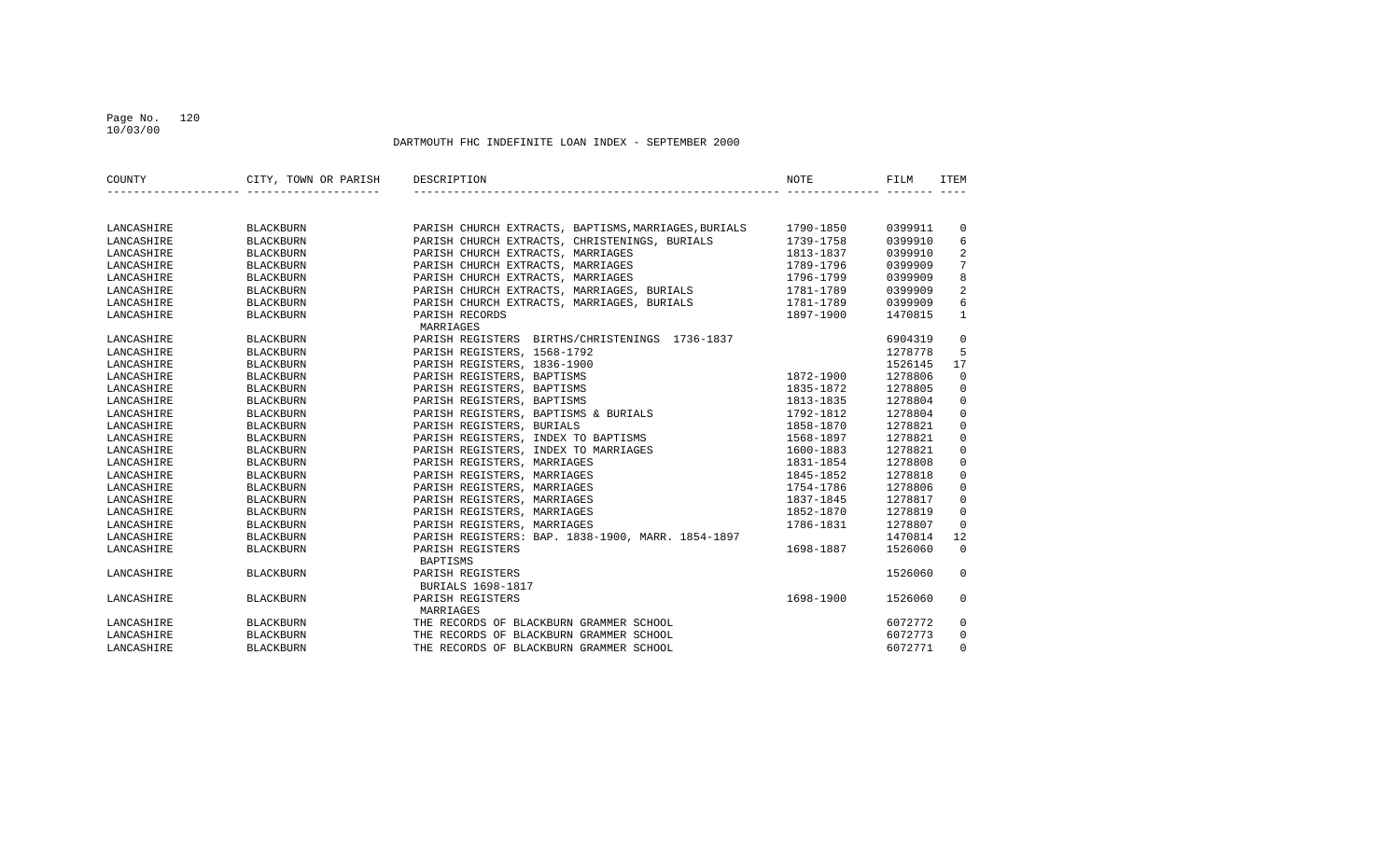DARTMOUTH FHC INDEFINITE LOAN INDEX - SEPTEMBER 2000

| COUNTY | CITY, TOWN OR PARISH | DESCRIPTION | NOTE | FILM | ITEM |
|---|---|---|---|---|---|
| LANCASHIRE | BLACKBURN | PARISH CHURCH EXTRACTS, BAPTISMS,MARRIAGES,BURIALS | 1790-1850 | 0399911 | 0 |
| LANCASHIRE | BLACKBURN | PARISH CHURCH EXTRACTS, CHRISTENINGS, BURIALS | 1739-1758 | 0399910 | 6 |
| LANCASHIRE | BLACKBURN | PARISH CHURCH EXTRACTS, MARRIAGES | 1813-1837 | 0399910 | 2 |
| LANCASHIRE | BLACKBURN | PARISH CHURCH EXTRACTS, MARRIAGES | 1789-1796 | 0399909 | 7 |
| LANCASHIRE | BLACKBURN | PARISH CHURCH EXTRACTS, MARRIAGES | 1796-1799 | 0399909 | 8 |
| LANCASHIRE | BLACKBURN | PARISH CHURCH EXTRACTS, MARRIAGES, BURIALS | 1781-1789 | 0399909 | 2 |
| LANCASHIRE | BLACKBURN | PARISH CHURCH EXTRACTS, MARRIAGES, BURIALS | 1781-1789 | 0399909 | 6 |
| LANCASHIRE | BLACKBURN | PARISH RECORDS<br>MARRIAGES | 1897-1900 | 1470815 | 1 |
| LANCASHIRE | BLACKBURN | PARISH REGISTERS BIRTHS/CHRISTENINGS 1736-1837 | | 6904319 | 0 |
| LANCASHIRE | BLACKBURN | PARISH REGISTERS, 1568-1792 | | 1278778 | 5 |
| LANCASHIRE | BLACKBURN | PARISH REGISTERS, 1836-1900 | | 1526145 | 17 |
| LANCASHIRE | BLACKBURN | PARISH REGISTERS, BAPTISMS | 1872-1900 | 1278806 | 0 |
| LANCASHIRE | BLACKBURN | PARISH REGISTERS, BAPTISMS | 1835-1872 | 1278805 | 0 |
| LANCASHIRE | BLACKBURN | PARISH REGISTERS, BAPTISMS | 1813-1835 | 1278804 | 0 |
| LANCASHIRE | BLACKBURN | PARISH REGISTERS, BAPTISMS & BURIALS | 1792-1812 | 1278804 | 0 |
| LANCASHIRE | BLACKBURN | PARISH REGISTERS, BURIALS | 1858-1870 | 1278821 | 0 |
| LANCASHIRE | BLACKBURN | PARISH REGISTERS, INDEX TO BAPTISMS | 1568-1897 | 1278821 | 0 |
| LANCASHIRE | BLACKBURN | PARISH REGISTERS, INDEX TO MARRIAGES | 1600-1883 | 1278821 | 0 |
| LANCASHIRE | BLACKBURN | PARISH REGISTERS, MARRIAGES | 1831-1854 | 1278808 | 0 |
| LANCASHIRE | BLACKBURN | PARISH REGISTERS, MARRIAGES | 1845-1852 | 1278818 | 0 |
| LANCASHIRE | BLACKBURN | PARISH REGISTERS, MARRIAGES | 1754-1786 | 1278806 | 0 |
| LANCASHIRE | BLACKBURN | PARISH REGISTERS, MARRIAGES | 1837-1845 | 1278817 | 0 |
| LANCASHIRE | BLACKBURN | PARISH REGISTERS, MARRIAGES | 1852-1870 | 1278819 | 0 |
| LANCASHIRE | BLACKBURN | PARISH REGISTERS, MARRIAGES | 1786-1831 | 1278807 | 0 |
| LANCASHIRE | BLACKBURN | PARISH REGISTERS: BAP. 1838-1900, MARR. 1854-1897 | | 1470814 | 12 |
| LANCASHIRE | BLACKBURN | PARISH REGISTERS<br>BAPTISMS | 1698-1887 | 1526060 | 0 |
| LANCASHIRE | BLACKBURN | PARISH REGISTERS<br>BURIALS 1698-1817 | | 1526060 | 0 |
| LANCASHIRE | BLACKBURN | PARISH REGISTERS<br>MARRIAGES | 1698-1900 | 1526060 | 0 |
| LANCASHIRE | BLACKBURN | THE RECORDS OF BLACKBURN GRAMMER SCHOOL | | 6072772 | 0 |
| LANCASHIRE | BLACKBURN | THE RECORDS OF BLACKBURN GRAMMER SCHOOL | | 6072773 | 0 |
| LANCASHIRE | BLACKBURN | THE RECORDS OF BLACKBURN GRAMMER SCHOOL | | 6072771 | 0 |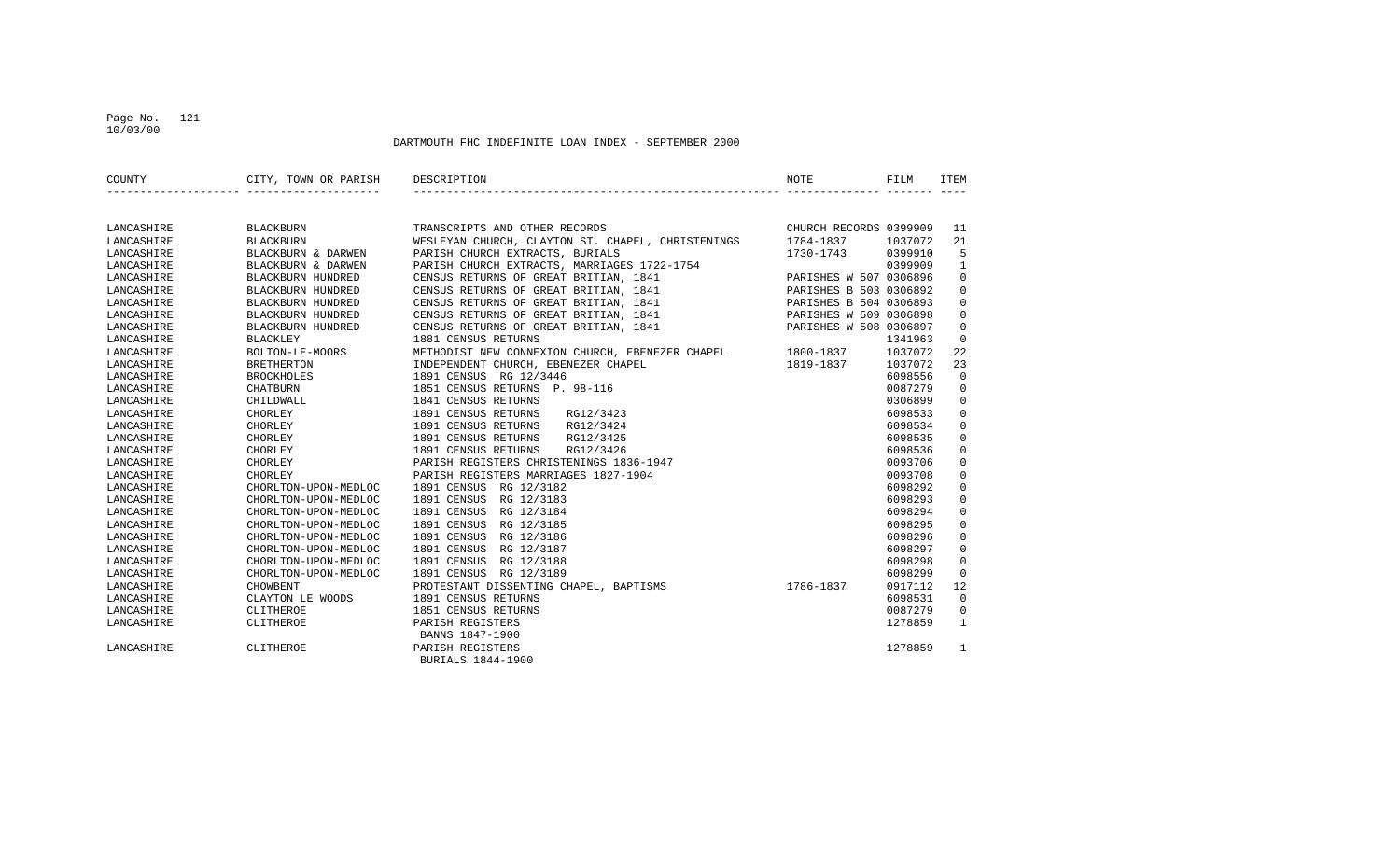DARTMOUTH FHC INDEFINITE LOAN INDEX - SEPTEMBER 2000

| COUNTY | CITY, TOWN OR PARISH | DESCRIPTION | NOTE | FILM | ITEM |
|---|---|---|---|---|---|
| LANCASHIRE | BLACKBURN | TRANSCRIPTS AND OTHER RECORDS | CHURCH RECORDS | 0399909 | 11 |
| LANCASHIRE | BLACKBURN | WESLEYAN CHURCH, CLAYTON ST. CHAPEL, CHRISTENINGS | 1784-1837 | 1037072 | 21 |
| LANCASHIRE | BLACKBURN & DARWEN | PARISH CHURCH EXTRACTS, BURIALS | 1730-1743 | 0399910 | 5 |
| LANCASHIRE | BLACKBURN & DARWEN | PARISH CHURCH EXTRACTS, MARRIAGES 1722-1754 | | 0399909 | 1 |
| LANCASHIRE | BLACKBURN HUNDRED | CENSUS RETURNS OF GREAT BRITIAN, 1841 | PARISHES W 507 | 0306896 | 0 |
| LANCASHIRE | BLACKBURN HUNDRED | CENSUS RETURNS OF GREAT BRITIAN, 1841 | PARISHES B 503 | 0306892 | 0 |
| LANCASHIRE | BLACKBURN HUNDRED | CENSUS RETURNS OF GREAT BRITIAN, 1841 | PARISHES B 504 | 0306893 | 0 |
| LANCASHIRE | BLACKBURN HUNDRED | CENSUS RETURNS OF GREAT BRITIAN, 1841 | PARISHES W 509 | 0306898 | 0 |
| LANCASHIRE | BLACKBURN HUNDRED | CENSUS RETURNS OF GREAT BRITIAN, 1841 | PARISHES W 508 | 0306897 | 0 |
| LANCASHIRE | BLACKLEY | 1881 CENSUS RETURNS | | 1341963 | 0 |
| LANCASHIRE | BOLTON-LE-MOORS | METHODIST NEW CONNEXION CHURCH, EBENEZER CHAPEL | 1800-1837 | 1037072 | 22 |
| LANCASHIRE | BRETHERTON | INDEPENDENT CHURCH, EBENEZER CHAPEL | 1819-1837 | 1037072 | 23 |
| LANCASHIRE | BROCKHOLES | 1891 CENSUS RG 12/3446 | | 6098556 | 0 |
| LANCASHIRE | CHATBURN | 1851 CENSUS RETURNS P. 98-116 | | 0087279 | 0 |
| LANCASHIRE | CHILDWALL | 1841 CENSUS RETURNS | | 0306899 | 0 |
| LANCASHIRE | CHORLEY | 1891 CENSUS RETURNS RG12/3423 | | 6098533 | 0 |
| LANCASHIRE | CHORLEY | 1891 CENSUS RETURNS RG12/3424 | | 6098534 | 0 |
| LANCASHIRE | CHORLEY | 1891 CENSUS RETURNS RG12/3425 | | 6098535 | 0 |
| LANCASHIRE | CHORLEY | 1891 CENSUS RETURNS RG12/3426 | | 6098536 | 0 |
| LANCASHIRE | CHORLEY | PARISH REGISTERS CHRISTENINGS 1836-1947 | | 0093706 | 0 |
| LANCASHIRE | CHORLEY | PARISH REGISTERS MARRIAGES 1827-1904 | | 0093708 | 0 |
| LANCASHIRE | CHORLTON-UPON-MEDLOC | 1891 CENSUS RG 12/3182 | | 6098292 | 0 |
| LANCASHIRE | CHORLTON-UPON-MEDLOC | 1891 CENSUS RG 12/3183 | | 6098293 | 0 |
| LANCASHIRE | CHORLTON-UPON-MEDLOC | 1891 CENSUS RG 12/3184 | | 6098294 | 0 |
| LANCASHIRE | CHORLTON-UPON-MEDLOC | 1891 CENSUS RG 12/3185 | | 6098295 | 0 |
| LANCASHIRE | CHORLTON-UPON-MEDLOC | 1891 CENSUS RG 12/3186 | | 6098296 | 0 |
| LANCASHIRE | CHORLTON-UPON-MEDLOC | 1891 CENSUS RG 12/3187 | | 6098297 | 0 |
| LANCASHIRE | CHORLTON-UPON-MEDLOC | 1891 CENSUS RG 12/3188 | | 6098298 | 0 |
| LANCASHIRE | CHORLTON-UPON-MEDLOC | 1891 CENSUS RG 12/3189 | | 6098299 | 0 |
| LANCASHIRE | CHOWBENT | PROTESTANT DISSENTING CHAPEL, BAPTISMS | 1786-1837 | 0917112 | 12 |
| LANCASHIRE | CLAYTON LE WOODS | 1891 CENSUS RETURNS | | 6098531 | 0 |
| LANCASHIRE | CLITHEROE | 1851 CENSUS RETURNS | | 0087279 | 0 |
| LANCASHIRE | CLITHEROE | PARISH REGISTERS BANNS 1847-1900 | | 1278859 | 1 |
| LANCASHIRE | CLITHEROE | PARISH REGISTERS BURIALS 1844-1900 | | 1278859 | 1 |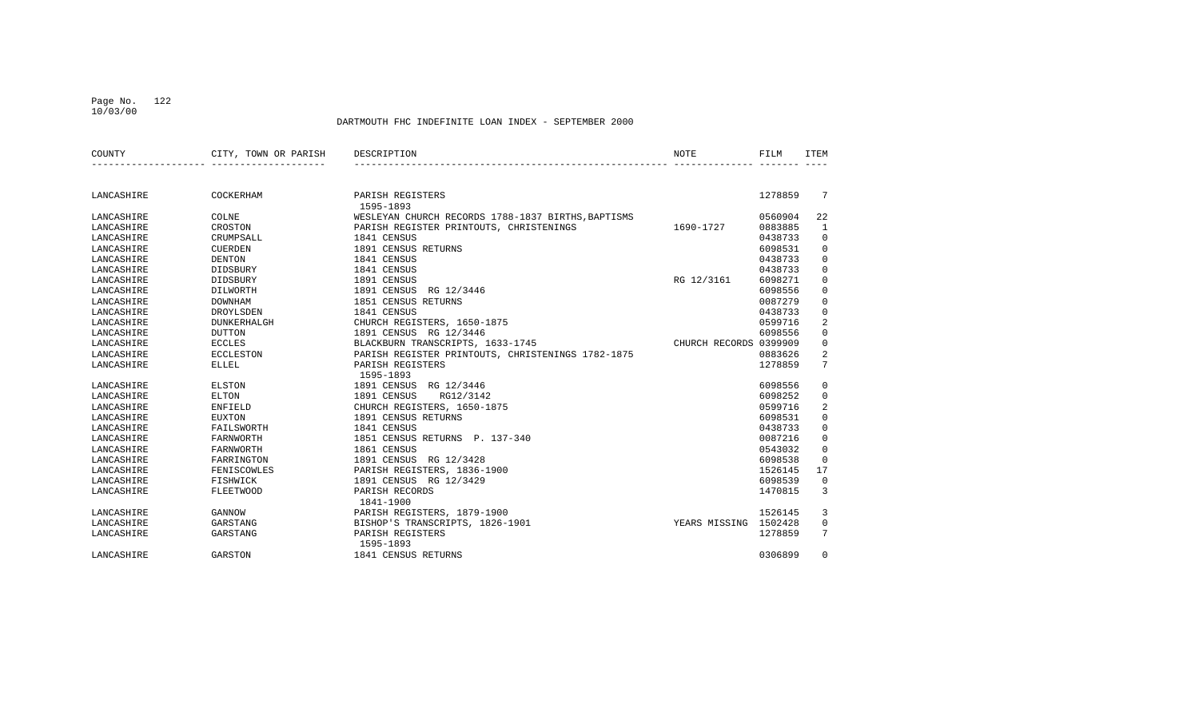DARTMOUTH FHC INDEFINITE LOAN INDEX - SEPTEMBER 2000

| COUNTY | CITY, TOWN OR PARISH | DESCRIPTION | NOTE | FILM | ITEM |
|---|---|---|---|---|---|
| LANCASHIRE | COCKERHAM | PARISH REGISTERS 1595-1893 | | 1278859 | 7 |
| LANCASHIRE | COLNE | WESLEYAN CHURCH RECORDS 1788-1837 BIRTHS,BAPTISMS | | 0560904 | 22 |
| LANCASHIRE | CROSTON | PARISH REGISTER PRINTOUTS, CHRISTENINGS | 1690-1727 | 0883885 | 1 |
| LANCASHIRE | CRUMPSALL | 1841 CENSUS | | 0438733 | 0 |
| LANCASHIRE | CUERDEN | 1891 CENSUS RETURNS | | 6098531 | 0 |
| LANCASHIRE | DENTON | 1841 CENSUS | | 0438733 | 0 |
| LANCASHIRE | DIDSBURY | 1841 CENSUS | | 0438733 | 0 |
| LANCASHIRE | DIDSBURY | 1891 CENSUS | RG 12/3161 | 6098271 | 0 |
| LANCASHIRE | DILWORTH | 1891 CENSUS RG 12/3446 | | 6098556 | 0 |
| LANCASHIRE | DOWNHAM | 1851 CENSUS RETURNS | | 0087279 | 0 |
| LANCASHIRE | DROYLSDEN | 1841 CENSUS | | 0438733 | 0 |
| LANCASHIRE | DUNKERHALGH | CHURCH REGISTERS, 1650-1875 | | 0599716 | 2 |
| LANCASHIRE | DUTTON | 1891 CENSUS RG 12/3446 | | 6098556 | 0 |
| LANCASHIRE | ECCLES | BLACKBURN TRANSCRIPTS, 1633-1745 | CHURCH RECORDS | 0399909 | 0 |
| LANCASHIRE | ECCLESTON | PARISH REGISTER PRINTOUTS, CHRISTENINGS 1782-1875 | | 0883626 | 2 |
| LANCASHIRE | ELLEL | PARISH REGISTERS 1595-1893 | | 1278859 | 7 |
| LANCASHIRE | ELSTON | 1891 CENSUS RG 12/3446 | | 6098556 | 0 |
| LANCASHIRE | ELTON | 1891 CENSUS RG12/3142 | | 6098252 | 0 |
| LANCASHIRE | ENFIELD | CHURCH REGISTERS, 1650-1875 | | 0599716 | 2 |
| LANCASHIRE | EUXTON | 1891 CENSUS RETURNS | | 6098531 | 0 |
| LANCASHIRE | FAILSWORTH | 1841 CENSUS | | 0438733 | 0 |
| LANCASHIRE | FARNWORTH | 1851 CENSUS RETURNS P. 137-340 | | 0087216 | 0 |
| LANCASHIRE | FARNWORTH | 1861 CENSUS | | 0543032 | 0 |
| LANCASHIRE | FARRINGTON | 1891 CENSUS RG 12/3428 | | 6098538 | 0 |
| LANCASHIRE | FENISCOWLES | PARISH REGISTERS, 1836-1900 | | 1526145 | 17 |
| LANCASHIRE | FISHWICK | 1891 CENSUS RG 12/3429 | | 6098539 | 0 |
| LANCASHIRE | FLEETWOOD | PARISH RECORDS 1841-1900 | | 1470815 | 3 |
| LANCASHIRE | GANNOW | PARISH REGISTERS, 1879-1900 | | 1526145 | 3 |
| LANCASHIRE | GARSTANG | BISHOP'S TRANSCRIPTS, 1826-1901 | YEARS MISSING | 1502428 | 0 |
| LANCASHIRE | GARSTANG | PARISH REGISTERS 1595-1893 | | 1278859 | 7 |
| LANCASHIRE | GARSTON | 1841 CENSUS RETURNS | | 0306899 | 0 |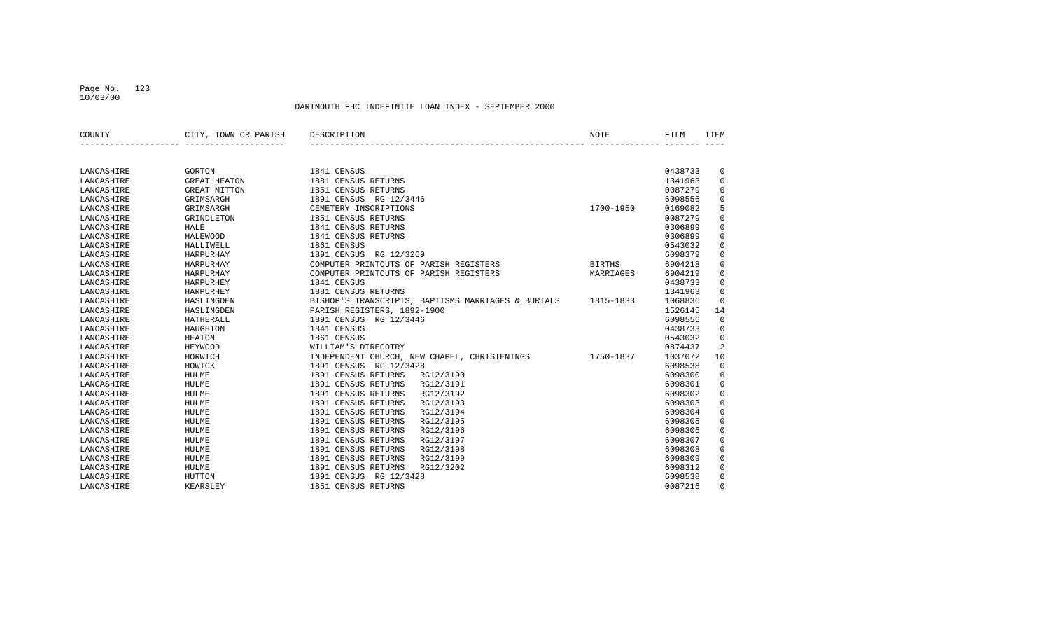DARTMOUTH FHC INDEFINITE LOAN INDEX - SEPTEMBER 2000

| COUNTY | CITY, TOWN OR PARISH | DESCRIPTION | NOTE | FILM | ITEM |
|---|---|---|---|---|---|
| LANCASHIRE | GORTON | 1841 CENSUS | | 0438733 | 0 |
| LANCASHIRE | GREAT HEATON | 1881 CENSUS RETURNS | | 1341963 | 0 |
| LANCASHIRE | GREAT MITTON | 1851 CENSUS RETURNS | | 0087279 | 0 |
| LANCASHIRE | GRIMSARGH | 1891 CENSUS RG 12/3446 | | 6098556 | 0 |
| LANCASHIRE | GRIMSARGH | CEMETERY INSCRIPTIONS | 1700-1950 | 0169082 | 5 |
| LANCASHIRE | GRINDLETON | 1851 CENSUS RETURNS | | 0087279 | 0 |
| LANCASHIRE | HALE | 1841 CENSUS RETURNS | | 0306899 | 0 |
| LANCASHIRE | HALEWOOD | 1841 CENSUS RETURNS | | 0306899 | 0 |
| LANCASHIRE | HALLIWELL | 1861 CENSUS | | 0543032 | 0 |
| LANCASHIRE | HARPURHAY | 1891 CENSUS RG 12/3269 | | 6098379 | 0 |
| LANCASHIRE | HARPURHAY | COMPUTER PRINTOUTS OF PARISH REGISTERS | BIRTHS | 6904218 | 0 |
| LANCASHIRE | HARPURHAY | COMPUTER PRINTOUTS OF PARISH REGISTERS | MARRIAGES | 6904219 | 0 |
| LANCASHIRE | HARPURHEY | 1841 CENSUS | | 0438733 | 0 |
| LANCASHIRE | HARPURHEY | 1881 CENSUS RETURNS | | 1341963 | 0 |
| LANCASHIRE | HASLINGDEN | BISHOP'S TRANSCRIPTS, BAPTISMS MARRIAGES & BURIALS | 1815-1833 | 1068836 | 0 |
| LANCASHIRE | HASLINGDEN | PARISH REGISTERS, 1892-1900 | | 1526145 | 14 |
| LANCASHIRE | HATHERALL | 1891 CENSUS RG 12/3446 | | 6098556 | 0 |
| LANCASHIRE | HAUGHTON | 1841 CENSUS | | 0438733 | 0 |
| LANCASHIRE | HEATON | 1861 CENSUS | | 0543032 | 0 |
| LANCASHIRE | HEYWOOD | WILLIAM'S DIRECOTRY | | 0874437 | 2 |
| LANCASHIRE | HORWICH | INDEPENDENT CHURCH, NEW CHAPEL, CHRISTENINGS | 1750-1837 | 1037072 | 10 |
| LANCASHIRE | HOWICK | 1891 CENSUS RG 12/3428 | | 6098538 | 0 |
| LANCASHIRE | HULME | 1891 CENSUS RETURNS RG12/3190 | | 6098300 | 0 |
| LANCASHIRE | HULME | 1891 CENSUS RETURNS RG12/3191 | | 6098301 | 0 |
| LANCASHIRE | HULME | 1891 CENSUS RETURNS RG12/3192 | | 6098302 | 0 |
| LANCASHIRE | HULME | 1891 CENSUS RETURNS RG12/3193 | | 6098303 | 0 |
| LANCASHIRE | HULME | 1891 CENSUS RETURNS RG12/3194 | | 6098304 | 0 |
| LANCASHIRE | HULME | 1891 CENSUS RETURNS RG12/3195 | | 6098305 | 0 |
| LANCASHIRE | HULME | 1891 CENSUS RETURNS RG12/3196 | | 6098306 | 0 |
| LANCASHIRE | HULME | 1891 CENSUS RETURNS RG12/3197 | | 6098307 | 0 |
| LANCASHIRE | HULME | 1891 CENSUS RETURNS RG12/3198 | | 6098308 | 0 |
| LANCASHIRE | HULME | 1891 CENSUS RETURNS RG12/3199 | | 6098309 | 0 |
| LANCASHIRE | HULME | 1891 CENSUS RETURNS RG12/3202 | | 6098312 | 0 |
| LANCASHIRE | HUTTON | 1891 CENSUS RG 12/3428 | | 6098538 | 0 |
| LANCASHIRE | KEARSLEY | 1851 CENSUS RETURNS | | 0087216 | 0 |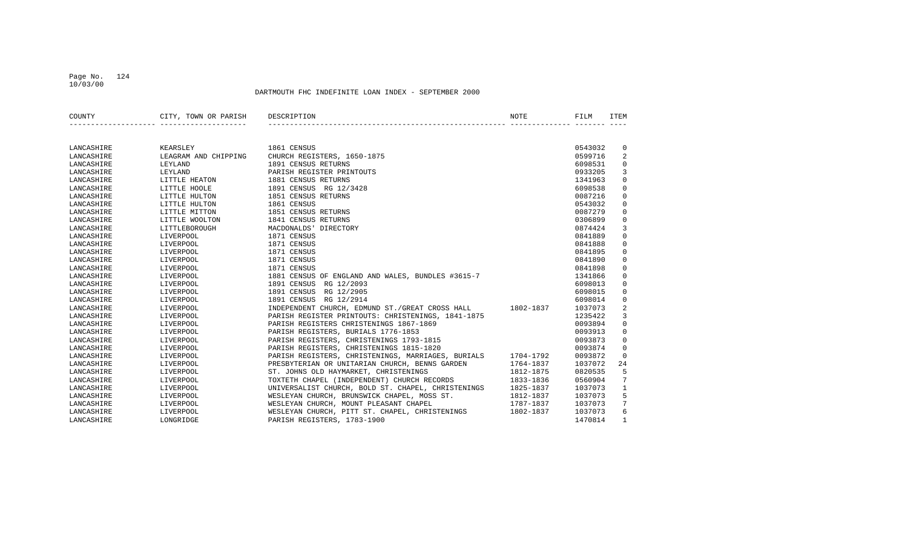DARTMOUTH FHC INDEFINITE LOAN INDEX - SEPTEMBER 2000

| COUNTY | CITY, TOWN OR PARISH | DESCRIPTION | NOTE | FILM | ITEM |
|---|---|---|---|---|---|
| LANCASHIRE | KEARSLEY | 1861 CENSUS | | 0543032 | 0 |
| LANCASHIRE | LEAGRAM AND CHIPPING | CHURCH REGISTERS, 1650-1875 | | 0599716 | 2 |
| LANCASHIRE | LEYLAND | 1891 CENSUS RETURNS | | 6098531 | 0 |
| LANCASHIRE | LEYLAND | PARISH REGISTER PRINTOUTS | | 0933205 | 3 |
| LANCASHIRE | LITTLE HEATON | 1881 CENSUS RETURNS | | 1341963 | 0 |
| LANCASHIRE | LITTLE HOOLE | 1891 CENSUS RG 12/3428 | | 6098538 | 0 |
| LANCASHIRE | LITTLE HULTON | 1851 CENSUS RETURNS | | 0087216 | 0 |
| LANCASHIRE | LITTLE HULTON | 1861 CENSUS | | 0543032 | 0 |
| LANCASHIRE | LITTLE MITTON | 1851 CENSUS RETURNS | | 0087279 | 0 |
| LANCASHIRE | LITTLE WOOLTON | 1841 CENSUS RETURNS | | 0306899 | 0 |
| LANCASHIRE | LITTLEBOROUGH | MACDONALDS' DIRECTORY | | 0874424 | 3 |
| LANCASHIRE | LIVERPOOL | 1871 CENSUS | | 0841889 | 0 |
| LANCASHIRE | LIVERPOOL | 1871 CENSUS | | 0841888 | 0 |
| LANCASHIRE | LIVERPOOL | 1871 CENSUS | | 0841895 | 0 |
| LANCASHIRE | LIVERPOOL | 1871 CENSUS | | 0841890 | 0 |
| LANCASHIRE | LIVERPOOL | 1871 CENSUS | | 0841898 | 0 |
| LANCASHIRE | LIVERPOOL | 1881 CENSUS OF ENGLAND AND WALES, BUNDLES #3615-7 | | 1341866 | 0 |
| LANCASHIRE | LIVERPOOL | 1891 CENSUS RG 12/2093 | | 6098013 | 0 |
| LANCASHIRE | LIVERPOOL | 1891 CENSUS RG 12/2905 | | 6098015 | 0 |
| LANCASHIRE | LIVERPOOL | 1891 CENSUS RG 12/2914 | | 6098014 | 0 |
| LANCASHIRE | LIVERPOOL | INDEPENDENT CHURCH, EDMUND ST./GREAT CROSS HALL | 1802-1837 | 1037073 | 2 |
| LANCASHIRE | LIVERPOOL | PARISH REGISTER PRINTOUTS: CHRISTENINGS, 1841-1875 | | 1235422 | 3 |
| LANCASHIRE | LIVERPOOL | PARISH REGISTERS CHRISTENINGS 1867-1869 | | 0093894 | 0 |
| LANCASHIRE | LIVERPOOL | PARISH REGISTERS, BURIALS 1776-1853 | | 0093913 | 0 |
| LANCASHIRE | LIVERPOOL | PARISH REGISTERS, CHRISTENINGS 1793-1815 | | 0093873 | 0 |
| LANCASHIRE | LIVERPOOL | PARISH REGISTERS, CHRISTENINGS 1815-1820 | | 0093874 | 0 |
| LANCASHIRE | LIVERPOOL | PARISH REGISTERS, CHRISTENINGS, MARRIAGES, BURIALS | 1704-1792 | 0093872 | 0 |
| LANCASHIRE | LIVERPOOL | PRESBYTERIAN OR UNITARIAN CHURCH, BENNS GARDEN | 1764-1837 | 1037072 | 24 |
| LANCASHIRE | LIVERPOOL | ST. JOHNS OLD HAYMARKET, CHRISTENINGS | 1812-1875 | 0820535 | 5 |
| LANCASHIRE | LIVERPOOL | TOXTETH CHAPEL (INDEPENDENT) CHURCH RECORDS | 1833-1836 | 0560904 | 7 |
| LANCASHIRE | LIVERPOOL | UNIVERSALIST CHURCH, BOLD ST. CHAPEL, CHRISTENINGS | 1825-1837 | 1037073 | 1 |
| LANCASHIRE | LIVERPOOL | WESLEYAN CHURCH, BRUNSWICK CHAPEL, MOSS ST. | 1812-1837 | 1037073 | 5 |
| LANCASHIRE | LIVERPOOL | WESLEYAN CHURCH, MOUNT PLEASANT CHAPEL | 1787-1837 | 1037073 | 7 |
| LANCASHIRE | LIVERPOOL | WESLEYAN CHURCH, PITT ST. CHAPEL, CHRISTENINGS | 1802-1837 | 1037073 | 6 |
| LANCASHIRE | LONGRIDGE | PARISH REGISTERS, 1783-1900 | | 1470814 | 1 |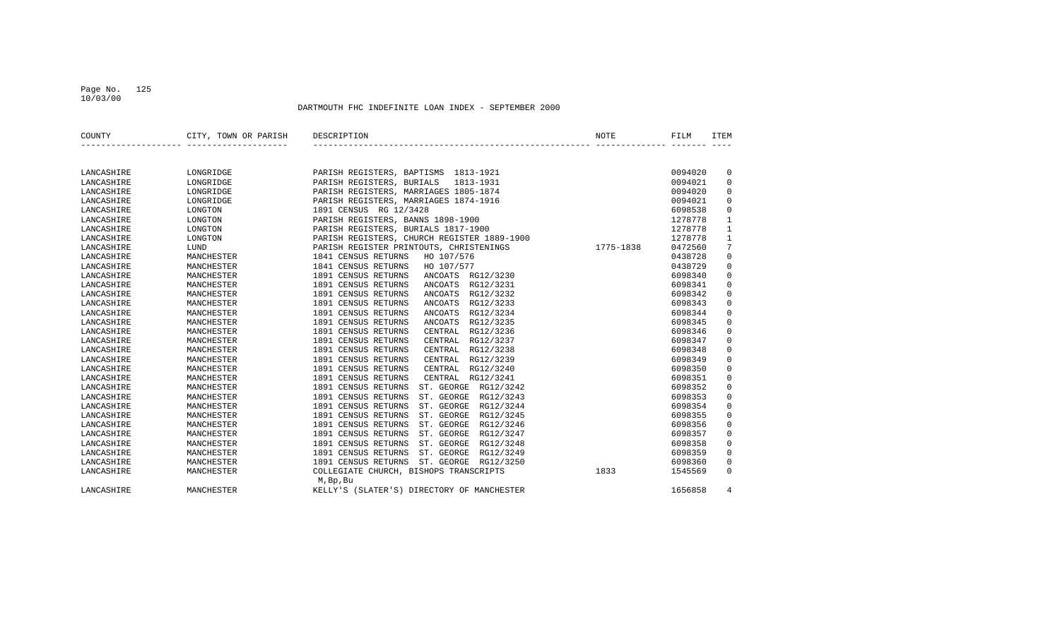DARTMOUTH FHC INDEFINITE LOAN INDEX - SEPTEMBER 2000

| COUNTY | CITY, TOWN OR PARISH | DESCRIPTION | NOTE | FILM | ITEM |
|---|---|---|---|---|---|
| LANCASHIRE | LONGRIDGE | PARISH REGISTERS, BAPTISMS 1813-1921 | | 0094020 | 0 |
| LANCASHIRE | LONGRIDGE | PARISH REGISTERS, BURIALS 1813-1931 | | 0094021 | 0 |
| LANCASHIRE | LONGRIDGE | PARISH REGISTERS, MARRIAGES 1805-1874 | | 0094020 | 0 |
| LANCASHIRE | LONGRIDGE | PARISH REGISTERS, MARRIAGES 1874-1916 | | 0094021 | 0 |
| LANCASHIRE | LONGTON | 1891 CENSUS RG 12/3428 | | 6098538 | 0 |
| LANCASHIRE | LONGTON | PARISH REGISTERS, BANNS 1898-1900 | | 1278778 | 1 |
| LANCASHIRE | LONGTON | PARISH REGISTERS, BURIALS 1817-1900 | | 1278778 | 1 |
| LANCASHIRE | LONGTON | PARISH REGISTERS, CHURCH REGISTER 1889-1900 | | 1278778 | 1 |
| LANCASHIRE | LUND | PARISH REGISTER PRINTOUTS, CHRISTENINGS | 1775-1838 | 0472560 | 7 |
| LANCASHIRE | MANCHESTER | 1841 CENSUS RETURNS HO 107/576 | | 0438728 | 0 |
| LANCASHIRE | MANCHESTER | 1841 CENSUS RETURNS HO 107/577 | | 0438729 | 0 |
| LANCASHIRE | MANCHESTER | 1891 CENSUS RETURNS ANCOATS RG12/3230 | | 6098340 | 0 |
| LANCASHIRE | MANCHESTER | 1891 CENSUS RETURNS ANCOATS RG12/3231 | | 6098341 | 0 |
| LANCASHIRE | MANCHESTER | 1891 CENSUS RETURNS ANCOATS RG12/3232 | | 6098342 | 0 |
| LANCASHIRE | MANCHESTER | 1891 CENSUS RETURNS ANCOATS RG12/3233 | | 6098343 | 0 |
| LANCASHIRE | MANCHESTER | 1891 CENSUS RETURNS ANCOATS RG12/3234 | | 6098344 | 0 |
| LANCASHIRE | MANCHESTER | 1891 CENSUS RETURNS ANCOATS RG12/3235 | | 6098345 | 0 |
| LANCASHIRE | MANCHESTER | 1891 CENSUS RETURNS CENTRAL RG12/3236 | | 6098346 | 0 |
| LANCASHIRE | MANCHESTER | 1891 CENSUS RETURNS CENTRAL RG12/3237 | | 6098347 | 0 |
| LANCASHIRE | MANCHESTER | 1891 CENSUS RETURNS CENTRAL RG12/3238 | | 6098348 | 0 |
| LANCASHIRE | MANCHESTER | 1891 CENSUS RETURNS CENTRAL RG12/3239 | | 6098349 | 0 |
| LANCASHIRE | MANCHESTER | 1891 CENSUS RETURNS CENTRAL RG12/3240 | | 6098350 | 0 |
| LANCASHIRE | MANCHESTER | 1891 CENSUS RETURNS CENTRAL RG12/3241 | | 6098351 | 0 |
| LANCASHIRE | MANCHESTER | 1891 CENSUS RETURNS ST. GEORGE RG12/3242 | | 6098352 | 0 |
| LANCASHIRE | MANCHESTER | 1891 CENSUS RETURNS ST. GEORGE RG12/3243 | | 6098353 | 0 |
| LANCASHIRE | MANCHESTER | 1891 CENSUS RETURNS ST. GEORGE RG12/3244 | | 6098354 | 0 |
| LANCASHIRE | MANCHESTER | 1891 CENSUS RETURNS ST. GEORGE RG12/3245 | | 6098355 | 0 |
| LANCASHIRE | MANCHESTER | 1891 CENSUS RETURNS ST. GEORGE RG12/3246 | | 6098356 | 0 |
| LANCASHIRE | MANCHESTER | 1891 CENSUS RETURNS ST. GEORGE RG12/3247 | | 6098357 | 0 |
| LANCASHIRE | MANCHESTER | 1891 CENSUS RETURNS ST. GEORGE RG12/3248 | | 6098358 | 0 |
| LANCASHIRE | MANCHESTER | 1891 CENSUS RETURNS ST. GEORGE RG12/3249 | | 6098359 | 0 |
| LANCASHIRE | MANCHESTER | 1891 CENSUS RETURNS ST. GEORGE RG12/3250 | | 6098360 | 0 |
| LANCASHIRE | MANCHESTER | COLLEGIATE CHURCH, BISHOPS TRANSCRIPTS M,Bp,Bu | 1833 | 1545569 | 0 |
| LANCASHIRE | MANCHESTER | KELLY'S (SLATER'S) DIRECTORY OF MANCHESTER | | 1656858 | 4 |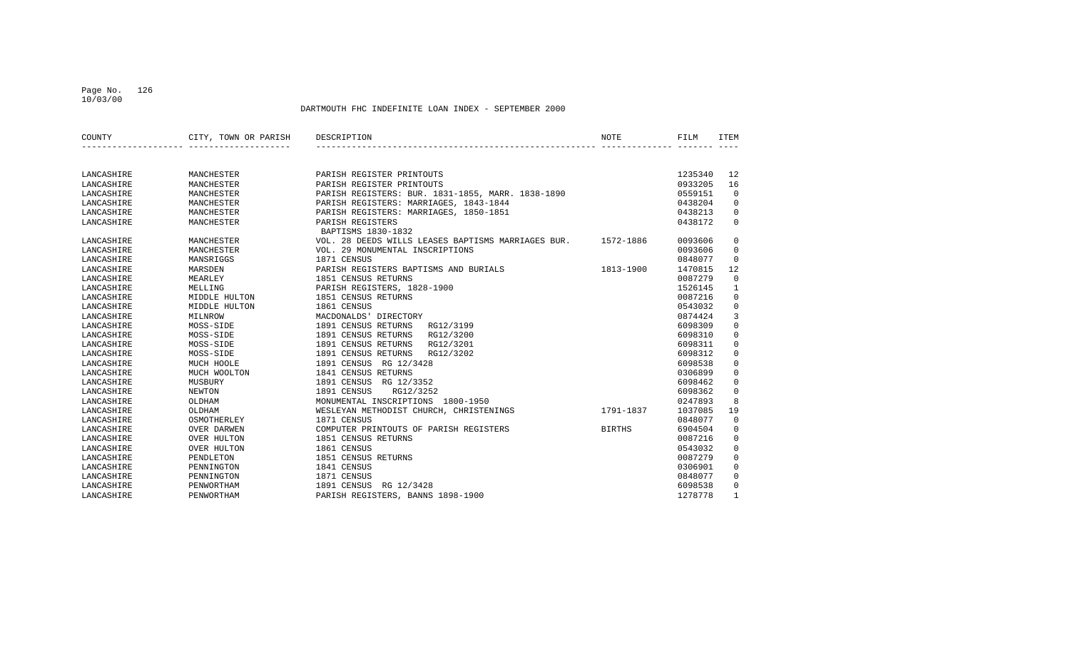DARTMOUTH FHC INDEFINITE LOAN INDEX - SEPTEMBER 2000

| COUNTY | CITY, TOWN OR PARISH | DESCRIPTION | NOTE | FILM | ITEM |
|---|---|---|---|---|---|
| LANCASHIRE | MANCHESTER | PARISH REGISTER PRINTOUTS | | 1235340 | 12 |
| LANCASHIRE | MANCHESTER | PARISH REGISTER PRINTOUTS | | 0933205 | 16 |
| LANCASHIRE | MANCHESTER | PARISH REGISTERS: BUR. 1831-1855, MARR. 1838-1890 | | 0559151 | 0 |
| LANCASHIRE | MANCHESTER | PARISH REGISTERS: MARRIAGES, 1843-1844 | | 0438204 | 0 |
| LANCASHIRE | MANCHESTER | PARISH REGISTERS: MARRIAGES, 1850-1851 | | 0438213 | 0 |
| LANCASHIRE | MANCHESTER | PARISH REGISTERS BAPTISMS 1830-1832 | | 0438172 | 0 |
| LANCASHIRE | MANCHESTER | VOL. 28 DEEDS WILLS LEASES BAPTISMS MARRIAGES BUR. | 1572-1886 | 0093606 | 0 |
| LANCASHIRE | MANCHESTER | VOL. 29 MONUMENTAL INSCRIPTIONS | | 0093606 | 0 |
| LANCASHIRE | MANSRIGGS | 1871 CENSUS | | 0848077 | 0 |
| LANCASHIRE | MARSDEN | PARISH REGISTERS BAPTISMS AND BURIALS | 1813-1900 | 1470815 | 12 |
| LANCASHIRE | MEARLEY | 1851 CENSUS RETURNS | | 0087279 | 0 |
| LANCASHIRE | MELLING | PARISH REGISTERS, 1828-1900 | | 1526145 | 1 |
| LANCASHIRE | MIDDLE HULTON | 1851 CENSUS RETURNS | | 0087216 | 0 |
| LANCASHIRE | MIDDLE HULTON | 1861 CENSUS | | 0543032 | 0 |
| LANCASHIRE | MILNROW | MACDONALDS' DIRECTORY | | 0874424 | 3 |
| LANCASHIRE | MOSS-SIDE | 1891 CENSUS RETURNS RG12/3199 | | 6098309 | 0 |
| LANCASHIRE | MOSS-SIDE | 1891 CENSUS RETURNS RG12/3200 | | 6098310 | 0 |
| LANCASHIRE | MOSS-SIDE | 1891 CENSUS RETURNS RG12/3201 | | 6098311 | 0 |
| LANCASHIRE | MOSS-SIDE | 1891 CENSUS RETURNS RG12/3202 | | 6098312 | 0 |
| LANCASHIRE | MUCH HOOLE | 1891 CENSUS RG 12/3428 | | 6098538 | 0 |
| LANCASHIRE | MUCH WOOLTON | 1841 CENSUS RETURNS | | 0306899 | 0 |
| LANCASHIRE | MUSBURY | 1891 CENSUS RG 12/3352 | | 6098462 | 0 |
| LANCASHIRE | NEWTON | 1891 CENSUS RG12/3252 | | 6098362 | 0 |
| LANCASHIRE | OLDHAM | MONUMENTAL INSCRIPTIONS 1800-1950 | | 0247893 | 8 |
| LANCASHIRE | OLDHAM | WESLEYAN METHODIST CHURCH, CHRISTENINGS | 1791-1837 | 1037085 | 19 |
| LANCASHIRE | OSMOTHERLEY | 1871 CENSUS | | 0848077 | 0 |
| LANCASHIRE | OVER DARWEN | COMPUTER PRINTOUTS OF PARISH REGISTERS | BIRTHS | 6904504 | 0 |
| LANCASHIRE | OVER HULTON | 1851 CENSUS RETURNS | | 0087216 | 0 |
| LANCASHIRE | OVER HULTON | 1861 CENSUS | | 0543032 | 0 |
| LANCASHIRE | PENDLETON | 1851 CENSUS RETURNS | | 0087279 | 0 |
| LANCASHIRE | PENNINGTON | 1841 CENSUS | | 0306901 | 0 |
| LANCASHIRE | PENNINGTON | 1871 CENSUS | | 0848077 | 0 |
| LANCASHIRE | PENWORTHAM | 1891 CENSUS RG 12/3428 | | 6098538 | 0 |
| LANCASHIRE | PENWORTHAM | PARISH REGISTERS, BANNS 1898-1900 | | 1278778 | 1 |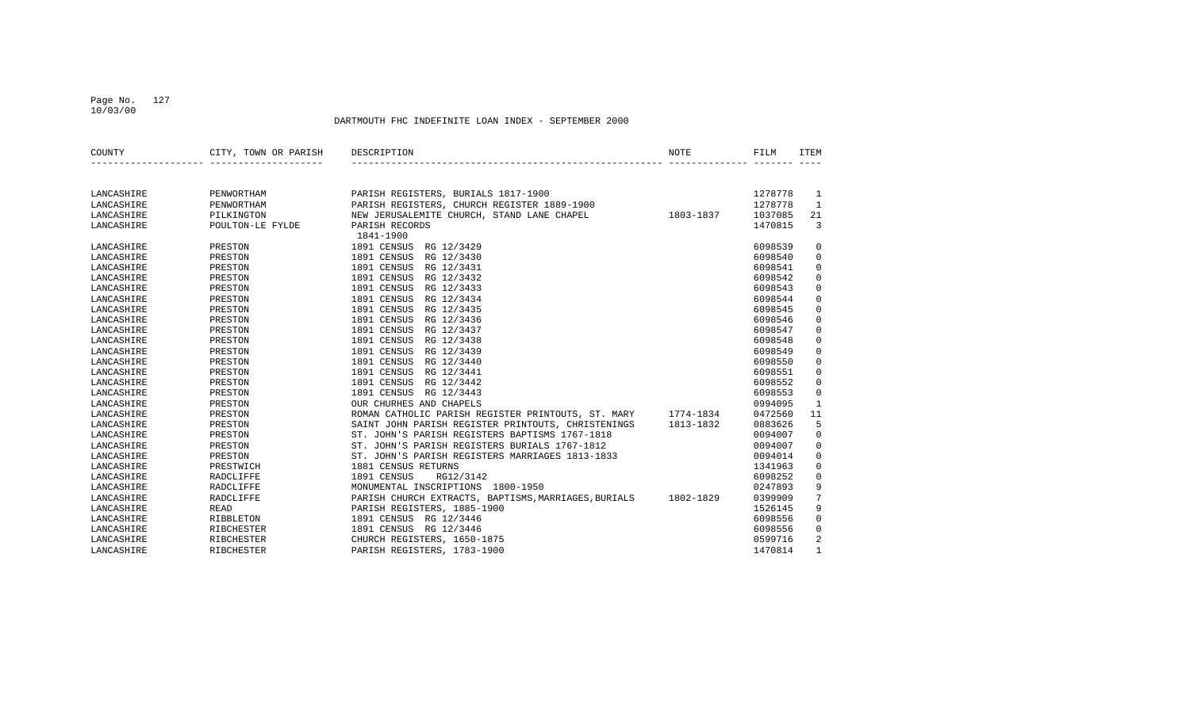DARTMOUTH FHC INDEFINITE LOAN INDEX - SEPTEMBER 2000

| COUNTY | CITY, TOWN OR PARISH | DESCRIPTION | NOTE | FILM | ITEM |
|---|---|---|---|---|---|
| LANCASHIRE | PENWORTHAM | PARISH REGISTERS, BURIALS 1817-1900 | | 1278778 | 1 |
| LANCASHIRE | PENWORTHAM | PARISH REGISTERS, CHURCH REGISTER 1889-1900 | | 1278778 | 1 |
| LANCASHIRE | PILKINGTON | NEW JERUSALEMITE CHURCH, STAND LANE CHAPEL | 1803-1837 | 1037085 | 21 |
| LANCASHIRE | POULTON-LE FYLDE | PARISH RECORDS 1841-1900 | | 1470815 | 3 |
| LANCASHIRE | PRESTON | 1891 CENSUS RG 12/3429 | | 6098539 | 0 |
| LANCASHIRE | PRESTON | 1891 CENSUS RG 12/3430 | | 6098540 | 0 |
| LANCASHIRE | PRESTON | 1891 CENSUS RG 12/3431 | | 6098541 | 0 |
| LANCASHIRE | PRESTON | 1891 CENSUS RG 12/3432 | | 6098542 | 0 |
| LANCASHIRE | PRESTON | 1891 CENSUS RG 12/3433 | | 6098543 | 0 |
| LANCASHIRE | PRESTON | 1891 CENSUS RG 12/3434 | | 6098544 | 0 |
| LANCASHIRE | PRESTON | 1891 CENSUS RG 12/3435 | | 6098545 | 0 |
| LANCASHIRE | PRESTON | 1891 CENSUS RG 12/3436 | | 6098546 | 0 |
| LANCASHIRE | PRESTON | 1891 CENSUS RG 12/3437 | | 6098547 | 0 |
| LANCASHIRE | PRESTON | 1891 CENSUS RG 12/3438 | | 6098548 | 0 |
| LANCASHIRE | PRESTON | 1891 CENSUS RG 12/3439 | | 6098549 | 0 |
| LANCASHIRE | PRESTON | 1891 CENSUS RG 12/3440 | | 6098550 | 0 |
| LANCASHIRE | PRESTON | 1891 CENSUS RG 12/3441 | | 6098551 | 0 |
| LANCASHIRE | PRESTON | 1891 CENSUS RG 12/3442 | | 6098552 | 0 |
| LANCASHIRE | PRESTON | 1891 CENSUS RG 12/3443 | | 6098553 | 0 |
| LANCASHIRE | PRESTON | OUR CHURHES AND CHAPELS | | 0994095 | 1 |
| LANCASHIRE | PRESTON | ROMAN CATHOLIC PARISH REGISTER PRINTOUTS, ST. MARY | 1774-1834 | 0472560 | 11 |
| LANCASHIRE | PRESTON | SAINT JOHN PARISH REGISTER PRINTOUTS, CHRISTENINGS | 1813-1832 | 0883626 | 5 |
| LANCASHIRE | PRESTON | ST. JOHN'S PARISH REGISTERS BAPTISMS 1767-1818 | | 0094007 | 0 |
| LANCASHIRE | PRESTON | ST. JOHN'S PARISH REGISTERS BURIALS 1767-1812 | | 0094007 | 0 |
| LANCASHIRE | PRESTON | ST. JOHN'S PARISH REGISTERS MARRIAGES 1813-1833 | | 0094014 | 0 |
| LANCASHIRE | PRESTWICH | 1881 CENSUS RETURNS | | 1341963 | 0 |
| LANCASHIRE | RADCLIFFE | 1891 CENSUS RG12/3142 | | 6098252 | 0 |
| LANCASHIRE | RADCLIFFE | MONUMENTAL INSCRIPTIONS 1800-1950 | | 0247893 | 9 |
| LANCASHIRE | RADCLIFFE | PARISH CHURCH EXTRACTS, BAPTISMS,MARRIAGES,BURIALS | 1802-1829 | 0399909 | 7 |
| LANCASHIRE | READ | PARISH REGISTERS, 1885-1900 | | 1526145 | 9 |
| LANCASHIRE | RIBBLETON | 1891 CENSUS RG 12/3446 | | 6098556 | 0 |
| LANCASHIRE | RIBCHESTER | 1891 CENSUS RG 12/3446 | | 6098556 | 0 |
| LANCASHIRE | RIBCHESTER | CHURCH REGISTERS, 1650-1875 | | 0599716 | 2 |
| LANCASHIRE | RIBCHESTER | PARISH REGISTERS, 1783-1900 | | 1470814 | 1 |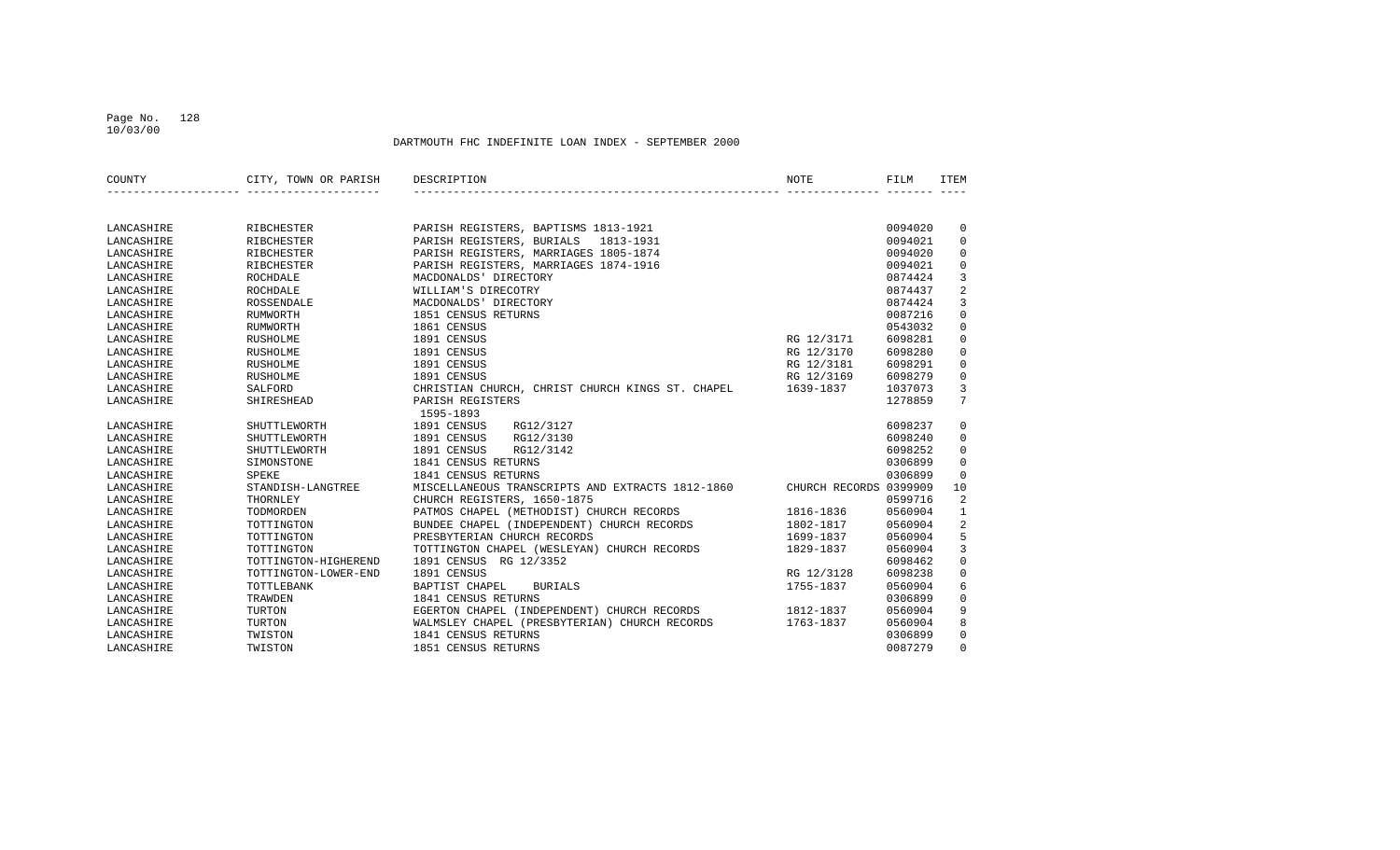DARTMOUTH FHC INDEFINITE LOAN INDEX - SEPTEMBER 2000

| COUNTY | CITY, TOWN OR PARISH | DESCRIPTION | NOTE | FILM | ITEM |
|---|---|---|---|---|---|
| LANCASHIRE | RIBCHESTER | PARISH REGISTERS, BAPTISMS 1813-1921 | | 0094020 | 0 |
| LANCASHIRE | RIBCHESTER | PARISH REGISTERS, BURIALS 1813-1931 | | 0094021 | 0 |
| LANCASHIRE | RIBCHESTER | PARISH REGISTERS, MARRIAGES 1805-1874 | | 0094020 | 0 |
| LANCASHIRE | RIBCHESTER | PARISH REGISTERS, MARRIAGES 1874-1916 | | 0094021 | 0 |
| LANCASHIRE | ROCHDALE | MACDONALDS' DIRECTORY | | 0874424 | 3 |
| LANCASHIRE | ROCHDALE | WILLIAM'S DIRECOTRY | | 0874437 | 2 |
| LANCASHIRE | ROSSENDALE | MACDONALDS' DIRECTORY | | 0874424 | 3 |
| LANCASHIRE | RUMWORTH | 1851 CENSUS RETURNS | | 0087216 | 0 |
| LANCASHIRE | RUMWORTH | 1861 CENSUS | | 0543032 | 0 |
| LANCASHIRE | RUSHOLME | 1891 CENSUS | RG 12/3171 | 6098281 | 0 |
| LANCASHIRE | RUSHOLME | 1891 CENSUS | RG 12/3170 | 6098280 | 0 |
| LANCASHIRE | RUSHOLME | 1891 CENSUS | RG 12/3181 | 6098291 | 0 |
| LANCASHIRE | RUSHOLME | 1891 CENSUS | RG 12/3169 | 6098279 | 0 |
| LANCASHIRE | SALFORD | CHRISTIAN CHURCH, CHRIST CHURCH KINGS ST. CHAPEL | 1639-1837 | 1037073 | 3 |
| LANCASHIRE | SHIRESHEAD | PARISH REGISTERS 1595-1893 | | 1278859 | 7 |
| LANCASHIRE | SHUTTLEWORTH | 1891 CENSUS RG12/3127 | | 6098237 | 0 |
| LANCASHIRE | SHUTTLEWORTH | 1891 CENSUS RG12/3130 | | 6098240 | 0 |
| LANCASHIRE | SHUTTLEWORTH | 1891 CENSUS RG12/3142 | | 6098252 | 0 |
| LANCASHIRE | SIMONSTONE | 1841 CENSUS RETURNS | | 0306899 | 0 |
| LANCASHIRE | SPEKE | 1841 CENSUS RETURNS | | 0306899 | 0 |
| LANCASHIRE | STANDISH-LANGTREE | MISCELLANEOUS TRANSCRIPTS AND EXTRACTS 1812-1860 | CHURCH RECORDS | 0399909 | 10 |
| LANCASHIRE | THORNLEY | CHURCH REGISTERS, 1650-1875 | | 0599716 | 2 |
| LANCASHIRE | TODMORDEN | PATMOS CHAPEL (METHODIST) CHURCH RECORDS | 1816-1836 | 0560904 | 1 |
| LANCASHIRE | TOTTINGTON | BUNDEE CHAPEL (INDEPENDENT) CHURCH RECORDS | 1802-1817 | 0560904 | 2 |
| LANCASHIRE | TOTTINGTON | PRESBYTERIAN CHURCH RECORDS | 1699-1837 | 0560904 | 5 |
| LANCASHIRE | TOTTINGTON | TOTTINGTON CHAPEL (WESLEYAN) CHURCH RECORDS | 1829-1837 | 0560904 | 3 |
| LANCASHIRE | TOTTINGTON-HIGHEREND | 1891 CENSUS RG 12/3352 | | 6098462 | 0 |
| LANCASHIRE | TOTTINGTON-LOWER-END | 1891 CENSUS | RG 12/3128 | 6098238 | 0 |
| LANCASHIRE | TOTTLEBANK | BAPTIST CHAPEL BURIALS | 1755-1837 | 0560904 | 6 |
| LANCASHIRE | TRAWDEN | 1841 CENSUS RETURNS | | 0306899 | 0 |
| LANCASHIRE | TURTON | EGERTON CHAPEL (INDEPENDENT) CHURCH RECORDS | 1812-1837 | 0560904 | 9 |
| LANCASHIRE | TURTON | WALMSLEY CHAPEL (PRESBYTERIAN) CHURCH RECORDS | 1763-1837 | 0560904 | 8 |
| LANCASHIRE | TWISTON | 1841 CENSUS RETURNS | | 0306899 | 0 |
| LANCASHIRE | TWISTON | 1851 CENSUS RETURNS | | 0087279 | 0 |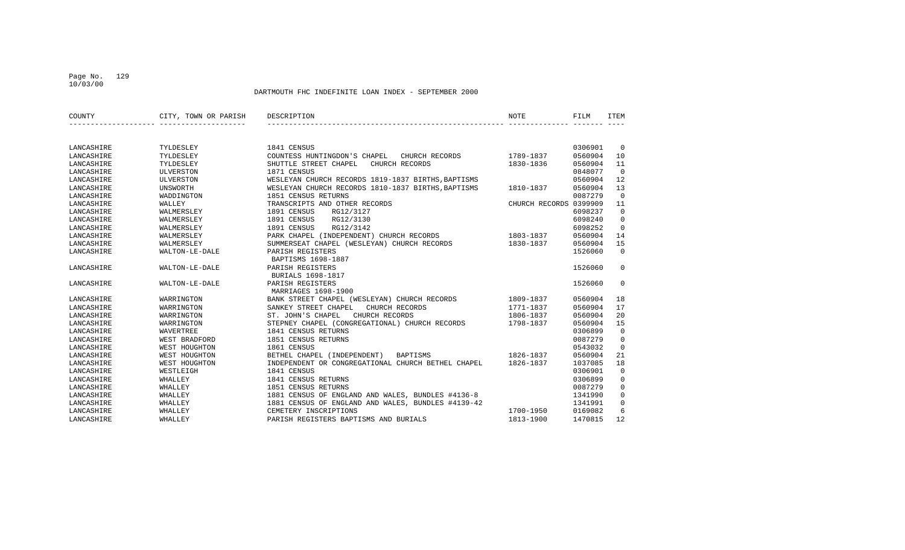DARTMOUTH FHC INDEFINITE LOAN INDEX - SEPTEMBER 2000

| COUNTY | CITY, TOWN OR PARISH | DESCRIPTION | NOTE | FILM | ITEM |
|---|---|---|---|---|---|
| LANCASHIRE | TYLDESLEY | 1841 CENSUS | | 0306901 | 0 |
| LANCASHIRE | TYLDESLEY | COUNTESS HUNTINGDON'S CHAPEL CHURCH RECORDS | 1789-1837 | 0560904 | 10 |
| LANCASHIRE | TYLDESLEY | SHUTTLE STREET CHAPEL CHURCH RECORDS | 1830-1836 | 0560904 | 11 |
| LANCASHIRE | ULVERSTON | 1871 CENSUS | | 0848077 | 0 |
| LANCASHIRE | ULVERSTON | WESLEYAN CHURCH RECORDS 1819-1837 BIRTHS,BAPTISMS | | 0560904 | 12 |
| LANCASHIRE | UNSWORTH | WESLEYAN CHURCH RECORDS 1810-1837 BIRTHS,BAPTISMS | 1810-1837 | 0560904 | 13 |
| LANCASHIRE | WADDINGTON | 1851 CENSUS RETURNS | | 0087279 | 0 |
| LANCASHIRE | WALLEY | TRANSCRIPTS AND OTHER RECORDS | CHURCH RECORDS | 0399909 | 11 |
| LANCASHIRE | WALMERSLEY | 1891 CENSUS RG12/3127 | | 6098237 | 0 |
| LANCASHIRE | WALMERSLEY | 1891 CENSUS RG12/3130 | | 6098240 | 0 |
| LANCASHIRE | WALMERSLEY | 1891 CENSUS RG12/3142 | | 6098252 | 0 |
| LANCASHIRE | WALMERSLEY | PARK CHAPEL (INDEPENDENT) CHURCH RECORDS | 1803-1837 | 0560904 | 14 |
| LANCASHIRE | WALMERSLEY | SUMMERSEAT CHAPEL (WESLEYAN) CHURCH RECORDS | 1830-1837 | 0560904 | 15 |
| LANCASHIRE | WALTON-LE-DALE | PARISH REGISTERS BAPTISMS 1698-1887 | | 1526060 | 0 |
| LANCASHIRE | WALTON-LE-DALE | PARISH REGISTERS BURIALS 1698-1817 | | 1526060 | 0 |
| LANCASHIRE | WALTON-LE-DALE | PARISH REGISTERS MARRIAGES 1698-1900 | | 1526060 | 0 |
| LANCASHIRE | WARRINGTON | BANK STREET CHAPEL (WESLEYAN) CHURCH RECORDS | 1809-1837 | 0560904 | 18 |
| LANCASHIRE | WARRINGTON | SANKEY STREET CHAPEL CHURCH RECORDS | 1771-1837 | 0560904 | 17 |
| LANCASHIRE | WARRINGTON | ST. JOHN'S CHAPEL CHURCH RECORDS | 1806-1837 | 0560904 | 20 |
| LANCASHIRE | WARRINGTON | STEPNEY CHAPEL (CONGREGATIONAL) CHURCH RECORDS | 1798-1837 | 0560904 | 15 |
| LANCASHIRE | WAVERTREE | 1841 CENSUS RETURNS | | 0306899 | 0 |
| LANCASHIRE | WEST BRADFORD | 1851 CENSUS RETURNS | | 0087279 | 0 |
| LANCASHIRE | WEST HOUGHTON | 1861 CENSUS | | 0543032 | 0 |
| LANCASHIRE | WEST HOUGHTON | BETHEL CHAPEL (INDEPENDENT) BAPTISMS | 1826-1837 | 0560904 | 21 |
| LANCASHIRE | WEST HOUGHTON | INDEPENDENT OR CONGREGATIONAL CHURCH BETHEL CHAPEL | 1826-1837 | 1037085 | 18 |
| LANCASHIRE | WESTLEIGH | 1841 CENSUS | | 0306901 | 0 |
| LANCASHIRE | WHALLEY | 1841 CENSUS RETURNS | | 0306899 | 0 |
| LANCASHIRE | WHALLEY | 1851 CENSUS RETURNS | | 0087279 | 0 |
| LANCASHIRE | WHALLEY | 1881 CENSUS OF ENGLAND AND WALES, BUNDLES #4136-8 | | 1341990 | 0 |
| LANCASHIRE | WHALLEY | 1881 CENSUS OF ENGLAND AND WALES, BUNDLES #4139-42 | | 1341991 | 0 |
| LANCASHIRE | WHALLEY | CEMETERY INSCRIPTIONS | 1700-1950 | 0169082 | 6 |
| LANCASHIRE | WHALLEY | PARISH REGISTERS BAPTISMS AND BURIALS | 1813-1900 | 1470815 | 12 |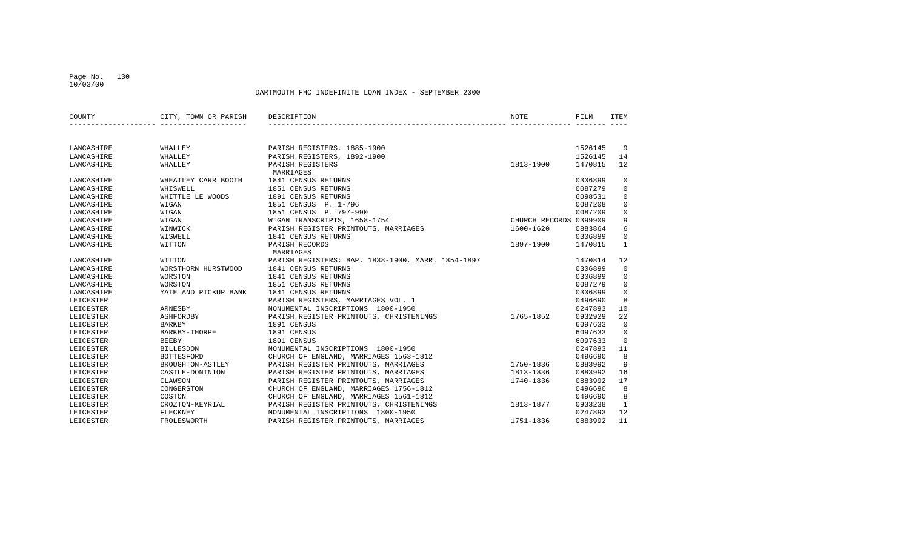DARTMOUTH FHC INDEFINITE LOAN INDEX - SEPTEMBER 2000

| COUNTY | CITY, TOWN OR PARISH | DESCRIPTION | NOTE | FILM | ITEM |
|---|---|---|---|---|---|
| LANCASHIRE | WHALLEY | PARISH REGISTERS, 1885-1900 | | 1526145 | 9 |
| LANCASHIRE | WHALLEY | PARISH REGISTERS, 1892-1900 | | 1526145 | 14 |
| LANCASHIRE | WHALLEY | PARISH REGISTERS MARRIAGES | 1813-1900 | 1470815 | 12 |
| LANCASHIRE | WHEATLEY CARR BOOTH | 1841 CENSUS RETURNS | | 0306899 | 0 |
| LANCASHIRE | WHISWELL | 1851 CENSUS RETURNS | | 0087279 | 0 |
| LANCASHIRE | WHITTLE LE WOODS | 1891 CENSUS RETURNS | | 6098531 | 0 |
| LANCASHIRE | WIGAN | 1851 CENSUS P. 1-796 | | 0087208 | 0 |
| LANCASHIRE | WIGAN | 1851 CENSUS P. 797-990 | | 0087209 | 0 |
| LANCASHIRE | WIGAN | WIGAN TRANSCRIPTS, 1658-1754 | CHURCH RECORDS | 0399909 | 9 |
| LANCASHIRE | WINWICK | PARISH REGISTER PRINTOUTS, MARRIAGES | 1600-1620 | 0883864 | 6 |
| LANCASHIRE | WISWELL | 1841 CENSUS RETURNS | | 0306899 | 0 |
| LANCASHIRE | WITTON | PARISH RECORDS MARRIAGES | 1897-1900 | 1470815 | 1 |
| LANCASHIRE | WITTON | PARISH REGISTERS: BAP. 1838-1900, MARR. 1854-1897 | | 1470814 | 12 |
| LANCASHIRE | WORSTHORN HURSTWOOD | 1841 CENSUS RETURNS | | 0306899 | 0 |
| LANCASHIRE | WORSTON | 1841 CENSUS RETURNS | | 0306899 | 0 |
| LANCASHIRE | WORSTON | 1851 CENSUS RETURNS | | 0087279 | 0 |
| LANCASHIRE | YATE AND PICKUP BANK | 1841 CENSUS RETURNS | | 0306899 | 0 |
| LEICESTER | | PARISH REGISTERS, MARRIAGES VOL. 1 | | 0496690 | 8 |
| LEICESTER | ARNESBY | MONUMENTAL INSCRIPTIONS 1800-1950 | | 0247893 | 10 |
| LEICESTER | ASHFORDBY | PARISH REGISTER PRINTOUTS, CHRISTENINGS | 1765-1852 | 0932929 | 22 |
| LEICESTER | BARKBY | 1891 CENSUS | | 6097633 | 0 |
| LEICESTER | BARKBY-THORPE | 1891 CENSUS | | 6097633 | 0 |
| LEICESTER | BEEBY | 1891 CENSUS | | 6097633 | 0 |
| LEICESTER | BILLESDON | MONUMENTAL INSCRIPTIONS 1800-1950 | | 0247893 | 11 |
| LEICESTER | BOTTESFORD | CHURCH OF ENGLAND, MARRIAGES 1563-1812 | | 0496690 | 8 |
| LEICESTER | BROUGHTON-ASTLEY | PARISH REGISTER PRINTOUTS, MARRIAGES | 1750-1836 | 0883992 | 9 |
| LEICESTER | CASTLE-DONINTON | PARISH REGISTER PRINTOUTS, MARRIAGES | 1813-1836 | 0883992 | 16 |
| LEICESTER | CLAWSON | PARISH REGISTER PRINTOUTS, MARRIAGES | 1740-1836 | 0883992 | 17 |
| LEICESTER | CONGERSTON | CHURCH OF ENGLAND, MARRIAGES 1756-1812 | | 0496690 | 8 |
| LEICESTER | COSTON | CHURCH OF ENGLAND, MARRIAGES 1561-1812 | | 0496690 | 8 |
| LEICESTER | CROZTON-KEYRIAL | PARISH REGISTER PRINTOUTS, CHRISTENINGS | 1813-1877 | 0933238 | 1 |
| LEICESTER | FLECKNEY | MONUMENTAL INSCRIPTIONS 1800-1950 | | 0247893 | 12 |
| LEICESTER | FROLESWORTH | PARISH REGISTER PRINTOUTS, MARRIAGES | 1751-1836 | 0883992 | 11 |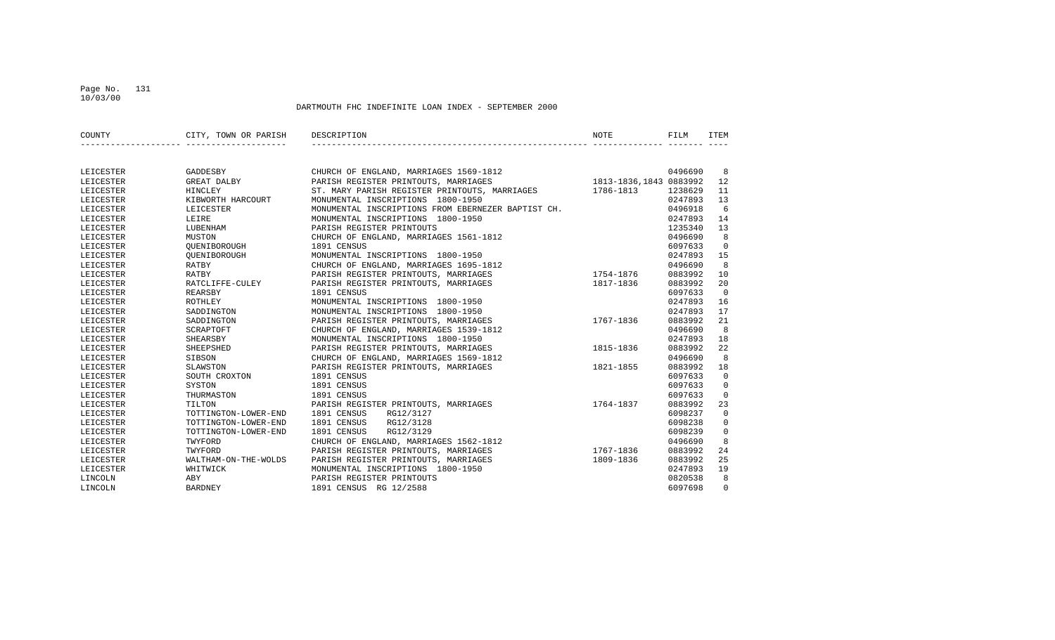DARTMOUTH FHC INDEFINITE LOAN INDEX - SEPTEMBER 2000

| COUNTY | CITY, TOWN OR PARISH | DESCRIPTION | NOTE | FILM | ITEM |
|---|---|---|---|---|---|
| LEICESTER | GADDESBY | CHURCH OF ENGLAND, MARRIAGES 1569-1812 | | 0496690 | 8 |
| LEICESTER | GREAT DALBY | PARISH REGISTER PRINTOUTS, MARRIAGES | 1813-1836,1843 | 0883992 | 12 |
| LEICESTER | HINCLEY | ST. MARY PARISH REGISTER PRINTOUTS, MARRIAGES | 1786-1813 | 1238629 | 11 |
| LEICESTER | KIBWORTH HARCOURT | MONUMENTAL INSCRIPTIONS 1800-1950 | | 0247893 | 13 |
| LEICESTER | LEICESTER | MONUMENTAL INSCRIPTIONS FROM EBERNEZER BAPTIST CH. | | 0496918 | 6 |
| LEICESTER | LEIRE | MONUMENTAL INSCRIPTIONS 1800-1950 | | 0247893 | 14 |
| LEICESTER | LUBENHAM | PARISH REGISTER PRINTOUTS | | 1235340 | 13 |
| LEICESTER | MUSTON | CHURCH OF ENGLAND, MARRIAGES 1561-1812 | | 0496690 | 8 |
| LEICESTER | QUENIBOROUGH | 1891 CENSUS | | 6097633 | 0 |
| LEICESTER | QUENIBOROUGH | MONUMENTAL INSCRIPTIONS 1800-1950 | | 0247893 | 15 |
| LEICESTER | RATBY | CHURCH OF ENGLAND, MARRIAGES 1695-1812 | | 0496690 | 8 |
| LEICESTER | RATBY | PARISH REGISTER PRINTOUTS, MARRIAGES | 1754-1876 | 0883992 | 10 |
| LEICESTER | RATCLIFFE-CULEY | PARISH REGISTER PRINTOUTS, MARRIAGES | 1817-1836 | 0883992 | 20 |
| LEICESTER | REARSBY | 1891 CENSUS | | 6097633 | 0 |
| LEICESTER | ROTHLEY | MONUMENTAL INSCRIPTIONS 1800-1950 | | 0247893 | 16 |
| LEICESTER | SADDINGTON | MONUMENTAL INSCRIPTIONS 1800-1950 | | 0247893 | 17 |
| LEICESTER | SADDINGTON | PARISH REGISTER PRINTOUTS, MARRIAGES | 1767-1836 | 0883992 | 21 |
| LEICESTER | SCRAPTOFT | CHURCH OF ENGLAND, MARRIAGES 1539-1812 | | 0496690 | 8 |
| LEICESTER | SHEARSBY | MONUMENTAL INSCRIPTIONS 1800-1950 | | 0247893 | 18 |
| LEICESTER | SHEEPSHED | PARISH REGISTER PRINTOUTS, MARRIAGES | 1815-1836 | 0883992 | 22 |
| LEICESTER | SIBSON | CHURCH OF ENGLAND, MARRIAGES 1569-1812 | | 0496690 | 8 |
| LEICESTER | SLAWSTON | PARISH REGISTER PRINTOUTS, MARRIAGES | 1821-1855 | 0883992 | 18 |
| LEICESTER | SOUTH CROXTON | 1891 CENSUS | | 6097633 | 0 |
| LEICESTER | SYSTON | 1891 CENSUS | | 6097633 | 0 |
| LEICESTER | THURMASTON | 1891 CENSUS | | 6097633 | 0 |
| LEICESTER | TILTON | PARISH REGISTER PRINTOUTS, MARRIAGES | 1764-1837 | 0883992 | 23 |
| LEICESTER | TOTTINGTON-LOWER-END | 1891 CENSUS RG12/3127 | | 6098237 | 0 |
| LEICESTER | TOTTINGTON-LOWER-END | 1891 CENSUS RG12/3128 | | 6098238 | 0 |
| LEICESTER | TOTTINGTON-LOWER-END | 1891 CENSUS RG12/3129 | | 6098239 | 0 |
| LEICESTER | TWYFORD | CHURCH OF ENGLAND, MARRIAGES 1562-1812 | | 0496690 | 8 |
| LEICESTER | TWYFORD | PARISH REGISTER PRINTOUTS, MARRIAGES | 1767-1836 | 0883992 | 24 |
| LEICESTER | WALTHAM-ON-THE-WOLDS | PARISH REGISTER PRINTOUTS, MARRIAGES | 1809-1836 | 0883992 | 25 |
| LEICESTER | WHITWICK | MONUMENTAL INSCRIPTIONS 1800-1950 | | 0247893 | 19 |
| LINCOLN | ABY | PARISH REGISTER PRINTOUTS | | 0820538 | 8 |
| LINCOLN | BARDNEY | 1891 CENSUS RG 12/2588 | | 6097698 | 0 |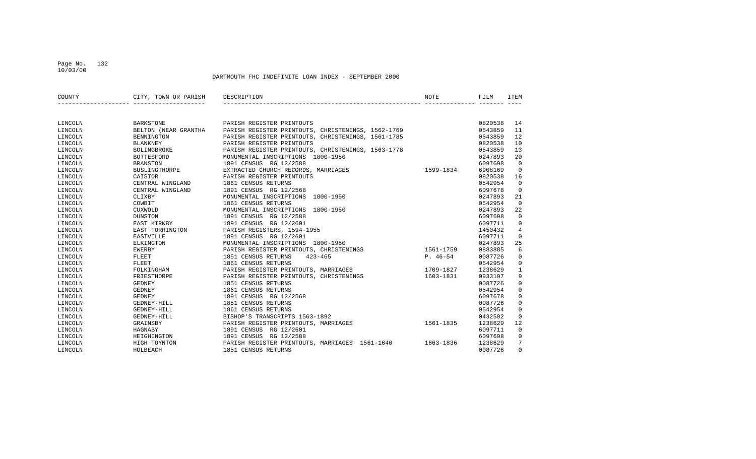DARTMOUTH FHC INDEFINITE LOAN INDEX - SEPTEMBER 2000

| COUNTY | CITY, TOWN OR PARISH | DESCRIPTION | NOTE | FILM | ITEM |
|---|---|---|---|---|---|
| LINCOLN | BARKSTONE | PARISH REGISTER PRINTOUTS | | 0820538 | 14 |
| LINCOLN | BELTON (NEAR GRANTHA | PARISH REGISTER PRINTOUTS, CHRISTENINGS, 1562-1769 | | 0543859 | 11 |
| LINCOLN | BENNINGTON | PARISH REGISTER PRINTOUTS, CHRISTENINGS, 1561-1785 | | 0543859 | 12 |
| LINCOLN | BLANKNEY | PARISH REGISTER PRINTOUTS | | 0820538 | 10 |
| LINCOLN | BOLINGBROKE | PARISH REGISTER PRINTOUTS, CHRISTENINGS, 1563-1778 | | 0543859 | 13 |
| LINCOLN | BOTTESFORD | MONUMENTAL INSCRIPTIONS 1800-1950 | | 0247893 | 20 |
| LINCOLN | BRANSTON | 1891 CENSUS RG 12/2588 | | 6097698 | 0 |
| LINCOLN | BUSLINGTHORPE | EXTRACTED CHURCH RECORDS, MARRIAGES | 1599-1834 | 6908169 | 0 |
| LINCOLN | CAISTOR | PARISH REGISTER PRINTOUTS | | 0820538 | 16 |
| LINCOLN | CENTRAL WINGLAND | 1861 CENSUS RETURNS | | 0542954 | 0 |
| LINCOLN | CENTRAL WINGLAND | 1891 CENSUS RG 12/2568 | | 6097678 | 0 |
| LINCOLN | CLIXBY | MONUMENTAL INSCRIPTIONS 1800-1950 | | 0247893 | 21 |
| LINCOLN | COWBIT | 1861 CENSUS RETURNS | | 0542954 | 0 |
| LINCOLN | CUXWOLD | MONUMENTAL INSCRIPTIONS 1800-1950 | | 0247893 | 22 |
| LINCOLN | DUNSTON | 1891 CENSUS RG 12/2588 | | 6097698 | 0 |
| LINCOLN | EAST KIRKBY | 1891 CENSUS RG 12/2601 | | 6097711 | 0 |
| LINCOLN | EAST TORRINGTON | PARISH REGISTERS, 1594-1955 | | 1450432 | 4 |
| LINCOLN | EASTVILLE | 1891 CENSUS RG 12/2601 | | 6097711 | 0 |
| LINCOLN | ELKINGTON | MONUMENTAL INSCRIPTIONS 1800-1950 | | 0247893 | 25 |
| LINCOLN | EWERBY | PARISH REGISTER PRINTOUTS, CHRISTENINGS | 1561-1759 | 0883885 | 6 |
| LINCOLN | FLEET | 1851 CENSUS RETURNS 423-465 | P. 46-54 | 0087726 | 0 |
| LINCOLN | FLEET | 1861 CENSUS RETURNS | | 0542954 | 0 |
| LINCOLN | FOLKINGHAM | PARISH REGISTER PRINTOUTS, MARRIAGES | 1709-1827 | 1238629 | 1 |
| LINCOLN | FRIESTHORPE | PARISH REGISTER PRINTOUTS, CHRISTENINGS | 1603-1831 | 0933197 | 9 |
| LINCOLN | GEDNEY | 1851 CENSUS RETURNS | | 0087726 | 0 |
| LINCOLN | GEDNEY | 1861 CENSUS RETURNS | | 0542954 | 0 |
| LINCOLN | GEDNEY | 1891 CENSUS RG 12/2568 | | 6097678 | 0 |
| LINCOLN | GEDNEY-HILL | 1851 CENSUS RETURNS | | 0087726 | 0 |
| LINCOLN | GEDNEY-HILL | 1861 CENSUS RETURNS | | 0542954 | 0 |
| LINCOLN | GEDNEY-HILL | BISHOP'S TRANSCRIPTS 1563-1892 | | 0432502 | 0 |
| LINCOLN | GRAINSBY | PARISH REGISTER PRINTOUTS, MARRIAGES | 1561-1835 | 1238629 | 12 |
| LINCOLN | HAGNABY | 1891 CENSUS RG 12/2601 | | 6097711 | 0 |
| LINCOLN | HEIGHINGTON | 1891 CENSUS RG 12/2588 | | 6097698 | 0 |
| LINCOLN | HIGH TOYNTON | PARISH REGISTER PRINTOUTS, MARRIAGES 1561-1640 | 1663-1836 | 1238629 | 7 |
| LINCOLN | HOLBEACH | 1851 CENSUS RETURNS | | 0087726 | 0 |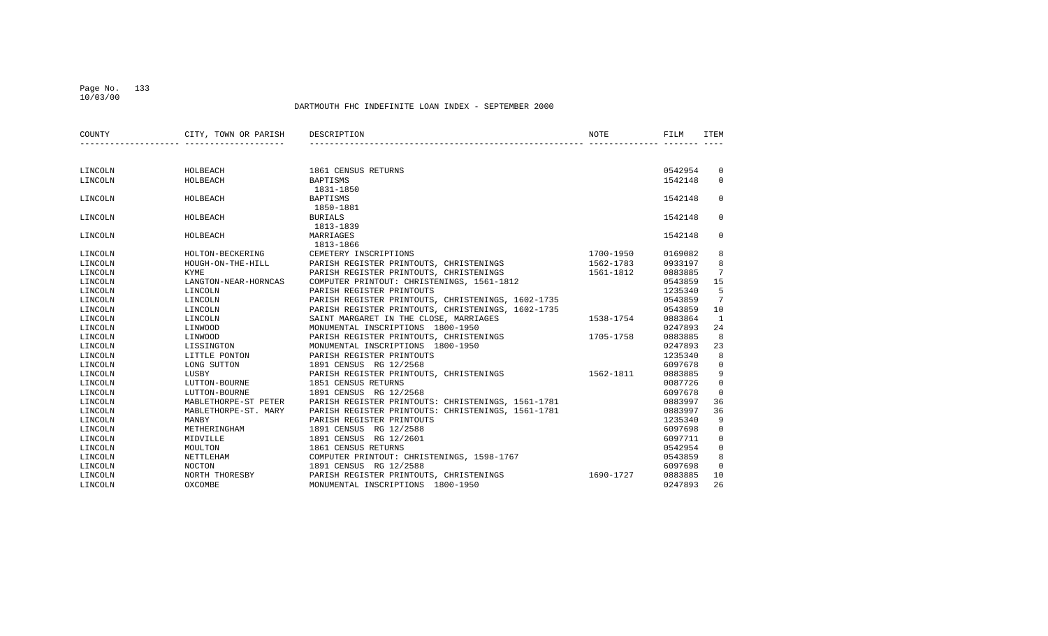DARTMOUTH FHC INDEFINITE LOAN INDEX - SEPTEMBER 2000

| COUNTY | CITY, TOWN OR PARISH | DESCRIPTION | NOTE | FILM | ITEM |
|---|---|---|---|---|---|
| LINCOLN | HOLBEACH | 1861 CENSUS RETURNS | | 0542954 | 0 |
| LINCOLN | HOLBEACH | BAPTISMS 1831-1850 | | 1542148 | 0 |
| LINCOLN | HOLBEACH | BAPTISMS 1850-1881 | | 1542148 | 0 |
| LINCOLN | HOLBEACH | BURIALS 1813-1839 | | 1542148 | 0 |
| LINCOLN | HOLBEACH | MARRIAGES 1813-1866 | | 1542148 | 0 |
| LINCOLN | HOLTON-BECKERING | CEMETERY INSCRIPTIONS | 1700-1950 | 0169082 | 8 |
| LINCOLN | HOUGH-ON-THE-HILL | PARISH REGISTER PRINTOUTS, CHRISTENINGS | 1562-1783 | 0933197 | 8 |
| LINCOLN | KYME | PARISH REGISTER PRINTOUTS, CHRISTENINGS | 1561-1812 | 0883885 | 7 |
| LINCOLN | LANGTON-NEAR-HORNCAS | COMPUTER PRINTOUT: CHRISTENINGS, 1561-1812 | | 0543859 | 15 |
| LINCOLN | LINCOLN | PARISH REGISTER PRINTOUTS | | 1235340 | 5 |
| LINCOLN | LINCOLN | PARISH REGISTER PRINTOUTS, CHRISTENINGS, 1602-1735 | | 0543859 | 7 |
| LINCOLN | LINCOLN | PARISH REGISTER PRINTOUTS, CHRISTENINGS, 1602-1735 | | 0543859 | 10 |
| LINCOLN | LINCOLN | SAINT MARGARET IN THE CLOSE, MARRIAGES | 1538-1754 | 0883864 | 1 |
| LINCOLN | LINWOOD | MONUMENTAL INSCRIPTIONS 1800-1950 | | 0247893 | 24 |
| LINCOLN | LINWOOD | PARISH REGISTER PRINTOUTS, CHRISTENINGS | 1705-1758 | 0883885 | 8 |
| LINCOLN | LISSINGTON | MONUMENTAL INSCRIPTIONS 1800-1950 | | 0247893 | 23 |
| LINCOLN | LITTLE PONTON | PARISH REGISTER PRINTOUTS | | 1235340 | 8 |
| LINCOLN | LONG SUTTON | 1891 CENSUS RG 12/2568 | | 6097678 | 0 |
| LINCOLN | LUSBY | PARISH REGISTER PRINTOUTS, CHRISTENINGS | 1562-1811 | 0883885 | 9 |
| LINCOLN | LUTTON-BOURNE | 1851 CENSUS RETURNS | | 0087726 | 0 |
| LINCOLN | LUTTON-BOURNE | 1891 CENSUS RG 12/2568 | | 6097678 | 0 |
| LINCOLN | MABLETHORPE-ST PETER | PARISH REGISTER PRINTOUTS: CHRISTENINGS, 1561-1781 | | 0883997 | 36 |
| LINCOLN | MABLETHORPE-ST. MARY | PARISH REGISTER PRINTOUTS: CHRISTENINGS, 1561-1781 | | 0883997 | 36 |
| LINCOLN | MANBY | PARISH REGISTER PRINTOUTS | | 1235340 | 9 |
| LINCOLN | METHERINGHAM | 1891 CENSUS RG 12/2588 | | 6097698 | 0 |
| LINCOLN | MIDVILLE | 1891 CENSUS RG 12/2601 | | 6097711 | 0 |
| LINCOLN | MOULTON | 1861 CENSUS RETURNS | | 0542954 | 0 |
| LINCOLN | NETTLEHAM | COMPUTER PRINTOUT: CHRISTENINGS, 1598-1767 | | 0543859 | 8 |
| LINCOLN | NOCTON | 1891 CENSUS RG 12/2588 | | 6097698 | 0 |
| LINCOLN | NORTH THORESBY | PARISH REGISTER PRINTOUTS, CHRISTENINGS | 1690-1727 | 0883885 | 10 |
| LINCOLN | OXCOMBE | MONUMENTAL INSCRIPTIONS 1800-1950 | | 0247893 | 26 |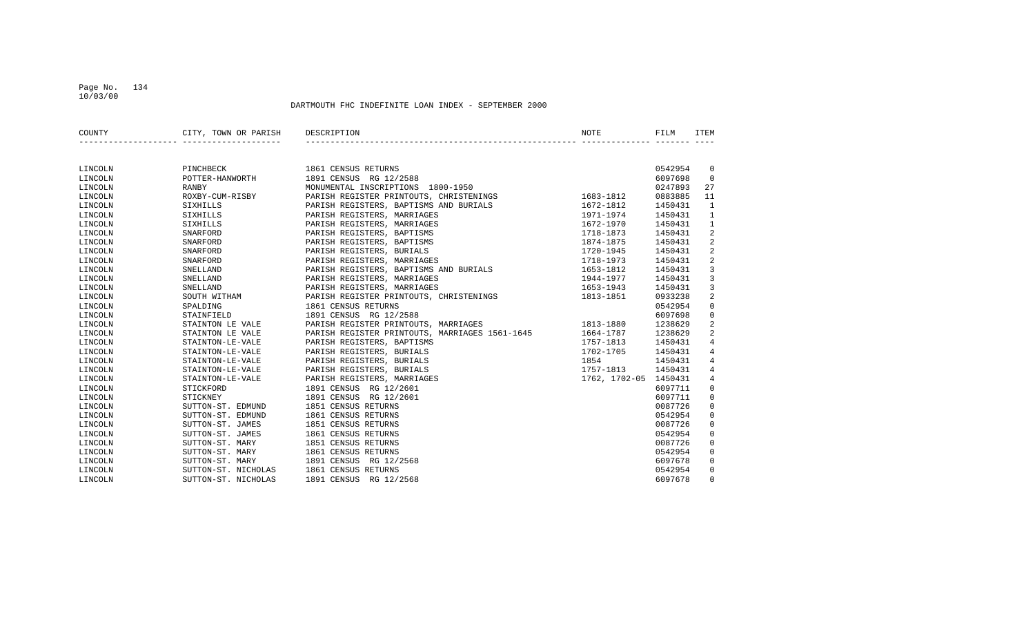DARTMOUTH FHC INDEFINITE LOAN INDEX - SEPTEMBER 2000

| COUNTY | CITY, TOWN OR PARISH | DESCRIPTION | NOTE | FILM | ITEM |
|---|---|---|---|---|---|
| LINCOLN | PINCHBECK | 1861 CENSUS RETURNS | | 0542954 | 0 |
| LINCOLN | POTTER-HANWORTH | 1891 CENSUS RG 12/2588 | | 6097698 | 0 |
| LINCOLN | RANBY | MONUMENTAL INSCRIPTIONS 1800-1950 | | 0247893 | 27 |
| LINCOLN | ROXBY-CUM-RISBY | PARISH REGISTER PRINTOUTS, CHRISTENINGS | 1683-1812 | 0883885 | 11 |
| LINCOLN | SIXHILLS | PARISH REGISTERS, BAPTISMS AND BURIALS | 1672-1812 | 1450431 | 1 |
| LINCOLN | SIXHILLS | PARISH REGISTERS, MARRIAGES | 1971-1974 | 1450431 | 1 |
| LINCOLN | SIXHILLS | PARISH REGISTERS, MARRIAGES | 1672-1970 | 1450431 | 1 |
| LINCOLN | SNARFORD | PARISH REGISTERS, BAPTISMS | 1718-1873 | 1450431 | 2 |
| LINCOLN | SNARFORD | PARISH REGISTERS, BAPTISMS | 1874-1875 | 1450431 | 2 |
| LINCOLN | SNARFORD | PARISH REGISTERS, BURIALS | 1720-1945 | 1450431 | 2 |
| LINCOLN | SNARFORD | PARISH REGISTERS, MARRIAGES | 1718-1973 | 1450431 | 2 |
| LINCOLN | SNELLAND | PARISH REGISTERS, BAPTISMS AND BURIALS | 1653-1812 | 1450431 | 3 |
| LINCOLN | SNELLAND | PARISH REGISTERS, MARRIAGES | 1944-1977 | 1450431 | 3 |
| LINCOLN | SNELLAND | PARISH REGISTERS, MARRIAGES | 1653-1943 | 1450431 | 3 |
| LINCOLN | SOUTH WITHAM | PARISH REGISTER PRINTOUTS, CHRISTENINGS | 1813-1851 | 0933238 | 2 |
| LINCOLN | SPALDING | 1861 CENSUS RETURNS | | 0542954 | 0 |
| LINCOLN | STAINFIELD | 1891 CENSUS RG 12/2588 | | 6097698 | 0 |
| LINCOLN | STAINTON LE VALE | PARISH REGISTER PRINTOUTS, MARRIAGES | 1813-1880 | 1238629 | 2 |
| LINCOLN | STAINTON LE VALE | PARISH REGISTER PRINTOUTS, MARRIAGES 1561-1645 | 1664-1787 | 1238629 | 2 |
| LINCOLN | STAINTON-LE-VALE | PARISH REGISTERS, BAPTISMS | 1757-1813 | 1450431 | 4 |
| LINCOLN | STAINTON-LE-VALE | PARISH REGISTERS, BURIALS | 1702-1705 | 1450431 | 4 |
| LINCOLN | STAINTON-LE-VALE | PARISH REGISTERS, BURIALS | 1854 | 1450431 | 4 |
| LINCOLN | STAINTON-LE-VALE | PARISH REGISTERS, BURIALS | 1757-1813 | 1450431 | 4 |
| LINCOLN | STAINTON-LE-VALE | PARISH REGISTERS, MARRIAGES | 1762, 1702-05 | 1450431 | 4 |
| LINCOLN | STICKFORD | 1891 CENSUS RG 12/2601 | | 6097711 | 0 |
| LINCOLN | STICKNEY | 1891 CENSUS RG 12/2601 | | 6097711 | 0 |
| LINCOLN | SUTTON-ST. EDMUND | 1851 CENSUS RETURNS | | 0087726 | 0 |
| LINCOLN | SUTTON-ST. EDMUND | 1861 CENSUS RETURNS | | 0542954 | 0 |
| LINCOLN | SUTTON-ST. JAMES | 1851 CENSUS RETURNS | | 0087726 | 0 |
| LINCOLN | SUTTON-ST. JAMES | 1861 CENSUS RETURNS | | 0542954 | 0 |
| LINCOLN | SUTTON-ST. MARY | 1851 CENSUS RETURNS | | 0087726 | 0 |
| LINCOLN | SUTTON-ST. MARY | 1861 CENSUS RETURNS | | 0542954 | 0 |
| LINCOLN | SUTTON-ST. MARY | 1891 CENSUS RG 12/2568 | | 6097678 | 0 |
| LINCOLN | SUTTON-ST. NICHOLAS | 1861 CENSUS RETURNS | | 0542954 | 0 |
| LINCOLN | SUTTON-ST. NICHOLAS | 1891 CENSUS RG 12/2568 | | 6097678 | 0 |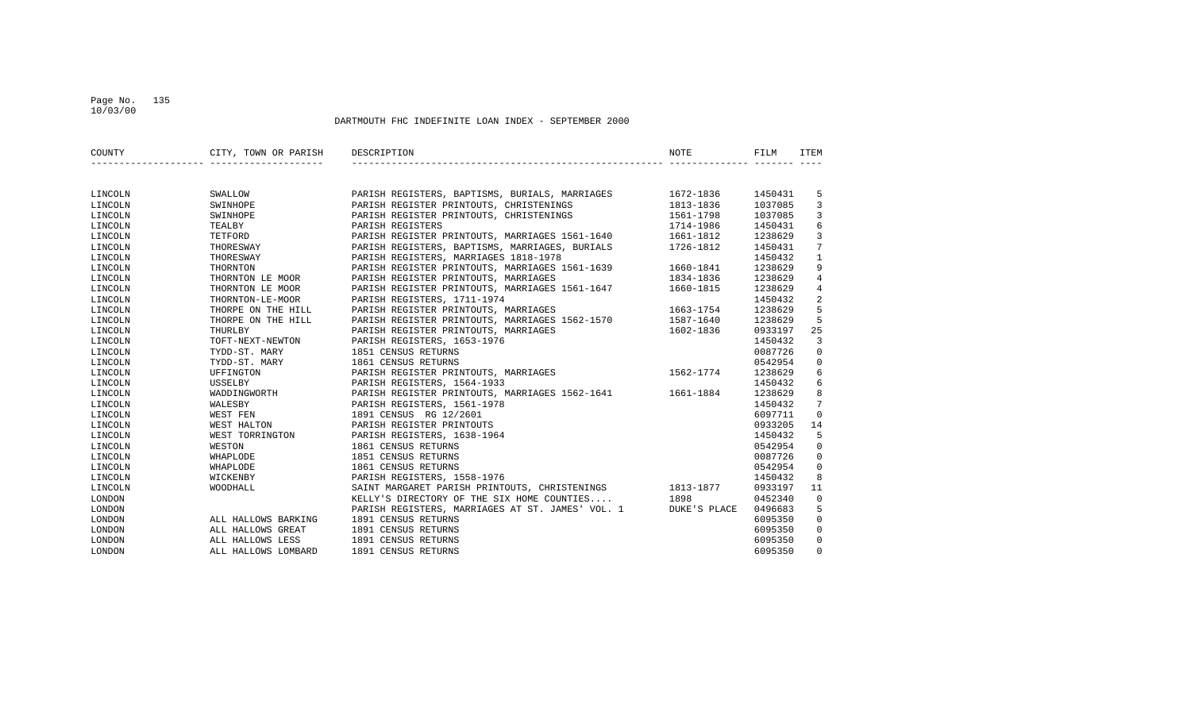DARTMOUTH FHC INDEFINITE LOAN INDEX - SEPTEMBER 2000

| COUNTY | CITY, TOWN OR PARISH | DESCRIPTION | NOTE | FILM | ITEM |
|---|---|---|---|---|---|
| LINCOLN | SWALLOW | PARISH REGISTERS, BAPTISMS, BURIALS, MARRIAGES | 1672-1836 | 1450431 | 5 |
| LINCOLN | SWINHOPE | PARISH REGISTER PRINTOUTS, CHRISTENINGS | 1813-1836 | 1037085 | 3 |
| LINCOLN | SWINHOPE | PARISH REGISTER PRINTOUTS, CHRISTENINGS | 1561-1798 | 1037085 | 3 |
| LINCOLN | TEALBY | PARISH REGISTERS | 1714-1986 | 1450431 | 6 |
| LINCOLN | TETFORD | PARISH REGISTER PRINTOUTS, MARRIAGES 1561-1640 | 1661-1812 | 1238629 | 3 |
| LINCOLN | THORESWAY | PARISH REGISTERS, BAPTISMS, MARRIAGES, BURIALS | 1726-1812 | 1450431 | 7 |
| LINCOLN | THORESWAY | PARISH REGISTERS, MARRIAGES 1818-1978 | | 1450432 | 1 |
| LINCOLN | THORNTON | PARISH REGISTER PRINTOUTS, MARRIAGES 1561-1639 | 1660-1841 | 1238629 | 9 |
| LINCOLN | THORNTON LE MOOR | PARISH REGISTER PRINTOUTS, MARRIAGES | 1834-1836 | 1238629 | 4 |
| LINCOLN | THORNTON LE MOOR | PARISH REGISTER PRINTOUTS, MARRIAGES 1561-1647 | 1660-1815 | 1238629 | 4 |
| LINCOLN | THORNTON-LE-MOOR | PARISH REGISTERS, 1711-1974 | | 1450432 | 2 |
| LINCOLN | THORPE ON THE HILL | PARISH REGISTER PRINTOUTS, MARRIAGES | 1663-1754 | 1238629 | 5 |
| LINCOLN | THORPE ON THE HILL | PARISH REGISTER PRINTOUTS, MARRIAGES 1562-1570 | 1587-1640 | 1238629 | 5 |
| LINCOLN | THURLBY | PARISH REGISTER PRINTOUTS, MARRIAGES | 1602-1836 | 0933197 | 25 |
| LINCOLN | TOFT-NEXT-NEWTON | PARISH REGISTERS, 1653-1976 | | 1450432 | 3 |
| LINCOLN | TYDD-ST. MARY | 1851 CENSUS RETURNS | | 0087726 | 0 |
| LINCOLN | TYDD-ST. MARY | 1861 CENSUS RETURNS | | 0542954 | 0 |
| LINCOLN | UFFINGTON | PARISH REGISTER PRINTOUTS, MARRIAGES | 1562-1774 | 1238629 | 6 |
| LINCOLN | USSELBY | PARISH REGISTERS, 1564-1933 | | 1450432 | 6 |
| LINCOLN | WADDINGWORTH | PARISH REGISTER PRINTOUTS, MARRIAGES 1562-1641 | 1661-1884 | 1238629 | 8 |
| LINCOLN | WALESBY | PARISH REGISTERS, 1561-1978 | | 1450432 | 7 |
| LINCOLN | WEST FEN | 1891 CENSUS RG 12/2601 | | 6097711 | 0 |
| LINCOLN | WEST HALTON | PARISH REGISTER PRINTOUTS | | 0933205 | 14 |
| LINCOLN | WEST TORRINGTON | PARISH REGISTERS, 1638-1964 | | 1450432 | 5 |
| LINCOLN | WESTON | 1861 CENSUS RETURNS | | 0542954 | 0 |
| LINCOLN | WHAPLODE | 1851 CENSUS RETURNS | | 0087726 | 0 |
| LINCOLN | WHAPLODE | 1861 CENSUS RETURNS | | 0542954 | 0 |
| LINCOLN | WICKENBY | PARISH REGISTERS, 1558-1976 | | 1450432 | 8 |
| LINCOLN | WOODHALL | SAINT MARGARET PARISH PRINTOUTS, CHRISTENINGS | 1813-1877 | 0933197 | 11 |
| LONDON | | KELLY'S DIRECTORY OF THE SIX HOME COUNTIES.... | 1898 | 0452340 | 0 |
| LONDON | | PARISH REGISTERS, MARRIAGES AT ST. JAMES' VOL. 1 | DUKE'S PLACE | 0496683 | 5 |
| LONDON | ALL HALLOWS BARKING | 1891 CENSUS RETURNS | | 6095350 | 0 |
| LONDON | ALL HALLOWS GREAT | 1891 CENSUS RETURNS | | 6095350 | 0 |
| LONDON | ALL HALLOWS LESS | 1891 CENSUS RETURNS | | 6095350 | 0 |
| LONDON | ALL HALLOWS LOMBARD | 1891 CENSUS RETURNS | | 6095350 | 0 |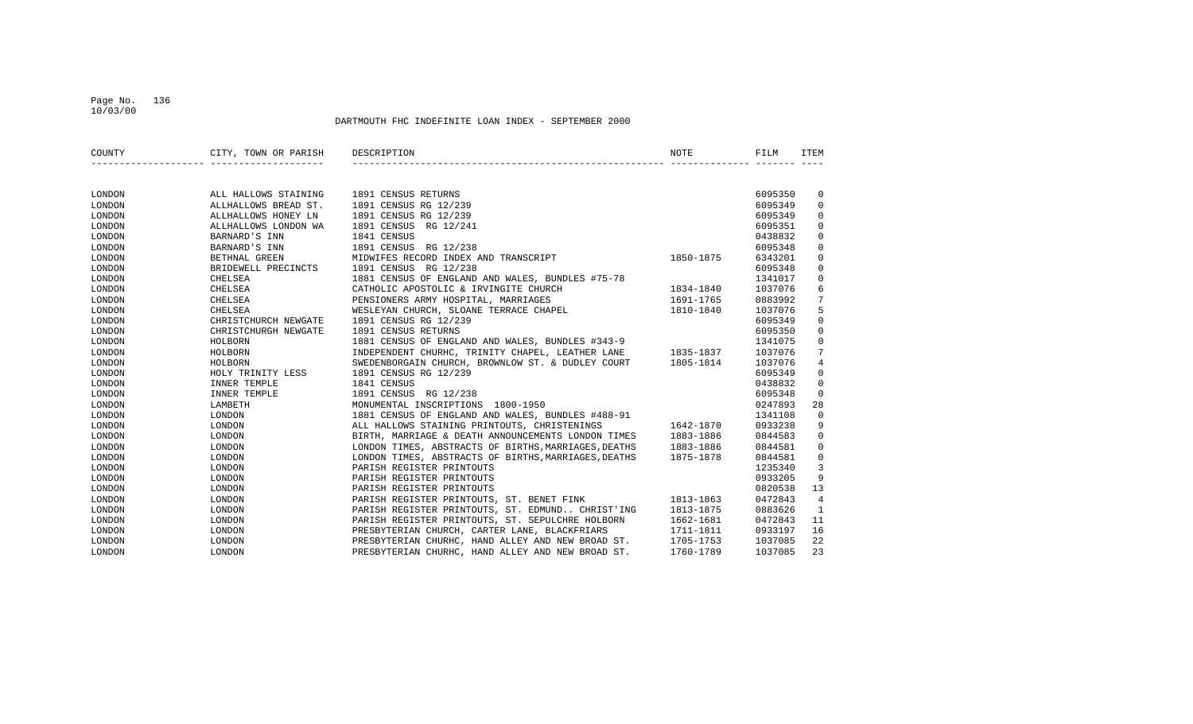DARTMOUTH FHC INDEFINITE LOAN INDEX - SEPTEMBER 2000

| COUNTY | CITY, TOWN OR PARISH | DESCRIPTION | NOTE | FILM | ITEM |
|---|---|---|---|---|---|
| LONDON | ALL HALLOWS STAINING | 1891 CENSUS RETURNS | | 6095350 | 0 |
| LONDON | ALLHALLOWS BREAD ST. | 1891 CENSUS RG 12/239 | | 6095349 | 0 |
| LONDON | ALLHALLOWS HONEY LN | 1891 CENSUS RG 12/239 | | 6095349 | 0 |
| LONDON | ALLHALLOWS LONDON WA | 1891 CENSUS RG 12/241 | | 6095351 | 0 |
| LONDON | BARNARD'S INN | 1841 CENSUS | | 0438832 | 0 |
| LONDON | BARNARD'S INN | 1891 CENSUS RG 12/238 | | 6095348 | 0 |
| LONDON | BETHNAL GREEN | MIDWIFES RECORD INDEX AND TRANSCRIPT | 1850-1875 | 6343201 | 0 |
| LONDON | BRIDEWELL PRECINCTS | 1891 CENSUS RG 12/238 | | 6095348 | 0 |
| LONDON | CHELSEA | 1881 CENSUS OF ENGLAND AND WALES, BUNDLES #75-78 | | 1341017 | 0 |
| LONDON | CHELSEA | CATHOLIC APOSTOLIC & IRVINGITE CHURCH | 1834-1840 | 1037076 | 6 |
| LONDON | CHELSEA | PENSIONERS ARMY HOSPITAL, MARRIAGES | 1691-1765 | 0883992 | 7 |
| LONDON | CHELSEA | WESLEYAN CHURCH, SLOANE TERRACE CHAPEL | 1810-1840 | 1037076 | 5 |
| LONDON | CHRISTCHURCH NEWGATE | 1891 CENSUS RG 12/239 | | 6095349 | 0 |
| LONDON | CHRISTCHURGH NEWGATE | 1891 CENSUS RETURNS | | 6095350 | 0 |
| LONDON | HOLBORN | 1881 CENSUS OF ENGLAND AND WALES, BUNDLES #343-9 | | 1341075 | 0 |
| LONDON | HOLBORN | INDEPENDENT CHURHC, TRINITY CHAPEL, LEATHER LANE | 1835-1837 | 1037076 | 7 |
| LONDON | HOLBORN | SWEDENBORGAIN CHURCH, BROWNLOW ST. & DUDLEY COURT | 1805-1814 | 1037076 | 4 |
| LONDON | HOLY TRINITY LESS | 1891 CENSUS RG 12/239 | | 6095349 | 0 |
| LONDON | INNER TEMPLE | 1841 CENSUS | | 0438832 | 0 |
| LONDON | INNER TEMPLE | 1891 CENSUS RG 12/238 | | 6095348 | 0 |
| LONDON | LAMBETH | MONUMENTAL INSCRIPTIONS 1800-1950 | | 0247893 | 28 |
| LONDON | LONDON | 1881 CENSUS OF ENGLAND AND WALES, BUNDLES #488-91 | | 1341108 | 0 |
| LONDON | LONDON | ALL HALLOWS STAINING PRINTOUTS, CHRISTENINGS | 1642-1870 | 0933238 | 9 |
| LONDON | LONDON | BIRTH, MARRIAGE & DEATH ANNOUNCEMENTS LONDON TIMES | 1883-1886 | 0844583 | 0 |
| LONDON | LONDON | LONDON TIMES, ABSTRACTS OF BIRTHS,MARRIAGES,DEATHS | 1883-1886 | 0844581 | 0 |
| LONDON | LONDON | LONDON TIMES, ABSTRACTS OF BIRTHS,MARRIAGES,DEATHS | 1875-1878 | 0844581 | 0 |
| LONDON | LONDON | PARISH REGISTER PRINTOUTS | | 1235340 | 3 |
| LONDON | LONDON | PARISH REGISTER PRINTOUTS | | 0933205 | 9 |
| LONDON | LONDON | PARISH REGISTER PRINTOUTS | | 0820538 | 13 |
| LONDON | LONDON | PARISH REGISTER PRINTOUTS, ST. BENET FINK | 1813-1863 | 0472843 | 4 |
| LONDON | LONDON | PARISH REGISTER PRINTOUTS, ST. EDMUND.. CHRIST'ING | 1813-1875 | 0883626 | 1 |
| LONDON | LONDON | PARISH REGISTER PRINTOUTS, ST. SEPULCHRE HOLBORN | 1662-1681 | 0472843 | 11 |
| LONDON | LONDON | PRESBYTERIAN CHURCH, CARTER LANE, BLACKFRIARS | 1711-1811 | 0933197 | 16 |
| LONDON | LONDON | PRESBYTERIAN CHURHC, HAND ALLEY AND NEW BROAD ST. | 1705-1753 | 1037085 | 22 |
| LONDON | LONDON | PRESBYTERIAN CHURHC, HAND ALLEY AND NEW BROAD ST. | 1760-1789 | 1037085 | 23 |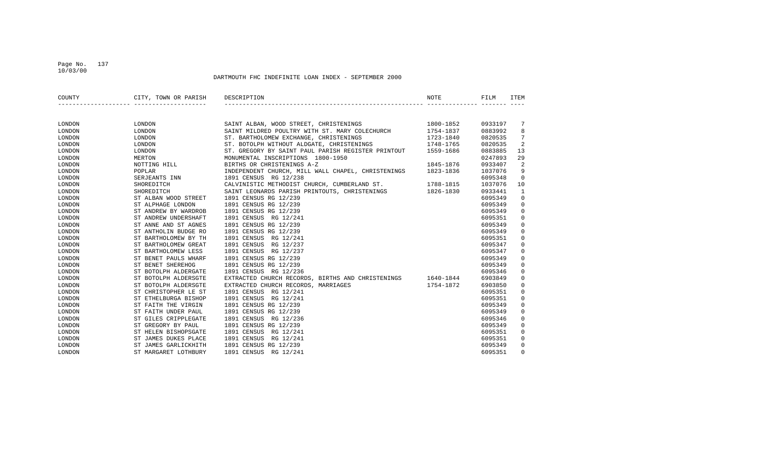DARTMOUTH FHC INDEFINITE LOAN INDEX - SEPTEMBER 2000

| COUNTY | CITY, TOWN OR PARISH | DESCRIPTION | NOTE | FILM | ITEM |
|---|---|---|---|---|---|
| LONDON | LONDON | SAINT ALBAN, WOOD STREET, CHRISTENINGS | 1800-1852 | 0933197 | 7 |
| LONDON | LONDON | SAINT MILDRED POULTRY WITH ST. MARY COLECHURCH | 1754-1837 | 0883992 | 8 |
| LONDON | LONDON | ST. BARTHOLOMEW EXCHANGE, CHRISTENINGS | 1723-1840 | 0820535 | 7 |
| LONDON | LONDON | ST. BOTOLPH WITHOUT ALDGATE, CHRISTENINGS | 1748-1765 | 0820535 | 2 |
| LONDON | LONDON | ST. GREGORY BY SAINT PAUL PARISH REGISTER PRINTOUT | 1559-1686 | 0883885 | 13 |
| LONDON | MERTON | MONUMENTAL INSCRIPTIONS 1800-1950 | | 0247893 | 29 |
| LONDON | NOTTING HILL | BIRTHS OR CHRISTENINGS A-Z | 1845-1876 | 0933407 | 2 |
| LONDON | POPLAR | INDEPENDENT CHURCH, MILL WALL CHAPEL, CHRISTENINGS | 1823-1836 | 1037076 | 9 |
| LONDON | SERJEANTS INN | 1891 CENSUS RG 12/238 | | 6095348 | 0 |
| LONDON | SHOREDITCH | CALVINISTIC METHODIST CHURCH, CUMBERLAND ST. | 1788-1815 | 1037076 | 10 |
| LONDON | SHOREDITCH | SAINT LEONARDS PARISH PRINTOUTS, CHRISTENINGS | 1826-1830 | 0933441 | 1 |
| LONDON | ST ALBAN WOOD STREET | 1891 CENSUS RG 12/239 | | 6095349 | 0 |
| LONDON | ST ALPHAGE LONDON | 1891 CENSUS RG 12/239 | | 6095349 | 0 |
| LONDON | ST ANDREW BY WARDROB | 1891 CENSUS RG 12/239 | | 6095349 | 0 |
| LONDON | ST ANDREW UNDERSHAFT | 1891 CENSUS RG 12/241 | | 6095351 | 0 |
| LONDON | ST ANNE AND ST AGNES | 1891 CENSUS RG 12/239 | | 6095349 | 0 |
| LONDON | ST ANTHOLIN BUDGE RO | 1891 CENSUS RG 12/239 | | 6095349 | 0 |
| LONDON | ST BARTHOLOMEW BY TH | 1891 CENSUS RG 12/241 | | 6095351 | 0 |
| LONDON | ST BARTHOLOMEW GREAT | 1891 CENSUS RG 12/237 | | 6095347 | 0 |
| LONDON | ST BARTHOLOMEW LESS | 1891 CENSUS RG 12/237 | | 6095347 | 0 |
| LONDON | ST BENET PAULS WHARF | 1891 CENSUS RG 12/239 | | 6095349 | 0 |
| LONDON | ST BENET SHEREHOG | 1891 CENSUS RG 12/239 | | 6095349 | 0 |
| LONDON | ST BOTOLPH ALDERGATE | 1891 CENSUS RG 12/236 | | 6095346 | 0 |
| LONDON | ST BOTOLPH ALDERSGTE | EXTRACTED CHURCH RECORDS, BIRTHS AND CHRISTENINGS | 1640-1844 | 6903849 | 0 |
| LONDON | ST BOTOLPH ALDERSGTE | EXTRACTED CHURCH RECORDS, MARRIAGES | 1754-1872 | 6903850 | 0 |
| LONDON | ST CHRISTOPHER LE ST | 1891 CENSUS RG 12/241 | | 6095351 | 0 |
| LONDON | ST ETHELBURGA BISHOP | 1891 CENSUS RG 12/241 | | 6095351 | 0 |
| LONDON | ST FAITH THE VIRGIN | 1891 CENSUS RG 12/239 | | 6095349 | 0 |
| LONDON | ST FAITH UNDER PAUL | 1891 CENSUS RG 12/239 | | 6095349 | 0 |
| LONDON | ST GILES CRIPPLEGATE | 1891 CENSUS RG 12/236 | | 6095346 | 0 |
| LONDON | ST GREGORY BY PAUL | 1891 CENSUS RG 12/239 | | 6095349 | 0 |
| LONDON | ST HELEN BISHOPSGATE | 1891 CENSUS RG 12/241 | | 6095351 | 0 |
| LONDON | ST JAMES DUKES PLACE | 1891 CENSUS RG 12/241 | | 6095351 | 0 |
| LONDON | ST JAMES GARLICKHITH | 1891 CENSUS RG 12/239 | | 6095349 | 0 |
| LONDON | ST MARGARET LOTHBURY | 1891 CENSUS RG 12/241 | | 6095351 | 0 |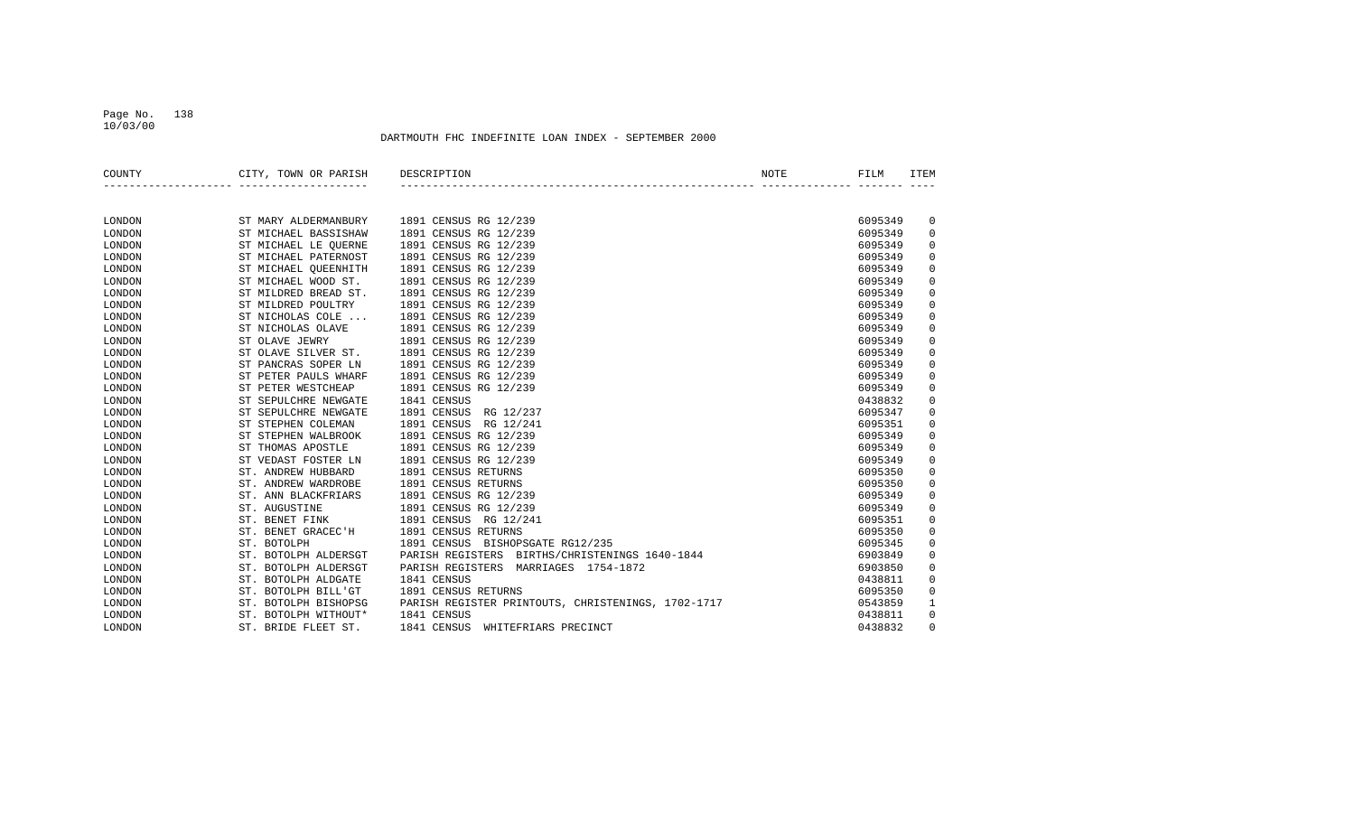DARTMOUTH FHC INDEFINITE LOAN INDEX - SEPTEMBER 2000

| COUNTY | CITY, TOWN OR PARISH | DESCRIPTION | NOTE | FILM | ITEM |
|---|---|---|---|---|---|
| LONDON | ST MARY ALDERMANBURY | 1891 CENSUS RG 12/239 | | 6095349 | 0 |
| LONDON | ST MICHAEL BASSISHAW | 1891 CENSUS RG 12/239 | | 6095349 | 0 |
| LONDON | ST MICHAEL LE QUERNE | 1891 CENSUS RG 12/239 | | 6095349 | 0 |
| LONDON | ST MICHAEL PATERNOST | 1891 CENSUS RG 12/239 | | 6095349 | 0 |
| LONDON | ST MICHAEL QUEENHITH | 1891 CENSUS RG 12/239 | | 6095349 | 0 |
| LONDON | ST MICHAEL WOOD ST. | 1891 CENSUS RG 12/239 | | 6095349 | 0 |
| LONDON | ST MILDRED BREAD ST. | 1891 CENSUS RG 12/239 | | 6095349 | 0 |
| LONDON | ST MILDRED POULTRY | 1891 CENSUS RG 12/239 | | 6095349 | 0 |
| LONDON | ST NICHOLAS COLE ... | 1891 CENSUS RG 12/239 | | 6095349 | 0 |
| LONDON | ST NICHOLAS OLAVE | 1891 CENSUS RG 12/239 | | 6095349 | 0 |
| LONDON | ST OLAVE JEWRY | 1891 CENSUS RG 12/239 | | 6095349 | 0 |
| LONDON | ST OLAVE SILVER ST. | 1891 CENSUS RG 12/239 | | 6095349 | 0 |
| LONDON | ST PANCRAS SOPER LN | 1891 CENSUS RG 12/239 | | 6095349 | 0 |
| LONDON | ST PETER PAULS WHARF | 1891 CENSUS RG 12/239 | | 6095349 | 0 |
| LONDON | ST PETER WESTCHEAP | 1891 CENSUS RG 12/239 | | 6095349 | 0 |
| LONDON | ST SEPULCHRE NEWGATE | 1841 CENSUS | | 0438832 | 0 |
| LONDON | ST SEPULCHRE NEWGATE | 1891 CENSUS RG 12/237 | | 6095347 | 0 |
| LONDON | ST STEPHEN COLEMAN | 1891 CENSUS RG 12/241 | | 6095351 | 0 |
| LONDON | ST STEPHEN WALBROOK | 1891 CENSUS RG 12/239 | | 6095349 | 0 |
| LONDON | ST THOMAS APOSTLE | 1891 CENSUS RG 12/239 | | 6095349 | 0 |
| LONDON | ST VEDAST FOSTER LN | 1891 CENSUS RG 12/239 | | 6095349 | 0 |
| LONDON | ST. ANDREW HUBBARD | 1891 CENSUS RETURNS | | 6095350 | 0 |
| LONDON | ST. ANDREW WARDROBE | 1891 CENSUS RETURNS | | 6095350 | 0 |
| LONDON | ST. ANN BLACKFRIARS | 1891 CENSUS RG 12/239 | | 6095349 | 0 |
| LONDON | ST. AUGUSTINE | 1891 CENSUS RG 12/239 | | 6095349 | 0 |
| LONDON | ST. BENET FINK | 1891 CENSUS RG 12/241 | | 6095351 | 0 |
| LONDON | ST. BENET GRACEC'H | 1891 CENSUS RETURNS | | 6095350 | 0 |
| LONDON | ST. BOTOLPH | 1891 CENSUS BISHOPSGATE RG12/235 | | 6095345 | 0 |
| LONDON | ST. BOTOLPH ALDERSGT | PARISH REGISTERS BIRTHS/CHRISTENINGS 1640-1844 | | 6903849 | 0 |
| LONDON | ST. BOTOLPH ALDERSGT | PARISH REGISTERS MARRIAGES 1754-1872 | | 6903850 | 0 |
| LONDON | ST. BOTOLPH ALDGATE | 1841 CENSUS | | 0438811 | 0 |
| LONDON | ST. BOTOLPH BILL'GT | 1891 CENSUS RETURNS | | 6095350 | 0 |
| LONDON | ST. BOTOLPH BISHOPSG | PARISH REGISTER PRINTOUTS, CHRISTENINGS, 1702-1717 | | 0543859 | 1 |
| LONDON | ST. BOTOLPH WITHOUT* | 1841 CENSUS | | 0438811 | 0 |
| LONDON | ST. BRIDE FLEET ST. | 1841 CENSUS WHITEFRIARS PRECINCT | | 0438832 | 0 |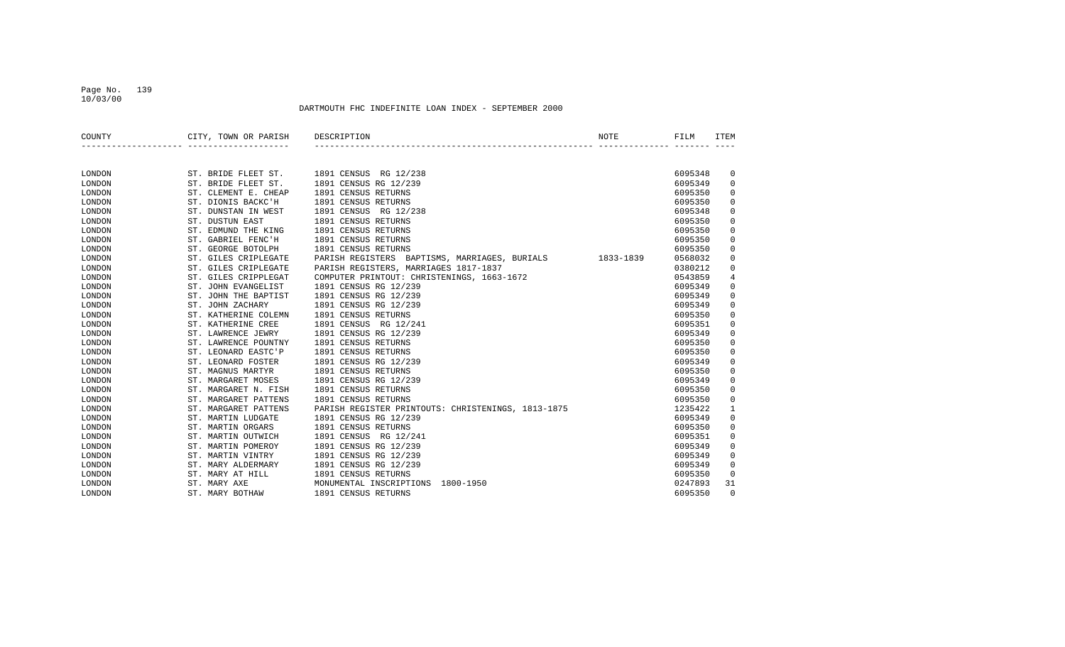DARTMOUTH FHC INDEFINITE LOAN INDEX - SEPTEMBER 2000

| COUNTY | CITY, TOWN OR PARISH | DESCRIPTION | NOTE | FILM | ITEM |
|---|---|---|---|---|---|
| LONDON | ST. BRIDE FLEET ST. | 1891 CENSUS RG 12/238 | | 6095348 | 0 |
| LONDON | ST. BRIDE FLEET ST. | 1891 CENSUS RG 12/239 | | 6095349 | 0 |
| LONDON | ST. CLEMENT E. CHEAP | 1891 CENSUS RETURNS | | 6095350 | 0 |
| LONDON | ST. DIONIS BACKC'H | 1891 CENSUS RETURNS | | 6095350 | 0 |
| LONDON | ST. DUNSTAN IN WEST | 1891 CENSUS RG 12/238 | | 6095348 | 0 |
| LONDON | ST. DUSTUN EAST | 1891 CENSUS RETURNS | | 6095350 | 0 |
| LONDON | ST. EDMUND THE KING | 1891 CENSUS RETURNS | | 6095350 | 0 |
| LONDON | ST. GABRIEL FENC'H | 1891 CENSUS RETURNS | | 6095350 | 0 |
| LONDON | ST. GEORGE BOTOLPH | 1891 CENSUS RETURNS | | 6095350 | 0 |
| LONDON | ST. GILES CRIPLEGATE | PARISH REGISTERS BAPTISMS, MARRIAGES, BURIALS | 1833-1839 | 0568032 | 0 |
| LONDON | ST. GILES CRIPLEGATE | PARISH REGISTERS, MARRIAGES 1817-1837 | | 0380212 | 0 |
| LONDON | ST. GILES CRIPPLEGAT | COMPUTER PRINTOUT: CHRISTENINGS, 1663-1672 | | 0543859 | 4 |
| LONDON | ST. JOHN EVANGELIST | 1891 CENSUS RG 12/239 | | 6095349 | 0 |
| LONDON | ST. JOHN THE BAPTIST | 1891 CENSUS RG 12/239 | | 6095349 | 0 |
| LONDON | ST. JOHN ZACHARY | 1891 CENSUS RG 12/239 | | 6095349 | 0 |
| LONDON | ST. KATHERINE COLEMN | 1891 CENSUS RETURNS | | 6095350 | 0 |
| LONDON | ST. KATHERINE CREE | 1891 CENSUS RG 12/241 | | 6095351 | 0 |
| LONDON | ST. LAWRENCE JEWRY | 1891 CENSUS RG 12/239 | | 6095349 | 0 |
| LONDON | ST. LAWRENCE POUNTNY | 1891 CENSUS RETURNS | | 6095350 | 0 |
| LONDON | ST. LEONARD EASTC'P | 1891 CENSUS RETURNS | | 6095350 | 0 |
| LONDON | ST. LEONARD FOSTER | 1891 CENSUS RG 12/239 | | 6095349 | 0 |
| LONDON | ST. MAGNUS MARTYR | 1891 CENSUS RETURNS | | 6095350 | 0 |
| LONDON | ST. MARGARET MOSES | 1891 CENSUS RG 12/239 | | 6095349 | 0 |
| LONDON | ST. MARGARET N. FISH | 1891 CENSUS RETURNS | | 6095350 | 0 |
| LONDON | ST. MARGARET PATTENS | 1891 CENSUS RETURNS | | 6095350 | 0 |
| LONDON | ST. MARGARET PATTENS | PARISH REGISTER PRINTOUTS: CHRISTENINGS, 1813-1875 | | 1235422 | 1 |
| LONDON | ST. MARTIN LUDGATE | 1891 CENSUS RG 12/239 | | 6095349 | 0 |
| LONDON | ST. MARTIN ORGARS | 1891 CENSUS RETURNS | | 6095350 | 0 |
| LONDON | ST. MARTIN OUTWICH | 1891 CENSUS RG 12/241 | | 6095351 | 0 |
| LONDON | ST. MARTIN POMEROY | 1891 CENSUS RG 12/239 | | 6095349 | 0 |
| LONDON | ST. MARTIN VINTRY | 1891 CENSUS RG 12/239 | | 6095349 | 0 |
| LONDON | ST. MARY ALDERMARY | 1891 CENSUS RG 12/239 | | 6095349 | 0 |
| LONDON | ST. MARY AT HILL | 1891 CENSUS RETURNS | | 6095350 | 0 |
| LONDON | ST. MARY AXE | MONUMENTAL INSCRIPTIONS 1800-1950 | | 0247893 | 31 |
| LONDON | ST. MARY BOTHAW | 1891 CENSUS RETURNS | | 6095350 | 0 |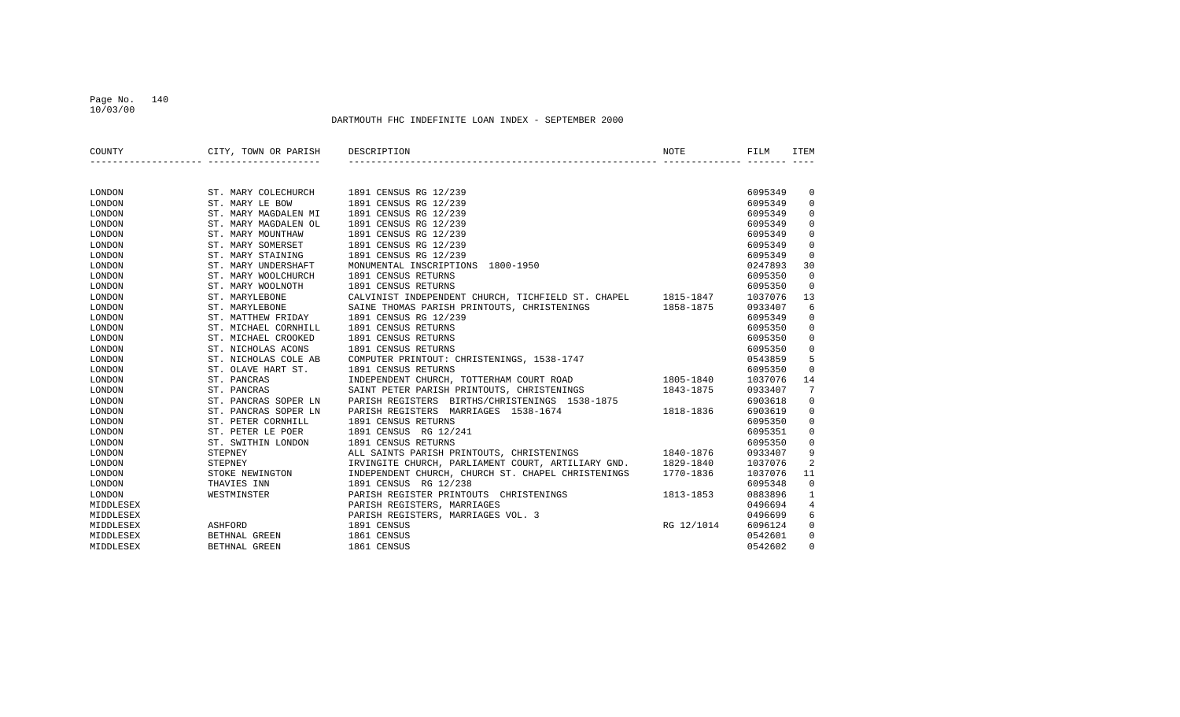DARTMOUTH FHC INDEFINITE LOAN INDEX - SEPTEMBER 2000

| COUNTY | CITY, TOWN OR PARISH | DESCRIPTION | NOTE | FILM | ITEM |
|---|---|---|---|---|---|
| LONDON | ST. MARY COLECHURCH | 1891 CENSUS RG 12/239 | | 6095349 | 0 |
| LONDON | ST. MARY LE BOW | 1891 CENSUS RG 12/239 | | 6095349 | 0 |
| LONDON | ST. MARY MAGDALEN MI | 1891 CENSUS RG 12/239 | | 6095349 | 0 |
| LONDON | ST. MARY MAGDALEN OL | 1891 CENSUS RG 12/239 | | 6095349 | 0 |
| LONDON | ST. MARY MOUNTHAW | 1891 CENSUS RG 12/239 | | 6095349 | 0 |
| LONDON | ST. MARY SOMERSET | 1891 CENSUS RG 12/239 | | 6095349 | 0 |
| LONDON | ST. MARY STAINING | 1891 CENSUS RG 12/239 | | 6095349 | 0 |
| LONDON | ST. MARY UNDERSHAFT | MONUMENTAL INSCRIPTIONS 1800-1950 | | 0247893 | 30 |
| LONDON | ST. MARY WOOLCHURCH | 1891 CENSUS RETURNS | | 6095350 | 0 |
| LONDON | ST. MARY WOOLNOTH | 1891 CENSUS RETURNS | | 6095350 | 0 |
| LONDON | ST. MARYLEBONE | CALVINIST INDEPENDENT CHURCH, TICHFIELD ST. CHAPEL | 1815-1847 | 1037076 | 13 |
| LONDON | ST. MARYLEBONE | SAINE THOMAS PARISH PRINTOUTS, CHRISTENINGS | 1858-1875 | 0933407 | 6 |
| LONDON | ST. MATTHEW FRIDAY | 1891 CENSUS RG 12/239 | | 6095349 | 0 |
| LONDON | ST. MICHAEL CORNHILL | 1891 CENSUS RETURNS | | 6095350 | 0 |
| LONDON | ST. MICHAEL CROOKED | 1891 CENSUS RETURNS | | 6095350 | 0 |
| LONDON | ST. NICHOLAS ACONS | 1891 CENSUS RETURNS | | 6095350 | 0 |
| LONDON | ST. NICHOLAS COLE AB | COMPUTER PRINTOUT: CHRISTENINGS, 1538-1747 | | 0543859 | 5 |
| LONDON | ST. OLAVE HART ST. | 1891 CENSUS RETURNS | | 6095350 | 0 |
| LONDON | ST. PANCRAS | INDEPENDENT CHURCH, TOTTERHAM COURT ROAD | 1805-1840 | 1037076 | 14 |
| LONDON | ST. PANCRAS | SAINT PETER PARISH PRINTOUTS, CHRISTENINGS | 1843-1875 | 0933407 | 7 |
| LONDON | ST. PANCRAS SOPER LN | PARISH REGISTERS BIRTHS/CHRISTENINGS 1538-1875 | | 6903618 | 0 |
| LONDON | ST. PANCRAS SOPER LN | PARISH REGISTERS MARRIAGES 1538-1674 | 1818-1836 | 6903619 | 0 |
| LONDON | ST. PETER CORNHILL | 1891 CENSUS RETURNS | | 6095350 | 0 |
| LONDON | ST. PETER LE POER | 1891 CENSUS RG 12/241 | | 6095351 | 0 |
| LONDON | ST. SWITHIN LONDON | 1891 CENSUS RETURNS | | 6095350 | 0 |
| LONDON | STEPNEY | ALL SAINTS PARISH PRINTOUTS, CHRISTENINGS | 1840-1876 | 0933407 | 9 |
| LONDON | STEPNEY | IRVINGITE CHURCH, PARLIAMENT COURT, ARTILIARY GND. | 1829-1840 | 1037076 | 2 |
| LONDON | STOKE NEWINGTON | INDEPENDENT CHURCH, CHURCH ST. CHAPEL CHRISTENINGS | 1770-1836 | 1037076 | 11 |
| LONDON | THAVIES INN | 1891 CENSUS RG 12/238 | | 6095348 | 0 |
| LONDON | WESTMINSTER | PARISH REGISTER PRINTOUTS CHRISTENINGS | 1813-1853 | 0883896 | 1 |
| MIDDLESEX | | PARISH REGISTERS, MARRIAGES | | 0496694 | 4 |
| MIDDLESEX | | PARISH REGISTERS, MARRIAGES VOL. 3 | | 0496699 | 6 |
| MIDDLESEX | ASHFORD | 1891 CENSUS | RG 12/1014 | 6096124 | 0 |
| MIDDLESEX | BETHNAL GREEN | 1861 CENSUS | | 0542601 | 0 |
| MIDDLESEX | BETHNAL GREEN | 1861 CENSUS | | 0542602 | 0 |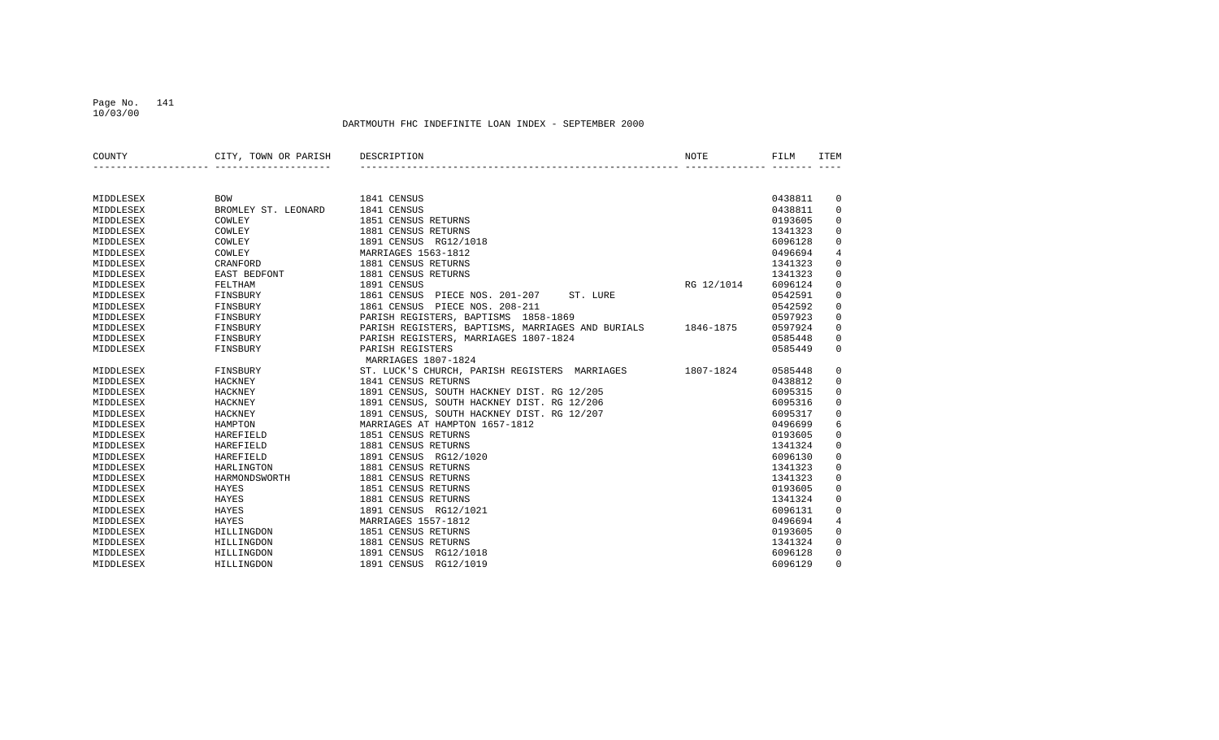DARTMOUTH FHC INDEFINITE LOAN INDEX - SEPTEMBER 2000

| COUNTY | CITY, TOWN OR PARISH | DESCRIPTION | NOTE | FILM | ITEM |
|---|---|---|---|---|---|
| MIDDLESEX | BOW | 1841 CENSUS | | 0438811 | 0 |
| MIDDLESEX | BROMLEY ST. LEONARD | 1841 CENSUS | | 0438811 | 0 |
| MIDDLESEX | COWLEY | 1851 CENSUS RETURNS | | 0193605 | 0 |
| MIDDLESEX | COWLEY | 1881 CENSUS RETURNS | | 1341323 | 0 |
| MIDDLESEX | COWLEY | 1891 CENSUS RG12/1018 | | 6096128 | 0 |
| MIDDLESEX | COWLEY | MARRIAGES 1563-1812 | | 0496694 | 4 |
| MIDDLESEX | CRANFORD | 1881 CENSUS RETURNS | | 1341323 | 0 |
| MIDDLESEX | EAST BEDFONT | 1881 CENSUS RETURNS | | 1341323 | 0 |
| MIDDLESEX | FELTHAM | 1891 CENSUS | RG 12/1014 | 6096124 | 0 |
| MIDDLESEX | FINSBURY | 1861 CENSUS PIECE NOS. 201-207 ST. LURE | | 0542591 | 0 |
| MIDDLESEX | FINSBURY | 1861 CENSUS PIECE NOS. 208-211 | | 0542592 | 0 |
| MIDDLESEX | FINSBURY | PARISH REGISTERS, BAPTISMS 1858-1869 | | 0597923 | 0 |
| MIDDLESEX | FINSBURY | PARISH REGISTERS, BAPTISMS, MARRIAGES AND BURIALS | 1846-1875 | 0597924 | 0 |
| MIDDLESEX | FINSBURY | PARISH REGISTERS, MARRIAGES 1807-1824 | | 0585448 | 0 |
| MIDDLESEX | FINSBURY | PARISH REGISTERS<br>MARRIAGES 1807-1824 | | 0585449 | 0 |
| MIDDLESEX | FINSBURY | ST. LUCK'S CHURCH, PARISH REGISTERS MARRIAGES | 1807-1824 | 0585448 | 0 |
| MIDDLESEX | HACKNEY | 1841 CENSUS RETURNS | | 0438812 | 0 |
| MIDDLESEX | HACKNEY | 1891 CENSUS, SOUTH HACKNEY DIST. RG 12/205 | | 6095315 | 0 |
| MIDDLESEX | HACKNEY | 1891 CENSUS, SOUTH HACKNEY DIST. RG 12/206 | | 6095316 | 0 |
| MIDDLESEX | HACKNEY | 1891 CENSUS, SOUTH HACKNEY DIST. RG 12/207 | | 6095317 | 0 |
| MIDDLESEX | HAMPTON | MARRIAGES AT HAMPTON 1657-1812 | | 0496699 | 6 |
| MIDDLESEX | HAREFIELD | 1851 CENSUS RETURNS | | 0193605 | 0 |
| MIDDLESEX | HAREFIELD | 1881 CENSUS RETURNS | | 1341324 | 0 |
| MIDDLESEX | HAREFIELD | 1891 CENSUS RG12/1020 | | 6096130 | 0 |
| MIDDLESEX | HARLINGTON | 1881 CENSUS RETURNS | | 1341323 | 0 |
| MIDDLESEX | HARMONDSWORTH | 1881 CENSUS RETURNS | | 1341323 | 0 |
| MIDDLESEX | HAYES | 1851 CENSUS RETURNS | | 0193605 | 0 |
| MIDDLESEX | HAYES | 1881 CENSUS RETURNS | | 1341324 | 0 |
| MIDDLESEX | HAYES | 1891 CENSUS RG12/1021 | | 6096131 | 0 |
| MIDDLESEX | HAYES | MARRIAGES 1557-1812 | | 0496694 | 4 |
| MIDDLESEX | HILLINGDON | 1851 CENSUS RETURNS | | 0193605 | 0 |
| MIDDLESEX | HILLINGDON | 1881 CENSUS RETURNS | | 1341324 | 0 |
| MIDDLESEX | HILLINGDON | 1891 CENSUS RG12/1018 | | 6096128 | 0 |
| MIDDLESEX | HILLINGDON | 1891 CENSUS RG12/1019 | | 6096129 | 0 |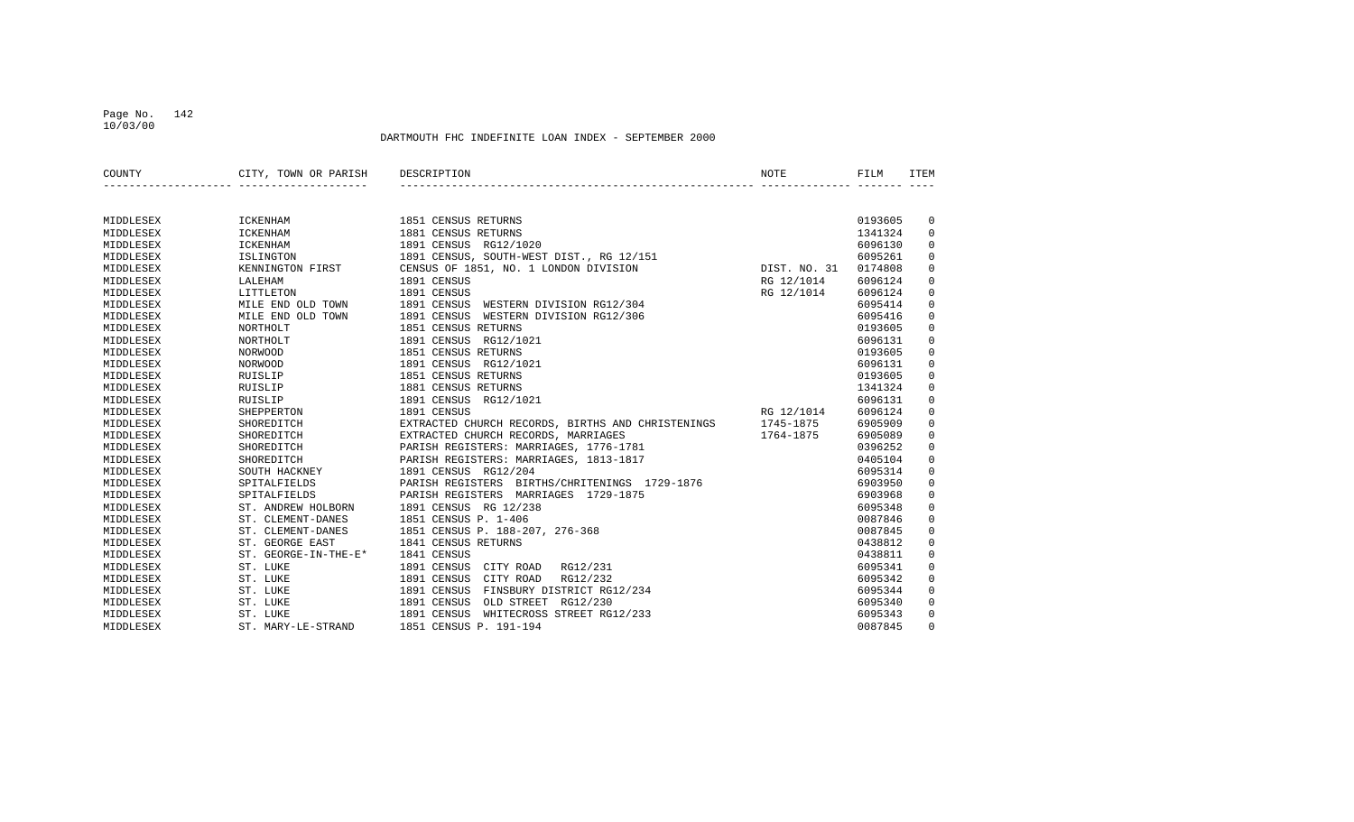DARTMOUTH FHC INDEFINITE LOAN INDEX - SEPTEMBER 2000

| COUNTY | CITY, TOWN OR PARISH | DESCRIPTION | NOTE | FILM | ITEM |
|---|---|---|---|---|---|
| MIDDLESEX | ICKENHAM | 1851 CENSUS RETURNS | | 0193605 | 0 |
| MIDDLESEX | ICKENHAM | 1881 CENSUS RETURNS | | 1341324 | 0 |
| MIDDLESEX | ICKENHAM | 1891 CENSUS RG12/1020 | | 6096130 | 0 |
| MIDDLESEX | ISLINGTON | 1891 CENSUS, SOUTH-WEST DIST., RG 12/151 | | 6095261 | 0 |
| MIDDLESEX | KENNINGTON FIRST | CENSUS OF 1851, NO. 1 LONDON DIVISION | DIST. NO. 31 | 0174808 | 0 |
| MIDDLESEX | LALEHAM | 1891 CENSUS | RG 12/1014 | 6096124 | 0 |
| MIDDLESEX | LITTLETON | 1891 CENSUS | RG 12/1014 | 6096124 | 0 |
| MIDDLESEX | MILE END OLD TOWN | 1891 CENSUS WESTERN DIVISION RG12/304 | | 6095414 | 0 |
| MIDDLESEX | MILE END OLD TOWN | 1891 CENSUS WESTERN DIVISION RG12/306 | | 6095416 | 0 |
| MIDDLESEX | NORTHOLT | 1851 CENSUS RETURNS | | 0193605 | 0 |
| MIDDLESEX | NORTHOLT | 1891 CENSUS RG12/1021 | | 6096131 | 0 |
| MIDDLESEX | NORWOOD | 1851 CENSUS RETURNS | | 0193605 | 0 |
| MIDDLESEX | NORWOOD | 1891 CENSUS RG12/1021 | | 6096131 | 0 |
| MIDDLESEX | RUISLIP | 1851 CENSUS RETURNS | | 0193605 | 0 |
| MIDDLESEX | RUISLIP | 1881 CENSUS RETURNS | | 1341324 | 0 |
| MIDDLESEX | RUISLIP | 1891 CENSUS RG12/1021 | | 6096131 | 0 |
| MIDDLESEX | SHEPPERTON | 1891 CENSUS | RG 12/1014 | 6096124 | 0 |
| MIDDLESEX | SHOREDITCH | EXTRACTED CHURCH RECORDS, BIRTHS AND CHRISTENINGS | 1745-1875 | 6905909 | 0 |
| MIDDLESEX | SHOREDITCH | EXTRACTED CHURCH RECORDS, MARRIAGES | 1764-1875 | 6905089 | 0 |
| MIDDLESEX | SHOREDITCH | PARISH REGISTERS: MARRIAGES, 1776-1781 | | 0396252 | 0 |
| MIDDLESEX | SHOREDITCH | PARISH REGISTERS: MARRIAGES, 1813-1817 | | 0405104 | 0 |
| MIDDLESEX | SOUTH HACKNEY | 1891 CENSUS RG12/204 | | 6095314 | 0 |
| MIDDLESEX | SPITALFIELDS | PARISH REGISTERS BIRTHS/CHRITENINGS 1729-1876 | | 6903950 | 0 |
| MIDDLESEX | SPITALFIELDS | PARISH REGISTERS MARRIAGES 1729-1875 | | 6903968 | 0 |
| MIDDLESEX | ST. ANDREW HOLBORN | 1891 CENSUS RG 12/238 | | 6095348 | 0 |
| MIDDLESEX | ST. CLEMENT-DANES | 1851 CENSUS P. 1-406 | | 0087846 | 0 |
| MIDDLESEX | ST. CLEMENT-DANES | 1851 CENSUS P. 188-207, 276-368 | | 0087845 | 0 |
| MIDDLESEX | ST. GEORGE EAST | 1841 CENSUS RETURNS | | 0438812 | 0 |
| MIDDLESEX | ST. GEORGE-IN-THE-E* | 1841 CENSUS | | 0438811 | 0 |
| MIDDLESEX | ST. LUKE | 1891 CENSUS CITY ROAD RG12/231 | | 6095341 | 0 |
| MIDDLESEX | ST. LUKE | 1891 CENSUS CITY ROAD RG12/232 | | 6095342 | 0 |
| MIDDLESEX | ST. LUKE | 1891 CENSUS FINSBURY DISTRICT RG12/234 | | 6095344 | 0 |
| MIDDLESEX | ST. LUKE | 1891 CENSUS OLD STREET RG12/230 | | 6095340 | 0 |
| MIDDLESEX | ST. LUKE | 1891 CENSUS WHITECROSS STREET RG12/233 | | 6095343 | 0 |
| MIDDLESEX | ST. MARY-LE-STRAND | 1851 CENSUS P. 191-194 | | 0087845 | 0 |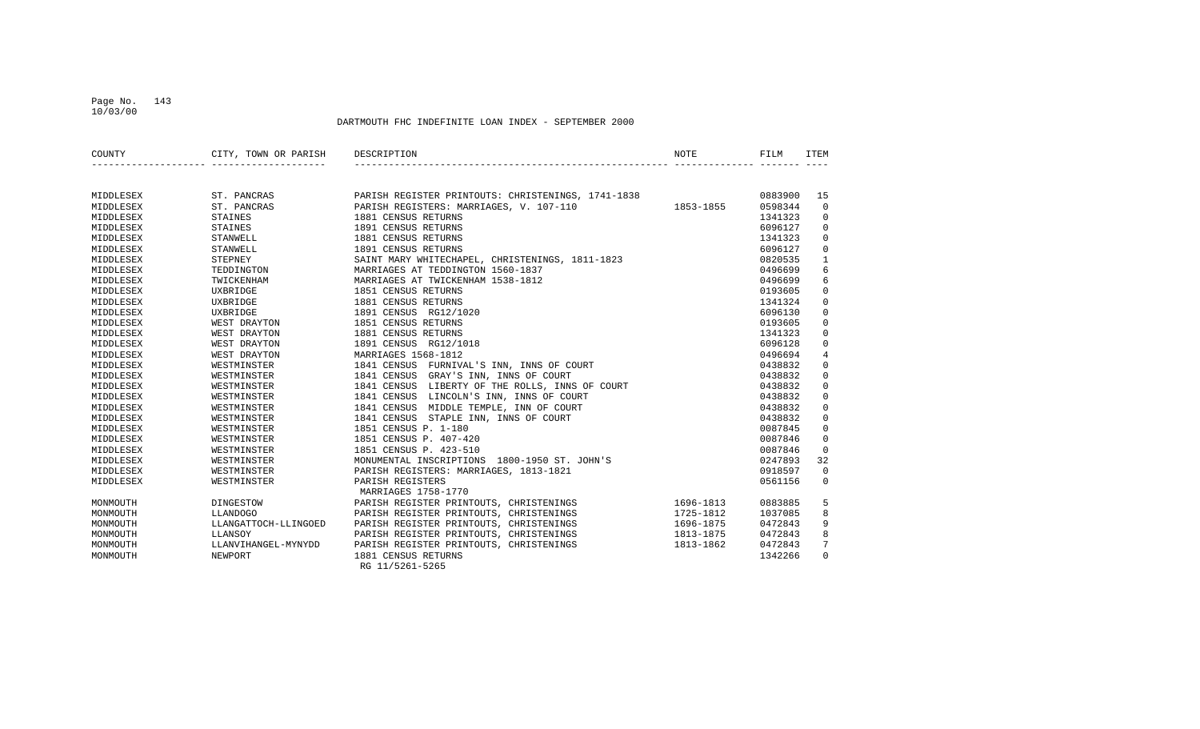DARTMOUTH FHC INDEFINITE LOAN INDEX - SEPTEMBER 2000

| COUNTY | CITY, TOWN OR PARISH | DESCRIPTION | NOTE | FILM | ITEM |
|---|---|---|---|---|---|
| MIDDLESEX | ST. PANCRAS | PARISH REGISTER PRINTOUTS: CHRISTENINGS, 1741-1838 | | 0883900 | 15 |
| MIDDLESEX | ST. PANCRAS | PARISH REGISTERS: MARRIAGES, V. 107-110 | 1853-1855 | 0598344 | 0 |
| MIDDLESEX | STAINES | 1881 CENSUS RETURNS | | 1341323 | 0 |
| MIDDLESEX | STAINES | 1891 CENSUS RETURNS | | 6096127 | 0 |
| MIDDLESEX | STANWELL | 1881 CENSUS RETURNS | | 1341323 | 0 |
| MIDDLESEX | STANWELL | 1891 CENSUS RETURNS | | 6096127 | 0 |
| MIDDLESEX | STEPNEY | SAINT MARY WHITECHAPEL, CHRISTENINGS, 1811-1823 | | 0820535 | 1 |
| MIDDLESEX | TEDDINGTON | MARRIAGES AT TEDDINGTON 1560-1837 | | 0496699 | 6 |
| MIDDLESEX | TWICKENHAM | MARRIAGES AT TWICKENHAM 1538-1812 | | 0496699 | 6 |
| MIDDLESEX | UXBRIDGE | 1851 CENSUS RETURNS | | 0193605 | 0 |
| MIDDLESEX | UXBRIDGE | 1881 CENSUS RETURNS | | 1341324 | 0 |
| MIDDLESEX | UXBRIDGE | 1891 CENSUS RG12/1020 | | 6096130 | 0 |
| MIDDLESEX | WEST DRAYTON | 1851 CENSUS RETURNS | | 0193605 | 0 |
| MIDDLESEX | WEST DRAYTON | 1881 CENSUS RETURNS | | 1341323 | 0 |
| MIDDLESEX | WEST DRAYTON | 1891 CENSUS RG12/1018 | | 6096128 | 0 |
| MIDDLESEX | WEST DRAYTON | MARRIAGES 1568-1812 | | 0496694 | 4 |
| MIDDLESEX | WESTMINSTER | 1841 CENSUS FURNIVAL'S INN, INNS OF COURT | | 0438832 | 0 |
| MIDDLESEX | WESTMINSTER | 1841 CENSUS GRAY'S INN, INNS OF COURT | | 0438832 | 0 |
| MIDDLESEX | WESTMINSTER | 1841 CENSUS LIBERTY OF THE ROLLS, INNS OF COURT | | 0438832 | 0 |
| MIDDLESEX | WESTMINSTER | 1841 CENSUS LINCOLN'S INN, INNS OF COURT | | 0438832 | 0 |
| MIDDLESEX | WESTMINSTER | 1841 CENSUS MIDDLE TEMPLE, INN OF COURT | | 0438832 | 0 |
| MIDDLESEX | WESTMINSTER | 1841 CENSUS STAPLE INN, INNS OF COURT | | 0438832 | 0 |
| MIDDLESEX | WESTMINSTER | 1851 CENSUS P. 1-180 | | 0087845 | 0 |
| MIDDLESEX | WESTMINSTER | 1851 CENSUS P. 407-420 | | 0087846 | 0 |
| MIDDLESEX | WESTMINSTER | 1851 CENSUS P. 423-510 | | 0087846 | 0 |
| MIDDLESEX | WESTMINSTER | MONUMENTAL INSCRIPTIONS 1800-1950 ST. JOHN'S | | 0247893 | 32 |
| MIDDLESEX | WESTMINSTER | PARISH REGISTERS: MARRIAGES, 1813-1821 | | 0918597 | 0 |
| MIDDLESEX | WESTMINSTER | PARISH REGISTERS<br>MARRIAGES 1758-1770 | | 0561156 | 0 |
| MONMOUTH | DINGESTOW | PARISH REGISTER PRINTOUTS, CHRISTENINGS | 1696-1813 | 0883885 | 5 |
| MONMOUTH | LLANDOGO | PARISH REGISTER PRINTOUTS, CHRISTENINGS | 1725-1812 | 1037085 | 8 |
| MONMOUTH | LLANGATTOCH-LLINGOED | PARISH REGISTER PRINTOUTS, CHRISTENINGS | 1696-1875 | 0472843 | 9 |
| MONMOUTH | LLANSOY | PARISH REGISTER PRINTOUTS, CHRISTENINGS | 1813-1875 | 0472843 | 8 |
| MONMOUTH | LLANVIHANGEL-MYNYDD | PARISH REGISTER PRINTOUTS, CHRISTENINGS | 1813-1862 | 0472843 | 7 |
| MONMOUTH | NEWPORT | 1881 CENSUS RETURNS<br>RG 11/5261-5265 | | 1342266 | 0 |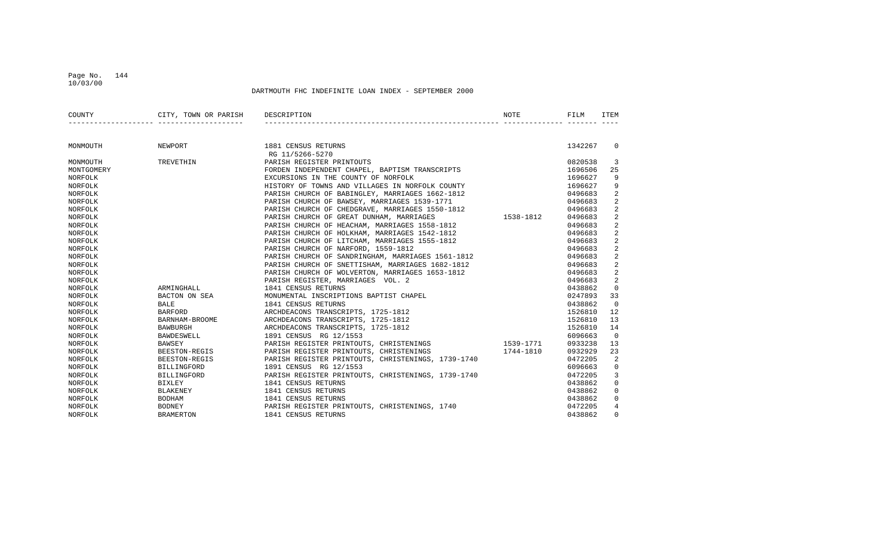# DARTMOUTH FHC INDEFINITE LOAN INDEX - SEPTEMBER 2000

| COUNTY | CITY, TOWN OR PARISH | DESCRIPTION | NOTE | FILM | ITEM |
|---|---|---|---|---|---|
| MONMOUTH | NEWPORT | 1881 CENSUS RETURNS RG 11/5266-5270 | | 1342267 | 0 |
| MONMOUTH | TREVETHIN | PARISH REGISTER PRINTOUTS | | 0820538 | 3 |
| MONTGOMERY | | FORDEN INDEPENDENT CHAPEL, BAPTISM TRANSCRIPTS | | 1696506 | 25 |
| NORFOLK | | EXCURSIONS IN THE COUNTY OF NORFOLK | | 1696627 | 9 |
| NORFOLK | | HISTORY OF TOWNS AND VILLAGES IN NORFOLK COUNTY | | 1696627 | 9 |
| NORFOLK | | PARISH CHURCH OF BABINGLEY, MARRIAGES 1662-1812 | | 0496683 | 2 |
| NORFOLK | | PARISH CHURCH OF BAWSEY, MARRIAGES 1539-1771 | | 0496683 | 2 |
| NORFOLK | | PARISH CHURCH OF CHEDGRAVE, MARRIAGES 1550-1812 | | 0496683 | 2 |
| NORFOLK | | PARISH CHURCH OF GREAT DUNHAM, MARRIAGES | 1538-1812 | 0496683 | 2 |
| NORFOLK | | PARISH CHURCH OF HEACHAM, MARRIAGES 1558-1812 | | 0496683 | 2 |
| NORFOLK | | PARISH CHURCH OF HOLKHAM, MARRIAGES 1542-1812 | | 0496683 | 2 |
| NORFOLK | | PARISH CHURCH OF LITCHAM, MARRIAGES 1555-1812 | | 0496683 | 2 |
| NORFOLK | | PARISH CHURCH OF NARFORD, 1559-1812 | | 0496683 | 2 |
| NORFOLK | | PARISH CHURCH OF SANDRINGHAM, MARRIAGES 1561-1812 | | 0496683 | 2 |
| NORFOLK | | PARISH CHURCH OF SNETTISHAM, MARRIAGES 1682-1812 | | 0496683 | 2 |
| NORFOLK | | PARISH CHURCH OF WOLVERTON, MARRIAGES 1653-1812 | | 0496683 | 2 |
| NORFOLK | | PARISH REGISTER, MARRIAGES VOL. 2 | | 0496683 | 2 |
| NORFOLK | ARMINGHALL | 1841 CENSUS RETURNS | | 0438862 | 0 |
| NORFOLK | BACTON ON SEA | MONUMENTAL INSCRIPTIONS BAPTIST CHAPEL | | 0247893 | 33 |
| NORFOLK | BALE | 1841 CENSUS RETURNS | | 0438862 | 0 |
| NORFOLK | BARFORD | ARCHDEACONS TRANSCRIPTS, 1725-1812 | | 1526810 | 12 |
| NORFOLK | BARNHAM-BROOME | ARCHDEACONS TRANSCRIPTS, 1725-1812 | | 1526810 | 13 |
| NORFOLK | BAWBURGH | ARCHDEACONS TRANSCRIPTS, 1725-1812 | | 1526810 | 14 |
| NORFOLK | BAWDESWELL | 1891 CENSUS RG 12/1553 | | 6096663 | 0 |
| NORFOLK | BAWSEY | PARISH REGISTER PRINTOUTS, CHRISTENINGS | 1539-1771 | 0933238 | 13 |
| NORFOLK | BEESTON-REGIS | PARISH REGISTER PRINTOUTS, CHRISTENINGS | 1744-1810 | 0932929 | 23 |
| NORFOLK | BEESTON-REGIS | PARISH REGISTER PRINTOUTS, CHRISTENINGS, 1739-1740 | | 0472205 | 2 |
| NORFOLK | BILLINGFORD | 1891 CENSUS RG 12/1553 | | 6096663 | 0 |
| NORFOLK | BILLINGFORD | PARISH REGISTER PRINTOUTS, CHRISTENINGS, 1739-1740 | | 0472205 | 3 |
| NORFOLK | BIXLEY | 1841 CENSUS RETURNS | | 0438862 | 0 |
| NORFOLK | BLAKENEY | 1841 CENSUS RETURNS | | 0438862 | 0 |
| NORFOLK | BODHAM | 1841 CENSUS RETURNS | | 0438862 | 0 |
| NORFOLK | BODNEY | PARISH REGISTER PRINTOUTS, CHRISTENINGS, 1740 | | 0472205 | 4 |
| NORFOLK | BRAMERTON | 1841 CENSUS RETURNS | | 0438862 | 0 |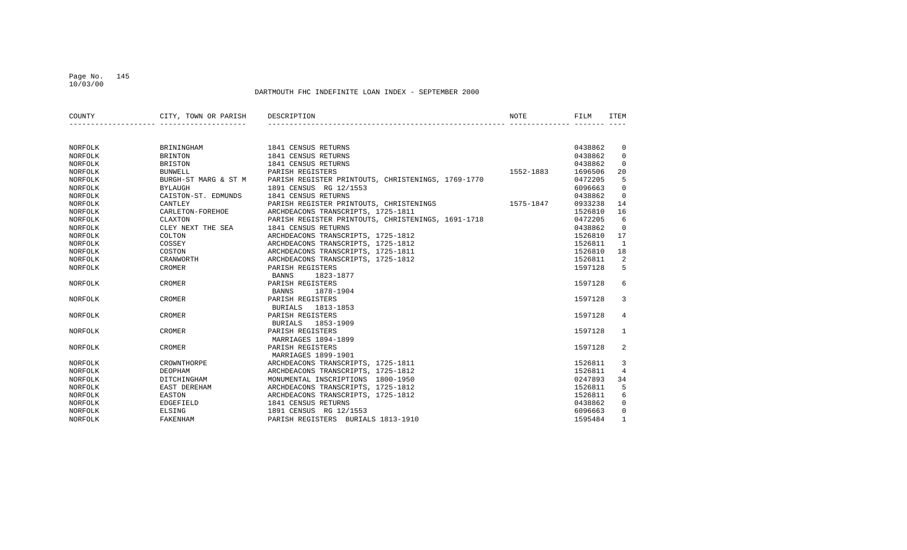DARTMOUTH FHC INDEFINITE LOAN INDEX - SEPTEMBER 2000

| COUNTY | CITY, TOWN OR PARISH | DESCRIPTION | NOTE | FILM | ITEM |
|---|---|---|---|---|---|
| NORFOLK | BRININGHAM | 1841 CENSUS RETURNS | | 0438862 | 0 |
| NORFOLK | BRINTON | 1841 CENSUS RETURNS | | 0438862 | 0 |
| NORFOLK | BRISTON | 1841 CENSUS RETURNS | | 0438862 | 0 |
| NORFOLK | BUNWELL | PARISH REGISTERS | 1552-1883 | 1696506 | 20 |
| NORFOLK | BURGH-ST MARG & ST M | PARISH REGISTER PRINTOUTS, CHRISTENINGS, 1769-1770 | | 0472205 | 5 |
| NORFOLK | BYLAUGH | 1891 CENSUS RG 12/1553 | | 6096663 | 0 |
| NORFOLK | CAISTON-ST. EDMUNDS | 1841 CENSUS RETURNS | | 0438862 | 0 |
| NORFOLK | CANTLEY | PARISH REGISTER PRINTOUTS, CHRISTENINGS | 1575-1847 | 0933238 | 14 |
| NORFOLK | CARLETON-FOREHOE | ARCHDEACONS TRANSCRIPTS, 1725-1811 | | 1526810 | 16 |
| NORFOLK | CLAXTON | PARISH REGISTER PRINTOUTS, CHRISTENINGS, 1691-1718 | | 0472205 | 6 |
| NORFOLK | CLEY NEXT THE SEA | 1841 CENSUS RETURNS | | 0438862 | 0 |
| NORFOLK | COLTON | ARCHDEACONS TRANSCRIPTS, 1725-1812 | | 1526810 | 17 |
| NORFOLK | COSSEY | ARCHDEACONS TRANSCRIPTS, 1725-1812 | | 1526811 | 1 |
| NORFOLK | COSTON | ARCHDEACONS TRANSCRIPTS, 1725-1811 | | 1526810 | 18 |
| NORFOLK | CRANWORTH | ARCHDEACONS TRANSCRIPTS, 1725-1812 | | 1526811 | 2 |
| NORFOLK | CROMER | PARISH REGISTERS<br>BANNS 1823-1877 | | 1597128 | 5 |
| NORFOLK | CROMER | PARISH REGISTERS<br>BANNS 1878-1904 | | 1597128 | 6 |
| NORFOLK | CROMER | PARISH REGISTERS<br>BURIALS 1813-1853 | | 1597128 | 3 |
| NORFOLK | CROMER | PARISH REGISTERS<br>BURIALS 1853-1909 | | 1597128 | 4 |
| NORFOLK | CROMER | PARISH REGISTERS<br>MARRIAGES 1894-1899 | | 1597128 | 1 |
| NORFOLK | CROMER | PARISH REGISTERS<br>MARRIAGES 1899-1901 | | 1597128 | 2 |
| NORFOLK | CROWNTHORPE | ARCHDEACONS TRANSCRIPTS, 1725-1811 | | 1526811 | 3 |
| NORFOLK | DEOPHAM | ARCHDEACONS TRANSCRIPTS, 1725-1812 | | 1526811 | 4 |
| NORFOLK | DITCHINGHAM | MONUMENTAL INSCRIPTIONS 1800-1950 | | 0247893 | 34 |
| NORFOLK | EAST DEREHAM | ARCHDEACONS TRANSCRIPTS, 1725-1812 | | 1526811 | 5 |
| NORFOLK | EASTON | ARCHDEACONS TRANSCRIPTS, 1725-1812 | | 1526811 | 6 |
| NORFOLK | EDGEFIELD | 1841 CENSUS RETURNS | | 0438862 | 0 |
| NORFOLK | ELSING | 1891 CENSUS RG 12/1553 | | 6096663 | 0 |
| NORFOLK | FAKENHAM | PARISH REGISTERS BURIALS 1813-1910 | | 1595484 | 1 |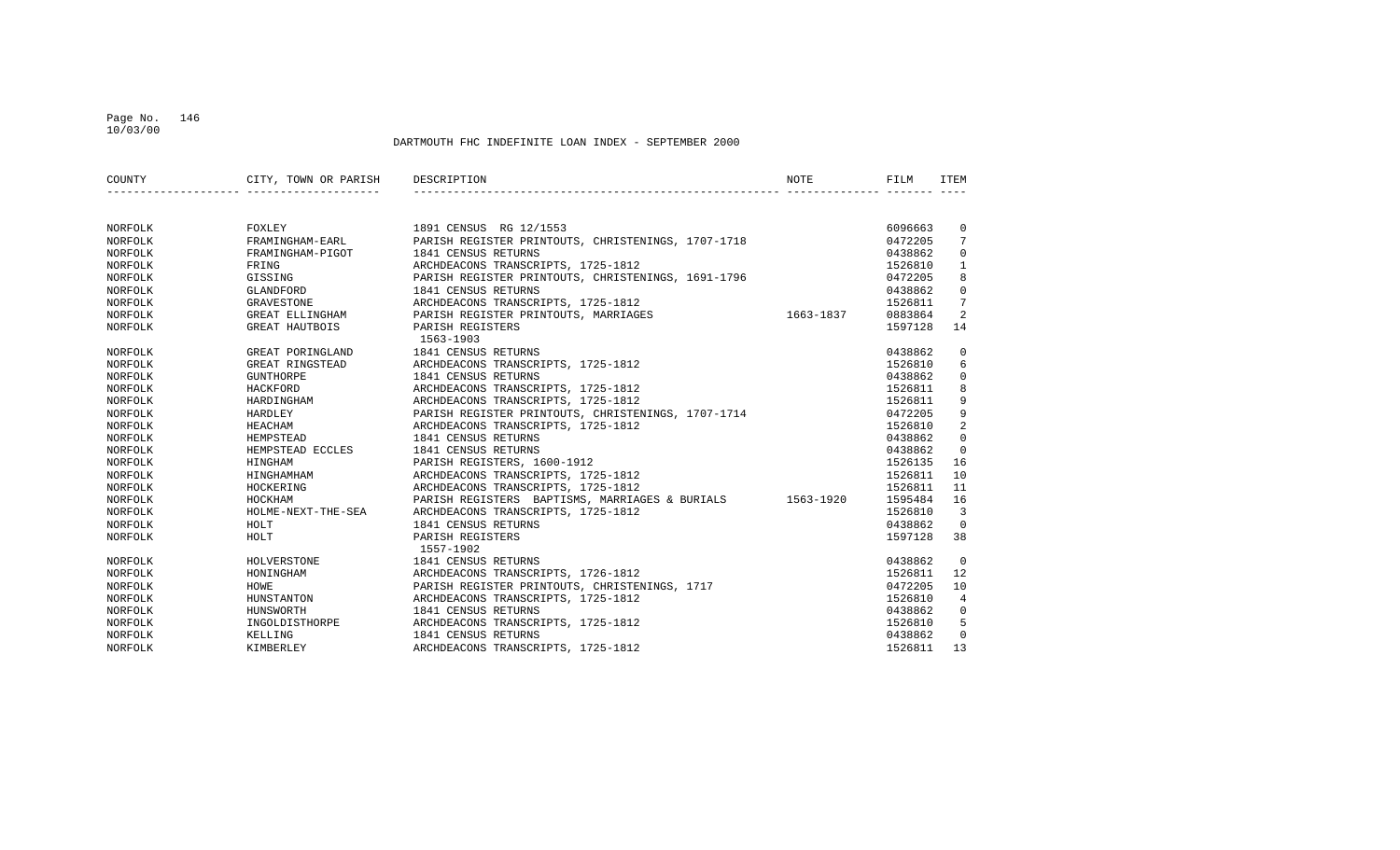DARTMOUTH FHC INDEFINITE LOAN INDEX - SEPTEMBER 2000

| COUNTY | CITY, TOWN OR PARISH | DESCRIPTION | NOTE | FILM | ITEM |
|---|---|---|---|---|---|
| NORFOLK | FOXLEY | 1891 CENSUS RG 12/1553 | | 6096663 | 0 |
| NORFOLK | FRAMINGHAM-EARL | PARISH REGISTER PRINTOUTS, CHRISTENINGS, 1707-1718 | | 0472205 | 7 |
| NORFOLK | FRAMINGHAM-PIGOT | 1841 CENSUS RETURNS | | 0438862 | 0 |
| NORFOLK | FRING | ARCHDEACONS TRANSCRIPTS, 1725-1812 | | 1526810 | 1 |
| NORFOLK | GISSING | PARISH REGISTER PRINTOUTS, CHRISTENINGS, 1691-1796 | | 0472205 | 8 |
| NORFOLK | GLANDFORD | 1841 CENSUS RETURNS | | 0438862 | 0 |
| NORFOLK | GRAVESTONE | ARCHDEACONS TRANSCRIPTS, 1725-1812 | | 1526811 | 7 |
| NORFOLK | GREAT ELLINGHAM | PARISH REGISTER PRINTOUTS, MARRIAGES | 1663-1837 | 0883864 | 2 |
| NORFOLK | GREAT HAUTBOIS | PARISH REGISTERS 1563-1903 | | 1597128 | 14 |
| NORFOLK | GREAT PORINGLAND | 1841 CENSUS RETURNS | | 0438862 | 0 |
| NORFOLK | GREAT RINGSTEAD | ARCHDEACONS TRANSCRIPTS, 1725-1812 | | 1526810 | 6 |
| NORFOLK | GUNTHORPE | 1841 CENSUS RETURNS | | 0438862 | 0 |
| NORFOLK | HACKFORD | ARCHDEACONS TRANSCRIPTS, 1725-1812 | | 1526811 | 8 |
| NORFOLK | HARDINGHAM | ARCHDEACONS TRANSCRIPTS, 1725-1812 | | 1526811 | 9 |
| NORFOLK | HARDLEY | PARISH REGISTER PRINTOUTS, CHRISTENINGS, 1707-1714 | | 0472205 | 9 |
| NORFOLK | HEACHAM | ARCHDEACONS TRANSCRIPTS, 1725-1812 | | 1526810 | 2 |
| NORFOLK | HEMPSTEAD | 1841 CENSUS RETURNS | | 0438862 | 0 |
| NORFOLK | HEMPSTEAD ECCLES | 1841 CENSUS RETURNS | | 0438862 | 0 |
| NORFOLK | HINGHAM | PARISH REGISTERS, 1600-1912 | | 1526135 | 16 |
| NORFOLK | HINGHAMHAM | ARCHDEACONS TRANSCRIPTS, 1725-1812 | | 1526811 | 10 |
| NORFOLK | HOCKERING | ARCHDEACONS TRANSCRIPTS, 1725-1812 | | 1526811 | 11 |
| NORFOLK | HOCKHAM | PARISH REGISTERS BAPTISMS, MARRIAGES & BURIALS | 1563-1920 | 1595484 | 16 |
| NORFOLK | HOLME-NEXT-THE-SEA | ARCHDEACONS TRANSCRIPTS, 1725-1812 | | 1526810 | 3 |
| NORFOLK | HOLT | 1841 CENSUS RETURNS | | 0438862 | 0 |
| NORFOLK | HOLT | PARISH REGISTERS 1557-1902 | | 1597128 | 38 |
| NORFOLK | HOLVERSTONE | 1841 CENSUS RETURNS | | 0438862 | 0 |
| NORFOLK | HONINGHAM | ARCHDEACONS TRANSCRIPTS, 1726-1812 | | 1526811 | 12 |
| NORFOLK | HOWE | PARISH REGISTER PRINTOUTS, CHRISTENINGS, 1717 | | 0472205 | 10 |
| NORFOLK | HUNSTANTON | ARCHDEACONS TRANSCRIPTS, 1725-1812 | | 1526810 | 4 |
| NORFOLK | HUNSWORTH | 1841 CENSUS RETURNS | | 0438862 | 0 |
| NORFOLK | INGOLDISTHORPE | ARCHDEACONS TRANSCRIPTS, 1725-1812 | | 1526810 | 5 |
| NORFOLK | KELLING | 1841 CENSUS RETURNS | | 0438862 | 0 |
| NORFOLK | KIMBERLEY | ARCHDEACONS TRANSCRIPTS, 1725-1812 | | 1526811 | 13 |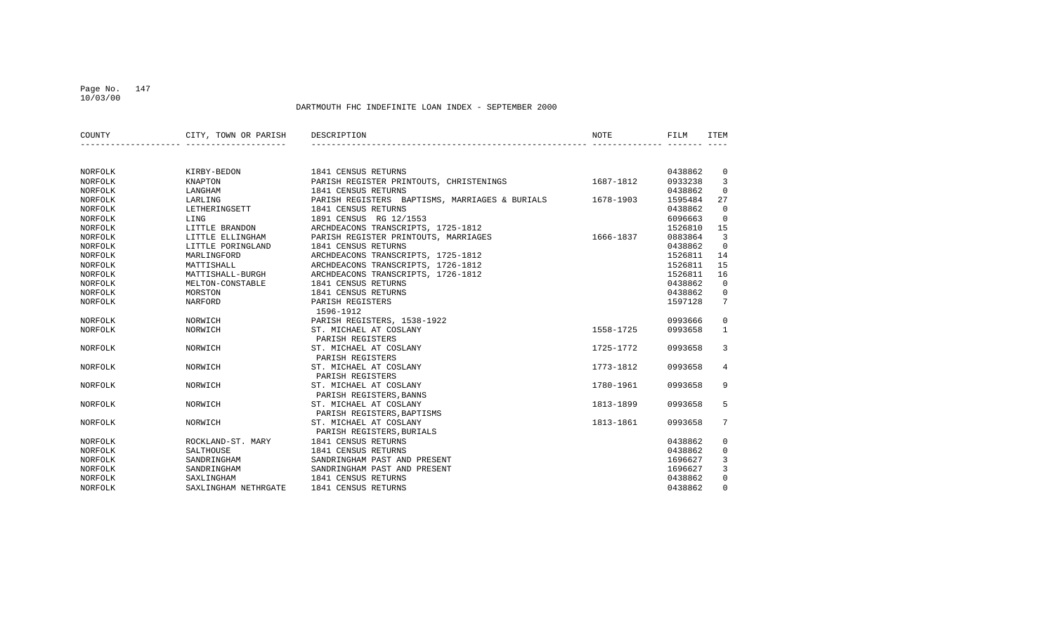# DARTMOUTH FHC INDEFINITE LOAN INDEX - SEPTEMBER 2000

| COUNTY | CITY, TOWN OR PARISH | DESCRIPTION | NOTE | FILM | ITEM |
|---|---|---|---|---|---|
| NORFOLK | KIRBY-BEDON | 1841 CENSUS RETURNS | | 0438862 | 0 |
| NORFOLK | KNAPTON | PARISH REGISTER PRINTOUTS, CHRISTENINGS | 1687-1812 | 0933238 | 3 |
| NORFOLK | LANGHAM | 1841 CENSUS RETURNS | | 0438862 | 0 |
| NORFOLK | LARLING | PARISH REGISTERS BAPTISMS, MARRIAGES & BURIALS | 1678-1903 | 1595484 | 27 |
| NORFOLK | LETHERINGSETT | 1841 CENSUS RETURNS | | 0438862 | 0 |
| NORFOLK | LING | 1891 CENSUS RG 12/1553 | | 6096663 | 0 |
| NORFOLK | LITTLE BRANDON | ARCHDEACONS TRANSCRIPTS, 1725-1812 | | 1526810 | 15 |
| NORFOLK | LITTLE ELLINGHAM | PARISH REGISTER PRINTOUTS, MARRIAGES | 1666-1837 | 0883864 | 3 |
| NORFOLK | LITTLE PORINGLAND | 1841 CENSUS RETURNS | | 0438862 | 0 |
| NORFOLK | MARLINGFORD | ARCHDEACONS TRANSCRIPTS, 1725-1812 | | 1526811 | 14 |
| NORFOLK | MATTISHALL | ARCHDEACONS TRANSCRIPTS, 1726-1812 | | 1526811 | 15 |
| NORFOLK | MATTISHALL-BURGH | ARCHDEACONS TRANSCRIPTS, 1726-1812 | | 1526811 | 16 |
| NORFOLK | MELTON-CONSTABLE | 1841 CENSUS RETURNS | | 0438862 | 0 |
| NORFOLK | MORSTON | 1841 CENSUS RETURNS | | 0438862 | 0 |
| NORFOLK | NARFORD | PARISH REGISTERS 1596-1912 | | 1597128 | 7 |
| NORFOLK | NORWICH | PARISH REGISTERS, 1538-1922 | | 0993666 | 0 |
| NORFOLK | NORWICH | ST. MICHAEL AT COSLANY PARISH REGISTERS | 1558-1725 | 0993658 | 1 |
| NORFOLK | NORWICH | ST. MICHAEL AT COSLANY PARISH REGISTERS | 1725-1772 | 0993658 | 3 |
| NORFOLK | NORWICH | ST. MICHAEL AT COSLANY PARISH REGISTERS | 1773-1812 | 0993658 | 4 |
| NORFOLK | NORWICH | ST. MICHAEL AT COSLANY PARISH REGISTERS,BANNS | 1780-1961 | 0993658 | 9 |
| NORFOLK | NORWICH | ST. MICHAEL AT COSLANY PARISH REGISTERS,BAPTISMS | 1813-1899 | 0993658 | 5 |
| NORFOLK | NORWICH | ST. MICHAEL AT COSLANY PARISH REGISTERS,BURIALS | 1813-1861 | 0993658 | 7 |
| NORFOLK | ROCKLAND-ST. MARY | 1841 CENSUS RETURNS | | 0438862 | 0 |
| NORFOLK | SALTHOUSE | 1841 CENSUS RETURNS | | 0438862 | 0 |
| NORFOLK | SANDRINGHAM | SANDRINGHAM PAST AND PRESENT | | 1696627 | 3 |
| NORFOLK | SANDRINGHAM | SANDRINGHAM PAST AND PRESENT | | 1696627 | 3 |
| NORFOLK | SAXLINGHAM | 1841 CENSUS RETURNS | | 0438862 | 0 |
| NORFOLK | SAXLINGHAM NETHRGATE | 1841 CENSUS RETURNS | | 0438862 | 0 |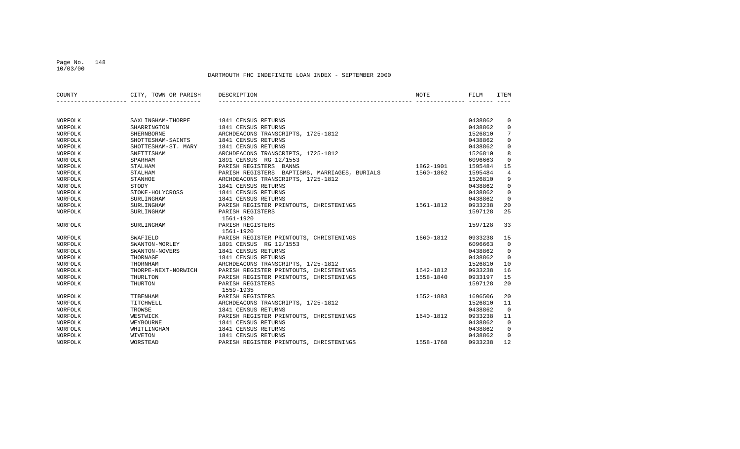DARTMOUTH FHC INDEFINITE LOAN INDEX - SEPTEMBER 2000

| COUNTY | CITY, TOWN OR PARISH | DESCRIPTION | NOTE | FILM | ITEM |
|---|---|---|---|---|---|
| NORFOLK | SAXLINGHAM-THORPE | 1841 CENSUS RETURNS | | 0438862 | 0 |
| NORFOLK | SHARRINGTON | 1841 CENSUS RETURNS | | 0438862 | 0 |
| NORFOLK | SHERNBORNE | ARCHDEACONS TRANSCRIPTS, 1725-1812 | | 1526810 | 7 |
| NORFOLK | SHOTTESHAM-SAINTS | 1841 CENSUS RETURNS | | 0438862 | 0 |
| NORFOLK | SHOTTESHAM-ST. MARY | 1841 CENSUS RETURNS | | 0438862 | 0 |
| NORFOLK | SNETTISHAM | ARCHDEACONS TRANSCRIPTS, 1725-1812 | | 1526810 | 8 |
| NORFOLK | SPARHAM | 1891 CENSUS RG 12/1553 | | 6096663 | 0 |
| NORFOLK | STALHAM | PARISH REGISTERS BANNS | 1862-1901 | 1595484 | 15 |
| NORFOLK | STALHAM | PARISH REGISTERS BAPTISMS, MARRIAGES, BURIALS | 1560-1862 | 1595484 | 4 |
| NORFOLK | STANHOE | ARCHDEACONS TRANSCRIPTS, 1725-1812 | | 1526810 | 9 |
| NORFOLK | STODY | 1841 CENSUS RETURNS | | 0438862 | 0 |
| NORFOLK | STOKE-HOLYCROSS | 1841 CENSUS RETURNS | | 0438862 | 0 |
| NORFOLK | SURLINGHAM | 1841 CENSUS RETURNS | | 0438862 | 0 |
| NORFOLK | SURLINGHAM | PARISH REGISTER PRINTOUTS, CHRISTENINGS | 1561-1812 | 0933238 | 20 |
| NORFOLK | SURLINGHAM | PARISH REGISTERS 1561-1920 | | 1597128 | 25 |
| NORFOLK | SURLINGHAM | PARISH REGISTERS 1561-1920 | | 1597128 | 33 |
| NORFOLK | SWAFIELD | PARISH REGISTER PRINTOUTS, CHRISTENINGS | 1660-1812 | 0933238 | 15 |
| NORFOLK | SWANTON-MORLEY | 1891 CENSUS RG 12/1553 | | 6096663 | 0 |
| NORFOLK | SWANTON-NOVERS | 1841 CENSUS RETURNS | | 0438862 | 0 |
| NORFOLK | THORNAGE | 1841 CENSUS RETURNS | | 0438862 | 0 |
| NORFOLK | THORNHAM | ARCHDEACONS TRANSCRIPTS, 1725-1812 | | 1526810 | 10 |
| NORFOLK | THORPE-NEXT-NORWICH | PARISH REGISTER PRINTOUTS, CHRISTENINGS | 1642-1812 | 0933238 | 16 |
| NORFOLK | THURLTON | PARISH REGISTER PRINTOUTS, CHRISTENINGS | 1558-1840 | 0933197 | 15 |
| NORFOLK | THURTON | PARISH REGISTERS 1559-1935 | | 1597128 | 20 |
| NORFOLK | TIBENHAM | PARISH REGISTERS | 1552-1883 | 1696506 | 20 |
| NORFOLK | TITCHWELL | ARCHDEACONS TRANSCRIPTS, 1725-1812 | | 1526810 | 11 |
| NORFOLK | TROWSE | 1841 CENSUS RETURNS | | 0438862 | 0 |
| NORFOLK | WESTWICK | PARISH REGISTER PRINTOUTS, CHRISTENINGS | 1640-1812 | 0933238 | 11 |
| NORFOLK | WEYBOURNE | 1841 CENSUS RETURNS | | 0438862 | 0 |
| NORFOLK | WHITLINGHAM | 1841 CENSUS RETURNS | | 0438862 | 0 |
| NORFOLK | WIVETON | 1841 CENSUS RETURNS | | 0438862 | 0 |
| NORFOLK | WORSTEAD | PARISH REGISTER PRINTOUTS, CHRISTENINGS | 1558-1768 | 0933238 | 12 |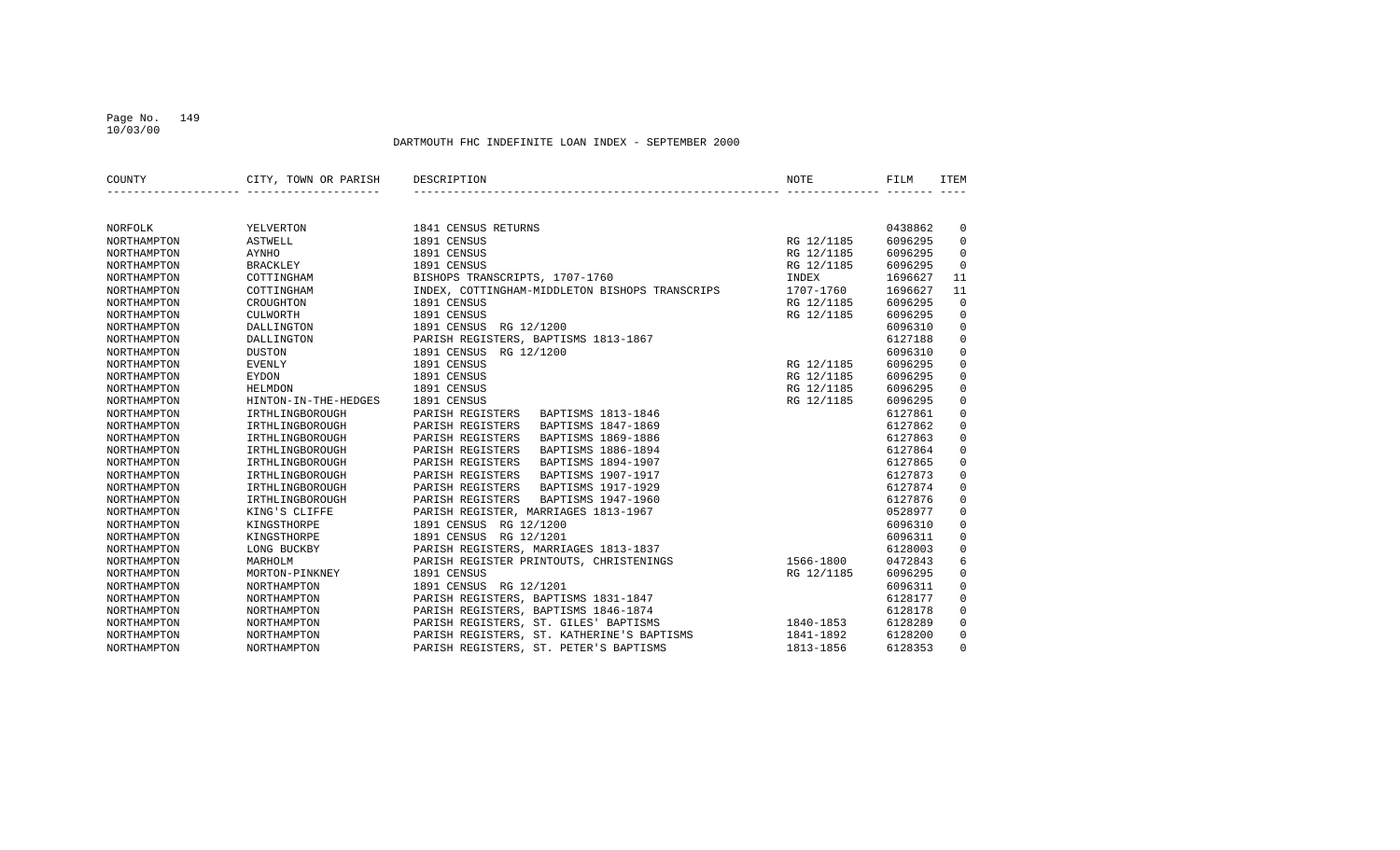DARTMOUTH FHC INDEFINITE LOAN INDEX - SEPTEMBER 2000

| COUNTY | CITY, TOWN OR PARISH | DESCRIPTION | NOTE | FILM | ITEM |
|---|---|---|---|---|---|
| NORFOLK | YELVERTON | 1841 CENSUS RETURNS | | 0438862 | 0 |
| NORTHAMPTON | ASTWELL | 1891 CENSUS | RG 12/1185 | 6096295 | 0 |
| NORTHAMPTON | AYNHO | 1891 CENSUS | RG 12/1185 | 6096295 | 0 |
| NORTHAMPTON | BRACKLEY | 1891 CENSUS | RG 12/1185 | 6096295 | 0 |
| NORTHAMPTON | COTTINGHAM | BISHOPS TRANSCRIPTS, 1707-1760 | INDEX | 1696627 | 11 |
| NORTHAMPTON | COTTINGHAM | INDEX, COTTINGHAM-MIDDLETON BISHOPS TRANSCRIPS | 1707-1760 | 1696627 | 11 |
| NORTHAMPTON | CROUGHTON | 1891 CENSUS | RG 12/1185 | 6096295 | 0 |
| NORTHAMPTON | CULWORTH | 1891 CENSUS | RG 12/1185 | 6096295 | 0 |
| NORTHAMPTON | DALLINGTON | 1891 CENSUS RG 12/1200 | | 6096310 | 0 |
| NORTHAMPTON | DALLINGTON | PARISH REGISTERS, BAPTISMS 1813-1867 | | 6127188 | 0 |
| NORTHAMPTON | DUSTON | 1891 CENSUS RG 12/1200 | | 6096310 | 0 |
| NORTHAMPTON | EVENLY | 1891 CENSUS | RG 12/1185 | 6096295 | 0 |
| NORTHAMPTON | EYDON | 1891 CENSUS | RG 12/1185 | 6096295 | 0 |
| NORTHAMPTON | HELMDON | 1891 CENSUS | RG 12/1185 | 6096295 | 0 |
| NORTHAMPTON | HINTON-IN-THE-HEDGES | 1891 CENSUS | RG 12/1185 | 6096295 | 0 |
| NORTHAMPTON | IRTHLINGBOROUGH | PARISH REGISTERS BAPTISMS 1813-1846 | | 6127861 | 0 |
| NORTHAMPTON | IRTHLINGBOROUGH | PARISH REGISTERS BAPTISMS 1847-1869 | | 6127862 | 0 |
| NORTHAMPTON | IRTHLINGBOROUGH | PARISH REGISTERS BAPTISMS 1869-1886 | | 6127863 | 0 |
| NORTHAMPTON | IRTHLINGBOROUGH | PARISH REGISTERS BAPTISMS 1886-1894 | | 6127864 | 0 |
| NORTHAMPTON | IRTHLINGBOROUGH | PARISH REGISTERS BAPTISMS 1894-1907 | | 6127865 | 0 |
| NORTHAMPTON | IRTHLINGBOROUGH | PARISH REGISTERS BAPTISMS 1907-1917 | | 6127873 | 0 |
| NORTHAMPTON | IRTHLINGBOROUGH | PARISH REGISTERS BAPTISMS 1917-1929 | | 6127874 | 0 |
| NORTHAMPTON | IRTHLINGBOROUGH | PARISH REGISTERS BAPTISMS 1947-1960 | | 6127876 | 0 |
| NORTHAMPTON | KING'S CLIFFE | PARISH REGISTER, MARRIAGES 1813-1967 | | 0528977 | 0 |
| NORTHAMPTON | KINGSTHORPE | 1891 CENSUS RG 12/1200 | | 6096310 | 0 |
| NORTHAMPTON | KINGSTHORPE | 1891 CENSUS RG 12/1201 | | 6096311 | 0 |
| NORTHAMPTON | LONG BUCKBY | PARISH REGISTERS, MARRIAGES 1813-1837 | | 6128003 | 0 |
| NORTHAMPTON | MARHOLM | PARISH REGISTER PRINTOUTS, CHRISTENINGS | 1566-1800 | 0472843 | 6 |
| NORTHAMPTON | MORTON-PINKNEY | 1891 CENSUS | RG 12/1185 | 6096295 | 0 |
| NORTHAMPTON | NORTHAMPTON | 1891 CENSUS RG 12/1201 | | 6096311 | 0 |
| NORTHAMPTON | NORTHAMPTON | PARISH REGISTERS, BAPTISMS 1831-1847 | | 6128177 | 0 |
| NORTHAMPTON | NORTHAMPTON | PARISH REGISTERS, BAPTISMS 1846-1874 | | 6128178 | 0 |
| NORTHAMPTON | NORTHAMPTON | PARISH REGISTERS, ST. GILES' BAPTISMS | 1840-1853 | 6128289 | 0 |
| NORTHAMPTON | NORTHAMPTON | PARISH REGISTERS, ST. KATHERINE'S BAPTISMS | 1841-1892 | 6128200 | 0 |
| NORTHAMPTON | NORTHAMPTON | PARISH REGISTERS, ST. PETER'S BAPTISMS | 1813-1856 | 6128353 | 0 |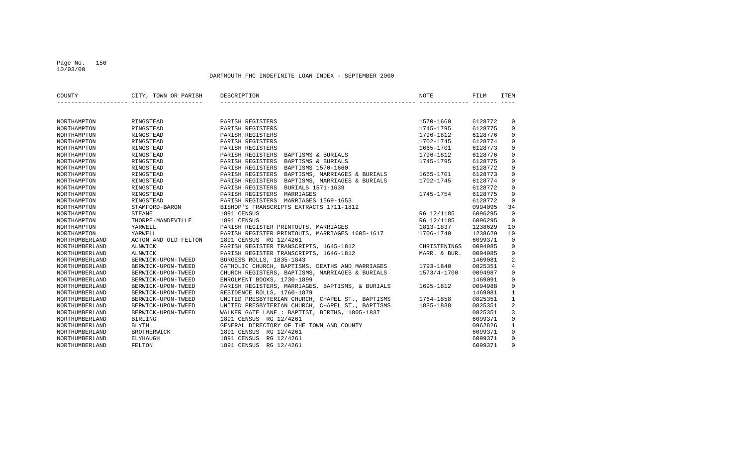DARTMOUTH FHC INDEFINITE LOAN INDEX - SEPTEMBER 2000

| COUNTY | CITY, TOWN OR PARISH | DESCRIPTION | NOTE | FILM | ITEM |
|---|---|---|---|---|---|
| NORTHAMPTON | RINGSTEAD | PARISH REGISTERS | 1570-1660 | 6128772 | 0 |
| NORTHAMPTON | RINGSTEAD | PARISH REGISTERS | 1745-1795 | 6128775 | 0 |
| NORTHAMPTON | RINGSTEAD | PARISH REGISTERS | 1796-1812 | 6128776 | 0 |
| NORTHAMPTON | RINGSTEAD | PARISH REGISTERS | 1702-1745 | 6128774 | 0 |
| NORTHAMPTON | RINGSTEAD | PARISH REGISTERS | 1665-1701 | 6128773 | 0 |
| NORTHAMPTON | RINGSTEAD | PARISH REGISTERS BAPTISMS & BURIALS | 1796-1812 | 6128776 | 0 |
| NORTHAMPTON | RINGSTEAD | PARISH REGISTERS BAPTISMS & BURIALS | 1745-1795 | 6128775 | 0 |
| NORTHAMPTON | RINGSTEAD | PARISH REGISTERS BAPTISMS 1570-1660 | | 6128772 | 0 |
| NORTHAMPTON | RINGSTEAD | PARISH REGISTERS BAPTISMS, MARRIAGES & BURIALS | 1665-1701 | 6128773 | 0 |
| NORTHAMPTON | RINGSTEAD | PARISH REGISTERS BAPTISMS, MARRIAGES & BURIALS | 1702-1745 | 6128774 | 0 |
| NORTHAMPTON | RINGSTEAD | PARISH REGISTERS BURIALS 1571-1639 | | 6128772 | 0 |
| NORTHAMPTON | RINGSTEAD | PARISH REGISTERS MARRIAGES | 1745-1754 | 6128775 | 0 |
| NORTHAMPTON | RINGSTEAD | PARISH REGISTERS MARRIAGES 1569-1653 | | 6128772 | 0 |
| NORTHAMPTON | STAMFORD-BARON | BISHOP'S TRANSCRIPTS EXTRACTS 1711-1812 | | 0994095 | 34 |
| NORTHAMPTON | STEANE | 1891 CENSUS | RG 12/1185 | 6096295 | 0 |
| NORTHAMPTON | THORPE-MANDEVILLE | 1891 CENSUS | RG 12/1185 | 6096295 | 0 |
| NORTHAMPTON | YARWELL | PARISH REGISTER PRINTOUTS, MARRIAGES | 1813-1837 | 1238629 | 10 |
| NORTHAMPTON | YARWELL | PARISH REGISTER PRINTOUTS, MARRIAGES 1605-1617 | 1706-1740 | 1238629 | 10 |
| NORTHUMBERLAND | ACTON AND OLD FELTON | 1891 CENSUS RG 12/4261 | | 6099371 | 0 |
| NORTHUMBERLAND | ALNWICK | PARISH REGISTER TRANSCRIPTS, 1645-1812 | CHRISTENINGS | 0094985 | 0 |
| NORTHUMBERLAND | ALNWICK | PARISH REGISTER TRANSCRIPTS, 1646-1812 | MARR. & BUR. | 0094985 | 0 |
| NORTHUMBERLAND | BERWICK-UPON-TWEED | BURGESS ROLLS, 1835-1843 | | 1469081 | 2 |
| NORTHUMBERLAND | BERWICK-UPON-TWEED | CATHOLIC CHURCH, BAPTISMS, DEATHS AND MARRIAGES | 1793-1840 | 0825351 | 4 |
| NORTHUMBERLAND | BERWICK-UPON-TWEED | CHURCH REGISTERS, BAPTISMS, MARRIAGES & BURIALS | 1573/4-1700 | 0094987 | 0 |
| NORTHUMBERLAND | BERWICK-UPON-TWEED | ENROLMENT BOOKS, 1730-1899 | | 1469091 | 0 |
| NORTHUMBERLAND | BERWICK-UPON-TWEED | PARISH REGISTERS, MARRIAGES, BAPTISMS, & BURIALS | 1695-1812 | 0094988 | 0 |
| NORTHUMBERLAND | BERWICK-UPON-TWEED | RESIDENCE ROLLS, 1760-1879 | | 1469081 | 1 |
| NORTHUMBERLAND | BERWICK-UPON-TWEED | UNITED PRESBYTERIAN CHURCH, CHAPEL ST., BAPTISMS | 1764-1858 | 0825351 | 1 |
| NORTHUMBERLAND | BERWICK-UPON-TWEED | UNITED PRESBYTERIAN CHURCH, CHAPEL ST., BAPTISMS | 1835-1838 | 0825351 | 2 |
| NORTHUMBERLAND | BERWICK-UPON-TWEED | WALKER GATE LANE : BAPTIST, BIRTHS, 1805-1837 | | 0825351 | 3 |
| NORTHUMBERLAND | BIRLING | 1891 CENSUS RG 12/4261 | | 6099371 | 0 |
| NORTHUMBERLAND | BLYTH | GENERAL DIRECTORY OF THE TOWN AND COUNTY | | 0962826 | 1 |
| NORTHUMBERLAND | BROTHERWICK | 1891 CENSUS RG 12/4261 | | 6099371 | 0 |
| NORTHUMBERLAND | ELYHAUGH | 1891 CENSUS RG 12/4261 | | 6099371 | 0 |
| NORTHUMBERLAND | FELTON | 1891 CENSUS RG 12/4261 | | 6099371 | 0 |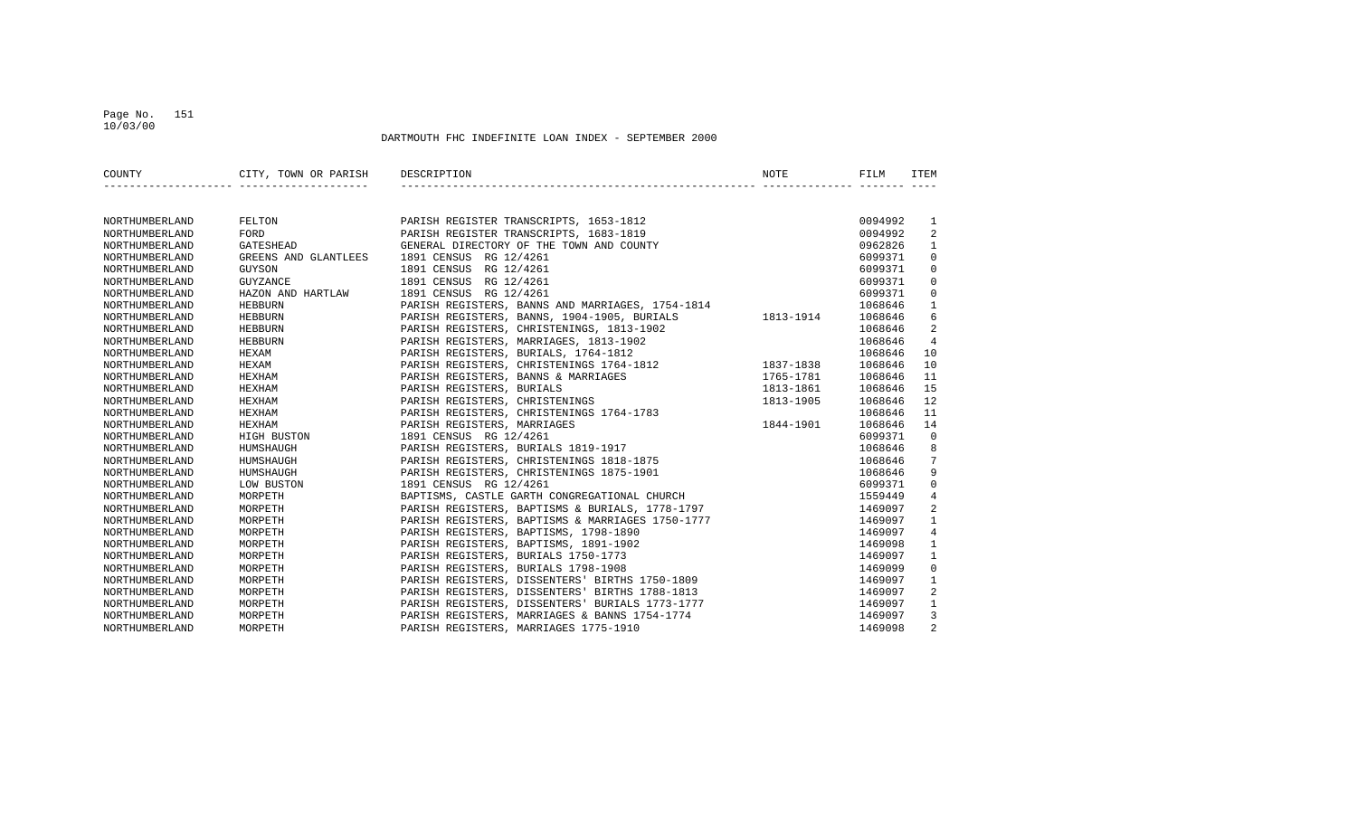DARTMOUTH FHC INDEFINITE LOAN INDEX - SEPTEMBER 2000

| COUNTY | CITY, TOWN OR PARISH | DESCRIPTION | NOTE | FILM | ITEM |
|---|---|---|---|---|---|
| NORTHUMBERLAND | FELTON | PARISH REGISTER TRANSCRIPTS, 1653-1812 | | 0094992 | 1 |
| NORTHUMBERLAND | FORD | PARISH REGISTER TRANSCRIPTS, 1683-1819 | | 0094992 | 2 |
| NORTHUMBERLAND | GATESHEAD | GENERAL DIRECTORY OF THE TOWN AND COUNTY | | 0962826 | 1 |
| NORTHUMBERLAND | GREENS AND GLANTLEES | 1891 CENSUS RG 12/4261 | | 6099371 | 0 |
| NORTHUMBERLAND | GUYSON | 1891 CENSUS RG 12/4261 | | 6099371 | 0 |
| NORTHUMBERLAND | GUYZANCE | 1891 CENSUS RG 12/4261 | | 6099371 | 0 |
| NORTHUMBERLAND | HAZON AND HARTLAW | 1891 CENSUS RG 12/4261 | | 6099371 | 0 |
| NORTHUMBERLAND | HEBBURN | PARISH REGISTERS, BANNS AND MARRIAGES, 1754-1814 | | 1068646 | 1 |
| NORTHUMBERLAND | HEBBURN | PARISH REGISTERS, BANNS, 1904-1905, BURIALS | 1813-1914 | 1068646 | 6 |
| NORTHUMBERLAND | HEBBURN | PARISH REGISTERS, CHRISTENINGS, 1813-1902 | | 1068646 | 2 |
| NORTHUMBERLAND | HEBBURN | PARISH REGISTERS, MARRIAGES, 1813-1902 | | 1068646 | 4 |
| NORTHUMBERLAND | HEXAM | PARISH REGISTERS, BURIALS, 1764-1812 | | 1068646 | 10 |
| NORTHUMBERLAND | HEXAM | PARISH REGISTERS, CHRISTENINGS 1764-1812 | 1837-1838 | 1068646 | 10 |
| NORTHUMBERLAND | HEXHAM | PARISH REGISTERS, BANNS & MARRIAGES | 1765-1781 | 1068646 | 11 |
| NORTHUMBERLAND | HEXHAM | PARISH REGISTERS, BURIALS | 1813-1861 | 1068646 | 15 |
| NORTHUMBERLAND | HEXHAM | PARISH REGISTERS, CHRISTENINGS | 1813-1905 | 1068646 | 12 |
| NORTHUMBERLAND | HEXHAM | PARISH REGISTERS, CHRISTENINGS 1764-1783 | | 1068646 | 11 |
| NORTHUMBERLAND | HEXHAM | PARISH REGISTERS, MARRIAGES | 1844-1901 | 1068646 | 14 |
| NORTHUMBERLAND | HIGH BUSTON | 1891 CENSUS RG 12/4261 | | 6099371 | 0 |
| NORTHUMBERLAND | HUMSHAUGH | PARISH REGISTERS, BURIALS 1819-1917 | | 1068646 | 8 |
| NORTHUMBERLAND | HUMSHAUGH | PARISH REGISTERS, CHRISTENINGS 1818-1875 | | 1068646 | 7 |
| NORTHUMBERLAND | HUMSHAUGH | PARISH REGISTERS, CHRISTENINGS 1875-1901 | | 1068646 | 9 |
| NORTHUMBERLAND | LOW BUSTON | 1891 CENSUS RG 12/4261 | | 6099371 | 0 |
| NORTHUMBERLAND | MORPETH | BAPTISMS, CASTLE GARTH CONGREGATIONAL CHURCH | | 1559449 | 4 |
| NORTHUMBERLAND | MORPETH | PARISH REGISTERS, BAPTISMS & BURIALS, 1778-1797 | | 1469097 | 2 |
| NORTHUMBERLAND | MORPETH | PARISH REGISTERS, BAPTISMS & MARRIAGES 1750-1777 | | 1469097 | 1 |
| NORTHUMBERLAND | MORPETH | PARISH REGISTERS, BAPTISMS, 1798-1890 | | 1469097 | 4 |
| NORTHUMBERLAND | MORPETH | PARISH REGISTERS, BAPTISMS, 1891-1902 | | 1469098 | 1 |
| NORTHUMBERLAND | MORPETH | PARISH REGISTERS, BURIALS 1750-1773 | | 1469097 | 1 |
| NORTHUMBERLAND | MORPETH | PARISH REGISTERS, BURIALS 1798-1908 | | 1469099 | 0 |
| NORTHUMBERLAND | MORPETH | PARISH REGISTERS, DISSENTERS' BIRTHS 1750-1809 | | 1469097 | 1 |
| NORTHUMBERLAND | MORPETH | PARISH REGISTERS, DISSENTERS' BIRTHS 1788-1813 | | 1469097 | 2 |
| NORTHUMBERLAND | MORPETH | PARISH REGISTERS, DISSENTERS' BURIALS 1773-1777 | | 1469097 | 1 |
| NORTHUMBERLAND | MORPETH | PARISH REGISTERS, MARRIAGES & BANNS 1754-1774 | | 1469097 | 3 |
| NORTHUMBERLAND | MORPETH | PARISH REGISTERS, MARRIAGES 1775-1910 | | 1469098 | 2 |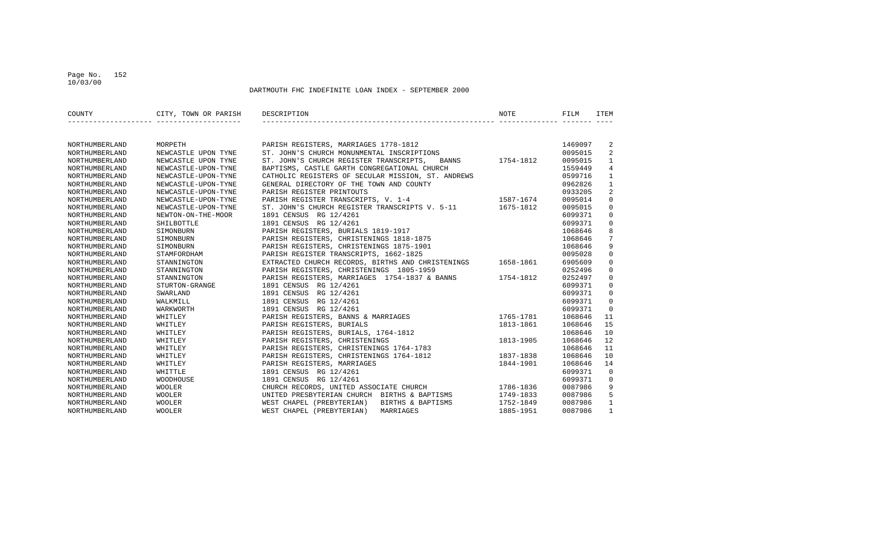DARTMOUTH FHC INDEFINITE LOAN INDEX - SEPTEMBER 2000

| COUNTY | CITY, TOWN OR PARISH | DESCRIPTION | NOTE | FILM | ITEM |
|---|---|---|---|---|---|
| NORTHUMBERLAND | MORPETH | PARISH REGISTERS, MARRIAGES 1778-1812 | | 1469097 | 2 |
| NORTHUMBERLAND | NEWCASTLE UPON TYNE | ST. JOHN'S CHURCH MONUNMENTAL INSCRIPTIONS | | 0095015 | 2 |
| NORTHUMBERLAND | NEWCASTLE UPON TYNE | ST. JOHN'S CHURCH REGISTER TRANSCRIPTS, BANNS | 1754-1812 | 0095015 | 1 |
| NORTHUMBERLAND | NEWCASTLE-UPON-TYNE | BAPTISMS, CASTLE GARTH CONGREGATIONAL CHURCH | | 1559449 | 4 |
| NORTHUMBERLAND | NEWCASTLE-UPON-TYNE | CATHOLIC REGISTERS OF SECULAR MISSION, ST. ANDREWS | | 0599716 | 1 |
| NORTHUMBERLAND | NEWCASTLE-UPON-TYNE | GENERAL DIRECTORY OF THE TOWN AND COUNTY | | 0962826 | 1 |
| NORTHUMBERLAND | NEWCASTLE-UPON-TYNE | PARISH REGISTER PRINTOUTS | | 0933205 | 2 |
| NORTHUMBERLAND | NEWCASTLE-UPON-TYNE | PARISH REGISTER TRANSCRIPTS, V. 1-4 | 1587-1674 | 0095014 | 0 |
| NORTHUMBERLAND | NEWCASTLE-UPON-TYNE | ST. JOHN'S CHURCH REGISTER TRANSCRIPTS V. 5-11 | 1675-1812 | 0095015 | 0 |
| NORTHUMBERLAND | NEWTON-ON-THE-MOOR | 1891 CENSUS RG 12/4261 | | 6099371 | 0 |
| NORTHUMBERLAND | SHILBOTTLE | 1891 CENSUS RG 12/4261 | | 6099371 | 0 |
| NORTHUMBERLAND | SIMONBURN | PARISH REGISTERS, BURIALS 1819-1917 | | 1068646 | 8 |
| NORTHUMBERLAND | SIMONBURN | PARISH REGISTERS, CHRISTENINGS 1818-1875 | | 1068646 | 7 |
| NORTHUMBERLAND | SIMONBURN | PARISH REGISTERS, CHRISTENINGS 1875-1901 | | 1068646 | 9 |
| NORTHUMBERLAND | STAMFORDHAM | PARISH REGISTER TRANSCRIPTS, 1662-1825 | | 0095028 | 0 |
| NORTHUMBERLAND | STANNINGTON | EXTRACTED CHURCH RECORDS, BIRTHS AND CHRISTENINGS | 1658-1861 | 6905609 | 0 |
| NORTHUMBERLAND | STANNINGTON | PARISH REGISTERS, CHRISTENINGS 1805-1959 | | 0252496 | 0 |
| NORTHUMBERLAND | STANNINGTON | PARISH REGISTERS, MARRIAGES 1754-1837 & BANNS | 1754-1812 | 0252497 | 0 |
| NORTHUMBERLAND | STURTON-GRANGE | 1891 CENSUS RG 12/4261 | | 6099371 | 0 |
| NORTHUMBERLAND | SWARLAND | 1891 CENSUS RG 12/4261 | | 6099371 | 0 |
| NORTHUMBERLAND | WALKMILL | 1891 CENSUS RG 12/4261 | | 6099371 | 0 |
| NORTHUMBERLAND | WARKWORTH | 1891 CENSUS RG 12/4261 | | 6099371 | 0 |
| NORTHUMBERLAND | WHITLEY | PARISH REGISTERS, BANNS & MARRIAGES | 1765-1781 | 1068646 | 11 |
| NORTHUMBERLAND | WHITLEY | PARISH REGISTERS, BURIALS | 1813-1861 | 1068646 | 15 |
| NORTHUMBERLAND | WHITLEY | PARISH REGISTERS, BURIALS, 1764-1812 | | 1068646 | 10 |
| NORTHUMBERLAND | WHITLEY | PARISH REGISTERS, CHRISTENINGS | 1813-1905 | 1068646 | 12 |
| NORTHUMBERLAND | WHITLEY | PARISH REGISTERS, CHRISTENINGS 1764-1783 | | 1068646 | 11 |
| NORTHUMBERLAND | WHITLEY | PARISH REGISTERS, CHRISTENINGS 1764-1812 | 1837-1838 | 1068646 | 10 |
| NORTHUMBERLAND | WHITLEY | PARISH REGISTERS, MARRIAGES | 1844-1901 | 1068646 | 14 |
| NORTHUMBERLAND | WHITTLE | 1891 CENSUS RG 12/4261 | | 6099371 | 0 |
| NORTHUMBERLAND | WOODHOUSE | 1891 CENSUS RG 12/4261 | | 6099371 | 0 |
| NORTHUMBERLAND | WOOLER | CHURCH RECORDS, UNITED ASSOCIATE CHURCH | 1786-1836 | 0087986 | 9 |
| NORTHUMBERLAND | WOOLER | UNITED PRESBYTERIAN CHURCH BIRTHS & BAPTISMS | 1749-1833 | 0087986 | 5 |
| NORTHUMBERLAND | WOOLER | WEST CHAPEL (PREBYTERIAN) BIRTHS & BAPTISMS | 1752-1849 | 0087986 | 1 |
| NORTHUMBERLAND | WOOLER | WEST CHAPEL (PREBYTERIAN) MARRIAGES | 1885-1951 | 0087986 | 1 |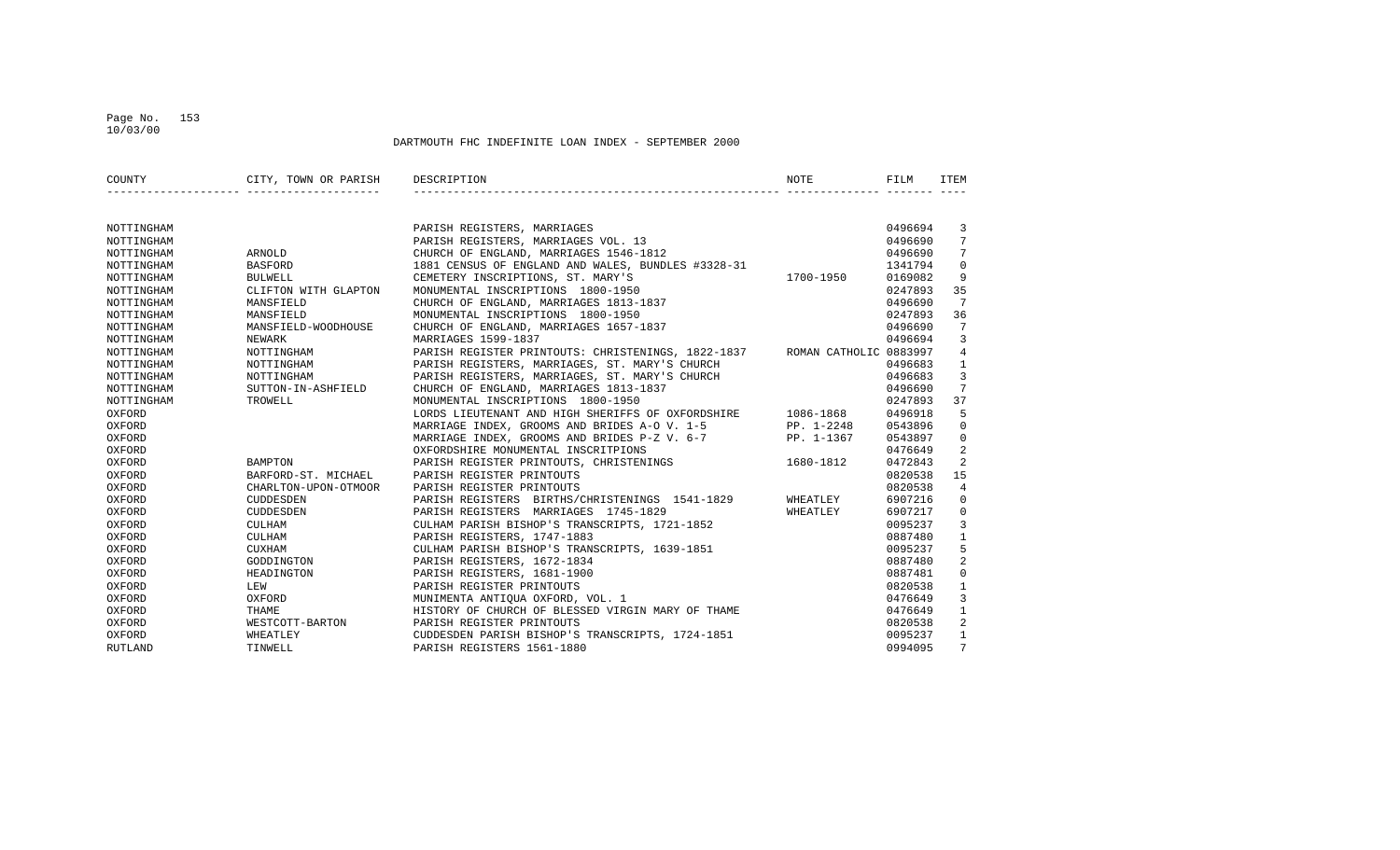DARTMOUTH FHC INDEFINITE LOAN INDEX - SEPTEMBER 2000

| COUNTY | CITY, TOWN OR PARISH | DESCRIPTION | NOTE | FILM | ITEM |
|---|---|---|---|---|---|
| NOTTINGHAM | | PARISH REGISTERS, MARRIAGES | | 0496694 | 3 |
| NOTTINGHAM | | PARISH REGISTERS, MARRIAGES VOL. 13 | | 0496690 | 7 |
| NOTTINGHAM | ARNOLD | CHURCH OF ENGLAND, MARRIAGES 1546-1812 | | 0496690 | 7 |
| NOTTINGHAM | BASFORD | 1881 CENSUS OF ENGLAND AND WALES, BUNDLES #3328-31 | | 1341794 | 0 |
| NOTTINGHAM | BULWELL | CEMETERY INSCRIPTIONS, ST. MARY'S | 1700-1950 | 0169082 | 9 |
| NOTTINGHAM | CLIFTON WITH GLAPTON | MONUMENTAL INSCRIPTIONS 1800-1950 | | 0247893 | 35 |
| NOTTINGHAM | MANSFIELD | CHURCH OF ENGLAND, MARRIAGES 1813-1837 | | 0496690 | 7 |
| NOTTINGHAM | MANSFIELD | MONUMENTAL INSCRIPTIONS 1800-1950 | | 0247893 | 36 |
| NOTTINGHAM | MANSFIELD-WOODHOUSE | CHURCH OF ENGLAND, MARRIAGES 1657-1837 | | 0496690 | 7 |
| NOTTINGHAM | NEWARK | MARRIAGES 1599-1837 | | 0496694 | 3 |
| NOTTINGHAM | NOTTINGHAM | PARISH REGISTER PRINTOUTS: CHRISTENINGS, 1822-1837 | ROMAN CATHOLIC | 0883997 | 4 |
| NOTTINGHAM | NOTTINGHAM | PARISH REGISTERS, MARRIAGES, ST. MARY'S CHURCH | | 0496683 | 1 |
| NOTTINGHAM | NOTTINGHAM | PARISH REGISTERS, MARRIAGES, ST. MARY'S CHURCH | | 0496683 | 3 |
| NOTTINGHAM | SUTTON-IN-ASHFIELD | CHURCH OF ENGLAND, MARRIAGES 1813-1837 | | 0496690 | 7 |
| NOTTINGHAM | TROWELL | MONUMENTAL INSCRIPTIONS 1800-1950 | | 0247893 | 37 |
| OXFORD | | LORDS LIEUTENANT AND HIGH SHERIFFS OF OXFORDSHIRE | 1086-1868 | 0496918 | 5 |
| OXFORD | | MARRIAGE INDEX, GROOMS AND BRIDES A-O V. 1-5 | PP. 1-2248 | 0543896 | 0 |
| OXFORD | | MARRIAGE INDEX, GROOMS AND BRIDES P-Z V. 6-7 | PP. 1-1367 | 0543897 | 0 |
| OXFORD | | OXFORDSHIRE MONUMENTAL INSCRITPIONS | | 0476649 | 2 |
| OXFORD | BAMPTON | PARISH REGISTER PRINTOUTS, CHRISTENINGS | 1680-1812 | 0472843 | 2 |
| OXFORD | BARFORD-ST. MICHAEL | PARISH REGISTER PRINTOUTS | | 0820538 | 15 |
| OXFORD | CHARLTON-UPON-OTMOOR | PARISH REGISTER PRINTOUTS | | 0820538 | 4 |
| OXFORD | CUDDESDEN | PARISH REGISTERS BIRTHS/CHRISTENINGS 1541-1829 | WHEATLEY | 6907216 | 0 |
| OXFORD | CUDDESDEN | PARISH REGISTERS MARRIAGES 1745-1829 | WHEATLEY | 6907217 | 0 |
| OXFORD | CULHAM | CULHAM PARISH BISHOP'S TRANSCRIPTS, 1721-1852 | | 0095237 | 3 |
| OXFORD | CULHAM | PARISH REGISTERS, 1747-1883 | | 0887480 | 1 |
| OXFORD | CUXHAM | CULHAM PARISH BISHOP'S TRANSCRIPTS, 1639-1851 | | 0095237 | 5 |
| OXFORD | GODDINGTON | PARISH REGISTERS, 1672-1834 | | 0887480 | 2 |
| OXFORD | HEADINGTON | PARISH REGISTERS, 1681-1900 | | 0887481 | 0 |
| OXFORD | LEW | PARISH REGISTER PRINTOUTS | | 0820538 | 1 |
| OXFORD | OXFORD | MUNIMENTA ANTIQUA OXFORD, VOL. 1 | | 0476649 | 3 |
| OXFORD | THAME | HISTORY OF CHURCH OF BLESSED VIRGIN MARY OF THAME | | 0476649 | 1 |
| OXFORD | WESTCOTT-BARTON | PARISH REGISTER PRINTOUTS | | 0820538 | 2 |
| OXFORD | WHEATLEY | CUDDESDEN PARISH BISHOP'S TRANSCRIPTS, 1724-1851 | | 0095237 | 1 |
| RUTLAND | TINWELL | PARISH REGISTERS 1561-1880 | | 0994095 | 7 |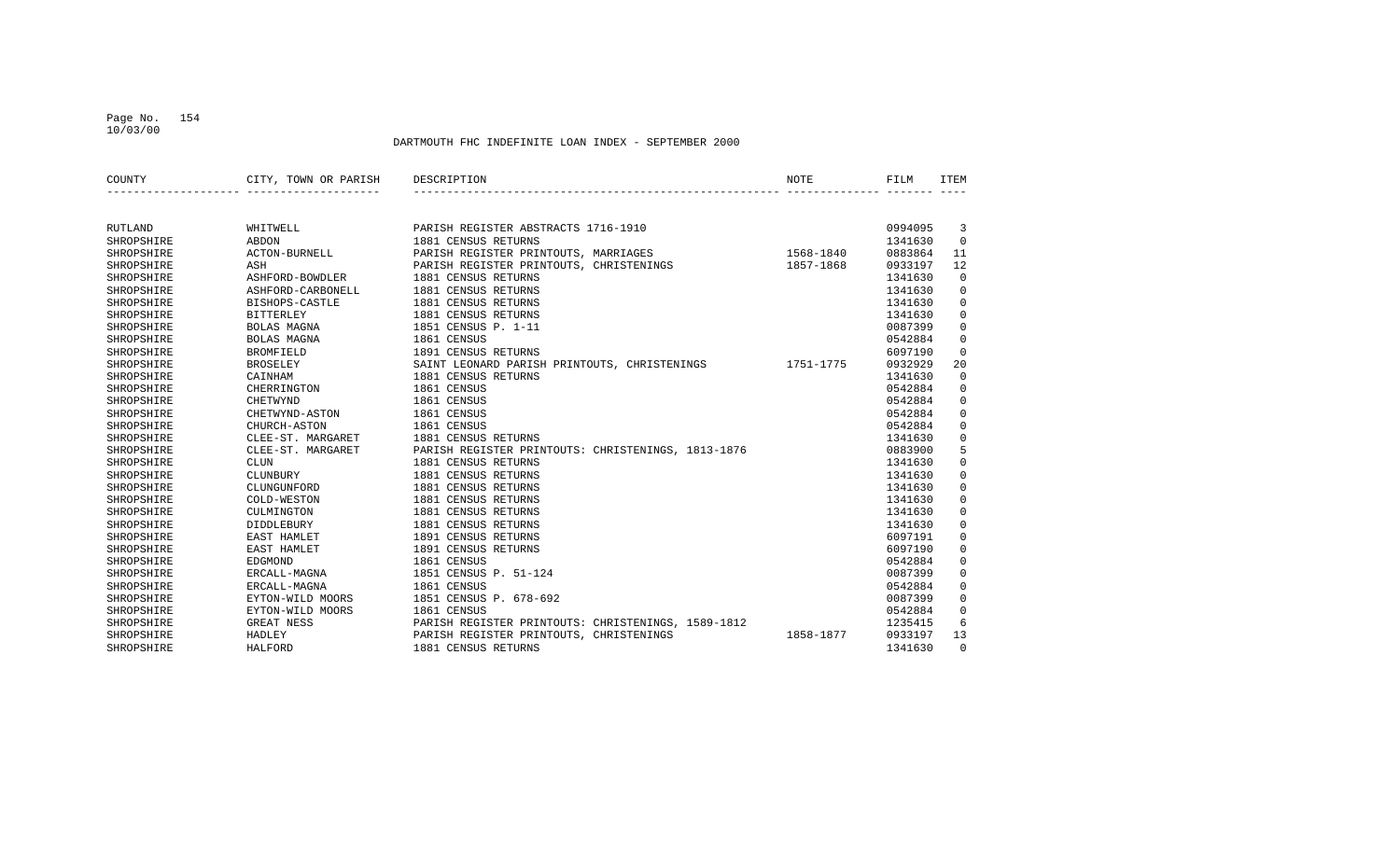DARTMOUTH FHC INDEFINITE LOAN INDEX - SEPTEMBER 2000

| COUNTY | CITY, TOWN OR PARISH | DESCRIPTION | NOTE | FILM | ITEM |
|---|---|---|---|---|---|
| RUTLAND | WHITWELL | PARISH REGISTER ABSTRACTS 1716-1910 | | 0994095 | 3 |
| SHROPSHIRE | ABDON | 1881 CENSUS RETURNS | | 1341630 | 0 |
| SHROPSHIRE | ACTON-BURNELL | PARISH REGISTER PRINTOUTS, MARRIAGES | 1568-1840 | 0883864 | 11 |
| SHROPSHIRE | ASH | PARISH REGISTER PRINTOUTS, CHRISTENINGS | 1857-1868 | 0933197 | 12 |
| SHROPSHIRE | ASHFORD-BOWDLER | 1881 CENSUS RETURNS | | 1341630 | 0 |
| SHROPSHIRE | ASHFORD-CARBONELL | 1881 CENSUS RETURNS | | 1341630 | 0 |
| SHROPSHIRE | BISHOPS-CASTLE | 1881 CENSUS RETURNS | | 1341630 | 0 |
| SHROPSHIRE | BITTERLEY | 1881 CENSUS RETURNS | | 1341630 | 0 |
| SHROPSHIRE | BOLAS MAGNA | 1851 CENSUS P. 1-11 | | 0087399 | 0 |
| SHROPSHIRE | BOLAS MAGNA | 1861 CENSUS | | 0542884 | 0 |
| SHROPSHIRE | BROMFIELD | 1891 CENSUS RETURNS | | 6097190 | 0 |
| SHROPSHIRE | BROSELEY | SAINT LEONARD PARISH PRINTOUTS, CHRISTENINGS | 1751-1775 | 0932929 | 20 |
| SHROPSHIRE | CAINHAM | 1881 CENSUS RETURNS | | 1341630 | 0 |
| SHROPSHIRE | CHERRINGTON | 1861 CENSUS | | 0542884 | 0 |
| SHROPSHIRE | CHETWYND | 1861 CENSUS | | 0542884 | 0 |
| SHROPSHIRE | CHETWYND-ASTON | 1861 CENSUS | | 0542884 | 0 |
| SHROPSHIRE | CHURCH-ASTON | 1861 CENSUS | | 0542884 | 0 |
| SHROPSHIRE | CLEE-ST. MARGARET | 1881 CENSUS RETURNS | | 1341630 | 0 |
| SHROPSHIRE | CLEE-ST. MARGARET | PARISH REGISTER PRINTOUTS: CHRISTENINGS, 1813-1876 | | 0883900 | 5 |
| SHROPSHIRE | CLUN | 1881 CENSUS RETURNS | | 1341630 | 0 |
| SHROPSHIRE | CLUNBURY | 1881 CENSUS RETURNS | | 1341630 | 0 |
| SHROPSHIRE | CLUNGUNFORD | 1881 CENSUS RETURNS | | 1341630 | 0 |
| SHROPSHIRE | COLD-WESTON | 1881 CENSUS RETURNS | | 1341630 | 0 |
| SHROPSHIRE | CULMINGTON | 1881 CENSUS RETURNS | | 1341630 | 0 |
| SHROPSHIRE | DIDDLEBURY | 1881 CENSUS RETURNS | | 1341630 | 0 |
| SHROPSHIRE | EAST HAMLET | 1891 CENSUS RETURNS | | 6097191 | 0 |
| SHROPSHIRE | EAST HAMLET | 1891 CENSUS RETURNS | | 6097190 | 0 |
| SHROPSHIRE | EDGMOND | 1861 CENSUS | | 0542884 | 0 |
| SHROPSHIRE | ERCALL-MAGNA | 1851 CENSUS P. 51-124 | | 0087399 | 0 |
| SHROPSHIRE | ERCALL-MAGNA | 1861 CENSUS | | 0542884 | 0 |
| SHROPSHIRE | EYTON-WILD MOORS | 1851 CENSUS P. 678-692 | | 0087399 | 0 |
| SHROPSHIRE | EYTON-WILD MOORS | 1861 CENSUS | | 0542884 | 0 |
| SHROPSHIRE | GREAT NESS | PARISH REGISTER PRINTOUTS: CHRISTENINGS, 1589-1812 | | 1235415 | 6 |
| SHROPSHIRE | HADLEY | PARISH REGISTER PRINTOUTS, CHRISTENINGS | 1858-1877 | 0933197 | 13 |
| SHROPSHIRE | HALFORD | 1881 CENSUS RETURNS | | 1341630 | 0 |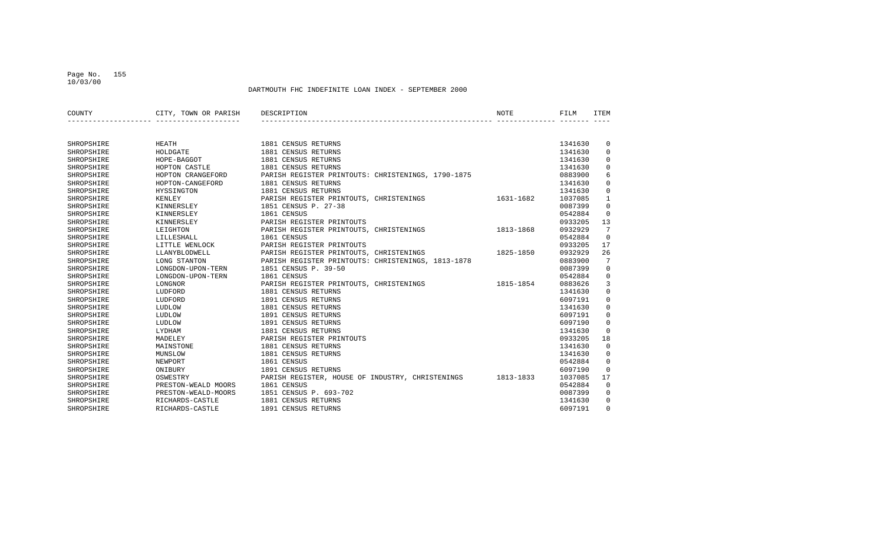DARTMOUTH FHC INDEFINITE LOAN INDEX - SEPTEMBER 2000

| COUNTY | CITY, TOWN OR PARISH | DESCRIPTION | NOTE | FILM | ITEM |
|---|---|---|---|---|---|
| SHROPSHIRE | HEATH | 1881 CENSUS RETURNS | | 1341630 | 0 |
| SHROPSHIRE | HOLDGATE | 1881 CENSUS RETURNS | | 1341630 | 0 |
| SHROPSHIRE | HOPE-BAGGOT | 1881 CENSUS RETURNS | | 1341630 | 0 |
| SHROPSHIRE | HOPTON CASTLE | 1881 CENSUS RETURNS | | 1341630 | 0 |
| SHROPSHIRE | HOPTON CRANGEFORD | PARISH REGISTER PRINTOUTS: CHRISTENINGS, 1790-1875 | | 0883900 | 6 |
| SHROPSHIRE | HOPTON-CANGEFORD | 1881 CENSUS RETURNS | | 1341630 | 0 |
| SHROPSHIRE | HYSSINGTON | 1881 CENSUS RETURNS | | 1341630 | 0 |
| SHROPSHIRE | KENLEY | PARISH REGISTER PRINTOUTS, CHRISTENINGS | 1631-1682 | 1037085 | 1 |
| SHROPSHIRE | KINNERSLEY | 1851 CENSUS P. 27-38 | | 0087399 | 0 |
| SHROPSHIRE | KINNERSLEY | 1861 CENSUS | | 0542884 | 0 |
| SHROPSHIRE | KINNERSLEY | PARISH REGISTER PRINTOUTS | | 0933205 | 13 |
| SHROPSHIRE | LEIGHTON | PARISH REGISTER PRINTOUTS, CHRISTENINGS | 1813-1868 | 0932929 | 7 |
| SHROPSHIRE | LILLESHALL | 1861 CENSUS | | 0542884 | 0 |
| SHROPSHIRE | LITTLE WENLOCK | PARISH REGISTER PRINTOUTS | | 0933205 | 17 |
| SHROPSHIRE | LLANYBLODWELL | PARISH REGISTER PRINTOUTS, CHRISTENINGS | 1825-1850 | 0932929 | 26 |
| SHROPSHIRE | LONG STANTON | PARISH REGISTER PRINTOUTS: CHRISTENINGS, 1813-1878 | | 0883900 | 7 |
| SHROPSHIRE | LONGDON-UPON-TERN | 1851 CENSUS P. 39-50 | | 0087399 | 0 |
| SHROPSHIRE | LONGDON-UPON-TERN | 1861 CENSUS | | 0542884 | 0 |
| SHROPSHIRE | LONGNOR | PARISH REGISTER PRINTOUTS, CHRISTENINGS | 1815-1854 | 0883626 | 3 |
| SHROPSHIRE | LUDFORD | 1881 CENSUS RETURNS | | 1341630 | 0 |
| SHROPSHIRE | LUDFORD | 1891 CENSUS RETURNS | | 6097191 | 0 |
| SHROPSHIRE | LUDLOW | 1881 CENSUS RETURNS | | 1341630 | 0 |
| SHROPSHIRE | LUDLOW | 1891 CENSUS RETURNS | | 6097191 | 0 |
| SHROPSHIRE | LUDLOW | 1891 CENSUS RETURNS | | 6097190 | 0 |
| SHROPSHIRE | LYDHAM | 1881 CENSUS RETURNS | | 1341630 | 0 |
| SHROPSHIRE | MADELEY | PARISH REGISTER PRINTOUTS | | 0933205 | 18 |
| SHROPSHIRE | MAINSTONE | 1881 CENSUS RETURNS | | 1341630 | 0 |
| SHROPSHIRE | MUNSLOW | 1881 CENSUS RETURNS | | 1341630 | 0 |
| SHROPSHIRE | NEWPORT | 1861 CENSUS | | 0542884 | 0 |
| SHROPSHIRE | ONIBURY | 1891 CENSUS RETURNS | | 6097190 | 0 |
| SHROPSHIRE | OSWESTRY | PARISH REGISTER, HOUSE OF INDUSTRY, CHRISTENINGS | 1813-1833 | 1037085 | 17 |
| SHROPSHIRE | PRESTON-WEALD MOORS | 1861 CENSUS | | 0542884 | 0 |
| SHROPSHIRE | PRESTON-WEALD-MOORS | 1851 CENSUS P. 693-702 | | 0087399 | 0 |
| SHROPSHIRE | RICHARDS-CASTLE | 1881 CENSUS RETURNS | | 1341630 | 0 |
| SHROPSHIRE | RICHARDS-CASTLE | 1891 CENSUS RETURNS | | 6097191 | 0 |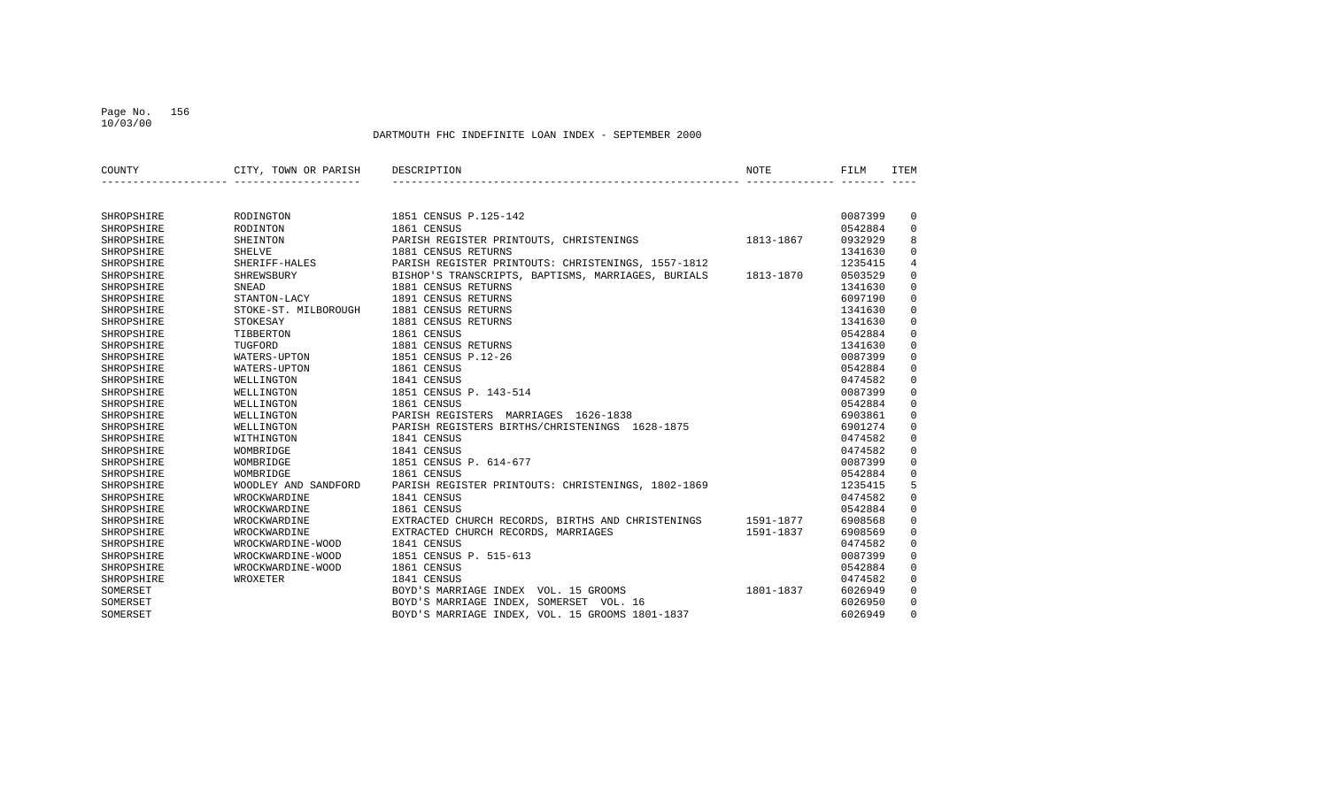DARTMOUTH FHC INDEFINITE LOAN INDEX - SEPTEMBER 2000

| COUNTY | CITY, TOWN OR PARISH | DESCRIPTION | NOTE | FILM | ITEM |
|---|---|---|---|---|---|
| SHROPSHIRE | RODINGTON | 1851 CENSUS P.125-142 | | 0087399 | 0 |
| SHROPSHIRE | RODINTON | 1861 CENSUS | | 0542884 | 0 |
| SHROPSHIRE | SHEINTON | PARISH REGISTER PRINTOUTS, CHRISTENINGS | 1813-1867 | 0932929 | 8 |
| SHROPSHIRE | SHELVE | 1881 CENSUS RETURNS | | 1341630 | 0 |
| SHROPSHIRE | SHERIFF-HALES | PARISH REGISTER PRINTOUTS: CHRISTENINGS, 1557-1812 | | 1235415 | 4 |
| SHROPSHIRE | SHREWSBURY | BISHOP'S TRANSCRIPTS, BAPTISMS, MARRIAGES, BURIALS | 1813-1870 | 0503529 | 0 |
| SHROPSHIRE | SNEAD | 1881 CENSUS RETURNS | | 1341630 | 0 |
| SHROPSHIRE | STANTON-LACY | 1891 CENSUS RETURNS | | 6097190 | 0 |
| SHROPSHIRE | STOKE-ST. MILBOROUGH | 1881 CENSUS RETURNS | | 1341630 | 0 |
| SHROPSHIRE | STOKESAY | 1881 CENSUS RETURNS | | 1341630 | 0 |
| SHROPSHIRE | TIBBERTON | 1861 CENSUS | | 0542884 | 0 |
| SHROPSHIRE | TUGFORD | 1881 CENSUS RETURNS | | 1341630 | 0 |
| SHROPSHIRE | WATERS-UPTON | 1851 CENSUS P.12-26 | | 0087399 | 0 |
| SHROPSHIRE | WATERS-UPTON | 1861 CENSUS | | 0542884 | 0 |
| SHROPSHIRE | WELLINGTON | 1841 CENSUS | | 0474582 | 0 |
| SHROPSHIRE | WELLINGTON | 1851 CENSUS P. 143-514 | | 0087399 | 0 |
| SHROPSHIRE | WELLINGTON | 1861 CENSUS | | 0542884 | 0 |
| SHROPSHIRE | WELLINGTON | PARISH REGISTERS MARRIAGES 1626-1838 | | 6903861 | 0 |
| SHROPSHIRE | WELLINGTON | PARISH REGISTERS BIRTHS/CHRISTENINGS 1628-1875 | | 6901274 | 0 |
| SHROPSHIRE | WITHINGTON | 1841 CENSUS | | 0474582 | 0 |
| SHROPSHIRE | WOMBRIDGE | 1841 CENSUS | | 0474582 | 0 |
| SHROPSHIRE | WOMBRIDGE | 1851 CENSUS P. 614-677 | | 0087399 | 0 |
| SHROPSHIRE | WOMBRIDGE | 1861 CENSUS | | 0542884 | 0 |
| SHROPSHIRE | WOODLEY AND SANDFORD | PARISH REGISTER PRINTOUTS: CHRISTENINGS, 1802-1869 | | 1235415 | 5 |
| SHROPSHIRE | WROCKWARDINE | 1841 CENSUS | | 0474582 | 0 |
| SHROPSHIRE | WROCKWARDINE | 1861 CENSUS | | 0542884 | 0 |
| SHROPSHIRE | WROCKWARDINE | EXTRACTED CHURCH RECORDS, BIRTHS AND CHRISTENINGS | 1591-1877 | 6908568 | 0 |
| SHROPSHIRE | WROCKWARDINE | EXTRACTED CHURCH RECORDS, MARRIAGES | 1591-1837 | 6908569 | 0 |
| SHROPSHIRE | WROCKWARDINE-WOOD | 1841 CENSUS | | 0474582 | 0 |
| SHROPSHIRE | WROCKWARDINE-WOOD | 1851 CENSUS P. 515-613 | | 0087399 | 0 |
| SHROPSHIRE | WROCKWARDINE-WOOD | 1861 CENSUS | | 0542884 | 0 |
| SHROPSHIRE | WROXETER | 1841 CENSUS | | 0474582 | 0 |
| SOMERSET | | BOYD'S MARRIAGE INDEX VOL. 15 GROOMS | 1801-1837 | 6026949 | 0 |
| SOMERSET | | BOYD'S MARRIAGE INDEX, SOMERSET VOL. 16 | | 6026950 | 0 |
| SOMERSET | | BOYD'S MARRIAGE INDEX, VOL. 15 GROOMS 1801-1837 | | 6026949 | 0 |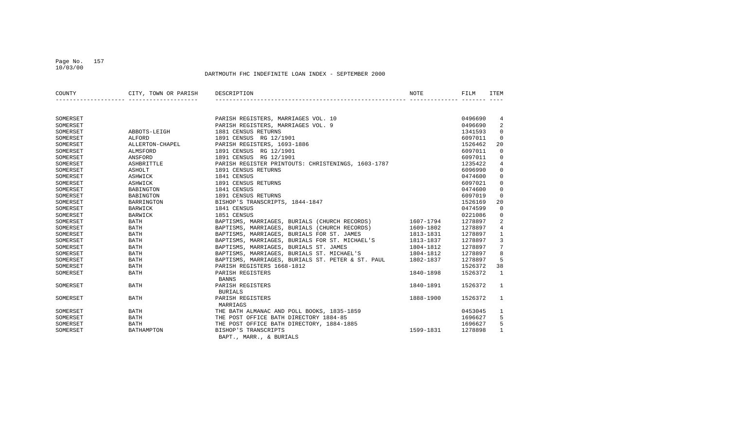DARTMOUTH FHC INDEFINITE LOAN INDEX - SEPTEMBER 2000

| COUNTY | CITY, TOWN OR PARISH | DESCRIPTION | NOTE | FILM | ITEM |
|---|---|---|---|---|---|
| SOMERSET | | PARISH REGISTERS, MARRIAGES VOL. 10 | | 0496690 | 4 |
| SOMERSET | | PARISH REGISTERS, MARRIAGES VOL. 9 | | 0496690 | 2 |
| SOMERSET | ABBOTS-LEIGH | 1881 CENSUS RETURNS | | 1341593 | 0 |
| SOMERSET | ALFORD | 1891 CENSUS RG 12/1901 | | 6097011 | 0 |
| SOMERSET | ALLERTON-CHAPEL | PARISH REGISTERS, 1693-1886 | | 1526462 | 20 |
| SOMERSET | ALMSFORD | 1891 CENSUS RG 12/1901 | | 6097011 | 0 |
| SOMERSET | ANSFORD | 1891 CENSUS RG 12/1901 | | 6097011 | 0 |
| SOMERSET | ASHBRITTLE | PARISH REGISTER PRINTOUTS: CHRISTENINGS, 1603-1787 | | 1235422 | 4 |
| SOMERSET | ASHOLT | 1891 CENSUS RETURNS | | 6096990 | 0 |
| SOMERSET | ASHWICK | 1841 CENSUS | | 0474600 | 0 |
| SOMERSET | ASHWICK | 1891 CENSUS RETURNS | | 6097021 | 0 |
| SOMERSET | BABINGTON | 1841 CENSUS | | 0474600 | 0 |
| SOMERSET | BABINGTON | 1891 CENSUS RETURNS | | 6097019 | 0 |
| SOMERSET | BARRINGTON | BISHOP'S TRANSCRIPTS, 1844-1847 | | 1526169 | 20 |
| SOMERSET | BARWICK | 1841 CENSUS | | 0474599 | 0 |
| SOMERSET | BARWICK | 1851 CENSUS | | 0221086 | 0 |
| SOMERSET | BATH | BAPTISMS, MARRIAGES, BURIALS (CHURCH RECORDS) | 1607-1794 | 1278897 | 2 |
| SOMERSET | BATH | BAPTISMS, MARRIAGES, BURIALS (CHURCH RECORDS) | 1609-1802 | 1278897 | 4 |
| SOMERSET | BATH | BAPTISMS, MARRIAGES, BURIALS FOR ST. JAMES | 1813-1831 | 1278897 | 1 |
| SOMERSET | BATH | BAPTISMS, MARRIAGES, BURIALS FOR ST. MICHAEL'S | 1813-1837 | 1278897 | 3 |
| SOMERSET | BATH | BAPTISMS, MARRIAGES, BURIALS ST. JAMES | 1804-1812 | 1278897 | 7 |
| SOMERSET | BATH | BAPTISMS, MARRIAGES, BURIALS ST. MICHAEL'S | 1804-1812 | 1278897 | 8 |
| SOMERSET | BATH | BAPTISMS, MARRIAGES, BURIALS ST. PETER & ST. PAUL | 1802-1837 | 1278897 | 5 |
| SOMERSET | BATH | PARISH REGISTERS 1668-1812 | | 1526372 | 38 |
| SOMERSET | BATH | PARISH REGISTERS BANNS | 1840-1898 | 1526372 | 1 |
| SOMERSET | BATH | PARISH REGISTERS BURIALS | 1840-1891 | 1526372 | 1 |
| SOMERSET | BATH | PARISH REGISTERS MARRIAGS | 1888-1900 | 1526372 | 1 |
| SOMERSET | BATH | THE BATH ALMANAC AND POLL BOOKS, 1835-1859 | | 0453045 | 1 |
| SOMERSET | BATH | THE POST OFFICE BATH DIRECTORY 1884-85 | | 1696627 | 5 |
| SOMERSET | BATH | THE POST OFFICE BATH DIRECTORY, 1884-1885 | | 1696627 | 5 |
| SOMERSET | BATHAMPTON | BISHOP'S TRANSCRIPTS BAPT., MARR., & BURIALS | 1599-1831 | 1278898 | 1 |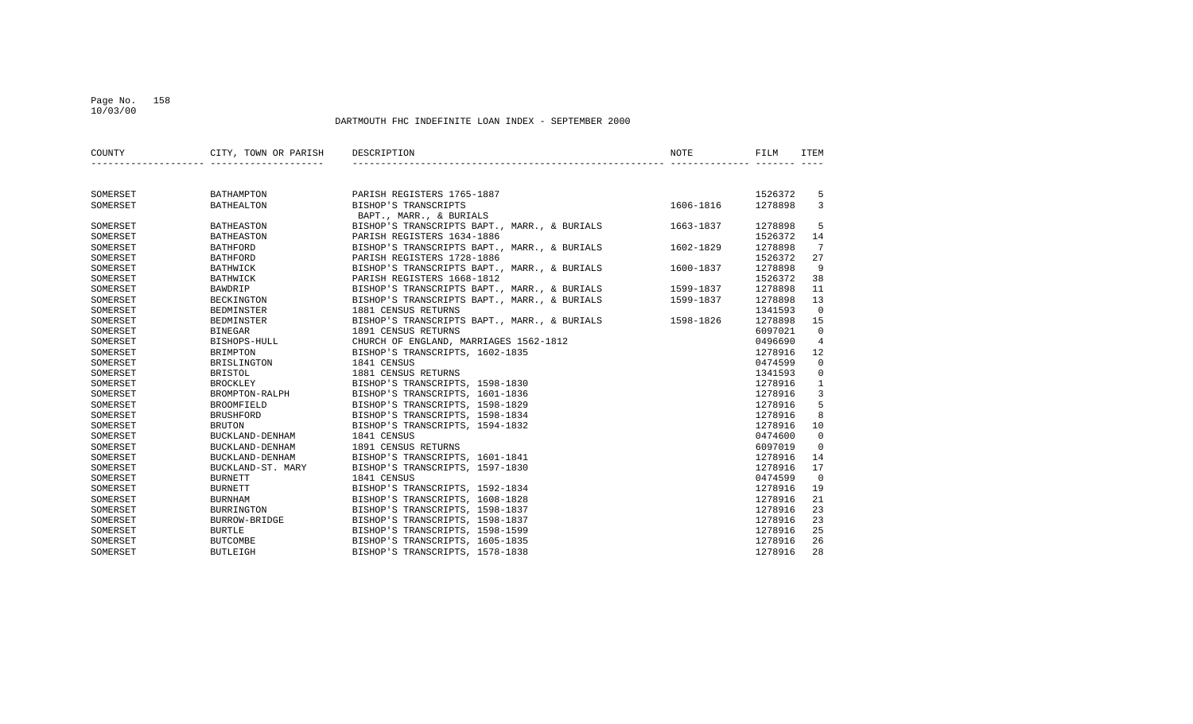DARTMOUTH FHC INDEFINITE LOAN INDEX - SEPTEMBER 2000

| COUNTY | CITY, TOWN OR PARISH | DESCRIPTION | NOTE | FILM | ITEM |
|---|---|---|---|---|---|
| SOMERSET | BATHAMPTON | PARISH REGISTERS 1765-1887 | | 1526372 | 5 |
| SOMERSET | BATHEALTON | BISHOP'S TRANSCRIPTS BAPT., MARR., & BURIALS | 1606-1816 | 1278898 | 3 |
| SOMERSET | BATHEASTON | BISHOP'S TRANSCRIPTS BAPT., MARR., & BURIALS | 1663-1837 | 1278898 | 5 |
| SOMERSET | BATHEASTON | PARISH REGISTERS 1634-1886 | | 1526372 | 14 |
| SOMERSET | BATHFORD | BISHOP'S TRANSCRIPTS BAPT., MARR., & BURIALS | 1602-1829 | 1278898 | 7 |
| SOMERSET | BATHFORD | PARISH REGISTERS 1728-1886 | | 1526372 | 27 |
| SOMERSET | BATHWICK | BISHOP'S TRANSCRIPTS BAPT., MARR., & BURIALS | 1600-1837 | 1278898 | 9 |
| SOMERSET | BATHWICK | PARISH REGISTERS 1668-1812 | | 1526372 | 38 |
| SOMERSET | BAWDRIP | BISHOP'S TRANSCRIPTS BAPT., MARR., & BURIALS | 1599-1837 | 1278898 | 11 |
| SOMERSET | BECKINGTON | BISHOP'S TRANSCRIPTS BAPT., MARR., & BURIALS | 1599-1837 | 1278898 | 13 |
| SOMERSET | BEDMINSTER | 1881 CENSUS RETURNS | | 1341593 | 0 |
| SOMERSET | BEDMINSTER | BISHOP'S TRANSCRIPTS BAPT., MARR., & BURIALS | 1598-1826 | 1278898 | 15 |
| SOMERSET | BINEGAR | 1891 CENSUS RETURNS | | 6097021 | 0 |
| SOMERSET | BISHOPS-HULL | CHURCH OF ENGLAND, MARRIAGES 1562-1812 | | 0496690 | 4 |
| SOMERSET | BRIMPTON | BISHOP'S TRANSCRIPTS, 1602-1835 | | 1278916 | 12 |
| SOMERSET | BRISLINGTON | 1841 CENSUS | | 0474599 | 0 |
| SOMERSET | BRISTOL | 1881 CENSUS RETURNS | | 1341593 | 0 |
| SOMERSET | BROCKLEY | BISHOP'S TRANSCRIPTS, 1598-1830 | | 1278916 | 1 |
| SOMERSET | BROMPTON-RALPH | BISHOP'S TRANSCRIPTS, 1601-1836 | | 1278916 | 3 |
| SOMERSET | BROOMFIELD | BISHOP'S TRANSCRIPTS, 1598-1829 | | 1278916 | 5 |
| SOMERSET | BRUSHFORD | BISHOP'S TRANSCRIPTS, 1598-1834 | | 1278916 | 8 |
| SOMERSET | BRUTON | BISHOP'S TRANSCRIPTS, 1594-1832 | | 1278916 | 10 |
| SOMERSET | BUCKLAND-DENHAM | 1841 CENSUS | | 0474600 | 0 |
| SOMERSET | BUCKLAND-DENHAM | 1891 CENSUS RETURNS | | 6097019 | 0 |
| SOMERSET | BUCKLAND-DENHAM | BISHOP'S TRANSCRIPTS, 1601-1841 | | 1278916 | 14 |
| SOMERSET | BUCKLAND-ST. MARY | BISHOP'S TRANSCRIPTS, 1597-1830 | | 1278916 | 17 |
| SOMERSET | BURNETT | 1841 CENSUS | | 0474599 | 0 |
| SOMERSET | BURNETT | BISHOP'S TRANSCRIPTS, 1592-1834 | | 1278916 | 19 |
| SOMERSET | BURNHAM | BISHOP'S TRANSCRIPTS, 1608-1828 | | 1278916 | 21 |
| SOMERSET | BURRINGTON | BISHOP'S TRANSCRIPTS, 1598-1837 | | 1278916 | 23 |
| SOMERSET | BURROW-BRIDGE | BISHOP'S TRANSCRIPTS, 1598-1837 | | 1278916 | 23 |
| SOMERSET | BURTLE | BISHOP'S TRANSCRIPTS, 1598-1599 | | 1278916 | 25 |
| SOMERSET | BUTCOMBE | BISHOP'S TRANSCRIPTS, 1605-1835 | | 1278916 | 26 |
| SOMERSET | BUTLEIGH | BISHOP'S TRANSCRIPTS, 1578-1838 | | 1278916 | 28 |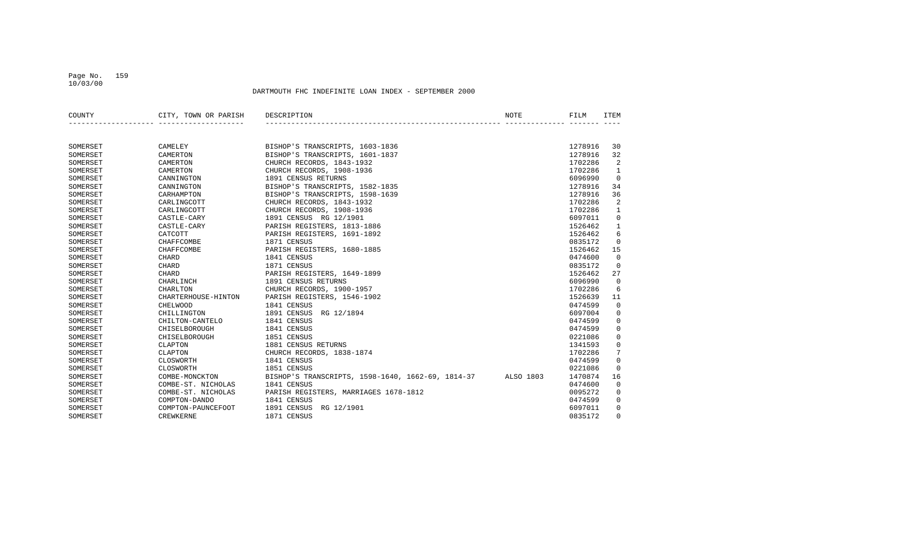DARTMOUTH FHC INDEFINITE LOAN INDEX - SEPTEMBER 2000

| COUNTY | CITY, TOWN OR PARISH | DESCRIPTION | NOTE | FILM | ITEM |
|---|---|---|---|---|---|
| SOMERSET | CAMELEY | BISHOP'S TRANSCRIPTS, 1603-1836 | | 1278916 | 30 |
| SOMERSET | CAMERTON | BISHOP'S TRANSCRIPTS, 1601-1837 | | 1278916 | 32 |
| SOMERSET | CAMERTON | CHURCH RECORDS, 1843-1932 | | 1702286 | 2 |
| SOMERSET | CAMERTON | CHURCH RECORDS, 1908-1936 | | 1702286 | 1 |
| SOMERSET | CANNINGTON | 1891 CENSUS RETURNS | | 6096990 | 0 |
| SOMERSET | CANNINGTON | BISHOP'S TRANSCRIPTS, 1582-1835 | | 1278916 | 34 |
| SOMERSET | CARHAMPTON | BISHOP'S TRANSCRIPTS, 1598-1639 | | 1278916 | 36 |
| SOMERSET | CARLINGCOTT | CHURCH RECORDS, 1843-1932 | | 1702286 | 2 |
| SOMERSET | CARLINGCOTT | CHURCH RECORDS, 1908-1936 | | 1702286 | 1 |
| SOMERSET | CASTLE-CARY | 1891 CENSUS RG 12/1901 | | 6097011 | 0 |
| SOMERSET | CASTLE-CARY | PARISH REGISTERS, 1813-1886 | | 1526462 | 1 |
| SOMERSET | CATCOTT | PARISH REGISTERS, 1691-1892 | | 1526462 | 6 |
| SOMERSET | CHAFFCOMBE | 1871 CENSUS | | 0835172 | 0 |
| SOMERSET | CHAFFCOMBE | PARISH REGISTERS, 1680-1885 | | 1526462 | 15 |
| SOMERSET | CHARD | 1841 CENSUS | | 0474600 | 0 |
| SOMERSET | CHARD | 1871 CENSUS | | 0835172 | 0 |
| SOMERSET | CHARD | PARISH REGISTERS, 1649-1899 | | 1526462 | 27 |
| SOMERSET | CHARLINCH | 1891 CENSUS RETURNS | | 6096990 | 0 |
| SOMERSET | CHARLTON | CHURCH RECORDS, 1900-1957 | | 1702286 | 6 |
| SOMERSET | CHARTERHOUSE-HINTON | PARISH REGISTERS, 1546-1902 | | 1526639 | 11 |
| SOMERSET | CHELWOOD | 1841 CENSUS | | 0474599 | 0 |
| SOMERSET | CHILLINGTON | 1891 CENSUS RG 12/1894 | | 6097004 | 0 |
| SOMERSET | CHILTON-CANTELO | 1841 CENSUS | | 0474599 | 0 |
| SOMERSET | CHISELBOROUGH | 1841 CENSUS | | 0474599 | 0 |
| SOMERSET | CHISELBOROUGH | 1851 CENSUS | | 0221086 | 0 |
| SOMERSET | CLAPTON | 1881 CENSUS RETURNS | | 1341593 | 0 |
| SOMERSET | CLAPTON | CHURCH RECORDS, 1838-1874 | | 1702286 | 7 |
| SOMERSET | CLOSWORTH | 1841 CENSUS | | 0474599 | 0 |
| SOMERSET | CLOSWORTH | 1851 CENSUS | | 0221086 | 0 |
| SOMERSET | COMBE-MONCKTON | BISHOP'S TRANSCRIPTS, 1598-1640, 1662-69, 1814-37 | ALSO 1803 | 1470874 | 16 |
| SOMERSET | COMBE-ST. NICHOLAS | 1841 CENSUS | | 0474600 | 0 |
| SOMERSET | COMBE-ST. NICHOLAS | PARISH REGISTERS, MARRIAGES 1678-1812 | | 0095272 | 0 |
| SOMERSET | COMPTON-DANDO | 1841 CENSUS | | 0474599 | 0 |
| SOMERSET | COMPTON-PAUNCEFOOT | 1891 CENSUS RG 12/1901 | | 6097011 | 0 |
| SOMERSET | CREWKERNE | 1871 CENSUS | | 0835172 | 0 |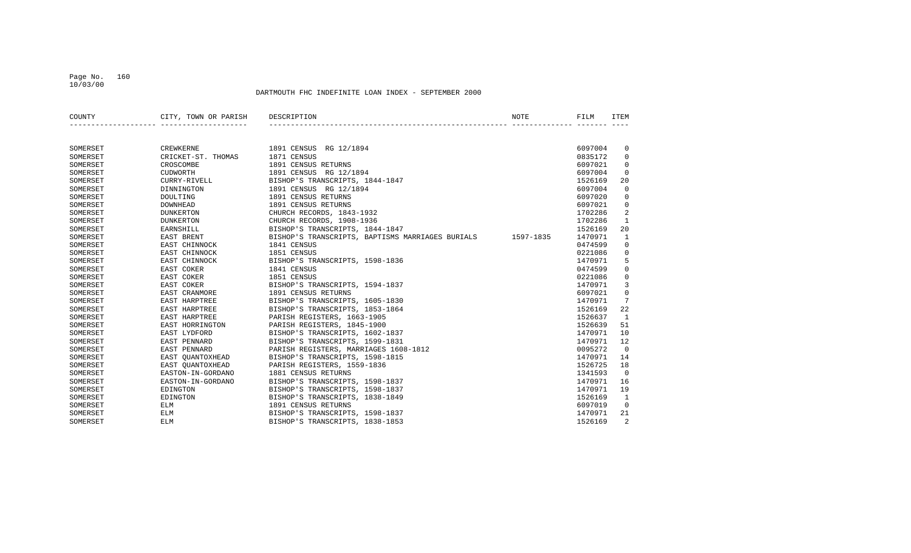Page No. 160
10/03/00

DARTMOUTH FHC INDEFINITE LOAN INDEX - SEPTEMBER 2000

| COUNTY | CITY, TOWN OR PARISH | DESCRIPTION | NOTE | FILM | ITEM |
|---|---|---|---|---|---|
| SOMERSET | CREWKERNE | 1891 CENSUS RG 12/1894 | | 6097004 | 0 |
| SOMERSET | CRICKET-ST. THOMAS | 1871 CENSUS | | 0835172 | 0 |
| SOMERSET | CROSCOMBE | 1891 CENSUS RETURNS | | 6097021 | 0 |
| SOMERSET | CUDWORTH | 1891 CENSUS RG 12/1894 | | 6097004 | 0 |
| SOMERSET | CURRY-RIVELL | BISHOP'S TRANSCRIPTS, 1844-1847 | | 1526169 | 20 |
| SOMERSET | DINNINGTON | 1891 CENSUS RG 12/1894 | | 6097004 | 0 |
| SOMERSET | DOULTING | 1891 CENSUS RETURNS | | 6097020 | 0 |
| SOMERSET | DOWNHEAD | 1891 CENSUS RETURNS | | 6097021 | 0 |
| SOMERSET | DUNKERTON | CHURCH RECORDS, 1843-1932 | | 1702286 | 2 |
| SOMERSET | DUNKERTON | CHURCH RECORDS, 1908-1936 | | 1702286 | 1 |
| SOMERSET | EARNSHILL | BISHOP'S TRANSCRIPTS, 1844-1847 | | 1526169 | 20 |
| SOMERSET | EAST BRENT | BISHOP'S TRANSCRIPTS, BAPTISMS MARRIAGES BURIALS | 1597-1835 | 1470971 | 1 |
| SOMERSET | EAST CHINNOCK | 1841 CENSUS | | 0474599 | 0 |
| SOMERSET | EAST CHINNOCK | 1851 CENSUS | | 0221086 | 0 |
| SOMERSET | EAST CHINNOCK | BISHOP'S TRANSCRIPTS, 1598-1836 | | 1470971 | 5 |
| SOMERSET | EAST COKER | 1841 CENSUS | | 0474599 | 0 |
| SOMERSET | EAST COKER | 1851 CENSUS | | 0221086 | 0 |
| SOMERSET | EAST COKER | BISHOP'S TRANSCRIPTS, 1594-1837 | | 1470971 | 3 |
| SOMERSET | EAST CRANMORE | 1891 CENSUS RETURNS | | 6097021 | 0 |
| SOMERSET | EAST HARPTREE | BISHOP'S TRANSCRIPTS, 1605-1830 | | 1470971 | 7 |
| SOMERSET | EAST HARPTREE | BISHOP'S TRANSCRIPTS, 1853-1864 | | 1526169 | 22 |
| SOMERSET | EAST HARPTREE | PARISH REGISTERS, 1663-1905 | | 1526637 | 1 |
| SOMERSET | EAST HORRINGTON | PARISH REGISTERS, 1845-1900 | | 1526639 | 51 |
| SOMERSET | EAST LYDFORD | BISHOP'S TRANSCRIPTS, 1602-1837 | | 1470971 | 10 |
| SOMERSET | EAST PENNARD | BISHOP'S TRANSCRIPTS, 1599-1831 | | 1470971 | 12 |
| SOMERSET | EAST PENNARD | PARISH REGISTERS, MARRIAGES 1608-1812 | | 0095272 | 0 |
| SOMERSET | EAST QUANTOXHEAD | BISHOP'S TRANSCRIPTS, 1598-1815 | | 1470971 | 14 |
| SOMERSET | EAST QUANTOXHEAD | PARISH REGISTERS, 1559-1836 | | 1526725 | 18 |
| SOMERSET | EASTON-IN-GORDANO | 1881 CENSUS RETURNS | | 1341593 | 0 |
| SOMERSET | EASTON-IN-GORDANO | BISHOP'S TRANSCRIPTS, 1598-1837 | | 1470971 | 16 |
| SOMERSET | EDINGTON | BISHOP'S TRANSCRIPTS, 1598-1837 | | 1470971 | 19 |
| SOMERSET | EDINGTON | BISHOP'S TRANSCRIPTS, 1838-1849 | | 1526169 | 1 |
| SOMERSET | ELM | 1891 CENSUS RETURNS | | 6097019 | 0 |
| SOMERSET | ELM | BISHOP'S TRANSCRIPTS, 1598-1837 | | 1470971 | 21 |
| SOMERSET | ELM | BISHOP'S TRANSCRIPTS, 1838-1853 | | 1526169 | 2 |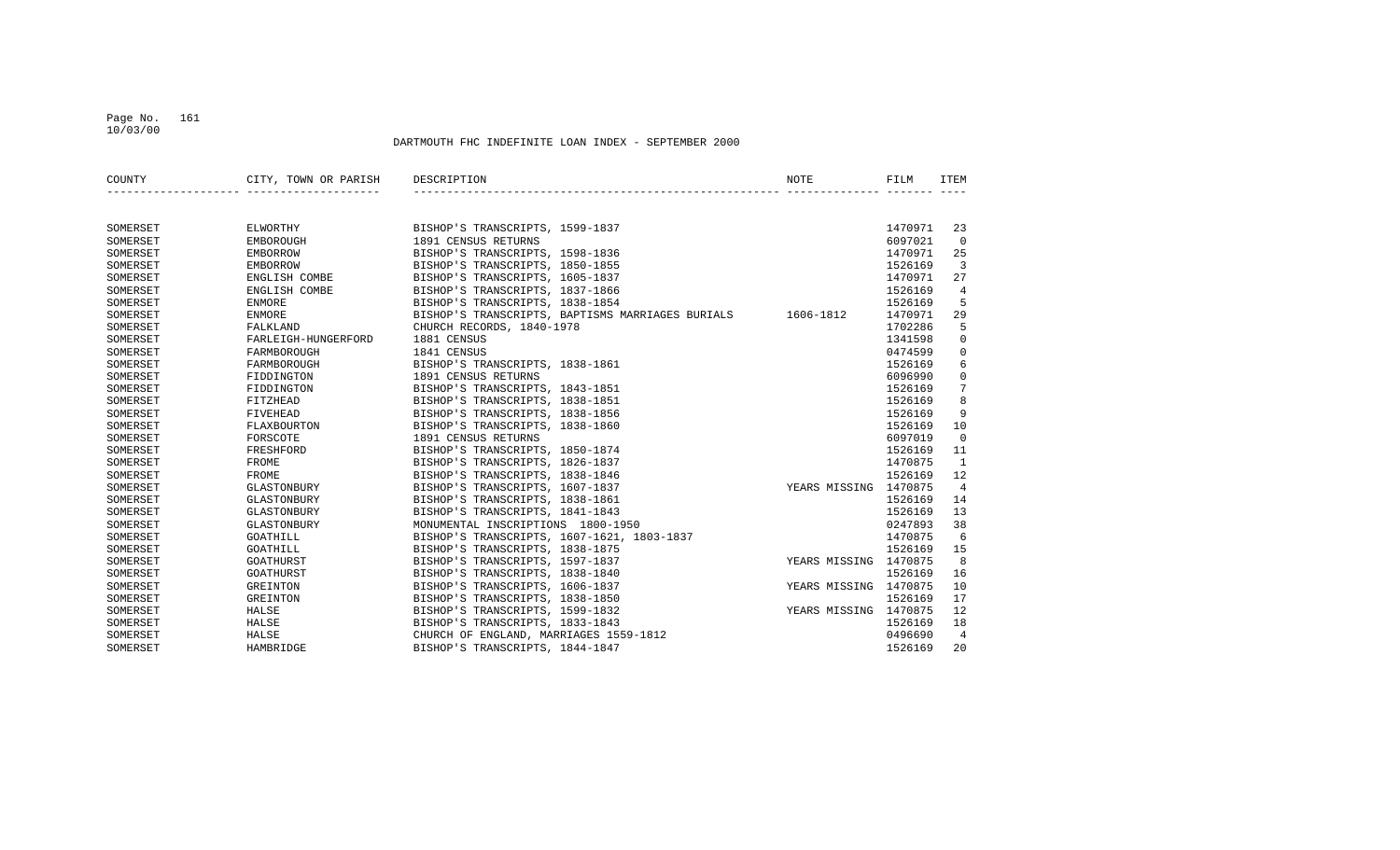DARTMOUTH FHC INDEFINITE LOAN INDEX - SEPTEMBER 2000

| COUNTY | CITY, TOWN OR PARISH | DESCRIPTION | NOTE | FILM | ITEM |
|---|---|---|---|---|---|
| SOMERSET | ELWORTHY | BISHOP'S TRANSCRIPTS, 1599-1837 | | 1470971 | 23 |
| SOMERSET | EMBOROUGH | 1891 CENSUS RETURNS | | 6097021 | 0 |
| SOMERSET | EMBORROW | BISHOP'S TRANSCRIPTS, 1598-1836 | | 1470971 | 25 |
| SOMERSET | EMBORROW | BISHOP'S TRANSCRIPTS, 1850-1855 | | 1526169 | 3 |
| SOMERSET | ENGLISH COMBE | BISHOP'S TRANSCRIPTS, 1605-1837 | | 1470971 | 27 |
| SOMERSET | ENGLISH COMBE | BISHOP'S TRANSCRIPTS, 1837-1866 | | 1526169 | 4 |
| SOMERSET | ENMORE | BISHOP'S TRANSCRIPTS, 1838-1854 | | 1526169 | 5 |
| SOMERSET | ENMORE | BISHOP'S TRANSCRIPTS, BAPTISMS MARRIAGES BURIALS | 1606-1812 | 1470971 | 29 |
| SOMERSET | FALKLAND | CHURCH RECORDS, 1840-1978 | | 1702286 | 5 |
| SOMERSET | FARLEIGH-HUNGERFORD | 1881 CENSUS | | 1341598 | 0 |
| SOMERSET | FARMBOROUGH | 1841 CENSUS | | 0474599 | 0 |
| SOMERSET | FARMBOROUGH | BISHOP'S TRANSCRIPTS, 1838-1861 | | 1526169 | 6 |
| SOMERSET | FIDDINGTON | 1891 CENSUS RETURNS | | 6096990 | 0 |
| SOMERSET | FIDDINGTON | BISHOP'S TRANSCRIPTS, 1843-1851 | | 1526169 | 7 |
| SOMERSET | FITZHEAD | BISHOP'S TRANSCRIPTS, 1838-1851 | | 1526169 | 8 |
| SOMERSET | FIVEHEAD | BISHOP'S TRANSCRIPTS, 1838-1856 | | 1526169 | 9 |
| SOMERSET | FLAXBOURTON | BISHOP'S TRANSCRIPTS, 1838-1860 | | 1526169 | 10 |
| SOMERSET | FORSCOTE | 1891 CENSUS RETURNS | | 6097019 | 0 |
| SOMERSET | FRESHFORD | BISHOP'S TRANSCRIPTS, 1850-1874 | | 1526169 | 11 |
| SOMERSET | FROME | BISHOP'S TRANSCRIPTS, 1826-1837 | | 1470875 | 1 |
| SOMERSET | FROME | BISHOP'S TRANSCRIPTS, 1838-1846 | | 1526169 | 12 |
| SOMERSET | GLASTONBURY | BISHOP'S TRANSCRIPTS, 1607-1837 | YEARS MISSING | 1470875 | 4 |
| SOMERSET | GLASTONBURY | BISHOP'S TRANSCRIPTS, 1838-1861 | | 1526169 | 14 |
| SOMERSET | GLASTONBURY | BISHOP'S TRANSCRIPTS, 1841-1843 | | 1526169 | 13 |
| SOMERSET | GLASTONBURY | MONUMENTAL INSCRIPTIONS 1800-1950 | | 0247893 | 38 |
| SOMERSET | GOATHILL | BISHOP'S TRANSCRIPTS, 1607-1621, 1803-1837 | | 1470875 | 6 |
| SOMERSET | GOATHILL | BISHOP'S TRANSCRIPTS, 1838-1875 | | 1526169 | 15 |
| SOMERSET | GOATHURST | BISHOP'S TRANSCRIPTS, 1597-1837 | YEARS MISSING | 1470875 | 8 |
| SOMERSET | GOATHURST | BISHOP'S TRANSCRIPTS, 1838-1840 | | 1526169 | 16 |
| SOMERSET | GREINTON | BISHOP'S TRANSCRIPTS, 1606-1837 | YEARS MISSING | 1470875 | 10 |
| SOMERSET | GREINTON | BISHOP'S TRANSCRIPTS, 1838-1850 | | 1526169 | 17 |
| SOMERSET | HALSE | BISHOP'S TRANSCRIPTS, 1599-1832 | YEARS MISSING | 1470875 | 12 |
| SOMERSET | HALSE | BISHOP'S TRANSCRIPTS, 1833-1843 | | 1526169 | 18 |
| SOMERSET | HALSE | CHURCH OF ENGLAND, MARRIAGES 1559-1812 | | 0496690 | 4 |
| SOMERSET | HAMBRIDGE | BISHOP'S TRANSCRIPTS, 1844-1847 | | 1526169 | 20 |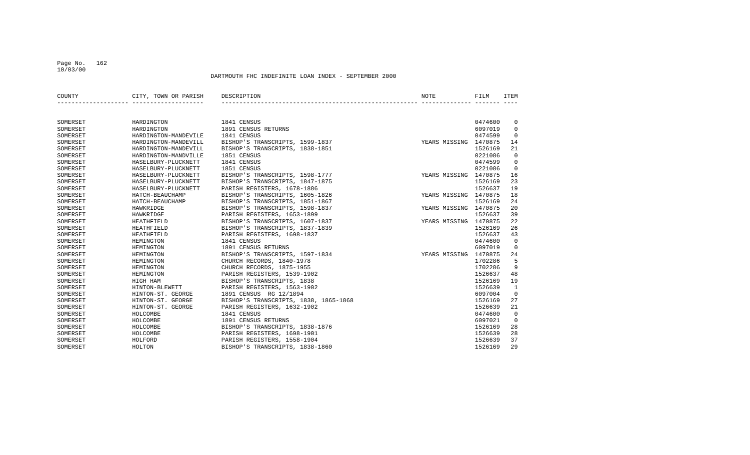# DARTMOUTH FHC INDEFINITE LOAN INDEX - SEPTEMBER 2000

| COUNTY | CITY, TOWN OR PARISH | DESCRIPTION | NOTE | FILM | ITEM |
|---|---|---|---|---|---|
| SOMERSET | HARDINGTON | 1841 CENSUS | | 0474600 | 0 |
| SOMERSET | HARDINGTON | 1891 CENSUS RETURNS | | 6097019 | 0 |
| SOMERSET | HARDINGTON-MANDEVILE | 1841 CENSUS | | 0474599 | 0 |
| SOMERSET | HARDINGTON-MANDEVILL | BISHOP'S TRANSCRIPTS, 1599-1837 | YEARS MISSING | 1470875 | 14 |
| SOMERSET | HARDINGTON-MANDEVILL | BISHOP'S TRANSCRIPTS, 1838-1851 | | 1526169 | 21 |
| SOMERSET | HARDINGTON-MANDVILLE | 1851 CENSUS | | 0221086 | 0 |
| SOMERSET | HASELBURY-PLUCKNETT | 1841 CENSUS | | 0474599 | 0 |
| SOMERSET | HASELBURY-PLUCKNETT | 1851 CENSUS | | 0221086 | 0 |
| SOMERSET | HASELBURY-PLUCKNETT | BISHOP'S TRANSCRIPTS, 1598-1777 | YEARS MISSING | 1470875 | 16 |
| SOMERSET | HASELBURY-PLUCKNETT | BISHOP'S TRANSCRIPTS, 1847-1875 | | 1526169 | 23 |
| SOMERSET | HASELBURY-PLUCKNETT | PARISH REGISTERS, 1678-1886 | | 1526637 | 19 |
| SOMERSET | HATCH-BEAUCHAMP | BISHOP'S TRANSCRIPTS, 1605-1826 | YEARS MISSING | 1470875 | 18 |
| SOMERSET | HATCH-BEAUCHAMP | BISHOP'S TRANSCRIPTS, 1851-1867 | | 1526169 | 24 |
| SOMERSET | HAWKRIDGE | BISHOP'S TRANSCRIPTS, 1598-1837 | YEARS MISSING | 1470875 | 20 |
| SOMERSET | HAWKRIDGE | PARISH REGISTERS, 1653-1899 | | 1526637 | 39 |
| SOMERSET | HEATHFIELD | BISHOP'S TRANSCRIPTS, 1607-1837 | YEARS MISSING | 1470875 | 22 |
| SOMERSET | HEATHFIELD | BISHOP'S TRANSCRIPTS, 1837-1839 | | 1526169 | 26 |
| SOMERSET | HEATHFIELD | PARISH REGISTERS, 1698-1837 | | 1526637 | 43 |
| SOMERSET | HEMINGTON | 1841 CENSUS | | 0474600 | 0 |
| SOMERSET | HEMINGTON | 1891 CENSUS RETURNS | | 6097019 | 0 |
| SOMERSET | HEMINGTON | BISHOP'S TRANSCRIPTS, 1597-1834 | YEARS MISSING | 1470875 | 24 |
| SOMERSET | HEMINGTON | CHURCH RECORDS, 1840-1978 | | 1702286 | 5 |
| SOMERSET | HEMINGTON | CHURCH RECORDS, 1875-1955 | | 1702286 | 9 |
| SOMERSET | HEMINGTON | PARISH REGISTERS, 1539-1902 | | 1526637 | 48 |
| SOMERSET | HIGH HAM | BISHOP'S TRANSCRIPTS, 1838 | | 1526169 | 19 |
| SOMERSET | HINTON-BLEWETT | PARISH REGISTERS, 1563-1902 | | 1526639 | 1 |
| SOMERSET | HINTON-ST. GEORGE | 1891 CENSUS RG 12/1894 | | 6097004 | 0 |
| SOMERSET | HINTON-ST. GEORGE | BISHOP'S TRANSCRIPTS, 1838, 1865-1868 | | 1526169 | 27 |
| SOMERSET | HINTON-ST. GEORGE | PARISH REGISTERS, 1632-1902 | | 1526639 | 21 |
| SOMERSET | HOLCOMBE | 1841 CENSUS | | 0474600 | 0 |
| SOMERSET | HOLCOMBE | 1891 CENSUS RETURNS | | 6097021 | 0 |
| SOMERSET | HOLCOMBE | BISHOP'S TRANSCRIPTS, 1838-1876 | | 1526169 | 28 |
| SOMERSET | HOLCOMBE | PARISH REGISTERS, 1698-1901 | | 1526639 | 28 |
| SOMERSET | HOLFORD | PARISH REGISTERS, 1558-1904 | | 1526639 | 37 |
| SOMERSET | HOLTON | BISHOP'S TRANSCRIPTS, 1838-1860 | | 1526169 | 29 |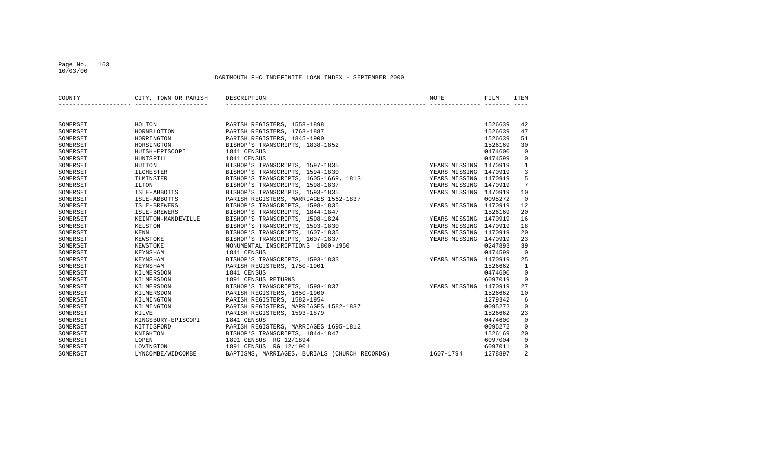# DARTMOUTH FHC INDEFINITE LOAN INDEX - SEPTEMBER 2000

| COUNTY | CITY, TOWN OR PARISH | DESCRIPTION | NOTE | FILM | ITEM |
|---|---|---|---|---|---|
| SOMERSET | HOLTON | PARISH REGISTERS, 1558-1898 | | 1526639 | 42 |
| SOMERSET | HORNBLOTTON | PARISH REGISTERS, 1763-1887 | | 1526639 | 47 |
| SOMERSET | HORRINGTON | PARISH REGISTERS, 1845-1900 | | 1526639 | 51 |
| SOMERSET | HORSINGTON | BISHOP'S TRANSCRIPTS, 1838-1852 | | 1526169 | 30 |
| SOMERSET | HUISH-EPISCOPI | 1841 CENSUS | | 0474600 | 0 |
| SOMERSET | HUNTSPILL | 1841 CENSUS | | 0474599 | 0 |
| SOMERSET | HUTTON | BISHOP'S TRANSCRIPTS, 1597-1835 | YEARS MISSING | 1470919 | 1 |
| SOMERSET | ILCHESTER | BISHOP'S TRANSCRIPTS, 1594-1830 | YEARS MISSING | 1470919 | 3 |
| SOMERSET | ILMINSTER | BISHOP'S TRANSCRIPTS, 1605-1669, 1813 | YEARS MISSING | 1470919 | 5 |
| SOMERSET | ILTON | BISHOP'S TRANSCRIPTS, 1598-1837 | YEARS MISSING | 1470919 | 7 |
| SOMERSET | ISLE-ABBOTTS | BISHOP'S TRANSCRIPTS, 1593-1835 | YEARS MISSING | 1470919 | 10 |
| SOMERSET | ISLE-ABBOTTS | PARISH REGISTERS, MARRIAGES 1562-1837 | | 0095272 | 0 |
| SOMERSET | ISLE-BREWERS | BISHOP'S TRANSCRIPTS, 1598-1835 | YEARS MISSING | 1470919 | 12 |
| SOMERSET | ISLE-BREWERS | BISHOP'S TRANSCRIPTS, 1844-1847 | | 1526169 | 20 |
| SOMERSET | KEINTON-MANDEVILLE | BISHOP'S TRANSCRIPTS, 1598-1824 | YEARS MISSING | 1470919 | 16 |
| SOMERSET | KELSTON | BISHOP'S TRANSCRIPTS, 1593-1830 | YEARS MISSING | 1470919 | 18 |
| SOMERSET | KENN | BISHOP'S TRANSCRIPTS, 1607-1835 | YEARS MISSING | 1470919 | 20 |
| SOMERSET | KEWSTOKE | BISHOP'S TRANSCRIPTS, 1607-1837 | YEARS MISSING | 1470919 | 23 |
| SOMERSET | KEWSTOKE | MONUMENTAL INSCRIPTIONS 1800-1950 | | 0247893 | 39 |
| SOMERSET | KEYNSHAM | 1841 CENSUS | | 0474599 | 0 |
| SOMERSET | KEYNSHAM | BISHOP'S TRANSCRIPTS, 1593-1833 | YEARS MISSING | 1470919 | 25 |
| SOMERSET | KEYNSHAM | PARISH REGISTERS, 1750-1901 | | 1526662 | 1 |
| SOMERSET | KILMERSDON | 1841 CENSUS | | 0474600 | 0 |
| SOMERSET | KILMERSDON | 1891 CENSUS RETURNS | | 6097019 | 0 |
| SOMERSET | KILMERSDON | BISHOP'S TRANSCRIPTS, 1598-1837 | YEARS MISSING | 1470919 | 27 |
| SOMERSET | KILMERSDON | PARISH REGISTERS, 1650-1900 | | 1526662 | 10 |
| SOMERSET | KILMINGTON | PARISH REGISTERS, 1582-1954 | | 1279342 | 6 |
| SOMERSET | KILMINGTON | PARISH REGISTERS, MARRIAGES 1582-1837 | | 0095272 | 0 |
| SOMERSET | KILVE | PARISH REGISTERS, 1593-1879 | | 1526662 | 23 |
| SOMERSET | KINGSBURY-EPISCOPI | 1841 CENSUS | | 0474600 | 0 |
| SOMERSET | KITTISFORD | PARISH REGISTERS, MARRIAGES 1695-1812 | | 0095272 | 0 |
| SOMERSET | KNIGHTON | BISHOP'S TRANSCRIPTS, 1844-1847 | | 1526169 | 20 |
| SOMERSET | LOPEN | 1891 CENSUS RG 12/1894 | | 6097004 | 0 |
| SOMERSET | LOVINGTON | 1891 CENSUS RG 12/1901 | | 6097011 | 0 |
| SOMERSET | LYNCOMBE/WIDCOMBE | BAPTISMS, MARRIAGES, BURIALS (CHURCH RECORDS) | 1607-1794 | 1278897 | 2 |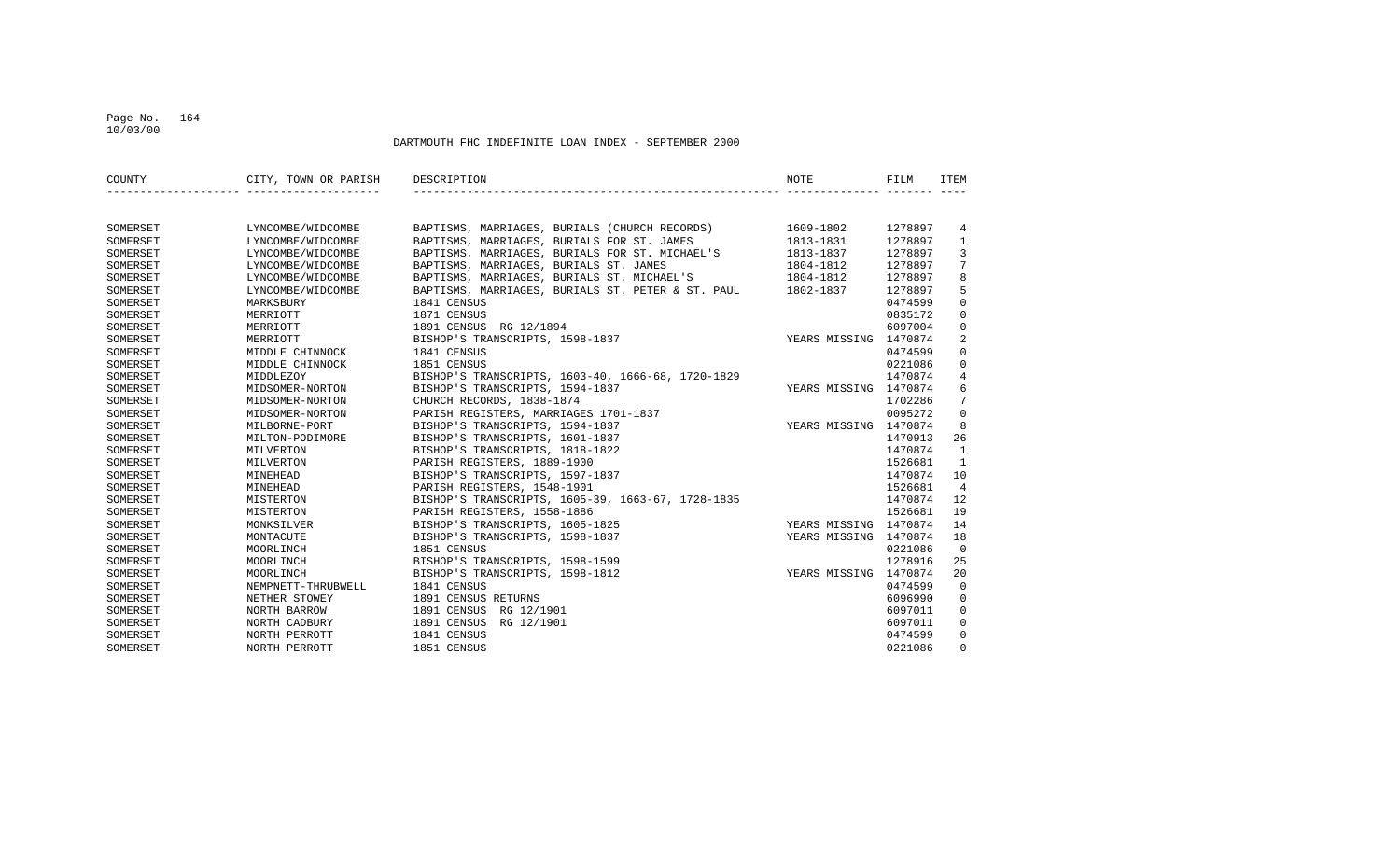DARTMOUTH FHC INDEFINITE LOAN INDEX - SEPTEMBER 2000

| COUNTY | CITY, TOWN OR PARISH | DESCRIPTION | NOTE | FILM | ITEM |
|---|---|---|---|---|---|
| SOMERSET | LYNCOMBE/WIDCOMBE | BAPTISMS, MARRIAGES, BURIALS (CHURCH RECORDS) | 1609-1802 | 1278897 | 4 |
| SOMERSET | LYNCOMBE/WIDCOMBE | BAPTISMS, MARRIAGES, BURIALS FOR ST. JAMES | 1813-1831 | 1278897 | 1 |
| SOMERSET | LYNCOMBE/WIDCOMBE | BAPTISMS, MARRIAGES, BURIALS FOR ST. MICHAEL'S | 1813-1837 | 1278897 | 3 |
| SOMERSET | LYNCOMBE/WIDCOMBE | BAPTISMS, MARRIAGES, BURIALS ST. JAMES | 1804-1812 | 1278897 | 7 |
| SOMERSET | LYNCOMBE/WIDCOMBE | BAPTISMS, MARRIAGES, BURIALS ST. MICHAEL'S | 1804-1812 | 1278897 | 8 |
| SOMERSET | LYNCOMBE/WIDCOMBE | BAPTISMS, MARRIAGES, BURIALS ST. PETER & ST. PAUL | 1802-1837 | 1278897 | 5 |
| SOMERSET | MARKSBURY | 1841 CENSUS | | 0474599 | 0 |
| SOMERSET | MERRIOTT | 1871 CENSUS | | 0835172 | 0 |
| SOMERSET | MERRIOTT | 1891 CENSUS RG 12/1894 | | 6097004 | 0 |
| SOMERSET | MERRIOTT | BISHOP'S TRANSCRIPTS, 1598-1837 | YEARS MISSING | 1470874 | 2 |
| SOMERSET | MIDDLE CHINNOCK | 1841 CENSUS | | 0474599 | 0 |
| SOMERSET | MIDDLE CHINNOCK | 1851 CENSUS | | 0221086 | 0 |
| SOMERSET | MIDDLEZOY | BISHOP'S TRANSCRIPTS, 1603-40, 1666-68, 1720-1829 | | 1470874 | 4 |
| SOMERSET | MIDSOMER-NORTON | BISHOP'S TRANSCRIPTS, 1594-1837 | YEARS MISSING | 1470874 | 6 |
| SOMERSET | MIDSOMER-NORTON | CHURCH RECORDS, 1838-1874 | | 1702286 | 7 |
| SOMERSET | MIDSOMER-NORTON | PARISH REGISTERS, MARRIAGES 1701-1837 | | 0095272 | 0 |
| SOMERSET | MILBORNE-PORT | BISHOP'S TRANSCRIPTS, 1594-1837 | YEARS MISSING | 1470874 | 8 |
| SOMERSET | MILTON-PODIMORE | BISHOP'S TRANSCRIPTS, 1601-1837 | | 1470913 | 26 |
| SOMERSET | MILVERTON | BISHOP'S TRANSCRIPTS, 1818-1822 | | 1470874 | 1 |
| SOMERSET | MILVERTON | PARISH REGISTERS, 1889-1900 | | 1526681 | 1 |
| SOMERSET | MINEHEAD | BISHOP'S TRANSCRIPTS, 1597-1837 | | 1470874 | 10 |
| SOMERSET | MINEHEAD | PARISH REGISTERS, 1548-1901 | | 1526681 | 4 |
| SOMERSET | MISTERTON | BISHOP'S TRANSCRIPTS, 1605-39, 1663-67, 1728-1835 | | 1470874 | 12 |
| SOMERSET | MISTERTON | PARISH REGISTERS, 1558-1886 | | 1526681 | 19 |
| SOMERSET | MONKSILVER | BISHOP'S TRANSCRIPTS, 1605-1825 | YEARS MISSING | 1470874 | 14 |
| SOMERSET | MONTACUTE | BISHOP'S TRANSCRIPTS, 1598-1837 | YEARS MISSING | 1470874 | 18 |
| SOMERSET | MOORLINCH | 1851 CENSUS | | 0221086 | 0 |
| SOMERSET | MOORLINCH | BISHOP'S TRANSCRIPTS, 1598-1599 | | 1278916 | 25 |
| SOMERSET | MOORLINCH | BISHOP'S TRANSCRIPTS, 1598-1812 | YEARS MISSING | 1470874 | 20 |
| SOMERSET | NEMPNETT-THRUBWELL | 1841 CENSUS | | 0474599 | 0 |
| SOMERSET | NETHER STOWEY | 1891 CENSUS RETURNS | | 6096990 | 0 |
| SOMERSET | NORTH BARROW | 1891 CENSUS RG 12/1901 | | 6097011 | 0 |
| SOMERSET | NORTH CADBURY | 1891 CENSUS RG 12/1901 | | 6097011 | 0 |
| SOMERSET | NORTH PERROTT | 1841 CENSUS | | 0474599 | 0 |
| SOMERSET | NORTH PERROTT | 1851 CENSUS | | 0221086 | 0 |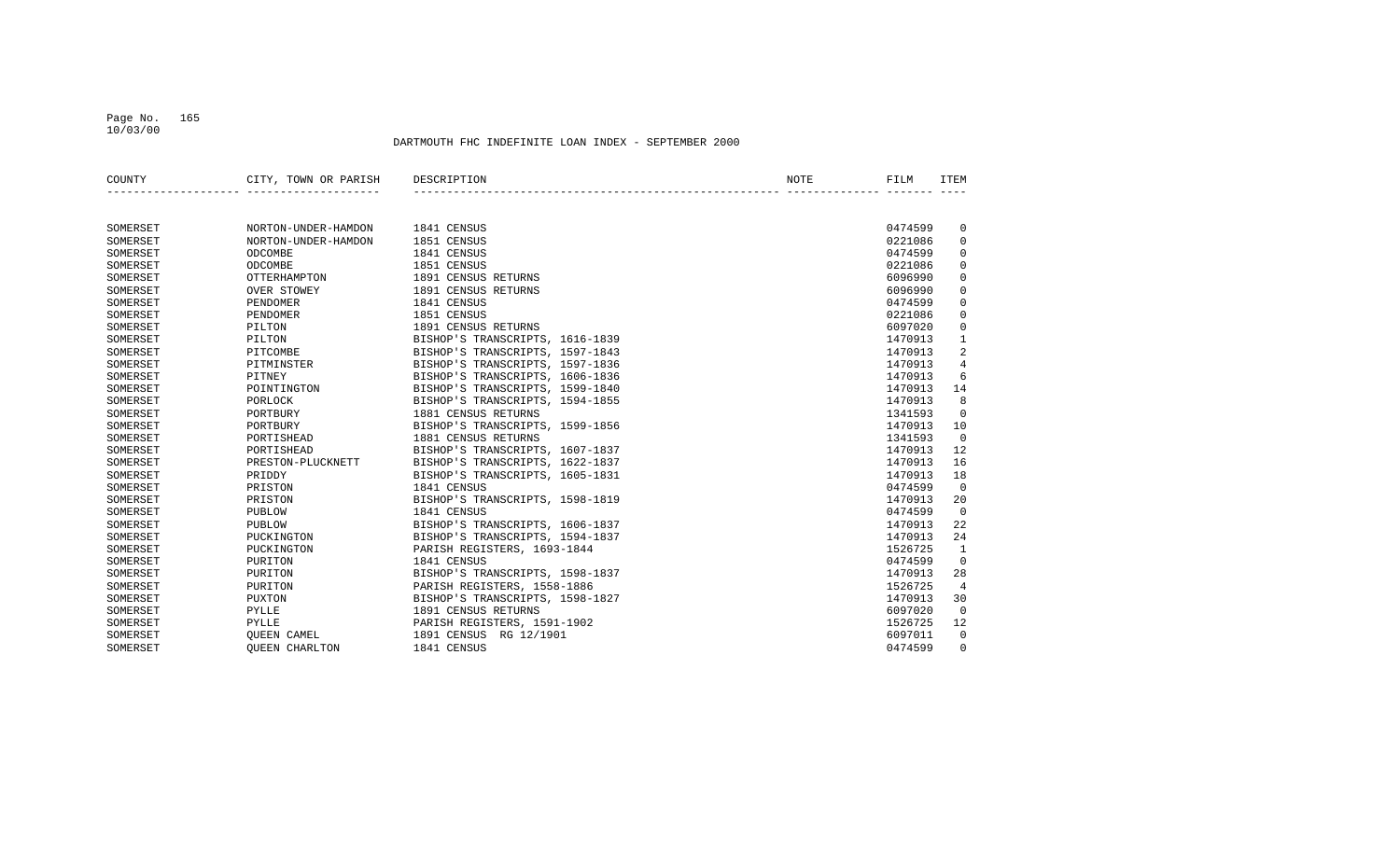DARTMOUTH FHC INDEFINITE LOAN INDEX - SEPTEMBER 2000

| COUNTY | CITY, TOWN OR PARISH | DESCRIPTION | NOTE | FILM | ITEM |
|---|---|---|---|---|---|
| SOMERSET | NORTON-UNDER-HAMDON | 1841 CENSUS | | 0474599 | 0 |
| SOMERSET | NORTON-UNDER-HAMDON | 1851 CENSUS | | 0221086 | 0 |
| SOMERSET | ODCOMBE | 1841 CENSUS | | 0474599 | 0 |
| SOMERSET | ODCOMBE | 1851 CENSUS | | 0221086 | 0 |
| SOMERSET | OTTERHAMPTON | 1891 CENSUS RETURNS | | 6096990 | 0 |
| SOMERSET | OVER STOWEY | 1891 CENSUS RETURNS | | 6096990 | 0 |
| SOMERSET | PENDOMER | 1841 CENSUS | | 0474599 | 0 |
| SOMERSET | PENDOMER | 1851 CENSUS | | 0221086 | 0 |
| SOMERSET | PILTON | 1891 CENSUS RETURNS | | 6097020 | 0 |
| SOMERSET | PILTON | BISHOP'S TRANSCRIPTS, 1616-1839 | | 1470913 | 1 |
| SOMERSET | PITCOMBE | BISHOP'S TRANSCRIPTS, 1597-1843 | | 1470913 | 2 |
| SOMERSET | PITMINSTER | BISHOP'S TRANSCRIPTS, 1597-1836 | | 1470913 | 4 |
| SOMERSET | PITNEY | BISHOP'S TRANSCRIPTS, 1606-1836 | | 1470913 | 6 |
| SOMERSET | POINTINGTON | BISHOP'S TRANSCRIPTS, 1599-1840 | | 1470913 | 14 |
| SOMERSET | PORLOCK | BISHOP'S TRANSCRIPTS, 1594-1855 | | 1470913 | 8 |
| SOMERSET | PORTBURY | 1881 CENSUS RETURNS | | 1341593 | 0 |
| SOMERSET | PORTBURY | BISHOP'S TRANSCRIPTS, 1599-1856 | | 1470913 | 10 |
| SOMERSET | PORTISHEAD | 1881 CENSUS RETURNS | | 1341593 | 0 |
| SOMERSET | PORTISHEAD | BISHOP'S TRANSCRIPTS, 1607-1837 | | 1470913 | 12 |
| SOMERSET | PRESTON-PLUCKNETT | BISHOP'S TRANSCRIPTS, 1622-1837 | | 1470913 | 16 |
| SOMERSET | PRIDDY | BISHOP'S TRANSCRIPTS, 1605-1831 | | 1470913 | 18 |
| SOMERSET | PRISTON | 1841 CENSUS | | 0474599 | 0 |
| SOMERSET | PRISTON | BISHOP'S TRANSCRIPTS, 1598-1819 | | 1470913 | 20 |
| SOMERSET | PUBLOW | 1841 CENSUS | | 0474599 | 0 |
| SOMERSET | PUBLOW | BISHOP'S TRANSCRIPTS, 1606-1837 | | 1470913 | 22 |
| SOMERSET | PUCKINGTON | BISHOP'S TRANSCRIPTS, 1594-1837 | | 1470913 | 24 |
| SOMERSET | PUCKINGTON | PARISH REGISTERS, 1693-1844 | | 1526725 | 1 |
| SOMERSET | PURITON | 1841 CENSUS | | 0474599 | 0 |
| SOMERSET | PURITON | BISHOP'S TRANSCRIPTS, 1598-1837 | | 1470913 | 28 |
| SOMERSET | PURITON | PARISH REGISTERS, 1558-1886 | | 1526725 | 4 |
| SOMERSET | PUXTON | BISHOP'S TRANSCRIPTS, 1598-1827 | | 1470913 | 30 |
| SOMERSET | PYLLE | 1891 CENSUS RETURNS | | 6097020 | 0 |
| SOMERSET | PYLLE | PARISH REGISTERS, 1591-1902 | | 1526725 | 12 |
| SOMERSET | QUEEN CAMEL | 1891 CENSUS RG 12/1901 | | 6097011 | 0 |
| SOMERSET | QUEEN CHARLTON | 1841 CENSUS | | 0474599 | 0 |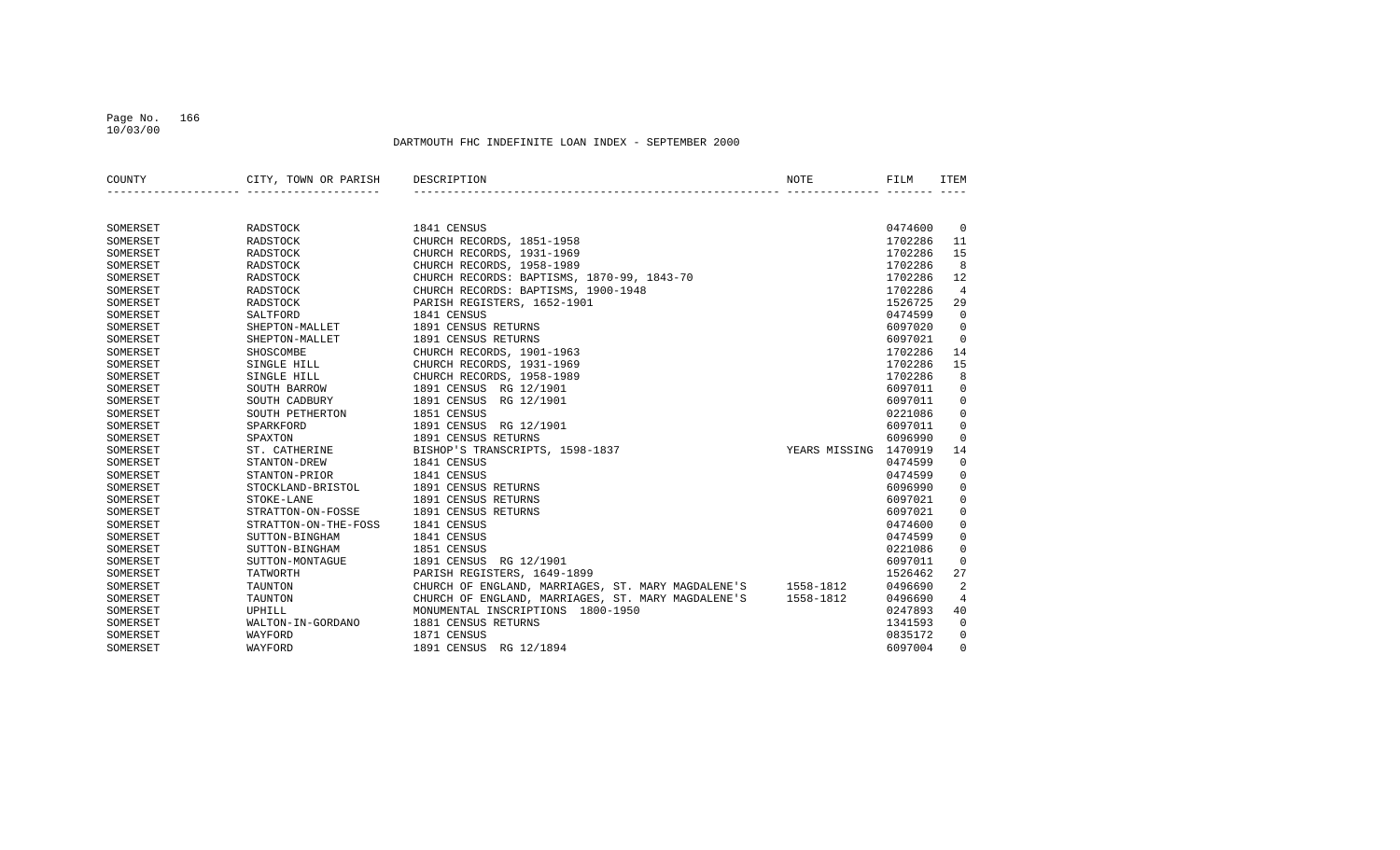DARTMOUTH FHC INDEFINITE LOAN INDEX - SEPTEMBER 2000

| COUNTY | CITY, TOWN OR PARISH | DESCRIPTION | NOTE | FILM | ITEM |
|---|---|---|---|---|---|
| SOMERSET | RADSTOCK | 1841 CENSUS | | 0474600 | 0 |
| SOMERSET | RADSTOCK | CHURCH RECORDS, 1851-1958 | | 1702286 | 11 |
| SOMERSET | RADSTOCK | CHURCH RECORDS, 1931-1969 | | 1702286 | 15 |
| SOMERSET | RADSTOCK | CHURCH RECORDS, 1958-1989 | | 1702286 | 8 |
| SOMERSET | RADSTOCK | CHURCH RECORDS: BAPTISMS, 1870-99, 1843-70 | | 1702286 | 12 |
| SOMERSET | RADSTOCK | CHURCH RECORDS: BAPTISMS, 1900-1948 | | 1702286 | 4 |
| SOMERSET | RADSTOCK | PARISH REGISTERS, 1652-1901 | | 1526725 | 29 |
| SOMERSET | SALTFORD | 1841 CENSUS | | 0474599 | 0 |
| SOMERSET | SHEPTON-MALLET | 1891 CENSUS RETURNS | | 6097020 | 0 |
| SOMERSET | SHEPTON-MALLET | 1891 CENSUS RETURNS | | 6097021 | 0 |
| SOMERSET | SHOSCOMBE | CHURCH RECORDS, 1901-1963 | | 1702286 | 14 |
| SOMERSET | SINGLE HILL | CHURCH RECORDS, 1931-1969 | | 1702286 | 15 |
| SOMERSET | SINGLE HILL | CHURCH RECORDS, 1958-1989 | | 1702286 | 8 |
| SOMERSET | SOUTH BARROW | 1891 CENSUS RG 12/1901 | | 6097011 | 0 |
| SOMERSET | SOUTH CADBURY | 1891 CENSUS RG 12/1901 | | 6097011 | 0 |
| SOMERSET | SOUTH PETHERTON | 1851 CENSUS | | 0221086 | 0 |
| SOMERSET | SPARKFORD | 1891 CENSUS RG 12/1901 | | 6097011 | 0 |
| SOMERSET | SPAXTON | 1891 CENSUS RETURNS | | 6096990 | 0 |
| SOMERSET | ST. CATHERINE | BISHOP'S TRANSCRIPTS, 1598-1837 | YEARS MISSING | 1470919 | 14 |
| SOMERSET | STANTON-DREW | 1841 CENSUS | | 0474599 | 0 |
| SOMERSET | STANTON-PRIOR | 1841 CENSUS | | 0474599 | 0 |
| SOMERSET | STOCKLAND-BRISTOL | 1891 CENSUS RETURNS | | 6096990 | 0 |
| SOMERSET | STOKE-LANE | 1891 CENSUS RETURNS | | 6097021 | 0 |
| SOMERSET | STRATTON-ON-FOSSE | 1891 CENSUS RETURNS | | 6097021 | 0 |
| SOMERSET | STRATTON-ON-THE-FOSS | 1841 CENSUS | | 0474600 | 0 |
| SOMERSET | SUTTON-BINGHAM | 1841 CENSUS | | 0474599 | 0 |
| SOMERSET | SUTTON-BINGHAM | 1851 CENSUS | | 0221086 | 0 |
| SOMERSET | SUTTON-MONTAGUE | 1891 CENSUS RG 12/1901 | | 6097011 | 0 |
| SOMERSET | TATWORTH | PARISH REGISTERS, 1649-1899 | | 1526462 | 27 |
| SOMERSET | TAUNTON | CHURCH OF ENGLAND, MARRIAGES, ST. MARY MAGDALENE'S | 1558-1812 | 0496690 | 2 |
| SOMERSET | TAUNTON | CHURCH OF ENGLAND, MARRIAGES, ST. MARY MAGDALENE'S | 1558-1812 | 0496690 | 4 |
| SOMERSET | UPHILL | MONUMENTAL INSCRIPTIONS 1800-1950 | | 0247893 | 40 |
| SOMERSET | WALTON-IN-GORDANO | 1881 CENSUS RETURNS | | 1341593 | 0 |
| SOMERSET | WAYFORD | 1871 CENSUS | | 0835172 | 0 |
| SOMERSET | WAYFORD | 1891 CENSUS RG 12/1894 | | 6097004 | 0 |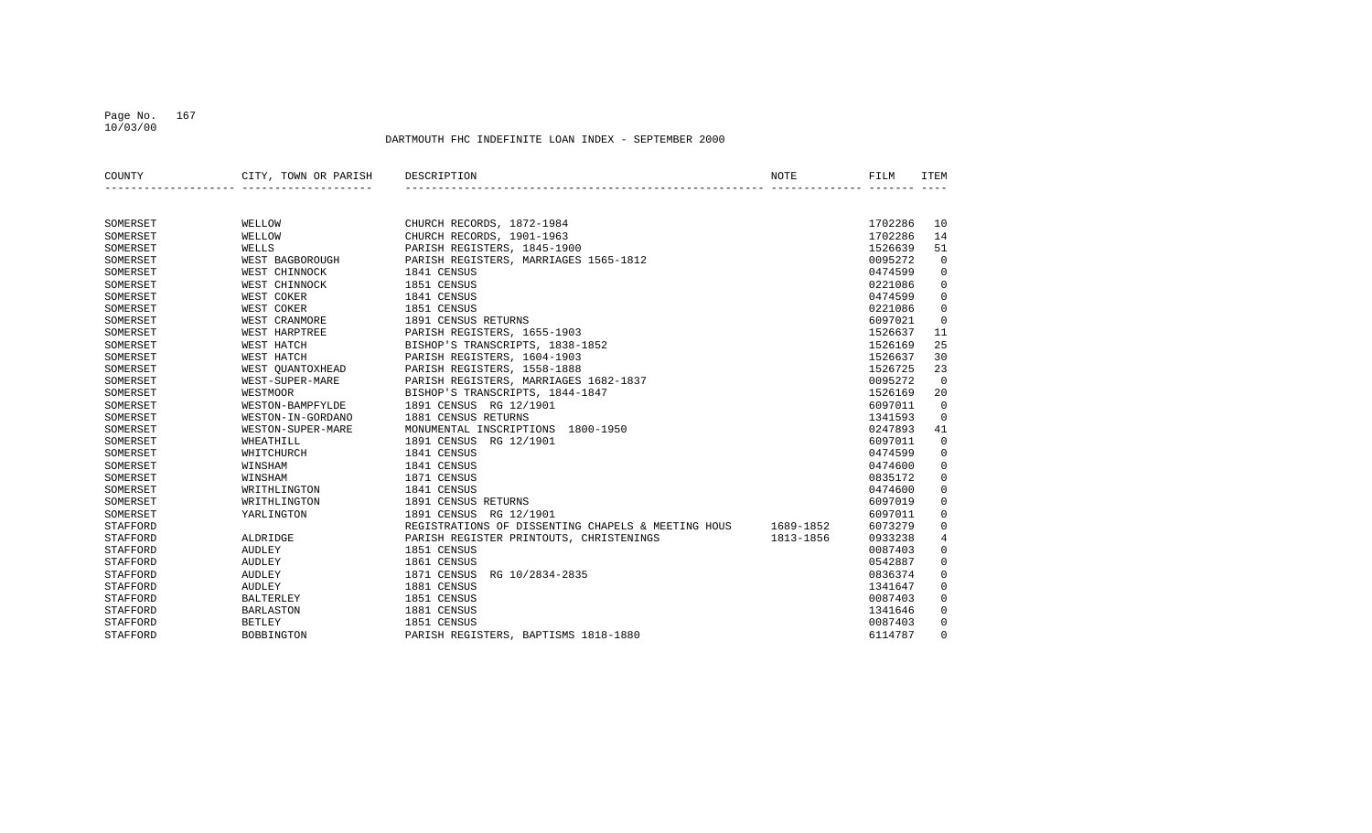# DARTMOUTH FHC INDEFINITE LOAN INDEX - SEPTEMBER 2000

| COUNTY | CITY, TOWN OR PARISH | DESCRIPTION | NOTE | FILM | ITEM |
|---|---|---|---|---|---|
| SOMERSET | WELLOW | CHURCH RECORDS, 1872-1984 | | 1702286 | 10 |
| SOMERSET | WELLOW | CHURCH RECORDS, 1901-1963 | | 1702286 | 14 |
| SOMERSET | WELLS | PARISH REGISTERS, 1845-1900 | | 1526639 | 51 |
| SOMERSET | WEST BAGBOROUGH | PARISH REGISTERS, MARRIAGES 1565-1812 | | 0095272 | 0 |
| SOMERSET | WEST CHINNOCK | 1841 CENSUS | | 0474599 | 0 |
| SOMERSET | WEST CHINNOCK | 1851 CENSUS | | 0221086 | 0 |
| SOMERSET | WEST COKER | 1841 CENSUS | | 0474599 | 0 |
| SOMERSET | WEST COKER | 1851 CENSUS | | 0221086 | 0 |
| SOMERSET | WEST CRANMORE | 1891 CENSUS RETURNS | | 6097021 | 0 |
| SOMERSET | WEST HARPTREE | PARISH REGISTERS, 1655-1903 | | 1526637 | 11 |
| SOMERSET | WEST HATCH | BISHOP'S TRANSCRIPTS, 1838-1852 | | 1526169 | 25 |
| SOMERSET | WEST HATCH | PARISH REGISTERS, 1604-1903 | | 1526637 | 30 |
| SOMERSET | WEST QUANTOXHEAD | PARISH REGISTERS, 1558-1888 | | 1526725 | 23 |
| SOMERSET | WEST-SUPER-MARE | PARISH REGISTERS, MARRIAGES 1682-1837 | | 0095272 | 0 |
| SOMERSET | WESTMOOR | BISHOP'S TRANSCRIPTS, 1844-1847 | | 1526169 | 20 |
| SOMERSET | WESTON-BAMPFYLDE | 1891 CENSUS RG 12/1901 | | 6097011 | 0 |
| SOMERSET | WESTON-IN-GORDANO | 1881 CENSUS RETURNS | | 1341593 | 0 |
| SOMERSET | WESTON-SUPER-MARE | MONUMENTAL INSCRIPTIONS 1800-1950 | | 0247893 | 41 |
| SOMERSET | WHEATHILL | 1891 CENSUS RG 12/1901 | | 6097011 | 0 |
| SOMERSET | WHITCHURCH | 1841 CENSUS | | 0474599 | 0 |
| SOMERSET | WINSHAM | 1841 CENSUS | | 0474600 | 0 |
| SOMERSET | WINSHAM | 1871 CENSUS | | 0835172 | 0 |
| SOMERSET | WRITHLINGTON | 1841 CENSUS | | 0474600 | 0 |
| SOMERSET | WRITHLINGTON | 1891 CENSUS RETURNS | | 6097019 | 0 |
| SOMERSET | YARLINGTON | 1891 CENSUS RG 12/1901 | | 6097011 | 0 |
| STAFFORD | | REGISTRATIONS OF DISSENTING CHAPELS & MEETING HOUS | 1689-1852 | 6073279 | 0 |
| STAFFORD | ALDRIDGE | PARISH REGISTER PRINTOUTS, CHRISTENINGS | 1813-1856 | 0933238 | 4 |
| STAFFORD | AUDLEY | 1851 CENSUS | | 0087403 | 0 |
| STAFFORD | AUDLEY | 1861 CENSUS | | 0542887 | 0 |
| STAFFORD | AUDLEY | 1871 CENSUS RG 10/2834-2835 | | 0836374 | 0 |
| STAFFORD | AUDLEY | 1881 CENSUS | | 1341647 | 0 |
| STAFFORD | BALTERLEY | 1851 CENSUS | | 0087403 | 0 |
| STAFFORD | BARLASTON | 1881 CENSUS | | 1341646 | 0 |
| STAFFORD | BETLEY | 1851 CENSUS | | 0087403 | 0 |
| STAFFORD | BOBBINGTON | PARISH REGISTERS, BAPTISMS 1818-1880 | | 6114787 | 0 |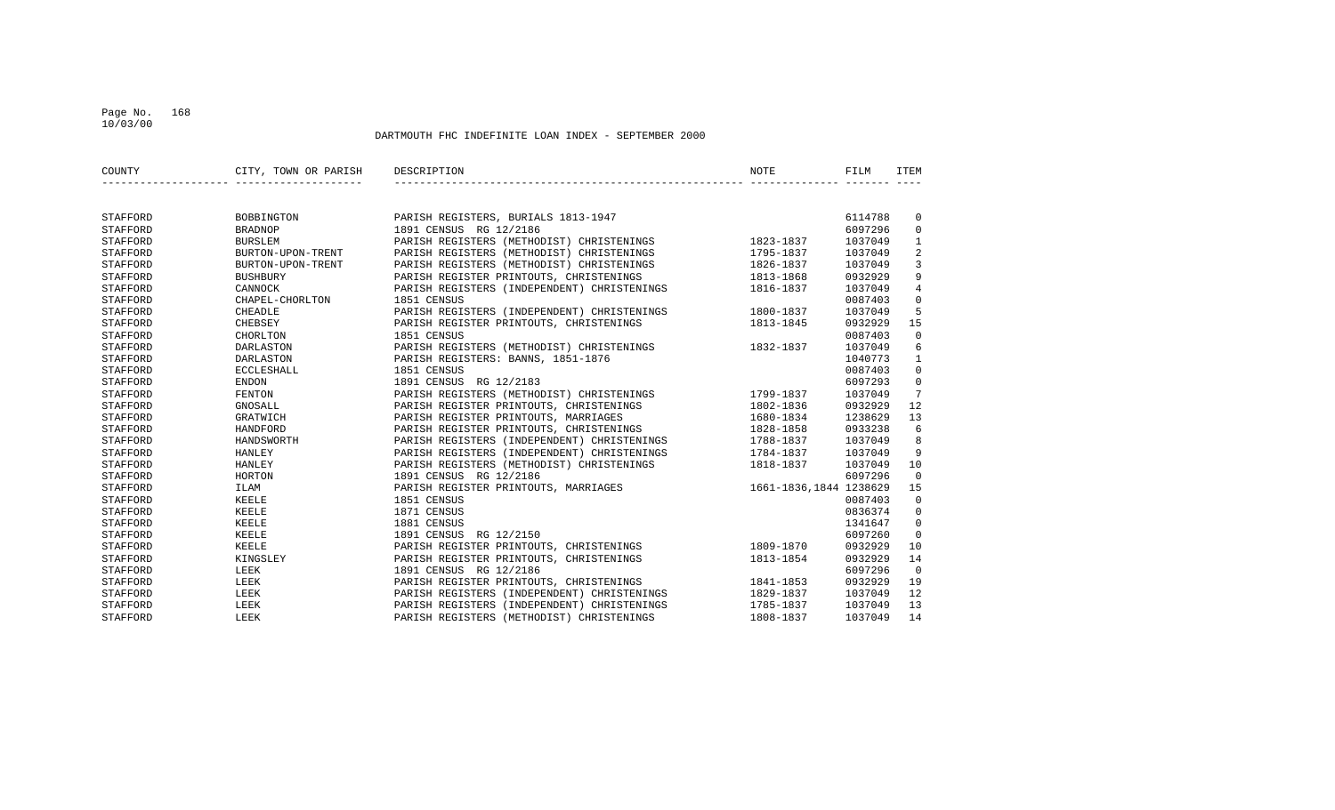DARTMOUTH FHC INDEFINITE LOAN INDEX - SEPTEMBER 2000

| COUNTY | CITY, TOWN OR PARISH | DESCRIPTION | NOTE | FILM | ITEM |
|---|---|---|---|---|---|
| STAFFORD | BOBBINGTON | PARISH REGISTERS, BURIALS 1813-1947 | | 6114788 | 0 |
| STAFFORD | BRADNOP | 1891 CENSUS RG 12/2186 | | 6097296 | 0 |
| STAFFORD | BURSLEM | PARISH REGISTERS (METHODIST) CHRISTENINGS | 1823-1837 | 1037049 | 1 |
| STAFFORD | BURTON-UPON-TRENT | PARISH REGISTERS (METHODIST) CHRISTENINGS | 1795-1837 | 1037049 | 2 |
| STAFFORD | BURTON-UPON-TRENT | PARISH REGISTERS (METHODIST) CHRISTENINGS | 1826-1837 | 1037049 | 3 |
| STAFFORD | BUSHBURY | PARISH REGISTER PRINTOUTS, CHRISTENINGS | 1813-1868 | 0932929 | 9 |
| STAFFORD | CANNOCK | PARISH REGISTERS (INDEPENDENT) CHRISTENINGS | 1816-1837 | 1037049 | 4 |
| STAFFORD | CHAPEL-CHORLTON | 1851 CENSUS | | 0087403 | 0 |
| STAFFORD | CHEADLE | PARISH REGISTERS (INDEPENDENT) CHRISTENINGS | 1800-1837 | 1037049 | 5 |
| STAFFORD | CHEBSEY | PARISH REGISTER PRINTOUTS, CHRISTENINGS | 1813-1845 | 0932929 | 15 |
| STAFFORD | CHORLTON | 1851 CENSUS | | 0087403 | 0 |
| STAFFORD | DARLASTON | PARISH REGISTERS (METHODIST) CHRISTENINGS | 1832-1837 | 1037049 | 6 |
| STAFFORD | DARLASTON | PARISH REGISTERS: BANNS, 1851-1876 | | 1040773 | 1 |
| STAFFORD | ECCLESHALL | 1851 CENSUS | | 0087403 | 0 |
| STAFFORD | ENDON | 1891 CENSUS RG 12/2183 | | 6097293 | 0 |
| STAFFORD | FENTON | PARISH REGISTERS (METHODIST) CHRISTENINGS | 1799-1837 | 1037049 | 7 |
| STAFFORD | GNOSALL | PARISH REGISTER PRINTOUTS, CHRISTENINGS | 1802-1836 | 0932929 | 12 |
| STAFFORD | GRATWICH | PARISH REGISTER PRINTOUTS, MARRIAGES | 1680-1834 | 1238629 | 13 |
| STAFFORD | HANDFORD | PARISH REGISTER PRINTOUTS, CHRISTENINGS | 1828-1858 | 0933238 | 6 |
| STAFFORD | HANDSWORTH | PARISH REGISTERS (INDEPENDENT) CHRISTENINGS | 1788-1837 | 1037049 | 8 |
| STAFFORD | HANLEY | PARISH REGISTERS (INDEPENDENT) CHRISTENINGS | 1784-1837 | 1037049 | 9 |
| STAFFORD | HANLEY | PARISH REGISTERS (METHODIST) CHRISTENINGS | 1818-1837 | 1037049 | 10 |
| STAFFORD | HORTON | 1891 CENSUS RG 12/2186 | | 6097296 | 0 |
| STAFFORD | ILAM | PARISH REGISTER PRINTOUTS, MARRIAGES | 1661-1836,1844 | 1238629 | 15 |
| STAFFORD | KEELE | 1851 CENSUS | | 0087403 | 0 |
| STAFFORD | KEELE | 1871 CENSUS | | 0836374 | 0 |
| STAFFORD | KEELE | 1881 CENSUS | | 1341647 | 0 |
| STAFFORD | KEELE | 1891 CENSUS RG 12/2150 | | 6097260 | 0 |
| STAFFORD | KEELE | PARISH REGISTER PRINTOUTS, CHRISTENINGS | 1809-1870 | 0932929 | 10 |
| STAFFORD | KINGSLEY | PARISH REGISTER PRINTOUTS, CHRISTENINGS | 1813-1854 | 0932929 | 14 |
| STAFFORD | LEEK | 1891 CENSUS RG 12/2186 | | 6097296 | 0 |
| STAFFORD | LEEK | PARISH REGISTER PRINTOUTS, CHRISTENINGS | 1841-1853 | 0932929 | 19 |
| STAFFORD | LEEK | PARISH REGISTERS (INDEPENDENT) CHRISTENINGS | 1829-1837 | 1037049 | 12 |
| STAFFORD | LEEK | PARISH REGISTERS (INDEPENDENT) CHRISTENINGS | 1785-1837 | 1037049 | 13 |
| STAFFORD | LEEK | PARISH REGISTERS (METHODIST) CHRISTENINGS | 1808-1837 | 1037049 | 14 |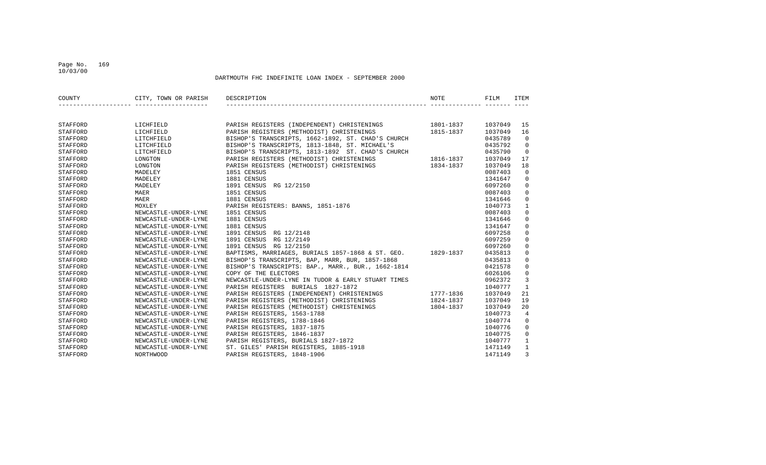DARTMOUTH FHC INDEFINITE LOAN INDEX - SEPTEMBER 2000

| COUNTY | CITY, TOWN OR PARISH | DESCRIPTION | NOTE | FILM | ITEM |
|---|---|---|---|---|---|
| STAFFORD | LICHFIELD | PARISH REGISTERS (INDEPENDENT) CHRISTENINGS | 1801-1837 | 1037049 | 15 |
| STAFFORD | LICHFIELD | PARISH REGISTERS (METHODIST) CHRISTENINGS | 1815-1837 | 1037049 | 16 |
| STAFFORD | LITCHFIELD | BISHOP'S TRANSCRIPTS, 1662-1892, ST. CHAD'S CHURCH | | 0435789 | 0 |
| STAFFORD | LITCHFIELD | BISHOP'S TRANSCRIPTS, 1813-1848, ST. MICHAEL'S | | 0435792 | 0 |
| STAFFORD | LITCHFIELD | BISHOP'S TRANSCRIPTS, 1813-1892 ST. CHAD'S CHURCH | | 0435790 | 0 |
| STAFFORD | LONGTON | PARISH REGISTERS (METHODIST) CHRISTENINGS | 1816-1837 | 1037049 | 17 |
| STAFFORD | LONGTON | PARISH REGISTERS (METHODIST) CHRISTENINGS | 1834-1837 | 1037049 | 18 |
| STAFFORD | MADELEY | 1851 CENSUS | | 0087403 | 0 |
| STAFFORD | MADELEY | 1881 CENSUS | | 1341647 | 0 |
| STAFFORD | MADELEY | 1891 CENSUS RG 12/2150 | | 6097260 | 0 |
| STAFFORD | MAER | 1851 CENSUS | | 0087403 | 0 |
| STAFFORD | MAER | 1881 CENSUS | | 1341646 | 0 |
| STAFFORD | MOXLEY | PARISH REGISTERS: BANNS, 1851-1876 | | 1040773 | 1 |
| STAFFORD | NEWCASTLE-UNDER-LYNE | 1851 CENSUS | | 0087403 | 0 |
| STAFFORD | NEWCASTLE-UNDER-LYNE | 1881 CENSUS | | 1341646 | 0 |
| STAFFORD | NEWCASTLE-UNDER-LYNE | 1881 CENSUS | | 1341647 | 0 |
| STAFFORD | NEWCASTLE-UNDER-LYNE | 1891 CENSUS RG 12/2148 | | 6097258 | 0 |
| STAFFORD | NEWCASTLE-UNDER-LYNE | 1891 CENSUS RG 12/2149 | | 6097259 | 0 |
| STAFFORD | NEWCASTLE-UNDER-LYNE | 1891 CENSUS RG 12/2150 | | 6097260 | 0 |
| STAFFORD | NEWCASTLE-UNDER-LYNE | BAPTISMS, MARRIAGES, BURIALS 1857-1868 & ST. GEO. | 1829-1837 | 0435813 | 0 |
| STAFFORD | NEWCASTLE-UNDER-LYNE | BISHOP'S TRANSCRIPTS, BAP, MARR, BUR, 1857-1868 | | 0435813 | 0 |
| STAFFORD | NEWCASTLE-UNDER-LYNE | BISHOP'S TRANSCRIPTS: BAP., MARR., BUR., 1662-1814 | | 0421578 | 0 |
| STAFFORD | NEWCASTLE-UNDER-LYNE | COPY OF THE ELECTORS | | 6026106 | 0 |
| STAFFORD | NEWCASTLE-UNDER-LYNE | NEWCASTLE-UNDER-LYNE IN TUDOR & EARLY STUART TIMES | | 0962372 | 3 |
| STAFFORD | NEWCASTLE-UNDER-LYNE | PARISH REGISTERS BURIALS 1827-1872 | | 1040777 | 1 |
| STAFFORD | NEWCASTLE-UNDER-LYNE | PARISH REGISTERS (INDEPENDENT) CHRISTENINGS | 1777-1836 | 1037049 | 21 |
| STAFFORD | NEWCASTLE-UNDER-LYNE | PARISH REGISTERS (METHODIST) CHRISTENINGS | 1824-1837 | 1037049 | 19 |
| STAFFORD | NEWCASTLE-UNDER-LYNE | PARISH REGISTERS (METHODIST) CHRISTENINGS | 1804-1837 | 1037049 | 20 |
| STAFFORD | NEWCASTLE-UNDER-LYNE | PARISH REGISTERS, 1563-1788 | | 1040773 | 4 |
| STAFFORD | NEWCASTLE-UNDER-LYNE | PARISH REGISTERS, 1788-1846 | | 1040774 | 0 |
| STAFFORD | NEWCASTLE-UNDER-LYNE | PARISH REGISTERS, 1837-1875 | | 1040776 | 0 |
| STAFFORD | NEWCASTLE-UNDER-LYNE | PARISH REGISTERS, 1846-1837 | | 1040775 | 0 |
| STAFFORD | NEWCASTLE-UNDER-LYNE | PARISH REGISTERS, BURIALS 1827-1872 | | 1040777 | 1 |
| STAFFORD | NEWCASTLE-UNDER-LYNE | ST. GILES' PARISH REGISTERS, 1885-1918 | | 1471149 | 1 |
| STAFFORD | NORTHWOOD | PARISH REGISTERS, 1848-1906 | | 1471149 | 3 |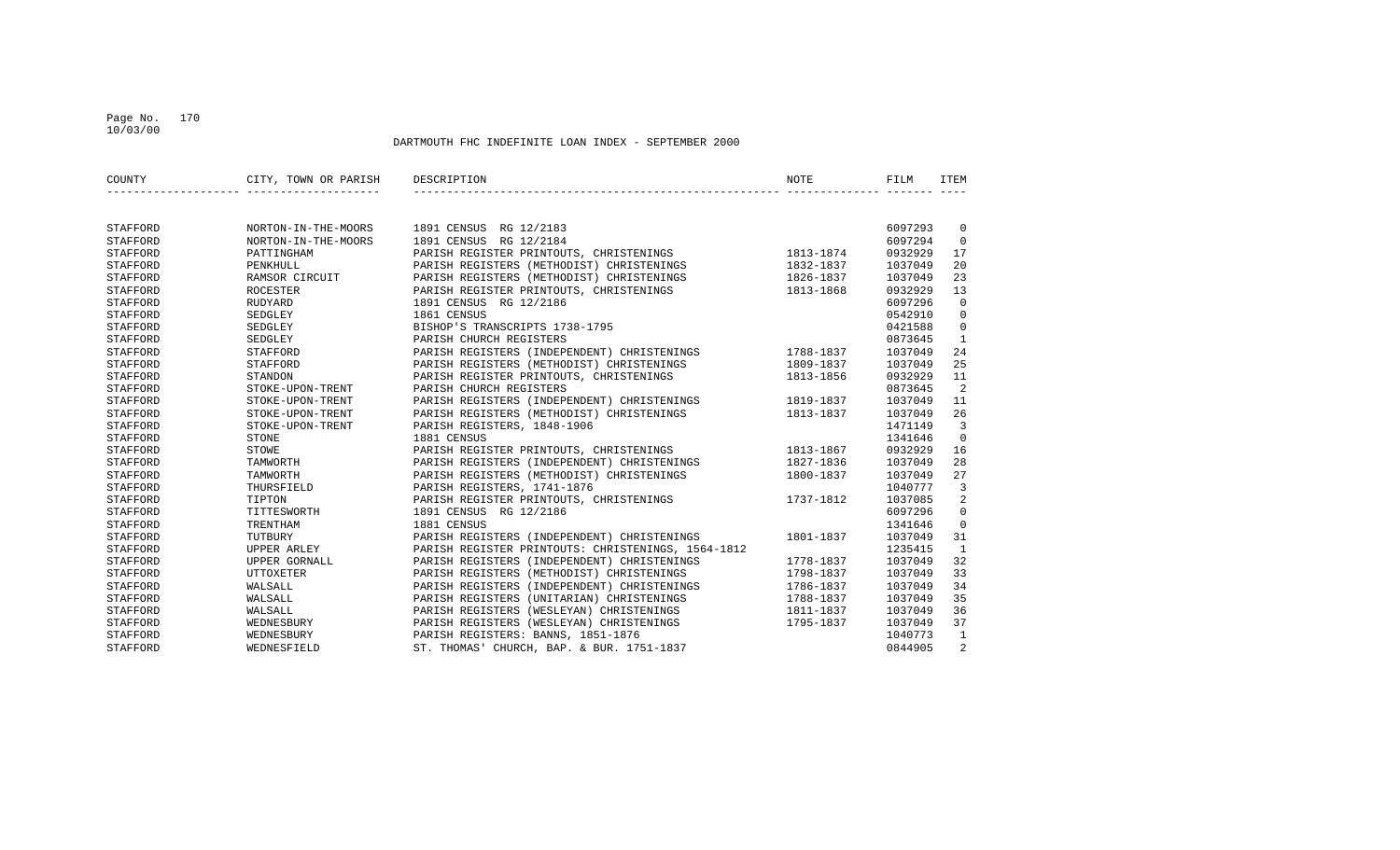DARTMOUTH FHC INDEFINITE LOAN INDEX - SEPTEMBER 2000

| COUNTY | CITY, TOWN OR PARISH | DESCRIPTION | NOTE | FILM | ITEM |
|---|---|---|---|---|---|
| STAFFORD | NORTON-IN-THE-MOORS | 1891 CENSUS RG 12/2183 | | 6097293 | 0 |
| STAFFORD | NORTON-IN-THE-MOORS | 1891 CENSUS RG 12/2184 | | 6097294 | 0 |
| STAFFORD | PATTINGHAM | PARISH REGISTER PRINTOUTS, CHRISTENINGS | 1813-1874 | 0932929 | 17 |
| STAFFORD | PENKHULL | PARISH REGISTERS (METHODIST) CHRISTENINGS | 1832-1837 | 1037049 | 20 |
| STAFFORD | RAMSOR CIRCUIT | PARISH REGISTERS (METHODIST) CHRISTENINGS | 1826-1837 | 1037049 | 23 |
| STAFFORD | ROCESTER | PARISH REGISTER PRINTOUTS, CHRISTENINGS | 1813-1868 | 0932929 | 13 |
| STAFFORD | RUDYARD | 1891 CENSUS RG 12/2186 | | 6097296 | 0 |
| STAFFORD | SEDGLEY | 1861 CENSUS | | 0542910 | 0 |
| STAFFORD | SEDGLEY | BISHOP'S TRANSCRIPTS 1738-1795 | | 0421588 | 0 |
| STAFFORD | SEDGLEY | PARISH CHURCH REGISTERS | | 0873645 | 1 |
| STAFFORD | STAFFORD | PARISH REGISTERS (INDEPENDENT) CHRISTENINGS | 1788-1837 | 1037049 | 24 |
| STAFFORD | STAFFORD | PARISH REGISTERS (METHODIST) CHRISTENINGS | 1809-1837 | 1037049 | 25 |
| STAFFORD | STANDON | PARISH REGISTER PRINTOUTS, CHRISTENINGS | 1813-1856 | 0932929 | 11 |
| STAFFORD | STOKE-UPON-TRENT | PARISH CHURCH REGISTERS | | 0873645 | 2 |
| STAFFORD | STOKE-UPON-TRENT | PARISH REGISTERS (INDEPENDENT) CHRISTENINGS | 1819-1837 | 1037049 | 11 |
| STAFFORD | STOKE-UPON-TRENT | PARISH REGISTERS (METHODIST) CHRISTENINGS | 1813-1837 | 1037049 | 26 |
| STAFFORD | STOKE-UPON-TRENT | PARISH REGISTERS, 1848-1906 | | 1471149 | 3 |
| STAFFORD | STONE | 1881 CENSUS | | 1341646 | 0 |
| STAFFORD | STOWE | PARISH REGISTER PRINTOUTS, CHRISTENINGS | 1813-1867 | 0932929 | 16 |
| STAFFORD | TAMWORTH | PARISH REGISTERS (INDEPENDENT) CHRISTENINGS | 1827-1836 | 1037049 | 28 |
| STAFFORD | TAMWORTH | PARISH REGISTERS (METHODIST) CHRISTENINGS | 1800-1837 | 1037049 | 27 |
| STAFFORD | THURSFIELD | PARISH REGISTERS, 1741-1876 | | 1040777 | 3 |
| STAFFORD | TIPTON | PARISH REGISTER PRINTOUTS, CHRISTENINGS | 1737-1812 | 1037085 | 2 |
| STAFFORD | TITTESWORTH | 1891 CENSUS RG 12/2186 | | 6097296 | 0 |
| STAFFORD | TRENTHAM | 1881 CENSUS | | 1341646 | 0 |
| STAFFORD | TUTBURY | PARISH REGISTERS (INDEPENDENT) CHRISTENINGS | 1801-1837 | 1037049 | 31 |
| STAFFORD | UPPER ARLEY | PARISH REGISTER PRINTOUTS: CHRISTENINGS, 1564-1812 | | 1235415 | 1 |
| STAFFORD | UPPER GORNALL | PARISH REGISTERS (INDEPENDENT) CHRISTENINGS | 1778-1837 | 1037049 | 32 |
| STAFFORD | UTTOXETER | PARISH REGISTERS (METHODIST) CHRISTENINGS | 1798-1837 | 1037049 | 33 |
| STAFFORD | WALSALL | PARISH REGISTERS (INDEPENDENT) CHRISTENINGS | 1786-1837 | 1037049 | 34 |
| STAFFORD | WALSALL | PARISH REGISTERS (UNITARIAN) CHRISTENINGS | 1788-1837 | 1037049 | 35 |
| STAFFORD | WALSALL | PARISH REGISTERS (WESLEYAN) CHRISTENINGS | 1811-1837 | 1037049 | 36 |
| STAFFORD | WEDNESBURY | PARISH REGISTERS (WESLEYAN) CHRISTENINGS | 1795-1837 | 1037049 | 37 |
| STAFFORD | WEDNESBURY | PARISH REGISTERS: BANNS, 1851-1876 | | 1040773 | 1 |
| STAFFORD | WEDNESFIELD | ST. THOMAS' CHURCH, BAP. & BUR. 1751-1837 | | 0844905 | 2 |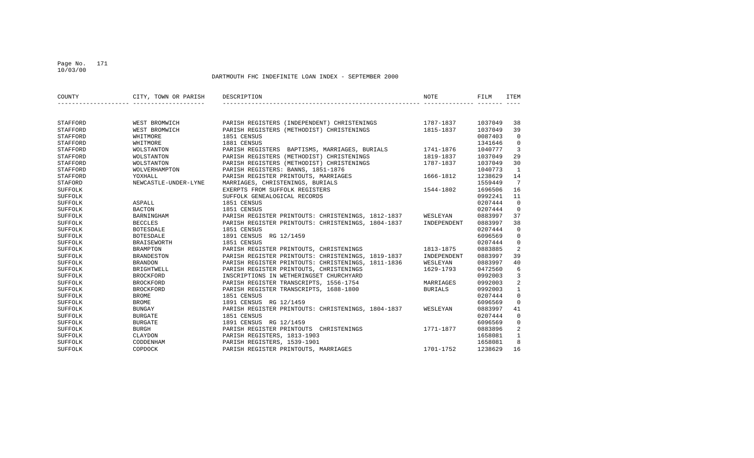DARTMOUTH FHC INDEFINITE LOAN INDEX - SEPTEMBER 2000

| COUNTY | CITY, TOWN OR PARISH | DESCRIPTION | NOTE | FILM | ITEM |
|---|---|---|---|---|---|
| STAFFORD | WEST BROMWICH | PARISH REGISTERS (INDEPENDENT) CHRISTENINGS | 1787-1837 | 1037049 | 38 |
| STAFFORD | WEST BROMWICH | PARISH REGISTERS (METHODIST) CHRISTENINGS | 1815-1837 | 1037049 | 39 |
| STAFFORD | WHITMORE | 1851 CENSUS | | 0087403 | 0 |
| STAFFORD | WHITMORE | 1881 CENSUS | | 1341646 | 0 |
| STAFFORD | WOLSTANTON | PARISH REGISTERS BAPTISMS, MARRIAGES, BURIALS | 1741-1876 | 1040777 | 3 |
| STAFFORD | WOLSTANTON | PARISH REGISTERS (METHODIST) CHRISTENINGS | 1819-1837 | 1037049 | 29 |
| STAFFORD | WOLSTANTON | PARISH REGISTERS (METHODIST) CHRISTENINGS | 1787-1837 | 1037049 | 30 |
| STAFFORD | WOLVERHAMPTON | PARISH REGISTERS: BANNS, 1851-1876 | | 1040773 | 1 |
| STAFFORD | YOXHALL | PARISH REGISTER PRINTOUTS, MARRIAGES | 1666-1812 | 1238629 | 14 |
| STAFORD | NEWCASTLE-UNDER-LYNE | MARRIAGES, CHRISTENINGS, BURIALS | | 1559449 | 7 |
| SUFFOLK | | EXERPTS FROM SUFFOLK REGISTERS | 1544-1802 | 1696506 | 16 |
| SUFFOLK | | SUFFOLK GENEALOGICAL RECORDS | | 0992241 | 11 |
| SUFFOLK | ASPALL | 1851 CENSUS | | 0207444 | 0 |
| SUFFOLK | BACTON | 1851 CENSUS | | 0207444 | 0 |
| SUFFOLK | BARNINGHAM | PARISH REGISTER PRINTOUTS: CHRISTENINGS, 1812-1837 | WESLEYAN | 0883997 | 37 |
| SUFFOLK | BECCLES | PARISH REGISTER PRINTOUTS: CHRISTENINGS, 1804-1837 | INDEPENDENT | 0883997 | 38 |
| SUFFOLK | BOTESDALE | 1851 CENSUS | | 0207444 | 0 |
| SUFFOLK | BOTESDALE | 1891 CENSUS RG 12/1459 | | 6096569 | 0 |
| SUFFOLK | BRAISEWORTH | 1851 CENSUS | | 0207444 | 0 |
| SUFFOLK | BRAMPTON | PARISH REGISTER PRINTOUTS, CHRISTENINGS | 1813-1875 | 0883885 | 2 |
| SUFFOLK | BRANDESTON | PARISH REGISTER PRINTOUTS: CHRISTENINGS, 1819-1837 | INDEPENDENT | 0883997 | 39 |
| SUFFOLK | BRANDON | PARISH REGISTER PRINTOUTS: CHRISTENINGS, 1811-1836 | WESLEYAN | 0883997 | 40 |
| SUFFOLK | BRIGHTWELL | PARISH REGISTER PRINTOUTS, CHRISTENINGS | 1629-1793 | 0472560 | 6 |
| SUFFOLK | BROCKFORD | INSCRIPTIONS IN WETHERINGSET CHURCHYARD | | 0992003 | 3 |
| SUFFOLK | BROCKFORD | PARISH REGISTER TRANSCRIPTS, 1556-1754 | MARRIAGES | 0992003 | 2 |
| SUFFOLK | BROCKFORD | PARISH REGISTER TRANSCRIPTS, 1688-1800 | BURIALS | 0992003 | 1 |
| SUFFOLK | BROME | 1851 CENSUS | | 0207444 | 0 |
| SUFFOLK | BROME | 1891 CENSUS RG 12/1459 | | 6096569 | 0 |
| SUFFOLK | BUNGAY | PARISH REGISTER PRINTOUTS: CHRISTENINGS, 1804-1837 | WESLEYAN | 0883997 | 41 |
| SUFFOLK | BURGATE | 1851 CENSUS | | 0207444 | 0 |
| SUFFOLK | BURGATE | 1891 CENSUS RG 12/1459 | | 6096569 | 0 |
| SUFFOLK | BURGH | PARISH REGISTER PRINTOUTS CHRISTENINGS | 1771-1877 | 0883896 | 2 |
| SUFFOLK | CLAYDON | PARISH REGISTERS, 1813-1903 | | 1658081 | 1 |
| SUFFOLK | CODDENHAM | PARISH REGISTERS, 1539-1901 | | 1658081 | 8 |
| SUFFOLK | COPDOCK | PARISH REGISTER PRINTOUTS, MARRIAGES | 1701-1752 | 1238629 | 16 |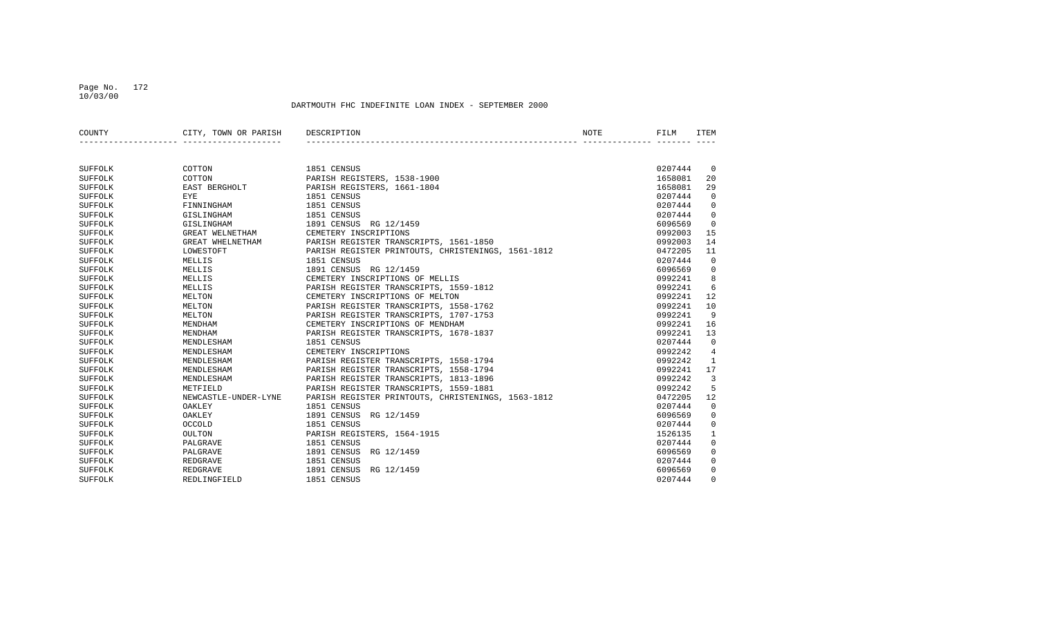DARTMOUTH FHC INDEFINITE LOAN INDEX - SEPTEMBER 2000

| COUNTY | CITY, TOWN OR PARISH | DESCRIPTION | NOTE | FILM | ITEM |
|---|---|---|---|---|---|
| SUFFOLK | COTTON | 1851 CENSUS | | 0207444 | 0 |
| SUFFOLK | COTTON | PARISH REGISTERS, 1538-1900 | | 1658081 | 20 |
| SUFFOLK | EAST BERGHOLT | PARISH REGISTERS, 1661-1804 | | 1658081 | 29 |
| SUFFOLK | EYE | 1851 CENSUS | | 0207444 | 0 |
| SUFFOLK | FINNINGHAM | 1851 CENSUS | | 0207444 | 0 |
| SUFFOLK | GISLINGHAM | 1851 CENSUS | | 0207444 | 0 |
| SUFFOLK | GISLINGHAM | 1891 CENSUS RG 12/1459 | | 6096569 | 0 |
| SUFFOLK | GREAT WELNETHAM | CEMETERY INSCRIPTIONS | | 0992003 | 15 |
| SUFFOLK | GREAT WHELNETHAM | PARISH REGISTER TRANSCRIPTS, 1561-1850 | | 0992003 | 14 |
| SUFFOLK | LOWESTOFT | PARISH REGISTER PRINTOUTS, CHRISTENINGS, 1561-1812 | | 0472205 | 11 |
| SUFFOLK | MELLIS | 1851 CENSUS | | 0207444 | 0 |
| SUFFOLK | MELLIS | 1891 CENSUS RG 12/1459 | | 6096569 | 0 |
| SUFFOLK | MELLIS | CEMETERY INSCRIPTIONS OF MELLIS | | 0992241 | 8 |
| SUFFOLK | MELLIS | PARISH REGISTER TRANSCRIPTS, 1559-1812 | | 0992241 | 6 |
| SUFFOLK | MELTON | CEMETERY INSCRIPTIONS OF MELTON | | 0992241 | 12 |
| SUFFOLK | MELTON | PARISH REGISTER TRANSCRIPTS, 1558-1762 | | 0992241 | 10 |
| SUFFOLK | MELTON | PARISH REGISTER TRANSCRIPTS, 1707-1753 | | 0992241 | 9 |
| SUFFOLK | MENDHAM | CEMETERY INSCRIPTIONS OF MENDHAM | | 0992241 | 16 |
| SUFFOLK | MENDHAM | PARISH REGISTER TRANSCRIPTS, 1678-1837 | | 0992241 | 13 |
| SUFFOLK | MENDLESHAM | 1851 CENSUS | | 0207444 | 0 |
| SUFFOLK | MENDLESHAM | CEMETERY INSCRIPTIONS | | 0992242 | 4 |
| SUFFOLK | MENDLESHAM | PARISH REGISTER TRANSCRIPTS, 1558-1794 | | 0992242 | 1 |
| SUFFOLK | MENDLESHAM | PARISH REGISTER TRANSCRIPTS, 1558-1794 | | 0992241 | 17 |
| SUFFOLK | MENDLESHAM | PARISH REGISTER TRANSCRIPTS, 1813-1896 | | 0992242 | 3 |
| SUFFOLK | METFIELD | PARISH REGISTER TRANSCRIPTS, 1559-1881 | | 0992242 | 5 |
| SUFFOLK | NEWCASTLE-UNDER-LYNE | PARISH REGISTER PRINTOUTS, CHRISTENINGS, 1563-1812 | | 0472205 | 12 |
| SUFFOLK | OAKLEY | 1851 CENSUS | | 0207444 | 0 |
| SUFFOLK | OAKLEY | 1891 CENSUS RG 12/1459 | | 6096569 | 0 |
| SUFFOLK | OCCOLD | 1851 CENSUS | | 0207444 | 0 |
| SUFFOLK | OULTON | PARISH REGISTERS, 1564-1915 | | 1526135 | 1 |
| SUFFOLK | PALGRAVE | 1851 CENSUS | | 0207444 | 0 |
| SUFFOLK | PALGRAVE | 1891 CENSUS RG 12/1459 | | 6096569 | 0 |
| SUFFOLK | REDGRAVE | 1851 CENSUS | | 0207444 | 0 |
| SUFFOLK | REDGRAVE | 1891 CENSUS RG 12/1459 | | 6096569 | 0 |
| SUFFOLK | REDLINGFIELD | 1851 CENSUS | | 0207444 | 0 |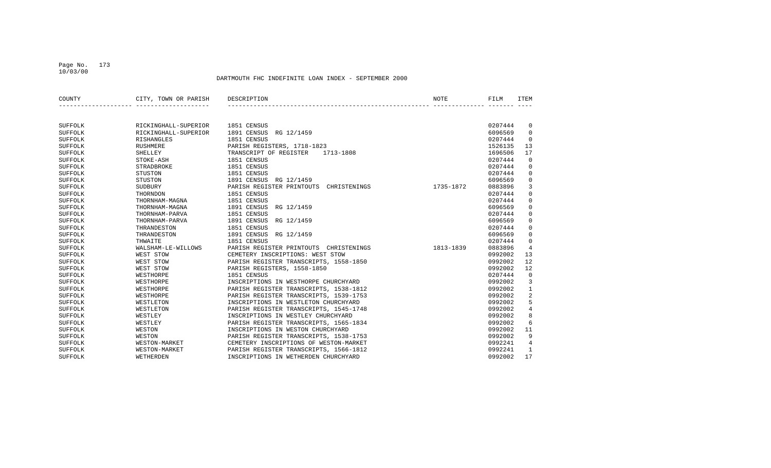DARTMOUTH FHC INDEFINITE LOAN INDEX - SEPTEMBER 2000

| COUNTY | CITY, TOWN OR PARISH | DESCRIPTION | NOTE | FILM | ITEM |
|---|---|---|---|---|---|
| SUFFOLK | RICKINGHALL-SUPERIOR | 1851 CENSUS | | 0207444 | 0 |
| SUFFOLK | RICKINGHALL-SUPERIOR | 1891 CENSUS RG 12/1459 | | 6096569 | 0 |
| SUFFOLK | RISHANGLES | 1851 CENSUS | | 0207444 | 0 |
| SUFFOLK | RUSHMERE | PARISH REGISTERS, 1718-1823 | | 1526135 | 13 |
| SUFFOLK | SHELLEY | TRANSCRIPT OF REGISTER 1713-1808 | | 1696506 | 17 |
| SUFFOLK | STOKE-ASH | 1851 CENSUS | | 0207444 | 0 |
| SUFFOLK | STRADBROKE | 1851 CENSUS | | 0207444 | 0 |
| SUFFOLK | STUSTON | 1851 CENSUS | | 0207444 | 0 |
| SUFFOLK | STUSTON | 1891 CENSUS RG 12/1459 | | 6096569 | 0 |
| SUFFOLK | SUDBURY | PARISH REGISTER PRINTOUTS CHRISTENINGS | 1735-1872 | 0883896 | 3 |
| SUFFOLK | THORNDON | 1851 CENSUS | | 0207444 | 0 |
| SUFFOLK | THORNHAM-MAGNA | 1851 CENSUS | | 0207444 | 0 |
| SUFFOLK | THORNHAM-MAGNA | 1891 CENSUS RG 12/1459 | | 6096569 | 0 |
| SUFFOLK | THORNHAM-PARVA | 1851 CENSUS | | 0207444 | 0 |
| SUFFOLK | THORNHAM-PARVA | 1891 CENSUS RG 12/1459 | | 6096569 | 0 |
| SUFFOLK | THRANDESTON | 1851 CENSUS | | 0207444 | 0 |
| SUFFOLK | THRANDESTON | 1891 CENSUS RG 12/1459 | | 6096569 | 0 |
| SUFFOLK | THWAITE | 1851 CENSUS | | 0207444 | 0 |
| SUFFOLK | WALSHAM-LE-WILLOWS | PARISH REGISTER PRINTOUTS CHRISTENINGS | 1813-1839 | 0883896 | 4 |
| SUFFOLK | WEST STOW | CEMETERY INSCRIPTIONS: WEST STOW | | 0992002 | 13 |
| SUFFOLK | WEST STOW | PARISH REGISTER TRANSCRIPTS, 1558-1850 | | 0992002 | 12 |
| SUFFOLK | WEST STOW | PARISH REGISTERS, 1558-1850 | | 0992002 | 12 |
| SUFFOLK | WESTHORPE | 1851 CENSUS | | 0207444 | 0 |
| SUFFOLK | WESTHORPE | INSCRIPTIONS IN WESTHORPE CHURCHYARD | | 0992002 | 3 |
| SUFFOLK | WESTHORPE | PARISH REGISTER TRANSCRIPTS, 1538-1812 | | 0992002 | 1 |
| SUFFOLK | WESTHORPE | PARISH REGISTER TRANSCRIPTS, 1539-1753 | | 0992002 | 2 |
| SUFFOLK | WESTLETON | INSCRIPTIONS IN WESTLETON CHURCHYARD | | 0992002 | 5 |
| SUFFOLK | WESTLETON | PARISH REGISTER TRANSCRIPTS, 1545-1748 | | 0992002 | 4 |
| SUFFOLK | WESTLEY | INSCRIPTIONS IN WESTLEY CHURCHYARD | | 0992002 | 8 |
| SUFFOLK | WESTLEY | PARISH REGISTER TRANSCRIPTS, 1565-1834 | | 0992002 | 6 |
| SUFFOLK | WESTON | INSCRIPTIONS IN WESTON CHURCHYARD | | 0992002 | 11 |
| SUFFOLK | WESTON | PARISH REGISTER TRANSCRIPTS, 1538-1753 | | 0992002 | 9 |
| SUFFOLK | WESTON-MARKET | CEMETERY INSCRIPTIONS OF WESTON-MARKET | | 0992241 | 4 |
| SUFFOLK | WESTON-MARKET | PARISH REGISTER TRANSCRIPTS, 1566-1812 | | 0992241 | 1 |
| SUFFOLK | WETHERDEN | INSCRIPTIONS IN WETHERDEN CHURCHYARD | | 0992002 | 17 |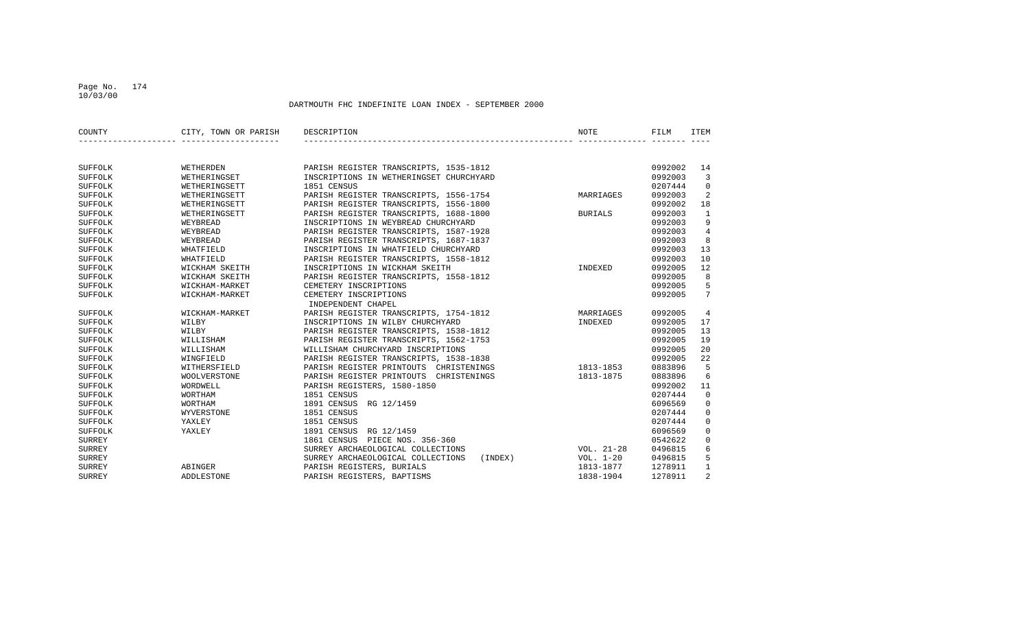DARTMOUTH FHC INDEFINITE LOAN INDEX - SEPTEMBER 2000

| COUNTY | CITY, TOWN OR PARISH | DESCRIPTION | NOTE | FILM | ITEM |
|---|---|---|---|---|---|
| SUFFOLK | WETHERDEN | PARISH REGISTER TRANSCRIPTS, 1535-1812 | | 0992002 | 14 |
| SUFFOLK | WETHERINGSET | INSCRIPTIONS IN WETHERINGSET CHURCHYARD | | 0992003 | 3 |
| SUFFOLK | WETHERINGSETT | 1851 CENSUS | | 0207444 | 0 |
| SUFFOLK | WETHERINGSETT | PARISH REGISTER TRANSCRIPTS, 1556-1754 | MARRIAGES | 0992003 | 2 |
| SUFFOLK | WETHERINGSETT | PARISH REGISTER TRANSCRIPTS, 1556-1800 | | 0992002 | 18 |
| SUFFOLK | WETHERINGSETT | PARISH REGISTER TRANSCRIPTS, 1688-1800 | BURIALS | 0992003 | 1 |
| SUFFOLK | WEYBREAD | INSCRIPTIONS IN WEYBREAD CHURCHYARD | | 0992003 | 9 |
| SUFFOLK | WEYBREAD | PARISH REGISTER TRANSCRIPTS, 1587-1928 | | 0992003 | 4 |
| SUFFOLK | WEYBREAD | PARISH REGISTER TRANSCRIPTS, 1687-1837 | | 0992003 | 8 |
| SUFFOLK | WHATFIELD | INSCRIPTIONS IN WHATFIELD CHURCHYARD | | 0992003 | 13 |
| SUFFOLK | WHATFIELD | PARISH REGISTER TRANSCRIPTS, 1558-1812 | | 0992003 | 10 |
| SUFFOLK | WICKHAM SKEITH | INSCRIPTIONS IN WICKHAM SKEITH | INDEXED | 0992005 | 12 |
| SUFFOLK | WICKHAM SKEITH | PARISH REGISTER TRANSCRIPTS, 1558-1812 | | 0992005 | 8 |
| SUFFOLK | WICKHAM-MARKET | CEMETERY INSCRIPTIONS | | 0992005 | 5 |
| SUFFOLK | WICKHAM-MARKET | CEMETERY INSCRIPTIONS INDEPENDENT CHAPEL | | 0992005 | 7 |
| SUFFOLK | WICKHAM-MARKET | PARISH REGISTER TRANSCRIPTS, 1754-1812 | MARRIAGES | 0992005 | 4 |
| SUFFOLK | WILBY | INSCRIPTIONS IN WILBY CHURCHYARD | INDEXED | 0992005 | 17 |
| SUFFOLK | WILBY | PARISH REGISTER TRANSCRIPTS, 1538-1812 | | 0992005 | 13 |
| SUFFOLK | WILLISHAM | PARISH REGISTER TRANSCRIPTS, 1562-1753 | | 0992005 | 19 |
| SUFFOLK | WILLISHAM | WILLISHAM CHURCHYARD INSCRIPTIONS | | 0992005 | 20 |
| SUFFOLK | WINGFIELD | PARISH REGISTER TRANSCRIPTS, 1538-1838 | | 0992005 | 22 |
| SUFFOLK | WITHERSFIELD | PARISH REGISTER PRINTOUTS CHRISTENINGS | 1813-1853 | 0883896 | 5 |
| SUFFOLK | WOOLVERSTONE | PARISH REGISTER PRINTOUTS CHRISTENINGS | 1813-1875 | 0883896 | 6 |
| SUFFOLK | WORDWELL | PARISH REGISTERS, 1580-1850 | | 0992002 | 11 |
| SUFFOLK | WORTHAM | 1851 CENSUS | | 0207444 | 0 |
| SUFFOLK | WORTHAM | 1891 CENSUS RG 12/1459 | | 6096569 | 0 |
| SUFFOLK | WYVERSTONE | 1851 CENSUS | | 0207444 | 0 |
| SUFFOLK | YAXLEY | 1851 CENSUS | | 0207444 | 0 |
| SUFFOLK | YAXLEY | 1891 CENSUS RG 12/1459 | | 6096569 | 0 |
| SURREY | | 1861 CENSUS PIECE NOS. 356-360 | | 0542622 | 0 |
| SURREY | | SURREY ARCHAEOLOGICAL COLLECTIONS | VOL. 21-28 | 0496815 | 6 |
| SURREY | | SURREY ARCHAEOLOGICAL COLLECTIONS (INDEX) | VOL. 1-20 | 0496815 | 5 |
| SURREY | ABINGER | PARISH REGISTERS, BURIALS | 1813-1877 | 1278911 | 1 |
| SURREY | ADDLESTONE | PARISH REGISTERS, BAPTISMS | 1838-1904 | 1278911 | 2 |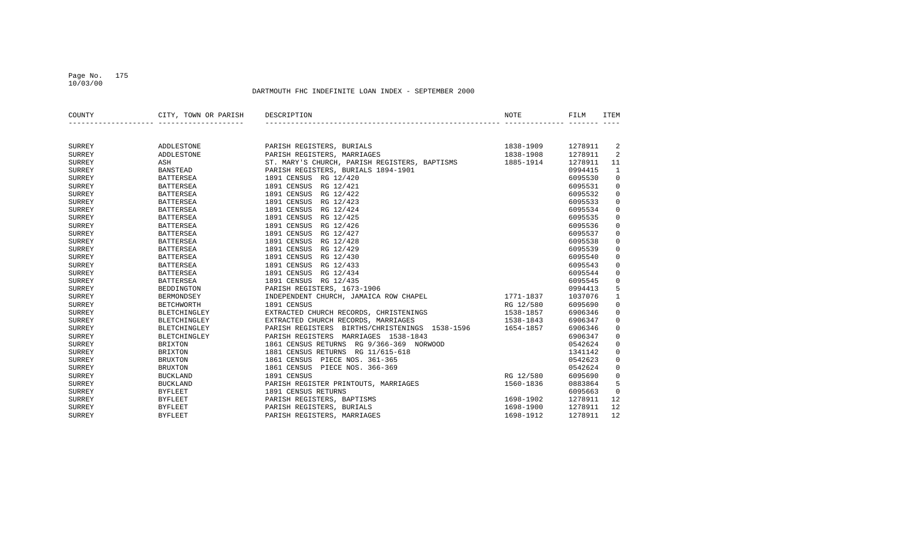DARTMOUTH FHC INDEFINITE LOAN INDEX - SEPTEMBER 2000

| COUNTY | CITY, TOWN OR PARISH | DESCRIPTION | NOTE | FILM | ITEM |
|---|---|---|---|---|---|
| SURREY | ADDLESTONE | PARISH REGISTERS, BURIALS | 1838-1909 | 1278911 | 2 |
| SURREY | ADDLESTONE | PARISH REGISTERS, MARRIAGES | 1838-1908 | 1278911 | 2 |
| SURREY | ASH | ST. MARY'S CHURCH, PARISH REGISTERS, BAPTISMS | 1885-1914 | 1278911 | 11 |
| SURREY | BANSTEAD | PARISH REGISTERS, BURIALS 1894-1901 | | 0994415 | 1 |
| SURREY | BATTERSEA | 1891 CENSUS RG 12/420 | | 6095530 | 0 |
| SURREY | BATTERSEA | 1891 CENSUS RG 12/421 | | 6095531 | 0 |
| SURREY | BATTERSEA | 1891 CENSUS RG 12/422 | | 6095532 | 0 |
| SURREY | BATTERSEA | 1891 CENSUS RG 12/423 | | 6095533 | 0 |
| SURREY | BATTERSEA | 1891 CENSUS RG 12/424 | | 6095534 | 0 |
| SURREY | BATTERSEA | 1891 CENSUS RG 12/425 | | 6095535 | 0 |
| SURREY | BATTERSEA | 1891 CENSUS RG 12/426 | | 6095536 | 0 |
| SURREY | BATTERSEA | 1891 CENSUS RG 12/427 | | 6095537 | 0 |
| SURREY | BATTERSEA | 1891 CENSUS RG 12/428 | | 6095538 | 0 |
| SURREY | BATTERSEA | 1891 CENSUS RG 12/429 | | 6095539 | 0 |
| SURREY | BATTERSEA | 1891 CENSUS RG 12/430 | | 6095540 | 0 |
| SURREY | BATTERSEA | 1891 CENSUS RG 12/433 | | 6095543 | 0 |
| SURREY | BATTERSEA | 1891 CENSUS RG 12/434 | | 6095544 | 0 |
| SURREY | BATTERSEA | 1891 CENSUS RG 12/435 | | 6095545 | 0 |
| SURREY | BEDDINGTON | PARISH REGISTERS, 1673-1906 | | 0994413 | 5 |
| SURREY | BERMONDSEY | INDEPENDENT CHURCH, JAMAICA ROW CHAPEL | 1771-1837 | 1037076 | 1 |
| SURREY | BETCHWORTH | 1891 CENSUS | RG 12/580 | 6095690 | 0 |
| SURREY | BLETCHINGLEY | EXTRACTED CHURCH RECORDS, CHRISTENINGS | 1538-1857 | 6906346 | 0 |
| SURREY | BLETCHINGLEY | EXTRACTED CHURCH RECORDS, MARRIAGES | 1538-1843 | 6906347 | 0 |
| SURREY | BLETCHINGLEY | PARISH REGISTERS BIRTHS/CHRISTENINGS 1538-1596 | 1654-1857 | 6906346 | 0 |
| SURREY | BLETCHINGLEY | PARISH REGISTERS MARRIAGES 1538-1843 | | 6906347 | 0 |
| SURREY | BRIXTON | 1861 CENSUS RETURNS RG 9/366-369 NORWOOD | | 0542624 | 0 |
| SURREY | BRIXTON | 1881 CENSUS RETURNS RG 11/615-618 | | 1341142 | 0 |
| SURREY | BRUXTON | 1861 CENSUS PIECE NOS. 361-365 | | 0542623 | 0 |
| SURREY | BRUXTON | 1861 CENSUS PIECE NOS. 366-369 | | 0542624 | 0 |
| SURREY | BUCKLAND | 1891 CENSUS | RG 12/580 | 6095690 | 0 |
| SURREY | BUCKLAND | PARISH REGISTER PRINTOUTS, MARRIAGES | 1560-1836 | 0883864 | 5 |
| SURREY | BYFLEET | 1891 CENSUS RETURNS | | 6095663 | 0 |
| SURREY | BYFLEET | PARISH REGISTERS, BAPTISMS | 1698-1902 | 1278911 | 12 |
| SURREY | BYFLEET | PARISH REGISTERS, BURIALS | 1698-1900 | 1278911 | 12 |
| SURREY | BYFLEET | PARISH REGISTERS, MARRIAGES | 1698-1912 | 1278911 | 12 |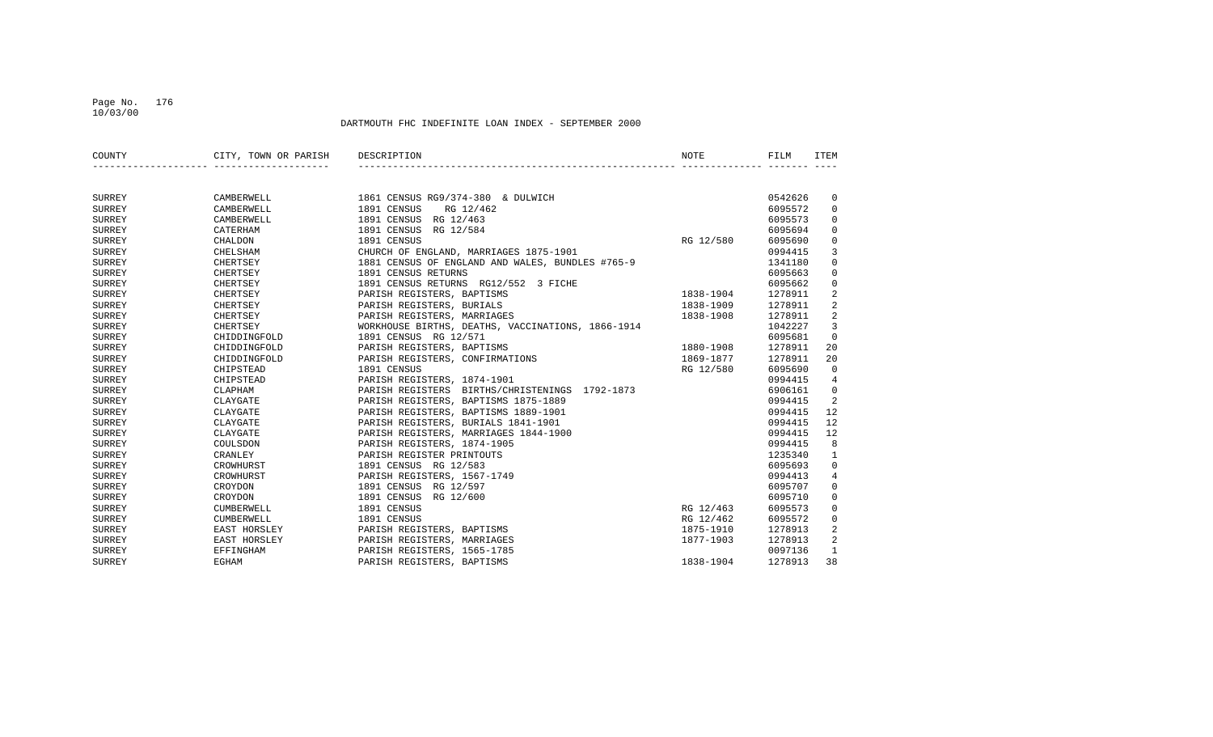DARTMOUTH FHC INDEFINITE LOAN INDEX - SEPTEMBER 2000

| COUNTY | CITY, TOWN OR PARISH | DESCRIPTION | NOTE | FILM | ITEM |
|---|---|---|---|---|---|
| SURREY | CAMBERWELL | 1861 CENSUS RG9/374-380 & DULWICH | | 0542626 | 0 |
| SURREY | CAMBERWELL | 1891 CENSUS RG 12/462 | | 6095572 | 0 |
| SURREY | CAMBERWELL | 1891 CENSUS RG 12/463 | | 6095573 | 0 |
| SURREY | CATERHAM | 1891 CENSUS RG 12/584 | | 6095694 | 0 |
| SURREY | CHALDON | 1891 CENSUS | RG 12/580 | 6095690 | 0 |
| SURREY | CHELSHAM | CHURCH OF ENGLAND, MARRIAGES 1875-1901 | | 0994415 | 3 |
| SURREY | CHERTSEY | 1881 CENSUS OF ENGLAND AND WALES, BUNDLES #765-9 | | 1341180 | 0 |
| SURREY | CHERTSEY | 1891 CENSUS RETURNS | | 6095663 | 0 |
| SURREY | CHERTSEY | 1891 CENSUS RETURNS RG12/552 3 FICHE | | 6095662 | 0 |
| SURREY | CHERTSEY | PARISH REGISTERS, BAPTISMS | 1838-1904 | 1278911 | 2 |
| SURREY | CHERTSEY | PARISH REGISTERS, BURIALS | 1838-1909 | 1278911 | 2 |
| SURREY | CHERTSEY | PARISH REGISTERS, MARRIAGES | 1838-1908 | 1278911 | 2 |
| SURREY | CHERTSEY | WORKHOUSE BIRTHS, DEATHS, VACCINATIONS, 1866-1914 | | 1042227 | 3 |
| SURREY | CHIDDINGFOLD | 1891 CENSUS RG 12/571 | | 6095681 | 0 |
| SURREY | CHIDDINGFOLD | PARISH REGISTERS, BAPTISMS | 1880-1908 | 1278911 | 20 |
| SURREY | CHIDDINGFOLD | PARISH REGISTERS, CONFIRMATIONS | 1869-1877 | 1278911 | 20 |
| SURREY | CHIPSTEAD | 1891 CENSUS | RG 12/580 | 6095690 | 0 |
| SURREY | CHIPSTEAD | PARISH REGISTERS, 1874-1901 | | 0994415 | 4 |
| SURREY | CLAPHAM | PARISH REGISTERS BIRTHS/CHRISTENINGS 1792-1873 | | 6906161 | 0 |
| SURREY | CLAYGATE | PARISH REGISTERS, BAPTISMS 1875-1889 | | 0994415 | 2 |
| SURREY | CLAYGATE | PARISH REGISTERS, BAPTISMS 1889-1901 | | 0994415 | 12 |
| SURREY | CLAYGATE | PARISH REGISTERS, BURIALS 1841-1901 | | 0994415 | 12 |
| SURREY | CLAYGATE | PARISH REGISTERS, MARRIAGES 1844-1900 | | 0994415 | 12 |
| SURREY | COULSDON | PARISH REGISTERS, 1874-1905 | | 0994415 | 8 |
| SURREY | CRANLEY | PARISH REGISTER PRINTOUTS | | 1235340 | 1 |
| SURREY | CROWHURST | 1891 CENSUS RG 12/583 | | 6095693 | 0 |
| SURREY | CROWHURST | PARISH REGISTERS, 1567-1749 | | 0994413 | 4 |
| SURREY | CROYDON | 1891 CENSUS RG 12/597 | | 6095707 | 0 |
| SURREY | CROYDON | 1891 CENSUS RG 12/600 | | 6095710 | 0 |
| SURREY | CUMBERWELL | 1891 CENSUS | RG 12/463 | 6095573 | 0 |
| SURREY | CUMBERWELL | 1891 CENSUS | RG 12/462 | 6095572 | 0 |
| SURREY | EAST HORSLEY | PARISH REGISTERS, BAPTISMS | 1875-1910 | 1278913 | 2 |
| SURREY | EAST HORSLEY | PARISH REGISTERS, MARRIAGES | 1877-1903 | 1278913 | 2 |
| SURREY | EFFINGHAM | PARISH REGISTERS, 1565-1785 | | 0097136 | 1 |
| SURREY | EGHAM | PARISH REGISTERS, BAPTISMS | 1838-1904 | 1278913 | 38 |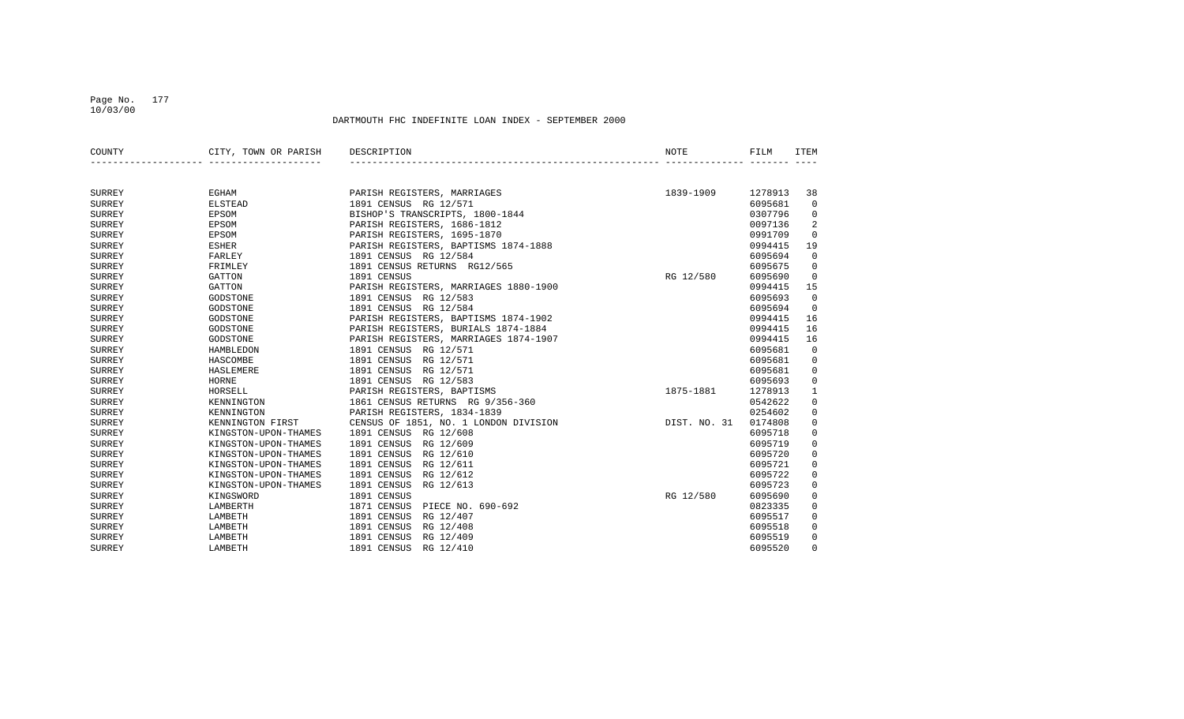DARTMOUTH FHC INDEFINITE LOAN INDEX - SEPTEMBER 2000

| COUNTY | CITY, TOWN OR PARISH | DESCRIPTION | NOTE | FILM | ITEM |
|---|---|---|---|---|---|
| SURREY | EGHAM | PARISH REGISTERS, MARRIAGES | 1839-1909 | 1278913 | 38 |
| SURREY | ELSTEAD | 1891 CENSUS RG 12/571 | | 6095681 | 0 |
| SURREY | EPSOM | BISHOP'S TRANSCRIPTS, 1800-1844 | | 0307796 | 0 |
| SURREY | EPSOM | PARISH REGISTERS, 1686-1812 | | 0097136 | 2 |
| SURREY | EPSOM | PARISH REGISTERS, 1695-1870 | | 0991709 | 0 |
| SURREY | ESHER | PARISH REGISTERS, BAPTISMS 1874-1888 | | 0994415 | 19 |
| SURREY | FARLEY | 1891 CENSUS RG 12/584 | | 6095694 | 0 |
| SURREY | FRIMLEY | 1891 CENSUS RETURNS RG12/565 | | 6095675 | 0 |
| SURREY | GATTON | 1891 CENSUS | RG 12/580 | 6095690 | 0 |
| SURREY | GATTON | PARISH REGISTERS, MARRIAGES 1880-1900 | | 0994415 | 15 |
| SURREY | GODSTONE | 1891 CENSUS RG 12/583 | | 6095693 | 0 |
| SURREY | GODSTONE | 1891 CENSUS RG 12/584 | | 6095694 | 0 |
| SURREY | GODSTONE | PARISH REGISTERS, BAPTISMS 1874-1902 | | 0994415 | 16 |
| SURREY | GODSTONE | PARISH REGISTERS, BURIALS 1874-1884 | | 0994415 | 16 |
| SURREY | GODSTONE | PARISH REGISTERS, MARRIAGES 1874-1907 | | 0994415 | 16 |
| SURREY | HAMBLEDON | 1891 CENSUS RG 12/571 | | 6095681 | 0 |
| SURREY | HASCOMBE | 1891 CENSUS RG 12/571 | | 6095681 | 0 |
| SURREY | HASLEMERE | 1891 CENSUS RG 12/571 | | 6095681 | 0 |
| SURREY | HORNE | 1891 CENSUS RG 12/583 | | 6095693 | 0 |
| SURREY | HORSELL | PARISH REGISTERS, BAPTISMS | 1875-1881 | 1278913 | 1 |
| SURREY | KENNINGTON | 1861 CENSUS RETURNS RG 9/356-360 | | 0542622 | 0 |
| SURREY | KENNINGTON | PARISH REGISTERS, 1834-1839 | | 0254602 | 0 |
| SURREY | KENNINGTON FIRST | CENSUS OF 1851, NO. 1 LONDON DIVISION | DIST. NO. 31 | 0174808 | 0 |
| SURREY | KINGSTON-UPON-THAMES | 1891 CENSUS RG 12/608 | | 6095718 | 0 |
| SURREY | KINGSTON-UPON-THAMES | 1891 CENSUS RG 12/609 | | 6095719 | 0 |
| SURREY | KINGSTON-UPON-THAMES | 1891 CENSUS RG 12/610 | | 6095720 | 0 |
| SURREY | KINGSTON-UPON-THAMES | 1891 CENSUS RG 12/611 | | 6095721 | 0 |
| SURREY | KINGSTON-UPON-THAMES | 1891 CENSUS RG 12/612 | | 6095722 | 0 |
| SURREY | KINGSTON-UPON-THAMES | 1891 CENSUS RG 12/613 | | 6095723 | 0 |
| SURREY | KINGSWORD | 1891 CENSUS | RG 12/580 | 6095690 | 0 |
| SURREY | LAMBERTH | 1871 CENSUS PIECE NO. 690-692 | | 0823335 | 0 |
| SURREY | LAMBETH | 1891 CENSUS RG 12/407 | | 6095517 | 0 |
| SURREY | LAMBETH | 1891 CENSUS RG 12/408 | | 6095518 | 0 |
| SURREY | LAMBETH | 1891 CENSUS RG 12/409 | | 6095519 | 0 |
| SURREY | LAMBETH | 1891 CENSUS RG 12/410 | | 6095520 | 0 |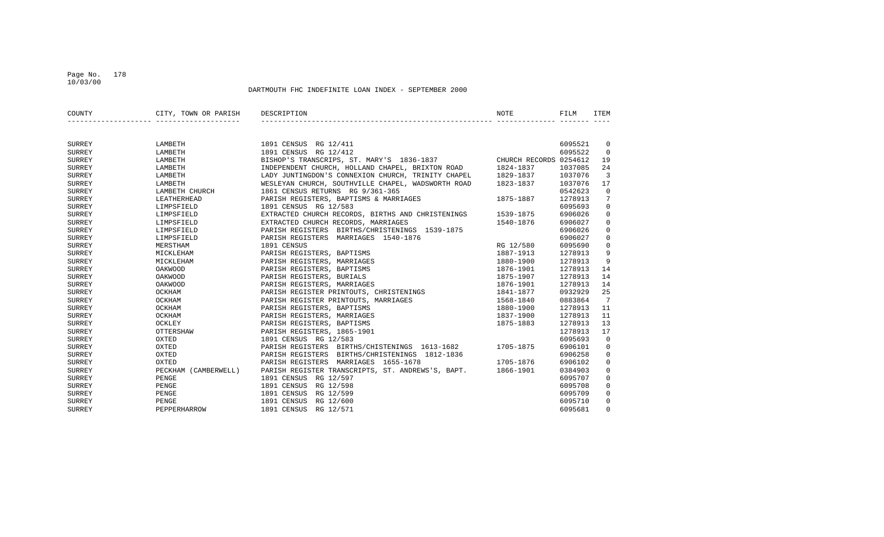DARTMOUTH FHC INDEFINITE LOAN INDEX - SEPTEMBER 2000

| COUNTY | CITY, TOWN OR PARISH | DESCRIPTION | NOTE | FILM | ITEM |
|---|---|---|---|---|---|
| SURREY | LAMBETH | 1891 CENSUS RG 12/411 | | 6095521 | 0 |
| SURREY | LAMBETH | 1891 CENSUS RG 12/412 | | 6095522 | 0 |
| SURREY | LAMBETH | BISHOP'S TRANSCRIPS, ST. MARY'S 1836-1837 | CHURCH RECORDS | 0254612 | 19 |
| SURREY | LAMBETH | INDEPENDENT CHURCH, HOLLAND CHAPEL, BRIXTON ROAD | 1824-1837 | 1037085 | 24 |
| SURREY | LAMBETH | LADY JUNTINGDON'S CONNEXION CHURCH, TRINITY CHAPEL | 1829-1837 | 1037076 | 3 |
| SURREY | LAMBETH | WESLEYAN CHURCH, SOUTHVILLE CHAPEL, WADSWORTH ROAD | 1823-1837 | 1037076 | 17 |
| SURREY | LAMBETH CHURCH | 1861 CENSUS RETURNS RG 9/361-365 | | 0542623 | 0 |
| SURREY | LEATHERHEAD | PARISH REGISTERS, BAPTISMS & MARRIAGES | 1875-1887 | 1278913 | 7 |
| SURREY | LIMPSFIELD | 1891 CENSUS RG 12/583 | | 6095693 | 0 |
| SURREY | LIMPSFIELD | EXTRACTED CHURCH RECORDS, BIRTHS AND CHRISTENINGS | 1539-1875 | 6906026 | 0 |
| SURREY | LIMPSFIELD | EXTRACTED CHURCH RECORDS, MARRIAGES | 1540-1876 | 6906027 | 0 |
| SURREY | LIMPSFIELD | PARISH REGISTERS BIRTHS/CHRISTENINGS 1539-1875 | | 6906026 | 0 |
| SURREY | LIMPSFIELD | PARISH REGISTERS MARRIAGES 1540-1876 | | 6906027 | 0 |
| SURREY | MERSTHAM | 1891 CENSUS | RG 12/580 | 6095690 | 0 |
| SURREY | MICKLEHAM | PARISH REGISTERS, BAPTISMS | 1887-1913 | 1278913 | 9 |
| SURREY | MICKLEHAM | PARISH REGISTERS, MARRIAGES | 1880-1900 | 1278913 | 9 |
| SURREY | OAKWOOD | PARISH REGISTERS, BAPTISMS | 1876-1901 | 1278913 | 14 |
| SURREY | OAKWOOD | PARISH REGISTERS, BURIALS | 1875-1907 | 1278913 | 14 |
| SURREY | OAKWOOD | PARISH REGISTERS, MARRIAGES | 1876-1901 | 1278913 | 14 |
| SURREY | OCKHAM | PARISH REGISTER PRINTOUTS, CHRISTENINGS | 1841-1877 | 0932929 | 25 |
| SURREY | OCKHAM | PARISH REGISTER PRINTOUTS, MARRIAGES | 1568-1840 | 0883864 | 7 |
| SURREY | OCKHAM | PARISH REGISTERS, BAPTISMS | 1880-1900 | 1278913 | 11 |
| SURREY | OCKHAM | PARISH REGISTERS, MARRIAGES | 1837-1900 | 1278913 | 11 |
| SURREY | OCKLEY | PARISH REGISTERS, BAPTISMS | 1875-1883 | 1278913 | 13 |
| SURREY | OTTERSHAW | PARISH REGISTERS, 1865-1901 | | 1278913 | 17 |
| SURREY | OXTED | 1891 CENSUS RG 12/583 | | 6095693 | 0 |
| SURREY | OXTED | PARISH REGISTERS BIRTHS/CHISTENINGS 1613-1682 | 1705-1875 | 6906101 | 0 |
| SURREY | OXTED | PARISH REGISTERS BIRTHS/CHRISTENINGS 1812-1836 | | 6906258 | 0 |
| SURREY | OXTED | PARISH REGISTERS MARRIAGES 1655-1678 | 1705-1876 | 6906102 | 0 |
| SURREY | PECKHAM (CAMBERWELL) | PARISH REGISTER TRANSCRIPTS, ST. ANDREWS'S, BAPT. | 1866-1901 | 0384903 | 0 |
| SURREY | PENGE | 1891 CENSUS RG 12/597 | | 6095707 | 0 |
| SURREY | PENGE | 1891 CENSUS RG 12/598 | | 6095708 | 0 |
| SURREY | PENGE | 1891 CENSUS RG 12/599 | | 6095709 | 0 |
| SURREY | PENGE | 1891 CENSUS RG 12/600 | | 6095710 | 0 |
| SURREY | PEPPERHARROW | 1891 CENSUS RG 12/571 | | 6095681 | 0 |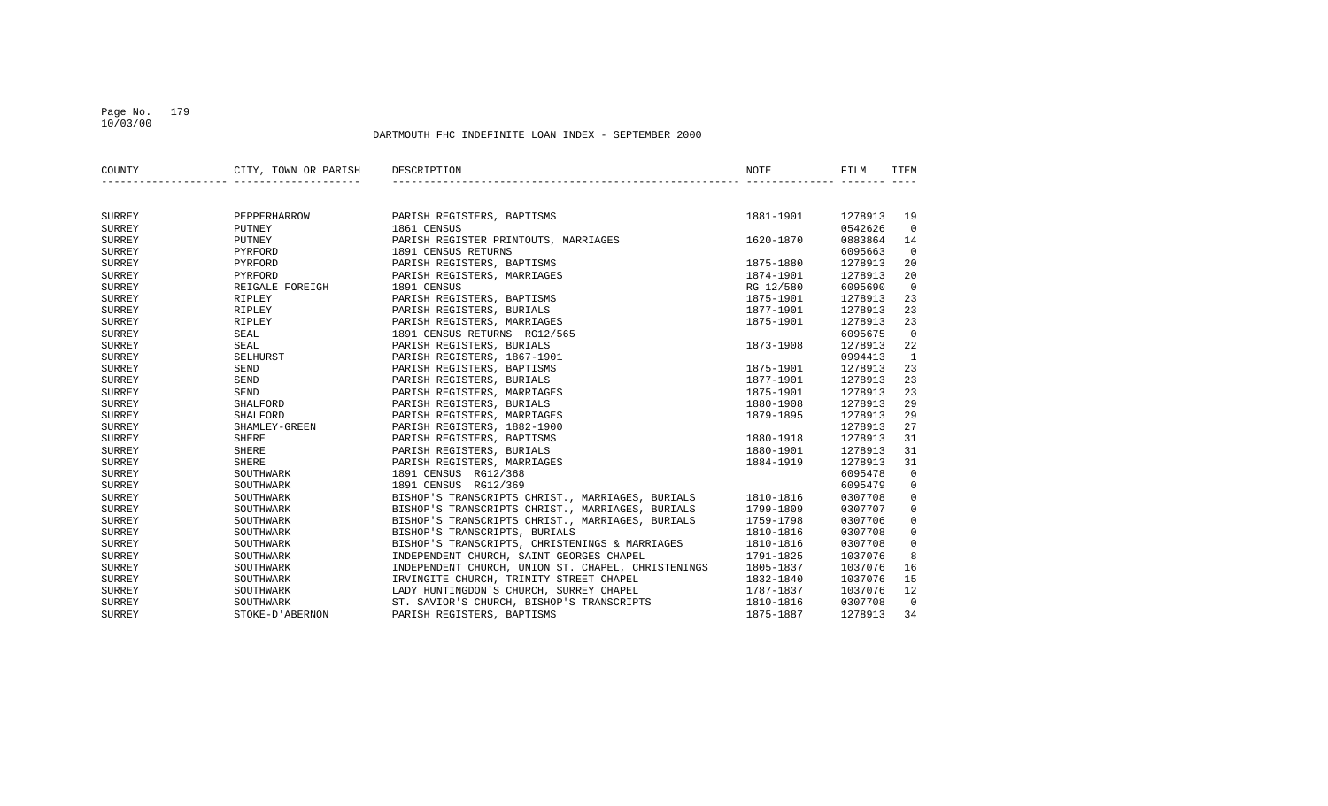DARTMOUTH FHC INDEFINITE LOAN INDEX - SEPTEMBER 2000

| COUNTY | CITY, TOWN OR PARISH | DESCRIPTION | NOTE | FILM | ITEM |
|---|---|---|---|---|---|
| SURREY | PEPPERHARROW | PARISH REGISTERS, BAPTISMS | 1881-1901 | 1278913 | 19 |
| SURREY | PUTNEY | 1861 CENSUS | | 0542626 | 0 |
| SURREY | PUTNEY | PARISH REGISTER PRINTOUTS, MARRIAGES | 1620-1870 | 0883864 | 14 |
| SURREY | PYRFORD | 1891 CENSUS RETURNS | | 6095663 | 0 |
| SURREY | PYRFORD | PARISH REGISTERS, BAPTISMS | 1875-1880 | 1278913 | 20 |
| SURREY | PYRFORD | PARISH REGISTERS, MARRIAGES | 1874-1901 | 1278913 | 20 |
| SURREY | REIGALE FOREIGH | 1891 CENSUS | RG 12/580 | 6095690 | 0 |
| SURREY | RIPLEY | PARISH REGISTERS, BAPTISMS | 1875-1901 | 1278913 | 23 |
| SURREY | RIPLEY | PARISH REGISTERS, BURIALS | 1877-1901 | 1278913 | 23 |
| SURREY | RIPLEY | PARISH REGISTERS, MARRIAGES | 1875-1901 | 1278913 | 23 |
| SURREY | SEAL | 1891 CENSUS RETURNS RG12/565 | | 6095675 | 0 |
| SURREY | SEAL | PARISH REGISTERS, BURIALS | 1873-1908 | 1278913 | 22 |
| SURREY | SELHURST | PARISH REGISTERS, 1867-1901 | | 0994413 | 1 |
| SURREY | SEND | PARISH REGISTERS, BAPTISMS | 1875-1901 | 1278913 | 23 |
| SURREY | SEND | PARISH REGISTERS, BURIALS | 1877-1901 | 1278913 | 23 |
| SURREY | SEND | PARISH REGISTERS, MARRIAGES | 1875-1901 | 1278913 | 23 |
| SURREY | SHALFORD | PARISH REGISTERS, BURIALS | 1880-1908 | 1278913 | 29 |
| SURREY | SHALFORD | PARISH REGISTERS, MARRIAGES | 1879-1895 | 1278913 | 29 |
| SURREY | SHAMLEY-GREEN | PARISH REGISTERS, 1882-1900 | | 1278913 | 27 |
| SURREY | SHERE | PARISH REGISTERS, BAPTISMS | 1880-1918 | 1278913 | 31 |
| SURREY | SHERE | PARISH REGISTERS, BURIALS | 1880-1901 | 1278913 | 31 |
| SURREY | SHERE | PARISH REGISTERS, MARRIAGES | 1884-1919 | 1278913 | 31 |
| SURREY | SOUTHWARK | 1891 CENSUS RG12/368 | | 6095478 | 0 |
| SURREY | SOUTHWARK | 1891 CENSUS RG12/369 | | 6095479 | 0 |
| SURREY | SOUTHWARK | BISHOP'S TRANSCRIPTS CHRIST., MARRIAGES, BURIALS | 1810-1816 | 0307708 | 0 |
| SURREY | SOUTHWARK | BISHOP'S TRANSCRIPTS CHRIST., MARRIAGES, BURIALS | 1799-1809 | 0307707 | 0 |
| SURREY | SOUTHWARK | BISHOP'S TRANSCRIPTS CHRIST., MARRIAGES, BURIALS | 1759-1798 | 0307706 | 0 |
| SURREY | SOUTHWARK | BISHOP'S TRANSCRIPTS, BURIALS | 1810-1816 | 0307708 | 0 |
| SURREY | SOUTHWARK | BISHOP'S TRANSCRIPTS, CHRISTENINGS & MARRIAGES | 1810-1816 | 0307708 | 0 |
| SURREY | SOUTHWARK | INDEPENDENT CHURCH, SAINT GEORGES CHAPEL | 1791-1825 | 1037076 | 8 |
| SURREY | SOUTHWARK | INDEPENDENT CHURCH, UNION ST. CHAPEL, CHRISTENINGS | 1805-1837 | 1037076 | 16 |
| SURREY | SOUTHWARK | IRVINGITE CHURCH, TRINITY STREET CHAPEL | 1832-1840 | 1037076 | 15 |
| SURREY | SOUTHWARK | LADY HUNTINGDON'S CHURCH, SURREY CHAPEL | 1787-1837 | 1037076 | 12 |
| SURREY | SOUTHWARK | ST. SAVIOR'S CHURCH, BISHOP'S TRANSCRIPTS | 1810-1816 | 0307708 | 0 |
| SURREY | STOKE-D'ABERNON | PARISH REGISTERS, BAPTISMS | 1875-1887 | 1278913 | 34 |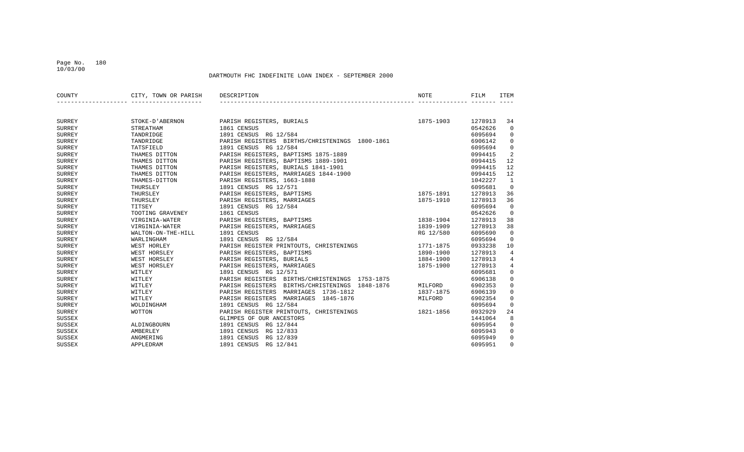DARTMOUTH FHC INDEFINITE LOAN INDEX - SEPTEMBER 2000

| COUNTY | CITY, TOWN OR PARISH | DESCRIPTION | NOTE | FILM | ITEM |
|---|---|---|---|---|---|
| SURREY | STOKE-D'ABERNON | PARISH REGISTERS, BURIALS | 1875-1903 | 1278913 | 34 |
| SURREY | STREATHAM | 1861 CENSUS | | 0542626 | 0 |
| SURREY | TANDRIDGE | 1891 CENSUS RG 12/584 | | 6095694 | 0 |
| SURREY | TANDRIDGE | PARISH REGISTERS BIRTHS/CHRISTENINGS 1800-1861 | | 6906142 | 0 |
| SURREY | TATSFIELD | 1891 CENSUS RG 12/584 | | 6095694 | 0 |
| SURREY | THAMES DITTON | PARISH REGISTERS, BAPTISMS 1875-1889 | | 0994415 | 2 |
| SURREY | THAMES DITTON | PARISH REGISTERS, BAPTISMS 1889-1901 | | 0994415 | 12 |
| SURREY | THAMES DITTON | PARISH REGISTERS, BURIALS 1841-1901 | | 0994415 | 12 |
| SURREY | THAMES DITTON | PARISH REGISTERS, MARRIAGES 1844-1900 | | 0994415 | 12 |
| SURREY | THAMES-DITTON | PARISH REGISTERS, 1663-1888 | | 1042227 | 1 |
| SURREY | THURSLEY | 1891 CENSUS RG 12/571 | | 6095681 | 0 |
| SURREY | THURSLEY | PARISH REGISTERS, BAPTISMS | 1875-1891 | 1278913 | 36 |
| SURREY | THURSLEY | PARISH REGISTERS, MARRIAGES | 1875-1910 | 1278913 | 36 |
| SURREY | TITSEY | 1891 CENSUS RG 12/584 | | 6095694 | 0 |
| SURREY | TOOTING GRAVENEY | 1861 CENSUS | | 0542626 | 0 |
| SURREY | VIRGINIA-WATER | PARISH REGISTERS, BAPTISMS | 1838-1904 | 1278913 | 38 |
| SURREY | VIRGINIA-WATER | PARISH REGISTERS, MARRIAGES | 1839-1909 | 1278913 | 38 |
| SURREY | WALTON-ON-THE-HILL | 1891 CENSUS | RG 12/580 | 6095690 | 0 |
| SURREY | WARLINGHAM | 1891 CENSUS RG 12/584 | | 6095694 | 0 |
| SURREY | WEST HORLEY | PARISH REGISTER PRINTOUTS, CHRISTENINGS | 1771-1875 | 0933238 | 10 |
| SURREY | WEST HORSLEY | PARISH REGISTERS, BAPTISMS | 1890-1900 | 1278913 | 4 |
| SURREY | WEST HORSLEY | PARISH REGISTERS, BURIALS | 1884-1900 | 1278913 | 4 |
| SURREY | WEST HORSLEY | PARISH REGISTERS, MARRIAGES | 1875-1900 | 1278913 | 4 |
| SURREY | WITLEY | 1891 CENSUS RG 12/571 | | 6095681 | 0 |
| SURREY | WITLEY | PARISH REGISTERS BIRTHS/CHRISTENINGS 1753-1875 | | 6906138 | 0 |
| SURREY | WITLEY | PARISH REGISTERS BIRTHS/CHRISTENINGS 1848-1876 | MILFORD | 6902353 | 0 |
| SURREY | WITLEY | PARISH REGISTERS MARRIAGES 1736-1812 | 1837-1875 | 6906139 | 0 |
| SURREY | WITLEY | PARISH REGISTERS MARRIAGES 1845-1876 | MILFORD | 6902354 | 0 |
| SURREY | WOLDINGHAM | 1891 CENSUS RG 12/584 | | 6095694 | 0 |
| SURREY | WOTTON | PARISH REGISTER PRINTOUTS, CHRISTENINGS | 1821-1856 | 0932929 | 24 |
| SUSSEX | | GLIMPES OF OUR ANCESTORS | | 1441064 | 8 |
| SUSSEX | ALDINGBOURN | 1891 CENSUS RG 12/844 | | 6095954 | 0 |
| SUSSEX | AMBERLEY | 1891 CENSUS RG 12/833 | | 6095943 | 0 |
| SUSSEX | ANGMERING | 1891 CENSUS RG 12/839 | | 6095949 | 0 |
| SUSSEX | APPLEDRAM | 1891 CENSUS RG 12/841 | | 6095951 | 0 |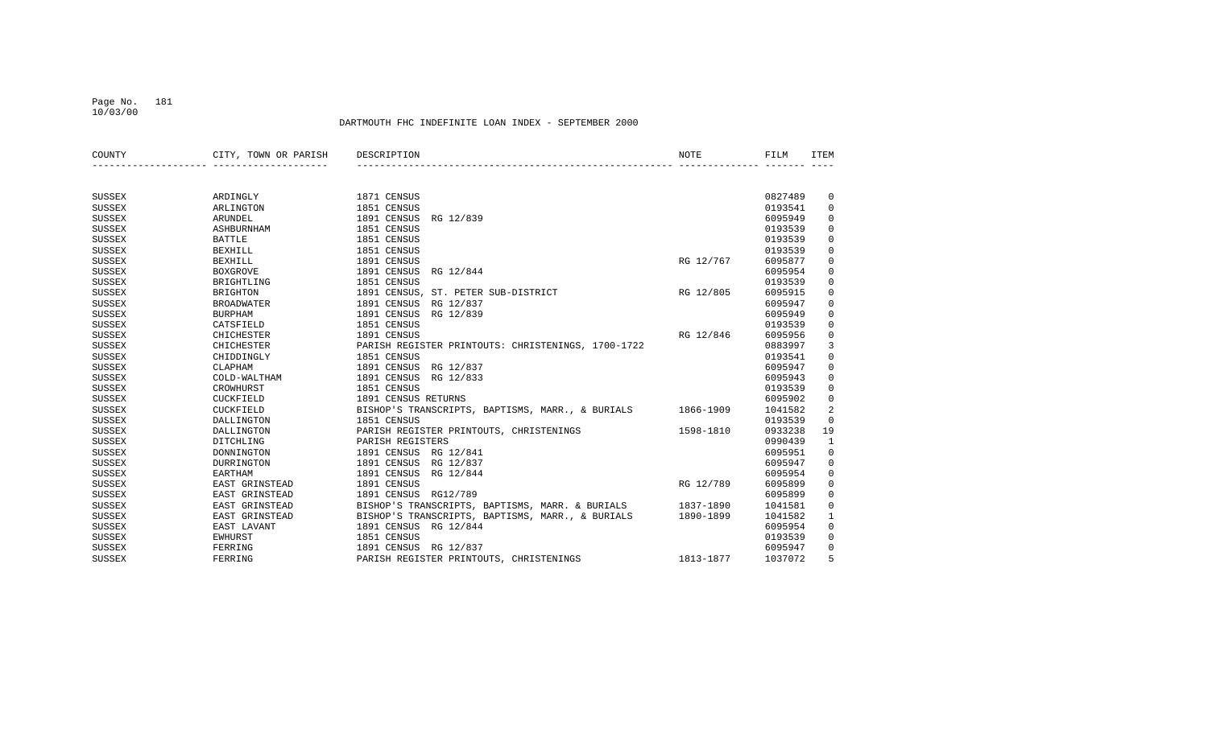DARTMOUTH FHC INDEFINITE LOAN INDEX - SEPTEMBER 2000

| COUNTY | CITY, TOWN OR PARISH | DESCRIPTION | NOTE | FILM | ITEM |
|---|---|---|---|---|---|
| SUSSEX | ARDINGLY | 1871 CENSUS | | 0827489 | 0 |
| SUSSEX | ARLINGTON | 1851 CENSUS | | 0193541 | 0 |
| SUSSEX | ARUNDEL | 1891 CENSUS RG 12/839 | | 6095949 | 0 |
| SUSSEX | ASHBURNHAM | 1851 CENSUS | | 0193539 | 0 |
| SUSSEX | BATTLE | 1851 CENSUS | | 0193539 | 0 |
| SUSSEX | BEXHILL | 1851 CENSUS | | 0193539 | 0 |
| SUSSEX | BEXHILL | 1891 CENSUS | RG 12/767 | 6095877 | 0 |
| SUSSEX | BOXGROVE | 1891 CENSUS RG 12/844 | | 6095954 | 0 |
| SUSSEX | BRIGHTLING | 1851 CENSUS | | 0193539 | 0 |
| SUSSEX | BRIGHTON | 1891 CENSUS, ST. PETER SUB-DISTRICT | RG 12/805 | 6095915 | 0 |
| SUSSEX | BROADWATER | 1891 CENSUS RG 12/837 | | 6095947 | 0 |
| SUSSEX | BURPHAM | 1891 CENSUS RG 12/839 | | 6095949 | 0 |
| SUSSEX | CATSFIELD | 1851 CENSUS | | 0193539 | 0 |
| SUSSEX | CHICHESTER | 1891 CENSUS | RG 12/846 | 6095956 | 0 |
| SUSSEX | CHICHESTER | PARISH REGISTER PRINTOUTS: CHRISTENINGS, 1700-1722 | | 0883997 | 3 |
| SUSSEX | CHIDDINGLY | 1851 CENSUS | | 0193541 | 0 |
| SUSSEX | CLAPHAM | 1891 CENSUS RG 12/837 | | 6095947 | 0 |
| SUSSEX | COLD-WALTHAM | 1891 CENSUS RG 12/833 | | 6095943 | 0 |
| SUSSEX | CROWHURST | 1851 CENSUS | | 0193539 | 0 |
| SUSSEX | CUCKFIELD | 1891 CENSUS RETURNS | | 6095902 | 0 |
| SUSSEX | CUCKFIELD | BISHOP'S TRANSCRIPTS, BAPTISMS, MARR., & BURIALS | 1866-1909 | 1041582 | 2 |
| SUSSEX | DALLINGTON | 1851 CENSUS | | 0193539 | 0 |
| SUSSEX | DALLINGTON | PARISH REGISTER PRINTOUTS, CHRISTENINGS | 1598-1810 | 0933238 | 19 |
| SUSSEX | DITCHLING | PARISH REGISTERS | | 0990439 | 1 |
| SUSSEX | DONNINGTON | 1891 CENSUS RG 12/841 | | 6095951 | 0 |
| SUSSEX | DURRINGTON | 1891 CENSUS RG 12/837 | | 6095947 | 0 |
| SUSSEX | EARTHAM | 1891 CENSUS RG 12/844 | | 6095954 | 0 |
| SUSSEX | EAST GRINSTEAD | 1891 CENSUS | RG 12/789 | 6095899 | 0 |
| SUSSEX | EAST GRINSTEAD | 1891 CENSUS RG12/789 | | 6095899 | 0 |
| SUSSEX | EAST GRINSTEAD | BISHOP'S TRANSCRIPTS, BAPTISMS, MARR. & BURIALS | 1837-1890 | 1041581 | 0 |
| SUSSEX | EAST GRINSTEAD | BISHOP'S TRANSCRIPTS, BAPTISMS, MARR., & BURIALS | 1890-1899 | 1041582 | 1 |
| SUSSEX | EAST LAVANT | 1891 CENSUS RG 12/844 | | 6095954 | 0 |
| SUSSEX | EWHURST | 1851 CENSUS | | 0193539 | 0 |
| SUSSEX | FERRING | 1891 CENSUS RG 12/837 | | 6095947 | 0 |
| SUSSEX | FERRING | PARISH REGISTER PRINTOUTS, CHRISTENINGS | 1813-1877 | 1037072 | 5 |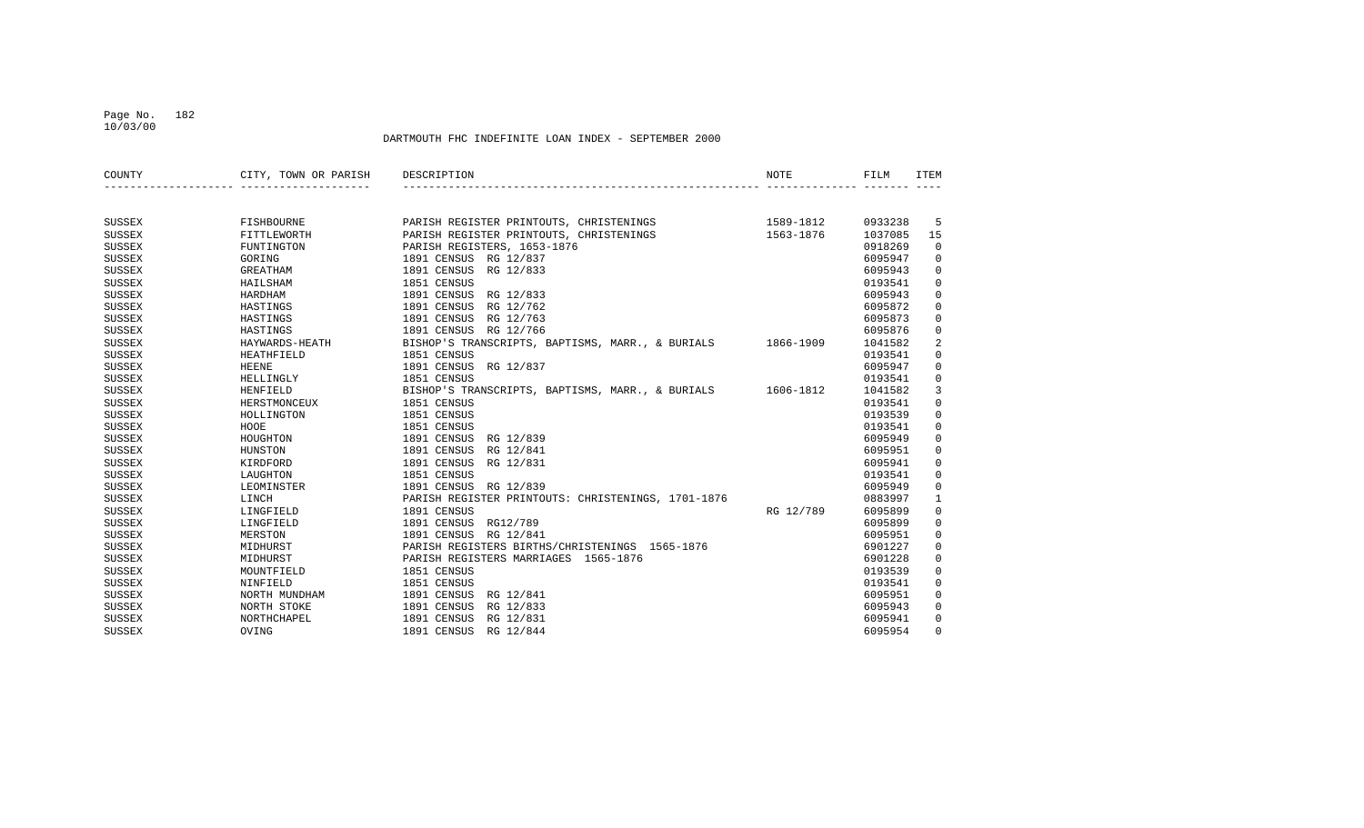DARTMOUTH FHC INDEFINITE LOAN INDEX - SEPTEMBER 2000

| COUNTY | CITY, TOWN OR PARISH | DESCRIPTION | NOTE | FILM | ITEM |
|---|---|---|---|---|---|
| SUSSEX | FISHBOURNE | PARISH REGISTER PRINTOUTS, CHRISTENINGS | 1589-1812 | 0933238 | 5 |
| SUSSEX | FITTLEWORTH | PARISH REGISTER PRINTOUTS, CHRISTENINGS | 1563-1876 | 1037085 | 15 |
| SUSSEX | FUNTINGTON | PARISH REGISTERS, 1653-1876 | | 0918269 | 0 |
| SUSSEX | GORING | 1891 CENSUS RG 12/837 | | 6095947 | 0 |
| SUSSEX | GREATHAM | 1891 CENSUS RG 12/833 | | 6095943 | 0 |
| SUSSEX | HAILSHAM | 1851 CENSUS | | 0193541 | 0 |
| SUSSEX | HARDHAM | 1891 CENSUS RG 12/833 | | 6095943 | 0 |
| SUSSEX | HASTINGS | 1891 CENSUS RG 12/762 | | 6095872 | 0 |
| SUSSEX | HASTINGS | 1891 CENSUS RG 12/763 | | 6095873 | 0 |
| SUSSEX | HASTINGS | 1891 CENSUS RG 12/766 | | 6095876 | 0 |
| SUSSEX | HAYWARDS-HEATH | BISHOP'S TRANSCRIPTS, BAPTISMS, MARR., & BURIALS | 1866-1909 | 1041582 | 2 |
| SUSSEX | HEATHFIELD | 1851 CENSUS | | 0193541 | 0 |
| SUSSEX | HEENE | 1891 CENSUS RG 12/837 | | 6095947 | 0 |
| SUSSEX | HELLINGLY | 1851 CENSUS | | 0193541 | 0 |
| SUSSEX | HENFIELD | BISHOP'S TRANSCRIPTS, BAPTISMS, MARR., & BURIALS | 1606-1812 | 1041582 | 3 |
| SUSSEX | HERSTMONCEUX | 1851 CENSUS | | 0193541 | 0 |
| SUSSEX | HOLLINGTON | 1851 CENSUS | | 0193539 | 0 |
| SUSSEX | HOOE | 1851 CENSUS | | 0193541 | 0 |
| SUSSEX | HOUGHTON | 1891 CENSUS RG 12/839 | | 6095949 | 0 |
| SUSSEX | HUNSTON | 1891 CENSUS RG 12/841 | | 6095951 | 0 |
| SUSSEX | KIRDFORD | 1891 CENSUS RG 12/831 | | 6095941 | 0 |
| SUSSEX | LAUGHTON | 1851 CENSUS | | 0193541 | 0 |
| SUSSEX | LEOMINSTER | 1891 CENSUS RG 12/839 | | 6095949 | 0 |
| SUSSEX | LINCH | PARISH REGISTER PRINTOUTS: CHRISTENINGS, 1701-1876 | | 0883997 | 1 |
| SUSSEX | LINGFIELD | 1891 CENSUS | RG 12/789 | 6095899 | 0 |
| SUSSEX | LINGFIELD | 1891 CENSUS RG12/789 | | 6095899 | 0 |
| SUSSEX | MERSTON | 1891 CENSUS RG 12/841 | | 6095951 | 0 |
| SUSSEX | MIDHURST | PARISH REGISTERS BIRTHS/CHRISTENINGS 1565-1876 | | 6901227 | 0 |
| SUSSEX | MIDHURST | PARISH REGISTERS MARRIAGES 1565-1876 | | 6901228 | 0 |
| SUSSEX | MOUNTFIELD | 1851 CENSUS | | 0193539 | 0 |
| SUSSEX | NINFIELD | 1851 CENSUS | | 0193541 | 0 |
| SUSSEX | NORTH MUNDHAM | 1891 CENSUS RG 12/841 | | 6095951 | 0 |
| SUSSEX | NORTH STOKE | 1891 CENSUS RG 12/833 | | 6095943 | 0 |
| SUSSEX | NORTHCHAPEL | 1891 CENSUS RG 12/831 | | 6095941 | 0 |
| SUSSEX | OVING | 1891 CENSUS RG 12/844 | | 6095954 | 0 |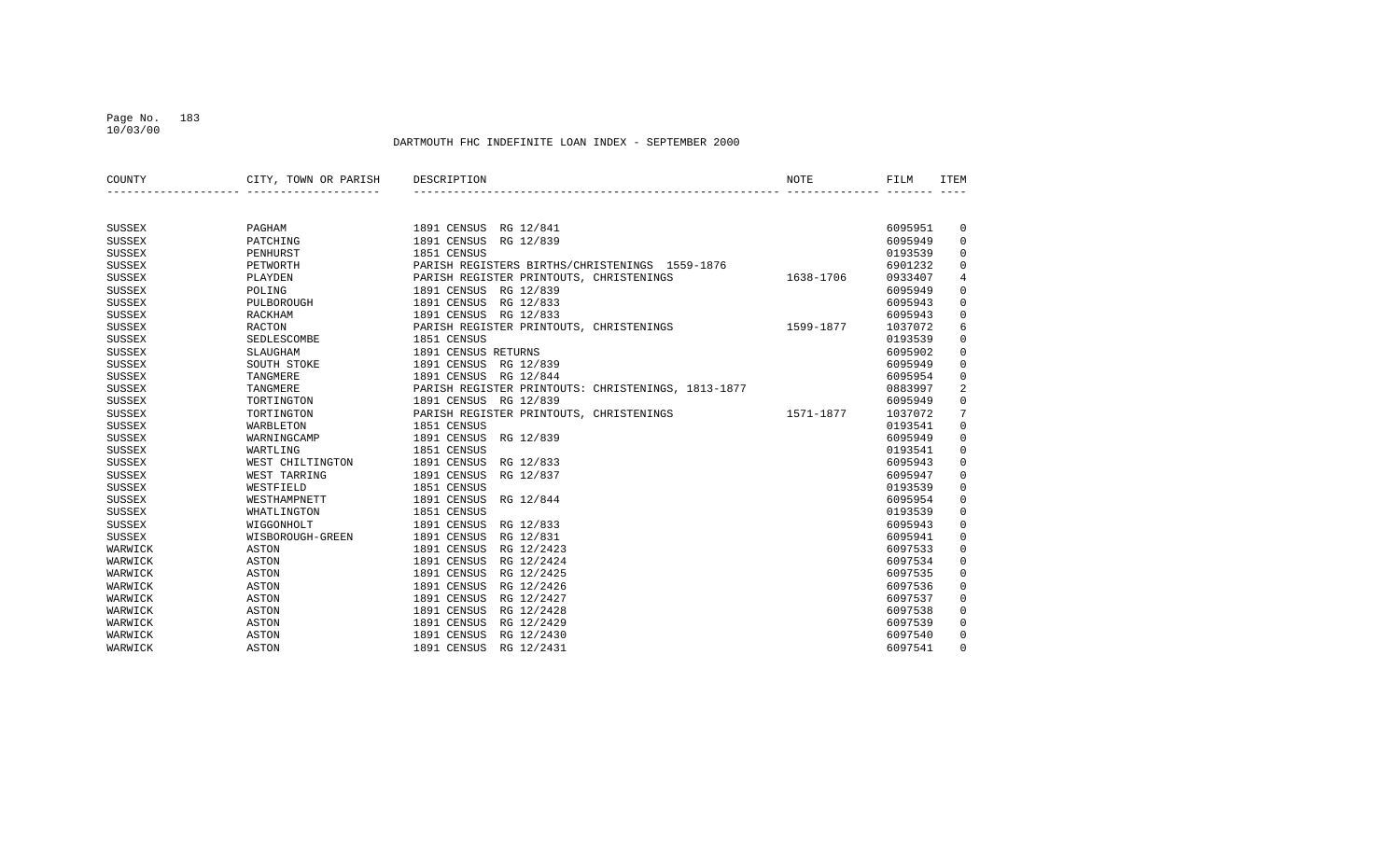## DARTMOUTH FHC INDEFINITE LOAN INDEX - SEPTEMBER 2000

| COUNTY | CITY, TOWN OR PARISH | DESCRIPTION | NOTE | FILM | ITEM |
|---|---|---|---|---|---|
| SUSSEX | PAGHAM | 1891 CENSUS RG 12/841 | | 6095951 | 0 |
| SUSSEX | PATCHING | 1891 CENSUS RG 12/839 | | 6095949 | 0 |
| SUSSEX | PENHURST | 1851 CENSUS | | 0193539 | 0 |
| SUSSEX | PETWORTH | PARISH REGISTERS BIRTHS/CHRISTENINGS 1559-1876 | | 6901232 | 0 |
| SUSSEX | PLAYDEN | PARISH REGISTER PRINTOUTS, CHRISTENINGS | 1638-1706 | 0933407 | 4 |
| SUSSEX | POLING | 1891 CENSUS RG 12/839 | | 6095949 | 0 |
| SUSSEX | PULBOROUGH | 1891 CENSUS RG 12/833 | | 6095943 | 0 |
| SUSSEX | RACKHAM | 1891 CENSUS RG 12/833 | | 6095943 | 0 |
| SUSSEX | RACTON | PARISH REGISTER PRINTOUTS, CHRISTENINGS | 1599-1877 | 1037072 | 6 |
| SUSSEX | SEDLESCOMBE | 1851 CENSUS | | 0193539 | 0 |
| SUSSEX | SLAUGHAM | 1891 CENSUS RETURNS | | 6095902 | 0 |
| SUSSEX | SOUTH STOKE | 1891 CENSUS RG 12/839 | | 6095949 | 0 |
| SUSSEX | TANGMERE | 1891 CENSUS RG 12/844 | | 6095954 | 0 |
| SUSSEX | TANGMERE | PARISH REGISTER PRINTOUTS: CHRISTENINGS, 1813-1877 | | 0883997 | 2 |
| SUSSEX | TORTINGTON | 1891 CENSUS RG 12/839 | | 6095949 | 0 |
| SUSSEX | TORTINGTON | PARISH REGISTER PRINTOUTS, CHRISTENINGS | 1571-1877 | 1037072 | 7 |
| SUSSEX | WARBLETON | 1851 CENSUS | | 0193541 | 0 |
| SUSSEX | WARNINGCAMP | 1891 CENSUS RG 12/839 | | 6095949 | 0 |
| SUSSEX | WARTLING | 1851 CENSUS | | 0193541 | 0 |
| SUSSEX | WEST CHILTINGTON | 1891 CENSUS RG 12/833 | | 6095943 | 0 |
| SUSSEX | WEST TARRING | 1891 CENSUS RG 12/837 | | 6095947 | 0 |
| SUSSEX | WESTFIELD | 1851 CENSUS | | 0193539 | 0 |
| SUSSEX | WESTHAMPNETT | 1891 CENSUS RG 12/844 | | 6095954 | 0 |
| SUSSEX | WHATLINGTON | 1851 CENSUS | | 0193539 | 0 |
| SUSSEX | WIGGONHOLT | 1891 CENSUS RG 12/833 | | 6095943 | 0 |
| SUSSEX | WISBOROUGH-GREEN | 1891 CENSUS RG 12/831 | | 6095941 | 0 |
| WARWICK | ASTON | 1891 CENSUS RG 12/2423 | | 6097533 | 0 |
| WARWICK | ASTON | 1891 CENSUS RG 12/2424 | | 6097534 | 0 |
| WARWICK | ASTON | 1891 CENSUS RG 12/2425 | | 6097535 | 0 |
| WARWICK | ASTON | 1891 CENSUS RG 12/2426 | | 6097536 | 0 |
| WARWICK | ASTON | 1891 CENSUS RG 12/2427 | | 6097537 | 0 |
| WARWICK | ASTON | 1891 CENSUS RG 12/2428 | | 6097538 | 0 |
| WARWICK | ASTON | 1891 CENSUS RG 12/2429 | | 6097539 | 0 |
| WARWICK | ASTON | 1891 CENSUS RG 12/2430 | | 6097540 | 0 |
| WARWICK | ASTON | 1891 CENSUS RG 12/2431 | | 6097541 | 0 |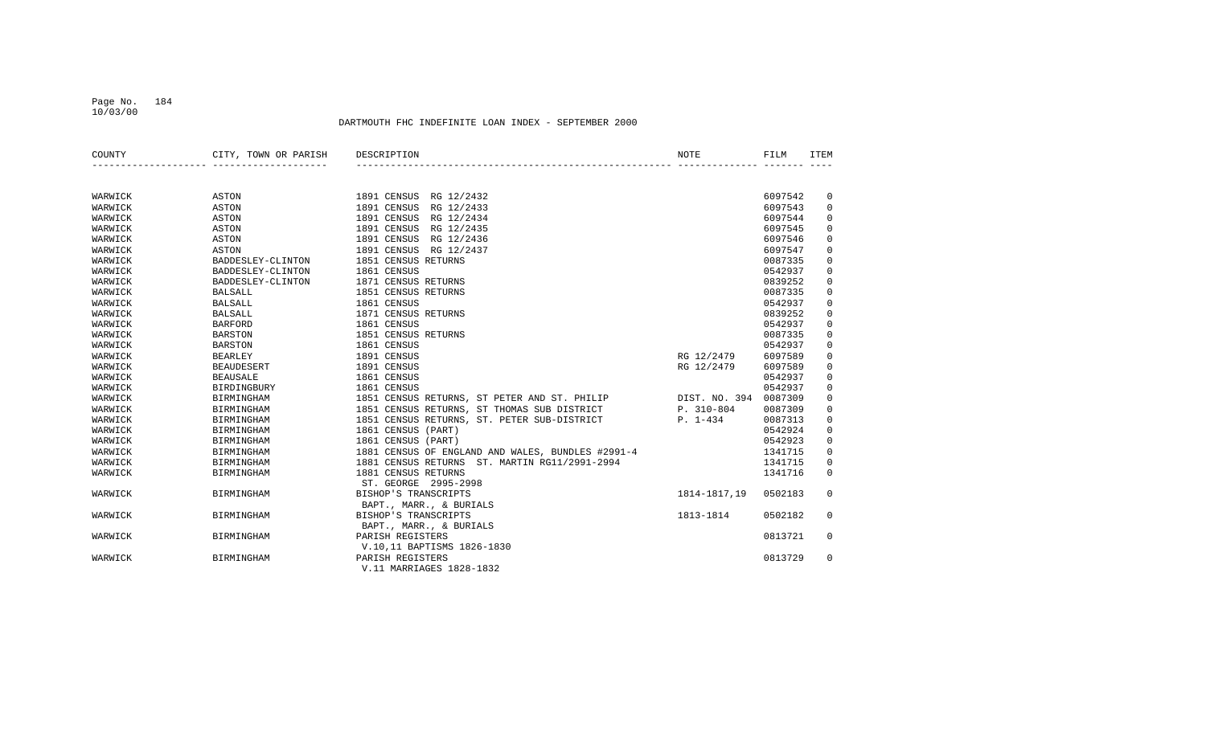# DARTMOUTH FHC INDEFINITE LOAN INDEX - SEPTEMBER 2000

| COUNTY | CITY, TOWN OR PARISH | DESCRIPTION | NOTE | FILM | ITEM |
|---|---|---|---|---|---|
| WARWICK | ASTON | 1891 CENSUS RG 12/2432 | | 6097542 | 0 |
| WARWICK | ASTON | 1891 CENSUS RG 12/2433 | | 6097543 | 0 |
| WARWICK | ASTON | 1891 CENSUS RG 12/2434 | | 6097544 | 0 |
| WARWICK | ASTON | 1891 CENSUS RG 12/2435 | | 6097545 | 0 |
| WARWICK | ASTON | 1891 CENSUS RG 12/2436 | | 6097546 | 0 |
| WARWICK | ASTON | 1891 CENSUS RG 12/2437 | | 6097547 | 0 |
| WARWICK | BADDESLEY-CLINTON | 1851 CENSUS RETURNS | | 0087335 | 0 |
| WARWICK | BADDESLEY-CLINTON | 1861 CENSUS | | 0542937 | 0 |
| WARWICK | BADDESLEY-CLINTON | 1871 CENSUS RETURNS | | 0839252 | 0 |
| WARWICK | BALSALL | 1851 CENSUS RETURNS | | 0087335 | 0 |
| WARWICK | BALSALL | 1861 CENSUS | | 0542937 | 0 |
| WARWICK | BALSALL | 1871 CENSUS RETURNS | | 0839252 | 0 |
| WARWICK | BARFORD | 1861 CENSUS | | 0542937 | 0 |
| WARWICK | BARSTON | 1851 CENSUS RETURNS | | 0087335 | 0 |
| WARWICK | BARSTON | 1861 CENSUS | | 0542937 | 0 |
| WARWICK | BEARLEY | 1891 CENSUS | RG 12/2479 | 6097589 | 0 |
| WARWICK | BEAUDESERT | 1891 CENSUS | RG 12/2479 | 6097589 | 0 |
| WARWICK | BEAUSALE | 1861 CENSUS | | 0542937 | 0 |
| WARWICK | BIRDINGBURY | 1861 CENSUS | | 0542937 | 0 |
| WARWICK | BIRMINGHAM | 1851 CENSUS RETURNS, ST PETER AND ST. PHILIP | DIST. NO. 394 | 0087309 | 0 |
| WARWICK | BIRMINGHAM | 1851 CENSUS RETURNS, ST THOMAS SUB DISTRICT | P. 310-804 | 0087309 | 0 |
| WARWICK | BIRMINGHAM | 1851 CENSUS RETURNS, ST. PETER SUB-DISTRICT | P. 1-434 | 0087313 | 0 |
| WARWICK | BIRMINGHAM | 1861 CENSUS (PART) | | 0542924 | 0 |
| WARWICK | BIRMINGHAM | 1861 CENSUS (PART) | | 0542923 | 0 |
| WARWICK | BIRMINGHAM | 1881 CENSUS OF ENGLAND AND WALES, BUNDLES #2991-4 | | 1341715 | 0 |
| WARWICK | BIRMINGHAM | 1881 CENSUS RETURNS ST. MARTIN RG11/2991-2994 | | 1341715 | 0 |
| WARWICK | BIRMINGHAM | 1881 CENSUS RETURNS<br>ST. GEORGE 2995-2998 | | 1341716 | 0 |
| WARWICK | BIRMINGHAM | BISHOP'S TRANSCRIPTS<br>BAPT., MARR., & BURIALS | 1814-1817,19 | 0502183 | 0 |
| WARWICK | BIRMINGHAM | BISHOP'S TRANSCRIPTS<br>BAPT., MARR., & BURIALS | 1813-1814 | 0502182 | 0 |
| WARWICK | BIRMINGHAM | PARISH REGISTERS<br>V.10,11 BAPTISMS 1826-1830 | | 0813721 | 0 |
| WARWICK | BIRMINGHAM | PARISH REGISTERS<br>V.11 MARRIAGES 1828-1832 | | 0813729 | 0 |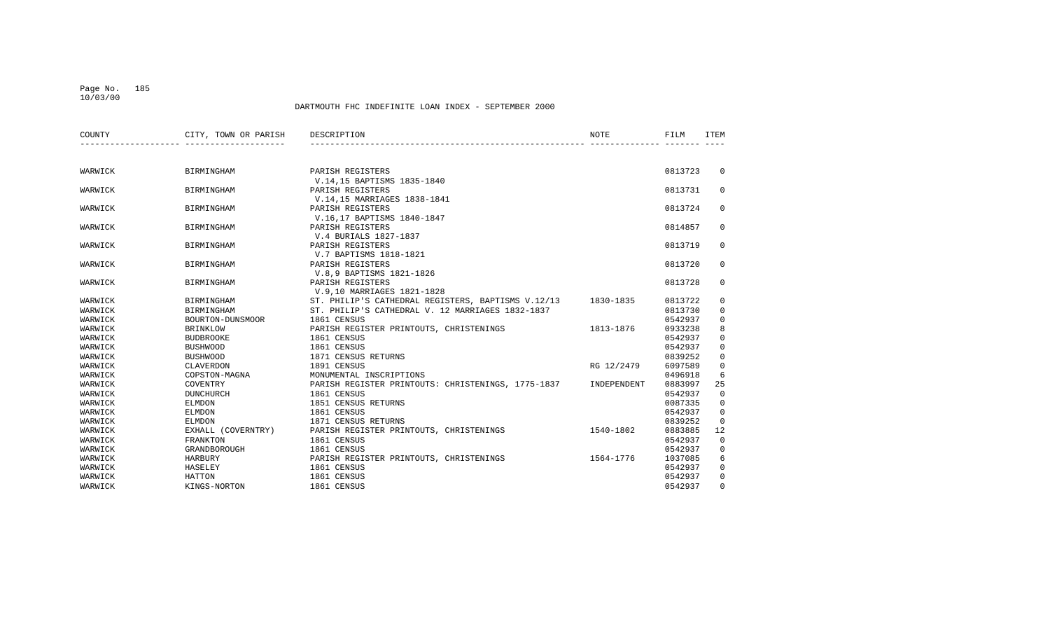DARTMOUTH FHC INDEFINITE LOAN INDEX - SEPTEMBER 2000

| COUNTY | CITY, TOWN OR PARISH | DESCRIPTION | NOTE | FILM | ITEM |
|---|---|---|---|---|---|
| WARWICK | BIRMINGHAM | PARISH REGISTERS V.14,15 BAPTISMS 1835-1840 | | 0813723 | 0 |
| WARWICK | BIRMINGHAM | PARISH REGISTERS V.14,15 MARRIAGES 1838-1841 | | 0813731 | 0 |
| WARWICK | BIRMINGHAM | PARISH REGISTERS V.16,17 BAPTISMS 1840-1847 | | 0813724 | 0 |
| WARWICK | BIRMINGHAM | PARISH REGISTERS V.4 BURIALS 1827-1837 | | 0814857 | 0 |
| WARWICK | BIRMINGHAM | PARISH REGISTERS V.7 BAPTISMS 1818-1821 | | 0813719 | 0 |
| WARWICK | BIRMINGHAM | PARISH REGISTERS V.8,9 BAPTISMS 1821-1826 | | 0813720 | 0 |
| WARWICK | BIRMINGHAM | PARISH REGISTERS V.9,10 MARRIAGES 1821-1828 | | 0813728 | 0 |
| WARWICK | BIRMINGHAM | ST. PHILIP'S CATHEDRAL REGISTERS, BAPTISMS V.12/13 | 1830-1835 | 0813722 | 0 |
| WARWICK | BIRMINGHAM | ST. PHILIP'S CATHEDRAL V. 12 MARRIAGES 1832-1837 | | 0813730 | 0 |
| WARWICK | BOURTON-DUNSMOOR | 1861 CENSUS | | 0542937 | 0 |
| WARWICK | BRINKLOW | PARISH REGISTER PRINTOUTS, CHRISTENINGS | 1813-1876 | 0933238 | 8 |
| WARWICK | BUDBROOKE | 1861 CENSUS | | 0542937 | 0 |
| WARWICK | BUSHWOOD | 1861 CENSUS | | 0542937 | 0 |
| WARWICK | BUSHWOOD | 1871 CENSUS RETURNS | | 0839252 | 0 |
| WARWICK | CLAVERDON | 1891 CENSUS | RG 12/2479 | 6097589 | 0 |
| WARWICK | COPSTON-MAGNA | MONUMENTAL INSCRIPTIONS | | 0496918 | 6 |
| WARWICK | COVENTRY | PARISH REGISTER PRINTOUTS: CHRISTENINGS, 1775-1837 | INDEPENDENT | 0883997 | 25 |
| WARWICK | DUNCHURCH | 1861 CENSUS | | 0542937 | 0 |
| WARWICK | ELMDON | 1851 CENSUS RETURNS | | 0087335 | 0 |
| WARWICK | ELMDON | 1861 CENSUS | | 0542937 | 0 |
| WARWICK | ELMDON | 1871 CENSUS RETURNS | | 0839252 | 0 |
| WARWICK | EXHALL (COVERNTRY) | PARISH REGISTER PRINTOUTS, CHRISTENINGS | 1540-1802 | 0883885 | 12 |
| WARWICK | FRANKTON | 1861 CENSUS | | 0542937 | 0 |
| WARWICK | GRANDBOROUGH | 1861 CENSUS | | 0542937 | 0 |
| WARWICK | HARBURY | PARISH REGISTER PRINTOUTS, CHRISTENINGS | 1564-1776 | 1037085 | 6 |
| WARWICK | HASELEY | 1861 CENSUS | | 0542937 | 0 |
| WARWICK | HATTON | 1861 CENSUS | | 0542937 | 0 |
| WARWICK | KINGS-NORTON | 1861 CENSUS | | 0542937 | 0 |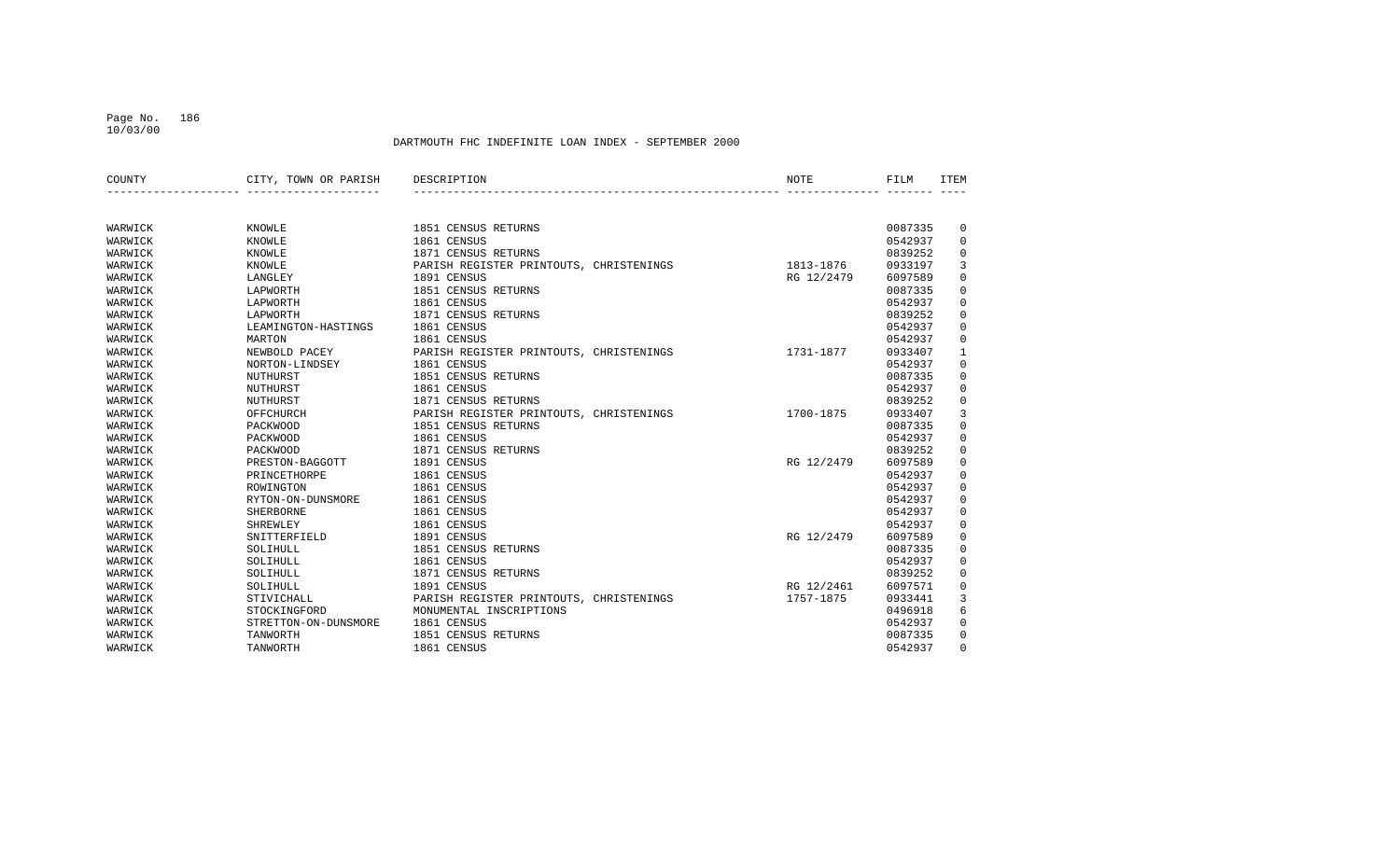## DARTMOUTH FHC INDEFINITE LOAN INDEX - SEPTEMBER 2000

| COUNTY | CITY, TOWN OR PARISH | DESCRIPTION | NOTE | FILM | ITEM |
|---|---|---|---|---|---|
| WARWICK | KNOWLE | 1851 CENSUS RETURNS | | 0087335 | 0 |
| WARWICK | KNOWLE | 1861 CENSUS | | 0542937 | 0 |
| WARWICK | KNOWLE | 1871 CENSUS RETURNS | | 0839252 | 0 |
| WARWICK | KNOWLE | PARISH REGISTER PRINTOUTS, CHRISTENINGS | 1813-1876 | 0933197 | 3 |
| WARWICK | LANGLEY | 1891 CENSUS | RG 12/2479 | 6097589 | 0 |
| WARWICK | LAPWORTH | 1851 CENSUS RETURNS | | 0087335 | 0 |
| WARWICK | LAPWORTH | 1861 CENSUS | | 0542937 | 0 |
| WARWICK | LAPWORTH | 1871 CENSUS RETURNS | | 0839252 | 0 |
| WARWICK | LEAMINGTON-HASTINGS | 1861 CENSUS | | 0542937 | 0 |
| WARWICK | MARTON | 1861 CENSUS | | 0542937 | 0 |
| WARWICK | NEWBOLD PACEY | PARISH REGISTER PRINTOUTS, CHRISTENINGS | 1731-1877 | 0933407 | 1 |
| WARWICK | NORTON-LINDSEY | 1861 CENSUS | | 0542937 | 0 |
| WARWICK | NUTHURST | 1851 CENSUS RETURNS | | 0087335 | 0 |
| WARWICK | NUTHURST | 1861 CENSUS | | 0542937 | 0 |
| WARWICK | NUTHURST | 1871 CENSUS RETURNS | | 0839252 | 0 |
| WARWICK | OFFCHURCH | PARISH REGISTER PRINTOUTS, CHRISTENINGS | 1700-1875 | 0933407 | 3 |
| WARWICK | PACKWOOD | 1851 CENSUS RETURNS | | 0087335 | 0 |
| WARWICK | PACKWOOD | 1861 CENSUS | | 0542937 | 0 |
| WARWICK | PACKWOOD | 1871 CENSUS RETURNS | | 0839252 | 0 |
| WARWICK | PRESTON-BAGGOTT | 1891 CENSUS | RG 12/2479 | 6097589 | 0 |
| WARWICK | PRINCETHORPE | 1861 CENSUS | | 0542937 | 0 |
| WARWICK | ROWINGTON | 1861 CENSUS | | 0542937 | 0 |
| WARWICK | RYTON-ON-DUNSMORE | 1861 CENSUS | | 0542937 | 0 |
| WARWICK | SHERBORNE | 1861 CENSUS | | 0542937 | 0 |
| WARWICK | SHREWLEY | 1861 CENSUS | | 0542937 | 0 |
| WARWICK | SNITTERFIELD | 1891 CENSUS | RG 12/2479 | 6097589 | 0 |
| WARWICK | SOLIHULL | 1851 CENSUS RETURNS | | 0087335 | 0 |
| WARWICK | SOLIHULL | 1861 CENSUS | | 0542937 | 0 |
| WARWICK | SOLIHULL | 1871 CENSUS RETURNS | | 0839252 | 0 |
| WARWICK | SOLIHULL | 1891 CENSUS | RG 12/2461 | 6097571 | 0 |
| WARWICK | STIVICHALL | PARISH REGISTER PRINTOUTS, CHRISTENINGS | 1757-1875 | 0933441 | 3 |
| WARWICK | STOCKINGFORD | MONUMENTAL INSCRIPTIONS | | 0496918 | 6 |
| WARWICK | STRETTON-ON-DUNSMORE | 1861 CENSUS | | 0542937 | 0 |
| WARWICK | TANWORTH | 1851 CENSUS RETURNS | | 0087335 | 0 |
| WARWICK | TANWORTH | 1861 CENSUS | | 0542937 | 0 |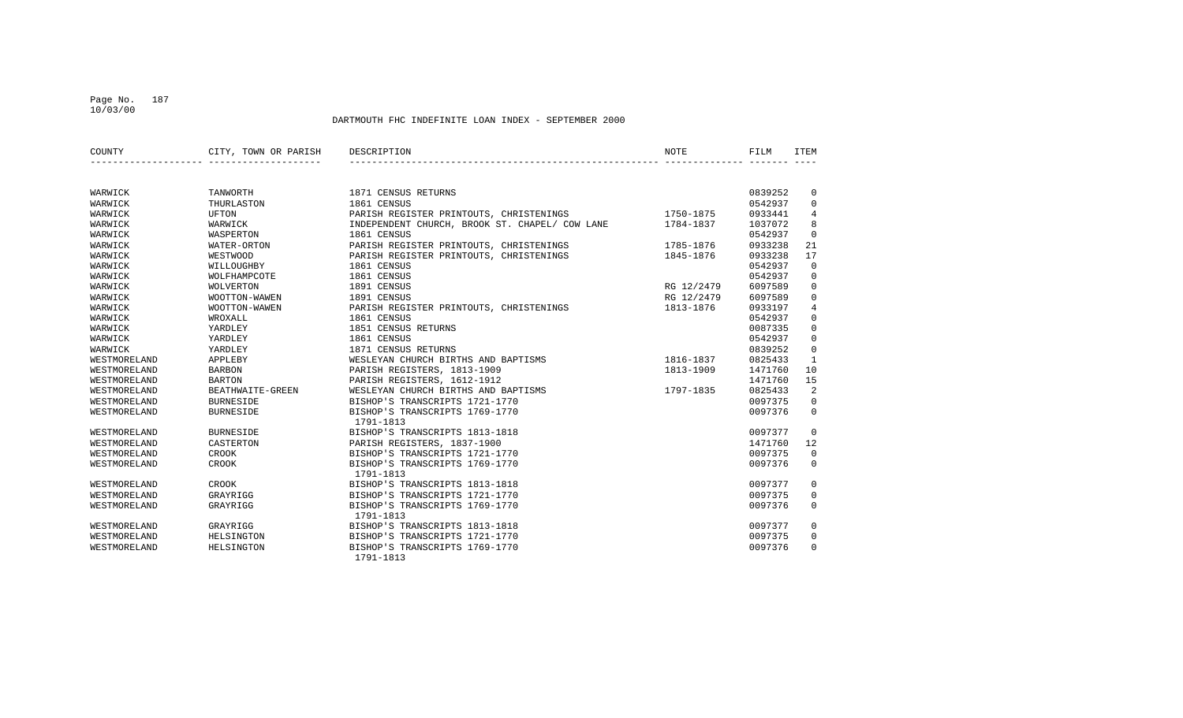DARTMOUTH FHC INDEFINITE LOAN INDEX - SEPTEMBER 2000

| COUNTY | CITY, TOWN OR PARISH | DESCRIPTION | NOTE | FILM | ITEM |
|---|---|---|---|---|---|
| WARWICK | TANWORTH | 1871 CENSUS RETURNS | | 0839252 | 0 |
| WARWICK | THURLASTON | 1861 CENSUS | | 0542937 | 0 |
| WARWICK | UFTON | PARISH REGISTER PRINTOUTS, CHRISTENINGS | 1750-1875 | 0933441 | 4 |
| WARWICK | WARWICK | INDEPENDENT CHURCH, BROOK ST. CHAPEL/ COW LANE | 1784-1837 | 1037072 | 8 |
| WARWICK | WASPERTON | 1861 CENSUS | | 0542937 | 0 |
| WARWICK | WATER-ORTON | PARISH REGISTER PRINTOUTS, CHRISTENINGS | 1785-1876 | 0933238 | 21 |
| WARWICK | WESTWOOD | PARISH REGISTER PRINTOUTS, CHRISTENINGS | 1845-1876 | 0933238 | 17 |
| WARWICK | WILLOUGHBY | 1861 CENSUS | | 0542937 | 0 |
| WARWICK | WOLFHAMPCOTE | 1861 CENSUS | | 0542937 | 0 |
| WARWICK | WOLVERTON | 1891 CENSUS | RG 12/2479 | 6097589 | 0 |
| WARWICK | WOOTTON-WAWEN | 1891 CENSUS | RG 12/2479 | 6097589 | 0 |
| WARWICK | WOOTTON-WAWEN | PARISH REGISTER PRINTOUTS, CHRISTENINGS | 1813-1876 | 0933197 | 4 |
| WARWICK | WROXALL | 1861 CENSUS | | 0542937 | 0 |
| WARWICK | YARDLEY | 1851 CENSUS RETURNS | | 0087335 | 0 |
| WARWICK | YARDLEY | 1861 CENSUS | | 0542937 | 0 |
| WARWICK | YARDLEY | 1871 CENSUS RETURNS | | 0839252 | 0 |
| WESTMORELAND | APPLEBY | WESLEYAN CHURCH BIRTHS AND BAPTISMS | 1816-1837 | 0825433 | 1 |
| WESTMORELAND | BARBON | PARISH REGISTERS, 1813-1909 | 1813-1909 | 1471760 | 10 |
| WESTMORELAND | BARTON | PARISH REGISTERS, 1612-1912 | | 1471760 | 15 |
| WESTMORELAND | BEATHWAITE-GREEN | WESLEYAN CHURCH BIRTHS AND BAPTISMS | 1797-1835 | 0825433 | 2 |
| WESTMORELAND | BURNESIDE | BISHOP'S TRANSCRIPTS 1721-1770 | | 0097375 | 0 |
| WESTMORELAND | BURNESIDE | BISHOP'S TRANSCRIPTS 1769-1770 1791-1813 | | 0097376 | 0 |
| WESTMORELAND | BURNESIDE | BISHOP'S TRANSCRIPTS 1813-1818 | | 0097377 | 0 |
| WESTMORELAND | CASTERTON | PARISH REGISTERS, 1837-1900 | | 1471760 | 12 |
| WESTMORELAND | CROOK | BISHOP'S TRANSCRIPTS 1721-1770 | | 0097375 | 0 |
| WESTMORELAND | CROOK | BISHOP'S TRANSCRIPTS 1769-1770 1791-1813 | | 0097376 | 0 |
| WESTMORELAND | CROOK | BISHOP'S TRANSCRIPTS 1813-1818 | | 0097377 | 0 |
| WESTMORELAND | GRAYRIGG | BISHOP'S TRANSCRIPTS 1721-1770 | | 0097375 | 0 |
| WESTMORELAND | GRAYRIGG | BISHOP'S TRANSCRIPTS 1769-1770 1791-1813 | | 0097376 | 0 |
| WESTMORELAND | GRAYRIGG | BISHOP'S TRANSCRIPTS 1813-1818 | | 0097377 | 0 |
| WESTMORELAND | HELSINGTON | BISHOP'S TRANSCRIPTS 1721-1770 | | 0097375 | 0 |
| WESTMORELAND | HELSINGTON | BISHOP'S TRANSCRIPTS 1769-1770 1791-1813 | | 0097376 | 0 |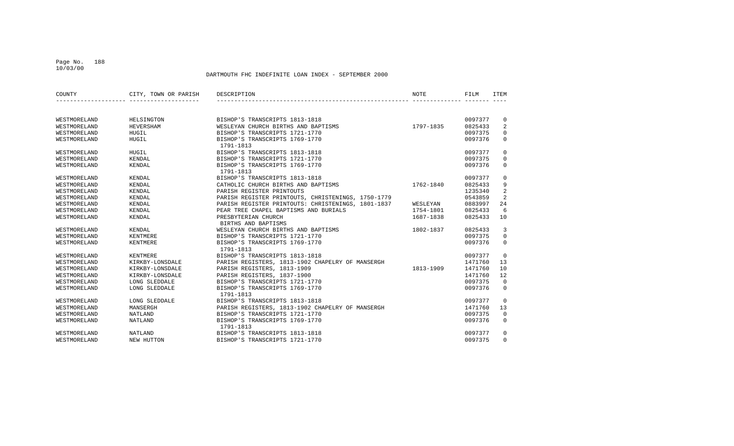DARTMOUTH FHC INDEFINITE LOAN INDEX - SEPTEMBER 2000

| COUNTY | CITY, TOWN OR PARISH | DESCRIPTION | NOTE | FILM | ITEM |
|---|---|---|---|---|---|
| WESTMORELAND | HELSINGTON | BISHOP'S TRANSCRIPTS 1813-1818 | | 0097377 | 0 |
| WESTMORELAND | HEVERSHAM | WESLEYAN CHURCH BIRTHS AND BAPTISMS | 1797-1835 | 0825433 | 2 |
| WESTMORELAND | HUGIL | BISHOP'S TRANSCRIPTS 1721-1770 | | 0097375 | 0 |
| WESTMORELAND | HUGIL | BISHOP'S TRANSCRIPTS 1769-1770 1791-1813 | | 0097376 | 0 |
| WESTMORELAND | HUGIL | BISHOP'S TRANSCRIPTS 1813-1818 | | 0097377 | 0 |
| WESTMORELAND | KENDAL | BISHOP'S TRANSCRIPTS 1721-1770 | | 0097375 | 0 |
| WESTMORELAND | KENDAL | BISHOP'S TRANSCRIPTS 1769-1770 1791-1813 | | 0097376 | 0 |
| WESTMORELAND | KENDAL | BISHOP'S TRANSCRIPTS 1813-1818 | | 0097377 | 0 |
| WESTMORELAND | KENDAL | CATHOLIC CHURCH BIRTHS AND BAPTISMS | 1762-1840 | 0825433 | 9 |
| WESTMORELAND | KENDAL | PARISH REGISTER PRINTOUTS | | 1235340 | 2 |
| WESTMORELAND | KENDAL | PARISH REGISTER PRINTOUTS, CHRISTENINGS, 1750-1779 | | 0543859 | 2 |
| WESTMORELAND | KENDAL | PARISH REGISTER PRINTOUTS: CHRISTENINGS, 1801-1837 | WESLEYAN | 0883997 | 24 |
| WESTMORELAND | KENDAL | PEAR TREE CHAPEL BAPTISMS AND BURIALS | 1754-1801 | 0825433 | 6 |
| WESTMORELAND | KENDAL | PRESBYTERIAN CHURCH BIRTHS AND BAPTISMS | 1687-1838 | 0825433 | 10 |
| WESTMORELAND | KENDAL | WESLEYAN CHURCH BIRTHS AND BAPTISMS | 1802-1837 | 0825433 | 3 |
| WESTMORELAND | KENTMERE | BISHOP'S TRANSCRIPTS 1721-1770 | | 0097375 | 0 |
| WESTMORELAND | KENTMERE | BISHOP'S TRANSCRIPTS 1769-1770 1791-1813 | | 0097376 | 0 |
| WESTMORELAND | KENTMERE | BISHOP'S TRANSCRIPTS 1813-1818 | | 0097377 | 0 |
| WESTMORELAND | KIRKBY-LONSDALE | PARISH REGISTERS, 1813-1902 CHAPELRY OF MANSERGH | | 1471760 | 13 |
| WESTMORELAND | KIRKBY-LONSDALE | PARISH REGISTERS, 1813-1909 | 1813-1909 | 1471760 | 10 |
| WESTMORELAND | KIRKBY-LONSDALE | PARISH REGISTERS, 1837-1900 | | 1471760 | 12 |
| WESTMORELAND | LONG SLEDDALE | BISHOP'S TRANSCRIPTS 1721-1770 | | 0097375 | 0 |
| WESTMORELAND | LONG SLEDDALE | BISHOP'S TRANSCRIPTS 1769-1770 1791-1813 | | 0097376 | 0 |
| WESTMORELAND | LONG SLEDDALE | BISHOP'S TRANSCRIPTS 1813-1818 | | 0097377 | 0 |
| WESTMORELAND | MANSERGH | PARISH REGISTERS, 1813-1902 CHAPELRY OF MANSERGH | | 1471760 | 13 |
| WESTMORELAND | NATLAND | BISHOP'S TRANSCRIPTS 1721-1770 | | 0097375 | 0 |
| WESTMORELAND | NATLAND | BISHOP'S TRANSCRIPTS 1769-1770 1791-1813 | | 0097376 | 0 |
| WESTMORELAND | NATLAND | BISHOP'S TRANSCRIPTS 1813-1818 | | 0097377 | 0 |
| WESTMORELAND | NEW HUTTON | BISHOP'S TRANSCRIPTS 1721-1770 | | 0097375 | 0 |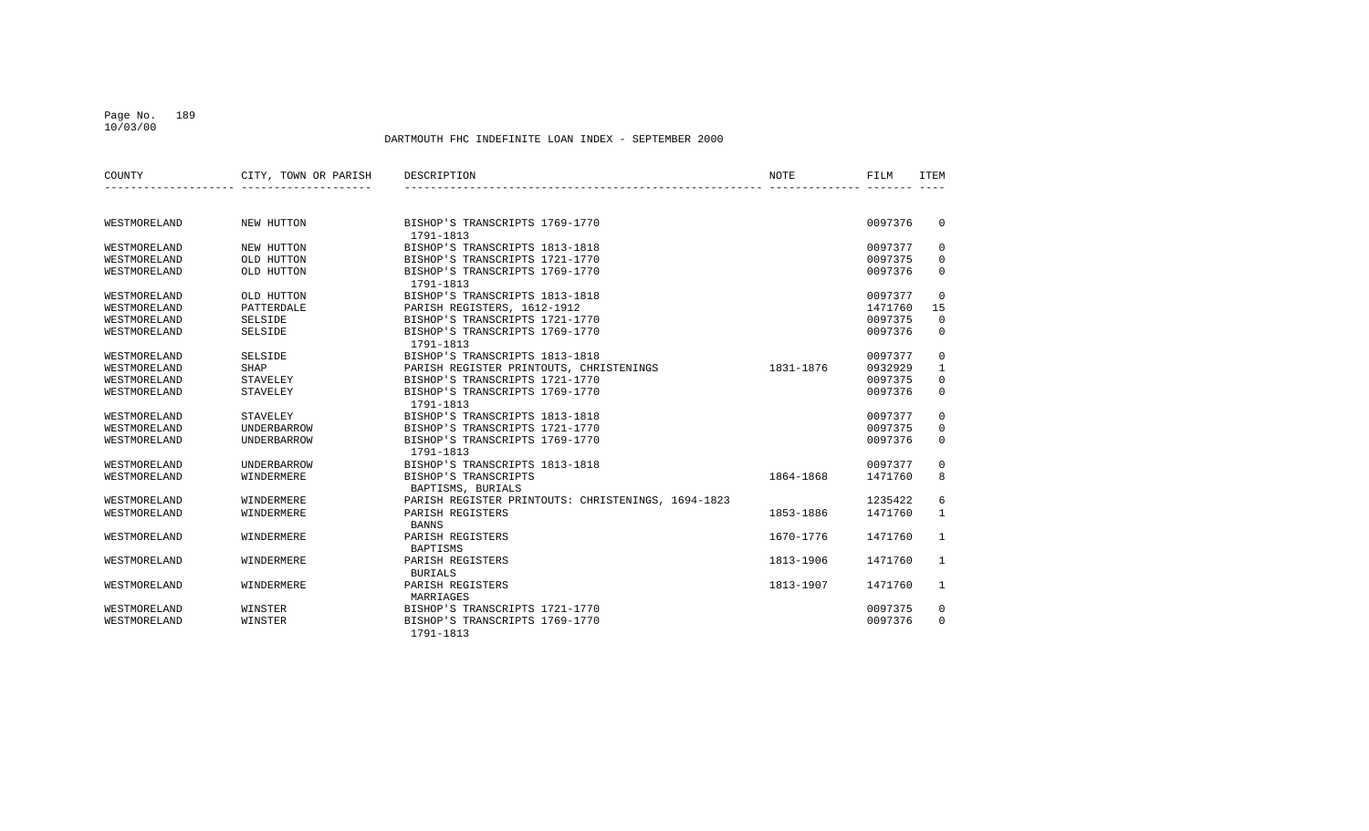DARTMOUTH FHC INDEFINITE LOAN INDEX - SEPTEMBER 2000

| COUNTY | CITY, TOWN OR PARISH | DESCRIPTION | NOTE | FILM | ITEM |
|---|---|---|---|---|---|
| WESTMORELAND | NEW HUTTON | BISHOP'S TRANSCRIPTS 1769-1770 1791-1813 | | 0097376 | 0 |
| WESTMORELAND | NEW HUTTON | BISHOP'S TRANSCRIPTS 1813-1818 | | 0097377 | 0 |
| WESTMORELAND | OLD HUTTON | BISHOP'S TRANSCRIPTS 1721-1770 | | 0097375 | 0 |
| WESTMORELAND | OLD HUTTON | BISHOP'S TRANSCRIPTS 1769-1770 1791-1813 | | 0097376 | 0 |
| WESTMORELAND | OLD HUTTON | BISHOP'S TRANSCRIPTS 1813-1818 | | 0097377 | 0 |
| WESTMORELAND | PATTERDALE | PARISH REGISTERS, 1612-1912 | | 1471760 | 15 |
| WESTMORELAND | SELSIDE | BISHOP'S TRANSCRIPTS 1721-1770 | | 0097375 | 0 |
| WESTMORELAND | SELSIDE | BISHOP'S TRANSCRIPTS 1769-1770 1791-1813 | | 0097376 | 0 |
| WESTMORELAND | SELSIDE | BISHOP'S TRANSCRIPTS 1813-1818 | | 0097377 | 0 |
| WESTMORELAND | SHAP | PARISH REGISTER PRINTOUTS, CHRISTENINGS | 1831-1876 | 0932929 | 1 |
| WESTMORELAND | STAVELEY | BISHOP'S TRANSCRIPTS 1721-1770 | | 0097375 | 0 |
| WESTMORELAND | STAVELEY | BISHOP'S TRANSCRIPTS 1769-1770 1791-1813 | | 0097376 | 0 |
| WESTMORELAND | STAVELEY | BISHOP'S TRANSCRIPTS 1813-1818 | | 0097377 | 0 |
| WESTMORELAND | UNDERBARROW | BISHOP'S TRANSCRIPTS 1721-1770 | | 0097375 | 0 |
| WESTMORELAND | UNDERBARROW | BISHOP'S TRANSCRIPTS 1769-1770 1791-1813 | | 0097376 | 0 |
| WESTMORELAND | UNDERBARROW | BISHOP'S TRANSCRIPTS 1813-1818 | | 0097377 | 0 |
| WESTMORELAND | WINDERMERE | BISHOP'S TRANSCRIPTS BAPTISMS, BURIALS | 1864-1868 | 1471760 | 8 |
| WESTMORELAND | WINDERMERE | PARISH REGISTER PRINTOUTS: CHRISTENINGS, 1694-1823 | | 1235422 | 6 |
| WESTMORELAND | WINDERMERE | PARISH REGISTERS BANNS | 1853-1886 | 1471760 | 1 |
| WESTMORELAND | WINDERMERE | PARISH REGISTERS BAPTISMS | 1670-1776 | 1471760 | 1 |
| WESTMORELAND | WINDERMERE | PARISH REGISTERS BURIALS | 1813-1906 | 1471760 | 1 |
| WESTMORELAND | WINDERMERE | PARISH REGISTERS MARRIAGES | 1813-1907 | 1471760 | 1 |
| WESTMORELAND | WINSTER | BISHOP'S TRANSCRIPTS 1721-1770 | | 0097375 | 0 |
| WESTMORELAND | WINSTER | BISHOP'S TRANSCRIPTS 1769-1770 1791-1813 | | 0097376 | 0 |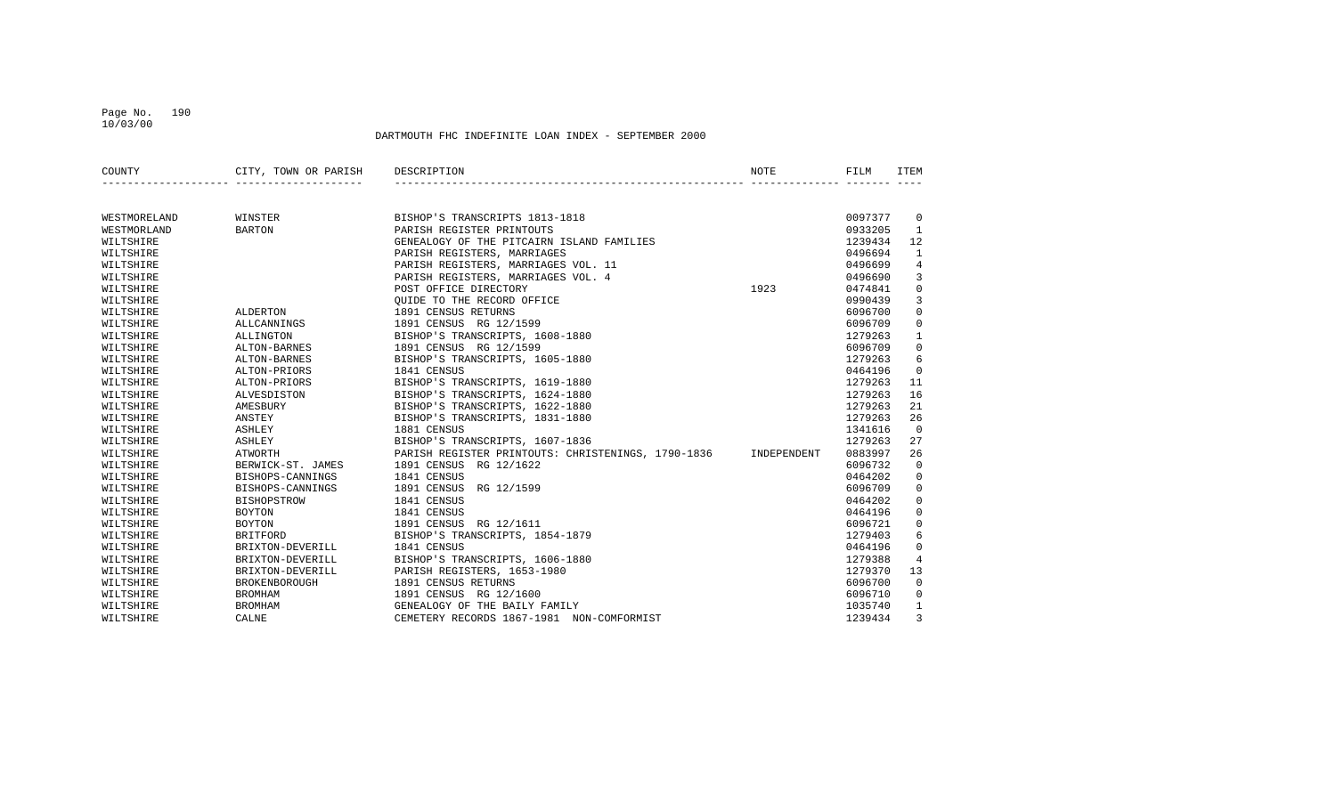DARTMOUTH FHC INDEFINITE LOAN INDEX - SEPTEMBER 2000

| COUNTY | CITY, TOWN OR PARISH | DESCRIPTION | NOTE | FILM | ITEM |
|---|---|---|---|---|---|
| WESTMORELAND | WINSTER | BISHOP'S TRANSCRIPTS 1813-1818 | | 0097377 | 0 |
| WESTMORLAND | BARTON | PARISH REGISTER PRINTOUTS | | 0933205 | 1 |
| WILTSHIRE | | GENEALOGY OF THE PITCAIRN ISLAND FAMILIES | | 1239434 | 12 |
| WILTSHIRE | | PARISH REGISTERS, MARRIAGES | | 0496694 | 1 |
| WILTSHIRE | | PARISH REGISTERS, MARRIAGES VOL. 11 | | 0496699 | 4 |
| WILTSHIRE | | PARISH REGISTERS, MARRIAGES VOL. 4 | | 0496690 | 3 |
| WILTSHIRE | | POST OFFICE DIRECTORY | 1923 | 0474841 | 0 |
| WILTSHIRE | | QUIDE TO THE RECORD OFFICE | | 0990439 | 3 |
| WILTSHIRE | ALDERTON | 1891 CENSUS RETURNS | | 6096700 | 0 |
| WILTSHIRE | ALLCANNINGS | 1891 CENSUS RG 12/1599 | | 6096709 | 0 |
| WILTSHIRE | ALLINGTON | BISHOP'S TRANSCRIPTS, 1608-1880 | | 1279263 | 1 |
| WILTSHIRE | ALTON-BARNES | 1891 CENSUS RG 12/1599 | | 6096709 | 0 |
| WILTSHIRE | ALTON-BARNES | BISHOP'S TRANSCRIPTS, 1605-1880 | | 1279263 | 6 |
| WILTSHIRE | ALTON-PRIORS | 1841 CENSUS | | 0464196 | 0 |
| WILTSHIRE | ALTON-PRIORS | BISHOP'S TRANSCRIPTS, 1619-1880 | | 1279263 | 11 |
| WILTSHIRE | ALVESDISTON | BISHOP'S TRANSCRIPTS, 1624-1880 | | 1279263 | 16 |
| WILTSHIRE | AMESBURY | BISHOP'S TRANSCRIPTS, 1622-1880 | | 1279263 | 21 |
| WILTSHIRE | ANSTEY | BISHOP'S TRANSCRIPTS, 1831-1880 | | 1279263 | 26 |
| WILTSHIRE | ASHLEY | 1881 CENSUS | | 1341616 | 0 |
| WILTSHIRE | ASHLEY | BISHOP'S TRANSCRIPTS, 1607-1836 | | 1279263 | 27 |
| WILTSHIRE | ATWORTH | PARISH REGISTER PRINTOUTS: CHRISTENINGS, 1790-1836 | INDEPENDENT | 0883997 | 26 |
| WILTSHIRE | BERWICK-ST. JAMES | 1891 CENSUS RG 12/1622 | | 6096732 | 0 |
| WILTSHIRE | BISHOPS-CANNINGS | 1841 CENSUS | | 0464202 | 0 |
| WILTSHIRE | BISHOPS-CANNINGS | 1891 CENSUS RG 12/1599 | | 6096709 | 0 |
| WILTSHIRE | BISHOPSTROW | 1841 CENSUS | | 0464202 | 0 |
| WILTSHIRE | BOYTON | 1841 CENSUS | | 0464196 | 0 |
| WILTSHIRE | BOYTON | 1891 CENSUS RG 12/1611 | | 6096721 | 0 |
| WILTSHIRE | BRITFORD | BISHOP'S TRANSCRIPTS, 1854-1879 | | 1279403 | 6 |
| WILTSHIRE | BRIXTON-DEVERILL | 1841 CENSUS | | 0464196 | 0 |
| WILTSHIRE | BRIXTON-DEVERILL | BISHOP'S TRANSCRIPTS, 1606-1880 | | 1279388 | 4 |
| WILTSHIRE | BRIXTON-DEVERILL | PARISH REGISTERS, 1653-1980 | | 1279370 | 13 |
| WILTSHIRE | BROKENBOROUGH | 1891 CENSUS RETURNS | | 6096700 | 0 |
| WILTSHIRE | BROMHAM | 1891 CENSUS RG 12/1600 | | 6096710 | 0 |
| WILTSHIRE | BROMHAM | GENEALOGY OF THE BAILY FAMILY | | 1035740 | 1 |
| WILTSHIRE | CALNE | CEMETERY RECORDS 1867-1981 NON-COMFORMIST | | 1239434 | 3 |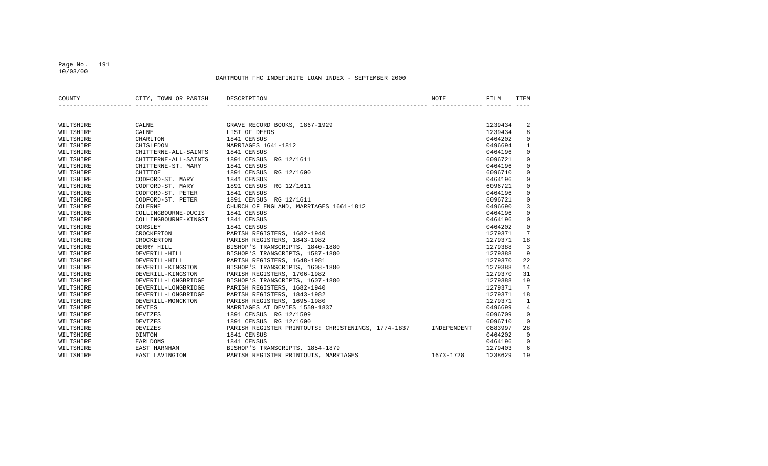DARTMOUTH FHC INDEFINITE LOAN INDEX - SEPTEMBER 2000

| COUNTY | CITY, TOWN OR PARISH | DESCRIPTION | NOTE | FILM | ITEM |
|---|---|---|---|---|---|
| WILTSHIRE | CALNE | GRAVE RECORD BOOKS, 1867-1929 | | 1239434 | 2 |
| WILTSHIRE | CALNE | LIST OF DEEDS | | 1239434 | 8 |
| WILTSHIRE | CHARLTON | 1841 CENSUS | | 0464202 | 0 |
| WILTSHIRE | CHISLEDON | MARRIAGES 1641-1812 | | 0496694 | 1 |
| WILTSHIRE | CHITTERNE-ALL-SAINTS | 1841 CENSUS | | 0464196 | 0 |
| WILTSHIRE | CHITTERNE-ALL-SAINTS | 1891 CENSUS RG 12/1611 | | 6096721 | 0 |
| WILTSHIRE | CHITTERNE-ST. MARY | 1841 CENSUS | | 0464196 | 0 |
| WILTSHIRE | CHITTOE | 1891 CENSUS RG 12/1600 | | 6096710 | 0 |
| WILTSHIRE | CODFORD-ST. MARY | 1841 CENSUS | | 0464196 | 0 |
| WILTSHIRE | CODFORD-ST. MARY | 1891 CENSUS RG 12/1611 | | 6096721 | 0 |
| WILTSHIRE | CODFORD-ST. PETER | 1841 CENSUS | | 0464196 | 0 |
| WILTSHIRE | CODFORD-ST. PETER | 1891 CENSUS RG 12/1611 | | 6096721 | 0 |
| WILTSHIRE | COLERNE | CHURCH OF ENGLAND, MARRIAGES 1661-1812 | | 0496690 | 3 |
| WILTSHIRE | COLLINGBOURNE-DUCIS | 1841 CENSUS | | 0464196 | 0 |
| WILTSHIRE | COLLINGBOURNE-KINGST | 1841 CENSUS | | 0464196 | 0 |
| WILTSHIRE | CORSLEY | 1841 CENSUS | | 0464202 | 0 |
| WILTSHIRE | CROCKERTON | PARISH REGISTERS, 1682-1940 | | 1279371 | 7 |
| WILTSHIRE | CROCKERTON | PARISH REGISTERS, 1843-1982 | | 1279371 | 18 |
| WILTSHIRE | DERRY HILL | BISHOP'S TRANSCRIPTS, 1840-1880 | | 1279388 | 3 |
| WILTSHIRE | DEVERILL-HILL | BISHOP'S TRANSCRIPTS, 1587-1880 | | 1279388 | 9 |
| WILTSHIRE | DEVERILL-HILL | PARISH REGISTERS, 1648-1981 | | 1279370 | 22 |
| WILTSHIRE | DEVERILL-KINGSTON | BISHOP'S TRANSCRIPTS, 1608-1880 | | 1279388 | 14 |
| WILTSHIRE | DEVERILL-KINGSTON | PARISH REGISTERS, 1706-1982 | | 1279370 | 31 |
| WILTSHIRE | DEVERILL-LONGBRIDGE | BISHOP'S TRANSCRIPTS, 1607-1880 | | 1279388 | 19 |
| WILTSHIRE | DEVERILL-LONGBRIDGE | PARISH REGISTERS, 1682-1940 | | 1279371 | 7 |
| WILTSHIRE | DEVERILL-LONGBRIDGE | PARISH REGISTERS, 1843-1982 | | 1279371 | 18 |
| WILTSHIRE | DEVERILL-MONCKTON | PARISH REGISTERS, 1695-1980 | | 1279371 | 1 |
| WILTSHIRE | DEVIES | MARRIAGES AT DEVIES 1559-1837 | | 0496699 | 4 |
| WILTSHIRE | DEVIZES | 1891 CENSUS RG 12/1599 | | 6096709 | 0 |
| WILTSHIRE | DEVIZES | 1891 CENSUS RG 12/1600 | | 6096710 | 0 |
| WILTSHIRE | DEVIZES | PARISH REGISTER PRINTOUTS: CHRISTENINGS, 1774-1837 | INDEPENDENT | 0883997 | 28 |
| WILTSHIRE | DINTON | 1841 CENSUS | | 0464202 | 0 |
| WILTSHIRE | EARLDOMS | 1841 CENSUS | | 0464196 | 0 |
| WILTSHIRE | EAST HARNHAM | BISHOP'S TRANSCRIPTS, 1854-1879 | | 1279403 | 6 |
| WILTSHIRE | EAST LAVINGTON | PARISH REGISTER PRINTOUTS, MARRIAGES | 1673-1728 | 1238629 | 19 |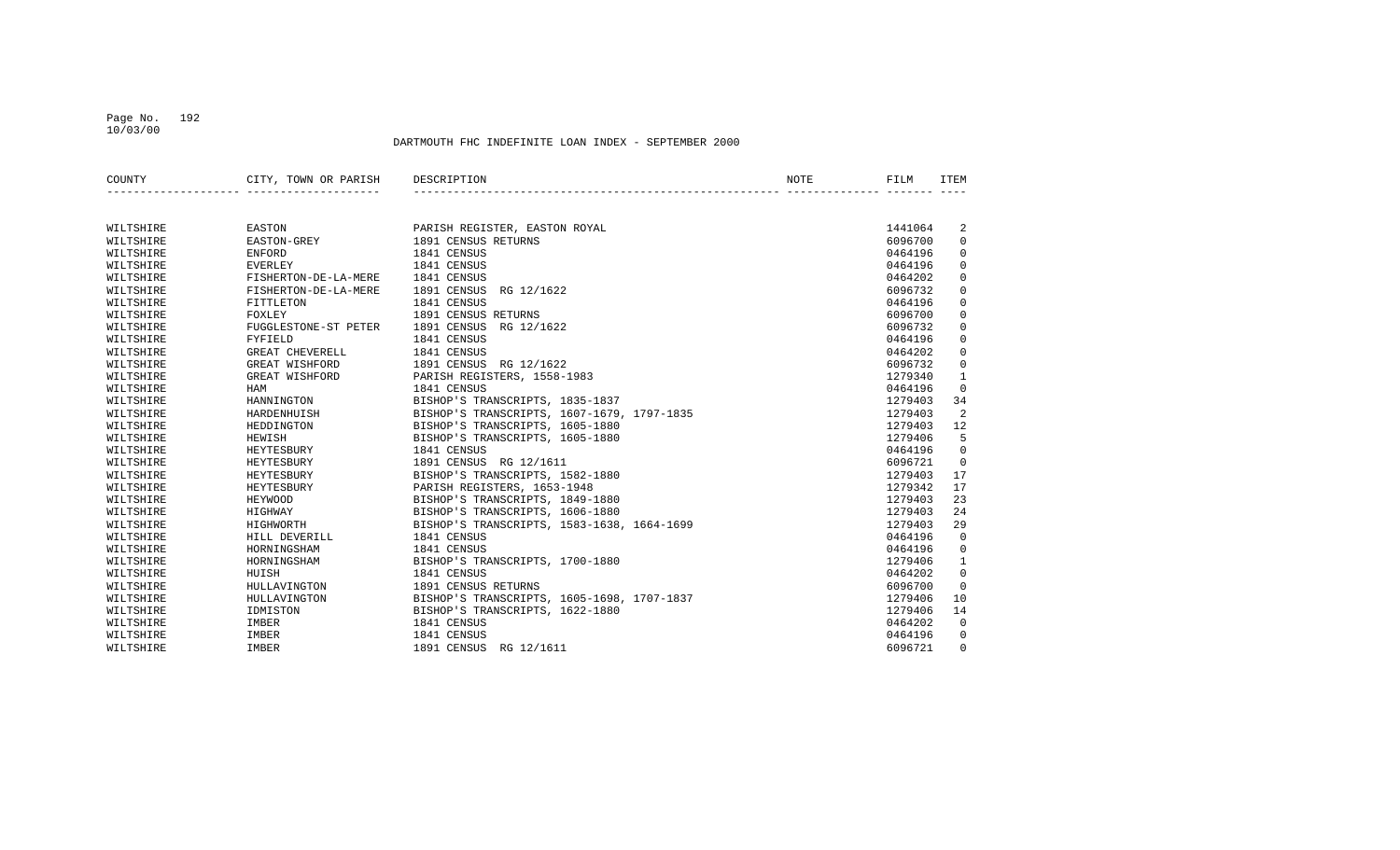DARTMOUTH FHC INDEFINITE LOAN INDEX - SEPTEMBER 2000

| COUNTY | CITY, TOWN OR PARISH | DESCRIPTION | NOTE | FILM | ITEM |
|---|---|---|---|---|---|
| WILTSHIRE | EASTON | PARISH REGISTER, EASTON ROYAL | | 1441064 | 2 |
| WILTSHIRE | EASTON-GREY | 1891 CENSUS RETURNS | | 6096700 | 0 |
| WILTSHIRE | ENFORD | 1841 CENSUS | | 0464196 | 0 |
| WILTSHIRE | EVERLEY | 1841 CENSUS | | 0464196 | 0 |
| WILTSHIRE | FISHERTON-DE-LA-MERE | 1841 CENSUS | | 0464202 | 0 |
| WILTSHIRE | FISHERTON-DE-LA-MERE | 1891 CENSUS RG 12/1622 | | 6096732 | 0 |
| WILTSHIRE | FITTLETON | 1841 CENSUS | | 0464196 | 0 |
| WILTSHIRE | FOXLEY | 1891 CENSUS RETURNS | | 6096700 | 0 |
| WILTSHIRE | FUGGLESTONE-ST PETER | 1891 CENSUS RG 12/1622 | | 6096732 | 0 |
| WILTSHIRE | FYFIELD | 1841 CENSUS | | 0464196 | 0 |
| WILTSHIRE | GREAT CHEVERELL | 1841 CENSUS | | 0464202 | 0 |
| WILTSHIRE | GREAT WISHFORD | 1891 CENSUS RG 12/1622 | | 6096732 | 0 |
| WILTSHIRE | GREAT WISHFORD | PARISH REGISTERS, 1558-1983 | | 1279340 | 1 |
| WILTSHIRE | HAM | 1841 CENSUS | | 0464196 | 0 |
| WILTSHIRE | HANNINGTON | BISHOP'S TRANSCRIPTS, 1835-1837 | | 1279403 | 34 |
| WILTSHIRE | HARDENHUISH | BISHOP'S TRANSCRIPTS, 1607-1679, 1797-1835 | | 1279403 | 2 |
| WILTSHIRE | HEDDINGTON | BISHOP'S TRANSCRIPTS, 1605-1880 | | 1279403 | 12 |
| WILTSHIRE | HEWISH | BISHOP'S TRANSCRIPTS, 1605-1880 | | 1279406 | 5 |
| WILTSHIRE | HEYTESBURY | 1841 CENSUS | | 0464196 | 0 |
| WILTSHIRE | HEYTESBURY | 1891 CENSUS RG 12/1611 | | 6096721 | 0 |
| WILTSHIRE | HEYTESBURY | BISHOP'S TRANSCRIPTS, 1582-1880 | | 1279403 | 17 |
| WILTSHIRE | HEYTESBURY | PARISH REGISTERS, 1653-1948 | | 1279342 | 17 |
| WILTSHIRE | HEYWOOD | BISHOP'S TRANSCRIPTS, 1849-1880 | | 1279403 | 23 |
| WILTSHIRE | HIGHWAY | BISHOP'S TRANSCRIPTS, 1606-1880 | | 1279403 | 24 |
| WILTSHIRE | HIGHWORTH | BISHOP'S TRANSCRIPTS, 1583-1638, 1664-1699 | | 1279403 | 29 |
| WILTSHIRE | HILL DEVERILL | 1841 CENSUS | | 0464196 | 0 |
| WILTSHIRE | HORNINGSHAM | 1841 CENSUS | | 0464196 | 0 |
| WILTSHIRE | HORNINGSHAM | BISHOP'S TRANSCRIPTS, 1700-1880 | | 1279406 | 1 |
| WILTSHIRE | HUISH | 1841 CENSUS | | 0464202 | 0 |
| WILTSHIRE | HULLAVINGTON | 1891 CENSUS RETURNS | | 6096700 | 0 |
| WILTSHIRE | HULLAVINGTON | BISHOP'S TRANSCRIPTS, 1605-1698, 1707-1837 | | 1279406 | 10 |
| WILTSHIRE | IDMISTON | BISHOP'S TRANSCRIPTS, 1622-1880 | | 1279406 | 14 |
| WILTSHIRE | IMBER | 1841 CENSUS | | 0464202 | 0 |
| WILTSHIRE | IMBER | 1841 CENSUS | | 0464196 | 0 |
| WILTSHIRE | IMBER | 1891 CENSUS RG 12/1611 | | 6096721 | 0 |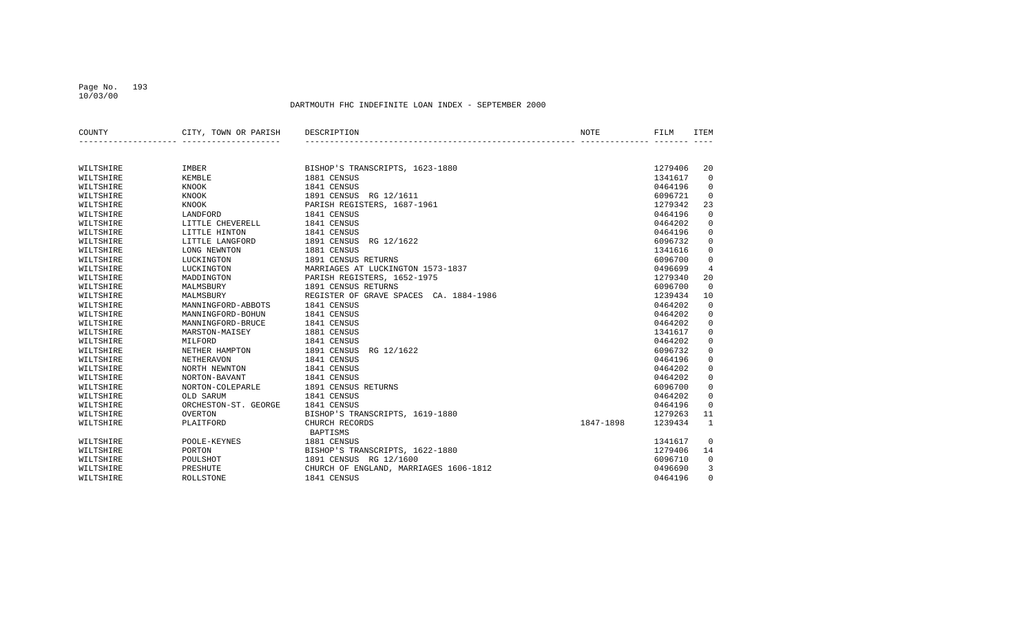DARTMOUTH FHC INDEFINITE LOAN INDEX - SEPTEMBER 2000

| COUNTY | CITY, TOWN OR PARISH | DESCRIPTION | NOTE | FILM | ITEM |
|---|---|---|---|---|---|
| WILTSHIRE | IMBER | BISHOP'S TRANSCRIPTS, 1623-1880 | | 1279406 | 20 |
| WILTSHIRE | KEMBLE | 1881 CENSUS | | 1341617 | 0 |
| WILTSHIRE | KNOOK | 1841 CENSUS | | 0464196 | 0 |
| WILTSHIRE | KNOOK | 1891 CENSUS RG 12/1611 | | 6096721 | 0 |
| WILTSHIRE | KNOOK | PARISH REGISTERS, 1687-1961 | | 1279342 | 23 |
| WILTSHIRE | LANDFORD | 1841 CENSUS | | 0464196 | 0 |
| WILTSHIRE | LITTLE CHEVERELL | 1841 CENSUS | | 0464202 | 0 |
| WILTSHIRE | LITTLE HINTON | 1841 CENSUS | | 0464196 | 0 |
| WILTSHIRE | LITTLE LANGFORD | 1891 CENSUS RG 12/1622 | | 6096732 | 0 |
| WILTSHIRE | LONG NEWNTON | 1881 CENSUS | | 1341616 | 0 |
| WILTSHIRE | LUCKINGTON | 1891 CENSUS RETURNS | | 6096700 | 0 |
| WILTSHIRE | LUCKINGTON | MARRIAGES AT LUCKINGTON 1573-1837 | | 0496699 | 4 |
| WILTSHIRE | MADDINGTON | PARISH REGISTERS, 1652-1975 | | 1279340 | 20 |
| WILTSHIRE | MALMSBURY | 1891 CENSUS RETURNS | | 6096700 | 0 |
| WILTSHIRE | MALMSBURY | REGISTER OF GRAVE SPACES CA. 1884-1986 | | 1239434 | 10 |
| WILTSHIRE | MANNINGFORD-ABBOTS | 1841 CENSUS | | 0464202 | 0 |
| WILTSHIRE | MANNINGFORD-BOHUN | 1841 CENSUS | | 0464202 | 0 |
| WILTSHIRE | MANNINGFORD-BRUCE | 1841 CENSUS | | 0464202 | 0 |
| WILTSHIRE | MARSTON-MAISEY | 1881 CENSUS | | 1341617 | 0 |
| WILTSHIRE | MILFORD | 1841 CENSUS | | 0464202 | 0 |
| WILTSHIRE | NETHER HAMPTON | 1891 CENSUS RG 12/1622 | | 6096732 | 0 |
| WILTSHIRE | NETHERAVON | 1841 CENSUS | | 0464196 | 0 |
| WILTSHIRE | NORTH NEWNTON | 1841 CENSUS | | 0464202 | 0 |
| WILTSHIRE | NORTON-BAVANT | 1841 CENSUS | | 0464202 | 0 |
| WILTSHIRE | NORTON-COLEPARLE | 1891 CENSUS RETURNS | | 6096700 | 0 |
| WILTSHIRE | OLD SARUM | 1841 CENSUS | | 0464202 | 0 |
| WILTSHIRE | ORCHESTON-ST. GEORGE | 1841 CENSUS | | 0464196 | 0 |
| WILTSHIRE | OVERTON | BISHOP'S TRANSCRIPTS, 1619-1880 | | 1279263 | 11 |
| WILTSHIRE | PLAITFORD | CHURCH RECORDS BAPTISMS | 1847-1898 | 1239434 | 1 |
| WILTSHIRE | POOLE-KEYNES | 1881 CENSUS | | 1341617 | 0 |
| WILTSHIRE | PORTON | BISHOP'S TRANSCRIPTS, 1622-1880 | | 1279406 | 14 |
| WILTSHIRE | POULSHOT | 1891 CENSUS RG 12/1600 | | 6096710 | 0 |
| WILTSHIRE | PRESHUTE | CHURCH OF ENGLAND, MARRIAGES 1606-1812 | | 0496690 | 3 |
| WILTSHIRE | ROLLSTONE | 1841 CENSUS | | 0464196 | 0 |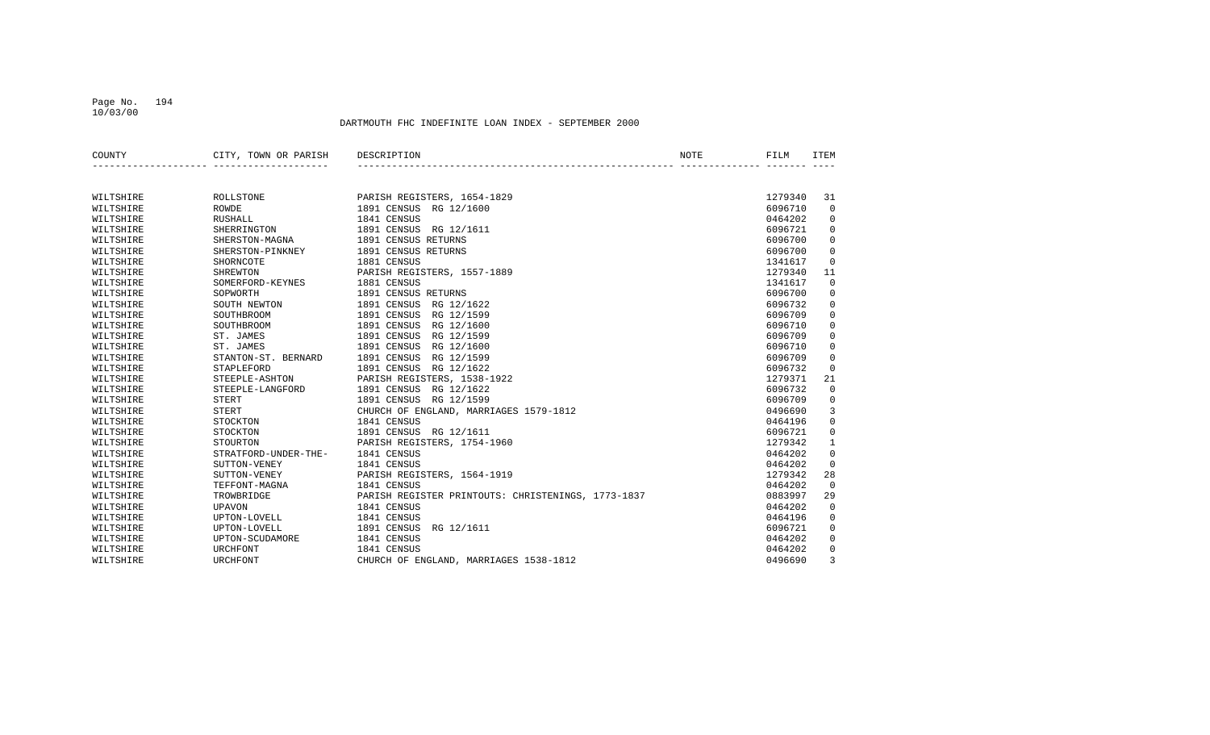DARTMOUTH FHC INDEFINITE LOAN INDEX - SEPTEMBER 2000

| COUNTY | CITY, TOWN OR PARISH | DESCRIPTION | NOTE | FILM | ITEM |
|---|---|---|---|---|---|
| WILTSHIRE | ROLLSTONE | PARISH REGISTERS, 1654-1829 | | 1279340 | 31 |
| WILTSHIRE | ROWDE | 1891 CENSUS RG 12/1600 | | 6096710 | 0 |
| WILTSHIRE | RUSHALL | 1841 CENSUS | | 0464202 | 0 |
| WILTSHIRE | SHERRINGTON | 1891 CENSUS RG 12/1611 | | 6096721 | 0 |
| WILTSHIRE | SHERSTON-MAGNA | 1891 CENSUS RETURNS | | 6096700 | 0 |
| WILTSHIRE | SHERSTON-PINKNEY | 1891 CENSUS RETURNS | | 6096700 | 0 |
| WILTSHIRE | SHORNCOTE | 1881 CENSUS | | 1341617 | 0 |
| WILTSHIRE | SHREWTON | PARISH REGISTERS, 1557-1889 | | 1279340 | 11 |
| WILTSHIRE | SOMERFORD-KEYNES | 1881 CENSUS | | 1341617 | 0 |
| WILTSHIRE | SOPWORTH | 1891 CENSUS RETURNS | | 6096700 | 0 |
| WILTSHIRE | SOUTH NEWTON | 1891 CENSUS RG 12/1622 | | 6096732 | 0 |
| WILTSHIRE | SOUTHBROOM | 1891 CENSUS RG 12/1599 | | 6096709 | 0 |
| WILTSHIRE | SOUTHBROOM | 1891 CENSUS RG 12/1600 | | 6096710 | 0 |
| WILTSHIRE | ST. JAMES | 1891 CENSUS RG 12/1599 | | 6096709 | 0 |
| WILTSHIRE | ST. JAMES | 1891 CENSUS RG 12/1600 | | 6096710 | 0 |
| WILTSHIRE | STANTON-ST. BERNARD | 1891 CENSUS RG 12/1599 | | 6096709 | 0 |
| WILTSHIRE | STAPLEFORD | 1891 CENSUS RG 12/1622 | | 6096732 | 0 |
| WILTSHIRE | STEEPLE-ASHTON | PARISH REGISTERS, 1538-1922 | | 1279371 | 21 |
| WILTSHIRE | STEEPLE-LANGFORD | 1891 CENSUS RG 12/1622 | | 6096732 | 0 |
| WILTSHIRE | STERT | 1891 CENSUS RG 12/1599 | | 6096709 | 0 |
| WILTSHIRE | STERT | CHURCH OF ENGLAND, MARRIAGES 1579-1812 | | 0496690 | 3 |
| WILTSHIRE | STOCKTON | 1841 CENSUS | | 0464196 | 0 |
| WILTSHIRE | STOCKTON | 1891 CENSUS RG 12/1611 | | 6096721 | 0 |
| WILTSHIRE | STOURTON | PARISH REGISTERS, 1754-1960 | | 1279342 | 1 |
| WILTSHIRE | STRATFORD-UNDER-THE- | 1841 CENSUS | | 0464202 | 0 |
| WILTSHIRE | SUTTON-VENEY | 1841 CENSUS | | 0464202 | 0 |
| WILTSHIRE | SUTTON-VENEY | PARISH REGISTERS, 1564-1919 | | 1279342 | 28 |
| WILTSHIRE | TEFFONT-MAGNA | 1841 CENSUS | | 0464202 | 0 |
| WILTSHIRE | TROWBRIDGE | PARISH REGISTER PRINTOUTS: CHRISTENINGS, 1773-1837 | | 0883997 | 29 |
| WILTSHIRE | UPAVON | 1841 CENSUS | | 0464202 | 0 |
| WILTSHIRE | UPTON-LOVELL | 1841 CENSUS | | 0464196 | 0 |
| WILTSHIRE | UPTON-LOVELL | 1891 CENSUS RG 12/1611 | | 6096721 | 0 |
| WILTSHIRE | UPTON-SCUDAMORE | 1841 CENSUS | | 0464202 | 0 |
| WILTSHIRE | URCHFONT | 1841 CENSUS | | 0464202 | 0 |
| WILTSHIRE | URCHFONT | CHURCH OF ENGLAND, MARRIAGES 1538-1812 | | 0496690 | 3 |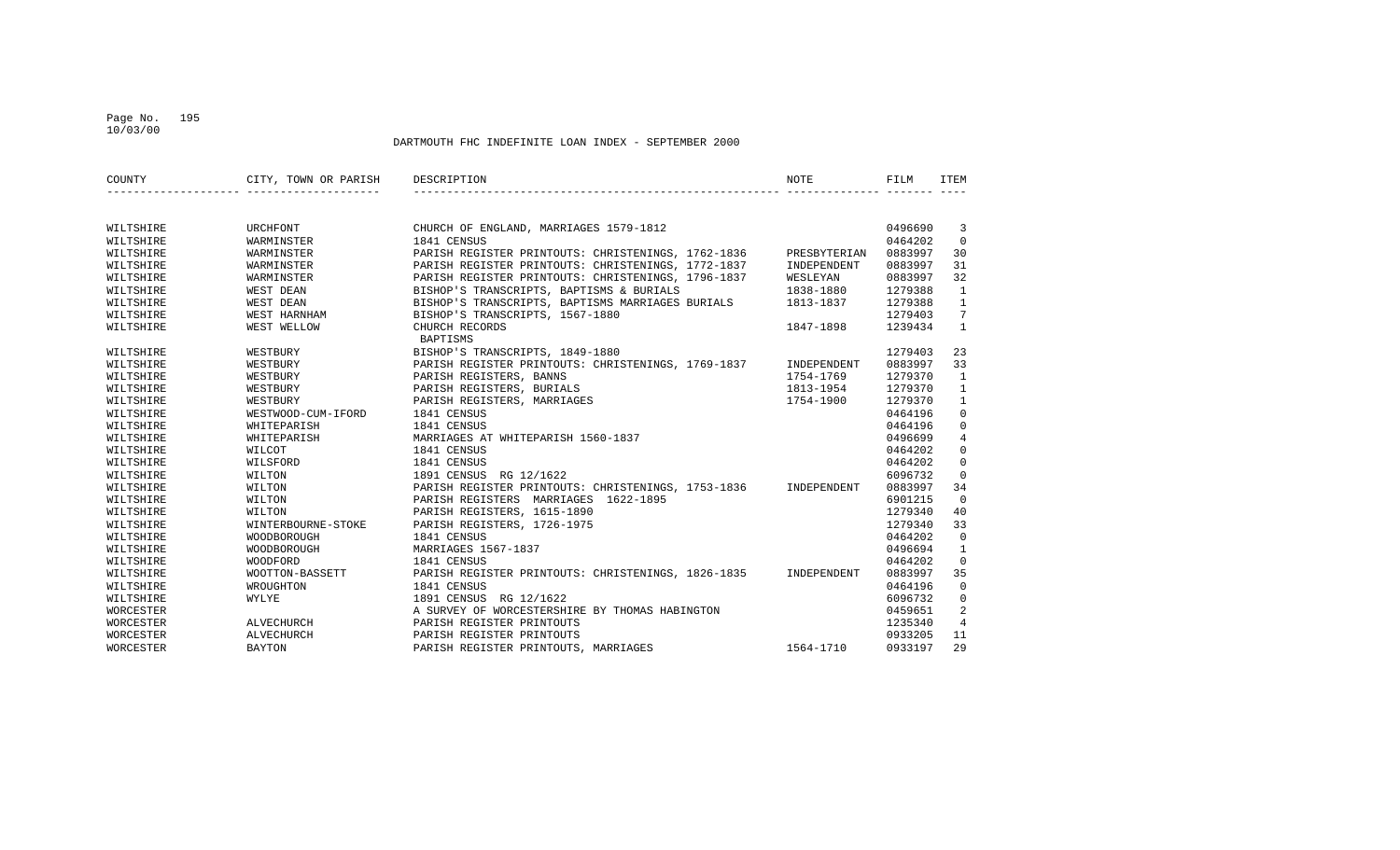DARTMOUTH FHC INDEFINITE LOAN INDEX - SEPTEMBER 2000

| COUNTY | CITY, TOWN OR PARISH | DESCRIPTION | NOTE | FILM | ITEM |
|---|---|---|---|---|---|
| WILTSHIRE | URCHFONT | CHURCH OF ENGLAND, MARRIAGES 1579-1812 | | 0496690 | 3 |
| WILTSHIRE | WARMINSTER | 1841 CENSUS | | 0464202 | 0 |
| WILTSHIRE | WARMINSTER | PARISH REGISTER PRINTOUTS: CHRISTENINGS, 1762-1836 | PRESBYTERIAN | 0883997 | 30 |
| WILTSHIRE | WARMINSTER | PARISH REGISTER PRINTOUTS: CHRISTENINGS, 1772-1837 | INDEPENDENT | 0883997 | 31 |
| WILTSHIRE | WARMINSTER | PARISH REGISTER PRINTOUTS: CHRISTENINGS, 1796-1837 | WESLEYAN | 0883997 | 32 |
| WILTSHIRE | WEST DEAN | BISHOP'S TRANSCRIPTS, BAPTISMS & BURIALS | 1838-1880 | 1279388 | 1 |
| WILTSHIRE | WEST DEAN | BISHOP'S TRANSCRIPTS, BAPTISMS MARRIAGES BURIALS | 1813-1837 | 1279388 | 1 |
| WILTSHIRE | WEST HARNHAM | BISHOP'S TRANSCRIPTS, 1567-1880 | | 1279403 | 7 |
| WILTSHIRE | WEST WELLOW | CHURCH RECORDS BAPTISMS | 1847-1898 | 1239434 | 1 |
| WILTSHIRE | WESTBURY | BISHOP'S TRANSCRIPTS, 1849-1880 | | 1279403 | 23 |
| WILTSHIRE | WESTBURY | PARISH REGISTER PRINTOUTS: CHRISTENINGS, 1769-1837 | INDEPENDENT | 0883997 | 33 |
| WILTSHIRE | WESTBURY | PARISH REGISTERS, BANNS | 1754-1769 | 1279370 | 1 |
| WILTSHIRE | WESTBURY | PARISH REGISTERS, BURIALS | 1813-1954 | 1279370 | 1 |
| WILTSHIRE | WESTBURY | PARISH REGISTERS, MARRIAGES | 1754-1900 | 1279370 | 1 |
| WILTSHIRE | WESTWOOD-CUM-IFORD | 1841 CENSUS | | 0464196 | 0 |
| WILTSHIRE | WHITEPARISH | 1841 CENSUS | | 0464196 | 0 |
| WILTSHIRE | WHITEPARISH | MARRIAGES AT WHITEPARISH 1560-1837 | | 0496699 | 4 |
| WILTSHIRE | WILCOT | 1841 CENSUS | | 0464202 | 0 |
| WILTSHIRE | WILSFORD | 1841 CENSUS | | 0464202 | 0 |
| WILTSHIRE | WILTON | 1891 CENSUS RG 12/1622 | | 6096732 | 0 |
| WILTSHIRE | WILTON | PARISH REGISTER PRINTOUTS: CHRISTENINGS, 1753-1836 | INDEPENDENT | 0883997 | 34 |
| WILTSHIRE | WILTON | PARISH REGISTERS MARRIAGES 1622-1895 | | 6901215 | 0 |
| WILTSHIRE | WILTON | PARISH REGISTERS, 1615-1890 | | 1279340 | 40 |
| WILTSHIRE | WINTERBOURNE-STOKE | PARISH REGISTERS, 1726-1975 | | 1279340 | 33 |
| WILTSHIRE | WOODBOROUGH | 1841 CENSUS | | 0464202 | 0 |
| WILTSHIRE | WOODBOROUGH | MARRIAGES 1567-1837 | | 0496694 | 1 |
| WILTSHIRE | WOODFORD | 1841 CENSUS | | 0464202 | 0 |
| WILTSHIRE | WOOTTON-BASSETT | PARISH REGISTER PRINTOUTS: CHRISTENINGS, 1826-1835 | INDEPENDENT | 0883997 | 35 |
| WILTSHIRE | WROUGHTON | 1841 CENSUS | | 0464196 | 0 |
| WILTSHIRE | WYLYE | 1891 CENSUS RG 12/1622 | | 6096732 | 0 |
| WORCESTER | | A SURVEY OF WORCESTERSHIRE BY THOMAS HABINGTON | | 0459651 | 2 |
| WORCESTER | ALVECHURCH | PARISH REGISTER PRINTOUTS | | 1235340 | 4 |
| WORCESTER | ALVECHURCH | PARISH REGISTER PRINTOUTS | | 0933205 | 11 |
| WORCESTER | BAYTON | PARISH REGISTER PRINTOUTS, MARRIAGES | 1564-1710 | 0933197 | 29 |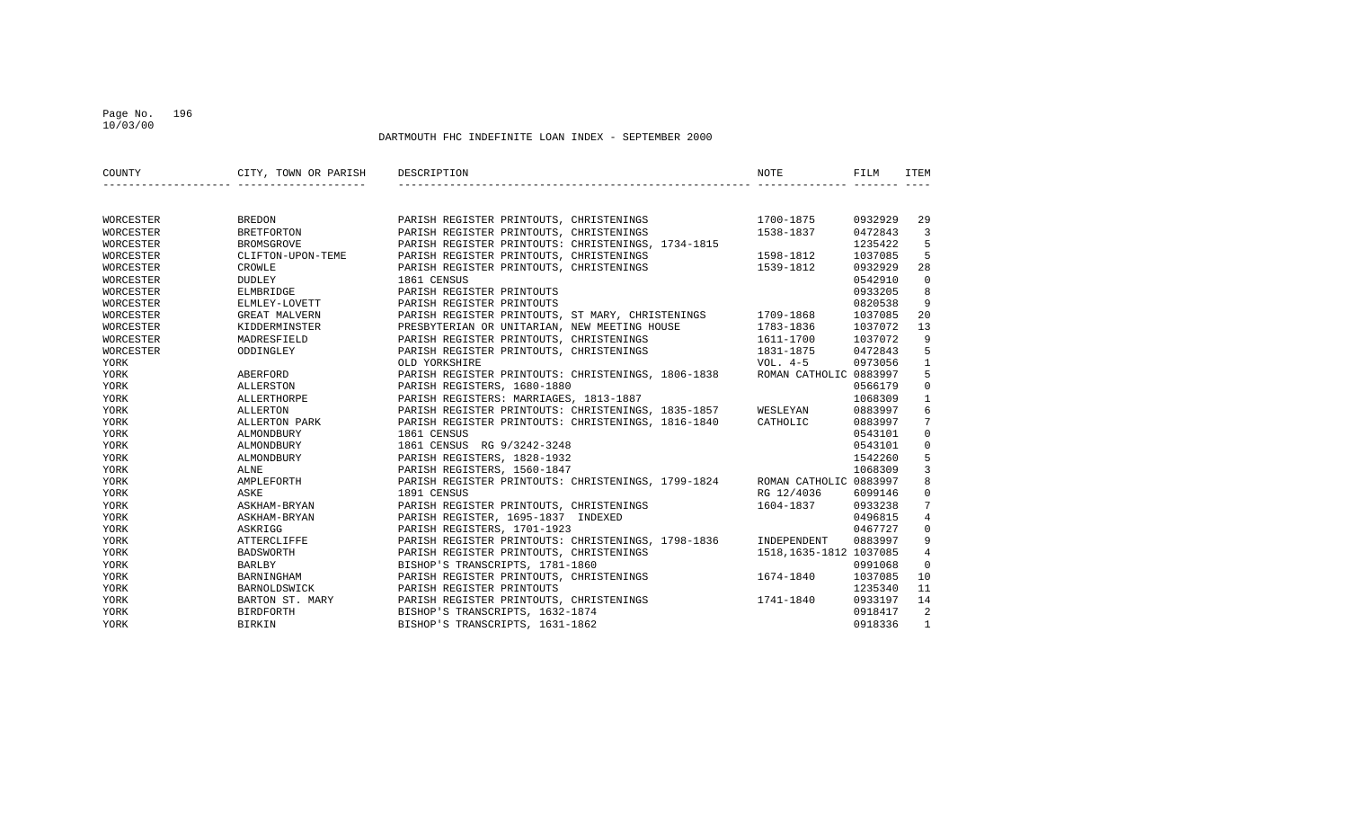DARTMOUTH FHC INDEFINITE LOAN INDEX - SEPTEMBER 2000

| COUNTY | CITY, TOWN OR PARISH | DESCRIPTION | NOTE | FILM | ITEM |
|---|---|---|---|---|---|
| WORCESTER | BREDON | PARISH REGISTER PRINTOUTS, CHRISTENINGS | 1700-1875 | 0932929 | 29 |
| WORCESTER | BRETFORTON | PARISH REGISTER PRINTOUTS, CHRISTENINGS | 1538-1837 | 0472843 | 3 |
| WORCESTER | BROMSGROVE | PARISH REGISTER PRINTOUTS: CHRISTENINGS, 1734-1815 | | 1235422 | 5 |
| WORCESTER | CLIFTON-UPON-TEME | PARISH REGISTER PRINTOUTS, CHRISTENINGS | 1598-1812 | 1037085 | 5 |
| WORCESTER | CROWLE | PARISH REGISTER PRINTOUTS, CHRISTENINGS | 1539-1812 | 0932929 | 28 |
| WORCESTER | DUDLEY | 1861 CENSUS | | 0542910 | 0 |
| WORCESTER | ELMBRIDGE | PARISH REGISTER PRINTOUTS | | 0933205 | 8 |
| WORCESTER | ELMLEY-LOVETT | PARISH REGISTER PRINTOUTS | | 0820538 | 9 |
| WORCESTER | GREAT MALVERN | PARISH REGISTER PRINTOUTS, ST MARY, CHRISTENINGS | 1709-1868 | 1037085 | 20 |
| WORCESTER | KIDDERMINSTER | PRESBYTERIAN OR UNITARIAN, NEW MEETING HOUSE | 1783-1836 | 1037072 | 13 |
| WORCESTER | MADRESFIELD | PARISH REGISTER PRINTOUTS, CHRISTENINGS | 1611-1700 | 1037072 | 9 |
| WORCESTER | ODDINGLEY | PARISH REGISTER PRINTOUTS, CHRISTENINGS | 1831-1875 | 0472843 | 5 |
| YORK | | OLD YORKSHIRE | VOL. 4-5 | 0973056 | 1 |
| YORK | ABERFORD | PARISH REGISTER PRINTOUTS: CHRISTENINGS, 1806-1838 | ROMAN CATHOLIC | 0883997 | 5 |
| YORK | ALLERSTON | PARISH REGISTERS, 1680-1880 | | 0566179 | 0 |
| YORK | ALLERTHORPE | PARISH REGISTERS: MARRIAGES, 1813-1887 | | 1068309 | 1 |
| YORK | ALLERTON | PARISH REGISTER PRINTOUTS: CHRISTENINGS, 1835-1857 | WESLEYAN | 0883997 | 6 |
| YORK | ALLERTON PARK | PARISH REGISTER PRINTOUTS: CHRISTENINGS, 1816-1840 | CATHOLIC | 0883997 | 7 |
| YORK | ALMONDBURY | 1861 CENSUS | | 0543101 | 0 |
| YORK | ALMONDBURY | 1861 CENSUS RG 9/3242-3248 | | 0543101 | 0 |
| YORK | ALMONDBURY | PARISH REGISTERS, 1828-1932 | | 1542260 | 5 |
| YORK | ALNE | PARISH REGISTERS, 1560-1847 | | 1068309 | 3 |
| YORK | AMPLEFORTH | PARISH REGISTER PRINTOUTS: CHRISTENINGS, 1799-1824 | ROMAN CATHOLIC | 0883997 | 8 |
| YORK | ASKE | 1891 CENSUS | RG 12/4036 | 6099146 | 0 |
| YORK | ASKHAM-BRYAN | PARISH REGISTER PRINTOUTS, CHRISTENINGS | 1604-1837 | 0933238 | 7 |
| YORK | ASKHAM-BRYAN | PARISH REGISTER, 1695-1837 INDEXED | | 0496815 | 4 |
| YORK | ASKRIGG | PARISH REGISTERS, 1701-1923 | | 0467727 | 0 |
| YORK | ATTERCLIFFE | PARISH REGISTER PRINTOUTS: CHRISTENINGS, 1798-1836 | INDEPENDENT | 0883997 | 9 |
| YORK | BADSWORTH | PARISH REGISTER PRINTOUTS, CHRISTENINGS | 1518,1635-1812 | 1037085 | 4 |
| YORK | BARLBY | BISHOP'S TRANSCRIPTS, 1781-1860 | | 0991068 | 0 |
| YORK | BARNINGHAM | PARISH REGISTER PRINTOUTS, CHRISTENINGS | 1674-1840 | 1037085 | 10 |
| YORK | BARNOLDSWICK | PARISH REGISTER PRINTOUTS | | 1235340 | 11 |
| YORK | BARTON ST. MARY | PARISH REGISTER PRINTOUTS, CHRISTENINGS | 1741-1840 | 0933197 | 14 |
| YORK | BIRDFORTH | BISHOP'S TRANSCRIPTS, 1632-1874 | | 0918417 | 2 |
| YORK | BIRKIN | BISHOP'S TRANSCRIPTS, 1631-1862 | | 0918336 | 1 |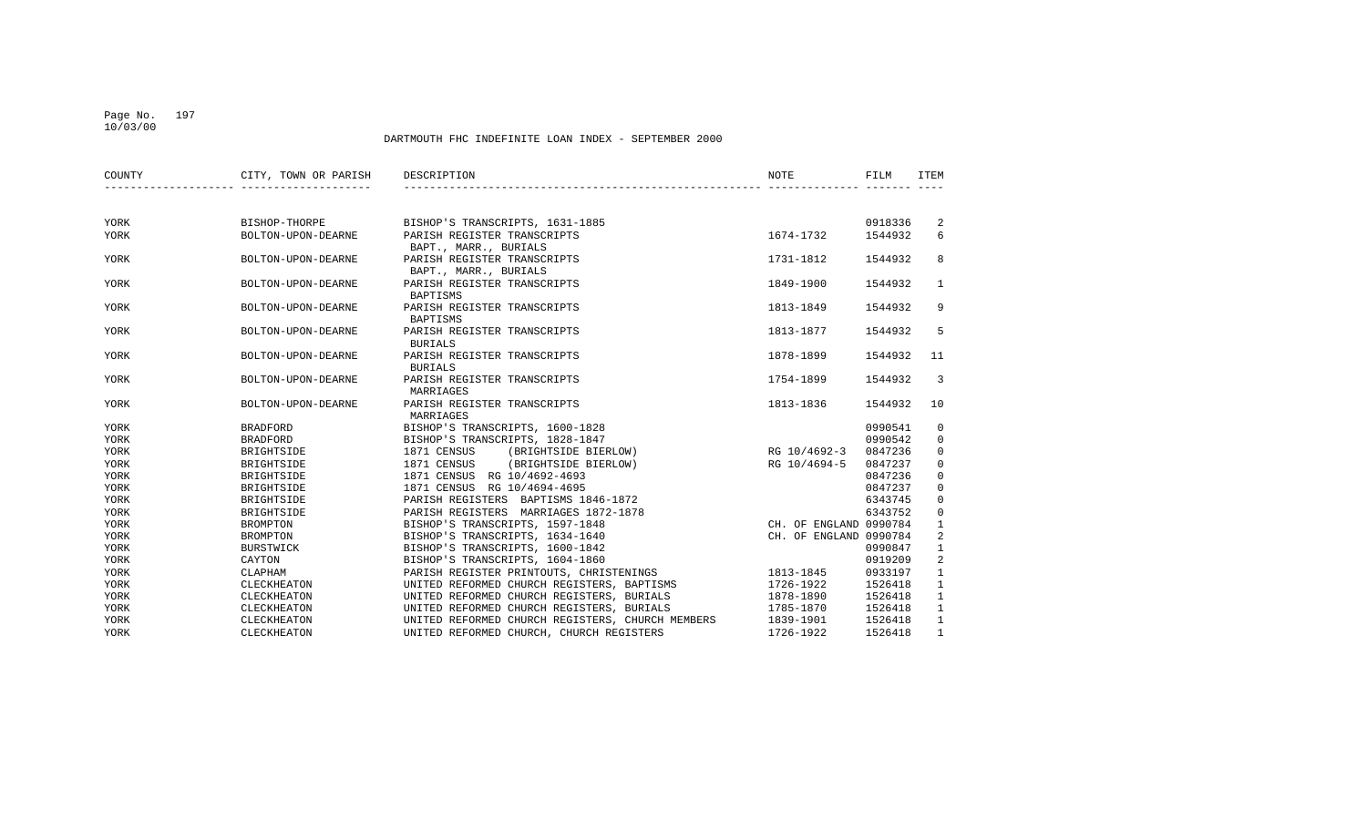# DARTMOUTH FHC INDEFINITE LOAN INDEX - SEPTEMBER 2000

| COUNTY | CITY, TOWN OR PARISH | DESCRIPTION | NOTE | FILM | ITEM |
|---|---|---|---|---|---|
| YORK | BISHOP-THORPE | BISHOP'S TRANSCRIPTS, 1631-1885 | | 0918336 | 2 |
| YORK | BOLTON-UPON-DEARNE | PARISH REGISTER TRANSCRIPTS BAPT., MARR., BURIALS | 1674-1732 | 1544932 | 6 |
| YORK | BOLTON-UPON-DEARNE | PARISH REGISTER TRANSCRIPTS BAPT., MARR., BURIALS | 1731-1812 | 1544932 | 8 |
| YORK | BOLTON-UPON-DEARNE | PARISH REGISTER TRANSCRIPTS BAPTISMS | 1849-1900 | 1544932 | 1 |
| YORK | BOLTON-UPON-DEARNE | PARISH REGISTER TRANSCRIPTS BAPTISMS | 1813-1849 | 1544932 | 9 |
| YORK | BOLTON-UPON-DEARNE | PARISH REGISTER TRANSCRIPTS BURIALS | 1813-1877 | 1544932 | 5 |
| YORK | BOLTON-UPON-DEARNE | PARISH REGISTER TRANSCRIPTS BURIALS | 1878-1899 | 1544932 | 11 |
| YORK | BOLTON-UPON-DEARNE | PARISH REGISTER TRANSCRIPTS MARRIAGES | 1754-1899 | 1544932 | 3 |
| YORK | BOLTON-UPON-DEARNE | PARISH REGISTER TRANSCRIPTS MARRIAGES | 1813-1836 | 1544932 | 10 |
| YORK | BRADFORD | BISHOP'S TRANSCRIPTS, 1600-1828 | | 0990541 | 0 |
| YORK | BRADFORD | BISHOP'S TRANSCRIPTS, 1828-1847 | | 0990542 | 0 |
| YORK | BRIGHTSIDE | 1871 CENSUS (BRIGHTSIDE BIERLOW) | RG 10/4692-3 | 0847236 | 0 |
| YORK | BRIGHTSIDE | 1871 CENSUS (BRIGHTSIDE BIERLOW) | RG 10/4694-5 | 0847237 | 0 |
| YORK | BRIGHTSIDE | 1871 CENSUS RG 10/4692-4693 | | 0847236 | 0 |
| YORK | BRIGHTSIDE | 1871 CENSUS RG 10/4694-4695 | | 0847237 | 0 |
| YORK | BRIGHTSIDE | PARISH REGISTERS BAPTISMS 1846-1872 | | 6343745 | 0 |
| YORK | BRIGHTSIDE | PARISH REGISTERS MARRIAGES 1872-1878 | | 6343752 | 0 |
| YORK | BROMPTON | BISHOP'S TRANSCRIPTS, 1597-1848 | CH. OF ENGLAND | 0990784 | 1 |
| YORK | BROMPTON | BISHOP'S TRANSCRIPTS, 1634-1640 | CH. OF ENGLAND | 0990784 | 2 |
| YORK | BURSTWICK | BISHOP'S TRANSCRIPTS, 1600-1842 | | 0990847 | 1 |
| YORK | CAYTON | BISHOP'S TRANSCRIPTS, 1604-1860 | | 0919209 | 2 |
| YORK | CLAPHAM | PARISH REGISTER PRINTOUTS, CHRISTENINGS | 1813-1845 | 0933197 | 1 |
| YORK | CLECKHEATON | UNITED REFORMED CHURCH REGISTERS, BAPTISMS | 1726-1922 | 1526418 | 1 |
| YORK | CLECKHEATON | UNITED REFORMED CHURCH REGISTERS, BURIALS | 1878-1890 | 1526418 | 1 |
| YORK | CLECKHEATON | UNITED REFORMED CHURCH REGISTERS, BURIALS | 1785-1870 | 1526418 | 1 |
| YORK | CLECKHEATON | UNITED REFORMED CHURCH REGISTERS, CHURCH MEMBERS | 1839-1901 | 1526418 | 1 |
| YORK | CLECKHEATON | UNITED REFORMED CHURCH, CHURCH REGISTERS | 1726-1922 | 1526418 | 1 |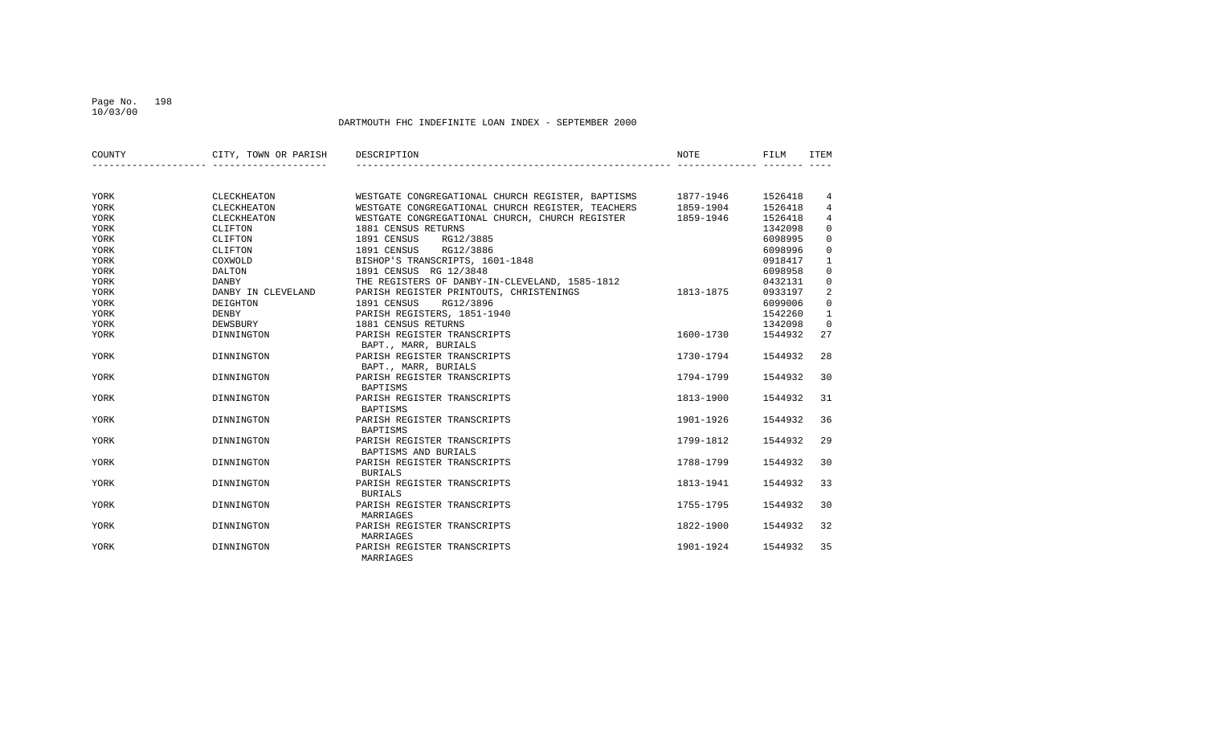DARTMOUTH FHC INDEFINITE LOAN INDEX - SEPTEMBER 2000

| COUNTY | CITY, TOWN OR PARISH | DESCRIPTION | NOTE | FILM | ITEM |
|---|---|---|---|---|---|
| YORK | CLECKHEATON | WESTGATE CONGREGATIONAL CHURCH REGISTER, BAPTISMS | 1877-1946 | 1526418 | 4 |
| YORK | CLECKHEATON | WESTGATE CONGREGATIONAL CHURCH REGISTER, TEACHERS | 1859-1904 | 1526418 | 4 |
| YORK | CLECKHEATON | WESTGATE CONGREGATIONAL CHURCH, CHURCH REGISTER | 1859-1946 | 1526418 | 4 |
| YORK | CLIFTON | 1881 CENSUS RETURNS | | 1342098 | 0 |
| YORK | CLIFTON | 1891 CENSUS RG12/3885 | | 6098995 | 0 |
| YORK | CLIFTON | 1891 CENSUS RG12/3886 | | 6098996 | 0 |
| YORK | COXWOLD | BISHOP'S TRANSCRIPTS, 1601-1848 | | 0918417 | 1 |
| YORK | DALTON | 1891 CENSUS RG 12/3848 | | 6098958 | 0 |
| YORK | DANBY | THE REGISTERS OF DANBY-IN-CLEVELAND, 1585-1812 | | 0432131 | 0 |
| YORK | DANBY IN CLEVELAND | PARISH REGISTER PRINTOUTS, CHRISTENINGS | 1813-1875 | 0933197 | 2 |
| YORK | DEIGHTON | 1891 CENSUS RG12/3896 | | 6099006 | 0 |
| YORK | DENBY | PARISH REGISTERS, 1851-1940 | | 1542260 | 1 |
| YORK | DEWSBURY | 1881 CENSUS RETURNS | | 1342098 | 0 |
| YORK | DINNINGTON | PARISH REGISTER TRANSCRIPTS BAPT., MARR, BURIALS | 1600-1730 | 1544932 | 27 |
| YORK | DINNINGTON | PARISH REGISTER TRANSCRIPTS BAPT., MARR, BURIALS | 1730-1794 | 1544932 | 28 |
| YORK | DINNINGTON | PARISH REGISTER TRANSCRIPTS BAPTISMS | 1794-1799 | 1544932 | 30 |
| YORK | DINNINGTON | PARISH REGISTER TRANSCRIPTS BAPTISMS | 1813-1900 | 1544932 | 31 |
| YORK | DINNINGTON | PARISH REGISTER TRANSCRIPTS BAPTISMS | 1901-1926 | 1544932 | 36 |
| YORK | DINNINGTON | PARISH REGISTER TRANSCRIPTS BAPTISMS AND BURIALS | 1799-1812 | 1544932 | 29 |
| YORK | DINNINGTON | PARISH REGISTER TRANSCRIPTS BURIALS | 1788-1799 | 1544932 | 30 |
| YORK | DINNINGTON | PARISH REGISTER TRANSCRIPTS BURIALS | 1813-1941 | 1544932 | 33 |
| YORK | DINNINGTON | PARISH REGISTER TRANSCRIPTS MARRIAGES | 1755-1795 | 1544932 | 30 |
| YORK | DINNINGTON | PARISH REGISTER TRANSCRIPTS MARRIAGES | 1822-1900 | 1544932 | 32 |
| YORK | DINNINGTON | PARISH REGISTER TRANSCRIPTS MARRIAGES | 1901-1924 | 1544932 | 35 |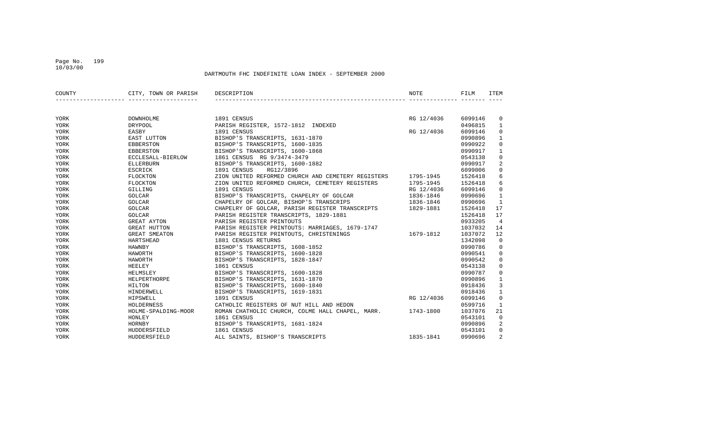# DARTMOUTH FHC INDEFINITE LOAN INDEX - SEPTEMBER 2000

| COUNTY | CITY, TOWN OR PARISH | DESCRIPTION | NOTE | FILM | ITEM |
|---|---|---|---|---|---|
| YORK | DOWNHOLME | 1891 CENSUS | RG 12/4036 | 6099146 | 0 |
| YORK | DRYPOOL | PARISH REGISTER, 1572-1812 INDEXED | | 0496815 | 1 |
| YORK | EASBY | 1891 CENSUS | RG 12/4036 | 6099146 | 0 |
| YORK | EAST LUTTON | BISHOP'S TRANSCRIPTS, 1631-1870 | | 0990896 | 1 |
| YORK | EBBERSTON | BISHOP'S TRANSCRIPTS, 1600-1835 | | 0990922 | 0 |
| YORK | EBBERSTON | BISHOP'S TRANSCRIPTS, 1600-1868 | | 0990917 | 1 |
| YORK | ECCLESALL-BIERLOW | 1861 CENSUS RG 9/3474-3479 | | 0543138 | 0 |
| YORK | ELLERBURN | BISHOP'S TRANSCRIPTS, 1600-1882 | | 0990917 | 2 |
| YORK | ESCRICK | 1891 CENSUS RG12/3896 | | 6099006 | 0 |
| YORK | FLOCKTON | ZION UNITED REFORMED CHURCH AND CEMETERY REGISTERS | 1795-1945 | 1526418 | 6 |
| YORK | FLOCKTON | ZION UNITED REFORMED CHURCH, CEMETERY REGISTERS | 1795-1945 | 1526418 | 6 |
| YORK | GILLING | 1891 CENSUS | RG 12/4036 | 6099146 | 0 |
| YORK | GOLCAR | BISHOP'S TRANSCRIPTS, CHAPELRY OF GOLCAR | 1836-1846 | 0990696 | 1 |
| YORK | GOLCAR | CHAPELRY OF GOLCAR, BISHOP'S TRANSCRIPS | 1836-1846 | 0990696 | 1 |
| YORK | GOLCAR | CHAPELRY OF GOLCAR, PARISH REGISTER TRANSCRIPTS | 1829-1881 | 1526418 | 17 |
| YORK | GOLCAR | PARISH REGISTER TRANSCRIPTS, 1829-1881 | | 1526418 | 17 |
| YORK | GREAT AYTON | PARISH REGISTER PRINTOUTS | | 0933205 | 4 |
| YORK | GREAT HUTTON | PARISH REGISTER PRINTOUTS: MARRIAGES, 1679-1747 | | 1037032 | 14 |
| YORK | GREAT SMEATON | PARISH REGISTER PRINTOUTS, CHRISTENINGS | 1679-1812 | 1037072 | 12 |
| YORK | HARTSHEAD | 1881 CENSUS RETURNS | | 1342098 | 0 |
| YORK | HAWNBY | BISHOP'S TRANSCRIPTS, 1608-1852 | | 0990786 | 0 |
| YORK | HAWORTH | BISHOP'S TRANSCRIPTS, 1600-1828 | | 0990541 | 0 |
| YORK | HAWORTH | BISHOP'S TRANSCRIPTS, 1828-1847 | | 0990542 | 0 |
| YORK | HEELEY | 1861 CENSUS | | 0543138 | 0 |
| YORK | HELMSLEY | BISHOP'S TRANSCRIPTS, 1600-1828 | | 0990787 | 0 |
| YORK | HELPERTHORPE | BISHOP'S TRANSCRIPTS, 1631-1870 | | 0990896 | 1 |
| YORK | HILTON | BISHOP'S TRANSCRIPTS, 1600-1840 | | 0918436 | 3 |
| YORK | HINDERWELL | BISHOP'S TRANSCRIPTS, 1619-1831 | | 0918436 | 1 |
| YORK | HIPSWELL | 1891 CENSUS | RG 12/4036 | 6099146 | 0 |
| YORK | HOLDERNESS | CATHOLIC REGISTERS OF NUT HILL AND HEDON | | 0599716 | 1 |
| YORK | HOLME-SPALDING-MOOR | ROMAN CHATHOLIC CHURCH, COLME HALL CHAPEL, MARR. | 1743-1800 | 1037076 | 21 |
| YORK | HONLEY | 1861 CENSUS | | 0543101 | 0 |
| YORK | HORNBY | BISHOP'S TRANSCRIPTS, 1681-1824 | | 0990896 | 2 |
| YORK | HUDDERSFIELD | 1861 CENSUS | | 0543101 | 0 |
| YORK | HUDDERSFIELD | ALL SAINTS, BISHOP'S TRANSCRIPTS | 1835-1841 | 0990696 | 2 |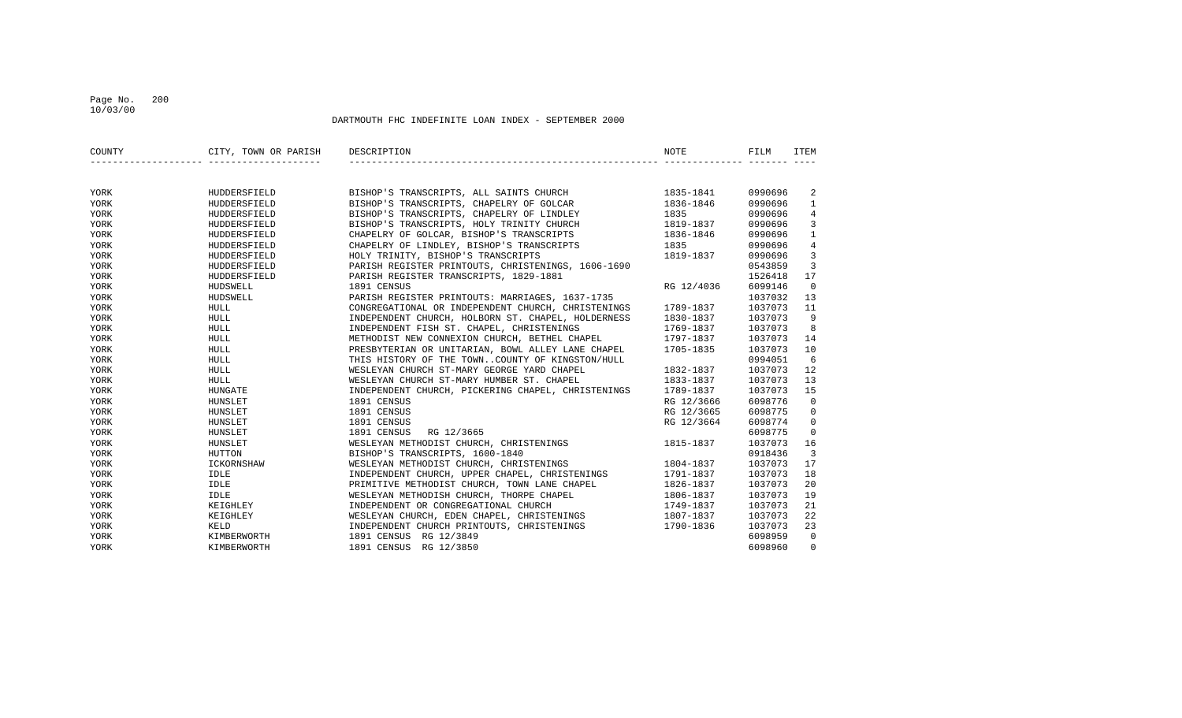DARTMOUTH FHC INDEFINITE LOAN INDEX - SEPTEMBER 2000

| COUNTY | CITY, TOWN OR PARISH | DESCRIPTION | NOTE | FILM | ITEM |
|---|---|---|---|---|---|
| YORK | HUDDERSFIELD | BISHOP'S TRANSCRIPTS, ALL SAINTS CHURCH | 1835-1841 | 0990696 | 2 |
| YORK | HUDDERSFIELD | BISHOP'S TRANSCRIPTS, CHAPELRY OF GOLCAR | 1836-1846 | 0990696 | 1 |
| YORK | HUDDERSFIELD | BISHOP'S TRANSCRIPTS, CHAPELRY OF LINDLEY | 1835 | 0990696 | 4 |
| YORK | HUDDERSFIELD | BISHOP'S TRANSCRIPTS, HOLY TRINITY CHURCH | 1819-1837 | 0990696 | 3 |
| YORK | HUDDERSFIELD | CHAPELRY OF GOLCAR, BISHOP'S TRANSCRIPTS | 1836-1846 | 0990696 | 1 |
| YORK | HUDDERSFIELD | CHAPELRY OF LINDLEY, BISHOP'S TRANSCRIPTS | 1835 | 0990696 | 4 |
| YORK | HUDDERSFIELD | HOLY TRINITY, BISHOP'S TRANSCRIPTS | 1819-1837 | 0990696 | 3 |
| YORK | HUDDERSFIELD | PARISH REGISTER PRINTOUTS, CHRISTENINGS, 1606-1690 | | 0543859 | 3 |
| YORK | HUDDERSFIELD | PARISH REGISTER TRANSCRIPTS, 1829-1881 | | 1526418 | 17 |
| YORK | HUDSWELL | 1891 CENSUS | RG 12/4036 | 6099146 | 0 |
| YORK | HUDSWELL | PARISH REGISTER PRINTOUTS: MARRIAGES, 1637-1735 | | 1037032 | 13 |
| YORK | HULL | CONGREGATIONAL OR INDEPENDENT CHURCH, CHRISTENINGS | 1789-1837 | 1037073 | 11 |
| YORK | HULL | INDEPENDENT CHURCH, HOLBORN ST. CHAPEL, HOLDERNESS | 1830-1837 | 1037073 | 9 |
| YORK | HULL | INDEPENDENT FISH ST. CHAPEL, CHRISTENINGS | 1769-1837 | 1037073 | 8 |
| YORK | HULL | METHODIST NEW CONNEXION CHURCH, BETHEL CHAPEL | 1797-1837 | 1037073 | 14 |
| YORK | HULL | PRESBYTERIAN OR UNITARIAN, BOWL ALLEY LANE CHAPEL | 1705-1835 | 1037073 | 10 |
| YORK | HULL | THIS HISTORY OF THE TOWN..COUNTY OF KINGSTON/HULL | | 0994051 | 6 |
| YORK | HULL | WESLEYAN CHURCH ST-MARY GEORGE YARD CHAPEL | 1832-1837 | 1037073 | 12 |
| YORK | HULL | WESLEYAN CHURCH ST-MARY HUMBER ST. CHAPEL | 1833-1837 | 1037073 | 13 |
| YORK | HUNGATE | INDEPENDENT CHURCH, PICKERING CHAPEL, CHRISTENINGS | 1789-1837 | 1037073 | 15 |
| YORK | HUNSLET | 1891 CENSUS | RG 12/3666 | 6098776 | 0 |
| YORK | HUNSLET | 1891 CENSUS | RG 12/3665 | 6098775 | 0 |
| YORK | HUNSLET | 1891 CENSUS | RG 12/3664 | 6098774 | 0 |
| YORK | HUNSLET | 1891 CENSUS RG 12/3665 | | 6098775 | 0 |
| YORK | HUNSLET | WESLEYAN METHODIST CHURCH, CHRISTENINGS | 1815-1837 | 1037073 | 16 |
| YORK | HUTTON | BISHOP'S TRANSCRIPTS, 1600-1840 | | 0918436 | 3 |
| YORK | ICKORNSHAW | WESLEYAN METHODIST CHURCH, CHRISTENINGS | 1804-1837 | 1037073 | 17 |
| YORK | IDLE | INDEPENDENT CHURCH, UPPER CHAPEL, CHRISTENINGS | 1791-1837 | 1037073 | 18 |
| YORK | IDLE | PRIMITIVE METHODIST CHURCH, TOWN LANE CHAPEL | 1826-1837 | 1037073 | 20 |
| YORK | IDLE | WESLEYAN METHODISH CHURCH, THORPE CHAPEL | 1806-1837 | 1037073 | 19 |
| YORK | KEIGHLEY | INDEPENDENT OR CONGREGATIONAL CHURCH | 1749-1837 | 1037073 | 21 |
| YORK | KEIGHLEY | WESLEYAN CHURCH, EDEN CHAPEL, CHRISTENINGS | 1807-1837 | 1037073 | 22 |
| YORK | KELD | INDEPENDENT CHURCH PRINTOUTS, CHRISTENINGS | 1790-1836 | 1037073 | 23 |
| YORK | KIMBERWORTH | 1891 CENSUS RG 12/3849 | | 6098959 | 0 |
| YORK | KIMBERWORTH | 1891 CENSUS RG 12/3850 | | 6098960 | 0 |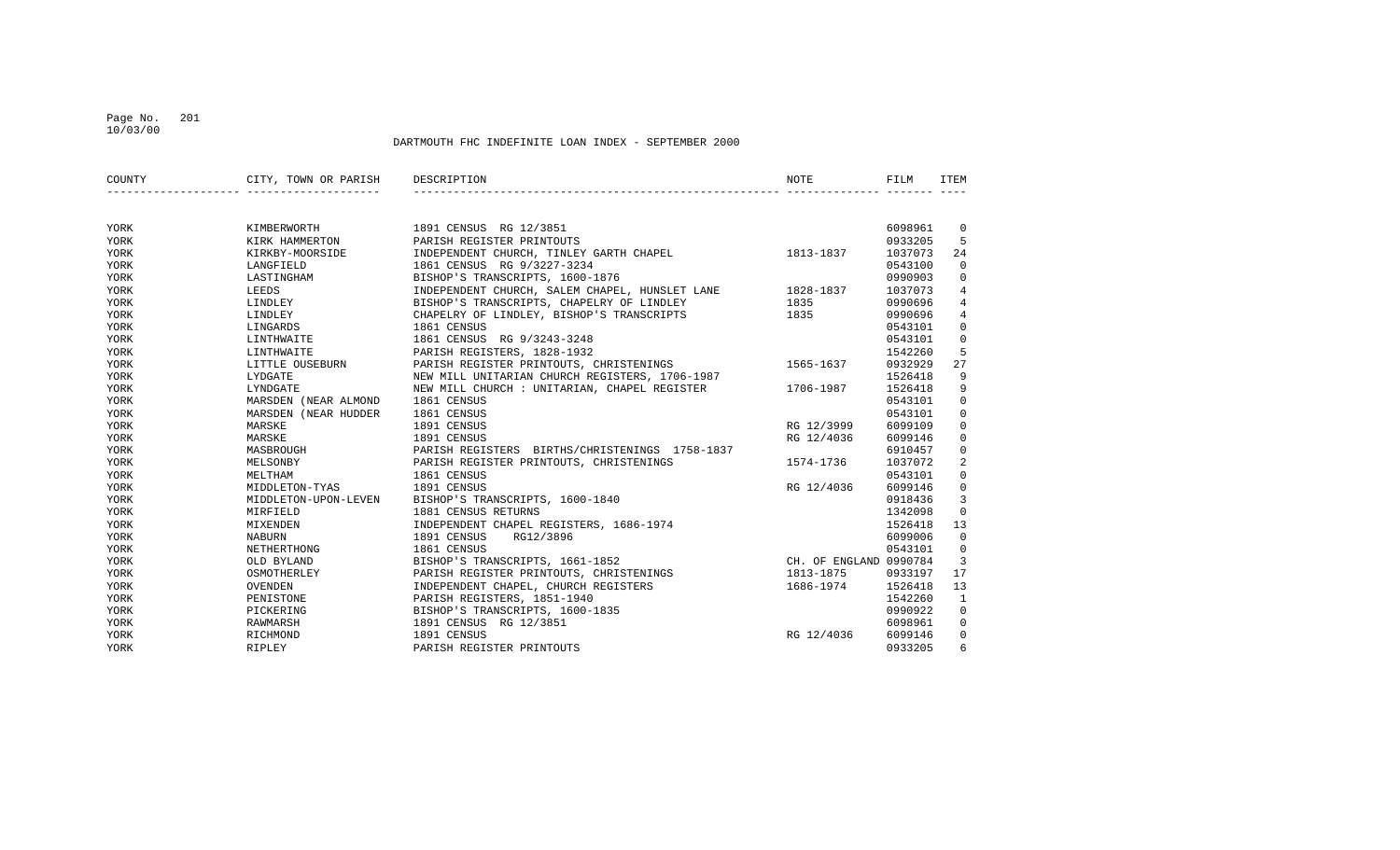DARTMOUTH FHC INDEFINITE LOAN INDEX - SEPTEMBER 2000

| COUNTY | CITY, TOWN OR PARISH | DESCRIPTION | NOTE | FILM | ITEM |
|---|---|---|---|---|---|
| YORK | KIMBERWORTH | 1891 CENSUS RG 12/3851 | | 6098961 | 0 |
| YORK | KIRK HAMMERTON | PARISH REGISTER PRINTOUTS | | 0933205 | 5 |
| YORK | KIRKBY-MOORSIDE | INDEPENDENT CHURCH, TINLEY GARTH CHAPEL | 1813-1837 | 1037073 | 24 |
| YORK | LANGFIELD | 1861 CENSUS RG 9/3227-3234 | | 0543100 | 0 |
| YORK | LASTINGHAM | BISHOP'S TRANSCRIPTS, 1600-1876 | | 0990903 | 0 |
| YORK | LEEDS | INDEPENDENT CHURCH, SALEM CHAPEL, HUNSLET LANE | 1828-1837 | 1037073 | 4 |
| YORK | LINDLEY | BISHOP'S TRANSCRIPTS, CHAPELRY OF LINDLEY | 1835 | 0990696 | 4 |
| YORK | LINDLEY | CHAPELRY OF LINDLEY, BISHOP'S TRANSCRIPTS | 1835 | 0990696 | 4 |
| YORK | LINGARDS | 1861 CENSUS | | 0543101 | 0 |
| YORK | LINTHWAITE | 1861 CENSUS RG 9/3243-3248 | | 0543101 | 0 |
| YORK | LINTHWAITE | PARISH REGISTERS, 1828-1932 | | 1542260 | 5 |
| YORK | LITTLE OUSEBURN | PARISH REGISTER PRINTOUTS, CHRISTENINGS | 1565-1637 | 0932929 | 27 |
| YORK | LYDGATE | NEW MILL UNITARIAN CHURCH REGISTERS, 1706-1987 | | 1526418 | 9 |
| YORK | LYNDGATE | NEW MILL CHURCH : UNITARIAN, CHAPEL REGISTER | 1706-1987 | 1526418 | 9 |
| YORK | MARSDEN (NEAR ALMOND | 1861 CENSUS | | 0543101 | 0 |
| YORK | MARSDEN (NEAR HUDDER | 1861 CENSUS | | 0543101 | 0 |
| YORK | MARSKE | 1891 CENSUS | RG 12/3999 | 6099109 | 0 |
| YORK | MARSKE | 1891 CENSUS | RG 12/4036 | 6099146 | 0 |
| YORK | MASBROUGH | PARISH REGISTERS BIRTHS/CHRISTENINGS 1758-1837 | | 6910457 | 0 |
| YORK | MELSONBY | PARISH REGISTER PRINTOUTS, CHRISTENINGS | 1574-1736 | 1037072 | 2 |
| YORK | MELTHAM | 1861 CENSUS | | 0543101 | 0 |
| YORK | MIDDLETON-TYAS | 1891 CENSUS | RG 12/4036 | 6099146 | 0 |
| YORK | MIDDLETON-UPON-LEVEN | BISHOP'S TRANSCRIPTS, 1600-1840 | | 0918436 | 3 |
| YORK | MIRFIELD | 1881 CENSUS RETURNS | | 1342098 | 0 |
| YORK | MIXENDEN | INDEPENDENT CHAPEL REGISTERS, 1686-1974 | | 1526418 | 13 |
| YORK | NABURN | 1891 CENSUS RG12/3896 | | 6099006 | 0 |
| YORK | NETHERTHONG | 1861 CENSUS | | 0543101 | 0 |
| YORK | OLD BYLAND | BISHOP'S TRANSCRIPTS, 1661-1852 | CH. OF ENGLAND | 0990784 | 3 |
| YORK | OSMOTHERLEY | PARISH REGISTER PRINTOUTS, CHRISTENINGS | 1813-1875 | 0933197 | 17 |
| YORK | OVENDEN | INDEPENDENT CHAPEL, CHURCH REGISTERS | 1686-1974 | 1526418 | 13 |
| YORK | PENISTONE | PARISH REGISTERS, 1851-1940 | | 1542260 | 1 |
| YORK | PICKERING | BISHOP'S TRANSCRIPTS, 1600-1835 | | 0990922 | 0 |
| YORK | RAWMARSH | 1891 CENSUS RG 12/3851 | | 6098961 | 0 |
| YORK | RICHMOND | 1891 CENSUS | RG 12/4036 | 6099146 | 0 |
| YORK | RIPLEY | PARISH REGISTER PRINTOUTS | | 0933205 | 6 |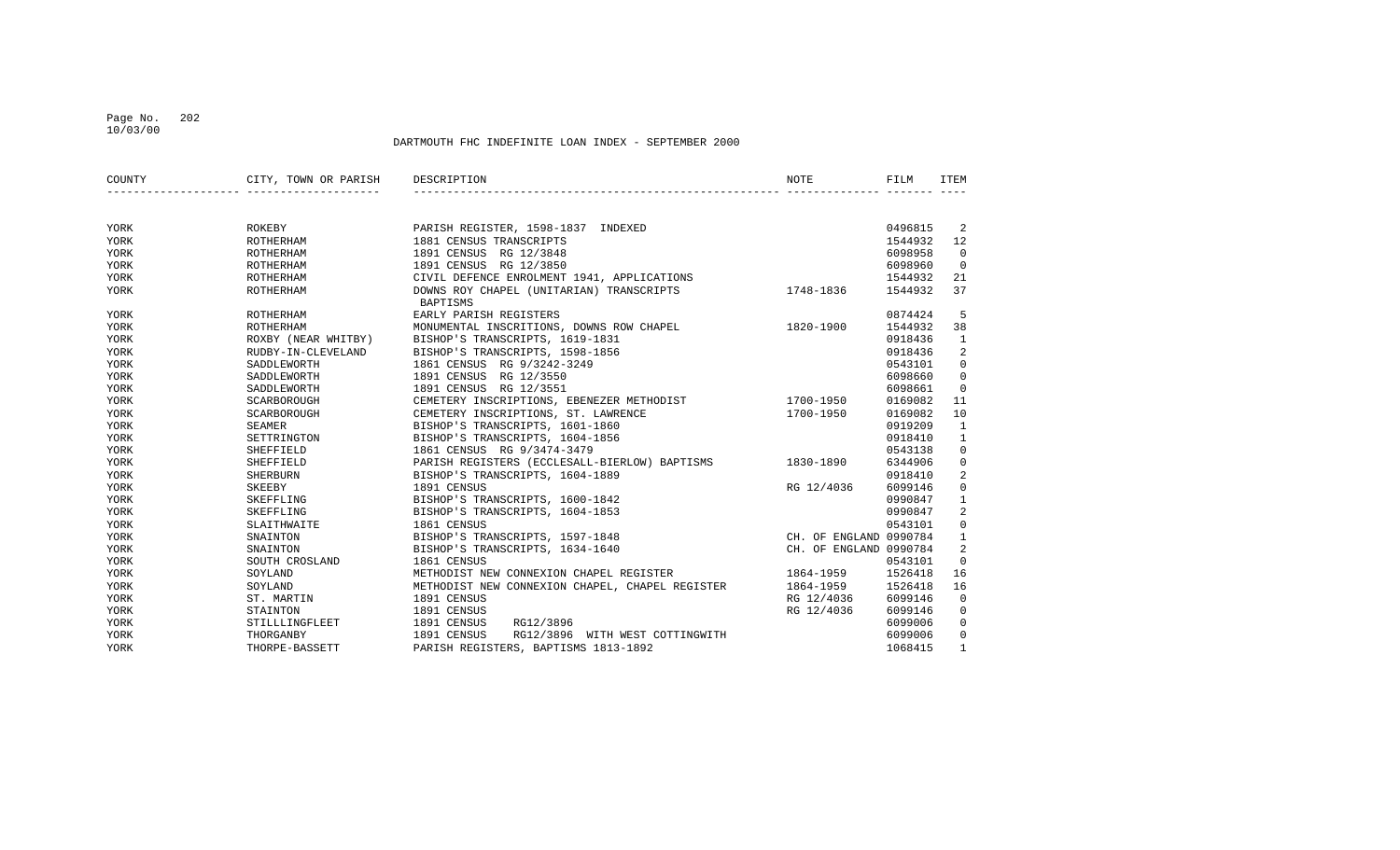DARTMOUTH FHC INDEFINITE LOAN INDEX - SEPTEMBER 2000

| COUNTY | CITY, TOWN OR PARISH | DESCRIPTION | NOTE | FILM | ITEM |
|---|---|---|---|---|---|
| YORK | ROKEBY | PARISH REGISTER, 1598-1837 INDEXED | | 0496815 | 2 |
| YORK | ROTHERHAM | 1881 CENSUS TRANSCRIPTS | | 1544932 | 12 |
| YORK | ROTHERHAM | 1891 CENSUS RG 12/3848 | | 6098958 | 0 |
| YORK | ROTHERHAM | 1891 CENSUS RG 12/3850 | | 6098960 | 0 |
| YORK | ROTHERHAM | CIVIL DEFENCE ENROLMENT 1941, APPLICATIONS | | 1544932 | 21 |
| YORK | ROTHERHAM | DOWNS ROY CHAPEL (UNITARIAN) TRANSCRIPTS BAPTISMS | 1748-1836 | 1544932 | 37 |
| YORK | ROTHERHAM | EARLY PARISH REGISTERS | | 0874424 | 5 |
| YORK | ROTHERHAM | MONUMENTAL INSCRITIONS, DOWNS ROW CHAPEL | 1820-1900 | 1544932 | 38 |
| YORK | ROXBY (NEAR WHITBY) | BISHOP'S TRANSCRIPTS, 1619-1831 | | 0918436 | 1 |
| YORK | RUDBY-IN-CLEVELAND | BISHOP'S TRANSCRIPTS, 1598-1856 | | 0918436 | 2 |
| YORK | SADDLEWORTH | 1861 CENSUS RG 9/3242-3249 | | 0543101 | 0 |
| YORK | SADDLEWORTH | 1891 CENSUS RG 12/3550 | | 6098660 | 0 |
| YORK | SADDLEWORTH | 1891 CENSUS RG 12/3551 | | 6098661 | 0 |
| YORK | SCARBOROUGH | CEMETERY INSCRIPTIONS, EBENEZER METHODIST | 1700-1950 | 0169082 | 11 |
| YORK | SCARBOROUGH | CEMETERY INSCRIPTIONS, ST. LAWRENCE | 1700-1950 | 0169082 | 10 |
| YORK | SEAMER | BISHOP'S TRANSCRIPTS, 1601-1860 | | 0919209 | 1 |
| YORK | SETTRINGTON | BISHOP'S TRANSCRIPTS, 1604-1856 | | 0918410 | 1 |
| YORK | SHEFFIELD | 1861 CENSUS RG 9/3474-3479 | | 0543138 | 0 |
| YORK | SHEFFIELD | PARISH REGISTERS (ECCLESALL-BIERLOW) BAPTISMS | 1830-1890 | 6344906 | 0 |
| YORK | SHERBURN | BISHOP'S TRANSCRIPTS, 1604-1889 | | 0918410 | 2 |
| YORK | SKEEBY | 1891 CENSUS | RG 12/4036 | 6099146 | 0 |
| YORK | SKEFFLING | BISHOP'S TRANSCRIPTS, 1600-1842 | | 0990847 | 1 |
| YORK | SKEFFLING | BISHOP'S TRANSCRIPTS, 1604-1853 | | 0990847 | 2 |
| YORK | SLAITHWAITE | 1861 CENSUS | | 0543101 | 0 |
| YORK | SNAINTON | BISHOP'S TRANSCRIPTS, 1597-1848 | CH. OF ENGLAND | 0990784 | 1 |
| YORK | SNAINTON | BISHOP'S TRANSCRIPTS, 1634-1640 | CH. OF ENGLAND | 0990784 | 2 |
| YORK | SOUTH CROSLAND | 1861 CENSUS | | 0543101 | 0 |
| YORK | SOYLAND | METHODIST NEW CONNEXION CHAPEL REGISTER | 1864-1959 | 1526418 | 16 |
| YORK | SOYLAND | METHODIST NEW CONNEXION CHAPEL, CHAPEL REGISTER | 1864-1959 | 1526418 | 16 |
| YORK | ST. MARTIN | 1891 CENSUS | RG 12/4036 | 6099146 | 0 |
| YORK | STAINTON | 1891 CENSUS | RG 12/4036 | 6099146 | 0 |
| YORK | STILLLINGFLEET | 1891 CENSUS RG12/3896 | | 6099006 | 0 |
| YORK | THORGANBY | 1891 CENSUS RG12/3896 WITH WEST COTTINGWITH | | 6099006 | 0 |
| YORK | THORPE-BASSETT | PARISH REGISTERS, BAPTISMS 1813-1892 | | 1068415 | 1 |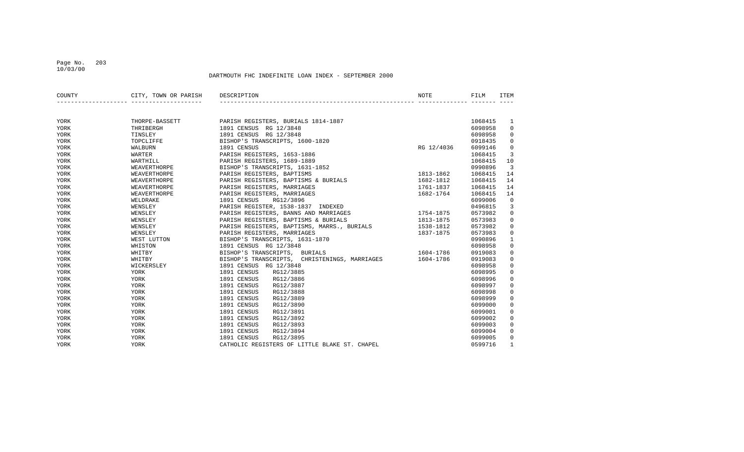DARTMOUTH FHC INDEFINITE LOAN INDEX - SEPTEMBER 2000

| COUNTY | CITY, TOWN OR PARISH | DESCRIPTION | NOTE | FILM | ITEM |
|---|---|---|---|---|---|
| YORK | THORPE-BASSETT | PARISH REGISTERS, BURIALS 1814-1887 | | 1068415 | 1 |
| YORK | THRIBERGH | 1891 CENSUS RG 12/3848 | | 6098958 | 0 |
| YORK | TINSLEY | 1891 CENSUS RG 12/3848 | | 6098958 | 0 |
| YORK | TOPCLIFFE | BISHOP'S TRANSCRIPTS, 1600-1820 | | 0918435 | 0 |
| YORK | WALBURN | 1891 CENSUS | RG 12/4036 | 6099146 | 0 |
| YORK | WARTER | PARISH REGISTERS, 1653-1886 | | 1068415 | 3 |
| YORK | WARTHILL | PARISH REGISTERS, 1689-1889 | | 1068415 | 10 |
| YORK | WEAVERTHORPE | BISHOP'S TRANSCRIPTS, 1631-1852 | | 0990896 | 3 |
| YORK | WEAVERTHORPE | PARISH REGISTERS, BAPTISMS | 1813-1862 | 1068415 | 14 |
| YORK | WEAVERTHORPE | PARISH REGISTERS, BAPTISMS & BURIALS | 1682-1812 | 1068415 | 14 |
| YORK | WEAVERTHORPE | PARISH REGISTERS, MARRIAGES | 1761-1837 | 1068415 | 14 |
| YORK | WEAVERTHORPE | PARISH REGISTERS, MARRIAGES | 1682-1764 | 1068415 | 14 |
| YORK | WELDRAKE | 1891 CENSUS RG12/3896 | | 6099006 | 0 |
| YORK | WENSLEY | PARISH REGISTER, 1538-1837 INDEXED | | 0496815 | 3 |
| YORK | WENSLEY | PARISH REGISTERS, BANNS AND MARRIAGES | 1754-1875 | 0573982 | 0 |
| YORK | WENSLEY | PARISH REGISTERS, BAPTISMS & BURIALS | 1813-1875 | 0573983 | 0 |
| YORK | WENSLEY | PARISH REGISTERS, BAPTISMS, MARRS., BURIALS | 1538-1812 | 0573982 | 0 |
| YORK | WENSLEY | PARISH REGISTERS, MARRIAGES | 1837-1875 | 0573983 | 0 |
| YORK | WEST LUTTON | BISHOP'S TRANSCRIPTS, 1631-1870 | | 0990896 | 1 |
| YORK | WHISTON | 1891 CENSUS RG 12/3848 | | 6098958 | 0 |
| YORK | WHITBY | BISHOP'S TRANSCRIPTS, BURIALS | 1604-1786 | 0919083 | 0 |
| YORK | WHITBY | BISHOP'S TRANSCRIPTS, CHRISTENINGS, MARRIAGES | 1604-1786 | 0919083 | 0 |
| YORK | WICKERSLEY | 1891 CENSUS RG 12/3848 | | 6098958 | 0 |
| YORK | YORK | 1891 CENSUS RG12/3885 | | 6098995 | 0 |
| YORK | YORK | 1891 CENSUS RG12/3886 | | 6098996 | 0 |
| YORK | YORK | 1891 CENSUS RG12/3887 | | 6098997 | 0 |
| YORK | YORK | 1891 CENSUS RG12/3888 | | 6098998 | 0 |
| YORK | YORK | 1891 CENSUS RG12/3889 | | 6098999 | 0 |
| YORK | YORK | 1891 CENSUS RG12/3890 | | 6099000 | 0 |
| YORK | YORK | 1891 CENSUS RG12/3891 | | 6099001 | 0 |
| YORK | YORK | 1891 CENSUS RG12/3892 | | 6099002 | 0 |
| YORK | YORK | 1891 CENSUS RG12/3893 | | 6099003 | 0 |
| YORK | YORK | 1891 CENSUS RG12/3894 | | 6099004 | 0 |
| YORK | YORK | 1891 CENSUS RG12/3895 | | 6099005 | 0 |
| YORK | YORK | CATHOLIC REGISTERS OF LITTLE BLAKE ST. CHAPEL | | 0599716 | 1 |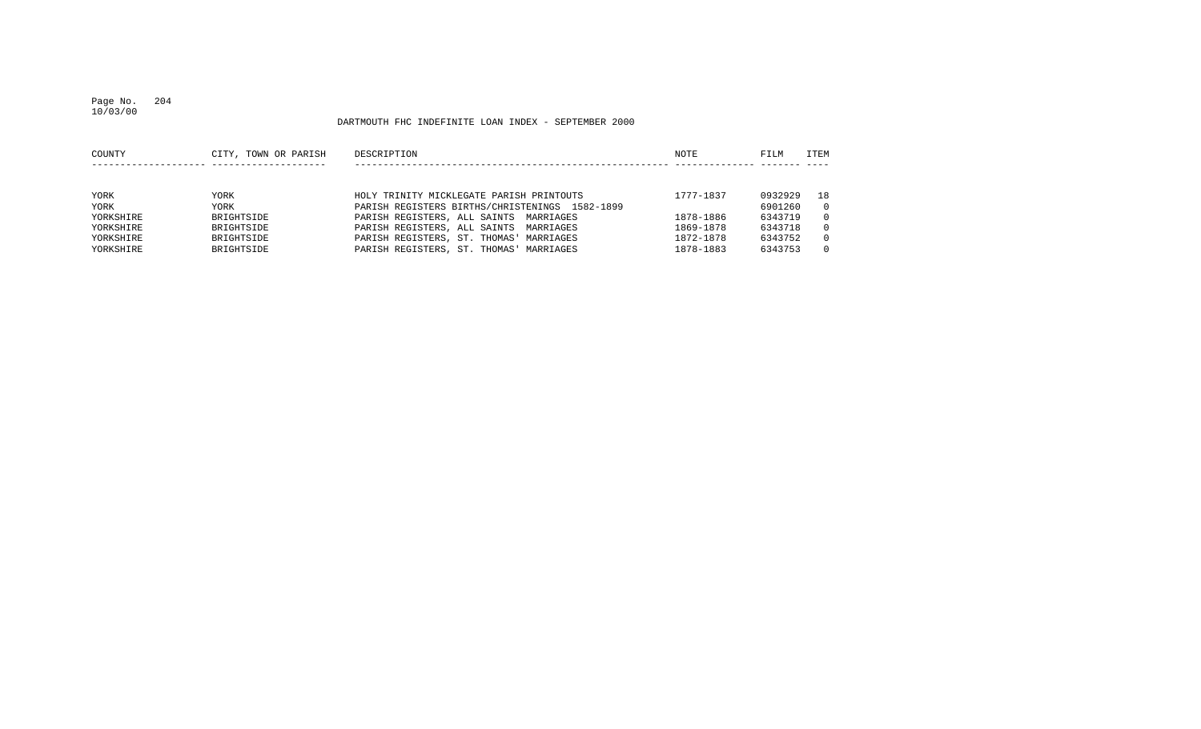DARTMOUTH FHC INDEFINITE LOAN INDEX - SEPTEMBER 2000

| COUNTY | CITY, TOWN OR PARISH | DESCRIPTION | NOTE | FILM | ITEM |
|---|---|---|---|---|---|
| YORK | YORK | HOLY TRINITY MICKLEGATE PARISH PRINTOUTS | 1777-1837 | 0932929 | 18 |
| YORK | YORK | PARISH REGISTERS BIRTHS/CHRISTENINGS 1582-1899 | | 6901260 | 0 |
| YORKSHIRE | BRIGHTSIDE | PARISH REGISTERS, ALL SAINTS MARRIAGES | 1878-1886 | 6343719 | 0 |
| YORKSHIRE | BRIGHTSIDE | PARISH REGISTERS, ALL SAINTS MARRIAGES | 1869-1878 | 6343718 | 0 |
| YORKSHIRE | BRIGHTSIDE | PARISH REGISTERS, ST. THOMAS' MARRIAGES | 1872-1878 | 6343752 | 0 |
| YORKSHIRE | BRIGHTSIDE | PARISH REGISTERS, ST. THOMAS' MARRIAGES | 1878-1883 | 6343753 | 0 |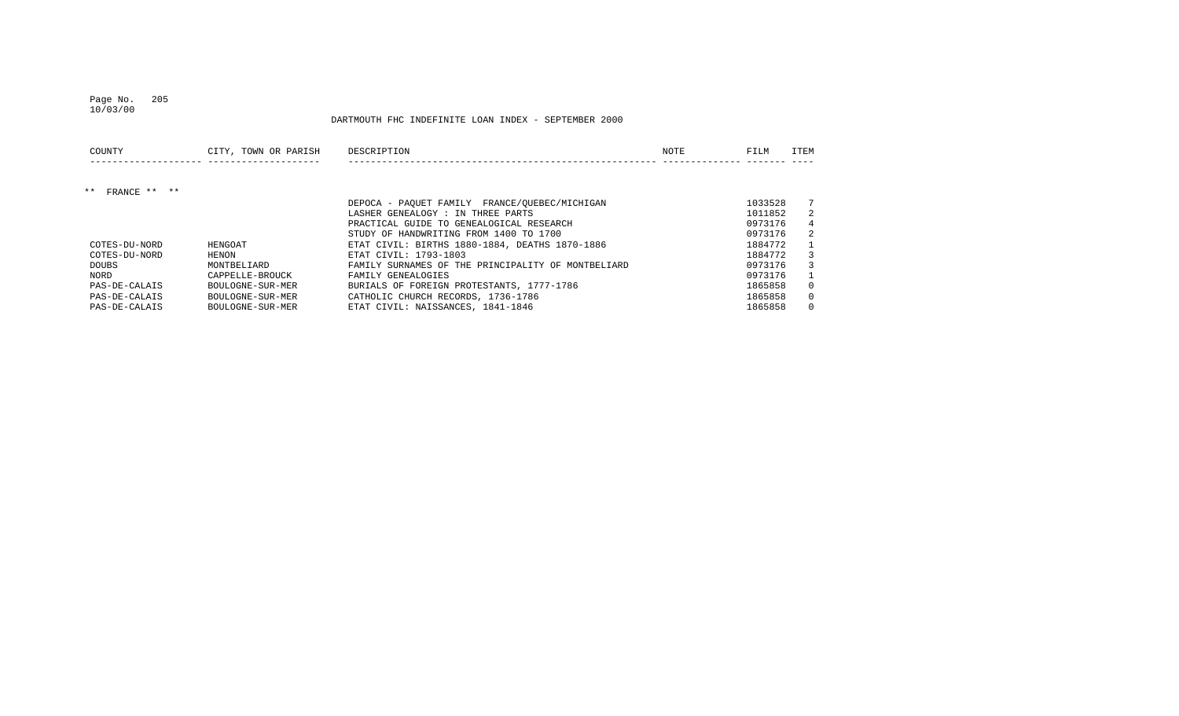DARTMOUTH FHC INDEFINITE LOAN INDEX - SEPTEMBER 2000

| COUNTY | CITY, TOWN OR PARISH | DESCRIPTION | NOTE | FILM | ITEM |
|---|---|---|---|---|---|
| ** FRANCE ** ** | | | | | |
| | | DEPOCA - PAQUET FAMILY FRANCE/QUEBEC/MICHIGAN | | 1033528 | 7 |
| | | LASHER GENEALOGY : IN THREE PARTS | | 1011852 | 2 |
| | | PRACTICAL GUIDE TO GENEALOGICAL RESEARCH | | 0973176 | 4 |
| | | STUDY OF HANDWRITING FROM 1400 TO 1700 | | 0973176 | 2 |
| COTES-DU-NORD | HENGOAT | ETAT CIVIL: BIRTHS 1880-1884, DEATHS 1870-1886 | | 1884772 | 1 |
| COTES-DU-NORD | HENON | ETAT CIVIL: 1793-1803 | | 1884772 | 3 |
| DOUBS | MONTBELIARD | FAMILY SURNAMES OF THE PRINCIPALITY OF MONTBELIARD | | 0973176 | 3 |
| NORD | CAPPELLE-BROUCK | FAMILY GENEALOGIES | | 0973176 | 1 |
| PAS-DE-CALAIS | BOULOGNE-SUR-MER | BURIALS OF FOREIGN PROTESTANTS, 1777-1786 | | 1865858 | 0 |
| PAS-DE-CALAIS | BOULOGNE-SUR-MER | CATHOLIC CHURCH RECORDS, 1736-1786 | | 1865858 | 0 |
| PAS-DE-CALAIS | BOULOGNE-SUR-MER | ETAT CIVIL: NAISSANCES, 1841-1846 | | 1865858 | 0 |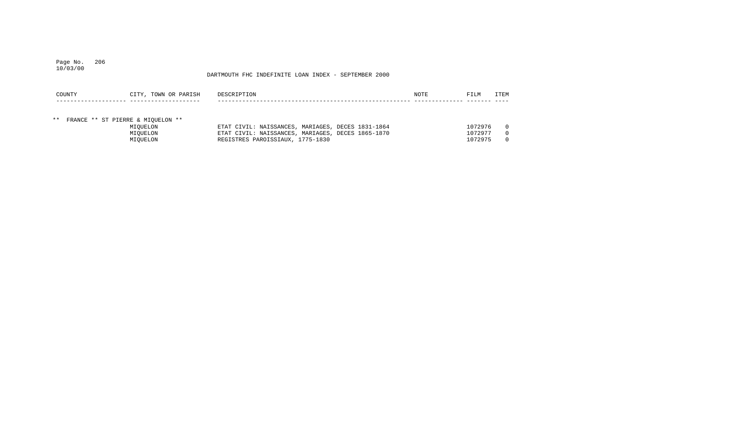DARTMOUTH FHC INDEFINITE LOAN INDEX - SEPTEMBER 2000

| COUNTY | CITY, TOWN OR PARISH | DESCRIPTION | NOTE | FILM | ITEM |
|---|---|---|---|---|---|
| ** FRANCE ** ST PIERRE & MIQUELON ** | | | | | |
| | MIQUELON | ETAT CIVIL: NAISSANCES, MARIAGES, DECES 1831-1864 | | 1072976 | 0 |
| | MIQUELON | ETAT CIVIL: NAISSANCES, MARIAGES, DECES 1865-1870 | | 1072977 | 0 |
| | MIQUELON | REGISTRES PAROISSIAUX, 1775-1830 | | 1072975 | 0 |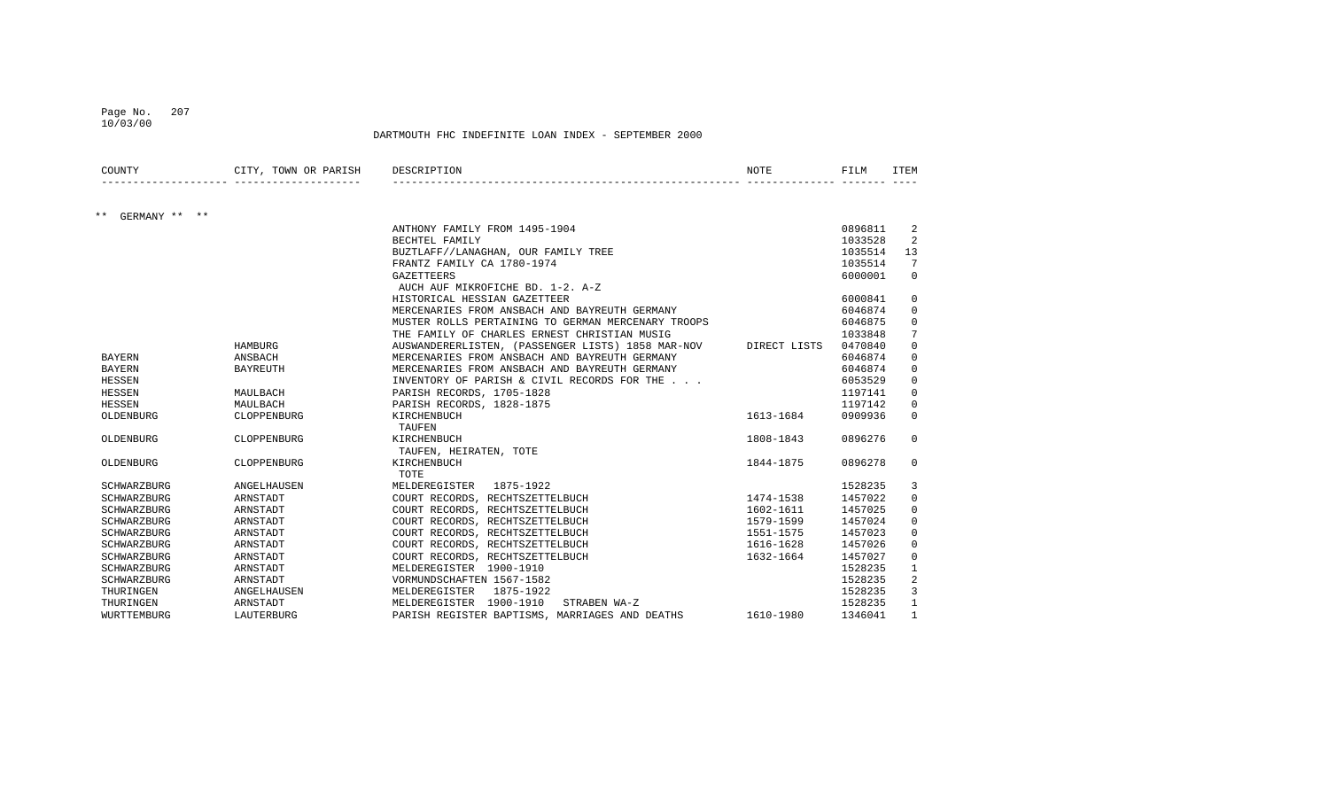DARTMOUTH FHC INDEFINITE LOAN INDEX - SEPTEMBER 2000

| COUNTY | CITY, TOWN OR PARISH | DESCRIPTION | NOTE | FILM | ITEM |
|---|---|---|---|---|---|
| ** GERMANY ** ** | | | | | |
| | | ANTHONY FAMILY FROM 1495-1904 | | 0896811 | 2 |
| | | BECHTEL FAMILY | | 1033528 | 2 |
| | | BUZTLAFF//LANAGHAN, OUR FAMILY TREE | | 1035514 | 13 |
| | | FRANTZ FAMILY CA 1780-1974 | | 1035514 | 7 |
| | | GAZETTEERS<br>AUCH AUF MIKROFICHE BD. 1-2. A-Z | | 6000001 | 0 |
| | | HISTORICAL HESSIAN GAZETTEER | | 6000841 | 0 |
| | | MERCENARIES FROM ANSBACH AND BAYREUTH GERMANY | | 6046874 | 0 |
| | | MUSTER ROLLS PERTAINING TO GERMAN MERCENARY TROOPS | | 6046875 | 0 |
| | | THE FAMILY OF CHARLES ERNEST CHRISTIAN MUSIG | | 1033848 | 7 |
| | HAMBURG | AUSWANDERERLISTEN, (PASSENGER LISTS) 1858 MAR-NOV | DIRECT LISTS | 0470840 | 0 |
| BAYERN | ANSBACH | MERCENARIES FROM ANSBACH AND BAYREUTH GERMANY | | 6046874 | 0 |
| BAYERN | BAYREUTH | MERCENARIES FROM ANSBACH AND BAYREUTH GERMANY | | 6046874 | 0 |
| HESSEN | | INVENTORY OF PARISH & CIVIL RECORDS FOR THE . . . | | 6053529 | 0 |
| HESSEN | MAULBACH | PARISH RECORDS, 1705-1828 | | 1197141 | 0 |
| HESSEN | MAULBACH | PARISH RECORDS, 1828-1875 | | 1197142 | 0 |
| OLDENBURG | CLOPPENBURG | KIRCHENBUCH<br>TAUFEN | 1613-1684 | 0909936 | 0 |
| OLDENBURG | CLOPPENBURG | KIRCHENBUCH<br>TAUFEN, HEIRATEN, TOTE | 1808-1843 | 0896276 | 0 |
| OLDENBURG | CLOPPENBURG | KIRCHENBUCH<br>TOTE | 1844-1875 | 0896278 | 0 |
| SCHWARZBURG | ANGELHAUSEN | MELDEREGISTER 1875-1922 | | 1528235 | 3 |
| SCHWARZBURG | ARNSTADT | COURT RECORDS, RECHTSZETTELBUCH | 1474-1538 | 1457022 | 0 |
| SCHWARZBURG | ARNSTADT | COURT RECORDS, RECHTSZETTELBUCH | 1602-1611 | 1457025 | 0 |
| SCHWARZBURG | ARNSTADT | COURT RECORDS, RECHTSZETTELBUCH | 1579-1599 | 1457024 | 0 |
| SCHWARZBURG | ARNSTADT | COURT RECORDS, RECHTSZETTELBUCH | 1551-1575 | 1457023 | 0 |
| SCHWARZBURG | ARNSTADT | COURT RECORDS, RECHTSZETTELBUCH | 1616-1628 | 1457026 | 0 |
| SCHWARZBURG | ARNSTADT | COURT RECORDS, RECHTSZETTELBUCH | 1632-1664 | 1457027 | 0 |
| SCHWARZBURG | ARNSTADT | MELDEREGISTER 1900-1910 | | 1528235 | 1 |
| SCHWARZBURG | ARNSTADT | VORMUNDSCHAFTEN 1567-1582 | | 1528235 | 2 |
| THURINGEN | ANGELHAUSEN | MELDEREGISTER 1875-1922 | | 1528235 | 3 |
| THURINGEN | ARNSTADT | MELDEREGISTER 1900-1910 STRABEN WA-Z | | 1528235 | 1 |
| WURTTEMBURG | LAUTERBURG | PARISH REGISTER BAPTISMS, MARRIAGES AND DEATHS | 1610-1980 | 1346041 | 1 |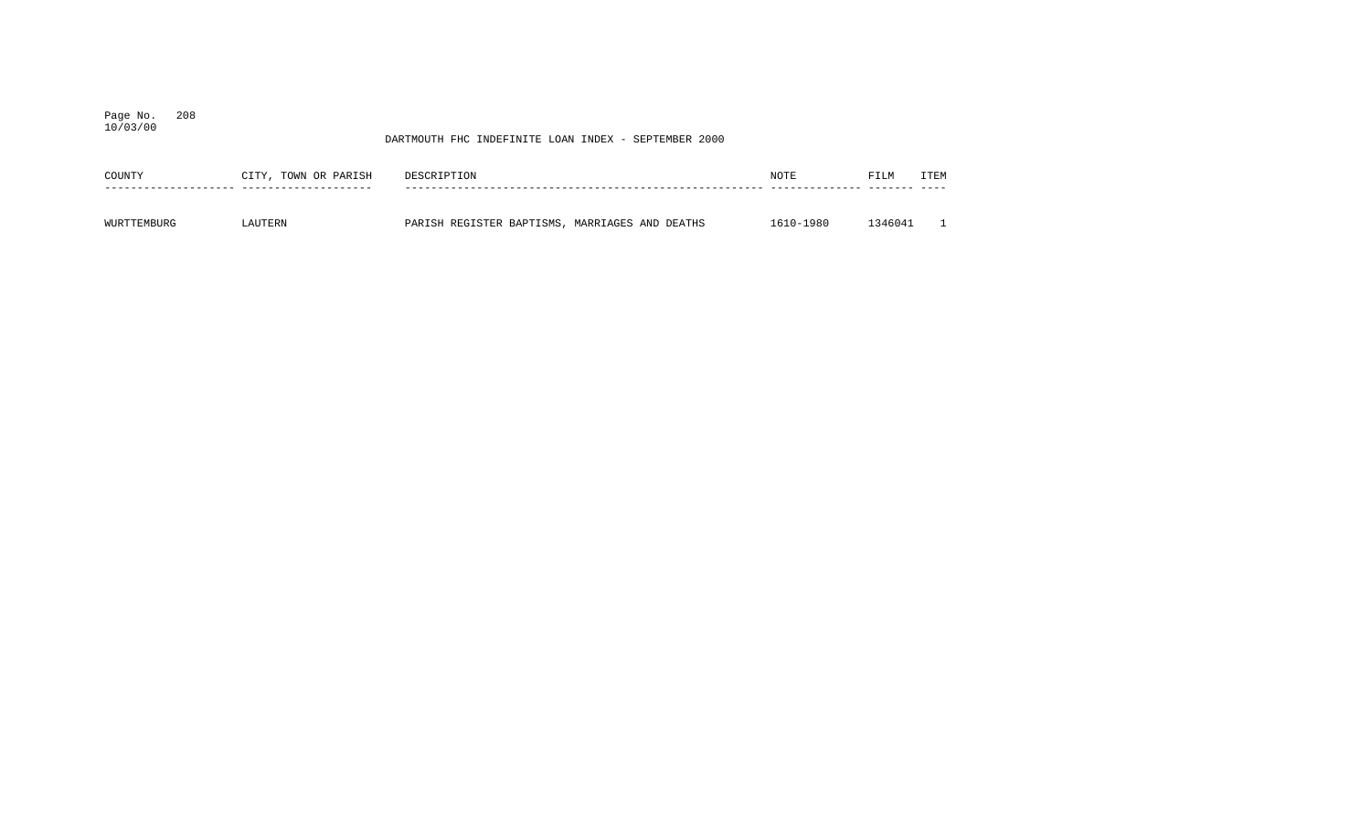DARTMOUTH FHC INDEFINITE LOAN INDEX - SEPTEMBER 2000

| COUNTY | CITY, TOWN OR PARISH | DESCRIPTION | NOTE | FILM | ITEM |
|---|---|---|---|---|---|
| WURTTEMBURG | LAUTERN | PARISH REGISTER BAPTISMS, MARRIAGES AND DEATHS | 1610-1980 | 1346041 | 1 |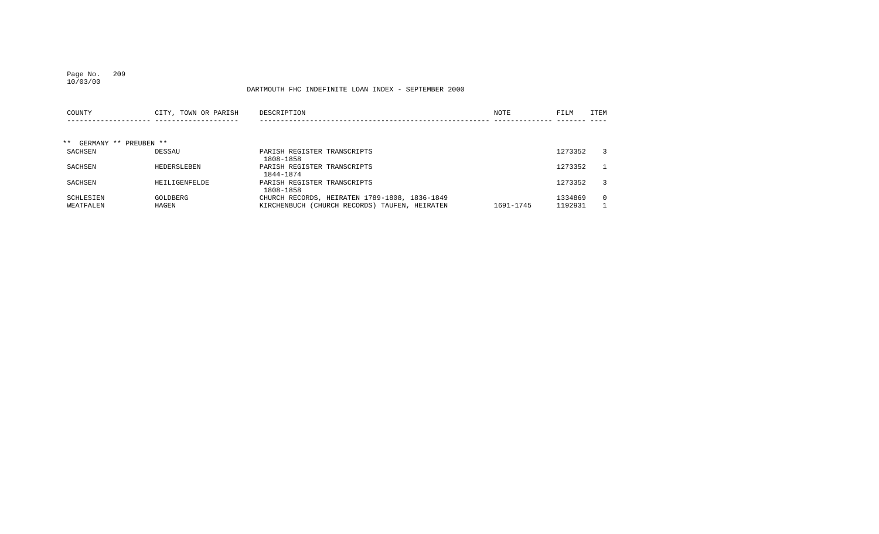DARTMOUTH FHC INDEFINITE LOAN INDEX - SEPTEMBER 2000

| COUNTY | CITY, TOWN OR PARISH | DESCRIPTION | NOTE | FILM | ITEM |
|---|---|---|---|---|---|
| ** GERMANY ** PREUBEN ** | | | | | |
| SACHSEN | DESSAU | PARISH REGISTER TRANSCRIPTS 1808-1858 | | 1273352 | 3 |
| SACHSEN | HEDERSLEBEN | PARISH REGISTER TRANSCRIPTS 1844-1874 | | 1273352 | 1 |
| SACHSEN | HEILIGENFELDE | PARISH REGISTER TRANSCRIPTS 1808-1858 | | 1273352 | 3 |
| SCHLESIEN | GOLDBERG | CHURCH RECORDS, HEIRATEN 1789-1808, 1836-1849 | | 1334869 | 0 |
| WEATFALEN | HAGEN | KIRCHENBUCH (CHURCH RECORDS) TAUFEN, HEIRATEN | 1691-1745 | 1192931 | 1 |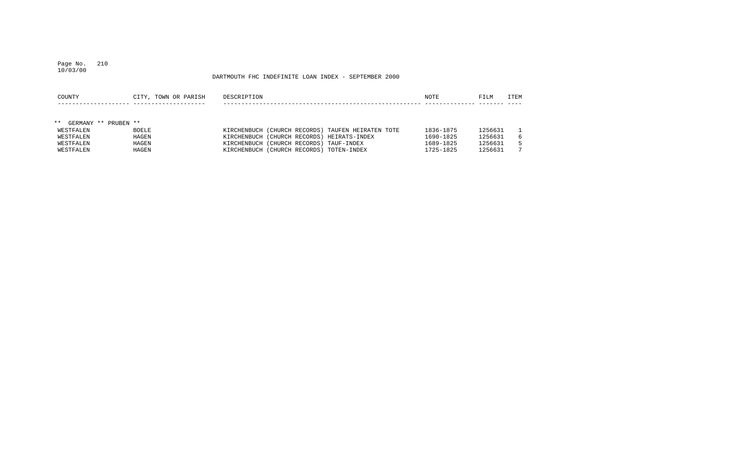DARTMOUTH FHC INDEFINITE LOAN INDEX - SEPTEMBER 2000

| COUNTY | CITY, TOWN OR PARISH | DESCRIPTION | NOTE | FILM | ITEM |
|---|---|---|---|---|---|
| ** GERMANY ** PRUBEN ** | | | | | |
| WESTFALEN | BOELE | KIRCHENBUCH (CHURCH RECORDS) TAUFEN HEIRATEN TOTE | 1836-1875 | 1256631 | 1 |
| WESTFALEN | HAGEN | KIRCHENBUCH (CHURCH RECORDS) HEIRATS-INDEX | 1690-1825 | 1256631 | 6 |
| WESTFALEN | HAGEN | KIRCHENBUCH (CHURCH RECORDS) TAUF-INDEX | 1689-1825 | 1256631 | 5 |
| WESTFALEN | HAGEN | KIRCHENBUCH (CHURCH RECORDS) TOTEN-INDEX | 1725-1825 | 1256631 | 7 |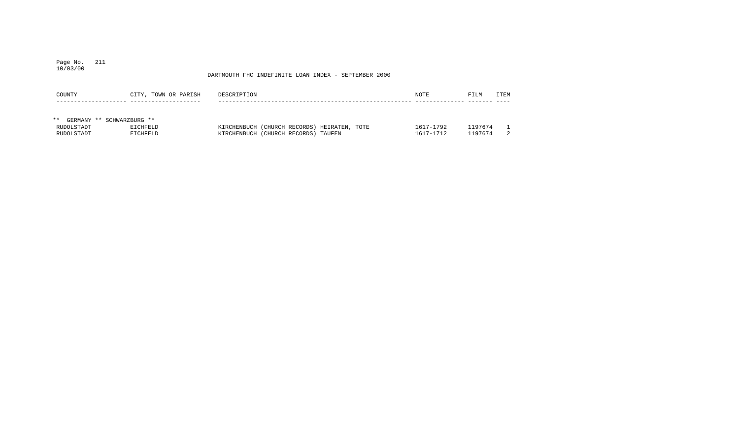DARTMOUTH FHC INDEFINITE LOAN INDEX - SEPTEMBER 2000

| COUNTY | CITY, TOWN OR PARISH | DESCRIPTION | NOTE | FILM | ITEM |
|---|---|---|---|---|---|
| ** GERMANY ** SCHWARZBURG ** | | | | | |
| RUDOLSTADT | EICHFELD | KIRCHENBUCH (CHURCH RECORDS) HEIRATEN, TOTE | 1617-1792 | 1197674 | 1 |
| RUDOLSTADT | EICHFELD | KIRCHENBUCH (CHURCH RECORDS) TAUFEN | 1617-1712 | 1197674 | 2 |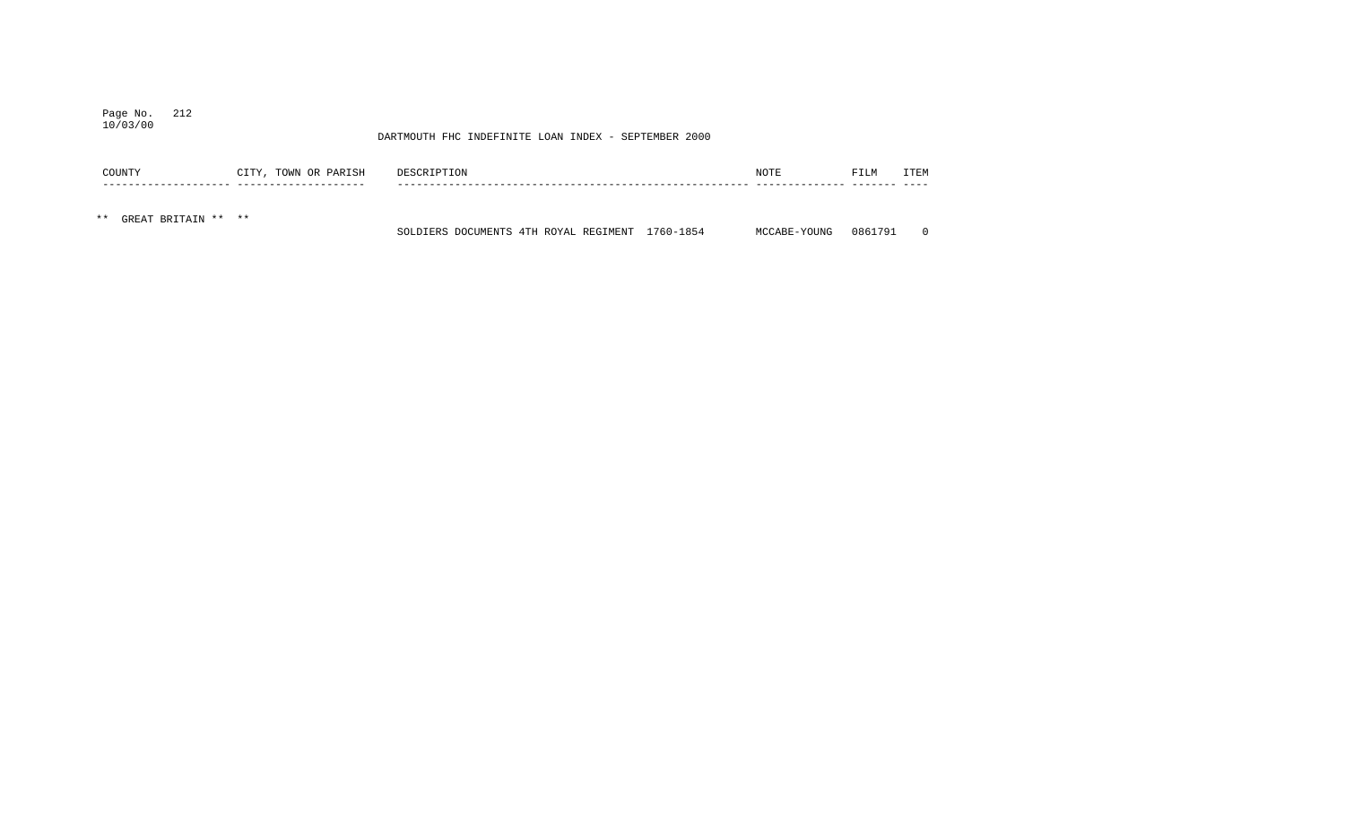DARTMOUTH FHC INDEFINITE LOAN INDEX - SEPTEMBER 2000

| COUNTY | CITY, TOWN OR PARISH | DESCRIPTION | NOTE | FILM | ITEM |
|---|---|---|---|---|---|
| ** GREAT BRITAIN ** | ** | | | | |
| | | SOLDIERS DOCUMENTS 4TH ROYAL REGIMENT 1760-1854 | MCCABE-YOUNG | 0861791 | 0 |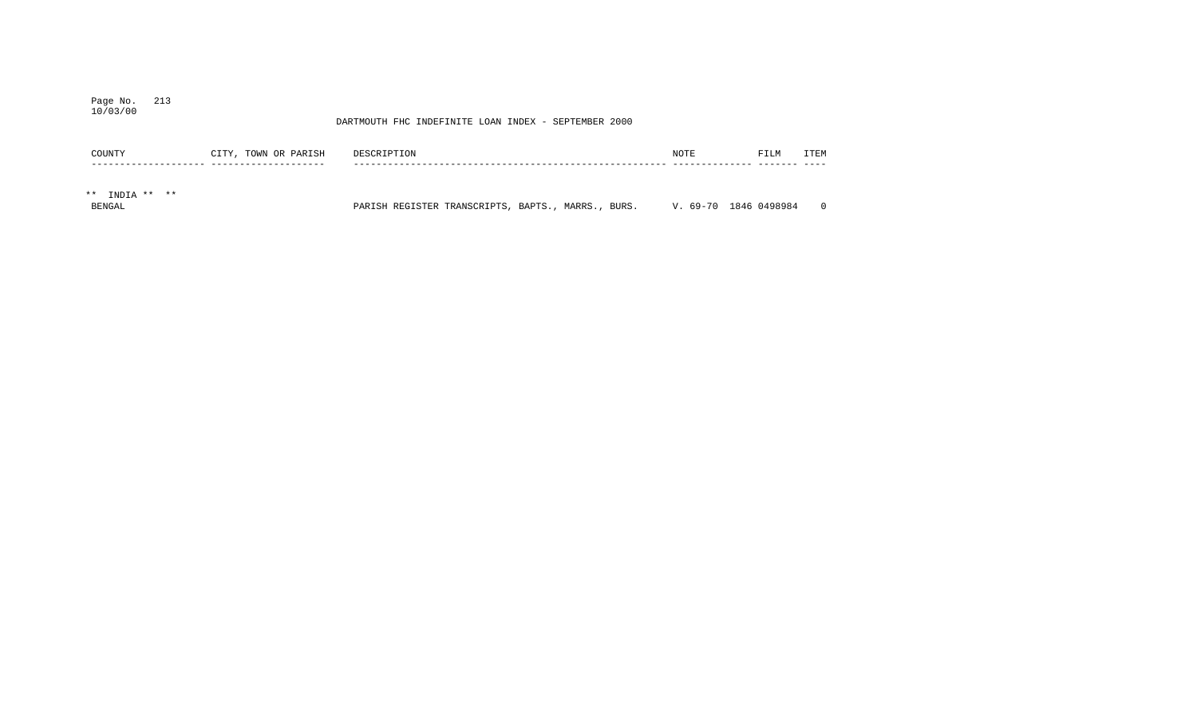DARTMOUTH FHC INDEFINITE LOAN INDEX - SEPTEMBER 2000

| COUNTY | CITY, TOWN OR PARISH | DESCRIPTION | NOTE | FILM | ITEM |
|---|---|---|---|---|---|
| ** INDIA ** ** | | | | | |
| BENGAL | | PARISH REGISTER TRANSCRIPTS, BAPTS., MARRS., BURS. | V. 69-70 1846 | 0498984 | 0 |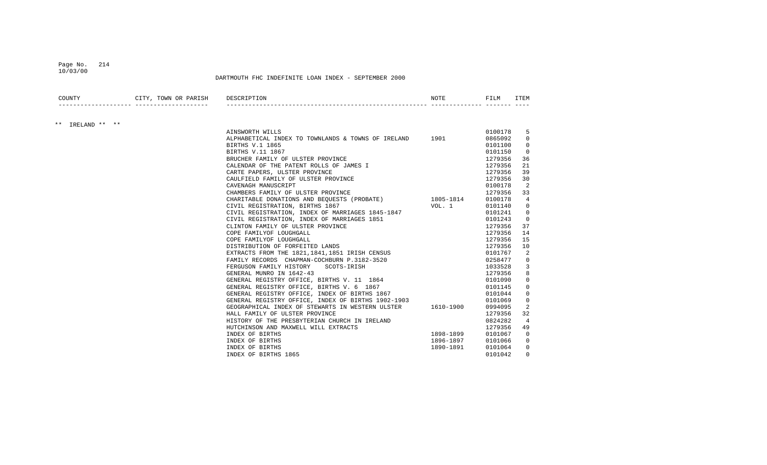DARTMOUTH FHC INDEFINITE LOAN INDEX - SEPTEMBER 2000

| COUNTY | CITY, TOWN OR PARISH | DESCRIPTION | NOTE | FILM | ITEM |
|---|---|---|---|---|---|
| ** IRELAND ** ** | | | | | |
| | | AINSWORTH WILLS | | 0100178 | 5 |
| | | ALPHABETICAL INDEX TO TOWNLANDS & TOWNS OF IRELAND | 1901 | 0865092 | 0 |
| | | BIRTHS V.1 1865 | | 0101100 | 0 |
| | | BIRTHS V.11 1867 | | 0101150 | 0 |
| | | BRUCHER FAMILY OF ULSTER PROVINCE | | 1279356 | 36 |
| | | CALENDAR OF THE PATENT ROLLS OF JAMES I | | 1279356 | 21 |
| | | CARTE PAPERS, ULSTER PROVINCE | | 1279356 | 39 |
| | | CAULFIELD FAMILY OF ULSTER PROVINCE | | 1279356 | 30 |
| | | CAVENAGH MANUSCRIPT | | 0100178 | 2 |
| | | CHAMBERS FAMILY OF ULSTER PROVINCE | | 1279356 | 33 |
| | | CHARITABLE DONATIONS AND BEQUESTS (PROBATE) | 1805-1814 | 0100178 | 4 |
| | | CIVIL REGISTRATION, BIRTHS 1867 | VOL. 1 | 0101140 | 0 |
| | | CIVIL REGISTRATION, INDEX OF MARRIAGES 1845-1847 | | 0101241 | 0 |
| | | CIVIL REGISTRATION, INDEX OF MARRIAGES 1851 | | 0101243 | 0 |
| | | CLINTON FAMILY OF ULSTER PROVINCE | | 1279356 | 37 |
| | | COPE FAMILYOF LOUGHGALL | | 1279356 | 14 |
| | | COPE FAMILYOF LOUGHGALL | | 1279356 | 15 |
| | | DISTRIBUTION OF FORFEITED LANDS | | 1279356 | 10 |
| | | EXTRACTS FROM THE 1821,1841,1851 IRISH CENSUS | | 0101767 | 2 |
| | | FAMILY RECORDS CHAPMAN-COCHBURN P.3182-3520 | | 0258477 | 0 |
| | | FERGUSON FAMILY HISTORY SCOTS-IRISH | | 1033528 | 3 |
| | | GENERAL MUNRO IN 1642-43 | | 1279356 | 8 |
| | | GENERAL REGISTRY OFFICE, BIRTHS V. 11 1864 | | 0101090 | 0 |
| | | GENERAL REGISTRY OFFICE, BIRTHS V. 6 1867 | | 0101145 | 0 |
| | | GENERAL REGISTRY OFFICE, INDEX OF BIRTHS 1867 | | 0101044 | 0 |
| | | GENERAL REGISTRY OFFICE, INDEX OF BIRTHS 1902-1903 | | 0101069 | 0 |
| | | GEOGRAPHICAL INDEX OF STEWARTS IN WESTERN ULSTER | 1610-1900 | 0994095 | 2 |
| | | HALL FAMILY OF ULSTER PROVINCE | | 1279356 | 32 |
| | | HISTORY OF THE PRESBYTERIAN CHURCH IN IRELAND | | 0824282 | 4 |
| | | HUTCHINSON AND MAXWELL WILL EXTRACTS | | 1279356 | 49 |
| | | INDEX OF BIRTHS | 1898-1899 | 0101067 | 0 |
| | | INDEX OF BIRTHS | 1896-1897 | 0101066 | 0 |
| | | INDEX OF BIRTHS | 1890-1891 | 0101064 | 0 |
| | | INDEX OF BIRTHS 1865 | | 0101042 | 0 |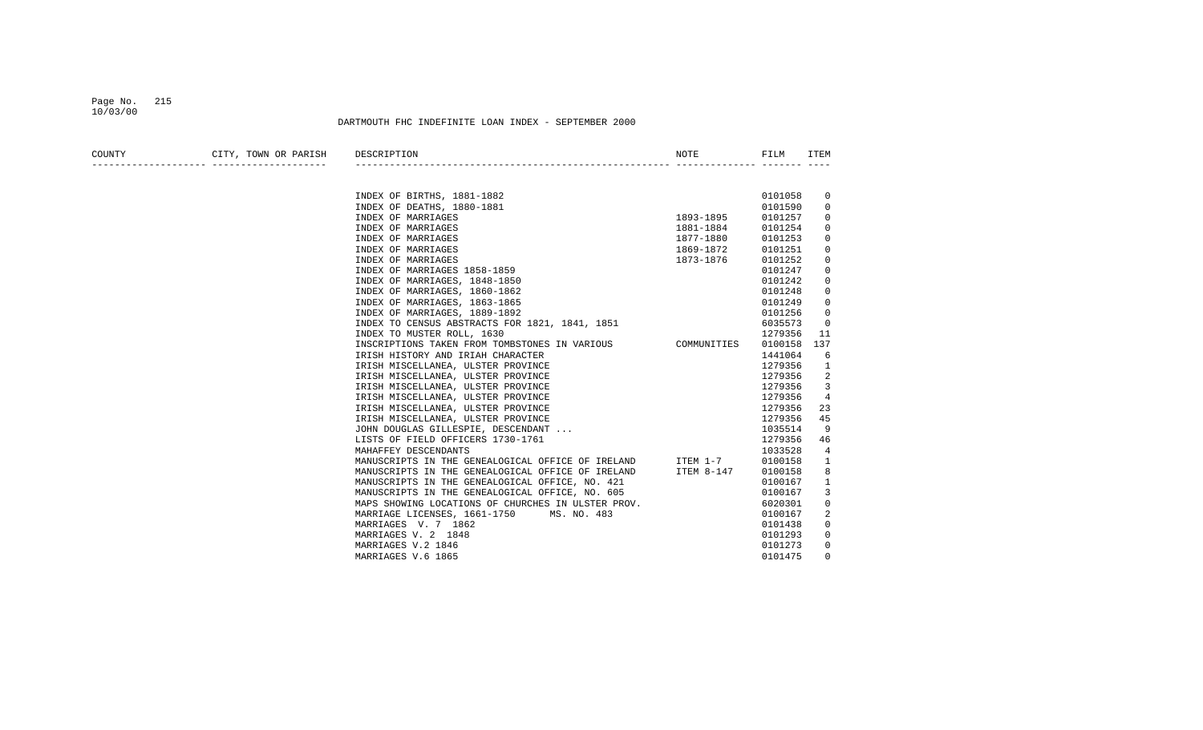DARTMOUTH FHC INDEFINITE LOAN INDEX - SEPTEMBER 2000

| COUNTY | CITY, TOWN OR PARISH | DESCRIPTION | NOTE | FILM | ITEM |
|---|---|---|---|---|---|
| | | INDEX OF BIRTHS, 1881-1882 | | 0101058 | 0 |
| | | INDEX OF DEATHS, 1880-1881 | | 0101590 | 0 |
| | | INDEX OF MARRIAGES | 1893-1895 | 0101257 | 0 |
| | | INDEX OF MARRIAGES | 1881-1884 | 0101254 | 0 |
| | | INDEX OF MARRIAGES | 1877-1880 | 0101253 | 0 |
| | | INDEX OF MARRIAGES | 1869-1872 | 0101251 | 0 |
| | | INDEX OF MARRIAGES | 1873-1876 | 0101252 | 0 |
| | | INDEX OF MARRIAGES 1858-1859 | | 0101247 | 0 |
| | | INDEX OF MARRIAGES, 1848-1850 | | 0101242 | 0 |
| | | INDEX OF MARRIAGES, 1860-1862 | | 0101248 | 0 |
| | | INDEX OF MARRIAGES, 1863-1865 | | 0101249 | 0 |
| | | INDEX OF MARRIAGES, 1889-1892 | | 0101256 | 0 |
| | | INDEX TO CENSUS ABSTRACTS FOR 1821, 1841, 1851 | | 6035573 | 0 |
| | | INDEX TO MUSTER ROLL, 1630 | | 1279356 | 11 |
| | | INSCRIPTIONS TAKEN FROM TOMBSTONES IN VARIOUS | COMMUNITIES | 0100158 | 137 |
| | | IRISH HISTORY AND IRIAH CHARACTER | | 1441064 | 6 |
| | | IRISH MISCELLANEA, ULSTER PROVINCE | | 1279356 | 1 |
| | | IRISH MISCELLANEA, ULSTER PROVINCE | | 1279356 | 2 |
| | | IRISH MISCELLANEA, ULSTER PROVINCE | | 1279356 | 3 |
| | | IRISH MISCELLANEA, ULSTER PROVINCE | | 1279356 | 4 |
| | | IRISH MISCELLANEA, ULSTER PROVINCE | | 1279356 | 23 |
| | | IRISH MISCELLANEA, ULSTER PROVINCE | | 1279356 | 45 |
| | | JOHN DOUGLAS GILLESPIE, DESCENDANT ... | | 1035514 | 9 |
| | | LISTS OF FIELD OFFICERS 1730-1761 | | 1279356 | 46 |
| | | MAHAFFEY DESCENDANTS | | 1033528 | 4 |
| | | MANUSCRIPTS IN THE GENEALOGICAL OFFICE OF IRELAND | ITEM 1-7 | 0100158 | 1 |
| | | MANUSCRIPTS IN THE GENEALOGICAL OFFICE OF IRELAND | ITEM 8-147 | 0100158 | 8 |
| | | MANUSCRIPTS IN THE GENEALOGICAL OFFICE, NO. 421 | | 0100167 | 1 |
| | | MANUSCRIPTS IN THE GENEALOGICAL OFFICE, NO. 605 | | 0100167 | 3 |
| | | MAPS SHOWING LOCATIONS OF CHURCHES IN ULSTER PROV. | | 6020301 | 0 |
| | | MARRIAGE LICENSES, 1661-1750 MS. NO. 483 | | 0100167 | 2 |
| | | MARRIAGES V. 7 1862 | | 0101438 | 0 |
| | | MARRIAGES V. 2 1848 | | 0101293 | 0 |
| | | MARRIAGES V.2 1846 | | 0101273 | 0 |
| | | MARRIAGES V.6 1865 | | 0101475 | 0 |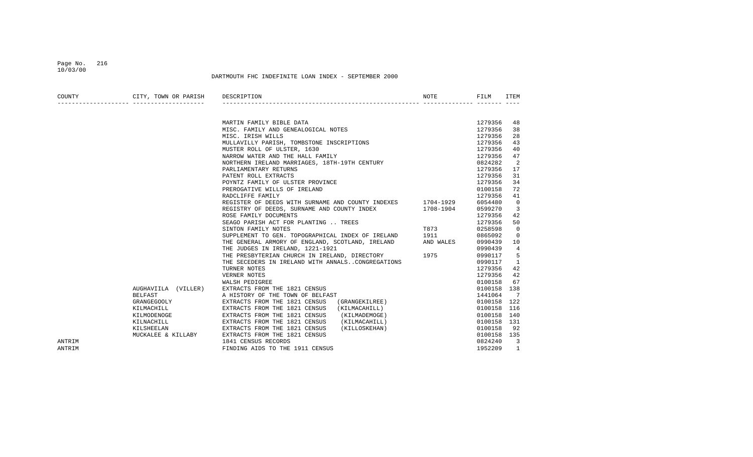DARTMOUTH FHC INDEFINITE LOAN INDEX - SEPTEMBER 2000

| COUNTY | CITY, TOWN OR PARISH | DESCRIPTION | NOTE | FILM | ITEM |
|---|---|---|---|---|---|
| | | MARTIN FAMILY BIBLE DATA | | 1279356 | 48 |
| | | MISC. FAMILY AND GENEALOGICAL NOTES | | 1279356 | 38 |
| | | MISC. IRISH WILLS | | 1279356 | 28 |
| | | MULLAVILLY PARISH, TOMBSTONE INSCRIPTIONS | | 1279356 | 43 |
| | | MUSTER ROLL OF ULSTER, 1630 | | 1279356 | 40 |
| | | NARROW WATER AND THE HALL FAMILY | | 1279356 | 47 |
| | | NORTHERN IRELAND MARRIAGES, 18TH-19TH CENTURY | | 0824282 | 2 |
| | | PARLIAMENTARY RETURNS | | 1279356 | 17 |
| | | PATENT ROLL EXTRACTS | | 1279356 | 31 |
| | | POYNTZ FAMILY OF ULSTER PROVINCE | | 1279356 | 34 |
| | | PREROGATIVE WILLS OF IRELAND | | 0100158 | 72 |
| | | RADCLIFFE FAMILY | | 1279356 | 41 |
| | | REGISTER OF DEEDS WITH SURNAME AND COUNTY INDEXES | 1704-1929 | 6054480 | 0 |
| | | REGISTRY OF DEEDS, SURNAME AND COUNTY INDEX | 1708-1904 | 0599270 | 3 |
| | | ROSE FAMILY DOCUMENTS | | 1279356 | 42 |
| | | SEAGO PARISH ACT FOR PLANTING .. TREES | | 1279356 | 50 |
| | | SINTON FAMILY NOTES | T873 | 0258598 | 0 |
| | | SUPPLEMENT TO GEN. TOPOGRAPHICAL INDEX OF IRELAND | 1911 | 0865092 | 0 |
| | | THE GENERAL ARMORY OF ENGLAND, SCOTLAND, IRELAND | AND WALES | 0990439 | 10 |
| | | THE JUDGES IN IRELAND, 1221-1921 | | 0990439 | 4 |
| | | THE PRESBYTERIAN CHURCH IN IRELAND, DIRECTORY | 1975 | 0990117 | 5 |
| | | THE SECEDERS IN IRELAND WITH ANNALS..CONGREGATIONS | | 0990117 | 1 |
| | | TURNER NOTES | | 1279356 | 42 |
| | | VERNER NOTES | | 1279356 | 42 |
| | | WALSH PEDIGREE | | 0100158 | 67 |
| | AUGHAVIILA (VILLER) | EXTRACTS FROM THE 1821 CENSUS | | 0100158 | 138 |
| | BELFAST | A HISTORY OF THE TOWN OF BELFAST | | 1441064 | 7 |
| | GRANGEGOOLY | EXTRACTS FROM THE 1821 CENSUS (GRANGEKILREE) | | 0100158 | 122 |
| | KILMACHILL | EXTRACTS FROM THE 1821 CENSUS (KILMACAHILL) | | 0100158 | 116 |
| | KILMODENOGE | EXTRACTS FROM THE 1821 CENSUS (KILMADEMOGE) | | 0100158 | 140 |
| | KILNACHILL | EXTRACTS FROM THE 1821 CENSUS (KILMACAHILL) | | 0100158 | 131 |
| | KILSHEELAN | EXTRACTS FROM THE 1821 CENSUS (KILLOSKEHAN) | | 0100158 | 92 |
| | MUCKALEE & KILLABY | EXTRACTS FROM THE 1821 CENSUS | | 0100158 | 135 |
| ANTRIM | | 1841 CENSUS RECORDS | | 0824240 | 3 |
| ANTRIM | | FINDING AIDS TO THE 1911 CENSUS | | 1952209 | 1 |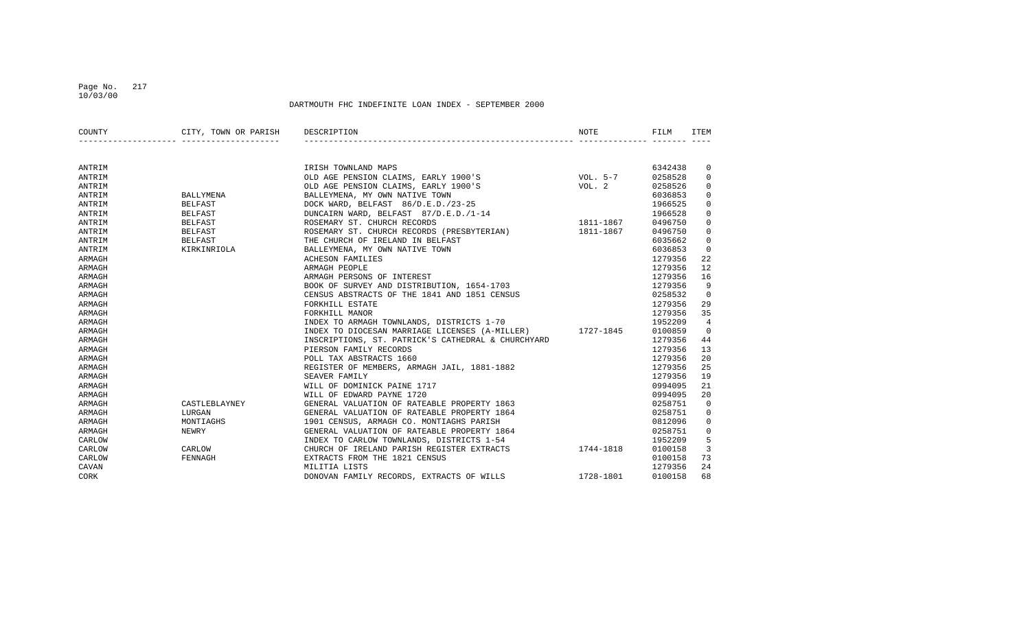DARTMOUTH FHC INDEFINITE LOAN INDEX - SEPTEMBER 2000

| COUNTY | CITY, TOWN OR PARISH | DESCRIPTION | NOTE | FILM | ITEM |
|---|---|---|---|---|---|
| ANTRIM | | IRISH TOWNLAND MAPS | | 6342438 | 0 |
| ANTRIM | | OLD AGE PENSION CLAIMS, EARLY 1900'S | VOL. 5-7 | 0258528 | 0 |
| ANTRIM | | OLD AGE PENSION CLAIMS, EARLY 1900'S | VOL. 2 | 0258526 | 0 |
| ANTRIM | BALLYMENA | BALLEYMENA, MY OWN NATIVE TOWN | | 6036853 | 0 |
| ANTRIM | BELFAST | DOCK WARD, BELFAST 86/D.E.D./23-25 | | 1966525 | 0 |
| ANTRIM | BELFAST | DUNCAIRN WARD, BELFAST 87/D.E.D./1-14 | | 1966528 | 0 |
| ANTRIM | BELFAST | ROSEMARY ST. CHURCH RECORDS | 1811-1867 | 0496750 | 0 |
| ANTRIM | BELFAST | ROSEMARY ST. CHURCH RECORDS (PRESBYTERIAN) | 1811-1867 | 0496750 | 0 |
| ANTRIM | BELFAST | THE CHURCH OF IRELAND IN BELFAST | | 6035662 | 0 |
| ANTRIM | KIRKINRIOLA | BALLEYMENA, MY OWN NATIVE TOWN | | 6036853 | 0 |
| ARMAGH | | ACHESON FAMILIES | | 1279356 | 22 |
| ARMAGH | | ARMAGH PEOPLE | | 1279356 | 12 |
| ARMAGH | | ARMAGH PERSONS OF INTEREST | | 1279356 | 16 |
| ARMAGH | | BOOK OF SURVEY AND DISTRIBUTION, 1654-1703 | | 1279356 | 9 |
| ARMAGH | | CENSUS ABSTRACTS OF THE 1841 AND 1851 CENSUS | | 0258532 | 0 |
| ARMAGH | | FORKHILL ESTATE | | 1279356 | 29 |
| ARMAGH | | FORKHILL MANOR | | 1279356 | 35 |
| ARMAGH | | INDEX TO ARMAGH TOWNLANDS, DISTRICTS 1-70 | | 1952209 | 4 |
| ARMAGH | | INDEX TO DIOCESAN MARRIAGE LICENSES (A-MILLER) | 1727-1845 | 0100859 | 0 |
| ARMAGH | | INSCRIPTIONS, ST. PATRICK'S CATHEDRAL & CHURCHYARD | | 1279356 | 44 |
| ARMAGH | | PIERSON FAMILY RECORDS | | 1279356 | 13 |
| ARMAGH | | POLL TAX ABSTRACTS 1660 | | 1279356 | 20 |
| ARMAGH | | REGISTER OF MEMBERS, ARMAGH JAIL, 1881-1882 | | 1279356 | 25 |
| ARMAGH | | SEAVER FAMILY | | 1279356 | 19 |
| ARMAGH | | WILL OF DOMINICK PAINE 1717 | | 0994095 | 21 |
| ARMAGH | | WILL OF EDWARD PAYNE 1720 | | 0994095 | 20 |
| ARMAGH | CASTLEBLAYNEY | GENERAL VALUATION OF RATEABLE PROPERTY 1863 | | 0258751 | 0 |
| ARMAGH | LURGAN | GENERAL VALUATION OF RATEABLE PROPERTY 1864 | | 0258751 | 0 |
| ARMAGH | MONTIAGHS | 1901 CENSUS, ARMAGH CO. MONTIAGHS PARISH | | 0812096 | 0 |
| ARMAGH | NEWRY | GENERAL VALUATION OF RATEABLE PROPERTY 1864 | | 0258751 | 0 |
| CARLOW | | INDEX TO CARLOW TOWNLANDS, DISTRICTS 1-54 | | 1952209 | 5 |
| CARLOW | CARLOW | CHURCH OF IRELAND PARISH REGISTER EXTRACTS | 1744-1818 | 0100158 | 3 |
| CARLOW | FENNAGH | EXTRACTS FROM THE 1821 CENSUS | | 0100158 | 73 |
| CAVAN | | MILITIA LISTS | | 1279356 | 24 |
| CORK | | DONOVAN FAMILY RECORDS, EXTRACTS OF WILLS | 1728-1801 | 0100158 | 68 |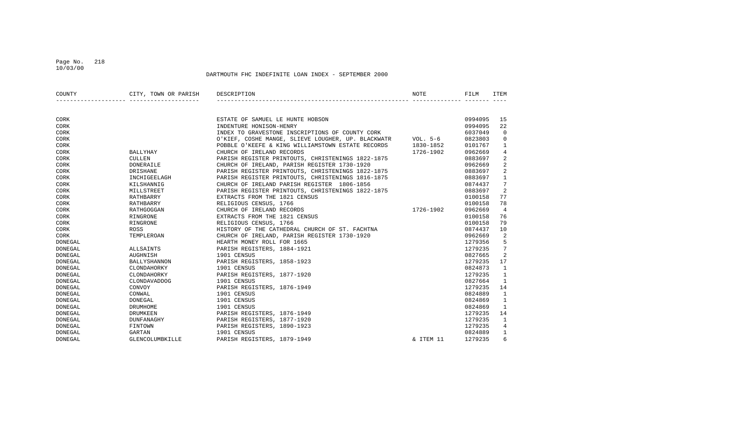DARTMOUTH FHC INDEFINITE LOAN INDEX - SEPTEMBER 2000

| COUNTY | CITY, TOWN OR PARISH | DESCRIPTION | NOTE | FILM | ITEM |
|---|---|---|---|---|---|
| CORK | | ESTATE OF SAMUEL LE HUNTE HOBSON | | 0994095 | 15 |
| CORK | | INDENTURE HONISON-HENRY | | 0994095 | 22 |
| CORK | | INDEX TO GRAVESTONE INSCRIPTIONS OF COUNTY CORK | | 6037049 | 0 |
| CORK | | O'KIEF, COSHE MANGE, SLIEVE LOUGHER, UP. BLACKWATR | VOL. 5-6 | 0823803 | 0 |
| CORK | | POBBLE O'KEEFE & KING WILLIAMSTOWN ESTATE RECORDS | 1830-1852 | 0101767 | 1 |
| CORK | BALLYHAY | CHURCH OF IRELAND RECORDS | 1726-1902 | 0962669 | 4 |
| CORK | CULLEN | PARISH REGISTER PRINTOUTS, CHRISTENINGS 1822-1875 | | 0883697 | 2 |
| CORK | DONERAILE | CHURCH OF IRELAND, PARISH REGISTER 1730-1920 | | 0962669 | 2 |
| CORK | DRISHANE | PARISH REGISTER PRINTOUTS, CHRISTENINGS 1822-1875 | | 0883697 | 2 |
| CORK | INCHIGEELAGH | PARISH REGISTER PRINTOUTS, CHRISTENINGS 1816-1875 | | 0883697 | 1 |
| CORK | KILSHANNIG | CHURCH OF IRELAND PARISH REGISTER 1806-1856 | | 0874437 | 7 |
| CORK | MILLSTREET | PARISH REGISTER PRINTOUTS, CHRISTENINGS 1822-1875 | | 0883697 | 2 |
| CORK | RATHBARRY | EXTRACTS FROM THE 1821 CENSUS | | 0100158 | 77 |
| CORK | RATHBARRY | RELIGIOUS CENSUS, 1766 | | 0100158 | 78 |
| CORK | RATHGOGGAN | CHURCH OF IRELAND RECORDS | 1726-1902 | 0962669 | 4 |
| CORK | RINGRONE | EXTRACTS FROM THE 1821 CENSUS | | 0100158 | 76 |
| CORK | RINGRONE | RELIGIOUS CENSUS, 1766 | | 0100158 | 79 |
| CORK | ROSS | HISTORY OF THE CATHEDRAL CHURCH OF ST. FACHTNA | | 0874437 | 10 |
| CORK | TEMPLEROAN | CHURCH OF IRELAND, PARISH REGISTER 1730-1920 | | 0962669 | 2 |
| DONEGAL | | HEARTH MONEY ROLL FOR 1665 | | 1279356 | 5 |
| DONEGAL | ALLSAINTS | PARISH REGISTERS, 1884-1921 | | 1279235 | 7 |
| DONEGAL | AUGHNISH | 1901 CENSUS | | 0827665 | 2 |
| DONEGAL | BALLYSHANNON | PARISH REGISTERS, 1858-1923 | | 1279235 | 17 |
| DONEGAL | CLONDAHORKY | 1901 CENSUS | | 0824873 | 1 |
| DONEGAL | CLONDAHORKY | PARISH REGISTERS, 1877-1920 | | 1279235 | 1 |
| DONEGAL | CLONDAVADDOG | 1901 CENSUS | | 0827664 | 1 |
| DONEGAL | CONVOY | PARISH REGISTERS, 1876-1949 | | 1279235 | 14 |
| DONEGAL | CONWAL | 1901 CENSUS | | 0824889 | 1 |
| DONEGAL | DONEGAL | 1901 CENSUS | | 0824869 | 1 |
| DONEGAL | DRUMHOME | 1901 CENSUS | | 0824869 | 1 |
| DONEGAL | DRUMKEEN | PARISH REGISTERS, 1876-1949 | | 1279235 | 14 |
| DONEGAL | DUNFANAGHY | PARISH REGISTERS, 1877-1920 | | 1279235 | 1 |
| DONEGAL | FINTOWN | PARISH REGISTERS, 1890-1923 | | 1279235 | 4 |
| DONEGAL | GARTAN | 1901 CENSUS | | 0824889 | 1 |
| DONEGAL | GLENCOLUMBKILLE | PARISH REGISTERS, 1879-1949 | & ITEM 11 | 1279235 | 6 |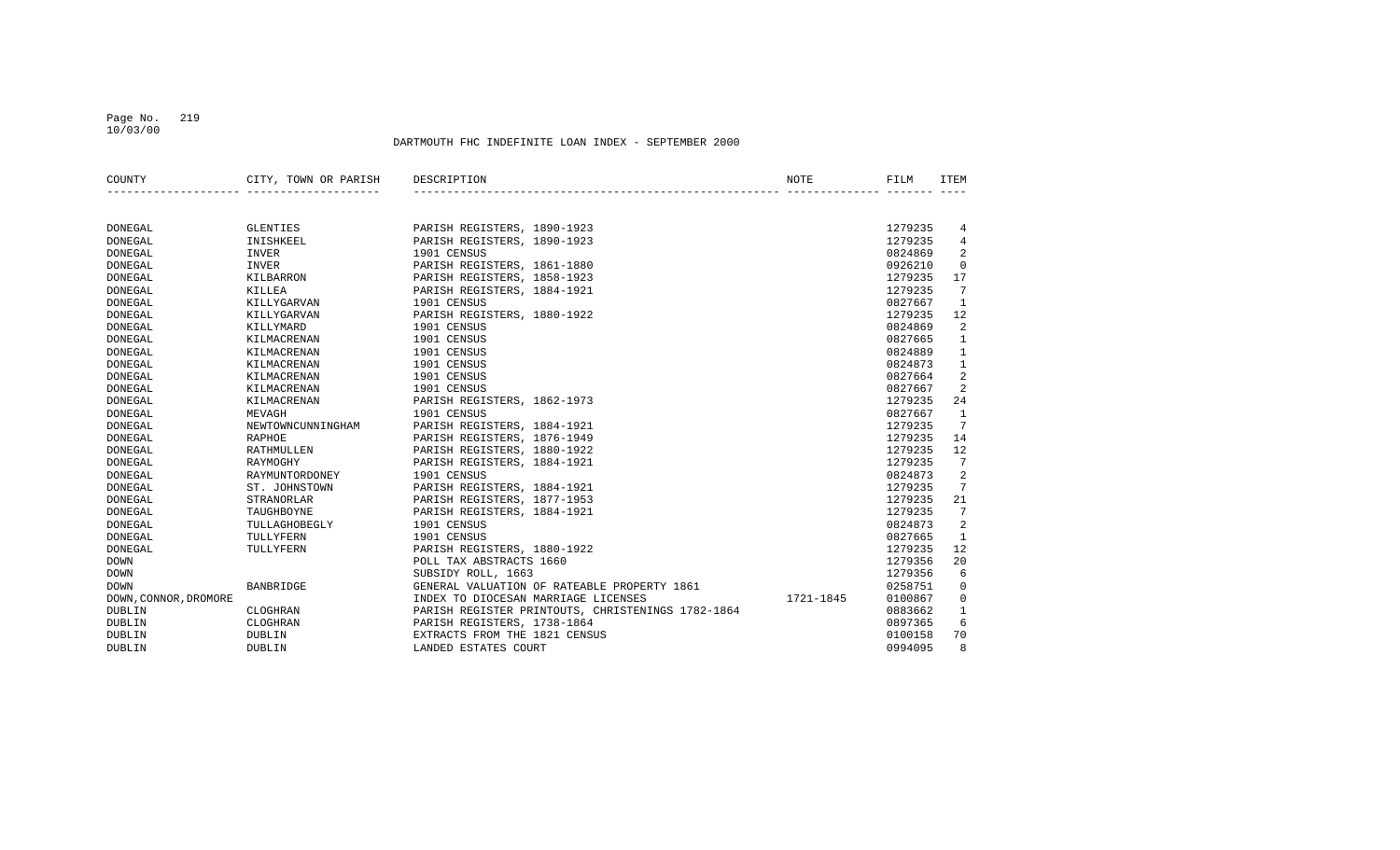DARTMOUTH FHC INDEFINITE LOAN INDEX - SEPTEMBER 2000

| COUNTY | CITY, TOWN OR PARISH | DESCRIPTION | NOTE | FILM | ITEM |
|---|---|---|---|---|---|
| DONEGAL | GLENTIES | PARISH REGISTERS, 1890-1923 | | 1279235 | 4 |
| DONEGAL | INISHKEEL | PARISH REGISTERS, 1890-1923 | | 1279235 | 4 |
| DONEGAL | INVER | 1901 CENSUS | | 0824869 | 2 |
| DONEGAL | INVER | PARISH REGISTERS, 1861-1880 | | 0926210 | 0 |
| DONEGAL | KILBARRON | PARISH REGISTERS, 1858-1923 | | 1279235 | 17 |
| DONEGAL | KILLEA | PARISH REGISTERS, 1884-1921 | | 1279235 | 7 |
| DONEGAL | KILLYGARVAN | 1901 CENSUS | | 0827667 | 1 |
| DONEGAL | KILLYGARVAN | PARISH REGISTERS, 1880-1922 | | 1279235 | 12 |
| DONEGAL | KILLYMARD | 1901 CENSUS | | 0824869 | 2 |
| DONEGAL | KILMACRENAN | 1901 CENSUS | | 0827665 | 1 |
| DONEGAL | KILMACRENAN | 1901 CENSUS | | 0824889 | 1 |
| DONEGAL | KILMACRENAN | 1901 CENSUS | | 0824873 | 1 |
| DONEGAL | KILMACRENAN | 1901 CENSUS | | 0827664 | 2 |
| DONEGAL | KILMACRENAN | 1901 CENSUS | | 0827667 | 2 |
| DONEGAL | KILMACRENAN | PARISH REGISTERS, 1862-1973 | | 1279235 | 24 |
| DONEGAL | MEVAGH | 1901 CENSUS | | 0827667 | 1 |
| DONEGAL | NEWTOWNCUNNINGHAM | PARISH REGISTERS, 1884-1921 | | 1279235 | 7 |
| DONEGAL | RAPHOE | PARISH REGISTERS, 1876-1949 | | 1279235 | 14 |
| DONEGAL | RATHMULLEN | PARISH REGISTERS, 1880-1922 | | 1279235 | 12 |
| DONEGAL | RAYMOGHY | PARISH REGISTERS, 1884-1921 | | 1279235 | 7 |
| DONEGAL | RAYMUNTORDONEY | 1901 CENSUS | | 0824873 | 2 |
| DONEGAL | ST. JOHNSTOWN | PARISH REGISTERS, 1884-1921 | | 1279235 | 7 |
| DONEGAL | STRANORLAR | PARISH REGISTERS, 1877-1953 | | 1279235 | 21 |
| DONEGAL | TAUGHBOYNE | PARISH REGISTERS, 1884-1921 | | 1279235 | 7 |
| DONEGAL | TULLAGHOBEGLY | 1901 CENSUS | | 0824873 | 2 |
| DONEGAL | TULLYFERN | 1901 CENSUS | | 0827665 | 1 |
| DONEGAL | TULLYFERN | PARISH REGISTERS, 1880-1922 | | 1279235 | 12 |
| DOWN | | POLL TAX ABSTRACTS 1660 | | 1279356 | 20 |
| DOWN | | SUBSIDY ROLL, 1663 | | 1279356 | 6 |
| DOWN | BANBRIDGE | GENERAL VALUATION OF RATEABLE PROPERTY 1861 | | 0258751 | 0 |
| DOWN,CONNOR,DROMORE | | INDEX TO DIOCESAN MARRIAGE LICENSES | 1721-1845 | 0100867 | 0 |
| DUBLIN | CLOGHRAN | PARISH REGISTER PRINTOUTS, CHRISTENINGS 1782-1864 | | 0883662 | 1 |
| DUBLIN | CLOGHRAN | PARISH REGISTERS, 1738-1864 | | 0897365 | 6 |
| DUBLIN | DUBLIN | EXTRACTS FROM THE 1821 CENSUS | | 0100158 | 70 |
| DUBLIN | DUBLIN | LANDED ESTATES COURT | | 0994095 | 8 |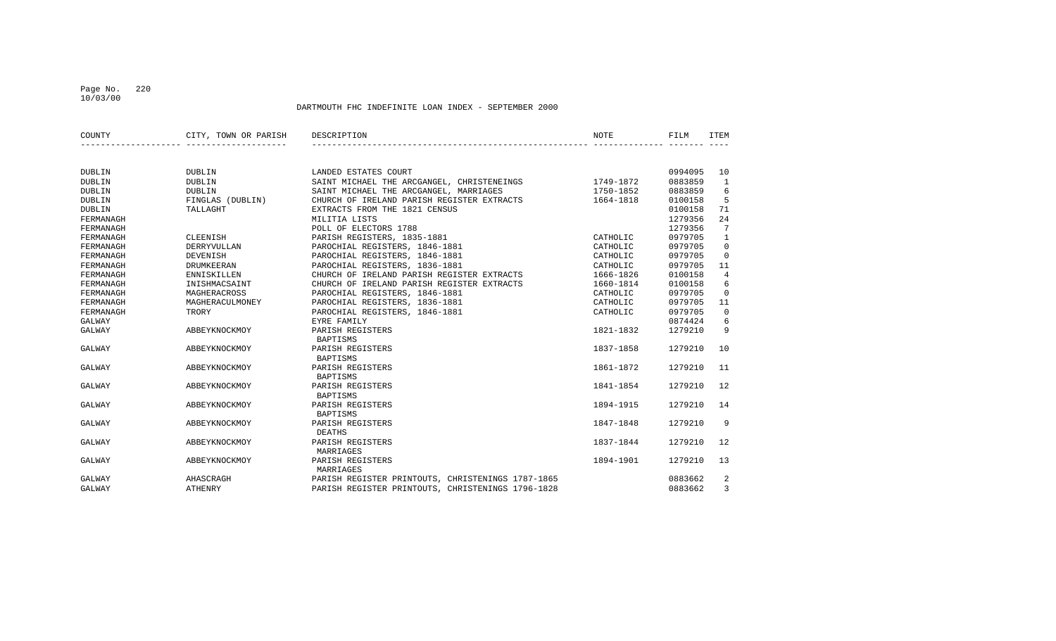DARTMOUTH FHC INDEFINITE LOAN INDEX - SEPTEMBER 2000

| COUNTY | CITY, TOWN OR PARISH | DESCRIPTION | NOTE | FILM | ITEM |
|---|---|---|---|---|---|
| DUBLIN | DUBLIN | LANDED ESTATES COURT | | 0994095 | 10 |
| DUBLIN | DUBLIN | SAINT MICHAEL THE ARCGANGEL, CHRISTENEINGS | 1749-1872 | 0883859 | 1 |
| DUBLIN | DUBLIN | SAINT MICHAEL THE ARCGANGEL, MARRIAGES | 1750-1852 | 0883859 | 6 |
| DUBLIN | FINGLAS (DUBLIN) | CHURCH OF IRELAND PARISH REGISTER EXTRACTS | 1664-1818 | 0100158 | 5 |
| DUBLIN | TALLAGHT | EXTRACTS FROM THE 1821 CENSUS | | 0100158 | 71 |
| FERMANAGH | | MILITIA LISTS | | 1279356 | 24 |
| FERMANAGH | | POLL OF ELECTORS 1788 | | 1279356 | 7 |
| FERMANAGH | CLEENISH | PARISH REGISTERS, 1835-1881 | CATHOLIC | 0979705 | 1 |
| FERMANAGH | DERRYVULLAN | PAROCHIAL REGISTERS, 1846-1881 | CATHOLIC | 0979705 | 0 |
| FERMANAGH | DEVENISH | PAROCHIAL REGISTERS, 1846-1881 | CATHOLIC | 0979705 | 0 |
| FERMANAGH | DRUMKEERAN | PAROCHIAL REGISTERS, 1836-1881 | CATHOLIC | 0979705 | 11 |
| FERMANAGH | ENNISKILLEN | CHURCH OF IRELAND PARISH REGISTER EXTRACTS | 1666-1826 | 0100158 | 4 |
| FERMANAGH | INISHMACSAINT | CHURCH OF IRELAND PARISH REGISTER EXTRACTS | 1660-1814 | 0100158 | 6 |
| FERMANAGH | MAGHERACROSS | PAROCHIAL REGISTERS, 1846-1881 | CATHOLIC | 0979705 | 0 |
| FERMANAGH | MAGHERACULMONEY | PAROCHIAL REGISTERS, 1836-1881 | CATHOLIC | 0979705 | 11 |
| FERMANAGH | TRORY | PAROCHIAL REGISTERS, 1846-1881 | CATHOLIC | 0979705 | 0 |
| GALWAY | | EYRE FAMILY | | 0874424 | 6 |
| GALWAY | ABBEYKNOCKMOY | PARISH REGISTERS BAPTISMS | 1821-1832 | 1279210 | 9 |
| GALWAY | ABBEYKNOCKMOY | PARISH REGISTERS BAPTISMS | 1837-1858 | 1279210 | 10 |
| GALWAY | ABBEYKNOCKMOY | PARISH REGISTERS BAPTISMS | 1861-1872 | 1279210 | 11 |
| GALWAY | ABBEYKNOCKMOY | PARISH REGISTERS BAPTISMS | 1841-1854 | 1279210 | 12 |
| GALWAY | ABBEYKNOCKMOY | PARISH REGISTERS BAPTISMS | 1894-1915 | 1279210 | 14 |
| GALWAY | ABBEYKNOCKMOY | PARISH REGISTERS DEATHS | 1847-1848 | 1279210 | 9 |
| GALWAY | ABBEYKNOCKMOY | PARISH REGISTERS MARRIAGES | 1837-1844 | 1279210 | 12 |
| GALWAY | ABBEYKNOCKMOY | PARISH REGISTERS MARRIAGES | 1894-1901 | 1279210 | 13 |
| GALWAY | AHASCRAGH | PARISH REGISTER PRINTOUTS, CHRISTENINGS 1787-1865 | | 0883662 | 2 |
| GALWAY | ATHENRY | PARISH REGISTER PRINTOUTS, CHRISTENINGS 1796-1828 | | 0883662 | 3 |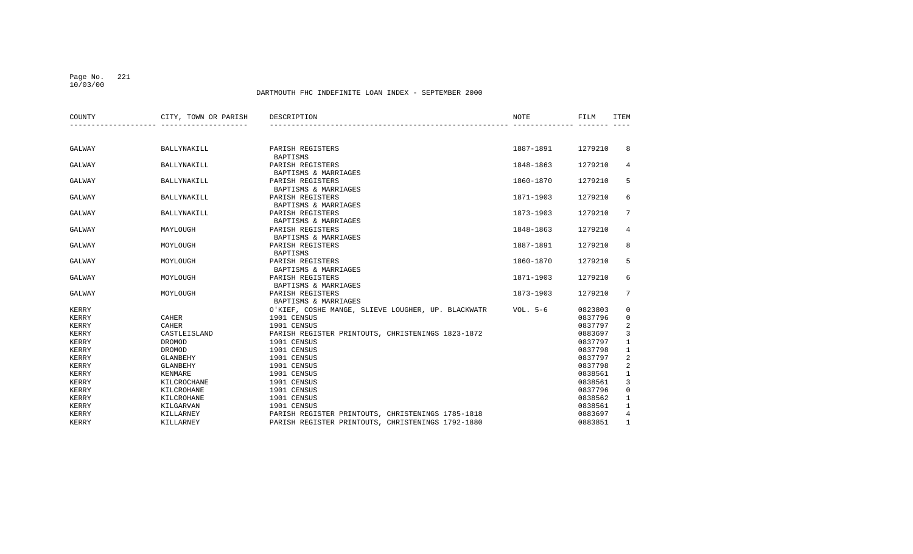DARTMOUTH FHC INDEFINITE LOAN INDEX - SEPTEMBER 2000

| COUNTY | CITY, TOWN OR PARISH | DESCRIPTION | NOTE | FILM | ITEM |
|---|---|---|---|---|---|
| GALWAY | BALLYNAKILL | PARISH REGISTERS BAPTISMS | 1887-1891 | 1279210 | 8 |
| GALWAY | BALLYNAKILL | PARISH REGISTERS BAPTISMS & MARRIAGES | 1848-1863 | 1279210 | 4 |
| GALWAY | BALLYNAKILL | PARISH REGISTERS BAPTISMS & MARRIAGES | 1860-1870 | 1279210 | 5 |
| GALWAY | BALLYNAKILL | PARISH REGISTERS BAPTISMS & MARRIAGES | 1871-1903 | 1279210 | 6 |
| GALWAY | BALLYNAKILL | PARISH REGISTERS BAPTISMS & MARRIAGES | 1873-1903 | 1279210 | 7 |
| GALWAY | MAYLOUGH | PARISH REGISTERS BAPTISMS & MARRIAGES | 1848-1863 | 1279210 | 4 |
| GALWAY | MOYLOUGH | PARISH REGISTERS BAPTISMS | 1887-1891 | 1279210 | 8 |
| GALWAY | MOYLOUGH | PARISH REGISTERS BAPTISMS & MARRIAGES | 1860-1870 | 1279210 | 5 |
| GALWAY | MOYLOUGH | PARISH REGISTERS BAPTISMS & MARRIAGES | 1871-1903 | 1279210 | 6 |
| GALWAY | MOYLOUGH | PARISH REGISTERS BAPTISMS & MARRIAGES | 1873-1903 | 1279210 | 7 |
| KERRY | | O'KIEF, COSHE MANGE, SLIEVE LOUGHER, UP. BLACKWATR | VOL. 5-6 | 0823803 | 0 |
| KERRY | CAHER | 1901 CENSUS | | 0837796 | 0 |
| KERRY | CAHER | 1901 CENSUS | | 0837797 | 2 |
| KERRY | CASTLEISLAND | PARISH REGISTER PRINTOUTS, CHRISTENINGS 1823-1872 | | 0883697 | 3 |
| KERRY | DROMOD | 1901 CENSUS | | 0837797 | 1 |
| KERRY | DROMOD | 1901 CENSUS | | 0837798 | 1 |
| KERRY | GLANBEHY | 1901 CENSUS | | 0837797 | 2 |
| KERRY | GLANBEHY | 1901 CENSUS | | 0837798 | 2 |
| KERRY | KENMARE | 1901 CENSUS | | 0838561 | 1 |
| KERRY | KILCROCHANE | 1901 CENSUS | | 0838561 | 3 |
| KERRY | KILCROHANE | 1901 CENSUS | | 0837796 | 0 |
| KERRY | KILCROHANE | 1901 CENSUS | | 0838562 | 1 |
| KERRY | KILGARVAN | 1901 CENSUS | | 0838561 | 1 |
| KERRY | KILLARNEY | PARISH REGISTER PRINTOUTS, CHRISTENINGS 1785-1818 | | 0883697 | 4 |
| KERRY | KILLARNEY | PARISH REGISTER PRINTOUTS, CHRISTENINGS 1792-1880 | | 0883851 | 1 |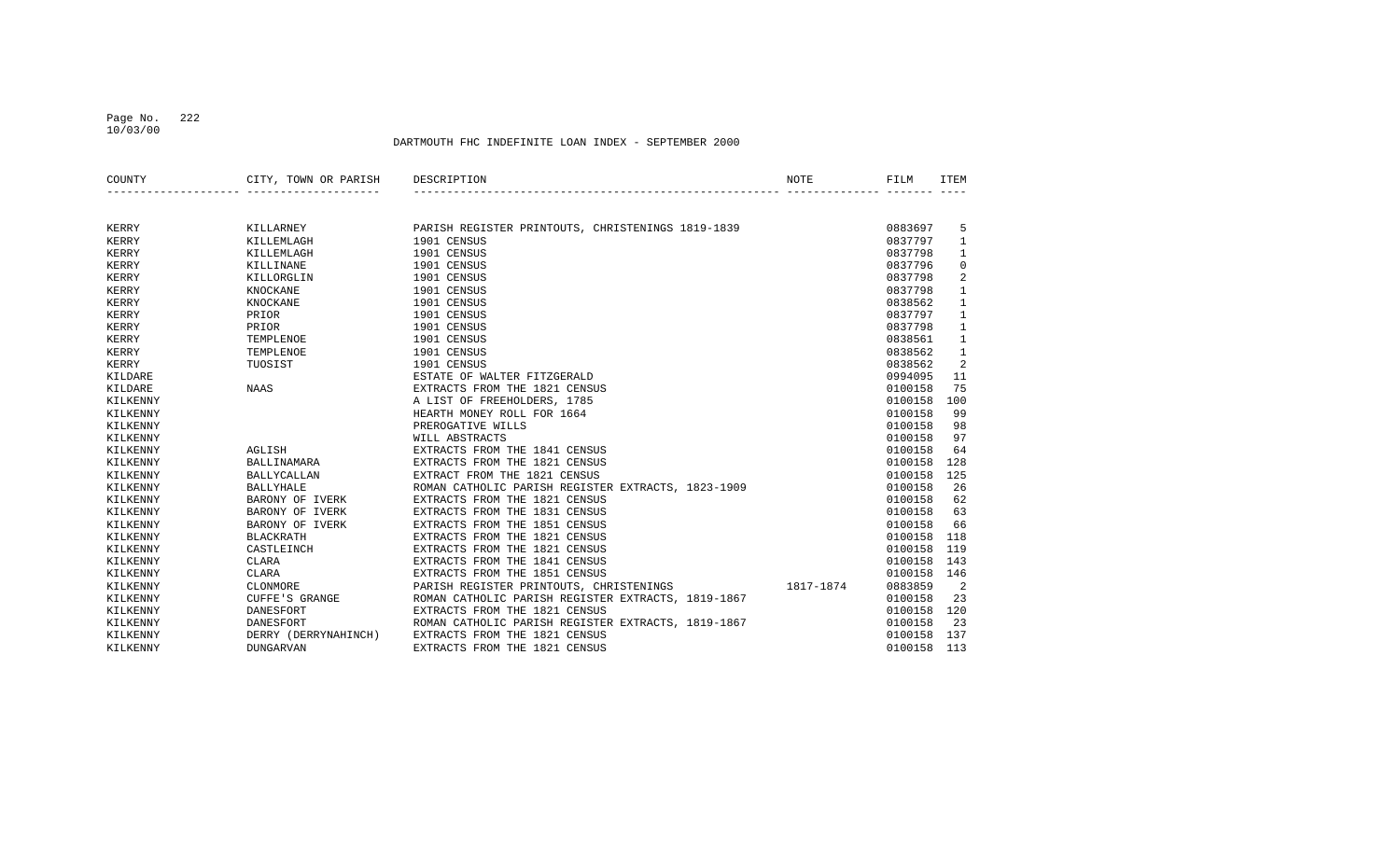DARTMOUTH FHC INDEFINITE LOAN INDEX - SEPTEMBER 2000

| COUNTY | CITY, TOWN OR PARISH | DESCRIPTION | NOTE | FILM | ITEM |
|---|---|---|---|---|---|
| KERRY | KILLARNEY | PARISH REGISTER PRINTOUTS, CHRISTENINGS 1819-1839 | | 0883697 | 5 |
| KERRY | KILLEMLAGH | 1901 CENSUS | | 0837797 | 1 |
| KERRY | KILLEMLAGH | 1901 CENSUS | | 0837798 | 1 |
| KERRY | KILLINANE | 1901 CENSUS | | 0837796 | 0 |
| KERRY | KILLORGLIN | 1901 CENSUS | | 0837798 | 2 |
| KERRY | KNOCKANE | 1901 CENSUS | | 0837798 | 1 |
| KERRY | KNOCKANE | 1901 CENSUS | | 0838562 | 1 |
| KERRY | PRIOR | 1901 CENSUS | | 0837797 | 1 |
| KERRY | PRIOR | 1901 CENSUS | | 0837798 | 1 |
| KERRY | TEMPLENOE | 1901 CENSUS | | 0838561 | 1 |
| KERRY | TEMPLENOE | 1901 CENSUS | | 0838562 | 1 |
| KERRY | TUOSIST | 1901 CENSUS | | 0838562 | 2 |
| KILDARE | | ESTATE OF WALTER FITZGERALD | | 0994095 | 11 |
| KILDARE | NAAS | EXTRACTS FROM THE 1821 CENSUS | | 0100158 | 75 |
| KILKENNY | | A LIST OF FREEHOLDERS, 1785 | | 0100158 | 100 |
| KILKENNY | | HEARTH MONEY ROLL FOR 1664 | | 0100158 | 99 |
| KILKENNY | | PREROGATIVE WILLS | | 0100158 | 98 |
| KILKENNY | | WILL ABSTRACTS | | 0100158 | 97 |
| KILKENNY | AGLISH | EXTRACTS FROM THE 1841 CENSUS | | 0100158 | 64 |
| KILKENNY | BALLINAMARA | EXTRACTS FROM THE 1821 CENSUS | | 0100158 | 128 |
| KILKENNY | BALLYCALLAN | EXTRACT FROM THE 1821 CENSUS | | 0100158 | 125 |
| KILKENNY | BALLYHALE | ROMAN CATHOLIC PARISH REGISTER EXTRACTS, 1823-1909 | | 0100158 | 26 |
| KILKENNY | BARONY OF IVERK | EXTRACTS FROM THE 1821 CENSUS | | 0100158 | 62 |
| KILKENNY | BARONY OF IVERK | EXTRACTS FROM THE 1831 CENSUS | | 0100158 | 63 |
| KILKENNY | BARONY OF IVERK | EXTRACTS FROM THE 1851 CENSUS | | 0100158 | 66 |
| KILKENNY | BLACKRATH | EXTRACTS FROM THE 1821 CENSUS | | 0100158 | 118 |
| KILKENNY | CASTLEINCH | EXTRACTS FROM THE 1821 CENSUS | | 0100158 | 119 |
| KILKENNY | CLARA | EXTRACTS FROM THE 1841 CENSUS | | 0100158 | 143 |
| KILKENNY | CLARA | EXTRACTS FROM THE 1851 CENSUS | | 0100158 | 146 |
| KILKENNY | CLONMORE | PARISH REGISTER PRINTOUTS, CHRISTENINGS | 1817-1874 | 0883859 | 2 |
| KILKENNY | CUFFE'S GRANGE | ROMAN CATHOLIC PARISH REGISTER EXTRACTS, 1819-1867 | | 0100158 | 23 |
| KILKENNY | DANESFORT | EXTRACTS FROM THE 1821 CENSUS | | 0100158 | 120 |
| KILKENNY | DANESFORT | ROMAN CATHOLIC PARISH REGISTER EXTRACTS, 1819-1867 | | 0100158 | 23 |
| KILKENNY | DERRY (DERRYNAHINCH) | EXTRACTS FROM THE 1821 CENSUS | | 0100158 | 137 |
| KILKENNY | DUNGARVAN | EXTRACTS FROM THE 1821 CENSUS | | 0100158 | 113 |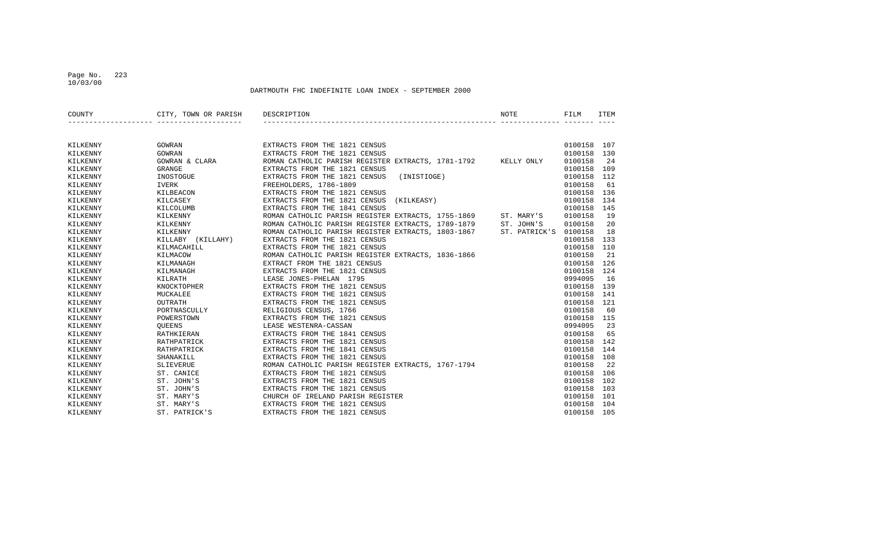DARTMOUTH FHC INDEFINITE LOAN INDEX - SEPTEMBER 2000

| COUNTY | CITY, TOWN OR PARISH | DESCRIPTION | NOTE | FILM | ITEM |
|---|---|---|---|---|---|
| KILKENNY | GOWRAN | EXTRACTS FROM THE 1821 CENSUS | | 0100158 | 107 |
| KILKENNY | GOWRAN | EXTRACTS FROM THE 1821 CENSUS | | 0100158 | 130 |
| KILKENNY | GOWRAN & CLARA | ROMAN CATHOLIC PARISH REGISTER EXTRACTS, 1781-1792 | KELLY ONLY | 0100158 | 24 |
| KILKENNY | GRANGE | EXTRACTS FROM THE 1821 CENSUS | | 0100158 | 109 |
| KILKENNY | INOSTOGUE | EXTRACTS FROM THE 1821 CENSUS (INISTIOGE) | | 0100158 | 112 |
| KILKENNY | IVERK | FREEHOLDERS, 1786-1809 | | 0100158 | 61 |
| KILKENNY | KILBEACON | EXTRACTS FROM THE 1821 CENSUS | | 0100158 | 136 |
| KILKENNY | KILCASEY | EXTRACTS FROM THE 1821 CENSUS (KILKEASY) | | 0100158 | 134 |
| KILKENNY | KILCOLUMB | EXTRACTS FROM THE 1841 CENSUS | | 0100158 | 145 |
| KILKENNY | KILKENNY | ROMAN CATHOLIC PARISH REGISTER EXTRACTS, 1755-1869 | ST. MARY'S | 0100158 | 19 |
| KILKENNY | KILKENNY | ROMAN CATHOLIC PARISH REGISTER EXTRACTS, 1789-1879 | ST. JOHN'S | 0100158 | 20 |
| KILKENNY | KILKENNY | ROMAN CATHOLIC PARISH REGISTER EXTRACTS, 1803-1867 | ST. PATRICK'S | 0100158 | 18 |
| KILKENNY | KILLABY (KILLAHY) | EXTRACTS FROM THE 1821 CENSUS | | 0100158 | 133 |
| KILKENNY | KILMACAHILL | EXTRACTS FROM THE 1821 CENSUS | | 0100158 | 110 |
| KILKENNY | KILMACOW | ROMAN CATHOLIC PARISH REGISTER EXTRACTS, 1836-1866 | | 0100158 | 21 |
| KILKENNY | KILMANAGH | EXTRACT FROM THE 1821 CENSUS | | 0100158 | 126 |
| KILKENNY | KILMANAGH | EXTRACTS FROM THE 1821 CENSUS | | 0100158 | 124 |
| KILKENNY | KILRATH | LEASE JONES-PHELAN 1795 | | 0994095 | 16 |
| KILKENNY | KNOCKTOPHER | EXTRACTS FROM THE 1821 CENSUS | | 0100158 | 139 |
| KILKENNY | MUCKALEE | EXTRACTS FROM THE 1821 CENSUS | | 0100158 | 141 |
| KILKENNY | OUTRATH | EXTRACTS FROM THE 1821 CENSUS | | 0100158 | 121 |
| KILKENNY | PORTNASCULLY | RELIGIOUS CENSUS, 1766 | | 0100158 | 60 |
| KILKENNY | POWERSTOWN | EXTRACTS FROM THE 1821 CENSUS | | 0100158 | 115 |
| KILKENNY | QUEENS | LEASE WESTENRA-CASSAN | | 0994095 | 23 |
| KILKENNY | RATHKIERAN | EXTRACTS FROM THE 1841 CENSUS | | 0100158 | 65 |
| KILKENNY | RATHPATRICK | EXTRACTS FROM THE 1821 CENSUS | | 0100158 | 142 |
| KILKENNY | RATHPATRICK | EXTRACTS FROM THE 1841 CENSUS | | 0100158 | 144 |
| KILKENNY | SHANAKILL | EXTRACTS FROM THE 1821 CENSUS | | 0100158 | 108 |
| KILKENNY | SLIEVERUE | ROMAN CATHOLIC PARISH REGISTER EXTRACTS, 1767-1794 | | 0100158 | 22 |
| KILKENNY | ST. CANICE | EXTRACTS FROM THE 1821 CENSUS | | 0100158 | 106 |
| KILKENNY | ST. JOHN'S | EXTRACTS FROM THE 1821 CENSUS | | 0100158 | 102 |
| KILKENNY | ST. JOHN'S | EXTRACTS FROM THE 1821 CENSUS | | 0100158 | 103 |
| KILKENNY | ST. MARY'S | CHURCH OF IRELAND PARISH REGISTER | | 0100158 | 101 |
| KILKENNY | ST. MARY'S | EXTRACTS FROM THE 1821 CENSUS | | 0100158 | 104 |
| KILKENNY | ST. PATRICK'S | EXTRACTS FROM THE 1821 CENSUS | | 0100158 | 105 |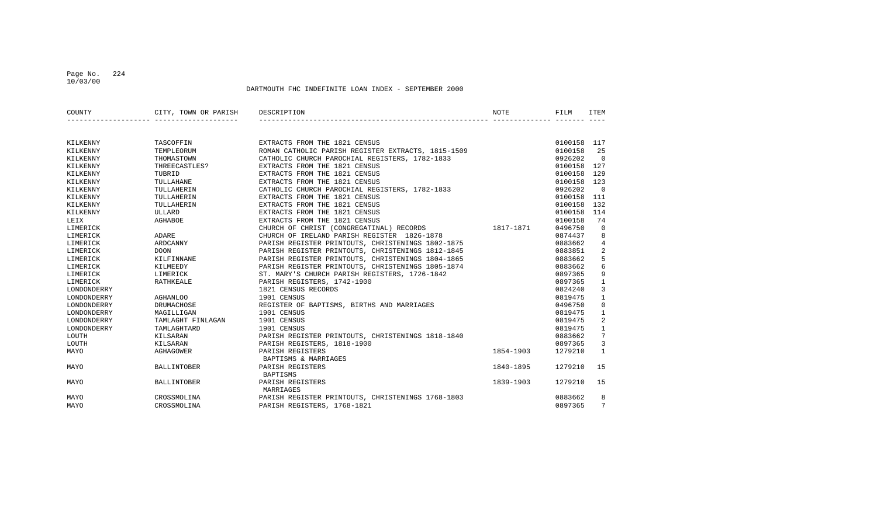DARTMOUTH FHC INDEFINITE LOAN INDEX - SEPTEMBER 2000

| COUNTY | CITY, TOWN OR PARISH | DESCRIPTION | NOTE | FILM | ITEM |
|---|---|---|---|---|---|
| KILKENNY | TASCOFFIN | EXTRACTS FROM THE 1821 CENSUS | | 0100158 | 117 |
| KILKENNY | TEMPLEORUM | ROMAN CATHOLIC PARISH REGISTER EXTRACTS, 1815-1509 | | 0100158 | 25 |
| KILKENNY | THOMASTOWN | CATHOLIC CHURCH PAROCHIAL REGISTERS, 1782-1833 | | 0926202 | 0 |
| KILKENNY | THREECASTLES? | EXTRACTS FROM THE 1821 CENSUS | | 0100158 | 127 |
| KILKENNY | TUBRID | EXTRACTS FROM THE 1821 CENSUS | | 0100158 | 129 |
| KILKENNY | TULLAHANE | EXTRACTS FROM THE 1821 CENSUS | | 0100158 | 123 |
| KILKENNY | TULLAHERIN | CATHOLIC CHURCH PAROCHIAL REGISTERS, 1782-1833 | | 0926202 | 0 |
| KILKENNY | TULLAHERIN | EXTRACTS FROM THE 1821 CENSUS | | 0100158 | 111 |
| KILKENNY | TULLAHERIN | EXTRACTS FROM THE 1821 CENSUS | | 0100158 | 132 |
| KILKENNY | ULLARD | EXTRACTS FROM THE 1821 CENSUS | | 0100158 | 114 |
| LEIX | AGHABOE | EXTRACTS FROM THE 1821 CENSUS | | 0100158 | 74 |
| LIMERICK | | CHURCH OF CHRIST (CONGREGATINAL) RECORDS | 1817-1871 | 0496750 | 0 |
| LIMERICK | ADARE | CHURCH OF IRELAND PARISH REGISTER 1826-1878 | | 0874437 | 8 |
| LIMERICK | ARDCANNY | PARISH REGISTER PRINTOUTS, CHRISTENINGS 1802-1875 | | 0883662 | 4 |
| LIMERICK | DOON | PARISH REGISTER PRINTOUTS, CHRISTENINGS 1812-1845 | | 0883851 | 2 |
| LIMERICK | KILFINNANE | PARISH REGISTER PRINTOUTS, CHRISTENINGS 1804-1865 | | 0883662 | 5 |
| LIMERICK | KILMEEDY | PARISH REGISTER PRINTOUTS, CHRISTENINGS 1805-1874 | | 0883662 | 6 |
| LIMERICK | LIMERICK | ST. MARY'S CHURCH PARISH REGISTERS, 1726-1842 | | 0897365 | 9 |
| LIMERICK | RATHKEALE | PARISH REGISTERS, 1742-1900 | | 0897365 | 1 |
| LONDONDERRY | | 1821 CENSUS RECORDS | | 0824240 | 3 |
| LONDONDERRY | AGHANLOO | 1901 CENSUS | | 0819475 | 1 |
| LONDONDERRY | DRUMACHOSE | REGISTER OF BAPTISMS, BIRTHS AND MARRIAGES | | 0496750 | 0 |
| LONDONDERRY | MAGILLIGAN | 1901 CENSUS | | 0819475 | 1 |
| LONDONDERRY | TAMLAGHT FINLAGAN | 1901 CENSUS | | 0819475 | 2 |
| LONDONDERRY | TAMLAGHTARD | 1901 CENSUS | | 0819475 | 1 |
| LOUTH | KILSARAN | PARISH REGISTER PRINTOUTS, CHRISTENINGS 1818-1840 | | 0883662 | 7 |
| LOUTH | KILSARAN | PARISH REGISTERS, 1818-1900 | | 0897365 | 3 |
| MAYO | AGHAGOWER | PARISH REGISTERS BAPTISMS & MARRIAGES | 1854-1903 | 1279210 | 1 |
| MAYO | BALLINTOBER | PARISH REGISTERS BAPTISMS | 1840-1895 | 1279210 | 15 |
| MAYO | BALLINTOBER | PARISH REGISTERS MARRIAGES | 1839-1903 | 1279210 | 15 |
| MAYO | CROSSMOLINA | PARISH REGISTER PRINTOUTS, CHRISTENINGS 1768-1803 | | 0883662 | 8 |
| MAYO | CROSSMOLINA | PARISH REGISTERS, 1768-1821 | | 0897365 | 7 |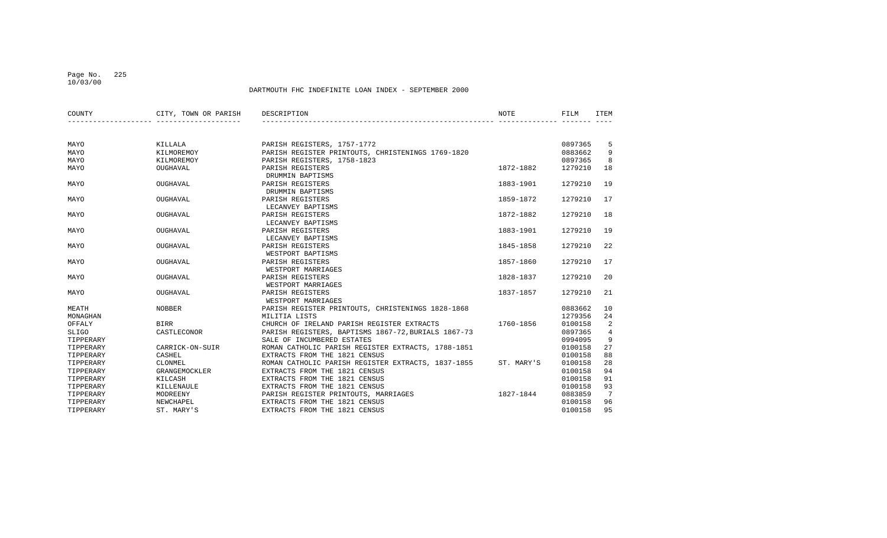DARTMOUTH FHC INDEFINITE LOAN INDEX - SEPTEMBER 2000

| COUNTY | CITY, TOWN OR PARISH | DESCRIPTION | NOTE | FILM | ITEM |
|---|---|---|---|---|---|
| MAYO | KILLALA | PARISH REGISTERS, 1757-1772 | | 0897365 | 5 |
| MAYO | KILMOREMOY | PARISH REGISTER PRINTOUTS, CHRISTENINGS 1769-1820 | | 0883662 | 9 |
| MAYO | KILMOREMOY | PARISH REGISTERS, 1758-1823 | | 0897365 | 8 |
| MAYO | OUGHAVAL | PARISH REGISTERS DRUMMIN BAPTISMS | 1872-1882 | 1279210 | 18 |
| MAYO | OUGHAVAL | PARISH REGISTERS DRUMMIN BAPTISMS | 1883-1901 | 1279210 | 19 |
| MAYO | OUGHAVAL | PARISH REGISTERS LECANVEY BAPTISMS | 1859-1872 | 1279210 | 17 |
| MAYO | OUGHAVAL | PARISH REGISTERS LECANVEY BAPTISMS | 1872-1882 | 1279210 | 18 |
| MAYO | OUGHAVAL | PARISH REGISTERS LECANVEY BAPTISMS | 1883-1901 | 1279210 | 19 |
| MAYO | OUGHAVAL | PARISH REGISTERS WESTPORT BAPTISMS | 1845-1858 | 1279210 | 22 |
| MAYO | OUGHAVAL | PARISH REGISTERS WESTPORT MARRIAGES | 1857-1860 | 1279210 | 17 |
| MAYO | OUGHAVAL | PARISH REGISTERS WESTPORT MARRIAGES | 1828-1837 | 1279210 | 20 |
| MAYO | OUGHAVAL | PARISH REGISTERS WESTPORT MARRIAGES | 1837-1857 | 1279210 | 21 |
| MEATH | NOBBER | PARISH REGISTER PRINTOUTS, CHRISTENINGS 1828-1868 | | 0883662 | 10 |
| MONAGHAN | | MILITIA LISTS | | 1279356 | 24 |
| OFFALY | BIRR | CHURCH OF IRELAND PARISH REGISTER EXTRACTS | 1760-1856 | 0100158 | 2 |
| SLIGO | CASTLECONOR | PARISH REGISTERS, BAPTISMS 1867-72,BURIALS 1867-73 | | 0897365 | 4 |
| TIPPERARY | | SALE OF INCUMBERED ESTATES | | 0994095 | 9 |
| TIPPERARY | CARRICK-ON-SUIR | ROMAN CATHOLIC PARISH REGISTER EXTRACTS, 1788-1851 | | 0100158 | 27 |
| TIPPERARY | CASHEL | EXTRACTS FROM THE 1821 CENSUS | | 0100158 | 88 |
| TIPPERARY | CLONMEL | ROMAN CATHOLIC PARISH REGISTER EXTRACTS, 1837-1855 | ST. MARY'S | 0100158 | 28 |
| TIPPERARY | GRANGEMOCKLER | EXTRACTS FROM THE 1821 CENSUS | | 0100158 | 94 |
| TIPPERARY | KILCASH | EXTRACTS FROM THE 1821 CENSUS | | 0100158 | 91 |
| TIPPERARY | KILLENAULE | EXTRACTS FROM THE 1821 CENSUS | | 0100158 | 93 |
| TIPPERARY | MODREENY | PARISH REGISTER PRINTOUTS, MARRIAGES | 1827-1844 | 0883859 | 7 |
| TIPPERARY | NEWCHAPEL | EXTRACTS FROM THE 1821 CENSUS | | 0100158 | 96 |
| TIPPERARY | ST. MARY'S | EXTRACTS FROM THE 1821 CENSUS | | 0100158 | 95 |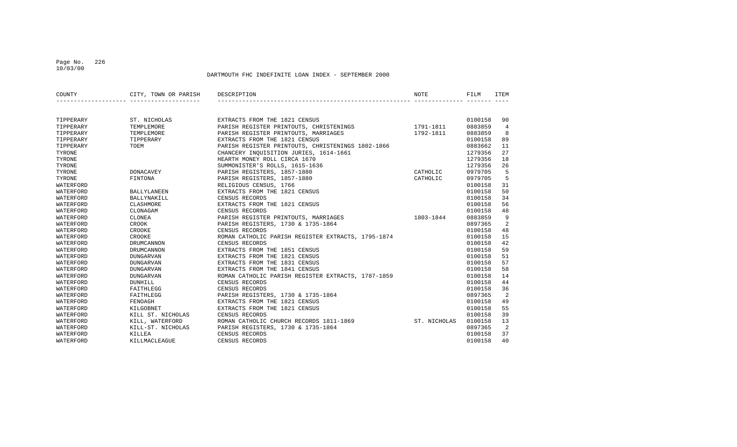DARTMOUTH FHC INDEFINITE LOAN INDEX - SEPTEMBER 2000

| COUNTY | CITY, TOWN OR PARISH | DESCRIPTION | NOTE | FILM | ITEM |
|---|---|---|---|---|---|
| TIPPERARY | ST. NICHOLAS | EXTRACTS FROM THE 1821 CENSUS | | 0100158 | 90 |
| TIPPERARY | TEMPLEMORE | PARISH REGISTER PRINTOUTS, CHRISTENINGS | 1791-1811 | 0883859 | 4 |
| TIPPERARY | TEMPLEMORE | PARISH REGISTER PRINTOUTS, MARRIAGES | 1792-1811 | 0883859 | 8 |
| TIPPERARY | TIPPERARY | EXTRACTS FROM THE 1821 CENSUS | | 0100158 | 89 |
| TIPPERARY | TOEM | PARISH REGISTER PRINTOUTS, CHRISTENINGS 1802-1866 | | 0883662 | 11 |
| TYRONE | | CHANCERY INQUISITION JURIES, 1614-1661 | | 1279356 | 27 |
| TYRONE | | HEARTH MONEY ROLL CIRCA 1670 | | 1279356 | 18 |
| TYRONE | | SUMMONISTER'S ROLLS, 1615-1636 | | 1279356 | 26 |
| TYRONE | DONACAVEY | PARISH REGISTERS, 1857-1880 | CATHOLIC | 0979705 | 5 |
| TYRONE | FINTONA | PARISH REGISTERS, 1857-1880 | CATHOLIC | 0979705 | 5 |
| WATERFORD | | RELIGIOUS CENSUS, 1766 | | 0100158 | 31 |
| WATERFORD | BALLYLANEEN | EXTRACTS FROM THE 1821 CENSUS | | 0100158 | 50 |
| WATERFORD | BALLYNAKILL | CENSUS RECORDS | | 0100158 | 34 |
| WATERFORD | CLASHMORE | EXTRACTS FROM THE 1821 CENSUS | | 0100158 | 56 |
| WATERFORD | CLONAGAM | CENSUS RECORDS | | 0100158 | 48 |
| WATERFORD | CLONEA | PARISH REGISTER PRINTOUTS, MARRIAGES | 1803-1844 | 0883859 | 9 |
| WATERFORD | CROOK | PARISH REGISTERS, 1730 & 1735-1864 | | 0897365 | 2 |
| WATERFORD | CROOKE | CENSUS RECORDS | | 0100158 | 48 |
| WATERFORD | CROOKE | ROMAN CATHOLIC PARISH REGISTER EXTRACTS, 1795-1874 | | 0100158 | 15 |
| WATERFORD | DRUMCANNON | CENSUS RECORDS | | 0100158 | 42 |
| WATERFORD | DRUMCANNON | EXTRACTS FROM THE 1851 CENSUS | | 0100158 | 59 |
| WATERFORD | DUNGARVAN | EXTRACTS FROM THE 1821 CENSUS | | 0100158 | 51 |
| WATERFORD | DUNGARVAN | EXTRACTS FROM THE 1831 CENSUS | | 0100158 | 57 |
| WATERFORD | DUNGARVAN | EXTRACTS FROM THE 1841 CENSUS | | 0100158 | 58 |
| WATERFORD | DUNGARVAN | ROMAN CATHOLIC PARISH REGISTER EXTRACTS, 1787-1859 | | 0100158 | 14 |
| WATERFORD | DUNHILL | CENSUS RECORDS | | 0100158 | 44 |
| WATERFORD | FAITHLEGG | CENSUS RECORDS | | 0100158 | 36 |
| WATERFORD | FAITHLEGG | PARISH REGISTERS, 1730 & 1735-1864 | | 0897365 | 2 |
| WATERFORD | FENOAGH | EXTRACTS FROM THE 1821 CENSUS | | 0100158 | 49 |
| WATERFORD | KILGOBNET | EXTRACTS FROM THE 1821 CENSUS | | 0100158 | 55 |
| WATERFORD | KILL ST. NICHOLAS | CENSUS RECORDS | | 0100158 | 39 |
| WATERFORD | KILL, WATERFORD | ROMAN CATHOLIC CHURCH RECORDS 1811-1869 | ST. NICHOLAS | 0100158 | 13 |
| WATERFORD | KILL-ST. NICHOLAS | PARISH REGISTERS, 1730 & 1735-1864 | | 0897365 | 2 |
| WATERFORD | KILLEA | CENSUS RECORDS | | 0100158 | 37 |
| WATERFORD | KILLMACLEAGUE | CENSUS RECORDS | | 0100158 | 40 |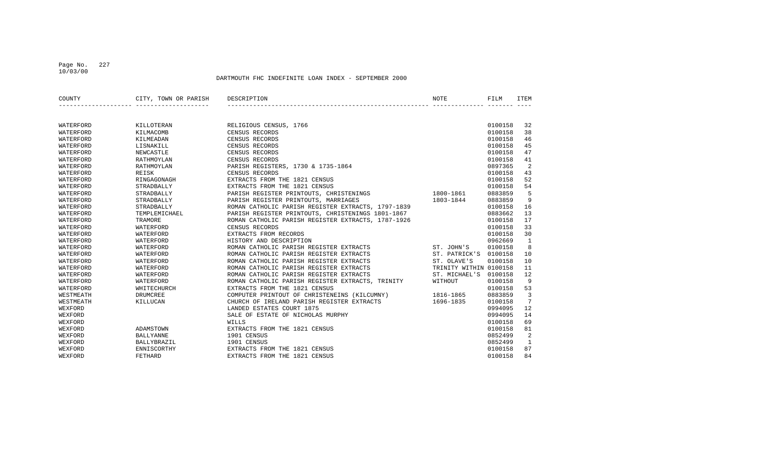DARTMOUTH FHC INDEFINITE LOAN INDEX - SEPTEMBER 2000

| COUNTY | CITY, TOWN OR PARISH | DESCRIPTION | NOTE | FILM | ITEM |
|---|---|---|---|---|---|
| WATERFORD | KILLOTERAN | RELIGIOUS CENSUS, 1766 | | 0100158 | 32 |
| WATERFORD | KILMACOMB | CENSUS RECORDS | | 0100158 | 38 |
| WATERFORD | KILMEADAN | CENSUS RECORDS | | 0100158 | 46 |
| WATERFORD | LISNAKILL | CENSUS RECORDS | | 0100158 | 45 |
| WATERFORD | NEWCASTLE | CENSUS RECORDS | | 0100158 | 47 |
| WATERFORD | RATHMOYLAN | CENSUS RECORDS | | 0100158 | 41 |
| WATERFORD | RATHMOYLAN | PARISH REGISTERS, 1730 & 1735-1864 | | 0897365 | 2 |
| WATERFORD | REISK | CENSUS RECORDS | | 0100158 | 43 |
| WATERFORD | RINGAGONAGH | EXTRACTS FROM THE 1821 CENSUS | | 0100158 | 52 |
| WATERFORD | STRADBALLY | EXTRACTS FROM THE 1821 CENSUS | | 0100158 | 54 |
| WATERFORD | STRADBALLY | PARISH REGISTER PRINTOUTS, CHRISTENINGS | 1800-1861 | 0883859 | 5 |
| WATERFORD | STRADBALLY | PARISH REGISTER PRINTOUTS, MARRIAGES | 1803-1844 | 0883859 | 9 |
| WATERFORD | STRADBALLY | ROMAN CATHOLIC PARISH REGISTER EXTRACTS, 1797-1839 | | 0100158 | 16 |
| WATERFORD | TEMPLEMICHAEL | PARISH REGISTER PRINTOUTS, CHRISTENINGS 1801-1867 | | 0883662 | 13 |
| WATERFORD | TRAMORE | ROMAN CATHOLIC PARISH REGISTER EXTRACTS, 1787-1926 | | 0100158 | 17 |
| WATERFORD | WATERFORD | CENSUS RECORDS | | 0100158 | 33 |
| WATERFORD | WATERFORD | EXTRACTS FROM RECORDS | | 0100158 | 30 |
| WATERFORD | WATERFORD | HISTORY AND DESCRIPTION | | 0962669 | 1 |
| WATERFORD | WATERFORD | ROMAN CATHOLIC PARISH REGISTER EXTRACTS | ST. JOHN'S | 0100158 | 8 |
| WATERFORD | WATERFORD | ROMAN CATHOLIC PARISH REGISTER EXTRACTS | ST. PATRICK'S | 0100158 | 10 |
| WATERFORD | WATERFORD | ROMAN CATHOLIC PARISH REGISTER EXTRACTS | ST. OLAVE'S | 0100158 | 10 |
| WATERFORD | WATERFORD | ROMAN CATHOLIC PARISH REGISTER EXTRACTS | TRINITY WITHIN | 0100158 | 11 |
| WATERFORD | WATERFORD | ROMAN CATHOLIC PARISH REGISTER EXTRACTS | ST. MICHAEL'S | 0100158 | 12 |
| WATERFORD | WATERFORD | ROMAN CATHOLIC PARISH REGISTER EXTRACTS, TRINITY | WITHOUT | 0100158 | 9 |
| WATERFORD | WHITECHURCH | EXTRACTS FROM THE 1821 CENSUS | | 0100158 | 53 |
| WESTMEATH | DRUMCREE | COMPUTER PRINTOUT OF CHRISTENEINS (KILCUMNY) | 1816-1865 | 0883859 | 3 |
| WESTMEATH | KILLUCAN | CHURCH OF IRELAND PARISH REGISTER EXTRACTS | 1696-1835 | 0100158 | 7 |
| WEXFORD | | LANDED ESTATES COURT 1875 | | 0994095 | 12 |
| WEXFORD | | SALE OF ESTATE OF NICHOLAS MURPHY | | 0994095 | 14 |
| WEXFORD | | WILLS | | 0100158 | 69 |
| WEXFORD | ADAMSTOWN | EXTRACTS FROM THE 1821 CENSUS | | 0100158 | 81 |
| WEXFORD | BALLYANNE | 1901 CENSUS | | 0852499 | 2 |
| WEXFORD | BALLYBRAZIL | 1901 CENSUS | | 0852499 | 1 |
| WEXFORD | ENNISCORTHY | EXTRACTS FROM THE 1821 CENSUS | | 0100158 | 87 |
| WEXFORD | FETHARD | EXTRACTS FROM THE 1821 CENSUS | | 0100158 | 84 |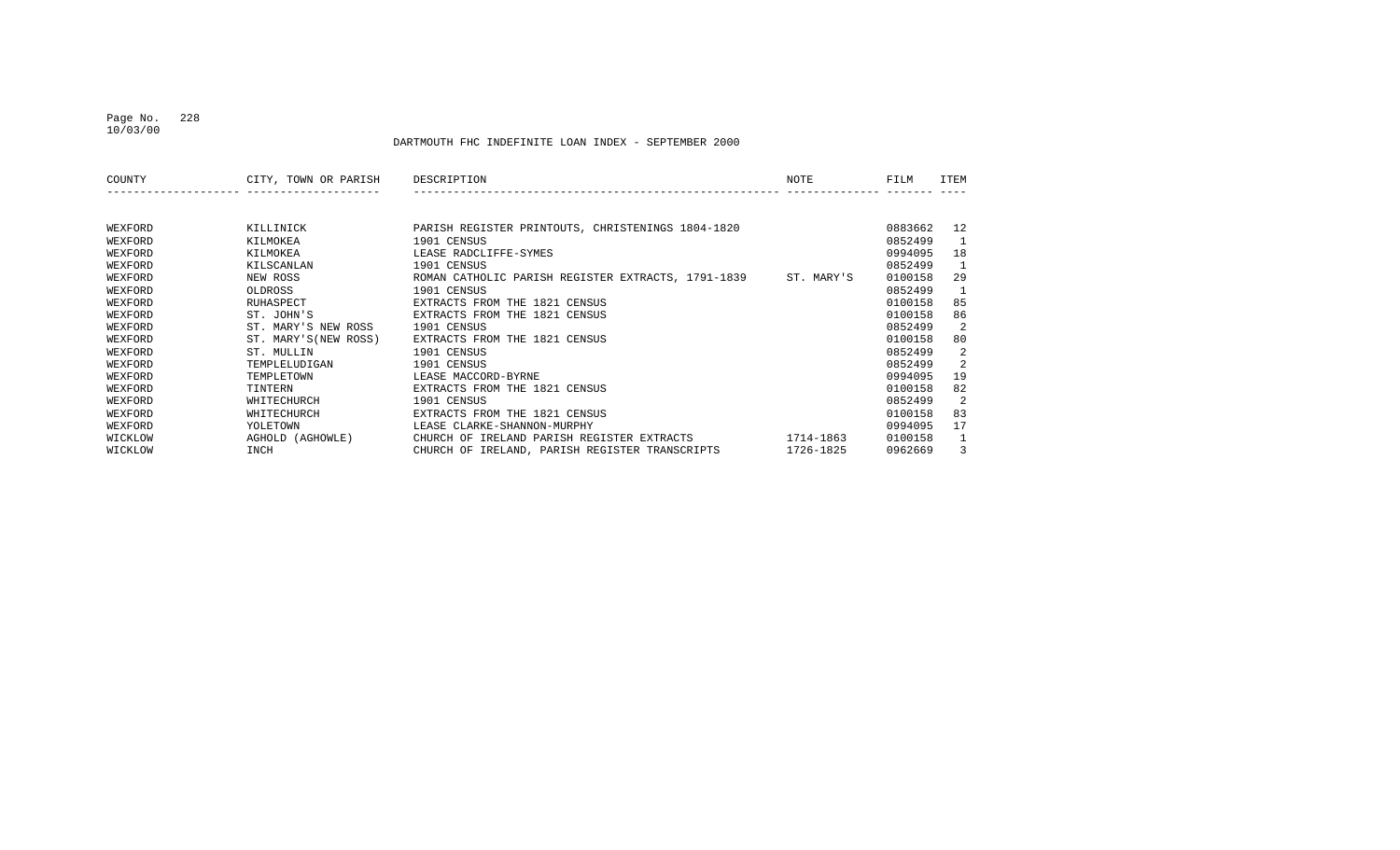DARTMOUTH FHC INDEFINITE LOAN INDEX - SEPTEMBER 2000

| COUNTY | CITY, TOWN OR PARISH | DESCRIPTION | NOTE | FILM | ITEM |
|---|---|---|---|---|---|
| WEXFORD | KILLINICK | PARISH REGISTER PRINTOUTS, CHRISTENINGS 1804-1820 | | 0883662 | 12 |
| WEXFORD | KILMOKEA | 1901 CENSUS | | 0852499 | 1 |
| WEXFORD | KILMOKEA | LEASE RADCLIFFE-SYMES | | 0994095 | 18 |
| WEXFORD | KILSCANLAN | 1901 CENSUS | | 0852499 | 1 |
| WEXFORD | NEW ROSS | ROMAN CATHOLIC PARISH REGISTER EXTRACTS, 1791-1839 | ST. MARY'S | 0100158 | 29 |
| WEXFORD | OLDROSS | 1901 CENSUS | | 0852499 | 1 |
| WEXFORD | RUHASPECT | EXTRACTS FROM THE 1821 CENSUS | | 0100158 | 85 |
| WEXFORD | ST. JOHN'S | EXTRACTS FROM THE 1821 CENSUS | | 0100158 | 86 |
| WEXFORD | ST. MARY'S NEW ROSS | 1901 CENSUS | | 0852499 | 2 |
| WEXFORD | ST. MARY'S(NEW ROSS) | EXTRACTS FROM THE 1821 CENSUS | | 0100158 | 80 |
| WEXFORD | ST. MULLIN | 1901 CENSUS | | 0852499 | 2 |
| WEXFORD | TEMPLELUDIGAN | 1901 CENSUS | | 0852499 | 2 |
| WEXFORD | TEMPLETOWN | LEASE MACCORD-BYRNE | | 0994095 | 19 |
| WEXFORD | TINTERN | EXTRACTS FROM THE 1821 CENSUS | | 0100158 | 82 |
| WEXFORD | WHITECHURCH | 1901 CENSUS | | 0852499 | 2 |
| WEXFORD | WHITECHURCH | EXTRACTS FROM THE 1821 CENSUS | | 0100158 | 83 |
| WEXFORD | YOLETOWN | LEASE CLARKE-SHANNON-MURPHY | | 0994095 | 17 |
| WICKLOW | AGHOLD (AGHOWLE) | CHURCH OF IRELAND PARISH REGISTER EXTRACTS | 1714-1863 | 0100158 | 1 |
| WICKLOW | INCH | CHURCH OF IRELAND, PARISH REGISTER TRANSCRIPTS | 1726-1825 | 0962669 | 3 |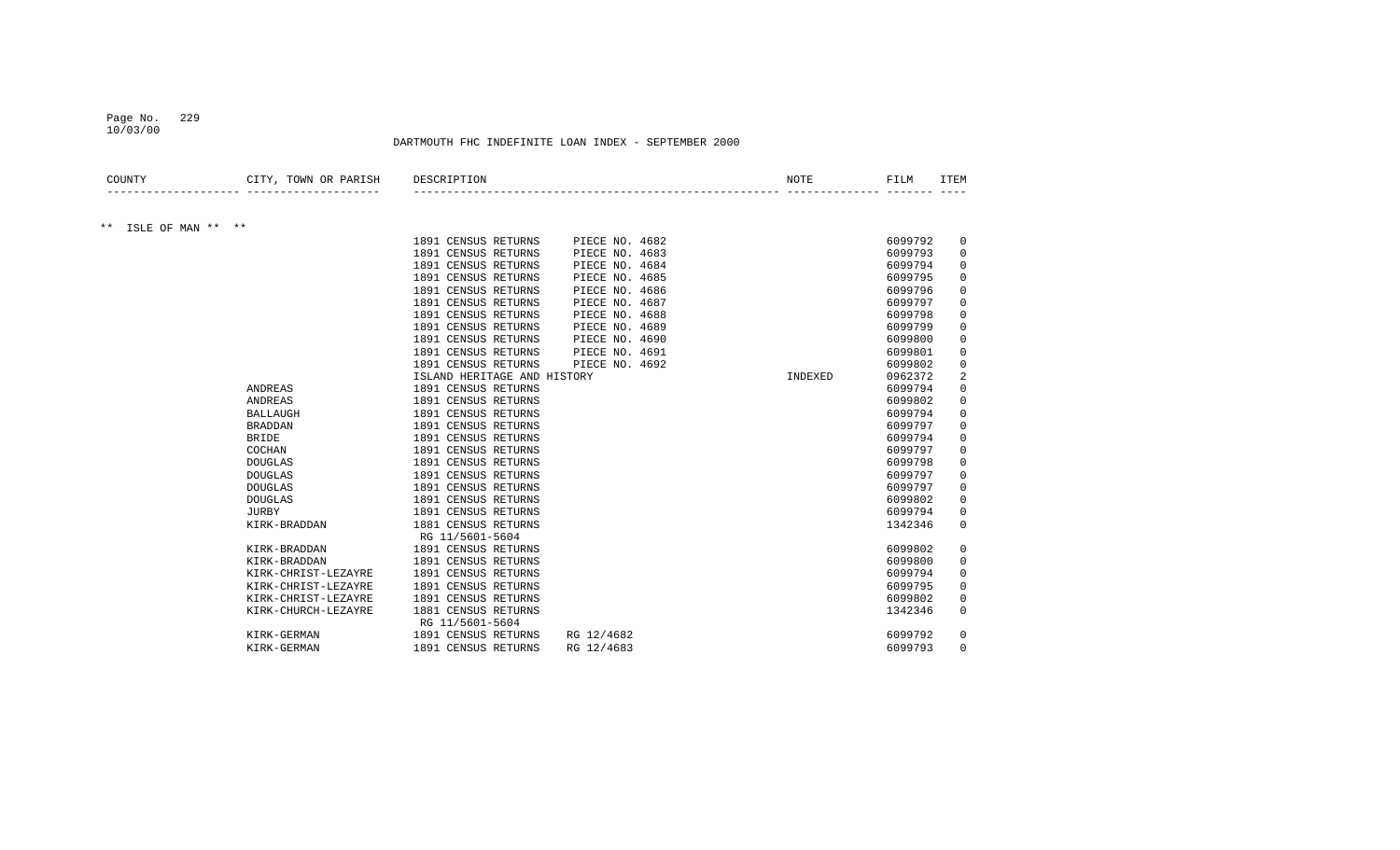DARTMOUTH FHC INDEFINITE LOAN INDEX - SEPTEMBER 2000

| COUNTY | CITY, TOWN OR PARISH | DESCRIPTION | NOTE | FILM | ITEM |
|---|---|---|---|---|---|
| ** ISLE OF MAN ** ** | | | | | |
| | | 1891 CENSUS RETURNS PIECE NO. 4682 | | 6099792 | 0 |
| | | 1891 CENSUS RETURNS PIECE NO. 4683 | | 6099793 | 0 |
| | | 1891 CENSUS RETURNS PIECE NO. 4684 | | 6099794 | 0 |
| | | 1891 CENSUS RETURNS PIECE NO. 4685 | | 6099795 | 0 |
| | | 1891 CENSUS RETURNS PIECE NO. 4686 | | 6099796 | 0 |
| | | 1891 CENSUS RETURNS PIECE NO. 4687 | | 6099797 | 0 |
| | | 1891 CENSUS RETURNS PIECE NO. 4688 | | 6099798 | 0 |
| | | 1891 CENSUS RETURNS PIECE NO. 4689 | | 6099799 | 0 |
| | | 1891 CENSUS RETURNS PIECE NO. 4690 | | 6099800 | 0 |
| | | 1891 CENSUS RETURNS PIECE NO. 4691 | | 6099801 | 0 |
| | | 1891 CENSUS RETURNS PIECE NO. 4692 | | 6099802 | 0 |
| | | ISLAND HERITAGE AND HISTORY | INDEXED | 0962372 | 2 |
| | ANDREAS | 1891 CENSUS RETURNS | | 6099794 | 0 |
| | ANDREAS | 1891 CENSUS RETURNS | | 6099802 | 0 |
| | BALLAUGH | 1891 CENSUS RETURNS | | 6099794 | 0 |
| | BRADDAN | 1891 CENSUS RETURNS | | 6099797 | 0 |
| | BRIDE | 1891 CENSUS RETURNS | | 6099794 | 0 |
| | COCHAN | 1891 CENSUS RETURNS | | 6099797 | 0 |
| | DOUGLAS | 1891 CENSUS RETURNS | | 6099798 | 0 |
| | DOUGLAS | 1891 CENSUS RETURNS | | 6099797 | 0 |
| | DOUGLAS | 1891 CENSUS RETURNS | | 6099797 | 0 |
| | DOUGLAS | 1891 CENSUS RETURNS | | 6099802 | 0 |
| | JURBY | 1891 CENSUS RETURNS | | 6099794 | 0 |
| | KIRK-BRADDAN | 1881 CENSUS RETURNS RG 11/5601-5604 | | 1342346 | 0 |
| | KIRK-BRADDAN | 1891 CENSUS RETURNS | | 6099802 | 0 |
| | KIRK-BRADDAN | 1891 CENSUS RETURNS | | 6099800 | 0 |
| | KIRK-CHRIST-LEZAYRE | 1891 CENSUS RETURNS | | 6099794 | 0 |
| | KIRK-CHRIST-LEZAYRE | 1891 CENSUS RETURNS | | 6099795 | 0 |
| | KIRK-CHRIST-LEZAYRE | 1891 CENSUS RETURNS | | 6099802 | 0 |
| | KIRK-CHURCH-LEZAYRE | 1881 CENSUS RETURNS RG 11/5601-5604 | | 1342346 | 0 |
| | KIRK-GERMAN | 1891 CENSUS RETURNS RG 12/4682 | | 6099792 | 0 |
| | KIRK-GERMAN | 1891 CENSUS RETURNS RG 12/4683 | | 6099793 | 0 |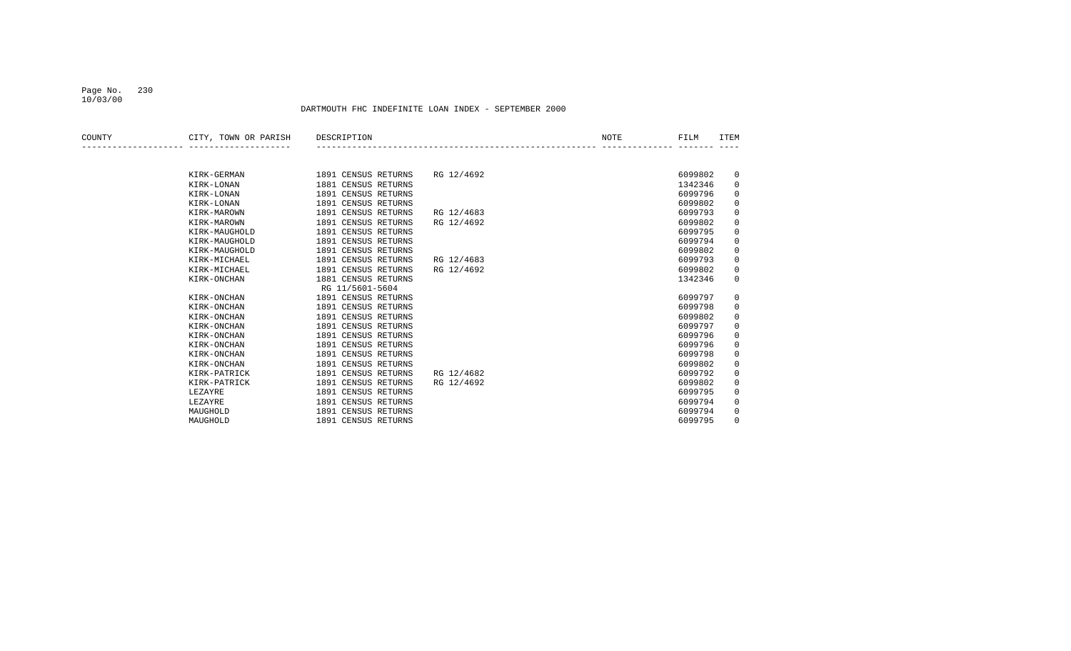DARTMOUTH FHC INDEFINITE LOAN INDEX - SEPTEMBER 2000

| COUNTY | CITY, TOWN OR PARISH | DESCRIPTION | NOTE | FILM | ITEM |
|---|---|---|---|---|---|
| | KIRK-GERMAN | 1891 CENSUS RETURNS RG 12/4692 | | 6099802 | 0 |
| | KIRK-LONAN | 1881 CENSUS RETURNS | | 1342346 | 0 |
| | KIRK-LONAN | 1891 CENSUS RETURNS | | 6099796 | 0 |
| | KIRK-LONAN | 1891 CENSUS RETURNS | | 6099802 | 0 |
| | KIRK-MAROWN | 1891 CENSUS RETURNS RG 12/4683 | | 6099793 | 0 |
| | KIRK-MAROWN | 1891 CENSUS RETURNS RG 12/4692 | | 6099802 | 0 |
| | KIRK-MAUGHOLD | 1891 CENSUS RETURNS | | 6099795 | 0 |
| | KIRK-MAUGHOLD | 1891 CENSUS RETURNS | | 6099794 | 0 |
| | KIRK-MAUGHOLD | 1891 CENSUS RETURNS | | 6099802 | 0 |
| | KIRK-MICHAEL | 1891 CENSUS RETURNS RG 12/4683 | | 6099793 | 0 |
| | KIRK-MICHAEL | 1891 CENSUS RETURNS RG 12/4692 | | 6099802 | 0 |
| | KIRK-ONCHAN | 1881 CENSUS RETURNS RG 11/5601-5604 | | 1342346 | 0 |
| | KIRK-ONCHAN | 1891 CENSUS RETURNS | | 6099797 | 0 |
| | KIRK-ONCHAN | 1891 CENSUS RETURNS | | 6099798 | 0 |
| | KIRK-ONCHAN | 1891 CENSUS RETURNS | | 6099802 | 0 |
| | KIRK-ONCHAN | 1891 CENSUS RETURNS | | 6099797 | 0 |
| | KIRK-ONCHAN | 1891 CENSUS RETURNS | | 6099796 | 0 |
| | KIRK-ONCHAN | 1891 CENSUS RETURNS | | 6099796 | 0 |
| | KIRK-ONCHAN | 1891 CENSUS RETURNS | | 6099798 | 0 |
| | KIRK-ONCHAN | 1891 CENSUS RETURNS | | 6099802 | 0 |
| | KIRK-PATRICK | 1891 CENSUS RETURNS RG 12/4682 | | 6099792 | 0 |
| | KIRK-PATRICK | 1891 CENSUS RETURNS RG 12/4692 | | 6099802 | 0 |
| | LEZAYRE | 1891 CENSUS RETURNS | | 6099795 | 0 |
| | LEZAYRE | 1891 CENSUS RETURNS | | 6099794 | 0 |
| | MAUGHOLD | 1891 CENSUS RETURNS | | 6099794 | 0 |
| | MAUGHOLD | 1891 CENSUS RETURNS | | 6099795 | 0 |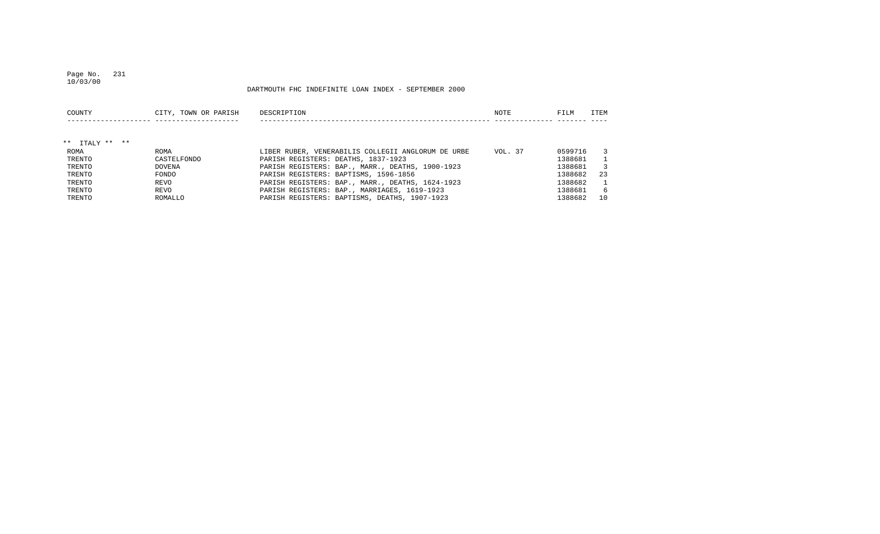DARTMOUTH FHC INDEFINITE LOAN INDEX - SEPTEMBER 2000

| COUNTY | CITY, TOWN OR PARISH | DESCRIPTION | NOTE | FILM | ITEM |
|---|---|---|---|---|---|
| ** ITALY ** ** | | | | | |
| ROMA | ROMA | LIBER RUBER, VENERABILIS COLLEGII ANGLORUM DE URBE | VOL. 37 | 0599716 | 3 |
| TRENTO | CASTELFONDO | PARISH REGISTERS: DEATHS, 1837-1923 | | 1388681 | 1 |
| TRENTO | DOVENA | PARISH REGISTERS: BAP., MARR., DEATHS, 1900-1923 | | 1388681 | 3 |
| TRENTO | FONDO | PARISH REGISTERS: BAPTISMS, 1596-1856 | | 1388682 | 23 |
| TRENTO | REVO | PARISH REGISTERS: BAP., MARR., DEATHS, 1624-1923 | | 1388682 | 1 |
| TRENTO | REVO | PARISH REGISTERS: BAP., MARRIAGES, 1619-1923 | | 1388681 | 6 |
| TRENTO | ROMALLO | PARISH REGISTERS: BAPTISMS, DEATHS, 1907-1923 | | 1388682 | 10 |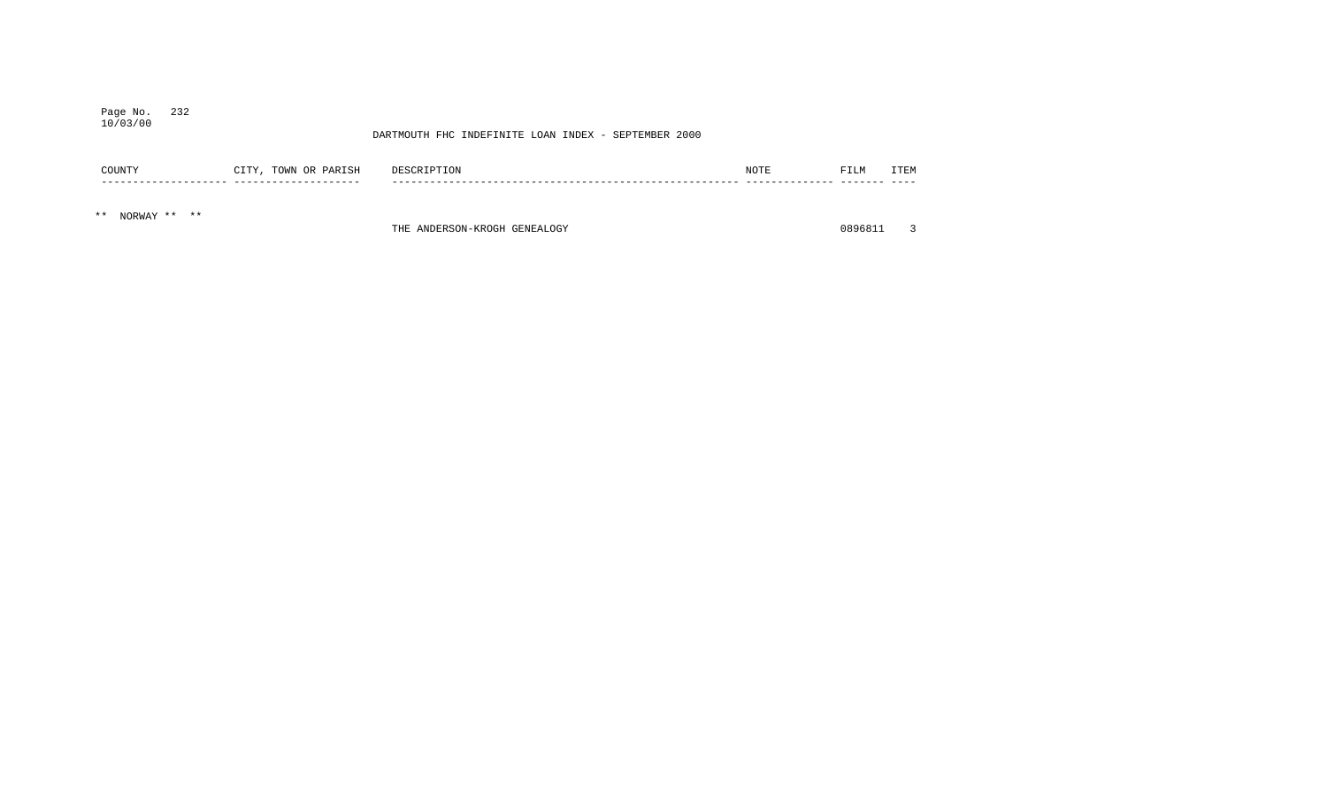DARTMOUTH FHC INDEFINITE LOAN INDEX - SEPTEMBER 2000

| COUNTY | CITY, TOWN OR PARISH | DESCRIPTION | NOTE | FILM | ITEM |
|---|---|---|---|---|---|
| ** NORWAY ** ** | | | | | |
| | | THE ANDERSON-KROGH GENEALOGY | | 0896811 | 3 |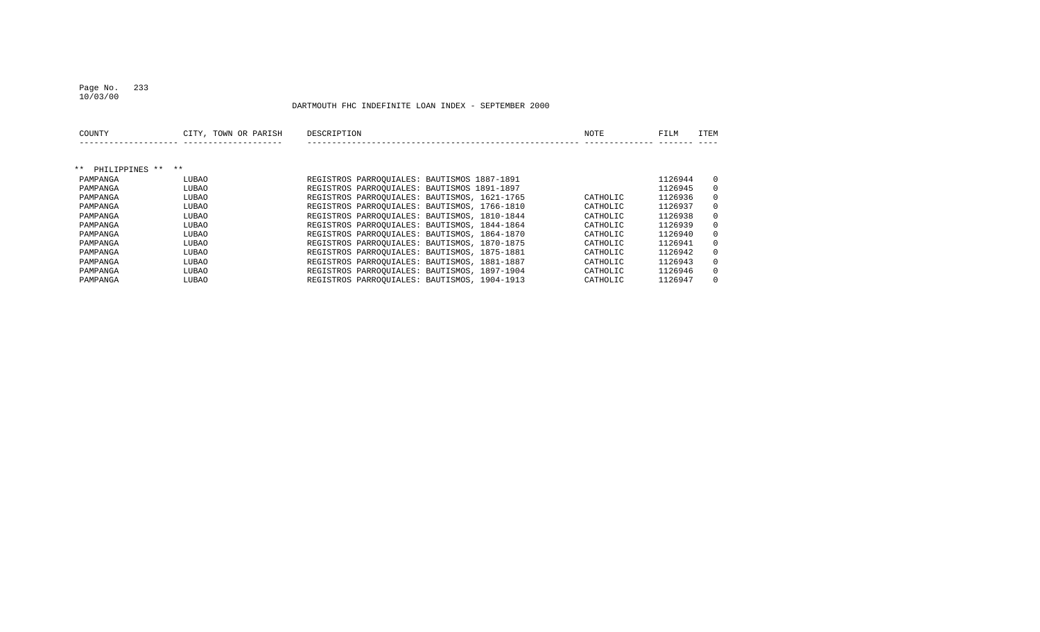DARTMOUTH FHC INDEFINITE LOAN INDEX - SEPTEMBER 2000

| COUNTY | CITY, TOWN OR PARISH | DESCRIPTION | NOTE | FILM | ITEM |
|---|---|---|---|---|---|
| ** PHILIPPINES ** ** | | | | | |
| PAMPANGA | LUBAO | REGISTROS PARROQUIALES: BAUTISMOS 1887-1891 | | 1126944 | 0 |
| PAMPANGA | LUBAO | REGISTROS PARROQUIALES: BAUTISMOS 1891-1897 | | 1126945 | 0 |
| PAMPANGA | LUBAO | REGISTROS PARROQUIALES: BAUTISMOS, 1621-1765 | CATHOLIC | 1126936 | 0 |
| PAMPANGA | LUBAO | REGISTROS PARROQUIALES: BAUTISMOS, 1766-1810 | CATHOLIC | 1126937 | 0 |
| PAMPANGA | LUBAO | REGISTROS PARROQUIALES: BAUTISMOS, 1810-1844 | CATHOLIC | 1126938 | 0 |
| PAMPANGA | LUBAO | REGISTROS PARROQUIALES: BAUTISMOS, 1844-1864 | CATHOLIC | 1126939 | 0 |
| PAMPANGA | LUBAO | REGISTROS PARROQUIALES: BAUTISMOS, 1864-1870 | CATHOLIC | 1126940 | 0 |
| PAMPANGA | LUBAO | REGISTROS PARROQUIALES: BAUTISMOS, 1870-1875 | CATHOLIC | 1126941 | 0 |
| PAMPANGA | LUBAO | REGISTROS PARROQUIALES: BAUTISMOS, 1875-1881 | CATHOLIC | 1126942 | 0 |
| PAMPANGA | LUBAO | REGISTROS PARROQUIALES: BAUTISMOS, 1881-1887 | CATHOLIC | 1126943 | 0 |
| PAMPANGA | LUBAO | REGISTROS PARROQUIALES: BAUTISMOS, 1897-1904 | CATHOLIC | 1126946 | 0 |
| PAMPANGA | LUBAO | REGISTROS PARROQUIALES: BAUTISMOS, 1904-1913 | CATHOLIC | 1126947 | 0 |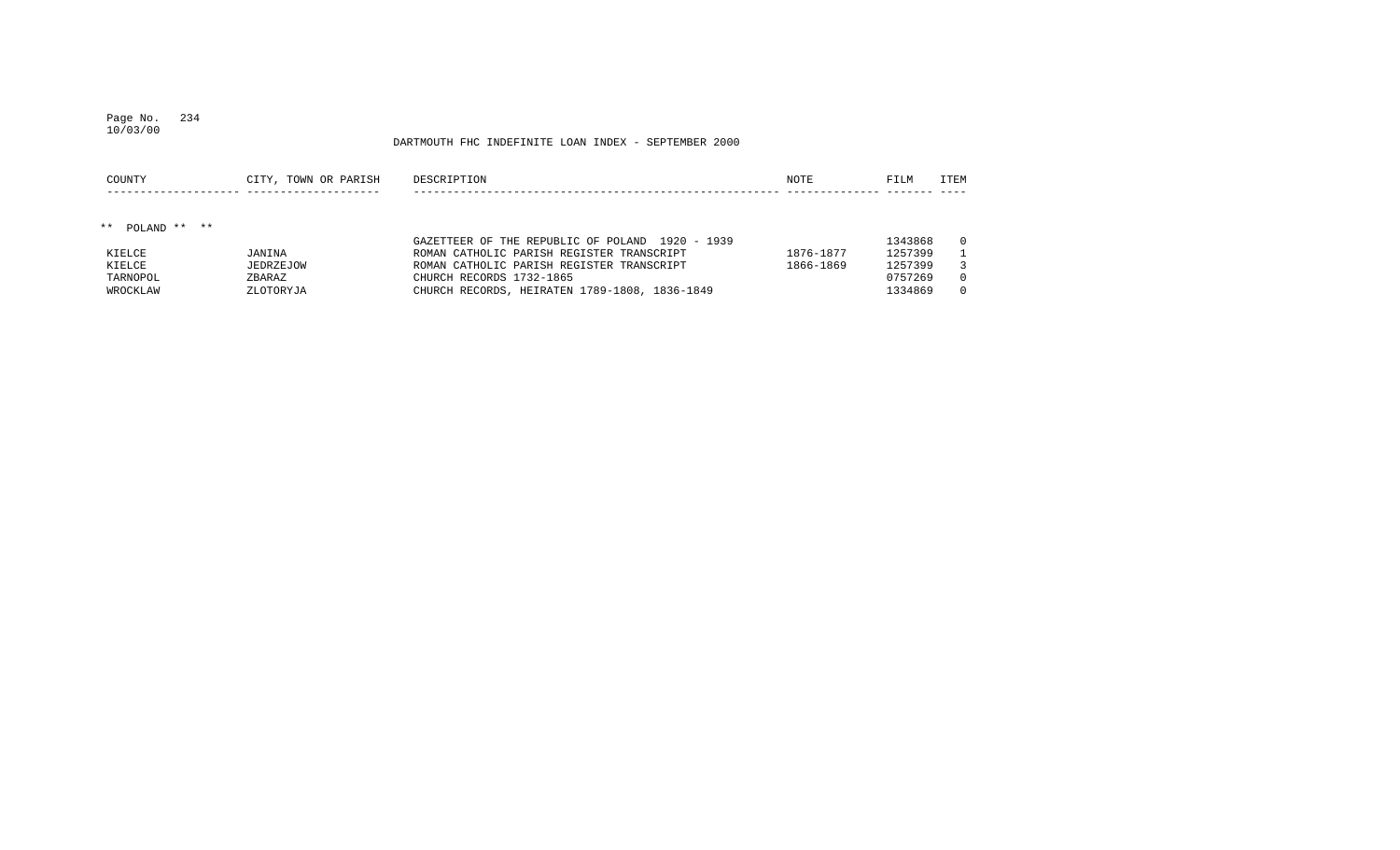DARTMOUTH FHC INDEFINITE LOAN INDEX - SEPTEMBER 2000

| COUNTY | CITY, TOWN OR PARISH | DESCRIPTION | NOTE | FILM | ITEM |
|---|---|---|---|---|---|
| ** POLAND ** ** | | | | | |
| | | GAZETTEER OF THE REPUBLIC OF POLAND 1920 - 1939 | | 1343868 | 0 |
| KIELCE | JANINA | ROMAN CATHOLIC PARISH REGISTER TRANSCRIPT | 1876-1877 | 1257399 | 1 |
| KIELCE | JEDRZEJOW | ROMAN CATHOLIC PARISH REGISTER TRANSCRIPT | 1866-1869 | 1257399 | 3 |
| TARNOPOL | ZBARAZ | CHURCH RECORDS 1732-1865 | | 0757269 | 0 |
| WROCKLAW | ZLOTORYJA | CHURCH RECORDS, HEIRATEN 1789-1808, 1836-1849 | | 1334869 | 0 |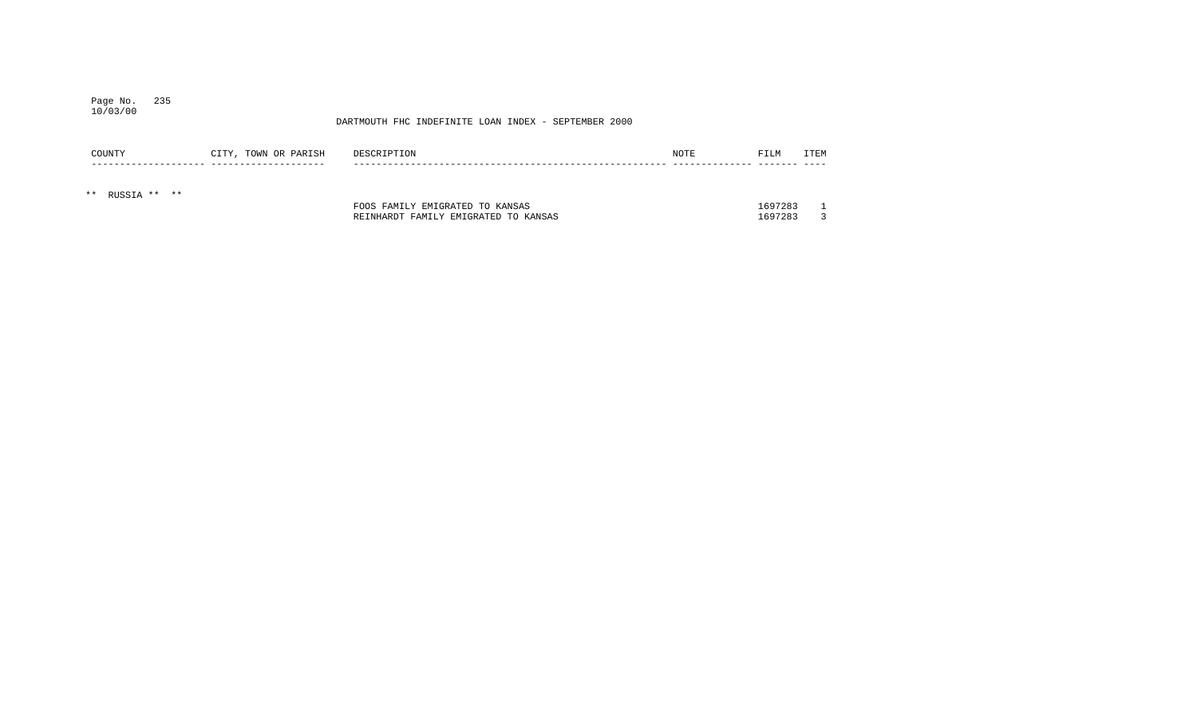DARTMOUTH FHC INDEFINITE LOAN INDEX - SEPTEMBER 2000

| COUNTY | CITY, TOWN OR PARISH | DESCRIPTION | NOTE | FILM | ITEM |
|---|---|---|---|---|---|
| ** RUSSIA ** ** | | | | | |
| | | FOOS FAMILY EMIGRATED TO KANSAS | | 1697283 | 1 |
| | | REINHARDT FAMILY EMIGRATED TO KANSAS | | 1697283 | 3 |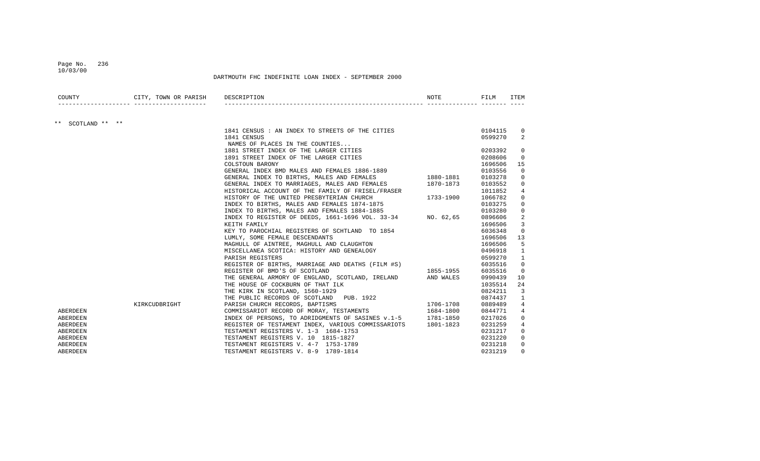DARTMOUTH FHC INDEFINITE LOAN INDEX - SEPTEMBER 2000

| COUNTY | CITY, TOWN OR PARISH | DESCRIPTION | NOTE | FILM | ITEM |
|---|---|---|---|---|---|
| ** SCOTLAND ** ** | | | | | |
| | | 1841 CENSUS : AN INDEX TO STREETS OF THE CITIES | | 0104115 | 0 |
| | | 1841 CENSUS | | 0599270 | 2 |
| | | NAMES OF PLACES IN THE COUNTIES... | | | |
| | | 1881 STREET INDEX OF THE LARGER CITIES | | 0203392 | 0 |
| | | 1891 STREET INDEX OF THE LARGER CITIES | | 0208606 | 0 |
| | | COLSTOUN BARONY | | 1696506 | 15 |
| | | GENERAL INDEX BMD MALES AND FEMALES 1886-1889 | | 0103556 | 0 |
| | | GENERAL INDEX TO BIRTHS, MALES AND FEMALES | 1880-1881 | 0103278 | 0 |
| | | GENERAL INDEX TO MARRIAGES, MALES AND FEMALES | 1870-1873 | 0103552 | 0 |
| | | HISTORICAL ACCOUNT OF THE FAMILY OF FRISEL/FRASER | | 1011852 | 4 |
| | | HISTORY OF THE UNITED PRESBYTERIAN CHURCH | 1733-1900 | 1066782 | 0 |
| | | INDEX TO BIRTHS, MALES AND FEMALES 1874-1875 | | 0103275 | 0 |
| | | INDEX TO BIRTHS, MALES AND FEMALES 1884-1885 | | 0103280 | 0 |
| | | INDEX TO REGISTER OF DEEDS, 1661-1696 VOL. 33-34 | NO. 62,65 | 0896606 | 2 |
| | | KEITH FAMILY | | 1696506 | 3 |
| | | KEY TO PAROCHIAL REGISTERS OF SCHTLAND TO 1854 | | 6036348 | 0 |
| | | LUMLY, SOME FEMALE DESCENDANTS | | 1696506 | 13 |
| | | MAGHULL OF AINTREE, MAGHULL AND CLAUGHTON | | 1696506 | 5 |
| | | MISCELLANEA SCOTICA: HISTORY AND GENEALOGY | | 0496918 | 1 |
| | | PARISH REGISTERS | | 0599270 | 1 |
| | | REGISTER OF BIRTHS, MARRIAGE AND DEATHS (FILM #S) | | 6035516 | 0 |
| | | REGISTER OF BMD'S OF SCOTLAND | 1855-1955 | 6035516 | 0 |
| | | THE GENERAL ARMORY OF ENGLAND, SCOTLAND, IRELAND | AND WALES | 0990439 | 10 |
| | | THE HOUSE OF COCKBURN OF THAT ILK | | 1035514 | 24 |
| | | THE KIRK IN SCOTLAND, 1560-1929 | | 0824211 | 3 |
| | | THE PUBLIC RECORDS OF SCOTLAND PUB. 1922 | | 0874437 | 1 |
| | KIRKCUDBRIGHT | PARISH CHURCH RECORDS, BAPTISMS | 1706-1708 | 0889489 | 4 |
| ABERDEEN | | COMMISSARIOT RECORD OF MORAY, TESTAMENTS | 1684-1800 | 0844771 | 4 |
| ABERDEEN | | INDEX OF PERSONS, TO ADRIDGMENTS OF SASINES v.1-5 | 1781-1850 | 0217026 | 0 |
| ABERDEEN | | REGISTER OF TESTAMENT INDEX, VARIOUS COMMISSARIOTS | 1801-1823 | 0231259 | 4 |
| ABERDEEN | | TESTAMENT REGISTERS V. 1-3 1684-1753 | | 0231217 | 0 |
| ABERDEEN | | TESTAMENT REGISTERS V. 10 1815-1827 | | 0231220 | 0 |
| ABERDEEN | | TESTAMENT REGISTERS V. 4-7 1753-1789 | | 0231218 | 0 |
| ABERDEEN | | TESTAMENT REGISTERS V. 8-9 1789-1814 | | 0231219 | 0 |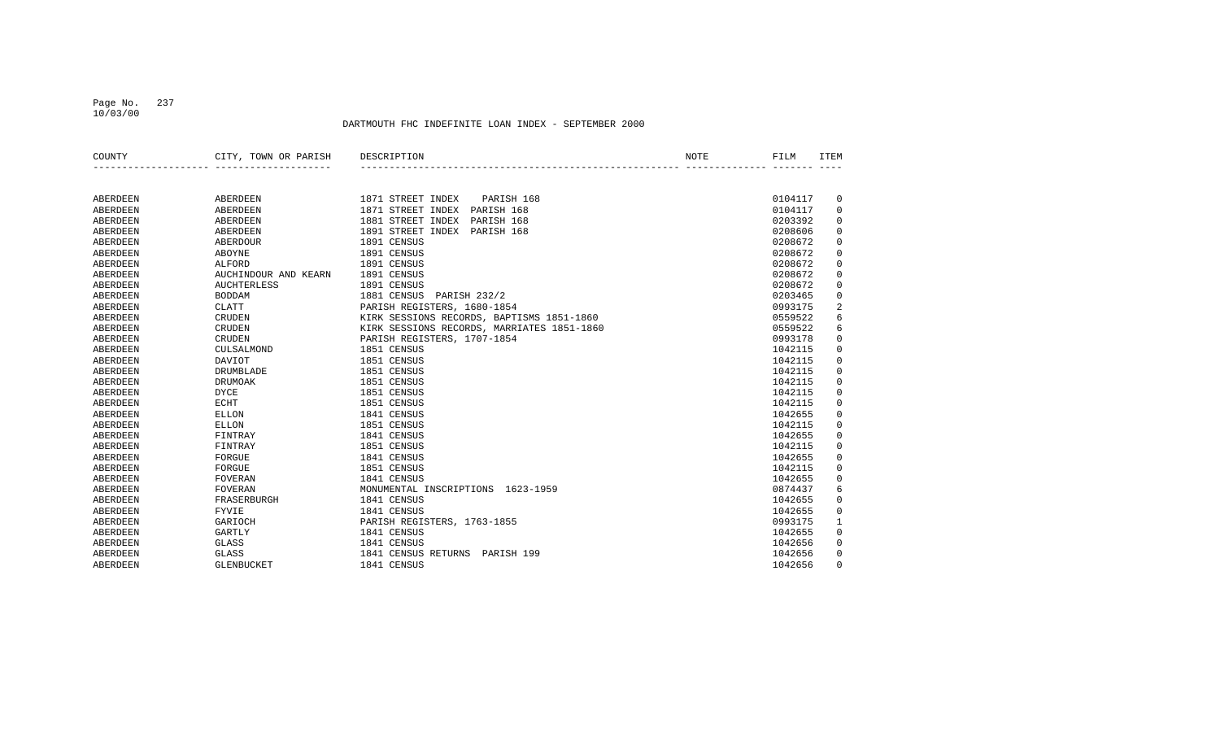DARTMOUTH FHC INDEFINITE LOAN INDEX - SEPTEMBER 2000

| COUNTY | CITY, TOWN OR PARISH | DESCRIPTION | NOTE | FILM | ITEM |
|---|---|---|---|---|---|
| ABERDEEN | ABERDEEN | 1871 STREET INDEX PARISH 168 | | 0104117 | 0 |
| ABERDEEN | ABERDEEN | 1871 STREET INDEX PARISH 168 | | 0104117 | 0 |
| ABERDEEN | ABERDEEN | 1881 STREET INDEX PARISH 168 | | 0203392 | 0 |
| ABERDEEN | ABERDEEN | 1891 STREET INDEX PARISH 168 | | 0208606 | 0 |
| ABERDEEN | ABERDOUR | 1891 CENSUS | | 0208672 | 0 |
| ABERDEEN | ABOYNE | 1891 CENSUS | | 0208672 | 0 |
| ABERDEEN | ALFORD | 1891 CENSUS | | 0208672 | 0 |
| ABERDEEN | AUCHINDOUR AND KEARN | 1891 CENSUS | | 0208672 | 0 |
| ABERDEEN | AUCHTERLESS | 1891 CENSUS | | 0208672 | 0 |
| ABERDEEN | BODDAM | 1881 CENSUS PARISH 232/2 | | 0203465 | 0 |
| ABERDEEN | CLATT | PARISH REGISTERS, 1680-1854 | | 0993175 | 2 |
| ABERDEEN | CRUDEN | KIRK SESSIONS RECORDS, BAPTISMS 1851-1860 | | 0559522 | 6 |
| ABERDEEN | CRUDEN | KIRK SESSIONS RECORDS, MARRIATES 1851-1860 | | 0559522 | 6 |
| ABERDEEN | CRUDEN | PARISH REGISTERS, 1707-1854 | | 0993178 | 0 |
| ABERDEEN | CULSALMOND | 1851 CENSUS | | 1042115 | 0 |
| ABERDEEN | DAVIOT | 1851 CENSUS | | 1042115 | 0 |
| ABERDEEN | DRUMBLADE | 1851 CENSUS | | 1042115 | 0 |
| ABERDEEN | DRUMOAK | 1851 CENSUS | | 1042115 | 0 |
| ABERDEEN | DYCE | 1851 CENSUS | | 1042115 | 0 |
| ABERDEEN | ECHT | 1851 CENSUS | | 1042115 | 0 |
| ABERDEEN | ELLON | 1841 CENSUS | | 1042655 | 0 |
| ABERDEEN | ELLON | 1851 CENSUS | | 1042115 | 0 |
| ABERDEEN | FINTRAY | 1841 CENSUS | | 1042655 | 0 |
| ABERDEEN | FINTRAY | 1851 CENSUS | | 1042115 | 0 |
| ABERDEEN | FORGUE | 1841 CENSUS | | 1042655 | 0 |
| ABERDEEN | FORGUE | 1851 CENSUS | | 1042115 | 0 |
| ABERDEEN | FOVERAN | 1841 CENSUS | | 1042655 | 0 |
| ABERDEEN | FOVERAN | MONUMENTAL INSCRIPTIONS 1623-1959 | | 0874437 | 6 |
| ABERDEEN | FRASERBURGH | 1841 CENSUS | | 1042655 | 0 |
| ABERDEEN | FYVIE | 1841 CENSUS | | 1042655 | 0 |
| ABERDEEN | GARIOCH | PARISH REGISTERS, 1763-1855 | | 0993175 | 1 |
| ABERDEEN | GARTLY | 1841 CENSUS | | 1042655 | 0 |
| ABERDEEN | GLASS | 1841 CENSUS | | 1042656 | 0 |
| ABERDEEN | GLASS | 1841 CENSUS RETURNS PARISH 199 | | 1042656 | 0 |
| ABERDEEN | GLENBUCKET | 1841 CENSUS | | 1042656 | 0 |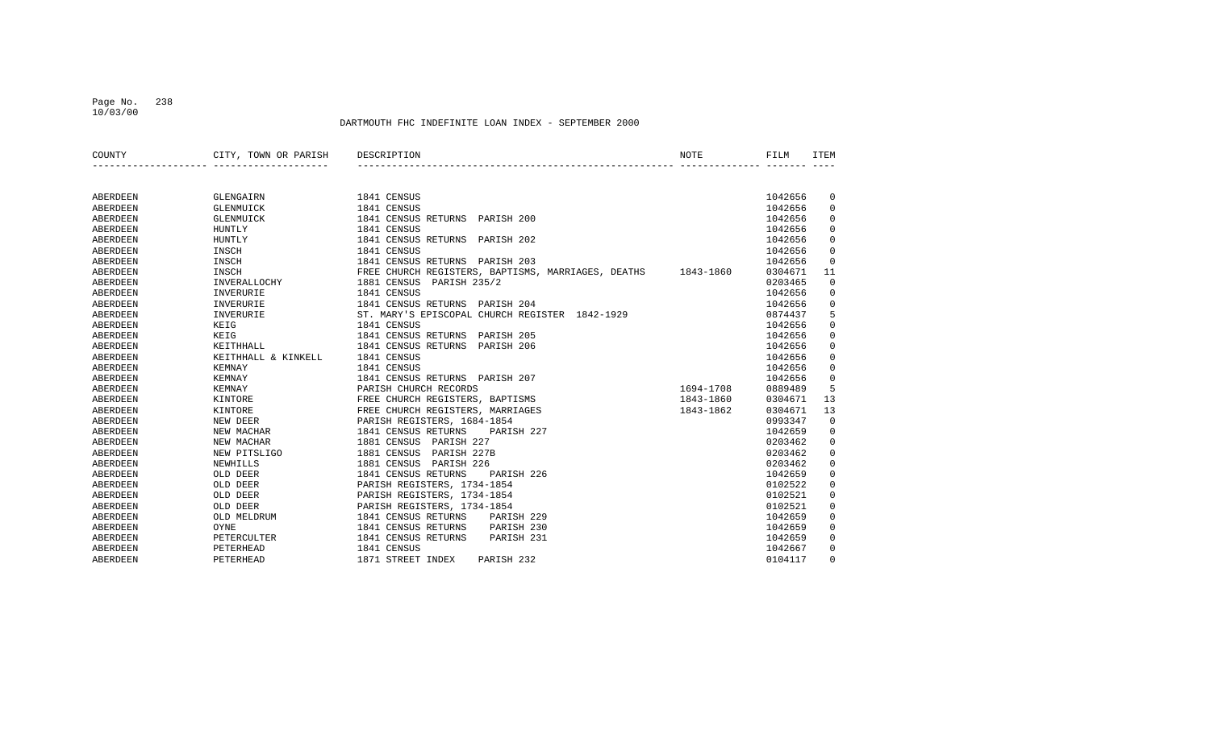DARTMOUTH FHC INDEFINITE LOAN INDEX - SEPTEMBER 2000

| COUNTY | CITY, TOWN OR PARISH | DESCRIPTION | NOTE | FILM | ITEM |
|---|---|---|---|---|---|
| ABERDEEN | GLENGAIRN | 1841 CENSUS | | 1042656 | 0 |
| ABERDEEN | GLENMUICK | 1841 CENSUS | | 1042656 | 0 |
| ABERDEEN | GLENMUICK | 1841 CENSUS RETURNS PARISH 200 | | 1042656 | 0 |
| ABERDEEN | HUNTLY | 1841 CENSUS | | 1042656 | 0 |
| ABERDEEN | HUNTLY | 1841 CENSUS RETURNS PARISH 202 | | 1042656 | 0 |
| ABERDEEN | INSCH | 1841 CENSUS | | 1042656 | 0 |
| ABERDEEN | INSCH | 1841 CENSUS RETURNS PARISH 203 | | 1042656 | 0 |
| ABERDEEN | INSCH | FREE CHURCH REGISTERS, BAPTISMS, MARRIAGES, DEATHS | 1843-1860 | 0304671 | 11 |
| ABERDEEN | INVERALLOCHY | 1881 CENSUS PARISH 235/2 | | 0203465 | 0 |
| ABERDEEN | INVERURIE | 1841 CENSUS | | 1042656 | 0 |
| ABERDEEN | INVERURIE | 1841 CENSUS RETURNS PARISH 204 | | 1042656 | 0 |
| ABERDEEN | INVERURIE | ST. MARY'S EPISCOPAL CHURCH REGISTER 1842-1929 | | 0874437 | 5 |
| ABERDEEN | KEIG | 1841 CENSUS | | 1042656 | 0 |
| ABERDEEN | KEIG | 1841 CENSUS RETURNS PARISH 205 | | 1042656 | 0 |
| ABERDEEN | KEITHHALL | 1841 CENSUS RETURNS PARISH 206 | | 1042656 | 0 |
| ABERDEEN | KEITHHALL & KINKELL | 1841 CENSUS | | 1042656 | 0 |
| ABERDEEN | KEMNAY | 1841 CENSUS | | 1042656 | 0 |
| ABERDEEN | KEMNAY | 1841 CENSUS RETURNS PARISH 207 | | 1042656 | 0 |
| ABERDEEN | KEMNAY | PARISH CHURCH RECORDS | 1694-1708 | 0889489 | 5 |
| ABERDEEN | KINTORE | FREE CHURCH REGISTERS, BAPTISMS | 1843-1860 | 0304671 | 13 |
| ABERDEEN | KINTORE | FREE CHURCH REGISTERS, MARRIAGES | 1843-1862 | 0304671 | 13 |
| ABERDEEN | NEW DEER | PARISH REGISTERS, 1684-1854 | | 0993347 | 0 |
| ABERDEEN | NEW MACHAR | 1841 CENSUS RETURNS PARISH 227 | | 1042659 | 0 |
| ABERDEEN | NEW MACHAR | 1881 CENSUS PARISH 227 | | 0203462 | 0 |
| ABERDEEN | NEW PITSLIGO | 1881 CENSUS PARISH 227B | | 0203462 | 0 |
| ABERDEEN | NEWHILLS | 1881 CENSUS PARISH 226 | | 0203462 | 0 |
| ABERDEEN | OLD DEER | 1841 CENSUS RETURNS PARISH 226 | | 1042659 | 0 |
| ABERDEEN | OLD DEER | PARISH REGISTERS, 1734-1854 | | 0102522 | 0 |
| ABERDEEN | OLD DEER | PARISH REGISTERS, 1734-1854 | | 0102521 | 0 |
| ABERDEEN | OLD DEER | PARISH REGISTERS, 1734-1854 | | 0102521 | 0 |
| ABERDEEN | OLD MELDRUM | 1841 CENSUS RETURNS PARISH 229 | | 1042659 | 0 |
| ABERDEEN | OYNE | 1841 CENSUS RETURNS PARISH 230 | | 1042659 | 0 |
| ABERDEEN | PETERCULTER | 1841 CENSUS RETURNS PARISH 231 | | 1042659 | 0 |
| ABERDEEN | PETERHEAD | 1841 CENSUS | | 1042667 | 0 |
| ABERDEEN | PETERHEAD | 1871 STREET INDEX PARISH 232 | | 0104117 | 0 |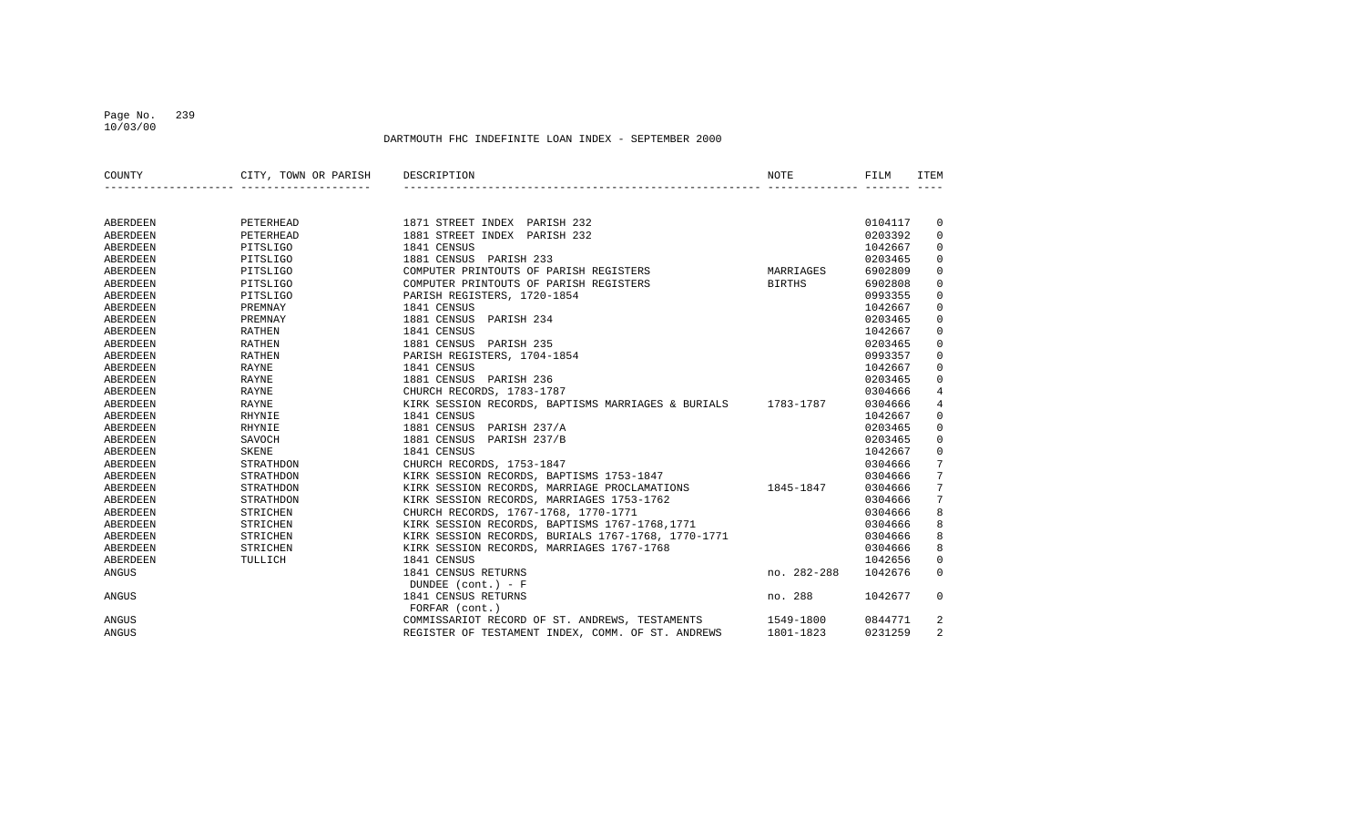DARTMOUTH FHC INDEFINITE LOAN INDEX - SEPTEMBER 2000

| COUNTY | CITY, TOWN OR PARISH | DESCRIPTION | NOTE | FILM | ITEM |
|---|---|---|---|---|---|
| ABERDEEN | PETERHEAD | 1871 STREET INDEX PARISH 232 | | 0104117 | 0 |
| ABERDEEN | PETERHEAD | 1881 STREET INDEX PARISH 232 | | 0203392 | 0 |
| ABERDEEN | PITSLIGO | 1841 CENSUS | | 1042667 | 0 |
| ABERDEEN | PITSLIGO | 1881 CENSUS PARISH 233 | | 0203465 | 0 |
| ABERDEEN | PITSLIGO | COMPUTER PRINTOUTS OF PARISH REGISTERS | MARRIAGES | 6902809 | 0 |
| ABERDEEN | PITSLIGO | COMPUTER PRINTOUTS OF PARISH REGISTERS | BIRTHS | 6902808 | 0 |
| ABERDEEN | PITSLIGO | PARISH REGISTERS, 1720-1854 | | 0993355 | 0 |
| ABERDEEN | PREMNAY | 1841 CENSUS | | 1042667 | 0 |
| ABERDEEN | PREMNAY | 1881 CENSUS PARISH 234 | | 0203465 | 0 |
| ABERDEEN | RATHEN | 1841 CENSUS | | 1042667 | 0 |
| ABERDEEN | RATHEN | 1881 CENSUS PARISH 235 | | 0203465 | 0 |
| ABERDEEN | RATHEN | PARISH REGISTERS, 1704-1854 | | 0993357 | 0 |
| ABERDEEN | RAYNE | 1841 CENSUS | | 1042667 | 0 |
| ABERDEEN | RAYNE | 1881 CENSUS PARISH 236 | | 0203465 | 0 |
| ABERDEEN | RAYNE | CHURCH RECORDS, 1783-1787 | | 0304666 | 4 |
| ABERDEEN | RAYNE | KIRK SESSION RECORDS, BAPTISMS MARRIAGES & BURIALS | 1783-1787 | 0304666 | 4 |
| ABERDEEN | RHYNIE | 1841 CENSUS | | 1042667 | 0 |
| ABERDEEN | RHYNIE | 1881 CENSUS PARISH 237/A | | 0203465 | 0 |
| ABERDEEN | SAVOCH | 1881 CENSUS PARISH 237/B | | 0203465 | 0 |
| ABERDEEN | SKENE | 1841 CENSUS | | 1042667 | 0 |
| ABERDEEN | STRATHDON | CHURCH RECORDS, 1753-1847 | | 0304666 | 7 |
| ABERDEEN | STRATHDON | KIRK SESSION RECORDS, BAPTISMS 1753-1847 | | 0304666 | 7 |
| ABERDEEN | STRATHDON | KIRK SESSION RECORDS, MARRIAGE PROCLAMATIONS | 1845-1847 | 0304666 | 7 |
| ABERDEEN | STRATHDON | KIRK SESSION RECORDS, MARRIAGES 1753-1762 | | 0304666 | 7 |
| ABERDEEN | STRICHEN | CHURCH RECORDS, 1767-1768, 1770-1771 | | 0304666 | 8 |
| ABERDEEN | STRICHEN | KIRK SESSION RECORDS, BAPTISMS 1767-1768,1771 | | 0304666 | 8 |
| ABERDEEN | STRICHEN | KIRK SESSION RECORDS, BURIALS 1767-1768, 1770-1771 | | 0304666 | 8 |
| ABERDEEN | STRICHEN | KIRK SESSION RECORDS, MARRIAGES 1767-1768 | | 0304666 | 8 |
| ABERDEEN | TULLICH | 1841 CENSUS | | 1042656 | 0 |
| ANGUS | | 1841 CENSUS RETURNS DUNDEE (cont.) - F | no. 282-288 | 1042676 | 0 |
| ANGUS | | 1841 CENSUS RETURNS FORFAR (cont.) | no. 288 | 1042677 | 0 |
| ANGUS | | COMMISSARIOT RECORD OF ST. ANDREWS, TESTAMENTS | 1549-1800 | 0844771 | 2 |
| ANGUS | | REGISTER OF TESTAMENT INDEX, COMM. OF ST. ANDREWS | 1801-1823 | 0231259 | 2 |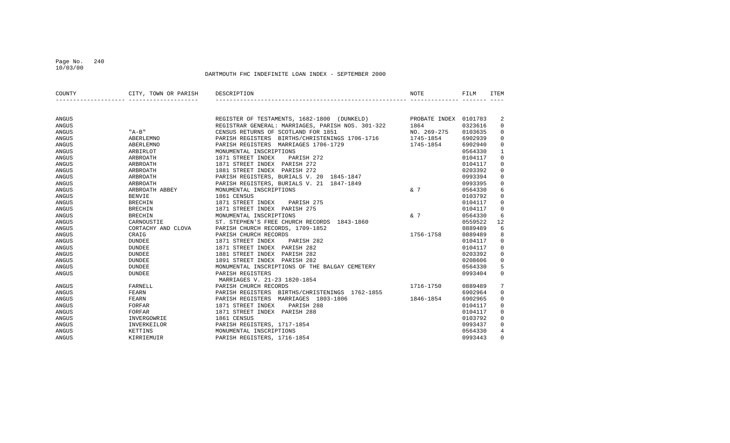DARTMOUTH FHC INDEFINITE LOAN INDEX - SEPTEMBER 2000

| COUNTY | CITY, TOWN OR PARISH | DESCRIPTION | NOTE | FILM | ITEM |
|---|---|---|---|---|---|
| ANGUS | | REGISTER OF TESTAMENTS, 1682-1800 (DUNKELD) | PROBATE INDEX | 0101783 | 2 |
| ANGUS | | REGISTRAR GENERAL: MARRIAGES, PARISH NOS. 301-322 | 1864 | 0323616 | 0 |
| ANGUS | "A-B" | CENSUS RETURNS OF SCOTLAND FOR 1851 | NO. 269-275 | 0103635 | 0 |
| ANGUS | ABERLEMNO | PARISH REGISTERS BIRTHS/CHRISTENINGS 1706-1716 | 1745-1854 | 6902939 | 0 |
| ANGUS | ABERLEMNO | PARISH REGISTERS MARRIAGES 1706-1729 | 1745-1854 | 6902940 | 0 |
| ANGUS | ARBIRLOT | MONUMENTAL INSCRIPTIONS | | 0564330 | 1 |
| ANGUS | ARBROATH | 1871 STREET INDEX PARISH 272 | | 0104117 | 0 |
| ANGUS | ARBROATH | 1871 STREET INDEX PARISH 272 | | 0104117 | 0 |
| ANGUS | ARBROATH | 1881 STREET INDEX PARISH 272 | | 0203392 | 0 |
| ANGUS | ARBROATH | PARISH REGISTERS, BURIALS V. 20 1845-1847 | | 0993394 | 0 |
| ANGUS | ARBROATH | PARISH REGISTERS, BURIALS V. 21 1847-1849 | | 0993395 | 0 |
| ANGUS | ARBROATH ABBEY | MONUMENTAL INSCRIPTIONS | & 7 | 0564330 | 6 |
| ANGUS | BENVIE | 1861 CENSUS | | 0103792 | 0 |
| ANGUS | BRECHIN | 1871 STREET INDEX PARISH 275 | | 0104117 | 0 |
| ANGUS | BRECHIN | 1871 STREET INDEX PARISH 275 | | 0104117 | 0 |
| ANGUS | BRECHIN | MONUMENTAL INSCRIPTIONS | & 7 | 0564330 | 6 |
| ANGUS | CARNOUSTIE | ST. STEPHEN'S FREE CHURCH RECORDS 1843-1860 | | 0559522 | 12 |
| ANGUS | CORTACHY AND CLOVA | PARISH CHURCH RECORDS, 1709-1852 | | 0889489 | 6 |
| ANGUS | CRAIG | PARISH CHURCH RECORDS | 1756-1758 | 0889489 | 8 |
| ANGUS | DUNDEE | 1871 STREET INDEX PARISH 282 | | 0104117 | 0 |
| ANGUS | DUNDEE | 1871 STREET INDEX PARISH 282 | | 0104117 | 0 |
| ANGUS | DUNDEE | 1881 STREET INDEX PARISH 282 | | 0203392 | 0 |
| ANGUS | DUNDEE | 1891 STREET INDEX PARISH 282 | | 0208606 | 0 |
| ANGUS | DUNDEE | MONUMENTAL INSCRIPTIONS OF THE BALGAY CEMETERY | | 0564330 | 5 |
| ANGUS | DUNDEE | PARISH REGISTERS MARRIAGES V. 21-23 1820-1854 | | 0993404 | 0 |
| ANGUS | FARNELL | PARISH CHURCH RECORDS | 1716-1750 | 0889489 | 7 |
| ANGUS | FEARN | PARISH REGISTERS BIRTHS/CHRISTENINGS 1762-1855 | | 6902964 | 0 |
| ANGUS | FEARN | PARISH REGISTERS MARRIAGES 1803-1806 | 1846-1854 | 6902965 | 0 |
| ANGUS | FORFAR | 1871 STREET INDEX PARISH 288 | | 0104117 | 0 |
| ANGUS | FORFAR | 1871 STREET INDEX PARISH 288 | | 0104117 | 0 |
| ANGUS | INVERGOWRIE | 1861 CENSUS | | 0103792 | 0 |
| ANGUS | INVERKEILOR | PARISH REGISTERS, 1717-1854 | | 0993437 | 0 |
| ANGUS | KETTINS | MONUMENTAL INSCRIPTIONS | | 0564330 | 4 |
| ANGUS | KIRRIEMUIR | PARISH REGISTERS, 1716-1854 | | 0993443 | 0 |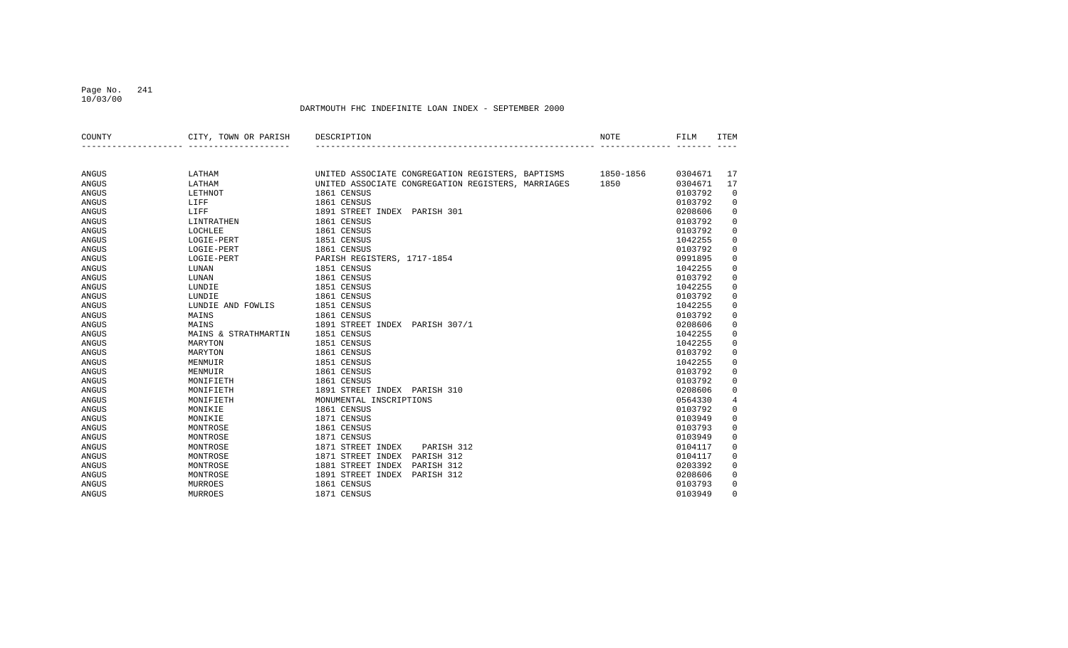DARTMOUTH FHC INDEFINITE LOAN INDEX - SEPTEMBER 2000

| COUNTY | CITY, TOWN OR PARISH | DESCRIPTION | NOTE | FILM | ITEM |
|---|---|---|---|---|---|
| ANGUS | LATHAM | UNITED ASSOCIATE CONGREGATION REGISTERS, BAPTISMS | 1850-1856 | 0304671 | 17 |
| ANGUS | LATHAM | UNITED ASSOCIATE CONGREGATION REGISTERS, MARRIAGES | 1850 | 0304671 | 17 |
| ANGUS | LETHNOT | 1861 CENSUS | | 0103792 | 0 |
| ANGUS | LIFF | 1861 CENSUS | | 0103792 | 0 |
| ANGUS | LIFF | 1891 STREET INDEX PARISH 301 | | 0208606 | 0 |
| ANGUS | LINTRATHEN | 1861 CENSUS | | 0103792 | 0 |
| ANGUS | LOCHLEE | 1861 CENSUS | | 0103792 | 0 |
| ANGUS | LOGIE-PERT | 1851 CENSUS | | 1042255 | 0 |
| ANGUS | LOGIE-PERT | 1861 CENSUS | | 0103792 | 0 |
| ANGUS | LOGIE-PERT | PARISH REGISTERS, 1717-1854 | | 0991895 | 0 |
| ANGUS | LUNAN | 1851 CENSUS | | 1042255 | 0 |
| ANGUS | LUNAN | 1861 CENSUS | | 0103792 | 0 |
| ANGUS | LUNDIE | 1851 CENSUS | | 1042255 | 0 |
| ANGUS | LUNDIE | 1861 CENSUS | | 0103792 | 0 |
| ANGUS | LUNDIE AND FOWLIS | 1851 CENSUS | | 1042255 | 0 |
| ANGUS | MAINS | 1861 CENSUS | | 0103792 | 0 |
| ANGUS | MAINS | 1891 STREET INDEX PARISH 307/1 | | 0208606 | 0 |
| ANGUS | MAINS & STRATHMARTIN | 1851 CENSUS | | 1042255 | 0 |
| ANGUS | MARYTON | 1851 CENSUS | | 1042255 | 0 |
| ANGUS | MARYTON | 1861 CENSUS | | 0103792 | 0 |
| ANGUS | MENMUIR | 1851 CENSUS | | 1042255 | 0 |
| ANGUS | MENMUIR | 1861 CENSUS | | 0103792 | 0 |
| ANGUS | MONIFIETH | 1861 CENSUS | | 0103792 | 0 |
| ANGUS | MONIFIETH | 1891 STREET INDEX PARISH 310 | | 0208606 | 0 |
| ANGUS | MONIFIETH | MONUMENTAL INSCRIPTIONS | | 0564330 | 4 |
| ANGUS | MONIKIE | 1861 CENSUS | | 0103792 | 0 |
| ANGUS | MONIKIE | 1871 CENSUS | | 0103949 | 0 |
| ANGUS | MONTROSE | 1861 CENSUS | | 0103793 | 0 |
| ANGUS | MONTROSE | 1871 CENSUS | | 0103949 | 0 |
| ANGUS | MONTROSE | 1871 STREET INDEX PARISH 312 | | 0104117 | 0 |
| ANGUS | MONTROSE | 1871 STREET INDEX PARISH 312 | | 0104117 | 0 |
| ANGUS | MONTROSE | 1881 STREET INDEX PARISH 312 | | 0203392 | 0 |
| ANGUS | MONTROSE | 1891 STREET INDEX PARISH 312 | | 0208606 | 0 |
| ANGUS | MURROES | 1861 CENSUS | | 0103793 | 0 |
| ANGUS | MURROES | 1871 CENSUS | | 0103949 | 0 |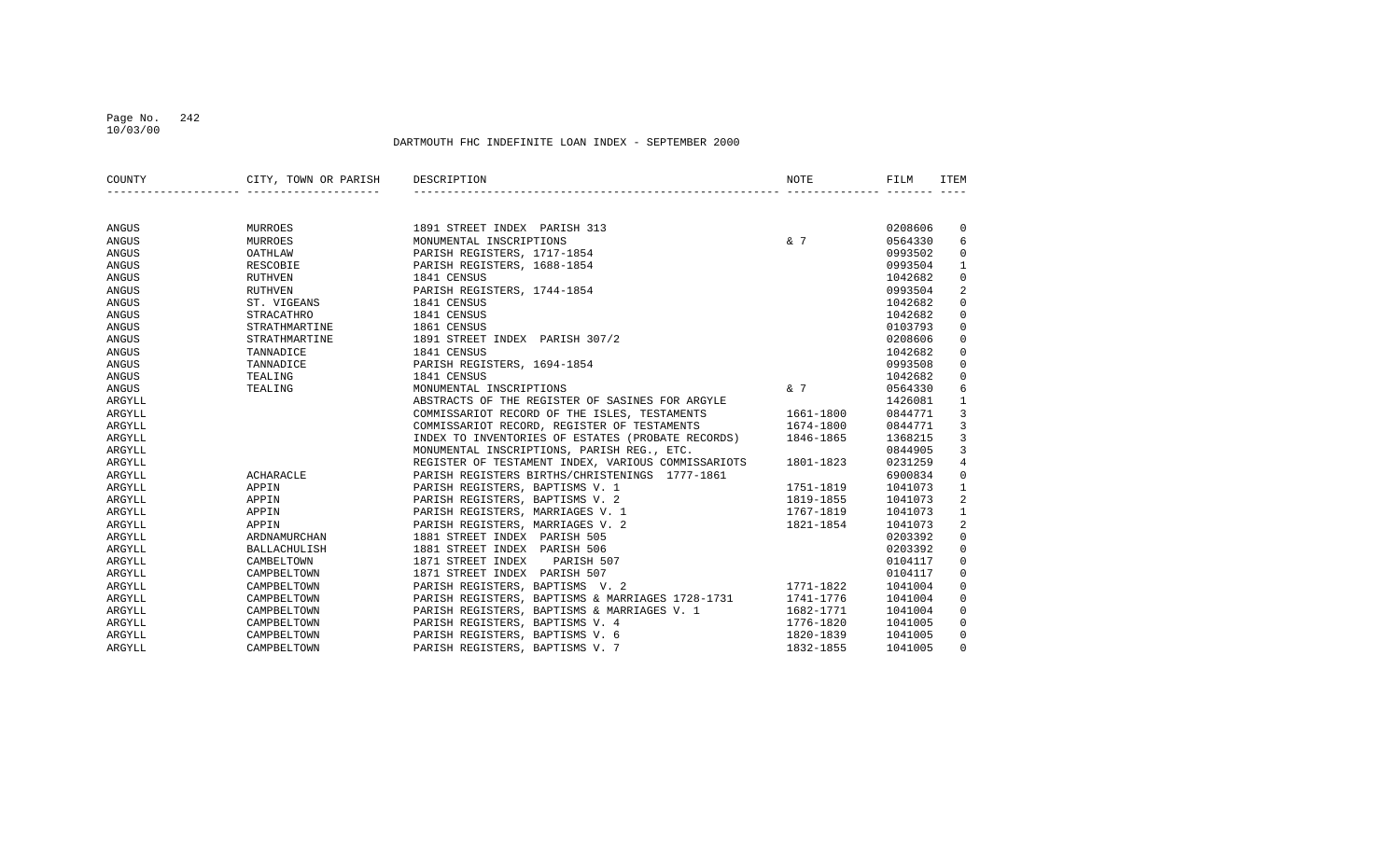DARTMOUTH FHC INDEFINITE LOAN INDEX - SEPTEMBER 2000

| COUNTY | CITY, TOWN OR PARISH | DESCRIPTION | NOTE | FILM | ITEM |
|---|---|---|---|---|---|
| ANGUS | MURROES | 1891 STREET INDEX PARISH 313 | | 0208606 | 0 |
| ANGUS | MURROES | MONUMENTAL INSCRIPTIONS | & 7 | 0564330 | 6 |
| ANGUS | OATHLAW | PARISH REGISTERS, 1717-1854 | | 0993502 | 0 |
| ANGUS | RESCOBIE | PARISH REGISTERS, 1688-1854 | | 0993504 | 1 |
| ANGUS | RUTHVEN | 1841 CENSUS | | 1042682 | 0 |
| ANGUS | RUTHVEN | PARISH REGISTERS, 1744-1854 | | 0993504 | 2 |
| ANGUS | ST. VIGEANS | 1841 CENSUS | | 1042682 | 0 |
| ANGUS | STRACATHRO | 1841 CENSUS | | 1042682 | 0 |
| ANGUS | STRATHMARTINE | 1861 CENSUS | | 0103793 | 0 |
| ANGUS | STRATHMARTINE | 1891 STREET INDEX PARISH 307/2 | | 0208606 | 0 |
| ANGUS | TANNADICE | 1841 CENSUS | | 1042682 | 0 |
| ANGUS | TANNADICE | PARISH REGISTERS, 1694-1854 | | 0993508 | 0 |
| ANGUS | TEALING | 1841 CENSUS | | 1042682 | 0 |
| ANGUS | TEALING | MONUMENTAL INSCRIPTIONS | & 7 | 0564330 | 6 |
| ARGYLL | | ABSTRACTS OF THE REGISTER OF SASINES FOR ARGYLE | | 1426081 | 1 |
| ARGYLL | | COMMISSARIOT RECORD OF THE ISLES, TESTAMENTS | 1661-1800 | 0844771 | 3 |
| ARGYLL | | COMMISSARIOT RECORD, REGISTER OF TESTAMENTS | 1674-1800 | 0844771 | 3 |
| ARGYLL | | INDEX TO INVENTORIES OF ESTATES (PROBATE RECORDS) | 1846-1865 | 1368215 | 3 |
| ARGYLL | | MONUMENTAL INSCRIPTIONS, PARISH REG., ETC. | | 0844905 | 3 |
| ARGYLL | | REGISTER OF TESTAMENT INDEX, VARIOUS COMMISSARIOTS | 1801-1823 | 0231259 | 4 |
| ARGYLL | ACHARACLE | PARISH REGISTERS BIRTHS/CHRISTENINGS 1777-1861 | | 6900834 | 0 |
| ARGYLL | APPIN | PARISH REGISTERS, BAPTISMS V. 1 | 1751-1819 | 1041073 | 1 |
| ARGYLL | APPIN | PARISH REGISTERS, BAPTISMS V. 2 | 1819-1855 | 1041073 | 2 |
| ARGYLL | APPIN | PARISH REGISTERS, MARRIAGES V. 1 | 1767-1819 | 1041073 | 1 |
| ARGYLL | APPIN | PARISH REGISTERS, MARRIAGES V. 2 | 1821-1854 | 1041073 | 2 |
| ARGYLL | ARDNAMURCHAN | 1881 STREET INDEX PARISH 505 | | 0203392 | 0 |
| ARGYLL | BALLACHULISH | 1881 STREET INDEX PARISH 506 | | 0203392 | 0 |
| ARGYLL | CAMBELTOWN | 1871 STREET INDEX PARISH 507 | | 0104117 | 0 |
| ARGYLL | CAMPBELTOWN | 1871 STREET INDEX PARISH 507 | | 0104117 | 0 |
| ARGYLL | CAMPBELTOWN | PARISH REGISTERS, BAPTISMS V. 2 | 1771-1822 | 1041004 | 0 |
| ARGYLL | CAMPBELTOWN | PARISH REGISTERS, BAPTISMS & MARRIAGES 1728-1731 | 1741-1776 | 1041004 | 0 |
| ARGYLL | CAMPBELTOWN | PARISH REGISTERS, BAPTISMS & MARRIAGES V. 1 | 1682-1771 | 1041004 | 0 |
| ARGYLL | CAMPBELTOWN | PARISH REGISTERS, BAPTISMS V. 4 | 1776-1820 | 1041005 | 0 |
| ARGYLL | CAMPBELTOWN | PARISH REGISTERS, BAPTISMS V. 6 | 1820-1839 | 1041005 | 0 |
| ARGYLL | CAMPBELTOWN | PARISH REGISTERS, BAPTISMS V. 7 | 1832-1855 | 1041005 | 0 |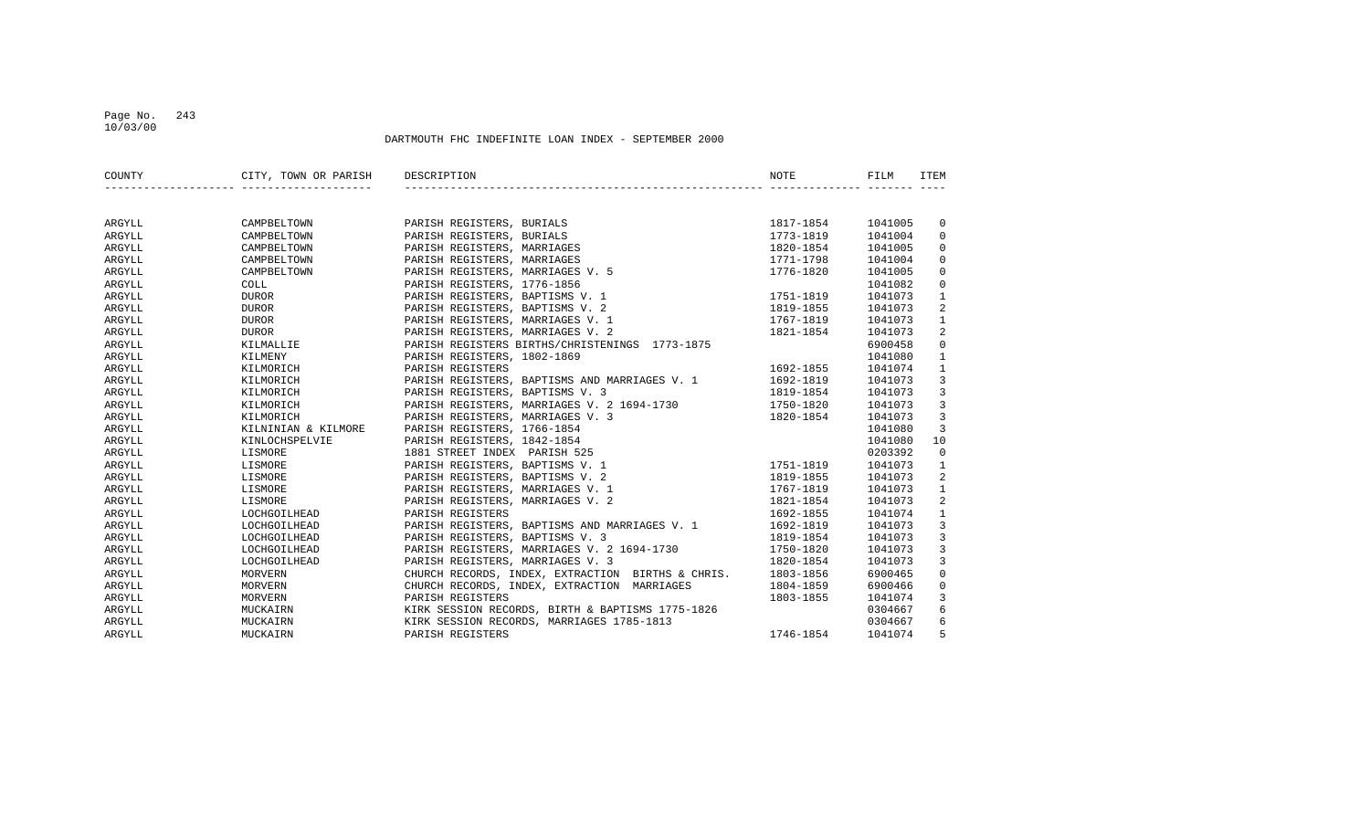DARTMOUTH FHC INDEFINITE LOAN INDEX - SEPTEMBER 2000

| COUNTY | CITY, TOWN OR PARISH | DESCRIPTION | NOTE | FILM | ITEM |
|---|---|---|---|---|---|
| ARGYLL | CAMPBELTOWN | PARISH REGISTERS, BURIALS | 1817-1854 | 1041005 | 0 |
| ARGYLL | CAMPBELTOWN | PARISH REGISTERS, BURIALS | 1773-1819 | 1041004 | 0 |
| ARGYLL | CAMPBELTOWN | PARISH REGISTERS, MARRIAGES | 1820-1854 | 1041005 | 0 |
| ARGYLL | CAMPBELTOWN | PARISH REGISTERS, MARRIAGES | 1771-1798 | 1041004 | 0 |
| ARGYLL | CAMPBELTOWN | PARISH REGISTERS, MARRIAGES V. 5 | 1776-1820 | 1041005 | 0 |
| ARGYLL | COLL | PARISH REGISTERS, 1776-1856 | | 1041082 | 0 |
| ARGYLL | DUROR | PARISH REGISTERS, BAPTISMS V. 1 | 1751-1819 | 1041073 | 1 |
| ARGYLL | DUROR | PARISH REGISTERS, BAPTISMS V. 2 | 1819-1855 | 1041073 | 2 |
| ARGYLL | DUROR | PARISH REGISTERS, MARRIAGES V. 1 | 1767-1819 | 1041073 | 1 |
| ARGYLL | DUROR | PARISH REGISTERS, MARRIAGES V. 2 | 1821-1854 | 1041073 | 2 |
| ARGYLL | KILMALLIE | PARISH REGISTERS BIRTHS/CHRISTENINGS 1773-1875 | | 6900458 | 0 |
| ARGYLL | KILMENY | PARISH REGISTERS, 1802-1869 | | 1041080 | 1 |
| ARGYLL | KILMORICH | PARISH REGISTERS | 1692-1855 | 1041074 | 1 |
| ARGYLL | KILMORICH | PARISH REGISTERS, BAPTISMS AND MARRIAGES V. 1 | 1692-1819 | 1041073 | 3 |
| ARGYLL | KILMORICH | PARISH REGISTERS, BAPTISMS V. 3 | 1819-1854 | 1041073 | 3 |
| ARGYLL | KILMORICH | PARISH REGISTERS, MARRIAGES V. 2 1694-1730 | 1750-1820 | 1041073 | 3 |
| ARGYLL | KILMORICH | PARISH REGISTERS, MARRIAGES V. 3 | 1820-1854 | 1041073 | 3 |
| ARGYLL | KILNINIAN & KILMORE | PARISH REGISTERS, 1766-1854 | | 1041080 | 3 |
| ARGYLL | KINLOCHSPELVIE | PARISH REGISTERS, 1842-1854 | | 1041080 | 10 |
| ARGYLL | LISMORE | 1881 STREET INDEX PARISH 525 | | 0203392 | 0 |
| ARGYLL | LISMORE | PARISH REGISTERS, BAPTISMS V. 1 | 1751-1819 | 1041073 | 1 |
| ARGYLL | LISMORE | PARISH REGISTERS, BAPTISMS V. 2 | 1819-1855 | 1041073 | 2 |
| ARGYLL | LISMORE | PARISH REGISTERS, MARRIAGES V. 1 | 1767-1819 | 1041073 | 1 |
| ARGYLL | LISMORE | PARISH REGISTERS, MARRIAGES V. 2 | 1821-1854 | 1041073 | 2 |
| ARGYLL | LOCHGOILHEAD | PARISH REGISTERS | 1692-1855 | 1041074 | 1 |
| ARGYLL | LOCHGOILHEAD | PARISH REGISTERS, BAPTISMS AND MARRIAGES V. 1 | 1692-1819 | 1041073 | 3 |
| ARGYLL | LOCHGOILHEAD | PARISH REGISTERS, BAPTISMS V. 3 | 1819-1854 | 1041073 | 3 |
| ARGYLL | LOCHGOILHEAD | PARISH REGISTERS, MARRIAGES V. 2 1694-1730 | 1750-1820 | 1041073 | 3 |
| ARGYLL | LOCHGOILHEAD | PARISH REGISTERS, MARRIAGES V. 3 | 1820-1854 | 1041073 | 3 |
| ARGYLL | MORVERN | CHURCH RECORDS, INDEX, EXTRACTION BIRTHS & CHRIS. | 1803-1856 | 6900465 | 0 |
| ARGYLL | MORVERN | CHURCH RECORDS, INDEX, EXTRACTION MARRIAGES | 1804-1859 | 6900466 | 0 |
| ARGYLL | MORVERN | PARISH REGISTERS | 1803-1855 | 1041074 | 3 |
| ARGYLL | MUCKAIRN | KIRK SESSION RECORDS, BIRTH & BAPTISMS 1775-1826 | | 0304667 | 6 |
| ARGYLL | MUCKAIRN | KIRK SESSION RECORDS, MARRIAGES 1785-1813 | | 0304667 | 6 |
| ARGYLL | MUCKAIRN | PARISH REGISTERS | 1746-1854 | 1041074 | 5 |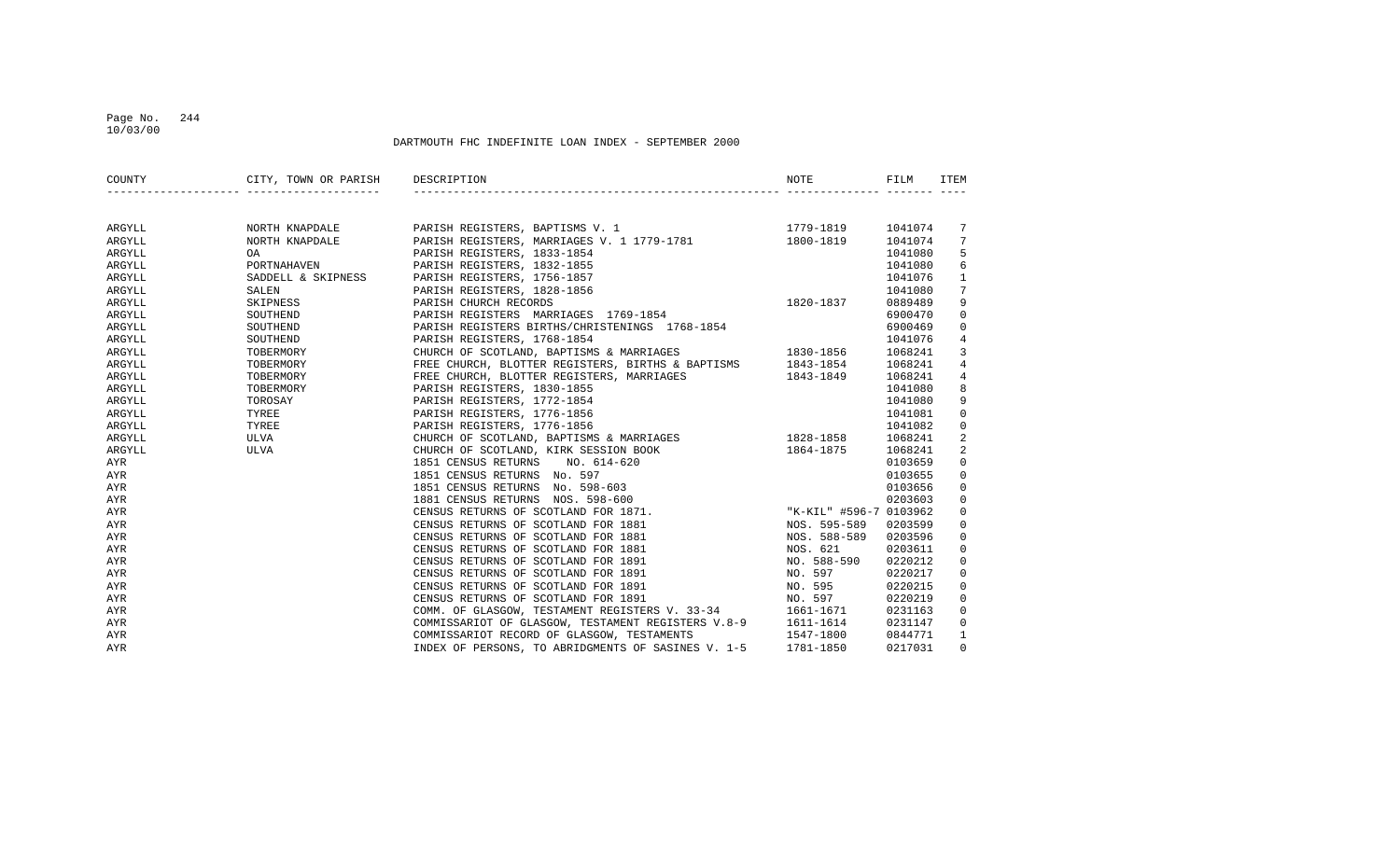DARTMOUTH FHC INDEFINITE LOAN INDEX - SEPTEMBER 2000

| COUNTY | CITY, TOWN OR PARISH | DESCRIPTION | NOTE | FILM | ITEM |
|---|---|---|---|---|---|
| ARGYLL | NORTH KNAPDALE | PARISH REGISTERS, BAPTISMS V. 1 | 1779-1819 | 1041074 | 7 |
| ARGYLL | NORTH KNAPDALE | PARISH REGISTERS, MARRIAGES V. 1 1779-1781 | 1800-1819 | 1041074 | 7 |
| ARGYLL | OA | PARISH REGISTERS, 1833-1854 | | 1041080 | 5 |
| ARGYLL | PORTNAHAVEN | PARISH REGISTERS, 1832-1855 | | 1041080 | 6 |
| ARGYLL | SADDELL & SKIPNESS | PARISH REGISTERS, 1756-1857 | | 1041076 | 1 |
| ARGYLL | SALEN | PARISH REGISTERS, 1828-1856 | | 1041080 | 7 |
| ARGYLL | SKIPNESS | PARISH CHURCH RECORDS | 1820-1837 | 0889489 | 9 |
| ARGYLL | SOUTHEND | PARISH REGISTERS MARRIAGES 1769-1854 | | 6900470 | 0 |
| ARGYLL | SOUTHEND | PARISH REGISTERS BIRTHS/CHRISTENINGS 1768-1854 | | 6900469 | 0 |
| ARGYLL | SOUTHEND | PARISH REGISTERS, 1768-1854 | | 1041076 | 4 |
| ARGYLL | TOBERMORY | CHURCH OF SCOTLAND, BAPTISMS & MARRIAGES | 1830-1856 | 1068241 | 3 |
| ARGYLL | TOBERMORY | FREE CHURCH, BLOTTER REGISTERS, BIRTHS & BAPTISMS | 1843-1854 | 1068241 | 4 |
| ARGYLL | TOBERMORY | FREE CHURCH, BLOTTER REGISTERS, MARRIAGES | 1843-1849 | 1068241 | 4 |
| ARGYLL | TOBERMORY | PARISH REGISTERS, 1830-1855 | | 1041080 | 8 |
| ARGYLL | TOROSAY | PARISH REGISTERS, 1772-1854 | | 1041080 | 9 |
| ARGYLL | TYREE | PARISH REGISTERS, 1776-1856 | | 1041081 | 0 |
| ARGYLL | TYREE | PARISH REGISTERS, 1776-1856 | | 1041082 | 0 |
| ARGYLL | ULVA | CHURCH OF SCOTLAND, BAPTISMS & MARRIAGES | 1828-1858 | 1068241 | 2 |
| ARGYLL | ULVA | CHURCH OF SCOTLAND, KIRK SESSION BOOK | 1864-1875 | 1068241 | 2 |
| AYR | | 1851 CENSUS RETURNS NO. 614-620 | | 0103659 | 0 |
| AYR | | 1851 CENSUS RETURNS No. 597 | | 0103655 | 0 |
| AYR | | 1851 CENSUS RETURNS No. 598-603 | | 0103656 | 0 |
| AYR | | 1881 CENSUS RETURNS NOS. 598-600 | | 0203603 | 0 |
| AYR | | CENSUS RETURNS OF SCOTLAND FOR 1871. | "K-KIL" #596-7 | 0103962 | 0 |
| AYR | | CENSUS RETURNS OF SCOTLAND FOR 1881 | NOS. 595-589 | 0203599 | 0 |
| AYR | | CENSUS RETURNS OF SCOTLAND FOR 1881 | NOS. 588-589 | 0203596 | 0 |
| AYR | | CENSUS RETURNS OF SCOTLAND FOR 1881 | NOS. 621 | 0203611 | 0 |
| AYR | | CENSUS RETURNS OF SCOTLAND FOR 1891 | NO. 588-590 | 0220212 | 0 |
| AYR | | CENSUS RETURNS OF SCOTLAND FOR 1891 | NO. 597 | 0220217 | 0 |
| AYR | | CENSUS RETURNS OF SCOTLAND FOR 1891 | NO. 595 | 0220215 | 0 |
| AYR | | CENSUS RETURNS OF SCOTLAND FOR 1891 | NO. 597 | 0220219 | 0 |
| AYR | | COMM. OF GLASGOW, TESTAMENT REGISTERS V. 33-34 | 1661-1671 | 0231163 | 0 |
| AYR | | COMMISSARIOT OF GLASGOW, TESTAMENT REGISTERS V.8-9 | 1611-1614 | 0231147 | 0 |
| AYR | | COMMISSARIOT RECORD OF GLASGOW, TESTAMENTS | 1547-1800 | 0844771 | 1 |
| AYR | | INDEX OF PERSONS, TO ABRIDGMENTS OF SASINES V. 1-5 | 1781-1850 | 0217031 | 0 |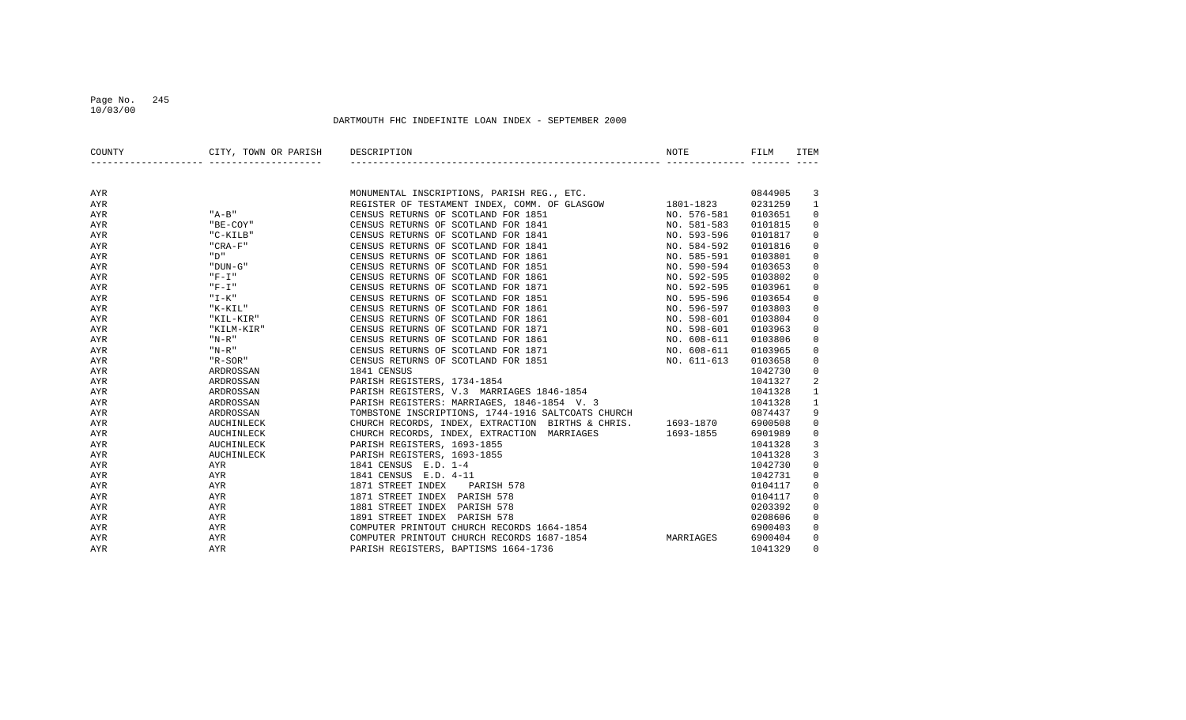DARTMOUTH FHC INDEFINITE LOAN INDEX - SEPTEMBER 2000

| COUNTY | CITY, TOWN OR PARISH | DESCRIPTION | NOTE | FILM | ITEM |
|---|---|---|---|---|---|
| AYR | | MONUMENTAL INSCRIPTIONS, PARISH REG., ETC. | | 0844905 | 3 |
| AYR | | REGISTER OF TESTAMENT INDEX, COMM. OF GLASGOW | 1801-1823 | 0231259 | 1 |
| AYR | "A-B" | CENSUS RETURNS OF SCOTLAND FOR 1851 | NO. 576-581 | 0103651 | 0 |
| AYR | "BE-COY" | CENSUS RETURNS OF SCOTLAND FOR 1841 | NO. 581-583 | 0101815 | 0 |
| AYR | "C-KILB" | CENSUS RETURNS OF SCOTLAND FOR 1841 | NO. 593-596 | 0101817 | 0 |
| AYR | "CRA-F" | CENSUS RETURNS OF SCOTLAND FOR 1841 | NO. 584-592 | 0101816 | 0 |
| AYR | "D" | CENSUS RETURNS OF SCOTLAND FOR 1861 | NO. 585-591 | 0103801 | 0 |
| AYR | "DUN-G" | CENSUS RETURNS OF SCOTLAND FOR 1851 | NO. 590-594 | 0103653 | 0 |
| AYR | "F-I" | CENSUS RETURNS OF SCOTLAND FOR 1861 | NO. 592-595 | 0103802 | 0 |
| AYR | "F-I" | CENSUS RETURNS OF SCOTLAND FOR 1871 | NO. 592-595 | 0103961 | 0 |
| AYR | "I-K" | CENSUS RETURNS OF SCOTLAND FOR 1851 | NO. 595-596 | 0103654 | 0 |
| AYR | "K-KIL" | CENSUS RETURNS OF SCOTLAND FOR 1861 | NO. 596-597 | 0103803 | 0 |
| AYR | "KIL-KIR" | CENSUS RETURNS OF SCOTLAND FOR 1861 | NO. 598-601 | 0103804 | 0 |
| AYR | "KILM-KIR" | CENSUS RETURNS OF SCOTLAND FOR 1871 | NO. 598-601 | 0103963 | 0 |
| AYR | "N-R" | CENSUS RETURNS OF SCOTLAND FOR 1861 | NO. 608-611 | 0103806 | 0 |
| AYR | "N-R" | CENSUS RETURNS OF SCOTLAND FOR 1871 | NO. 608-611 | 0103965 | 0 |
| AYR | "R-SOR" | CENSUS RETURNS OF SCOTLAND FOR 1851 | NO. 611-613 | 0103658 | 0 |
| AYR | ARDROSSAN | 1841 CENSUS | | 1042730 | 0 |
| AYR | ARDROSSAN | PARISH REGISTERS, 1734-1854 | | 1041327 | 2 |
| AYR | ARDROSSAN | PARISH REGISTERS, V.3 MARRIAGES 1846-1854 | | 1041328 | 1 |
| AYR | ARDROSSAN | PARISH REGISTERS: MARRIAGES, 1846-1854 V. 3 | | 1041328 | 1 |
| AYR | ARDROSSAN | TOMBSTONE INSCRIPTIONS, 1744-1916 SALTCOATS CHURCH | | 0874437 | 9 |
| AYR | AUCHINLECK | CHURCH RECORDS, INDEX, EXTRACTION BIRTHS & CHRIS. | 1693-1870 | 6900508 | 0 |
| AYR | AUCHINLECK | CHURCH RECORDS, INDEX, EXTRACTION MARRIAGES | 1693-1855 | 6901989 | 0 |
| AYR | AUCHINLECK | PARISH REGISTERS, 1693-1855 | | 1041328 | 3 |
| AYR | AUCHINLECK | PARISH REGISTERS, 1693-1855 | | 1041328 | 3 |
| AYR | AYR | 1841 CENSUS E.D. 1-4 | | 1042730 | 0 |
| AYR | AYR | 1841 CENSUS E.D. 4-11 | | 1042731 | 0 |
| AYR | AYR | 1871 STREET INDEX PARISH 578 | | 0104117 | 0 |
| AYR | AYR | 1871 STREET INDEX PARISH 578 | | 0104117 | 0 |
| AYR | AYR | 1881 STREET INDEX PARISH 578 | | 0203392 | 0 |
| AYR | AYR | 1891 STREET INDEX PARISH 578 | | 0208606 | 0 |
| AYR | AYR | COMPUTER PRINTOUT CHURCH RECORDS 1664-1854 | | 6900403 | 0 |
| AYR | AYR | COMPUTER PRINTOUT CHURCH RECORDS 1687-1854 | MARRIAGES | 6900404 | 0 |
| AYR | AYR | PARISH REGISTERS, BAPTISMS 1664-1736 | | 1041329 | 0 |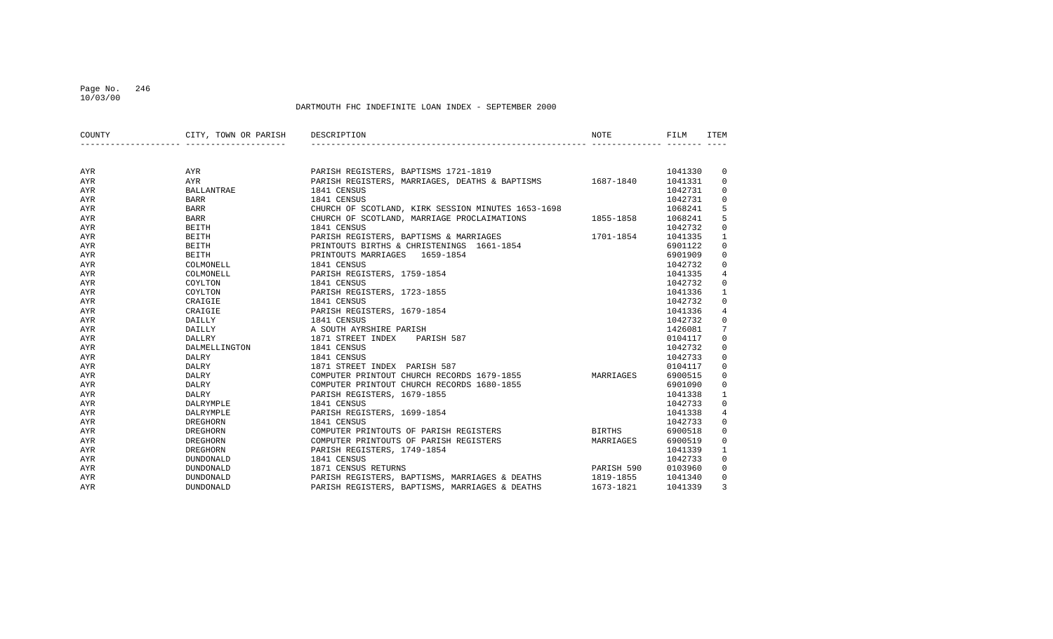DARTMOUTH FHC INDEFINITE LOAN INDEX - SEPTEMBER 2000

| COUNTY | CITY, TOWN OR PARISH | DESCRIPTION | NOTE | FILM | ITEM |
|---|---|---|---|---|---|
| AYR | AYR | PARISH REGISTERS, BAPTISMS 1721-1819 | | 1041330 | 0 |
| AYR | AYR | PARISH REGISTERS, MARRIAGES, DEATHS & BAPTISMS | 1687-1840 | 1041331 | 0 |
| AYR | BALLANTRAE | 1841 CENSUS | | 1042731 | 0 |
| AYR | BARR | 1841 CENSUS | | 1042731 | 0 |
| AYR | BARR | CHURCH OF SCOTLAND, KIRK SESSION MINUTES 1653-1698 | | 1068241 | 5 |
| AYR | BARR | CHURCH OF SCOTLAND, MARRIAGE PROCLAIMATIONS | 1855-1858 | 1068241 | 5 |
| AYR | BEITH | 1841 CENSUS | | 1042732 | 0 |
| AYR | BEITH | PARISH REGISTERS, BAPTISMS & MARRIAGES | 1701-1854 | 1041335 | 1 |
| AYR | BEITH | PRINTOUTS BIRTHS & CHRISTENINGS 1661-1854 | | 6901122 | 0 |
| AYR | BEITH | PRINTOUTS MARRIAGES 1659-1854 | | 6901909 | 0 |
| AYR | COLMONELL | 1841 CENSUS | | 1042732 | 0 |
| AYR | COLMONELL | PARISH REGISTERS, 1759-1854 | | 1041335 | 4 |
| AYR | COYLTON | 1841 CENSUS | | 1042732 | 0 |
| AYR | COYLTON | PARISH REGISTERS, 1723-1855 | | 1041336 | 1 |
| AYR | CRAIGIE | 1841 CENSUS | | 1042732 | 0 |
| AYR | CRAIGIE | PARISH REGISTERS, 1679-1854 | | 1041336 | 4 |
| AYR | DAILLY | 1841 CENSUS | | 1042732 | 0 |
| AYR | DAILLY | A SOUTH AYRSHIRE PARISH | | 1426081 | 7 |
| AYR | DALLRY | 1871 STREET INDEX PARISH 587 | | 0104117 | 0 |
| AYR | DALMELLINGTON | 1841 CENSUS | | 1042732 | 0 |
| AYR | DALRY | 1841 CENSUS | | 1042733 | 0 |
| AYR | DALRY | 1871 STREET INDEX PARISH 587 | | 0104117 | 0 |
| AYR | DALRY | COMPUTER PRINTOUT CHURCH RECORDS 1679-1855 | MARRIAGES | 6900515 | 0 |
| AYR | DALRY | COMPUTER PRINTOUT CHURCH RECORDS 1680-1855 | | 6901090 | 0 |
| AYR | DALRY | PARISH REGISTERS, 1679-1855 | | 1041338 | 1 |
| AYR | DALRYMPLE | 1841 CENSUS | | 1042733 | 0 |
| AYR | DALRYMPLE | PARISH REGISTERS, 1699-1854 | | 1041338 | 4 |
| AYR | DREGHORN | 1841 CENSUS | | 1042733 | 0 |
| AYR | DREGHORN | COMPUTER PRINTOUTS OF PARISH REGISTERS | BIRTHS | 6900518 | 0 |
| AYR | DREGHORN | COMPUTER PRINTOUTS OF PARISH REGISTERS | MARRIAGES | 6900519 | 0 |
| AYR | DREGHORN | PARISH REGISTERS, 1749-1854 | | 1041339 | 1 |
| AYR | DUNDONALD | 1841 CENSUS | | 1042733 | 0 |
| AYR | DUNDONALD | 1871 CENSUS RETURNS | PARISH 590 | 0103960 | 0 |
| AYR | DUNDONALD | PARISH REGISTERS, BAPTISMS, MARRIAGES & DEATHS | 1819-1855 | 1041340 | 0 |
| AYR | DUNDONALD | PARISH REGISTERS, BAPTISMS, MARRIAGES & DEATHS | 1673-1821 | 1041339 | 3 |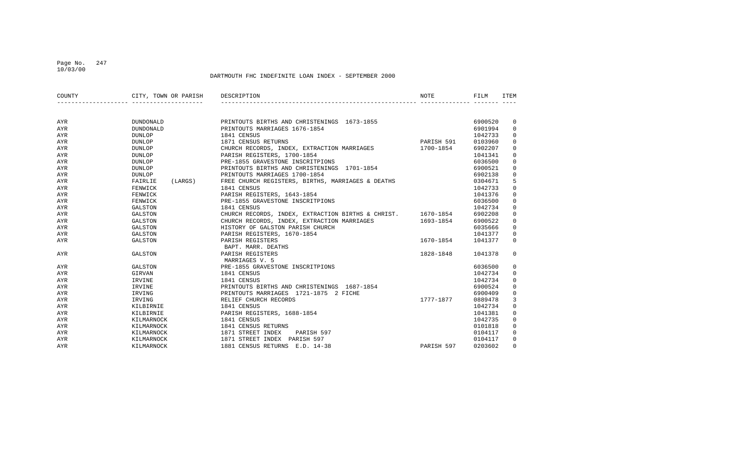DARTMOUTH FHC INDEFINITE LOAN INDEX - SEPTEMBER 2000

| COUNTY | CITY, TOWN OR PARISH | DESCRIPTION | NOTE | FILM | ITEM |
|---|---|---|---|---|---|
| AYR | DUNDONALD | PRINTOUTS BIRTHS AND CHRISTENINGS 1673-1855 | | 6900520 | 0 |
| AYR | DUNDONALD | PRINTOUTS MARRIAGES 1676-1854 | | 6901994 | 0 |
| AYR | DUNLOP | 1841 CENSUS | | 1042733 | 0 |
| AYR | DUNLOP | 1871 CENSUS RETURNS | PARISH 591 | 0103960 | 0 |
| AYR | DUNLOP | CHURCH RECORDS, INDEX, EXTRACTION MARRIAGES | 1700-1854 | 6902207 | 0 |
| AYR | DUNLOP | PARISH REGISTERS, 1700-1854 | | 1041341 | 0 |
| AYR | DUNLOP | PRE-1855 GRAVESTONE INSCRITPIONS | | 6036500 | 0 |
| AYR | DUNLOP | PRINTOUTS BIRTHS AND CHRISTENINGS 1701-1854 | | 6900521 | 0 |
| AYR | DUNLOP | PRINTOUTS MARRIAGES 1700-1854 | | 6902138 | 0 |
| AYR | FAIRLIE (LARGS) | FREE CHURCH REGISTERS, BIRTHS, MARRIAGES & DEATHS | | 0304671 | 5 |
| AYR | FENWICK | 1841 CENSUS | | 1042733 | 0 |
| AYR | FENWICK | PARISH REGISTERS, 1643-1854 | | 1041376 | 0 |
| AYR | FENWICK | PRE-1855 GRAVESTONE INSCRITPIONS | | 6036500 | 0 |
| AYR | GALSTON | 1841 CENSUS | | 1042734 | 0 |
| AYR | GALSTON | CHURCH RECORDS, INDEX, EXTRACTION BIRTHS & CHRIST. | 1670-1854 | 6902208 | 0 |
| AYR | GALSTON | CHURCH RECORDS, INDEX, EXTRACTION MARRIAGES | 1693-1854 | 6900522 | 0 |
| AYR | GALSTON | HISTORY OF GALSTON PARISH CHURCH | | 6035666 | 0 |
| AYR | GALSTON | PARISH REGISTERS, 1670-1854 | | 1041377 | 0 |
| AYR | GALSTON | PARISH REGISTERS BAPT. MARR. DEATHS | 1670-1854 | 1041377 | 0 |
| AYR | GALSTON | PARISH REGISTERS MARRIAGES V. 5 | 1828-1848 | 1041378 | 0 |
| AYR | GALSTON | PRE-1855 GRAVESTONE INSCRITPIONS | | 6036500 | 0 |
| AYR | GIRVAN | 1841 CENSUS | | 1042734 | 0 |
| AYR | IRVINE | 1841 CENSUS | | 1042734 | 0 |
| AYR | IRVINE | PRINTOUTS BIRTHS AND CHRISTENINGS 1687-1854 | | 6900524 | 0 |
| AYR | IRVING | PRINTOUTS MARRIAGES 1721-1875 2 FICHE | | 6900409 | 0 |
| AYR | IRVING | RELIEF CHURCH RECORDS | 1777-1877 | 0889478 | 3 |
| AYR | KILBIRNIE | 1841 CENSUS | | 1042734 | 0 |
| AYR | KILBIRNIE | PARISH REGISTERS, 1688-1854 | | 1041381 | 0 |
| AYR | KILMARNOCK | 1841 CENSUS | | 1042735 | 0 |
| AYR | KILMARNOCK | 1841 CENSUS RETURNS | | 0101818 | 0 |
| AYR | KILMARNOCK | 1871 STREET INDEX PARISH 597 | | 0104117 | 0 |
| AYR | KILMARNOCK | 1871 STREET INDEX PARISH 597 | | 0104117 | 0 |
| AYR | KILMARNOCK | 1881 CENSUS RETURNS E.D. 14-38 | PARISH 597 | 0203602 | 0 |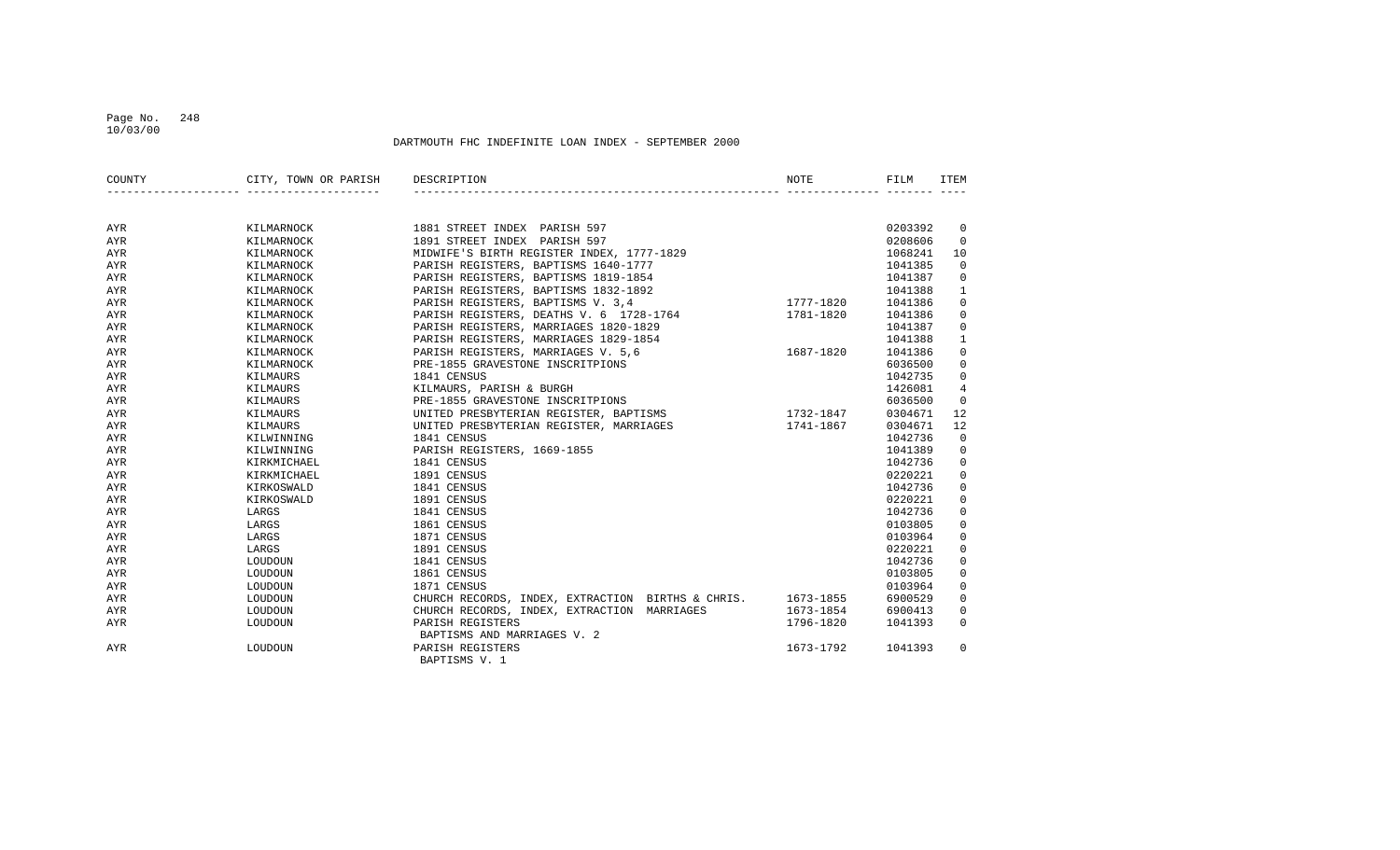DARTMOUTH FHC INDEFINITE LOAN INDEX - SEPTEMBER 2000

| COUNTY | CITY, TOWN OR PARISH | DESCRIPTION | NOTE | FILM | ITEM |
|---|---|---|---|---|---|
| AYR | KILMARNOCK | 1881 STREET INDEX PARISH 597 | | 0203392 | 0 |
| AYR | KILMARNOCK | 1891 STREET INDEX PARISH 597 | | 0208606 | 0 |
| AYR | KILMARNOCK | MIDWIFE'S BIRTH REGISTER INDEX, 1777-1829 | | 1068241 | 10 |
| AYR | KILMARNOCK | PARISH REGISTERS, BAPTISMS 1640-1777 | | 1041385 | 0 |
| AYR | KILMARNOCK | PARISH REGISTERS, BAPTISMS 1819-1854 | | 1041387 | 0 |
| AYR | KILMARNOCK | PARISH REGISTERS, BAPTISMS 1832-1892 | | 1041388 | 1 |
| AYR | KILMARNOCK | PARISH REGISTERS, BAPTISMS V. 3,4 | 1777-1820 | 1041386 | 0 |
| AYR | KILMARNOCK | PARISH REGISTERS, DEATHS V. 6 1728-1764 | 1781-1820 | 1041386 | 0 |
| AYR | KILMARNOCK | PARISH REGISTERS, MARRIAGES 1820-1829 | | 1041387 | 0 |
| AYR | KILMARNOCK | PARISH REGISTERS, MARRIAGES 1829-1854 | | 1041388 | 1 |
| AYR | KILMARNOCK | PARISH REGISTERS, MARRIAGES V. 5,6 | 1687-1820 | 1041386 | 0 |
| AYR | KILMARNOCK | PRE-1855 GRAVESTONE INSCRITPIONS | | 6036500 | 0 |
| AYR | KILMAURS | 1841 CENSUS | | 1042735 | 0 |
| AYR | KILMAURS | KILMAURS, PARISH & BURGH | | 1426081 | 4 |
| AYR | KILMAURS | PRE-1855 GRAVESTONE INSCRITPIONS | | 6036500 | 0 |
| AYR | KILMAURS | UNITED PRESBYTERIAN REGISTER, BAPTISMS | 1732-1847 | 0304671 | 12 |
| AYR | KILMAURS | UNITED PRESBYTERIAN REGISTER, MARRIAGES | 1741-1867 | 0304671 | 12 |
| AYR | KILWINNING | 1841 CENSUS | | 1042736 | 0 |
| AYR | KILWINNING | PARISH REGISTERS, 1669-1855 | | 1041389 | 0 |
| AYR | KIRKMICHAEL | 1841 CENSUS | | 1042736 | 0 |
| AYR | KIRKMICHAEL | 1891 CENSUS | | 0220221 | 0 |
| AYR | KIRKOSWALD | 1841 CENSUS | | 1042736 | 0 |
| AYR | KIRKOSWALD | 1891 CENSUS | | 0220221 | 0 |
| AYR | LARGS | 1841 CENSUS | | 1042736 | 0 |
| AYR | LARGS | 1861 CENSUS | | 0103805 | 0 |
| AYR | LARGS | 1871 CENSUS | | 0103964 | 0 |
| AYR | LARGS | 1891 CENSUS | | 0220221 | 0 |
| AYR | LOUDOUN | 1841 CENSUS | | 1042736 | 0 |
| AYR | LOUDOUN | 1861 CENSUS | | 0103805 | 0 |
| AYR | LOUDOUN | 1871 CENSUS | | 0103964 | 0 |
| AYR | LOUDOUN | CHURCH RECORDS, INDEX, EXTRACTION BIRTHS & CHRIS. | 1673-1855 | 6900529 | 0 |
| AYR | LOUDOUN | CHURCH RECORDS, INDEX, EXTRACTION MARRIAGES | 1673-1854 | 6900413 | 0 |
| AYR | LOUDOUN | PARISH REGISTERS<br>BAPTISMS AND MARRIAGES V. 2 | 1796-1820 | 1041393 | 0 |
| AYR | LOUDOUN | PARISH REGISTERS<br>BAPTISMS V. 1 | 1673-1792 | 1041393 | 0 |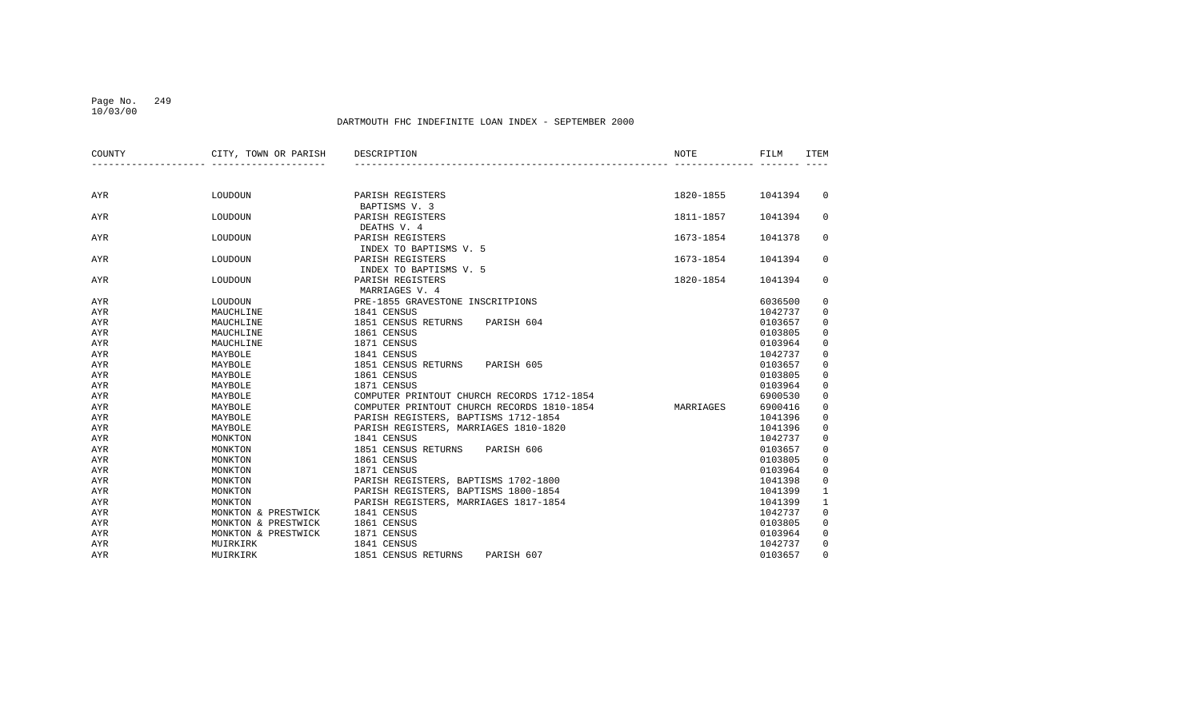DARTMOUTH FHC INDEFINITE LOAN INDEX - SEPTEMBER 2000

| COUNTY | CITY, TOWN OR PARISH | DESCRIPTION | NOTE | FILM | ITEM |
|---|---|---|---|---|---|
| AYR | LOUDOUN | PARISH REGISTERS<br>BAPTISMS V. 3 | 1820-1855 | 1041394 | 0 |
| AYR | LOUDOUN | PARISH REGISTERS<br>DEATHS V. 4 | 1811-1857 | 1041394 | 0 |
| AYR | LOUDOUN | PARISH REGISTERS<br>INDEX TO BAPTISMS V. 5 | 1673-1854 | 1041378 | 0 |
| AYR | LOUDOUN | PARISH REGISTERS<br>INDEX TO BAPTISMS V. 5 | 1673-1854 | 1041394 | 0 |
| AYR | LOUDOUN | PARISH REGISTERS<br>MARRIAGES V. 4 | 1820-1854 | 1041394 | 0 |
| AYR | LOUDOUN | PRE-1855 GRAVESTONE INSCRITPIONS | | 6036500 | 0 |
| AYR | MAUCHLINE | 1841 CENSUS | | 1042737 | 0 |
| AYR | MAUCHLINE | 1851 CENSUS RETURNS PARISH 604 | | 0103657 | 0 |
| AYR | MAUCHLINE | 1861 CENSUS | | 0103805 | 0 |
| AYR | MAUCHLINE | 1871 CENSUS | | 0103964 | 0 |
| AYR | MAYBOLE | 1841 CENSUS | | 1042737 | 0 |
| AYR | MAYBOLE | 1851 CENSUS RETURNS PARISH 605 | | 0103657 | 0 |
| AYR | MAYBOLE | 1861 CENSUS | | 0103805 | 0 |
| AYR | MAYBOLE | 1871 CENSUS | | 0103964 | 0 |
| AYR | MAYBOLE | COMPUTER PRINTOUT CHURCH RECORDS 1712-1854 | | 6900530 | 0 |
| AYR | MAYBOLE | COMPUTER PRINTOUT CHURCH RECORDS 1810-1854 | MARRIAGES | 6900416 | 0 |
| AYR | MAYBOLE | PARISH REGISTERS, BAPTISMS 1712-1854 | | 1041396 | 0 |
| AYR | MAYBOLE | PARISH REGISTERS, MARRIAGES 1810-1820 | | 1041396 | 0 |
| AYR | MONKTON | 1841 CENSUS | | 1042737 | 0 |
| AYR | MONKTON | 1851 CENSUS RETURNS PARISH 606 | | 0103657 | 0 |
| AYR | MONKTON | 1861 CENSUS | | 0103805 | 0 |
| AYR | MONKTON | 1871 CENSUS | | 0103964 | 0 |
| AYR | MONKTON | PARISH REGISTERS, BAPTISMS 1702-1800 | | 1041398 | 0 |
| AYR | MONKTON | PARISH REGISTERS, BAPTISMS 1800-1854 | | 1041399 | 1 |
| AYR | MONKTON | PARISH REGISTERS, MARRIAGES 1817-1854 | | 1041399 | 1 |
| AYR | MONKTON & PRESTWICK | 1841 CENSUS | | 1042737 | 0 |
| AYR | MONKTON & PRESTWICK | 1861 CENSUS | | 0103805 | 0 |
| AYR | MONKTON & PRESTWICK | 1871 CENSUS | | 0103964 | 0 |
| AYR | MUIRKIRK | 1841 CENSUS | | 1042737 | 0 |
| AYR | MUIRKIRK | 1851 CENSUS RETURNS PARISH 607 | | 0103657 | 0 |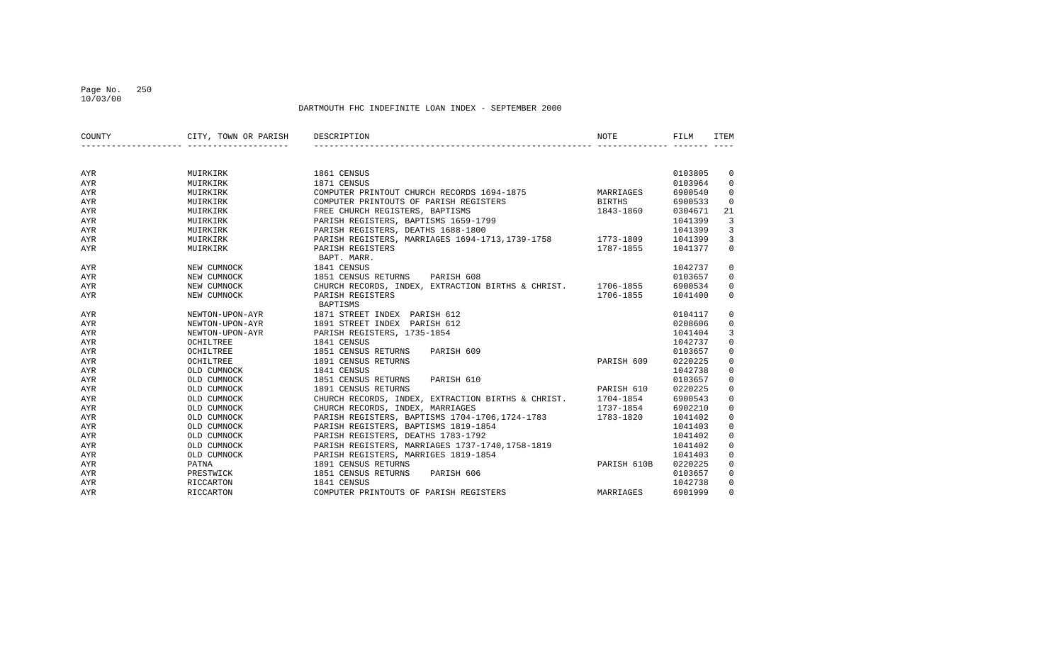DARTMOUTH FHC INDEFINITE LOAN INDEX - SEPTEMBER 2000

| COUNTY | CITY, TOWN OR PARISH | DESCRIPTION | NOTE | FILM | ITEM |
|---|---|---|---|---|---|
| AYR | MUIRKIRK | 1861 CENSUS | | 0103805 | 0 |
| AYR | MUIRKIRK | 1871 CENSUS | | 0103964 | 0 |
| AYR | MUIRKIRK | COMPUTER PRINTOUT CHURCH RECORDS 1694-1875 | MARRIAGES | 6900540 | 0 |
| AYR | MUIRKIRK | COMPUTER PRINTOUTS OF PARISH REGISTERS | BIRTHS | 6900533 | 0 |
| AYR | MUIRKIRK | FREE CHURCH REGISTERS, BAPTISMS | 1843-1860 | 0304671 | 21 |
| AYR | MUIRKIRK | PARISH REGISTERS, BAPTISMS 1659-1799 | | 1041399 | 3 |
| AYR | MUIRKIRK | PARISH REGISTERS, DEATHS 1688-1800 | | 1041399 | 3 |
| AYR | MUIRKIRK | PARISH REGISTERS, MARRIAGES 1694-1713,1739-1758 | 1773-1809 | 1041399 | 3 |
| AYR | MUIRKIRK | PARISH REGISTERS BAPT. MARR. | 1787-1855 | 1041377 | 0 |
| AYR | NEW CUMNOCK | 1841 CENSUS | | 1042737 | 0 |
| AYR | NEW CUMNOCK | 1851 CENSUS RETURNS PARISH 608 | | 0103657 | 0 |
| AYR | NEW CUMNOCK | CHURCH RECORDS, INDEX, EXTRACTION BIRTHS & CHRIST. | 1706-1855 | 6900534 | 0 |
| AYR | NEW CUMNOCK | PARISH REGISTERS BAPTISMS | 1706-1855 | 1041400 | 0 |
| AYR | NEWTON-UPON-AYR | 1871 STREET INDEX PARISH 612 | | 0104117 | 0 |
| AYR | NEWTON-UPON-AYR | 1891 STREET INDEX PARISH 612 | | 0208606 | 0 |
| AYR | NEWTON-UPON-AYR | PARISH REGISTERS, 1735-1854 | | 1041404 | 3 |
| AYR | OCHILTREE | 1841 CENSUS | | 1042737 | 0 |
| AYR | OCHILTREE | 1851 CENSUS RETURNS PARISH 609 | | 0103657 | 0 |
| AYR | OCHILTREE | 1891 CENSUS RETURNS | PARISH 609 | 0220225 | 0 |
| AYR | OLD CUMNOCK | 1841 CENSUS | | 1042738 | 0 |
| AYR | OLD CUMNOCK | 1851 CENSUS RETURNS PARISH 610 | | 0103657 | 0 |
| AYR | OLD CUMNOCK | 1891 CENSUS RETURNS | PARISH 610 | 0220225 | 0 |
| AYR | OLD CUMNOCK | CHURCH RECORDS, INDEX, EXTRACTION BIRTHS & CHRIST. | 1704-1854 | 6900543 | 0 |
| AYR | OLD CUMNOCK | CHURCH RECORDS, INDEX, MARRIAGES | 1737-1854 | 6902210 | 0 |
| AYR | OLD CUMNOCK | PARISH REGISTERS, BAPTISMS 1704-1706,1724-1783 | 1783-1820 | 1041402 | 0 |
| AYR | OLD CUMNOCK | PARISH REGISTERS, BAPTISMS 1819-1854 | | 1041403 | 0 |
| AYR | OLD CUMNOCK | PARISH REGISTERS, DEATHS 1783-1792 | | 1041402 | 0 |
| AYR | OLD CUMNOCK | PARISH REGISTERS, MARRIAGES 1737-1740,1758-1819 | | 1041402 | 0 |
| AYR | OLD CUMNOCK | PARISH REGISTERS, MARRIGES 1819-1854 | | 1041403 | 0 |
| AYR | PATNA | 1891 CENSUS RETURNS | PARISH 610B | 0220225 | 0 |
| AYR | PRESTWICK | 1851 CENSUS RETURNS PARISH 606 | | 0103657 | 0 |
| AYR | RICCARTON | 1841 CENSUS | | 1042738 | 0 |
| AYR | RICCARTON | COMPUTER PRINTOUTS OF PARISH REGISTERS | MARRIAGES | 6901999 | 0 |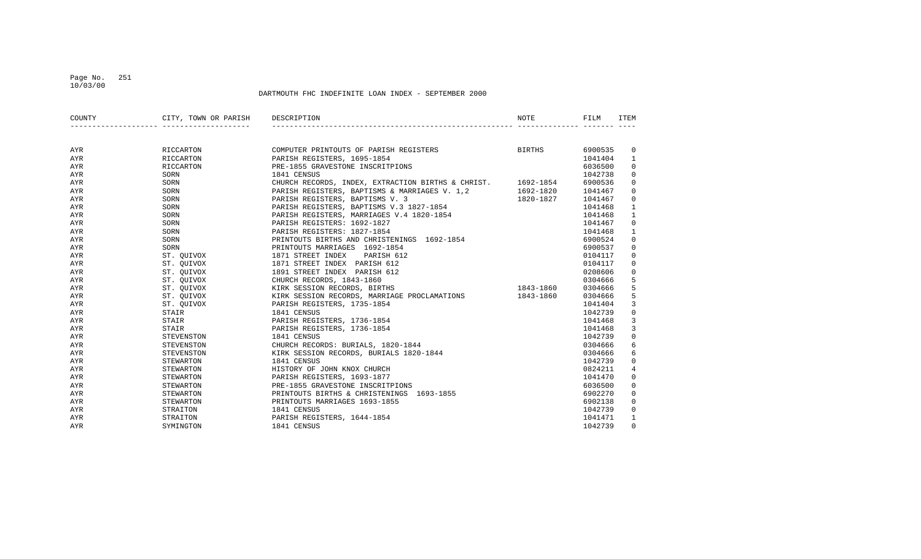DARTMOUTH FHC INDEFINITE LOAN INDEX - SEPTEMBER 2000

| COUNTY | CITY, TOWN OR PARISH | DESCRIPTION | NOTE | FILM | ITEM |
|---|---|---|---|---|---|
| AYR | RICCARTON | COMPUTER PRINTOUTS OF PARISH REGISTERS | BIRTHS | 6900535 | 0 |
| AYR | RICCARTON | PARISH REGISTERS, 1695-1854 | | 1041404 | 1 |
| AYR | RICCARTON | PRE-1855 GRAVESTONE INSCRITPIONS | | 6036500 | 0 |
| AYR | SORN | 1841 CENSUS | | 1042738 | 0 |
| AYR | SORN | CHURCH RECORDS, INDEX, EXTRACTION BIRTHS & CHRIST. | 1692-1854 | 6900536 | 0 |
| AYR | SORN | PARISH REGISTERS, BAPTISMS & MARRIAGES V. 1,2 | 1692-1820 | 1041467 | 0 |
| AYR | SORN | PARISH REGISTERS, BAPTISMS V. 3 | 1820-1827 | 1041467 | 0 |
| AYR | SORN | PARISH REGISTERS, BAPTISMS V.3 1827-1854 | | 1041468 | 1 |
| AYR | SORN | PARISH REGISTERS, MARRIAGES V.4 1820-1854 | | 1041468 | 1 |
| AYR | SORN | PARISH REGISTERS: 1692-1827 | | 1041467 | 0 |
| AYR | SORN | PARISH REGISTERS: 1827-1854 | | 1041468 | 1 |
| AYR | SORN | PRINTOUTS BIRTHS AND CHRISTENINGS 1692-1854 | | 6900524 | 0 |
| AYR | SORN | PRINTOUTS MARRIAGES 1692-1854 | | 6900537 | 0 |
| AYR | ST. QUIVOX | 1871 STREET INDEX PARISH 612 | | 0104117 | 0 |
| AYR | ST. QUIVOX | 1871 STREET INDEX PARISH 612 | | 0104117 | 0 |
| AYR | ST. QUIVOX | 1891 STREET INDEX PARISH 612 | | 0208606 | 0 |
| AYR | ST. QUIVOX | CHURCH RECORDS, 1843-1860 | | 0304666 | 5 |
| AYR | ST. QUIVOX | KIRK SESSION RECORDS, BIRTHS | 1843-1860 | 0304666 | 5 |
| AYR | ST. QUIVOX | KIRK SESSION RECORDS, MARRIAGE PROCLAMATIONS | 1843-1860 | 0304666 | 5 |
| AYR | ST. QUIVOX | PARISH REGISTERS, 1735-1854 | | 1041404 | 3 |
| AYR | STAIR | 1841 CENSUS | | 1042739 | 0 |
| AYR | STAIR | PARISH REGISTERS, 1736-1854 | | 1041468 | 3 |
| AYR | STAIR | PARISH REGISTERS, 1736-1854 | | 1041468 | 3 |
| AYR | STEVENSTON | 1841 CENSUS | | 1042739 | 0 |
| AYR | STEVENSTON | CHURCH RECORDS: BURIALS, 1820-1844 | | 0304666 | 6 |
| AYR | STEVENSTON | KIRK SESSION RECORDS, BURIALS 1820-1844 | | 0304666 | 6 |
| AYR | STEWARTON | 1841 CENSUS | | 1042739 | 0 |
| AYR | STEWARTON | HISTORY OF JOHN KNOX CHURCH | | 0824211 | 4 |
| AYR | STEWARTON | PARISH REGISTERS, 1693-1877 | | 1041470 | 0 |
| AYR | STEWARTON | PRE-1855 GRAVESTONE INSCRITPIONS | | 6036500 | 0 |
| AYR | STEWARTON | PRINTOUTS BIRTHS & CHRISTENINGS 1693-1855 | | 6902270 | 0 |
| AYR | STEWARTON | PRINTOUTS MARRIAGES 1693-1855 | | 6902138 | 0 |
| AYR | STRAITON | 1841 CENSUS | | 1042739 | 0 |
| AYR | STRAITON | PARISH REGISTERS, 1644-1854 | | 1041471 | 1 |
| AYR | SYMINGTON | 1841 CENSUS | | 1042739 | 0 |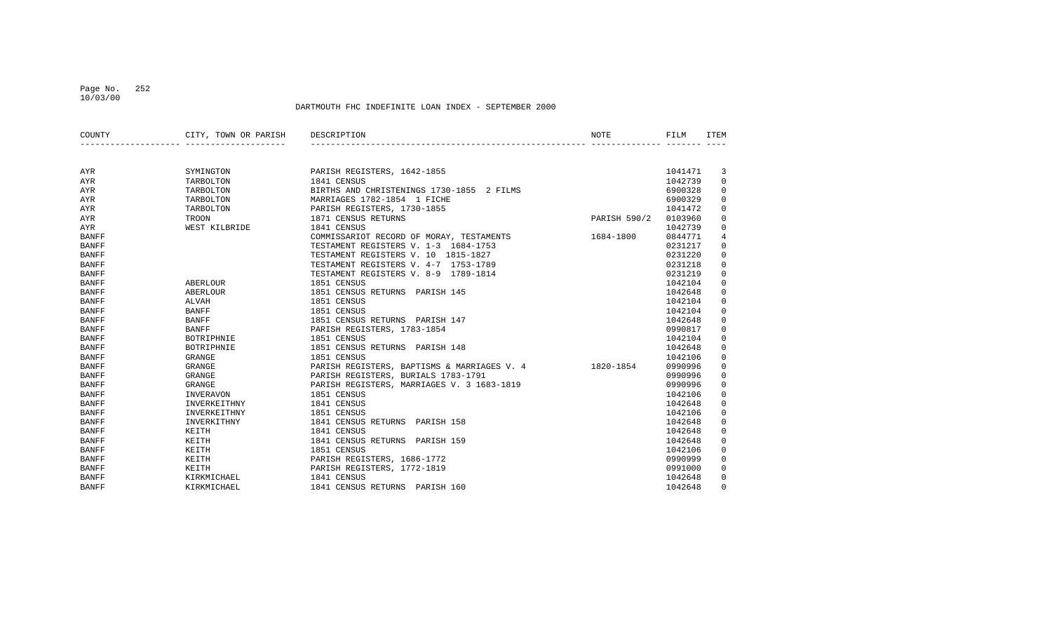DARTMOUTH FHC INDEFINITE LOAN INDEX - SEPTEMBER 2000

| COUNTY | CITY, TOWN OR PARISH | DESCRIPTION | NOTE | FILM | ITEM |
|---|---|---|---|---|---|
| AYR | SYMINGTON | PARISH REGISTERS, 1642-1855 | | 1041471 | 3 |
| AYR | TARBOLTON | 1841 CENSUS | | 1042739 | 0 |
| AYR | TARBOLTON | BIRTHS AND CHRISTENINGS 1730-1855 2 FILMS | | 6900328 | 0 |
| AYR | TARBOLTON | MARRIAGES 1782-1854 1 FICHE | | 6900329 | 0 |
| AYR | TARBOLTON | PARISH REGISTERS, 1730-1855 | | 1041472 | 0 |
| AYR | TROON | 1871 CENSUS RETURNS | PARISH 590/2 | 0103960 | 0 |
| AYR | WEST KILBRIDE | 1841 CENSUS | | 1042739 | 0 |
| BANFF | | COMMISSARIOT RECORD OF MORAY, TESTAMENTS | 1684-1800 | 0844771 | 4 |
| BANFF | | TESTAMENT REGISTERS V. 1-3 1684-1753 | | 0231217 | 0 |
| BANFF | | TESTAMENT REGISTERS V. 10 1815-1827 | | 0231220 | 0 |
| BANFF | | TESTAMENT REGISTERS V. 4-7 1753-1789 | | 0231218 | 0 |
| BANFF | | TESTAMENT REGISTERS V. 8-9 1789-1814 | | 0231219 | 0 |
| BANFF | ABERLOUR | 1851 CENSUS | | 1042104 | 0 |
| BANFF | ABERLOUR | 1851 CENSUS RETURNS PARISH 145 | | 1042648 | 0 |
| BANFF | ALVAH | 1851 CENSUS | | 1042104 | 0 |
| BANFF | BANFF | 1851 CENSUS | | 1042104 | 0 |
| BANFF | BANFF | 1851 CENSUS RETURNS PARISH 147 | | 1042648 | 0 |
| BANFF | BANFF | PARISH REGISTERS, 1783-1854 | | 0990817 | 0 |
| BANFF | BOTRIPHNIE | 1851 CENSUS | | 1042104 | 0 |
| BANFF | BOTRIPHNIE | 1851 CENSUS RETURNS PARISH 148 | | 1042648 | 0 |
| BANFF | GRANGE | 1851 CENSUS | | 1042106 | 0 |
| BANFF | GRANGE | PARISH REGISTERS, BAPTISMS & MARRIAGES V. 4 | 1820-1854 | 0990996 | 0 |
| BANFF | GRANGE | PARISH REGISTERS, BURIALS 1783-1791 | | 0990996 | 0 |
| BANFF | GRANGE | PARISH REGISTERS, MARRIAGES V. 3 1683-1819 | | 0990996 | 0 |
| BANFF | INVERAVON | 1851 CENSUS | | 1042106 | 0 |
| BANFF | INVERKEITHNY | 1841 CENSUS | | 1042648 | 0 |
| BANFF | INVERKEITHNY | 1851 CENSUS | | 1042106 | 0 |
| BANFF | INVERKITHNY | 1841 CENSUS RETURNS PARISH 158 | | 1042648 | 0 |
| BANFF | KEITH | 1841 CENSUS | | 1042648 | 0 |
| BANFF | KEITH | 1841 CENSUS RETURNS PARISH 159 | | 1042648 | 0 |
| BANFF | KEITH | 1851 CENSUS | | 1042106 | 0 |
| BANFF | KEITH | PARISH REGISTERS, 1686-1772 | | 0990999 | 0 |
| BANFF | KEITH | PARISH REGISTERS, 1772-1819 | | 0991000 | 0 |
| BANFF | KIRKMICHAEL | 1841 CENSUS | | 1042648 | 0 |
| BANFF | KIRKMICHAEL | 1841 CENSUS RETURNS PARISH 160 | | 1042648 | 0 |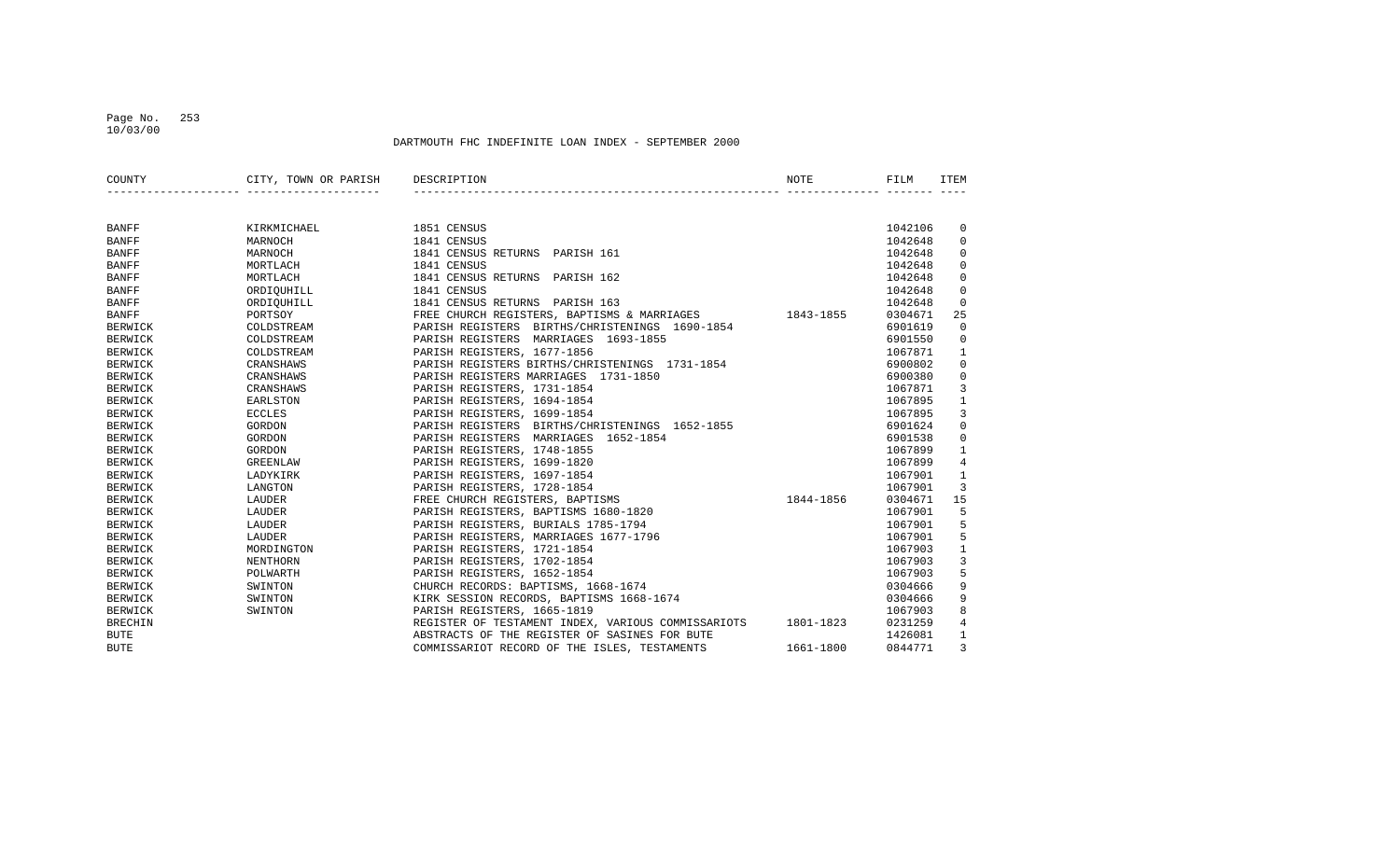DARTMOUTH FHC INDEFINITE LOAN INDEX - SEPTEMBER 2000

| COUNTY | CITY, TOWN OR PARISH | DESCRIPTION | NOTE | FILM | ITEM |
|---|---|---|---|---|---|
| BANFF | KIRKMICHAEL | 1851 CENSUS | | 1042106 | 0 |
| BANFF | MARNOCH | 1841 CENSUS | | 1042648 | 0 |
| BANFF | MARNOCH | 1841 CENSUS RETURNS PARISH 161 | | 1042648 | 0 |
| BANFF | MORTLACH | 1841 CENSUS | | 1042648 | 0 |
| BANFF | MORTLACH | 1841 CENSUS RETURNS PARISH 162 | | 1042648 | 0 |
| BANFF | ORDIQUHILL | 1841 CENSUS | | 1042648 | 0 |
| BANFF | ORDIQUHILL | 1841 CENSUS RETURNS PARISH 163 | | 1042648 | 0 |
| BANFF | PORTSOY | FREE CHURCH REGISTERS, BAPTISMS & MARRIAGES | 1843-1855 | 0304671 | 25 |
| BERWICK | COLDSTREAM | PARISH REGISTERS BIRTHS/CHRISTENINGS 1690-1854 | | 6901619 | 0 |
| BERWICK | COLDSTREAM | PARISH REGISTERS MARRIAGES 1693-1855 | | 6901550 | 0 |
| BERWICK | COLDSTREAM | PARISH REGISTERS, 1677-1856 | | 1067871 | 1 |
| BERWICK | CRANSHAWS | PARISH REGISTERS BIRTHS/CHRISTENINGS 1731-1854 | | 6900802 | 0 |
| BERWICK | CRANSHAWS | PARISH REGISTERS MARRIAGES 1731-1850 | | 6900380 | 0 |
| BERWICK | CRANSHAWS | PARISH REGISTERS, 1731-1854 | | 1067871 | 3 |
| BERWICK | EARLSTON | PARISH REGISTERS, 1694-1854 | | 1067895 | 1 |
| BERWICK | ECCLES | PARISH REGISTERS, 1699-1854 | | 1067895 | 3 |
| BERWICK | GORDON | PARISH REGISTERS BIRTHS/CHRISTENINGS 1652-1855 | | 6901624 | 0 |
| BERWICK | GORDON | PARISH REGISTERS MARRIAGES 1652-1854 | | 6901538 | 0 |
| BERWICK | GORDON | PARISH REGISTERS, 1748-1855 | | 1067899 | 1 |
| BERWICK | GREENLAW | PARISH REGISTERS, 1699-1820 | | 1067899 | 4 |
| BERWICK | LADYKIRK | PARISH REGISTERS, 1697-1854 | | 1067901 | 1 |
| BERWICK | LANGTON | PARISH REGISTERS, 1728-1854 | | 1067901 | 3 |
| BERWICK | LAUDER | FREE CHURCH REGISTERS, BAPTISMS | 1844-1856 | 0304671 | 15 |
| BERWICK | LAUDER | PARISH REGISTERS, BAPTISMS 1680-1820 | | 1067901 | 5 |
| BERWICK | LAUDER | PARISH REGISTERS, BURIALS 1785-1794 | | 1067901 | 5 |
| BERWICK | LAUDER | PARISH REGISTERS, MARRIAGES 1677-1796 | | 1067901 | 5 |
| BERWICK | MORDINGTON | PARISH REGISTERS, 1721-1854 | | 1067903 | 1 |
| BERWICK | NENTHORN | PARISH REGISTERS, 1702-1854 | | 1067903 | 3 |
| BERWICK | POLWARTH | PARISH REGISTERS, 1652-1854 | | 1067903 | 5 |
| BERWICK | SWINTON | CHURCH RECORDS: BAPTISMS, 1668-1674 | | 0304666 | 9 |
| BERWICK | SWINTON | KIRK SESSION RECORDS, BAPTISMS 1668-1674 | | 0304666 | 9 |
| BERWICK | SWINTON | PARISH REGISTERS, 1665-1819 | | 1067903 | 8 |
| BRECHIN | | REGISTER OF TESTAMENT INDEX, VARIOUS COMMISSARIOTS | 1801-1823 | 0231259 | 4 |
| BUTE | | ABSTRACTS OF THE REGISTER OF SASINES FOR BUTE | | 1426081 | 1 |
| BUTE | | COMMISSARIOT RECORD OF THE ISLES, TESTAMENTS | 1661-1800 | 0844771 | 3 |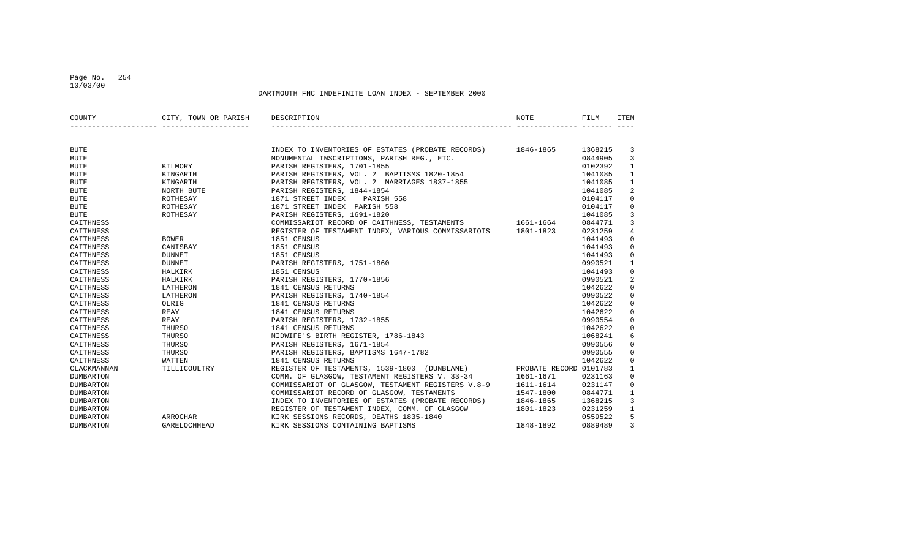DARTMOUTH FHC INDEFINITE LOAN INDEX - SEPTEMBER 2000

| COUNTY | CITY, TOWN OR PARISH | DESCRIPTION | NOTE | FILM | ITEM |
|---|---|---|---|---|---|
| BUTE | | INDEX TO INVENTORIES OF ESTATES (PROBATE RECORDS) | 1846-1865 | 1368215 | 3 |
| BUTE | | MONUMENTAL INSCRIPTIONS, PARISH REG., ETC. | | 0844905 | 3 |
| BUTE | KILMORY | PARISH REGISTERS, 1701-1855 | | 0102392 | 1 |
| BUTE | KINGARTH | PARISH REGISTERS, VOL. 2 BAPTISMS 1820-1854 | | 1041085 | 1 |
| BUTE | KINGARTH | PARISH REGISTERS, VOL. 2 MARRIAGES 1837-1855 | | 1041085 | 1 |
| BUTE | NORTH BUTE | PARISH REGISTERS, 1844-1854 | | 1041085 | 2 |
| BUTE | ROTHESAY | 1871 STREET INDEX PARISH 558 | | 0104117 | 0 |
| BUTE | ROTHESAY | 1871 STREET INDEX PARISH 558 | | 0104117 | 0 |
| BUTE | ROTHESAY | PARISH REGISTERS, 1691-1820 | | 1041085 | 3 |
| CAITHNESS | | COMMISSARIOT RECORD OF CAITHNESS, TESTAMENTS | 1661-1664 | 0844771 | 3 |
| CAITHNESS | | REGISTER OF TESTAMENT INDEX, VARIOUS COMMISSARIOTS | 1801-1823 | 0231259 | 4 |
| CAITHNESS | BOWER | 1851 CENSUS | | 1041493 | 0 |
| CAITHNESS | CANISBAY | 1851 CENSUS | | 1041493 | 0 |
| CAITHNESS | DUNNET | 1851 CENSUS | | 1041493 | 0 |
| CAITHNESS | DUNNET | PARISH REGISTERS, 1751-1860 | | 0990521 | 1 |
| CAITHNESS | HALKIRK | 1851 CENSUS | | 1041493 | 0 |
| CAITHNESS | HALKIRK | PARISH REGISTERS, 1770-1856 | | 0990521 | 2 |
| CAITHNESS | LATHERON | 1841 CENSUS RETURNS | | 1042622 | 0 |
| CAITHNESS | LATHERON | PARISH REGISTERS, 1740-1854 | | 0990522 | 0 |
| CAITHNESS | OLRIG | 1841 CENSUS RETURNS | | 1042622 | 0 |
| CAITHNESS | REAY | 1841 CENSUS RETURNS | | 1042622 | 0 |
| CAITHNESS | REAY | PARISH REGISTERS, 1732-1855 | | 0990554 | 0 |
| CAITHNESS | THURSO | 1841 CENSUS RETURNS | | 1042622 | 0 |
| CAITHNESS | THURSO | MIDWIFE'S BIRTH REGISTER, 1786-1843 | | 1068241 | 6 |
| CAITHNESS | THURSO | PARISH REGISTERS, 1671-1854 | | 0990556 | 0 |
| CAITHNESS | THURSO | PARISH REGISTERS, BAPTISMS 1647-1782 | | 0990555 | 0 |
| CAITHNESS | WATTEN | 1841 CENSUS RETURNS | | 1042622 | 0 |
| CLACKMANNAN | TILLICOULTRY | REGISTER OF TESTAMENTS, 1539-1800 (DUNBLANE) | PROBATE RECORD | 0101783 | 1 |
| DUMBARTON | | COMM. OF GLASGOW, TESTAMENT REGISTERS V. 33-34 | 1661-1671 | 0231163 | 0 |
| DUMBARTON | | COMMISSARIOT OF GLASGOW, TESTAMENT REGISTERS V.8-9 | 1611-1614 | 0231147 | 0 |
| DUMBARTON | | COMMISSARIOT RECORD OF GLASGOW, TESTAMENTS | 1547-1800 | 0844771 | 1 |
| DUMBARTON | | INDEX TO INVENTORIES OF ESTATES (PROBATE RECORDS) | 1846-1865 | 1368215 | 3 |
| DUMBARTON | | REGISTER OF TESTAMENT INDEX, COMM. OF GLASGOW | 1801-1823 | 0231259 | 1 |
| DUMBARTON | ARROCHAR | KIRK SESSIONS RECORDS, DEATHS 1835-1840 | | 0559522 | 5 |
| DUMBARTON | GARELOCHHEAD | KIRK SESSIONS CONTAINING BAPTISMS | 1848-1892 | 0889489 | 3 |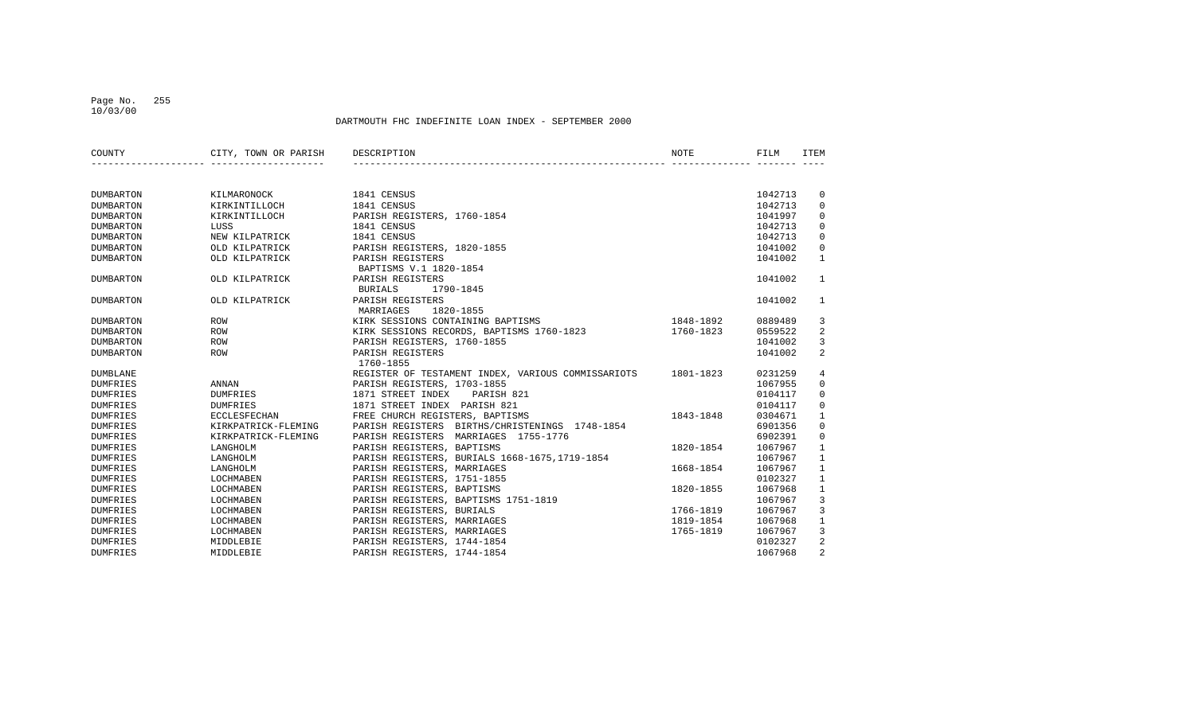DARTMOUTH FHC INDEFINITE LOAN INDEX - SEPTEMBER 2000

| COUNTY | CITY, TOWN OR PARISH | DESCRIPTION | NOTE | FILM | ITEM |
|---|---|---|---|---|---|
| DUMBARTON | KILMARONOCK | 1841 CENSUS | | 1042713 | 0 |
| DUMBARTON | KIRKINTILLOCH | 1841 CENSUS | | 1042713 | 0 |
| DUMBARTON | KIRKINTILLOCH | PARISH REGISTERS, 1760-1854 | | 1041997 | 0 |
| DUMBARTON | LUSS | 1841 CENSUS | | 1042713 | 0 |
| DUMBARTON | NEW KILPATRICK | 1841 CENSUS | | 1042713 | 0 |
| DUMBARTON | OLD KILPATRICK | PARISH REGISTERS, 1820-1855 | | 1041002 | 0 |
| DUMBARTON | OLD KILPATRICK | PARISH REGISTERS BAPTISMS V.1 1820-1854 | | 1041002 | 1 |
| DUMBARTON | OLD KILPATRICK | PARISH REGISTERS BURIALS 1790-1845 | | 1041002 | 1 |
| DUMBARTON | OLD KILPATRICK | PARISH REGISTERS MARRIAGES 1820-1855 | | 1041002 | 1 |
| DUMBARTON | ROW | KIRK SESSIONS CONTAINING BAPTISMS | 1848-1892 | 0889489 | 3 |
| DUMBARTON | ROW | KIRK SESSIONS RECORDS, BAPTISMS 1760-1823 | 1760-1823 | 0559522 | 2 |
| DUMBARTON | ROW | PARISH REGISTERS, 1760-1855 | | 1041002 | 3 |
| DUMBARTON | ROW | PARISH REGISTERS 1760-1855 | | 1041002 | 2 |
| DUMBLANE | | REGISTER OF TESTAMENT INDEX, VARIOUS COMMISSARIOTS | 1801-1823 | 0231259 | 4 |
| DUMFRIES | ANNAN | PARISH REGISTERS, 1703-1855 | | 1067955 | 0 |
| DUMFRIES | DUMFRIES | 1871 STREET INDEX PARISH 821 | | 0104117 | 0 |
| DUMFRIES | DUMFRIES | 1871 STREET INDEX PARISH 821 | | 0104117 | 0 |
| DUMFRIES | ECCLESFECHAN | FREE CHURCH REGISTERS, BAPTISMS | 1843-1848 | 0304671 | 1 |
| DUMFRIES | KIRKPATRICK-FLEMING | PARISH REGISTERS BIRTHS/CHRISTENINGS 1748-1854 | | 6901356 | 0 |
| DUMFRIES | KIRKPATRICK-FLEMING | PARISH REGISTERS MARRIAGES 1755-1776 | | 6902391 | 0 |
| DUMFRIES | LANGHOLM | PARISH REGISTERS, BAPTISMS | 1820-1854 | 1067967 | 1 |
| DUMFRIES | LANGHOLM | PARISH REGISTERS, BURIALS 1668-1675,1719-1854 | | 1067967 | 1 |
| DUMFRIES | LANGHOLM | PARISH REGISTERS, MARRIAGES | 1668-1854 | 1067967 | 1 |
| DUMFRIES | LOCHMABEN | PARISH REGISTERS, 1751-1855 | | 0102327 | 1 |
| DUMFRIES | LOCHMABEN | PARISH REGISTERS, BAPTISMS | 1820-1855 | 1067968 | 1 |
| DUMFRIES | LOCHMABEN | PARISH REGISTERS, BAPTISMS 1751-1819 | | 1067967 | 3 |
| DUMFRIES | LOCHMABEN | PARISH REGISTERS, BURIALS | 1766-1819 | 1067967 | 3 |
| DUMFRIES | LOCHMABEN | PARISH REGISTERS, MARRIAGES | 1819-1854 | 1067968 | 1 |
| DUMFRIES | LOCHMABEN | PARISH REGISTERS, MARRIAGES | 1765-1819 | 1067967 | 3 |
| DUMFRIES | MIDDLEBIE | PARISH REGISTERS, 1744-1854 | | 0102327 | 2 |
| DUMFRIES | MIDDLEBIE | PARISH REGISTERS, 1744-1854 | | 1067968 | 2 |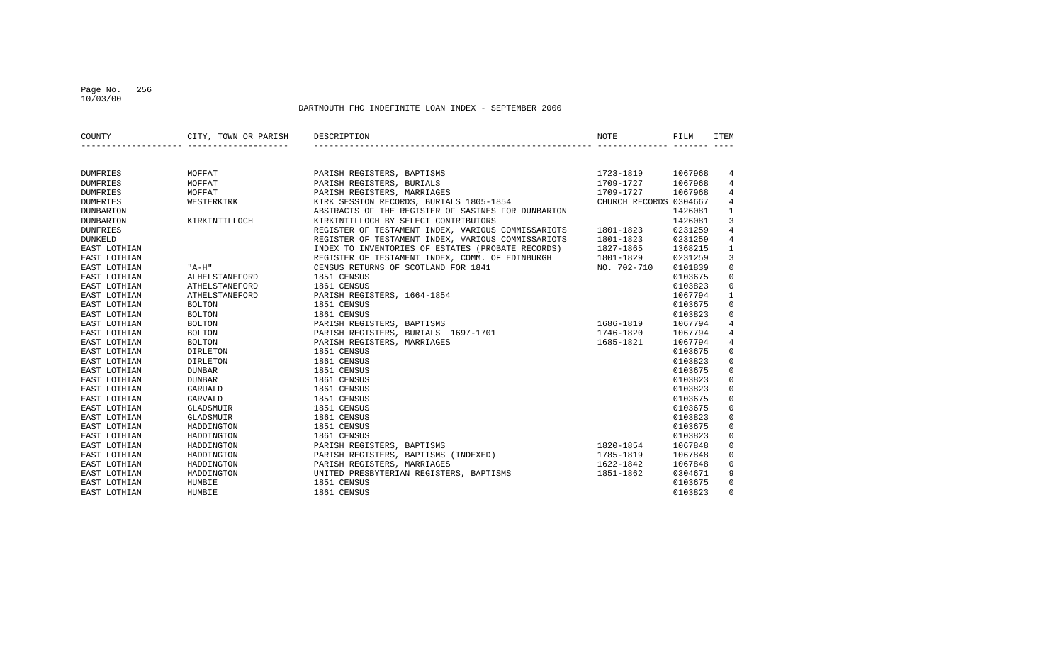DARTMOUTH FHC INDEFINITE LOAN INDEX - SEPTEMBER 2000

| COUNTY | CITY, TOWN OR PARISH | DESCRIPTION | NOTE | FILM | ITEM |
|---|---|---|---|---|---|
| DUMFRIES | MOFFAT | PARISH REGISTERS, BAPTISMS | 1723-1819 | 1067968 | 4 |
| DUMFRIES | MOFFAT | PARISH REGISTERS, BURIALS | 1709-1727 | 1067968 | 4 |
| DUMFRIES | MOFFAT | PARISH REGISTERS, MARRIAGES | 1709-1727 | 1067968 | 4 |
| DUMFRIES | WESTERKIRK | KIRK SESSION RECORDS, BURIALS 1805-1854 | CHURCH RECORDS | 0304667 | 4 |
| DUNBARTON | | ABSTRACTS OF THE REGISTER OF SASINES FOR DUNBARTON | | 1426081 | 1 |
| DUNBARTON | KIRKINTILLOCH | KIRKINTILLOCH BY SELECT CONTRIBUTORS | | 1426081 | 3 |
| DUNFRIES | | REGISTER OF TESTAMENT INDEX, VARIOUS COMMISSARIOTS | 1801-1823 | 0231259 | 4 |
| DUNKELD | | REGISTER OF TESTAMENT INDEX, VARIOUS COMMISSARIOTS | 1801-1823 | 0231259 | 4 |
| EAST LOTHIAN | | INDEX TO INVENTORIES OF ESTATES (PROBATE RECORDS) | 1827-1865 | 1368215 | 1 |
| EAST LOTHIAN | | REGISTER OF TESTAMENT INDEX, COMM. OF EDINBURGH | 1801-1829 | 0231259 | 3 |
| EAST LOTHIAN | "A-H" | CENSUS RETURNS OF SCOTLAND FOR 1841 | NO. 702-710 | 0101839 | 0 |
| EAST LOTHIAN | ALHELSTANEFORD | 1851 CENSUS | | 0103675 | 0 |
| EAST LOTHIAN | ATHELSTANEFORD | 1861 CENSUS | | 0103823 | 0 |
| EAST LOTHIAN | ATHELSTANEFORD | PARISH REGISTERS, 1664-1854 | | 1067794 | 1 |
| EAST LOTHIAN | BOLTON | 1851 CENSUS | | 0103675 | 0 |
| EAST LOTHIAN | BOLTON | 1861 CENSUS | | 0103823 | 0 |
| EAST LOTHIAN | BOLTON | PARISH REGISTERS, BAPTISMS | 1686-1819 | 1067794 | 4 |
| EAST LOTHIAN | BOLTON | PARISH REGISTERS, BURIALS 1697-1701 | 1746-1820 | 1067794 | 4 |
| EAST LOTHIAN | BOLTON | PARISH REGISTERS, MARRIAGES | 1685-1821 | 1067794 | 4 |
| EAST LOTHIAN | DIRLETON | 1851 CENSUS | | 0103675 | 0 |
| EAST LOTHIAN | DIRLETON | 1861 CENSUS | | 0103823 | 0 |
| EAST LOTHIAN | DUNBAR | 1851 CENSUS | | 0103675 | 0 |
| EAST LOTHIAN | DUNBAR | 1861 CENSUS | | 0103823 | 0 |
| EAST LOTHIAN | GARUALD | 1861 CENSUS | | 0103823 | 0 |
| EAST LOTHIAN | GARVALD | 1851 CENSUS | | 0103675 | 0 |
| EAST LOTHIAN | GLADSMUIR | 1851 CENSUS | | 0103675 | 0 |
| EAST LOTHIAN | GLADSMUIR | 1861 CENSUS | | 0103823 | 0 |
| EAST LOTHIAN | HADDINGTON | 1851 CENSUS | | 0103675 | 0 |
| EAST LOTHIAN | HADDINGTON | 1861 CENSUS | | 0103823 | 0 |
| EAST LOTHIAN | HADDINGTON | PARISH REGISTERS, BAPTISMS | 1820-1854 | 1067848 | 0 |
| EAST LOTHIAN | HADDINGTON | PARISH REGISTERS, BAPTISMS (INDEXED) | 1785-1819 | 1067848 | 0 |
| EAST LOTHIAN | HADDINGTON | PARISH REGISTERS, MARRIAGES | 1622-1842 | 1067848 | 0 |
| EAST LOTHIAN | HADDINGTON | UNITED PRESBYTERIAN REGISTERS, BAPTISMS | 1851-1862 | 0304671 | 9 |
| EAST LOTHIAN | HUMBIE | 1851 CENSUS | | 0103675 | 0 |
| EAST LOTHIAN | HUMBIE | 1861 CENSUS | | 0103823 | 0 |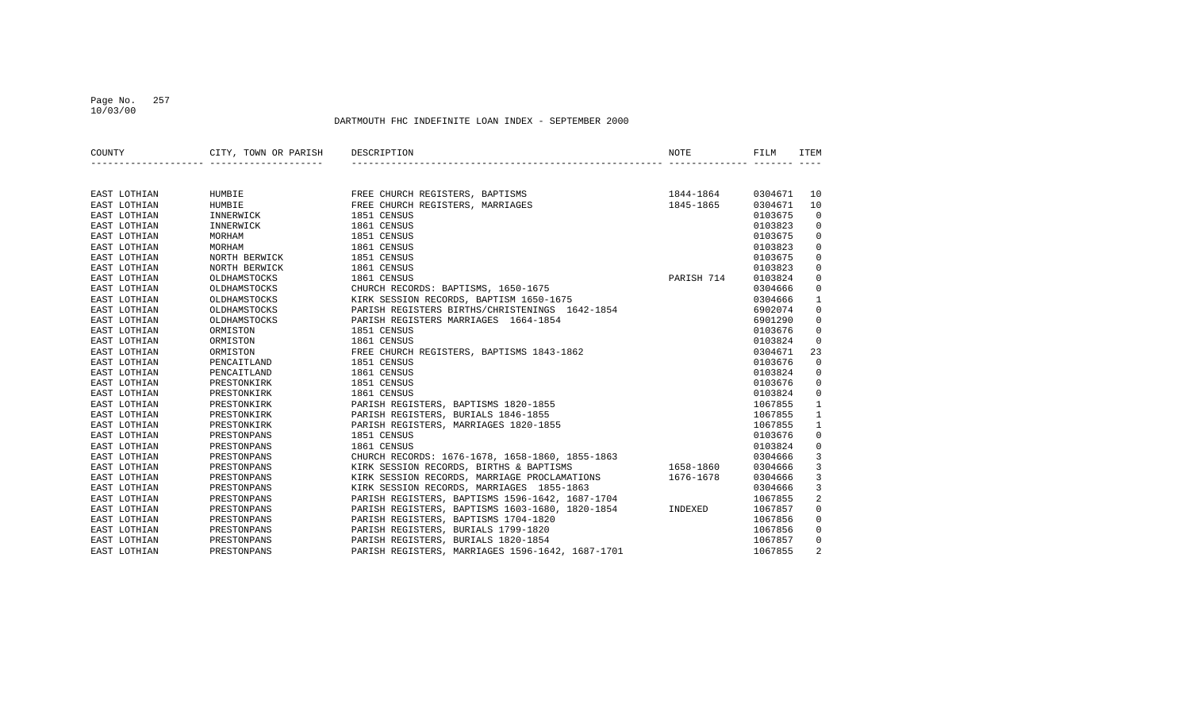DARTMOUTH FHC INDEFINITE LOAN INDEX - SEPTEMBER 2000

| COUNTY | CITY, TOWN OR PARISH | DESCRIPTION | NOTE | FILM | ITEM |
|---|---|---|---|---|---|
| EAST LOTHIAN | HUMBIE | FREE CHURCH REGISTERS, BAPTISMS | 1844-1864 | 0304671 | 10 |
| EAST LOTHIAN | HUMBIE | FREE CHURCH REGISTERS, MARRIAGES | 1845-1865 | 0304671 | 10 |
| EAST LOTHIAN | INNERWICK | 1851 CENSUS | | 0103675 | 0 |
| EAST LOTHIAN | INNERWICK | 1861 CENSUS | | 0103823 | 0 |
| EAST LOTHIAN | MORHAM | 1851 CENSUS | | 0103675 | 0 |
| EAST LOTHIAN | MORHAM | 1861 CENSUS | | 0103823 | 0 |
| EAST LOTHIAN | NORTH BERWICK | 1851 CENSUS | | 0103675 | 0 |
| EAST LOTHIAN | NORTH BERWICK | 1861 CENSUS | | 0103823 | 0 |
| EAST LOTHIAN | OLDHAMSTOCKS | 1861 CENSUS | PARISH 714 | 0103824 | 0 |
| EAST LOTHIAN | OLDHAMSTOCKS | CHURCH RECORDS: BAPTISMS, 1650-1675 | | 0304666 | 0 |
| EAST LOTHIAN | OLDHAMSTOCKS | KIRK SESSION RECORDS, BAPTISM 1650-1675 | | 0304666 | 1 |
| EAST LOTHIAN | OLDHAMSTOCKS | PARISH REGISTERS BIRTHS/CHRISTENINGS 1642-1854 | | 6902074 | 0 |
| EAST LOTHIAN | OLDHAMSTOCKS | PARISH REGISTERS MARRIAGES 1664-1854 | | 6901290 | 0 |
| EAST LOTHIAN | ORMISTON | 1851 CENSUS | | 0103676 | 0 |
| EAST LOTHIAN | ORMISTON | 1861 CENSUS | | 0103824 | 0 |
| EAST LOTHIAN | ORMISTON | FREE CHURCH REGISTERS, BAPTISMS 1843-1862 | | 0304671 | 23 |
| EAST LOTHIAN | PENCAITLAND | 1851 CENSUS | | 0103676 | 0 |
| EAST LOTHIAN | PENCAITLAND | 1861 CENSUS | | 0103824 | 0 |
| EAST LOTHIAN | PRESTONKIRK | 1851 CENSUS | | 0103676 | 0 |
| EAST LOTHIAN | PRESTONKIRK | 1861 CENSUS | | 0103824 | 0 |
| EAST LOTHIAN | PRESTONKIRK | PARISH REGISTERS, BAPTISMS 1820-1855 | | 1067855 | 1 |
| EAST LOTHIAN | PRESTONKIRK | PARISH REGISTERS, BURIALS 1846-1855 | | 1067855 | 1 |
| EAST LOTHIAN | PRESTONKIRK | PARISH REGISTERS, MARRIAGES 1820-1855 | | 1067855 | 1 |
| EAST LOTHIAN | PRESTONPANS | 1851 CENSUS | | 0103676 | 0 |
| EAST LOTHIAN | PRESTONPANS | 1861 CENSUS | | 0103824 | 0 |
| EAST LOTHIAN | PRESTONPANS | CHURCH RECORDS: 1676-1678, 1658-1860, 1855-1863 | | 0304666 | 3 |
| EAST LOTHIAN | PRESTONPANS | KIRK SESSION RECORDS, BIRTHS & BAPTISMS | 1658-1860 | 0304666 | 3 |
| EAST LOTHIAN | PRESTONPANS | KIRK SESSION RECORDS, MARRIAGE PROCLAMATIONS | 1676-1678 | 0304666 | 3 |
| EAST LOTHIAN | PRESTONPANS | KIRK SESSION RECORDS, MARRIAGES 1855-1863 | | 0304666 | 3 |
| EAST LOTHIAN | PRESTONPANS | PARISH REGISTERS, BAPTISMS 1596-1642, 1687-1704 | | 1067855 | 2 |
| EAST LOTHIAN | PRESTONPANS | PARISH REGISTERS, BAPTISMS 1603-1680, 1820-1854 | INDEXED | 1067857 | 0 |
| EAST LOTHIAN | PRESTONPANS | PARISH REGISTERS, BAPTISMS 1704-1820 | | 1067856 | 0 |
| EAST LOTHIAN | PRESTONPANS | PARISH REGISTERS, BURIALS 1799-1820 | | 1067856 | 0 |
| EAST LOTHIAN | PRESTONPANS | PARISH REGISTERS, BURIALS 1820-1854 | | 1067857 | 0 |
| EAST LOTHIAN | PRESTONPANS | PARISH REGISTERS, MARRIAGES 1596-1642, 1687-1701 | | 1067855 | 2 |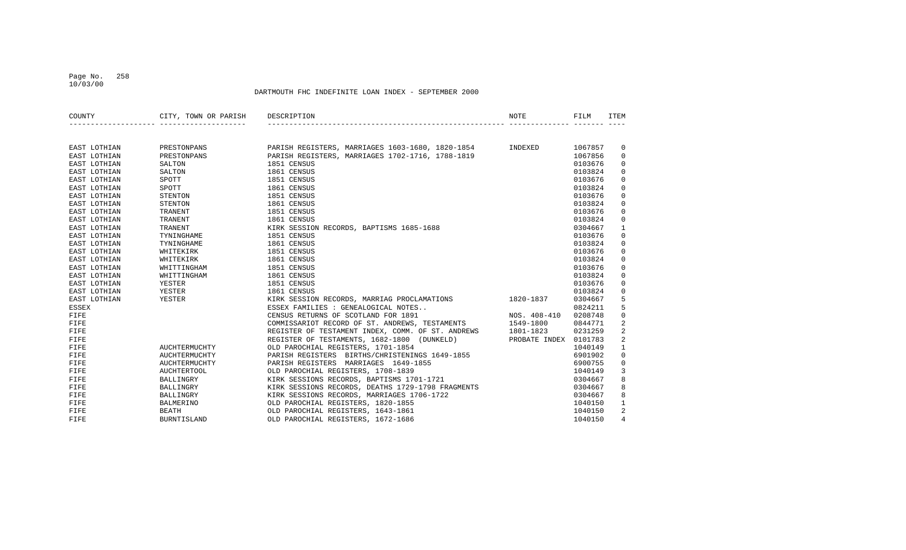DARTMOUTH FHC INDEFINITE LOAN INDEX - SEPTEMBER 2000

| COUNTY | CITY, TOWN OR PARISH | DESCRIPTION | NOTE | FILM | ITEM |
|---|---|---|---|---|---|
| EAST LOTHIAN | PRESTONPANS | PARISH REGISTERS, MARRIAGES 1603-1680, 1820-1854 | INDEXED | 1067857 | 0 |
| EAST LOTHIAN | PRESTONPANS | PARISH REGISTERS, MARRIAGES 1702-1716, 1788-1819 | | 1067856 | 0 |
| EAST LOTHIAN | SALTON | 1851 CENSUS | | 0103676 | 0 |
| EAST LOTHIAN | SALTON | 1861 CENSUS | | 0103824 | 0 |
| EAST LOTHIAN | SPOTT | 1851 CENSUS | | 0103676 | 0 |
| EAST LOTHIAN | SPOTT | 1861 CENSUS | | 0103824 | 0 |
| EAST LOTHIAN | STENTON | 1851 CENSUS | | 0103676 | 0 |
| EAST LOTHIAN | STENTON | 1861 CENSUS | | 0103824 | 0 |
| EAST LOTHIAN | TRANENT | 1851 CENSUS | | 0103676 | 0 |
| EAST LOTHIAN | TRANENT | 1861 CENSUS | | 0103824 | 0 |
| EAST LOTHIAN | TRANENT | KIRK SESSION RECORDS, BAPTISMS 1685-1688 | | 0304667 | 1 |
| EAST LOTHIAN | TYNINGHAME | 1851 CENSUS | | 0103676 | 0 |
| EAST LOTHIAN | TYNINGHAME | 1861 CENSUS | | 0103824 | 0 |
| EAST LOTHIAN | WHITEKIRK | 1851 CENSUS | | 0103676 | 0 |
| EAST LOTHIAN | WHITEKIRK | 1861 CENSUS | | 0103824 | 0 |
| EAST LOTHIAN | WHITTINGHAM | 1851 CENSUS | | 0103676 | 0 |
| EAST LOTHIAN | WHITTINGHAM | 1861 CENSUS | | 0103824 | 0 |
| EAST LOTHIAN | YESTER | 1851 CENSUS | | 0103676 | 0 |
| EAST LOTHIAN | YESTER | 1861 CENSUS | | 0103824 | 0 |
| EAST LOTHIAN | YESTER | KIRK SESSION RECORDS, MARRIAG PROCLAMATIONS | 1820-1837 | 0304667 | 5 |
| ESSEX | | ESSEX FAMILIES : GENEALOGICAL NOTES.. | | 0824211 | 5 |
| FIFE | | CENSUS RETURNS OF SCOTLAND FOR 1891 | NOS. 408-410 | 0208748 | 0 |
| FIFE | | COMMISSARIOT RECORD OF ST. ANDREWS, TESTAMENTS | 1549-1800 | 0844771 | 2 |
| FIFE | | REGISTER OF TESTAMENT INDEX, COMM. OF ST. ANDREWS | 1801-1823 | 0231259 | 2 |
| FIFE | | REGISTER OF TESTAMENTS, 1682-1800 (DUNKELD) | PROBATE INDEX | 0101783 | 2 |
| FIFE | AUCHTERMUCHTY | OLD PAROCHIAL REGISTERS, 1701-1854 | | 1040149 | 1 |
| FIFE | AUCHTERMUCHTY | PARISH REGISTERS BIRTHS/CHRISTENINGS 1649-1855 | | 6901902 | 0 |
| FIFE | AUCHTERMUCHTY | PARISH REGISTERS MARRIAGES 1649-1855 | | 6900755 | 0 |
| FIFE | AUCHTERTOOL | OLD PAROCHIAL REGISTERS, 1708-1839 | | 1040149 | 3 |
| FIFE | BALLINGRY | KIRK SESSIONS RECORDS, BAPTISMS 1701-1721 | | 0304667 | 8 |
| FIFE | BALLINGRY | KIRK SESSIONS RECORDS, DEATHS 1729-1798 FRAGMENTS | | 0304667 | 8 |
| FIFE | BALLINGRY | KIRK SESSIONS RECORDS, MARRIAGES 1706-1722 | | 0304667 | 8 |
| FIFE | BALMERINO | OLD PAROCHIAL REGISTERS, 1820-1855 | | 1040150 | 1 |
| FIFE | BEATH | OLD PAROCHIAL REGISTERS, 1643-1861 | | 1040150 | 2 |
| FIFE | BURNTISLAND | OLD PAROCHIAL REGISTERS, 1672-1686 | | 1040150 | 4 |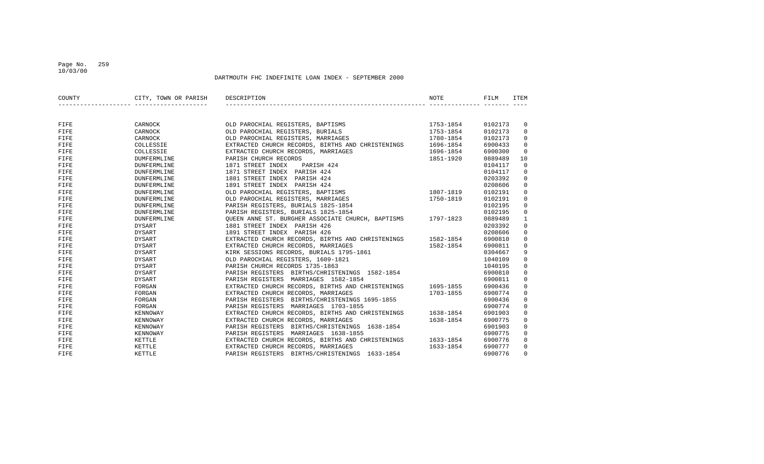DARTMOUTH FHC INDEFINITE LOAN INDEX - SEPTEMBER 2000

| COUNTY | CITY, TOWN OR PARISH | DESCRIPTION | NOTE | FILM | ITEM |
|---|---|---|---|---|---|
| FIFE | CARNOCK | OLD PAROCHIAL REGISTERS, BAPTISMS | 1753-1854 | 0102173 | 0 |
| FIFE | CARNOCK | OLD PAROCHIAL REGISTERS, BURIALS | 1753-1854 | 0102173 | 0 |
| FIFE | CARNOCK | OLD PAROCHIAL REGISTERS, MARRIAGES | 1780-1854 | 0102173 | 0 |
| FIFE | COLLESSIE | EXTRACTED CHURCH RECORDS, BIRTHS AND CHRISTENINGS | 1696-1854 | 6900433 | 0 |
| FIFE | COLLESSIE | EXTRACTED CHURCH RECORDS, MARRIAGES | 1696-1854 | 6900300 | 0 |
| FIFE | DUMFERMLINE | PARISH CHURCH RECORDS | 1851-1920 | 0889489 | 10 |
| FIFE | DUNFERMLINE | 1871 STREET INDEX PARISH 424 | | 0104117 | 0 |
| FIFE | DUNFERMLINE | 1871 STREET INDEX PARISH 424 | | 0104117 | 0 |
| FIFE | DUNFERMLINE | 1881 STREET INDEX PARISH 424 | | 0203392 | 0 |
| FIFE | DUNFERMLINE | 1891 STREET INDEX PARISH 424 | | 0208606 | 0 |
| FIFE | DUNFERMLINE | OLD PAROCHIAL REGISTERS, BAPTISMS | 1807-1819 | 0102191 | 0 |
| FIFE | DUNFERMLINE | OLD PAROCHIAL REGISTERS, MARRIAGES | 1750-1819 | 0102191 | 0 |
| FIFE | DUNFERMLINE | PARISH REGISTERS, BURIALS 1825-1854 | | 0102195 | 0 |
| FIFE | DUNFERMLINE | PARISH REGISTERS, BURIALS 1825-1854 | | 0102195 | 0 |
| FIFE | DUNFERMLINE | QUEEN ANNE ST. BURGHER ASSOCIATE CHURCH, BAPTISMS | 1797-1823 | 0889489 | 1 |
| FIFE | DYSART | 1881 STREET INDEX PARISH 426 | | 0203392 | 0 |
| FIFE | DYSART | 1891 STREET INDEX PARISH 426 | | 0208606 | 0 |
| FIFE | DYSART | EXTRACTED CHURCH RECORDS, BIRTHS AND CHRISTENINGS | 1582-1854 | 6900810 | 0 |
| FIFE | DYSART | EXTRACTED CHURCH RECORDS, MARRIAGES | 1582-1854 | 6900811 | 0 |
| FIFE | DYSART | KIRK SESSIONS RECORDS, BURIALS 1795-1861 | | 0304667 | 9 |
| FIFE | DYSART | OLD PAROCHIAL REGISTERS, 1609-1821 | | 1040109 | 0 |
| FIFE | DYSART | PARISH CHURCH RECORDS 1735-1863 | | 1040195 | 0 |
| FIFE | DYSART | PARISH REGISTERS BIRTHS/CHRISTENINGS 1582-1854 | | 6900810 | 0 |
| FIFE | DYSART | PARISH REGISTERS MARRIAGES 1582-1854 | | 6900811 | 0 |
| FIFE | FORGAN | EXTRACTED CHURCH RECORDS, BIRTHS AND CHRISTENINGS | 1695-1855 | 6900436 | 0 |
| FIFE | FORGAN | EXTRACTED CHURCH RECORDS, MARRIAGES | 1703-1855 | 6900774 | 0 |
| FIFE | FORGAN | PARISH REGISTERS BIRTHS/CHRISTENINGS 1695-1855 | | 6900436 | 0 |
| FIFE | FORGAN | PARISH REGISTERS MARRIAGES 1703-1855 | | 6900774 | 0 |
| FIFE | KENNOWAY | EXTRACTED CHURCH RECORDS, BIRTHS AND CHRISTENINGS | 1638-1854 | 6901903 | 0 |
| FIFE | KENNOWAY | EXTRACTED CHURCH RECORDS, MARRIAGES | 1638-1854 | 6900775 | 0 |
| FIFE | KENNOWAY | PARISH REGISTERS BIRTHS/CHRISTENINGS 1638-1854 | | 6901903 | 0 |
| FIFE | KENNOWAY | PARISH REGISTERS MARRIAGES 1638-1855 | | 6900775 | 0 |
| FIFE | KETTLE | EXTRACTED CHURCH RECORDS, BIRTHS AND CHRISTENINGS | 1633-1854 | 6900776 | 0 |
| FIFE | KETTLE | EXTRACTED CHURCH RECORDS, MARRIAGES | 1633-1854 | 6900777 | 0 |
| FIFE | KETTLE | PARISH REGISTERS BIRTHS/CHRISTENINGS 1633-1854 | | 6900776 | 0 |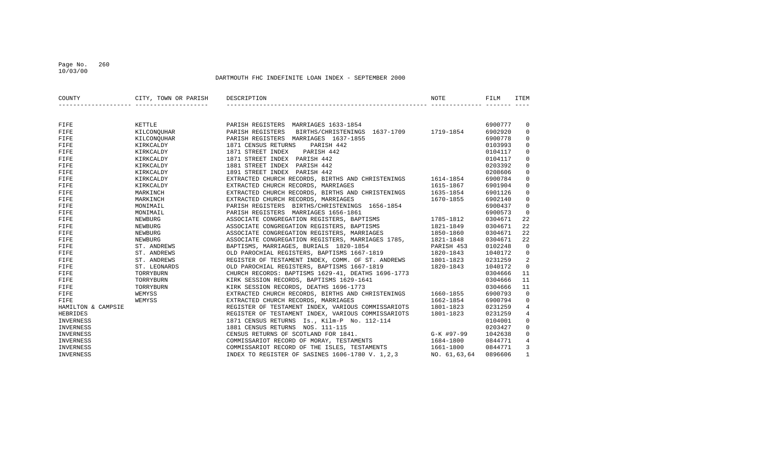DARTMOUTH FHC INDEFINITE LOAN INDEX - SEPTEMBER 2000

| COUNTY | CITY, TOWN OR PARISH | DESCRIPTION | NOTE | FILM | ITEM |
|---|---|---|---|---|---|
| FIFE | KETTLE | PARISH REGISTERS MARRIAGES 1633-1854 | | 6900777 | 0 |
| FIFE | KILCONQUHAR | PARISH REGISTERS BIRTHS/CHRISTENINGS 1637-1709 | 1719-1854 | 6902920 | 0 |
| FIFE | KILCONQUHAR | PARISH REGISTERS MARRIAGES 1637-1855 | | 6900778 | 0 |
| FIFE | KIRKCALDY | 1871 CENSUS RETURNS PARISH 442 | | 0103993 | 0 |
| FIFE | KIRKCALDY | 1871 STREET INDEX PARISH 442 | | 0104117 | 0 |
| FIFE | KIRKCALDY | 1871 STREET INDEX PARISH 442 | | 0104117 | 0 |
| FIFE | KIRKCALDY | 1881 STREET INDEX PARISH 442 | | 0203392 | 0 |
| FIFE | KIRKCALDY | 1891 STREET INDEX PARISH 442 | | 0208606 | 0 |
| FIFE | KIRKCALDY | EXTRACTED CHURCH RECORDS, BIRTHS AND CHRISTENINGS | 1614-1854 | 6900784 | 0 |
| FIFE | KIRKCALDY | EXTRACTED CHURCH RECORDS, MARRIAGES | 1615-1867 | 6901904 | 0 |
| FIFE | MARKINCH | EXTRACTED CHURCH RECORDS, BIRTHS AND CHRISTENINGS | 1635-1854 | 6901126 | 0 |
| FIFE | MARKINCH | EXTRACTED CHURCH RECORDS, MARRIAGES | 1670-1855 | 6902140 | 0 |
| FIFE | MONIMAIL | PARISH REGISTERS BIRTHS/CHRISTENINGS 1656-1854 | | 6900437 | 0 |
| FIFE | MONIMAIL | PARISH REGISTERS MARRIAGES 1656-1861 | | 6900573 | 0 |
| FIFE | NEWBURG | ASSOCIATE CONGREGATION REGISTERS, BAPTISMS | 1785-1812 | 0304671 | 22 |
| FIFE | NEWBURG | ASSOCIATE CONGREGATION REGISTERS, BAPTISMS | 1821-1849 | 0304671 | 22 |
| FIFE | NEWBURG | ASSOCIATE CONGREGATION REGISTERS, MARRIAGES | 1850-1860 | 0304671 | 22 |
| FIFE | NEWBURG | ASSOCIATE CONGREGATION REGISTERS, MARRIAGES 1785, | 1821-1848 | 0304671 | 22 |
| FIFE | ST. ANDREWS | BAPTISMS, MARRIAGES, BURIALS 1820-1854 | PARISH 453 | 0102248 | 0 |
| FIFE | ST. ANDREWS | OLD PAROCHIAL REGISTERS, BAPTISMS 1667-1819 | 1820-1843 | 1040172 | 0 |
| FIFE | ST. ANDREWS | REGISTER OF TESTAMENT INDEX, COMM. OF ST. ANDREWS | 1801-1823 | 0231259 | 2 |
| FIFE | ST. LEONARDS | OLD PAROCHIAL REGISTERS, BAPTISMS 1667-1819 | 1820-1843 | 1040172 | 0 |
| FIFE | TORRYBURN | CHURCH RECORDS: BAPTISMS 1629-41, DEATHS 1696-1773 | | 0304666 | 11 |
| FIFE | TORRYBURN | KIRK SESSION RECORDS, BAPTISMS 1629-1641 | | 0304666 | 11 |
| FIFE | TORRYBURN | KIRK SESSION RECORDS, DEATHS 1696-1773 | | 0304666 | 11 |
| FIFE | WEMYSS | EXTRACTED CHURCH RECORDS, BIRTHS AND CHRISTENINGS | 1660-1855 | 6900793 | 0 |
| FIFE | WEMYSS | EXTRACTED CHURCH RECORDS, MARRIAGES | 1662-1854 | 6900794 | 0 |
| HAMILTON & CAMPSIE | | REGISTER OF TESTAMENT INDEX, VARIOUS COMMISSARIOTS | 1801-1823 | 0231259 | 4 |
| HEBRIDES | | REGISTER OF TESTAMENT INDEX, VARIOUS COMMISSARIOTS | 1801-1823 | 0231259 | 4 |
| INVERNESS | | 1871 CENSUS RETURNS Is., Kilm-P No. 112-114 | | 0104001 | 0 |
| INVERNESS | | 1881 CENSUS RETURNS NOS. 111-115 | | 0203427 | 0 |
| INVERNESS | | CENSUS RETURNS OF SCOTLAND FOR 1841. | G-K #97-99 | 1042638 | 0 |
| INVERNESS | | COMMISSARIOT RECORD OF MORAY, TESTAMENTS | 1684-1800 | 0844771 | 4 |
| INVERNESS | | COMMISSARIOT RECORD OF THE ISLES, TESTAMENTS | 1661-1800 | 0844771 | 3 |
| INVERNESS | | INDEX TO REGISTER OF SASINES 1606-1780 V. 1,2,3 | NO. 61,63,64 | 0896606 | 1 |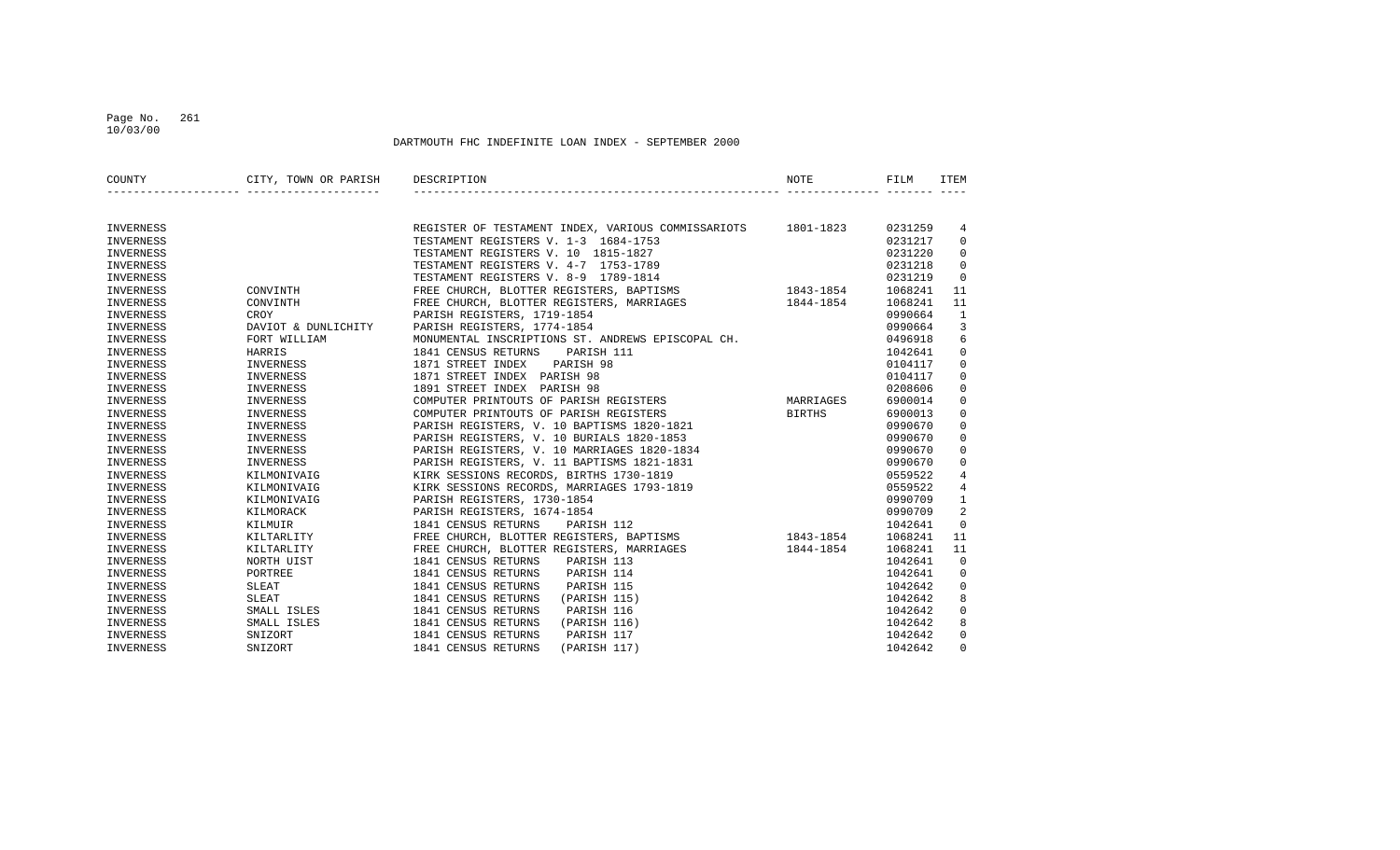DARTMOUTH FHC INDEFINITE LOAN INDEX - SEPTEMBER 2000

| COUNTY | CITY, TOWN OR PARISH | DESCRIPTION | NOTE | FILM | ITEM |
|---|---|---|---|---|---|
| INVERNESS | | REGISTER OF TESTAMENT INDEX, VARIOUS COMMISSARIOTS | 1801-1823 | 0231259 | 4 |
| INVERNESS | | TESTAMENT REGISTERS V. 1-3 1684-1753 | | 0231217 | 0 |
| INVERNESS | | TESTAMENT REGISTERS V. 10 1815-1827 | | 0231220 | 0 |
| INVERNESS | | TESTAMENT REGISTERS V. 4-7 1753-1789 | | 0231218 | 0 |
| INVERNESS | | TESTAMENT REGISTERS V. 8-9 1789-1814 | | 0231219 | 0 |
| INVERNESS | CONVINTH | FREE CHURCH, BLOTTER REGISTERS, BAPTISMS | 1843-1854 | 1068241 | 11 |
| INVERNESS | CONVINTH | FREE CHURCH, BLOTTER REGISTERS, MARRIAGES | 1844-1854 | 1068241 | 11 |
| INVERNESS | CROY | PARISH REGISTERS, 1719-1854 | | 0990664 | 1 |
| INVERNESS | DAVIOT & DUNLICHITY | PARISH REGISTERS, 1774-1854 | | 0990664 | 3 |
| INVERNESS | FORT WILLIAM | MONUMENTAL INSCRIPTIONS ST. ANDREWS EPISCOPAL CH. | | 0496918 | 6 |
| INVERNESS | HARRIS | 1841 CENSUS RETURNS PARISH 111 | | 1042641 | 0 |
| INVERNESS | INVERNESS | 1871 STREET INDEX PARISH 98 | | 0104117 | 0 |
| INVERNESS | INVERNESS | 1871 STREET INDEX PARISH 98 | | 0104117 | 0 |
| INVERNESS | INVERNESS | 1891 STREET INDEX PARISH 98 | | 0208606 | 0 |
| INVERNESS | INVERNESS | COMPUTER PRINTOUTS OF PARISH REGISTERS | MARRIAGES | 6900014 | 0 |
| INVERNESS | INVERNESS | COMPUTER PRINTOUTS OF PARISH REGISTERS | BIRTHS | 6900013 | 0 |
| INVERNESS | INVERNESS | PARISH REGISTERS, V. 10 BAPTISMS 1820-1821 | | 0990670 | 0 |
| INVERNESS | INVERNESS | PARISH REGISTERS, V. 10 BURIALS 1820-1853 | | 0990670 | 0 |
| INVERNESS | INVERNESS | PARISH REGISTERS, V. 10 MARRIAGES 1820-1834 | | 0990670 | 0 |
| INVERNESS | INVERNESS | PARISH REGISTERS, V. 11 BAPTISMS 1821-1831 | | 0990670 | 0 |
| INVERNESS | KILMONIVAIG | KIRK SESSIONS RECORDS, BIRTHS 1730-1819 | | 0559522 | 4 |
| INVERNESS | KILMONIVAIG | KIRK SESSIONS RECORDS, MARRIAGES 1793-1819 | | 0559522 | 4 |
| INVERNESS | KILMONIVAIG | PARISH REGISTERS, 1730-1854 | | 0990709 | 1 |
| INVERNESS | KILMORACK | PARISH REGISTERS, 1674-1854 | | 0990709 | 2 |
| INVERNESS | KILMUIR | 1841 CENSUS RETURNS PARISH 112 | | 1042641 | 0 |
| INVERNESS | KILTARLITY | FREE CHURCH, BLOTTER REGISTERS, BAPTISMS | 1843-1854 | 1068241 | 11 |
| INVERNESS | KILTARLITY | FREE CHURCH, BLOTTER REGISTERS, MARRIAGES | 1844-1854 | 1068241 | 11 |
| INVERNESS | NORTH UIST | 1841 CENSUS RETURNS PARISH 113 | | 1042641 | 0 |
| INVERNESS | PORTREE | 1841 CENSUS RETURNS PARISH 114 | | 1042641 | 0 |
| INVERNESS | SLEAT | 1841 CENSUS RETURNS PARISH 115 | | 1042642 | 0 |
| INVERNESS | SLEAT | 1841 CENSUS RETURNS (PARISH 115) | | 1042642 | 8 |
| INVERNESS | SMALL ISLES | 1841 CENSUS RETURNS PARISH 116 | | 1042642 | 0 |
| INVERNESS | SMALL ISLES | 1841 CENSUS RETURNS (PARISH 116) | | 1042642 | 8 |
| INVERNESS | SNIZORT | 1841 CENSUS RETURNS PARISH 117 | | 1042642 | 0 |
| INVERNESS | SNIZORT | 1841 CENSUS RETURNS (PARISH 117) | | 1042642 | 0 |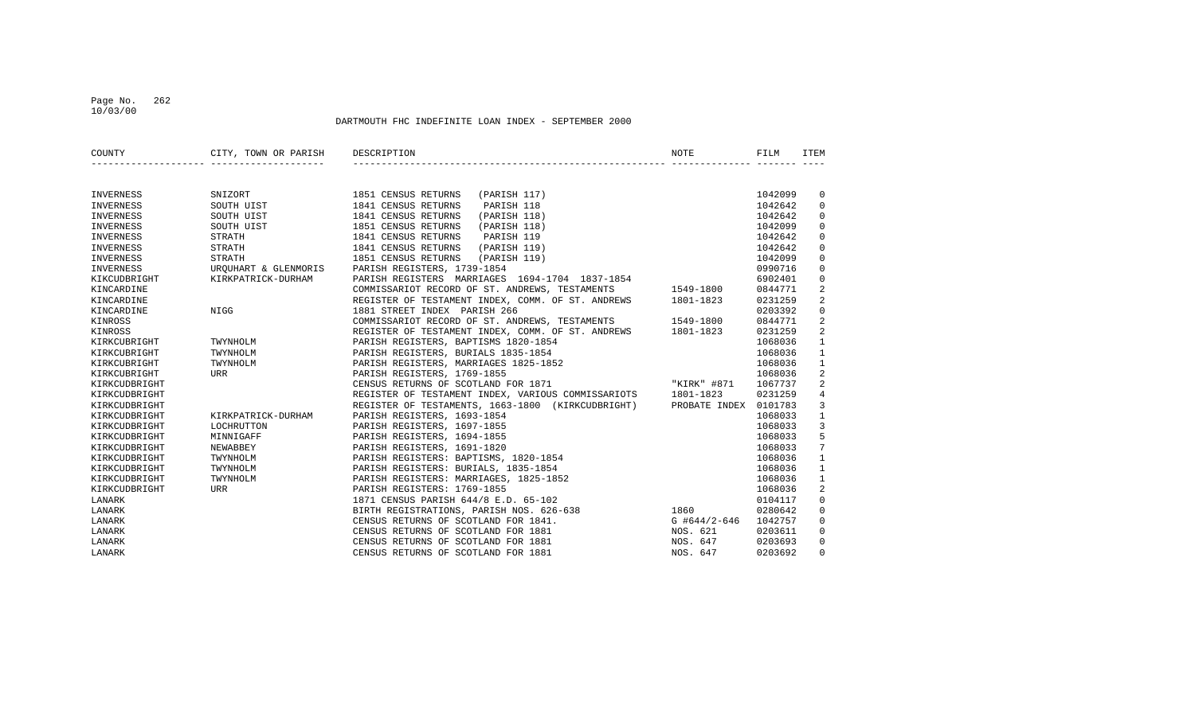DARTMOUTH FHC INDEFINITE LOAN INDEX - SEPTEMBER 2000

| COUNTY | CITY, TOWN OR PARISH | DESCRIPTION | NOTE | FILM | ITEM |
|---|---|---|---|---|---|
| INVERNESS | SNIZORT | 1851 CENSUS RETURNS (PARISH 117) | | 1042099 | 0 |
| INVERNESS | SOUTH UIST | 1841 CENSUS RETURNS PARISH 118 | | 1042642 | 0 |
| INVERNESS | SOUTH UIST | 1841 CENSUS RETURNS (PARISH 118) | | 1042642 | 0 |
| INVERNESS | SOUTH UIST | 1851 CENSUS RETURNS (PARISH 118) | | 1042099 | 0 |
| INVERNESS | STRATH | 1841 CENSUS RETURNS PARISH 119 | | 1042642 | 0 |
| INVERNESS | STRATH | 1841 CENSUS RETURNS (PARISH 119) | | 1042642 | 0 |
| INVERNESS | STRATH | 1851 CENSUS RETURNS (PARISH 119) | | 1042099 | 0 |
| INVERNESS | URQUHART & GLENMORIS | PARISH REGISTERS, 1739-1854 | | 0990716 | 0 |
| KIKCUDBRIGHT | KIRKPATRICK-DURHAM | PARISH REGISTERS MARRIAGES 1694-1704 1837-1854 | | 6902401 | 0 |
| KINCARDINE | | COMMISSARIOT RECORD OF ST. ANDREWS, TESTAMENTS | 1549-1800 | 0844771 | 2 |
| KINCARDINE | | REGISTER OF TESTAMENT INDEX, COMM. OF ST. ANDREWS | 1801-1823 | 0231259 | 2 |
| KINCARDINE | NIGG | 1881 STREET INDEX PARISH 266 | | 0203392 | 0 |
| KINROSS | | COMMISSARIOT RECORD OF ST. ANDREWS, TESTAMENTS | 1549-1800 | 0844771 | 2 |
| KINROSS | | REGISTER OF TESTAMENT INDEX, COMM. OF ST. ANDREWS | 1801-1823 | 0231259 | 2 |
| KIRKCUBRIGHT | TWYNHOLM | PARISH REGISTERS, BAPTISMS 1820-1854 | | 1068036 | 1 |
| KIRKCUBRIGHT | TWYNHOLM | PARISH REGISTERS, BURIALS 1835-1854 | | 1068036 | 1 |
| KIRKCUBRIGHT | TWYNHOLM | PARISH REGISTERS, MARRIAGES 1825-1852 | | 1068036 | 1 |
| KIRKCUBRIGHT | URR | PARISH REGISTERS, 1769-1855 | | 1068036 | 2 |
| KIRKCUDBRIGHT | | CENSUS RETURNS OF SCOTLAND FOR 1871 | "KIRK" #871 | 1067737 | 2 |
| KIRKCUDBRIGHT | | REGISTER OF TESTAMENT INDEX, VARIOUS COMMISSARIOTS | 1801-1823 | 0231259 | 4 |
| KIRKCUDBRIGHT | | REGISTER OF TESTAMENTS, 1663-1800 (KIRKCUDBRIGHT) | PROBATE INDEX | 0101783 | 3 |
| KIRKCUDBRIGHT | KIRKPATRICK-DURHAM | PARISH REGISTERS, 1693-1854 | | 1068033 | 1 |
| KIRKCUDBRIGHT | LOCHRUTTON | PARISH REGISTERS, 1697-1855 | | 1068033 | 3 |
| KIRKCUDBRIGHT | MINNIGAFF | PARISH REGISTERS, 1694-1855 | | 1068033 | 5 |
| KIRKCUDBRIGHT | NEWABBEY | PARISH REGISTERS, 1691-1820 | | 1068033 | 7 |
| KIRKCUDBRIGHT | TWYNHOLM | PARISH REGISTERS: BAPTISMS, 1820-1854 | | 1068036 | 1 |
| KIRKCUDBRIGHT | TWYNHOLM | PARISH REGISTERS: BURIALS, 1835-1854 | | 1068036 | 1 |
| KIRKCUDBRIGHT | TWYNHOLM | PARISH REGISTERS: MARRIAGES, 1825-1852 | | 1068036 | 1 |
| KIRKCUDBRIGHT | URR | PARISH REGISTERS: 1769-1855 | | 1068036 | 2 |
| LANARK | | 1871 CENSUS PARISH 644/8 E.D. 65-102 | | 0104117 | 0 |
| LANARK | | BIRTH REGISTRATIONS, PARISH NOS. 626-638 | 1860 | 0280642 | 0 |
| LANARK | | CENSUS RETURNS OF SCOTLAND FOR 1841. | G #644/2-646 | 1042757 | 0 |
| LANARK | | CENSUS RETURNS OF SCOTLAND FOR 1881 | NOS. 621 | 0203611 | 0 |
| LANARK | | CENSUS RETURNS OF SCOTLAND FOR 1881 | NOS. 647 | 0203693 | 0 |
| LANARK | | CENSUS RETURNS OF SCOTLAND FOR 1881 | NOS. 647 | 0203692 | 0 |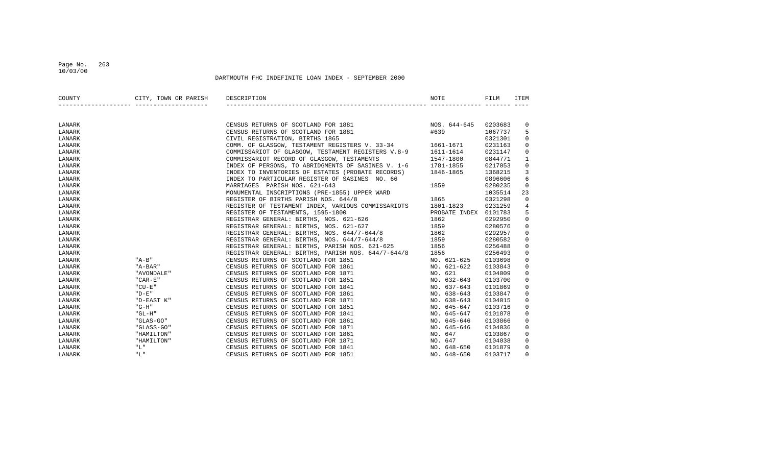DARTMOUTH FHC INDEFINITE LOAN INDEX - SEPTEMBER 2000

| COUNTY | CITY, TOWN OR PARISH | DESCRIPTION | NOTE | FILM | ITEM |
|---|---|---|---|---|---|
| LANARK | | CENSUS RETURNS OF SCOTLAND FOR 1881 | NOS. 644-645 | 0203683 | 0 |
| LANARK | | CENSUS RETURNS OF SCOTLAND FOR 1881 | #639 | 1067737 | 5 |
| LANARK | | CIVIL REGISTRATION, BIRTHS 1865 | | 0321301 | 0 |
| LANARK | | COMM. OF GLASGOW, TESTAMENT REGISTERS V. 33-34 | 1661-1671 | 0231163 | 0 |
| LANARK | | COMMISSARIOT OF GLASGOW, TESTAMENT REGISTERS V.8-9 | 1611-1614 | 0231147 | 0 |
| LANARK | | COMMISSARIOT RECORD OF GLASGOW, TESTAMENTS | 1547-1800 | 0844771 | 1 |
| LANARK | | INDEX OF PERSONS, TO ABRIDGMENTS OF SASINES V. 1-6 | 1781-1855 | 0217053 | 0 |
| LANARK | | INDEX TO INVENTORIES OF ESTATES (PROBATE RECORDS) | 1846-1865 | 1368215 | 3 |
| LANARK | | INDEX TO PARTICULAR REGISTER OF SASINES NO. 66 | | 0896606 | 6 |
| LANARK | | MARRIAGES PARISH NOS. 621-643 | 1859 | 0280235 | 0 |
| LANARK | | MONUMENTAL INSCRIPTIONS (PRE-1855) UPPER WARD | | 1035514 | 23 |
| LANARK | | REGISTER OF BIRTHS PARISH NOS. 644/8 | 1865 | 0321298 | 0 |
| LANARK | | REGISTER OF TESTAMENT INDEX, VARIOUS COMMISSARIOTS | 1801-1823 | 0231259 | 4 |
| LANARK | | REGISTER OF TESTAMENTS, 1595-1800 | PROBATE INDEX | 0101783 | 5 |
| LANARK | | REGISTRAR GENERAL: BIRTHS, NOS. 621-626 | 1862 | 0292950 | 0 |
| LANARK | | REGISTRAR GENERAL: BIRTHS, NOS. 621-627 | 1859 | 0280576 | 0 |
| LANARK | | REGISTRAR GENERAL: BIRTHS, NOS. 644/7-644/8 | 1862 | 0292957 | 0 |
| LANARK | | REGISTRAR GENERAL: BIRTHS, NOS. 644/7-644/8 | 1859 | 0280582 | 0 |
| LANARK | | REGISTRAR GENERAL: BIRTHS, PARISH NOS. 621-625 | 1856 | 0256488 | 0 |
| LANARK | | REGISTRAR GENERAL: BIRTHS, PARISH NOS. 644/7-644/8 | 1856 | 0256493 | 0 |
| LANARK | "A-B" | CENSUS RETURNS OF SCOTLAND FOR 1851 | NO. 621-625 | 0103698 | 0 |
| LANARK | "A-BAR" | CENSUS RETURNS OF SCOTLAND FOR 1861 | NO. 621-622 | 0103843 | 0 |
| LANARK | "AVONDALE" | CENSUS RETURNS OF SCOTLAND FOR 1871 | NO. 621 | 0104009 | 0 |
| LANARK | "CAR-E" | CENSUS RETURNS OF SCOTLAND FOR 1851 | NO. 632-643 | 0103700 | 0 |
| LANARK | "CU-E" | CENSUS RETURNS OF SCOTLAND FOR 1841 | NO. 637-643 | 0101869 | 0 |
| LANARK | "D-E" | CENSUS RETURNS OF SCOTLAND FOR 1861 | NO. 638-643 | 0103847 | 0 |
| LANARK | "D-EAST K" | CENSUS RETURNS OF SCOTLAND FOR 1871 | NO. 638-643 | 0104015 | 0 |
| LANARK | "G-H" | CENSUS RETURNS OF SCOTLAND FOR 1851 | NO. 645-647 | 0103716 | 0 |
| LANARK | "GL-H" | CENSUS RETURNS OF SCOTLAND FOR 1841 | NO. 645-647 | 0101878 | 0 |
| LANARK | "GLAS-GO" | CENSUS RETURNS OF SCOTLAND FOR 1861 | NO. 645-646 | 0103866 | 0 |
| LANARK | "GLASS-GO" | CENSUS RETURNS OF SCOTLAND FOR 1871 | NO. 645-646 | 0104036 | 0 |
| LANARK | "HAMILTON" | CENSUS RETURNS OF SCOTLAND FOR 1861 | NO. 647 | 0103867 | 0 |
| LANARK | "HAMILTON" | CENSUS RETURNS OF SCOTLAND FOR 1871 | NO. 647 | 0104038 | 0 |
| LANARK | "L" | CENSUS RETURNS OF SCOTLAND FOR 1841 | NO. 648-650 | 0101879 | 0 |
| LANARK | "L" | CENSUS RETURNS OF SCOTLAND FOR 1851 | NO. 648-650 | 0103717 | 0 |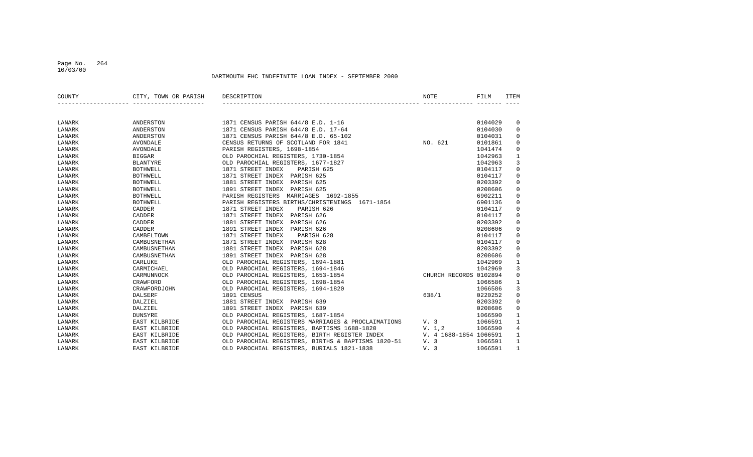DARTMOUTH FHC INDEFINITE LOAN INDEX - SEPTEMBER 2000

| COUNTY | CITY, TOWN OR PARISH | DESCRIPTION | NOTE | FILM | ITEM |
|---|---|---|---|---|---|
| LANARK | ANDERSTON | 1871 CENSUS PARISH 644/8 E.D. 1-16 | | 0104029 | 0 |
| LANARK | ANDERSTON | 1871 CENSUS PARISH 644/8 E.D. 17-64 | | 0104030 | 0 |
| LANARK | ANDERSTON | 1871 CENSUS PARISH 644/8 E.D. 65-102 | | 0104031 | 0 |
| LANARK | AVONDALE | CENSUS RETURNS OF SCOTLAND FOR 1841 | NO. 621 | 0101861 | 0 |
| LANARK | AVONDALE | PARISH REGISTERS, 1698-1854 | | 1041474 | 0 |
| LANARK | BIGGAR | OLD PAROCHIAL REGISTERS, 1730-1854 | | 1042963 | 1 |
| LANARK | BLANTYRE | OLD PAROCHIAL REGISTERS, 1677-1827 | | 1042963 | 3 |
| LANARK | BOTHWELL | 1871 STREET INDEX PARISH 625 | | 0104117 | 0 |
| LANARK | BOTHWELL | 1871 STREET INDEX PARISH 625 | | 0104117 | 0 |
| LANARK | BOTHWELL | 1881 STREET INDEX PARISH 625 | | 0203392 | 0 |
| LANARK | BOTHWELL | 1891 STREET INDEX PARISH 625 | | 0208606 | 0 |
| LANARK | BOTHWELL | PARISH REGISTERS MARRIAGES 1692-1855 | | 6902211 | 0 |
| LANARK | BOTHWELL | PARISH REGISTERS BIRTHS/CHRISTENINGS 1671-1854 | | 6901136 | 0 |
| LANARK | CADDER | 1871 STREET INDEX PARISH 626 | | 0104117 | 0 |
| LANARK | CADDER | 1871 STREET INDEX PARISH 626 | | 0104117 | 0 |
| LANARK | CADDER | 1881 STREET INDEX PARISH 626 | | 0203392 | 0 |
| LANARK | CADDER | 1891 STREET INDEX PARISH 626 | | 0208606 | 0 |
| LANARK | CAMBELTOWN | 1871 STREET INDEX PARISH 628 | | 0104117 | 0 |
| LANARK | CAMBUSNETHAN | 1871 STREET INDEX PARISH 628 | | 0104117 | 0 |
| LANARK | CAMBUSNETHAN | 1881 STREET INDEX PARISH 628 | | 0203392 | 0 |
| LANARK | CAMBUSNETHAN | 1891 STREET INDEX PARISH 628 | | 0208606 | 0 |
| LANARK | CARLUKE | OLD PAROCHIAL REGISTERS, 1694-1881 | | 1042969 | 1 |
| LANARK | CARMICHAEL | OLD PAROCHIAL REGISTERS, 1694-1846 | | 1042969 | 3 |
| LANARK | CARMUNNOCK | OLD PAROCHIAL REGISTERS, 1653-1854 | CHURCH RECORDS | 0102894 | 0 |
| LANARK | CRAWFORD | OLD PAROCHIAL REGISTERS, 1698-1854 | | 1066586 | 1 |
| LANARK | CRAWFORDJOHN | OLD PAROCHIAL REGISTERS, 1694-1820 | | 1066586 | 3 |
| LANARK | DALSERF | 1891 CENSUS | 638/1 | 0220252 | 0 |
| LANARK | DALZIEL | 1881 STREET INDEX PARISH 639 | | 0203392 | 0 |
| LANARK | DALZIEL | 1891 STREET INDEX PARISH 639 | | 0208606 | 0 |
| LANARK | DUNSYRE | OLD PAROCHIAL REGISTERS, 1687-1854 | | 1066590 | 1 |
| LANARK | EAST KILBRIDE | OLD PAROCHIAL REGISTERS MARRIAGES & PROCLAIMATIONS | V. 3 | 1066591 | 1 |
| LANARK | EAST KILBRIDE | OLD PAROCHIAL REGISTERS, BAPTISMS 1688-1820 | V. 1,2 | 1066590 | 4 |
| LANARK | EAST KILBRIDE | OLD PAROCHIAL REGISTERS, BIRTH REGISTER INDEX | V. 4 1688-1854 | 1066591 | 1 |
| LANARK | EAST KILBRIDE | OLD PAROCHIAL REGISTERS, BIRTHS & BAPTISMS 1820-51 | V. 3 | 1066591 | 1 |
| LANARK | EAST KILBRIDE | OLD PAROCHIAL REGISTERS, BURIALS 1821-1838 | V. 3 | 1066591 | 1 |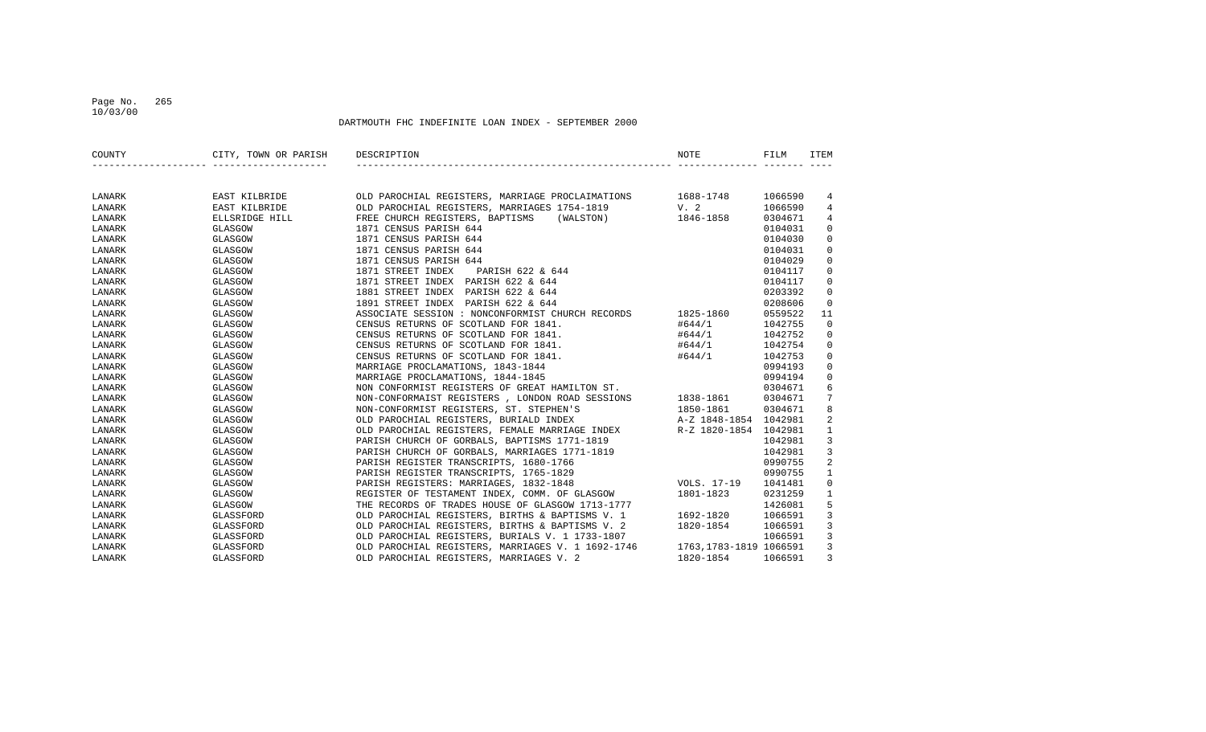DARTMOUTH FHC INDEFINITE LOAN INDEX - SEPTEMBER 2000

| COUNTY | CITY, TOWN OR PARISH | DESCRIPTION | NOTE | FILM | ITEM |
|---|---|---|---|---|---|
| LANARK | EAST KILBRIDE | OLD PAROCHIAL REGISTERS, MARRIAGE PROCLAIMATIONS | 1688-1748 | 1066590 | 4 |
| LANARK | EAST KILBRIDE | OLD PAROCHIAL REGISTERS, MARRIAGES 1754-1819 | V. 2 | 1066590 | 4 |
| LANARK | ELLSRIDGE HILL | FREE CHURCH REGISTERS, BAPTISMS (WALSTON) | 1846-1858 | 0304671 | 4 |
| LANARK | GLASGOW | 1871 CENSUS PARISH 644 | | 0104031 | 0 |
| LANARK | GLASGOW | 1871 CENSUS PARISH 644 | | 0104030 | 0 |
| LANARK | GLASGOW | 1871 CENSUS PARISH 644 | | 0104031 | 0 |
| LANARK | GLASGOW | 1871 CENSUS PARISH 644 | | 0104029 | 0 |
| LANARK | GLASGOW | 1871 STREET INDEX PARISH 622 & 644 | | 0104117 | 0 |
| LANARK | GLASGOW | 1871 STREET INDEX PARISH 622 & 644 | | 0104117 | 0 |
| LANARK | GLASGOW | 1881 STREET INDEX PARISH 622 & 644 | | 0203392 | 0 |
| LANARK | GLASGOW | 1891 STREET INDEX PARISH 622 & 644 | | 0208606 | 0 |
| LANARK | GLASGOW | ASSOCIATE SESSION : NONCONFORMIST CHURCH RECORDS | 1825-1860 | 0559522 | 11 |
| LANARK | GLASGOW | CENSUS RETURNS OF SCOTLAND FOR 1841. | #644/1 | 1042755 | 0 |
| LANARK | GLASGOW | CENSUS RETURNS OF SCOTLAND FOR 1841. | #644/1 | 1042752 | 0 |
| LANARK | GLASGOW | CENSUS RETURNS OF SCOTLAND FOR 1841. | #644/1 | 1042754 | 0 |
| LANARK | GLASGOW | CENSUS RETURNS OF SCOTLAND FOR 1841. | #644/1 | 1042753 | 0 |
| LANARK | GLASGOW | MARRIAGE PROCLAMATIONS, 1843-1844 | | 0994193 | 0 |
| LANARK | GLASGOW | MARRIAGE PROCLAMATIONS, 1844-1845 | | 0994194 | 0 |
| LANARK | GLASGOW | NON CONFORMIST REGISTERS OF GREAT HAMILTON ST. | | 0304671 | 6 |
| LANARK | GLASGOW | NON-CONFORMAIST REGISTERS , LONDON ROAD SESSIONS | 1838-1861 | 0304671 | 7 |
| LANARK | GLASGOW | NON-CONFORMIST REGISTERS, ST. STEPHEN'S | 1850-1861 | 0304671 | 8 |
| LANARK | GLASGOW | OLD PAROCHIAL REGISTERS, BURIALD INDEX | A-Z 1848-1854 | 1042981 | 2 |
| LANARK | GLASGOW | OLD PAROCHIAL REGISTERS, FEMALE MARRIAGE INDEX | R-Z 1820-1854 | 1042981 | 1 |
| LANARK | GLASGOW | PARISH CHURCH OF GORBALS, BAPTISMS 1771-1819 | | 1042981 | 3 |
| LANARK | GLASGOW | PARISH CHURCH OF GORBALS, MARRIAGES 1771-1819 | | 1042981 | 3 |
| LANARK | GLASGOW | PARISH REGISTER TRANSCRIPTS, 1680-1766 | | 0990755 | 2 |
| LANARK | GLASGOW | PARISH REGISTER TRANSCRIPTS, 1765-1829 | | 0990755 | 1 |
| LANARK | GLASGOW | PARISH REGISTERS: MARRIAGES, 1832-1848 | VOLS. 17-19 | 1041481 | 0 |
| LANARK | GLASGOW | REGISTER OF TESTAMENT INDEX, COMM. OF GLASGOW | 1801-1823 | 0231259 | 1 |
| LANARK | GLASGOW | THE RECORDS OF TRADES HOUSE OF GLASGOW 1713-1777 | | 1426081 | 5 |
| LANARK | GLASSFORD | OLD PAROCHIAL REGISTERS, BIRTHS & BAPTISMS V. 1 | 1692-1820 | 1066591 | 3 |
| LANARK | GLASSFORD | OLD PAROCHIAL REGISTERS, BIRTHS & BAPTISMS V. 2 | 1820-1854 | 1066591 | 3 |
| LANARK | GLASSFORD | OLD PAROCHIAL REGISTERS, BURIALS V. 1 1733-1807 | | 1066591 | 3 |
| LANARK | GLASSFORD | OLD PAROCHIAL REGISTERS, MARRIAGES V. 1 1692-1746 | 1763,1783-1819 | 1066591 | 3 |
| LANARK | GLASSFORD | OLD PAROCHIAL REGISTERS, MARRIAGES V. 2 | 1820-1854 | 1066591 | 3 |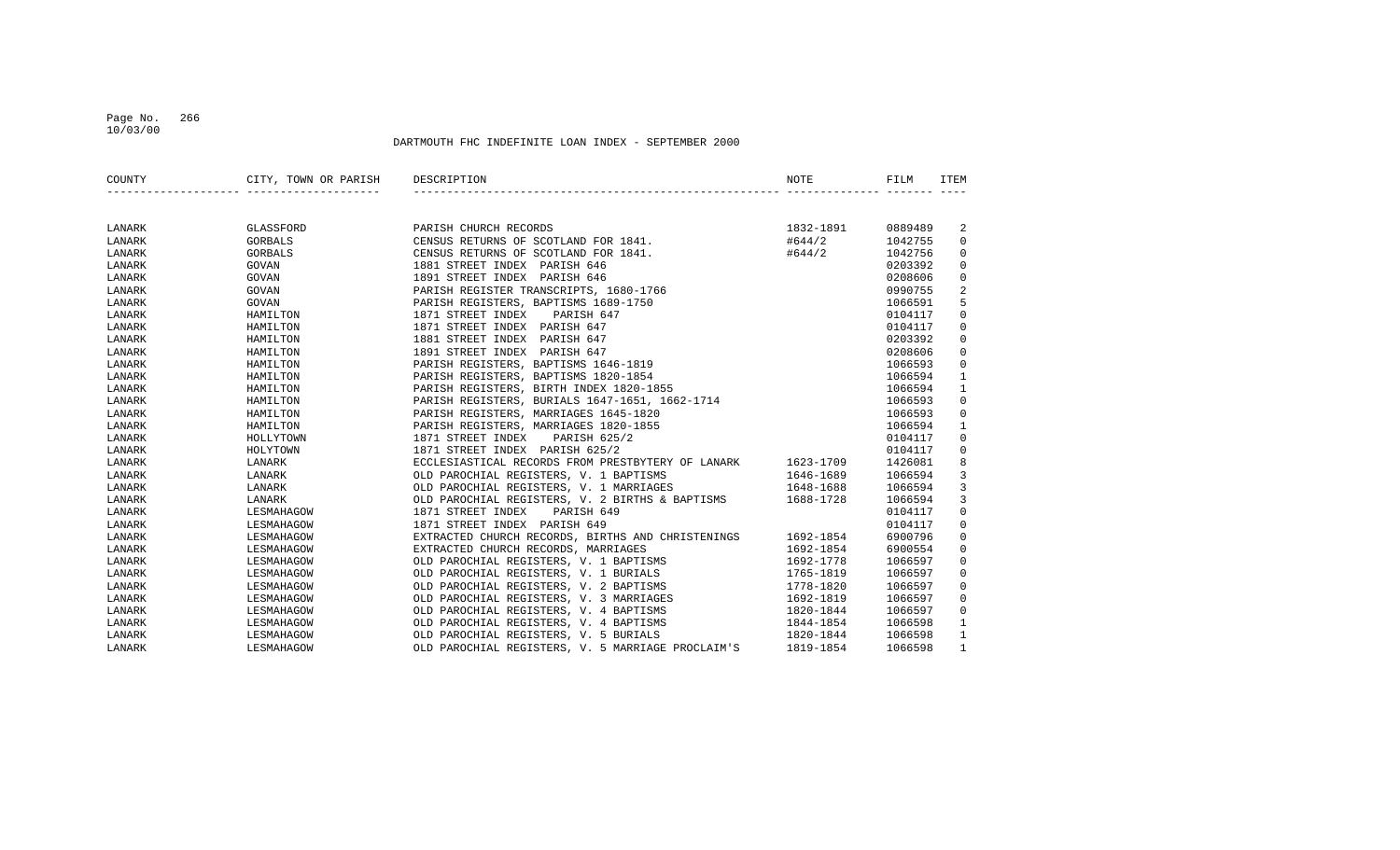DARTMOUTH FHC INDEFINITE LOAN INDEX - SEPTEMBER 2000

| COUNTY | CITY, TOWN OR PARISH | DESCRIPTION | NOTE | FILM | ITEM |
|---|---|---|---|---|---|
| LANARK | GLASSFORD | PARISH CHURCH RECORDS | 1832-1891 | 0889489 | 2 |
| LANARK | GORBALS | CENSUS RETURNS OF SCOTLAND FOR 1841. | #644/2 | 1042755 | 0 |
| LANARK | GORBALS | CENSUS RETURNS OF SCOTLAND FOR 1841. | #644/2 | 1042756 | 0 |
| LANARK | GOVAN | 1881 STREET INDEX PARISH 646 | | 0203392 | 0 |
| LANARK | GOVAN | 1891 STREET INDEX PARISH 646 | | 0208606 | 0 |
| LANARK | GOVAN | PARISH REGISTER TRANSCRIPTS, 1680-1766 | | 0990755 | 2 |
| LANARK | GOVAN | PARISH REGISTERS, BAPTISMS 1689-1750 | | 1066591 | 5 |
| LANARK | HAMILTON | 1871 STREET INDEX PARISH 647 | | 0104117 | 0 |
| LANARK | HAMILTON | 1871 STREET INDEX PARISH 647 | | 0104117 | 0 |
| LANARK | HAMILTON | 1881 STREET INDEX PARISH 647 | | 0203392 | 0 |
| LANARK | HAMILTON | 1891 STREET INDEX PARISH 647 | | 0208606 | 0 |
| LANARK | HAMILTON | PARISH REGISTERS, BAPTISMS 1646-1819 | | 1066593 | 0 |
| LANARK | HAMILTON | PARISH REGISTERS, BAPTISMS 1820-1854 | | 1066594 | 1 |
| LANARK | HAMILTON | PARISH REGISTERS, BIRTH INDEX 1820-1855 | | 1066594 | 1 |
| LANARK | HAMILTON | PARISH REGISTERS, BURIALS 1647-1651, 1662-1714 | | 1066593 | 0 |
| LANARK | HAMILTON | PARISH REGISTERS, MARRIAGES 1645-1820 | | 1066593 | 0 |
| LANARK | HAMILTON | PARISH REGISTERS, MARRIAGES 1820-1855 | | 1066594 | 1 |
| LANARK | HOLLYTOWN | 1871 STREET INDEX PARISH 625/2 | | 0104117 | 0 |
| LANARK | HOLYTOWN | 1871 STREET INDEX PARISH 625/2 | | 0104117 | 0 |
| LANARK | LANARK | ECCLESIASTICAL RECORDS FROM PRESTBYTERY OF LANARK | 1623-1709 | 1426081 | 8 |
| LANARK | LANARK | OLD PAROCHIAL REGISTERS, V. 1 BAPTISMS | 1646-1689 | 1066594 | 3 |
| LANARK | LANARK | OLD PAROCHIAL REGISTERS, V. 1 MARRIAGES | 1648-1688 | 1066594 | 3 |
| LANARK | LANARK | OLD PAROCHIAL REGISTERS, V. 2 BIRTHS & BAPTISMS | 1688-1728 | 1066594 | 3 |
| LANARK | LESMAHAGOW | 1871 STREET INDEX PARISH 649 | | 0104117 | 0 |
| LANARK | LESMAHAGOW | 1871 STREET INDEX PARISH 649 | | 0104117 | 0 |
| LANARK | LESMAHAGOW | EXTRACTED CHURCH RECORDS, BIRTHS AND CHRISTENINGS | 1692-1854 | 6900796 | 0 |
| LANARK | LESMAHAGOW | EXTRACTED CHURCH RECORDS, MARRIAGES | 1692-1854 | 6900554 | 0 |
| LANARK | LESMAHAGOW | OLD PAROCHIAL REGISTERS, V. 1 BAPTISMS | 1692-1778 | 1066597 | 0 |
| LANARK | LESMAHAGOW | OLD PAROCHIAL REGISTERS, V. 1 BURIALS | 1765-1819 | 1066597 | 0 |
| LANARK | LESMAHAGOW | OLD PAROCHIAL REGISTERS, V. 2 BAPTISMS | 1778-1820 | 1066597 | 0 |
| LANARK | LESMAHAGOW | OLD PAROCHIAL REGISTERS, V. 3 MARRIAGES | 1692-1819 | 1066597 | 0 |
| LANARK | LESMAHAGOW | OLD PAROCHIAL REGISTERS, V. 4 BAPTISMS | 1820-1844 | 1066597 | 0 |
| LANARK | LESMAHAGOW | OLD PAROCHIAL REGISTERS, V. 4 BAPTISMS | 1844-1854 | 1066598 | 1 |
| LANARK | LESMAHAGOW | OLD PAROCHIAL REGISTERS, V. 5 BURIALS | 1820-1844 | 1066598 | 1 |
| LANARK | LESMAHAGOW | OLD PAROCHIAL REGISTERS, V. 5 MARRIAGE PROCLAIM'S | 1819-1854 | 1066598 | 1 |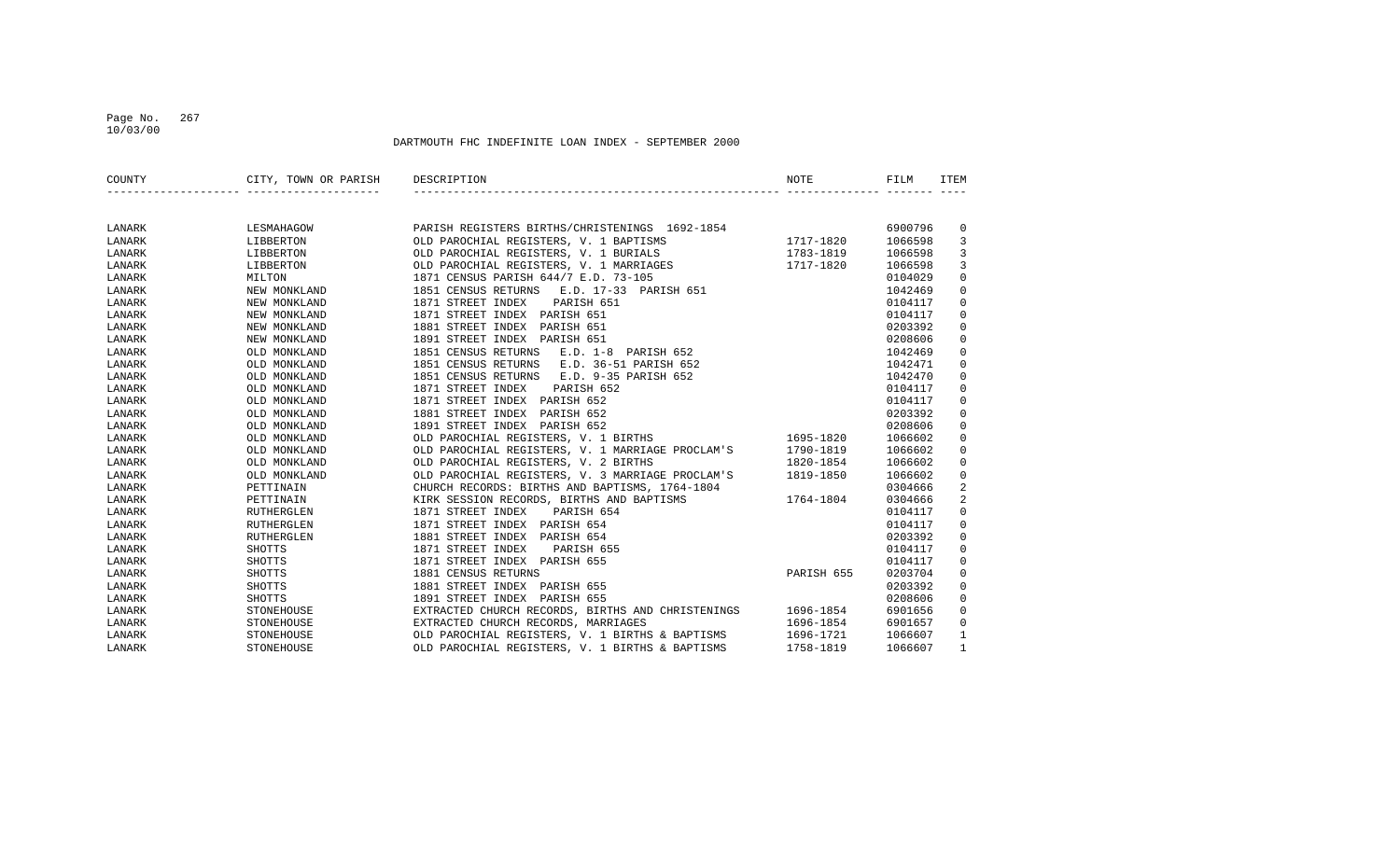DARTMOUTH FHC INDEFINITE LOAN INDEX - SEPTEMBER 2000

| COUNTY | CITY, TOWN OR PARISH | DESCRIPTION | NOTE | FILM | ITEM |
|---|---|---|---|---|---|
| LANARK | LESMAHAGOW | PARISH REGISTERS BIRTHS/CHRISTENINGS 1692-1854 | | 6900796 | 0 |
| LANARK | LIBBERTON | OLD PAROCHIAL REGISTERS, V. 1 BAPTISMS | 1717-1820 | 1066598 | 3 |
| LANARK | LIBBERTON | OLD PAROCHIAL REGISTERS, V. 1 BURIALS | 1783-1819 | 1066598 | 3 |
| LANARK | LIBBERTON | OLD PAROCHIAL REGISTERS, V. 1 MARRIAGES | 1717-1820 | 1066598 | 3 |
| LANARK | MILTON | 1871 CENSUS PARISH 644/7 E.D. 73-105 | | 0104029 | 0 |
| LANARK | NEW MONKLAND | 1851 CENSUS RETURNS E.D. 17-33 PARISH 651 | | 1042469 | 0 |
| LANARK | NEW MONKLAND | 1871 STREET INDEX PARISH 651 | | 0104117 | 0 |
| LANARK | NEW MONKLAND | 1871 STREET INDEX PARISH 651 | | 0104117 | 0 |
| LANARK | NEW MONKLAND | 1881 STREET INDEX PARISH 651 | | 0203392 | 0 |
| LANARK | NEW MONKLAND | 1891 STREET INDEX PARISH 651 | | 0208606 | 0 |
| LANARK | OLD MONKLAND | 1851 CENSUS RETURNS E.D. 1-8 PARISH 652 | | 1042469 | 0 |
| LANARK | OLD MONKLAND | 1851 CENSUS RETURNS E.D. 36-51 PARISH 652 | | 1042471 | 0 |
| LANARK | OLD MONKLAND | 1851 CENSUS RETURNS E.D. 9-35 PARISH 652 | | 1042470 | 0 |
| LANARK | OLD MONKLAND | 1871 STREET INDEX PARISH 652 | | 0104117 | 0 |
| LANARK | OLD MONKLAND | 1871 STREET INDEX PARISH 652 | | 0104117 | 0 |
| LANARK | OLD MONKLAND | 1881 STREET INDEX PARISH 652 | | 0203392 | 0 |
| LANARK | OLD MONKLAND | 1891 STREET INDEX PARISH 652 | | 0208606 | 0 |
| LANARK | OLD MONKLAND | OLD PAROCHIAL REGISTERS, V. 1 BIRTHS | 1695-1820 | 1066602 | 0 |
| LANARK | OLD MONKLAND | OLD PAROCHIAL REGISTERS, V. 1 MARRIAGE PROCLAM'S | 1790-1819 | 1066602 | 0 |
| LANARK | OLD MONKLAND | OLD PAROCHIAL REGISTERS, V. 2 BIRTHS | 1820-1854 | 1066602 | 0 |
| LANARK | OLD MONKLAND | OLD PAROCHIAL REGISTERS, V. 3 MARRIAGE PROCLAM'S | 1819-1850 | 1066602 | 0 |
| LANARK | PETTINAIN | CHURCH RECORDS: BIRTHS AND BAPTISMS, 1764-1804 | | 0304666 | 2 |
| LANARK | PETTINAIN | KIRK SESSION RECORDS, BIRTHS AND BAPTISMS | 1764-1804 | 0304666 | 2 |
| LANARK | RUTHERGLEN | 1871 STREET INDEX PARISH 654 | | 0104117 | 0 |
| LANARK | RUTHERGLEN | 1871 STREET INDEX PARISH 654 | | 0104117 | 0 |
| LANARK | RUTHERGLEN | 1881 STREET INDEX PARISH 654 | | 0203392 | 0 |
| LANARK | SHOTTS | 1871 STREET INDEX PARISH 655 | | 0104117 | 0 |
| LANARK | SHOTTS | 1871 STREET INDEX PARISH 655 | | 0104117 | 0 |
| LANARK | SHOTTS | 1881 CENSUS RETURNS | PARISH 655 | 0203704 | 0 |
| LANARK | SHOTTS | 1881 STREET INDEX PARISH 655 | | 0203392 | 0 |
| LANARK | SHOTTS | 1891 STREET INDEX PARISH 655 | | 0208606 | 0 |
| LANARK | STONEHOUSE | EXTRACTED CHURCH RECORDS, BIRTHS AND CHRISTENINGS | 1696-1854 | 6901656 | 0 |
| LANARK | STONEHOUSE | EXTRACTED CHURCH RECORDS, MARRIAGES | 1696-1854 | 6901657 | 0 |
| LANARK | STONEHOUSE | OLD PAROCHIAL REGISTERS, V. 1 BIRTHS & BAPTISMS | 1696-1721 | 1066607 | 1 |
| LANARK | STONEHOUSE | OLD PAROCHIAL REGISTERS, V. 1 BIRTHS & BAPTISMS | 1758-1819 | 1066607 | 1 |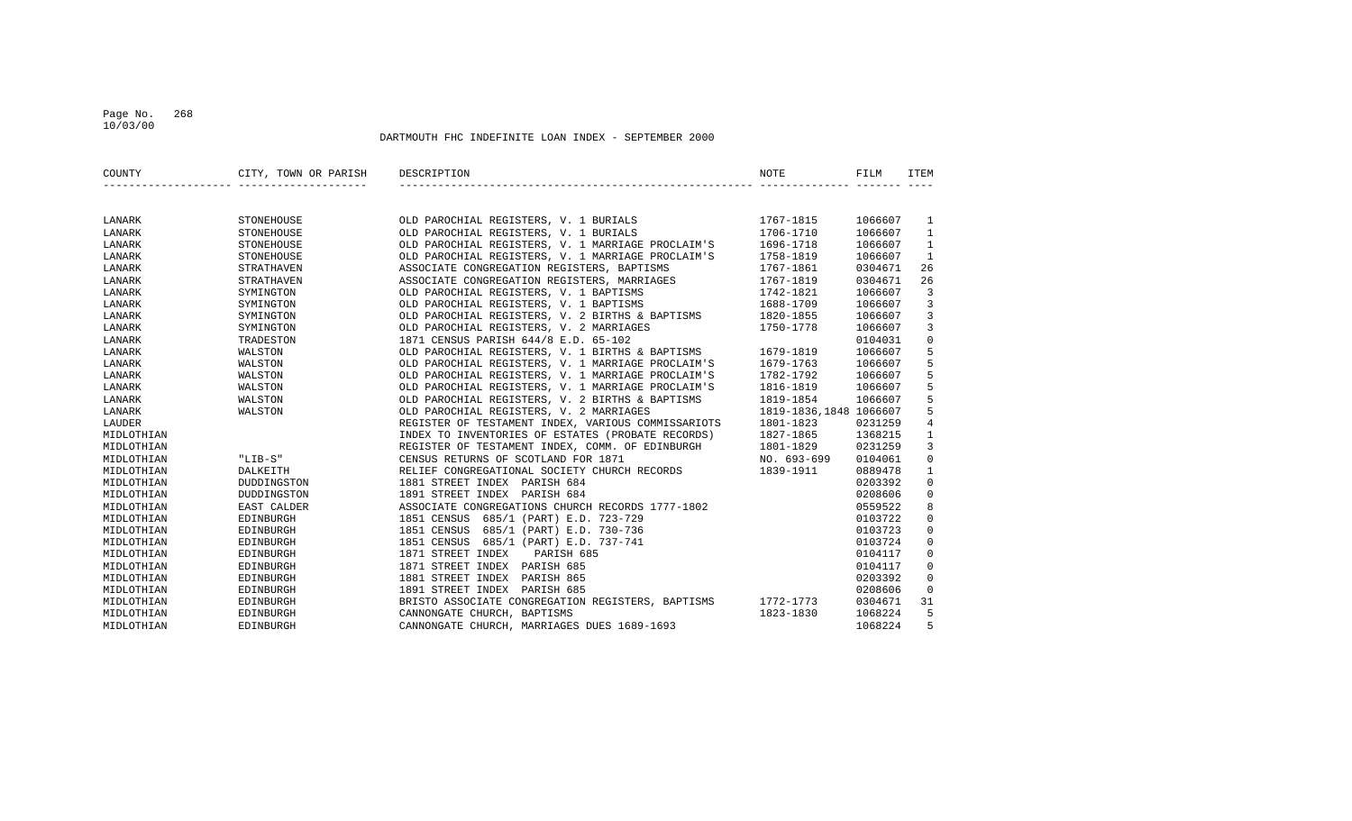DARTMOUTH FHC INDEFINITE LOAN INDEX - SEPTEMBER 2000

| COUNTY | CITY, TOWN OR PARISH | DESCRIPTION | NOTE | FILM | ITEM |
|---|---|---|---|---|---|
| LANARK | STONEHOUSE | OLD PAROCHIAL REGISTERS, V. 1 BURIALS | 1767-1815 | 1066607 | 1 |
| LANARK | STONEHOUSE | OLD PAROCHIAL REGISTERS, V. 1 BURIALS | 1706-1710 | 1066607 | 1 |
| LANARK | STONEHOUSE | OLD PAROCHIAL REGISTERS, V. 1 MARRIAGE PROCLAIM'S | 1696-1718 | 1066607 | 1 |
| LANARK | STONEHOUSE | OLD PAROCHIAL REGISTERS, V. 1 MARRIAGE PROCLAIM'S | 1758-1819 | 1066607 | 1 |
| LANARK | STRATHAVEN | ASSOCIATE CONGREGATION REGISTERS, BAPTISMS | 1767-1861 | 0304671 | 26 |
| LANARK | STRATHAVEN | ASSOCIATE CONGREGATION REGISTERS, MARRIAGES | 1767-1819 | 0304671 | 26 |
| LANARK | SYMINGTON | OLD PAROCHIAL REGISTERS, V. 1 BAPTISMS | 1742-1821 | 1066607 | 3 |
| LANARK | SYMINGTON | OLD PAROCHIAL REGISTERS, V. 1 BAPTISMS | 1688-1709 | 1066607 | 3 |
| LANARK | SYMINGTON | OLD PAROCHIAL REGISTERS, V. 2 BIRTHS & BAPTISMS | 1820-1855 | 1066607 | 3 |
| LANARK | SYMINGTON | OLD PAROCHIAL REGISTERS, V. 2 MARRIAGES | 1750-1778 | 1066607 | 3 |
| LANARK | TRADESTON | 1871 CENSUS PARISH 644/8 E.D. 65-102 | | 0104031 | 0 |
| LANARK | WALSTON | OLD PAROCHIAL REGISTERS, V. 1 BIRTHS & BAPTISMS | 1679-1819 | 1066607 | 5 |
| LANARK | WALSTON | OLD PAROCHIAL REGISTERS, V. 1 MARRIAGE PROCLAIM'S | 1679-1763 | 1066607 | 5 |
| LANARK | WALSTON | OLD PAROCHIAL REGISTERS, V. 1 MARRIAGE PROCLAIM'S | 1782-1792 | 1066607 | 5 |
| LANARK | WALSTON | OLD PAROCHIAL REGISTERS, V. 1 MARRIAGE PROCLAIM'S | 1816-1819 | 1066607 | 5 |
| LANARK | WALSTON | OLD PAROCHIAL REGISTERS, V. 2 BIRTHS & BAPTISMS | 1819-1854 | 1066607 | 5 |
| LANARK | WALSTON | OLD PAROCHIAL REGISTERS, V. 2 MARRIAGES | 1819-1836,1848 | 1066607 | 5 |
| LAUDER | | REGISTER OF TESTAMENT INDEX, VARIOUS COMMISSARIOTS | 1801-1823 | 0231259 | 4 |
| MIDLOTHIAN | | INDEX TO INVENTORIES OF ESTATES (PROBATE RECORDS) | 1827-1865 | 1368215 | 1 |
| MIDLOTHIAN | | REGISTER OF TESTAMENT INDEX, COMM. OF EDINBURGH | 1801-1829 | 0231259 | 3 |
| MIDLOTHIAN | "LIB-S" | CENSUS RETURNS OF SCOTLAND FOR 1871 | NO. 693-699 | 0104061 | 0 |
| MIDLOTHIAN | DALKEITH | RELIEF CONGREGATIONAL SOCIETY CHURCH RECORDS | 1839-1911 | 0889478 | 1 |
| MIDLOTHIAN | DUDDINGSTON | 1881 STREET INDEX PARISH 684 | | 0203392 | 0 |
| MIDLOTHIAN | DUDDINGSTON | 1891 STREET INDEX PARISH 684 | | 0208606 | 0 |
| MIDLOTHIAN | EAST CALDER | ASSOCIATE CONGREGATIONS CHURCH RECORDS 1777-1802 | | 0559522 | 8 |
| MIDLOTHIAN | EDINBURGH | 1851 CENSUS 685/1 (PART) E.D. 723-729 | | 0103722 | 0 |
| MIDLOTHIAN | EDINBURGH | 1851 CENSUS 685/1 (PART) E.D. 730-736 | | 0103723 | 0 |
| MIDLOTHIAN | EDINBURGH | 1851 CENSUS 685/1 (PART) E.D. 737-741 | | 0103724 | 0 |
| MIDLOTHIAN | EDINBURGH | 1871 STREET INDEX PARISH 685 | | 0104117 | 0 |
| MIDLOTHIAN | EDINBURGH | 1871 STREET INDEX PARISH 685 | | 0104117 | 0 |
| MIDLOTHIAN | EDINBURGH | 1881 STREET INDEX PARISH 865 | | 0203392 | 0 |
| MIDLOTHIAN | EDINBURGH | 1891 STREET INDEX PARISH 685 | | 0208606 | 0 |
| MIDLOTHIAN | EDINBURGH | BRISTO ASSOCIATE CONGREGATION REGISTERS, BAPTISMS | 1772-1773 | 0304671 | 31 |
| MIDLOTHIAN | EDINBURGH | CANNONGATE CHURCH, BAPTISMS | 1823-1830 | 1068224 | 5 |
| MIDLOTHIAN | EDINBURGH | CANNONGATE CHURCH, MARRIAGES DUES 1689-1693 | | 1068224 | 5 |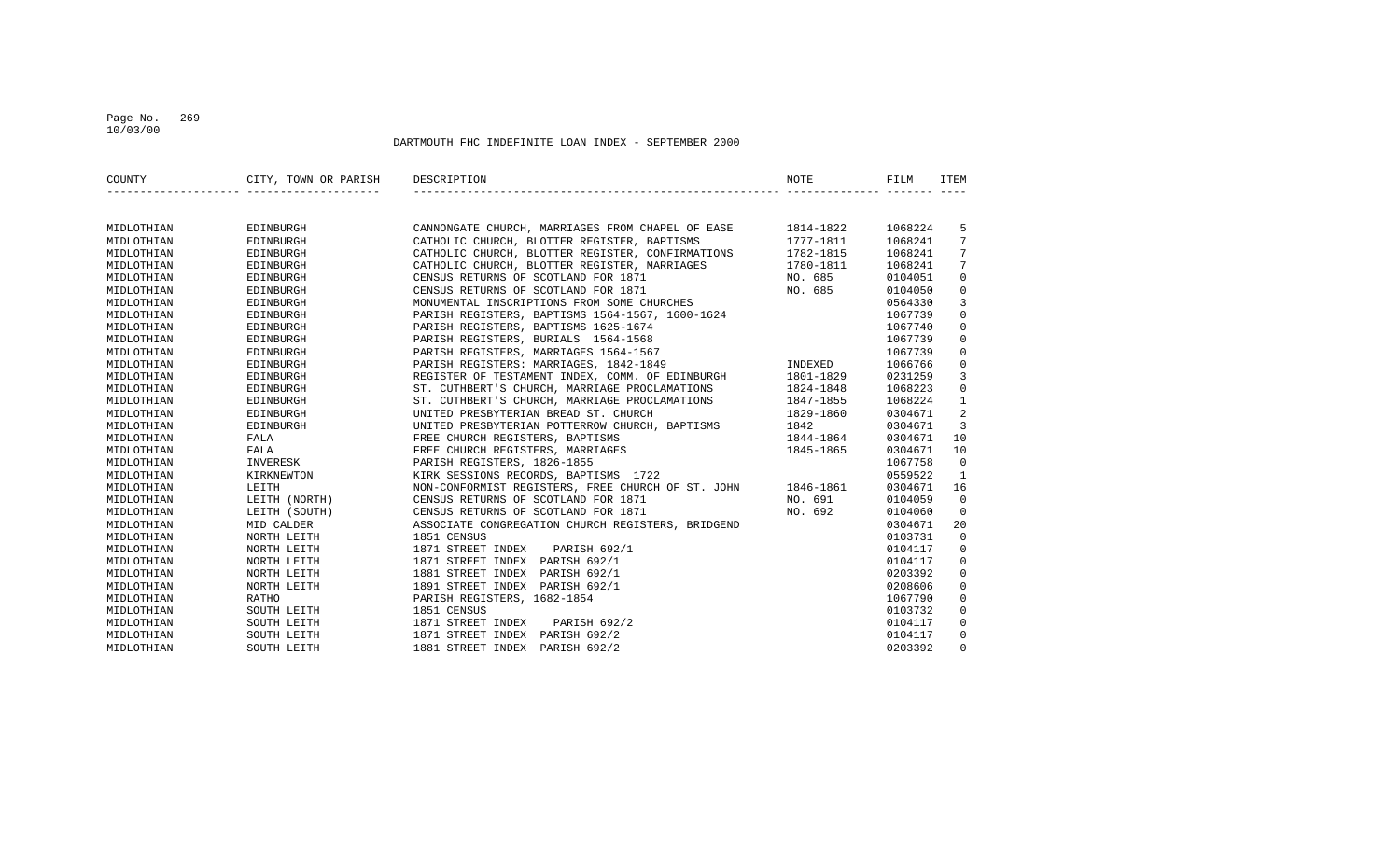DARTMOUTH FHC INDEFINITE LOAN INDEX - SEPTEMBER 2000

| COUNTY | CITY, TOWN OR PARISH | DESCRIPTION | NOTE | FILM | ITEM |
|---|---|---|---|---|---|
| MIDLOTHIAN | EDINBURGH | CANNONGATE CHURCH, MARRIAGES FROM CHAPEL OF EASE | 1814-1822 | 1068224 | 5 |
| MIDLOTHIAN | EDINBURGH | CATHOLIC CHURCH, BLOTTER REGISTER, BAPTISMS | 1777-1811 | 1068241 | 7 |
| MIDLOTHIAN | EDINBURGH | CATHOLIC CHURCH, BLOTTER REGISTER, CONFIRMATIONS | 1782-1815 | 1068241 | 7 |
| MIDLOTHIAN | EDINBURGH | CATHOLIC CHURCH, BLOTTER REGISTER, MARRIAGES | 1780-1811 | 1068241 | 7 |
| MIDLOTHIAN | EDINBURGH | CENSUS RETURNS OF SCOTLAND FOR 1871 | NO. 685 | 0104051 | 0 |
| MIDLOTHIAN | EDINBURGH | CENSUS RETURNS OF SCOTLAND FOR 1871 | NO. 685 | 0104050 | 0 |
| MIDLOTHIAN | EDINBURGH | MONUMENTAL INSCRIPTIONS FROM SOME CHURCHES | | 0564330 | 3 |
| MIDLOTHIAN | EDINBURGH | PARISH REGISTERS, BAPTISMS 1564-1567, 1600-1624 | | 1067739 | 0 |
| MIDLOTHIAN | EDINBURGH | PARISH REGISTERS, BAPTISMS 1625-1674 | | 1067740 | 0 |
| MIDLOTHIAN | EDINBURGH | PARISH REGISTERS, BURIALS 1564-1568 | | 1067739 | 0 |
| MIDLOTHIAN | EDINBURGH | PARISH REGISTERS, MARRIAGES 1564-1567 | | 1067739 | 0 |
| MIDLOTHIAN | EDINBURGH | PARISH REGISTERS: MARRIAGES, 1842-1849 | INDEXED | 1066766 | 0 |
| MIDLOTHIAN | EDINBURGH | REGISTER OF TESTAMENT INDEX, COMM. OF EDINBURGH | 1801-1829 | 0231259 | 3 |
| MIDLOTHIAN | EDINBURGH | ST. CUTHBERT'S CHURCH, MARRIAGE PROCLAMATIONS | 1824-1848 | 1068223 | 0 |
| MIDLOTHIAN | EDINBURGH | ST. CUTHBERT'S CHURCH, MARRIAGE PROCLAMATIONS | 1847-1855 | 1068224 | 1 |
| MIDLOTHIAN | EDINBURGH | UNITED PRESBYTERIAN BREAD ST. CHURCH | 1829-1860 | 0304671 | 2 |
| MIDLOTHIAN | EDINBURGH | UNITED PRESBYTERIAN POTTERROW CHURCH, BAPTISMS | 1842 | 0304671 | 3 |
| MIDLOTHIAN | FALA | FREE CHURCH REGISTERS, BAPTISMS | 1844-1864 | 0304671 | 10 |
| MIDLOTHIAN | FALA | FREE CHURCH REGISTERS, MARRIAGES | 1845-1865 | 0304671 | 10 |
| MIDLOTHIAN | INVERESK | PARISH REGISTERS, 1826-1855 | | 1067758 | 0 |
| MIDLOTHIAN | KIRKNEWTON | KIRK SESSIONS RECORDS, BAPTISMS 1722 | | 0559522 | 1 |
| MIDLOTHIAN | LEITH | NON-CONFORMIST REGISTERS, FREE CHURCH OF ST. JOHN | 1846-1861 | 0304671 | 16 |
| MIDLOTHIAN | LEITH (NORTH) | CENSUS RETURNS OF SCOTLAND FOR 1871 | NO. 691 | 0104059 | 0 |
| MIDLOTHIAN | LEITH (SOUTH) | CENSUS RETURNS OF SCOTLAND FOR 1871 | NO. 692 | 0104060 | 0 |
| MIDLOTHIAN | MID CALDER | ASSOCIATE CONGREGATION CHURCH REGISTERS, BRIDGEND | | 0304671 | 20 |
| MIDLOTHIAN | NORTH LEITH | 1851 CENSUS | | 0103731 | 0 |
| MIDLOTHIAN | NORTH LEITH | 1871 STREET INDEX PARISH 692/1 | | 0104117 | 0 |
| MIDLOTHIAN | NORTH LEITH | 1871 STREET INDEX PARISH 692/1 | | 0104117 | 0 |
| MIDLOTHIAN | NORTH LEITH | 1881 STREET INDEX PARISH 692/1 | | 0203392 | 0 |
| MIDLOTHIAN | NORTH LEITH | 1891 STREET INDEX PARISH 692/1 | | 0208606 | 0 |
| MIDLOTHIAN | RATHO | PARISH REGISTERS, 1682-1854 | | 1067790 | 0 |
| MIDLOTHIAN | SOUTH LEITH | 1851 CENSUS | | 0103732 | 0 |
| MIDLOTHIAN | SOUTH LEITH | 1871 STREET INDEX PARISH 692/2 | | 0104117 | 0 |
| MIDLOTHIAN | SOUTH LEITH | 1871 STREET INDEX PARISH 692/2 | | 0104117 | 0 |
| MIDLOTHIAN | SOUTH LEITH | 1881 STREET INDEX PARISH 692/2 | | 0203392 | 0 |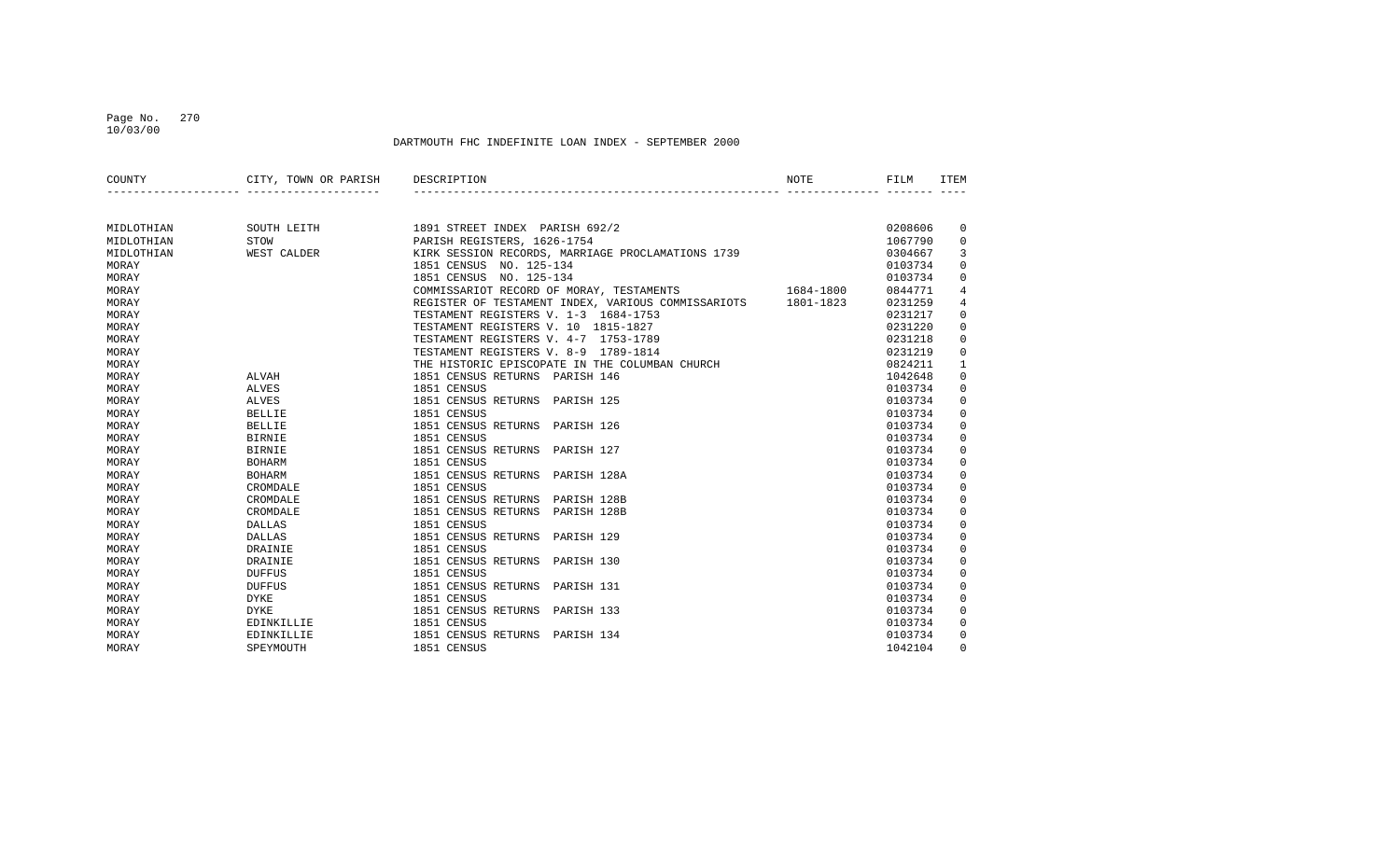DARTMOUTH FHC INDEFINITE LOAN INDEX - SEPTEMBER 2000

| COUNTY | CITY, TOWN OR PARISH | DESCRIPTION | NOTE | FILM | ITEM |
|---|---|---|---|---|---|
| MIDLOTHIAN | SOUTH LEITH | 1891 STREET INDEX PARISH 692/2 | | 0208606 | 0 |
| MIDLOTHIAN | STOW | PARISH REGISTERS, 1626-1754 | | 1067790 | 0 |
| MIDLOTHIAN | WEST CALDER | KIRK SESSION RECORDS, MARRIAGE PROCLAMATIONS 1739 | | 0304667 | 3 |
| MORAY | | 1851 CENSUS NO. 125-134 | | 0103734 | 0 |
| MORAY | | 1851 CENSUS NO. 125-134 | | 0103734 | 0 |
| MORAY | | COMMISSARIOT RECORD OF MORAY, TESTAMENTS | 1684-1800 | 0844771 | 4 |
| MORAY | | REGISTER OF TESTAMENT INDEX, VARIOUS COMMISSARIOTS | 1801-1823 | 0231259 | 4 |
| MORAY | | TESTAMENT REGISTERS V. 1-3 1684-1753 | | 0231217 | 0 |
| MORAY | | TESTAMENT REGISTERS V. 10 1815-1827 | | 0231220 | 0 |
| MORAY | | TESTAMENT REGISTERS V. 4-7 1753-1789 | | 0231218 | 0 |
| MORAY | | TESTAMENT REGISTERS V. 8-9 1789-1814 | | 0231219 | 0 |
| MORAY | | THE HISTORIC EPISCOPATE IN THE COLUMBAN CHURCH | | 0824211 | 1 |
| MORAY | ALVAH | 1851 CENSUS RETURNS PARISH 146 | | 1042648 | 0 |
| MORAY | ALVES | 1851 CENSUS | | 0103734 | 0 |
| MORAY | ALVES | 1851 CENSUS RETURNS PARISH 125 | | 0103734 | 0 |
| MORAY | BELLIE | 1851 CENSUS | | 0103734 | 0 |
| MORAY | BELLIE | 1851 CENSUS RETURNS PARISH 126 | | 0103734 | 0 |
| MORAY | BIRNIE | 1851 CENSUS | | 0103734 | 0 |
| MORAY | BIRNIE | 1851 CENSUS RETURNS PARISH 127 | | 0103734 | 0 |
| MORAY | BOHARM | 1851 CENSUS | | 0103734 | 0 |
| MORAY | BOHARM | 1851 CENSUS RETURNS PARISH 128A | | 0103734 | 0 |
| MORAY | CROMDALE | 1851 CENSUS | | 0103734 | 0 |
| MORAY | CROMDALE | 1851 CENSUS RETURNS PARISH 128B | | 0103734 | 0 |
| MORAY | CROMDALE | 1851 CENSUS RETURNS PARISH 128B | | 0103734 | 0 |
| MORAY | DALLAS | 1851 CENSUS | | 0103734 | 0 |
| MORAY | DALLAS | 1851 CENSUS RETURNS PARISH 129 | | 0103734 | 0 |
| MORAY | DRAINIE | 1851 CENSUS | | 0103734 | 0 |
| MORAY | DRAINIE | 1851 CENSUS RETURNS PARISH 130 | | 0103734 | 0 |
| MORAY | DUFFUS | 1851 CENSUS | | 0103734 | 0 |
| MORAY | DUFFUS | 1851 CENSUS RETURNS PARISH 131 | | 0103734 | 0 |
| MORAY | DYKE | 1851 CENSUS | | 0103734 | 0 |
| MORAY | DYKE | 1851 CENSUS RETURNS PARISH 133 | | 0103734 | 0 |
| MORAY | EDINKILLIE | 1851 CENSUS | | 0103734 | 0 |
| MORAY | EDINKILLIE | 1851 CENSUS RETURNS PARISH 134 | | 0103734 | 0 |
| MORAY | SPEYMOUTH | 1851 CENSUS | | 1042104 | 0 |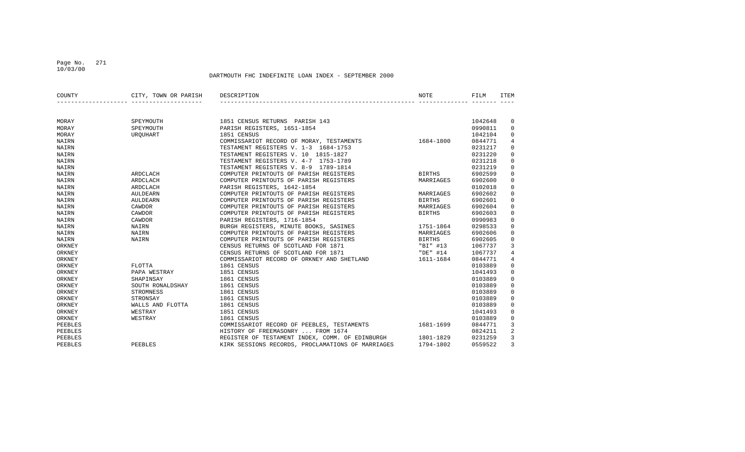DARTMOUTH FHC INDEFINITE LOAN INDEX - SEPTEMBER 2000

| COUNTY | CITY, TOWN OR PARISH | DESCRIPTION | NOTE | FILM | ITEM |
|---|---|---|---|---|---|
| MORAY | SPEYMOUTH | 1851 CENSUS RETURNS PARISH 143 | | 1042648 | 0 |
| MORAY | SPEYMOUTH | PARISH REGISTERS, 1651-1854 | | 0990811 | 0 |
| MORAY | URQUHART | 1851 CENSUS | | 1042104 | 0 |
| NAIRN | | COMMISSARIOT RECORD OF MORAY, TESTAMENTS | 1684-1800 | 0844771 | 4 |
| NAIRN | | TESTAMENT REGISTERS V. 1-3 1684-1753 | | 0231217 | 0 |
| NAIRN | | TESTAMENT REGISTERS V. 10 1815-1827 | | 0231220 | 0 |
| NAIRN | | TESTAMENT REGISTERS V. 4-7 1753-1789 | | 0231218 | 0 |
| NAIRN | | TESTAMENT REGISTERS V. 8-9 1789-1814 | | 0231219 | 0 |
| NAIRN | ARDCLACH | COMPUTER PRINTOUTS OF PARISH REGISTERS | BIRTHS | 6902599 | 0 |
| NAIRN | ARDCLACH | COMPUTER PRINTOUTS OF PARISH REGISTERS | MARRIAGES | 6902600 | 0 |
| NAIRN | ARDCLACH | PARISH REGISTERS, 1642-1854 | | 0102018 | 0 |
| NAIRN | AULDEARN | COMPUTER PRINTOUTS OF PARISH REGISTERS | MARRIAGES | 6902602 | 0 |
| NAIRN | AULDEARN | COMPUTER PRINTOUTS OF PARISH REGISTERS | BIRTHS | 6902601 | 0 |
| NAIRN | CAWDOR | COMPUTER PRINTOUTS OF PARISH REGISTERS | MARRIAGES | 6902604 | 0 |
| NAIRN | CAWDOR | COMPUTER PRINTOUTS OF PARISH REGISTERS | BIRTHS | 6902603 | 0 |
| NAIRN | CAWDOR | PARISH REGISTERS, 1716-1854 | | 0990983 | 0 |
| NAIRN | NAIRN | BURGH REGISTERS, MINUTE BOOKS, SASINES | 1751-1864 | 0298533 | 0 |
| NAIRN | NAIRN | COMPUTER PRINTOUTS OF PARISH REGISTERS | MARRIAGES | 6902606 | 0 |
| NAIRN | NAIRN | COMPUTER PRINTOUTS OF PARISH REGISTERS | BIRTHS | 6902605 | 0 |
| ORKNEY | | CENSUS RETURNS OF SCOTLAND FOR 1871 | "BI" #13 | 1067737 | 3 |
| ORKNEY | | CENSUS RETURNS OF SCOTLAND FOR 1871 | "DE" #14 | 1067737 | 4 |
| ORKNEY | | COMMISSARIOT RECORD OF ORKNEY AND SHETLAND | 1611-1684 | 0844771 | 4 |
| ORKNEY | FLOTTA | 1861 CENSUS | | 0103889 | 0 |
| ORKNEY | PAPA WESTRAY | 1851 CENSUS | | 1041493 | 0 |
| ORKNEY | SHAPINSAY | 1861 CENSUS | | 0103889 | 0 |
| ORKNEY | SOUTH RONALDSHAY | 1861 CENSUS | | 0103889 | 0 |
| ORKNEY | STROMNESS | 1861 CENSUS | | 0103889 | 0 |
| ORKNEY | STRONSAY | 1861 CENSUS | | 0103889 | 0 |
| ORKNEY | WALLS AND FLOTTA | 1861 CENSUS | | 0103889 | 0 |
| ORKNEY | WESTRAY | 1851 CENSUS | | 1041493 | 0 |
| ORKNEY | WESTRAY | 1861 CENSUS | | 0103889 | 0 |
| PEEBLES | | COMMISSARIOT RECORD OF PEEBLES, TESTAMENTS | 1681-1699 | 0844771 | 3 |
| PEEBLES | | HISTORY OF FREEMASONRY ... FROM 1674 | | 0824211 | 2 |
| PEEBLES | | REGISTER OF TESTAMENT INDEX, COMM. OF EDINBURGH | 1801-1829 | 0231259 | 3 |
| PEEBLES | PEEBLES | KIRK SESSIONS RECORDS, PROCLAMATIONS OF MARRIAGES | 1794-1802 | 0559522 | 3 |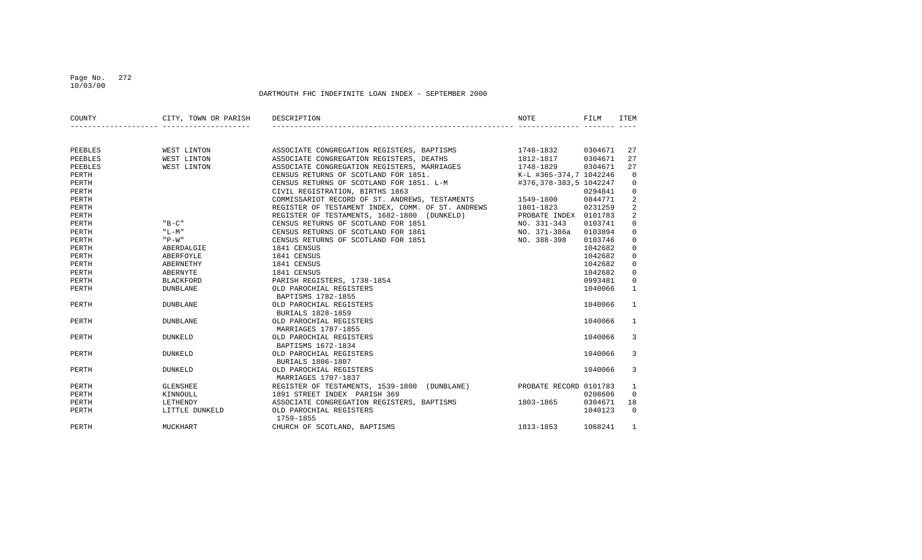DARTMOUTH FHC INDEFINITE LOAN INDEX - SEPTEMBER 2000

| COUNTY | CITY, TOWN OR PARISH | DESCRIPTION | NOTE | FILM | ITEM |
|---|---|---|---|---|---|
| PEEBLES | WEST LINTON | ASSOCIATE CONGREGATION REGISTERS, BAPTISMS | 1748-1832 | 0304671 | 27 |
| PEEBLES | WEST LINTON | ASSOCIATE CONGREGATION REGISTERS, DEATHS | 1812-1817 | 0304671 | 27 |
| PEEBLES | WEST LINTON | ASSOCIATE CONGREGATION REGISTERS, MARRIAGES | 1748-1829 | 0304671 | 27 |
| PERTH | | CENSUS RETURNS OF SCOTLAND FOR 1851. | K-L #365-374,7 | 1042246 | 0 |
| PERTH | | CENSUS RETURNS OF SCOTLAND FOR 1851. L-M | #376,378-383,5 | 1042247 | 0 |
| PERTH | | CIVIL REGISTRATION, BIRTHS 1863 | | 0294841 | 0 |
| PERTH | | COMMISSARIOT RECORD OF ST. ANDREWS, TESTAMENTS | 1549-1800 | 0844771 | 2 |
| PERTH | | REGISTER OF TESTAMENT INDEX, COMM. OF ST. ANDREWS | 1801-1823 | 0231259 | 2 |
| PERTH | | REGISTER OF TESTAMENTS, 1682-1800 (DUNKELD) | PROBATE INDEX | 0101783 | 2 |
| PERTH | "B-C" | CENSUS RETURNS OF SCOTLAND FOR 1851 | NO. 331-343 | 0103741 | 0 |
| PERTH | "L-M" | CENSUS RETURNS OF SCOTLAND FOR 1861 | NO. 371-386a | 0103894 | 0 |
| PERTH | "P-W" | CENSUS RETURNS OF SCOTLAND FOR 1851 | NO. 388-398 | 0103746 | 0 |
| PERTH | ABERDALGIE | 1841 CENSUS | | 1042682 | 0 |
| PERTH | ABERFOYLE | 1841 CENSUS | | 1042682 | 0 |
| PERTH | ABERNETHY | 1841 CENSUS | | 1042682 | 0 |
| PERTH | ABERNYTE | 1841 CENSUS | | 1042682 | 0 |
| PERTH | BLACKFORD | PARISH REGISTERS, 1738-1854 | | 0993481 | 0 |
| PERTH | DUNBLANE | OLD PAROCHIAL REGISTERS BAPTISMS 1782-1855 | | 1040066 | 1 |
| PERTH | DUNBLANE | OLD PAROCHIAL REGISTERS BURIALS 1828-1859 | | 1040066 | 1 |
| PERTH | DUNBLANE | OLD PAROCHIAL REGISTERS MARRIAGES 1787-1855 | | 1040066 | 1 |
| PERTH | DUNKELD | OLD PAROCHIAL REGISTERS BAPTISMS 1672-1834 | | 1040066 | 3 |
| PERTH | DUNKELD | OLD PAROCHIAL REGISTERS BURIALS 1806-1807 | | 1040066 | 3 |
| PERTH | DUNKELD | OLD PAROCHIAL REGISTERS MARRIAGES 1707-1837 | | 1040066 | 3 |
| PERTH | GLENSHEE | REGISTER OF TESTAMENTS, 1539-1800 (DUNBLANE) | PROBATE RECORD | 0101783 | 1 |
| PERTH | KINNOULL | 1891 STREET INDEX PARISH 369 | | 0208606 | 0 |
| PERTH | LETHENDY | ASSOCIATE CONGREGATION REGISTERS, BAPTISMS | 1803-1865 | 0304671 | 18 |
| PERTH | LITTLE DUNKELD | OLD PAROCHIAL REGISTERS 1759-1855 | | 1040123 | 0 |
| PERTH | MUCKHART | CHURCH OF SCOTLAND, BAPTISMS | 1813-1853 | 1068241 | 1 |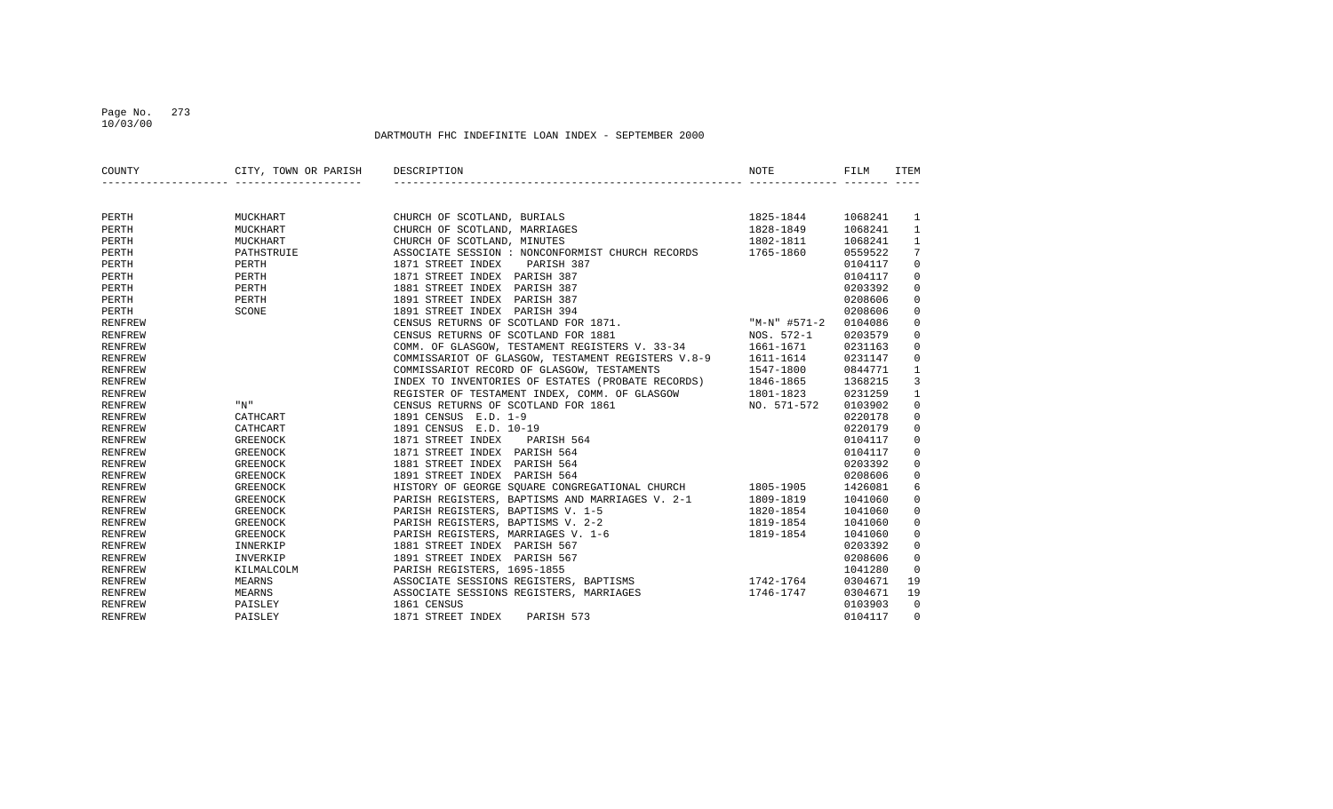DARTMOUTH FHC INDEFINITE LOAN INDEX - SEPTEMBER 2000

| COUNTY | CITY, TOWN OR PARISH | DESCRIPTION | NOTE | FILM | ITEM |
|---|---|---|---|---|---|
| PERTH | MUCKHART | CHURCH OF SCOTLAND, BURIALS | 1825-1844 | 1068241 | 1 |
| PERTH | MUCKHART | CHURCH OF SCOTLAND, MARRIAGES | 1828-1849 | 1068241 | 1 |
| PERTH | MUCKHART | CHURCH OF SCOTLAND, MINUTES | 1802-1811 | 1068241 | 1 |
| PERTH | PATHSTRUIE | ASSOCIATE SESSION : NONCONFORMIST CHURCH RECORDS | 1765-1860 | 0559522 | 7 |
| PERTH | PERTH | 1871 STREET INDEX PARISH 387 | | 0104117 | 0 |
| PERTH | PERTH | 1871 STREET INDEX PARISH 387 | | 0104117 | 0 |
| PERTH | PERTH | 1881 STREET INDEX PARISH 387 | | 0203392 | 0 |
| PERTH | PERTH | 1891 STREET INDEX PARISH 387 | | 0208606 | 0 |
| PERTH | SCONE | 1891 STREET INDEX PARISH 394 | | 0208606 | 0 |
| RENFREW | | CENSUS RETURNS OF SCOTLAND FOR 1871. | "M-N" #571-2 | 0104086 | 0 |
| RENFREW | | CENSUS RETURNS OF SCOTLAND FOR 1881 | NOS. 572-1 | 0203579 | 0 |
| RENFREW | | COMM. OF GLASGOW, TESTAMENT REGISTERS V. 33-34 | 1661-1671 | 0231163 | 0 |
| RENFREW | | COMMISSARIOT OF GLASGOW, TESTAMENT REGISTERS V.8-9 | 1611-1614 | 0231147 | 0 |
| RENFREW | | COMMISSARIOT RECORD OF GLASGOW, TESTAMENTS | 1547-1800 | 0844771 | 1 |
| RENFREW | | INDEX TO INVENTORIES OF ESTATES (PROBATE RECORDS) | 1846-1865 | 1368215 | 3 |
| RENFREW | | REGISTER OF TESTAMENT INDEX, COMM. OF GLASGOW | 1801-1823 | 0231259 | 1 |
| RENFREW | "N" | CENSUS RETURNS OF SCOTLAND FOR 1861 | NO. 571-572 | 0103902 | 0 |
| RENFREW | CATHCART | 1891 CENSUS E.D. 1-9 | | 0220178 | 0 |
| RENFREW | CATHCART | 1891 CENSUS E.D. 10-19 | | 0220179 | 0 |
| RENFREW | GREENOCK | 1871 STREET INDEX PARISH 564 | | 0104117 | 0 |
| RENFREW | GREENOCK | 1871 STREET INDEX PARISH 564 | | 0104117 | 0 |
| RENFREW | GREENOCK | 1881 STREET INDEX PARISH 564 | | 0203392 | 0 |
| RENFREW | GREENOCK | 1891 STREET INDEX PARISH 564 | | 0208606 | 0 |
| RENFREW | GREENOCK | HISTORY OF GEORGE SQUARE CONGREGATIONAL CHURCH | 1805-1905 | 1426081 | 6 |
| RENFREW | GREENOCK | PARISH REGISTERS, BAPTISMS AND MARRIAGES V. 2-1 | 1809-1819 | 1041060 | 0 |
| RENFREW | GREENOCK | PARISH REGISTERS, BAPTISMS V. 1-5 | 1820-1854 | 1041060 | 0 |
| RENFREW | GREENOCK | PARISH REGISTERS, BAPTISMS V. 2-2 | 1819-1854 | 1041060 | 0 |
| RENFREW | GREENOCK | PARISH REGISTERS, MARRIAGES V. 1-6 | 1819-1854 | 1041060 | 0 |
| RENFREW | INNERKIP | 1881 STREET INDEX PARISH 567 | | 0203392 | 0 |
| RENFREW | INVERKIP | 1891 STREET INDEX PARISH 567 | | 0208606 | 0 |
| RENFREW | KILMALCOLM | PARISH REGISTERS, 1695-1855 | | 1041280 | 0 |
| RENFREW | MEARNS | ASSOCIATE SESSIONS REGISTERS, BAPTISMS | 1742-1764 | 0304671 | 19 |
| RENFREW | MEARNS | ASSOCIATE SESSIONS REGISTERS, MARRIAGES | 1746-1747 | 0304671 | 19 |
| RENFREW | PAISLEY | 1861 CENSUS | | 0103903 | 0 |
| RENFREW | PAISLEY | 1871 STREET INDEX PARISH 573 | | 0104117 | 0 |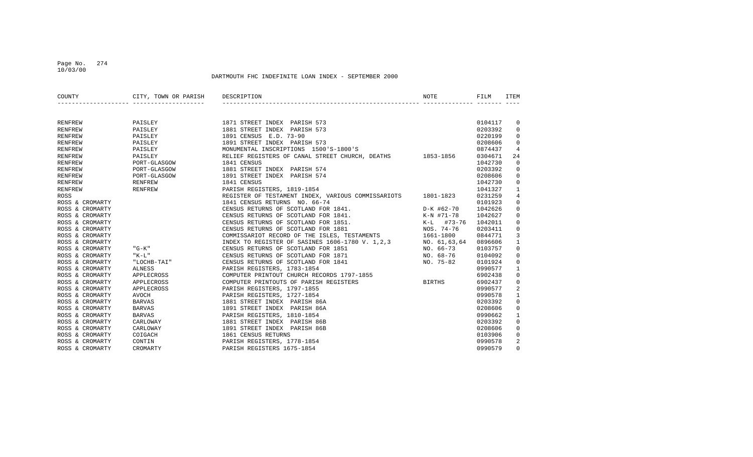DARTMOUTH FHC INDEFINITE LOAN INDEX - SEPTEMBER 2000

| COUNTY | CITY, TOWN OR PARISH | DESCRIPTION | NOTE | FILM | ITEM |
|---|---|---|---|---|---|
| RENFREW | PAISLEY | 1871 STREET INDEX PARISH 573 | | 0104117 | 0 |
| RENFREW | PAISLEY | 1881 STREET INDEX PARISH 573 | | 0203392 | 0 |
| RENFREW | PAISLEY | 1891 CENSUS E.D. 73-90 | | 0220199 | 0 |
| RENFREW | PAISLEY | 1891 STREET INDEX PARISH 573 | | 0208606 | 0 |
| RENFREW | PAISLEY | MONUMENTAL INSCRIPTIONS 1500'S-1800'S | | 0874437 | 4 |
| RENFREW | PAISLEY | RELIEF REGISTERS OF CANAL STREET CHURCH, DEATHS | 1853-1856 | 0304671 | 24 |
| RENFREW | PORT-GLASGOW | 1841 CENSUS | | 1042730 | 0 |
| RENFREW | PORT-GLASGOW | 1881 STREET INDEX PARISH 574 | | 0203392 | 0 |
| RENFREW | PORT-GLASGOW | 1891 STREET INDEX PARISH 574 | | 0208606 | 0 |
| RENFREW | RENFREW | 1841 CENSUS | | 1042730 | 0 |
| RENFREW | RENFREW | PARISH REGISTERS, 1819-1854 | | 1041327 | 1 |
| ROSS | | REGISTER OF TESTAMENT INDEX, VARIOUS COMMISSARIOTS | 1801-1823 | 0231259 | 4 |
| ROSS & CROMARTY | | 1841 CENSUS RETURNS NO. 66-74 | | 0101923 | 0 |
| ROSS & CROMARTY | | CENSUS RETURNS OF SCOTLAND FOR 1841. | D-K #62-70 | 1042626 | 0 |
| ROSS & CROMARTY | | CENSUS RETURNS OF SCOTLAND FOR 1841. | K-N #71-78 | 1042627 | 0 |
| ROSS & CROMARTY | | CENSUS RETURNS OF SCOTLAND FOR 1851. | K-L #73-76 | 1042011 | 0 |
| ROSS & CROMARTY | | CENSUS RETURNS OF SCOTLAND FOR 1881 | NOS. 74-76 | 0203411 | 0 |
| ROSS & CROMARTY | | COMMISSARIOT RECORD OF THE ISLES, TESTAMENTS | 1661-1800 | 0844771 | 3 |
| ROSS & CROMARTY | | INDEX TO REGISTER OF SASINES 1606-1780 V. 1,2,3 | NO. 61,63,64 | 0896606 | 1 |
| ROSS & CROMARTY | "G-K" | CENSUS RETURNS OF SCOTLAND FOR 1851 | NO. 66-73 | 0103757 | 0 |
| ROSS & CROMARTY | "K-L" | CENSUS RETURNS OF SCOTLAND FOR 1871 | NO. 68-76 | 0104092 | 0 |
| ROSS & CROMARTY | "LOCHB-TAI" | CENSUS RETURNS OF SCOTLAND FOR 1841 | NO. 75-82 | 0101924 | 0 |
| ROSS & CROMARTY | ALNESS | PARISH REGISTERS, 1783-1854 | | 0990577 | 1 |
| ROSS & CROMARTY | APPLECROSS | COMPUTER PRINTOUT CHURCH RECORDS 1797-1855 | | 6902438 | 0 |
| ROSS & CROMARTY | APPLECROSS | COMPUTER PRINTOUTS OF PARISH REGISTERS | BIRTHS | 6902437 | 0 |
| ROSS & CROMARTY | APPLECROSS | PARISH REGISTERS, 1797-1855 | | 0990577 | 2 |
| ROSS & CROMARTY | AVOCH | PARISH REGISTERS, 1727-1854 | | 0990578 | 1 |
| ROSS & CROMARTY | BARVAS | 1881 STREET INDEX PARISH 86A | | 0203392 | 0 |
| ROSS & CROMARTY | BARVAS | 1891 STREET INDEX PARISH 86A | | 0208606 | 0 |
| ROSS & CROMARTY | BARVAS | PARISH REGISTERS, 1810-1854 | | 0990662 | 1 |
| ROSS & CROMARTY | CARLOWAY | 1881 STREET INDEX PARISH 86B | | 0203392 | 0 |
| ROSS & CROMARTY | CARLOWAY | 1891 STREET INDEX PARISH 86B | | 0208606 | 0 |
| ROSS & CROMARTY | COIGACH | 1861 CENSUS RETURNS | | 0103906 | 0 |
| ROSS & CROMARTY | CONTIN | PARISH REGISTERS, 1778-1854 | | 0990578 | 2 |
| ROSS & CROMARTY | CROMARTY | PARISH REGISTERS 1675-1854 | | 0990579 | 0 |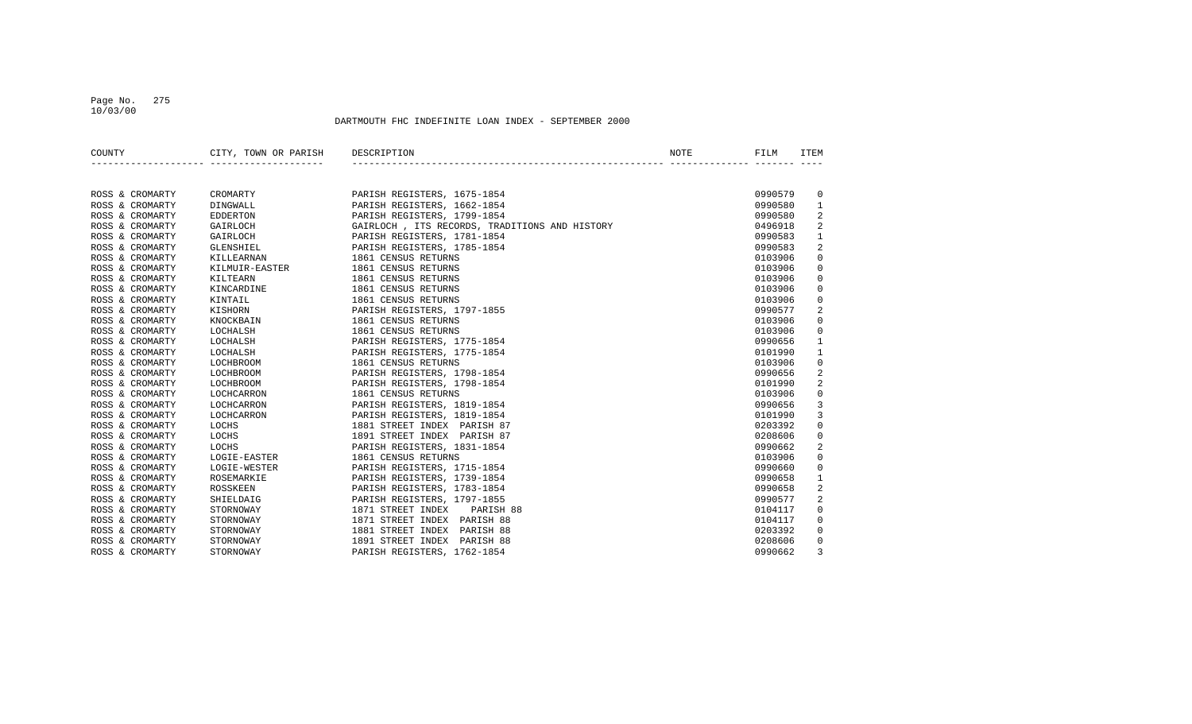DARTMOUTH FHC INDEFINITE LOAN INDEX - SEPTEMBER 2000

| COUNTY | CITY, TOWN OR PARISH | DESCRIPTION | NOTE | FILM | ITEM |
|---|---|---|---|---|---|
| ROSS & CROMARTY | CROMARTY | PARISH REGISTERS, 1675-1854 | | 0990579 | 0 |
| ROSS & CROMARTY | DINGWALL | PARISH REGISTERS, 1662-1854 | | 0990580 | 1 |
| ROSS & CROMARTY | EDDERTON | PARISH REGISTERS, 1799-1854 | | 0990580 | 2 |
| ROSS & CROMARTY | GAIRLOCH | GAIRLOCH , ITS RECORDS, TRADITIONS AND HISTORY | | 0496918 | 2 |
| ROSS & CROMARTY | GAIRLOCH | PARISH REGISTERS, 1781-1854 | | 0990583 | 1 |
| ROSS & CROMARTY | GLENSHIEL | PARISH REGISTERS, 1785-1854 | | 0990583 | 2 |
| ROSS & CROMARTY | KILLEARNAN | 1861 CENSUS RETURNS | | 0103906 | 0 |
| ROSS & CROMARTY | KILMUIR-EASTER | 1861 CENSUS RETURNS | | 0103906 | 0 |
| ROSS & CROMARTY | KILTEARN | 1861 CENSUS RETURNS | | 0103906 | 0 |
| ROSS & CROMARTY | KINCARDINE | 1861 CENSUS RETURNS | | 0103906 | 0 |
| ROSS & CROMARTY | KINTAIL | 1861 CENSUS RETURNS | | 0103906 | 0 |
| ROSS & CROMARTY | KISHORN | PARISH REGISTERS, 1797-1855 | | 0990577 | 2 |
| ROSS & CROMARTY | KNOCKBAIN | 1861 CENSUS RETURNS | | 0103906 | 0 |
| ROSS & CROMARTY | LOCHALSH | 1861 CENSUS RETURNS | | 0103906 | 0 |
| ROSS & CROMARTY | LOCHALSH | PARISH REGISTERS, 1775-1854 | | 0990656 | 1 |
| ROSS & CROMARTY | LOCHALSH | PARISH REGISTERS, 1775-1854 | | 0101990 | 1 |
| ROSS & CROMARTY | LOCHBROOM | 1861 CENSUS RETURNS | | 0103906 | 0 |
| ROSS & CROMARTY | LOCHBROOM | PARISH REGISTERS, 1798-1854 | | 0990656 | 2 |
| ROSS & CROMARTY | LOCHBROOM | PARISH REGISTERS, 1798-1854 | | 0101990 | 2 |
| ROSS & CROMARTY | LOCHCARRON | 1861 CENSUS RETURNS | | 0103906 | 0 |
| ROSS & CROMARTY | LOCHCARRON | PARISH REGISTERS, 1819-1854 | | 0990656 | 3 |
| ROSS & CROMARTY | LOCHCARRON | PARISH REGISTERS, 1819-1854 | | 0101990 | 3 |
| ROSS & CROMARTY | LOCHS | 1881 STREET INDEX PARISH 87 | | 0203392 | 0 |
| ROSS & CROMARTY | LOCHS | 1891 STREET INDEX PARISH 87 | | 0208606 | 0 |
| ROSS & CROMARTY | LOCHS | PARISH REGISTERS, 1831-1854 | | 0990662 | 2 |
| ROSS & CROMARTY | LOGIE-EASTER | 1861 CENSUS RETURNS | | 0103906 | 0 |
| ROSS & CROMARTY | LOGIE-WESTER | PARISH REGISTERS, 1715-1854 | | 0990660 | 0 |
| ROSS & CROMARTY | ROSEMARKIE | PARISH REGISTERS, 1739-1854 | | 0990658 | 1 |
| ROSS & CROMARTY | ROSSKEEN | PARISH REGISTERS, 1783-1854 | | 0990658 | 2 |
| ROSS & CROMARTY | SHIELDAIG | PARISH REGISTERS, 1797-1855 | | 0990577 | 2 |
| ROSS & CROMARTY | STORNOWAY | 1871 STREET INDEX PARISH 88 | | 0104117 | 0 |
| ROSS & CROMARTY | STORNOWAY | 1871 STREET INDEX PARISH 88 | | 0104117 | 0 |
| ROSS & CROMARTY | STORNOWAY | 1881 STREET INDEX PARISH 88 | | 0203392 | 0 |
| ROSS & CROMARTY | STORNOWAY | 1891 STREET INDEX PARISH 88 | | 0208606 | 0 |
| ROSS & CROMARTY | STORNOWAY | PARISH REGISTERS, 1762-1854 | | 0990662 | 3 |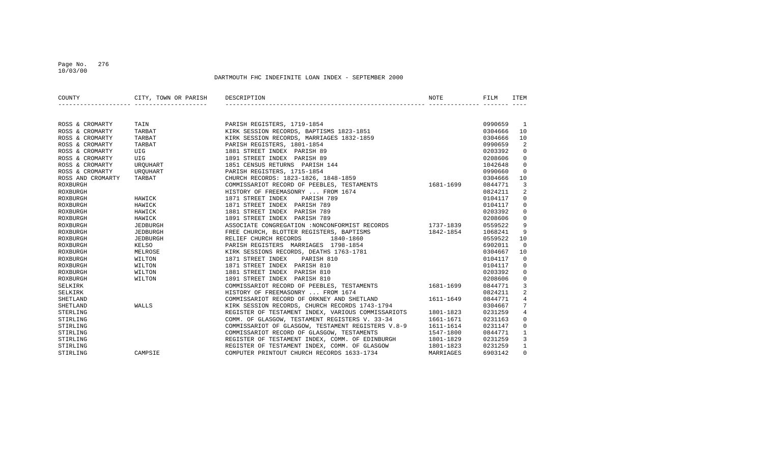DARTMOUTH FHC INDEFINITE LOAN INDEX - SEPTEMBER 2000

| COUNTY | CITY, TOWN OR PARISH | DESCRIPTION | NOTE | FILM | ITEM |
|---|---|---|---|---|---|
| ROSS & CROMARTY | TAIN | PARISH REGISTERS, 1719-1854 | | 0990659 | 1 |
| ROSS & CROMARTY | TARBAT | KIRK SESSION RECORDS, BAPTISMS 1823-1851 | | 0304666 | 10 |
| ROSS & CROMARTY | TARBAT | KIRK SESSION RECORDS, MARRIAGES 1832-1859 | | 0304666 | 10 |
| ROSS & CROMARTY | TARBAT | PARISH REGISTERS, 1801-1854 | | 0990659 | 2 |
| ROSS & CROMARTY | UIG | 1881 STREET INDEX PARISH 89 | | 0203392 | 0 |
| ROSS & CROMARTY | UIG | 1891 STREET INDEX PARISH 89 | | 0208606 | 0 |
| ROSS & CROMARTY | URQUHART | 1851 CENSUS RETURNS PARISH 144 | | 1042648 | 0 |
| ROSS & CROMARTY | URQUHART | PARISH REGISTERS, 1715-1854 | | 0990660 | 0 |
| ROSS AND CROMARTY | TARBAT | CHURCH RECORDS: 1823-1826, 1848-1859 | | 0304666 | 10 |
| ROXBURGH | | COMMISSARIOT RECORD OF PEEBLES, TESTAMENTS | 1681-1699 | 0844771 | 3 |
| ROXBURGH | | HISTORY OF FREEMASONRY ... FROM 1674 | | 0824211 | 2 |
| ROXBURGH | HAWICK | 1871 STREET INDEX PARISH 789 | | 0104117 | 0 |
| ROXBURGH | HAWICK | 1871 STREET INDEX PARISH 789 | | 0104117 | 0 |
| ROXBURGH | HAWICK | 1881 STREET INDEX PARISH 789 | | 0203392 | 0 |
| ROXBURGH | HAWICK | 1891 STREET INDEX PARISH 789 | | 0208606 | 0 |
| ROXBURGH | JEDBURGH | ASSOCIATE CONGREGATION :NONCONFORMIST RECORDS | 1737-1839 | 0559522 | 9 |
| ROXBURGH | JEDBURGH | FREE CHURCH, BLOTTER REGISTERS, BAPTISMS | 1842-1854 | 1068241 | 9 |
| ROXBURGH | JEDBURGH | RELIEF CHURCH RECORDS 1840-1860 | | 0559522 | 10 |
| ROXBURGH | KELSO | PARISH REGISTERS MARRIAGES 1798-1854 | | 6902011 | 0 |
| ROXBURGH | MELROSE | KIRK SESSIONS RECORDS, DEATHS 1763-1781 | | 0304667 | 10 |
| ROXBURGH | WILTON | 1871 STREET INDEX PARISH 810 | | 0104117 | 0 |
| ROXBURGH | WILTON | 1871 STREET INDEX PARISH 810 | | 0104117 | 0 |
| ROXBURGH | WILTON | 1881 STREET INDEX PARISH 810 | | 0203392 | 0 |
| ROXBURGH | WILTON | 1891 STREET INDEX PARISH 810 | | 0208606 | 0 |
| SELKIRK | | COMMISSARIOT RECORD OF PEEBLES, TESTAMENTS | 1681-1699 | 0844771 | 3 |
| SELKIRK | | HISTORY OF FREEMASONRY ... FROM 1674 | | 0824211 | 2 |
| SHETLAND | | COMMISSARIOT RECORD OF ORKNEY AND SHETLAND | 1611-1649 | 0844771 | 4 |
| SHETLAND | WALLS | KIRK SESSION RECORDS, CHURCH RECORDS 1743-1794 | | 0304667 | 7 |
| STIRLING | | REGISTER OF TESTAMENT INDEX, VARIOUS COMMISSARIOTS | 1801-1823 | 0231259 | 4 |
| STIRLING | | COMM. OF GLASGOW, TESTAMENT REGISTERS V. 33-34 | 1661-1671 | 0231163 | 0 |
| STIRLING | | COMMISSARIOT OF GLASGOW, TESTAMENT REGISTERS V.8-9 | 1611-1614 | 0231147 | 0 |
| STIRLING | | COMMISSARIOT RECORD OF GLASGOW, TESTAMENTS | 1547-1800 | 0844771 | 1 |
| STIRLING | | REGISTER OF TESTAMENT INDEX, COMM. OF EDINBURGH | 1801-1829 | 0231259 | 3 |
| STIRLING | | REGISTER OF TESTAMENT INDEX, COMM. OF GLASGOW | 1801-1823 | 0231259 | 1 |
| STIRLING | CAMPSIE | COMPUTER PRINTOUT CHURCH RECORDS 1633-1734 | MARRIAGES | 6903142 | 0 |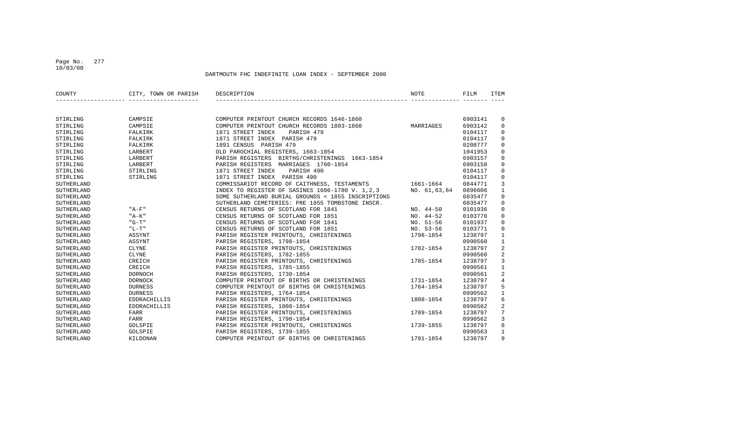DARTMOUTH FHC INDEFINITE LOAN INDEX - SEPTEMBER 2000

| COUNTY | CITY, TOWN OR PARISH | DESCRIPTION | NOTE | FILM | ITEM |
|---|---|---|---|---|---|
| STIRLING | CAMPSIE | COMPUTER PRINTOUT CHURCH RECORDS 1646-1860 | | 6903141 | 0 |
| STIRLING | CAMPSIE | COMPUTER PRINTOUT CHURCH RECORDS 1803-1860 | MARRIAGES | 6903142 | 0 |
| STIRLING | FALKIRK | 1871 STREET INDEX PARISH 479 | | 0104117 | 0 |
| STIRLING | FALKIRK | 1871 STREET INDEX PARISH 479 | | 0104117 | 0 |
| STIRLING | FALKIRK | 1891 CENSUS PARISH 479 | | 0208777 | 0 |
| STIRLING | LARBERT | OLD PAROCHIAL REGISTERS, 1663-1854 | | 1041953 | 0 |
| STIRLING | LARBERT | PARISH REGISTERS BIRTHS/CHRISTENINGS 1663-1854 | | 6903157 | 0 |
| STIRLING | LARBERT | PARISH REGISTERS MARRIAGES 1760-1854 | | 6903158 | 0 |
| STIRLING | STIRLING | 1871 STREET INDEX PARISH 490 | | 0104117 | 0 |
| STIRLING | STIRLING | 1871 STREET INDEX PARISH 490 | | 0104117 | 0 |
| SUTHERLAND | | COMMISSARIOT RECORD OF CAITHNESS, TESTAMENTS | 1661-1664 | 0844771 | 3 |
| SUTHERLAND | | INDEX TO REGISTER OF SASINES 1606-1780 V. 1,2,3 | NO. 61,63,64 | 0896606 | 1 |
| SUTHERLAND | | SOME SUTHERLAND BURIAL GROUNDS < 1855 INSCRIPTIONS | | 6035477 | 0 |
| SUTHERLAND | | SUTHERLAND CEMETERIES: PRE 1855 TOMBSTONE INSCR. | | 6035477 | 0 |
| SUTHERLAND | "A-F" | CENSUS RETURNS OF SCOTLAND FOR 1841 | NO. 44-50 | 0101936 | 0 |
| SUTHERLAND | "A-K" | CENSUS RETURNS OF SCOTLAND FOR 1851 | NO. 44-52 | 0103770 | 0 |
| SUTHERLAND | "G-T" | CENSUS RETURNS OF SCOTLAND FOR 1841 | NO. 51-56 | 0101937 | 0 |
| SUTHERLAND | "L-T" | CENSUS RETURNS OF SCOTLAND FOR 1851 | NO. 53-56 | 0103771 | 0 |
| SUTHERLAND | ASSYNT | PARISH REGISTER PRINTOUTS, CHRISTENINGS | 1798-1854 | 1238797 | 1 |
| SUTHERLAND | ASSYNT | PARISH REGISTERS, 1798-1854 | | 0990560 | 1 |
| SUTHERLAND | CLYNE | PARISH REGISTER PRINTOUTS, CHRISTENINGS | 1782-1854 | 1238797 | 2 |
| SUTHERLAND | CLYNE | PARISH REGISTERS, 1782-1855 | | 0990560 | 2 |
| SUTHERLAND | CREICH | PARISH REGISTER PRINTOUTS, CHRISTENINGS | 1785-1854 | 1238797 | 3 |
| SUTHERLAND | CREICH | PARISH REGISTERS, 1785-1855 | | 0990561 | 1 |
| SUTHERLAND | DORNOCH | PARISH REGISTERS, 1730-1854 | | 0990561 | 2 |
| SUTHERLAND | DORNOCK | COMPUTER PRINTOUT OF BIRTHS OR CHRISTENINGS | 1731-1854 | 1238797 | 4 |
| SUTHERLAND | DURNESS | COMPUTER PRINTOUT OF BIRTHS OR CHRISTENINGS | 1764-1854 | 1238797 | 5 |
| SUTHERLAND | DURNESS | PARISH REGISTERS, 1764-1854 | | 0990562 | 1 |
| SUTHERLAND | EDDRACHILLIS | PARISH REGISTER PRINTOUTS, CHRISTENINGS | 1808-1854 | 1238797 | 6 |
| SUTHERLAND | EDDRACHILLIS | PARISH REGISTERS, 1808-1854 | | 0990562 | 2 |
| SUTHERLAND | FARR | PARISH REGISTER PRINTOUTS, CHRISTENINGS | 1789-1854 | 1238797 | 7 |
| SUTHERLAND | FARR | PARISH REGISTERS, 1790-1854 | | 0990562 | 3 |
| SUTHERLAND | GOLSPIE | PARISH REGISTER PRINTOUTS, CHRISTENINGS | 1739-1855 | 1238797 | 8 |
| SUTHERLAND | GOLSPIE | PARISH REGISTERS, 1739-1855 | | 0990563 | 1 |
| SUTHERLAND | KILDONAN | COMPUTER PRINTOUT OF BIRTHS OR CHRISTENINGS | 1791-1854 | 1238797 | 9 |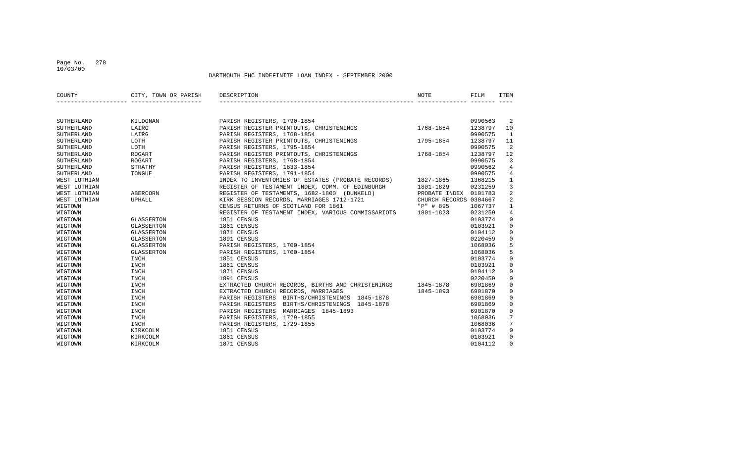DARTMOUTH FHC INDEFINITE LOAN INDEX - SEPTEMBER 2000

| COUNTY | CITY, TOWN OR PARISH | DESCRIPTION | NOTE | FILM | ITEM |
|---|---|---|---|---|---|
| SUTHERLAND | KILDONAN | PARISH REGISTERS, 1790-1854 | | 0990563 | 2 |
| SUTHERLAND | LAIRG | PARISH REGISTER PRINTOUTS, CHRISTENINGS | 1768-1854 | 1238797 | 10 |
| SUTHERLAND | LAIRG | PARISH REGISTERS, 1768-1854 | | 0990575 | 1 |
| SUTHERLAND | LOTH | PARISH REGISTER PRINTOUTS, CHRISTENINGS | 1795-1854 | 1238797 | 11 |
| SUTHERLAND | LOTH | PARISH REGISTERS, 1795-1854 | | 0990575 | 2 |
| SUTHERLAND | ROGART | PARISH REGISTER PRINTOUTS, CHRISTENINGS | 1768-1854 | 1238797 | 12 |
| SUTHERLAND | ROGART | PARISH REGISTERS, 1768-1854 | | 0990575 | 3 |
| SUTHERLAND | STRATHY | PARISH REGISTERS, 1833-1854 | | 0990562 | 4 |
| SUTHERLAND | TONGUE | PARISH REGISTERS, 1791-1854 | | 0990575 | 4 |
| WEST LOTHIAN | | INDEX TO INVENTORIES OF ESTATES (PROBATE RECORDS) | 1827-1865 | 1368215 | 1 |
| WEST LOTHIAN | | REGISTER OF TESTAMENT INDEX, COMM. OF EDINBURGH | 1801-1829 | 0231259 | 3 |
| WEST LOTHIAN | ABERCORN | REGISTER OF TESTAMENTS, 1682-1800 (DUNKELD) | PROBATE INDEX | 0101783 | 2 |
| WEST LOTHIAN | UPHALL | KIRK SESSION RECORDS, MARRIAGES 1712-1721 | CHURCH RECORDS | 0304667 | 2 |
| WIGTOWN | | CENSUS RETURNS OF SCOTLAND FOR 1861 | "P" # 895 | 1067737 | 1 |
| WIGTOWN | | REGISTER OF TESTAMENT INDEX, VARIOUS COMMISSARIOTS | 1801-1823 | 0231259 | 4 |
| WIGTOWN | GLASSERTON | 1851 CENSUS | | 0103774 | 0 |
| WIGTOWN | GLASSERTON | 1861 CENSUS | | 0103921 | 0 |
| WIGTOWN | GLASSERTON | 1871 CENSUS | | 0104112 | 0 |
| WIGTOWN | GLASSERTON | 1891 CENSUS | | 0220459 | 0 |
| WIGTOWN | GLASSERTON | PARISH REGISTERS, 1700-1854 | | 1068036 | 5 |
| WIGTOWN | GLASSERTON | PARISH REGISTERS, 1700-1854 | | 1068036 | 5 |
| WIGTOWN | INCH | 1851 CENSUS | | 0103774 | 0 |
| WIGTOWN | INCH | 1861 CENSUS | | 0103921 | 0 |
| WIGTOWN | INCH | 1871 CENSUS | | 0104112 | 0 |
| WIGTOWN | INCH | 1891 CENSUS | | 0220459 | 0 |
| WIGTOWN | INCH | EXTRACTED CHURCH RECORDS, BIRTHS AND CHRISTENINGS | 1845-1878 | 6901869 | 0 |
| WIGTOWN | INCH | EXTRACTED CHURCH RECORDS, MARRIAGES | 1845-1893 | 6901870 | 0 |
| WIGTOWN | INCH | PARISH REGISTERS BIRTHS/CHRISTENINGS 1845-1878 | | 6901869 | 0 |
| WIGTOWN | INCH | PARISH REGISTERS BIRTHS/CHRISTENINGS 1845-1878 | | 6901869 | 0 |
| WIGTOWN | INCH | PARISH REGISTERS MARRIAGES 1845-1893 | | 6901870 | 0 |
| WIGTOWN | INCH | PARISH REGISTERS, 1729-1855 | | 1068036 | 7 |
| WIGTOWN | INCH | PARISH REGISTERS, 1729-1855 | | 1068036 | 7 |
| WIGTOWN | KIRKCOLM | 1851 CENSUS | | 0103774 | 0 |
| WIGTOWN | KIRKCOLM | 1861 CENSUS | | 0103921 | 0 |
| WIGTOWN | KIRKCOLM | 1871 CENSUS | | 0104112 | 0 |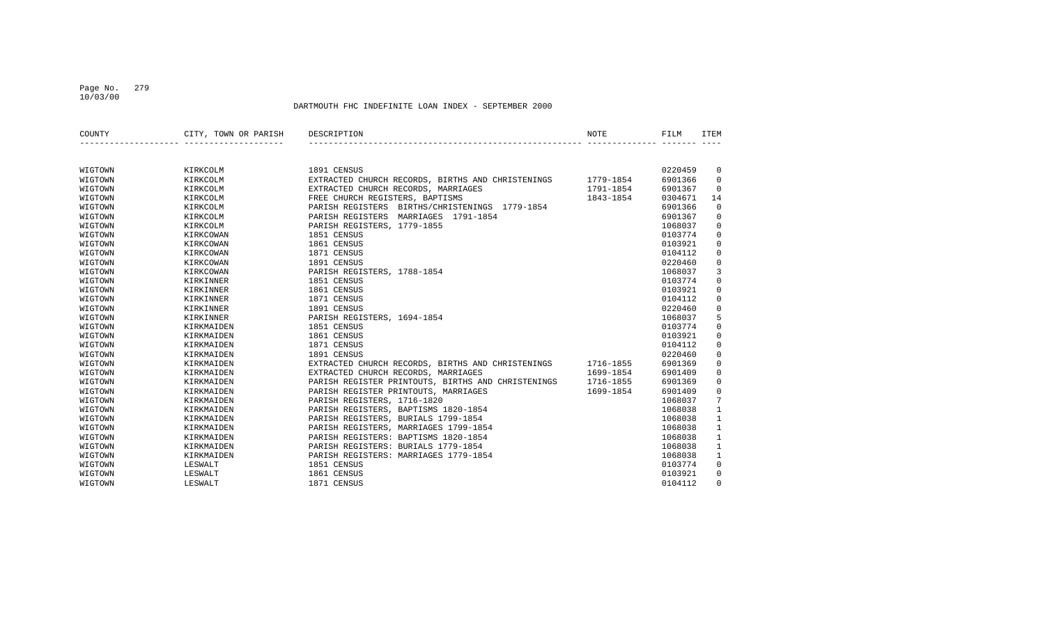DARTMOUTH FHC INDEFINITE LOAN INDEX - SEPTEMBER 2000

| COUNTY | CITY, TOWN OR PARISH | DESCRIPTION | NOTE | FILM | ITEM |
|---|---|---|---|---|---|
| WIGTOWN | KIRKCOLM | 1891 CENSUS | | 0220459 | 0 |
| WIGTOWN | KIRKCOLM | EXTRACTED CHURCH RECORDS, BIRTHS AND CHRISTENINGS | 1779-1854 | 6901366 | 0 |
| WIGTOWN | KIRKCOLM | EXTRACTED CHURCH RECORDS, MARRIAGES | 1791-1854 | 6901367 | 0 |
| WIGTOWN | KIRKCOLM | FREE CHURCH REGISTERS, BAPTISMS | 1843-1854 | 0304671 | 14 |
| WIGTOWN | KIRKCOLM | PARISH REGISTERS BIRTHS/CHRISTENINGS 1779-1854 | | 6901366 | 0 |
| WIGTOWN | KIRKCOLM | PARISH REGISTERS MARRIAGES 1791-1854 | | 6901367 | 0 |
| WIGTOWN | KIRKCOLM | PARISH REGISTERS, 1779-1855 | | 1068037 | 0 |
| WIGTOWN | KIRKCOWAN | 1851 CENSUS | | 0103774 | 0 |
| WIGTOWN | KIRKCOWAN | 1861 CENSUS | | 0103921 | 0 |
| WIGTOWN | KIRKCOWAN | 1871 CENSUS | | 0104112 | 0 |
| WIGTOWN | KIRKCOWAN | 1891 CENSUS | | 0220460 | 0 |
| WIGTOWN | KIRKCOWAN | PARISH REGISTERS, 1788-1854 | | 1068037 | 3 |
| WIGTOWN | KIRKINNER | 1851 CENSUS | | 0103774 | 0 |
| WIGTOWN | KIRKINNER | 1861 CENSUS | | 0103921 | 0 |
| WIGTOWN | KIRKINNER | 1871 CENSUS | | 0104112 | 0 |
| WIGTOWN | KIRKINNER | 1891 CENSUS | | 0220460 | 0 |
| WIGTOWN | KIRKINNER | PARISH REGISTERS, 1694-1854 | | 1068037 | 5 |
| WIGTOWN | KIRKMAIDEN | 1851 CENSUS | | 0103774 | 0 |
| WIGTOWN | KIRKMAIDEN | 1861 CENSUS | | 0103921 | 0 |
| WIGTOWN | KIRKMAIDEN | 1871 CENSUS | | 0104112 | 0 |
| WIGTOWN | KIRKMAIDEN | 1891 CENSUS | | 0220460 | 0 |
| WIGTOWN | KIRKMAIDEN | EXTRACTED CHURCH RECORDS, BIRTHS AND CHRISTENINGS | 1716-1855 | 6901369 | 0 |
| WIGTOWN | KIRKMAIDEN | EXTRACTED CHURCH RECORDS, MARRIAGES | 1699-1854 | 6901409 | 0 |
| WIGTOWN | KIRKMAIDEN | PARISH REGISTER PRINTOUTS, BIRTHS AND CHRISTENINGS | 1716-1855 | 6901369 | 0 |
| WIGTOWN | KIRKMAIDEN | PARISH REGISTER PRINTOUTS, MARRIAGES | 1699-1854 | 6901409 | 0 |
| WIGTOWN | KIRKMAIDEN | PARISH REGISTERS, 1716-1820 | | 1068037 | 7 |
| WIGTOWN | KIRKMAIDEN | PARISH REGISTERS, BAPTISMS 1820-1854 | | 1068038 | 1 |
| WIGTOWN | KIRKMAIDEN | PARISH REGISTERS, BURIALS 1799-1854 | | 1068038 | 1 |
| WIGTOWN | KIRKMAIDEN | PARISH REGISTERS, MARRIAGES 1799-1854 | | 1068038 | 1 |
| WIGTOWN | KIRKMAIDEN | PARISH REGISTERS: BAPTISMS 1820-1854 | | 1068038 | 1 |
| WIGTOWN | KIRKMAIDEN | PARISH REGISTERS: BURIALS 1779-1854 | | 1068038 | 1 |
| WIGTOWN | KIRKMAIDEN | PARISH REGISTERS: MARRIAGES 1779-1854 | | 1068038 | 1 |
| WIGTOWN | LESWALT | 1851 CENSUS | | 0103774 | 0 |
| WIGTOWN | LESWALT | 1861 CENSUS | | 0103921 | 0 |
| WIGTOWN | LESWALT | 1871 CENSUS | | 0104112 | 0 |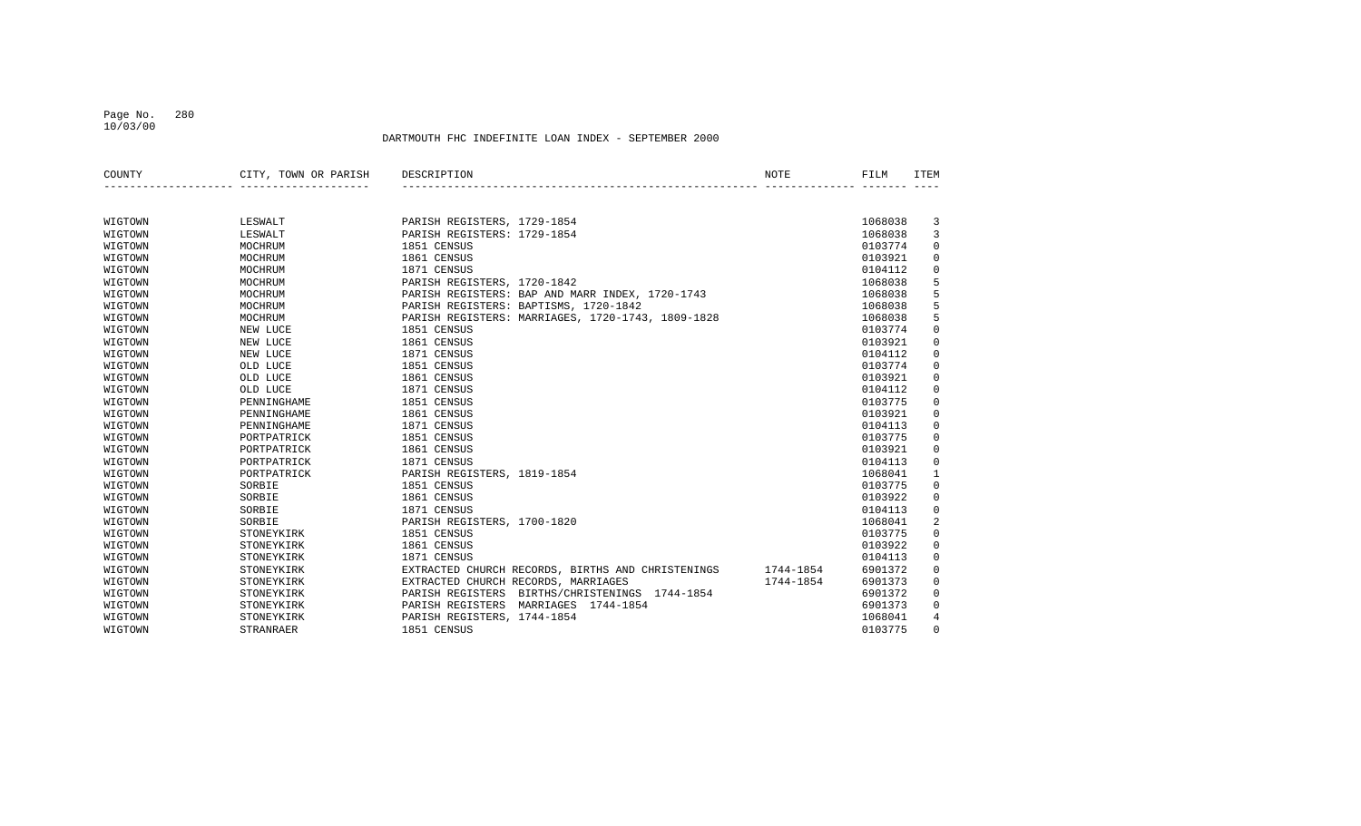DARTMOUTH FHC INDEFINITE LOAN INDEX - SEPTEMBER 2000

| COUNTY | CITY, TOWN OR PARISH | DESCRIPTION | NOTE | FILM | ITEM |
|---|---|---|---|---|---|
| WIGTOWN | LESWALT | PARISH REGISTERS, 1729-1854 | | 1068038 | 3 |
| WIGTOWN | LESWALT | PARISH REGISTERS: 1729-1854 | | 1068038 | 3 |
| WIGTOWN | MOCHRUM | 1851 CENSUS | | 0103774 | 0 |
| WIGTOWN | MOCHRUM | 1861 CENSUS | | 0103921 | 0 |
| WIGTOWN | MOCHRUM | 1871 CENSUS | | 0104112 | 0 |
| WIGTOWN | MOCHRUM | PARISH REGISTERS, 1720-1842 | | 1068038 | 5 |
| WIGTOWN | MOCHRUM | PARISH REGISTERS: BAP AND MARR INDEX, 1720-1743 | | 1068038 | 5 |
| WIGTOWN | MOCHRUM | PARISH REGISTERS: BAPTISMS, 1720-1842 | | 1068038 | 5 |
| WIGTOWN | MOCHRUM | PARISH REGISTERS: MARRIAGES, 1720-1743, 1809-1828 | | 1068038 | 5 |
| WIGTOWN | NEW LUCE | 1851 CENSUS | | 0103774 | 0 |
| WIGTOWN | NEW LUCE | 1861 CENSUS | | 0103921 | 0 |
| WIGTOWN | NEW LUCE | 1871 CENSUS | | 0104112 | 0 |
| WIGTOWN | OLD LUCE | 1851 CENSUS | | 0103774 | 0 |
| WIGTOWN | OLD LUCE | 1861 CENSUS | | 0103921 | 0 |
| WIGTOWN | OLD LUCE | 1871 CENSUS | | 0104112 | 0 |
| WIGTOWN | PENNINGHAME | 1851 CENSUS | | 0103775 | 0 |
| WIGTOWN | PENNINGHAME | 1861 CENSUS | | 0103921 | 0 |
| WIGTOWN | PENNINGHAME | 1871 CENSUS | | 0104113 | 0 |
| WIGTOWN | PORTPATRICK | 1851 CENSUS | | 0103775 | 0 |
| WIGTOWN | PORTPATRICK | 1861 CENSUS | | 0103921 | 0 |
| WIGTOWN | PORTPATRICK | 1871 CENSUS | | 0104113 | 0 |
| WIGTOWN | PORTPATRICK | PARISH REGISTERS, 1819-1854 | | 1068041 | 1 |
| WIGTOWN | SORBIE | 1851 CENSUS | | 0103775 | 0 |
| WIGTOWN | SORBIE | 1861 CENSUS | | 0103922 | 0 |
| WIGTOWN | SORBIE | 1871 CENSUS | | 0104113 | 0 |
| WIGTOWN | SORBIE | PARISH REGISTERS, 1700-1820 | | 1068041 | 2 |
| WIGTOWN | STONEYKIRK | 1851 CENSUS | | 0103775 | 0 |
| WIGTOWN | STONEYKIRK | 1861 CENSUS | | 0103922 | 0 |
| WIGTOWN | STONEYKIRK | 1871 CENSUS | | 0104113 | 0 |
| WIGTOWN | STONEYKIRK | EXTRACTED CHURCH RECORDS, BIRTHS AND CHRISTENINGS | 1744-1854 | 6901372 | 0 |
| WIGTOWN | STONEYKIRK | EXTRACTED CHURCH RECORDS, MARRIAGES | 1744-1854 | 6901373 | 0 |
| WIGTOWN | STONEYKIRK | PARISH REGISTERS BIRTHS/CHRISTENINGS 1744-1854 | | 6901372 | 0 |
| WIGTOWN | STONEYKIRK | PARISH REGISTERS MARRIAGES 1744-1854 | | 6901373 | 0 |
| WIGTOWN | STONEYKIRK | PARISH REGISTERS, 1744-1854 | | 1068041 | 4 |
| WIGTOWN | STRANRAER | 1851 CENSUS | | 0103775 | 0 |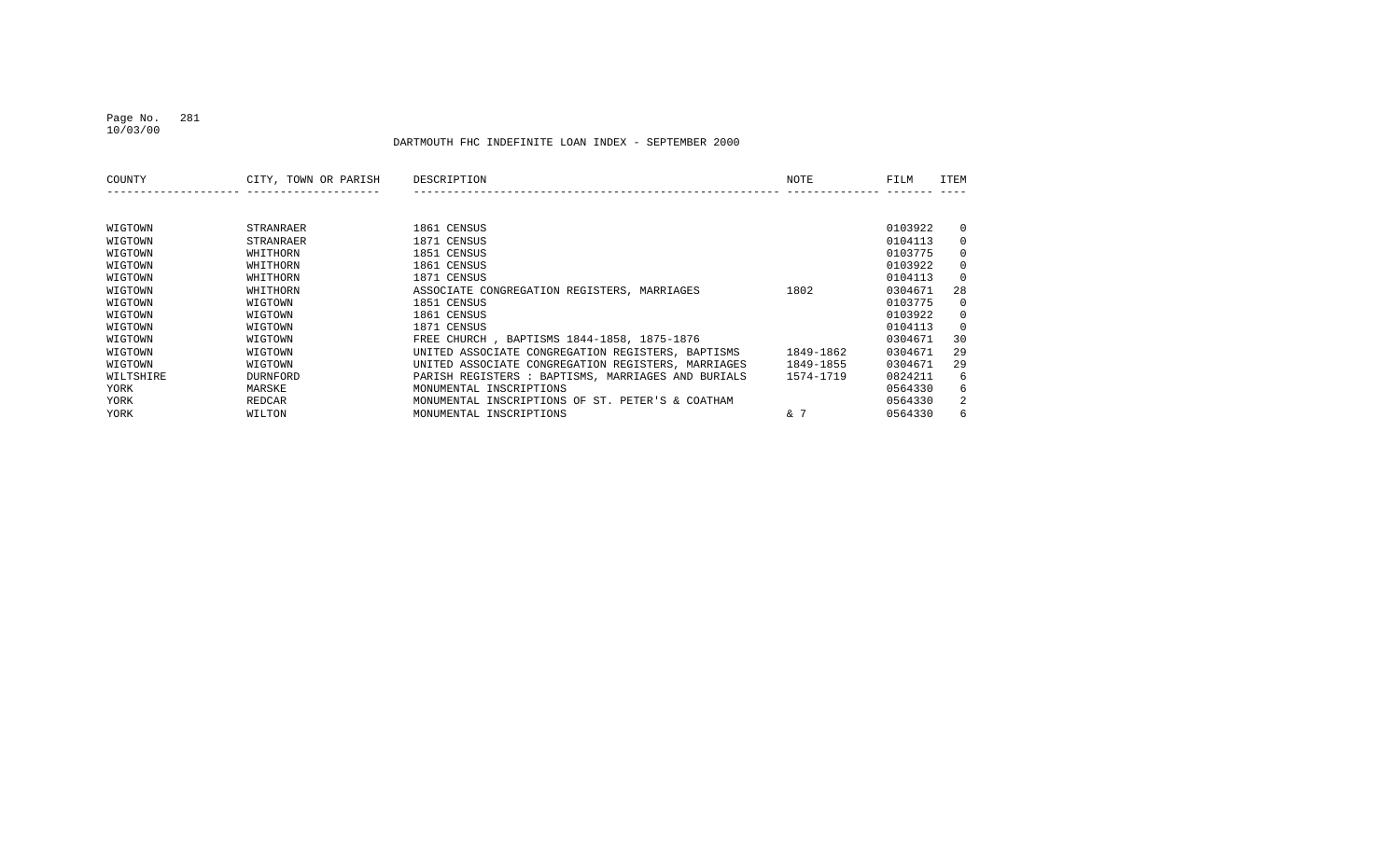DARTMOUTH FHC INDEFINITE LOAN INDEX - SEPTEMBER 2000

| COUNTY | CITY, TOWN OR PARISH | DESCRIPTION | NOTE | FILM | ITEM |
|---|---|---|---|---|---|
| WIGTOWN | STRANRAER | 1861 CENSUS | | 0103922 | 0 |
| WIGTOWN | STRANRAER | 1871 CENSUS | | 0104113 | 0 |
| WIGTOWN | WHITHORN | 1851 CENSUS | | 0103775 | 0 |
| WIGTOWN | WHITHORN | 1861 CENSUS | | 0103922 | 0 |
| WIGTOWN | WHITHORN | 1871 CENSUS | | 0104113 | 0 |
| WIGTOWN | WHITHORN | ASSOCIATE CONGREGATION REGISTERS, MARRIAGES | 1802 | 0304671 | 28 |
| WIGTOWN | WIGTOWN | 1851 CENSUS | | 0103775 | 0 |
| WIGTOWN | WIGTOWN | 1861 CENSUS | | 0103922 | 0 |
| WIGTOWN | WIGTOWN | 1871 CENSUS | | 0104113 | 0 |
| WIGTOWN | WIGTOWN | FREE CHURCH , BAPTISMS 1844-1858, 1875-1876 | | 0304671 | 30 |
| WIGTOWN | WIGTOWN | UNITED ASSOCIATE CONGREGATION REGISTERS, BAPTISMS | 1849-1862 | 0304671 | 29 |
| WIGTOWN | WIGTOWN | UNITED ASSOCIATE CONGREGATION REGISTERS, MARRIAGES | 1849-1855 | 0304671 | 29 |
| WILTSHIRE | DURNFORD | PARISH REGISTERS : BAPTISMS, MARRIAGES AND BURIALS | 1574-1719 | 0824211 | 6 |
| YORK | MARSKE | MONUMENTAL INSCRIPTIONS | | 0564330 | 6 |
| YORK | REDCAR | MONUMENTAL INSCRIPTIONS OF ST. PETER'S & COATHAM | | 0564330 | 2 |
| YORK | WILTON | MONUMENTAL INSCRIPTIONS | & 7 | 0564330 | 6 |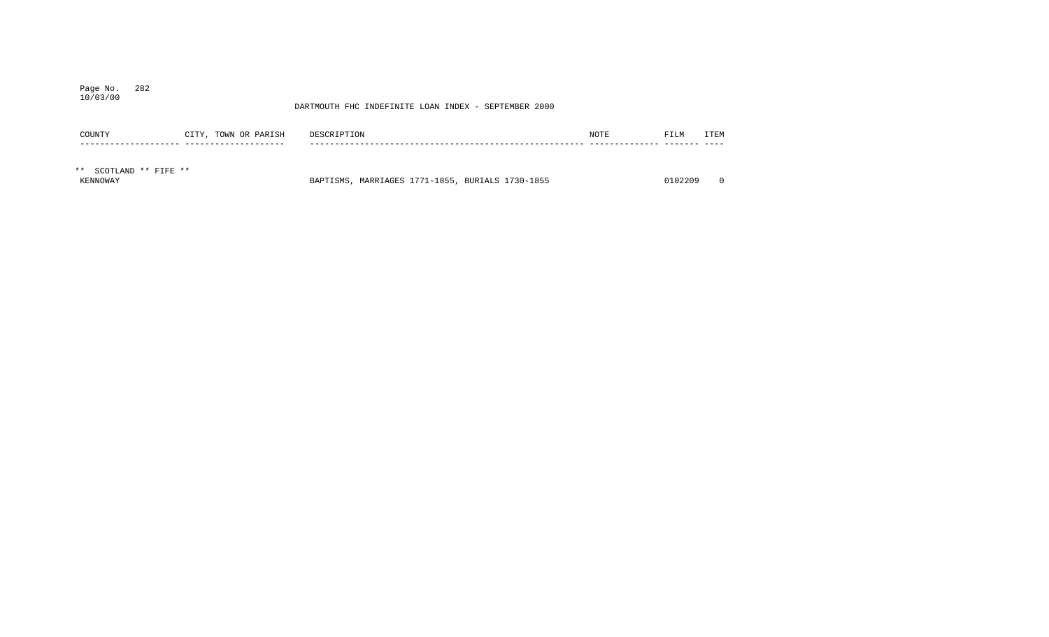DARTMOUTH FHC INDEFINITE LOAN INDEX - SEPTEMBER 2000

| COUNTY | CITY, TOWN OR PARISH | DESCRIPTION | NOTE | FILM | ITEM |
|---|---|---|---|---|---|
| ** SCOTLAND ** FIFE ** | | | | | |
| KENNOWAY | | BAPTISMS, MARRIAGES 1771-1855, BURIALS 1730-1855 | | 0102209 | 0 |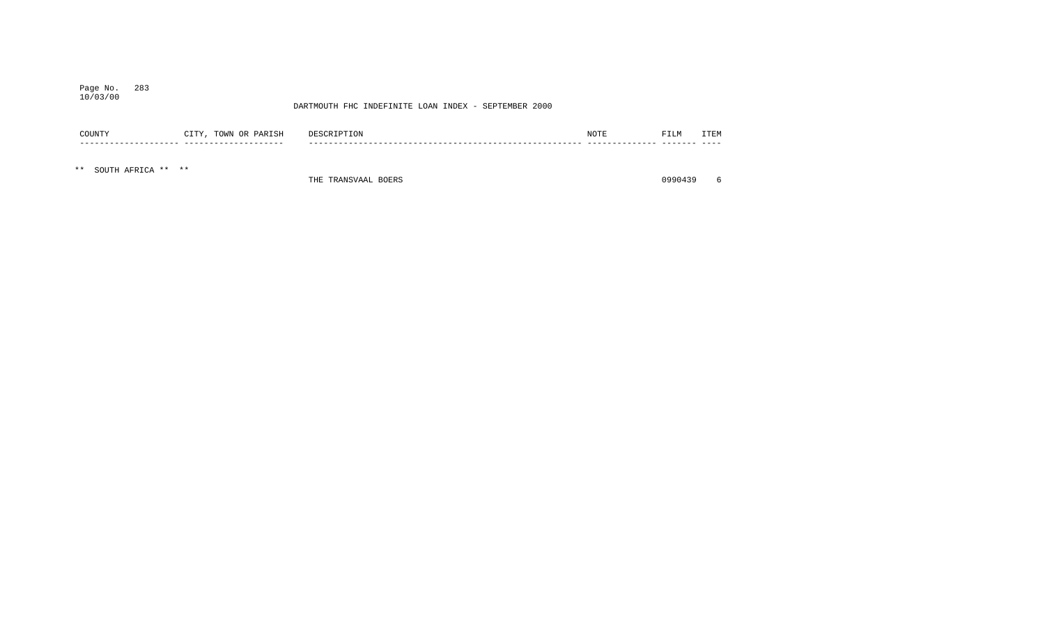DARTMOUTH FHC INDEFINITE LOAN INDEX - SEPTEMBER 2000

| COUNTY | CITY, TOWN OR PARISH | DESCRIPTION | NOTE | FILM | ITEM |
|---|---|---|---|---|---|
| ** SOUTH AFRICA ** ** | | | | | |
| | | THE TRANSVAAL BOERS | | 0990439 | 6 |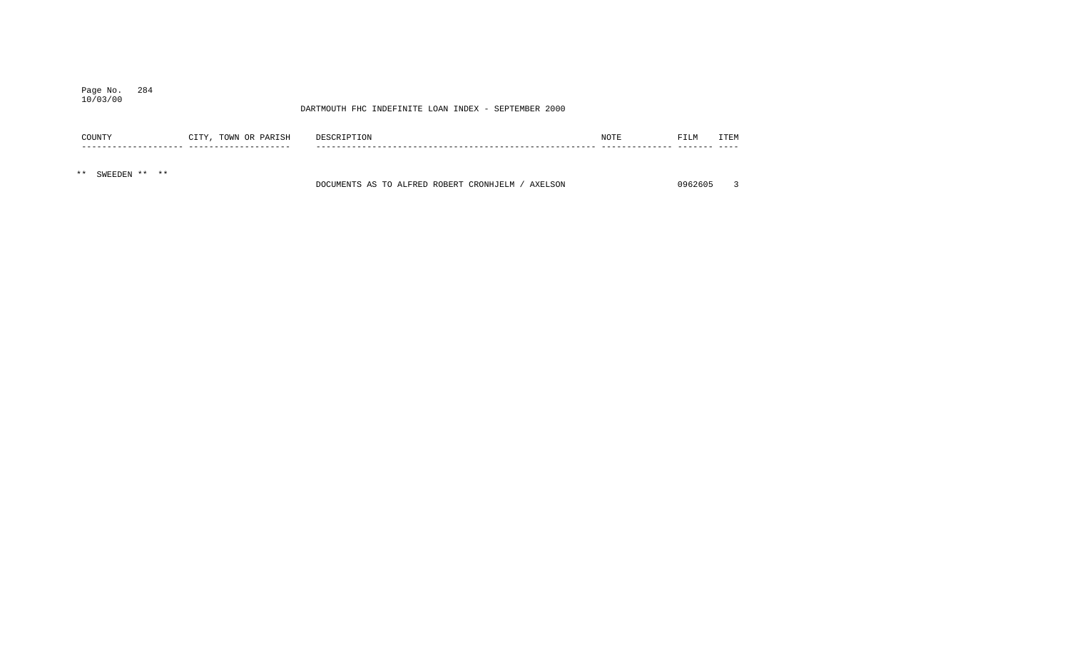DARTMOUTH FHC INDEFINITE LOAN INDEX - SEPTEMBER 2000

| COUNTY | CITY, TOWN OR PARISH | DESCRIPTION | NOTE | FILM | ITEM |
|---|---|---|---|---|---|
| ** SWEEDEN ** ** | | | | | |
| | | DOCUMENTS AS TO ALFRED ROBERT CRONHJELM / AXELSON | | 0962605 | 3 |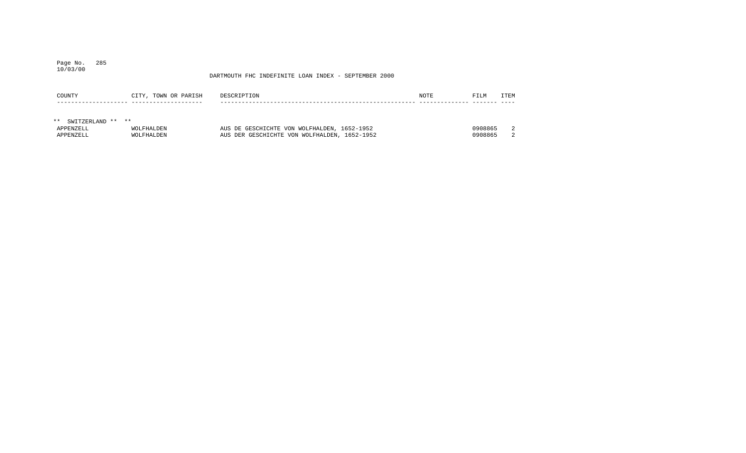DARTMOUTH FHC INDEFINITE LOAN INDEX - SEPTEMBER 2000

| COUNTY | CITY, TOWN OR PARISH | DESCRIPTION | NOTE | FILM | ITEM |
|---|---|---|---|---|---|
| ** SWITZERLAND ** ** | | | | | |
| APPENZELL | WOLFHALDEN | AUS DE GESCHICHTE VON WOLFHALDEN, 1652-1952 | | 0908865 | 2 |
| APPENZELL | WOLFHALDEN | AUS DER GESCHICHTE VON WOLFHALDEN, 1652-1952 | | 0908865 | 2 |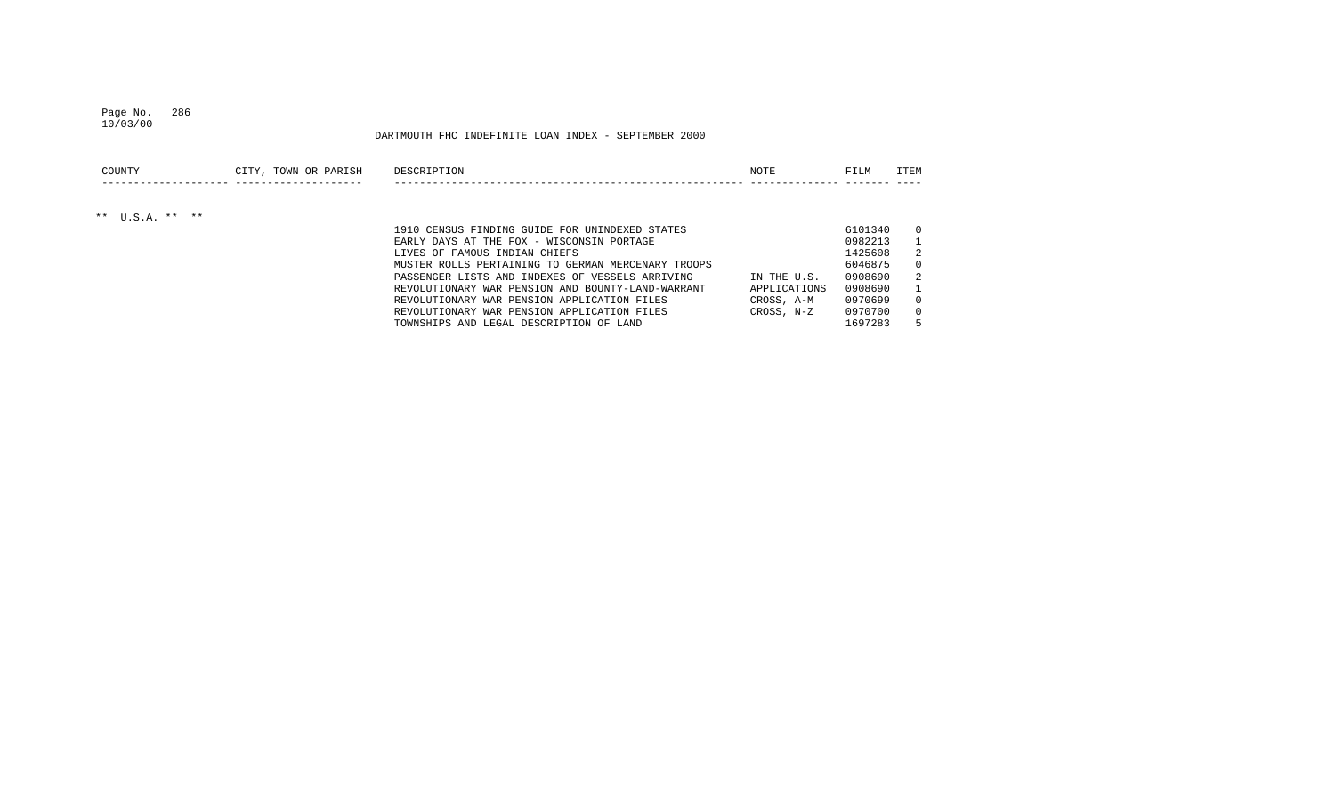DARTMOUTH FHC INDEFINITE LOAN INDEX - SEPTEMBER 2000

| COUNTY | CITY, TOWN OR PARISH | DESCRIPTION | NOTE | FILM | ITEM |
|---|---|---|---|---|---|
| ** U.S.A. ** ** | | | | | |
| | | 1910 CENSUS FINDING GUIDE FOR UNINDEXED STATES | | 6101340 | 0 |
| | | EARLY DAYS AT THE FOX - WISCONSIN PORTAGE | | 0982213 | 1 |
| | | LIVES OF FAMOUS INDIAN CHIEFS | | 1425608 | 2 |
| | | MUSTER ROLLS PERTAINING TO GERMAN MERCENARY TROOPS | | 6046875 | 0 |
| | | PASSENGER LISTS AND INDEXES OF VESSELS ARRIVING | IN THE U.S. | 0908690 | 2 |
| | | REVOLUTIONARY WAR PENSION AND BOUNTY-LAND-WARRANT | APPLICATIONS | 0908690 | 1 |
| | | REVOLUTIONARY WAR PENSION APPLICATION FILES | CROSS, A-M | 0970699 | 0 |
| | | REVOLUTIONARY WAR PENSION APPLICATION FILES | CROSS, N-Z | 0970700 | 0 |
| | | TOWNSHIPS AND LEGAL DESCRIPTION OF LAND | | 1697283 | 5 |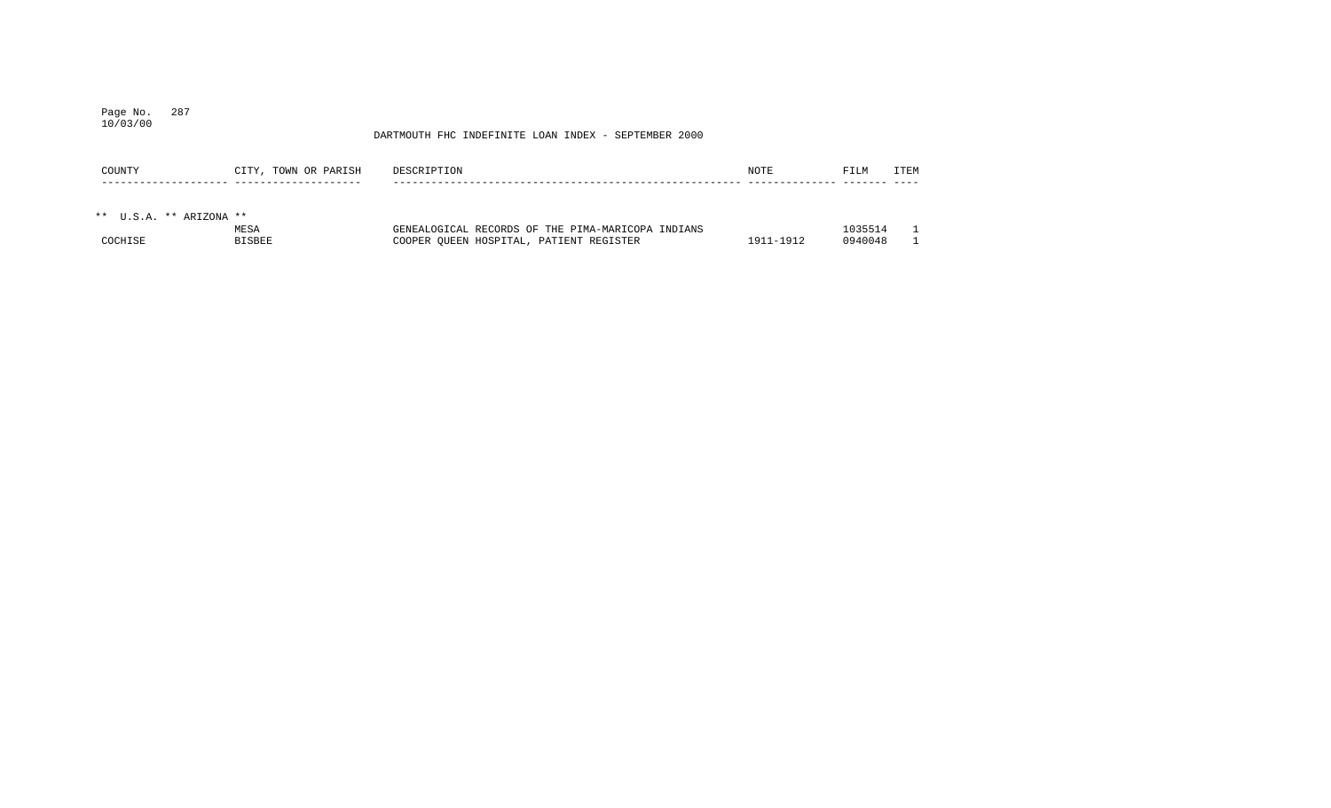DARTMOUTH FHC INDEFINITE LOAN INDEX - SEPTEMBER 2000

| COUNTY | CITY, TOWN OR PARISH | DESCRIPTION | NOTE | FILM | ITEM |
|---|---|---|---|---|---|
| ** U.S.A. ** ARIZONA ** | | | | | |
| | MESA | GENEALOGICAL RECORDS OF THE PIMA-MARICOPA INDIANS | | 1035514 | 1 |
| COCHISE | BISBEE | COOPER QUEEN HOSPITAL, PATIENT REGISTER | 1911-1912 | 0940048 | 1 |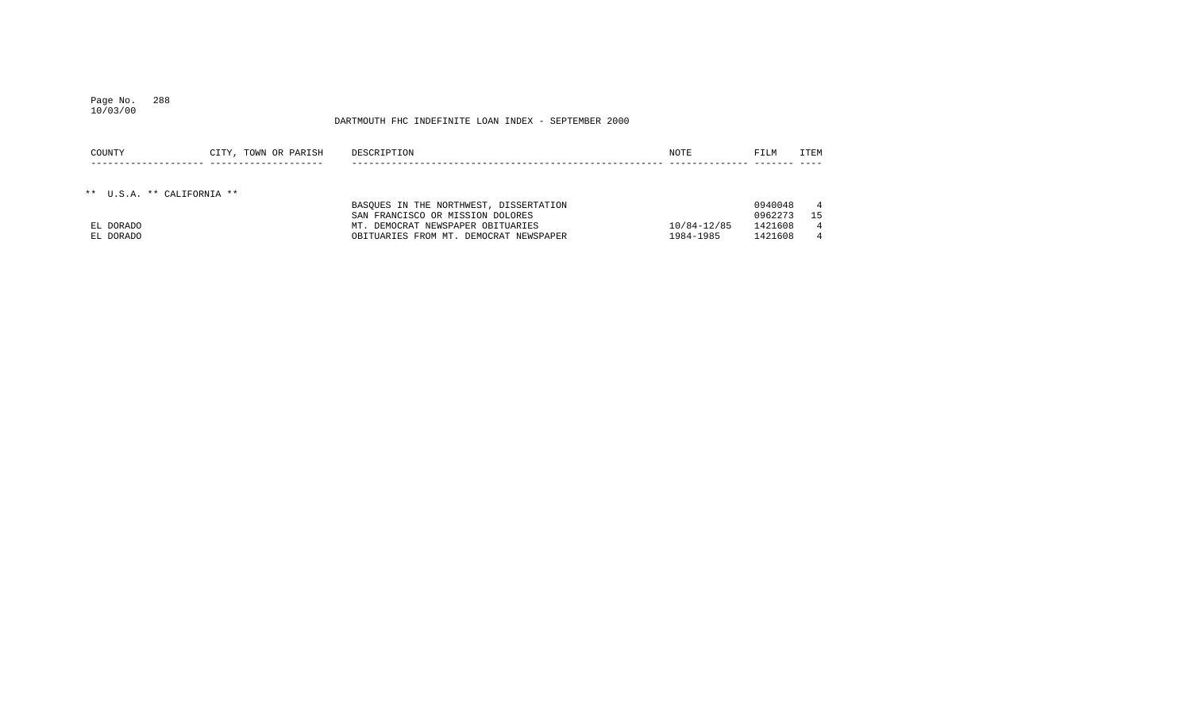DARTMOUTH FHC INDEFINITE LOAN INDEX - SEPTEMBER 2000

| COUNTY | CITY, TOWN OR PARISH | DESCRIPTION | NOTE | FILM | ITEM |
|---|---|---|---|---|---|
| ** U.S.A. ** CALIFORNIA ** | | | | | |
| | | BASQUES IN THE NORTHWEST, DISSERTATION | | 0940048 | 4 |
| | | SAN FRANCISCO OR MISSION DOLORES | | 0962273 | 15 |
| EL DORADO | | MT. DEMOCRAT NEWSPAPER OBITUARIES | 10/84-12/85 | 1421608 | 4 |
| EL DORADO | | OBITUARIES FROM MT. DEMOCRAT NEWSPAPER | 1984-1985 | 1421608 | 4 |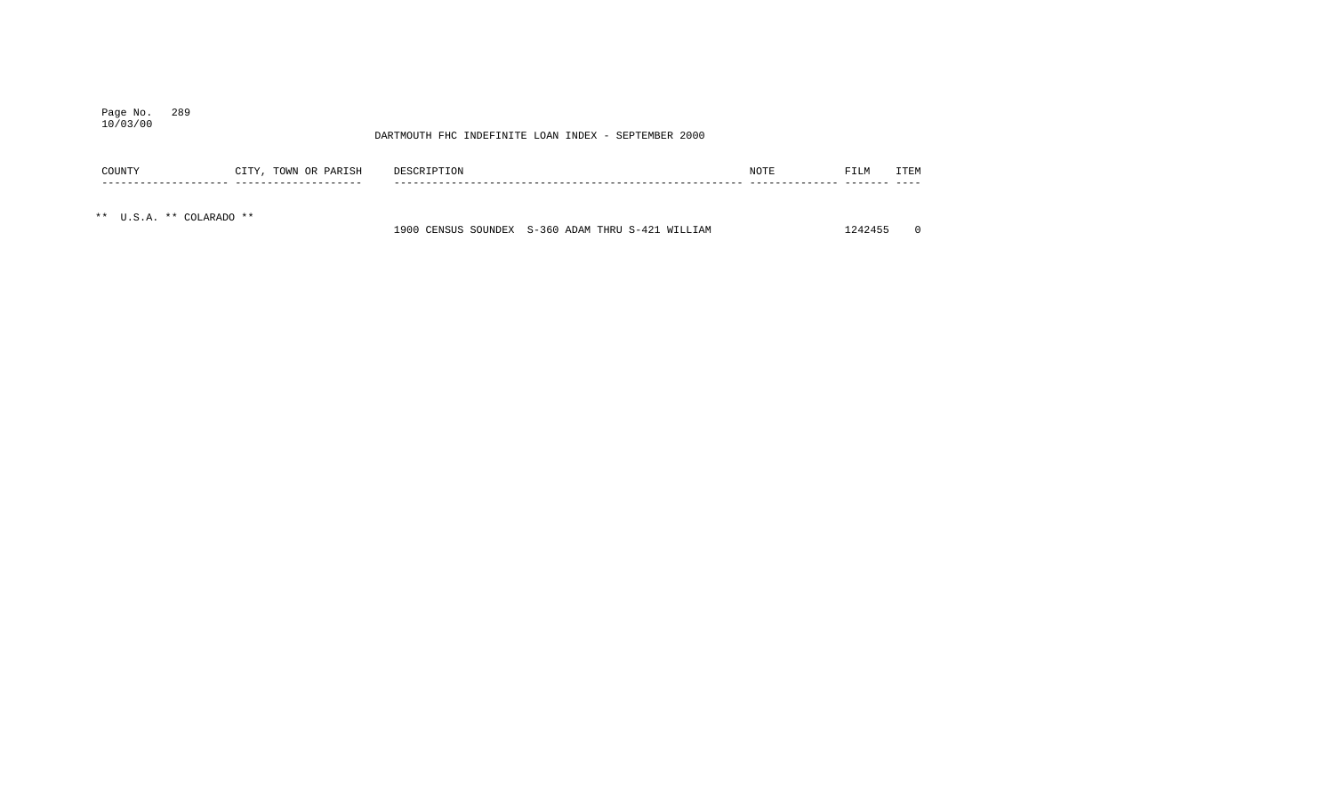DARTMOUTH FHC INDEFINITE LOAN INDEX - SEPTEMBER 2000

| COUNTY | CITY, TOWN OR PARISH | DESCRIPTION | NOTE | FILM | ITEM |
| --- | --- | --- | --- | --- | --- |
| ** U.S.A. ** COLARADO ** | | | | | |
| | | 1900 CENSUS SOUNDEX S-360 ADAM THRU S-421 WILLIAM | | 1242455 | 0 |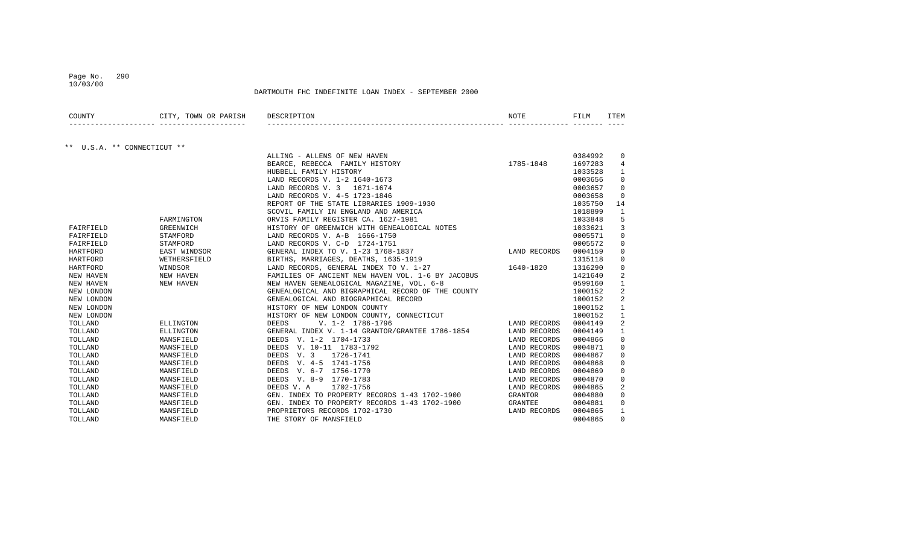DARTMOUTH FHC INDEFINITE LOAN INDEX - SEPTEMBER 2000

| COUNTY | CITY, TOWN OR PARISH | DESCRIPTION | NOTE | FILM | ITEM |
|---|---|---|---|---|---|
| ** U.S.A. ** CONNECTICUT ** | | | | | |
| | | ALLING - ALLENS OF NEW HAVEN | | 0384992 | 0 |
| | | BEARCE, REBECCA FAMILY HISTORY | 1785-1848 | 1697283 | 4 |
| | | HUBBELL FAMILY HISTORY | | 1033528 | 1 |
| | | LAND RECORDS V. 1-2 1640-1673 | | 0003656 | 0 |
| | | LAND RECORDS V. 3 1671-1674 | | 0003657 | 0 |
| | | LAND RECORDS V. 4-5 1723-1846 | | 0003658 | 0 |
| | | REPORT OF THE STATE LIBRARIES 1909-1930 | | 1035750 | 14 |
| | | SCOVIL FAMILY IN ENGLAND AND AMERICA | | 1018899 | 1 |
| | FARMINGTON | ORVIS FAMILY REGISTER CA. 1627-1981 | | 1033848 | 5 |
| FAIRFIELD | GREENWICH | HISTORY OF GREENWICH WITH GENEALOGICAL NOTES | | 1033621 | 3 |
| FAIRFIELD | STAMFORD | LAND RECORDS V. A-B 1666-1750 | | 0005571 | 0 |
| FAIRFIELD | STAMFORD | LAND RECORDS V. C-D 1724-1751 | | 0005572 | 0 |
| HARTFORD | EAST WINDSOR | GENERAL INDEX TO V. 1-23 1768-1837 | LAND RECORDS | 0004159 | 0 |
| HARTFORD | WETHERSFIELD | BIRTHS, MARRIAGES, DEATHS, 1635-1919 | | 1315118 | 0 |
| HARTFORD | WINDSOR | LAND RECORDS, GENERAL INDEX TO V. 1-27 | 1640-1820 | 1316290 | 0 |
| NEW HAVEN | NEW HAVEN | FAMILIES OF ANCIENT NEW HAVEN VOL. 1-6 BY JACOBUS | | 1421640 | 2 |
| NEW HAVEN | NEW HAVEN | NEW HAVEN GENEALOGICAL MAGAZINE, VOL. 6-8 | | 0599160 | 1 |
| NEW LONDON | | GENEALOGICAL AND BIGRAPHICAL RECORD OF THE COUNTY | | 1000152 | 2 |
| NEW LONDON | | GENEALOGICAL AND BIOGRAPHICAL RECORD | | 1000152 | 2 |
| NEW LONDON | | HISTORY OF NEW LONDON COUNTY | | 1000152 | 1 |
| NEW LONDON | | HISTORY OF NEW LONDON COUNTY, CONNECTICUT | | 1000152 | 1 |
| TOLLAND | ELLINGTON | DEEDS V. 1-2 1786-1796 | LAND RECORDS | 0004149 | 2 |
| TOLLAND | ELLINGTON | GENERAL INDEX V. 1-14 GRANTOR/GRANTEE 1786-1854 | LAND RECORDS | 0004149 | 1 |
| TOLLAND | MANSFIELD | DEEDS V. 1-2 1704-1733 | LAND RECORDS | 0004866 | 0 |
| TOLLAND | MANSFIELD | DEEDS V. 10-11 1783-1792 | LAND RECORDS | 0004871 | 0 |
| TOLLAND | MANSFIELD | DEEDS V. 3 1726-1741 | LAND RECORDS | 0004867 | 0 |
| TOLLAND | MANSFIELD | DEEDS V. 4-5 1741-1756 | LAND RECORDS | 0004868 | 0 |
| TOLLAND | MANSFIELD | DEEDS V. 6-7 1756-1770 | LAND RECORDS | 0004869 | 0 |
| TOLLAND | MANSFIELD | DEEDS V. 8-9 1770-1783 | LAND RECORDS | 0004870 | 0 |
| TOLLAND | MANSFIELD | DEEDS V. A 1702-1756 | LAND RECORDS | 0004865 | 2 |
| TOLLAND | MANSFIELD | GEN. INDEX TO PROPERTY RECORDS 1-43 1702-1900 | GRANTOR | 0004880 | 0 |
| TOLLAND | MANSFIELD | GEN. INDEX TO PROPERTY RECORDS 1-43 1702-1900 | GRANTEE | 0004881 | 0 |
| TOLLAND | MANSFIELD | PROPRIETORS RECORDS 1702-1730 | LAND RECORDS | 0004865 | 1 |
| TOLLAND | MANSFIELD | THE STORY OF MANSFIELD | | 0004865 | 0 |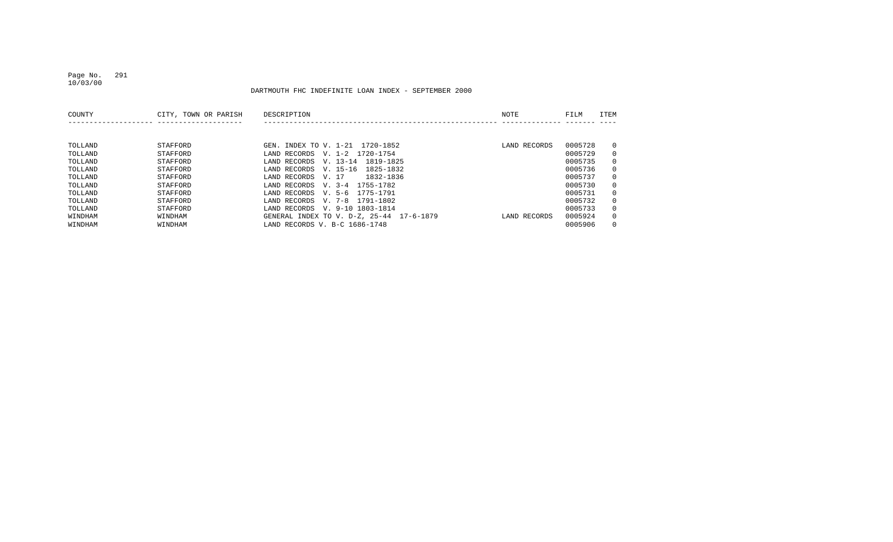DARTMOUTH FHC INDEFINITE LOAN INDEX - SEPTEMBER 2000

| COUNTY | CITY, TOWN OR PARISH | DESCRIPTION | NOTE | FILM | ITEM |
|---|---|---|---|---|---|
| TOLLAND | STAFFORD | GEN. INDEX TO V. 1-21 1720-1852 | LAND RECORDS | 0005728 | 0 |
| TOLLAND | STAFFORD | LAND RECORDS V. 1-2 1720-1754 | | 0005729 | 0 |
| TOLLAND | STAFFORD | LAND RECORDS V. 13-14 1819-1825 | | 0005735 | 0 |
| TOLLAND | STAFFORD | LAND RECORDS V. 15-16 1825-1832 | | 0005736 | 0 |
| TOLLAND | STAFFORD | LAND RECORDS V. 17 1832-1836 | | 0005737 | 0 |
| TOLLAND | STAFFORD | LAND RECORDS V. 3-4 1755-1782 | | 0005730 | 0 |
| TOLLAND | STAFFORD | LAND RECORDS V. 5-6 1775-1791 | | 0005731 | 0 |
| TOLLAND | STAFFORD | LAND RECORDS V. 7-8 1791-1802 | | 0005732 | 0 |
| TOLLAND | STAFFORD | LAND RECORDS V. 9-10 1803-1814 | | 0005733 | 0 |
| WINDHAM | WINDHAM | GENERAL INDEX TO V. D-Z, 25-44 17-6-1879 | LAND RECORDS | 0005924 | 0 |
| WINDHAM | WINDHAM | LAND RECORDS V. B-C 1686-1748 | | 0005906 | 0 |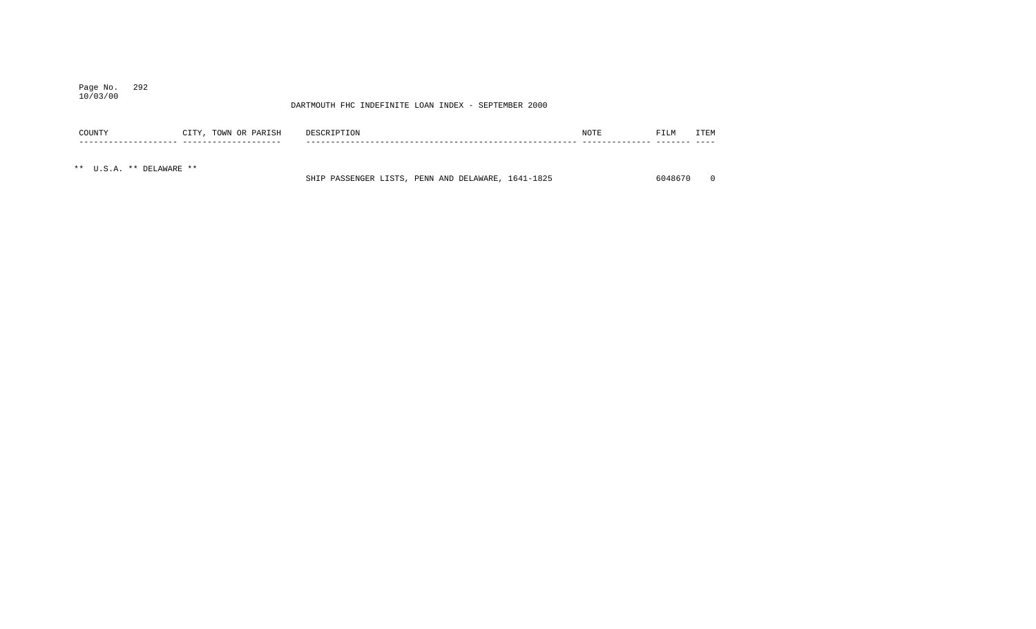DARTMOUTH FHC INDEFINITE LOAN INDEX - SEPTEMBER 2000

| COUNTY | CITY, TOWN OR PARISH | DESCRIPTION | NOTE | FILM | ITEM |
|---|---|---|---|---|---|
| ** U.S.A. ** DELAWARE ** | | | | | |
| | | SHIP PASSENGER LISTS, PENN AND DELAWARE, 1641-1825 | | 6048670 | 0 |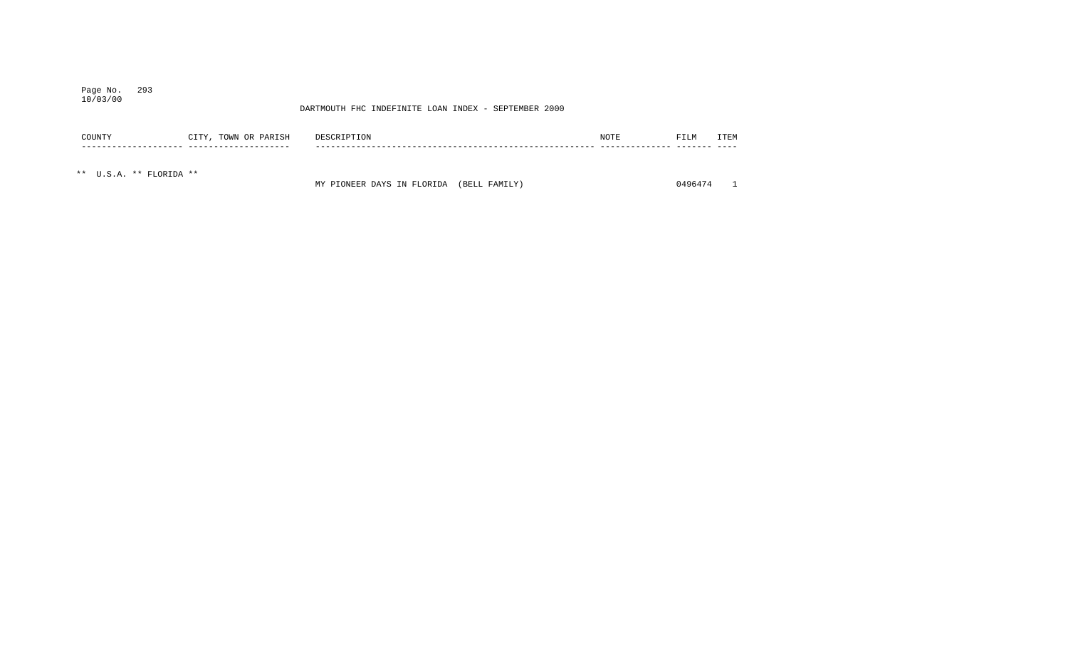DARTMOUTH FHC INDEFINITE LOAN INDEX - SEPTEMBER 2000

| COUNTY | CITY, TOWN OR PARISH | DESCRIPTION | NOTE | FILM | ITEM |
|---|---|---|---|---|---|
| ** U.S.A. ** FLORIDA ** | | | | | |
| | | MY PIONEER DAYS IN FLORIDA (BELL FAMILY) | | 0496474 | 1 |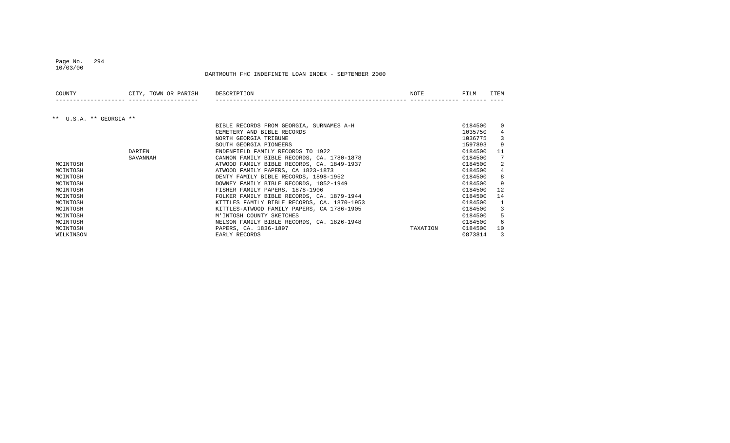DARTMOUTH FHC INDEFINITE LOAN INDEX - SEPTEMBER 2000

| COUNTY | CITY, TOWN OR PARISH | DESCRIPTION | NOTE | FILM | ITEM |
|---|---|---|---|---|---|
| ** U.S.A. ** GEORGIA ** | | | | | |
| | | BIBLE RECORDS FROM GEORGIA, SURNAMES A-H | | 0184500 | 0 |
| | | CEMETERY AND BIBLE RECORDS | | 1035750 | 4 |
| | | NORTH GEORGIA TRIBUNE | | 1036775 | 3 |
| | | SOUTH GEORGIA PIONEERS | | 1597893 | 9 |
| | DARIEN | ENDENFIELD FAMILY RECORDS TO 1922 | | 0184500 | 11 |
| | SAVANNAH | CANNON FAMILY BIBLE RECORDS, CA. 1780-1878 | | 0184500 | 7 |
| MCINTOSH | | ATWOOD FAMILY BIBLE RECORDS, CA. 1849-1937 | | 0184500 | 2 |
| MCINTOSH | | ATWOOD FAMILY PAPERS, CA 1823-1873 | | 0184500 | 4 |
| MCINTOSH | | DENTY FAMILY BIBLE RECORDS, 1898-1952 | | 0184500 | 8 |
| MCINTOSH | | DOWNEY FAMILY BIBLE RECORDS, 1852-1949 | | 0184500 | 9 |
| MCINTOSH | | FISHER FAMILY PAPERS, 1878-1906 | | 0184500 | 12 |
| MCINTOSH | | FOLKER FAMILY BIBLE RECORDS, CA. 1879-1944 | | 0184500 | 14 |
| MCINTOSH | | KITTLES FAMILY BIBLE RECORDS, CA. 1870-1953 | | 0184500 | 1 |
| MCINTOSH | | KITTLES-ATWOOD FAMILY PAPERS, CA 1786-1905 | | 0184500 | 3 |
| MCINTOSH | | M'INTOSH COUNTY SKETCHES | | 0184500 | 5 |
| MCINTOSH | | NELSON FAMILY BIBLE RECORDS, CA. 1826-1948 | | 0184500 | 6 |
| MCINTOSH | | PAPERS, CA. 1836-1897 | TAXATION | 0184500 | 10 |
| WILKINSON | | EARLY RECORDS | | 0873814 | 3 |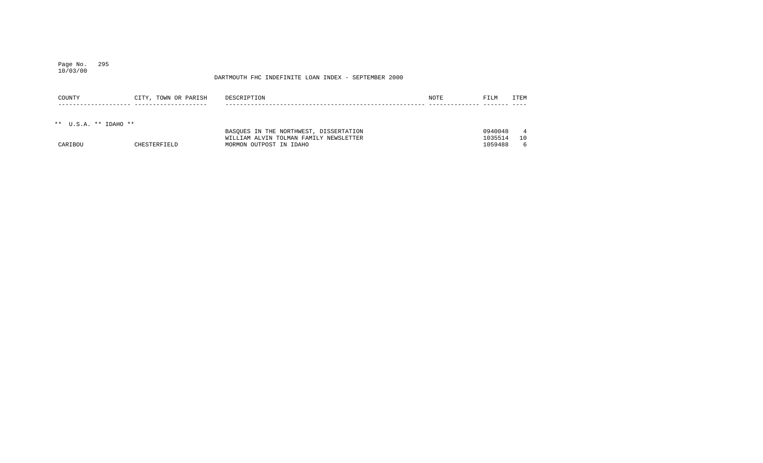DARTMOUTH FHC INDEFINITE LOAN INDEX - SEPTEMBER 2000

| COUNTY | CITY, TOWN OR PARISH | DESCRIPTION | NOTE | FILM | ITEM |
|---|---|---|---|---|---|
| ** U.S.A. ** IDAHO ** | | | | | |
| | | BASQUES IN THE NORTHWEST, DISSERTATION | | 0940048 | 4 |
| | | WILLIAM ALVIN TOLMAN FAMILY NEWSLETTER | | 1035514 | 10 |
| CARIBOU | CHESTERFIELD | MORMON OUTPOST IN IDAHO | | 1059488 | 6 |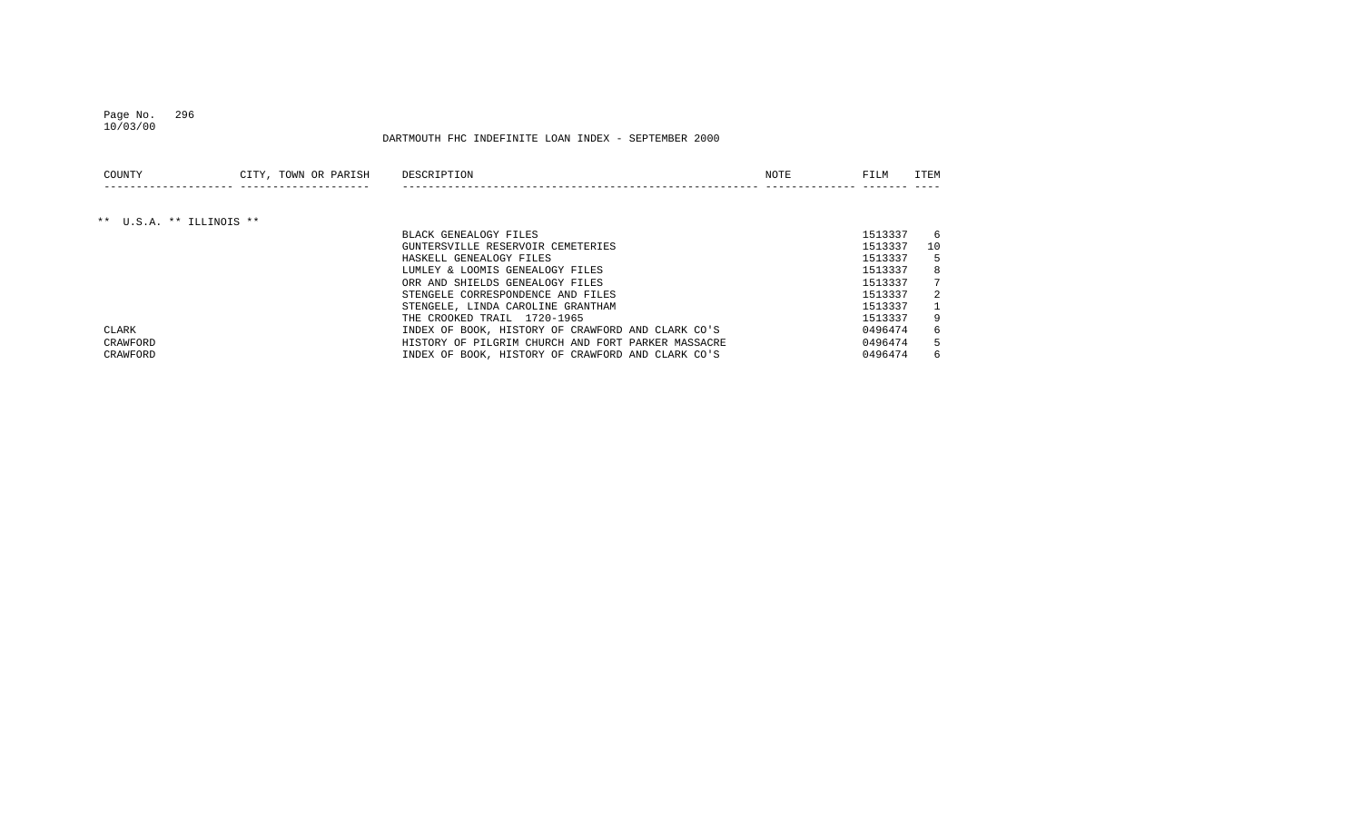DARTMOUTH FHC INDEFINITE LOAN INDEX - SEPTEMBER 2000

| COUNTY | CITY, TOWN OR PARISH | DESCRIPTION | NOTE | FILM | ITEM |
| --- | --- | --- | --- | --- | --- |
| ** U.S.A. ** ILLINOIS ** | | | | | |
| | | BLACK GENEALOGY FILES | | 1513337 | 6 |
| | | GUNTERSVILLE RESERVOIR CEMETERIES | | 1513337 | 10 |
| | | HASKELL GENEALOGY FILES | | 1513337 | 5 |
| | | LUMLEY & LOOMIS GENEALOGY FILES | | 1513337 | 8 |
| | | ORR AND SHIELDS GENEALOGY FILES | | 1513337 | 7 |
| | | STENGELE CORRESPONDENCE AND FILES | | 1513337 | 2 |
| | | STENGELE, LINDA CAROLINE GRANTHAM | | 1513337 | 1 |
| | | THE CROOKED TRAIL 1720-1965 | | 1513337 | 9 |
| CLARK | | INDEX OF BOOK, HISTORY OF CRAWFORD AND CLARK CO'S | | 0496474 | 6 |
| CRAWFORD | | HISTORY OF PILGRIM CHURCH AND FORT PARKER MASSACRE | | 0496474 | 5 |
| CRAWFORD | | INDEX OF BOOK, HISTORY OF CRAWFORD AND CLARK CO'S | | 0496474 | 6 |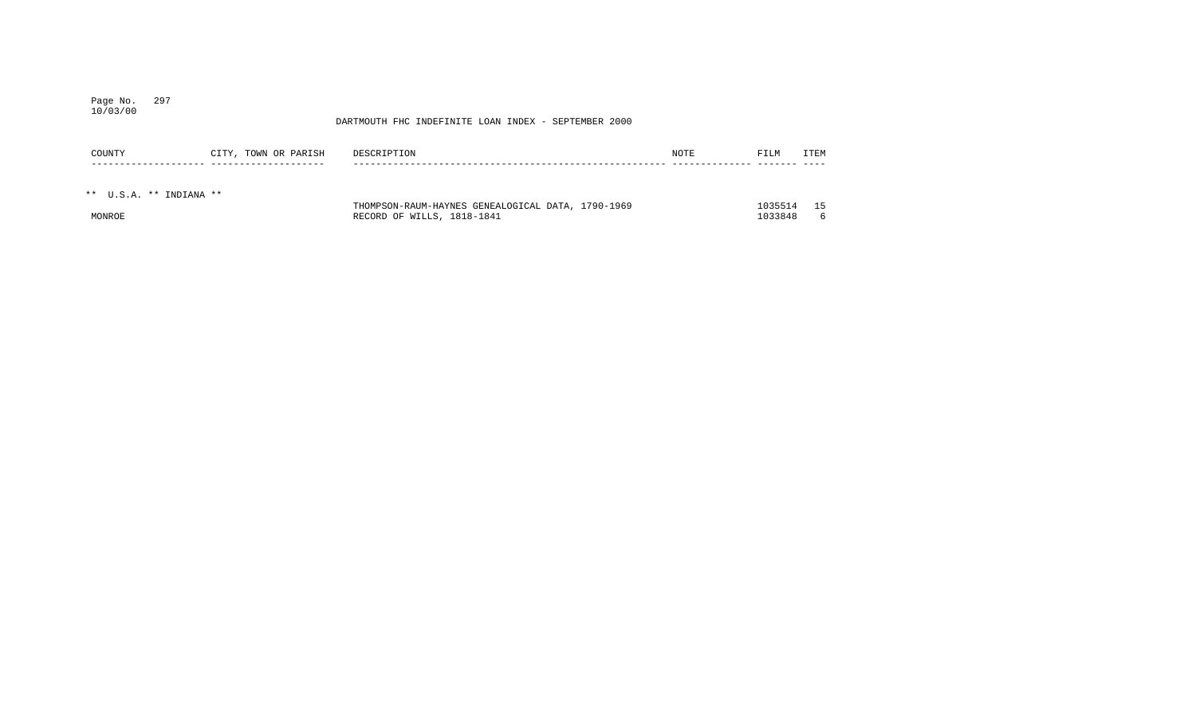DARTMOUTH FHC INDEFINITE LOAN INDEX - SEPTEMBER 2000

| COUNTY | CITY, TOWN OR PARISH | DESCRIPTION | NOTE | FILM | ITEM |
|---|---|---|---|---|---|
| ** U.S.A. ** INDIANA ** | | | | | |
| | | THOMPSON-RAUM-HAYNES GENEALOGICAL DATA, 1790-1969 | | 1035514 | 15 |
| MONROE | | RECORD OF WILLS, 1818-1841 | | 1033848 | 6 |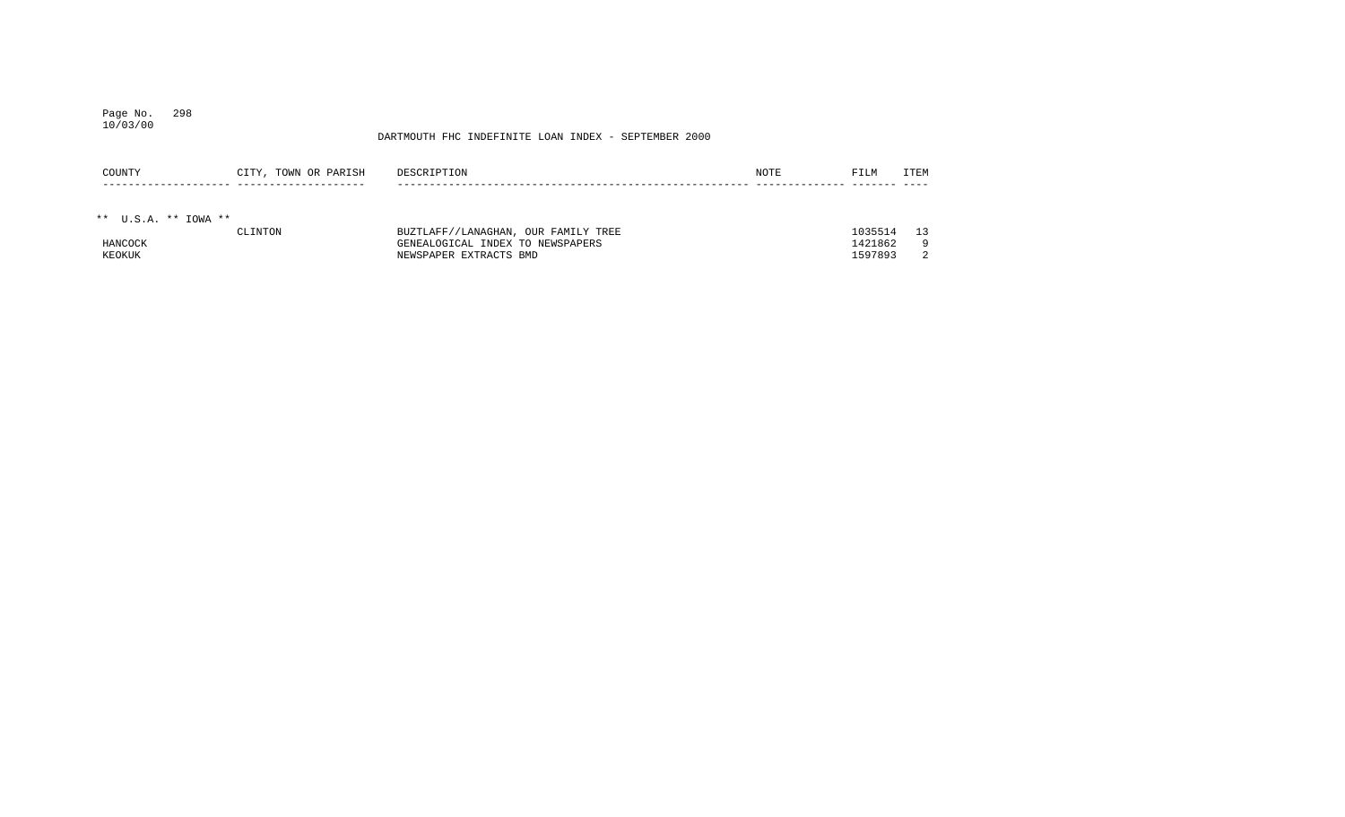DARTMOUTH FHC INDEFINITE LOAN INDEX - SEPTEMBER 2000

| COUNTY | CITY, TOWN OR PARISH | DESCRIPTION | NOTE | FILM | ITEM |
|---|---|---|---|---|---|
| ** U.S.A. ** IOWA ** | | | | | |
| | CLINTON | BUZTLAFF//LANAGHAN, OUR FAMILY TREE | | 1035514 | 13 |
| HANCOCK | | GENEALOGICAL INDEX TO NEWSPAPERS | | 1421862 | 9 |
| KEOKUK | | NEWSPAPER EXTRACTS BMD | | 1597893 | 2 |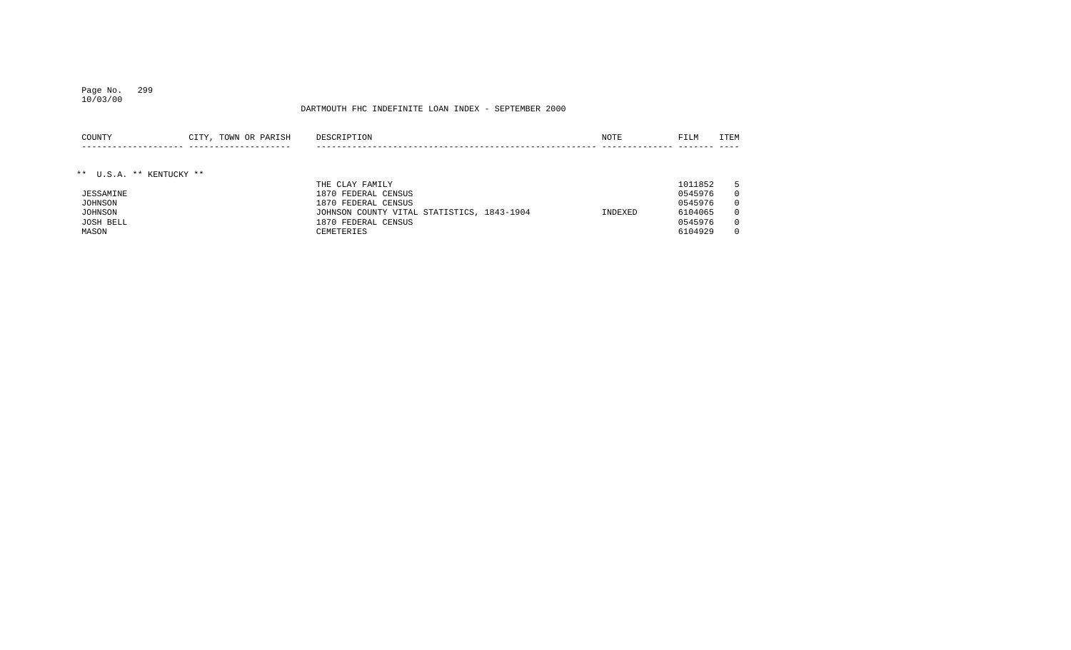DARTMOUTH FHC INDEFINITE LOAN INDEX - SEPTEMBER 2000

| COUNTY | CITY, TOWN OR PARISH | DESCRIPTION | NOTE | FILM | ITEM |
|---|---|---|---|---|---|
| ** U.S.A. ** KENTUCKY ** | | | | | |
| | | THE CLAY FAMILY | | 1011852 | 5 |
| JESSAMINE | | 1870 FEDERAL CENSUS | | 0545976 | 0 |
| JOHNSON | | 1870 FEDERAL CENSUS | | 0545976 | 0 |
| JOHNSON | | JOHNSON COUNTY VITAL STATISTICS, 1843-1904 | INDEXED | 6104065 | 0 |
| JOSH BELL | | 1870 FEDERAL CENSUS | | 0545976 | 0 |
| MASON | | CEMETERIES | | 6104929 | 0 |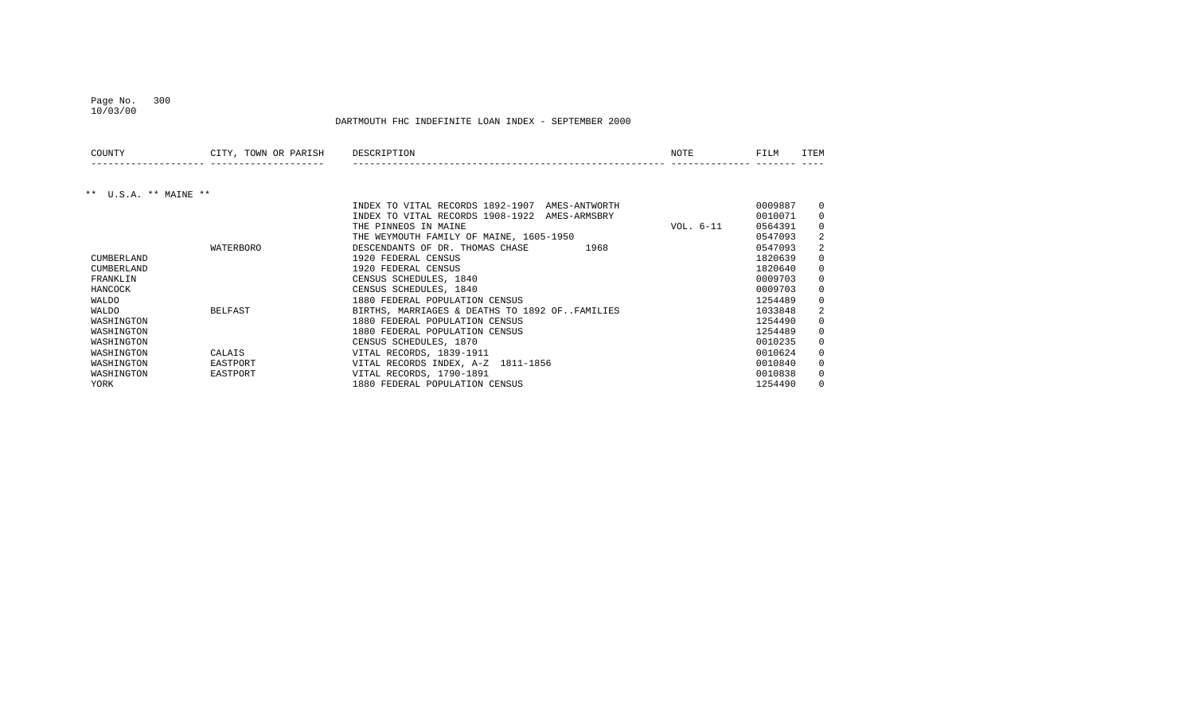DARTMOUTH FHC INDEFINITE LOAN INDEX - SEPTEMBER 2000

| COUNTY | CITY, TOWN OR PARISH | DESCRIPTION | NOTE | FILM | ITEM |
|---|---|---|---|---|---|
| ** U.S.A. ** MAINE ** | | | | | |
| | | INDEX TO VITAL RECORDS 1892-1907 AMES-ANTWORTH | | 0009887 | 0 |
| | | INDEX TO VITAL RECORDS 1908-1922 AMES-ARMSBRY | | 0010071 | 0 |
| | | THE PINNEOS IN MAINE | VOL. 6-11 | 0564391 | 0 |
| | | THE WEYMOUTH FAMILY OF MAINE, 1605-1950 | | 0547093 | 2 |
| | WATERBORO | DESCENDANTS OF DR. THOMAS CHASE 1968 | | 0547093 | 2 |
| CUMBERLAND | | 1920 FEDERAL CENSUS | | 1820639 | 0 |
| CUMBERLAND | | 1920 FEDERAL CENSUS | | 1820640 | 0 |
| FRANKLIN | | CENSUS SCHEDULES, 1840 | | 0009703 | 0 |
| HANCOCK | | CENSUS SCHEDULES, 1840 | | 0009703 | 0 |
| WALDO | | 1880 FEDERAL POPULATION CENSUS | | 1254489 | 0 |
| WALDO | BELFAST | BIRTHS, MARRIAGES & DEATHS TO 1892 OF..FAMILIES | | 1033848 | 2 |
| WASHINGTON | | 1880 FEDERAL POPULATION CENSUS | | 1254490 | 0 |
| WASHINGTON | | 1880 FEDERAL POPULATION CENSUS | | 1254489 | 0 |
| WASHINGTON | | CENSUS SCHEDULES, 1870 | | 0010235 | 0 |
| WASHINGTON | CALAIS | VITAL RECORDS, 1839-1911 | | 0010624 | 0 |
| WASHINGTON | EASTPORT | VITAL RECORDS INDEX, A-Z 1811-1856 | | 0010840 | 0 |
| WASHINGTON | EASTPORT | VITAL RECORDS, 1790-1891 | | 0010838 | 0 |
| YORK | | 1880 FEDERAL POPULATION CENSUS | | 1254490 | 0 |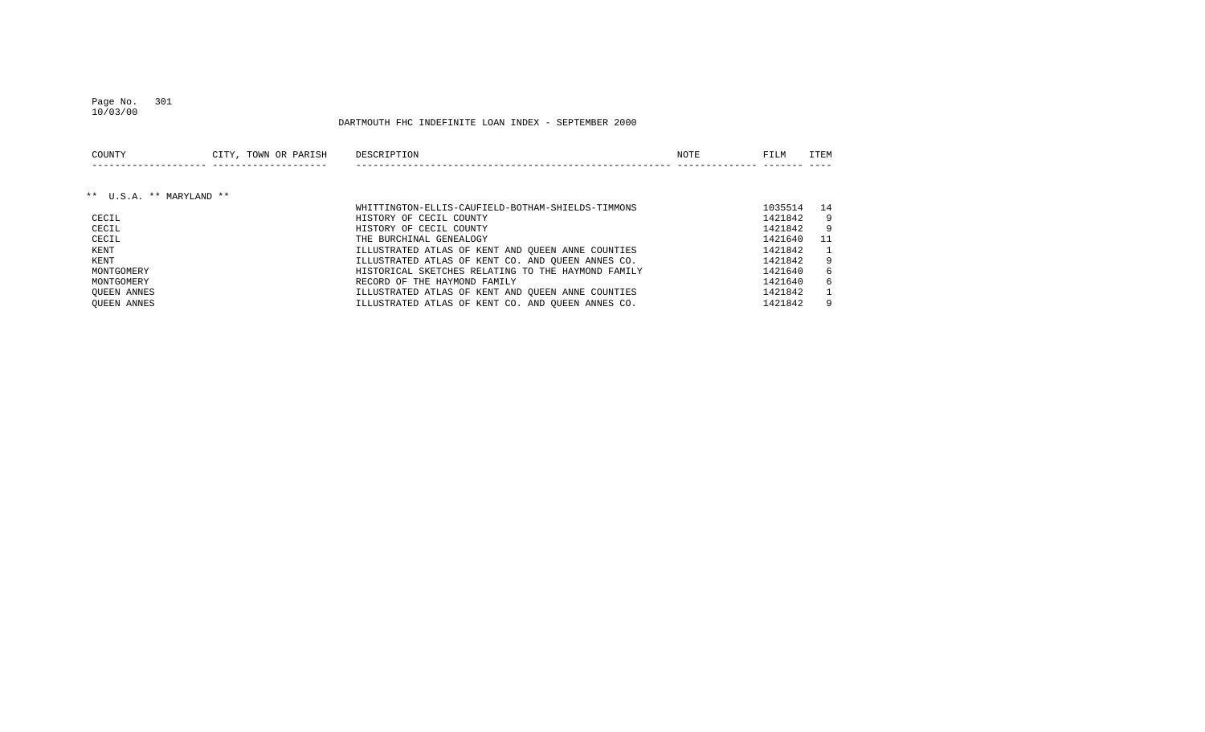DARTMOUTH FHC INDEFINITE LOAN INDEX - SEPTEMBER 2000

| COUNTY | CITY, TOWN OR PARISH | DESCRIPTION | NOTE | FILM | ITEM |
|---|---|---|---|---|---|
| ** U.S.A. ** MARYLAND ** | | | | | |
| | | WHITTINGTON-ELLIS-CAUFIELD-BOTHAM-SHIELDS-TIMMONS | | 1035514 | 14 |
| CECIL | | HISTORY OF CECIL COUNTY | | 1421842 | 9 |
| CECIL | | HISTORY OF CECIL COUNTY | | 1421842 | 9 |
| CECIL | | THE BURCHINAL GENEALOGY | | 1421640 | 11 |
| KENT | | ILLUSTRATED ATLAS OF KENT AND QUEEN ANNE COUNTIES | | 1421842 | 1 |
| KENT | | ILLUSTRATED ATLAS OF KENT CO. AND QUEEN ANNES CO. | | 1421842 | 9 |
| MONTGOMERY | | HISTORICAL SKETCHES RELATING TO THE HAYMOND FAMILY | | 1421640 | 6 |
| MONTGOMERY | | RECORD OF THE HAYMOND FAMILY | | 1421640 | 6 |
| QUEEN ANNES | | ILLUSTRATED ATLAS OF KENT AND QUEEN ANNE COUNTIES | | 1421842 | 1 |
| QUEEN ANNES | | ILLUSTRATED ATLAS OF KENT CO. AND QUEEN ANNES CO. | | 1421842 | 9 |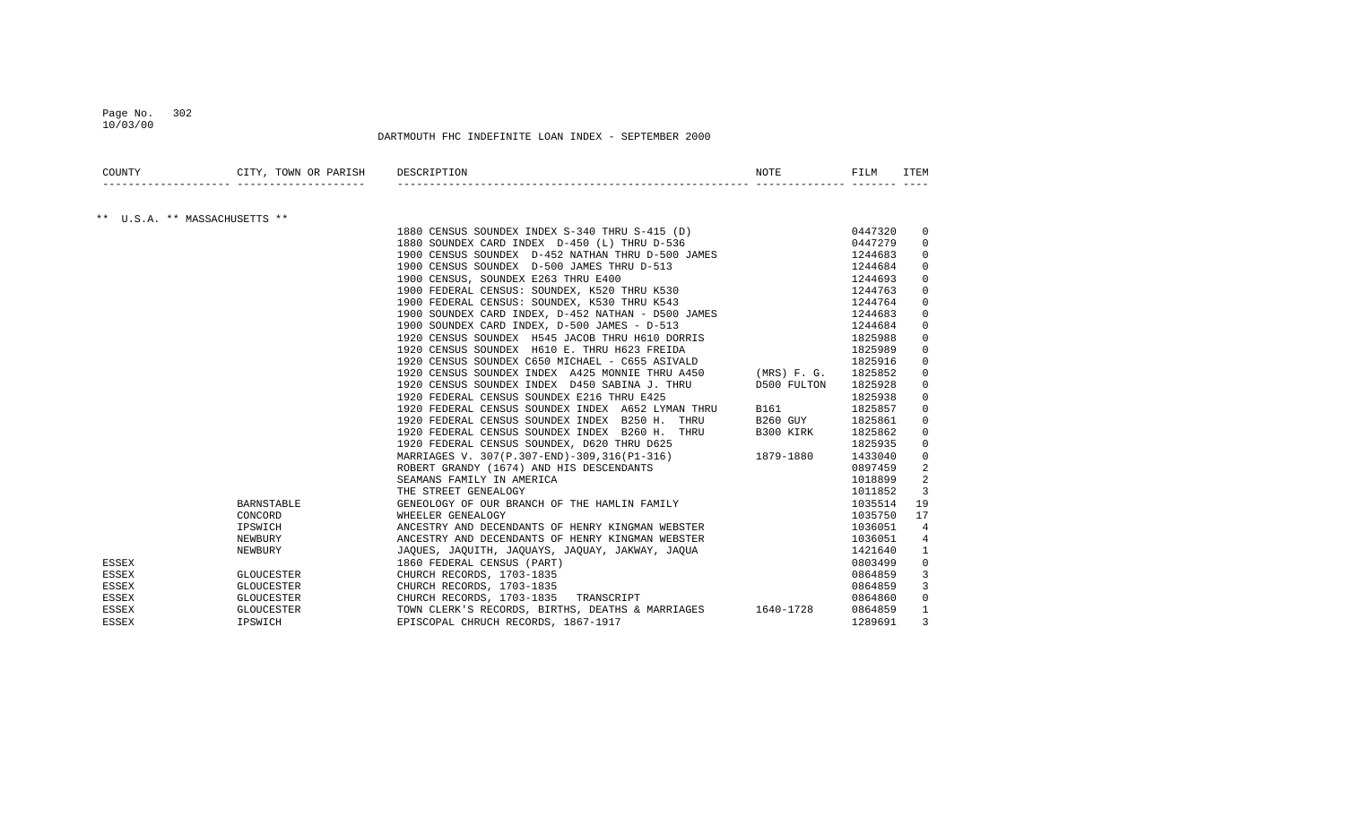DARTMOUTH FHC INDEFINITE LOAN INDEX - SEPTEMBER 2000

| COUNTY | CITY, TOWN OR PARISH | DESCRIPTION | NOTE | FILM | ITEM |
|---|---|---|---|---|---|
| ** U.S.A. ** MASSACHUSETTS ** | | | | | |
| | | 1880 CENSUS SOUNDEX INDEX S-340 THRU S-415 (D) | | 0447320 | 0 |
| | | 1880 SOUNDEX CARD INDEX D-450 (L) THRU D-536 | | 0447279 | 0 |
| | | 1900 CENSUS SOUNDEX D-452 NATHAN THRU D-500 JAMES | | 1244683 | 0 |
| | | 1900 CENSUS SOUNDEX D-500 JAMES THRU D-513 | | 1244684 | 0 |
| | | 1900 CENSUS, SOUNDEX E263 THRU E400 | | 1244693 | 0 |
| | | 1900 FEDERAL CENSUS: SOUNDEX, K520 THRU K530 | | 1244763 | 0 |
| | | 1900 FEDERAL CENSUS: SOUNDEX, K530 THRU K543 | | 1244764 | 0 |
| | | 1900 SOUNDEX CARD INDEX, D-452 NATHAN - D500 JAMES | | 1244683 | 0 |
| | | 1900 SOUNDEX CARD INDEX, D-500 JAMES - D-513 | | 1244684 | 0 |
| | | 1920 CENSUS SOUNDEX H545 JACOB THRU H610 DORRIS | | 1825988 | 0 |
| | | 1920 CENSUS SOUNDEX H610 E. THRU H623 FREIDA | | 1825989 | 0 |
| | | 1920 CENSUS SOUNDEX C650 MICHAEL - C655 ASIVALD | | 1825916 | 0 |
| | | 1920 CENSUS SOUNDEX INDEX A425 MONNIE THRU A450 | (MRS) F. G. | 1825852 | 0 |
| | | 1920 CENSUS SOUNDEX INDEX D450 SABINA J. THRU | D500 FULTON | 1825928 | 0 |
| | | 1920 FEDERAL CENSUS SOUNDEX E216 THRU E425 | | 1825938 | 0 |
| | | 1920 FEDERAL CENSUS SOUNDEX INDEX A652 LYMAN THRU | B161 | 1825857 | 0 |
| | | 1920 FEDERAL CENSUS SOUNDEX INDEX B250 H. THRU | B260 GUY | 1825861 | 0 |
| | | 1920 FEDERAL CENSUS SOUNDEX INDEX B260 H. THRU | B300 KIRK | 1825862 | 0 |
| | | 1920 FEDERAL CENSUS SOUNDEX, D620 THRU D625 | | 1825935 | 0 |
| | | MARRIAGES V. 307(P.307-END)-309,316(P1-316) | 1879-1880 | 1433040 | 0 |
| | | ROBERT GRANDY (1674) AND HIS DESCENDANTS | | 0897459 | 2 |
| | | SEAMANS FAMILY IN AMERICA | | 1018899 | 2 |
| | | THE STREET GENEALOGY | | 1011852 | 3 |
| | BARNSTABLE | GENEOLOGY OF OUR BRANCH OF THE HAMLIN FAMILY | | 1035514 | 19 |
| | CONCORD | WHEELER GENEALOGY | | 1035750 | 17 |
| | IPSWICH | ANCESTRY AND DECENDANTS OF HENRY KINGMAN WEBSTER | | 1036051 | 4 |
| | NEWBURY | ANCESTRY AND DECENDANTS OF HENRY KINGMAN WEBSTER | | 1036051 | 4 |
| | NEWBURY | JAQUES, JAQUITH, JAQUAYS, JAQUAY, JAKWAY, JAQUA | | 1421640 | 1 |
| ESSEX | | 1860 FEDERAL CENSUS (PART) | | 0803499 | 0 |
| ESSEX | GLOUCESTER | CHURCH RECORDS, 1703-1835 | | 0864859 | 3 |
| ESSEX | GLOUCESTER | CHURCH RECORDS, 1703-1835 | | 0864859 | 3 |
| ESSEX | GLOUCESTER | CHURCH RECORDS, 1703-1835 TRANSCRIPT | | 0864860 | 0 |
| ESSEX | GLOUCESTER | TOWN CLERK'S RECORDS, BIRTHS, DEATHS & MARRIAGES | 1640-1728 | 0864859 | 1 |
| ESSEX | IPSWICH | EPISCOPAL CHRUCH RECORDS, 1867-1917 | | 1289691 | 3 |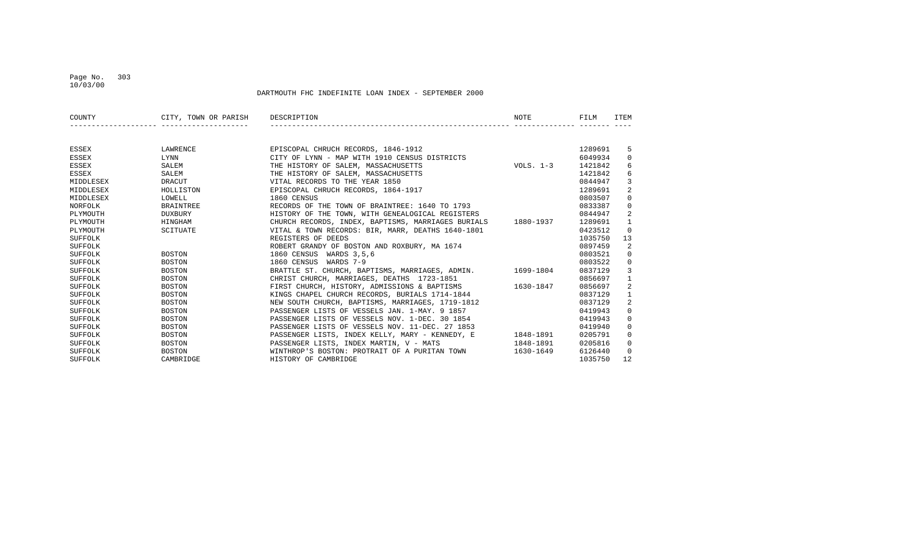DARTMOUTH FHC INDEFINITE LOAN INDEX - SEPTEMBER 2000

| COUNTY | CITY, TOWN OR PARISH | DESCRIPTION | NOTE | FILM | ITEM |
|---|---|---|---|---|---|
| ESSEX | LAWRENCE | EPISCOPAL CHURCH RECORDS, 1846-1912 | | 1289691 | 5 |
| ESSEX | LYNN | CITY OF LYNN - MAP WITH 1910 CENSUS DISTRICTS | | 6049934 | 0 |
| ESSEX | SALEM | THE HISTORY OF SALEM, MASSACHUSETTS | VOLS. 1-3 | 1421842 | 6 |
| ESSEX | SALEM | THE HISTORY OF SALEM, MASSACHUSETTS | | 1421842 | 6 |
| MIDDLESEX | DRACUT | VITAL RECORDS TO THE YEAR 1850 | | 0844947 | 3 |
| MIDDLESEX | HOLLISTON | EPISCOPAL CHRUCH RECORDS, 1864-1917 | | 1289691 | 2 |
| MIDDLESEX | LOWELL | 1860 CENSUS | | 0803507 | 0 |
| NORFOLK | BRAINTREE | RECORDS OF THE TOWN OF BRAINTREE: 1640 TO 1793 | | 0833387 | 0 |
| PLYMOUTH | DUXBURY | HISTORY OF THE TOWN, WITH GENEALOGICAL REGISTERS | | 0844947 | 2 |
| PLYMOUTH | HINGHAM | CHURCH RECORDS, INDEX, BAPTISMS, MARRIAGES BURIALS | 1880-1937 | 1289691 | 1 |
| PLYMOUTH | SCITUATE | VITAL & TOWN RECORDS: BIR, MARR, DEATHS 1640-1801 | | 0423512 | 0 |
| SUFFOLK | | REGISTERS OF DEEDS | | 1035750 | 13 |
| SUFFOLK | | ROBERT GRANDY OF BOSTON AND ROXBURY, MA 1674 | | 0897459 | 2 |
| SUFFOLK | BOSTON | 1860 CENSUS WARDS 3,5,6 | | 0803521 | 0 |
| SUFFOLK | BOSTON | 1860 CENSUS WARDS 7-9 | | 0803522 | 0 |
| SUFFOLK | BOSTON | BRATTLE ST. CHURCH, BAPTISMS, MARRIAGES, ADMIN. | 1699-1804 | 0837129 | 3 |
| SUFFOLK | BOSTON | CHRIST CHURCH, MARRIAGES, DEATHS 1723-1851 | | 0856697 | 1 |
| SUFFOLK | BOSTON | FIRST CHURCH, HISTORY, ADMISSIONS & BAPTISMS | 1630-1847 | 0856697 | 2 |
| SUFFOLK | BOSTON | KINGS CHAPEL CHURCH RECORDS, BURIALS 1714-1844 | | 0837129 | 1 |
| SUFFOLK | BOSTON | NEW SOUTH CHURCH, BAPTISMS, MARRIAGES, 1719-1812 | | 0837129 | 2 |
| SUFFOLK | BOSTON | PASSENGER LISTS OF VESSELS JAN. 1-MAY. 9 1857 | | 0419943 | 0 |
| SUFFOLK | BOSTON | PASSENGER LISTS OF VESSELS NOV. 1-DEC. 30 1854 | | 0419943 | 0 |
| SUFFOLK | BOSTON | PASSENGER LISTS OF VESSELS NOV. 11-DEC. 27 1853 | | 0419940 | 0 |
| SUFFOLK | BOSTON | PASSENGER LISTS, INDEX KELLY, MARY - KENNEDY, E | 1848-1891 | 0205791 | 0 |
| SUFFOLK | BOSTON | PASSENGER LISTS, INDEX MARTIN, V - MATS | 1848-1891 | 0205816 | 0 |
| SUFFOLK | BOSTON | WINTHROP'S BOSTON: PROTRAIT OF A PURITAN TOWN | 1630-1649 | 6126440 | 0 |
| SUFFOLK | CAMBRIDGE | HISTORY OF CAMBRIDGE | | 1035750 | 12 |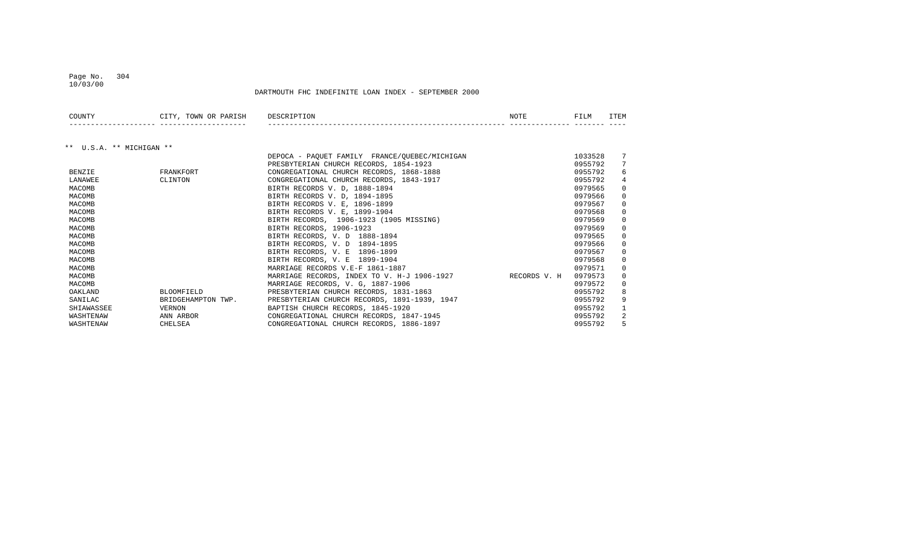DARTMOUTH FHC INDEFINITE LOAN INDEX - SEPTEMBER 2000

| COUNTY | CITY, TOWN OR PARISH | DESCRIPTION | NOTE | FILM | ITEM |
|---|---|---|---|---|---|
| ** U.S.A. ** MICHIGAN ** | | | | | |
| | | DEPOCA - PAQUET FAMILY FRANCE/QUEBEC/MICHIGAN | | 1033528 | 7 |
| | | PRESBYTERIAN CHURCH RECORDS, 1854-1923 | | 0955792 | 7 |
| BENZIE | FRANKFORT | CONGREGATIONAL CHURCH RECORDS, 1868-1888 | | 0955792 | 6 |
| LANAWEE | CLINTON | CONGREGATIONAL CHURCH RECORDS, 1843-1917 | | 0955792 | 4 |
| MACOMB | | BIRTH RECORDS V. D, 1888-1894 | | 0979565 | 0 |
| MACOMB | | BIRTH RECORDS V. D, 1894-1895 | | 0979566 | 0 |
| MACOMB | | BIRTH RECORDS V. E, 1896-1899 | | 0979567 | 0 |
| MACOMB | | BIRTH RECORDS V. E, 1899-1904 | | 0979568 | 0 |
| MACOMB | | BIRTH RECORDS, 1906-1923 (1905 MISSING) | | 0979569 | 0 |
| MACOMB | | BIRTH RECORDS, 1906-1923 | | 0979569 | 0 |
| MACOMB | | BIRTH RECORDS, V. D 1888-1894 | | 0979565 | 0 |
| MACOMB | | BIRTH RECORDS, V. D 1894-1895 | | 0979566 | 0 |
| MACOMB | | BIRTH RECORDS, V. E 1896-1899 | | 0979567 | 0 |
| MACOMB | | BIRTH RECORDS, V. E 1899-1904 | | 0979568 | 0 |
| MACOMB | | MARRIAGE RECORDS V.E-F 1861-1887 | | 0979571 | 0 |
| MACOMB | | MARRIAGE RECORDS, INDEX TO V. H-J 1906-1927 | RECORDS V. H | 0979573 | 0 |
| MACOMB | | MARRIAGE RECORDS, V. G, 1887-1906 | | 0979572 | 0 |
| OAKLAND | BLOOMFIELD | PRESBYTERIAN CHURCH RECORDS, 1831-1863 | | 0955792 | 8 |
| SANILAC | BRIDGEHAMPTON TWP. | PRESBYTERIAN CHURCH RECORDS, 1891-1939, 1947 | | 0955792 | 9 |
| SHIAWASSEE | VERNON | BAPTISH CHURCH RECORDS, 1845-1920 | | 0955792 | 1 |
| WASHTENAW | ANN ARBOR | CONGREGATIONAL CHURCH RECORDS, 1847-1945 | | 0955792 | 2 |
| WASHTENAW | CHELSEA | CONGREGATIONAL CHURCH RECORDS, 1886-1897 | | 0955792 | 5 |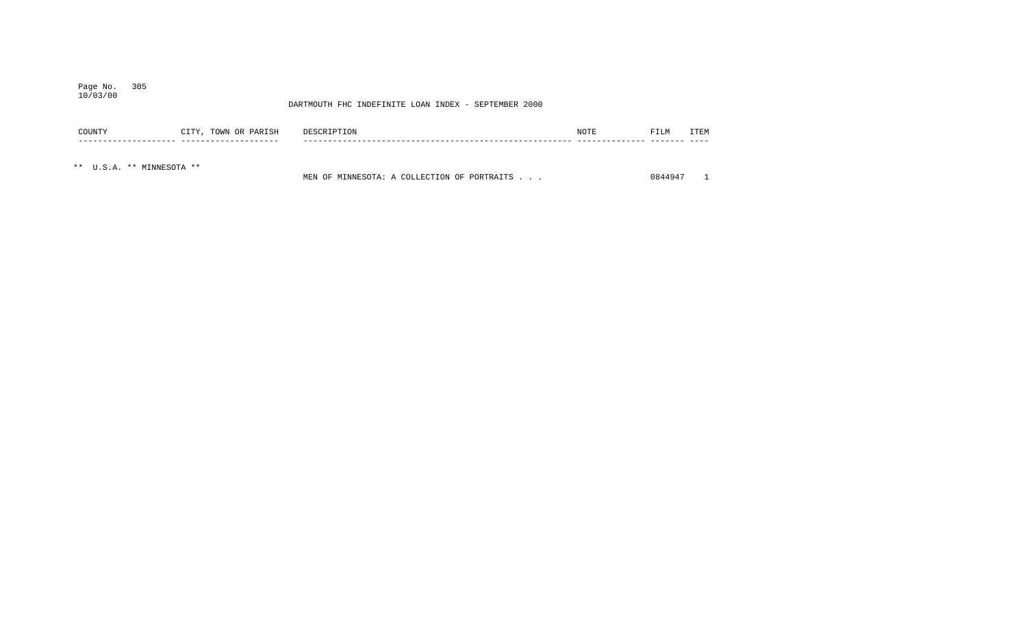DARTMOUTH FHC INDEFINITE LOAN INDEX - SEPTEMBER 2000

| COUNTY | CITY, TOWN OR PARISH | DESCRIPTION | NOTE | FILM | ITEM |
|---|---|---|---|---|---|
| ** U.S.A. ** MINNESOTA ** | | | | | |
| | | MEN OF MINNESOTA: A COLLECTION OF PORTRAITS . . . | | 0844947 | 1 |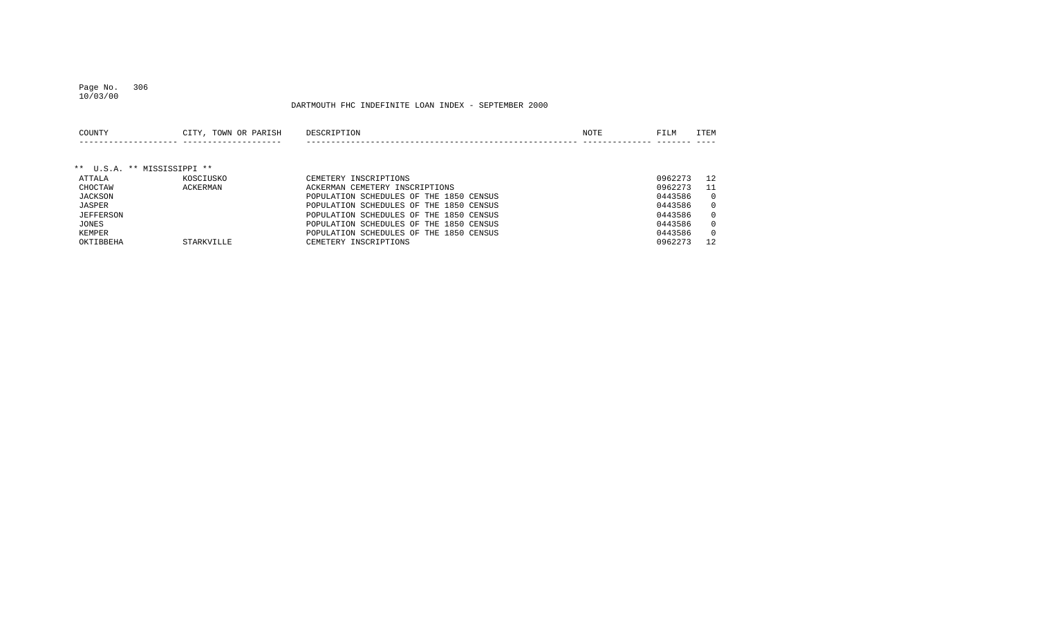DARTMOUTH FHC INDEFINITE LOAN INDEX - SEPTEMBER 2000

| COUNTY | CITY, TOWN OR PARISH | DESCRIPTION | NOTE | FILM | ITEM |
|---|---|---|---|---|---|
| ** U.S.A. ** MISSISSIPPI ** | | | | | |
| ATTALA | KOSCIUSKO | CEMETERY INSCRIPTIONS | | 0962273 | 12 |
| CHOCTAW | ACKERMAN | ACKERMAN CEMETERY INSCRIPTIONS | | 0962273 | 11 |
| JACKSON | | POPULATION SCHEDULES OF THE 1850 CENSUS | | 0443586 | 0 |
| JASPER | | POPULATION SCHEDULES OF THE 1850 CENSUS | | 0443586 | 0 |
| JEFFERSON | | POPULATION SCHEDULES OF THE 1850 CENSUS | | 0443586 | 0 |
| JONES | | POPULATION SCHEDULES OF THE 1850 CENSUS | | 0443586 | 0 |
| KEMPER | | POPULATION SCHEDULES OF THE 1850 CENSUS | | 0443586 | 0 |
| OKTIBBEHA | STARKVILLE | CEMETERY INSCRIPTIONS | | 0962273 | 12 |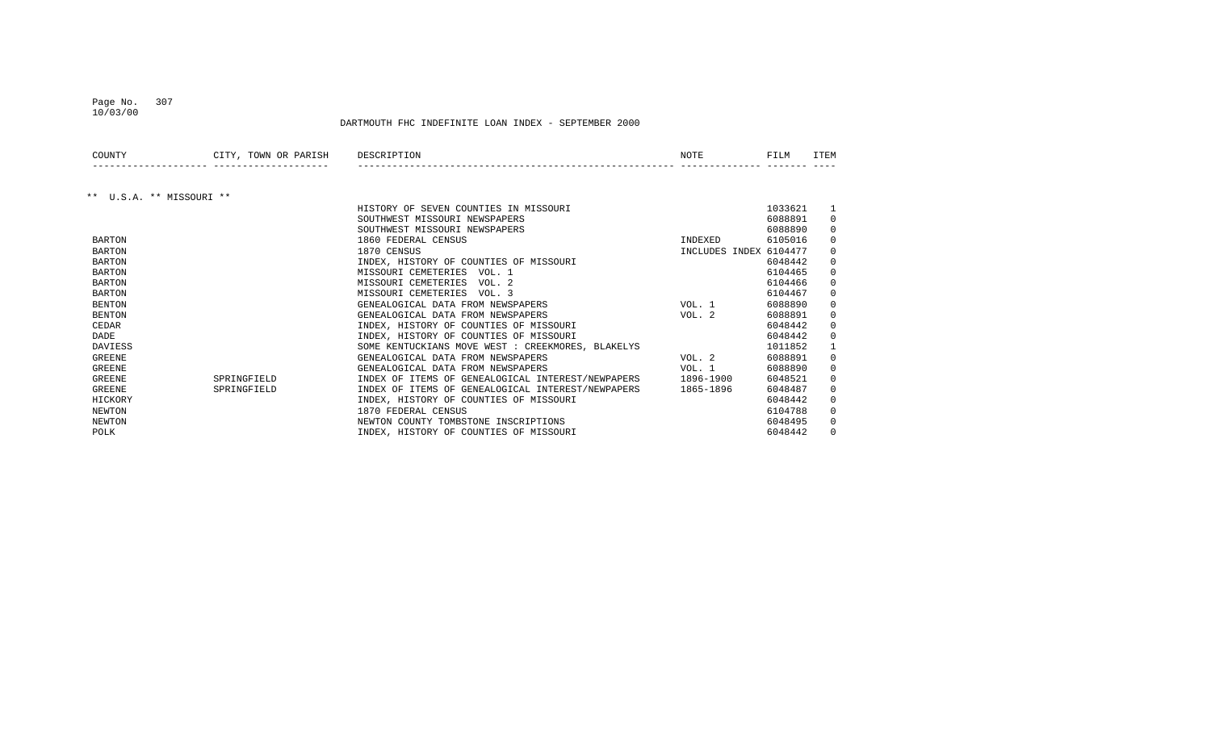Page No. 307
10/03/00

DARTMOUTH FHC INDEFINITE LOAN INDEX - SEPTEMBER 2000

| COUNTY | CITY, TOWN OR PARISH | DESCRIPTION | NOTE | FILM | ITEM |
|---|---|---|---|---|---|
| ** U.S.A. ** MISSOURI ** | | | | | |
| | | HISTORY OF SEVEN COUNTIES IN MISSOURI | | 1033621 | 1 |
| | | SOUTHWEST MISSOURI NEWSPAPERS | | 6088891 | 0 |
| | | SOUTHWEST MISSOURI NEWSPAPERS | | 6088890 | 0 |
| BARTON | | 1860 FEDERAL CENSUS | INDEXED | 6105016 | 0 |
| BARTON | | 1870 CENSUS | INCLUDES INDEX | 6104477 | 0 |
| BARTON | | INDEX, HISTORY OF COUNTIES OF MISSOURI | | 6048442 | 0 |
| BARTON | | MISSOURI CEMETERIES VOL. 1 | | 6104465 | 0 |
| BARTON | | MISSOURI CEMETERIES VOL. 2 | | 6104466 | 0 |
| BARTON | | MISSOURI CEMETERIES VOL. 3 | | 6104467 | 0 |
| BENTON | | GENEALOGICAL DATA FROM NEWSPAPERS | VOL. 1 | 6088890 | 0 |
| BENTON | | GENEALOGICAL DATA FROM NEWSPAPERS | VOL. 2 | 6088891 | 0 |
| CEDAR | | INDEX, HISTORY OF COUNTIES OF MISSOURI | | 6048442 | 0 |
| DADE | | INDEX, HISTORY OF COUNTIES OF MISSOURI | | 6048442 | 0 |
| DAVIESS | | SOME KENTUCKIANS MOVE WEST : CREEKMORES, BLAKELYS | | 1011852 | 1 |
| GREENE | | GENEALOGICAL DATA FROM NEWSPAPERS | VOL. 2 | 6088891 | 0 |
| GREENE | | GENEALOGICAL DATA FROM NEWSPAPERS | VOL. 1 | 6088890 | 0 |
| GREENE | SPRINGFIELD | INDEX OF ITEMS OF GENEALOGICAL INTEREST/NEWPAPERS | 1896-1900 | 6048521 | 0 |
| GREENE | SPRINGFIELD | INDEX OF ITEMS OF GENEALOGICAL INTEREST/NEWPAPERS | 1865-1896 | 6048487 | 0 |
| HICKORY | | INDEX, HISTORY OF COUNTIES OF MISSOURI | | 6048442 | 0 |
| NEWTON | | 1870 FEDERAL CENSUS | | 6104788 | 0 |
| NEWTON | | NEWTON COUNTY TOMBSTONE INSCRIPTIONS | | 6048495 | 0 |
| POLK | | INDEX, HISTORY OF COUNTIES OF MISSOURI | | 6048442 | 0 |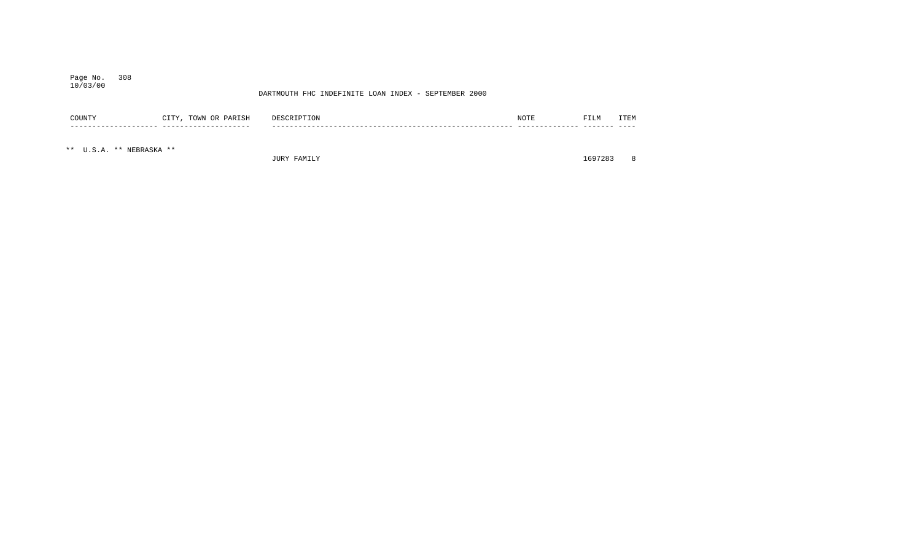DARTMOUTH FHC INDEFINITE LOAN INDEX - SEPTEMBER 2000

| COUNTY | CITY, TOWN OR PARISH | DESCRIPTION | NOTE | FILM | ITEM |
|---|---|---|---|---|---|
| ** U.S.A. ** NEBRASKA ** | | | | | |
| | | JURY FAMILY | | 1697283 | 8 |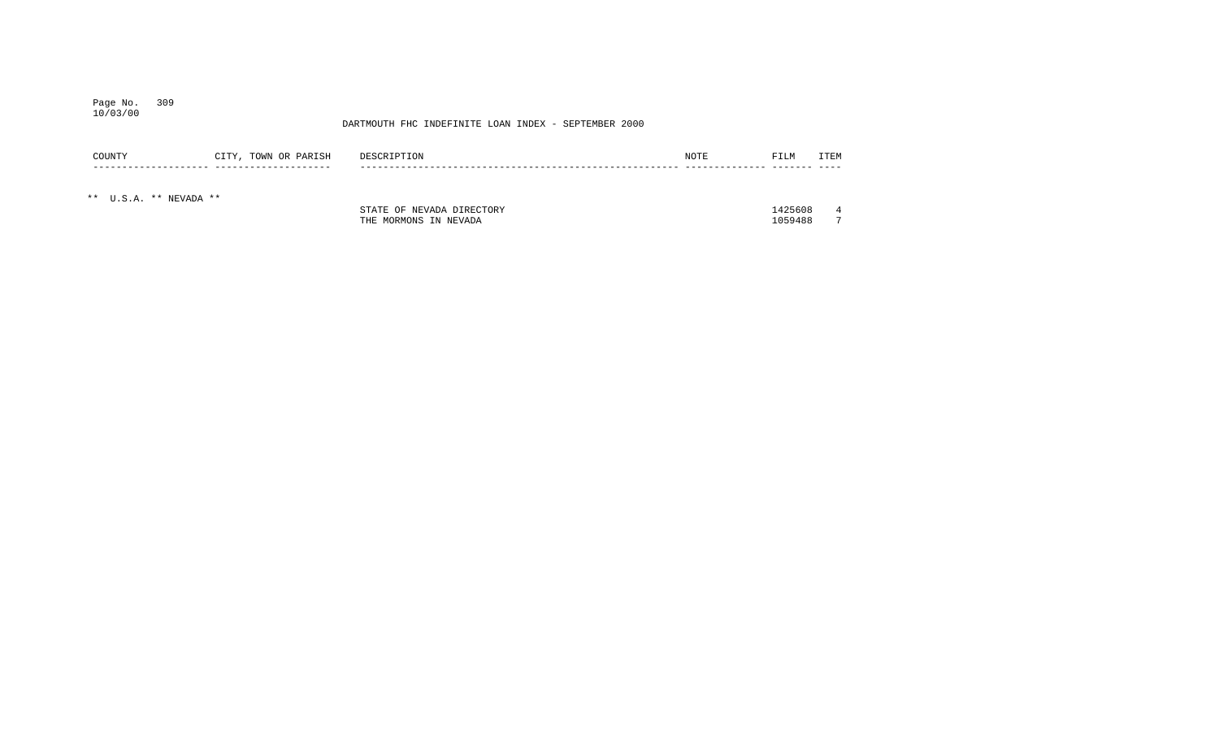DARTMOUTH FHC INDEFINITE LOAN INDEX - SEPTEMBER 2000

| COUNTY | CITY, TOWN OR PARISH | DESCRIPTION | NOTE | FILM | ITEM |
|---|---|---|---|---|---|
| ** U.S.A. ** NEVADA ** | | | | | |
| | | STATE OF NEVADA DIRECTORY | | 1425608 | 4 |
| | | THE MORMONS IN NEVADA | | 1059488 | 7 |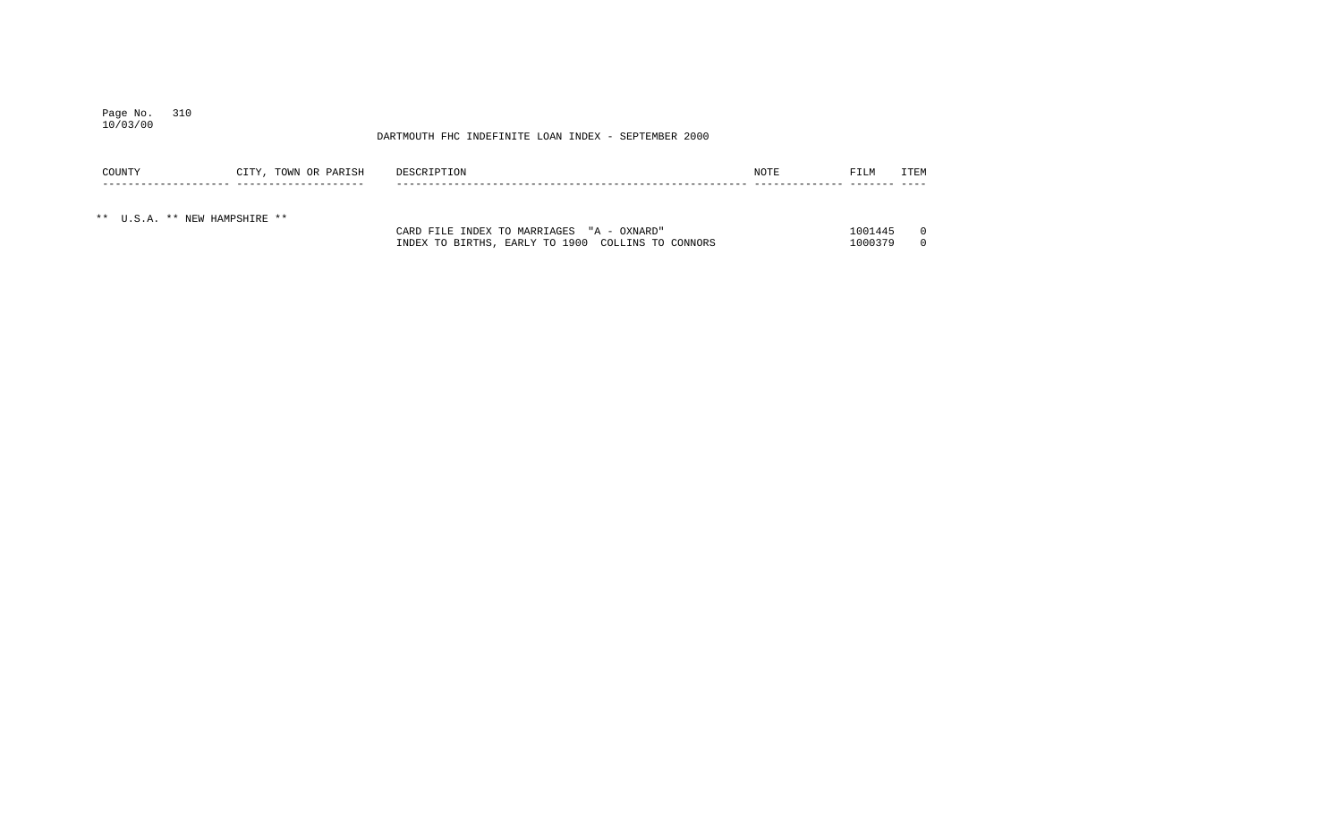DARTMOUTH FHC INDEFINITE LOAN INDEX - SEPTEMBER 2000

| COUNTY | CITY, TOWN OR PARISH | DESCRIPTION | NOTE | FILM | ITEM |
|---|---|---|---|---|---|
| ** U.S.A. ** NEW HAMPSHIRE ** | | | | | |
| | | CARD FILE INDEX TO MARRIAGES "A - OXNARD" | | 1001445 | 0 |
| | | INDEX TO BIRTHS, EARLY TO 1900 COLLINS TO CONNORS | | 1000379 | 0 |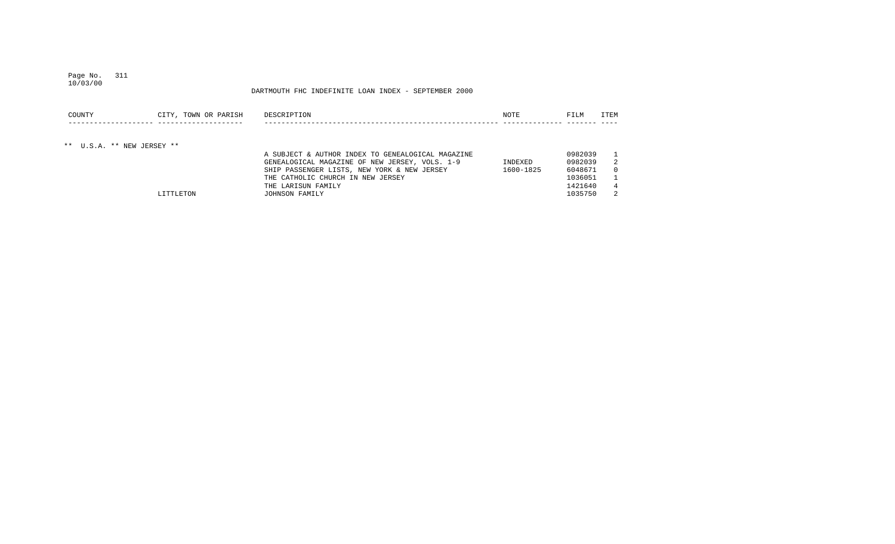DARTMOUTH FHC INDEFINITE LOAN INDEX - SEPTEMBER 2000

| COUNTY | CITY, TOWN OR PARISH | DESCRIPTION | NOTE | FILM | ITEM |
|---|---|---|---|---|---|
| ** U.S.A. ** NEW JERSEY ** | | | | | |
| | | A SUBJECT & AUTHOR INDEX TO GENEALOGICAL MAGAZINE | | 0982039 | 1 |
| | | GENEALOGICAL MAGAZINE OF NEW JERSEY, VOLS. 1-9 | INDEXED | 0982039 | 2 |
| | | SHIP PASSENGER LISTS, NEW YORK & NEW JERSEY | 1600-1825 | 6048671 | 0 |
| | | THE CATHOLIC CHURCH IN NEW JERSEY | | 1036051 | 1 |
| | | THE LARISUN FAMILY | | 1421640 | 4 |
| | LITTLETON | JOHNSON FAMILY | | 1035750 | 2 |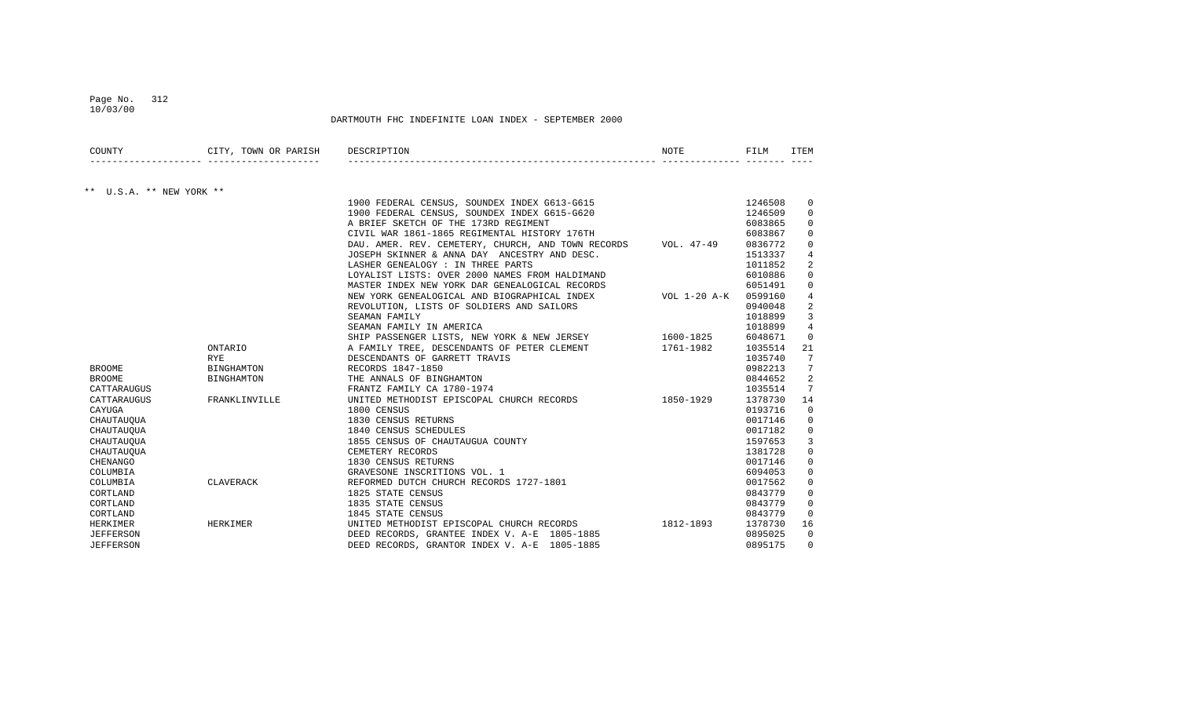DARTMOUTH FHC INDEFINITE LOAN INDEX - SEPTEMBER 2000

| COUNTY | CITY, TOWN OR PARISH | DESCRIPTION | NOTE | FILM | ITEM |
|---|---|---|---|---|---|
| ** U.S.A. ** NEW YORK ** | | | | | |
| | | 1900 FEDERAL CENSUS, SOUNDEX INDEX G613-G615 | | 1246508 | 0 |
| | | 1900 FEDERAL CENSUS, SOUNDEX INDEX G615-G620 | | 1246509 | 0 |
| | | A BRIEF SKETCH OF THE 173RD REGIMENT | | 6083865 | 0 |
| | | CIVIL WAR 1861-1865 REGIMENTAL HISTORY 176TH | | 6083867 | 0 |
| | | DAU. AMER. REV. CEMETERY, CHURCH, AND TOWN RECORDS | VOL. 47-49 | 0836772 | 0 |
| | | JOSEPH SKINNER & ANNA DAY ANCESTRY AND DESC. | | 1513337 | 4 |
| | | LASHER GENEALOGY : IN THREE PARTS | | 1011852 | 2 |
| | | LOYALIST LISTS: OVER 2000 NAMES FROM HALDIMAND | | 6010886 | 0 |
| | | MASTER INDEX NEW YORK DAR GENEALOGICAL RECORDS | | 6051491 | 0 |
| | | NEW YORK GENEALOGICAL AND BIOGRAPHICAL INDEX | VOL 1-20 A-K | 0599160 | 4 |
| | | REVOLUTION, LISTS OF SOLDIERS AND SAILORS | | 0940048 | 2 |
| | | SEAMAN FAMILY | | 1018899 | 3 |
| | | SEAMAN FAMILY IN AMERICA | | 1018899 | 4 |
| | | SHIP PASSENGER LISTS, NEW YORK & NEW JERSEY | 1600-1825 | 6048671 | 0 |
| | ONTARIO | A FAMILY TREE, DESCENDANTS OF PETER CLEMENT | 1761-1982 | 1035514 | 21 |
| | RYE | DESCENDANTS OF GARRETT TRAVIS | | 1035740 | 7 |
| BROOME | BINGHAMTON | RECORDS 1847-1850 | | 0982213 | 7 |
| BROOME | BINGHAMTON | THE ANNALS OF BINGHAMTON | | 0844652 | 2 |
| CATTARAUGUS | | FRANTZ FAMILY CA 1780-1974 | | 1035514 | 7 |
| CATTARAUGUS | FRANKLINVILLE | UNITED METHODIST EPISCOPAL CHURCH RECORDS | 1850-1929 | 1378730 | 14 |
| CAYUGA | | 1800 CENSUS | | 0193716 | 0 |
| CHAUTAUQUA | | 1830 CENSUS RETURNS | | 0017146 | 0 |
| CHAUTAUQUA | | 1840 CENSUS SCHEDULES | | 0017182 | 0 |
| CHAUTAUQUA | | 1855 CENSUS OF CHAUTAUGUA COUNTY | | 1597653 | 3 |
| CHAUTAUQUA | | CEMETERY RECORDS | | 1381728 | 0 |
| CHENANGO | | 1830 CENSUS RETURNS | | 0017146 | 0 |
| COLUMBIA | | GRAVESONE INSCRITIONS VOL. 1 | | 6094053 | 0 |
| COLUMBIA | CLAVERACK | REFORMED DUTCH CHURCH RECORDS 1727-1801 | | 0017562 | 0 |
| CORTLAND | | 1825 STATE CENSUS | | 0843779 | 0 |
| CORTLAND | | 1835 STATE CENSUS | | 0843779 | 0 |
| CORTLAND | | 1845 STATE CENSUS | | 0843779 | 0 |
| HERKIMER | HERKIMER | UNITED METHODIST EPISCOPAL CHURCH RECORDS | 1812-1893 | 1378730 | 16 |
| JEFFERSON | | DEED RECORDS, GRANTEE INDEX V. A-E 1805-1885 | | 0895025 | 0 |
| JEFFERSON | | DEED RECORDS, GRANTOR INDEX V. A-E 1805-1885 | | 0895175 | 0 |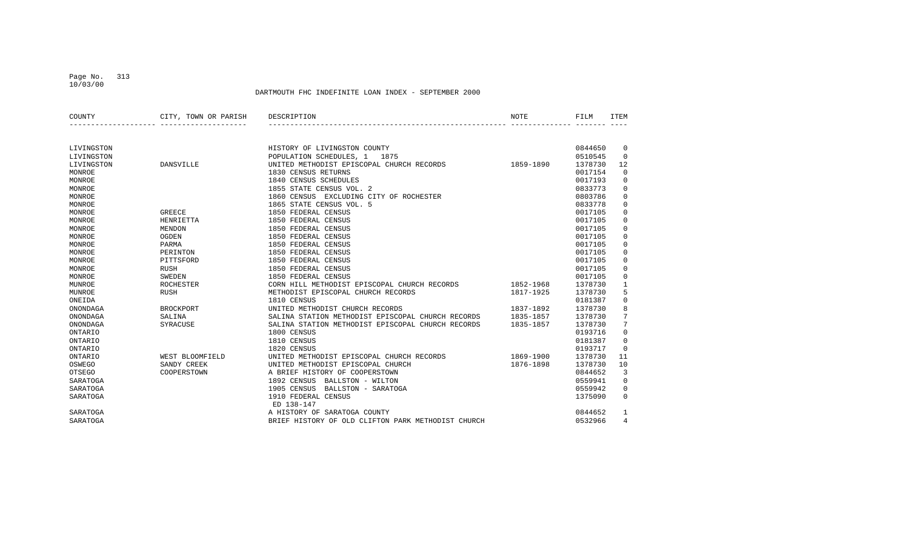DARTMOUTH FHC INDEFINITE LOAN INDEX - SEPTEMBER 2000

| COUNTY | CITY, TOWN OR PARISH | DESCRIPTION | NOTE | FILM | ITEM |
|---|---|---|---|---|---|
| LIVINGSTON | | HISTORY OF LIVINGSTON COUNTY | | 0844650 | 0 |
| LIVINGSTON | | POPULATION SCHEDULES, 1 1875 | | 0510545 | 0 |
| LIVINGSTON | DANSVILLE | UNITED METHODIST EPISCOPAL CHURCH RECORDS | 1859-1890 | 1378730 | 12 |
| MONROE | | 1830 CENSUS RETURNS | | 0017154 | 0 |
| MONROE | | 1840 CENSUS SCHEDULES | | 0017193 | 0 |
| MONROE | | 1855 STATE CENSUS VOL. 2 | | 0833773 | 0 |
| MONROE | | 1860 CENSUS EXCLUDING CITY OF ROCHESTER | | 0803786 | 0 |
| MONROE | | 1865 STATE CENSUS VOL. 5 | | 0833778 | 0 |
| MONROE | GREECE | 1850 FEDERAL CENSUS | | 0017105 | 0 |
| MONROE | HENRIETTA | 1850 FEDERAL CENSUS | | 0017105 | 0 |
| MONROE | MENDON | 1850 FEDERAL CENSUS | | 0017105 | 0 |
| MONROE | OGDEN | 1850 FEDERAL CENSUS | | 0017105 | 0 |
| MONROE | PARMA | 1850 FEDERAL CENSUS | | 0017105 | 0 |
| MONROE | PERINTON | 1850 FEDERAL CENSUS | | 0017105 | 0 |
| MONROE | PITTSFORD | 1850 FEDERAL CENSUS | | 0017105 | 0 |
| MONROE | RUSH | 1850 FEDERAL CENSUS | | 0017105 | 0 |
| MONROE | SWEDEN | 1850 FEDERAL CENSUS | | 0017105 | 0 |
| MUNROE | ROCHESTER | CORN HILL METHODIST EPISCOPAL CHURCH RECORDS | 1852-1968 | 1378730 | 1 |
| MUNROE | RUSH | METHODIST EPISCOPAL CHURCH RECORDS | 1817-1925 | 1378730 | 5 |
| ONEIDA | | 1810 CENSUS | | 0181387 | 0 |
| ONONDAGA | BROCKPORT | UNITED METHODIST CHURCH RECORDS | 1837-1892 | 1378730 | 8 |
| ONONDAGA | SALINA | SALINA STATION METHODIST EPISCOPAL CHURCH RECORDS | 1835-1857 | 1378730 | 7 |
| ONONDAGA | SYRACUSE | SALINA STATION METHODIST EPISCOPAL CHURCH RECORDS | 1835-1857 | 1378730 | 7 |
| ONTARIO | | 1800 CENSUS | | 0193716 | 0 |
| ONTARIO | | 1810 CENSUS | | 0181387 | 0 |
| ONTARIO | | 1820 CENSUS | | 0193717 | 0 |
| ONTARIO | WEST BLOOMFIELD | UNITED METHODIST EPISCOPAL CHURCH RECORDS | 1869-1900 | 1378730 | 11 |
| OSWEGO | SANDY CREEK | UNITED METHODIST EPISCOPAL CHURCH | 1876-1898 | 1378730 | 10 |
| OTSEGO | COOPERSTOWN | A BRIEF HISTORY OF COOPERSTOWN | | 0844652 | 3 |
| SARATOGA | | 1892 CENSUS BALLSTON - WILTON | | 0559941 | 0 |
| SARATOGA | | 1905 CENSUS BALLSTON - SARATOGA | | 0559942 | 0 |
| SARATOGA | | 1910 FEDERAL CENSUS ED 138-147 | | 1375090 | 0 |
| SARATOGA | | A HISTORY OF SARATOGA COUNTY | | 0844652 | 1 |
| SARATOGA | | BRIEF HISTORY OF OLD CLIFTON PARK METHODIST CHURCH | | 0532966 | 4 |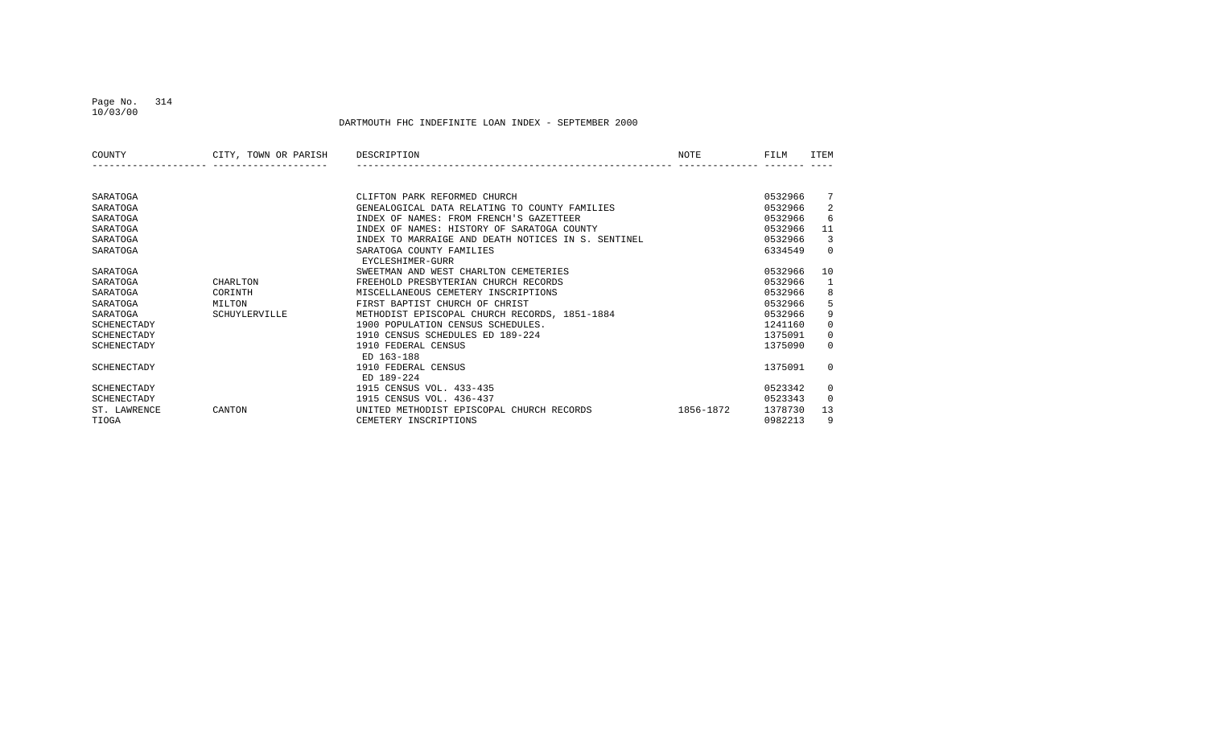DARTMOUTH FHC INDEFINITE LOAN INDEX - SEPTEMBER 2000

| COUNTY | CITY, TOWN OR PARISH | DESCRIPTION | NOTE | FILM | ITEM |
|---|---|---|---|---|---|
| SARATOGA | | CLIFTON PARK REFORMED CHURCH | | 0532966 | 7 |
| SARATOGA | | GENEALOGICAL DATA RELATING TO COUNTY FAMILIES | | 0532966 | 2 |
| SARATOGA | | INDEX OF NAMES: FROM FRENCH'S GAZETTEER | | 0532966 | 6 |
| SARATOGA | | INDEX OF NAMES: HISTORY OF SARATOGA COUNTY | | 0532966 | 11 |
| SARATOGA | | INDEX TO MARRAIGE AND DEATH NOTICES IN S. SENTINEL | | 0532966 | 3 |
| SARATOGA | | SARATOGA COUNTY FAMILIES EYCLESHIMER-GURR | | 6334549 | 0 |
| SARATOGA | | SWEETMAN AND WEST CHARLTON CEMETERIES | | 0532966 | 10 |
| SARATOGA | CHARLTON | FREEHOLD PRESBYTERIAN CHURCH RECORDS | | 0532966 | 1 |
| SARATOGA | CORINTH | MISCELLANEOUS CEMETERY INSCRIPTIONS | | 0532966 | 8 |
| SARATOGA | MILTON | FIRST BAPTIST CHURCH OF CHRIST | | 0532966 | 5 |
| SARATOGA | SCHUYLERVILLE | METHODIST EPISCOPAL CHURCH RECORDS, 1851-1884 | | 0532966 | 9 |
| SCHENECTADY | | 1900 POPULATION CENSUS SCHEDULES. | | 1241160 | 0 |
| SCHENECTADY | | 1910 CENSUS SCHEDULES ED 189-224 | | 1375091 | 0 |
| SCHENECTADY | | 1910 FEDERAL CENSUS ED 163-188 | | 1375090 | 0 |
| SCHENECTADY | | 1910 FEDERAL CENSUS ED 189-224 | | 1375091 | 0 |
| SCHENECTADY | | 1915 CENSUS VOL. 433-435 | | 0523342 | 0 |
| SCHENECTADY | | 1915 CENSUS VOL. 436-437 | | 0523343 | 0 |
| ST. LAWRENCE | CANTON | UNITED METHODIST EPISCOPAL CHURCH RECORDS | 1856-1872 | 1378730 | 13 |
| TIOGA | | CEMETERY INSCRIPTIONS | | 0982213 | 9 |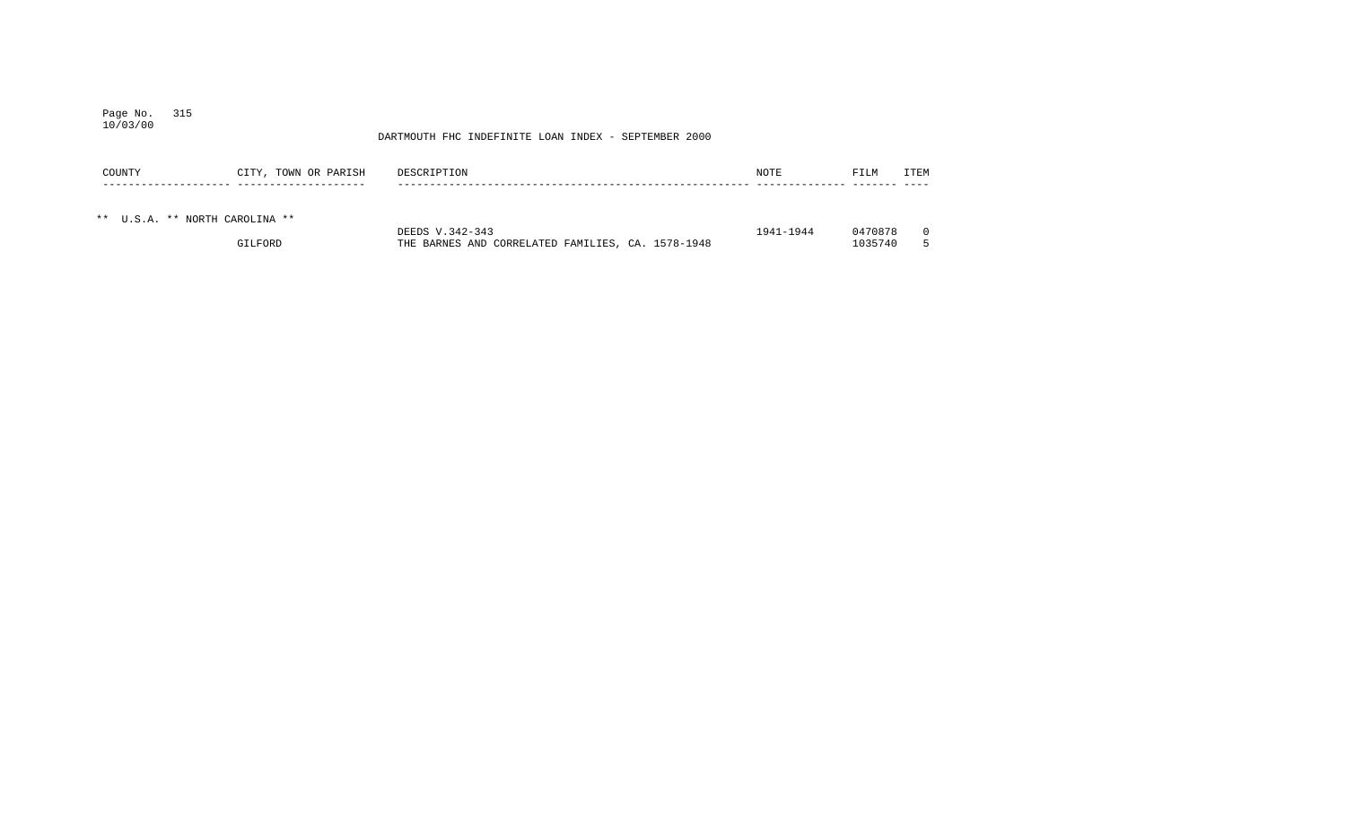DARTMOUTH FHC INDEFINITE LOAN INDEX - SEPTEMBER 2000

| COUNTY | CITY, TOWN OR PARISH | DESCRIPTION | NOTE | FILM | ITEM |
|---|---|---|---|---|---|
| ** U.S.A. ** NORTH CAROLINA ** | | | | | |
| | | DEEDS V.342-343 | 1941-1944 | 0470878 | 0 |
| | GILFORD | THE BARNES AND CORRELATED FAMILIES, CA. 1578-1948 | | 1035740 | 5 |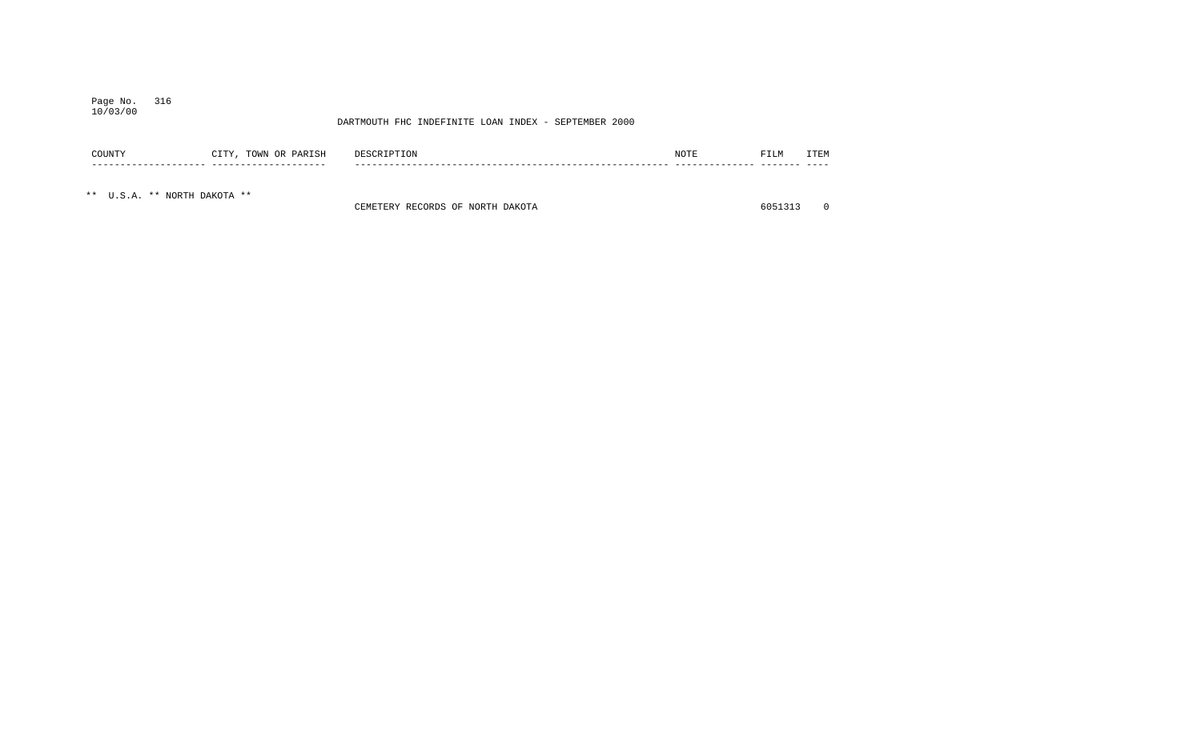DARTMOUTH FHC INDEFINITE LOAN INDEX - SEPTEMBER 2000

| COUNTY | CITY, TOWN OR PARISH | DESCRIPTION | NOTE | FILM | ITEM |
|---|---|---|---|---|---|
| ** U.S.A. ** NORTH DAKOTA ** | | | | | |
| | | CEMETERY RECORDS OF NORTH DAKOTA | | 6051313 | 0 |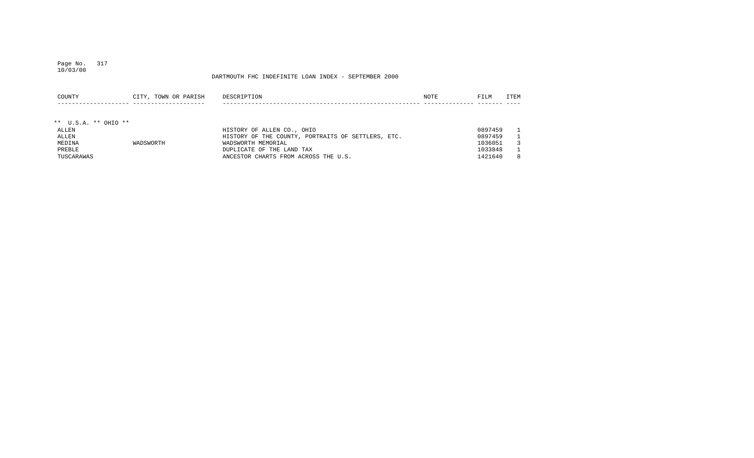DARTMOUTH FHC INDEFINITE LOAN INDEX - SEPTEMBER 2000

| COUNTY | CITY, TOWN OR PARISH | DESCRIPTION | NOTE | FILM | ITEM |
|---|---|---|---|---|---|
| ** U.S.A. ** OHIO ** | | | | | |
| ALLEN | | HISTORY OF ALLEN CO., OHIO | | 0897459 | 1 |
| ALLEN | | HISTORY OF THE COUNTY, PORTRAITS OF SETTLERS, ETC. | | 0897459 | 1 |
| MEDINA | WADSWORTH | WADSWORTH MEMORIAL | | 1036051 | 3 |
| PREBLE | | DUPLICATE OF THE LAND TAX | | 1033848 | 1 |
| TUSCARAWAS | | ANCESTOR CHARTS FROM ACROSS THE U.S. | | 1421640 | 8 |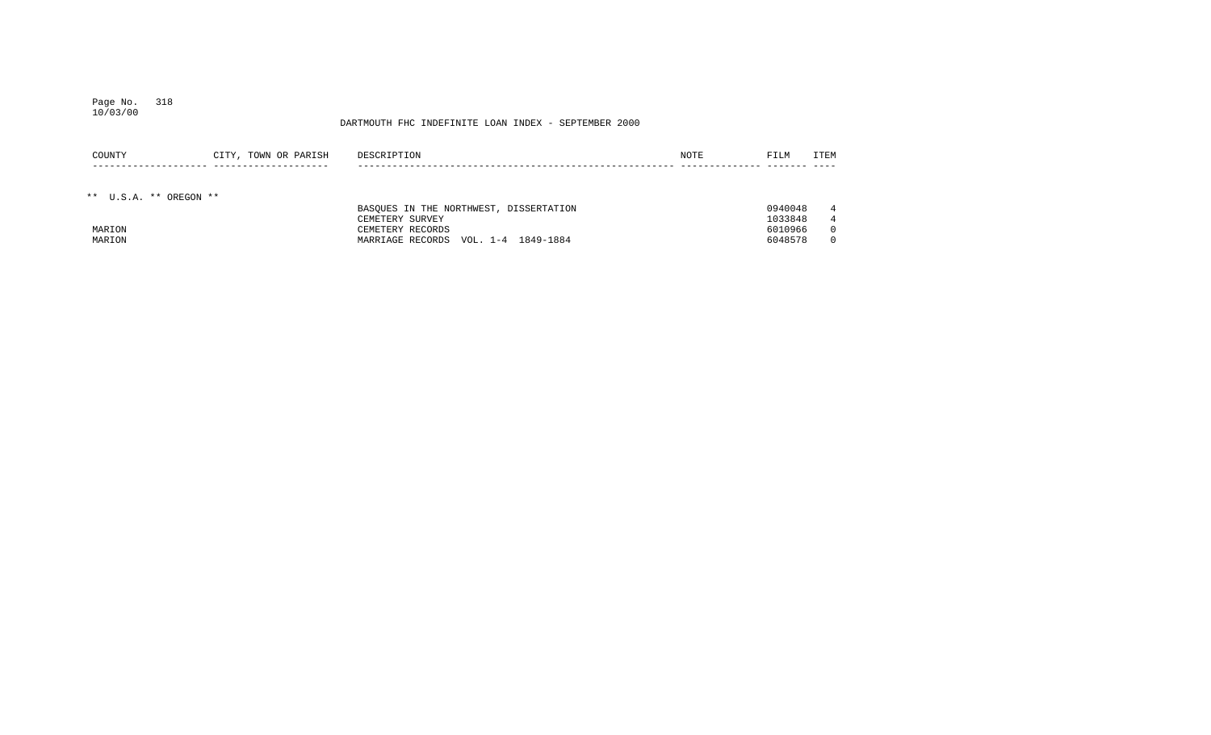DARTMOUTH FHC INDEFINITE LOAN INDEX - SEPTEMBER 2000

| COUNTY | CITY, TOWN OR PARISH | DESCRIPTION | NOTE | FILM | ITEM |
| --- | --- | --- | --- | --- | --- |
| ** U.S.A. ** OREGON ** | | | | | |
| | | BASQUES IN THE NORTHWEST, DISSERTATION | | 0940048 | 4 |
| | | CEMETERY SURVEY | | 1033848 | 4 |
| MARION | | CEMETERY RECORDS | | 6010966 | 0 |
| MARION | | MARRIAGE RECORDS VOL. 1-4 1849-1884 | | 6048578 | 0 |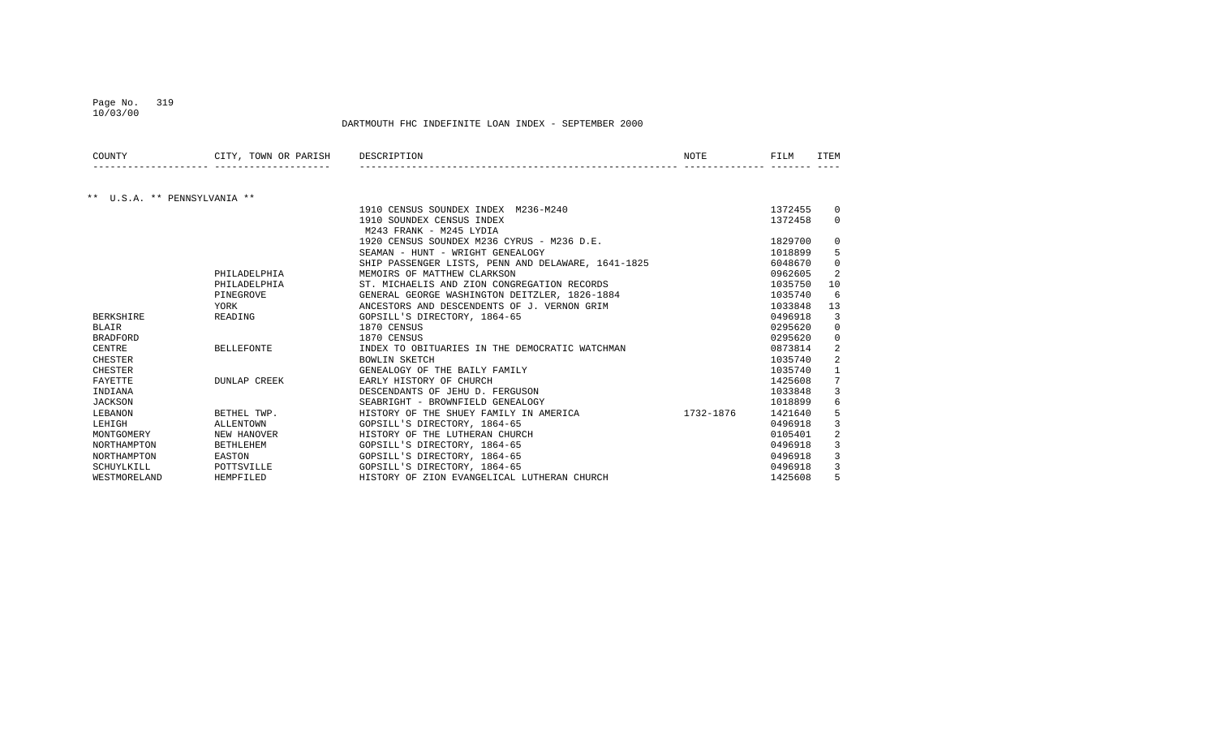DARTMOUTH FHC INDEFINITE LOAN INDEX - SEPTEMBER 2000

| COUNTY | CITY, TOWN OR PARISH | DESCRIPTION | NOTE | FILM | ITEM |
|---|---|---|---|---|---|
| ** U.S.A. ** PENNSYLVANIA ** | | | | | |
| | | 1910 CENSUS SOUNDEX INDEX M236-M240 | | 1372455 | 0 |
| | | 1910 SOUNDEX CENSUS INDEX M243 FRANK - M245 LYDIA | | 1372458 | 0 |
| | | 1920 CENSUS SOUNDEX M236 CYRUS - M236 D.E. | | 1829700 | 0 |
| | | SEAMAN - HUNT - WRIGHT GENEALOGY | | 1018899 | 5 |
| | | SHIP PASSENGER LISTS, PENN AND DELAWARE, 1641-1825 | | 6048670 | 0 |
| | PHILADELPHIA | MEMOIRS OF MATTHEW CLARKSON | | 0962605 | 2 |
| | PHILADELPHIA | ST. MICHAELIS AND ZION CONGREGATION RECORDS | | 1035750 | 10 |
| | PINEGROVE | GENERAL GEORGE WASHINGTON DEITZLER, 1826-1884 | | 1035740 | 6 |
| | YORK | ANCESTORS AND DESCENDENTS OF J. VERNON GRIM | | 1033848 | 13 |
| BERKSHIRE | READING | GOPSILL'S DIRECTORY, 1864-65 | | 0496918 | 3 |
| BLAIR | | 1870 CENSUS | | 0295620 | 0 |
| BRADFORD | | 1870 CENSUS | | 0295620 | 0 |
| CENTRE | BELLEFONTE | INDEX TO OBITUARIES IN THE DEMOCRATIC WATCHMAN | | 0873814 | 2 |
| CHESTER | | BOWLIN SKETCH | | 1035740 | 2 |
| CHESTER | | GENEALOGY OF THE BAILY FAMILY | | 1035740 | 1 |
| FAYETTE | DUNLAP CREEK | EARLY HISTORY OF CHURCH | | 1425608 | 7 |
| INDIANA | | DESCENDANTS OF JEHU D. FERGUSON | | 1033848 | 3 |
| JACKSON | | SEABRIGHT - BROWNFIELD GENEALOGY | | 1018899 | 6 |
| LEBANON | BETHEL TWP. | HISTORY OF THE SHUEY FAMILY IN AMERICA | 1732-1876 | 1421640 | 5 |
| LEHIGH | ALLENTOWN | GOPSILL'S DIRECTORY, 1864-65 | | 0496918 | 3 |
| MONTGOMERY | NEW HANOVER | HISTORY OF THE LUTHERAN CHURCH | | 0105401 | 2 |
| NORTHAMPTON | BETHLEHEM | GOPSILL'S DIRECTORY, 1864-65 | | 0496918 | 3 |
| NORTHAMPTON | EASTON | GOPSILL'S DIRECTORY, 1864-65 | | 0496918 | 3 |
| SCHUYLKILL | POTTSVILLE | GOPSILL'S DIRECTORY, 1864-65 | | 0496918 | 3 |
| WESTMORELAND | HEMPFILED | HISTORY OF ZION EVANGELICAL LUTHERAN CHURCH | | 1425608 | 5 |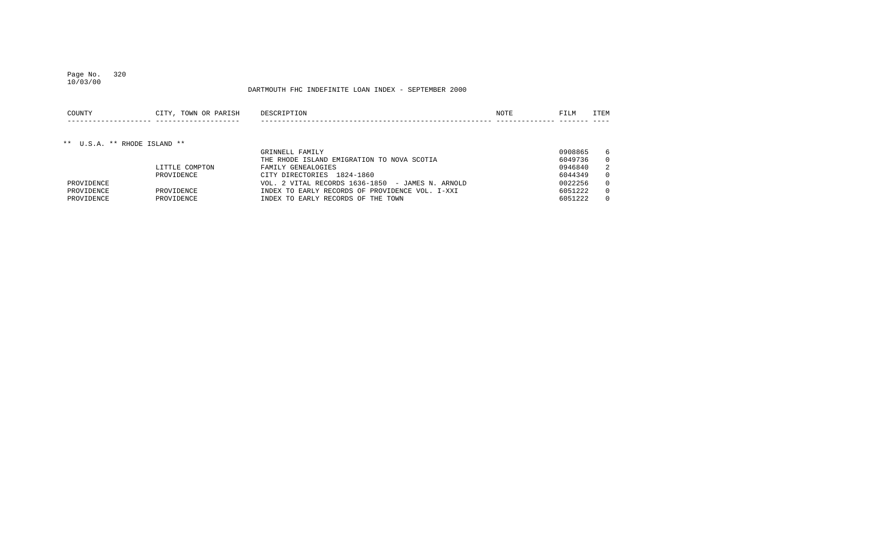DARTMOUTH FHC INDEFINITE LOAN INDEX - SEPTEMBER 2000

| COUNTY | CITY, TOWN OR PARISH | DESCRIPTION | NOTE | FILM | ITEM |
|---|---|---|---|---|---|
| ** U.S.A. ** RHODE ISLAND ** | | | | | |
| | | GRINNELL FAMILY | | 0908865 | 6 |
| | | THE RHODE ISLAND EMIGRATION TO NOVA SCOTIA | | 6049736 | 0 |
| | LITTLE COMPTON | FAMILY GENEALOGIES | | 0946840 | 2 |
| | PROVIDENCE | CITY DIRECTORIES 1824-1860 | | 6044349 | 0 |
| PROVIDENCE | | VOL. 2 VITAL RECORDS 1636-1850 - JAMES N. ARNOLD | | 0022256 | 0 |
| PROVIDENCE | PROVIDENCE | INDEX TO EARLY RECORDS OF PROVIDENCE VOL. I-XXI | | 6051222 | 0 |
| PROVIDENCE | PROVIDENCE | INDEX TO EARLY RECORDS OF THE TOWN | | 6051222 | 0 |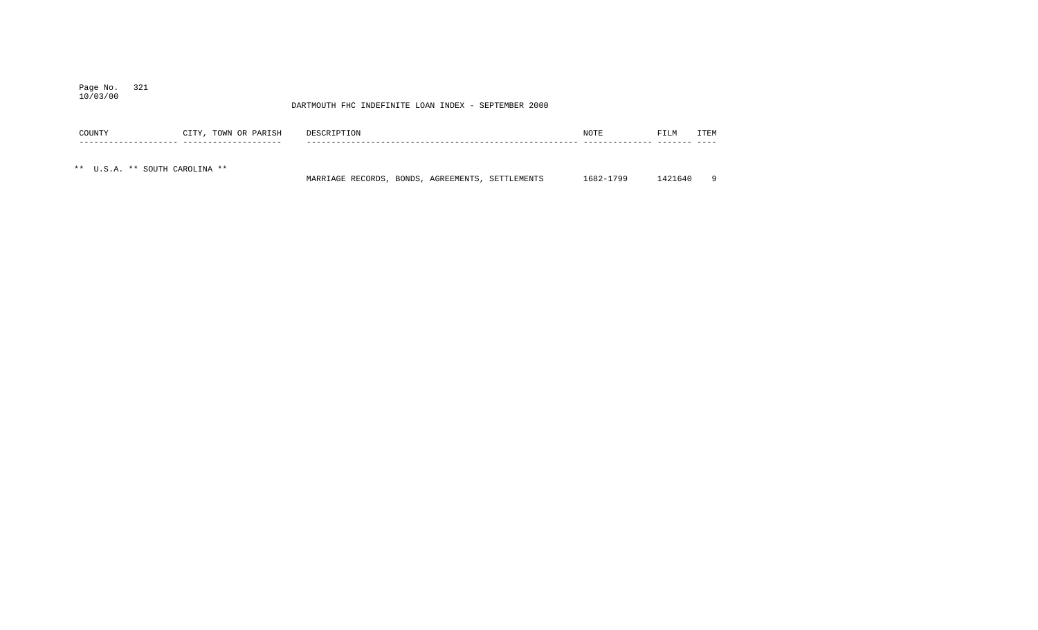DARTMOUTH FHC INDEFINITE LOAN INDEX - SEPTEMBER 2000

| COUNTY | CITY, TOWN OR PARISH | DESCRIPTION | NOTE | FILM | ITEM |
|---|---|---|---|---|---|
| ** U.S.A. ** SOUTH CAROLINA ** | | | | | |
| | | MARRIAGE RECORDS, BONDS, AGREEMENTS, SETTLEMENTS | 1682-1799 | 1421640 | 9 |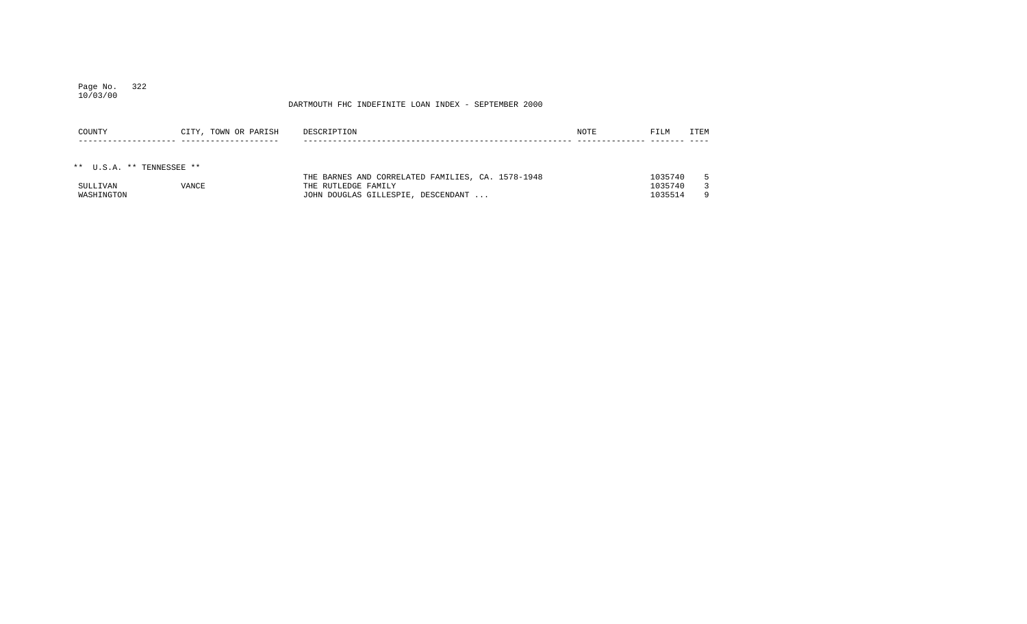DARTMOUTH FHC INDEFINITE LOAN INDEX - SEPTEMBER 2000

| COUNTY | CITY, TOWN OR PARISH | DESCRIPTION | NOTE | FILM | ITEM |
|---|---|---|---|---|---|
| ** U.S.A. ** TENNESSEE ** | | | | | |
| | | THE BARNES AND CORRELATED FAMILIES, CA. 1578-1948 | | 1035740 | 5 |
| SULLIVAN | VANCE | THE RUTLEDGE FAMILY | | 1035740 | 3 |
| WASHINGTON | | JOHN DOUGLAS GILLESPIE, DESCENDANT ... | | 1035514 | 9 |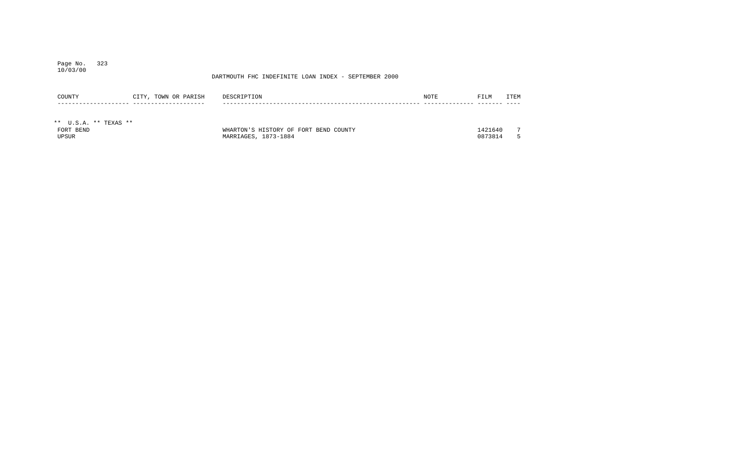DARTMOUTH FHC INDEFINITE LOAN INDEX - SEPTEMBER 2000

| COUNTY | CITY, TOWN OR PARISH | DESCRIPTION | NOTE | FILM | ITEM |
|---|---|---|---|---|---|
| ** U.S.A. ** TEXAS ** | | | | | |
| FORT BEND | | WHARTON'S HISTORY OF FORT BEND COUNTY | | 1421640 | 7 |
| UPSUR | | MARRIAGES, 1873-1884 | | 0873814 | 5 |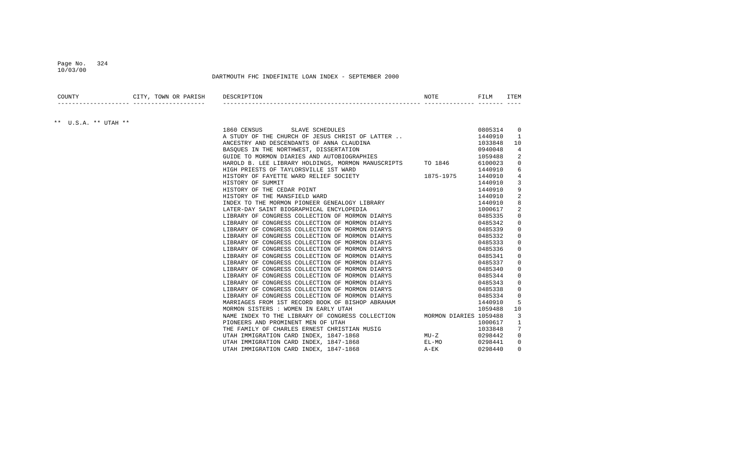DARTMOUTH FHC INDEFINITE LOAN INDEX - SEPTEMBER 2000

| COUNTY | CITY, TOWN OR PARISH | DESCRIPTION | NOTE | FILM | ITEM |
|---|---|---|---|---|---|
| ** U.S.A. ** UTAH ** | | | | | |
| | | 1860 CENSUS SLAVE SCHEDULES | | 0805314 | 0 |
| | | A STUDY OF THE CHURCH OF JESUS CHRIST OF LATTER .. | | 1440910 | 1 |
| | | ANCESTRY AND DESCENDANTS OF ANNA CLAUDINA | | 1033848 | 10 |
| | | BASQUES IN THE NORTHWEST, DISSERTATION | | 0940048 | 4 |
| | | GUIDE TO MORMON DIARIES AND AUTOBIOGRAPHIES | | 1059488 | 2 |
| | | HAROLD B. LEE LIBRARY HOLDINGS, MORMON MANUSCRIPTS | TO 1846 | 6100023 | 0 |
| | | HIGH PRIESTS OF TAYLORSVILLE 1ST WARD | | 1440910 | 6 |
| | | HISTORY OF FAYETTE WARD RELIEF SOCIETY | 1875-1975 | 1440910 | 4 |
| | | HISTORY OF SUMMIT | | 1440910 | 3 |
| | | HISTORY OF THE CEDAR POINT | | 1440910 | 9 |
| | | HISTORY OF THE MANSFIELD WARD | | 1440910 | 2 |
| | | INDEX TO THE MORMON PIONEER GENEALOGY LIBRARY | | 1440910 | 8 |
| | | LATER-DAY SAINT BIOGRAPHICAL ENCYCLOPEDIA | | 1000617 | 2 |
| | | LIBRARY OF CONGRESS COLLECTION OF MORMON DIARYS | | 0485335 | 0 |
| | | LIBRARY OF CONGRESS COLLECTION OF MORMON DIARYS | | 0485342 | 0 |
| | | LIBRARY OF CONGRESS COLLECTION OF MORMON DIARYS | | 0485339 | 0 |
| | | LIBRARY OF CONGRESS COLLECTION OF MORMON DIARYS | | 0485332 | 0 |
| | | LIBRARY OF CONGRESS COLLECTION OF MORMON DIARYS | | 0485333 | 0 |
| | | LIBRARY OF CONGRESS COLLECTION OF MORMON DIARYS | | 0485336 | 0 |
| | | LIBRARY OF CONGRESS COLLECTION OF MORMON DIARYS | | 0485341 | 0 |
| | | LIBRARY OF CONGRESS COLLECTION OF MORMON DIARYS | | 0485337 | 0 |
| | | LIBRARY OF CONGRESS COLLECTION OF MORMON DIARYS | | 0485340 | 0 |
| | | LIBRARY OF CONGRESS COLLECTION OF MORMON DIARYS | | 0485344 | 0 |
| | | LIBRARY OF CONGRESS COLLECTION OF MORMON DIARYS | | 0485343 | 0 |
| | | LIBRARY OF CONGRESS COLLECTION OF MORMON DIARYS | | 0485338 | 0 |
| | | LIBRARY OF CONGRESS COLLECTION OF MORMON DIARYS | | 0485334 | 0 |
| | | MARRIAGES FROM 1ST RECORD BOOK OF BISHOP ABRAHAM | | 1440910 | 5 |
| | | MORMON SISTERS : WOMEN IN EARLY UTAH | | 1059488 | 10 |
| | | NAME INDEX TO THE LIBRARY OF CONGRESS COLLECTION | MORMON DIARIES | 1059488 | 3 |
| | | PIONEERS AND PROMINENT MEN OF UTAH | | 1000617 | 1 |
| | | THE FAMILY OF CHARLES ERNEST CHRISTIAN MUSIG | | 1033848 | 7 |
| | | UTAH IMMIGRATION CARD INDEX, 1847-1868 | MU-Z | 0298442 | 0 |
| | | UTAH IMMIGRATION CARD INDEX, 1847-1868 | EL-MO | 0298441 | 0 |
| | | UTAH IMMIGRATION CARD INDEX, 1847-1868 | A-EK | 0298440 | 0 |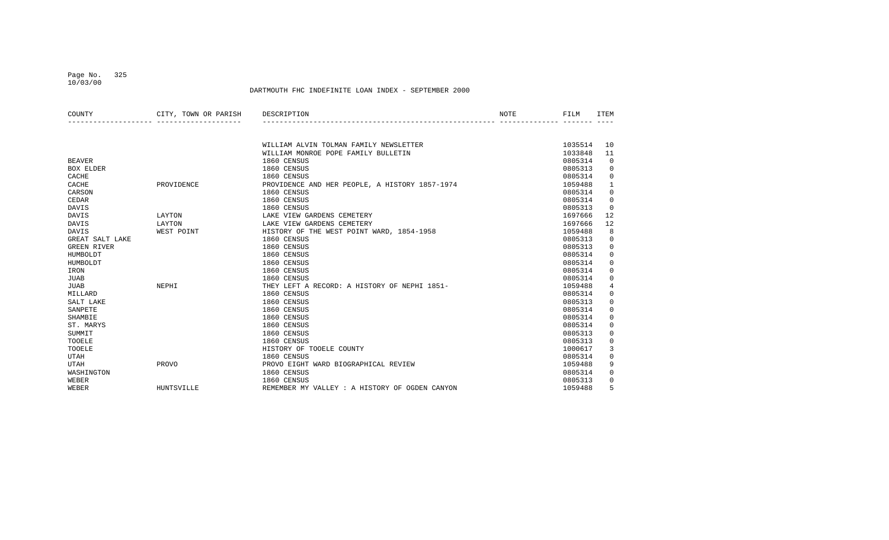DARTMOUTH FHC INDEFINITE LOAN INDEX - SEPTEMBER 2000

| COUNTY | CITY, TOWN OR PARISH | DESCRIPTION | NOTE | FILM | ITEM |
|---|---|---|---|---|---|
| | | WILLIAM ALVIN TOLMAN FAMILY NEWSLETTER | | 1035514 | 10 |
| | | WILLIAM MONROE POPE FAMILY BULLETIN | | 1033848 | 11 |
| BEAVER | | 1860 CENSUS | | 0805314 | 0 |
| BOX ELDER | | 1860 CENSUS | | 0805313 | 0 |
| CACHE | | 1860 CENSUS | | 0805314 | 0 |
| CACHE | PROVIDENCE | PROVIDENCE AND HER PEOPLE, A HISTORY 1857-1974 | | 1059488 | 1 |
| CARSON | | 1860 CENSUS | | 0805314 | 0 |
| CEDAR | | 1860 CENSUS | | 0805314 | 0 |
| DAVIS | | 1860 CENSUS | | 0805313 | 0 |
| DAVIS | LAYTON | LAKE VIEW GARDENS CEMETERY | | 1697666 | 12 |
| DAVIS | LAYTON | LAKE VIEW GARDENS CEMETERY | | 1697666 | 12 |
| DAVIS | WEST POINT | HISTORY OF THE WEST POINT WARD, 1854-1958 | | 1059488 | 8 |
| GREAT SALT LAKE | | 1860 CENSUS | | 0805313 | 0 |
| GREEN RIVER | | 1860 CENSUS | | 0805313 | 0 |
| HUMBOLDT | | 1860 CENSUS | | 0805314 | 0 |
| HUMBOLDT | | 1860 CENSUS | | 0805314 | 0 |
| IRON | | 1860 CENSUS | | 0805314 | 0 |
| JUAB | | 1860 CENSUS | | 0805314 | 0 |
| JUAB | NEPHI | THEY LEFT A RECORD: A HISTORY OF NEPHI 1851- | | 1059488 | 4 |
| MILLARD | | 1860 CENSUS | | 0805314 | 0 |
| SALT LAKE | | 1860 CENSUS | | 0805313 | 0 |
| SANPETE | | 1860 CENSUS | | 0805314 | 0 |
| SHAMBIE | | 1860 CENSUS | | 0805314 | 0 |
| ST. MARYS | | 1860 CENSUS | | 0805314 | 0 |
| SUMMIT | | 1860 CENSUS | | 0805313 | 0 |
| TOOELE | | 1860 CENSUS | | 0805313 | 0 |
| TOOELE | | HISTORY OF TOOELE COUNTY | | 1000617 | 3 |
| UTAH | | 1860 CENSUS | | 0805314 | 0 |
| UTAH | PROVO | PROVO EIGHT WARD BIOGRAPHICAL REVIEW | | 1059488 | 9 |
| WASHINGTON | | 1860 CENSUS | | 0805314 | 0 |
| WEBER | | 1860 CENSUS | | 0805313 | 0 |
| WEBER | HUNTSVILLE | REMEMBER MY VALLEY : A HISTORY OF OGDEN CANYON | | 1059488 | 5 |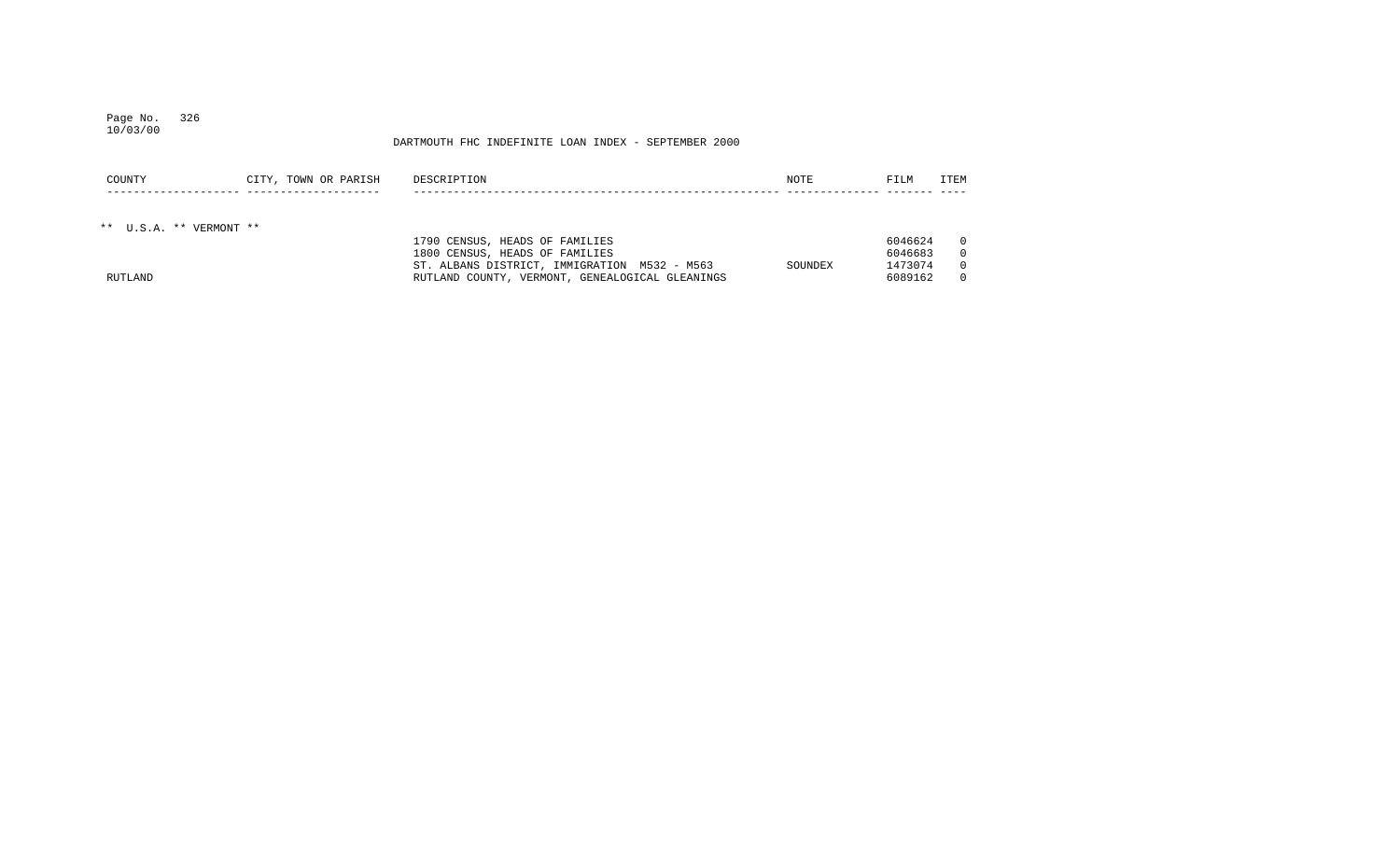DARTMOUTH FHC INDEFINITE LOAN INDEX - SEPTEMBER 2000

| COUNTY | CITY, TOWN OR PARISH | DESCRIPTION | NOTE | FILM | ITEM |
|---|---|---|---|---|---|
| ** U.S.A. ** VERMONT ** | | | | | |
| | | 1790 CENSUS, HEADS OF FAMILIES | | 6046624 | 0 |
| | | 1800 CENSUS, HEADS OF FAMILIES | | 6046683 | 0 |
| | | ST. ALBANS DISTRICT, IMMIGRATION M532 - M563 | SOUNDEX | 1473074 | 0 |
| RUTLAND | | RUTLAND COUNTY, VERMONT, GENEALOGICAL GLEANINGS | | 6089162 | 0 |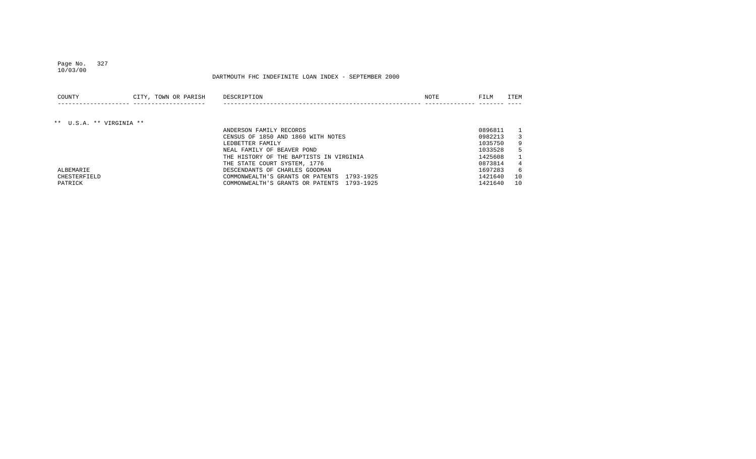DARTMOUTH FHC INDEFINITE LOAN INDEX - SEPTEMBER 2000

| COUNTY | CITY, TOWN OR PARISH | DESCRIPTION | NOTE | FILM | ITEM |
|---|---|---|---|---|---|
| ** U.S.A. ** VIRGINIA ** | | | | | |
| | | ANDERSON FAMILY RECORDS | | 0896811 | 1 |
| | | CENSUS OF 1850 AND 1860 WITH NOTES | | 0982213 | 3 |
| | | LEDBETTER FAMILY | | 1035750 | 9 |
| | | NEAL FAMILY OF BEAVER POND | | 1033528 | 5 |
| | | THE HISTORY OF THE BAPTISTS IN VIRGINIA | | 1425608 | 1 |
| | | THE STATE COURT SYSTEM, 1776 | | 0873814 | 4 |
| ALBEMARIE | | DESCENDANTS OF CHARLES GOODMAN | | 1697283 | 6 |
| CHESTERFIELD | | COMMONWEALTH'S GRANTS OR PATENTS 1793-1925 | | 1421640 | 10 |
| PATRICK | | COMMONWEALTH'S GRANTS OR PATENTS 1793-1925 | | 1421640 | 10 |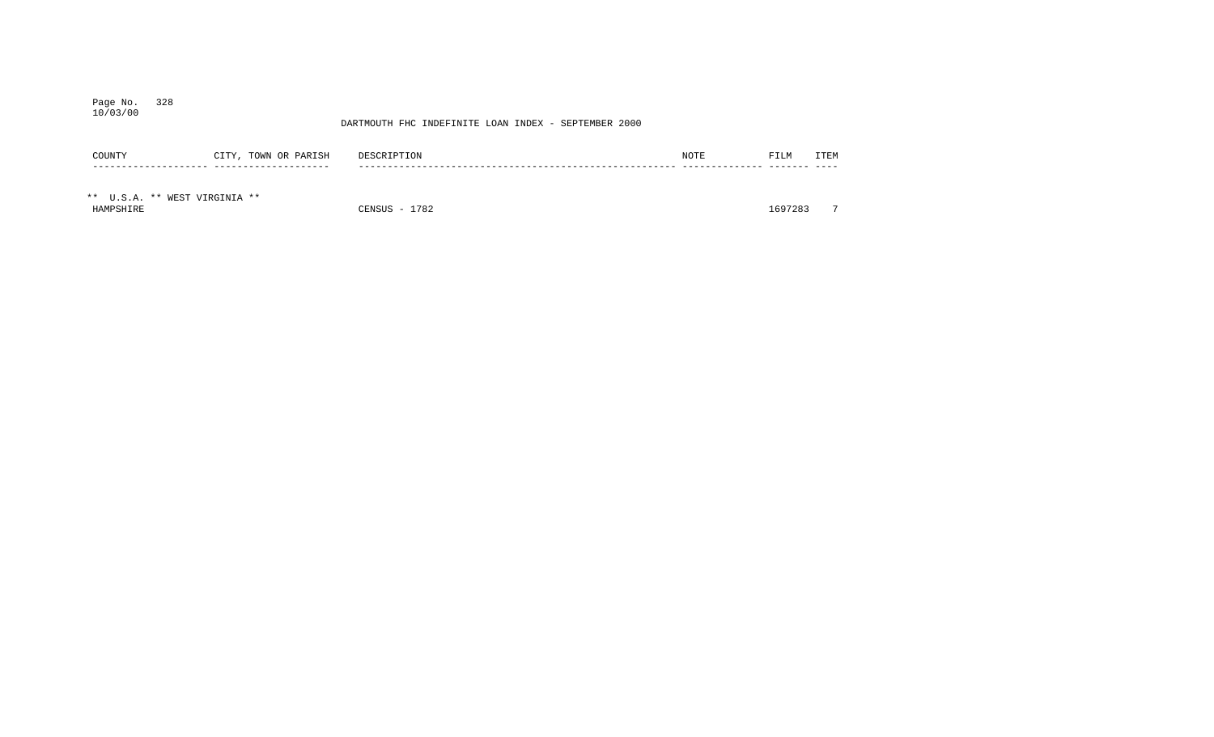DARTMOUTH FHC INDEFINITE LOAN INDEX - SEPTEMBER 2000

| COUNTY | CITY, TOWN OR PARISH | DESCRIPTION | NOTE | FILM | ITEM |
|---|---|---|---|---|---|
| ** U.S.A. ** WEST VIRGINIA ** | | | | | |
| HAMPSHIRE | | CENSUS - 1782 | | 1697283 | 7 |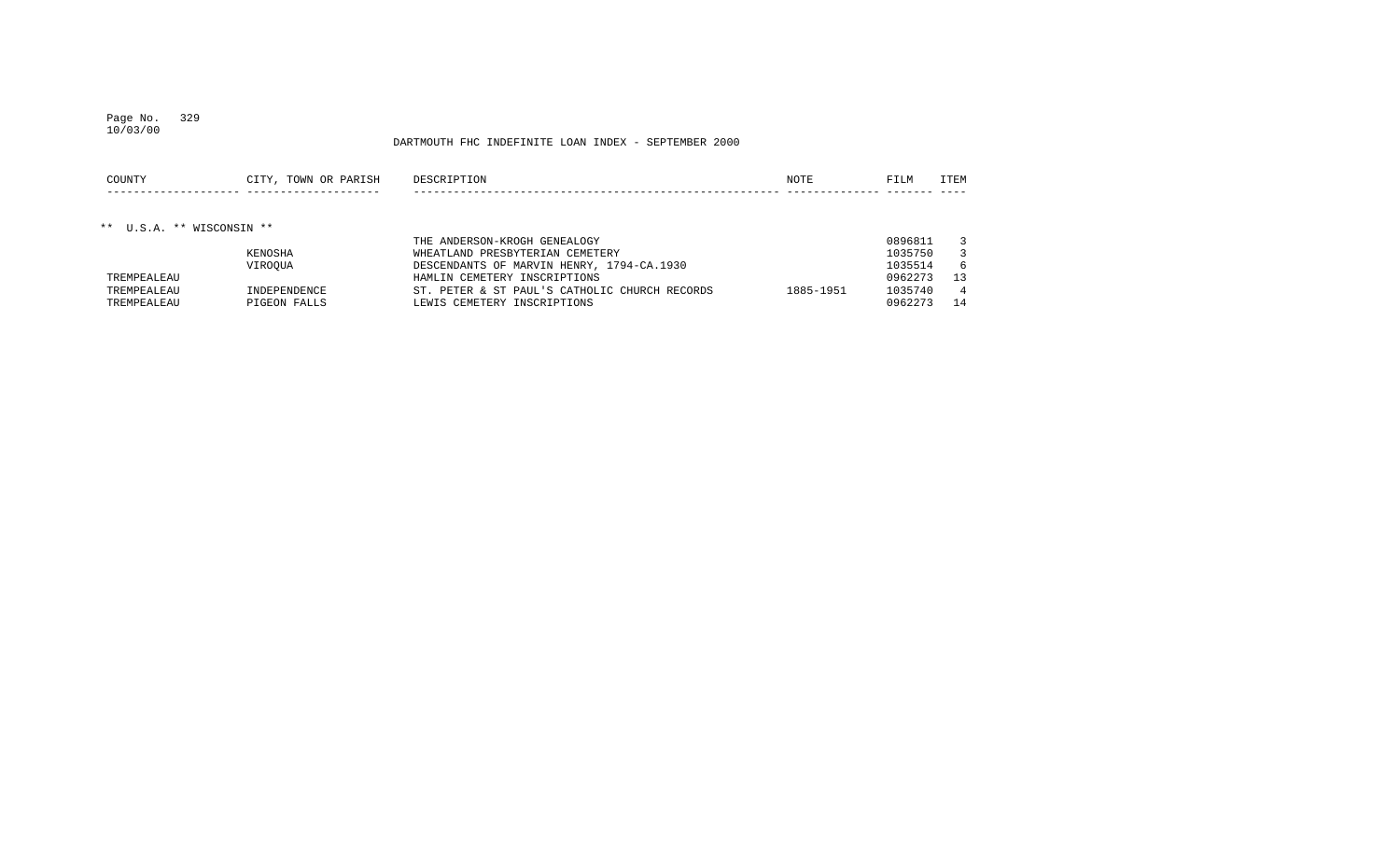DARTMOUTH FHC INDEFINITE LOAN INDEX - SEPTEMBER 2000

| COUNTY | CITY, TOWN OR PARISH | DESCRIPTION | NOTE | FILM | ITEM |
|---|---|---|---|---|---|
| ** U.S.A. ** WISCONSIN ** | | | | | |
| | | THE ANDERSON-KROGH GENEALOGY | | 0896811 | 3 |
| | KENOSHA | WHEATLAND PRESBYTERIAN CEMETERY | | 1035750 | 3 |
| | VIROQUA | DESCENDANTS OF MARVIN HENRY, 1794-CA.1930 | | 1035514 | 6 |
| TREMPEALEAU | | HAMLIN CEMETERY INSCRIPTIONS | | 0962273 | 13 |
| TREMPEALEAU | INDEPENDENCE | ST. PETER & ST PAUL'S CATHOLIC CHURCH RECORDS | 1885-1951 | 1035740 | 4 |
| TREMPEALEAU | PIGEON FALLS | LEWIS CEMETERY INSCRIPTIONS | | 0962273 | 14 |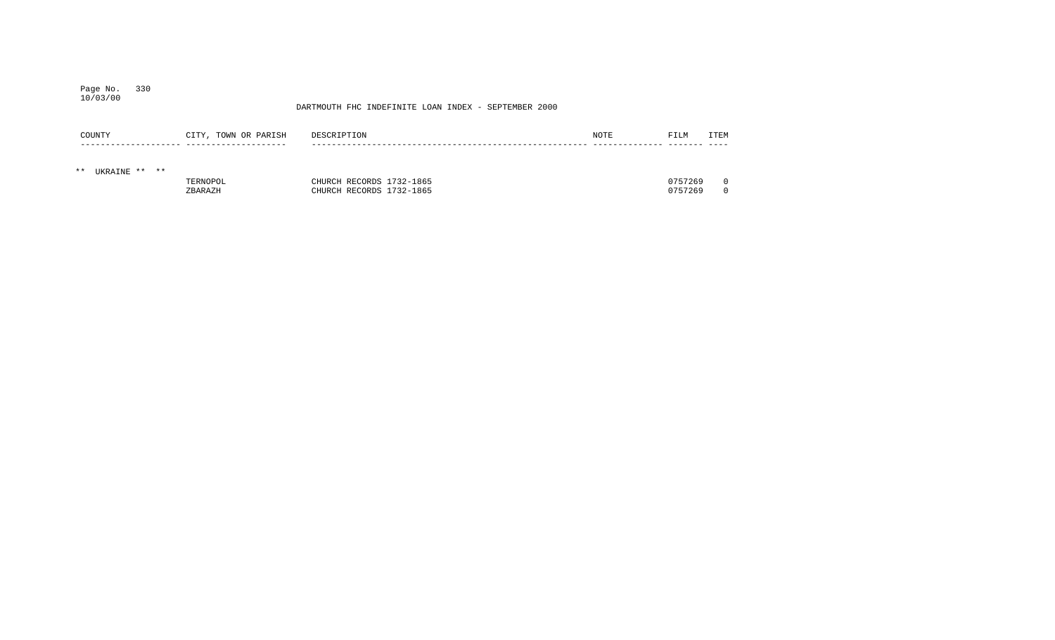DARTMOUTH FHC INDEFINITE LOAN INDEX - SEPTEMBER 2000

| COUNTY | CITY, TOWN OR PARISH | DESCRIPTION | NOTE | FILM | ITEM |
|---|---|---|---|---|---|
| ** UKRAINE ** ** | | | | | |
| | TERNOPOL | CHURCH RECORDS 1732-1865 | | 0757269 | 0 |
| | ZBARAZH | CHURCH RECORDS 1732-1865 | | 0757269 | 0 |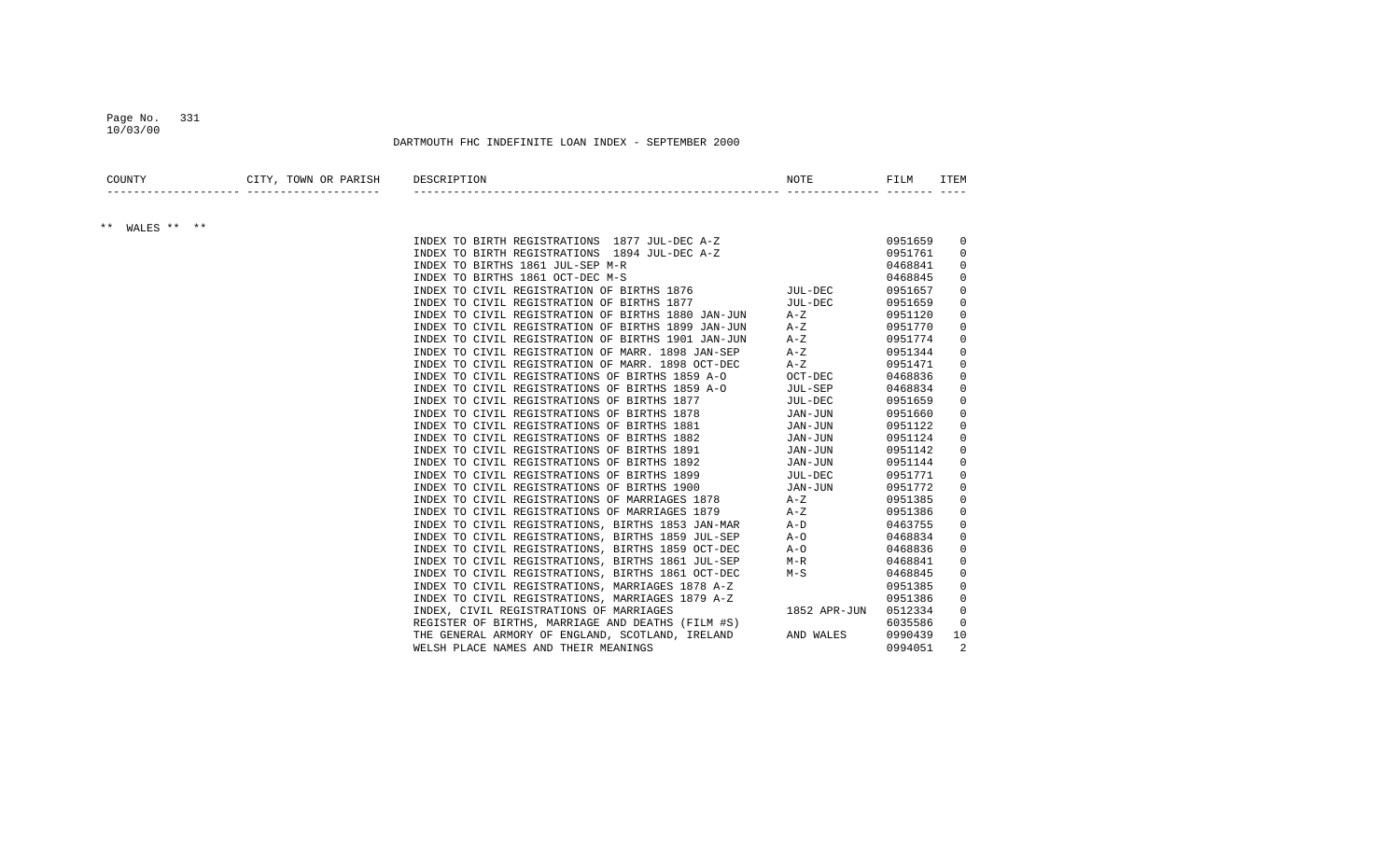DARTMOUTH FHC INDEFINITE LOAN INDEX - SEPTEMBER 2000

| COUNTY | CITY, TOWN OR PARISH | DESCRIPTION | NOTE | FILM | ITEM |
|---|---|---|---|---|---|
| ** WALES ** ** | | | | | |
| | | INDEX TO BIRTH REGISTRATIONS 1877 JUL-DEC A-Z | | 0951659 | 0 |
| | | INDEX TO BIRTH REGISTRATIONS 1894 JUL-DEC A-Z | | 0951761 | 0 |
| | | INDEX TO BIRTHS 1861 JUL-SEP M-R | | 0468841 | 0 |
| | | INDEX TO BIRTHS 1861 OCT-DEC M-S | | 0468845 | 0 |
| | | INDEX TO CIVIL REGISTRATION OF BIRTHS 1876 | JUL-DEC | 0951657 | 0 |
| | | INDEX TO CIVIL REGISTRATION OF BIRTHS 1877 | JUL-DEC | 0951659 | 0 |
| | | INDEX TO CIVIL REGISTRATION OF BIRTHS 1880 JAN-JUN | A-Z | 0951120 | 0 |
| | | INDEX TO CIVIL REGISTRATION OF BIRTHS 1899 JAN-JUN | A-Z | 0951770 | 0 |
| | | INDEX TO CIVIL REGISTRATION OF BIRTHS 1901 JAN-JUN | A-Z | 0951774 | 0 |
| | | INDEX TO CIVIL REGISTRATION OF MARR. 1898 JAN-SEP | A-Z | 0951344 | 0 |
| | | INDEX TO CIVIL REGISTRATION OF MARR. 1898 OCT-DEC | A-Z | 0951471 | 0 |
| | | INDEX TO CIVIL REGISTRATIONS OF BIRTHS 1859 A-O | OCT-DEC | 0468836 | 0 |
| | | INDEX TO CIVIL REGISTRATIONS OF BIRTHS 1859 A-O | JUL-SEP | 0468834 | 0 |
| | | INDEX TO CIVIL REGISTRATIONS OF BIRTHS 1877 | JUL-DEC | 0951659 | 0 |
| | | INDEX TO CIVIL REGISTRATIONS OF BIRTHS 1878 | JAN-JUN | 0951660 | 0 |
| | | INDEX TO CIVIL REGISTRATIONS OF BIRTHS 1881 | JAN-JUN | 0951122 | 0 |
| | | INDEX TO CIVIL REGISTRATIONS OF BIRTHS 1882 | JAN-JUN | 0951124 | 0 |
| | | INDEX TO CIVIL REGISTRATIONS OF BIRTHS 1891 | JAN-JUN | 0951142 | 0 |
| | | INDEX TO CIVIL REGISTRATIONS OF BIRTHS 1892 | JAN-JUN | 0951144 | 0 |
| | | INDEX TO CIVIL REGISTRATIONS OF BIRTHS 1899 | JUL-DEC | 0951771 | 0 |
| | | INDEX TO CIVIL REGISTRATIONS OF BIRTHS 1900 | JAN-JUN | 0951772 | 0 |
| | | INDEX TO CIVIL REGISTRATIONS OF MARRIAGES 1878 | A-Z | 0951385 | 0 |
| | | INDEX TO CIVIL REGISTRATIONS OF MARRIAGES 1879 | A-Z | 0951386 | 0 |
| | | INDEX TO CIVIL REGISTRATIONS, BIRTHS 1853 JAN-MAR | A-D | 0463755 | 0 |
| | | INDEX TO CIVIL REGISTRATIONS, BIRTHS 1859 JUL-SEP | A-O | 0468834 | 0 |
| | | INDEX TO CIVIL REGISTRATIONS, BIRTHS 1859 OCT-DEC | A-O | 0468836 | 0 |
| | | INDEX TO CIVIL REGISTRATIONS, BIRTHS 1861 JUL-SEP | M-R | 0468841 | 0 |
| | | INDEX TO CIVIL REGISTRATIONS, BIRTHS 1861 OCT-DEC | M-S | 0468845 | 0 |
| | | INDEX TO CIVIL REGISTRATIONS, MARRIAGES 1878 A-Z | | 0951385 | 0 |
| | | INDEX TO CIVIL REGISTRATIONS, MARRIAGES 1879 A-Z | | 0951386 | 0 |
| | | INDEX, CIVIL REGISTRATIONS OF MARRIAGES | 1852 APR-JUN | 0512334 | 0 |
| | | REGISTER OF BIRTHS, MARRIAGE AND DEATHS (FILM #S) | | 6035586 | 0 |
| | | THE GENERAL ARMORY OF ENGLAND, SCOTLAND, IRELAND | AND WALES | 0990439 | 10 |
| | | WELSH PLACE NAMES AND THEIR MEANINGS | | 0994051 | 2 |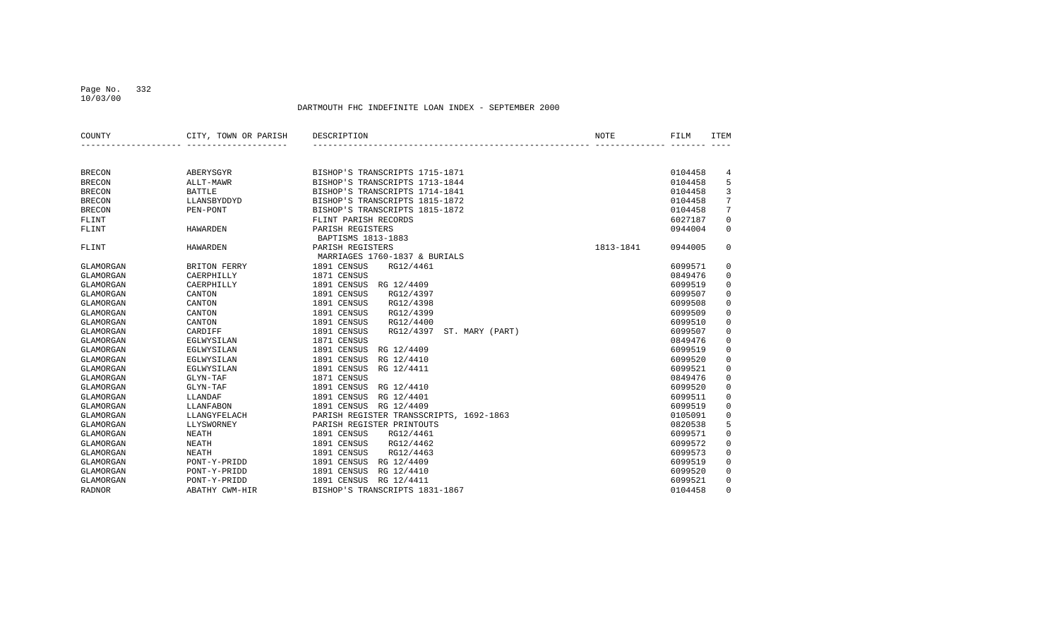DARTMOUTH FHC INDEFINITE LOAN INDEX - SEPTEMBER 2000

| COUNTY | CITY, TOWN OR PARISH | DESCRIPTION | NOTE | FILM | ITEM |
|---|---|---|---|---|---|
| BRECON | ABERYSGYR | BISHOP'S TRANSCRIPTS 1715-1871 | | 0104458 | 4 |
| BRECON | ALLT-MAWR | BISHOP'S TRANSCRIPTS 1713-1844 | | 0104458 | 5 |
| BRECON | BATTLE | BISHOP'S TRANSCRIPTS 1714-1841 | | 0104458 | 3 |
| BRECON | LLANSBYDDYD | BISHOP'S TRANSCRIPTS 1815-1872 | | 0104458 | 7 |
| BRECON | PEN-PONT | BISHOP'S TRANSCRIPTS 1815-1872 | | 0104458 | 7 |
| FLINT | | FLINT PARISH RECORDS | | 6027187 | 0 |
| FLINT | HAWARDEN | PARISH REGISTERS<br>BAPTISMS 1813-1883 | | 0944004 | 0 |
| FLINT | HAWARDEN | PARISH REGISTERS<br>MARRIAGES 1760-1837 & BURIALS | 1813-1841 | 0944005 | 0 |
| GLAMORGAN | BRITON FERRY | 1891 CENSUS RG12/4461 | | 6099571 | 0 |
| GLAMORGAN | CAERPHILLY | 1871 CENSUS | | 0849476 | 0 |
| GLAMORGAN | CAERPHILLY | 1891 CENSUS RG 12/4409 | | 6099519 | 0 |
| GLAMORGAN | CANTON | 1891 CENSUS RG12/4397 | | 6099507 | 0 |
| GLAMORGAN | CANTON | 1891 CENSUS RG12/4398 | | 6099508 | 0 |
| GLAMORGAN | CANTON | 1891 CENSUS RG12/4399 | | 6099509 | 0 |
| GLAMORGAN | CANTON | 1891 CENSUS RG12/4400 | | 6099510 | 0 |
| GLAMORGAN | CARDIFF | 1891 CENSUS RG12/4397 ST. MARY (PART) | | 6099507 | 0 |
| GLAMORGAN | EGLWYSILAN | 1871 CENSUS | | 0849476 | 0 |
| GLAMORGAN | EGLWYSILAN | 1891 CENSUS RG 12/4409 | | 6099519 | 0 |
| GLAMORGAN | EGLWYSILAN | 1891 CENSUS RG 12/4410 | | 6099520 | 0 |
| GLAMORGAN | EGLWYSILAN | 1891 CENSUS RG 12/4411 | | 6099521 | 0 |
| GLAMORGAN | GLYN-TAF | 1871 CENSUS | | 0849476 | 0 |
| GLAMORGAN | GLYN-TAF | 1891 CENSUS RG 12/4410 | | 6099520 | 0 |
| GLAMORGAN | LLANDAF | 1891 CENSUS RG 12/4401 | | 6099511 | 0 |
| GLAMORGAN | LLANFABON | 1891 CENSUS RG 12/4409 | | 6099519 | 0 |
| GLAMORGAN | LLANGYFELACH | PARISH REGISTER TRANSSCRIPTS, 1692-1863 | | 0105091 | 0 |
| GLAMORGAN | LLYSWORNEY | PARISH REGISTER PRINTOUTS | | 0820538 | 5 |
| GLAMORGAN | NEATH | 1891 CENSUS RG12/4461 | | 6099571 | 0 |
| GLAMORGAN | NEATH | 1891 CENSUS RG12/4462 | | 6099572 | 0 |
| GLAMORGAN | NEATH | 1891 CENSUS RG12/4463 | | 6099573 | 0 |
| GLAMORGAN | PONT-Y-PRIDD | 1891 CENSUS RG 12/4409 | | 6099519 | 0 |
| GLAMORGAN | PONT-Y-PRIDD | 1891 CENSUS RG 12/4410 | | 6099520 | 0 |
| GLAMORGAN | PONT-Y-PRIDD | 1891 CENSUS RG 12/4411 | | 6099521 | 0 |
| RADNOR | ABATHY CWM-HIR | BISHOP'S TRANSCRIPTS 1831-1867 | | 0104458 | 0 |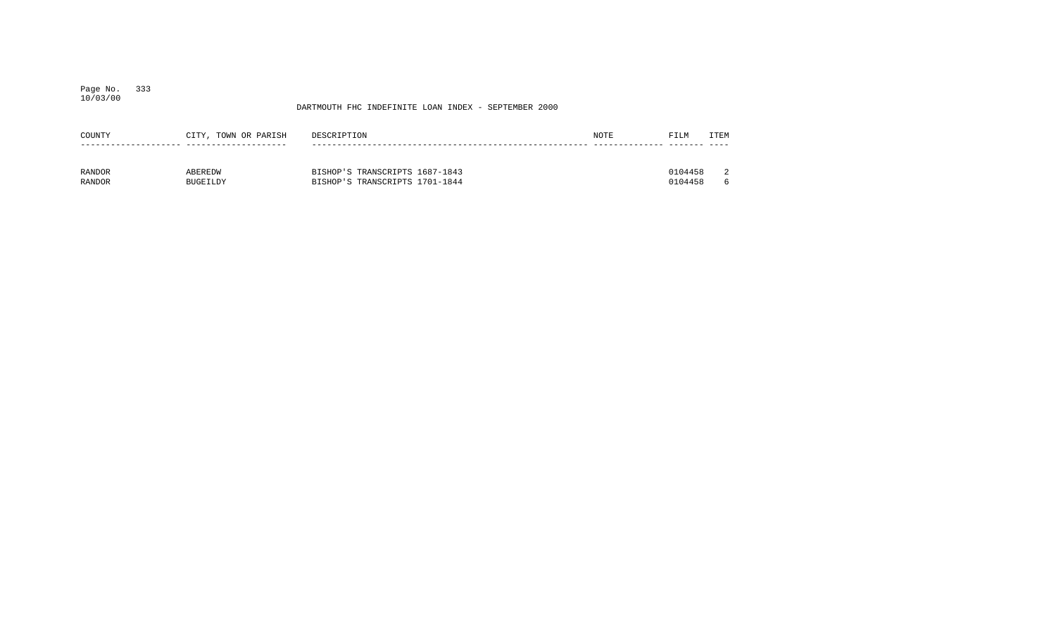DARTMOUTH FHC INDEFINITE LOAN INDEX - SEPTEMBER 2000

| COUNTY | CITY, TOWN OR PARISH | DESCRIPTION | NOTE | FILM | ITEM |
|---|---|---|---|---|---|
| RANDOR | ABEREDW | BISHOP'S TRANSCRIPTS 1687-1843 | | 0104458 | 2 |
| RANDOR | BUGEILDY | BISHOP'S TRANSCRIPTS 1701-1844 | | 0104458 | 6 |